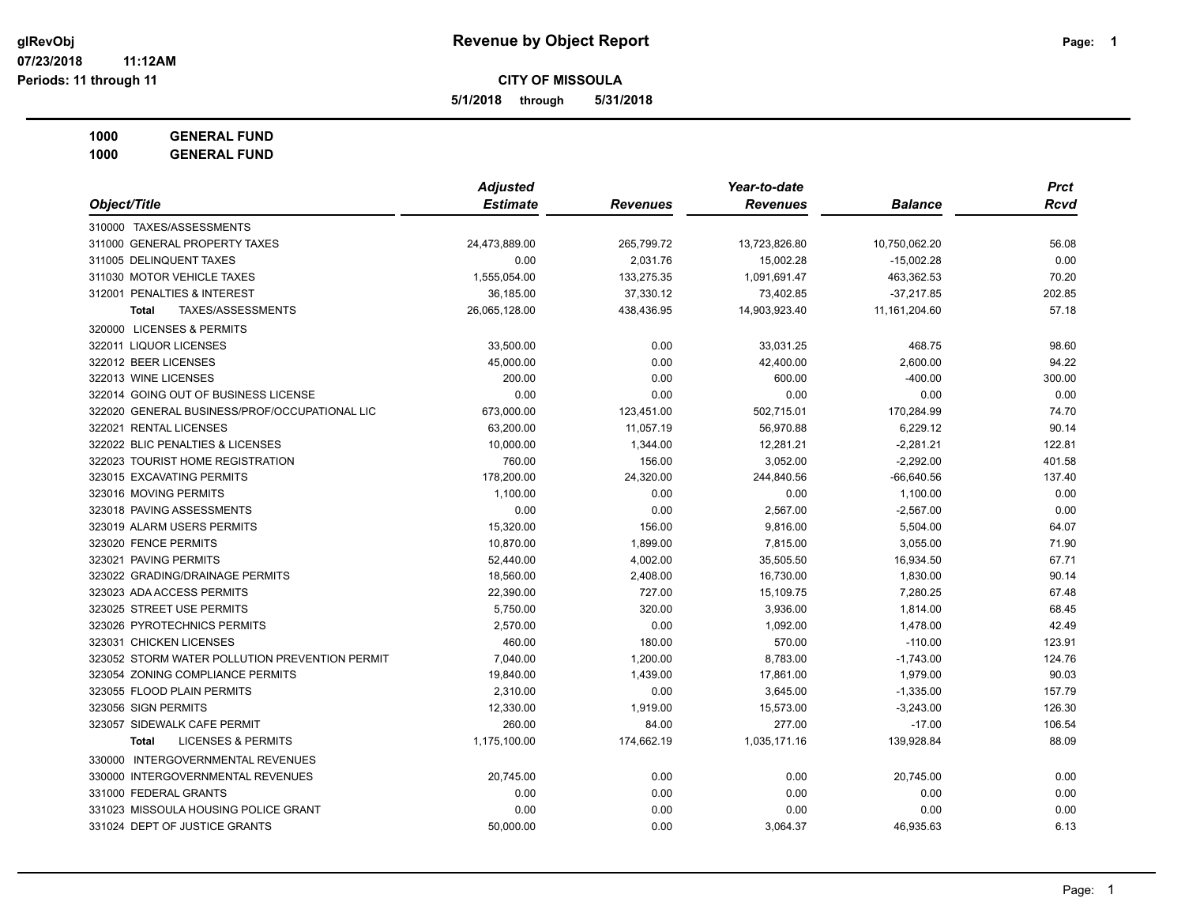# Revenue by Object Report

glRevObj
07/23/2018 11:12AM
Periods: 11 through 11

**CITY OF MISSOULA**

**5/1/2018 through 5/31/2018**

**1000 GENERAL FUND**
**1000 GENERAL FUND**

| Object/Title | Adjusted Estimate | Revenues | Year-to-date Revenues | Balance | Prct Rcvd |
|---|---|---|---|---|---|
| 310000 TAXES/ASSESSMENTS | | | | | |
| 311000 GENERAL PROPERTY TAXES | 24,473,889.00 | 265,799.72 | 13,723,826.80 | 10,750,062.20 | 56.08 |
| 311005 DELINQUENT TAXES | 0.00 | 2,031.76 | 15,002.28 | -15,002.28 | 0.00 |
| 311030 MOTOR VEHICLE TAXES | 1,555,054.00 | 133,275.35 | 1,091,691.47 | 463,362.53 | 70.20 |
| 312001 PENALTIES & INTEREST | 36,185.00 | 37,330.12 | 73,402.85 | -37,217.85 | 202.85 |
| **Total** TAXES/ASSESSMENTS | 26,065,128.00 | 438,436.95 | 14,903,923.40 | 11,161,204.60 | 57.18 |
| 320000 LICENSES & PERMITS | | | | | |
| 322011 LIQUOR LICENSES | 33,500.00 | 0.00 | 33,031.25 | 468.75 | 98.60 |
| 322012 BEER LICENSES | 45,000.00 | 0.00 | 42,400.00 | 2,600.00 | 94.22 |
| 322013 WINE LICENSES | 200.00 | 0.00 | 600.00 | -400.00 | 300.00 |
| 322014 GOING OUT OF BUSINESS LICENSE | 0.00 | 0.00 | 0.00 | 0.00 | 0.00 |
| 322020 GENERAL BUSINESS/PROF/OCCUPATIONAL LIC | 673,000.00 | 123,451.00 | 502,715.01 | 170,284.99 | 74.70 |
| 322021 RENTAL LICENSES | 63,200.00 | 11,057.19 | 56,970.88 | 6,229.12 | 90.14 |
| 322022 BLIC PENALTIES & LICENSES | 10,000.00 | 1,344.00 | 12,281.21 | -2,281.21 | 122.81 |
| 322023 TOURIST HOME REGISTRATION | 760.00 | 156.00 | 3,052.00 | -2,292.00 | 401.58 |
| 323015 EXCAVATING PERMITS | 178,200.00 | 24,320.00 | 244,840.56 | -66,640.56 | 137.40 |
| 323016 MOVING PERMITS | 1,100.00 | 0.00 | 0.00 | 1,100.00 | 0.00 |
| 323018 PAVING ASSESSMENTS | 0.00 | 0.00 | 2,567.00 | -2,567.00 | 0.00 |
| 323019 ALARM USERS PERMITS | 15,320.00 | 156.00 | 9,816.00 | 5,504.00 | 64.07 |
| 323020 FENCE PERMITS | 10,870.00 | 1,899.00 | 7,815.00 | 3,055.00 | 71.90 |
| 323021 PAVING PERMITS | 52,440.00 | 4,002.00 | 35,505.50 | 16,934.50 | 67.71 |
| 323022 GRADING/DRAINAGE PERMITS | 18,560.00 | 2,408.00 | 16,730.00 | 1,830.00 | 90.14 |
| 323023 ADA ACCESS PERMITS | 22,390.00 | 727.00 | 15,109.75 | 7,280.25 | 67.48 |
| 323025 STREET USE PERMITS | 5,750.00 | 320.00 | 3,936.00 | 1,814.00 | 68.45 |
| 323026 PYROTECHNICS PERMITS | 2,570.00 | 0.00 | 1,092.00 | 1,478.00 | 42.49 |
| 323031 CHICKEN LICENSES | 460.00 | 180.00 | 570.00 | -110.00 | 123.91 |
| 323052 STORM WATER POLLUTION PREVENTION PERMIT | 7,040.00 | 1,200.00 | 8,783.00 | -1,743.00 | 124.76 |
| 323054 ZONING COMPLIANCE PERMITS | 19,840.00 | 1,439.00 | 17,861.00 | 1,979.00 | 90.03 |
| 323055 FLOOD PLAIN PERMITS | 2,310.00 | 0.00 | 3,645.00 | -1,335.00 | 157.79 |
| 323056 SIGN PERMITS | 12,330.00 | 1,919.00 | 15,573.00 | -3,243.00 | 126.30 |
| 323057 SIDEWALK CAFE PERMIT | 260.00 | 84.00 | 277.00 | -17.00 | 106.54 |
| **Total** LICENSES & PERMITS | 1,175,100.00 | 174,662.19 | 1,035,171.16 | 139,928.84 | 88.09 |
| 330000 INTERGOVERNMENTAL REVENUES | | | | | |
| 330000 INTERGOVERNMENTAL REVENUES | 20,745.00 | 0.00 | 0.00 | 20,745.00 | 0.00 |
| 331000 FEDERAL GRANTS | 0.00 | 0.00 | 0.00 | 0.00 | 0.00 |
| 331023 MISSOULA HOUSING POLICE GRANT | 0.00 | 0.00 | 0.00 | 0.00 | 0.00 |
| 331024 DEPT OF JUSTICE GRANTS | 50,000.00 | 0.00 | 3,064.37 | 46,935.63 | 6.13 |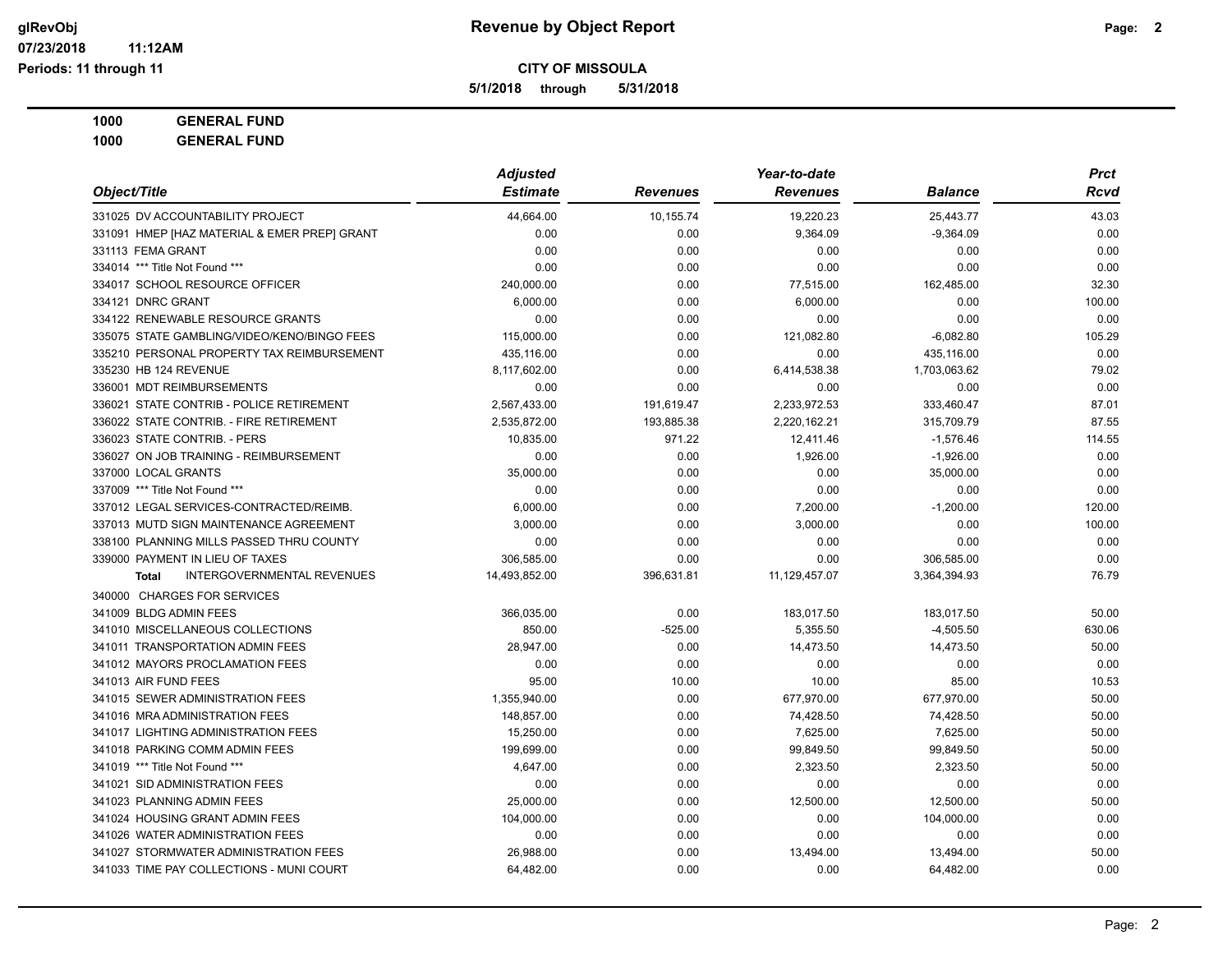**CITY OF MISSOULA**

**5/1/2018 through 5/31/2018**

**1000 GENERAL FUND**

**1000 GENERAL FUND**

| Object/Title | Adjusted Estimate | Revenues | Year-to-date Revenues | Balance | Prct Rcvd |
|---|---|---|---|---|---|
| 331025 DV ACCOUNTABILITY PROJECT | 44,664.00 | 10,155.74 | 19,220.23 | 25,443.77 | 43.03 |
| 331091 HMEP [HAZ MATERIAL & EMER PREP] GRANT | 0.00 | 0.00 | 9,364.09 | -9,364.09 | 0.00 |
| 331113 FEMA GRANT | 0.00 | 0.00 | 0.00 | 0.00 | 0.00 |
| 334014 *** Title Not Found *** | 0.00 | 0.00 | 0.00 | 0.00 | 0.00 |
| 334017 SCHOOL RESOURCE OFFICER | 240,000.00 | 0.00 | 77,515.00 | 162,485.00 | 32.30 |
| 334121 DNRC GRANT | 6,000.00 | 0.00 | 6,000.00 | 0.00 | 100.00 |
| 334122 RENEWABLE RESOURCE GRANTS | 0.00 | 0.00 | 0.00 | 0.00 | 0.00 |
| 335075 STATE GAMBLING/VIDEO/KENO/BINGO FEES | 115,000.00 | 0.00 | 121,082.80 | -6,082.80 | 105.29 |
| 335210 PERSONAL PROPERTY TAX REIMBURSEMENT | 435,116.00 | 0.00 | 0.00 | 435,116.00 | 0.00 |
| 335230 HB 124 REVENUE | 8,117,602.00 | 0.00 | 6,414,538.38 | 1,703,063.62 | 79.02 |
| 336001 MDT REIMBURSEMENTS | 0.00 | 0.00 | 0.00 | 0.00 | 0.00 |
| 336021 STATE CONTRIB - POLICE RETIREMENT | 2,567,433.00 | 191,619.47 | 2,233,972.53 | 333,460.47 | 87.01 |
| 336022 STATE CONTRIB. - FIRE RETIREMENT | 2,535,872.00 | 193,885.38 | 2,220,162.21 | 315,709.79 | 87.55 |
| 336023 STATE CONTRIB. - PERS | 10,835.00 | 971.22 | 12,411.46 | -1,576.46 | 114.55 |
| 336027 ON JOB TRAINING - REIMBURSEMENT | 0.00 | 0.00 | 1,926.00 | -1,926.00 | 0.00 |
| 337000 LOCAL GRANTS | 35,000.00 | 0.00 | 0.00 | 35,000.00 | 0.00 |
| 337009 *** Title Not Found *** | 0.00 | 0.00 | 0.00 | 0.00 | 0.00 |
| 337012 LEGAL SERVICES-CONTRACTED/REIMB. | 6,000.00 | 0.00 | 7,200.00 | -1,200.00 | 120.00 |
| 337013 MUTD SIGN MAINTENANCE AGREEMENT | 3,000.00 | 0.00 | 3,000.00 | 0.00 | 100.00 |
| 338100 PLANNING MILLS PASSED THRU COUNTY | 0.00 | 0.00 | 0.00 | 0.00 | 0.00 |
| 339000 PAYMENT IN LIEU OF TAXES | 306,585.00 | 0.00 | 0.00 | 306,585.00 | 0.00 |
| **Total** INTERGOVERNMENTAL REVENUES | 14,493,852.00 | 396,631.81 | 11,129,457.07 | 3,364,394.93 | 76.79 |
| 340000 CHARGES FOR SERVICES | | | | | |
| 341009 BLDG ADMIN FEES | 366,035.00 | 0.00 | 183,017.50 | 183,017.50 | 50.00 |
| 341010 MISCELLANEOUS COLLECTIONS | 850.00 | -525.00 | 5,355.50 | -4,505.50 | 630.06 |
| 341011 TRANSPORTATION ADMIN FEES | 28,947.00 | 0.00 | 14,473.50 | 14,473.50 | 50.00 |
| 341012 MAYORS PROCLAMATION FEES | 0.00 | 0.00 | 0.00 | 0.00 | 0.00 |
| 341013 AIR FUND FEES | 95.00 | 10.00 | 10.00 | 85.00 | 10.53 |
| 341015 SEWER ADMINISTRATION FEES | 1,355,940.00 | 0.00 | 677,970.00 | 677,970.00 | 50.00 |
| 341016 MRA ADMINISTRATION FEES | 148,857.00 | 0.00 | 74,428.50 | 74,428.50 | 50.00 |
| 341017 LIGHTING ADMINISTRATION FEES | 15,250.00 | 0.00 | 7,625.00 | 7,625.00 | 50.00 |
| 341018 PARKING COMM ADMIN FEES | 199,699.00 | 0.00 | 99,849.50 | 99,849.50 | 50.00 |
| 341019 *** Title Not Found *** | 4,647.00 | 0.00 | 2,323.50 | 2,323.50 | 50.00 |
| 341021 SID ADMINISTRATION FEES | 0.00 | 0.00 | 0.00 | 0.00 | 0.00 |
| 341023 PLANNING ADMIN FEES | 25,000.00 | 0.00 | 12,500.00 | 12,500.00 | 50.00 |
| 341024 HOUSING GRANT ADMIN FEES | 104,000.00 | 0.00 | 0.00 | 104,000.00 | 0.00 |
| 341026 WATER ADMINISTRATION FEES | 0.00 | 0.00 | 0.00 | 0.00 | 0.00 |
| 341027 STORMWATER ADMINISTRATION FEES | 26,988.00 | 0.00 | 13,494.00 | 13,494.00 | 50.00 |
| 341033 TIME PAY COLLECTIONS - MUNI COURT | 64,482.00 | 0.00 | 0.00 | 64,482.00 | 0.00 |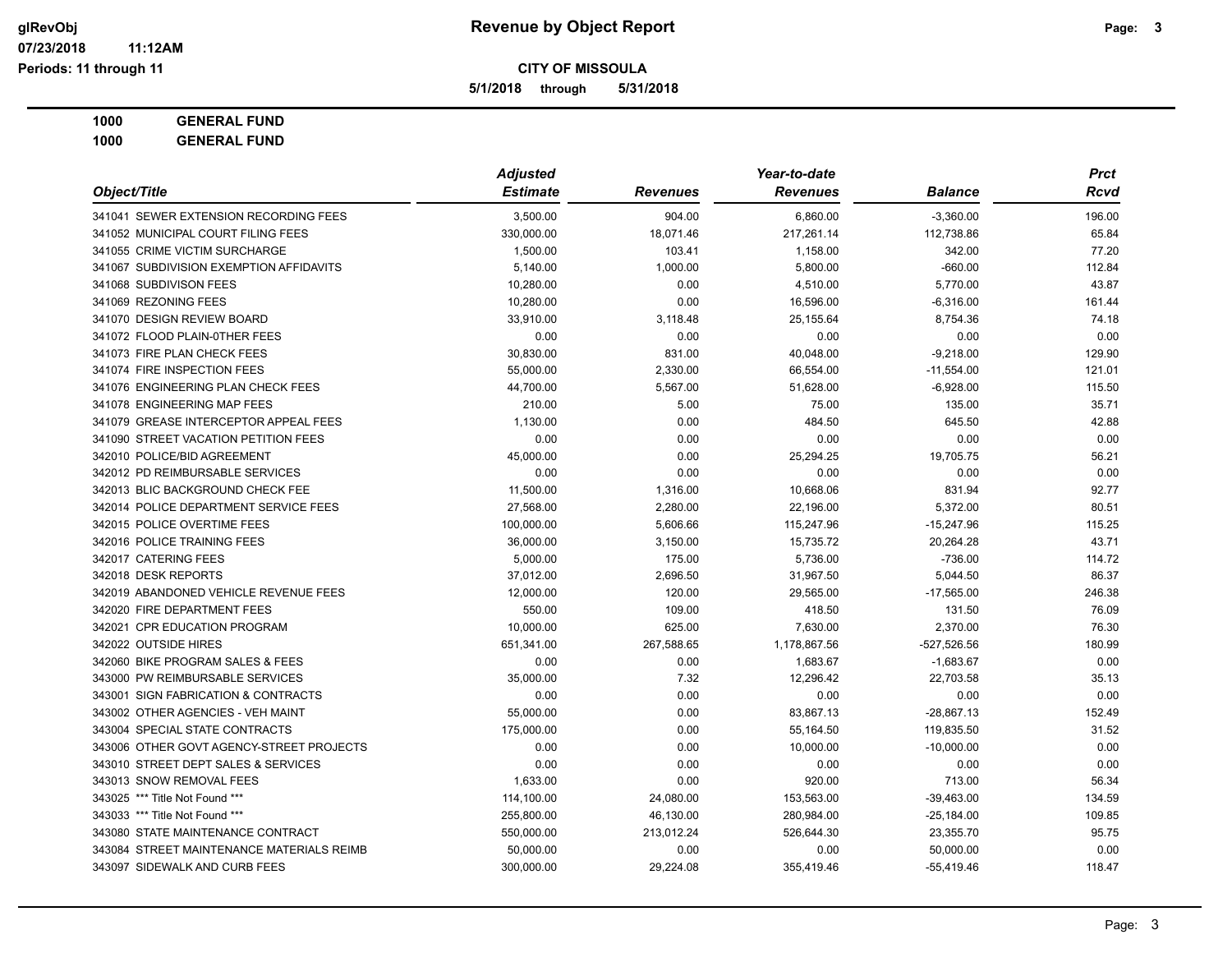**Revenue by Object Report**

**CITY OF MISSOULA**

**5/1/2018 through 5/31/2018**

glRevObj
07/23/2018 11:12AM
Periods: 11 through 11

**1000 GENERAL FUND**
**1000 GENERAL FUND**

| Object/Title | Adjusted Estimate | Revenues | Year-to-date Revenues | Balance | Prct Rcvd |
|---|---|---|---|---|---|
| 341041 SEWER EXTENSION RECORDING FEES | 3,500.00 | 904.00 | 6,860.00 | -3,360.00 | 196.00 |
| 341052 MUNICIPAL COURT FILING FEES | 330,000.00 | 18,071.46 | 217,261.14 | 112,738.86 | 65.84 |
| 341055 CRIME VICTIM SURCHARGE | 1,500.00 | 103.41 | 1,158.00 | 342.00 | 77.20 |
| 341067 SUBDIVISION EXEMPTION AFFIDAVITS | 5,140.00 | 1,000.00 | 5,800.00 | -660.00 | 112.84 |
| 341068 SUBDIVISON FEES | 10,280.00 | 0.00 | 4,510.00 | 5,770.00 | 43.87 |
| 341069 REZONING FEES | 10,280.00 | 0.00 | 16,596.00 | -6,316.00 | 161.44 |
| 341070 DESIGN REVIEW BOARD | 33,910.00 | 3,118.48 | 25,155.64 | 8,754.36 | 74.18 |
| 341072 FLOOD PLAIN-0THER FEES | 0.00 | 0.00 | 0.00 | 0.00 | 0.00 |
| 341073 FIRE PLAN CHECK FEES | 30,830.00 | 831.00 | 40,048.00 | -9,218.00 | 129.90 |
| 341074 FIRE INSPECTION FEES | 55,000.00 | 2,330.00 | 66,554.00 | -11,554.00 | 121.01 |
| 341076 ENGINEERING PLAN CHECK FEES | 44,700.00 | 5,567.00 | 51,628.00 | -6,928.00 | 115.50 |
| 341078 ENGINEERING MAP FEES | 210.00 | 5.00 | 75.00 | 135.00 | 35.71 |
| 341079 GREASE INTERCEPTOR APPEAL FEES | 1,130.00 | 0.00 | 484.50 | 645.50 | 42.88 |
| 341090 STREET VACATION PETITION FEES | 0.00 | 0.00 | 0.00 | 0.00 | 0.00 |
| 342010 POLICE/BID AGREEMENT | 45,000.00 | 0.00 | 25,294.25 | 19,705.75 | 56.21 |
| 342012 PD REIMBURSABLE SERVICES | 0.00 | 0.00 | 0.00 | 0.00 | 0.00 |
| 342013 BLIC BACKGROUND CHECK FEE | 11,500.00 | 1,316.00 | 10,668.06 | 831.94 | 92.77 |
| 342014 POLICE DEPARTMENT SERVICE FEES | 27,568.00 | 2,280.00 | 22,196.00 | 5,372.00 | 80.51 |
| 342015 POLICE OVERTIME FEES | 100,000.00 | 5,606.66 | 115,247.96 | -15,247.96 | 115.25 |
| 342016 POLICE TRAINING FEES | 36,000.00 | 3,150.00 | 15,735.72 | 20,264.28 | 43.71 |
| 342017 CATERING FEES | 5,000.00 | 175.00 | 5,736.00 | -736.00 | 114.72 |
| 342018 DESK REPORTS | 37,012.00 | 2,696.50 | 31,967.50 | 5,044.50 | 86.37 |
| 342019 ABANDONED VEHICLE REVENUE FEES | 12,000.00 | 120.00 | 29,565.00 | -17,565.00 | 246.38 |
| 342020 FIRE DEPARTMENT FEES | 550.00 | 109.00 | 418.50 | 131.50 | 76.09 |
| 342021 CPR EDUCATION PROGRAM | 10,000.00 | 625.00 | 7,630.00 | 2,370.00 | 76.30 |
| 342022 OUTSIDE HIRES | 651,341.00 | 267,588.65 | 1,178,867.56 | -527,526.56 | 180.99 |
| 342060 BIKE PROGRAM SALES & FEES | 0.00 | 0.00 | 1,683.67 | -1,683.67 | 0.00 |
| 343000 PW REIMBURSABLE SERVICES | 35,000.00 | 7.32 | 12,296.42 | 22,703.58 | 35.13 |
| 343001 SIGN FABRICATION & CONTRACTS | 0.00 | 0.00 | 0.00 | 0.00 | 0.00 |
| 343002 OTHER AGENCIES - VEH MAINT | 55,000.00 | 0.00 | 83,867.13 | -28,867.13 | 152.49 |
| 343004 SPECIAL STATE CONTRACTS | 175,000.00 | 0.00 | 55,164.50 | 119,835.50 | 31.52 |
| 343006 OTHER GOVT AGENCY-STREET PROJECTS | 0.00 | 0.00 | 10,000.00 | -10,000.00 | 0.00 |
| 343010 STREET DEPT SALES & SERVICES | 0.00 | 0.00 | 0.00 | 0.00 | 0.00 |
| 343013 SNOW REMOVAL FEES | 1,633.00 | 0.00 | 920.00 | 713.00 | 56.34 |
| 343025 *** Title Not Found *** | 114,100.00 | 24,080.00 | 153,563.00 | -39,463.00 | 134.59 |
| 343033 *** Title Not Found *** | 255,800.00 | 46,130.00 | 280,984.00 | -25,184.00 | 109.85 |
| 343080 STATE MAINTENANCE CONTRACT | 550,000.00 | 213,012.24 | 526,644.30 | 23,355.70 | 95.75 |
| 343084 STREET MAINTENANCE MATERIALS REIMB | 50,000.00 | 0.00 | 0.00 | 50,000.00 | 0.00 |
| 343097 SIDEWALK AND CURB FEES | 300,000.00 | 29,224.08 | 355,419.46 | -55,419.46 | 118.47 |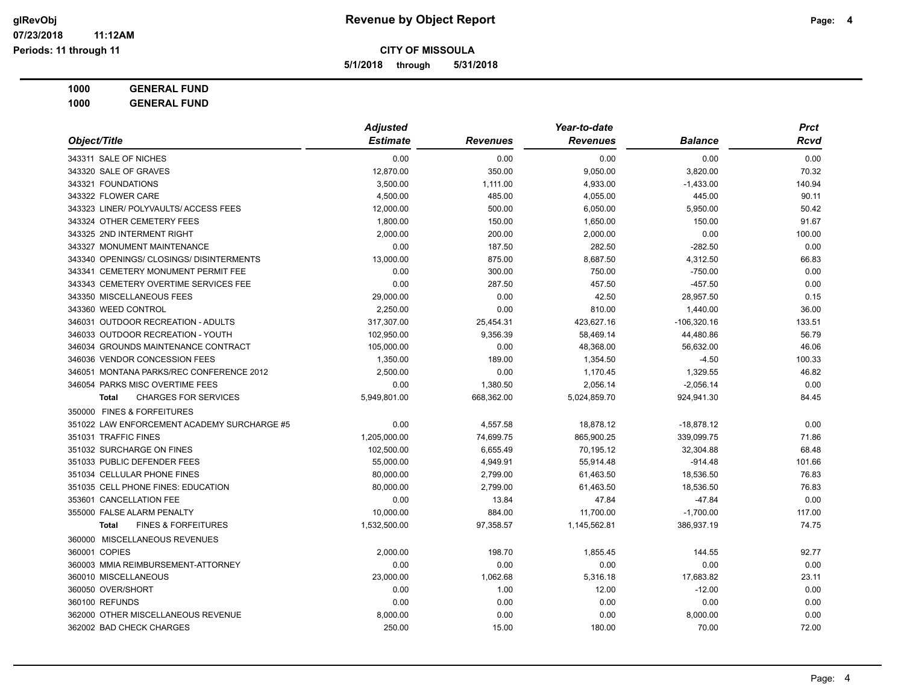**CITY OF MISSOULA**

**5/1/2018 through 5/31/2018**

**1000 GENERAL FUND**

**1000 GENERAL FUND**

| Object/Title | Adjusted Estimate | Revenues | Year-to-date Revenues | Balance | Prct Rcvd |
|---|---|---|---|---|---|
| 343311 SALE OF NICHES | 0.00 | 0.00 | 0.00 | 0.00 | 0.00 |
| 343320 SALE OF GRAVES | 12,870.00 | 350.00 | 9,050.00 | 3,820.00 | 70.32 |
| 343321 FOUNDATIONS | 3,500.00 | 1,111.00 | 4,933.00 | -1,433.00 | 140.94 |
| 343322 FLOWER CARE | 4,500.00 | 485.00 | 4,055.00 | 445.00 | 90.11 |
| 343323 LINER/ POLYVAULTS/ ACCESS FEES | 12,000.00 | 500.00 | 6,050.00 | 5,950.00 | 50.42 |
| 343324 OTHER CEMETERY FEES | 1,800.00 | 150.00 | 1,650.00 | 150.00 | 91.67 |
| 343325 2ND INTERMENT RIGHT | 2,000.00 | 200.00 | 2,000.00 | 0.00 | 100.00 |
| 343327 MONUMENT MAINTENANCE | 0.00 | 187.50 | 282.50 | -282.50 | 0.00 |
| 343340 OPENINGS/ CLOSINGS/ DISINTERMENTS | 13,000.00 | 875.00 | 8,687.50 | 4,312.50 | 66.83 |
| 343341 CEMETERY MONUMENT PERMIT FEE | 0.00 | 300.00 | 750.00 | -750.00 | 0.00 |
| 343343 CEMETERY OVERTIME SERVICES FEE | 0.00 | 287.50 | 457.50 | -457.50 | 0.00 |
| 343350 MISCELLANEOUS FEES | 29,000.00 | 0.00 | 42.50 | 28,957.50 | 0.15 |
| 343360 WEED CONTROL | 2,250.00 | 0.00 | 810.00 | 1,440.00 | 36.00 |
| 346031 OUTDOOR RECREATION - ADULTS | 317,307.00 | 25,454.31 | 423,627.16 | -106,320.16 | 133.51 |
| 346033 OUTDOOR RECREATION - YOUTH | 102,950.00 | 9,356.39 | 58,469.14 | 44,480.86 | 56.79 |
| 346034 GROUNDS MAINTENANCE CONTRACT | 105,000.00 | 0.00 | 48,368.00 | 56,632.00 | 46.06 |
| 346036 VENDOR CONCESSION FEES | 1,350.00 | 189.00 | 1,354.50 | -4.50 | 100.33 |
| 346051 MONTANA PARKS/REC CONFERENCE 2012 | 2,500.00 | 0.00 | 1,170.45 | 1,329.55 | 46.82 |
| 346054 PARKS MISC OVERTIME FEES | 0.00 | 1,380.50 | 2,056.14 | -2,056.14 | 0.00 |
| **Total** CHARGES FOR SERVICES | 5,949,801.00 | 668,362.00 | 5,024,859.70 | 924,941.30 | 84.45 |
| 350000 FINES & FORFEITURES | | | | | |
| 351022 LAW ENFORCEMENT ACADEMY SURCHARGE #5 | 0.00 | 4,557.58 | 18,878.12 | -18,878.12 | 0.00 |
| 351031 TRAFFIC FINES | 1,205,000.00 | 74,699.75 | 865,900.25 | 339,099.75 | 71.86 |
| 351032 SURCHARGE ON FINES | 102,500.00 | 6,655.49 | 70,195.12 | 32,304.88 | 68.48 |
| 351033 PUBLIC DEFENDER FEES | 55,000.00 | 4,949.91 | 55,914.48 | -914.48 | 101.66 |
| 351034 CELLULAR PHONE FINES | 80,000.00 | 2,799.00 | 61,463.50 | 18,536.50 | 76.83 |
| 351035 CELL PHONE FINES: EDUCATION | 80,000.00 | 2,799.00 | 61,463.50 | 18,536.50 | 76.83 |
| 353601 CANCELLATION FEE | 0.00 | 13.84 | 47.84 | -47.84 | 0.00 |
| 355000 FALSE ALARM PENALTY | 10,000.00 | 884.00 | 11,700.00 | -1,700.00 | 117.00 |
| **Total** FINES & FORFEITURES | 1,532,500.00 | 97,358.57 | 1,145,562.81 | 386,937.19 | 74.75 |
| 360000 MISCELLANEOUS REVENUES | | | | | |
| 360001 COPIES | 2,000.00 | 198.70 | 1,855.45 | 144.55 | 92.77 |
| 360003 MMIA REIMBURSEMENT-ATTORNEY | 0.00 | 0.00 | 0.00 | 0.00 | 0.00 |
| 360010 MISCELLANEOUS | 23,000.00 | 1,062.68 | 5,316.18 | 17,683.82 | 23.11 |
| 360050 OVER/SHORT | 0.00 | 1.00 | 12.00 | -12.00 | 0.00 |
| 360100 REFUNDS | 0.00 | 0.00 | 0.00 | 0.00 | 0.00 |
| 362000 OTHER MISCELLANEOUS REVENUE | 8,000.00 | 0.00 | 0.00 | 8,000.00 | 0.00 |
| 362002 BAD CHECK CHARGES | 250.00 | 15.00 | 180.00 | 70.00 | 72.00 |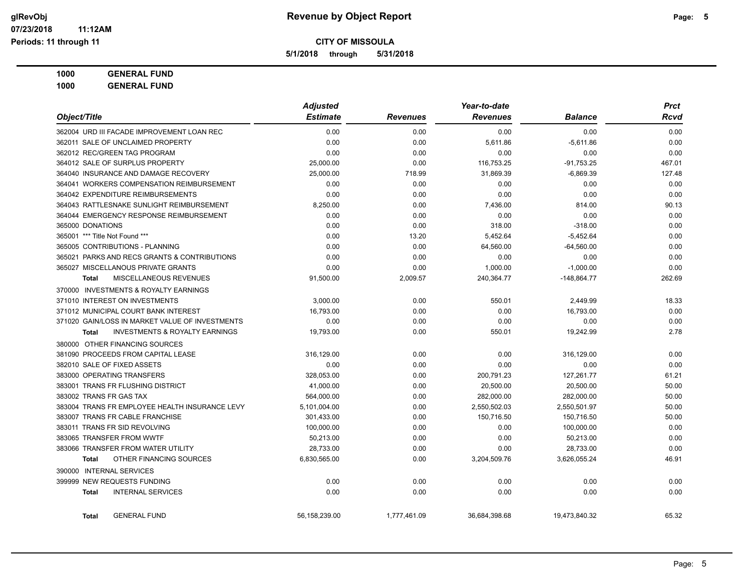# Revenue by Object Report

**CITY OF MISSOULA**

**5/1/2018 through 5/31/2018**

glRevObj
07/23/2018 11:12AM
Periods: 11 through 11

**1000 GENERAL FUND**
**1000 GENERAL FUND**

| Object/Title | Adjusted Estimate | Revenues | Year-to-date Revenues | Balance | Prct Rcvd |
|---|---|---|---|---|---|
| 362004 URD III FACADE IMPROVEMENT LOAN REC | 0.00 | 0.00 | 0.00 | 0.00 | 0.00 |
| 362011 SALE OF UNCLAIMED PROPERTY | 0.00 | 0.00 | 5,611.86 | -5,611.86 | 0.00 |
| 362012 REC/GREEN TAG PROGRAM | 0.00 | 0.00 | 0.00 | 0.00 | 0.00 |
| 364012 SALE OF SURPLUS PROPERTY | 25,000.00 | 0.00 | 116,753.25 | -91,753.25 | 467.01 |
| 364040 INSURANCE AND DAMAGE RECOVERY | 25,000.00 | 718.99 | 31,869.39 | -6,869.39 | 127.48 |
| 364041 WORKERS COMPENSATION REIMBURSEMENT | 0.00 | 0.00 | 0.00 | 0.00 | 0.00 |
| 364042 EXPENDITURE REIMBURSEMENTS | 0.00 | 0.00 | 0.00 | 0.00 | 0.00 |
| 364043 RATTLESNAKE SUNLIGHT REIMBURSEMENT | 8,250.00 | 0.00 | 7,436.00 | 814.00 | 90.13 |
| 364044 EMERGENCY RESPONSE REIMBURSEMENT | 0.00 | 0.00 | 0.00 | 0.00 | 0.00 |
| 365000 DONATIONS | 0.00 | 0.00 | 318.00 | -318.00 | 0.00 |
| 365001 *** Title Not Found *** | 0.00 | 13.20 | 5,452.64 | -5,452.64 | 0.00 |
| 365005 CONTRIBUTIONS - PLANNING | 0.00 | 0.00 | 64,560.00 | -64,560.00 | 0.00 |
| 365021 PARKS AND RECS GRANTS & CONTRIBUTIONS | 0.00 | 0.00 | 0.00 | 0.00 | 0.00 |
| 365027 MISCELLANOUS PRIVATE GRANTS | 0.00 | 0.00 | 1,000.00 | -1,000.00 | 0.00 |
| **Total** MISCELLANEOUS REVENUES | 91,500.00 | 2,009.57 | 240,364.77 | -148,864.77 | 262.69 |
| 370000 INVESTMENTS & ROYALTY EARNINGS | | | | | |
| 371010 INTEREST ON INVESTMENTS | 3,000.00 | 0.00 | 550.01 | 2,449.99 | 18.33 |
| 371012 MUNICIPAL COURT BANK INTEREST | 16,793.00 | 0.00 | 0.00 | 16,793.00 | 0.00 |
| 371020 GAIN/LOSS IN MARKET VALUE OF INVESTMENTS | 0.00 | 0.00 | 0.00 | 0.00 | 0.00 |
| **Total** INVESTMENTS & ROYALTY EARNINGS | 19,793.00 | 0.00 | 550.01 | 19,242.99 | 2.78 |
| 380000 OTHER FINANCING SOURCES | | | | | |
| 381090 PROCEEDS FROM CAPITAL LEASE | 316,129.00 | 0.00 | 0.00 | 316,129.00 | 0.00 |
| 382010 SALE OF FIXED ASSETS | 0.00 | 0.00 | 0.00 | 0.00 | 0.00 |
| 383000 OPERATING TRANSFERS | 328,053.00 | 0.00 | 200,791.23 | 127,261.77 | 61.21 |
| 383001 TRANS FR FLUSHING DISTRICT | 41,000.00 | 0.00 | 20,500.00 | 20,500.00 | 50.00 |
| 383002 TRANS FR GAS TAX | 564,000.00 | 0.00 | 282,000.00 | 282,000.00 | 50.00 |
| 383004 TRANS FR EMPLOYEE HEALTH INSURANCE LEVY | 5,101,004.00 | 0.00 | 2,550,502.03 | 2,550,501.97 | 50.00 |
| 383007 TRANS FR CABLE FRANCHISE | 301,433.00 | 0.00 | 150,716.50 | 150,716.50 | 50.00 |
| 383011 TRANS FR SID REVOLVING | 100,000.00 | 0.00 | 0.00 | 100,000.00 | 0.00 |
| 383065 TRANSFER FROM WWTF | 50,213.00 | 0.00 | 0.00 | 50,213.00 | 0.00 |
| 383066 TRANSFER FROM WATER UTILITY | 28,733.00 | 0.00 | 0.00 | 28,733.00 | 0.00 |
| **Total** OTHER FINANCING SOURCES | 6,830,565.00 | 0.00 | 3,204,509.76 | 3,626,055.24 | 46.91 |
| 390000 INTERNAL SERVICES | | | | | |
| 399999 NEW REQUESTS FUNDING | 0.00 | 0.00 | 0.00 | 0.00 | 0.00 |
| **Total** INTERNAL SERVICES | 0.00 | 0.00 | 0.00 | 0.00 | 0.00 |
| **Total** GENERAL FUND | 56,158,239.00 | 1,777,461.09 | 36,684,398.68 | 19,473,840.32 | 65.32 |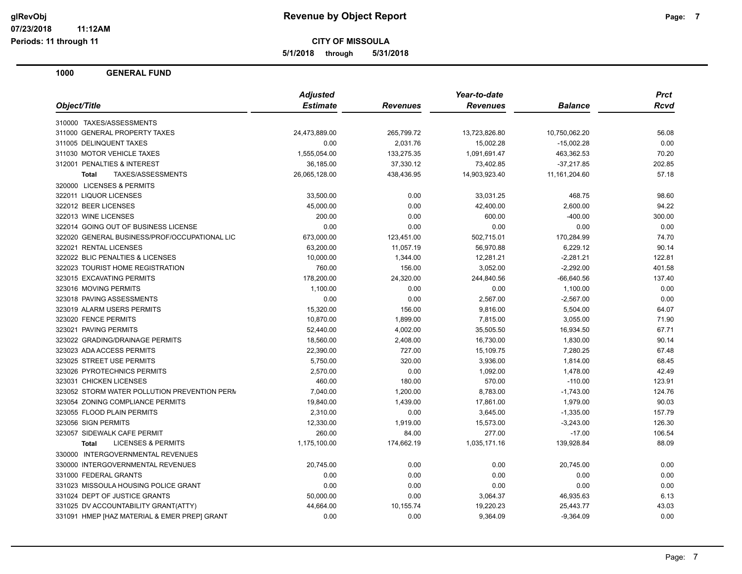**Revenue by Object Report**

**CITY OF MISSOULA**

**5/1/2018 through 5/31/2018**

glRevObj
07/23/2018 11:12AM
Periods: 11 through 11

## 1000 GENERAL FUND

| Object/Title | Adjusted Estimate | Revenues | Year-to-date Revenues | Balance | Prct Rcvd |
|---|---|---|---|---|---|
| 310000 TAXES/ASSESSMENTS | | | | | |
| 311000 GENERAL PROPERTY TAXES | 24,473,889.00 | 265,799.72 | 13,723,826.80 | 10,750,062.20 | 56.08 |
| 311005 DELINQUENT TAXES | 0.00 | 2,031.76 | 15,002.28 | -15,002.28 | 0.00 |
| 311030 MOTOR VEHICLE TAXES | 1,555,054.00 | 133,275.35 | 1,091,691.47 | 463,362.53 | 70.20 |
| 312001 PENALTIES & INTEREST | 36,185.00 | 37,330.12 | 73,402.85 | -37,217.85 | 202.85 |
| **Total** TAXES/ASSESSMENTS | 26,065,128.00 | 438,436.95 | 14,903,923.40 | 11,161,204.60 | 57.18 |
| 320000 LICENSES & PERMITS | | | | | |
| 322011 LIQUOR LICENSES | 33,500.00 | 0.00 | 33,031.25 | 468.75 | 98.60 |
| 322012 BEER LICENSES | 45,000.00 | 0.00 | 42,400.00 | 2,600.00 | 94.22 |
| 322013 WINE LICENSES | 200.00 | 0.00 | 600.00 | -400.00 | 300.00 |
| 322014 GOING OUT OF BUSINESS LICENSE | 0.00 | 0.00 | 0.00 | 0.00 | 0.00 |
| 322020 GENERAL BUSINESS/PROF/OCCUPATIONAL LIC | 673,000.00 | 123,451.00 | 502,715.01 | 170,284.99 | 74.70 |
| 322021 RENTAL LICENSES | 63,200.00 | 11,057.19 | 56,970.88 | 6,229.12 | 90.14 |
| 322022 BLIC PENALTIES & LICENSES | 10,000.00 | 1,344.00 | 12,281.21 | -2,281.21 | 122.81 |
| 322023 TOURIST HOME REGISTRATION | 760.00 | 156.00 | 3,052.00 | -2,292.00 | 401.58 |
| 323015 EXCAVATING PERMITS | 178,200.00 | 24,320.00 | 244,840.56 | -66,640.56 | 137.40 |
| 323016 MOVING PERMITS | 1,100.00 | 0.00 | 0.00 | 1,100.00 | 0.00 |
| 323018 PAVING ASSESSMENTS | 0.00 | 0.00 | 2,567.00 | -2,567.00 | 0.00 |
| 323019 ALARM USERS PERMITS | 15,320.00 | 156.00 | 9,816.00 | 5,504.00 | 64.07 |
| 323020 FENCE PERMITS | 10,870.00 | 1,899.00 | 7,815.00 | 3,055.00 | 71.90 |
| 323021 PAVING PERMITS | 52,440.00 | 4,002.00 | 35,505.50 | 16,934.50 | 67.71 |
| 323022 GRADING/DRAINAGE PERMITS | 18,560.00 | 2,408.00 | 16,730.00 | 1,830.00 | 90.14 |
| 323023 ADA ACCESS PERMITS | 22,390.00 | 727.00 | 15,109.75 | 7,280.25 | 67.48 |
| 323025 STREET USE PERMITS | 5,750.00 | 320.00 | 3,936.00 | 1,814.00 | 68.45 |
| 323026 PYROTECHNICS PERMITS | 2,570.00 | 0.00 | 1,092.00 | 1,478.00 | 42.49 |
| 323031 CHICKEN LICENSES | 460.00 | 180.00 | 570.00 | -110.00 | 123.91 |
| 323052 STORM WATER POLLUTION PREVENTION PERM | 7,040.00 | 1,200.00 | 8,783.00 | -1,743.00 | 124.76 |
| 323054 ZONING COMPLIANCE PERMITS | 19,840.00 | 1,439.00 | 17,861.00 | 1,979.00 | 90.03 |
| 323055 FLOOD PLAIN PERMITS | 2,310.00 | 0.00 | 3,645.00 | -1,335.00 | 157.79 |
| 323056 SIGN PERMITS | 12,330.00 | 1,919.00 | 15,573.00 | -3,243.00 | 126.30 |
| 323057 SIDEWALK CAFE PERMIT | 260.00 | 84.00 | 277.00 | -17.00 | 106.54 |
| **Total** LICENSES & PERMITS | 1,175,100.00 | 174,662.19 | 1,035,171.16 | 139,928.84 | 88.09 |
| 330000 INTERGOVERNMENTAL REVENUES | | | | | |
| 330000 INTERGOVERNMENTAL REVENUES | 20,745.00 | 0.00 | 0.00 | 20,745.00 | 0.00 |
| 331000 FEDERAL GRANTS | 0.00 | 0.00 | 0.00 | 0.00 | 0.00 |
| 331023 MISSOULA HOUSING POLICE GRANT | 0.00 | 0.00 | 0.00 | 0.00 | 0.00 |
| 331024 DEPT OF JUSTICE GRANTS | 50,000.00 | 0.00 | 3,064.37 | 46,935.63 | 6.13 |
| 331025 DV ACCOUNTABILITY GRANT(ATTY) | 44,664.00 | 10,155.74 | 19,220.23 | 25,443.77 | 43.03 |
| 331091 HMEP [HAZ MATERIAL & EMER PREP] GRANT | 0.00 | 0.00 | 9,364.09 | -9,364.09 | 0.00 |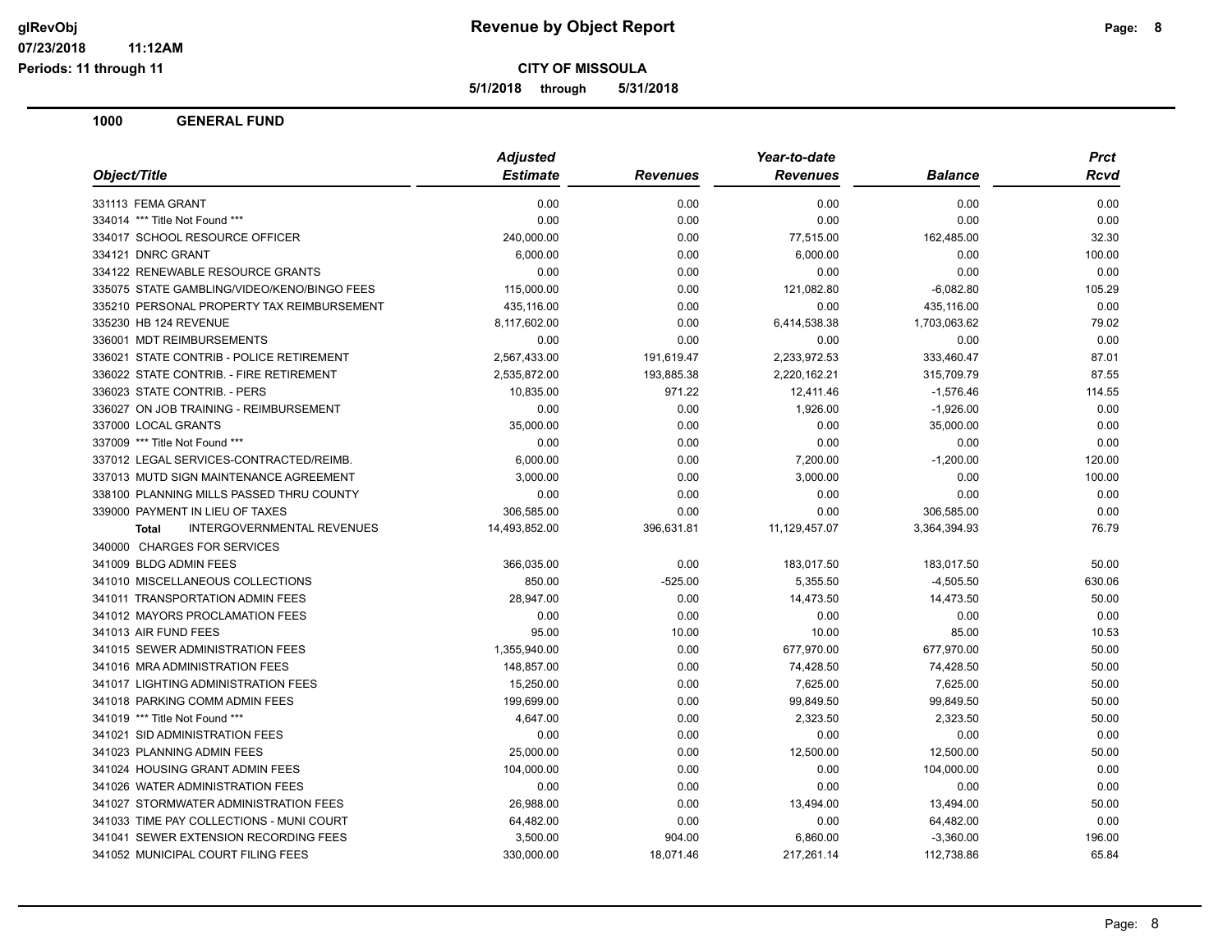**glRevObj** &nbsp;&nbsp; **Revenue by Object Report**

07/23/2018 11:12AM

Periods: 11 through 11

**CITY OF MISSOULA**

**5/1/2018 through 5/31/2018**

## 1000 GENERAL FUND

| Object/Title | Adjusted Estimate | Revenues | Year-to-date Revenues | Balance | Prct Rcvd |
|---|---|---|---|---|---|
| 331113 FEMA GRANT | 0.00 | 0.00 | 0.00 | 0.00 | 0.00 |
| 334014 *** Title Not Found *** | 0.00 | 0.00 | 0.00 | 0.00 | 0.00 |
| 334017 SCHOOL RESOURCE OFFICER | 240,000.00 | 0.00 | 77,515.00 | 162,485.00 | 32.30 |
| 334121 DNRC GRANT | 6,000.00 | 0.00 | 6,000.00 | 0.00 | 100.00 |
| 334122 RENEWABLE RESOURCE GRANTS | 0.00 | 0.00 | 0.00 | 0.00 | 0.00 |
| 335075 STATE GAMBLING/VIDEO/KENO/BINGO FEES | 115,000.00 | 0.00 | 121,082.80 | -6,082.80 | 105.29 |
| 335210 PERSONAL PROPERTY TAX REIMBURSEMENT | 435,116.00 | 0.00 | 0.00 | 435,116.00 | 0.00 |
| 335230 HB 124 REVENUE | 8,117,602.00 | 0.00 | 6,414,538.38 | 1,703,063.62 | 79.02 |
| 336001 MDT REIMBURSEMENTS | 0.00 | 0.00 | 0.00 | 0.00 | 0.00 |
| 336021 STATE CONTRIB - POLICE RETIREMENT | 2,567,433.00 | 191,619.47 | 2,233,972.53 | 333,460.47 | 87.01 |
| 336022 STATE CONTRIB. - FIRE RETIREMENT | 2,535,872.00 | 193,885.38 | 2,220,162.21 | 315,709.79 | 87.55 |
| 336023 STATE CONTRIB. - PERS | 10,835.00 | 971.22 | 12,411.46 | -1,576.46 | 114.55 |
| 336027 ON JOB TRAINING - REIMBURSEMENT | 0.00 | 0.00 | 1,926.00 | -1,926.00 | 0.00 |
| 337000 LOCAL GRANTS | 35,000.00 | 0.00 | 0.00 | 35,000.00 | 0.00 |
| 337009 *** Title Not Found *** | 0.00 | 0.00 | 0.00 | 0.00 | 0.00 |
| 337012 LEGAL SERVICES-CONTRACTED/REIMB. | 6,000.00 | 0.00 | 7,200.00 | -1,200.00 | 120.00 |
| 337013 MUTD SIGN MAINTENANCE AGREEMENT | 3,000.00 | 0.00 | 3,000.00 | 0.00 | 100.00 |
| 338100 PLANNING MILLS PASSED THRU COUNTY | 0.00 | 0.00 | 0.00 | 0.00 | 0.00 |
| 339000 PAYMENT IN LIEU OF TAXES | 306,585.00 | 0.00 | 0.00 | 306,585.00 | 0.00 |
| **Total** INTERGOVERNMENTAL REVENUES | 14,493,852.00 | 396,631.81 | 11,129,457.07 | 3,364,394.93 | 76.79 |
| 340000 CHARGES FOR SERVICES | | | | | |
| 341009 BLDG ADMIN FEES | 366,035.00 | 0.00 | 183,017.50 | 183,017.50 | 50.00 |
| 341010 MISCELLANEOUS COLLECTIONS | 850.00 | -525.00 | 5,355.50 | -4,505.50 | 630.06 |
| 341011 TRANSPORTATION ADMIN FEES | 28,947.00 | 0.00 | 14,473.50 | 14,473.50 | 50.00 |
| 341012 MAYORS PROCLAMATION FEES | 0.00 | 0.00 | 0.00 | 0.00 | 0.00 |
| 341013 AIR FUND FEES | 95.00 | 10.00 | 10.00 | 85.00 | 10.53 |
| 341015 SEWER ADMINISTRATION FEES | 1,355,940.00 | 0.00 | 677,970.00 | 677,970.00 | 50.00 |
| 341016 MRA ADMINISTRATION FEES | 148,857.00 | 0.00 | 74,428.50 | 74,428.50 | 50.00 |
| 341017 LIGHTING ADMINISTRATION FEES | 15,250.00 | 0.00 | 7,625.00 | 7,625.00 | 50.00 |
| 341018 PARKING COMM ADMIN FEES | 199,699.00 | 0.00 | 99,849.50 | 99,849.50 | 50.00 |
| 341019 *** Title Not Found *** | 4,647.00 | 0.00 | 2,323.50 | 2,323.50 | 50.00 |
| 341021 SID ADMINISTRATION FEES | 0.00 | 0.00 | 0.00 | 0.00 | 0.00 |
| 341023 PLANNING ADMIN FEES | 25,000.00 | 0.00 | 12,500.00 | 12,500.00 | 50.00 |
| 341024 HOUSING GRANT ADMIN FEES | 104,000.00 | 0.00 | 0.00 | 104,000.00 | 0.00 |
| 341026 WATER ADMINISTRATION FEES | 0.00 | 0.00 | 0.00 | 0.00 | 0.00 |
| 341027 STORMWATER ADMINISTRATION FEES | 26,988.00 | 0.00 | 13,494.00 | 13,494.00 | 50.00 |
| 341033 TIME PAY COLLECTIONS - MUNI COURT | 64,482.00 | 0.00 | 0.00 | 64,482.00 | 0.00 |
| 341041 SEWER EXTENSION RECORDING FEES | 3,500.00 | 904.00 | 6,860.00 | -3,360.00 | 196.00 |
| 341052 MUNICIPAL COURT FILING FEES | 330,000.00 | 18,071.46 | 217,261.14 | 112,738.86 | 65.84 |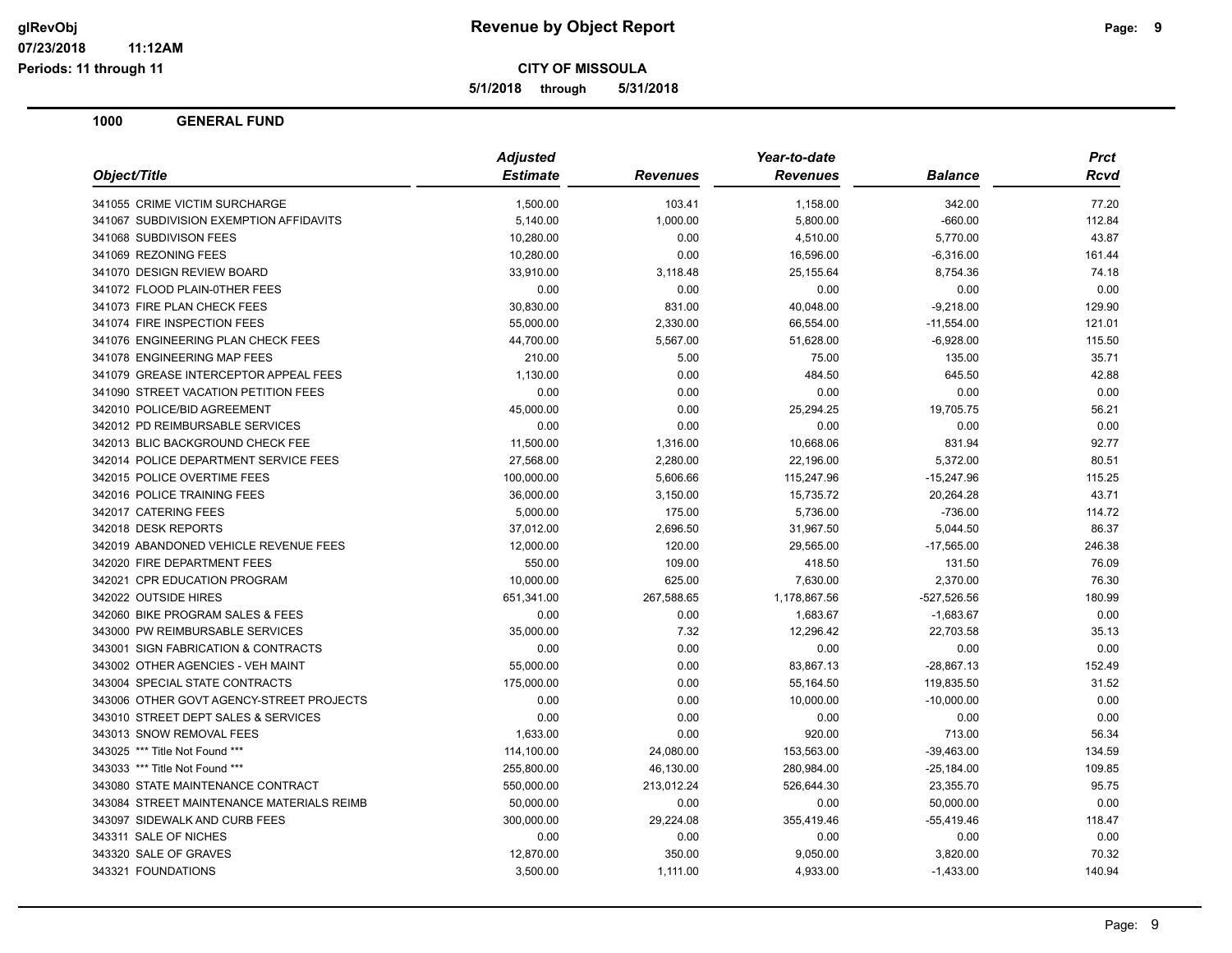**Revenue by Object Report**

**CITY OF MISSOULA**

**5/1/2018 through 5/31/2018**

glRevObj
07/23/2018 11:12AM
Periods: 11 through 11

## 1000 GENERAL FUND

| Object/Title | Adjusted Estimate | Revenues | Year-to-date Revenues | Balance | Prct Rcvd |
|---|---|---|---|---|---|
| 341055 CRIME VICTIM SURCHARGE | 1,500.00 | 103.41 | 1,158.00 | 342.00 | 77.20 |
| 341067 SUBDIVISION EXEMPTION AFFIDAVITS | 5,140.00 | 1,000.00 | 5,800.00 | -660.00 | 112.84 |
| 341068 SUBDIVISON FEES | 10,280.00 | 0.00 | 4,510.00 | 5,770.00 | 43.87 |
| 341069 REZONING FEES | 10,280.00 | 0.00 | 16,596.00 | -6,316.00 | 161.44 |
| 341070 DESIGN REVIEW BOARD | 33,910.00 | 3,118.48 | 25,155.64 | 8,754.36 | 74.18 |
| 341072 FLOOD PLAIN-0THER FEES | 0.00 | 0.00 | 0.00 | 0.00 | 0.00 |
| 341073 FIRE PLAN CHECK FEES | 30,830.00 | 831.00 | 40,048.00 | -9,218.00 | 129.90 |
| 341074 FIRE INSPECTION FEES | 55,000.00 | 2,330.00 | 66,554.00 | -11,554.00 | 121.01 |
| 341076 ENGINEERING PLAN CHECK FEES | 44,700.00 | 5,567.00 | 51,628.00 | -6,928.00 | 115.50 |
| 341078 ENGINEERING MAP FEES | 210.00 | 5.00 | 75.00 | 135.00 | 35.71 |
| 341079 GREASE INTERCEPTOR APPEAL FEES | 1,130.00 | 0.00 | 484.50 | 645.50 | 42.88 |
| 341090 STREET VACATION PETITION FEES | 0.00 | 0.00 | 0.00 | 0.00 | 0.00 |
| 342010 POLICE/BID AGREEMENT | 45,000.00 | 0.00 | 25,294.25 | 19,705.75 | 56.21 |
| 342012 PD REIMBURSABLE SERVICES | 0.00 | 0.00 | 0.00 | 0.00 | 0.00 |
| 342013 BLIC BACKGROUND CHECK FEE | 11,500.00 | 1,316.00 | 10,668.06 | 831.94 | 92.77 |
| 342014 POLICE DEPARTMENT SERVICE FEES | 27,568.00 | 2,280.00 | 22,196.00 | 5,372.00 | 80.51 |
| 342015 POLICE OVERTIME FEES | 100,000.00 | 5,606.66 | 115,247.96 | -15,247.96 | 115.25 |
| 342016 POLICE TRAINING FEES | 36,000.00 | 3,150.00 | 15,735.72 | 20,264.28 | 43.71 |
| 342017 CATERING FEES | 5,000.00 | 175.00 | 5,736.00 | -736.00 | 114.72 |
| 342018 DESK REPORTS | 37,012.00 | 2,696.50 | 31,967.50 | 5,044.50 | 86.37 |
| 342019 ABANDONED VEHICLE REVENUE FEES | 12,000.00 | 120.00 | 29,565.00 | -17,565.00 | 246.38 |
| 342020 FIRE DEPARTMENT FEES | 550.00 | 109.00 | 418.50 | 131.50 | 76.09 |
| 342021 CPR EDUCATION PROGRAM | 10,000.00 | 625.00 | 7,630.00 | 2,370.00 | 76.30 |
| 342022 OUTSIDE HIRES | 651,341.00 | 267,588.65 | 1,178,867.56 | -527,526.56 | 180.99 |
| 342060 BIKE PROGRAM SALES & FEES | 0.00 | 0.00 | 1,683.67 | -1,683.67 | 0.00 |
| 343000 PW REIMBURSABLE SERVICES | 35,000.00 | 7.32 | 12,296.42 | 22,703.58 | 35.13 |
| 343001 SIGN FABRICATION & CONTRACTS | 0.00 | 0.00 | 0.00 | 0.00 | 0.00 |
| 343002 OTHER AGENCIES - VEH MAINT | 55,000.00 | 0.00 | 83,867.13 | -28,867.13 | 152.49 |
| 343004 SPECIAL STATE CONTRACTS | 175,000.00 | 0.00 | 55,164.50 | 119,835.50 | 31.52 |
| 343006 OTHER GOVT AGENCY-STREET PROJECTS | 0.00 | 0.00 | 10,000.00 | -10,000.00 | 0.00 |
| 343010 STREET DEPT SALES & SERVICES | 0.00 | 0.00 | 0.00 | 0.00 | 0.00 |
| 343013 SNOW REMOVAL FEES | 1,633.00 | 0.00 | 920.00 | 713.00 | 56.34 |
| 343025 *** Title Not Found *** | 114,100.00 | 24,080.00 | 153,563.00 | -39,463.00 | 134.59 |
| 343033 *** Title Not Found *** | 255,800.00 | 46,130.00 | 280,984.00 | -25,184.00 | 109.85 |
| 343080 STATE MAINTENANCE CONTRACT | 550,000.00 | 213,012.24 | 526,644.30 | 23,355.70 | 95.75 |
| 343084 STREET MAINTENANCE MATERIALS REIMB | 50,000.00 | 0.00 | 0.00 | 50,000.00 | 0.00 |
| 343097 SIDEWALK AND CURB FEES | 300,000.00 | 29,224.08 | 355,419.46 | -55,419.46 | 118.47 |
| 343311 SALE OF NICHES | 0.00 | 0.00 | 0.00 | 0.00 | 0.00 |
| 343320 SALE OF GRAVES | 12,870.00 | 350.00 | 9,050.00 | 3,820.00 | 70.32 |
| 343321 FOUNDATIONS | 3,500.00 | 1,111.00 | 4,933.00 | -1,433.00 | 140.94 |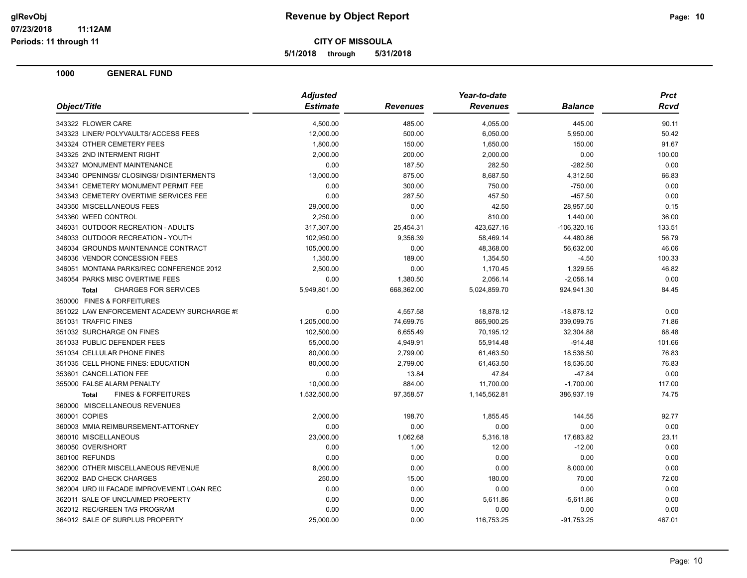**CITY OF MISSOULA**

**5/1/2018 through 5/31/2018**

### 1000 GENERAL FUND

| Object/Title | Adjusted Estimate | Revenues | Year-to-date Revenues | Balance | Prct Rcvd |
|---|---|---|---|---|---|
| 343322 FLOWER CARE | 4,500.00 | 485.00 | 4,055.00 | 445.00 | 90.11 |
| 343323 LINER/ POLYVAULTS/ ACCESS FEES | 12,000.00 | 500.00 | 6,050.00 | 5,950.00 | 50.42 |
| 343324 OTHER CEMETERY FEES | 1,800.00 | 150.00 | 1,650.00 | 150.00 | 91.67 |
| 343325 2ND INTERMENT RIGHT | 2,000.00 | 200.00 | 2,000.00 | 0.00 | 100.00 |
| 343327 MONUMENT MAINTENANCE | 0.00 | 187.50 | 282.50 | -282.50 | 0.00 |
| 343340 OPENINGS/ CLOSINGS/ DISINTERMENTS | 13,000.00 | 875.00 | 8,687.50 | 4,312.50 | 66.83 |
| 343341 CEMETERY MONUMENT PERMIT FEE | 0.00 | 300.00 | 750.00 | -750.00 | 0.00 |
| 343343 CEMETERY OVERTIME SERVICES FEE | 0.00 | 287.50 | 457.50 | -457.50 | 0.00 |
| 343350 MISCELLANEOUS FEES | 29,000.00 | 0.00 | 42.50 | 28,957.50 | 0.15 |
| 343360 WEED CONTROL | 2,250.00 | 0.00 | 810.00 | 1,440.00 | 36.00 |
| 346031 OUTDOOR RECREATION - ADULTS | 317,307.00 | 25,454.31 | 423,627.16 | -106,320.16 | 133.51 |
| 346033 OUTDOOR RECREATION - YOUTH | 102,950.00 | 9,356.39 | 58,469.14 | 44,480.86 | 56.79 |
| 346034 GROUNDS MAINTENANCE CONTRACT | 105,000.00 | 0.00 | 48,368.00 | 56,632.00 | 46.06 |
| 346036 VENDOR CONCESSION FEES | 1,350.00 | 189.00 | 1,354.50 | -4.50 | 100.33 |
| 346051 MONTANA PARKS/REC CONFERENCE 2012 | 2,500.00 | 0.00 | 1,170.45 | 1,329.55 | 46.82 |
| 346054 PARKS MISC OVERTIME FEES | 0.00 | 1,380.50 | 2,056.14 | -2,056.14 | 0.00 |
| **Total** CHARGES FOR SERVICES | 5,949,801.00 | 668,362.00 | 5,024,859.70 | 924,941.30 | 84.45 |
| 350000 FINES & FORFEITURES | | | | | |
| 351022 LAW ENFORCEMENT ACADEMY SURCHARGE #! | 0.00 | 4,557.58 | 18,878.12 | -18,878.12 | 0.00 |
| 351031 TRAFFIC FINES | 1,205,000.00 | 74,699.75 | 865,900.25 | 339,099.75 | 71.86 |
| 351032 SURCHARGE ON FINES | 102,500.00 | 6,655.49 | 70,195.12 | 32,304.88 | 68.48 |
| 351033 PUBLIC DEFENDER FEES | 55,000.00 | 4,949.91 | 55,914.48 | -914.48 | 101.66 |
| 351034 CELLULAR PHONE FINES | 80,000.00 | 2,799.00 | 61,463.50 | 18,536.50 | 76.83 |
| 351035 CELL PHONE FINES: EDUCATION | 80,000.00 | 2,799.00 | 61,463.50 | 18,536.50 | 76.83 |
| 353601 CANCELLATION FEE | 0.00 | 13.84 | 47.84 | -47.84 | 0.00 |
| 355000 FALSE ALARM PENALTY | 10,000.00 | 884.00 | 11,700.00 | -1,700.00 | 117.00 |
| **Total** FINES & FORFEITURES | 1,532,500.00 | 97,358.57 | 1,145,562.81 | 386,937.19 | 74.75 |
| 360000 MISCELLANEOUS REVENUES | | | | | |
| 360001 COPIES | 2,000.00 | 198.70 | 1,855.45 | 144.55 | 92.77 |
| 360003 MMIA REIMBURSEMENT-ATTORNEY | 0.00 | 0.00 | 0.00 | 0.00 | 0.00 |
| 360010 MISCELLANEOUS | 23,000.00 | 1,062.68 | 5,316.18 | 17,683.82 | 23.11 |
| 360050 OVER/SHORT | 0.00 | 1.00 | 12.00 | -12.00 | 0.00 |
| 360100 REFUNDS | 0.00 | 0.00 | 0.00 | 0.00 | 0.00 |
| 362000 OTHER MISCELLANEOUS REVENUE | 8,000.00 | 0.00 | 0.00 | 8,000.00 | 0.00 |
| 362002 BAD CHECK CHARGES | 250.00 | 15.00 | 180.00 | 70.00 | 72.00 |
| 362004 URD III FACADE IMPROVEMENT LOAN REC | 0.00 | 0.00 | 0.00 | 0.00 | 0.00 |
| 362011 SALE OF UNCLAIMED PROPERTY | 0.00 | 0.00 | 5,611.86 | -5,611.86 | 0.00 |
| 362012 REC/GREEN TAG PROGRAM | 0.00 | 0.00 | 0.00 | 0.00 | 0.00 |
| 364012 SALE OF SURPLUS PROPERTY | 25,000.00 | 0.00 | 116,753.25 | -91,753.25 | 467.01 |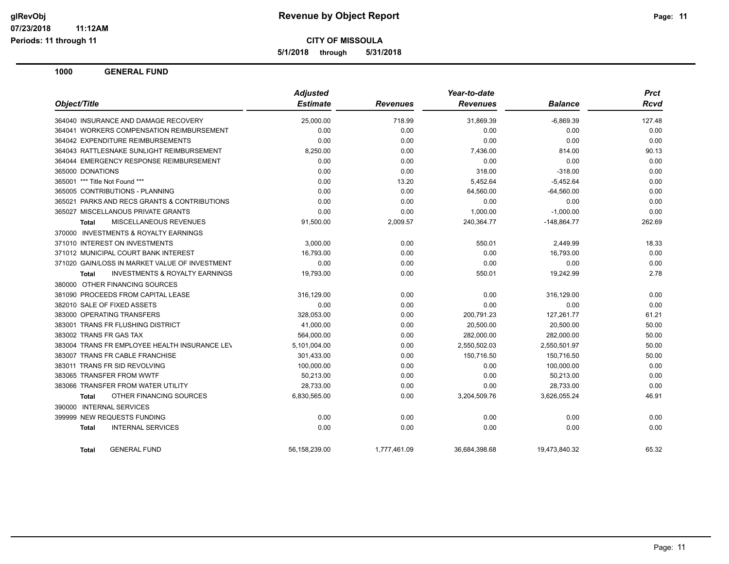**Revenue by Object Report**

**CITY OF MISSOULA**

**5/1/2018 through 5/31/2018**

glRevObj
07/23/2018 11:12AM
Periods: 11 through 11

## 1000 GENERAL FUND

| Object/Title | Adjusted Estimate | Revenues | Year-to-date Revenues | Balance | Prct Rcvd |
|---|---|---|---|---|---|
| 364040 INSURANCE AND DAMAGE RECOVERY | 25,000.00 | 718.99 | 31,869.39 | -6,869.39 | 127.48 |
| 364041 WORKERS COMPENSATION REIMBURSEMENT | 0.00 | 0.00 | 0.00 | 0.00 | 0.00 |
| 364042 EXPENDITURE REIMBURSEMENTS | 0.00 | 0.00 | 0.00 | 0.00 | 0.00 |
| 364043 RATTLESNAKE SUNLIGHT REIMBURSEMENT | 8,250.00 | 0.00 | 7,436.00 | 814.00 | 90.13 |
| 364044 EMERGENCY RESPONSE REIMBURSEMENT | 0.00 | 0.00 | 0.00 | 0.00 | 0.00 |
| 365000 DONATIONS | 0.00 | 0.00 | 318.00 | -318.00 | 0.00 |
| 365001 *** Title Not Found *** | 0.00 | 13.20 | 5,452.64 | -5,452.64 | 0.00 |
| 365005 CONTRIBUTIONS - PLANNING | 0.00 | 0.00 | 64,560.00 | -64,560.00 | 0.00 |
| 365021 PARKS AND RECS GRANTS & CONTRIBUTIONS | 0.00 | 0.00 | 0.00 | 0.00 | 0.00 |
| 365027 MISCELLANOUS PRIVATE GRANTS | 0.00 | 0.00 | 1,000.00 | -1,000.00 | 0.00 |
| **Total** MISCELLANEOUS REVENUES | 91,500.00 | 2,009.57 | 240,364.77 | -148,864.77 | 262.69 |
| 370000 INVESTMENTS & ROYALTY EARNINGS | | | | | |
| 371010 INTEREST ON INVESTMENTS | 3,000.00 | 0.00 | 550.01 | 2,449.99 | 18.33 |
| 371012 MUNICIPAL COURT BANK INTEREST | 16,793.00 | 0.00 | 0.00 | 16,793.00 | 0.00 |
| 371020 GAIN/LOSS IN MARKET VALUE OF INVESTMENT | 0.00 | 0.00 | 0.00 | 0.00 | 0.00 |
| **Total** INVESTMENTS & ROYALTY EARNINGS | 19,793.00 | 0.00 | 550.01 | 19,242.99 | 2.78 |
| 380000 OTHER FINANCING SOURCES | | | | | |
| 381090 PROCEEDS FROM CAPITAL LEASE | 316,129.00 | 0.00 | 0.00 | 316,129.00 | 0.00 |
| 382010 SALE OF FIXED ASSETS | 0.00 | 0.00 | 0.00 | 0.00 | 0.00 |
| 383000 OPERATING TRANSFERS | 328,053.00 | 0.00 | 200,791.23 | 127,261.77 | 61.21 |
| 383001 TRANS FR FLUSHING DISTRICT | 41,000.00 | 0.00 | 20,500.00 | 20,500.00 | 50.00 |
| 383002 TRANS FR GAS TAX | 564,000.00 | 0.00 | 282,000.00 | 282,000.00 | 50.00 |
| 383004 TRANS FR EMPLOYEE HEALTH INSURANCE LEV | 5,101,004.00 | 0.00 | 2,550,502.03 | 2,550,501.97 | 50.00 |
| 383007 TRANS FR CABLE FRANCHISE | 301,433.00 | 0.00 | 150,716.50 | 150,716.50 | 50.00 |
| 383011 TRANS FR SID REVOLVING | 100,000.00 | 0.00 | 0.00 | 100,000.00 | 0.00 |
| 383065 TRANSFER FROM WWTF | 50,213.00 | 0.00 | 0.00 | 50,213.00 | 0.00 |
| 383066 TRANSFER FROM WATER UTILITY | 28,733.00 | 0.00 | 0.00 | 28,733.00 | 0.00 |
| **Total** OTHER FINANCING SOURCES | 6,830,565.00 | 0.00 | 3,204,509.76 | 3,626,055.24 | 46.91 |
| 390000 INTERNAL SERVICES | | | | | |
| 399999 NEW REQUESTS FUNDING | 0.00 | 0.00 | 0.00 | 0.00 | 0.00 |
| **Total** INTERNAL SERVICES | 0.00 | 0.00 | 0.00 | 0.00 | 0.00 |
| **Total** GENERAL FUND | 56,158,239.00 | 1,777,461.09 | 36,684,398.68 | 19,473,840.32 | 65.32 |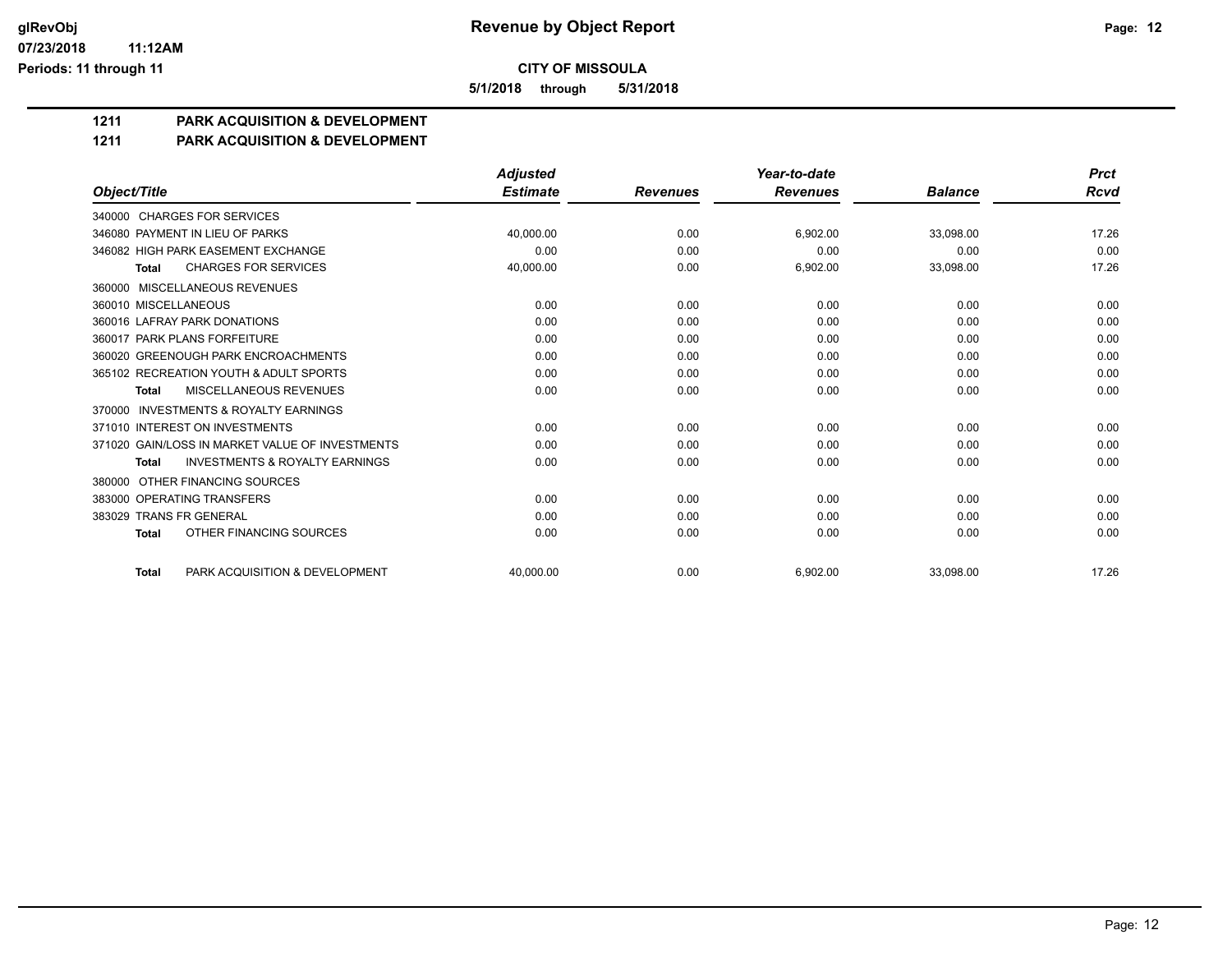**glRevObj**
**07/23/2018 11:12AM**
**Periods: 11 through 11**

# Revenue by Object Report

**CITY OF MISSOULA**

**5/1/2018 through 5/31/2018**

## 1211 PARK ACQUISITION & DEVELOPMENT
## 1211 PARK ACQUISITION & DEVELOPMENT

| Object/Title | Adjusted Estimate | Revenues | Year-to-date Revenues | Balance | Prct Rcvd |
|---|---|---|---|---|---|
| 340000 CHARGES FOR SERVICES | | | | | |
| 346080 PAYMENT IN LIEU OF PARKS | 40,000.00 | 0.00 | 6,902.00 | 33,098.00 | 17.26 |
| 346082 HIGH PARK EASEMENT EXCHANGE | 0.00 | 0.00 | 0.00 | 0.00 | 0.00 |
| **Total** CHARGES FOR SERVICES | 40,000.00 | 0.00 | 6,902.00 | 33,098.00 | 17.26 |
| 360000 MISCELLANEOUS REVENUES | | | | | |
| 360010 MISCELLANEOUS | 0.00 | 0.00 | 0.00 | 0.00 | 0.00 |
| 360016 LAFRAY PARK DONATIONS | 0.00 | 0.00 | 0.00 | 0.00 | 0.00 |
| 360017 PARK PLANS FORFEITURE | 0.00 | 0.00 | 0.00 | 0.00 | 0.00 |
| 360020 GREENOUGH PARK ENCROACHMENTS | 0.00 | 0.00 | 0.00 | 0.00 | 0.00 |
| 365102 RECREATION YOUTH & ADULT SPORTS | 0.00 | 0.00 | 0.00 | 0.00 | 0.00 |
| **Total** MISCELLANEOUS REVENUES | 0.00 | 0.00 | 0.00 | 0.00 | 0.00 |
| 370000 INVESTMENTS & ROYALTY EARNINGS | | | | | |
| 371010 INTEREST ON INVESTMENTS | 0.00 | 0.00 | 0.00 | 0.00 | 0.00 |
| 371020 GAIN/LOSS IN MARKET VALUE OF INVESTMENTS | 0.00 | 0.00 | 0.00 | 0.00 | 0.00 |
| **Total** INVESTMENTS & ROYALTY EARNINGS | 0.00 | 0.00 | 0.00 | 0.00 | 0.00 |
| 380000 OTHER FINANCING SOURCES | | | | | |
| 383000 OPERATING TRANSFERS | 0.00 | 0.00 | 0.00 | 0.00 | 0.00 |
| 383029 TRANS FR GENERAL | 0.00 | 0.00 | 0.00 | 0.00 | 0.00 |
| **Total** OTHER FINANCING SOURCES | 0.00 | 0.00 | 0.00 | 0.00 | 0.00 |
| **Total** PARK ACQUISITION & DEVELOPMENT | 40,000.00 | 0.00 | 6,902.00 | 33,098.00 | 17.26 |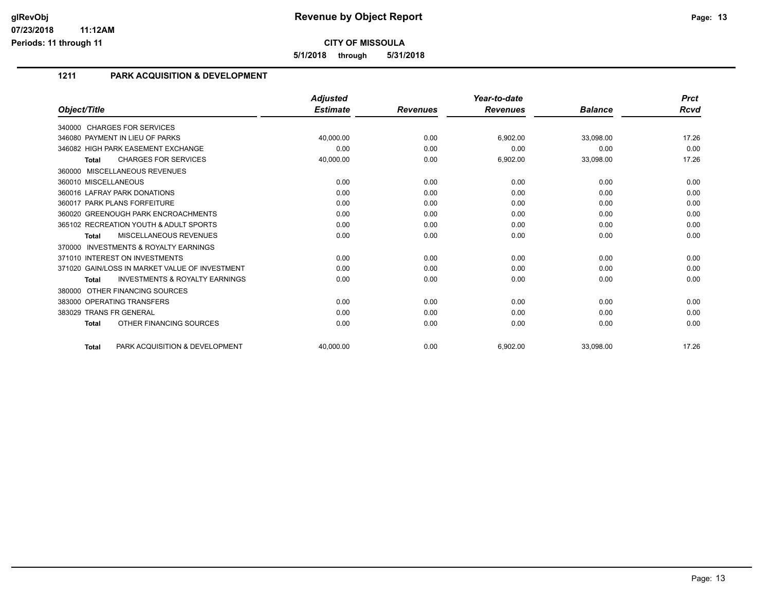**Revenue by Object Report**

**CITY OF MISSOULA**

**5/1/2018 through 5/31/2018**

glRevObj
07/23/2018 11:12AM
Periods: 11 through 11

## 1211 PARK ACQUISITION & DEVELOPMENT

| Object/Title | Adjusted Estimate | Revenues | Year-to-date Revenues | Balance | Prct Rcvd |
|---|---|---|---|---|---|
| 340000 CHARGES FOR SERVICES | | | | | |
| 346080 PAYMENT IN LIEU OF PARKS | 40,000.00 | 0.00 | 6,902.00 | 33,098.00 | 17.26 |
| 346082 HIGH PARK EASEMENT EXCHANGE | 0.00 | 0.00 | 0.00 | 0.00 | 0.00 |
| **Total** CHARGES FOR SERVICES | 40,000.00 | 0.00 | 6,902.00 | 33,098.00 | 17.26 |
| 360000 MISCELLANEOUS REVENUES | | | | | |
| 360010 MISCELLANEOUS | 0.00 | 0.00 | 0.00 | 0.00 | 0.00 |
| 360016 LAFRAY PARK DONATIONS | 0.00 | 0.00 | 0.00 | 0.00 | 0.00 |
| 360017 PARK PLANS FORFEITURE | 0.00 | 0.00 | 0.00 | 0.00 | 0.00 |
| 360020 GREENOUGH PARK ENCROACHMENTS | 0.00 | 0.00 | 0.00 | 0.00 | 0.00 |
| 365102 RECREATION YOUTH & ADULT SPORTS | 0.00 | 0.00 | 0.00 | 0.00 | 0.00 |
| **Total** MISCELLANEOUS REVENUES | 0.00 | 0.00 | 0.00 | 0.00 | 0.00 |
| 370000 INVESTMENTS & ROYALTY EARNINGS | | | | | |
| 371010 INTEREST ON INVESTMENTS | 0.00 | 0.00 | 0.00 | 0.00 | 0.00 |
| 371020 GAIN/LOSS IN MARKET VALUE OF INVESTMENT | 0.00 | 0.00 | 0.00 | 0.00 | 0.00 |
| **Total** INVESTMENTS & ROYALTY EARNINGS | 0.00 | 0.00 | 0.00 | 0.00 | 0.00 |
| 380000 OTHER FINANCING SOURCES | | | | | |
| 383000 OPERATING TRANSFERS | 0.00 | 0.00 | 0.00 | 0.00 | 0.00 |
| 383029 TRANS FR GENERAL | 0.00 | 0.00 | 0.00 | 0.00 | 0.00 |
| **Total** OTHER FINANCING SOURCES | 0.00 | 0.00 | 0.00 | 0.00 | 0.00 |
| **Total** PARK ACQUISITION & DEVELOPMENT | 40,000.00 | 0.00 | 6,902.00 | 33,098.00 | 17.26 |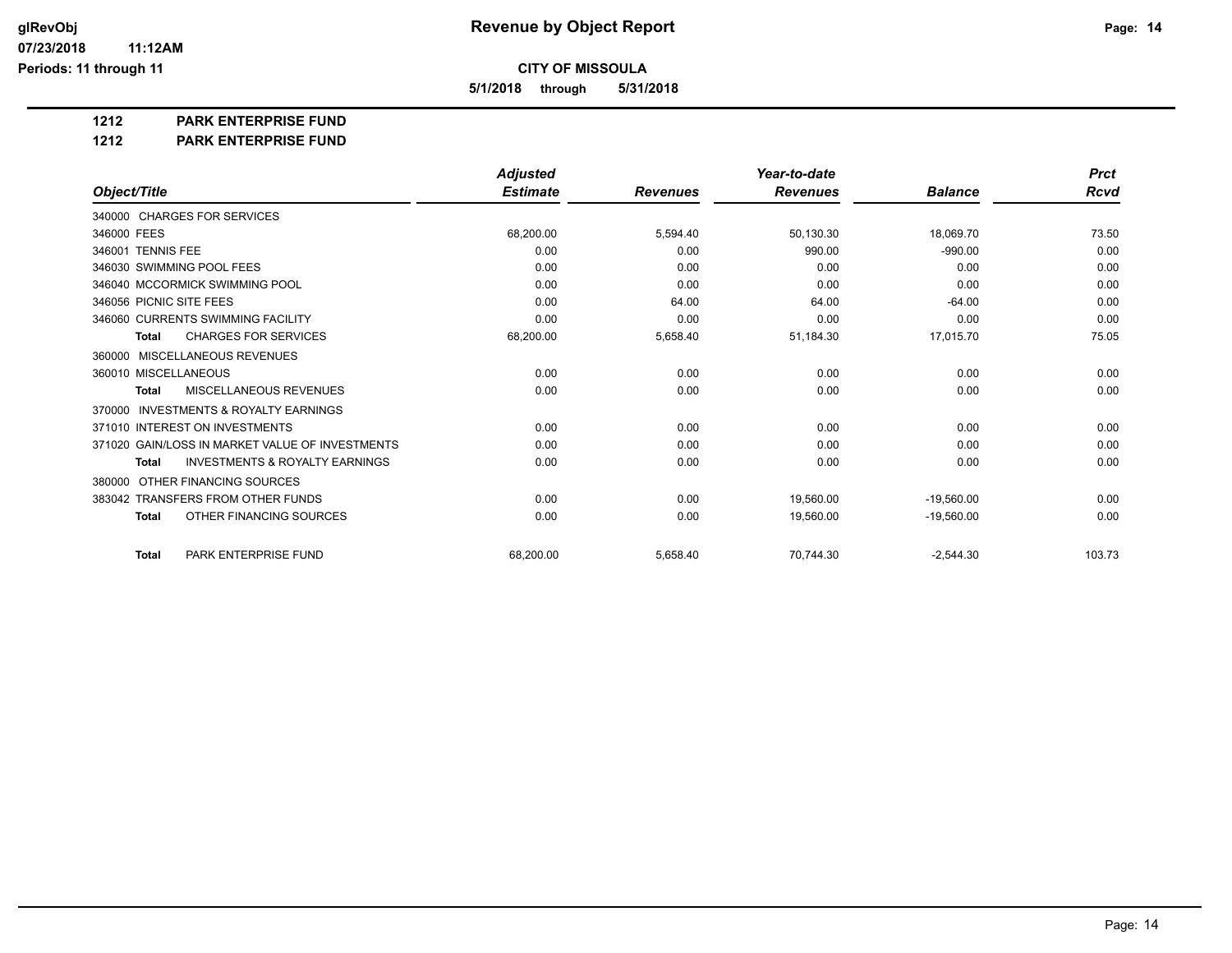# Revenue by Object Report

**CITY OF MISSOULA**

**5/1/2018 through 5/31/2018**

glRevObj
07/23/2018 11:12AM
Periods: 11 through 11

**1212 PARK ENTERPRISE FUND**

**1212 PARK ENTERPRISE FUND**

| Object/Title | Adjusted Estimate | Revenues | Year-to-date Revenues | Balance | Prct Rcvd |
|---|---|---|---|---|---|
| 340000 CHARGES FOR SERVICES | | | | | |
| 346000 FEES | 68,200.00 | 5,594.40 | 50,130.30 | 18,069.70 | 73.50 |
| 346001 TENNIS FEE | 0.00 | 0.00 | 990.00 | -990.00 | 0.00 |
| 346030 SWIMMING POOL FEES | 0.00 | 0.00 | 0.00 | 0.00 | 0.00 |
| 346040 MCCORMICK SWIMMING POOL | 0.00 | 0.00 | 0.00 | 0.00 | 0.00 |
| 346056 PICNIC SITE FEES | 0.00 | 64.00 | 64.00 | -64.00 | 0.00 |
| 346060 CURRENTS SWIMMING FACILITY | 0.00 | 0.00 | 0.00 | 0.00 | 0.00 |
| **Total** CHARGES FOR SERVICES | 68,200.00 | 5,658.40 | 51,184.30 | 17,015.70 | 75.05 |
| 360000 MISCELLANEOUS REVENUES | | | | | |
| 360010 MISCELLANEOUS | 0.00 | 0.00 | 0.00 | 0.00 | 0.00 |
| **Total** MISCELLANEOUS REVENUES | 0.00 | 0.00 | 0.00 | 0.00 | 0.00 |
| 370000 INVESTMENTS & ROYALTY EARNINGS | | | | | |
| 371010 INTEREST ON INVESTMENTS | 0.00 | 0.00 | 0.00 | 0.00 | 0.00 |
| 371020 GAIN/LOSS IN MARKET VALUE OF INVESTMENTS | 0.00 | 0.00 | 0.00 | 0.00 | 0.00 |
| **Total** INVESTMENTS & ROYALTY EARNINGS | 0.00 | 0.00 | 0.00 | 0.00 | 0.00 |
| 380000 OTHER FINANCING SOURCES | | | | | |
| 383042 TRANSFERS FROM OTHER FUNDS | 0.00 | 0.00 | 19,560.00 | -19,560.00 | 0.00 |
| **Total** OTHER FINANCING SOURCES | 0.00 | 0.00 | 19,560.00 | -19,560.00 | 0.00 |
| **Total** PARK ENTERPRISE FUND | 68,200.00 | 5,658.40 | 70,744.30 | -2,544.30 | 103.73 |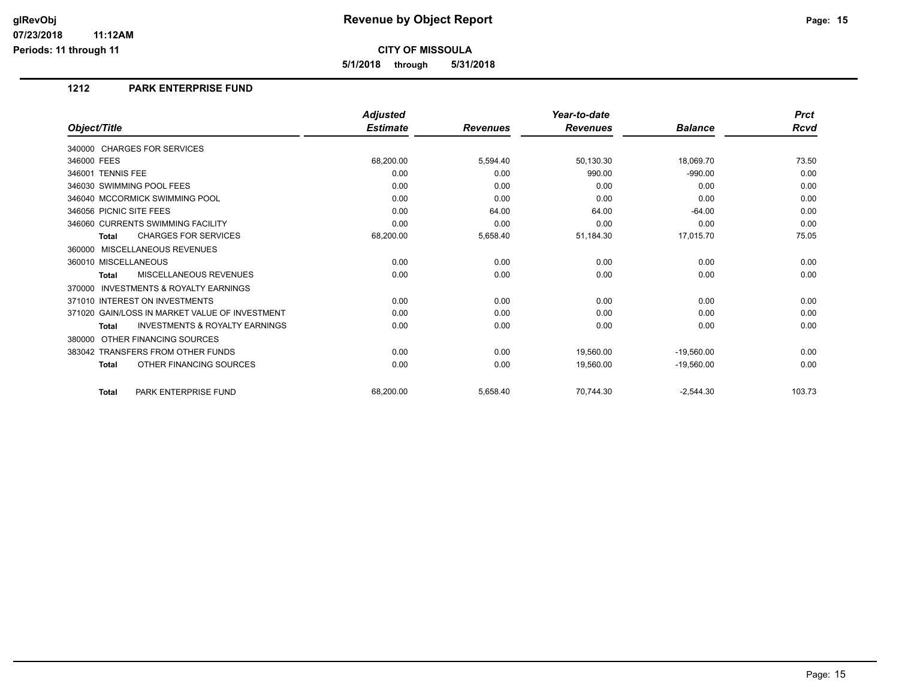glRevObj
07/23/2018 11:12AM
Periods: 11 through 11

# Revenue by Object Report

**CITY OF MISSOULA**

**5/1/2018 through 5/31/2018**

## 1212 PARK ENTERPRISE FUND

| Object/Title | Adjusted Estimate | Revenues | Year-to-date Revenues | Balance | Prct Rcvd |
|---|---|---|---|---|---|
| 340000 CHARGES FOR SERVICES | | | | | |
| 346000 FEES | 68,200.00 | 5,594.40 | 50,130.30 | 18,069.70 | 73.50 |
| 346001 TENNIS FEE | 0.00 | 0.00 | 990.00 | -990.00 | 0.00 |
| 346030 SWIMMING POOL FEES | 0.00 | 0.00 | 0.00 | 0.00 | 0.00 |
| 346040 MCCORMICK SWIMMING POOL | 0.00 | 0.00 | 0.00 | 0.00 | 0.00 |
| 346056 PICNIC SITE FEES | 0.00 | 64.00 | 64.00 | -64.00 | 0.00 |
| 346060 CURRENTS SWIMMING FACILITY | 0.00 | 0.00 | 0.00 | 0.00 | 0.00 |
| **Total** CHARGES FOR SERVICES | 68,200.00 | 5,658.40 | 51,184.30 | 17,015.70 | 75.05 |
| 360000 MISCELLANEOUS REVENUES | | | | | |
| 360010 MISCELLANEOUS | 0.00 | 0.00 | 0.00 | 0.00 | 0.00 |
| **Total** MISCELLANEOUS REVENUES | 0.00 | 0.00 | 0.00 | 0.00 | 0.00 |
| 370000 INVESTMENTS & ROYALTY EARNINGS | | | | | |
| 371010 INTEREST ON INVESTMENTS | 0.00 | 0.00 | 0.00 | 0.00 | 0.00 |
| 371020 GAIN/LOSS IN MARKET VALUE OF INVESTMENT | 0.00 | 0.00 | 0.00 | 0.00 | 0.00 |
| **Total** INVESTMENTS & ROYALTY EARNINGS | 0.00 | 0.00 | 0.00 | 0.00 | 0.00 |
| 380000 OTHER FINANCING SOURCES | | | | | |
| 383042 TRANSFERS FROM OTHER FUNDS | 0.00 | 0.00 | 19,560.00 | -19,560.00 | 0.00 |
| **Total** OTHER FINANCING SOURCES | 0.00 | 0.00 | 19,560.00 | -19,560.00 | 0.00 |
| **Total** PARK ENTERPRISE FUND | 68,200.00 | 5,658.40 | 70,744.30 | -2,544.30 | 103.73 |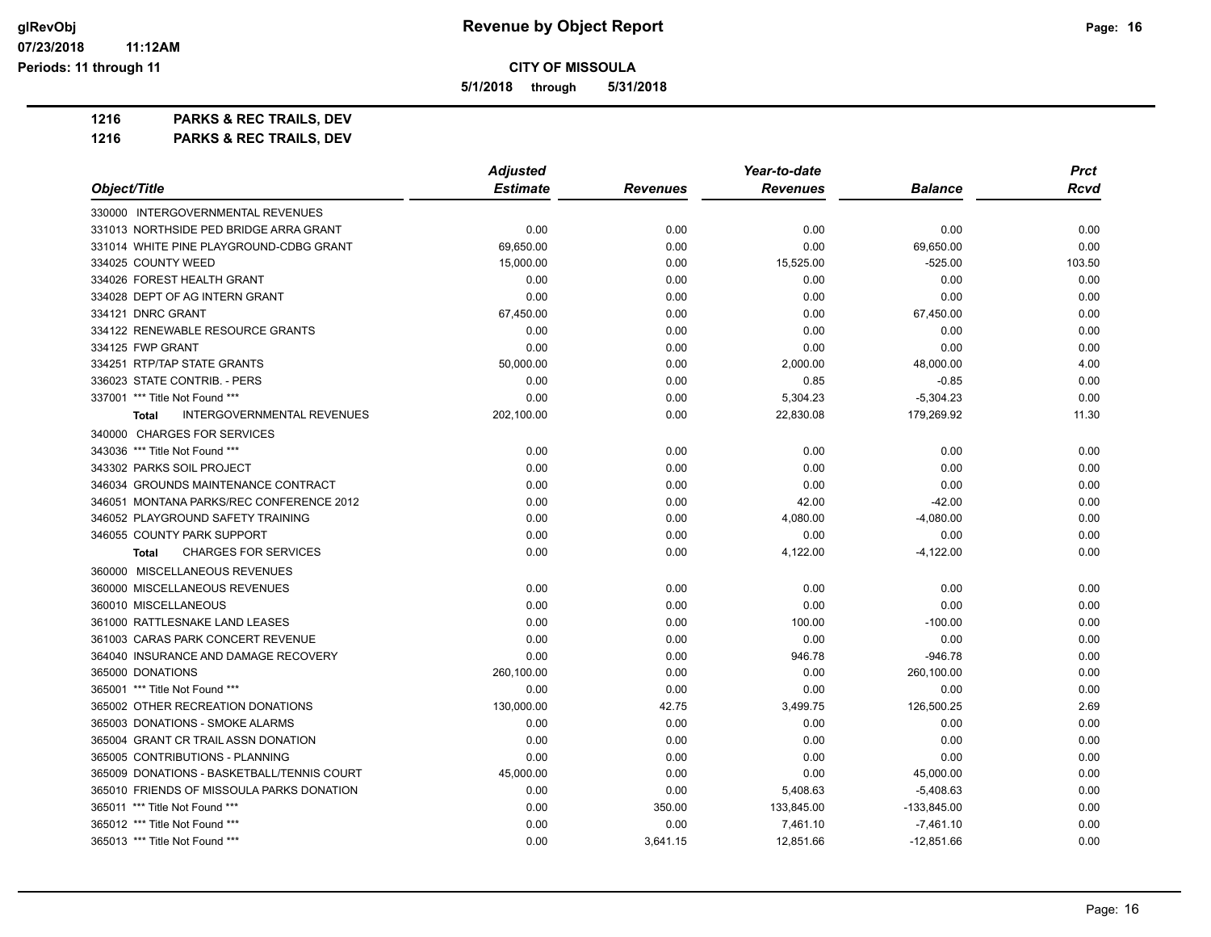**CITY OF MISSOULA**

**5/1/2018 through 5/31/2018**

## 1216 PARKS & REC TRAILS, DEV

## 1216 PARKS & REC TRAILS, DEV

| Object/Title | Adjusted Estimate | Revenues | Year-to-date Revenues | Balance | Prct Rcvd |
|---|---|---|---|---|---|
| 330000 INTERGOVERNMENTAL REVENUES | | | | | |
| 331013 NORTHSIDE PED BRIDGE ARRA GRANT | 0.00 | 0.00 | 0.00 | 0.00 | 0.00 |
| 331014 WHITE PINE PLAYGROUND-CDBG GRANT | 69,650.00 | 0.00 | 0.00 | 69,650.00 | 0.00 |
| 334025 COUNTY WEED | 15,000.00 | 0.00 | 15,525.00 | -525.00 | 103.50 |
| 334026 FOREST HEALTH GRANT | 0.00 | 0.00 | 0.00 | 0.00 | 0.00 |
| 334028 DEPT OF AG INTERN GRANT | 0.00 | 0.00 | 0.00 | 0.00 | 0.00 |
| 334121 DNRC GRANT | 67,450.00 | 0.00 | 0.00 | 67,450.00 | 0.00 |
| 334122 RENEWABLE RESOURCE GRANTS | 0.00 | 0.00 | 0.00 | 0.00 | 0.00 |
| 334125 FWP GRANT | 0.00 | 0.00 | 0.00 | 0.00 | 0.00 |
| 334251 RTP/TAP STATE GRANTS | 50,000.00 | 0.00 | 2,000.00 | 48,000.00 | 4.00 |
| 336023 STATE CONTRIB. - PERS | 0.00 | 0.00 | 0.85 | -0.85 | 0.00 |
| 337001 *** Title Not Found *** | 0.00 | 0.00 | 5,304.23 | -5,304.23 | 0.00 |
| **Total** INTERGOVERNMENTAL REVENUES | 202,100.00 | 0.00 | 22,830.08 | 179,269.92 | 11.30 |
| 340000 CHARGES FOR SERVICES | | | | | |
| 343036 *** Title Not Found *** | 0.00 | 0.00 | 0.00 | 0.00 | 0.00 |
| 343302 PARKS SOIL PROJECT | 0.00 | 0.00 | 0.00 | 0.00 | 0.00 |
| 346034 GROUNDS MAINTENANCE CONTRACT | 0.00 | 0.00 | 0.00 | 0.00 | 0.00 |
| 346051 MONTANA PARKS/REC CONFERENCE 2012 | 0.00 | 0.00 | 42.00 | -42.00 | 0.00 |
| 346052 PLAYGROUND SAFETY TRAINING | 0.00 | 0.00 | 4,080.00 | -4,080.00 | 0.00 |
| 346055 COUNTY PARK SUPPORT | 0.00 | 0.00 | 0.00 | 0.00 | 0.00 |
| **Total** CHARGES FOR SERVICES | 0.00 | 0.00 | 4,122.00 | -4,122.00 | 0.00 |
| 360000 MISCELLANEOUS REVENUES | | | | | |
| 360000 MISCELLANEOUS REVENUES | 0.00 | 0.00 | 0.00 | 0.00 | 0.00 |
| 360010 MISCELLANEOUS | 0.00 | 0.00 | 0.00 | 0.00 | 0.00 |
| 361000 RATTLESNAKE LAND LEASES | 0.00 | 0.00 | 100.00 | -100.00 | 0.00 |
| 361003 CARAS PARK CONCERT REVENUE | 0.00 | 0.00 | 0.00 | 0.00 | 0.00 |
| 364040 INSURANCE AND DAMAGE RECOVERY | 0.00 | 0.00 | 946.78 | -946.78 | 0.00 |
| 365000 DONATIONS | 260,100.00 | 0.00 | 0.00 | 260,100.00 | 0.00 |
| 365001 *** Title Not Found *** | 0.00 | 0.00 | 0.00 | 0.00 | 0.00 |
| 365002 OTHER RECREATION DONATIONS | 130,000.00 | 42.75 | 3,499.75 | 126,500.25 | 2.69 |
| 365003 DONATIONS - SMOKE ALARMS | 0.00 | 0.00 | 0.00 | 0.00 | 0.00 |
| 365004 GRANT CR TRAIL ASSN DONATION | 0.00 | 0.00 | 0.00 | 0.00 | 0.00 |
| 365005 CONTRIBUTIONS - PLANNING | 0.00 | 0.00 | 0.00 | 0.00 | 0.00 |
| 365009 DONATIONS - BASKETBALL/TENNIS COURT | 45,000.00 | 0.00 | 0.00 | 45,000.00 | 0.00 |
| 365010 FRIENDS OF MISSOULA PARKS DONATION | 0.00 | 0.00 | 5,408.63 | -5,408.63 | 0.00 |
| 365011 *** Title Not Found *** | 0.00 | 350.00 | 133,845.00 | -133,845.00 | 0.00 |
| 365012 *** Title Not Found *** | 0.00 | 0.00 | 7,461.10 | -7,461.10 | 0.00 |
| 365013 *** Title Not Found *** | 0.00 | 3,641.15 | 12,851.66 | -12,851.66 | 0.00 |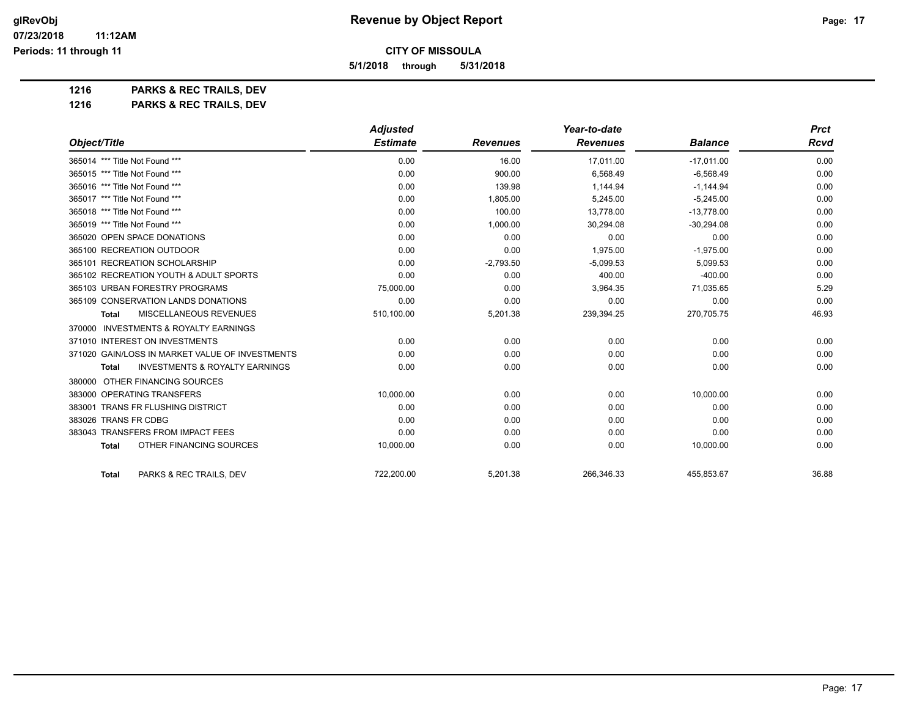# Revenue by Object Report

glRevObj
07/23/2018 11:12AM
Periods: 11 through 11

**CITY OF MISSOULA**

**5/1/2018 through 5/31/2018**

**1216 PARKS & REC TRAILS, DEV**

**1216 PARKS & REC TRAILS, DEV**

| Object/Title | Adjusted Estimate | Revenues | Year-to-date Revenues | Balance | Prct Rcvd |
|---|---|---|---|---|---|
| 365014 *** Title Not Found *** | 0.00 | 16.00 | 17,011.00 | -17,011.00 | 0.00 |
| 365015 *** Title Not Found *** | 0.00 | 900.00 | 6,568.49 | -6,568.49 | 0.00 |
| 365016 *** Title Not Found *** | 0.00 | 139.98 | 1,144.94 | -1,144.94 | 0.00 |
| 365017 *** Title Not Found *** | 0.00 | 1,805.00 | 5,245.00 | -5,245.00 | 0.00 |
| 365018 *** Title Not Found *** | 0.00 | 100.00 | 13,778.00 | -13,778.00 | 0.00 |
| 365019 *** Title Not Found *** | 0.00 | 1,000.00 | 30,294.08 | -30,294.08 | 0.00 |
| 365020 OPEN SPACE DONATIONS | 0.00 | 0.00 | 0.00 | 0.00 | 0.00 |
| 365100 RECREATION OUTDOOR | 0.00 | 0.00 | 1,975.00 | -1,975.00 | 0.00 |
| 365101 RECREATION SCHOLARSHIP | 0.00 | -2,793.50 | -5,099.53 | 5,099.53 | 0.00 |
| 365102 RECREATION YOUTH & ADULT SPORTS | 0.00 | 0.00 | 400.00 | -400.00 | 0.00 |
| 365103 URBAN FORESTRY PROGRAMS | 75,000.00 | 0.00 | 3,964.35 | 71,035.65 | 5.29 |
| 365109 CONSERVATION LANDS DONATIONS | 0.00 | 0.00 | 0.00 | 0.00 | 0.00 |
| **Total** MISCELLANEOUS REVENUES | 510,100.00 | 5,201.38 | 239,394.25 | 270,705.75 | 46.93 |
| 370000 INVESTMENTS & ROYALTY EARNINGS | | | | | |
| 371010 INTEREST ON INVESTMENTS | 0.00 | 0.00 | 0.00 | 0.00 | 0.00 |
| 371020 GAIN/LOSS IN MARKET VALUE OF INVESTMENTS | 0.00 | 0.00 | 0.00 | 0.00 | 0.00 |
| **Total** INVESTMENTS & ROYALTY EARNINGS | 0.00 | 0.00 | 0.00 | 0.00 | 0.00 |
| 380000 OTHER FINANCING SOURCES | | | | | |
| 383000 OPERATING TRANSFERS | 10,000.00 | 0.00 | 0.00 | 10,000.00 | 0.00 |
| 383001 TRANS FR FLUSHING DISTRICT | 0.00 | 0.00 | 0.00 | 0.00 | 0.00 |
| 383026 TRANS FR CDBG | 0.00 | 0.00 | 0.00 | 0.00 | 0.00 |
| 383043 TRANSFERS FROM IMPACT FEES | 0.00 | 0.00 | 0.00 | 0.00 | 0.00 |
| **Total** OTHER FINANCING SOURCES | 10,000.00 | 0.00 | 0.00 | 10,000.00 | 0.00 |
| **Total** PARKS & REC TRAILS, DEV | 722,200.00 | 5,201.38 | 266,346.33 | 455,853.67 | 36.88 |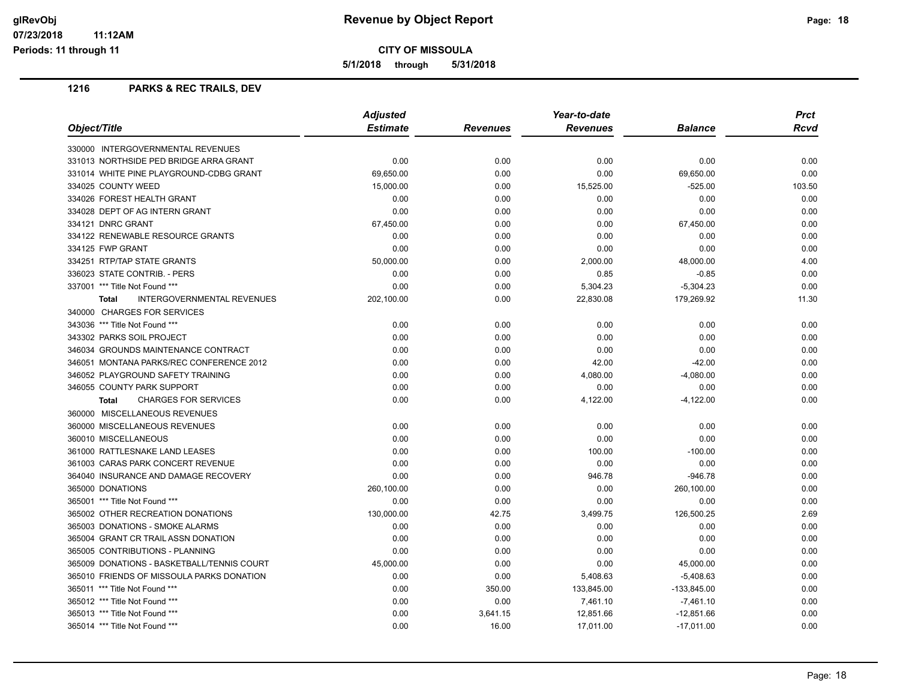# Revenue by Object Report

**CITY OF MISSOULA**

**5/1/2018 through 5/31/2018**

glRevObj
07/23/2018 11:12AM
Periods: 11 through 11

## 1216 PARKS & REC TRAILS, DEV

| Object/Title | Adjusted Estimate | Revenues | Year-to-date Revenues | Balance | Prct Rcvd |
|---|---|---|---|---|---|
| 330000 INTERGOVERNMENTAL REVENUES | | | | | |
| 331013 NORTHSIDE PED BRIDGE ARRA GRANT | 0.00 | 0.00 | 0.00 | 0.00 | 0.00 |
| 331014 WHITE PINE PLAYGROUND-CDBG GRANT | 69,650.00 | 0.00 | 0.00 | 69,650.00 | 0.00 |
| 334025 COUNTY WEED | 15,000.00 | 0.00 | 15,525.00 | -525.00 | 103.50 |
| 334026 FOREST HEALTH GRANT | 0.00 | 0.00 | 0.00 | 0.00 | 0.00 |
| 334028 DEPT OF AG INTERN GRANT | 0.00 | 0.00 | 0.00 | 0.00 | 0.00 |
| 334121 DNRC GRANT | 67,450.00 | 0.00 | 0.00 | 67,450.00 | 0.00 |
| 334122 RENEWABLE RESOURCE GRANTS | 0.00 | 0.00 | 0.00 | 0.00 | 0.00 |
| 334125 FWP GRANT | 0.00 | 0.00 | 0.00 | 0.00 | 0.00 |
| 334251 RTP/TAP STATE GRANTS | 50,000.00 | 0.00 | 2,000.00 | 48,000.00 | 4.00 |
| 336023 STATE CONTRIB. - PERS | 0.00 | 0.00 | 0.85 | -0.85 | 0.00 |
| 337001 *** Title Not Found *** | 0.00 | 0.00 | 5,304.23 | -5,304.23 | 0.00 |
| **Total** INTERGOVERNMENTAL REVENUES | 202,100.00 | 0.00 | 22,830.08 | 179,269.92 | 11.30 |
| 340000 CHARGES FOR SERVICES | | | | | |
| 343036 *** Title Not Found *** | 0.00 | 0.00 | 0.00 | 0.00 | 0.00 |
| 343302 PARKS SOIL PROJECT | 0.00 | 0.00 | 0.00 | 0.00 | 0.00 |
| 346034 GROUNDS MAINTENANCE CONTRACT | 0.00 | 0.00 | 0.00 | 0.00 | 0.00 |
| 346051 MONTANA PARKS/REC CONFERENCE 2012 | 0.00 | 0.00 | 42.00 | -42.00 | 0.00 |
| 346052 PLAYGROUND SAFETY TRAINING | 0.00 | 0.00 | 4,080.00 | -4,080.00 | 0.00 |
| 346055 COUNTY PARK SUPPORT | 0.00 | 0.00 | 0.00 | 0.00 | 0.00 |
| **Total** CHARGES FOR SERVICES | 0.00 | 0.00 | 4,122.00 | -4,122.00 | 0.00 |
| 360000 MISCELLANEOUS REVENUES | | | | | |
| 360000 MISCELLANEOUS REVENUES | 0.00 | 0.00 | 0.00 | 0.00 | 0.00 |
| 360010 MISCELLANEOUS | 0.00 | 0.00 | 0.00 | 0.00 | 0.00 |
| 361000 RATTLESNAKE LAND LEASES | 0.00 | 0.00 | 100.00 | -100.00 | 0.00 |
| 361003 CARAS PARK CONCERT REVENUE | 0.00 | 0.00 | 0.00 | 0.00 | 0.00 |
| 364040 INSURANCE AND DAMAGE RECOVERY | 0.00 | 0.00 | 946.78 | -946.78 | 0.00 |
| 365000 DONATIONS | 260,100.00 | 0.00 | 0.00 | 260,100.00 | 0.00 |
| 365001 *** Title Not Found *** | 0.00 | 0.00 | 0.00 | 0.00 | 0.00 |
| 365002 OTHER RECREATION DONATIONS | 130,000.00 | 42.75 | 3,499.75 | 126,500.25 | 2.69 |
| 365003 DONATIONS - SMOKE ALARMS | 0.00 | 0.00 | 0.00 | 0.00 | 0.00 |
| 365004 GRANT CR TRAIL ASSN DONATION | 0.00 | 0.00 | 0.00 | 0.00 | 0.00 |
| 365005 CONTRIBUTIONS - PLANNING | 0.00 | 0.00 | 0.00 | 0.00 | 0.00 |
| 365009 DONATIONS - BASKETBALL/TENNIS COURT | 45,000.00 | 0.00 | 0.00 | 45,000.00 | 0.00 |
| 365010 FRIENDS OF MISSOULA PARKS DONATION | 0.00 | 0.00 | 5,408.63 | -5,408.63 | 0.00 |
| 365011 *** Title Not Found *** | 0.00 | 350.00 | 133,845.00 | -133,845.00 | 0.00 |
| 365012 *** Title Not Found *** | 0.00 | 0.00 | 7,461.10 | -7,461.10 | 0.00 |
| 365013 *** Title Not Found *** | 0.00 | 3,641.15 | 12,851.66 | -12,851.66 | 0.00 |
| 365014 *** Title Not Found *** | 0.00 | 16.00 | 17,011.00 | -17,011.00 | 0.00 |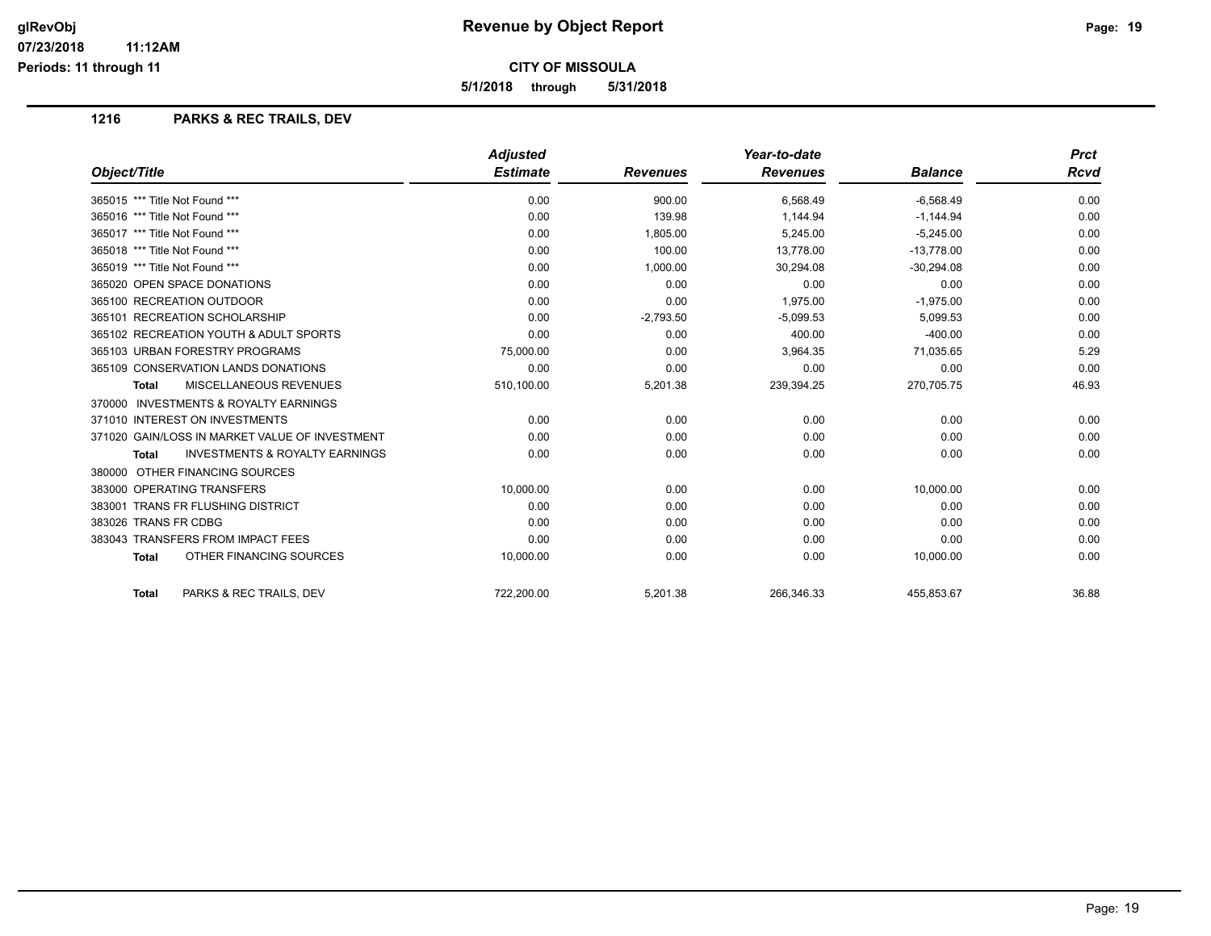**glRevObj**
**07/23/2018 11:12AM**
**Periods: 11 through 11**

# Revenue by Object Report

**CITY OF MISSOULA**

**5/1/2018 through 5/31/2018**

## 1216 PARKS & REC TRAILS, DEV

| Object/Title | Adjusted Estimate | Revenues | Year-to-date Revenues | Balance | Prct Rcvd |
|---|---|---|---|---|---|
| 365015 *** Title Not Found *** | 0.00 | 900.00 | 6,568.49 | -6,568.49 | 0.00 |
| 365016 *** Title Not Found *** | 0.00 | 139.98 | 1,144.94 | -1,144.94 | 0.00 |
| 365017 *** Title Not Found *** | 0.00 | 1,805.00 | 5,245.00 | -5,245.00 | 0.00 |
| 365018 *** Title Not Found *** | 0.00 | 100.00 | 13,778.00 | -13,778.00 | 0.00 |
| 365019 *** Title Not Found *** | 0.00 | 1,000.00 | 30,294.08 | -30,294.08 | 0.00 |
| 365020 OPEN SPACE DONATIONS | 0.00 | 0.00 | 0.00 | 0.00 | 0.00 |
| 365100 RECREATION OUTDOOR | 0.00 | 0.00 | 1,975.00 | -1,975.00 | 0.00 |
| 365101 RECREATION SCHOLARSHIP | 0.00 | -2,793.50 | -5,099.53 | 5,099.53 | 0.00 |
| 365102 RECREATION YOUTH & ADULT SPORTS | 0.00 | 0.00 | 400.00 | -400.00 | 0.00 |
| 365103 URBAN FORESTRY PROGRAMS | 75,000.00 | 0.00 | 3,964.35 | 71,035.65 | 5.29 |
| 365109 CONSERVATION LANDS DONATIONS | 0.00 | 0.00 | 0.00 | 0.00 | 0.00 |
| **Total** MISCELLANEOUS REVENUES | 510,100.00 | 5,201.38 | 239,394.25 | 270,705.75 | 46.93 |
| 370000 INVESTMENTS & ROYALTY EARNINGS | | | | | |
| 371010 INTEREST ON INVESTMENTS | 0.00 | 0.00 | 0.00 | 0.00 | 0.00 |
| 371020 GAIN/LOSS IN MARKET VALUE OF INVESTMENT | 0.00 | 0.00 | 0.00 | 0.00 | 0.00 |
| **Total** INVESTMENTS & ROYALTY EARNINGS | 0.00 | 0.00 | 0.00 | 0.00 | 0.00 |
| 380000 OTHER FINANCING SOURCES | | | | | |
| 383000 OPERATING TRANSFERS | 10,000.00 | 0.00 | 0.00 | 10,000.00 | 0.00 |
| 383001 TRANS FR FLUSHING DISTRICT | 0.00 | 0.00 | 0.00 | 0.00 | 0.00 |
| 383026 TRANS FR CDBG | 0.00 | 0.00 | 0.00 | 0.00 | 0.00 |
| 383043 TRANSFERS FROM IMPACT FEES | 0.00 | 0.00 | 0.00 | 0.00 | 0.00 |
| **Total** OTHER FINANCING SOURCES | 10,000.00 | 0.00 | 0.00 | 10,000.00 | 0.00 |
| **Total** PARKS & REC TRAILS, DEV | 722,200.00 | 5,201.38 | 266,346.33 | 455,853.67 | 36.88 |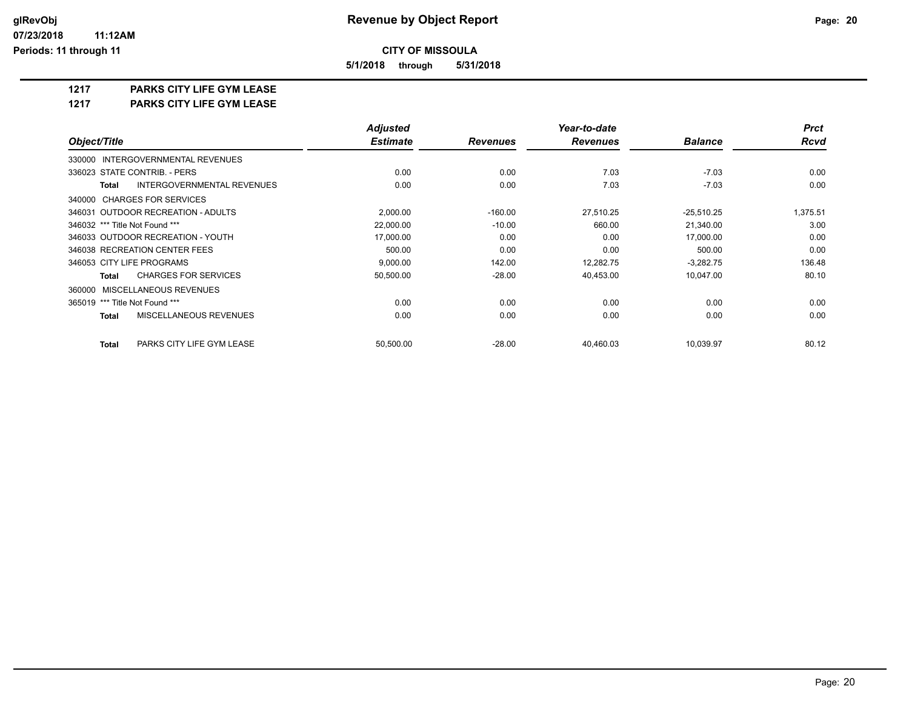**CITY OF MISSOULA**

**5/1/2018 through 5/31/2018**

## 1217 PARKS CITY LIFE GYM LEASE

## 1217 PARKS CITY LIFE GYM LEASE

| Object/Title | Adjusted Estimate | Revenues | Year-to-date Revenues | Balance | Prct Rcvd |
|---|---|---|---|---|---|
| 330000 INTERGOVERNMENTAL REVENUES | | | | | |
| 336023 STATE CONTRIB. - PERS | 0.00 | 0.00 | 7.03 | -7.03 | 0.00 |
| **Total** INTERGOVERNMENTAL REVENUES | 0.00 | 0.00 | 7.03 | -7.03 | 0.00 |
| 340000 CHARGES FOR SERVICES | | | | | |
| 346031 OUTDOOR RECREATION - ADULTS | 2,000.00 | -160.00 | 27,510.25 | -25,510.25 | 1,375.51 |
| 346032 *** Title Not Found *** | 22,000.00 | -10.00 | 660.00 | 21,340.00 | 3.00 |
| 346033 OUTDOOR RECREATION - YOUTH | 17,000.00 | 0.00 | 0.00 | 17,000.00 | 0.00 |
| 346038 RECREATION CENTER FEES | 500.00 | 0.00 | 0.00 | 500.00 | 0.00 |
| 346053 CITY LIFE PROGRAMS | 9,000.00 | 142.00 | 12,282.75 | -3,282.75 | 136.48 |
| **Total** CHARGES FOR SERVICES | 50,500.00 | -28.00 | 40,453.00 | 10,047.00 | 80.10 |
| 360000 MISCELLANEOUS REVENUES | | | | | |
| 365019 *** Title Not Found *** | 0.00 | 0.00 | 0.00 | 0.00 | 0.00 |
| **Total** MISCELLANEOUS REVENUES | 0.00 | 0.00 | 0.00 | 0.00 | 0.00 |
| **Total** PARKS CITY LIFE GYM LEASE | 50,500.00 | -28.00 | 40,460.03 | 10,039.97 | 80.12 |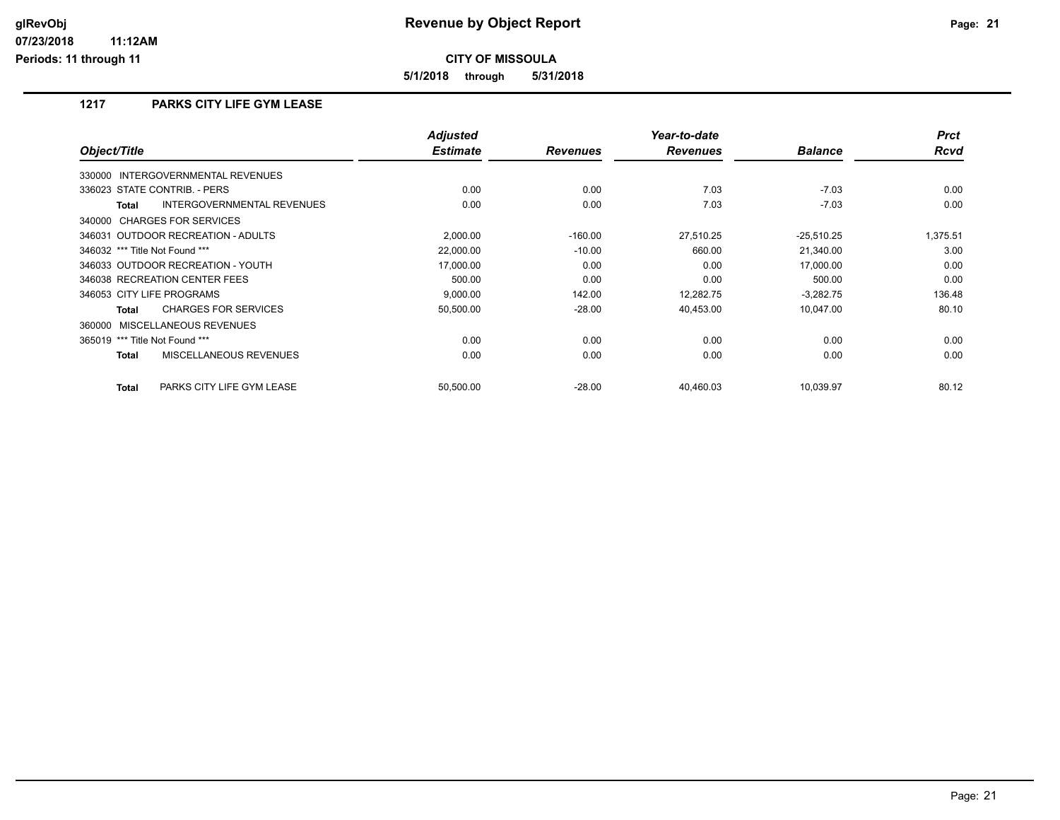**Revenue by Object Report**

**CITY OF MISSOULA**

**5/1/2018 through 5/31/2018**

## 1217 PARKS CITY LIFE GYM LEASE

| Object/Title | Adjusted Estimate | Revenues | Year-to-date Revenues | Balance | Prct Rcvd |
|---|---|---|---|---|---|
| 330000 INTERGOVERNMENTAL REVENUES | | | | | |
| 336023 STATE CONTRIB. - PERS | 0.00 | 0.00 | 7.03 | -7.03 | 0.00 |
| **Total** INTERGOVERNMENTAL REVENUES | 0.00 | 0.00 | 7.03 | -7.03 | 0.00 |
| 340000 CHARGES FOR SERVICES | | | | | |
| 346031 OUTDOOR RECREATION - ADULTS | 2,000.00 | -160.00 | 27,510.25 | -25,510.25 | 1,375.51 |
| 346032 *** Title Not Found *** | 22,000.00 | -10.00 | 660.00 | 21,340.00 | 3.00 |
| 346033 OUTDOOR RECREATION - YOUTH | 17,000.00 | 0.00 | 0.00 | 17,000.00 | 0.00 |
| 346038 RECREATION CENTER FEES | 500.00 | 0.00 | 0.00 | 500.00 | 0.00 |
| 346053 CITY LIFE PROGRAMS | 9,000.00 | 142.00 | 12,282.75 | -3,282.75 | 136.48 |
| **Total** CHARGES FOR SERVICES | 50,500.00 | -28.00 | 40,453.00 | 10,047.00 | 80.10 |
| 360000 MISCELLANEOUS REVENUES | | | | | |
| 365019 *** Title Not Found *** | 0.00 | 0.00 | 0.00 | 0.00 | 0.00 |
| **Total** MISCELLANEOUS REVENUES | 0.00 | 0.00 | 0.00 | 0.00 | 0.00 |
| **Total** PARKS CITY LIFE GYM LEASE | 50,500.00 | -28.00 | 40,460.03 | 10,039.97 | 80.12 |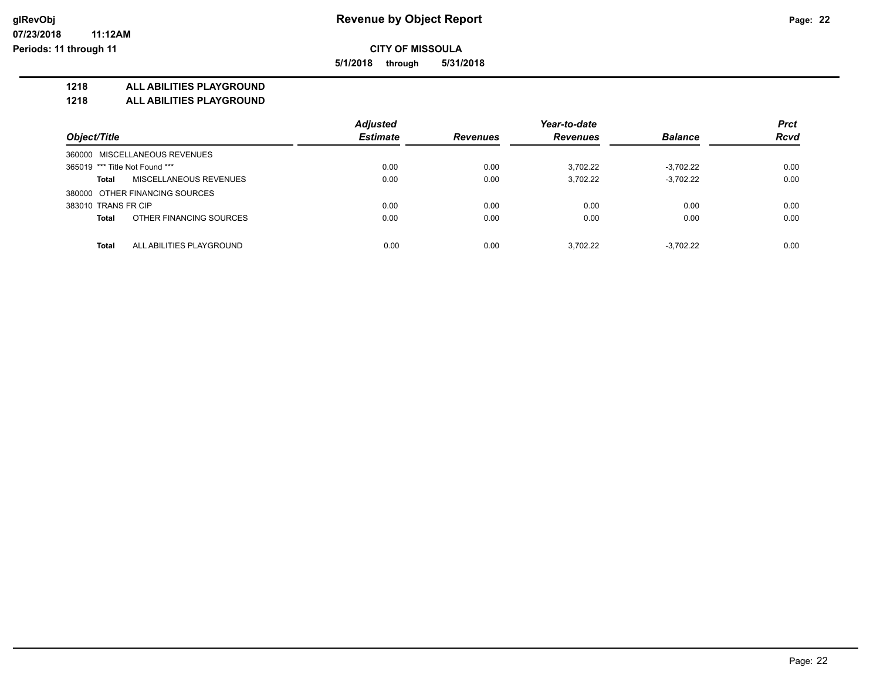**CITY OF MISSOULA**

**5/1/2018 through 5/31/2018**

## 1218 ALL ABILITIES PLAYGROUND

## 1218 ALL ABILITIES PLAYGROUND

| Object/Title | Adjusted Estimate | Revenues | Year-to-date Revenues | Balance | Prct Rcvd |
|---|---|---|---|---|---|
| 360000 MISCELLANEOUS REVENUES | | | | | |
| 365019 *** Title Not Found *** | 0.00 | 0.00 | 3,702.22 | -3,702.22 | 0.00 |
| **Total** MISCELLANEOUS REVENUES | 0.00 | 0.00 | 3,702.22 | -3,702.22 | 0.00 |
| 380000 OTHER FINANCING SOURCES | | | | | |
| 383010 TRANS FR CIP | 0.00 | 0.00 | 0.00 | 0.00 | 0.00 |
| **Total** OTHER FINANCING SOURCES | 0.00 | 0.00 | 0.00 | 0.00 | 0.00 |
| **Total** ALL ABILITIES PLAYGROUND | 0.00 | 0.00 | 3,702.22 | -3,702.22 | 0.00 |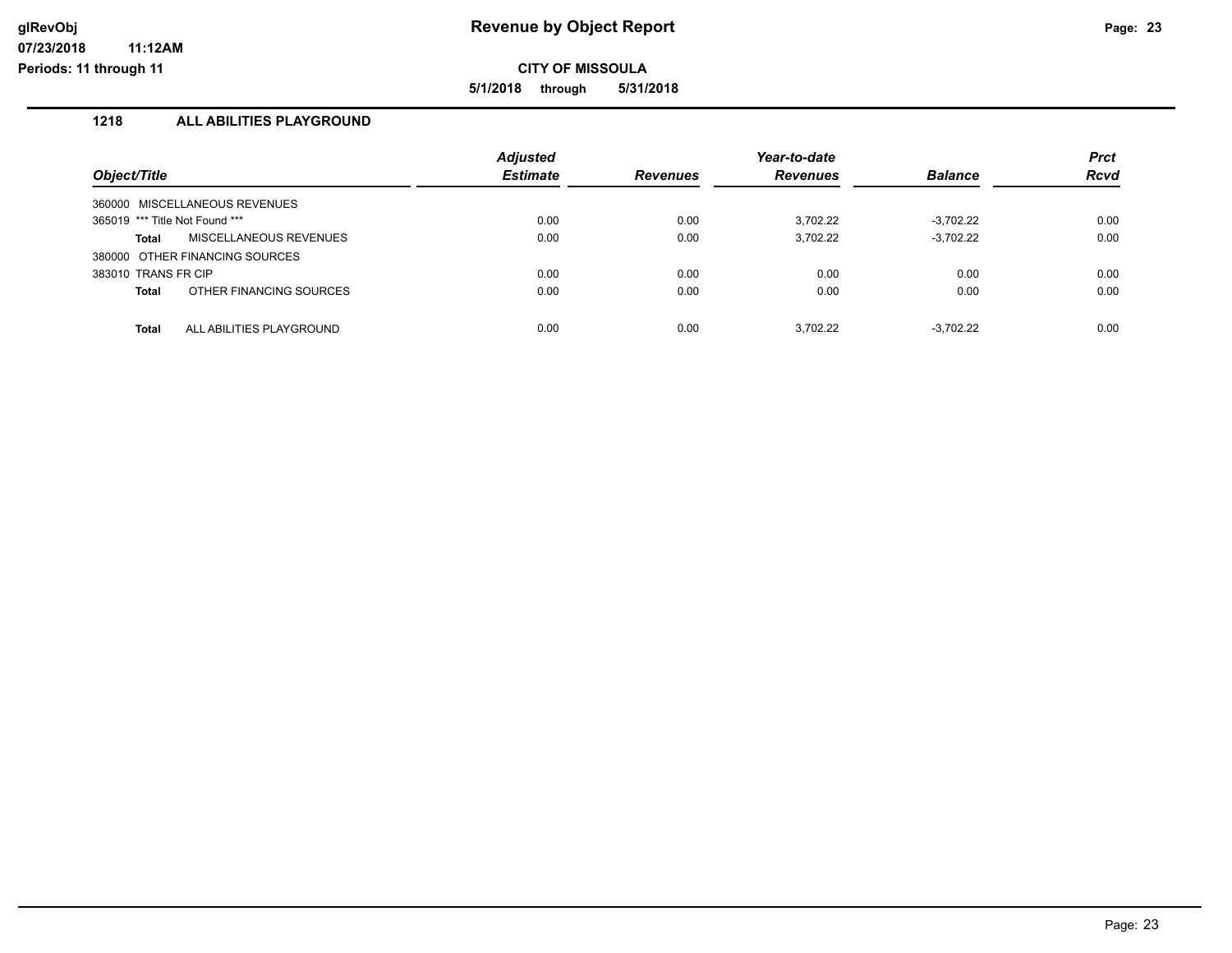**glRevObj**
**07/23/2018 11:12AM**
**Periods: 11 through 11**

# Revenue by Object Report

**CITY OF MISSOULA**

**5/1/2018 through 5/31/2018**

## 1218 ALL ABILITIES PLAYGROUND

| Object/Title | Adjusted Estimate | Revenues | Year-to-date Revenues | Balance | Prct Rcvd |
|---|---|---|---|---|---|
| 360000 MISCELLANEOUS REVENUES | | | | | |
| 365019 *** Title Not Found *** | 0.00 | 0.00 | 3,702.22 | -3,702.22 | 0.00 |
| **Total** MISCELLANEOUS REVENUES | 0.00 | 0.00 | 3,702.22 | -3,702.22 | 0.00 |
| 380000 OTHER FINANCING SOURCES | | | | | |
| 383010 TRANS FR CIP | 0.00 | 0.00 | 0.00 | 0.00 | 0.00 |
| **Total** OTHER FINANCING SOURCES | 0.00 | 0.00 | 0.00 | 0.00 | 0.00 |
| **Total** ALL ABILITIES PLAYGROUND | 0.00 | 0.00 | 3,702.22 | -3,702.22 | 0.00 |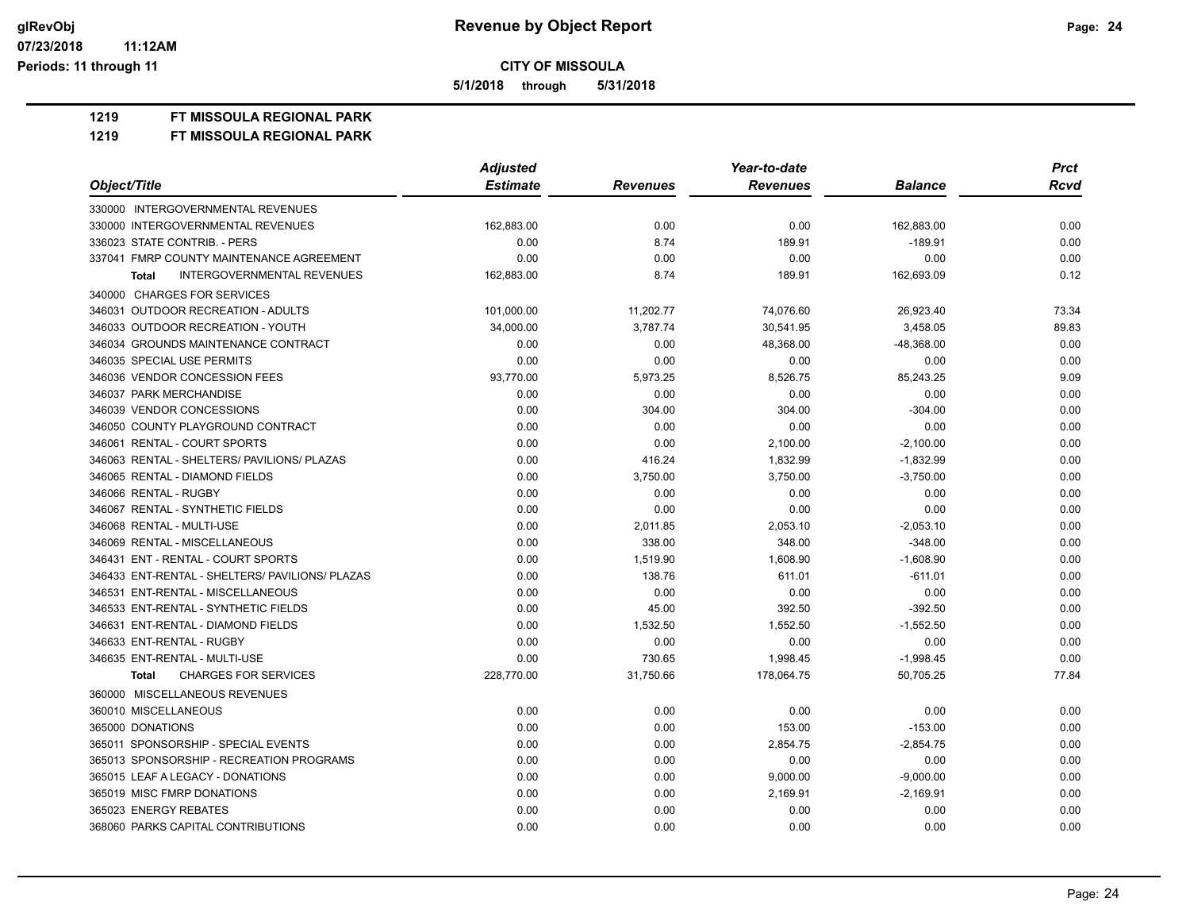**CITY OF MISSOULA**

**5/1/2018 through 5/31/2018**

**1219 FT MISSOULA REGIONAL PARK**

**1219 FT MISSOULA REGIONAL PARK**

| Object/Title | Adjusted Estimate | Revenues | Year-to-date Revenues | Balance | Prct Rcvd |
|---|---|---|---|---|---|
| 330000 INTERGOVERNMENTAL REVENUES | | | | | |
| 330000 INTERGOVERNMENTAL REVENUES | 162,883.00 | 0.00 | 0.00 | 162,883.00 | 0.00 |
| 336023 STATE CONTRIB. - PERS | 0.00 | 8.74 | 189.91 | -189.91 | 0.00 |
| 337041 FMRP COUNTY MAINTENANCE AGREEMENT | 0.00 | 0.00 | 0.00 | 0.00 | 0.00 |
| **Total** INTERGOVERNMENTAL REVENUES | 162,883.00 | 8.74 | 189.91 | 162,693.09 | 0.12 |
| 340000 CHARGES FOR SERVICES | | | | | |
| 346031 OUTDOOR RECREATION - ADULTS | 101,000.00 | 11,202.77 | 74,076.60 | 26,923.40 | 73.34 |
| 346033 OUTDOOR RECREATION - YOUTH | 34,000.00 | 3,787.74 | 30,541.95 | 3,458.05 | 89.83 |
| 346034 GROUNDS MAINTENANCE CONTRACT | 0.00 | 0.00 | 48,368.00 | -48,368.00 | 0.00 |
| 346035 SPECIAL USE PERMITS | 0.00 | 0.00 | 0.00 | 0.00 | 0.00 |
| 346036 VENDOR CONCESSION FEES | 93,770.00 | 5,973.25 | 8,526.75 | 85,243.25 | 9.09 |
| 346037 PARK MERCHANDISE | 0.00 | 0.00 | 0.00 | 0.00 | 0.00 |
| 346039 VENDOR CONCESSIONS | 0.00 | 304.00 | 304.00 | -304.00 | 0.00 |
| 346050 COUNTY PLAYGROUND CONTRACT | 0.00 | 0.00 | 0.00 | 0.00 | 0.00 |
| 346061 RENTAL - COURT SPORTS | 0.00 | 0.00 | 2,100.00 | -2,100.00 | 0.00 |
| 346063 RENTAL - SHELTERS/ PAVILIONS/ PLAZAS | 0.00 | 416.24 | 1,832.99 | -1,832.99 | 0.00 |
| 346065 RENTAL - DIAMOND FIELDS | 0.00 | 3,750.00 | 3,750.00 | -3,750.00 | 0.00 |
| 346066 RENTAL - RUGBY | 0.00 | 0.00 | 0.00 | 0.00 | 0.00 |
| 346067 RENTAL - SYNTHETIC FIELDS | 0.00 | 0.00 | 0.00 | 0.00 | 0.00 |
| 346068 RENTAL - MULTI-USE | 0.00 | 2,011.85 | 2,053.10 | -2,053.10 | 0.00 |
| 346069 RENTAL - MISCELLANEOUS | 0.00 | 338.00 | 348.00 | -348.00 | 0.00 |
| 346431 ENT - RENTAL - COURT SPORTS | 0.00 | 1,519.90 | 1,608.90 | -1,608.90 | 0.00 |
| 346433 ENT-RENTAL - SHELTERS/ PAVILIONS/ PLAZAS | 0.00 | 138.76 | 611.01 | -611.01 | 0.00 |
| 346531 ENT-RENTAL - MISCELLANEOUS | 0.00 | 0.00 | 0.00 | 0.00 | 0.00 |
| 346533 ENT-RENTAL - SYNTHETIC FIELDS | 0.00 | 45.00 | 392.50 | -392.50 | 0.00 |
| 346631 ENT-RENTAL - DIAMOND FIELDS | 0.00 | 1,532.50 | 1,552.50 | -1,552.50 | 0.00 |
| 346633 ENT-RENTAL - RUGBY | 0.00 | 0.00 | 0.00 | 0.00 | 0.00 |
| 346635 ENT-RENTAL - MULTI-USE | 0.00 | 730.65 | 1,998.45 | -1,998.45 | 0.00 |
| **Total** CHARGES FOR SERVICES | 228,770.00 | 31,750.66 | 178,064.75 | 50,705.25 | 77.84 |
| 360000 MISCELLANEOUS REVENUES | | | | | |
| 360010 MISCELLANEOUS | 0.00 | 0.00 | 0.00 | 0.00 | 0.00 |
| 365000 DONATIONS | 0.00 | 0.00 | 153.00 | -153.00 | 0.00 |
| 365011 SPONSORSHIP - SPECIAL EVENTS | 0.00 | 0.00 | 2,854.75 | -2,854.75 | 0.00 |
| 365013 SPONSORSHIP - RECREATION PROGRAMS | 0.00 | 0.00 | 0.00 | 0.00 | 0.00 |
| 365015 LEAF A LEGACY - DONATIONS | 0.00 | 0.00 | 9,000.00 | -9,000.00 | 0.00 |
| 365019 MISC FMRP DONATIONS | 0.00 | 0.00 | 2,169.91 | -2,169.91 | 0.00 |
| 365023 ENERGY REBATES | 0.00 | 0.00 | 0.00 | 0.00 | 0.00 |
| 368060 PARKS CAPITAL CONTRIBUTIONS | 0.00 | 0.00 | 0.00 | 0.00 | 0.00 |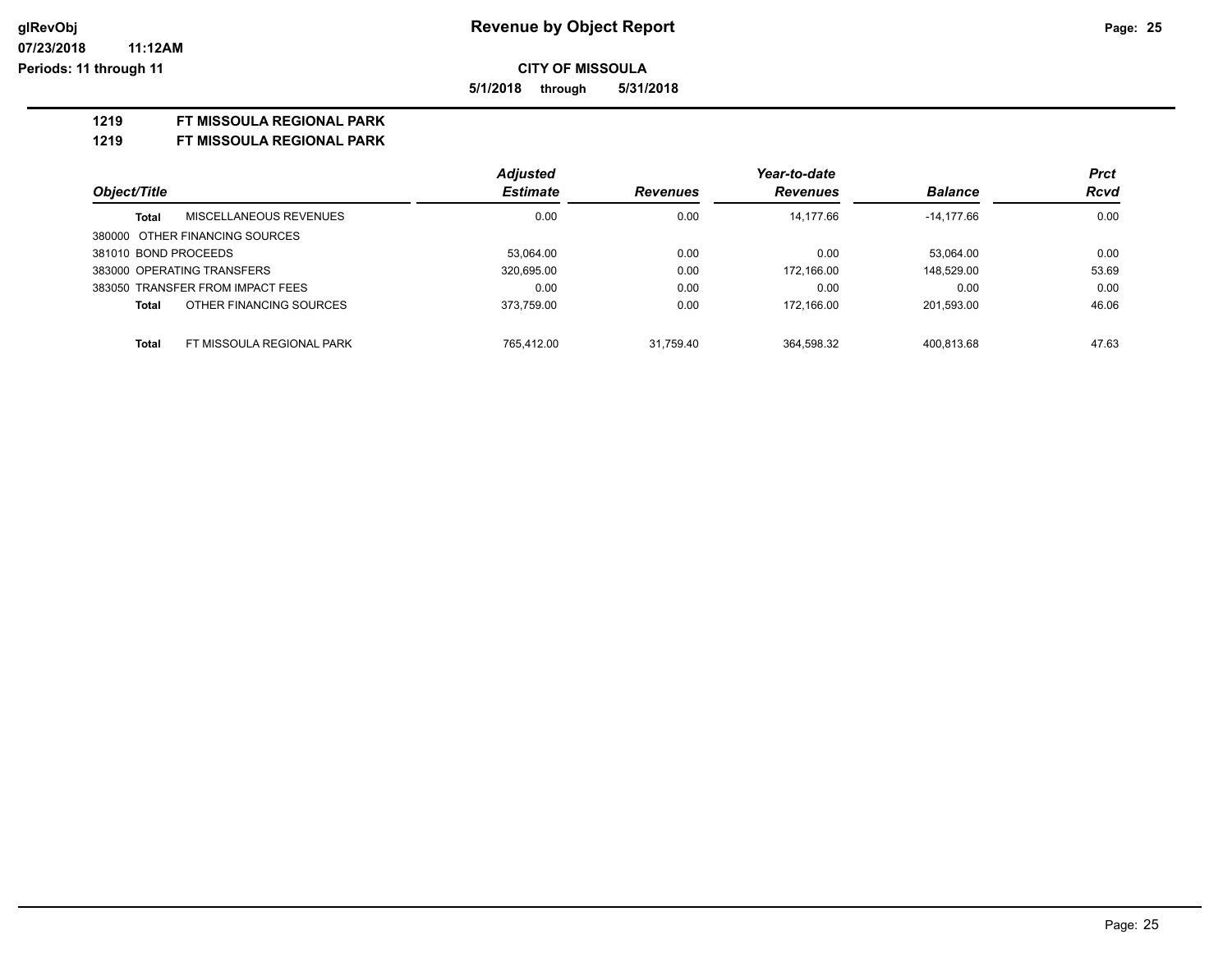**CITY OF MISSOULA**

**5/1/2018 through 5/31/2018**

**1219 FT MISSOULA REGIONAL PARK**

**1219 FT MISSOULA REGIONAL PARK**

| Object/Title | Adjusted Estimate | Revenues | Year-to-date Revenues | Balance | Prct Rcvd |
|---|---|---|---|---|---|
| **Total** MISCELLANEOUS REVENUES | 0.00 | 0.00 | 14,177.66 | -14,177.66 | 0.00 |
| 380000 OTHER FINANCING SOURCES | | | | | |
| 381010 BOND PROCEEDS | 53,064.00 | 0.00 | 0.00 | 53,064.00 | 0.00 |
| 383000 OPERATING TRANSFERS | 320,695.00 | 0.00 | 172,166.00 | 148,529.00 | 53.69 |
| 383050 TRANSFER FROM IMPACT FEES | 0.00 | 0.00 | 0.00 | 0.00 | 0.00 |
| **Total** OTHER FINANCING SOURCES | 373,759.00 | 0.00 | 172,166.00 | 201,593.00 | 46.06 |
| **Total** FT MISSOULA REGIONAL PARK | 765,412.00 | 31,759.40 | 364,598.32 | 400,813.68 | 47.63 |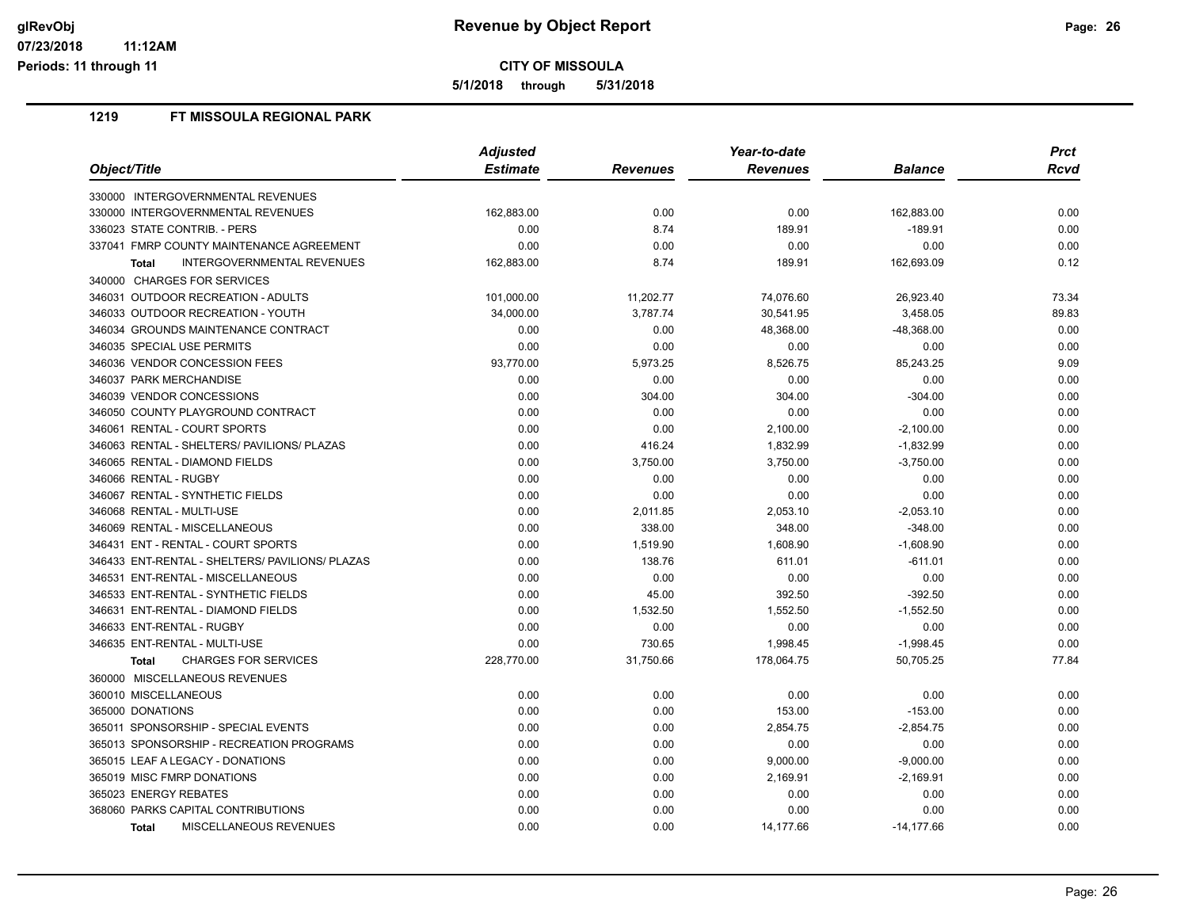**Revenue by Object Report**

**CITY OF MISSOULA**

**5/1/2018 through 5/31/2018**

Periods: 11 through 11

## 1219 FT MISSOULA REGIONAL PARK

| Object/Title | Adjusted Estimate | Revenues | Year-to-date Revenues | Balance | Prct Rcvd |
|---|---|---|---|---|---|
| 330000 INTERGOVERNMENTAL REVENUES | | | | | |
| 330000 INTERGOVERNMENTAL REVENUES | 162,883.00 | 0.00 | 0.00 | 162,883.00 | 0.00 |
| 336023 STATE CONTRIB. - PERS | 0.00 | 8.74 | 189.91 | -189.91 | 0.00 |
| 337041 FMRP COUNTY MAINTENANCE AGREEMENT | 0.00 | 0.00 | 0.00 | 0.00 | 0.00 |
| **Total** INTERGOVERNMENTAL REVENUES | 162,883.00 | 8.74 | 189.91 | 162,693.09 | 0.12 |
| 340000 CHARGES FOR SERVICES | | | | | |
| 346031 OUTDOOR RECREATION - ADULTS | 101,000.00 | 11,202.77 | 74,076.60 | 26,923.40 | 73.34 |
| 346033 OUTDOOR RECREATION - YOUTH | 34,000.00 | 3,787.74 | 30,541.95 | 3,458.05 | 89.83 |
| 346034 GROUNDS MAINTENANCE CONTRACT | 0.00 | 0.00 | 48,368.00 | -48,368.00 | 0.00 |
| 346035 SPECIAL USE PERMITS | 0.00 | 0.00 | 0.00 | 0.00 | 0.00 |
| 346036 VENDOR CONCESSION FEES | 93,770.00 | 5,973.25 | 8,526.75 | 85,243.25 | 9.09 |
| 346037 PARK MERCHANDISE | 0.00 | 0.00 | 0.00 | 0.00 | 0.00 |
| 346039 VENDOR CONCESSIONS | 0.00 | 304.00 | 304.00 | -304.00 | 0.00 |
| 346050 COUNTY PLAYGROUND CONTRACT | 0.00 | 0.00 | 0.00 | 0.00 | 0.00 |
| 346061 RENTAL - COURT SPORTS | 0.00 | 0.00 | 2,100.00 | -2,100.00 | 0.00 |
| 346063 RENTAL - SHELTERS/ PAVILIONS/ PLAZAS | 0.00 | 416.24 | 1,832.99 | -1,832.99 | 0.00 |
| 346065 RENTAL - DIAMOND FIELDS | 0.00 | 3,750.00 | 3,750.00 | -3,750.00 | 0.00 |
| 346066 RENTAL - RUGBY | 0.00 | 0.00 | 0.00 | 0.00 | 0.00 |
| 346067 RENTAL - SYNTHETIC FIELDS | 0.00 | 0.00 | 0.00 | 0.00 | 0.00 |
| 346068 RENTAL - MULTI-USE | 0.00 | 2,011.85 | 2,053.10 | -2,053.10 | 0.00 |
| 346069 RENTAL - MISCELLANEOUS | 0.00 | 338.00 | 348.00 | -348.00 | 0.00 |
| 346431 ENT - RENTAL - COURT SPORTS | 0.00 | 1,519.90 | 1,608.90 | -1,608.90 | 0.00 |
| 346433 ENT-RENTAL - SHELTERS/ PAVILIONS/ PLAZAS | 0.00 | 138.76 | 611.01 | -611.01 | 0.00 |
| 346531 ENT-RENTAL - MISCELLANEOUS | 0.00 | 0.00 | 0.00 | 0.00 | 0.00 |
| 346533 ENT-RENTAL - SYNTHETIC FIELDS | 0.00 | 45.00 | 392.50 | -392.50 | 0.00 |
| 346631 ENT-RENTAL - DIAMOND FIELDS | 0.00 | 1,532.50 | 1,552.50 | -1,552.50 | 0.00 |
| 346633 ENT-RENTAL - RUGBY | 0.00 | 0.00 | 0.00 | 0.00 | 0.00 |
| 346635 ENT-RENTAL - MULTI-USE | 0.00 | 730.65 | 1,998.45 | -1,998.45 | 0.00 |
| **Total** CHARGES FOR SERVICES | 228,770.00 | 31,750.66 | 178,064.75 | 50,705.25 | 77.84 |
| 360000 MISCELLANEOUS REVENUES | | | | | |
| 360010 MISCELLANEOUS | 0.00 | 0.00 | 0.00 | 0.00 | 0.00 |
| 365000 DONATIONS | 0.00 | 0.00 | 153.00 | -153.00 | 0.00 |
| 365011 SPONSORSHIP - SPECIAL EVENTS | 0.00 | 0.00 | 2,854.75 | -2,854.75 | 0.00 |
| 365013 SPONSORSHIP - RECREATION PROGRAMS | 0.00 | 0.00 | 0.00 | 0.00 | 0.00 |
| 365015 LEAF A LEGACY - DONATIONS | 0.00 | 0.00 | 9,000.00 | -9,000.00 | 0.00 |
| 365019 MISC FMRP DONATIONS | 0.00 | 0.00 | 2,169.91 | -2,169.91 | 0.00 |
| 365023 ENERGY REBATES | 0.00 | 0.00 | 0.00 | 0.00 | 0.00 |
| 368060 PARKS CAPITAL CONTRIBUTIONS | 0.00 | 0.00 | 0.00 | 0.00 | 0.00 |
| **Total** MISCELLANEOUS REVENUES | 0.00 | 0.00 | 14,177.66 | -14,177.66 | 0.00 |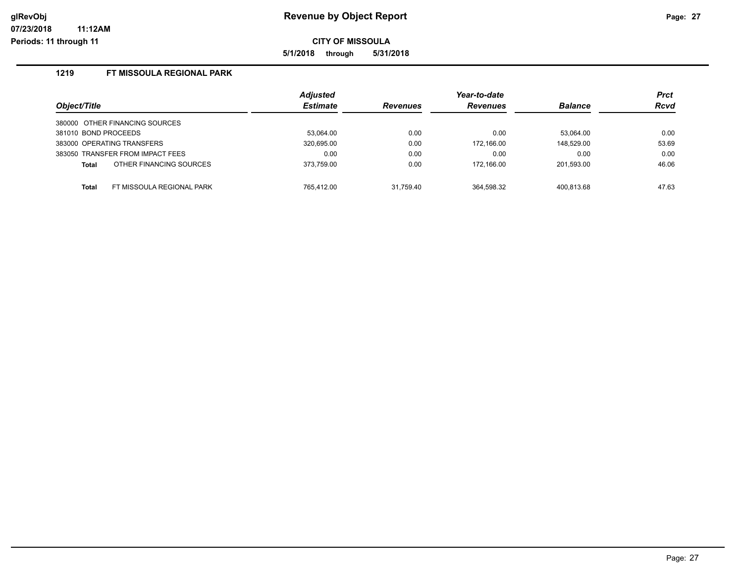**glRevObj**
**07/23/2018 11:12AM**
**Periods: 11 through 11**

# Revenue by Object Report

**CITY OF MISSOULA**

**5/1/2018 through 5/31/2018**

## 1219 FT MISSOULA REGIONAL PARK

| *Object/Title* | *Adjusted Estimate* | *Revenues* | *Year-to-date Revenues* | *Balance* | *Prct Rcvd* |
|---|---|---|---|---|---|
| 380000 OTHER FINANCING SOURCES | | | | | |
| 381010 BOND PROCEEDS | 53,064.00 | 0.00 | 0.00 | 53,064.00 | 0.00 |
| 383000 OPERATING TRANSFERS | 320,695.00 | 0.00 | 172,166.00 | 148,529.00 | 53.69 |
| 383050 TRANSFER FROM IMPACT FEES | 0.00 | 0.00 | 0.00 | 0.00 | 0.00 |
| **Total** OTHER FINANCING SOURCES | 373,759.00 | 0.00 | 172,166.00 | 201,593.00 | 46.06 |
| **Total** FT MISSOULA REGIONAL PARK | 765,412.00 | 31,759.40 | 364,598.32 | 400,813.68 | 47.63 |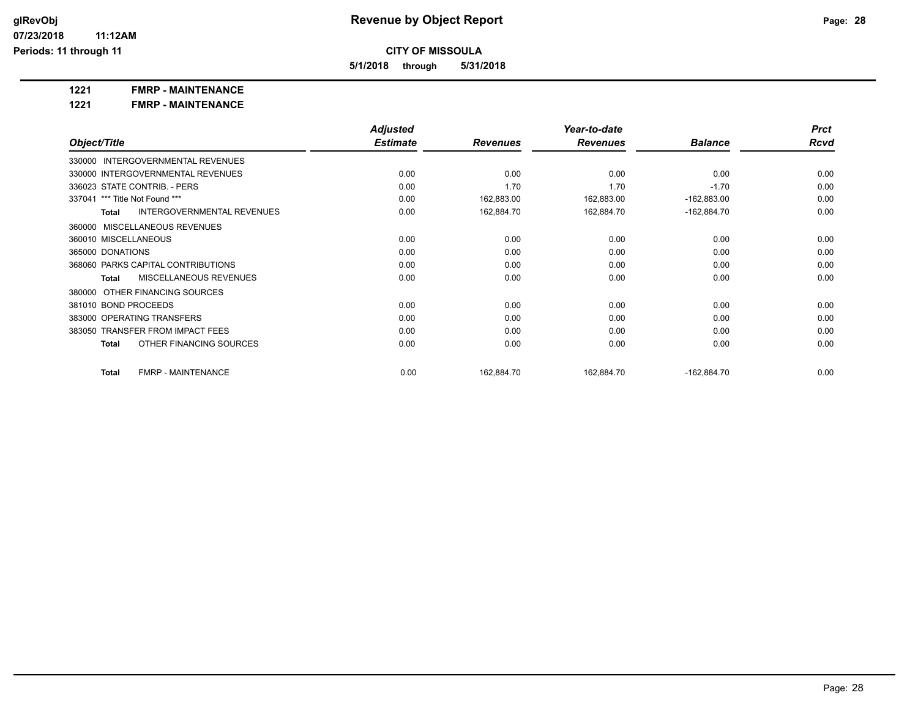**glRevObj**
**07/23/2018 11:12AM**
**Periods: 11 through 11**

# Revenue by Object Report

**CITY OF MISSOULA**

**5/1/2018 through 5/31/2018**

**1221 FMRP - MAINTENANCE**

**1221 FMRP - MAINTENANCE**

| Object/Title | Adjusted Estimate | Revenues | Year-to-date Revenues | Balance | Prct Rcvd |
|---|---|---|---|---|---|
| 330000 INTERGOVERNMENTAL REVENUES | | | | | |
| 330000 INTERGOVERNMENTAL REVENUES | 0.00 | 0.00 | 0.00 | 0.00 | 0.00 |
| 336023 STATE CONTRIB. - PERS | 0.00 | 1.70 | 1.70 | -1.70 | 0.00 |
| 337041 *** Title Not Found *** | 0.00 | 162,883.00 | 162,883.00 | -162,883.00 | 0.00 |
| **Total** INTERGOVERNMENTAL REVENUES | 0.00 | 162,884.70 | 162,884.70 | -162,884.70 | 0.00 |
| 360000 MISCELLANEOUS REVENUES | | | | | |
| 360010 MISCELLANEOUS | 0.00 | 0.00 | 0.00 | 0.00 | 0.00 |
| 365000 DONATIONS | 0.00 | 0.00 | 0.00 | 0.00 | 0.00 |
| 368060 PARKS CAPITAL CONTRIBUTIONS | 0.00 | 0.00 | 0.00 | 0.00 | 0.00 |
| **Total** MISCELLANEOUS REVENUES | 0.00 | 0.00 | 0.00 | 0.00 | 0.00 |
| 380000 OTHER FINANCING SOURCES | | | | | |
| 381010 BOND PROCEEDS | 0.00 | 0.00 | 0.00 | 0.00 | 0.00 |
| 383000 OPERATING TRANSFERS | 0.00 | 0.00 | 0.00 | 0.00 | 0.00 |
| 383050 TRANSFER FROM IMPACT FEES | 0.00 | 0.00 | 0.00 | 0.00 | 0.00 |
| **Total** OTHER FINANCING SOURCES | 0.00 | 0.00 | 0.00 | 0.00 | 0.00 |
| **Total** FMRP - MAINTENANCE | 0.00 | 162,884.70 | 162,884.70 | -162,884.70 | 0.00 |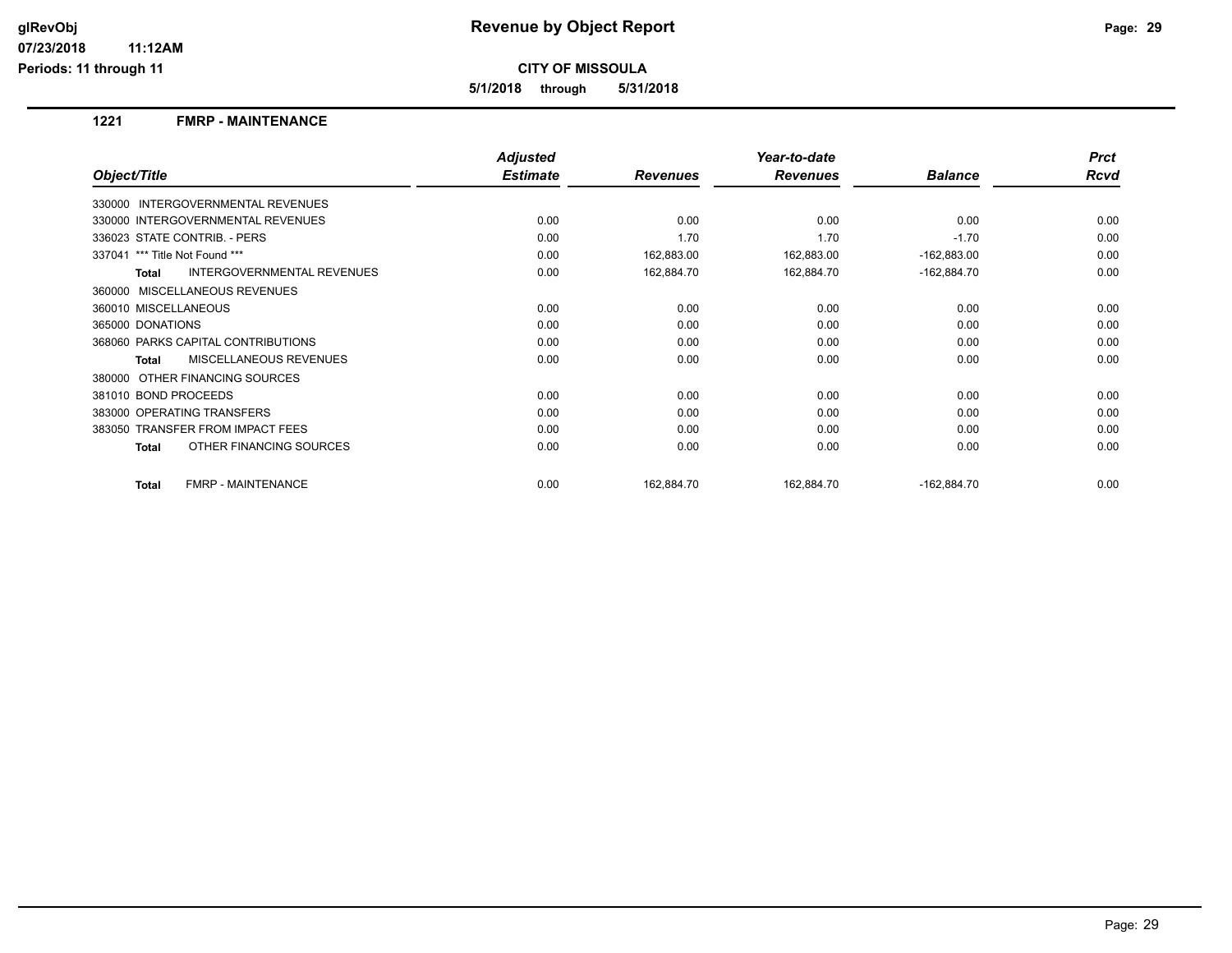**CITY OF MISSOULA**

**5/1/2018 through 5/31/2018**

## 1221 FMRP - MAINTENANCE

| Object/Title | Adjusted Estimate | Revenues | Year-to-date Revenues | Balance | Prct Rcvd |
|---|---|---|---|---|---|
| 330000 INTERGOVERNMENTAL REVENUES | | | | | |
| 330000 INTERGOVERNMENTAL REVENUES | 0.00 | 0.00 | 0.00 | 0.00 | 0.00 |
| 336023 STATE CONTRIB. - PERS | 0.00 | 1.70 | 1.70 | -1.70 | 0.00 |
| 337041 *** Title Not Found *** | 0.00 | 162,883.00 | 162,883.00 | -162,883.00 | 0.00 |
| **Total** INTERGOVERNMENTAL REVENUES | 0.00 | 162,884.70 | 162,884.70 | -162,884.70 | 0.00 |
| 360000 MISCELLANEOUS REVENUES | | | | | |
| 360010 MISCELLANEOUS | 0.00 | 0.00 | 0.00 | 0.00 | 0.00 |
| 365000 DONATIONS | 0.00 | 0.00 | 0.00 | 0.00 | 0.00 |
| 368060 PARKS CAPITAL CONTRIBUTIONS | 0.00 | 0.00 | 0.00 | 0.00 | 0.00 |
| **Total** MISCELLANEOUS REVENUES | 0.00 | 0.00 | 0.00 | 0.00 | 0.00 |
| 380000 OTHER FINANCING SOURCES | | | | | |
| 381010 BOND PROCEEDS | 0.00 | 0.00 | 0.00 | 0.00 | 0.00 |
| 383000 OPERATING TRANSFERS | 0.00 | 0.00 | 0.00 | 0.00 | 0.00 |
| 383050 TRANSFER FROM IMPACT FEES | 0.00 | 0.00 | 0.00 | 0.00 | 0.00 |
| **Total** OTHER FINANCING SOURCES | 0.00 | 0.00 | 0.00 | 0.00 | 0.00 |
| **Total** FMRP - MAINTENANCE | 0.00 | 162,884.70 | 162,884.70 | -162,884.70 | 0.00 |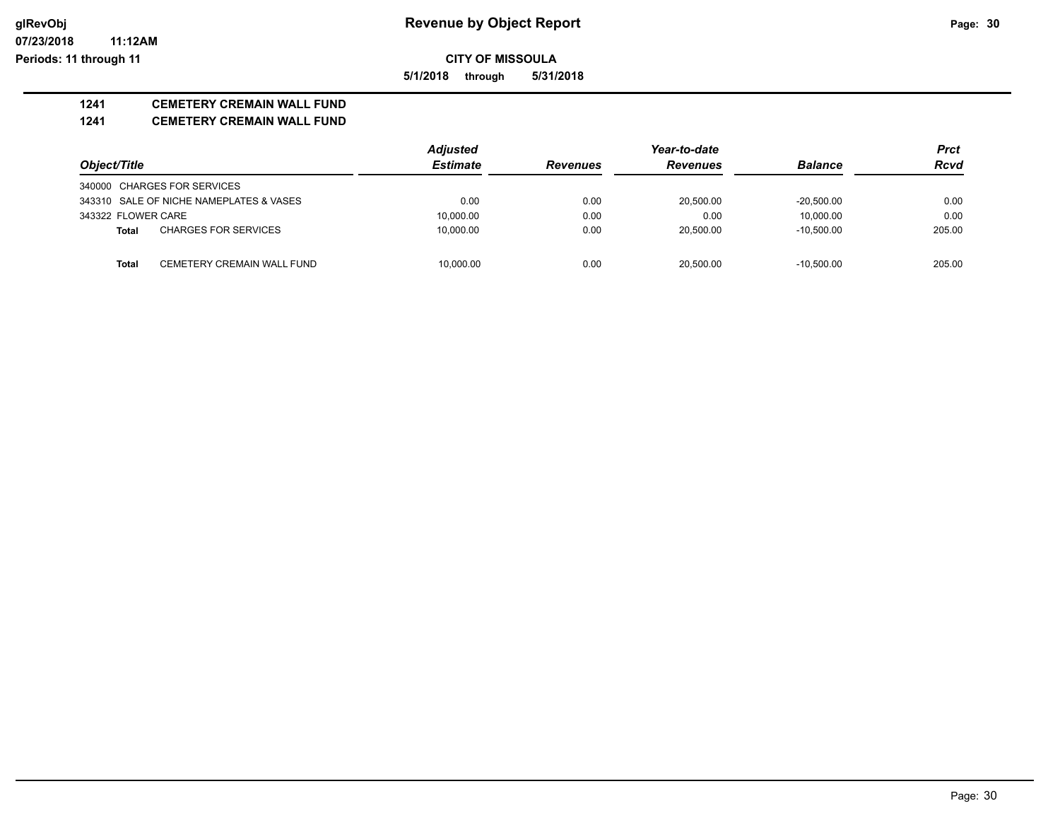**Revenue by Object Report**

**CITY OF MISSOULA**

**5/1/2018 through 5/31/2018**

glRevObj
07/23/2018 11:12AM
Periods: 11 through 11

## 1241 CEMETERY CREMAIN WALL FUND

### 1241 CEMETERY CREMAIN WALL FUND

| Object/Title | | Adjusted Estimate | Revenues | Year-to-date Revenues | Balance | Prct Rcvd |
|---|---|---|---|---|---|---|
| 340000 CHARGES FOR SERVICES | | | | | | |
| 343310 SALE OF NICHE NAMEPLATES & VASES | | 0.00 | 0.00 | 20,500.00 | -20,500.00 | 0.00 |
| 343322 FLOWER CARE | | 10,000.00 | 0.00 | 0.00 | 10,000.00 | 0.00 |
| **Total** | CHARGES FOR SERVICES | 10,000.00 | 0.00 | 20,500.00 | -10,500.00 | 205.00 |
| **Total** | CEMETERY CREMAIN WALL FUND | 10,000.00 | 0.00 | 20,500.00 | -10,500.00 | 205.00 |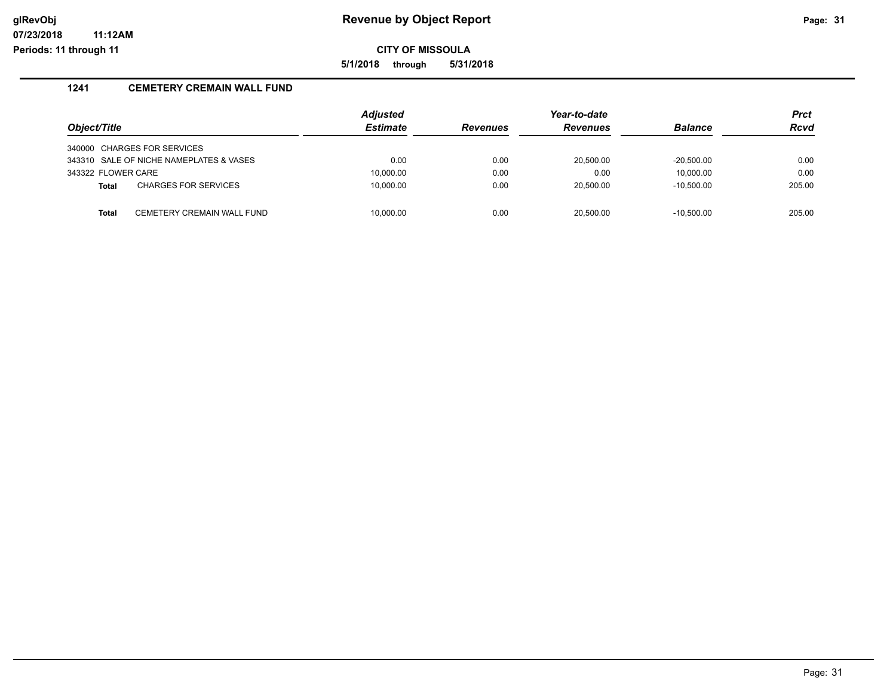# Revenue by Object Report

**CITY OF MISSOULA**

**5/1/2018 through 5/31/2018**

glRevObj
07/23/2018 11:12AM
Periods: 11 through 11

## 1241 CEMETERY CREMAIN WALL FUND

| Object/Title | Adjusted Estimate | Revenues | Year-to-date Revenues | Balance | Prct Rcvd |
|---|---|---|---|---|---|
| 340000 CHARGES FOR SERVICES | | | | | |
| 343310 SALE OF NICHE NAMEPLATES & VASES | 0.00 | 0.00 | 20,500.00 | -20,500.00 | 0.00 |
| 343322 FLOWER CARE | 10,000.00 | 0.00 | 0.00 | 10,000.00 | 0.00 |
| **Total** CHARGES FOR SERVICES | 10,000.00 | 0.00 | 20,500.00 | -10,500.00 | 205.00 |
| **Total** CEMETERY CREMAIN WALL FUND | 10,000.00 | 0.00 | 20,500.00 | -10,500.00 | 205.00 |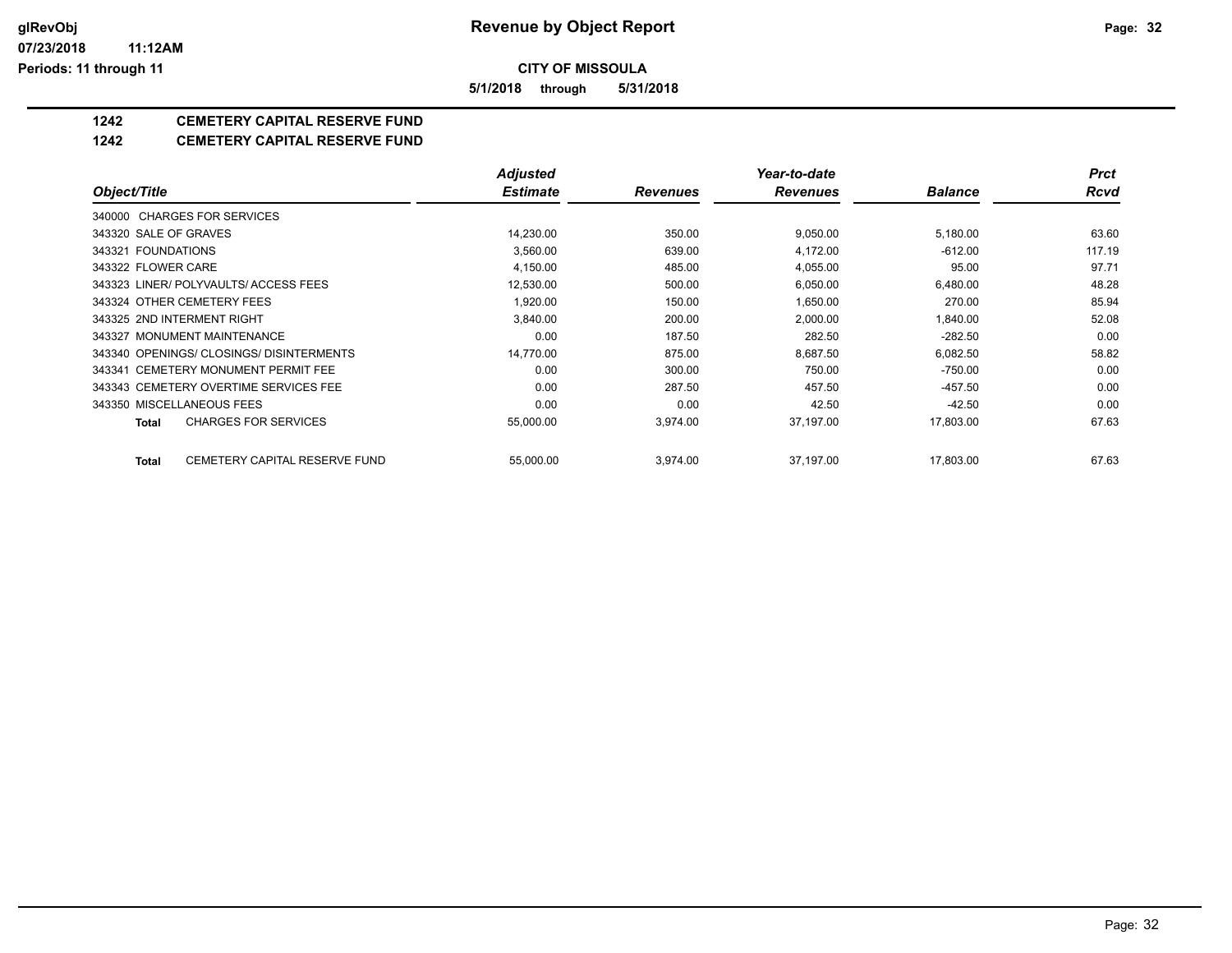**CITY OF MISSOULA**

**5/1/2018 through 5/31/2018**

**1242 CEMETERY CAPITAL RESERVE FUND**

**1242 CEMETERY CAPITAL RESERVE FUND**

| Object/Title | Adjusted Estimate | Revenues | Year-to-date Revenues | Balance | Prct Rcvd |
|---|---|---|---|---|---|
| 340000 CHARGES FOR SERVICES | | | | | |
| 343320 SALE OF GRAVES | 14,230.00 | 350.00 | 9,050.00 | 5,180.00 | 63.60 |
| 343321 FOUNDATIONS | 3,560.00 | 639.00 | 4,172.00 | -612.00 | 117.19 |
| 343322 FLOWER CARE | 4,150.00 | 485.00 | 4,055.00 | 95.00 | 97.71 |
| 343323 LINER/ POLYVAULTS/ ACCESS FEES | 12,530.00 | 500.00 | 6,050.00 | 6,480.00 | 48.28 |
| 343324 OTHER CEMETERY FEES | 1,920.00 | 150.00 | 1,650.00 | 270.00 | 85.94 |
| 343325 2ND INTERMENT RIGHT | 3,840.00 | 200.00 | 2,000.00 | 1,840.00 | 52.08 |
| 343327 MONUMENT MAINTENANCE | 0.00 | 187.50 | 282.50 | -282.50 | 0.00 |
| 343340 OPENINGS/ CLOSINGS/ DISINTERMENTS | 14,770.00 | 875.00 | 8,687.50 | 6,082.50 | 58.82 |
| 343341 CEMETERY MONUMENT PERMIT FEE | 0.00 | 300.00 | 750.00 | -750.00 | 0.00 |
| 343343 CEMETERY OVERTIME SERVICES FEE | 0.00 | 287.50 | 457.50 | -457.50 | 0.00 |
| 343350 MISCELLANEOUS FEES | 0.00 | 0.00 | 42.50 | -42.50 | 0.00 |
| **Total** CHARGES FOR SERVICES | 55,000.00 | 3,974.00 | 37,197.00 | 17,803.00 | 67.63 |
| **Total** CEMETERY CAPITAL RESERVE FUND | 55,000.00 | 3,974.00 | 37,197.00 | 17,803.00 | 67.63 |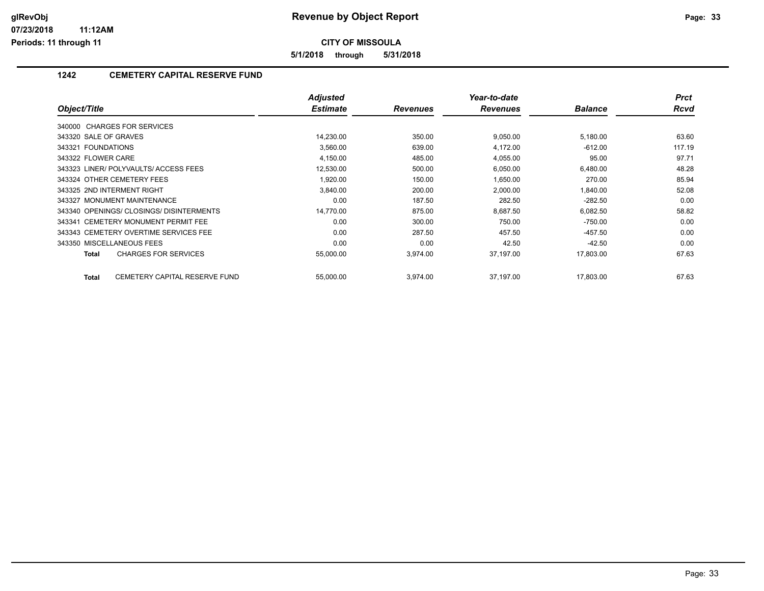**glRevObj**
**07/23/2018 11:12AM**
**Periods: 11 through 11**

# Revenue by Object Report

**CITY OF MISSOULA**

**5/1/2018 through 5/31/2018**

## 1242 CEMETERY CAPITAL RESERVE FUND

| Object/Title | Adjusted Estimate | Revenues | Year-to-date Revenues | Balance | Prct Rcvd |
|---|---|---|---|---|---|
| 340000 CHARGES FOR SERVICES | | | | | |
| 343320 SALE OF GRAVES | 14,230.00 | 350.00 | 9,050.00 | 5,180.00 | 63.60 |
| 343321 FOUNDATIONS | 3,560.00 | 639.00 | 4,172.00 | -612.00 | 117.19 |
| 343322 FLOWER CARE | 4,150.00 | 485.00 | 4,055.00 | 95.00 | 97.71 |
| 343323 LINER/ POLYVAULTS/ ACCESS FEES | 12,530.00 | 500.00 | 6,050.00 | 6,480.00 | 48.28 |
| 343324 OTHER CEMETERY FEES | 1,920.00 | 150.00 | 1,650.00 | 270.00 | 85.94 |
| 343325 2ND INTERMENT RIGHT | 3,840.00 | 200.00 | 2,000.00 | 1,840.00 | 52.08 |
| 343327 MONUMENT MAINTENANCE | 0.00 | 187.50 | 282.50 | -282.50 | 0.00 |
| 343340 OPENINGS/ CLOSINGS/ DISINTERMENTS | 14,770.00 | 875.00 | 8,687.50 | 6,082.50 | 58.82 |
| 343341 CEMETERY MONUMENT PERMIT FEE | 0.00 | 300.00 | 750.00 | -750.00 | 0.00 |
| 343343 CEMETERY OVERTIME SERVICES FEE | 0.00 | 287.50 | 457.50 | -457.50 | 0.00 |
| 343350 MISCELLANEOUS FEES | 0.00 | 0.00 | 42.50 | -42.50 | 0.00 |
| **Total** CHARGES FOR SERVICES | 55,000.00 | 3,974.00 | 37,197.00 | 17,803.00 | 67.63 |
| **Total** CEMETERY CAPITAL RESERVE FUND | 55,000.00 | 3,974.00 | 37,197.00 | 17,803.00 | 67.63 |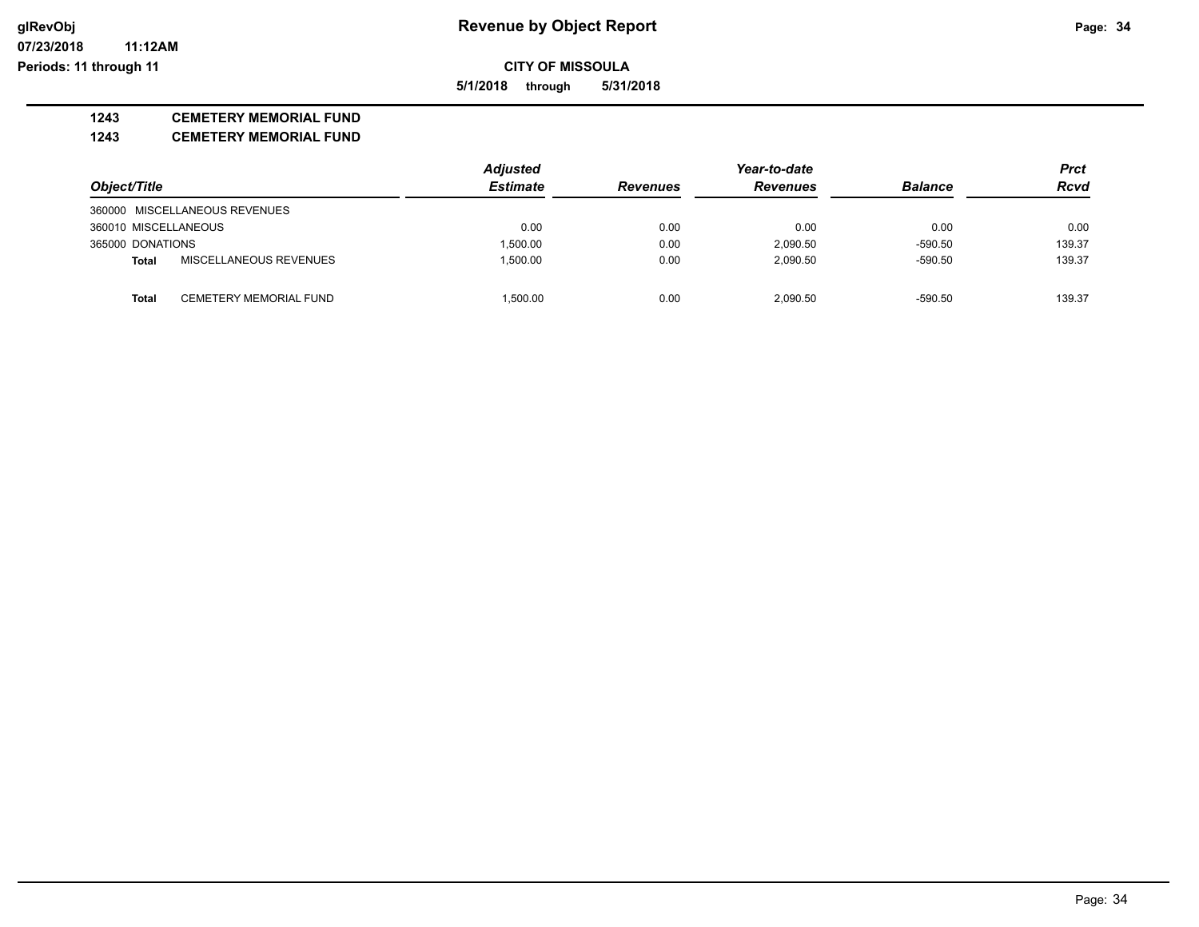**glRevObj**
**07/23/2018 11:12AM**
**Periods: 11 through 11**

# Revenue by Object Report

**CITY OF MISSOULA**

**5/1/2018 through 5/31/2018**

**1243 CEMETERY MEMORIAL FUND**

**1243 CEMETERY MEMORIAL FUND**

| Object/Title | | Adjusted Estimate | Revenues | Year-to-date Revenues | Balance | Prct Rcvd |
|---|---|---|---|---|---|---|
| 360000 MISCELLANEOUS REVENUES | | | | | | |
| 360010 MISCELLANEOUS | | 0.00 | 0.00 | 0.00 | 0.00 | 0.00 |
| 365000 DONATIONS | | 1,500.00 | 0.00 | 2,090.50 | -590.50 | 139.37 |
| **Total** | MISCELLANEOUS REVENUES | 1,500.00 | 0.00 | 2,090.50 | -590.50 | 139.37 |
| **Total** | CEMETERY MEMORIAL FUND | 1,500.00 | 0.00 | 2,090.50 | -590.50 | 139.37 |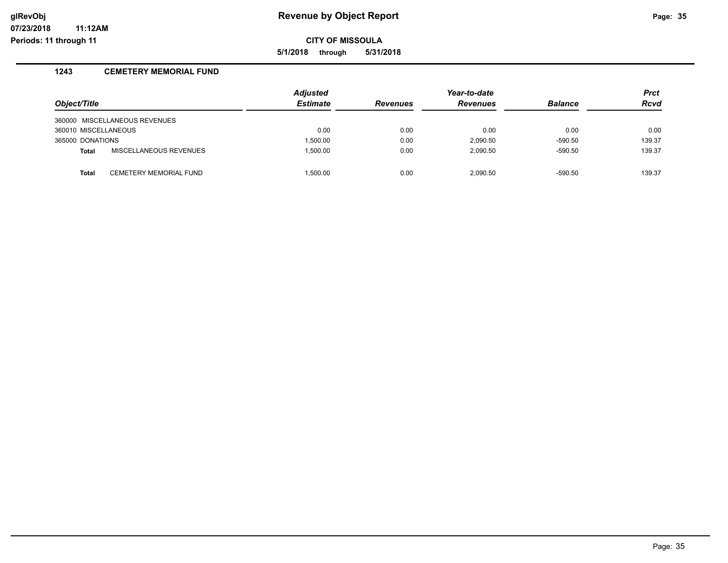glRevObj
07/23/2018 11:12AM
Periods: 11 through 11

# Revenue by Object Report

CITY OF MISSOULA

5/1/2018 through 5/31/2018

## 1243 CEMETERY MEMORIAL FUND

| Object/Title | | *Adjusted Estimate* | *Revenues* | *Year-to-date Revenues* | *Balance* | *Prct Rcvd* |
|---|---|---|---|---|---|---|
| 360000 MISCELLANEOUS REVENUES | | | | | | |
| 360010 MISCELLANEOUS | | 0.00 | 0.00 | 0.00 | 0.00 | 0.00 |
| 365000 DONATIONS | | 1,500.00 | 0.00 | 2,090.50 | -590.50 | 139.37 |
| **Total** | MISCELLANEOUS REVENUES | 1,500.00 | 0.00 | 2,090.50 | -590.50 | 139.37 |
| **Total** | CEMETERY MEMORIAL FUND | 1,500.00 | 0.00 | 2,090.50 | -590.50 | 139.37 |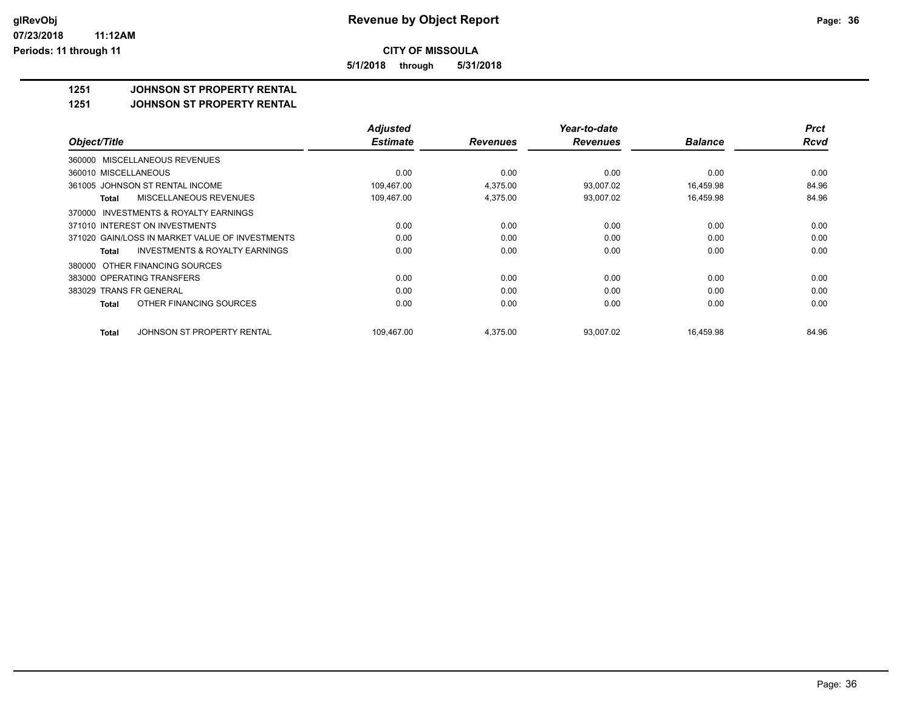# Revenue by Object Report

**CITY OF MISSOULA**

**5/1/2018 through 5/31/2018**

glRevObj
07/23/2018 11:12AM
Periods: 11 through 11

## 1251 JOHNSON ST PROPERTY RENTAL

### 1251 JOHNSON ST PROPERTY RENTAL

| Object/Title | Adjusted Estimate | Revenues | Year-to-date Revenues | Balance | Prct Rcvd |
|---|---|---|---|---|---|
| 360000 MISCELLANEOUS REVENUES | | | | | |
| 360010 MISCELLANEOUS | 0.00 | 0.00 | 0.00 | 0.00 | 0.00 |
| 361005 JOHNSON ST RENTAL INCOME | 109,467.00 | 4,375.00 | 93,007.02 | 16,459.98 | 84.96 |
| **Total** MISCELLANEOUS REVENUES | 109,467.00 | 4,375.00 | 93,007.02 | 16,459.98 | 84.96 |
| 370000 INVESTMENTS & ROYALTY EARNINGS | | | | | |
| 371010 INTEREST ON INVESTMENTS | 0.00 | 0.00 | 0.00 | 0.00 | 0.00 |
| 371020 GAIN/LOSS IN MARKET VALUE OF INVESTMENTS | 0.00 | 0.00 | 0.00 | 0.00 | 0.00 |
| **Total** INVESTMENTS & ROYALTY EARNINGS | 0.00 | 0.00 | 0.00 | 0.00 | 0.00 |
| 380000 OTHER FINANCING SOURCES | | | | | |
| 383000 OPERATING TRANSFERS | 0.00 | 0.00 | 0.00 | 0.00 | 0.00 |
| 383029 TRANS FR GENERAL | 0.00 | 0.00 | 0.00 | 0.00 | 0.00 |
| **Total** OTHER FINANCING SOURCES | 0.00 | 0.00 | 0.00 | 0.00 | 0.00 |
| **Total** JOHNSON ST PROPERTY RENTAL | 109,467.00 | 4,375.00 | 93,007.02 | 16,459.98 | 84.96 |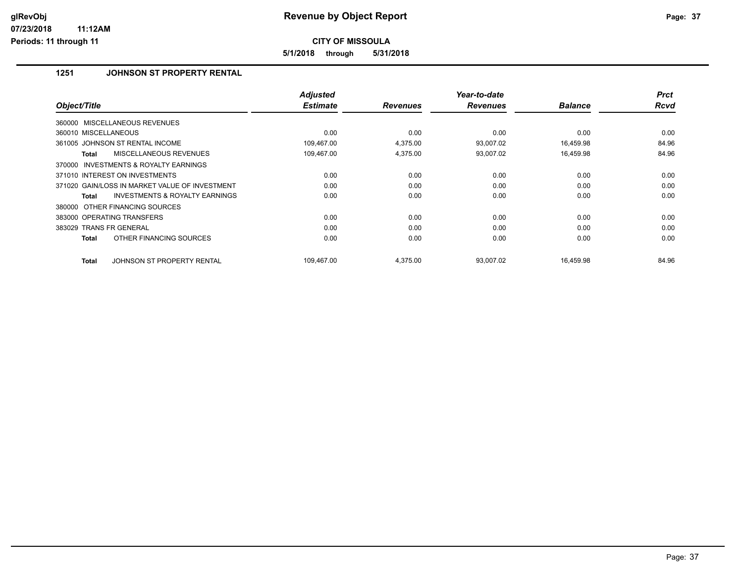**glRevObj**
**07/23/2018 11:12AM**
**Periods: 11 through 11**

# Revenue by Object Report

**CITY OF MISSOULA**

**5/1/2018 through 5/31/2018**

## 1251 JOHNSON ST PROPERTY RENTAL

| Object/Title | Adjusted Estimate | Revenues | Year-to-date Revenues | Balance | Prct Rcvd |
|---|---|---|---|---|---|
| 360000 MISCELLANEOUS REVENUES | | | | | |
| 360010 MISCELLANEOUS | 0.00 | 0.00 | 0.00 | 0.00 | 0.00 |
| 361005 JOHNSON ST RENTAL INCOME | 109,467.00 | 4,375.00 | 93,007.02 | 16,459.98 | 84.96 |
| **Total** MISCELLANEOUS REVENUES | 109,467.00 | 4,375.00 | 93,007.02 | 16,459.98 | 84.96 |
| 370000 INVESTMENTS & ROYALTY EARNINGS | | | | | |
| 371010 INTEREST ON INVESTMENTS | 0.00 | 0.00 | 0.00 | 0.00 | 0.00 |
| 371020 GAIN/LOSS IN MARKET VALUE OF INVESTMENT | 0.00 | 0.00 | 0.00 | 0.00 | 0.00 |
| **Total** INVESTMENTS & ROYALTY EARNINGS | 0.00 | 0.00 | 0.00 | 0.00 | 0.00 |
| 380000 OTHER FINANCING SOURCES | | | | | |
| 383000 OPERATING TRANSFERS | 0.00 | 0.00 | 0.00 | 0.00 | 0.00 |
| 383029 TRANS FR GENERAL | 0.00 | 0.00 | 0.00 | 0.00 | 0.00 |
| **Total** OTHER FINANCING SOURCES | 0.00 | 0.00 | 0.00 | 0.00 | 0.00 |
| **Total** JOHNSON ST PROPERTY RENTAL | 109,467.00 | 4,375.00 | 93,007.02 | 16,459.98 | 84.96 |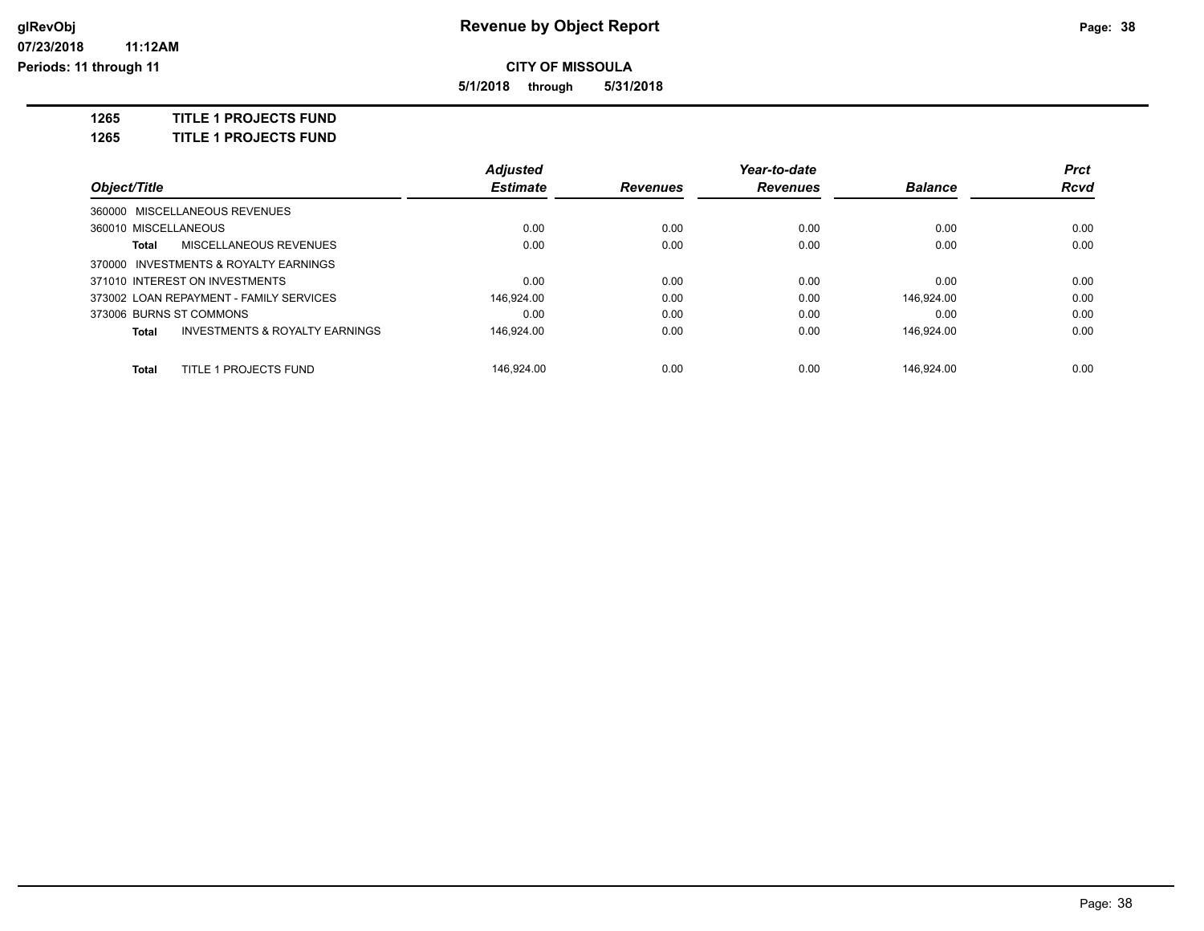**Revenue by Object Report**

**CITY OF MISSOULA**

**5/1/2018 through 5/31/2018**

## 1265 TITLE 1 PROJECTS FUND

## 1265 TITLE 1 PROJECTS FUND

| Object/Title | Adjusted Estimate | Revenues | Year-to-date Revenues | Balance | Prct Rcvd |
|---|---|---|---|---|---|
| 360000 MISCELLANEOUS REVENUES | | | | | |
| 360010 MISCELLANEOUS | 0.00 | 0.00 | 0.00 | 0.00 | 0.00 |
| **Total** MISCELLANEOUS REVENUES | 0.00 | 0.00 | 0.00 | 0.00 | 0.00 |
| 370000 INVESTMENTS & ROYALTY EARNINGS | | | | | |
| 371010 INTEREST ON INVESTMENTS | 0.00 | 0.00 | 0.00 | 0.00 | 0.00 |
| 373002 LOAN REPAYMENT - FAMILY SERVICES | 146,924.00 | 0.00 | 0.00 | 146,924.00 | 0.00 |
| 373006 BURNS ST COMMONS | 0.00 | 0.00 | 0.00 | 0.00 | 0.00 |
| **Total** INVESTMENTS & ROYALTY EARNINGS | 146,924.00 | 0.00 | 0.00 | 146,924.00 | 0.00 |
| **Total** TITLE 1 PROJECTS FUND | 146,924.00 | 0.00 | 0.00 | 146,924.00 | 0.00 |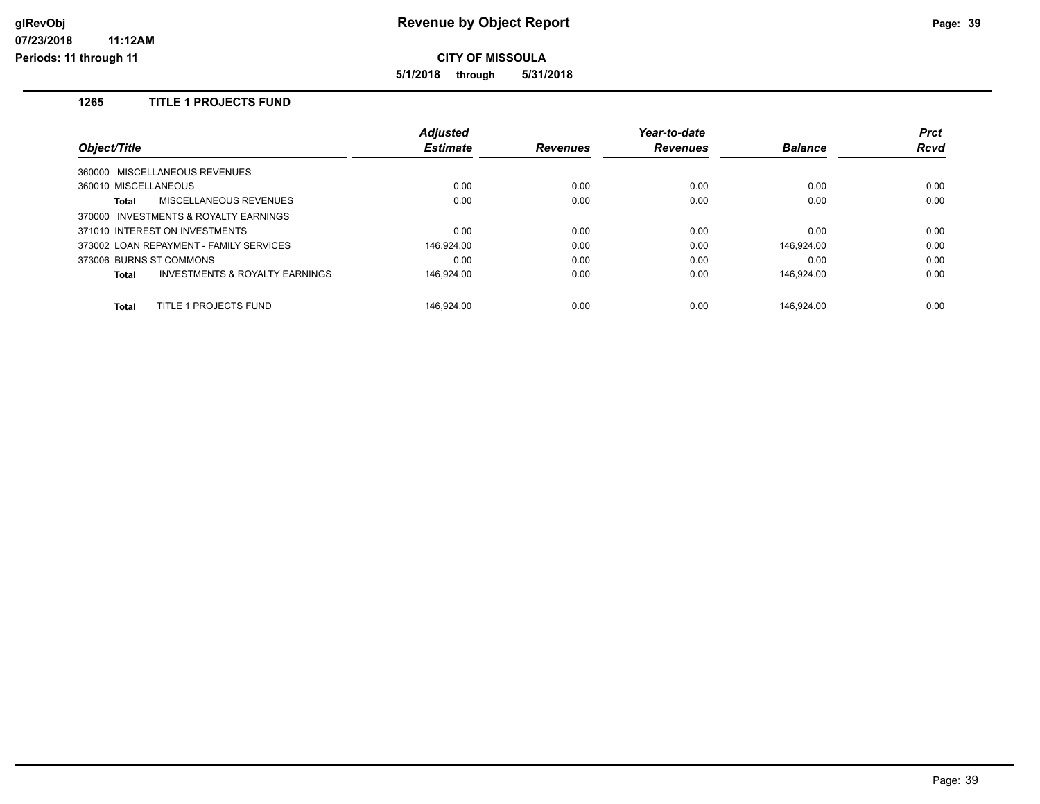**CITY OF MISSOULA**

**5/1/2018 through 5/31/2018**

## 1265 TITLE 1 PROJECTS FUND

| Object/Title | | Adjusted Estimate | Revenues | Year-to-date Revenues | Balance | Prct Rcvd |
|---|---|---|---|---|---|---|
| 360000 MISCELLANEOUS REVENUES | | | | | | |
| 360010 MISCELLANEOUS | | 0.00 | 0.00 | 0.00 | 0.00 | 0.00 |
| **Total** | MISCELLANEOUS REVENUES | 0.00 | 0.00 | 0.00 | 0.00 | 0.00 |
| 370000 INVESTMENTS & ROYALTY EARNINGS | | | | | | |
| 371010 INTEREST ON INVESTMENTS | | 0.00 | 0.00 | 0.00 | 0.00 | 0.00 |
| 373002 LOAN REPAYMENT - FAMILY SERVICES | | 146,924.00 | 0.00 | 0.00 | 146,924.00 | 0.00 |
| 373006 BURNS ST COMMONS | | 0.00 | 0.00 | 0.00 | 0.00 | 0.00 |
| **Total** | INVESTMENTS & ROYALTY EARNINGS | 146,924.00 | 0.00 | 0.00 | 146,924.00 | 0.00 |
| **Total** | TITLE 1 PROJECTS FUND | 146,924.00 | 0.00 | 0.00 | 146,924.00 | 0.00 |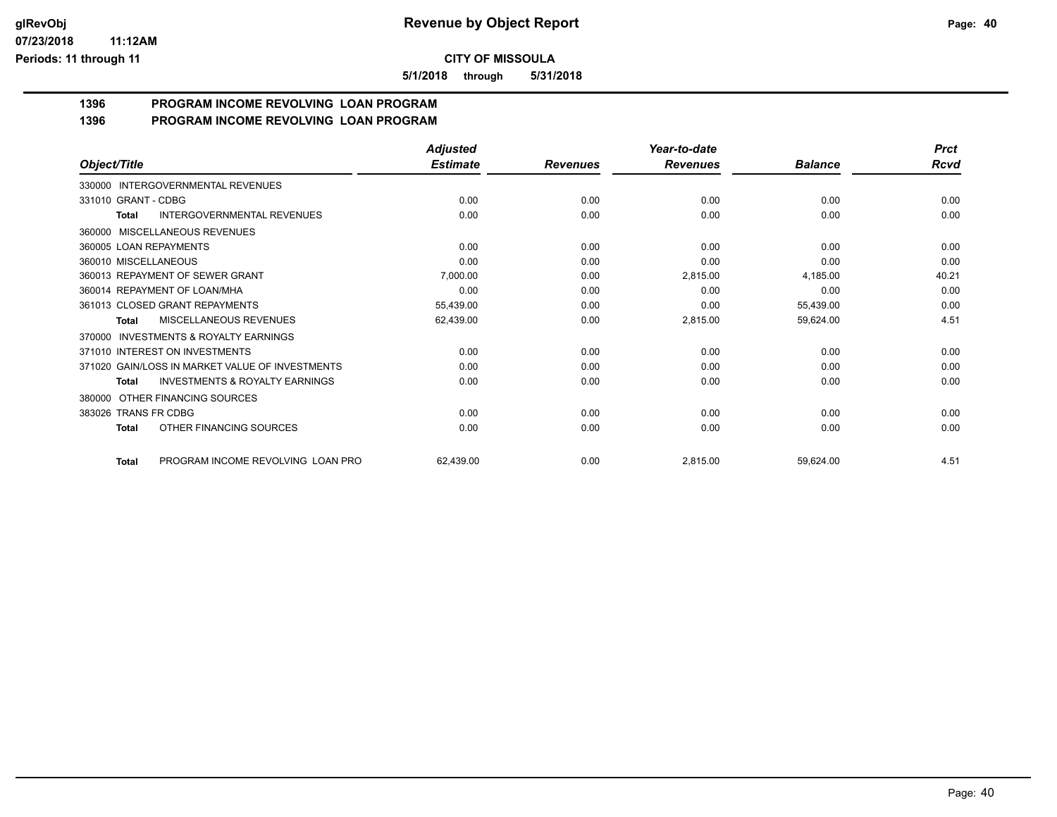**CITY OF MISSOULA**

**5/1/2018 through 5/31/2018**

## 1396 PROGRAM INCOME REVOLVING LOAN PROGRAM
## 1396 PROGRAM INCOME REVOLVING LOAN PROGRAM

| Object/Title | Adjusted Estimate | Revenues | Year-to-date Revenues | Balance | Prct Rcvd |
|---|---|---|---|---|---|
| 330000 INTERGOVERNMENTAL REVENUES | | | | | |
| 331010 GRANT - CDBG | 0.00 | 0.00 | 0.00 | 0.00 | 0.00 |
| **Total** INTERGOVERNMENTAL REVENUES | 0.00 | 0.00 | 0.00 | 0.00 | 0.00 |
| 360000 MISCELLANEOUS REVENUES | | | | | |
| 360005 LOAN REPAYMENTS | 0.00 | 0.00 | 0.00 | 0.00 | 0.00 |
| 360010 MISCELLANEOUS | 0.00 | 0.00 | 0.00 | 0.00 | 0.00 |
| 360013 REPAYMENT OF SEWER GRANT | 7,000.00 | 0.00 | 2,815.00 | 4,185.00 | 40.21 |
| 360014 REPAYMENT OF LOAN/MHA | 0.00 | 0.00 | 0.00 | 0.00 | 0.00 |
| 361013 CLOSED GRANT REPAYMENTS | 55,439.00 | 0.00 | 0.00 | 55,439.00 | 0.00 |
| **Total** MISCELLANEOUS REVENUES | 62,439.00 | 0.00 | 2,815.00 | 59,624.00 | 4.51 |
| 370000 INVESTMENTS & ROYALTY EARNINGS | | | | | |
| 371010 INTEREST ON INVESTMENTS | 0.00 | 0.00 | 0.00 | 0.00 | 0.00 |
| 371020 GAIN/LOSS IN MARKET VALUE OF INVESTMENTS | 0.00 | 0.00 | 0.00 | 0.00 | 0.00 |
| **Total** INVESTMENTS & ROYALTY EARNINGS | 0.00 | 0.00 | 0.00 | 0.00 | 0.00 |
| 380000 OTHER FINANCING SOURCES | | | | | |
| 383026 TRANS FR CDBG | 0.00 | 0.00 | 0.00 | 0.00 | 0.00 |
| **Total** OTHER FINANCING SOURCES | 0.00 | 0.00 | 0.00 | 0.00 | 0.00 |
| **Total** PROGRAM INCOME REVOLVING LOAN PRO | 62,439.00 | 0.00 | 2,815.00 | 59,624.00 | 4.51 |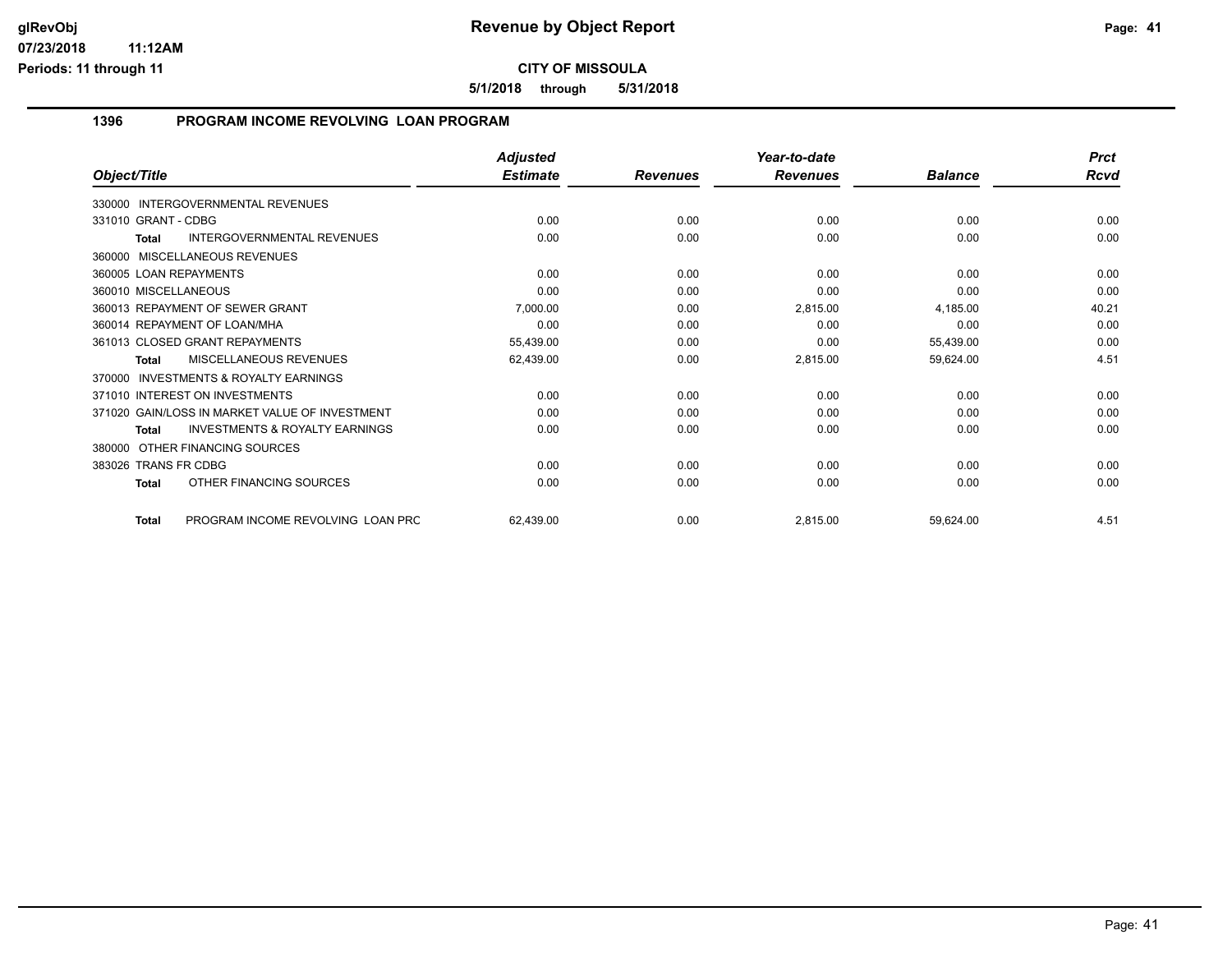# Revenue by Object Report

**CITY OF MISSOULA**

**5/1/2018 through 5/31/2018**

glRevObj
07/23/2018 11:12AM
Periods: 11 through 11

## 1396 PROGRAM INCOME REVOLVING LOAN PROGRAM

| Object/Title | Adjusted Estimate | Revenues | Year-to-date Revenues | Balance | Prct Rcvd |
|---|---|---|---|---|---|
| 330000 INTERGOVERNMENTAL REVENUES | | | | | |
| 331010 GRANT - CDBG | 0.00 | 0.00 | 0.00 | 0.00 | 0.00 |
| **Total** INTERGOVERNMENTAL REVENUES | 0.00 | 0.00 | 0.00 | 0.00 | 0.00 |
| 360000 MISCELLANEOUS REVENUES | | | | | |
| 360005 LOAN REPAYMENTS | 0.00 | 0.00 | 0.00 | 0.00 | 0.00 |
| 360010 MISCELLANEOUS | 0.00 | 0.00 | 0.00 | 0.00 | 0.00 |
| 360013 REPAYMENT OF SEWER GRANT | 7,000.00 | 0.00 | 2,815.00 | 4,185.00 | 40.21 |
| 360014 REPAYMENT OF LOAN/MHA | 0.00 | 0.00 | 0.00 | 0.00 | 0.00 |
| 361013 CLOSED GRANT REPAYMENTS | 55,439.00 | 0.00 | 0.00 | 55,439.00 | 0.00 |
| **Total** MISCELLANEOUS REVENUES | 62,439.00 | 0.00 | 2,815.00 | 59,624.00 | 4.51 |
| 370000 INVESTMENTS & ROYALTY EARNINGS | | | | | |
| 371010 INTEREST ON INVESTMENTS | 0.00 | 0.00 | 0.00 | 0.00 | 0.00 |
| 371020 GAIN/LOSS IN MARKET VALUE OF INVESTMENT | 0.00 | 0.00 | 0.00 | 0.00 | 0.00 |
| **Total** INVESTMENTS & ROYALTY EARNINGS | 0.00 | 0.00 | 0.00 | 0.00 | 0.00 |
| 380000 OTHER FINANCING SOURCES | | | | | |
| 383026 TRANS FR CDBG | 0.00 | 0.00 | 0.00 | 0.00 | 0.00 |
| **Total** OTHER FINANCING SOURCES | 0.00 | 0.00 | 0.00 | 0.00 | 0.00 |
| **Total** PROGRAM INCOME REVOLVING LOAN PRC | 62,439.00 | 0.00 | 2,815.00 | 59,624.00 | 4.51 |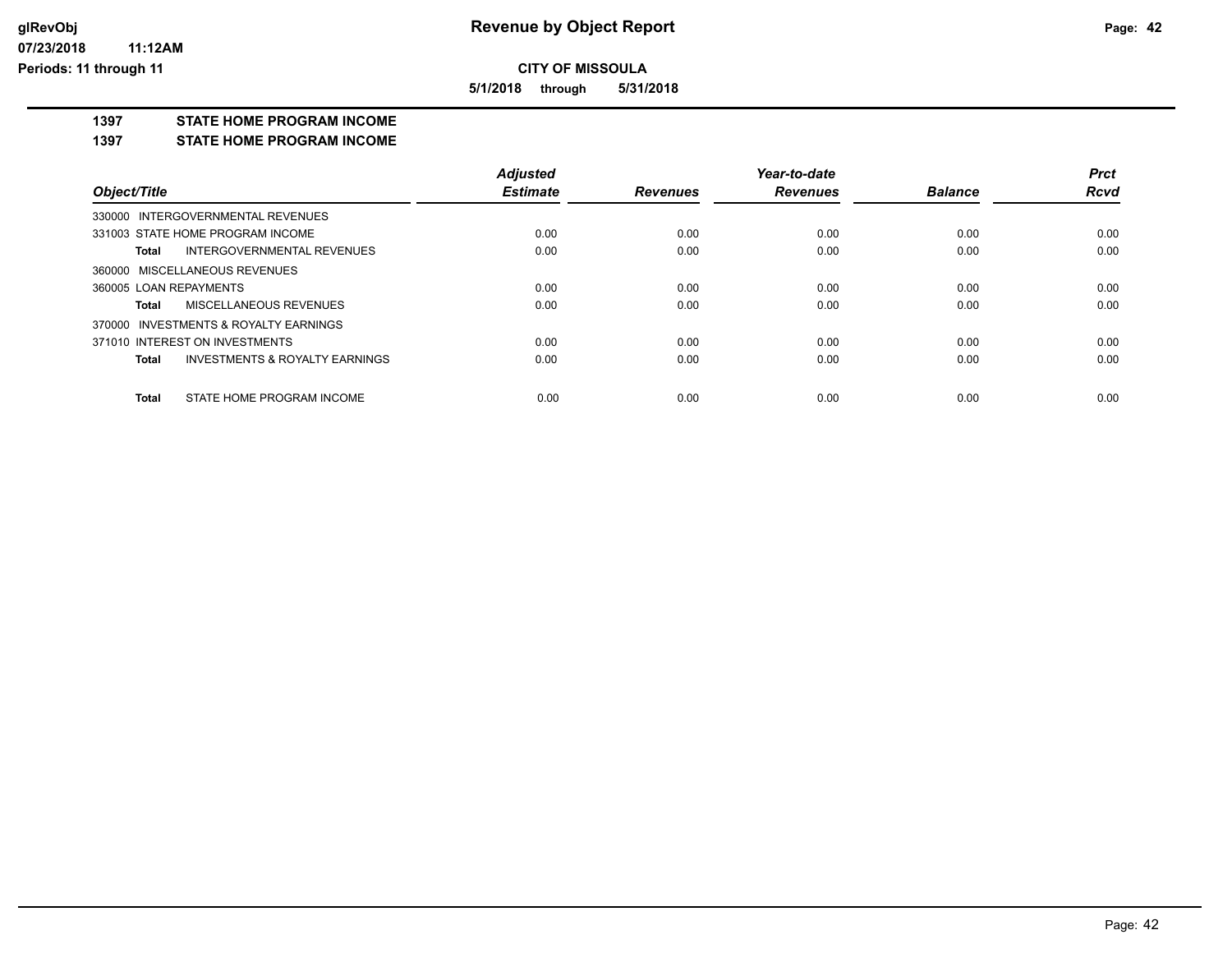**CITY OF MISSOULA**

**5/1/2018 through 5/31/2018**

**1397 STATE HOME PROGRAM INCOME**

**1397 STATE HOME PROGRAM INCOME**

| Object/Title | Adjusted Estimate | Revenues | Year-to-date Revenues | Balance | Prct Rcvd |
|---|---|---|---|---|---|
| 330000 INTERGOVERNMENTAL REVENUES | | | | | |
| 331003 STATE HOME PROGRAM INCOME | 0.00 | 0.00 | 0.00 | 0.00 | 0.00 |
| **Total** INTERGOVERNMENTAL REVENUES | 0.00 | 0.00 | 0.00 | 0.00 | 0.00 |
| 360000 MISCELLANEOUS REVENUES | | | | | |
| 360005 LOAN REPAYMENTS | 0.00 | 0.00 | 0.00 | 0.00 | 0.00 |
| **Total** MISCELLANEOUS REVENUES | 0.00 | 0.00 | 0.00 | 0.00 | 0.00 |
| 370000 INVESTMENTS & ROYALTY EARNINGS | | | | | |
| 371010 INTEREST ON INVESTMENTS | 0.00 | 0.00 | 0.00 | 0.00 | 0.00 |
| **Total** INVESTMENTS & ROYALTY EARNINGS | 0.00 | 0.00 | 0.00 | 0.00 | 0.00 |
| **Total** STATE HOME PROGRAM INCOME | 0.00 | 0.00 | 0.00 | 0.00 | 0.00 |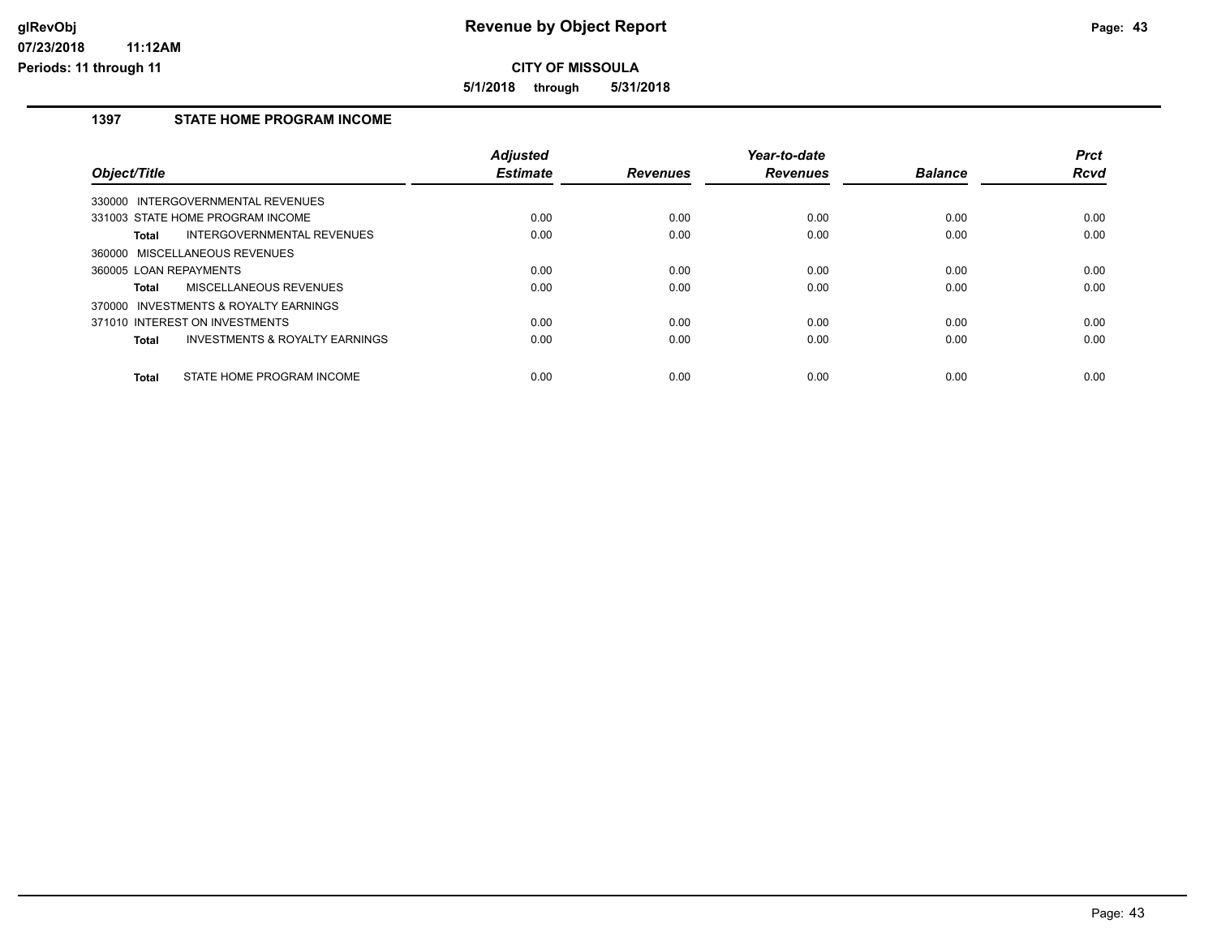**CITY OF MISSOULA**

**5/1/2018 through 5/31/2018**

## 1397 STATE HOME PROGRAM INCOME

| Object/Title | Adjusted Estimate | Revenues | Year-to-date Revenues | Balance | Prct Rcvd |
|---|---|---|---|---|---|
| 330000 INTERGOVERNMENTAL REVENUES | | | | | |
| 331003 STATE HOME PROGRAM INCOME | 0.00 | 0.00 | 0.00 | 0.00 | 0.00 |
| **Total** INTERGOVERNMENTAL REVENUES | 0.00 | 0.00 | 0.00 | 0.00 | 0.00 |
| 360000 MISCELLANEOUS REVENUES | | | | | |
| 360005 LOAN REPAYMENTS | 0.00 | 0.00 | 0.00 | 0.00 | 0.00 |
| **Total** MISCELLANEOUS REVENUES | 0.00 | 0.00 | 0.00 | 0.00 | 0.00 |
| 370000 INVESTMENTS & ROYALTY EARNINGS | | | | | |
| 371010 INTEREST ON INVESTMENTS | 0.00 | 0.00 | 0.00 | 0.00 | 0.00 |
| **Total** INVESTMENTS & ROYALTY EARNINGS | 0.00 | 0.00 | 0.00 | 0.00 | 0.00 |
| **Total** STATE HOME PROGRAM INCOME | 0.00 | 0.00 | 0.00 | 0.00 | 0.00 |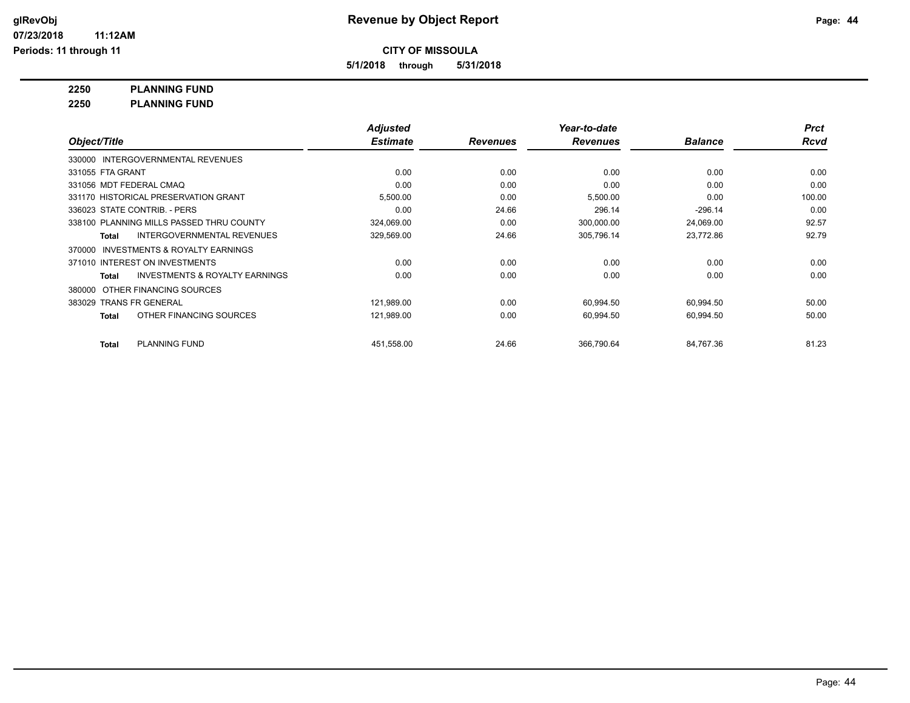# Revenue by Object Report

**CITY OF MISSOULA**

**5/1/2018 through 5/31/2018**

glRevObj
07/23/2018 11:12AM
Periods: 11 through 11

**2250 PLANNING FUND**
**2250 PLANNING FUND**

| Object/Title | Adjusted Estimate | Revenues | Year-to-date Revenues | Balance | Prct Rcvd |
|---|---|---|---|---|---|
| 330000 INTERGOVERNMENTAL REVENUES | | | | | |
| 331055 FTA GRANT | 0.00 | 0.00 | 0.00 | 0.00 | 0.00 |
| 331056 MDT FEDERAL CMAQ | 0.00 | 0.00 | 0.00 | 0.00 | 0.00 |
| 331170 HISTORICAL PRESERVATION GRANT | 5,500.00 | 0.00 | 5,500.00 | 0.00 | 100.00 |
| 336023 STATE CONTRIB. - PERS | 0.00 | 24.66 | 296.14 | -296.14 | 0.00 |
| 338100 PLANNING MILLS PASSED THRU COUNTY | 324,069.00 | 0.00 | 300,000.00 | 24,069.00 | 92.57 |
| **Total** INTERGOVERNMENTAL REVENUES | 329,569.00 | 24.66 | 305,796.14 | 23,772.86 | 92.79 |
| 370000 INVESTMENTS & ROYALTY EARNINGS | | | | | |
| 371010 INTEREST ON INVESTMENTS | 0.00 | 0.00 | 0.00 | 0.00 | 0.00 |
| **Total** INVESTMENTS & ROYALTY EARNINGS | 0.00 | 0.00 | 0.00 | 0.00 | 0.00 |
| 380000 OTHER FINANCING SOURCES | | | | | |
| 383029 TRANS FR GENERAL | 121,989.00 | 0.00 | 60,994.50 | 60,994.50 | 50.00 |
| **Total** OTHER FINANCING SOURCES | 121,989.00 | 0.00 | 60,994.50 | 60,994.50 | 50.00 |
| **Total** PLANNING FUND | 451,558.00 | 24.66 | 366,790.64 | 84,767.36 | 81.23 |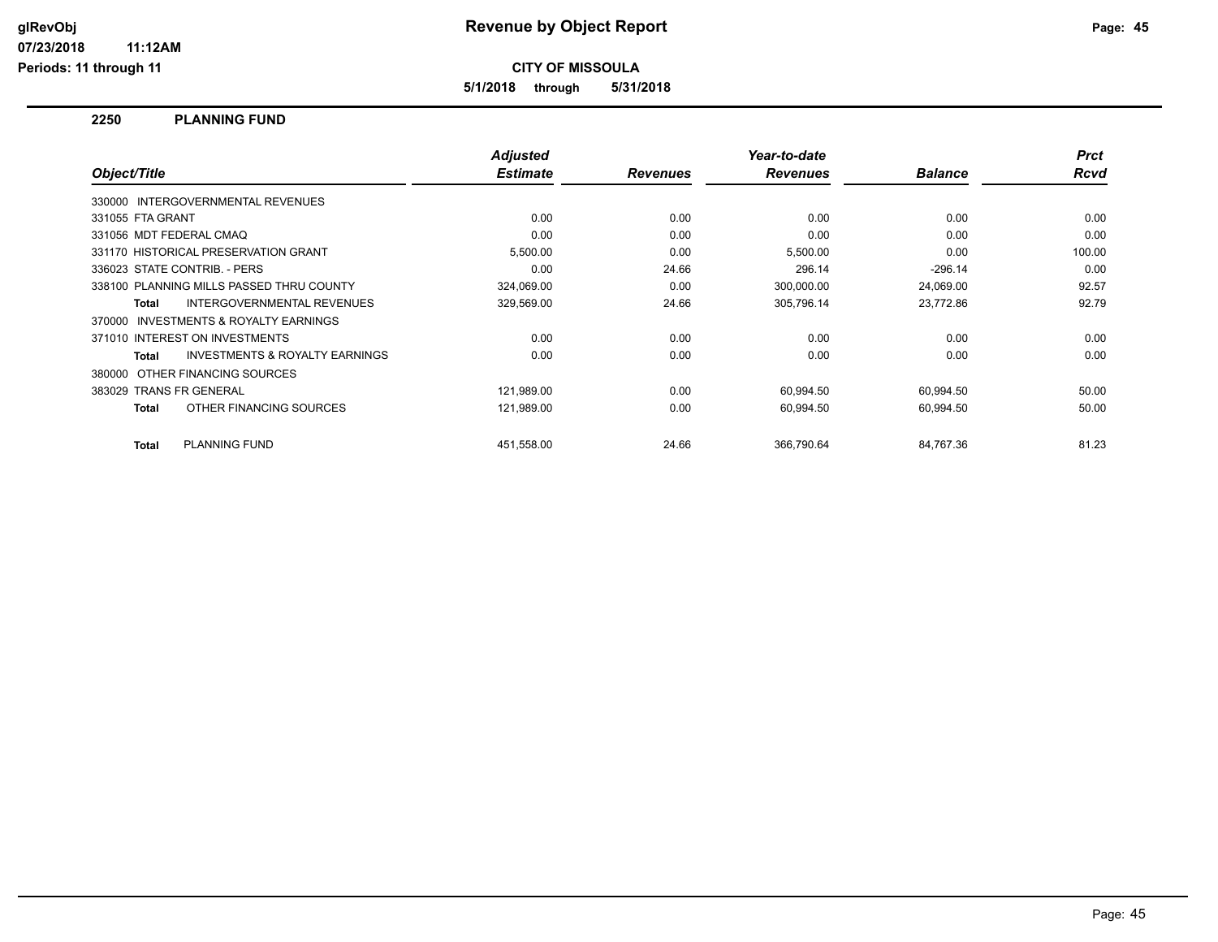**Revenue by Object Report**

**CITY OF MISSOULA**

**5/1/2018 through 5/31/2018**

glRevObj
07/23/2018 11:12AM
Periods: 11 through 11

## 2250 PLANNING FUND

| Object/Title | Adjusted Estimate | Revenues | Year-to-date Revenues | Balance | Prct Rcvd |
|---|---|---|---|---|---|
| 330000 INTERGOVERNMENTAL REVENUES | | | | | |
| 331055 FTA GRANT | 0.00 | 0.00 | 0.00 | 0.00 | 0.00 |
| 331056 MDT FEDERAL CMAQ | 0.00 | 0.00 | 0.00 | 0.00 | 0.00 |
| 331170 HISTORICAL PRESERVATION GRANT | 5,500.00 | 0.00 | 5,500.00 | 0.00 | 100.00 |
| 336023 STATE CONTRIB. - PERS | 0.00 | 24.66 | 296.14 | -296.14 | 0.00 |
| 338100 PLANNING MILLS PASSED THRU COUNTY | 324,069.00 | 0.00 | 300,000.00 | 24,069.00 | 92.57 |
| **Total** INTERGOVERNMENTAL REVENUES | 329,569.00 | 24.66 | 305,796.14 | 23,772.86 | 92.79 |
| 370000 INVESTMENTS & ROYALTY EARNINGS | | | | | |
| 371010 INTEREST ON INVESTMENTS | 0.00 | 0.00 | 0.00 | 0.00 | 0.00 |
| **Total** INVESTMENTS & ROYALTY EARNINGS | 0.00 | 0.00 | 0.00 | 0.00 | 0.00 |
| 380000 OTHER FINANCING SOURCES | | | | | |
| 383029 TRANS FR GENERAL | 121,989.00 | 0.00 | 60,994.50 | 60,994.50 | 50.00 |
| **Total** OTHER FINANCING SOURCES | 121,989.00 | 0.00 | 60,994.50 | 60,994.50 | 50.00 |
| **Total** PLANNING FUND | 451,558.00 | 24.66 | 366,790.64 | 84,767.36 | 81.23 |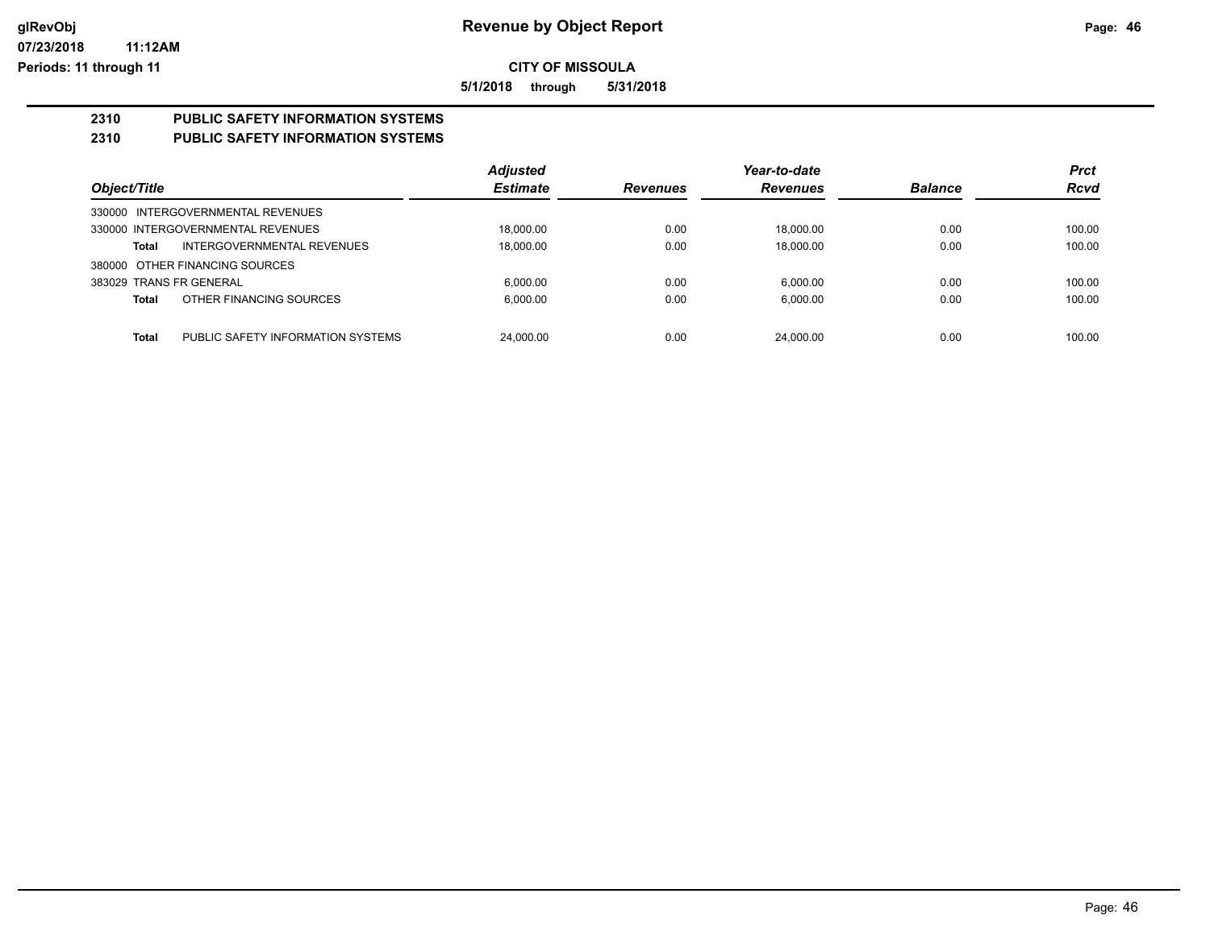**CITY OF MISSOULA**

**5/1/2018 through 5/31/2018**

# Revenue by Object Report

glRevObj
07/23/2018 11:12AM
Periods: 11 through 11

## 2310 PUBLIC SAFETY INFORMATION SYSTEMS

### 2310 PUBLIC SAFETY INFORMATION SYSTEMS

| Object/Title | Adjusted Estimate | Revenues | Year-to-date Revenues | Balance | Prct Rcvd |
|---|---|---|---|---|---|
| 330000 INTERGOVERNMENTAL REVENUES | | | | | |
| 330000 INTERGOVERNMENTAL REVENUES | 18,000.00 | 0.00 | 18,000.00 | 0.00 | 100.00 |
| **Total** INTERGOVERNMENTAL REVENUES | 18,000.00 | 0.00 | 18,000.00 | 0.00 | 100.00 |
| 380000 OTHER FINANCING SOURCES | | | | | |
| 383029 TRANS FR GENERAL | 6,000.00 | 0.00 | 6,000.00 | 0.00 | 100.00 |
| **Total** OTHER FINANCING SOURCES | 6,000.00 | 0.00 | 6,000.00 | 0.00 | 100.00 |
| **Total** PUBLIC SAFETY INFORMATION SYSTEMS | 24,000.00 | 0.00 | 24,000.00 | 0.00 | 100.00 |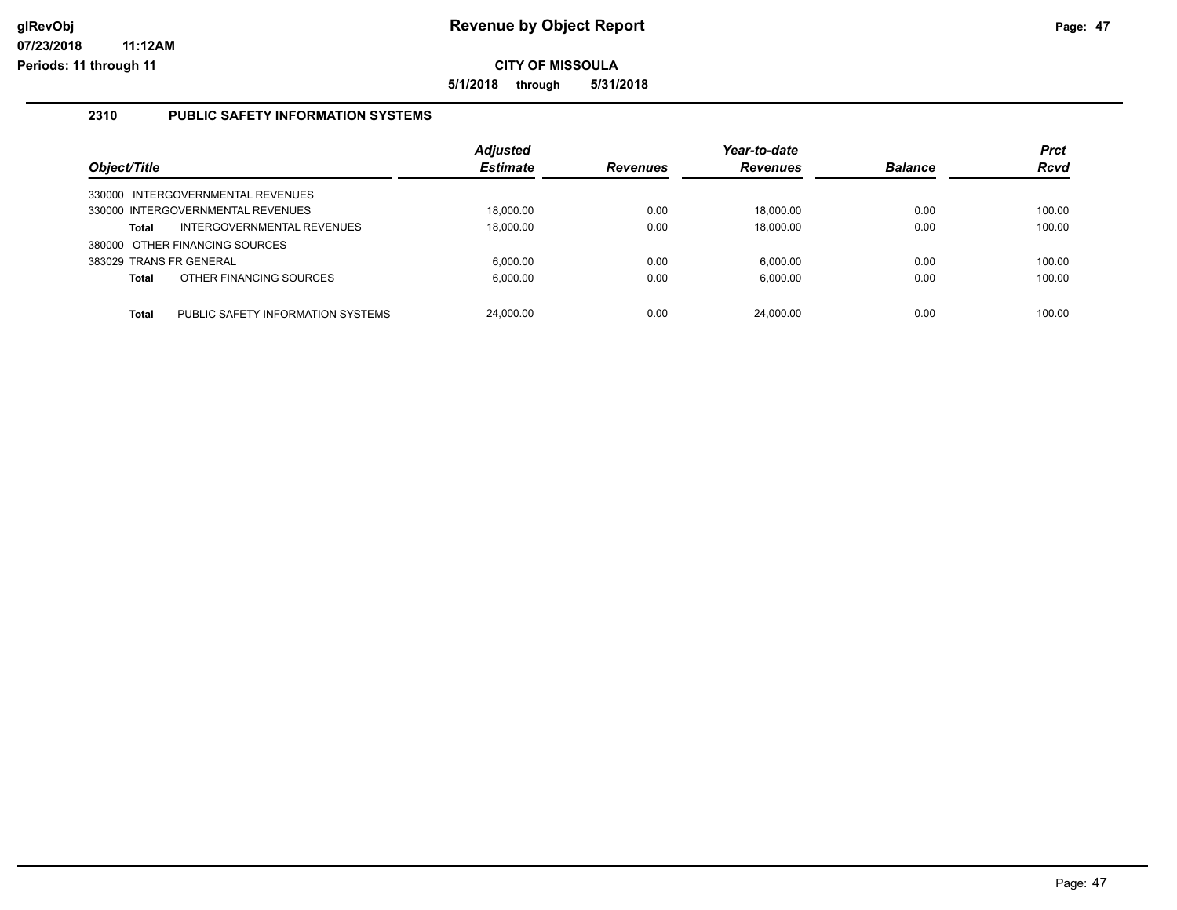glRevObj
07/23/2018 11:12AM
Periods: 11 through 11

# Revenue by Object Report

**CITY OF MISSOULA**

**5/1/2018 through 5/31/2018**

## 2310 PUBLIC SAFETY INFORMATION SYSTEMS

| Object/Title | Adjusted Estimate | Revenues | Year-to-date Revenues | Balance | Prct Rcvd |
|---|---|---|---|---|---|
| 330000 INTERGOVERNMENTAL REVENUES | | | | | |
| 330000 INTERGOVERNMENTAL REVENUES | 18,000.00 | 0.00 | 18,000.00 | 0.00 | 100.00 |
| **Total** INTERGOVERNMENTAL REVENUES | 18,000.00 | 0.00 | 18,000.00 | 0.00 | 100.00 |
| 380000 OTHER FINANCING SOURCES | | | | | |
| 383029 TRANS FR GENERAL | 6,000.00 | 0.00 | 6,000.00 | 0.00 | 100.00 |
| **Total** OTHER FINANCING SOURCES | 6,000.00 | 0.00 | 6,000.00 | 0.00 | 100.00 |
| **Total** PUBLIC SAFETY INFORMATION SYSTEMS | 24,000.00 | 0.00 | 24,000.00 | 0.00 | 100.00 |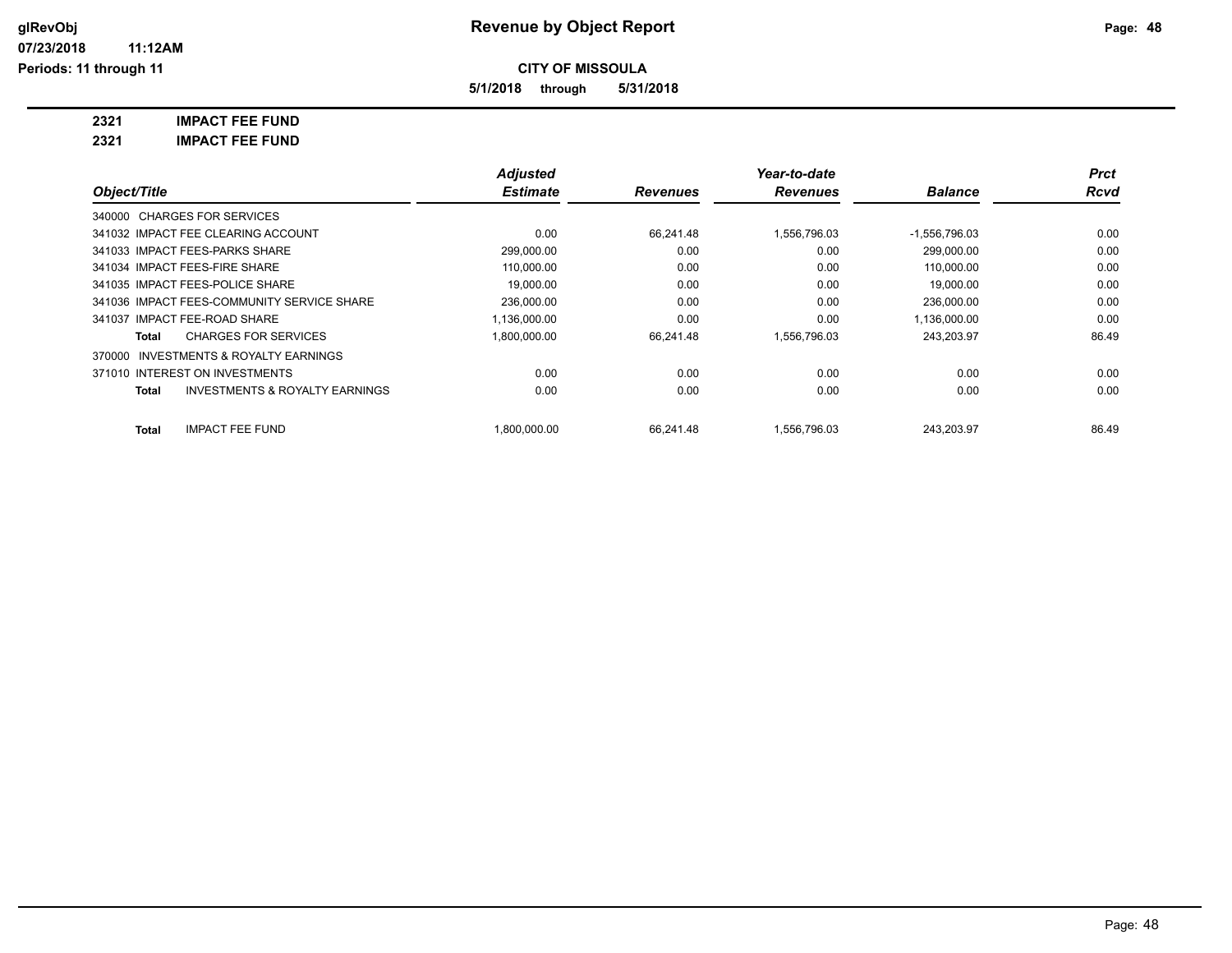# Revenue by Object Report

**CITY OF MISSOULA**

**5/1/2018 through 5/31/2018**

glRevObj
07/23/2018 11:12AM
Periods: 11 through 11

**2321 IMPACT FEE FUND**

**2321 IMPACT FEE FUND**

| Object/Title | | Adjusted Estimate | Revenues | Year-to-date Revenues | Balance | Prct Rcvd |
|---|---|---|---|---|---|---|
| 340000 CHARGES FOR SERVICES | | | | | | |
| 341032 IMPACT FEE CLEARING ACCOUNT | | 0.00 | 66,241.48 | 1,556,796.03 | -1,556,796.03 | 0.00 |
| 341033 IMPACT FEES-PARKS SHARE | | 299,000.00 | 0.00 | 0.00 | 299,000.00 | 0.00 |
| 341034 IMPACT FEES-FIRE SHARE | | 110,000.00 | 0.00 | 0.00 | 110,000.00 | 0.00 |
| 341035 IMPACT FEES-POLICE SHARE | | 19,000.00 | 0.00 | 0.00 | 19,000.00 | 0.00 |
| 341036 IMPACT FEES-COMMUNITY SERVICE SHARE | | 236,000.00 | 0.00 | 0.00 | 236,000.00 | 0.00 |
| 341037 IMPACT FEE-ROAD SHARE | | 1,136,000.00 | 0.00 | 0.00 | 1,136,000.00 | 0.00 |
| Total | CHARGES FOR SERVICES | 1,800,000.00 | 66,241.48 | 1,556,796.03 | 243,203.97 | 86.49 |
| 370000 INVESTMENTS & ROYALTY EARNINGS | | | | | | |
| 371010 INTEREST ON INVESTMENTS | | 0.00 | 0.00 | 0.00 | 0.00 | 0.00 |
| Total | INVESTMENTS & ROYALTY EARNINGS | 0.00 | 0.00 | 0.00 | 0.00 | 0.00 |
| Total | IMPACT FEE FUND | 1,800,000.00 | 66,241.48 | 1,556,796.03 | 243,203.97 | 86.49 |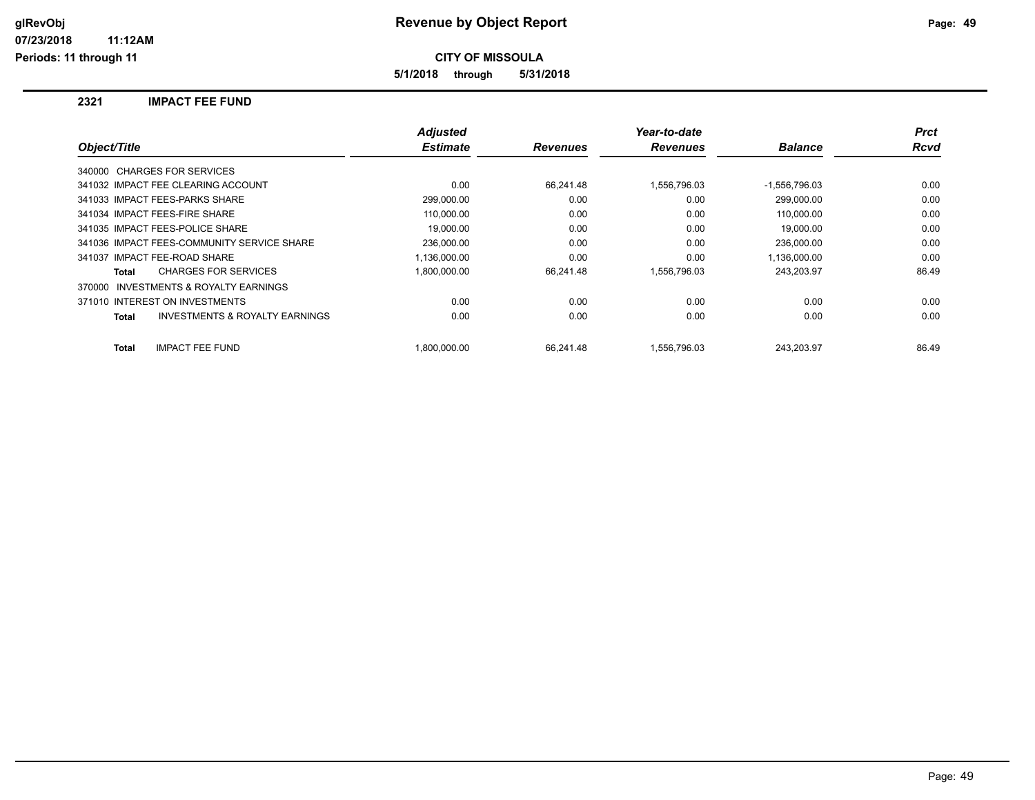# Revenue by Object Report

glRevObj
07/23/2018 11:12AM
Periods: 11 through 11

**CITY OF MISSOULA**

**5/1/2018 through 5/31/2018**

## 2321 IMPACT FEE FUND

| Object/Title | Adjusted Estimate | Revenues | Year-to-date Revenues | Balance | Prct Rcvd |
|---|---|---|---|---|---|
| 340000 CHARGES FOR SERVICES | | | | | |
| 341032 IMPACT FEE CLEARING ACCOUNT | 0.00 | 66,241.48 | 1,556,796.03 | -1,556,796.03 | 0.00 |
| 341033 IMPACT FEES-PARKS SHARE | 299,000.00 | 0.00 | 0.00 | 299,000.00 | 0.00 |
| 341034 IMPACT FEES-FIRE SHARE | 110,000.00 | 0.00 | 0.00 | 110,000.00 | 0.00 |
| 341035 IMPACT FEES-POLICE SHARE | 19,000.00 | 0.00 | 0.00 | 19,000.00 | 0.00 |
| 341036 IMPACT FEES-COMMUNITY SERVICE SHARE | 236,000.00 | 0.00 | 0.00 | 236,000.00 | 0.00 |
| 341037 IMPACT FEE-ROAD SHARE | 1,136,000.00 | 0.00 | 0.00 | 1,136,000.00 | 0.00 |
| **Total** CHARGES FOR SERVICES | 1,800,000.00 | 66,241.48 | 1,556,796.03 | 243,203.97 | 86.49 |
| 370000 INVESTMENTS & ROYALTY EARNINGS | | | | | |
| 371010 INTEREST ON INVESTMENTS | 0.00 | 0.00 | 0.00 | 0.00 | 0.00 |
| **Total** INVESTMENTS & ROYALTY EARNINGS | 0.00 | 0.00 | 0.00 | 0.00 | 0.00 |
| **Total** IMPACT FEE FUND | 1,800,000.00 | 66,241.48 | 1,556,796.03 | 243,203.97 | 86.49 |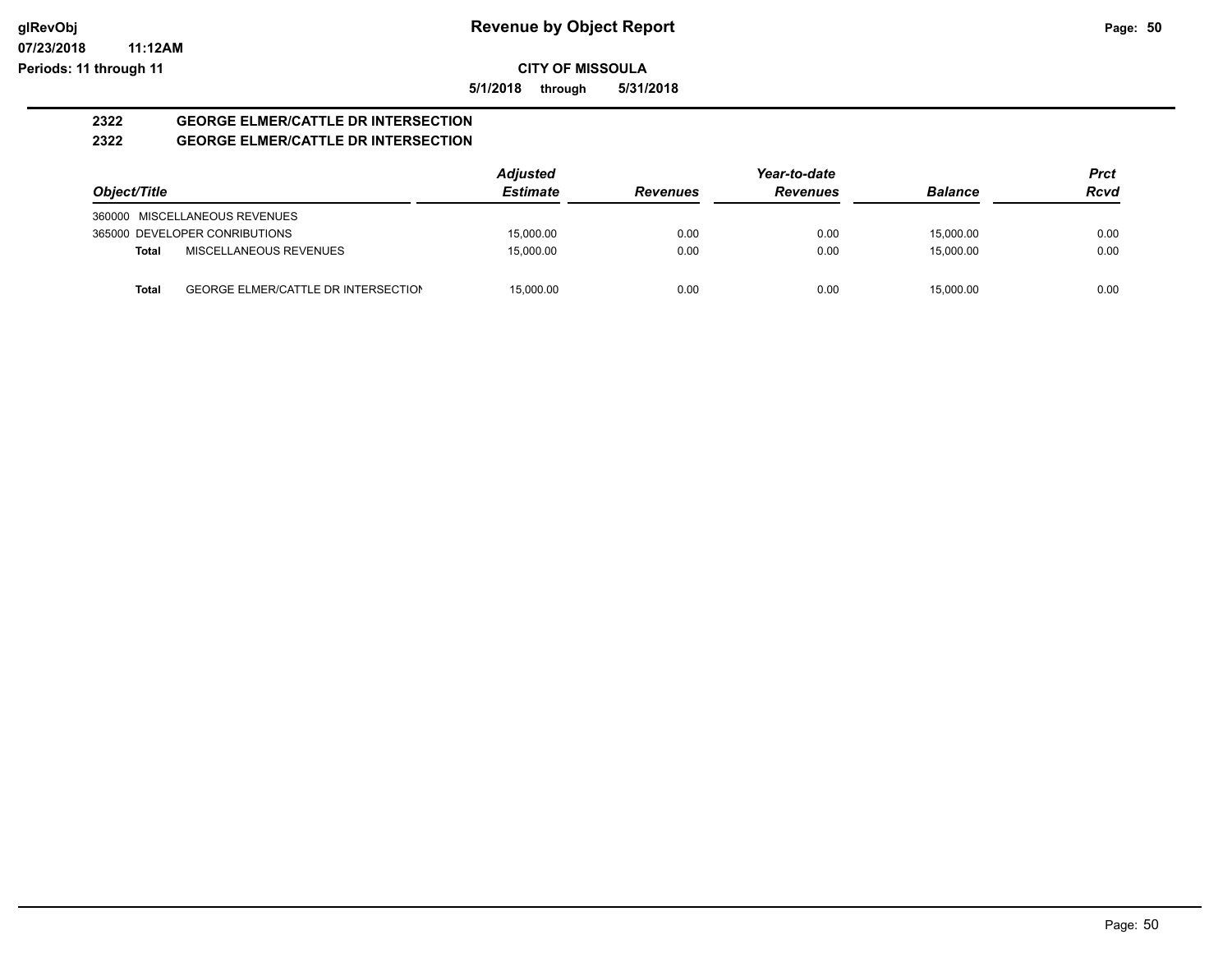glRevObj
07/23/2018 11:12AM
Periods: 11 through 11

# Revenue by Object Report

**CITY OF MISSOULA**

**5/1/2018 through 5/31/2018**

**2322 GEORGE ELMER/CATTLE DR INTERSECTION**

**2322 GEORGE ELMER/CATTLE DR INTERSECTION**

| Object/Title | | Adjusted Estimate | Revenues | Year-to-date Revenues | Balance | Prct Rcvd |
|---|---|---|---|---|---|---|
| 360000 MISCELLANEOUS REVENUES | | | | | | |
| 365000 DEVELOPER CONRIBUTIONS | | 15,000.00 | 0.00 | 0.00 | 15,000.00 | 0.00 |
| **Total** | MISCELLANEOUS REVENUES | 15,000.00 | 0.00 | 0.00 | 15,000.00 | 0.00 |
| **Total** | GEORGE ELMER/CATTLE DR INTERSECTION | 15,000.00 | 0.00 | 0.00 | 15,000.00 | 0.00 |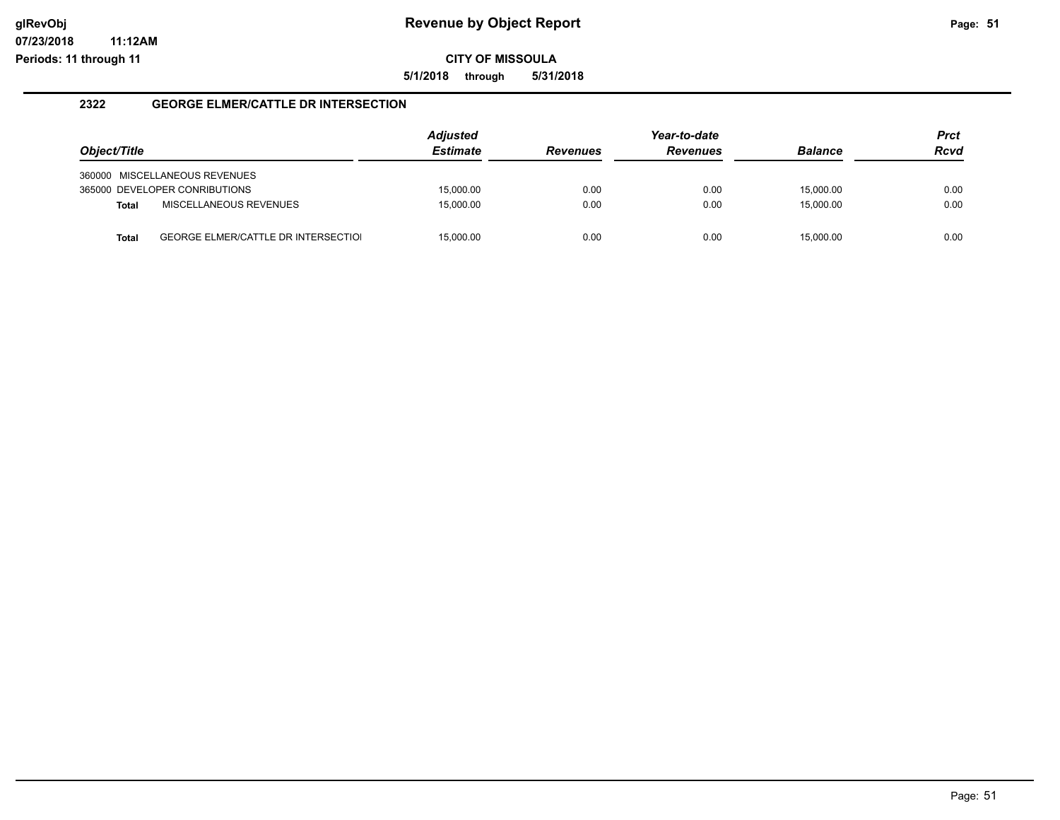glRevObj
07/23/2018 11:12AM
Periods: 11 through 11

# Revenue by Object Report

**CITY OF MISSOULA**

**5/1/2018 through 5/31/2018**

## 2322 GEORGE ELMER/CATTLE DR INTERSECTION

| Object/Title | Adjusted Estimate | Revenues | Year-to-date Revenues | Balance | Prct Rcvd |
|---|---|---|---|---|---|
| 360000 MISCELLANEOUS REVENUES | | | | | |
| 365000 DEVELOPER CONRIBUTIONS | 15,000.00 | 0.00 | 0.00 | 15,000.00 | 0.00 |
| **Total** MISCELLANEOUS REVENUES | 15,000.00 | 0.00 | 0.00 | 15,000.00 | 0.00 |
| **Total** GEORGE ELMER/CATTLE DR INTERSECTIOI | 15,000.00 | 0.00 | 0.00 | 15,000.00 | 0.00 |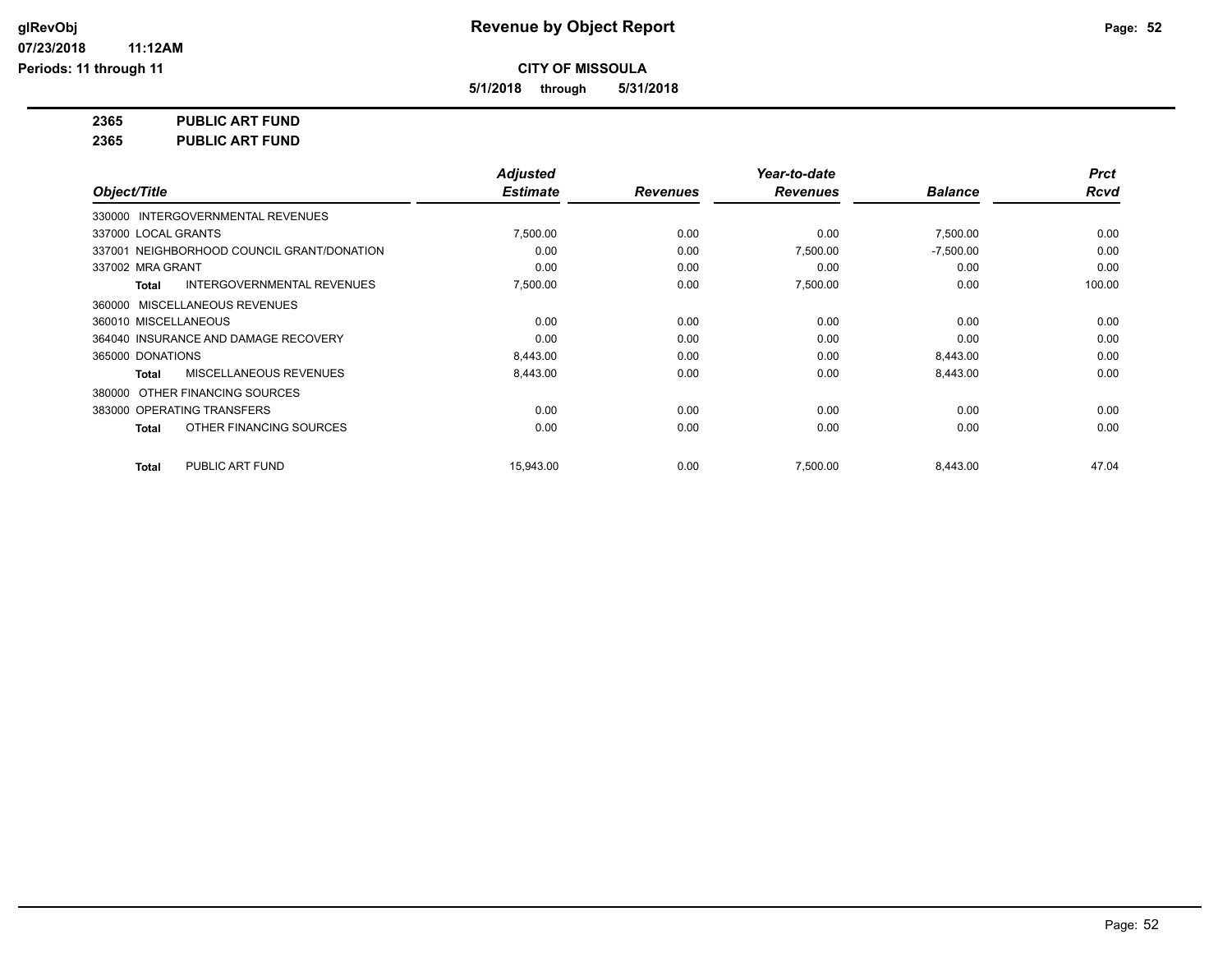**CITY OF MISSOULA**

**5/1/2018 through 5/31/2018**

**2365 PUBLIC ART FUND**

**2365 PUBLIC ART FUND**

| Object/Title | Adjusted Estimate | Revenues | Year-to-date Revenues | Balance | Prct Rcvd |
|---|---|---|---|---|---|
| 330000 INTERGOVERNMENTAL REVENUES | | | | | |
| 337000 LOCAL GRANTS | 7,500.00 | 0.00 | 0.00 | 7,500.00 | 0.00 |
| 337001 NEIGHBORHOOD COUNCIL GRANT/DONATION | 0.00 | 0.00 | 7,500.00 | -7,500.00 | 0.00 |
| 337002 MRA GRANT | 0.00 | 0.00 | 0.00 | 0.00 | 0.00 |
| **Total** INTERGOVERNMENTAL REVENUES | 7,500.00 | 0.00 | 7,500.00 | 0.00 | 100.00 |
| 360000 MISCELLANEOUS REVENUES | | | | | |
| 360010 MISCELLANEOUS | 0.00 | 0.00 | 0.00 | 0.00 | 0.00 |
| 364040 INSURANCE AND DAMAGE RECOVERY | 0.00 | 0.00 | 0.00 | 0.00 | 0.00 |
| 365000 DONATIONS | 8,443.00 | 0.00 | 0.00 | 8,443.00 | 0.00 |
| **Total** MISCELLANEOUS REVENUES | 8,443.00 | 0.00 | 0.00 | 8,443.00 | 0.00 |
| 380000 OTHER FINANCING SOURCES | | | | | |
| 383000 OPERATING TRANSFERS | 0.00 | 0.00 | 0.00 | 0.00 | 0.00 |
| **Total** OTHER FINANCING SOURCES | 0.00 | 0.00 | 0.00 | 0.00 | 0.00 |
| **Total** PUBLIC ART FUND | 15,943.00 | 0.00 | 7,500.00 | 8,443.00 | 47.04 |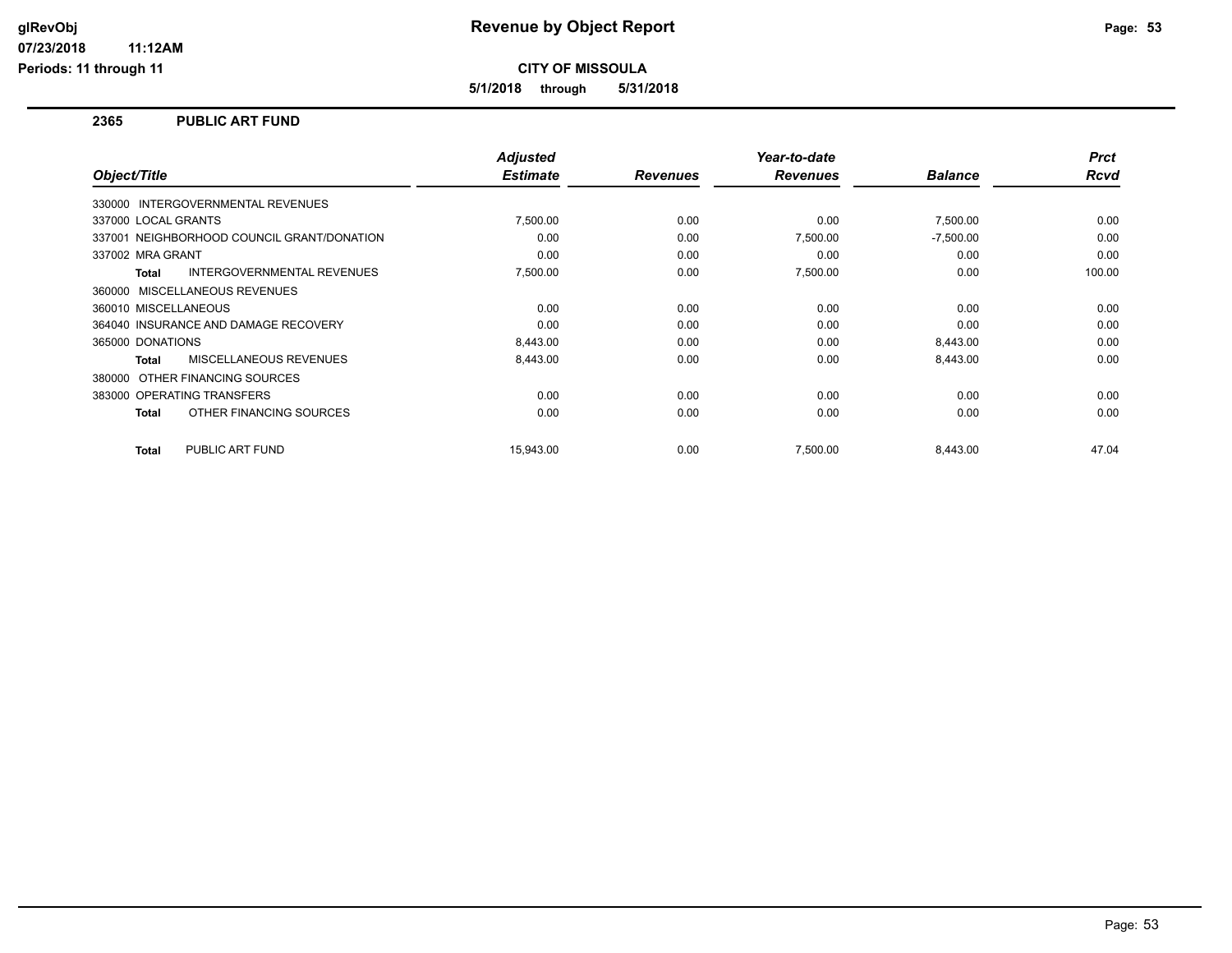# Revenue by Object Report

glRevObj
07/23/2018 11:12AM
Periods: 11 through 11

**CITY OF MISSOULA**

**5/1/2018 through 5/31/2018**

## 2365 PUBLIC ART FUND

| Object/Title | Adjusted Estimate | Revenues | Year-to-date Revenues | Balance | Prct Rcvd |
|---|---|---|---|---|---|
| 330000 INTERGOVERNMENTAL REVENUES | | | | | |
| 337000 LOCAL GRANTS | 7,500.00 | 0.00 | 0.00 | 7,500.00 | 0.00 |
| 337001 NEIGHBORHOOD COUNCIL GRANT/DONATION | 0.00 | 0.00 | 7,500.00 | -7,500.00 | 0.00 |
| 337002 MRA GRANT | 0.00 | 0.00 | 0.00 | 0.00 | 0.00 |
| **Total** INTERGOVERNMENTAL REVENUES | 7,500.00 | 0.00 | 7,500.00 | 0.00 | 100.00 |
| 360000 MISCELLANEOUS REVENUES | | | | | |
| 360010 MISCELLANEOUS | 0.00 | 0.00 | 0.00 | 0.00 | 0.00 |
| 364040 INSURANCE AND DAMAGE RECOVERY | 0.00 | 0.00 | 0.00 | 0.00 | 0.00 |
| 365000 DONATIONS | 8,443.00 | 0.00 | 0.00 | 8,443.00 | 0.00 |
| **Total** MISCELLANEOUS REVENUES | 8,443.00 | 0.00 | 0.00 | 8,443.00 | 0.00 |
| 380000 OTHER FINANCING SOURCES | | | | | |
| 383000 OPERATING TRANSFERS | 0.00 | 0.00 | 0.00 | 0.00 | 0.00 |
| **Total** OTHER FINANCING SOURCES | 0.00 | 0.00 | 0.00 | 0.00 | 0.00 |
| **Total** PUBLIC ART FUND | 15,943.00 | 0.00 | 7,500.00 | 8,443.00 | 47.04 |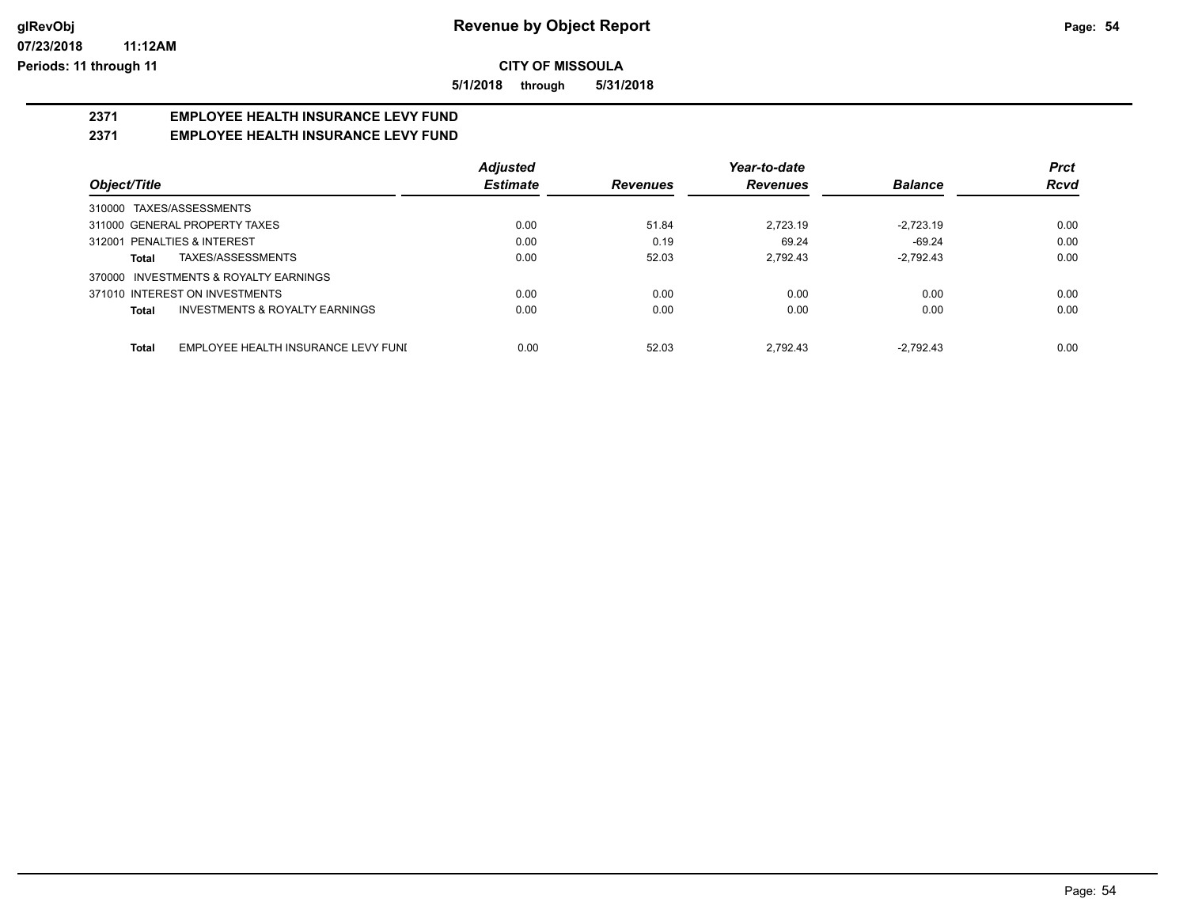**glRevObj**
**07/23/2018 11:12AM**
**Periods: 11 through 11**

# Revenue by Object Report

**CITY OF MISSOULA**

**5/1/2018 through 5/31/2018**

## 2371 EMPLOYEE HEALTH INSURANCE LEVY FUND
## 2371 EMPLOYEE HEALTH INSURANCE LEVY FUND

| Object/Title | | Adjusted Estimate | Revenues | Year-to-date Revenues | Balance | Prct Rcvd |
|---|---|---|---|---|---|---|
| 310000 TAXES/ASSESSMENTS | | | | | | |
| 311000 GENERAL PROPERTY TAXES | | 0.00 | 51.84 | 2,723.19 | -2,723.19 | 0.00 |
| 312001 PENALTIES & INTEREST | | 0.00 | 0.19 | 69.24 | -69.24 | 0.00 |
| **Total** | TAXES/ASSESSMENTS | 0.00 | 52.03 | 2,792.43 | -2,792.43 | 0.00 |
| 370000 INVESTMENTS & ROYALTY EARNINGS | | | | | | |
| 371010 INTEREST ON INVESTMENTS | | 0.00 | 0.00 | 0.00 | 0.00 | 0.00 |
| **Total** | INVESTMENTS & ROYALTY EARNINGS | 0.00 | 0.00 | 0.00 | 0.00 | 0.00 |
| **Total** | EMPLOYEE HEALTH INSURANCE LEVY FUNI | 0.00 | 52.03 | 2,792.43 | -2,792.43 | 0.00 |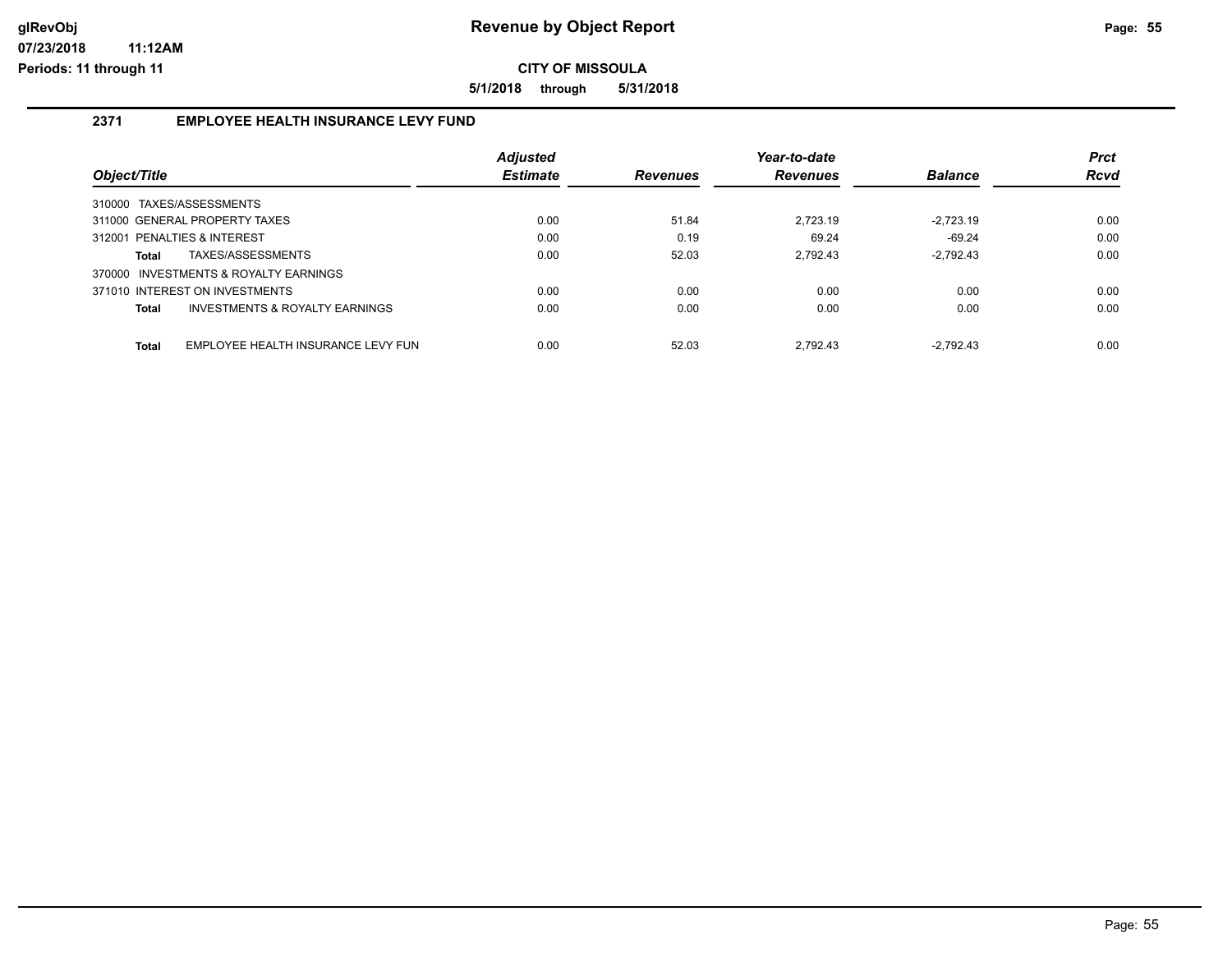# Revenue by Object Report

## CITY OF MISSOULA

**5/1/2018 through 5/31/2018**

### 2371 EMPLOYEE HEALTH INSURANCE LEVY FUND

| Object/Title | Adjusted Estimate | Revenues | Year-to-date Revenues | Balance | Prct Rcvd |
|---|---|---|---|---|---|
| 310000 TAXES/ASSESSMENTS | | | | | |
| 311000 GENERAL PROPERTY TAXES | 0.00 | 51.84 | 2,723.19 | -2,723.19 | 0.00 |
| 312001 PENALTIES & INTEREST | 0.00 | 0.19 | 69.24 | -69.24 | 0.00 |
| **Total** TAXES/ASSESSMENTS | 0.00 | 52.03 | 2,792.43 | -2,792.43 | 0.00 |
| 370000 INVESTMENTS & ROYALTY EARNINGS | | | | | |
| 371010 INTEREST ON INVESTMENTS | 0.00 | 0.00 | 0.00 | 0.00 | 0.00 |
| **Total** INVESTMENTS & ROYALTY EARNINGS | 0.00 | 0.00 | 0.00 | 0.00 | 0.00 |
| **Total** EMPLOYEE HEALTH INSURANCE LEVY FUN | 0.00 | 52.03 | 2,792.43 | -2,792.43 | 0.00 |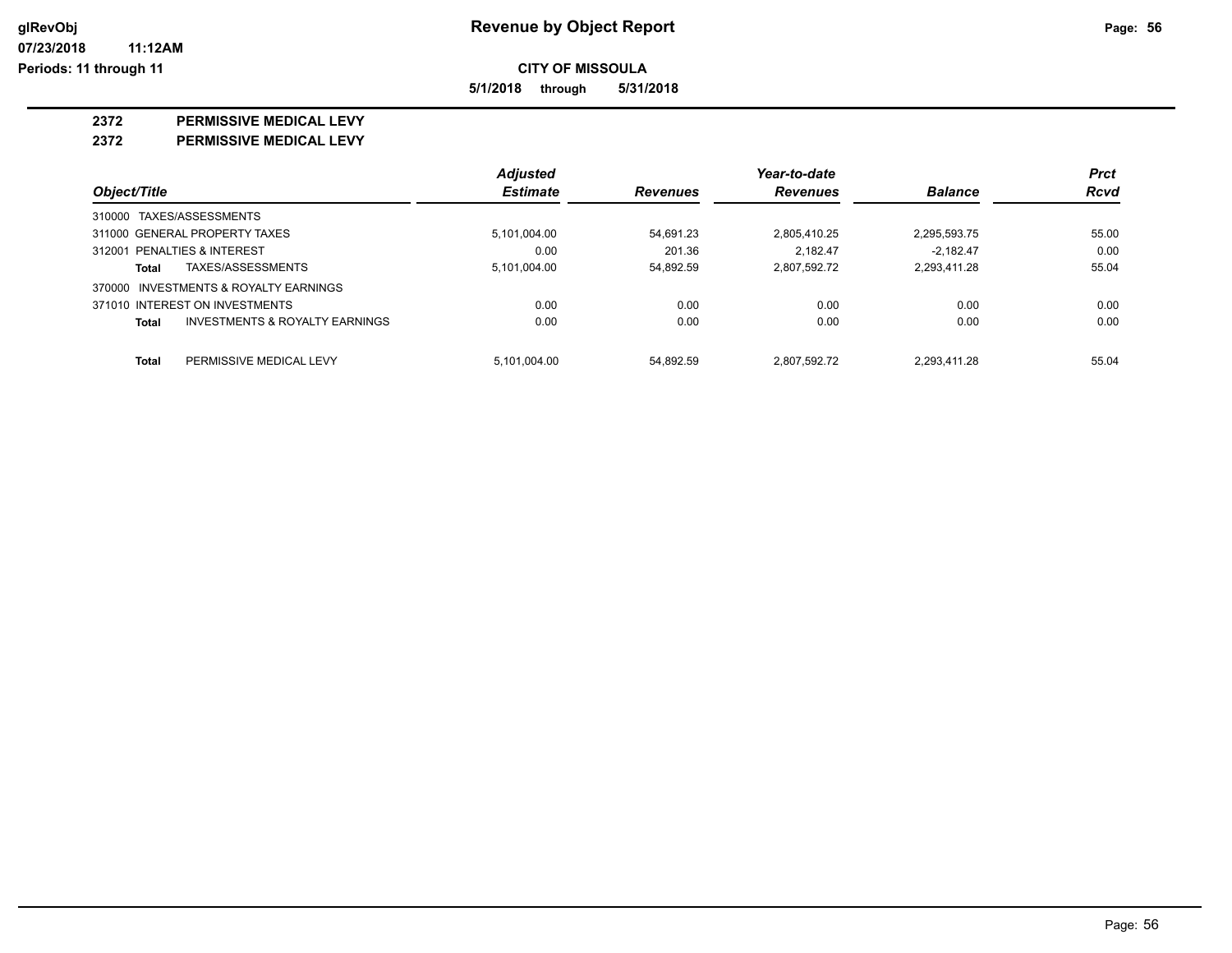# Revenue by Object Report

glRevObj
07/23/2018 11:12AM
Periods: 11 through 11

**CITY OF MISSOULA**

**5/1/2018 through 5/31/2018**

## 2372 PERMISSIVE MEDICAL LEVY
## 2372 PERMISSIVE MEDICAL LEVY

| Object/Title | | Adjusted Estimate | Revenues | Year-to-date Revenues | Balance | Prct Rcvd |
|---|---|---|---|---|---|---|
| 310000 TAXES/ASSESSMENTS | | | | | | |
| 311000 GENERAL PROPERTY TAXES | | 5,101,004.00 | 54,691.23 | 2,805,410.25 | 2,295,593.75 | 55.00 |
| 312001 PENALTIES & INTEREST | | 0.00 | 201.36 | 2,182.47 | -2,182.47 | 0.00 |
| **Total** | TAXES/ASSESSMENTS | 5,101,004.00 | 54,892.59 | 2,807,592.72 | 2,293,411.28 | 55.04 |
| 370000 INVESTMENTS & ROYALTY EARNINGS | | | | | | |
| 371010 INTEREST ON INVESTMENTS | | 0.00 | 0.00 | 0.00 | 0.00 | 0.00 |
| **Total** | INVESTMENTS & ROYALTY EARNINGS | 0.00 | 0.00 | 0.00 | 0.00 | 0.00 |
| **Total** | PERMISSIVE MEDICAL LEVY | 5,101,004.00 | 54,892.59 | 2,807,592.72 | 2,293,411.28 | 55.04 |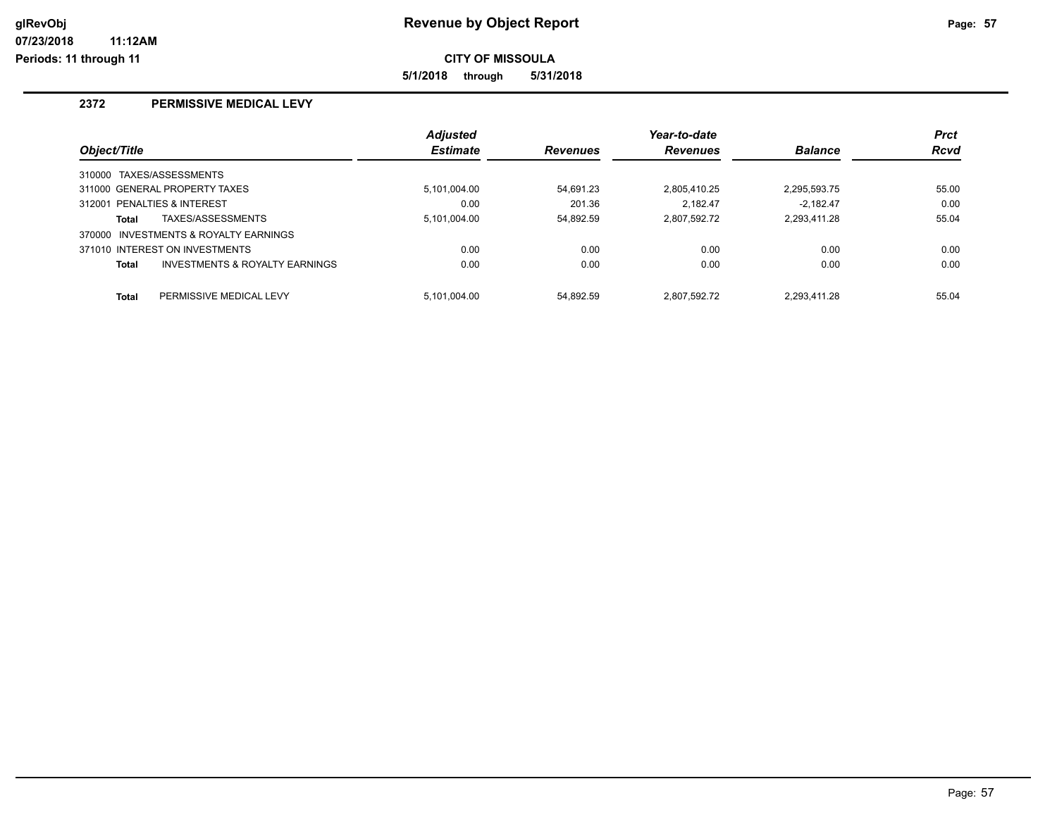# Revenue by Object Report

glRevObj
07/23/2018 11:12AM
Periods: 11 through 11

**CITY OF MISSOULA**

**5/1/2018 through 5/31/2018**

## 2372 PERMISSIVE MEDICAL LEVY

| Object/Title | | Adjusted Estimate | Revenues | Year-to-date Revenues | Balance | Prct Rcvd |
|---|---|---|---|---|---|---|
| 310000 TAXES/ASSESSMENTS | | | | | | |
| 311000 GENERAL PROPERTY TAXES | | 5,101,004.00 | 54,691.23 | 2,805,410.25 | 2,295,593.75 | 55.00 |
| 312001 PENALTIES & INTEREST | | 0.00 | 201.36 | 2,182.47 | -2,182.47 | 0.00 |
| **Total** | TAXES/ASSESSMENTS | 5,101,004.00 | 54,892.59 | 2,807,592.72 | 2,293,411.28 | 55.04 |
| 370000 INVESTMENTS & ROYALTY EARNINGS | | | | | | |
| 371010 INTEREST ON INVESTMENTS | | 0.00 | 0.00 | 0.00 | 0.00 | 0.00 |
| **Total** | INVESTMENTS & ROYALTY EARNINGS | 0.00 | 0.00 | 0.00 | 0.00 | 0.00 |
| **Total** | PERMISSIVE MEDICAL LEVY | 5,101,004.00 | 54,892.59 | 2,807,592.72 | 2,293,411.28 | 55.04 |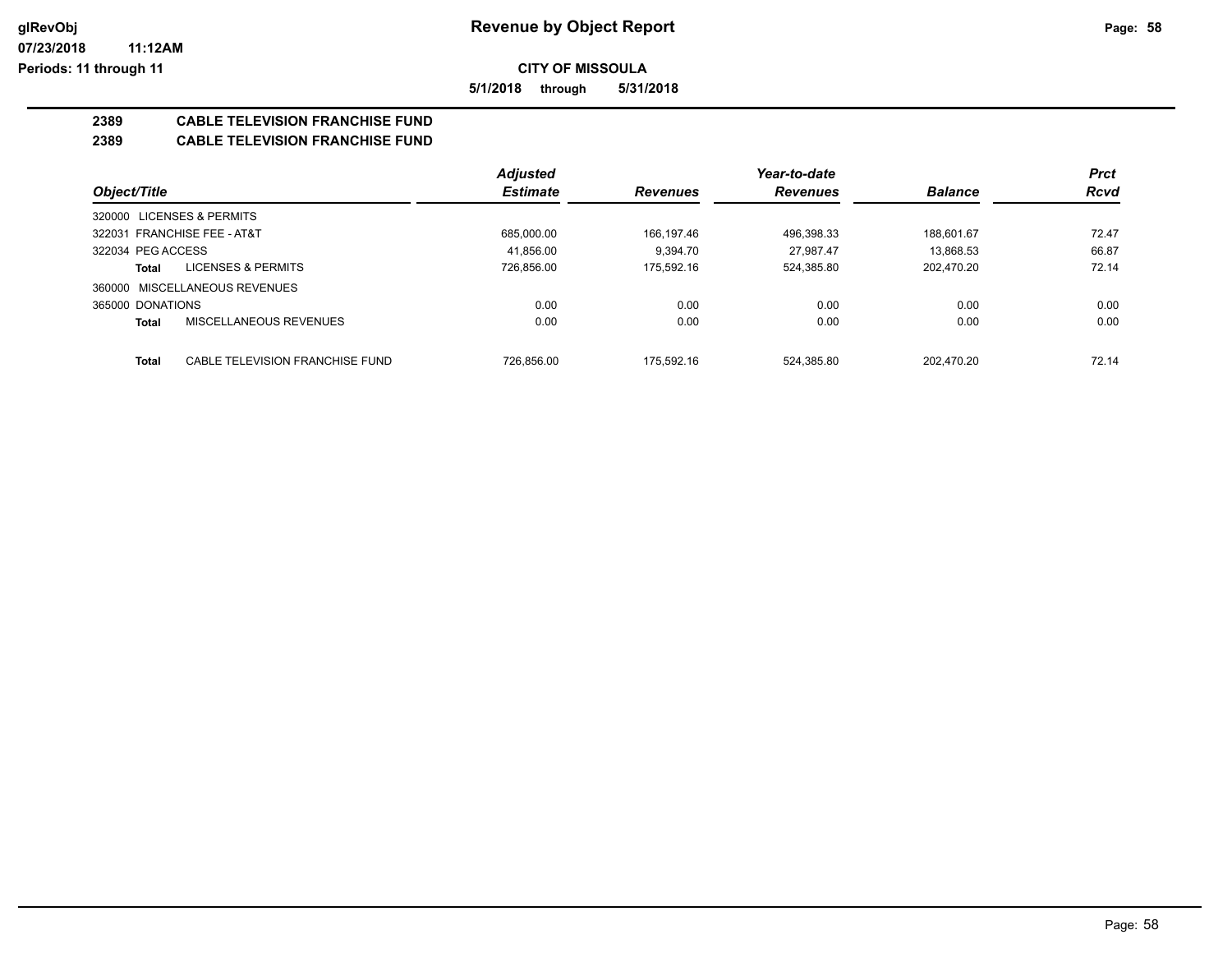# Revenue by Object Report

glRevObj
07/23/2018 11:12AM
Periods: 11 through 11

**CITY OF MISSOULA**

**5/1/2018 through 5/31/2018**

## 2389 CABLE TELEVISION FRANCHISE FUND
## 2389 CABLE TELEVISION FRANCHISE FUND

| Object/Title | | Adjusted Estimate | Revenues | Year-to-date Revenues | Balance | Prct Rcvd |
|---|---|---|---|---|---|---|
| 320000 LICENSES & PERMITS | | | | | | |
| 322031 FRANCHISE FEE - AT&T | | 685,000.00 | 166,197.46 | 496,398.33 | 188,601.67 | 72.47 |
| 322034 PEG ACCESS | | 41,856.00 | 9,394.70 | 27,987.47 | 13,868.53 | 66.87 |
| **Total** | LICENSES & PERMITS | 726,856.00 | 175,592.16 | 524,385.80 | 202,470.20 | 72.14 |
| 360000 MISCELLANEOUS REVENUES | | | | | | |
| 365000 DONATIONS | | 0.00 | 0.00 | 0.00 | 0.00 | 0.00 |
| **Total** | MISCELLANEOUS REVENUES | 0.00 | 0.00 | 0.00 | 0.00 | 0.00 |
| **Total** | CABLE TELEVISION FRANCHISE FUND | 726,856.00 | 175,592.16 | 524,385.80 | 202,470.20 | 72.14 |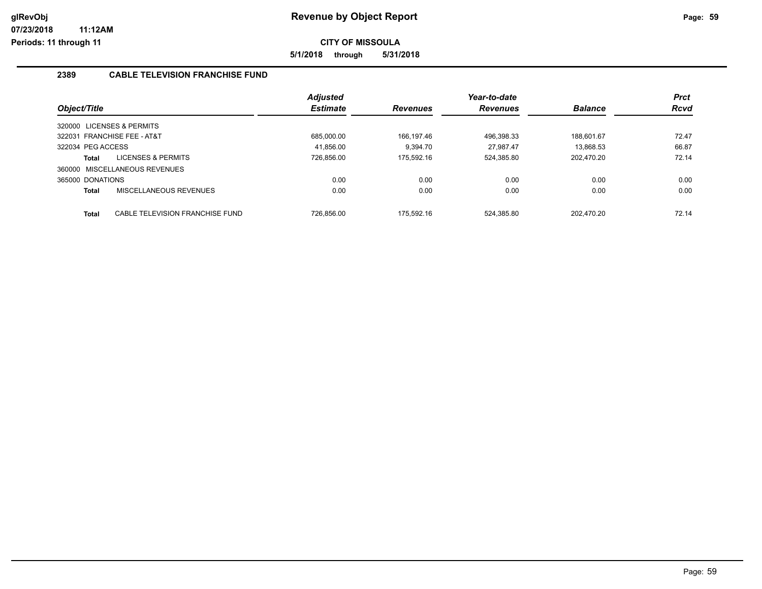# Revenue by Object Report

**CITY OF MISSOULA**

**5/1/2018 through 5/31/2018**

## 2389 CABLE TELEVISION FRANCHISE FUND

| Object/Title | Adjusted Estimate | Revenues | Year-to-date Revenues | Balance | Prct Rcvd |
|---|---|---|---|---|---|
| 320000 LICENSES & PERMITS | | | | | |
| 322031 FRANCHISE FEE - AT&T | 685,000.00 | 166,197.46 | 496,398.33 | 188,601.67 | 72.47 |
| 322034 PEG ACCESS | 41,856.00 | 9,394.70 | 27,987.47 | 13,868.53 | 66.87 |
| **Total** LICENSES & PERMITS | 726,856.00 | 175,592.16 | 524,385.80 | 202,470.20 | 72.14 |
| 360000 MISCELLANEOUS REVENUES | | | | | |
| 365000 DONATIONS | 0.00 | 0.00 | 0.00 | 0.00 | 0.00 |
| **Total** MISCELLANEOUS REVENUES | 0.00 | 0.00 | 0.00 | 0.00 | 0.00 |
| **Total** CABLE TELEVISION FRANCHISE FUND | 726,856.00 | 175,592.16 | 524,385.80 | 202,470.20 | 72.14 |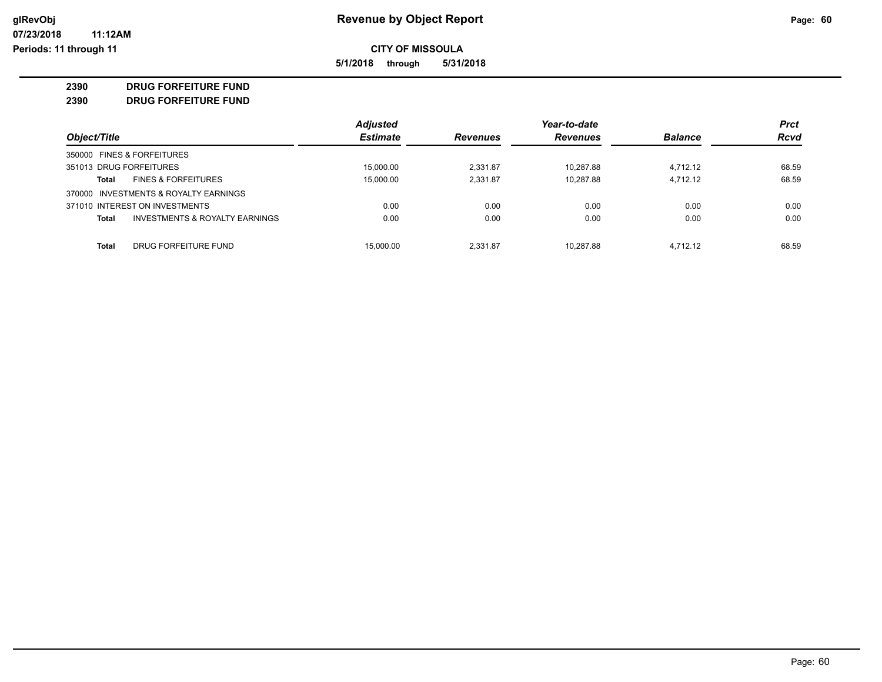# Revenue by Object Report

**CITY OF MISSOULA**

**5/1/2018 through 5/31/2018**

glRevObj
07/23/2018 11:12AM
Periods: 11 through 11

**2390 DRUG FORFEITURE FUND**
**2390 DRUG FORFEITURE FUND**

| Object/Title | Adjusted Estimate | Revenues | Year-to-date Revenues | Balance | Prct Rcvd |
|---|---|---|---|---|---|
| 350000 FINES & FORFEITURES | | | | | |
| 351013 DRUG FORFEITURES | 15,000.00 | 2,331.87 | 10,287.88 | 4,712.12 | 68.59 |
| **Total** FINES & FORFEITURES | 15,000.00 | 2,331.87 | 10,287.88 | 4,712.12 | 68.59 |
| 370000 INVESTMENTS & ROYALTY EARNINGS | | | | | |
| 371010 INTEREST ON INVESTMENTS | 0.00 | 0.00 | 0.00 | 0.00 | 0.00 |
| **Total** INVESTMENTS & ROYALTY EARNINGS | 0.00 | 0.00 | 0.00 | 0.00 | 0.00 |
| **Total** DRUG FORFEITURE FUND | 15,000.00 | 2,331.87 | 10,287.88 | 4,712.12 | 68.59 |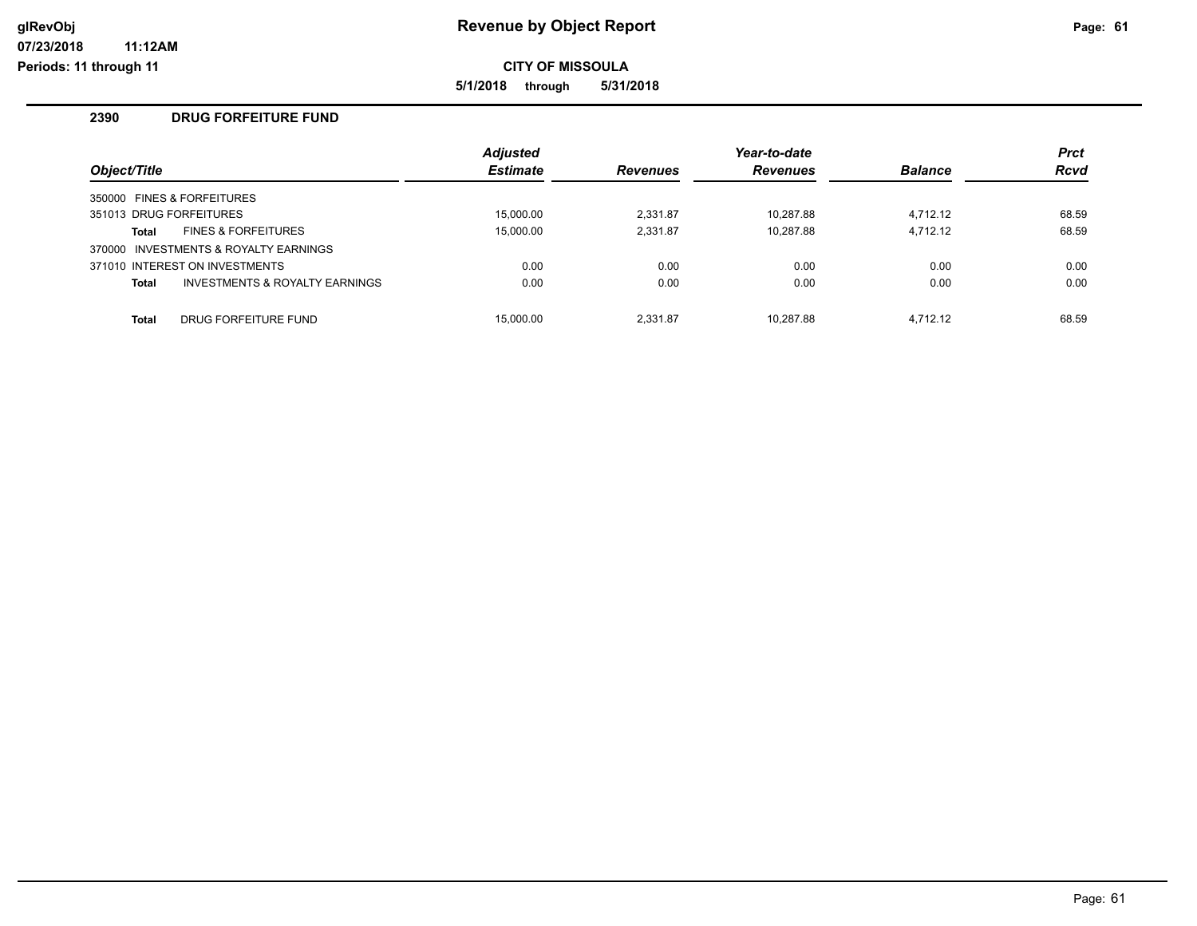**Revenue by Object Report**

**CITY OF MISSOULA**

**5/1/2018 through 5/31/2018**

## 2390 DRUG FORFEITURE FUND

| Object/Title | | Adjusted Estimate | Revenues | Year-to-date Revenues | Balance | Prct Rcvd |
|---|---|---|---|---|---|---|
| 350000 FINES & FORFEITURES | | | | | | |
| 351013 DRUG FORFEITURES | | 15,000.00 | 2,331.87 | 10,287.88 | 4,712.12 | 68.59 |
| **Total** | FINES & FORFEITURES | 15,000.00 | 2,331.87 | 10,287.88 | 4,712.12 | 68.59 |
| 370000 INVESTMENTS & ROYALTY EARNINGS | | | | | | |
| 371010 INTEREST ON INVESTMENTS | | 0.00 | 0.00 | 0.00 | 0.00 | 0.00 |
| **Total** | INVESTMENTS & ROYALTY EARNINGS | 0.00 | 0.00 | 0.00 | 0.00 | 0.00 |
| **Total** | DRUG FORFEITURE FUND | 15,000.00 | 2,331.87 | 10,287.88 | 4,712.12 | 68.59 |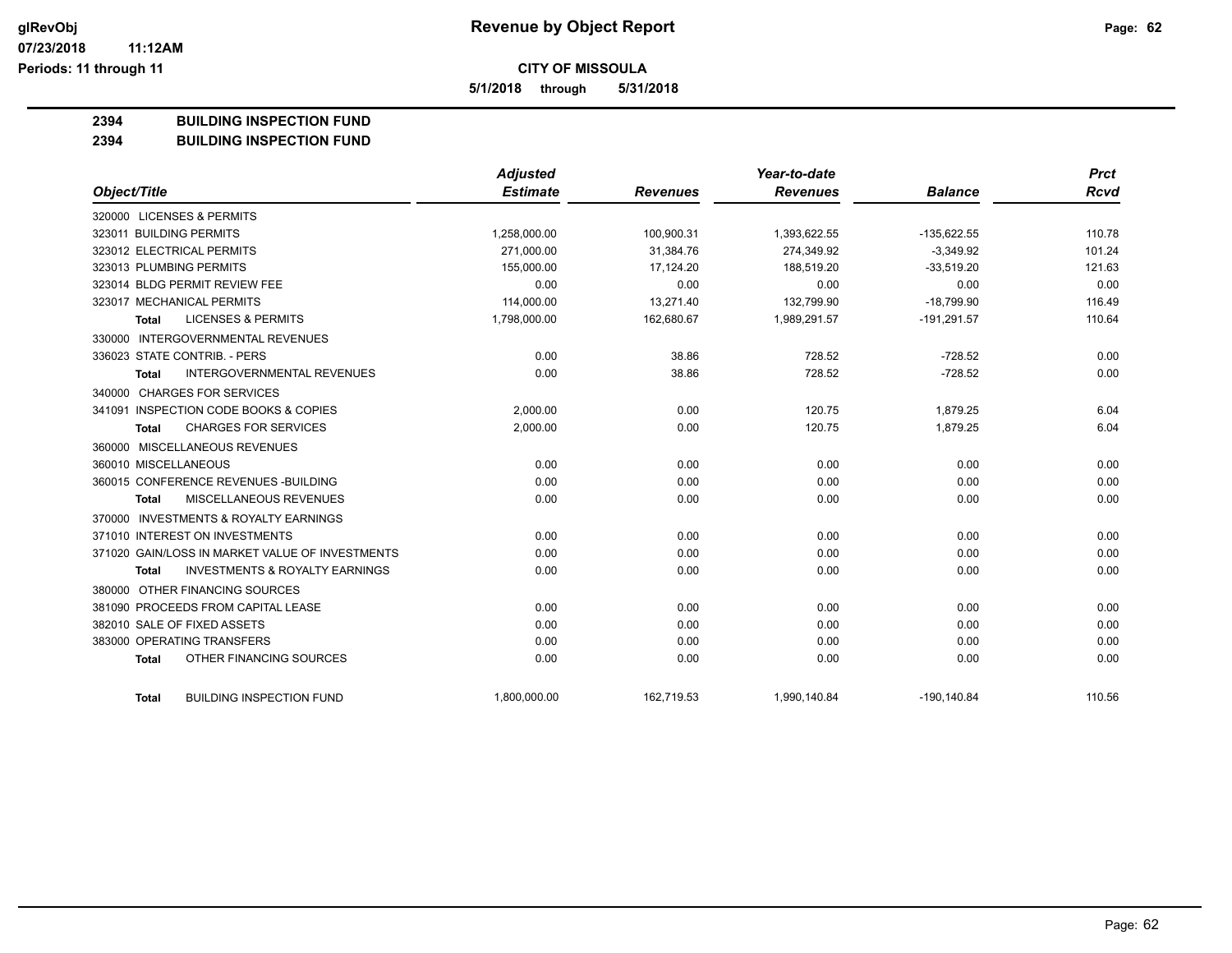**CITY OF MISSOULA**

**5/1/2018 through 5/31/2018**

**2394 BUILDING INSPECTION FUND**

**2394 BUILDING INSPECTION FUND**

| Object/Title | Adjusted Estimate | Revenues | Year-to-date Revenues | Balance | Prct Rcvd |
|---|---|---|---|---|---|
| 320000 LICENSES & PERMITS | | | | | |
| 323011 BUILDING PERMITS | 1,258,000.00 | 100,900.31 | 1,393,622.55 | -135,622.55 | 110.78 |
| 323012 ELECTRICAL PERMITS | 271,000.00 | 31,384.76 | 274,349.92 | -3,349.92 | 101.24 |
| 323013 PLUMBING PERMITS | 155,000.00 | 17,124.20 | 188,519.20 | -33,519.20 | 121.63 |
| 323014 BLDG PERMIT REVIEW FEE | 0.00 | 0.00 | 0.00 | 0.00 | 0.00 |
| 323017 MECHANICAL PERMITS | 114,000.00 | 13,271.40 | 132,799.90 | -18,799.90 | 116.49 |
| **Total** LICENSES & PERMITS | 1,798,000.00 | 162,680.67 | 1,989,291.57 | -191,291.57 | 110.64 |
| 330000 INTERGOVERNMENTAL REVENUES | | | | | |
| 336023 STATE CONTRIB. - PERS | 0.00 | 38.86 | 728.52 | -728.52 | 0.00 |
| **Total** INTERGOVERNMENTAL REVENUES | 0.00 | 38.86 | 728.52 | -728.52 | 0.00 |
| 340000 CHARGES FOR SERVICES | | | | | |
| 341091 INSPECTION CODE BOOKS & COPIES | 2,000.00 | 0.00 | 120.75 | 1,879.25 | 6.04 |
| **Total** CHARGES FOR SERVICES | 2,000.00 | 0.00 | 120.75 | 1,879.25 | 6.04 |
| 360000 MISCELLANEOUS REVENUES | | | | | |
| 360010 MISCELLANEOUS | 0.00 | 0.00 | 0.00 | 0.00 | 0.00 |
| 360015 CONFERENCE REVENUES -BUILDING | 0.00 | 0.00 | 0.00 | 0.00 | 0.00 |
| **Total** MISCELLANEOUS REVENUES | 0.00 | 0.00 | 0.00 | 0.00 | 0.00 |
| 370000 INVESTMENTS & ROYALTY EARNINGS | | | | | |
| 371010 INTEREST ON INVESTMENTS | 0.00 | 0.00 | 0.00 | 0.00 | 0.00 |
| 371020 GAIN/LOSS IN MARKET VALUE OF INVESTMENTS | 0.00 | 0.00 | 0.00 | 0.00 | 0.00 |
| **Total** INVESTMENTS & ROYALTY EARNINGS | 0.00 | 0.00 | 0.00 | 0.00 | 0.00 |
| 380000 OTHER FINANCING SOURCES | | | | | |
| 381090 PROCEEDS FROM CAPITAL LEASE | 0.00 | 0.00 | 0.00 | 0.00 | 0.00 |
| 382010 SALE OF FIXED ASSETS | 0.00 | 0.00 | 0.00 | 0.00 | 0.00 |
| 383000 OPERATING TRANSFERS | 0.00 | 0.00 | 0.00 | 0.00 | 0.00 |
| **Total** OTHER FINANCING SOURCES | 0.00 | 0.00 | 0.00 | 0.00 | 0.00 |
| **Total** BUILDING INSPECTION FUND | 1,800,000.00 | 162,719.53 | 1,990,140.84 | -190,140.84 | 110.56 |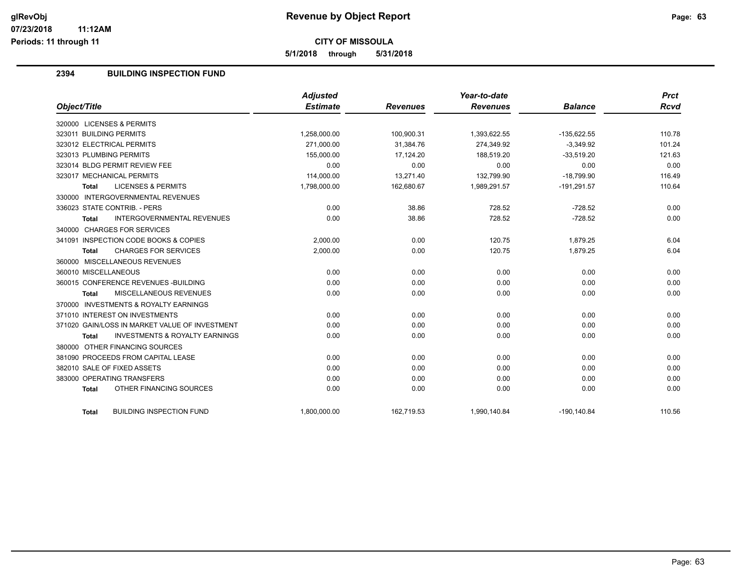# Revenue by Object Report

glRevObj
07/23/2018 11:12AM
Periods: 11 through 11

**CITY OF MISSOULA**

**5/1/2018 through 5/31/2018**

## 2394 BUILDING INSPECTION FUND

| Object/Title | Adjusted Estimate | Revenues | Year-to-date Revenues | Balance | Prct Rcvd |
|---|---|---|---|---|---|
| 320000 LICENSES & PERMITS | | | | | |
| 323011 BUILDING PERMITS | 1,258,000.00 | 100,900.31 | 1,393,622.55 | -135,622.55 | 110.78 |
| 323012 ELECTRICAL PERMITS | 271,000.00 | 31,384.76 | 274,349.92 | -3,349.92 | 101.24 |
| 323013 PLUMBING PERMITS | 155,000.00 | 17,124.20 | 188,519.20 | -33,519.20 | 121.63 |
| 323014 BLDG PERMIT REVIEW FEE | 0.00 | 0.00 | 0.00 | 0.00 | 0.00 |
| 323017 MECHANICAL PERMITS | 114,000.00 | 13,271.40 | 132,799.90 | -18,799.90 | 116.49 |
| **Total** LICENSES & PERMITS | 1,798,000.00 | 162,680.67 | 1,989,291.57 | -191,291.57 | 110.64 |
| 330000 INTERGOVERNMENTAL REVENUES | | | | | |
| 336023 STATE CONTRIB. - PERS | 0.00 | 38.86 | 728.52 | -728.52 | 0.00 |
| **Total** INTERGOVERNMENTAL REVENUES | 0.00 | 38.86 | 728.52 | -728.52 | 0.00 |
| 340000 CHARGES FOR SERVICES | | | | | |
| 341091 INSPECTION CODE BOOKS & COPIES | 2,000.00 | 0.00 | 120.75 | 1,879.25 | 6.04 |
| **Total** CHARGES FOR SERVICES | 2,000.00 | 0.00 | 120.75 | 1,879.25 | 6.04 |
| 360000 MISCELLANEOUS REVENUES | | | | | |
| 360010 MISCELLANEOUS | 0.00 | 0.00 | 0.00 | 0.00 | 0.00 |
| 360015 CONFERENCE REVENUES -BUILDING | 0.00 | 0.00 | 0.00 | 0.00 | 0.00 |
| **Total** MISCELLANEOUS REVENUES | 0.00 | 0.00 | 0.00 | 0.00 | 0.00 |
| 370000 INVESTMENTS & ROYALTY EARNINGS | | | | | |
| 371010 INTEREST ON INVESTMENTS | 0.00 | 0.00 | 0.00 | 0.00 | 0.00 |
| 371020 GAIN/LOSS IN MARKET VALUE OF INVESTMENT | 0.00 | 0.00 | 0.00 | 0.00 | 0.00 |
| **Total** INVESTMENTS & ROYALTY EARNINGS | 0.00 | 0.00 | 0.00 | 0.00 | 0.00 |
| 380000 OTHER FINANCING SOURCES | | | | | |
| 381090 PROCEEDS FROM CAPITAL LEASE | 0.00 | 0.00 | 0.00 | 0.00 | 0.00 |
| 382010 SALE OF FIXED ASSETS | 0.00 | 0.00 | 0.00 | 0.00 | 0.00 |
| 383000 OPERATING TRANSFERS | 0.00 | 0.00 | 0.00 | 0.00 | 0.00 |
| **Total** OTHER FINANCING SOURCES | 0.00 | 0.00 | 0.00 | 0.00 | 0.00 |
| **Total** BUILDING INSPECTION FUND | 1,800,000.00 | 162,719.53 | 1,990,140.84 | -190,140.84 | 110.56 |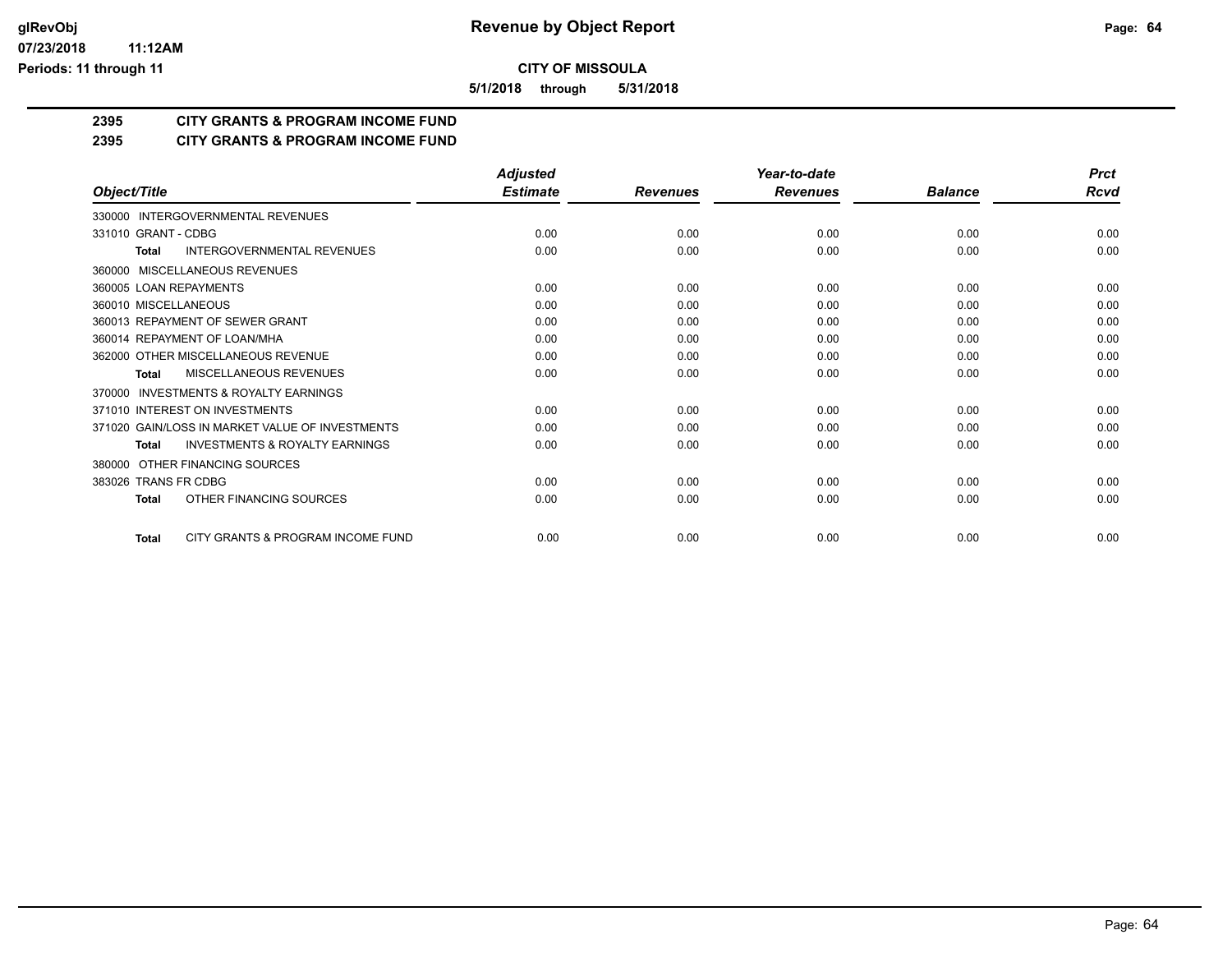**CITY OF MISSOULA**

**5/1/2018 through 5/31/2018**

## 2395 CITY GRANTS & PROGRAM INCOME FUND

## 2395 CITY GRANTS & PROGRAM INCOME FUND

| Object/Title | Adjusted Estimate | Revenues | Year-to-date Revenues | Balance | Prct Rcvd |
|---|---|---|---|---|---|
| 330000 INTERGOVERNMENTAL REVENUES | | | | | |
| 331010 GRANT - CDBG | 0.00 | 0.00 | 0.00 | 0.00 | 0.00 |
| **Total** INTERGOVERNMENTAL REVENUES | 0.00 | 0.00 | 0.00 | 0.00 | 0.00 |
| 360000 MISCELLANEOUS REVENUES | | | | | |
| 360005 LOAN REPAYMENTS | 0.00 | 0.00 | 0.00 | 0.00 | 0.00 |
| 360010 MISCELLANEOUS | 0.00 | 0.00 | 0.00 | 0.00 | 0.00 |
| 360013 REPAYMENT OF SEWER GRANT | 0.00 | 0.00 | 0.00 | 0.00 | 0.00 |
| 360014 REPAYMENT OF LOAN/MHA | 0.00 | 0.00 | 0.00 | 0.00 | 0.00 |
| 362000 OTHER MISCELLANEOUS REVENUE | 0.00 | 0.00 | 0.00 | 0.00 | 0.00 |
| **Total** MISCELLANEOUS REVENUES | 0.00 | 0.00 | 0.00 | 0.00 | 0.00 |
| 370000 INVESTMENTS & ROYALTY EARNINGS | | | | | |
| 371010 INTEREST ON INVESTMENTS | 0.00 | 0.00 | 0.00 | 0.00 | 0.00 |
| 371020 GAIN/LOSS IN MARKET VALUE OF INVESTMENTS | 0.00 | 0.00 | 0.00 | 0.00 | 0.00 |
| **Total** INVESTMENTS & ROYALTY EARNINGS | 0.00 | 0.00 | 0.00 | 0.00 | 0.00 |
| 380000 OTHER FINANCING SOURCES | | | | | |
| 383026 TRANS FR CDBG | 0.00 | 0.00 | 0.00 | 0.00 | 0.00 |
| **Total** OTHER FINANCING SOURCES | 0.00 | 0.00 | 0.00 | 0.00 | 0.00 |
| **Total** CITY GRANTS & PROGRAM INCOME FUND | 0.00 | 0.00 | 0.00 | 0.00 | 0.00 |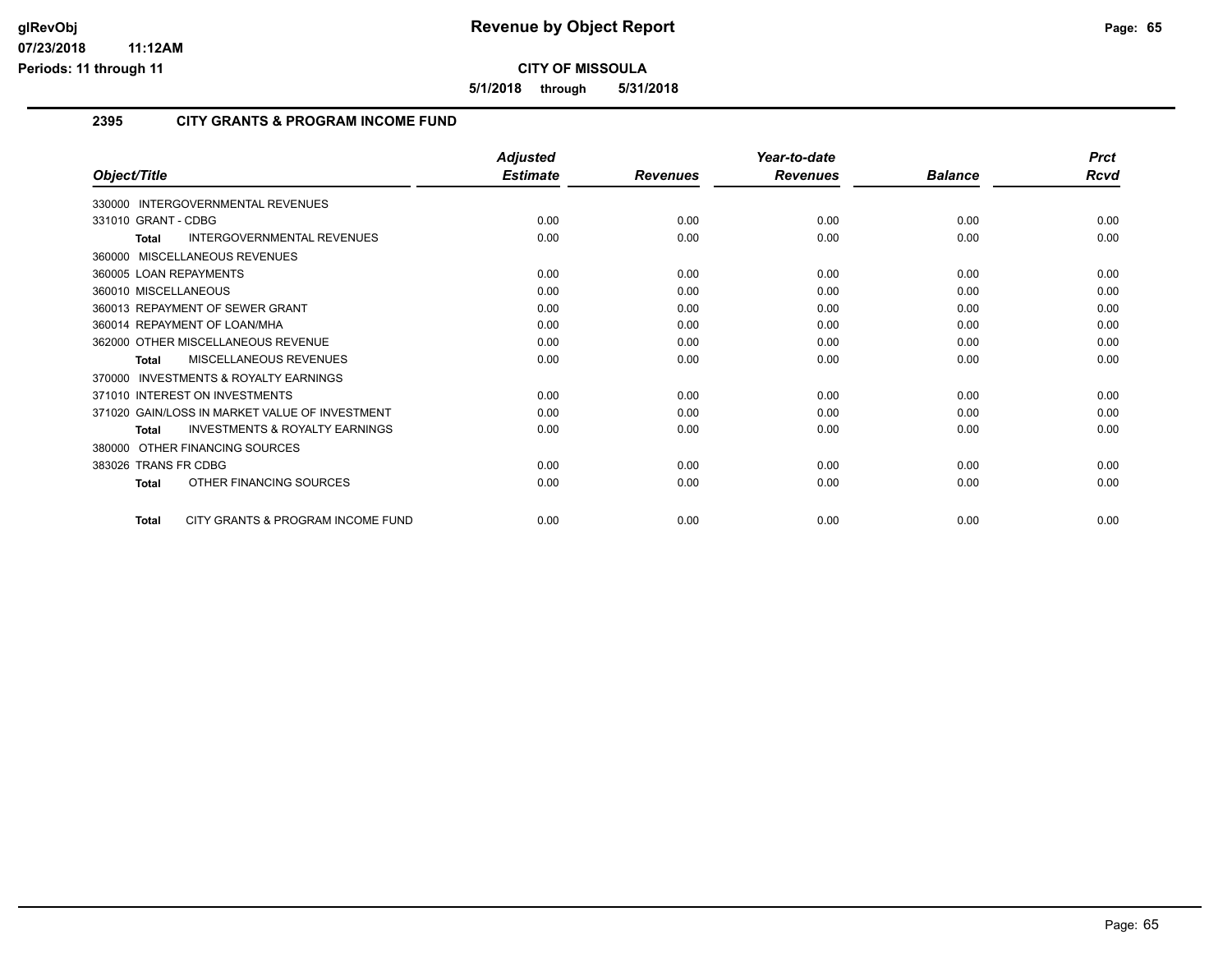**CITY OF MISSOULA**

**5/1/2018 through 5/31/2018**

## 2395 CITY GRANTS & PROGRAM INCOME FUND

| Object/Title | Adjusted Estimate | Revenues | Year-to-date Revenues | Balance | Prct Rcvd |
|---|---|---|---|---|---|
| 330000 INTERGOVERNMENTAL REVENUES | | | | | |
| 331010 GRANT - CDBG | 0.00 | 0.00 | 0.00 | 0.00 | 0.00 |
| **Total** INTERGOVERNMENTAL REVENUES | 0.00 | 0.00 | 0.00 | 0.00 | 0.00 |
| 360000 MISCELLANEOUS REVENUES | | | | | |
| 360005 LOAN REPAYMENTS | 0.00 | 0.00 | 0.00 | 0.00 | 0.00 |
| 360010 MISCELLANEOUS | 0.00 | 0.00 | 0.00 | 0.00 | 0.00 |
| 360013 REPAYMENT OF SEWER GRANT | 0.00 | 0.00 | 0.00 | 0.00 | 0.00 |
| 360014 REPAYMENT OF LOAN/MHA | 0.00 | 0.00 | 0.00 | 0.00 | 0.00 |
| 362000 OTHER MISCELLANEOUS REVENUE | 0.00 | 0.00 | 0.00 | 0.00 | 0.00 |
| **Total** MISCELLANEOUS REVENUES | 0.00 | 0.00 | 0.00 | 0.00 | 0.00 |
| 370000 INVESTMENTS & ROYALTY EARNINGS | | | | | |
| 371010 INTEREST ON INVESTMENTS | 0.00 | 0.00 | 0.00 | 0.00 | 0.00 |
| 371020 GAIN/LOSS IN MARKET VALUE OF INVESTMENT | 0.00 | 0.00 | 0.00 | 0.00 | 0.00 |
| **Total** INVESTMENTS & ROYALTY EARNINGS | 0.00 | 0.00 | 0.00 | 0.00 | 0.00 |
| 380000 OTHER FINANCING SOURCES | | | | | |
| 383026 TRANS FR CDBG | 0.00 | 0.00 | 0.00 | 0.00 | 0.00 |
| **Total** OTHER FINANCING SOURCES | 0.00 | 0.00 | 0.00 | 0.00 | 0.00 |
| **Total** CITY GRANTS & PROGRAM INCOME FUND | 0.00 | 0.00 | 0.00 | 0.00 | 0.00 |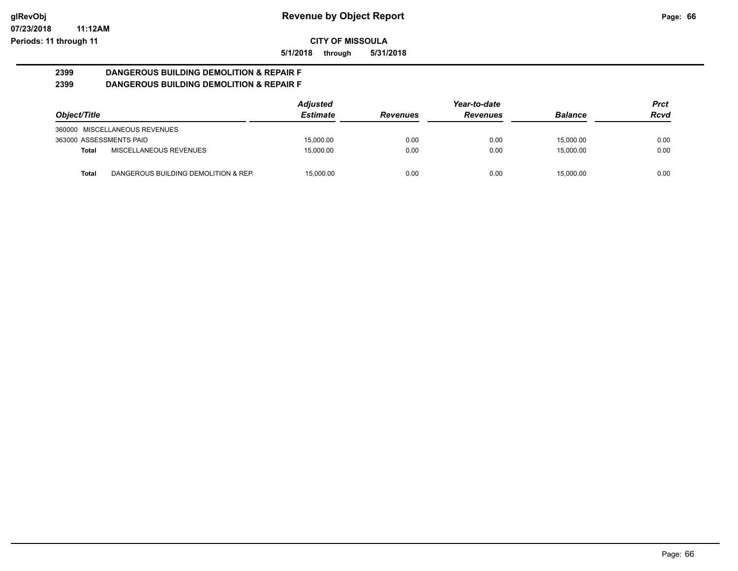# Revenue by Object Report

glRevObj
07/23/2018 11:12AM
Periods: 11 through 11

**CITY OF MISSOULA**

**5/1/2018 through 5/31/2018**

**2399 DANGEROUS BUILDING DEMOLITION & REPAIR F**
**2399 DANGEROUS BUILDING DEMOLITION & REPAIR F**

| Object/Title | | Adjusted Estimate | Revenues | Year-to-date Revenues | Balance | Prct Rcvd |
|---|---|---|---|---|---|---|
| 360000 MISCELLANEOUS REVENUES | | | | | | |
| 363000 ASSESSMENTS PAID | | 15,000.00 | 0.00 | 0.00 | 15,000.00 | 0.00 |
| **Total** | MISCELLANEOUS REVENUES | 15,000.00 | 0.00 | 0.00 | 15,000.00 | 0.00 |
| **Total** | DANGEROUS BUILDING DEMOLITION & REP. | 15,000.00 | 0.00 | 0.00 | 15,000.00 | 0.00 |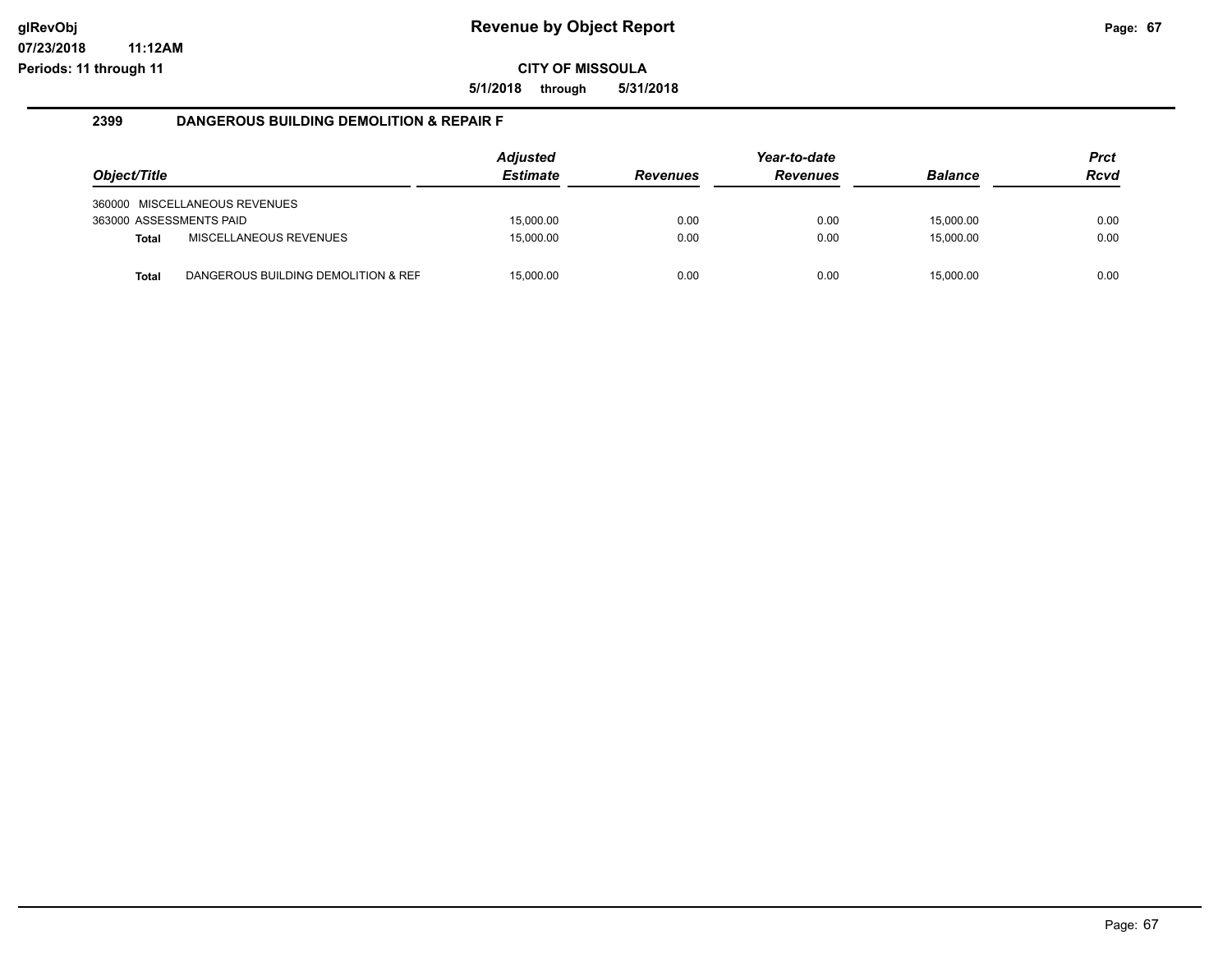# Revenue by Object Report

glRevObj
07/23/2018 11:12AM
Periods: 11 through 11

**CITY OF MISSOULA**

**5/1/2018 through 5/31/2018**

## 2399 DANGEROUS BUILDING DEMOLITION & REPAIR F

| Object/Title | | Adjusted Estimate | Revenues | Year-to-date Revenues | Balance | Prct Rcvd |
|---|---|---|---|---|---|---|
| 360000 MISCELLANEOUS REVENUES | | | | | | |
| 363000 ASSESSMENTS PAID | | 15,000.00 | 0.00 | 0.00 | 15,000.00 | 0.00 |
| **Total** | MISCELLANEOUS REVENUES | 15,000.00 | 0.00 | 0.00 | 15,000.00 | 0.00 |
| **Total** | DANGEROUS BUILDING DEMOLITION & REF | 15,000.00 | 0.00 | 0.00 | 15,000.00 | 0.00 |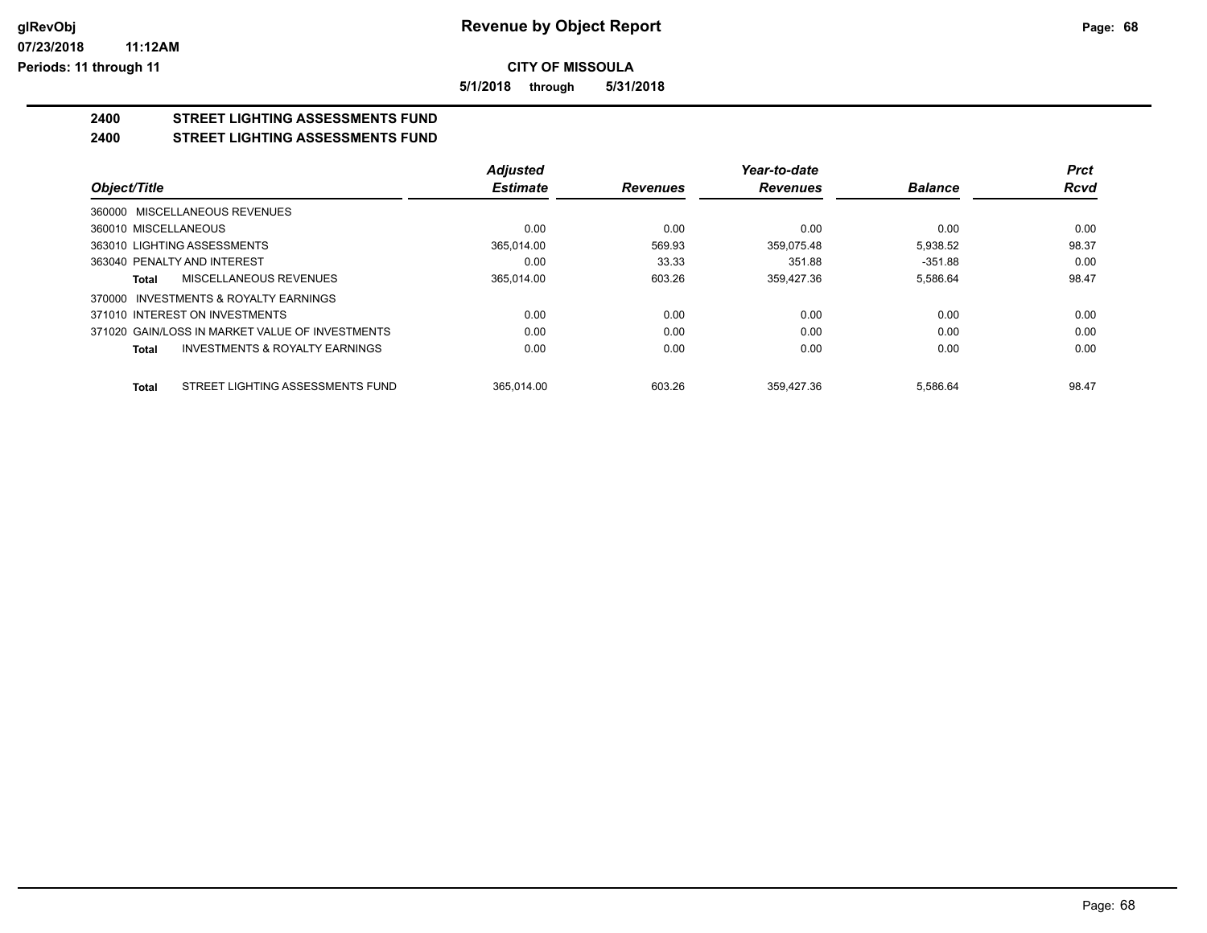# Revenue by Object Report

glRevObj
07/23/2018 11:12AM
Periods: 11 through 11

**CITY OF MISSOULA**

**5/1/2018 through 5/31/2018**

## 2400 STREET LIGHTING ASSESSMENTS FUND
## 2400 STREET LIGHTING ASSESSMENTS FUND

| Object/Title | Adjusted Estimate | Revenues | Year-to-date Revenues | Balance | Prct Rcvd |
|---|---|---|---|---|---|
| 360000 MISCELLANEOUS REVENUES | | | | | |
| 360010 MISCELLANEOUS | 0.00 | 0.00 | 0.00 | 0.00 | 0.00 |
| 363010 LIGHTING ASSESSMENTS | 365,014.00 | 569.93 | 359,075.48 | 5,938.52 | 98.37 |
| 363040 PENALTY AND INTEREST | 0.00 | 33.33 | 351.88 | -351.88 | 0.00 |
| **Total** MISCELLANEOUS REVENUES | 365,014.00 | 603.26 | 359,427.36 | 5,586.64 | 98.47 |
| 370000 INVESTMENTS & ROYALTY EARNINGS | | | | | |
| 371010 INTEREST ON INVESTMENTS | 0.00 | 0.00 | 0.00 | 0.00 | 0.00 |
| 371020 GAIN/LOSS IN MARKET VALUE OF INVESTMENTS | 0.00 | 0.00 | 0.00 | 0.00 | 0.00 |
| **Total** INVESTMENTS & ROYALTY EARNINGS | 0.00 | 0.00 | 0.00 | 0.00 | 0.00 |
| **Total** STREET LIGHTING ASSESSMENTS FUND | 365,014.00 | 603.26 | 359,427.36 | 5,586.64 | 98.47 |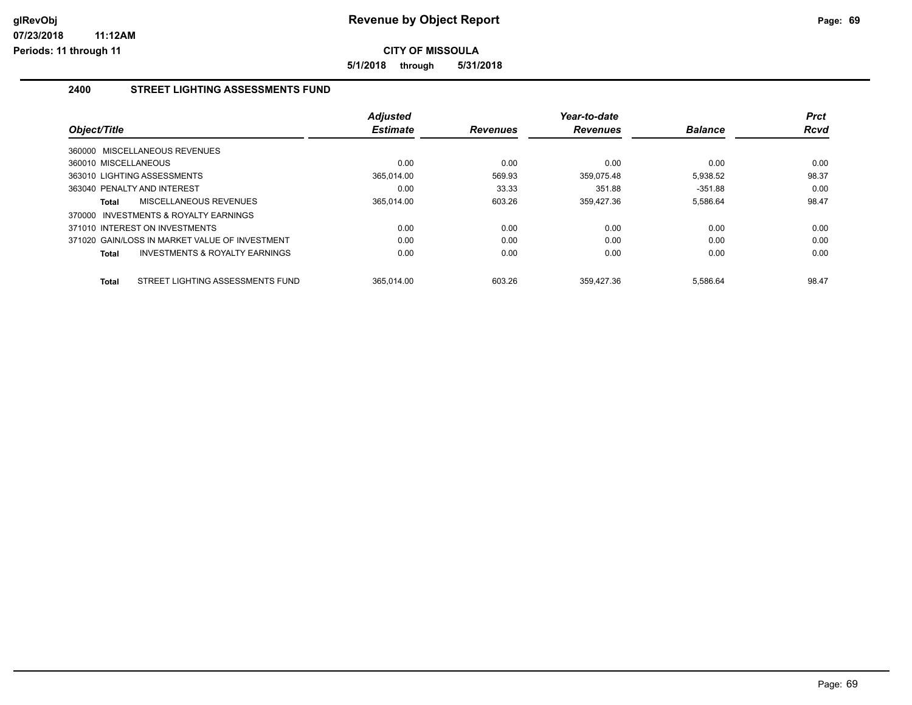**Revenue by Object Report**

**CITY OF MISSOULA**

**5/1/2018 through 5/31/2018**

glRevObj
07/23/2018 11:12AM
Periods: 11 through 11

## 2400 STREET LIGHTING ASSESSMENTS FUND

| Object/Title | Adjusted Estimate | Revenues | Year-to-date Revenues | Balance | Prct Rcvd |
|---|---|---|---|---|---|
| 360000 MISCELLANEOUS REVENUES | | | | | |
| 360010 MISCELLANEOUS | 0.00 | 0.00 | 0.00 | 0.00 | 0.00 |
| 363010 LIGHTING ASSESSMENTS | 365,014.00 | 569.93 | 359,075.48 | 5,938.52 | 98.37 |
| 363040 PENALTY AND INTEREST | 0.00 | 33.33 | 351.88 | -351.88 | 0.00 |
| **Total** MISCELLANEOUS REVENUES | 365,014.00 | 603.26 | 359,427.36 | 5,586.64 | 98.47 |
| 370000 INVESTMENTS & ROYALTY EARNINGS | | | | | |
| 371010 INTEREST ON INVESTMENTS | 0.00 | 0.00 | 0.00 | 0.00 | 0.00 |
| 371020 GAIN/LOSS IN MARKET VALUE OF INVESTMENT | 0.00 | 0.00 | 0.00 | 0.00 | 0.00 |
| **Total** INVESTMENTS & ROYALTY EARNINGS | 0.00 | 0.00 | 0.00 | 0.00 | 0.00 |
| **Total** STREET LIGHTING ASSESSMENTS FUND | 365,014.00 | 603.26 | 359,427.36 | 5,586.64 | 98.47 |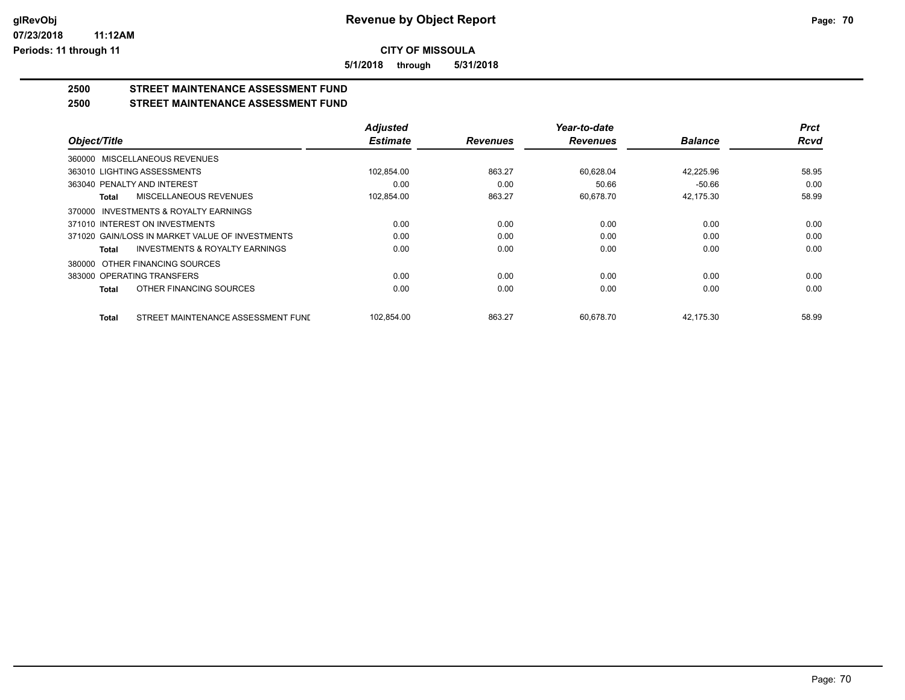# Revenue by Object Report

**CITY OF MISSOULA**

**5/1/2018 through 5/31/2018**

glRevObj
07/23/2018 11:12AM
Periods: 11 through 11

## 2500 STREET MAINTENANCE ASSESSMENT FUND

## 2500 STREET MAINTENANCE ASSESSMENT FUND

| Object/Title | Adjusted Estimate | Revenues | Year-to-date Revenues | Balance | Prct Rcvd |
|---|---|---|---|---|---|
| 360000 MISCELLANEOUS REVENUES | | | | | |
| 363010 LIGHTING ASSESSMENTS | 102,854.00 | 863.27 | 60,628.04 | 42,225.96 | 58.95 |
| 363040 PENALTY AND INTEREST | 0.00 | 0.00 | 50.66 | -50.66 | 0.00 |
| **Total** MISCELLANEOUS REVENUES | 102,854.00 | 863.27 | 60,678.70 | 42,175.30 | 58.99 |
| 370000 INVESTMENTS & ROYALTY EARNINGS | | | | | |
| 371010 INTEREST ON INVESTMENTS | 0.00 | 0.00 | 0.00 | 0.00 | 0.00 |
| 371020 GAIN/LOSS IN MARKET VALUE OF INVESTMENTS | 0.00 | 0.00 | 0.00 | 0.00 | 0.00 |
| **Total** INVESTMENTS & ROYALTY EARNINGS | 0.00 | 0.00 | 0.00 | 0.00 | 0.00 |
| 380000 OTHER FINANCING SOURCES | | | | | |
| 383000 OPERATING TRANSFERS | 0.00 | 0.00 | 0.00 | 0.00 | 0.00 |
| **Total** OTHER FINANCING SOURCES | 0.00 | 0.00 | 0.00 | 0.00 | 0.00 |
| **Total** STREET MAINTENANCE ASSESSMENT FUND | 102,854.00 | 863.27 | 60,678.70 | 42,175.30 | 58.99 |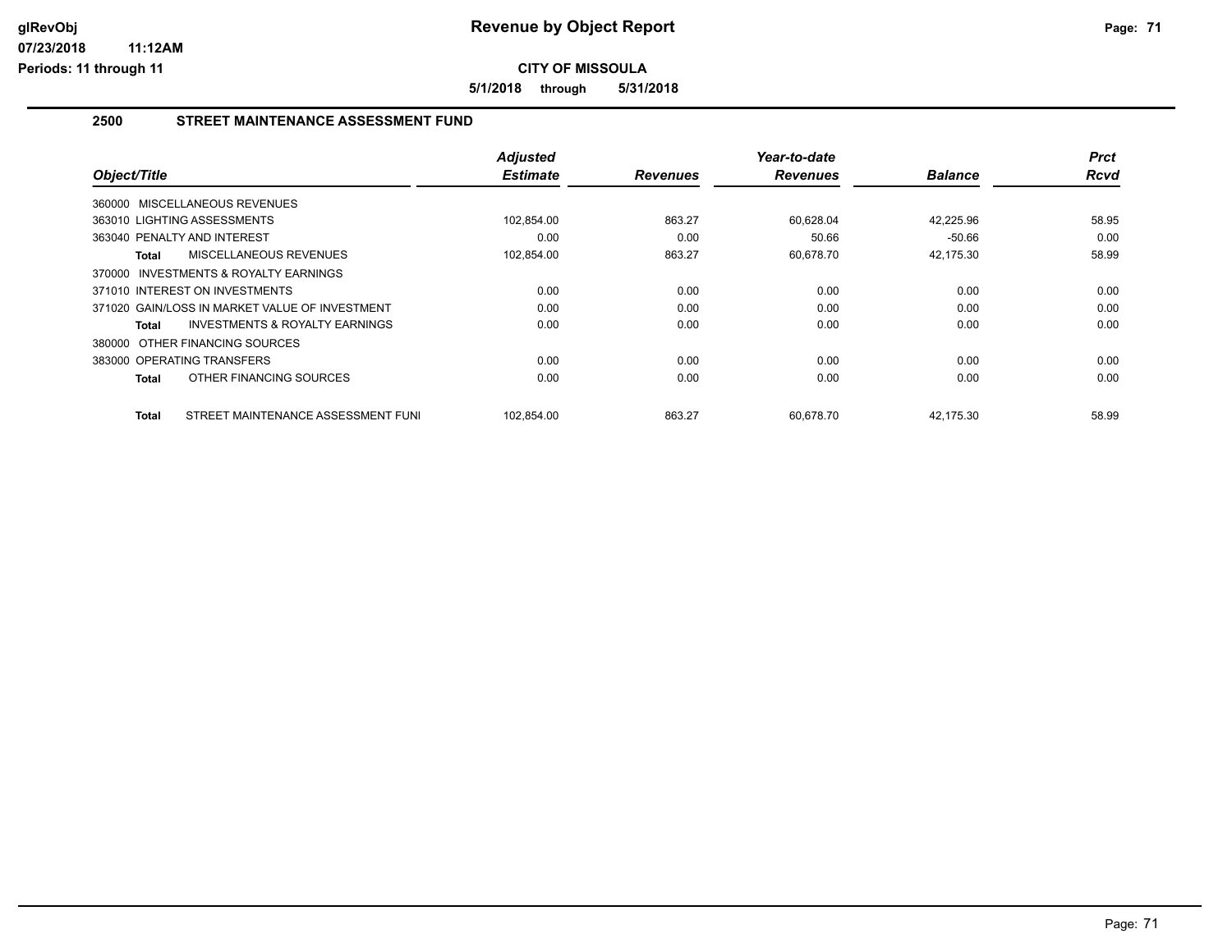**CITY OF MISSOULA**

**5/1/2018 through 5/31/2018**

## 2500 STREET MAINTENANCE ASSESSMENT FUND

| Object/Title | Adjusted Estimate | Revenues | Year-to-date Revenues | Balance | Prct Rcvd |
|---|---|---|---|---|---|
| 360000 MISCELLANEOUS REVENUES | | | | | |
| 363010 LIGHTING ASSESSMENTS | 102,854.00 | 863.27 | 60,628.04 | 42,225.96 | 58.95 |
| 363040 PENALTY AND INTEREST | 0.00 | 0.00 | 50.66 | -50.66 | 0.00 |
| **Total** MISCELLANEOUS REVENUES | 102,854.00 | 863.27 | 60,678.70 | 42,175.30 | 58.99 |
| 370000 INVESTMENTS & ROYALTY EARNINGS | | | | | |
| 371010 INTEREST ON INVESTMENTS | 0.00 | 0.00 | 0.00 | 0.00 | 0.00 |
| 371020 GAIN/LOSS IN MARKET VALUE OF INVESTMENT | 0.00 | 0.00 | 0.00 | 0.00 | 0.00 |
| **Total** INVESTMENTS & ROYALTY EARNINGS | 0.00 | 0.00 | 0.00 | 0.00 | 0.00 |
| 380000 OTHER FINANCING SOURCES | | | | | |
| 383000 OPERATING TRANSFERS | 0.00 | 0.00 | 0.00 | 0.00 | 0.00 |
| **Total** OTHER FINANCING SOURCES | 0.00 | 0.00 | 0.00 | 0.00 | 0.00 |
| **Total** STREET MAINTENANCE ASSESSMENT FUNI | 102,854.00 | 863.27 | 60,678.70 | 42,175.30 | 58.99 |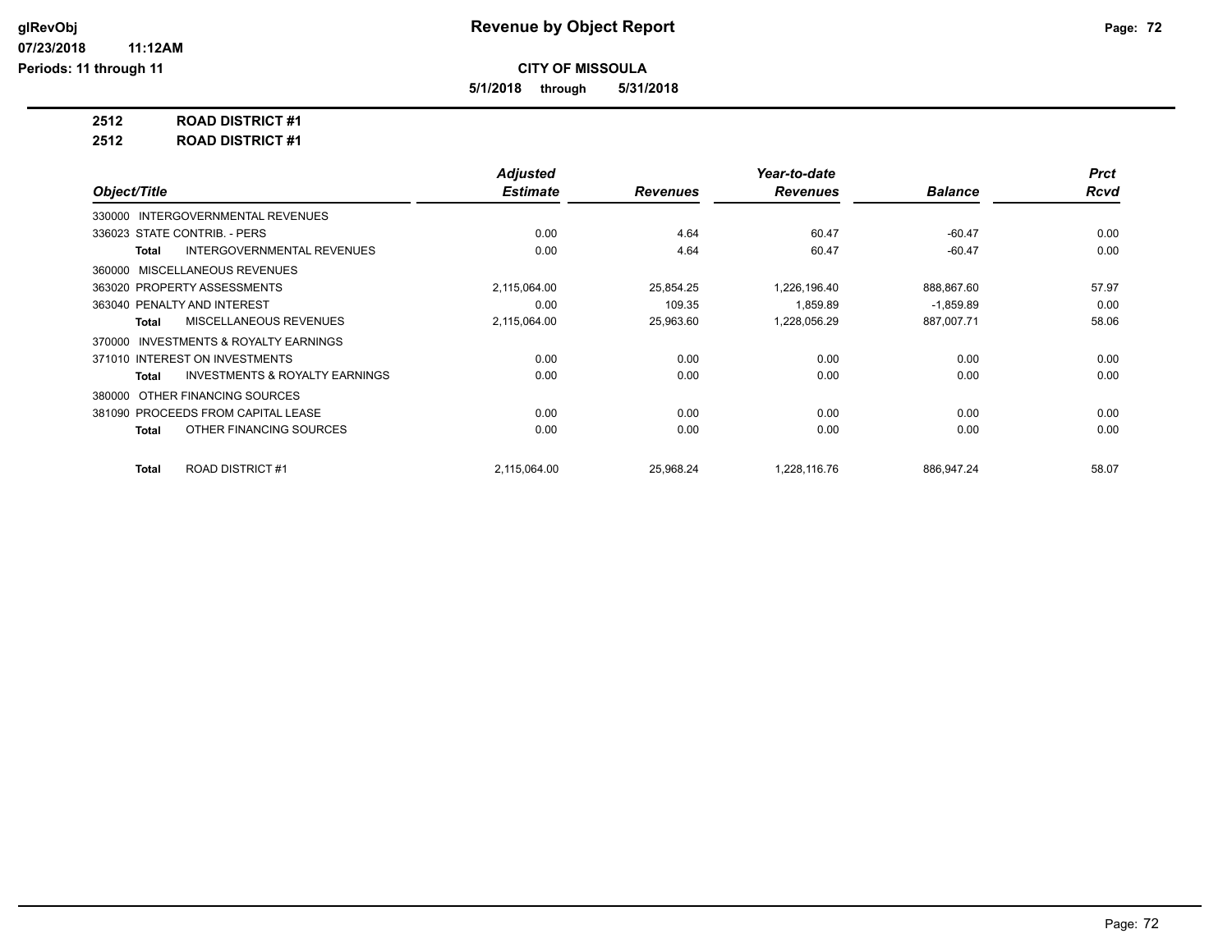glRevObj
07/23/2018 11:12AM
Periods: 11 through 11

# Revenue by Object Report

**CITY OF MISSOULA**

**5/1/2018 through 5/31/2018**

**2512 ROAD DISTRICT #1**

**2512 ROAD DISTRICT #1**

| Object/Title | Adjusted Estimate | Revenues | Year-to-date Revenues | Balance | Prct Rcvd |
|---|---|---|---|---|---|
| 330000 INTERGOVERNMENTAL REVENUES | | | | | |
| 336023 STATE CONTRIB. - PERS | 0.00 | 4.64 | 60.47 | -60.47 | 0.00 |
| **Total** INTERGOVERNMENTAL REVENUES | 0.00 | 4.64 | 60.47 | -60.47 | 0.00 |
| 360000 MISCELLANEOUS REVENUES | | | | | |
| 363020 PROPERTY ASSESSMENTS | 2,115,064.00 | 25,854.25 | 1,226,196.40 | 888,867.60 | 57.97 |
| 363040 PENALTY AND INTEREST | 0.00 | 109.35 | 1,859.89 | -1,859.89 | 0.00 |
| **Total** MISCELLANEOUS REVENUES | 2,115,064.00 | 25,963.60 | 1,228,056.29 | 887,007.71 | 58.06 |
| 370000 INVESTMENTS & ROYALTY EARNINGS | | | | | |
| 371010 INTEREST ON INVESTMENTS | 0.00 | 0.00 | 0.00 | 0.00 | 0.00 |
| **Total** INVESTMENTS & ROYALTY EARNINGS | 0.00 | 0.00 | 0.00 | 0.00 | 0.00 |
| 380000 OTHER FINANCING SOURCES | | | | | |
| 381090 PROCEEDS FROM CAPITAL LEASE | 0.00 | 0.00 | 0.00 | 0.00 | 0.00 |
| **Total** OTHER FINANCING SOURCES | 0.00 | 0.00 | 0.00 | 0.00 | 0.00 |
| **Total** ROAD DISTRICT #1 | 2,115,064.00 | 25,968.24 | 1,228,116.76 | 886,947.24 | 58.07 |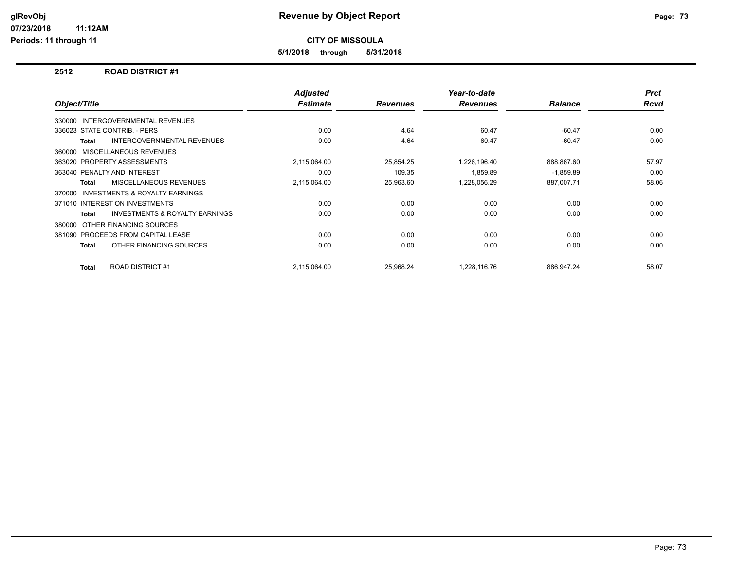# Revenue by Object Report

**CITY OF MISSOULA**

**5/1/2018 through 5/31/2018**

glRevObj
07/23/2018 11:12AM
Periods: 11 through 11

## 2512 ROAD DISTRICT #1

| Object/Title | Adjusted Estimate | Revenues | Year-to-date Revenues | Balance | Prct Rcvd |
|---|---|---|---|---|---|
| 330000 INTERGOVERNMENTAL REVENUES | | | | | |
| 336023 STATE CONTRIB. - PERS | 0.00 | 4.64 | 60.47 | -60.47 | 0.00 |
| **Total** INTERGOVERNMENTAL REVENUES | 0.00 | 4.64 | 60.47 | -60.47 | 0.00 |
| 360000 MISCELLANEOUS REVENUES | | | | | |
| 363020 PROPERTY ASSESSMENTS | 2,115,064.00 | 25,854.25 | 1,226,196.40 | 888,867.60 | 57.97 |
| 363040 PENALTY AND INTEREST | 0.00 | 109.35 | 1,859.89 | -1,859.89 | 0.00 |
| **Total** MISCELLANEOUS REVENUES | 2,115,064.00 | 25,963.60 | 1,228,056.29 | 887,007.71 | 58.06 |
| 370000 INVESTMENTS & ROYALTY EARNINGS | | | | | |
| 371010 INTEREST ON INVESTMENTS | 0.00 | 0.00 | 0.00 | 0.00 | 0.00 |
| **Total** INVESTMENTS & ROYALTY EARNINGS | 0.00 | 0.00 | 0.00 | 0.00 | 0.00 |
| 380000 OTHER FINANCING SOURCES | | | | | |
| 381090 PROCEEDS FROM CAPITAL LEASE | 0.00 | 0.00 | 0.00 | 0.00 | 0.00 |
| **Total** OTHER FINANCING SOURCES | 0.00 | 0.00 | 0.00 | 0.00 | 0.00 |
| **Total** ROAD DISTRICT #1 | 2,115,064.00 | 25,968.24 | 1,228,116.76 | 886,947.24 | 58.07 |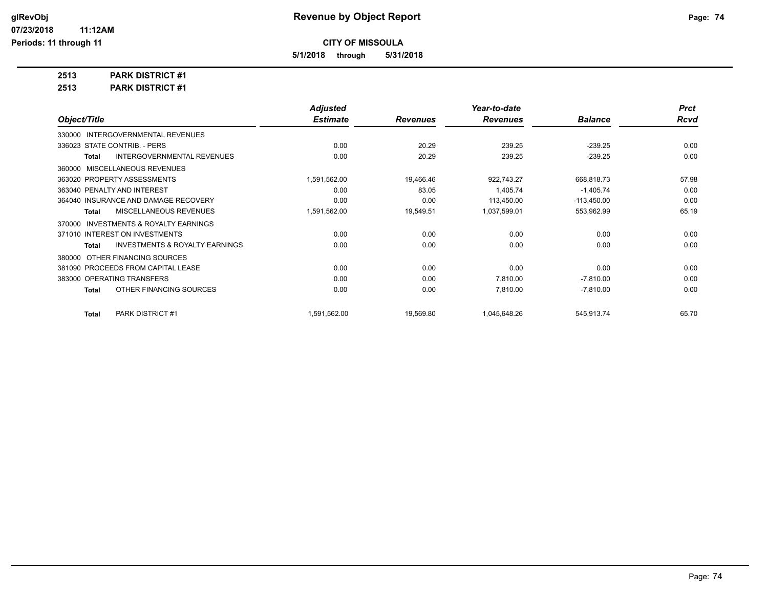**Revenue by Object Report**

**CITY OF MISSOULA**

**5/1/2018 through 5/31/2018**

**2513 PARK DISTRICT #1**

**2513 PARK DISTRICT #1**

| Object/Title | Adjusted Estimate | Revenues | Year-to-date Revenues | Balance | Prct Rcvd |
|---|---|---|---|---|---|
| 330000 INTERGOVERNMENTAL REVENUES | | | | | |
| 336023 STATE CONTRIB. - PERS | 0.00 | 20.29 | 239.25 | -239.25 | 0.00 |
| **Total** INTERGOVERNMENTAL REVENUES | 0.00 | 20.29 | 239.25 | -239.25 | 0.00 |
| 360000 MISCELLANEOUS REVENUES | | | | | |
| 363020 PROPERTY ASSESSMENTS | 1,591,562.00 | 19,466.46 | 922,743.27 | 668,818.73 | 57.98 |
| 363040 PENALTY AND INTEREST | 0.00 | 83.05 | 1,405.74 | -1,405.74 | 0.00 |
| 364040 INSURANCE AND DAMAGE RECOVERY | 0.00 | 0.00 | 113,450.00 | -113,450.00 | 0.00 |
| **Total** MISCELLANEOUS REVENUES | 1,591,562.00 | 19,549.51 | 1,037,599.01 | 553,962.99 | 65.19 |
| 370000 INVESTMENTS & ROYALTY EARNINGS | | | | | |
| 371010 INTEREST ON INVESTMENTS | 0.00 | 0.00 | 0.00 | 0.00 | 0.00 |
| **Total** INVESTMENTS & ROYALTY EARNINGS | 0.00 | 0.00 | 0.00 | 0.00 | 0.00 |
| 380000 OTHER FINANCING SOURCES | | | | | |
| 381090 PROCEEDS FROM CAPITAL LEASE | 0.00 | 0.00 | 0.00 | 0.00 | 0.00 |
| 383000 OPERATING TRANSFERS | 0.00 | 0.00 | 7,810.00 | -7,810.00 | 0.00 |
| **Total** OTHER FINANCING SOURCES | 0.00 | 0.00 | 7,810.00 | -7,810.00 | 0.00 |
| **Total** PARK DISTRICT #1 | 1,591,562.00 | 19,569.80 | 1,045,648.26 | 545,913.74 | 65.70 |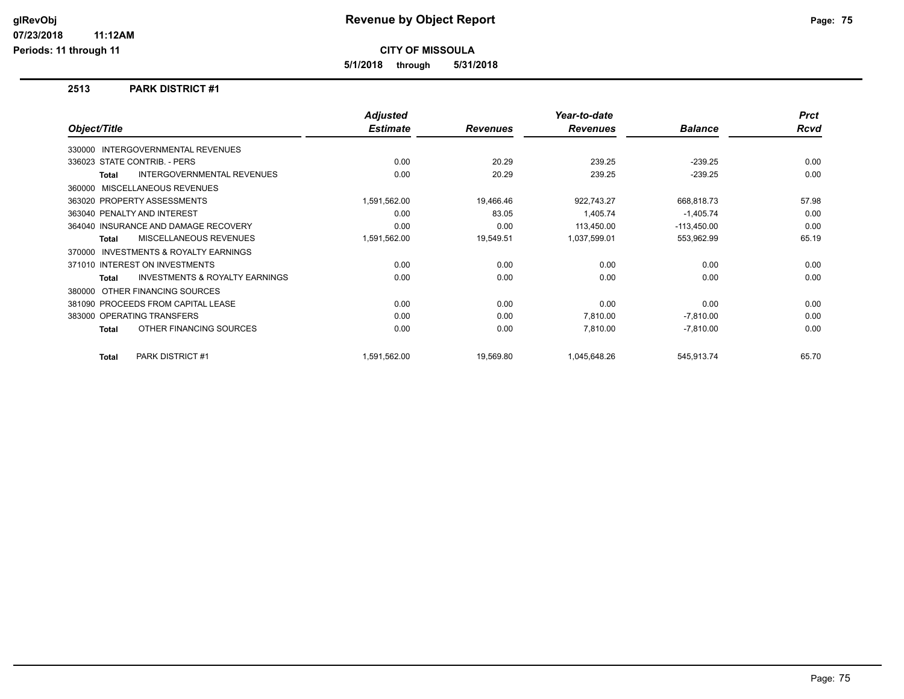# Revenue by Object Report

glRevObj
07/23/2018 11:12AM
Periods: 11 through 11

**CITY OF MISSOULA**

**5/1/2018 through 5/31/2018**

## 2513 PARK DISTRICT #1

| Object/Title | | Adjusted Estimate | Revenues | Year-to-date Revenues | Balance | Prct Rcvd |
|---|---|---|---|---|---|---|
| 330000 INTERGOVERNMENTAL REVENUES | | | | | | |
| 336023 STATE CONTRIB. - PERS | | 0.00 | 20.29 | 239.25 | -239.25 | 0.00 |
| Total | INTERGOVERNMENTAL REVENUES | 0.00 | 20.29 | 239.25 | -239.25 | 0.00 |
| 360000 MISCELLANEOUS REVENUES | | | | | | |
| 363020 PROPERTY ASSESSMENTS | | 1,591,562.00 | 19,466.46 | 922,743.27 | 668,818.73 | 57.98 |
| 363040 PENALTY AND INTEREST | | 0.00 | 83.05 | 1,405.74 | -1,405.74 | 0.00 |
| 364040 INSURANCE AND DAMAGE RECOVERY | | 0.00 | 0.00 | 113,450.00 | -113,450.00 | 0.00 |
| Total | MISCELLANEOUS REVENUES | 1,591,562.00 | 19,549.51 | 1,037,599.01 | 553,962.99 | 65.19 |
| 370000 INVESTMENTS & ROYALTY EARNINGS | | | | | | |
| 371010 INTEREST ON INVESTMENTS | | 0.00 | 0.00 | 0.00 | 0.00 | 0.00 |
| Total | INVESTMENTS & ROYALTY EARNINGS | 0.00 | 0.00 | 0.00 | 0.00 | 0.00 |
| 380000 OTHER FINANCING SOURCES | | | | | | |
| 381090 PROCEEDS FROM CAPITAL LEASE | | 0.00 | 0.00 | 0.00 | 0.00 | 0.00 |
| 383000 OPERATING TRANSFERS | | 0.00 | 0.00 | 7,810.00 | -7,810.00 | 0.00 |
| Total | OTHER FINANCING SOURCES | 0.00 | 0.00 | 7,810.00 | -7,810.00 | 0.00 |
| Total | PARK DISTRICT #1 | 1,591,562.00 | 19,569.80 | 1,045,648.26 | 545,913.74 | 65.70 |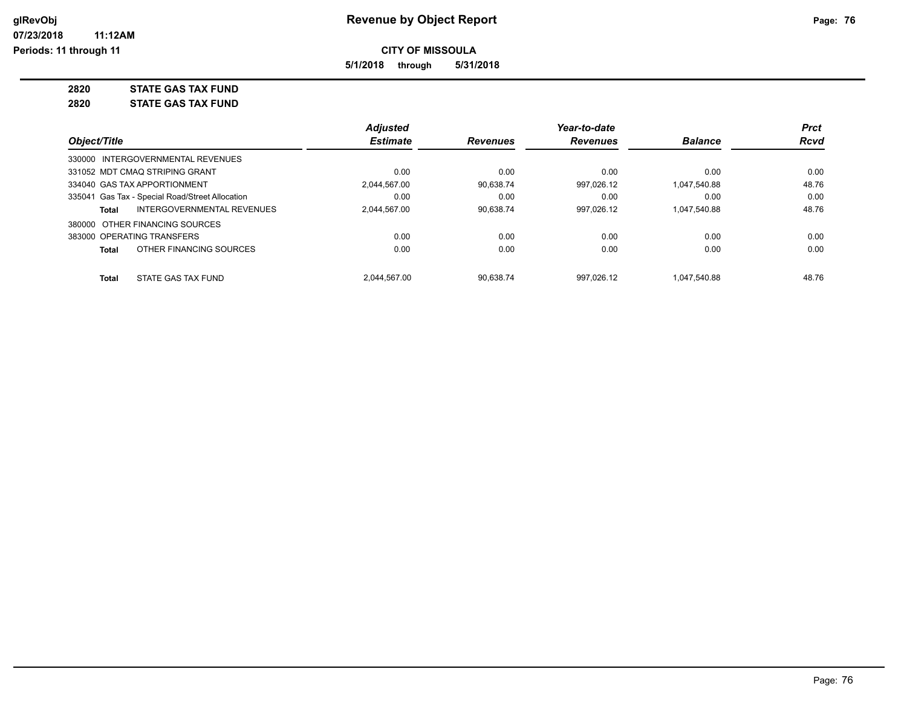**glRevObj**
**07/23/2018 11:12AM**
**Periods: 11 through 11**

# Revenue by Object Report

**CITY OF MISSOULA**

**5/1/2018 through 5/31/2018**

**2820 STATE GAS TAX FUND**

**2820 STATE GAS TAX FUND**

| Object/Title | Adjusted Estimate | Revenues | Year-to-date Revenues | Balance | Prct Rcvd |
|---|---|---|---|---|---|
| 330000 INTERGOVERNMENTAL REVENUES | | | | | |
| 331052 MDT CMAQ STRIPING GRANT | 0.00 | 0.00 | 0.00 | 0.00 | 0.00 |
| 334040 GAS TAX APPORTIONMENT | 2,044,567.00 | 90,638.74 | 997,026.12 | 1,047,540.88 | 48.76 |
| 335041 Gas Tax - Special Road/Street Allocation | 0.00 | 0.00 | 0.00 | 0.00 | 0.00 |
| **Total** INTERGOVERNMENTAL REVENUES | 2,044,567.00 | 90,638.74 | 997,026.12 | 1,047,540.88 | 48.76 |
| 380000 OTHER FINANCING SOURCES | | | | | |
| 383000 OPERATING TRANSFERS | 0.00 | 0.00 | 0.00 | 0.00 | 0.00 |
| **Total** OTHER FINANCING SOURCES | 0.00 | 0.00 | 0.00 | 0.00 | 0.00 |
| **Total** STATE GAS TAX FUND | 2,044,567.00 | 90,638.74 | 997,026.12 | 1,047,540.88 | 48.76 |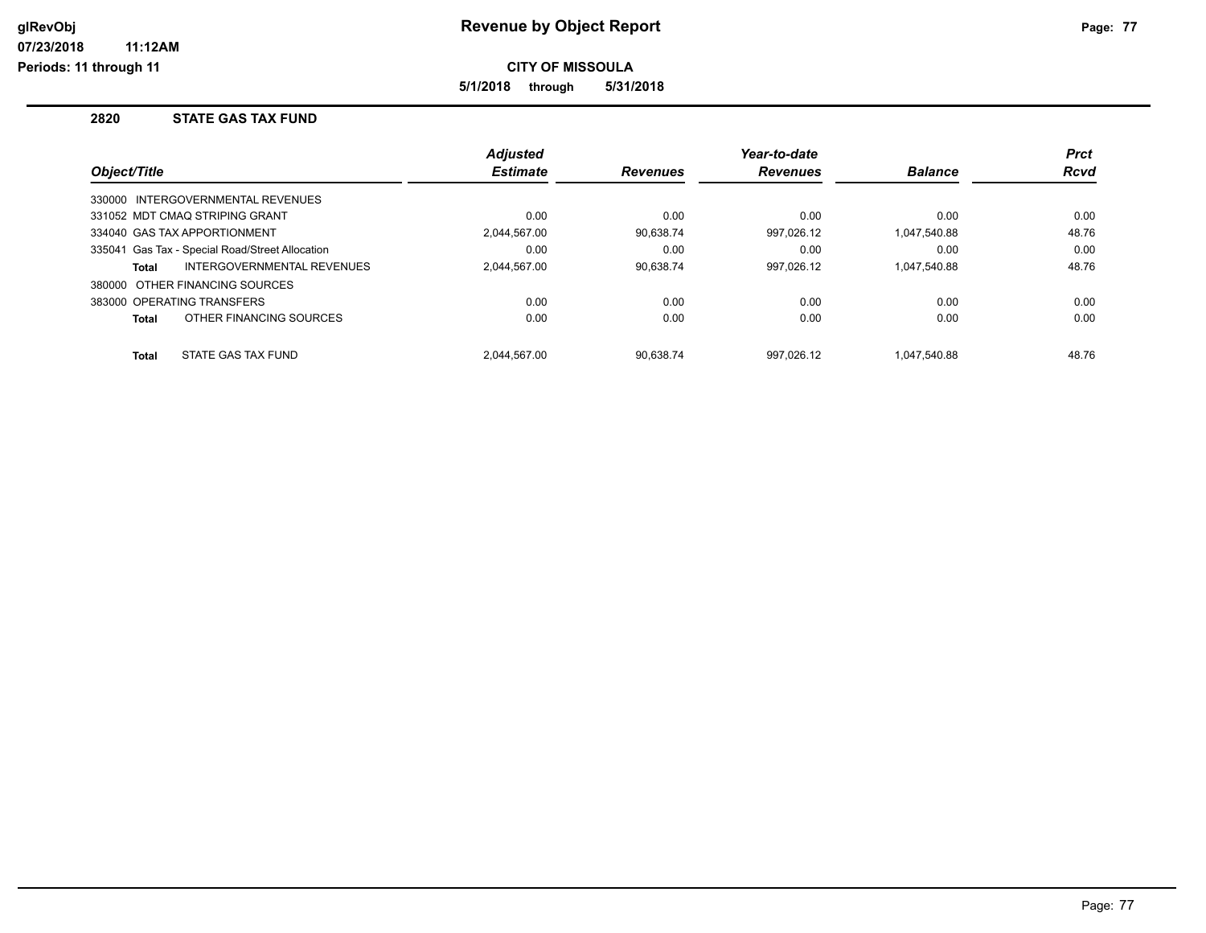# Revenue by Object Report

glRevObj
07/23/2018 11:12AM
Periods: 11 through 11

**CITY OF MISSOULA**

**5/1/2018 through 5/31/2018**

## 2820 STATE GAS TAX FUND

| Object/Title | Adjusted Estimate | Revenues | Year-to-date Revenues | Balance | Prct Rcvd |
|---|---|---|---|---|---|
| 330000 INTERGOVERNMENTAL REVENUES | | | | | |
| 331052 MDT CMAQ STRIPING GRANT | 0.00 | 0.00 | 0.00 | 0.00 | 0.00 |
| 334040 GAS TAX APPORTIONMENT | 2,044,567.00 | 90,638.74 | 997,026.12 | 1,047,540.88 | 48.76 |
| 335041 Gas Tax - Special Road/Street Allocation | 0.00 | 0.00 | 0.00 | 0.00 | 0.00 |
| **Total** INTERGOVERNMENTAL REVENUES | 2,044,567.00 | 90,638.74 | 997,026.12 | 1,047,540.88 | 48.76 |
| 380000 OTHER FINANCING SOURCES | | | | | |
| 383000 OPERATING TRANSFERS | 0.00 | 0.00 | 0.00 | 0.00 | 0.00 |
| **Total** OTHER FINANCING SOURCES | 0.00 | 0.00 | 0.00 | 0.00 | 0.00 |
| **Total** STATE GAS TAX FUND | 2,044,567.00 | 90,638.74 | 997,026.12 | 1,047,540.88 | 48.76 |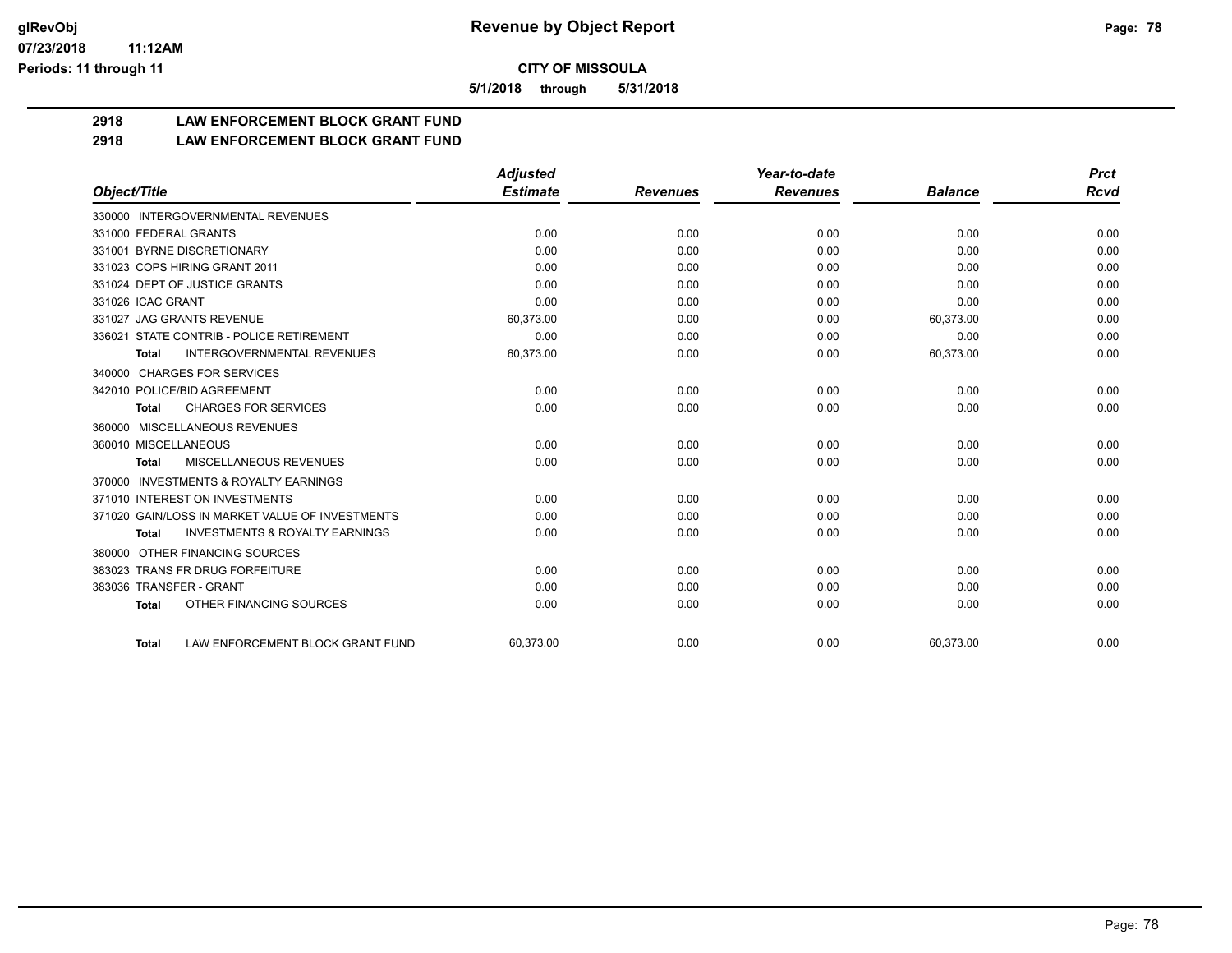# CITY OF MISSOULA

**5/1/2018 through 5/31/2018**

## 2918 LAW ENFORCEMENT BLOCK GRANT FUND

## 2918 LAW ENFORCEMENT BLOCK GRANT FUND

| Object/Title | Adjusted Estimate | Revenues | Year-to-date Revenues | Balance | Prct Rcvd |
|---|---|---|---|---|---|
| 330000 INTERGOVERNMENTAL REVENUES | | | | | |
| 331000 FEDERAL GRANTS | 0.00 | 0.00 | 0.00 | 0.00 | 0.00 |
| 331001 BYRNE DISCRETIONARY | 0.00 | 0.00 | 0.00 | 0.00 | 0.00 |
| 331023 COPS HIRING GRANT 2011 | 0.00 | 0.00 | 0.00 | 0.00 | 0.00 |
| 331024 DEPT OF JUSTICE GRANTS | 0.00 | 0.00 | 0.00 | 0.00 | 0.00 |
| 331026 ICAC GRANT | 0.00 | 0.00 | 0.00 | 0.00 | 0.00 |
| 331027 JAG GRANTS REVENUE | 60,373.00 | 0.00 | 0.00 | 60,373.00 | 0.00 |
| 336021 STATE CONTRIB - POLICE RETIREMENT | 0.00 | 0.00 | 0.00 | 0.00 | 0.00 |
| Total INTERGOVERNMENTAL REVENUES | 60,373.00 | 0.00 | 0.00 | 60,373.00 | 0.00 |
| 340000 CHARGES FOR SERVICES | | | | | |
| 342010 POLICE/BID AGREEMENT | 0.00 | 0.00 | 0.00 | 0.00 | 0.00 |
| Total CHARGES FOR SERVICES | 0.00 | 0.00 | 0.00 | 0.00 | 0.00 |
| 360000 MISCELLANEOUS REVENUES | | | | | |
| 360010 MISCELLANEOUS | 0.00 | 0.00 | 0.00 | 0.00 | 0.00 |
| Total MISCELLANEOUS REVENUES | 0.00 | 0.00 | 0.00 | 0.00 | 0.00 |
| 370000 INVESTMENTS & ROYALTY EARNINGS | | | | | |
| 371010 INTEREST ON INVESTMENTS | 0.00 | 0.00 | 0.00 | 0.00 | 0.00 |
| 371020 GAIN/LOSS IN MARKET VALUE OF INVESTMENTS | 0.00 | 0.00 | 0.00 | 0.00 | 0.00 |
| Total INVESTMENTS & ROYALTY EARNINGS | 0.00 | 0.00 | 0.00 | 0.00 | 0.00 |
| 380000 OTHER FINANCING SOURCES | | | | | |
| 383023 TRANS FR DRUG FORFEITURE | 0.00 | 0.00 | 0.00 | 0.00 | 0.00 |
| 383036 TRANSFER - GRANT | 0.00 | 0.00 | 0.00 | 0.00 | 0.00 |
| Total OTHER FINANCING SOURCES | 0.00 | 0.00 | 0.00 | 0.00 | 0.00 |
| Total LAW ENFORCEMENT BLOCK GRANT FUND | 60,373.00 | 0.00 | 0.00 | 60,373.00 | 0.00 |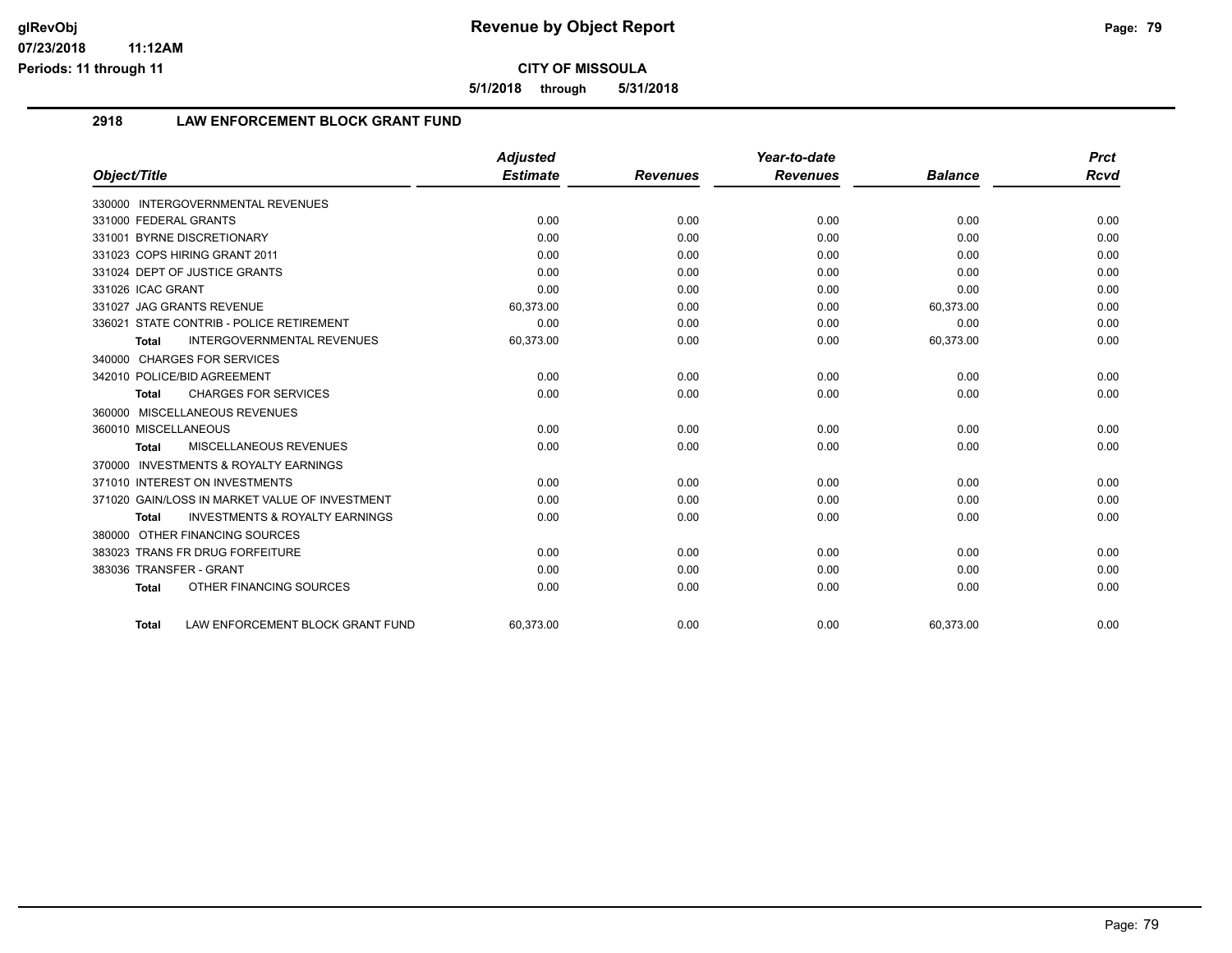# CITY OF MISSOULA

**5/1/2018 through 5/31/2018**

## 2918 LAW ENFORCEMENT BLOCK GRANT FUND

| Object/Title | Adjusted Estimate | Revenues | Year-to-date Revenues | Balance | Prct Rcvd |
|---|---|---|---|---|---|
| 330000 INTERGOVERNMENTAL REVENUES | | | | | |
| 331000 FEDERAL GRANTS | 0.00 | 0.00 | 0.00 | 0.00 | 0.00 |
| 331001 BYRNE DISCRETIONARY | 0.00 | 0.00 | 0.00 | 0.00 | 0.00 |
| 331023 COPS HIRING GRANT 2011 | 0.00 | 0.00 | 0.00 | 0.00 | 0.00 |
| 331024 DEPT OF JUSTICE GRANTS | 0.00 | 0.00 | 0.00 | 0.00 | 0.00 |
| 331026 ICAC GRANT | 0.00 | 0.00 | 0.00 | 0.00 | 0.00 |
| 331027 JAG GRANTS REVENUE | 60,373.00 | 0.00 | 0.00 | 60,373.00 | 0.00 |
| 336021 STATE CONTRIB - POLICE RETIREMENT | 0.00 | 0.00 | 0.00 | 0.00 | 0.00 |
| **Total** INTERGOVERNMENTAL REVENUES | 60,373.00 | 0.00 | 0.00 | 60,373.00 | 0.00 |
| 340000 CHARGES FOR SERVICES | | | | | |
| 342010 POLICE/BID AGREEMENT | 0.00 | 0.00 | 0.00 | 0.00 | 0.00 |
| **Total** CHARGES FOR SERVICES | 0.00 | 0.00 | 0.00 | 0.00 | 0.00 |
| 360000 MISCELLANEOUS REVENUES | | | | | |
| 360010 MISCELLANEOUS | 0.00 | 0.00 | 0.00 | 0.00 | 0.00 |
| **Total** MISCELLANEOUS REVENUES | 0.00 | 0.00 | 0.00 | 0.00 | 0.00 |
| 370000 INVESTMENTS & ROYALTY EARNINGS | | | | | |
| 371010 INTEREST ON INVESTMENTS | 0.00 | 0.00 | 0.00 | 0.00 | 0.00 |
| 371020 GAIN/LOSS IN MARKET VALUE OF INVESTMENT | 0.00 | 0.00 | 0.00 | 0.00 | 0.00 |
| **Total** INVESTMENTS & ROYALTY EARNINGS | 0.00 | 0.00 | 0.00 | 0.00 | 0.00 |
| 380000 OTHER FINANCING SOURCES | | | | | |
| 383023 TRANS FR DRUG FORFEITURE | 0.00 | 0.00 | 0.00 | 0.00 | 0.00 |
| 383036 TRANSFER - GRANT | 0.00 | 0.00 | 0.00 | 0.00 | 0.00 |
| **Total** OTHER FINANCING SOURCES | 0.00 | 0.00 | 0.00 | 0.00 | 0.00 |
| **Total** LAW ENFORCEMENT BLOCK GRANT FUND | 60,373.00 | 0.00 | 0.00 | 60,373.00 | 0.00 |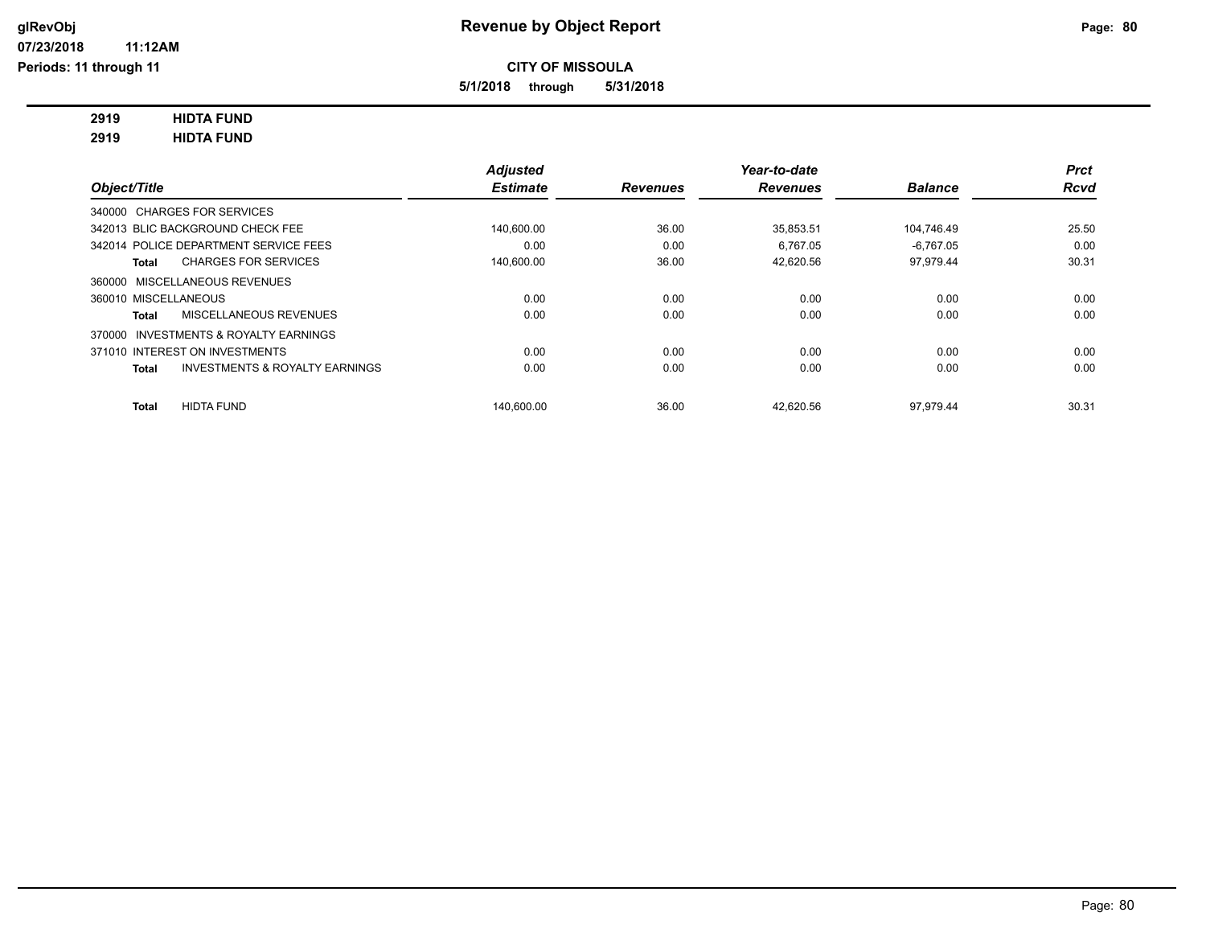# Revenue by Object Report

glRevObj
07/23/2018 11:12AM
Periods: 11 through 11

**CITY OF MISSOULA**

**5/1/2018 through 5/31/2018**

**2919 HIDTA FUND**

**2919 HIDTA FUND**

| Object/Title | | Adjusted Estimate | Revenues | Year-to-date Revenues | Balance | Prct Rcvd |
|---|---|---|---|---|---|---|
| 340000 CHARGES FOR SERVICES | | | | | | |
| 342013 BLIC BACKGROUND CHECK FEE | | 140,600.00 | 36.00 | 35,853.51 | 104,746.49 | 25.50 |
| 342014 POLICE DEPARTMENT SERVICE FEES | | 0.00 | 0.00 | 6,767.05 | -6,767.05 | 0.00 |
| Total | CHARGES FOR SERVICES | 140,600.00 | 36.00 | 42,620.56 | 97,979.44 | 30.31 |
| 360000 MISCELLANEOUS REVENUES | | | | | | |
| 360010 MISCELLANEOUS | | 0.00 | 0.00 | 0.00 | 0.00 | 0.00 |
| Total | MISCELLANEOUS REVENUES | 0.00 | 0.00 | 0.00 | 0.00 | 0.00 |
| 370000 INVESTMENTS & ROYALTY EARNINGS | | | | | | |
| 371010 INTEREST ON INVESTMENTS | | 0.00 | 0.00 | 0.00 | 0.00 | 0.00 |
| Total | INVESTMENTS & ROYALTY EARNINGS | 0.00 | 0.00 | 0.00 | 0.00 | 0.00 |
| Total | HIDTA FUND | 140,600.00 | 36.00 | 42,620.56 | 97,979.44 | 30.31 |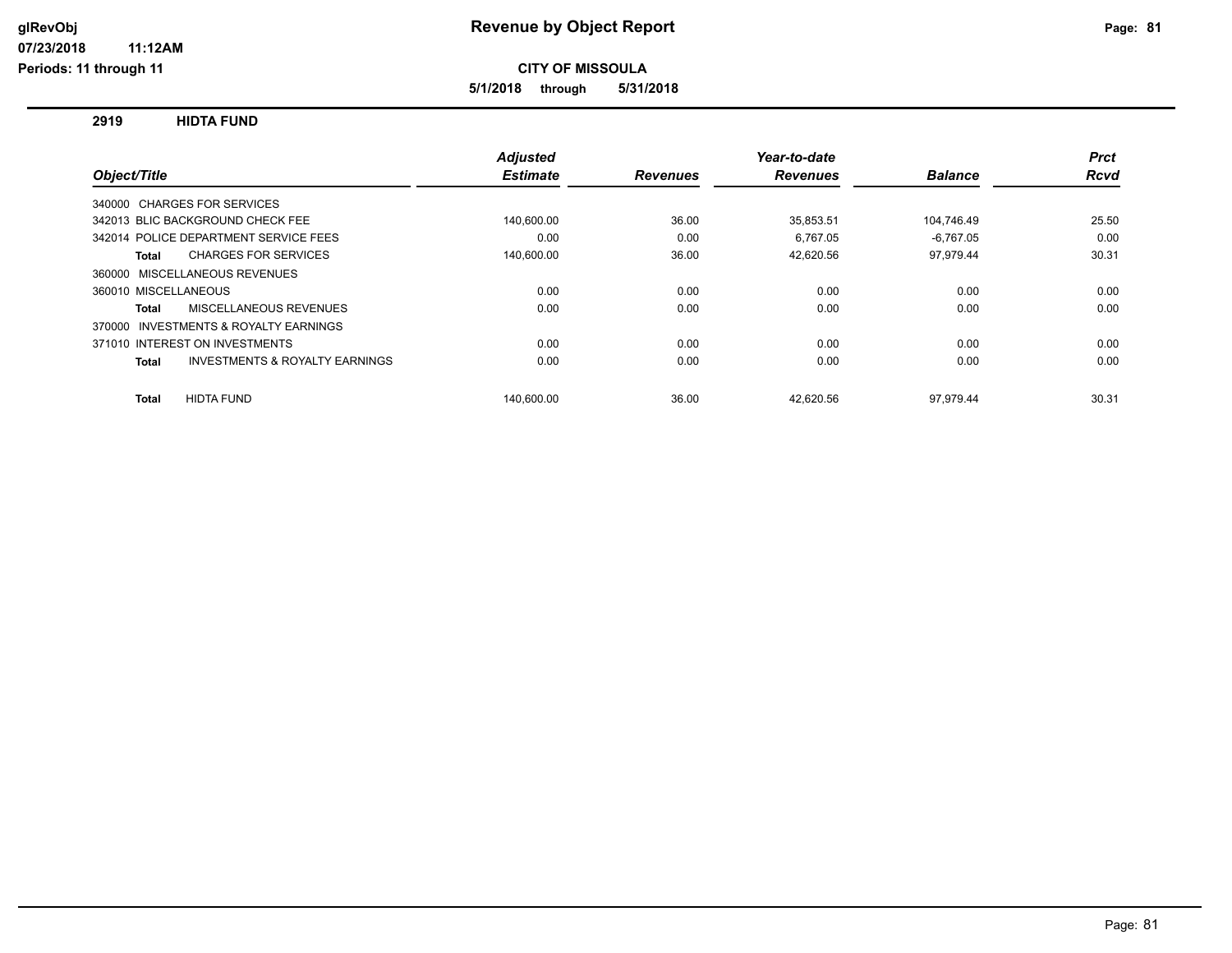# Revenue by Object Report

**CITY OF MISSOULA**

**5/1/2018 through 5/31/2018**

glRevObj
07/23/2018 11:12AM
Periods: 11 through 11

## 2919 HIDTA FUND

| Object/Title | Adjusted Estimate | Revenues | Year-to-date Revenues | Balance | Prct Rcvd |
|---|---|---|---|---|---|
| 340000 CHARGES FOR SERVICES | | | | | |
| 342013 BLIC BACKGROUND CHECK FEE | 140,600.00 | 36.00 | 35,853.51 | 104,746.49 | 25.50 |
| 342014 POLICE DEPARTMENT SERVICE FEES | 0.00 | 0.00 | 6,767.05 | -6,767.05 | 0.00 |
| **Total** CHARGES FOR SERVICES | 140,600.00 | 36.00 | 42,620.56 | 97,979.44 | 30.31 |
| 360000 MISCELLANEOUS REVENUES | | | | | |
| 360010 MISCELLANEOUS | 0.00 | 0.00 | 0.00 | 0.00 | 0.00 |
| **Total** MISCELLANEOUS REVENUES | 0.00 | 0.00 | 0.00 | 0.00 | 0.00 |
| 370000 INVESTMENTS & ROYALTY EARNINGS | | | | | |
| 371010 INTEREST ON INVESTMENTS | 0.00 | 0.00 | 0.00 | 0.00 | 0.00 |
| **Total** INVESTMENTS & ROYALTY EARNINGS | 0.00 | 0.00 | 0.00 | 0.00 | 0.00 |
| **Total** HIDTA FUND | 140,600.00 | 36.00 | 42,620.56 | 97,979.44 | 30.31 |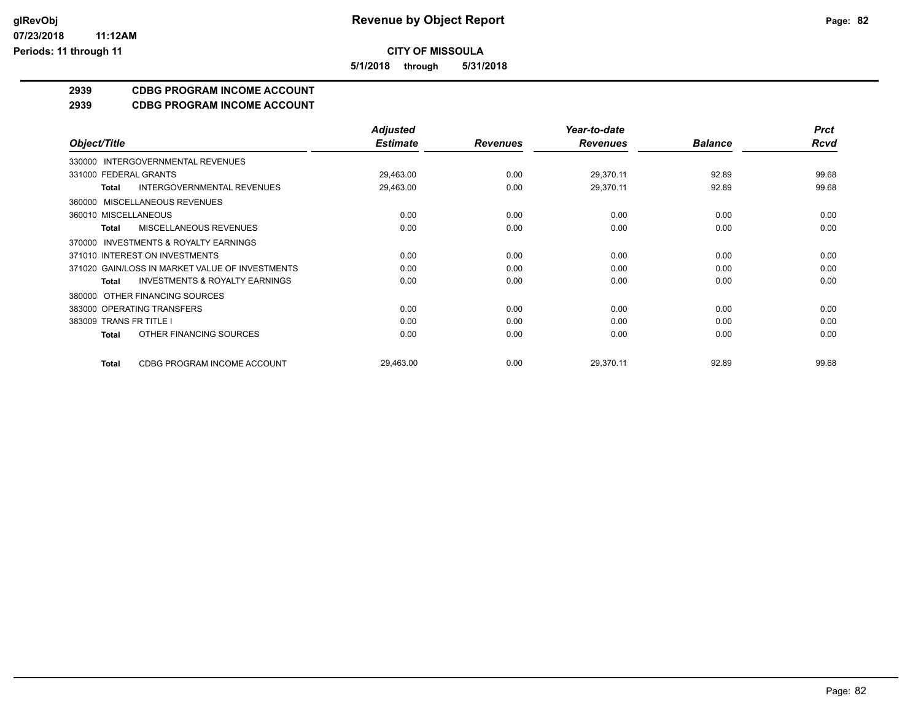**CITY OF MISSOULA**

**5/1/2018 through 5/31/2018**

## 2939 CDBG PROGRAM INCOME ACCOUNT
## 2939 CDBG PROGRAM INCOME ACCOUNT

| Object/Title | | Adjusted Estimate | Revenues | Year-to-date Revenues | Balance | Prct Rcvd |
|---|---|---|---|---|---|---|
| 330000 INTERGOVERNMENTAL REVENUES | | | | | | |
| 331000 FEDERAL GRANTS | | 29,463.00 | 0.00 | 29,370.11 | 92.89 | 99.68 |
| Total | INTERGOVERNMENTAL REVENUES | 29,463.00 | 0.00 | 29,370.11 | 92.89 | 99.68 |
| 360000 MISCELLANEOUS REVENUES | | | | | | |
| 360010 MISCELLANEOUS | | 0.00 | 0.00 | 0.00 | 0.00 | 0.00 |
| Total | MISCELLANEOUS REVENUES | 0.00 | 0.00 | 0.00 | 0.00 | 0.00 |
| 370000 INVESTMENTS & ROYALTY EARNINGS | | | | | | |
| 371010 INTEREST ON INVESTMENTS | | 0.00 | 0.00 | 0.00 | 0.00 | 0.00 |
| 371020 GAIN/LOSS IN MARKET VALUE OF INVESTMENTS | | 0.00 | 0.00 | 0.00 | 0.00 | 0.00 |
| Total | INVESTMENTS & ROYALTY EARNINGS | 0.00 | 0.00 | 0.00 | 0.00 | 0.00 |
| 380000 OTHER FINANCING SOURCES | | | | | | |
| 383000 OPERATING TRANSFERS | | 0.00 | 0.00 | 0.00 | 0.00 | 0.00 |
| 383009 TRANS FR TITLE I | | 0.00 | 0.00 | 0.00 | 0.00 | 0.00 |
| Total | OTHER FINANCING SOURCES | 0.00 | 0.00 | 0.00 | 0.00 | 0.00 |
| Total | CDBG PROGRAM INCOME ACCOUNT | 29,463.00 | 0.00 | 29,370.11 | 92.89 | 99.68 |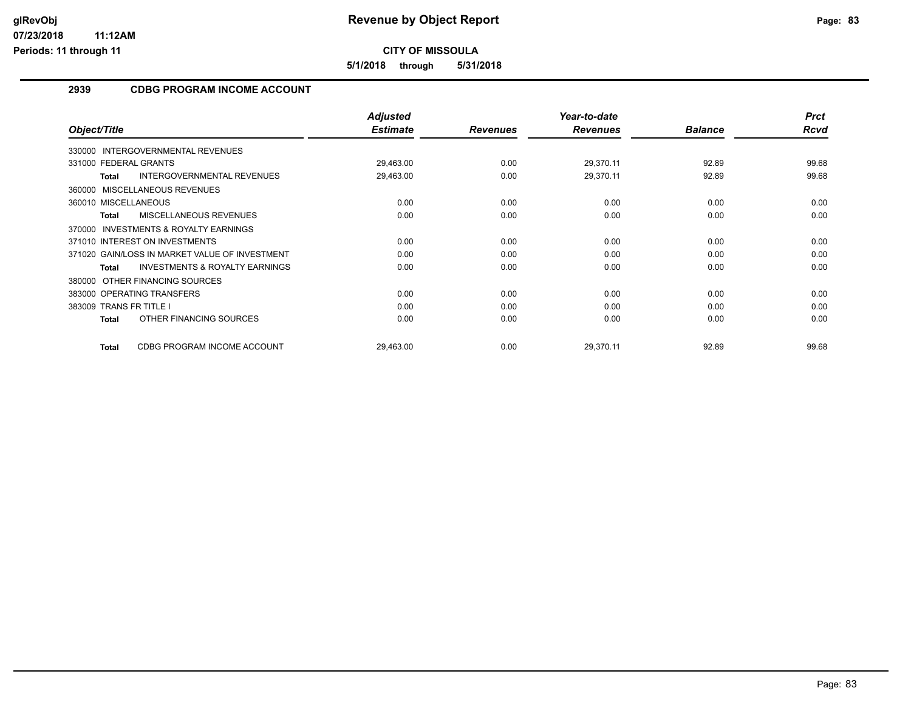**Revenue by Object Report**

**CITY OF MISSOULA**

**5/1/2018 through 5/31/2018**

glRevObj
07/23/2018 11:12AM
Periods: 11 through 11

## 2939 CDBG PROGRAM INCOME ACCOUNT

| Object/Title | Adjusted Estimate | Revenues | Year-to-date Revenues | Balance | Prct Rcvd |
|---|---|---|---|---|---|
| 330000 INTERGOVERNMENTAL REVENUES | | | | | |
| 331000 FEDERAL GRANTS | 29,463.00 | 0.00 | 29,370.11 | 92.89 | 99.68 |
| **Total** INTERGOVERNMENTAL REVENUES | 29,463.00 | 0.00 | 29,370.11 | 92.89 | 99.68 |
| 360000 MISCELLANEOUS REVENUES | | | | | |
| 360010 MISCELLANEOUS | 0.00 | 0.00 | 0.00 | 0.00 | 0.00 |
| **Total** MISCELLANEOUS REVENUES | 0.00 | 0.00 | 0.00 | 0.00 | 0.00 |
| 370000 INVESTMENTS & ROYALTY EARNINGS | | | | | |
| 371010 INTEREST ON INVESTMENTS | 0.00 | 0.00 | 0.00 | 0.00 | 0.00 |
| 371020 GAIN/LOSS IN MARKET VALUE OF INVESTMENT | 0.00 | 0.00 | 0.00 | 0.00 | 0.00 |
| **Total** INVESTMENTS & ROYALTY EARNINGS | 0.00 | 0.00 | 0.00 | 0.00 | 0.00 |
| 380000 OTHER FINANCING SOURCES | | | | | |
| 383000 OPERATING TRANSFERS | 0.00 | 0.00 | 0.00 | 0.00 | 0.00 |
| 383009 TRANS FR TITLE I | 0.00 | 0.00 | 0.00 | 0.00 | 0.00 |
| **Total** OTHER FINANCING SOURCES | 0.00 | 0.00 | 0.00 | 0.00 | 0.00 |
| **Total** CDBG PROGRAM INCOME ACCOUNT | 29,463.00 | 0.00 | 29,370.11 | 92.89 | 99.68 |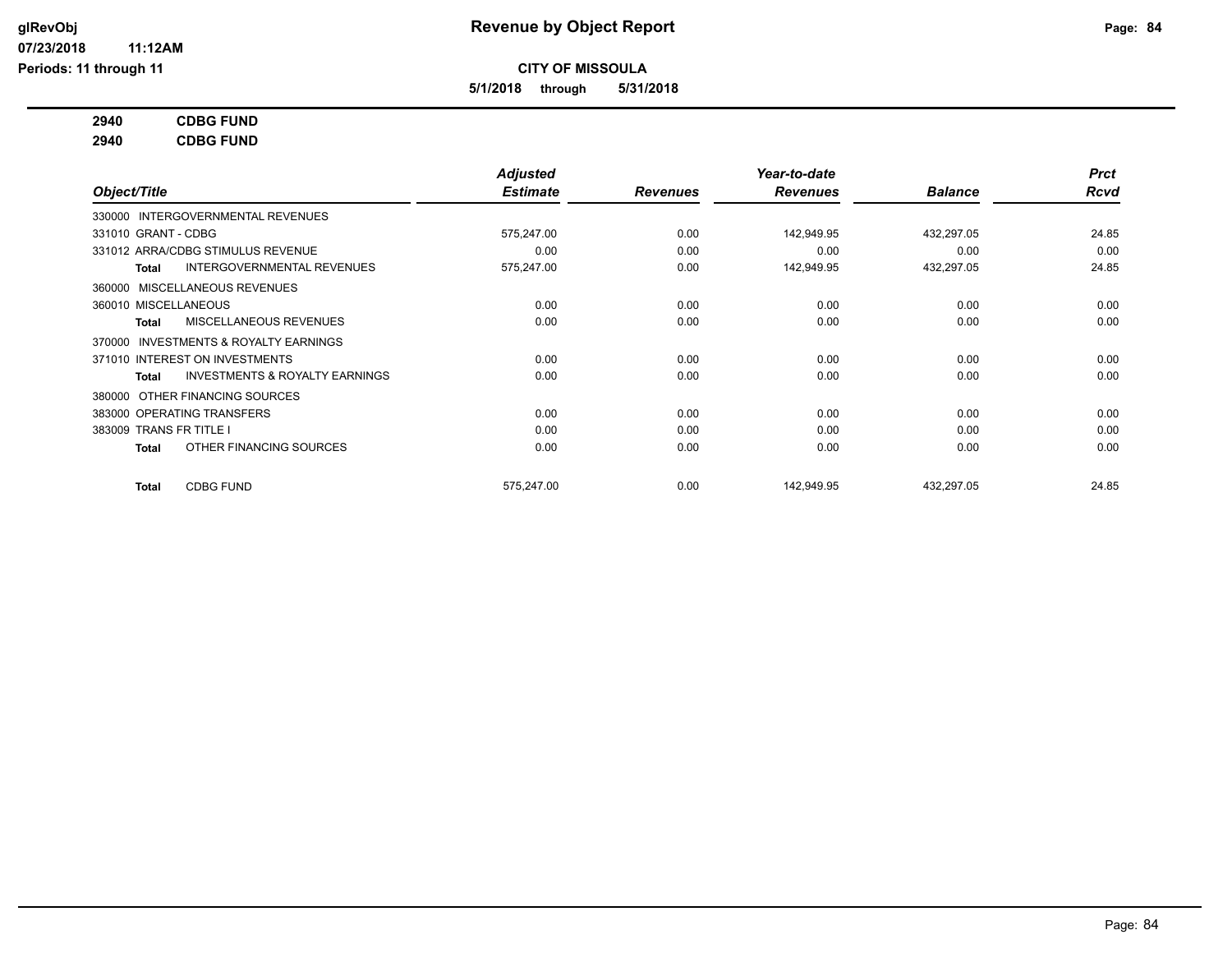**glRevObj**
**07/23/2018 11:12AM**
**Periods: 11 through 11**

# Revenue by Object Report

**CITY OF MISSOULA**

**5/1/2018 through 5/31/2018**

**2940 CDBG FUND**
**2940 CDBG FUND**

| Object/Title | Adjusted Estimate | Revenues | Year-to-date Revenues | Balance | Prct Rcvd |
|---|---|---|---|---|---|
| 330000 INTERGOVERNMENTAL REVENUES | | | | | |
| 331010 GRANT - CDBG | 575,247.00 | 0.00 | 142,949.95 | 432,297.05 | 24.85 |
| 331012 ARRA/CDBG STIMULUS REVENUE | 0.00 | 0.00 | 0.00 | 0.00 | 0.00 |
| **Total** INTERGOVERNMENTAL REVENUES | 575,247.00 | 0.00 | 142,949.95 | 432,297.05 | 24.85 |
| 360000 MISCELLANEOUS REVENUES | | | | | |
| 360010 MISCELLANEOUS | 0.00 | 0.00 | 0.00 | 0.00 | 0.00 |
| **Total** MISCELLANEOUS REVENUES | 0.00 | 0.00 | 0.00 | 0.00 | 0.00 |
| 370000 INVESTMENTS & ROYALTY EARNINGS | | | | | |
| 371010 INTEREST ON INVESTMENTS | 0.00 | 0.00 | 0.00 | 0.00 | 0.00 |
| **Total** INVESTMENTS & ROYALTY EARNINGS | 0.00 | 0.00 | 0.00 | 0.00 | 0.00 |
| 380000 OTHER FINANCING SOURCES | | | | | |
| 383000 OPERATING TRANSFERS | 0.00 | 0.00 | 0.00 | 0.00 | 0.00 |
| 383009 TRANS FR TITLE I | 0.00 | 0.00 | 0.00 | 0.00 | 0.00 |
| **Total** OTHER FINANCING SOURCES | 0.00 | 0.00 | 0.00 | 0.00 | 0.00 |
| **Total** CDBG FUND | 575,247.00 | 0.00 | 142,949.95 | 432,297.05 | 24.85 |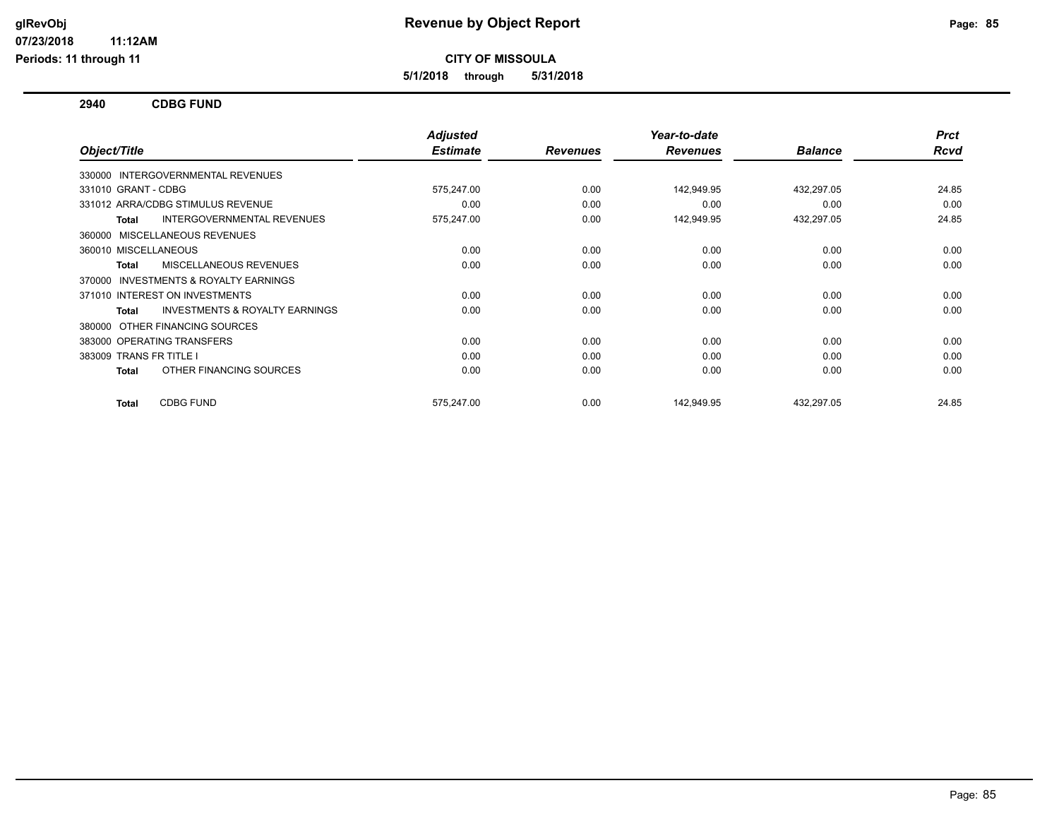# Revenue by Object Report

**CITY OF MISSOULA**

**5/1/2018 through 5/31/2018**

glRevObj
07/23/2018 11:12AM
Periods: 11 through 11

## 2940 CDBG FUND

| Object/Title | Adjusted Estimate | Revenues | Year-to-date Revenues | Balance | Prct Rcvd |
|---|---|---|---|---|---|
| 330000 INTERGOVERNMENTAL REVENUES | | | | | |
| 331010 GRANT - CDBG | 575,247.00 | 0.00 | 142,949.95 | 432,297.05 | 24.85 |
| 331012 ARRA/CDBG STIMULUS REVENUE | 0.00 | 0.00 | 0.00 | 0.00 | 0.00 |
| **Total** INTERGOVERNMENTAL REVENUES | 575,247.00 | 0.00 | 142,949.95 | 432,297.05 | 24.85 |
| 360000 MISCELLANEOUS REVENUES | | | | | |
| 360010 MISCELLANEOUS | 0.00 | 0.00 | 0.00 | 0.00 | 0.00 |
| **Total** MISCELLANEOUS REVENUES | 0.00 | 0.00 | 0.00 | 0.00 | 0.00 |
| 370000 INVESTMENTS & ROYALTY EARNINGS | | | | | |
| 371010 INTEREST ON INVESTMENTS | 0.00 | 0.00 | 0.00 | 0.00 | 0.00 |
| **Total** INVESTMENTS & ROYALTY EARNINGS | 0.00 | 0.00 | 0.00 | 0.00 | 0.00 |
| 380000 OTHER FINANCING SOURCES | | | | | |
| 383000 OPERATING TRANSFERS | 0.00 | 0.00 | 0.00 | 0.00 | 0.00 |
| 383009 TRANS FR TITLE I | 0.00 | 0.00 | 0.00 | 0.00 | 0.00 |
| **Total** OTHER FINANCING SOURCES | 0.00 | 0.00 | 0.00 | 0.00 | 0.00 |
| **Total** CDBG FUND | 575,247.00 | 0.00 | 142,949.95 | 432,297.05 | 24.85 |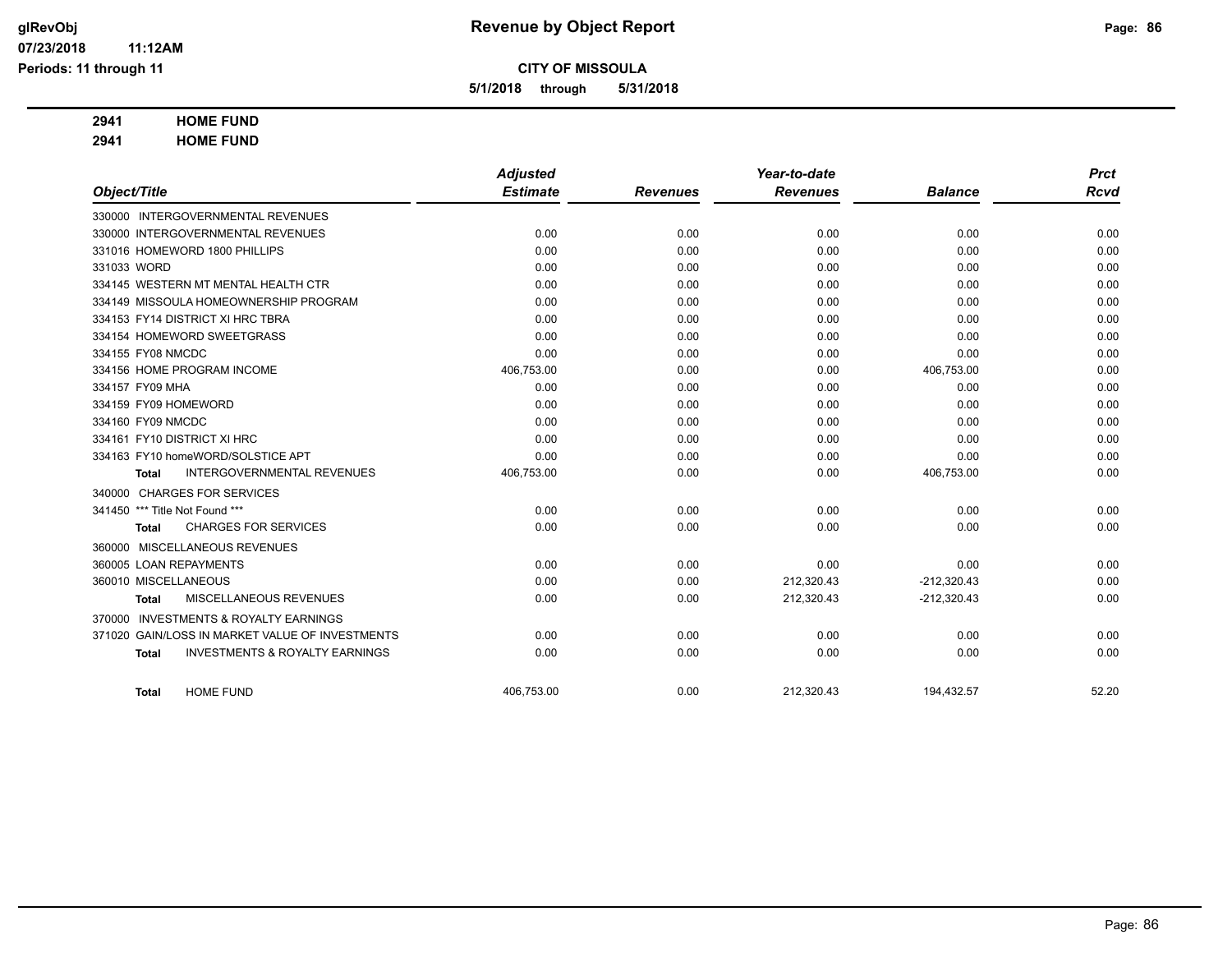**glRevObj**
**07/23/2018 11:12AM**
**Periods: 11 through 11**

# Revenue by Object Report

**CITY OF MISSOULA**

**5/1/2018 through 5/31/2018**

**2941 HOME FUND**
**2941 HOME FUND**

| Object/Title | Adjusted Estimate | Revenues | Year-to-date Revenues | Balance | Prct Rcvd |
|---|---|---|---|---|---|
| 330000 INTERGOVERNMENTAL REVENUES | | | | | |
| 330000 INTERGOVERNMENTAL REVENUES | 0.00 | 0.00 | 0.00 | 0.00 | 0.00 |
| 331016 HOMEWORD 1800 PHILLIPS | 0.00 | 0.00 | 0.00 | 0.00 | 0.00 |
| 331033 WORD | 0.00 | 0.00 | 0.00 | 0.00 | 0.00 |
| 334145 WESTERN MT MENTAL HEALTH CTR | 0.00 | 0.00 | 0.00 | 0.00 | 0.00 |
| 334149 MISSOULA HOMEOWNERSHIP PROGRAM | 0.00 | 0.00 | 0.00 | 0.00 | 0.00 |
| 334153 FY14 DISTRICT XI HRC TBRA | 0.00 | 0.00 | 0.00 | 0.00 | 0.00 |
| 334154 HOMEWORD SWEETGRASS | 0.00 | 0.00 | 0.00 | 0.00 | 0.00 |
| 334155 FY08 NMCDC | 0.00 | 0.00 | 0.00 | 0.00 | 0.00 |
| 334156 HOME PROGRAM INCOME | 406,753.00 | 0.00 | 0.00 | 406,753.00 | 0.00 |
| 334157 FY09 MHA | 0.00 | 0.00 | 0.00 | 0.00 | 0.00 |
| 334159 FY09 HOMEWORD | 0.00 | 0.00 | 0.00 | 0.00 | 0.00 |
| 334160 FY09 NMCDC | 0.00 | 0.00 | 0.00 | 0.00 | 0.00 |
| 334161 FY10 DISTRICT XI HRC | 0.00 | 0.00 | 0.00 | 0.00 | 0.00 |
| 334163 FY10 homeWORD/SOLSTICE APT | 0.00 | 0.00 | 0.00 | 0.00 | 0.00 |
| **Total** INTERGOVERNMENTAL REVENUES | 406,753.00 | 0.00 | 0.00 | 406,753.00 | 0.00 |
| 340000 CHARGES FOR SERVICES | | | | | |
| 341450 *** Title Not Found *** | 0.00 | 0.00 | 0.00 | 0.00 | 0.00 |
| **Total** CHARGES FOR SERVICES | 0.00 | 0.00 | 0.00 | 0.00 | 0.00 |
| 360000 MISCELLANEOUS REVENUES | | | | | |
| 360005 LOAN REPAYMENTS | 0.00 | 0.00 | 0.00 | 0.00 | 0.00 |
| 360010 MISCELLANEOUS | 0.00 | 0.00 | 212,320.43 | -212,320.43 | 0.00 |
| **Total** MISCELLANEOUS REVENUES | 0.00 | 0.00 | 212,320.43 | -212,320.43 | 0.00 |
| 370000 INVESTMENTS & ROYALTY EARNINGS | | | | | |
| 371020 GAIN/LOSS IN MARKET VALUE OF INVESTMENTS | 0.00 | 0.00 | 0.00 | 0.00 | 0.00 |
| **Total** INVESTMENTS & ROYALTY EARNINGS | 0.00 | 0.00 | 0.00 | 0.00 | 0.00 |
| **Total** HOME FUND | 406,753.00 | 0.00 | 212,320.43 | 194,432.57 | 52.20 |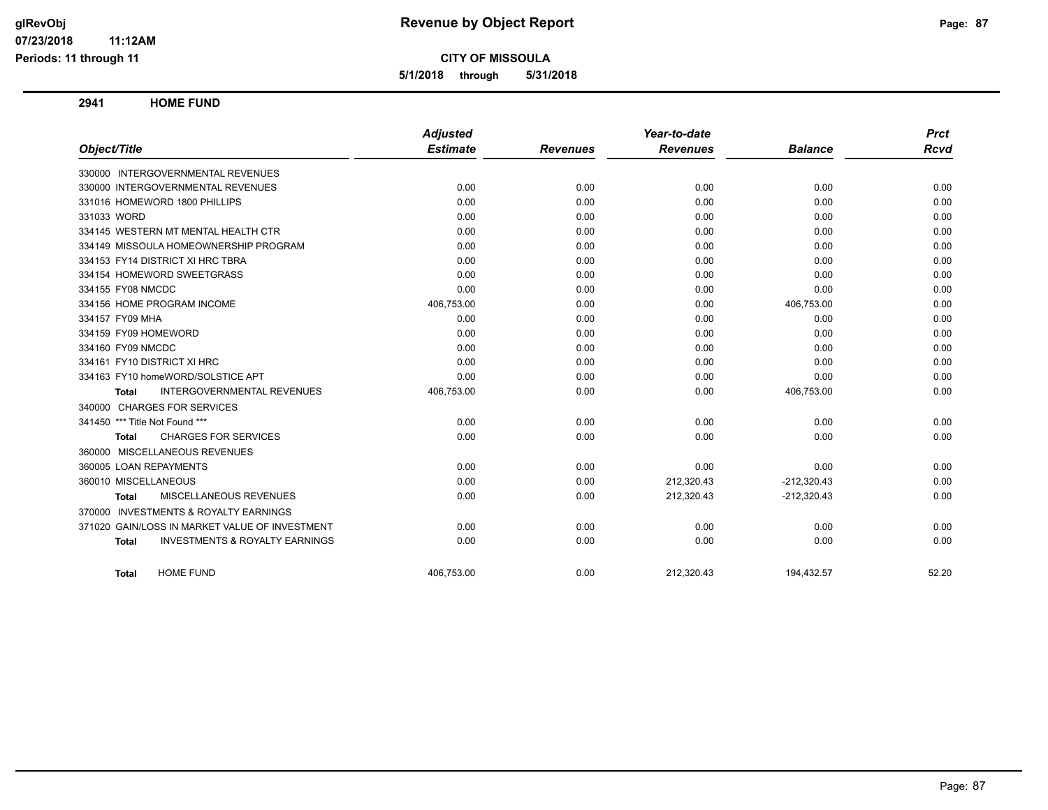**Revenue by Object Report**

**CITY OF MISSOULA**

**5/1/2018 through 5/31/2018**

glRevObj
07/23/2018 11:12AM
Periods: 11 through 11

## 2941 HOME FUND

| Object/Title | Adjusted Estimate | Revenues | Year-to-date Revenues | Balance | Prct Rcvd |
|---|---|---|---|---|---|
| 330000 INTERGOVERNMENTAL REVENUES | | | | | |
| 330000 INTERGOVERNMENTAL REVENUES | 0.00 | 0.00 | 0.00 | 0.00 | 0.00 |
| 331016 HOMEWORD 1800 PHILLIPS | 0.00 | 0.00 | 0.00 | 0.00 | 0.00 |
| 331033 WORD | 0.00 | 0.00 | 0.00 | 0.00 | 0.00 |
| 334145 WESTERN MT MENTAL HEALTH CTR | 0.00 | 0.00 | 0.00 | 0.00 | 0.00 |
| 334149 MISSOULA HOMEOWNERSHIP PROGRAM | 0.00 | 0.00 | 0.00 | 0.00 | 0.00 |
| 334153 FY14 DISTRICT XI HRC TBRA | 0.00 | 0.00 | 0.00 | 0.00 | 0.00 |
| 334154 HOMEWORD SWEETGRASS | 0.00 | 0.00 | 0.00 | 0.00 | 0.00 |
| 334155 FY08 NMCDC | 0.00 | 0.00 | 0.00 | 0.00 | 0.00 |
| 334156 HOME PROGRAM INCOME | 406,753.00 | 0.00 | 0.00 | 406,753.00 | 0.00 |
| 334157 FY09 MHA | 0.00 | 0.00 | 0.00 | 0.00 | 0.00 |
| 334159 FY09 HOMEWORD | 0.00 | 0.00 | 0.00 | 0.00 | 0.00 |
| 334160 FY09 NMCDC | 0.00 | 0.00 | 0.00 | 0.00 | 0.00 |
| 334161 FY10 DISTRICT XI HRC | 0.00 | 0.00 | 0.00 | 0.00 | 0.00 |
| 334163 FY10 homeWORD/SOLSTICE APT | 0.00 | 0.00 | 0.00 | 0.00 | 0.00 |
| **Total** INTERGOVERNMENTAL REVENUES | 406,753.00 | 0.00 | 0.00 | 406,753.00 | 0.00 |
| 340000 CHARGES FOR SERVICES | | | | | |
| 341450 *** Title Not Found *** | 0.00 | 0.00 | 0.00 | 0.00 | 0.00 |
| **Total** CHARGES FOR SERVICES | 0.00 | 0.00 | 0.00 | 0.00 | 0.00 |
| 360000 MISCELLANEOUS REVENUES | | | | | |
| 360005 LOAN REPAYMENTS | 0.00 | 0.00 | 0.00 | 0.00 | 0.00 |
| 360010 MISCELLANEOUS | 0.00 | 0.00 | 212,320.43 | -212,320.43 | 0.00 |
| **Total** MISCELLANEOUS REVENUES | 0.00 | 0.00 | 212,320.43 | -212,320.43 | 0.00 |
| 370000 INVESTMENTS & ROYALTY EARNINGS | | | | | |
| 371020 GAIN/LOSS IN MARKET VALUE OF INVESTMENT | 0.00 | 0.00 | 0.00 | 0.00 | 0.00 |
| **Total** INVESTMENTS & ROYALTY EARNINGS | 0.00 | 0.00 | 0.00 | 0.00 | 0.00 |
| **Total** HOME FUND | 406,753.00 | 0.00 | 212,320.43 | 194,432.57 | 52.20 |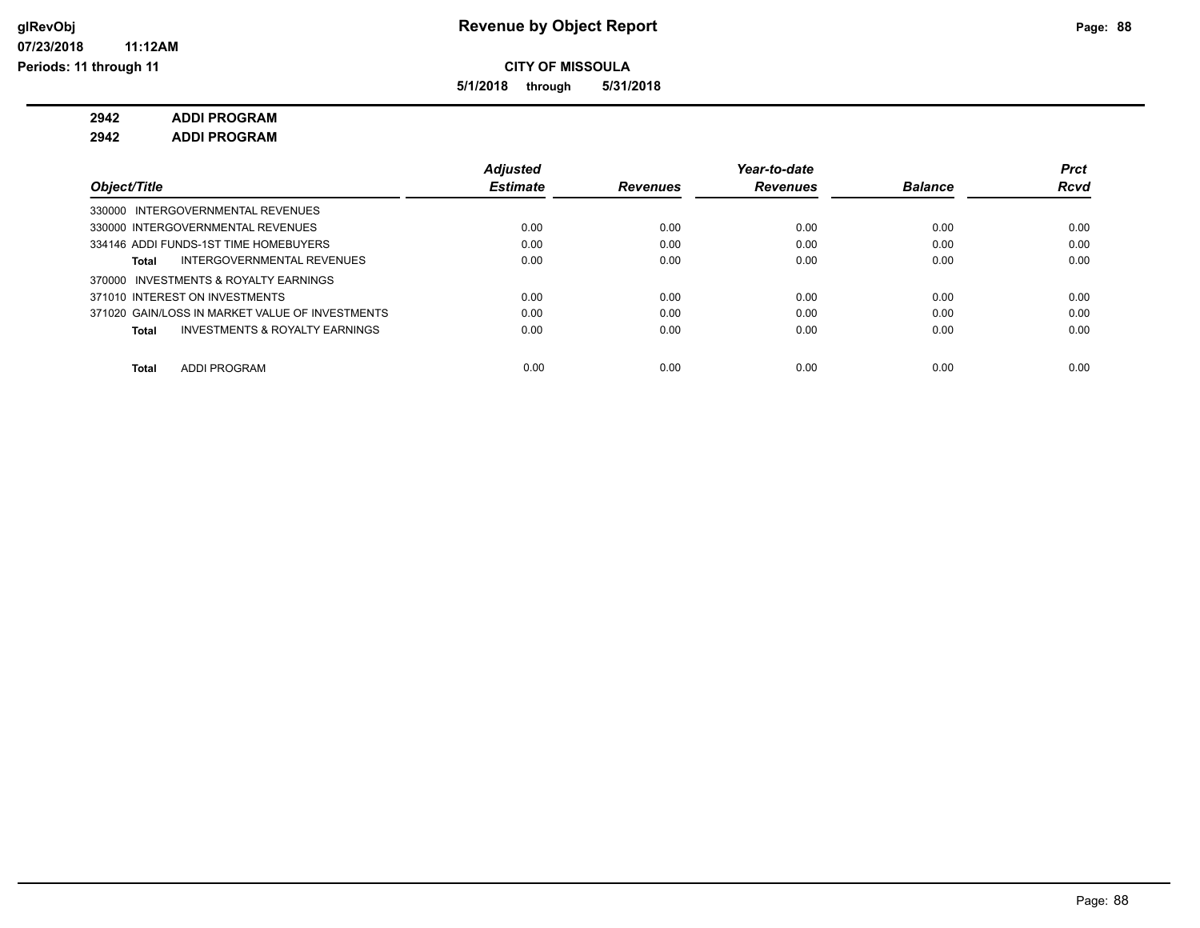**glRevObj**
**07/23/2018 11:12AM**
**Periods: 11 through 11**

# Revenue by Object Report

**CITY OF MISSOULA**

**5/1/2018 through 5/31/2018**

**2942 ADDI PROGRAM**
**2942 ADDI PROGRAM**

| Object/Title | Adjusted Estimate | Revenues | Year-to-date Revenues | Balance | Prct Rcvd |
|---|---|---|---|---|---|
| 330000 INTERGOVERNMENTAL REVENUES | | | | | |
| 330000 INTERGOVERNMENTAL REVENUES | 0.00 | 0.00 | 0.00 | 0.00 | 0.00 |
| 334146 ADDI FUNDS-1ST TIME HOMEBUYERS | 0.00 | 0.00 | 0.00 | 0.00 | 0.00 |
| **Total** INTERGOVERNMENTAL REVENUES | 0.00 | 0.00 | 0.00 | 0.00 | 0.00 |
| 370000 INVESTMENTS & ROYALTY EARNINGS | | | | | |
| 371010 INTEREST ON INVESTMENTS | 0.00 | 0.00 | 0.00 | 0.00 | 0.00 |
| 371020 GAIN/LOSS IN MARKET VALUE OF INVESTMENTS | 0.00 | 0.00 | 0.00 | 0.00 | 0.00 |
| **Total** INVESTMENTS & ROYALTY EARNINGS | 0.00 | 0.00 | 0.00 | 0.00 | 0.00 |
| **Total** ADDI PROGRAM | 0.00 | 0.00 | 0.00 | 0.00 | 0.00 |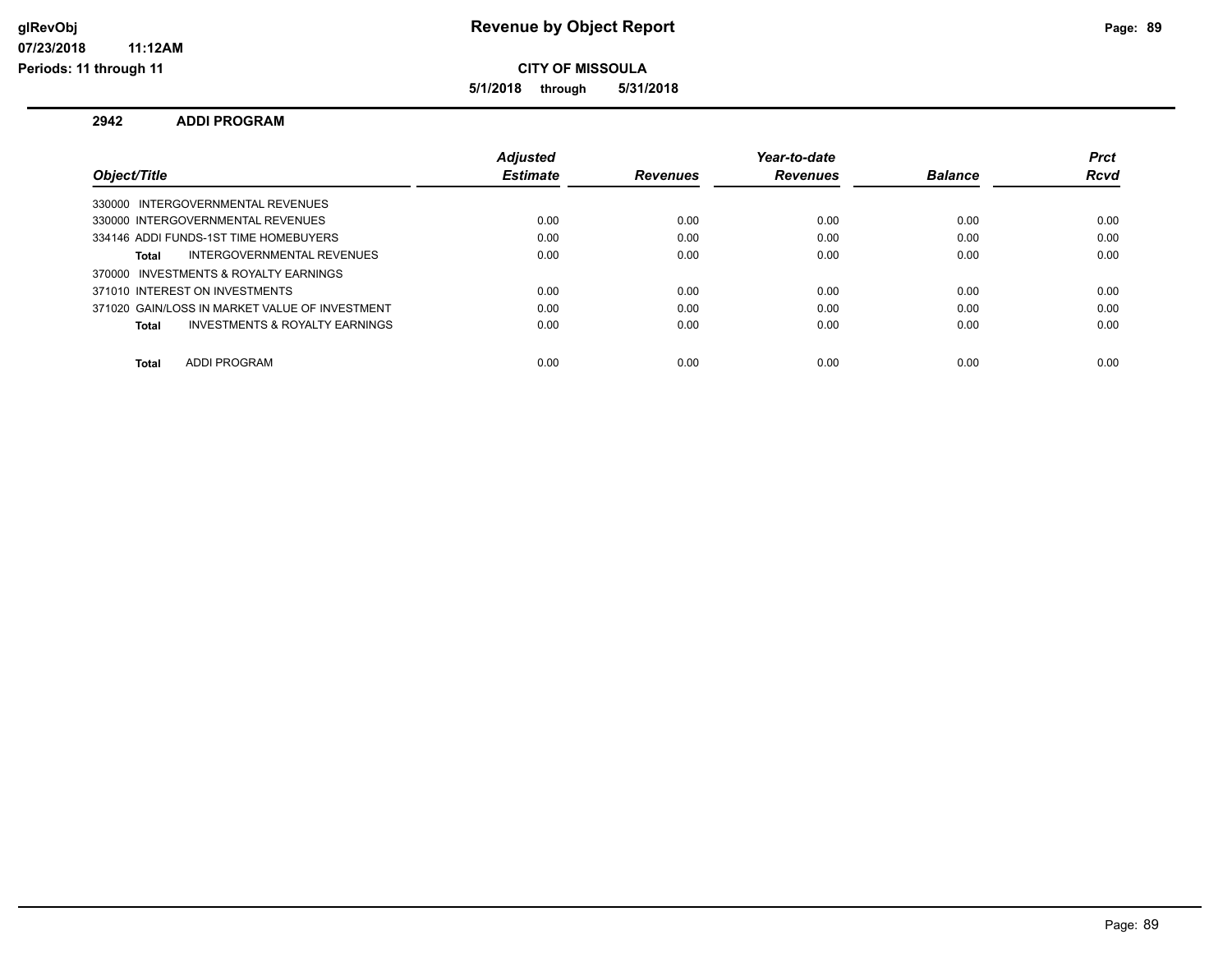**CITY OF MISSOULA**

**5/1/2018 through 5/31/2018**

## 2942 ADDI PROGRAM

| Object/Title | Adjusted Estimate | Revenues | Year-to-date Revenues | Balance | Prct Rcvd |
|---|---|---|---|---|---|
| 330000 INTERGOVERNMENTAL REVENUES | | | | | |
| 330000 INTERGOVERNMENTAL REVENUES | 0.00 | 0.00 | 0.00 | 0.00 | 0.00 |
| 334146 ADDI FUNDS-1ST TIME HOMEBUYERS | 0.00 | 0.00 | 0.00 | 0.00 | 0.00 |
| **Total** INTERGOVERNMENTAL REVENUES | 0.00 | 0.00 | 0.00 | 0.00 | 0.00 |
| 370000 INVESTMENTS & ROYALTY EARNINGS | | | | | |
| 371010 INTEREST ON INVESTMENTS | 0.00 | 0.00 | 0.00 | 0.00 | 0.00 |
| 371020 GAIN/LOSS IN MARKET VALUE OF INVESTMENT | 0.00 | 0.00 | 0.00 | 0.00 | 0.00 |
| **Total** INVESTMENTS & ROYALTY EARNINGS | 0.00 | 0.00 | 0.00 | 0.00 | 0.00 |
| **Total** ADDI PROGRAM | 0.00 | 0.00 | 0.00 | 0.00 | 0.00 |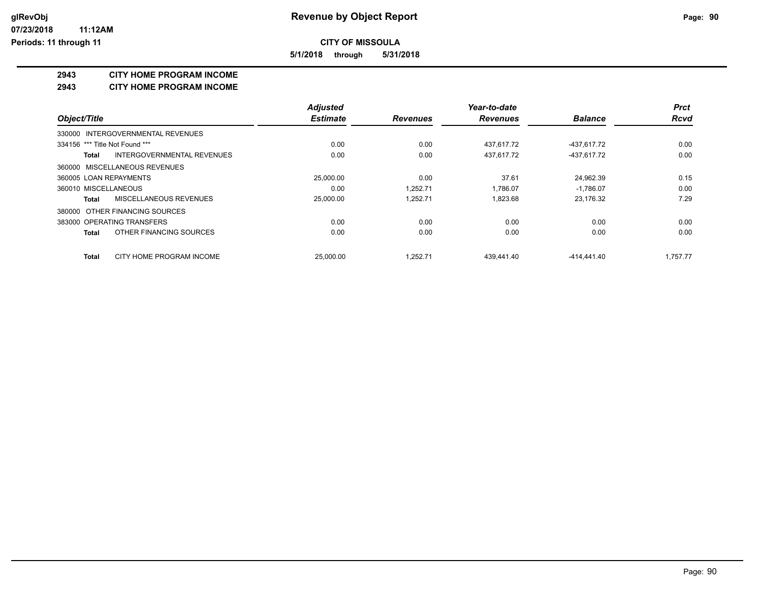# Revenue by Object Report

glRevObj
07/23/2018 11:12AM
Periods: 11 through 11

**CITY OF MISSOULA**

**5/1/2018 through 5/31/2018**

## 2943 CITY HOME PROGRAM INCOME

## 2943 CITY HOME PROGRAM INCOME

| Object/Title | | Adjusted Estimate | Revenues | Year-to-date Revenues | Balance | Prct Rcvd |
|---|---|---|---|---|---|---|
| 330000 INTERGOVERNMENTAL REVENUES | | | | | | |
| 334156 *** Title Not Found *** | | 0.00 | 0.00 | 437,617.72 | -437,617.72 | 0.00 |
| **Total** | INTERGOVERNMENTAL REVENUES | 0.00 | 0.00 | 437,617.72 | -437,617.72 | 0.00 |
| 360000 MISCELLANEOUS REVENUES | | | | | | |
| 360005 LOAN REPAYMENTS | | 25,000.00 | 0.00 | 37.61 | 24,962.39 | 0.15 |
| 360010 MISCELLANEOUS | | 0.00 | 1,252.71 | 1,786.07 | -1,786.07 | 0.00 |
| **Total** | MISCELLANEOUS REVENUES | 25,000.00 | 1,252.71 | 1,823.68 | 23,176.32 | 7.29 |
| 380000 OTHER FINANCING SOURCES | | | | | | |
| 383000 OPERATING TRANSFERS | | 0.00 | 0.00 | 0.00 | 0.00 | 0.00 |
| **Total** | OTHER FINANCING SOURCES | 0.00 | 0.00 | 0.00 | 0.00 | 0.00 |
| **Total** | CITY HOME PROGRAM INCOME | 25,000.00 | 1,252.71 | 439,441.40 | -414,441.40 | 1,757.77 |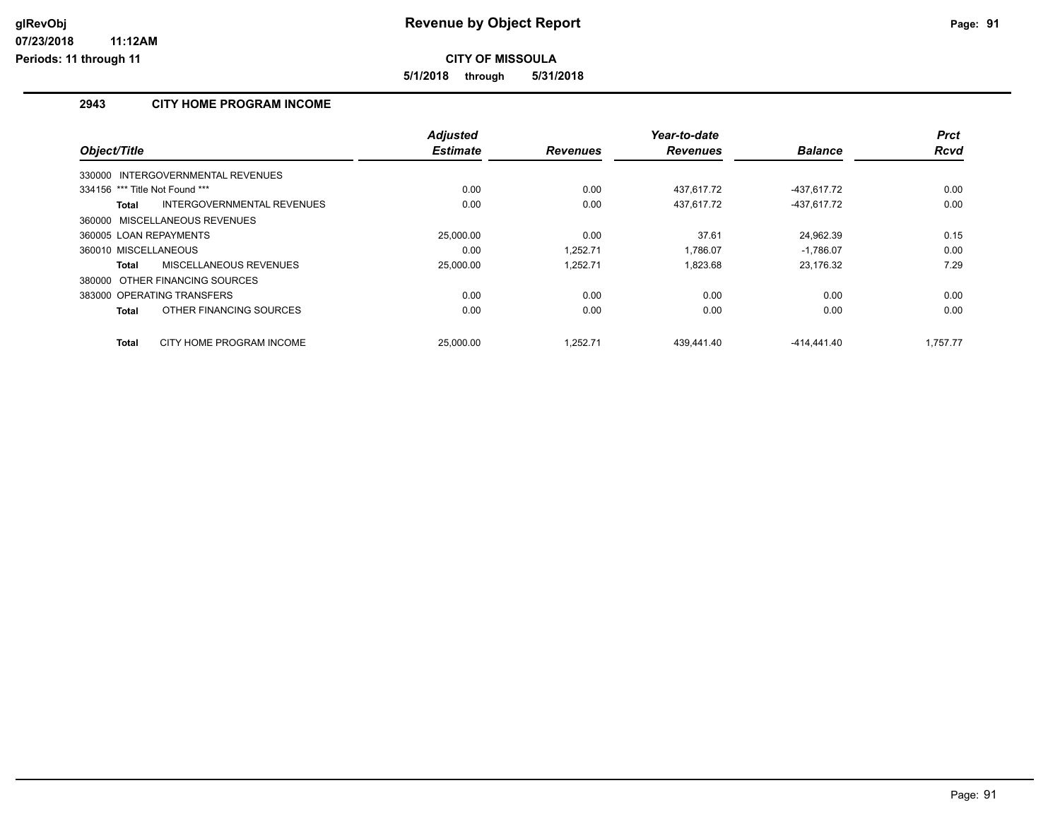**CITY OF MISSOULA**

**5/1/2018 through 5/31/2018**

## 2943 CITY HOME PROGRAM INCOME

| Object/Title | Adjusted Estimate | Revenues | Year-to-date Revenues | Balance | Prct Rcvd |
|---|---|---|---|---|---|
| 330000 INTERGOVERNMENTAL REVENUES | | | | | |
| 334156 *** Title Not Found *** | 0.00 | 0.00 | 437,617.72 | -437,617.72 | 0.00 |
| **Total** INTERGOVERNMENTAL REVENUES | 0.00 | 0.00 | 437,617.72 | -437,617.72 | 0.00 |
| 360000 MISCELLANEOUS REVENUES | | | | | |
| 360005 LOAN REPAYMENTS | 25,000.00 | 0.00 | 37.61 | 24,962.39 | 0.15 |
| 360010 MISCELLANEOUS | 0.00 | 1,252.71 | 1,786.07 | -1,786.07 | 0.00 |
| **Total** MISCELLANEOUS REVENUES | 25,000.00 | 1,252.71 | 1,823.68 | 23,176.32 | 7.29 |
| 380000 OTHER FINANCING SOURCES | | | | | |
| 383000 OPERATING TRANSFERS | 0.00 | 0.00 | 0.00 | 0.00 | 0.00 |
| **Total** OTHER FINANCING SOURCES | 0.00 | 0.00 | 0.00 | 0.00 | 0.00 |
| **Total** CITY HOME PROGRAM INCOME | 25,000.00 | 1,252.71 | 439,441.40 | -414,441.40 | 1,757.77 |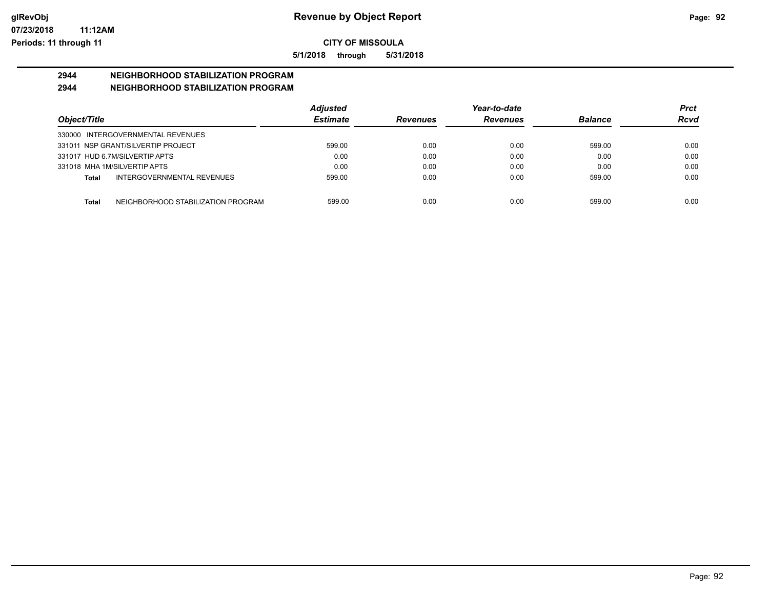**CITY OF MISSOULA**

**5/1/2018 through 5/31/2018**

**2944 NEIGHBORHOOD STABILIZATION PROGRAM**

**2944 NEIGHBORHOOD STABILIZATION PROGRAM**

| Object/Title | | Adjusted Estimate | Revenues | Year-to-date Revenues | Balance | Prct Rcvd |
|---|---|---|---|---|---|---|
| 330000 INTERGOVERNMENTAL REVENUES | | | | | | |
| 331011 NSP GRANT/SILVERTIP PROJECT | | 599.00 | 0.00 | 0.00 | 599.00 | 0.00 |
| 331017 HUD 6.7M/SILVERTIP APTS | | 0.00 | 0.00 | 0.00 | 0.00 | 0.00 |
| 331018 MHA 1M/SILVERTIP APTS | | 0.00 | 0.00 | 0.00 | 0.00 | 0.00 |
| **Total** | INTERGOVERNMENTAL REVENUES | 599.00 | 0.00 | 0.00 | 599.00 | 0.00 |
| **Total** | NEIGHBORHOOD STABILIZATION PROGRAM | 599.00 | 0.00 | 0.00 | 599.00 | 0.00 |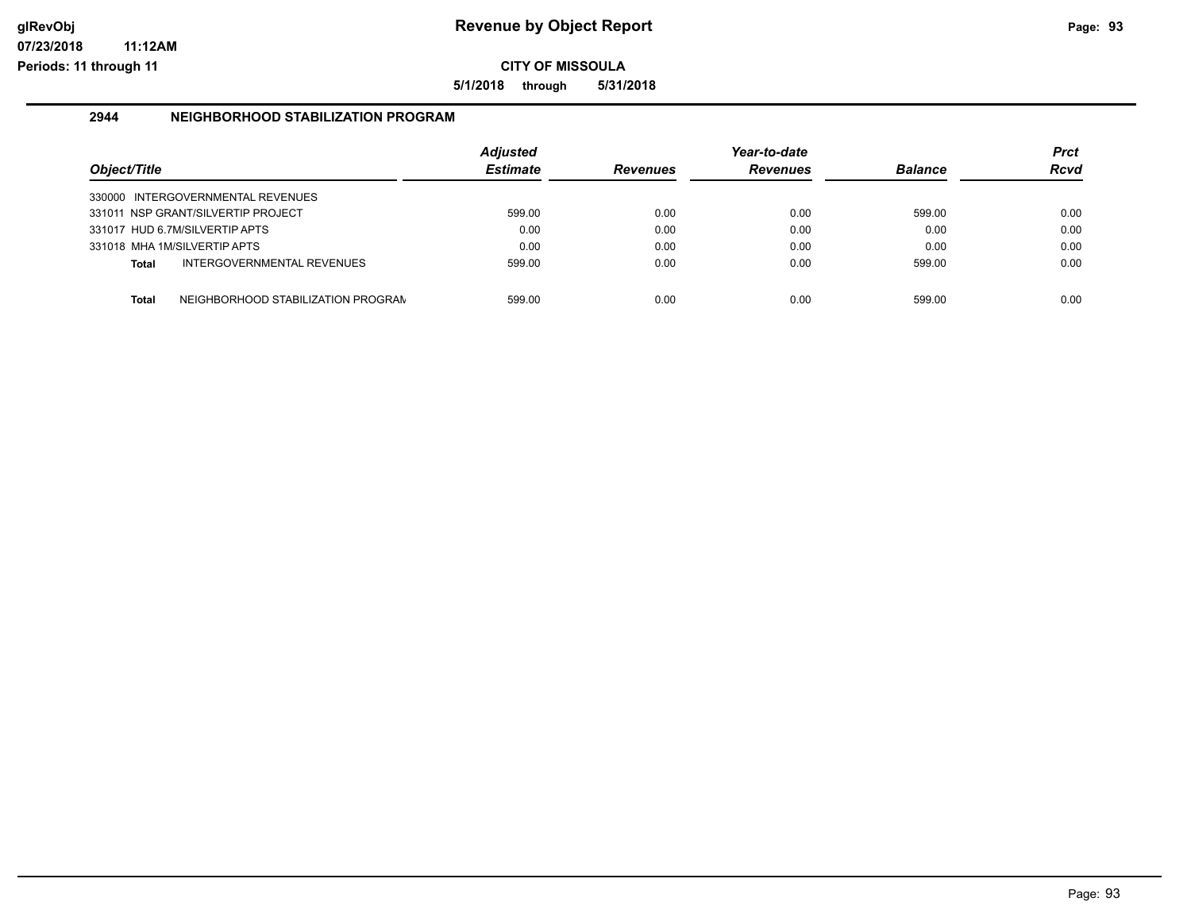# Revenue by Object Report

glRevObj
07/23/2018 11:12AM
Periods: 11 through 11

**CITY OF MISSOULA**

**5/1/2018 through 5/31/2018**

## 2944 NEIGHBORHOOD STABILIZATION PROGRAM

| Object/Title | | Adjusted Estimate | Revenues | Year-to-date Revenues | Balance | Prct Rcvd |
|---|---|---|---|---|---|---|
| 330000 INTERGOVERNMENTAL REVENUES | | | | | | |
| 331011 NSP GRANT/SILVERTIP PROJECT | | 599.00 | 0.00 | 0.00 | 599.00 | 0.00 |
| 331017 HUD 6.7M/SILVERTIP APTS | | 0.00 | 0.00 | 0.00 | 0.00 | 0.00 |
| 331018 MHA 1M/SILVERTIP APTS | | 0.00 | 0.00 | 0.00 | 0.00 | 0.00 |
| **Total** | INTERGOVERNMENTAL REVENUES | 599.00 | 0.00 | 0.00 | 599.00 | 0.00 |
| **Total** | NEIGHBORHOOD STABILIZATION PROGRAM | 599.00 | 0.00 | 0.00 | 599.00 | 0.00 |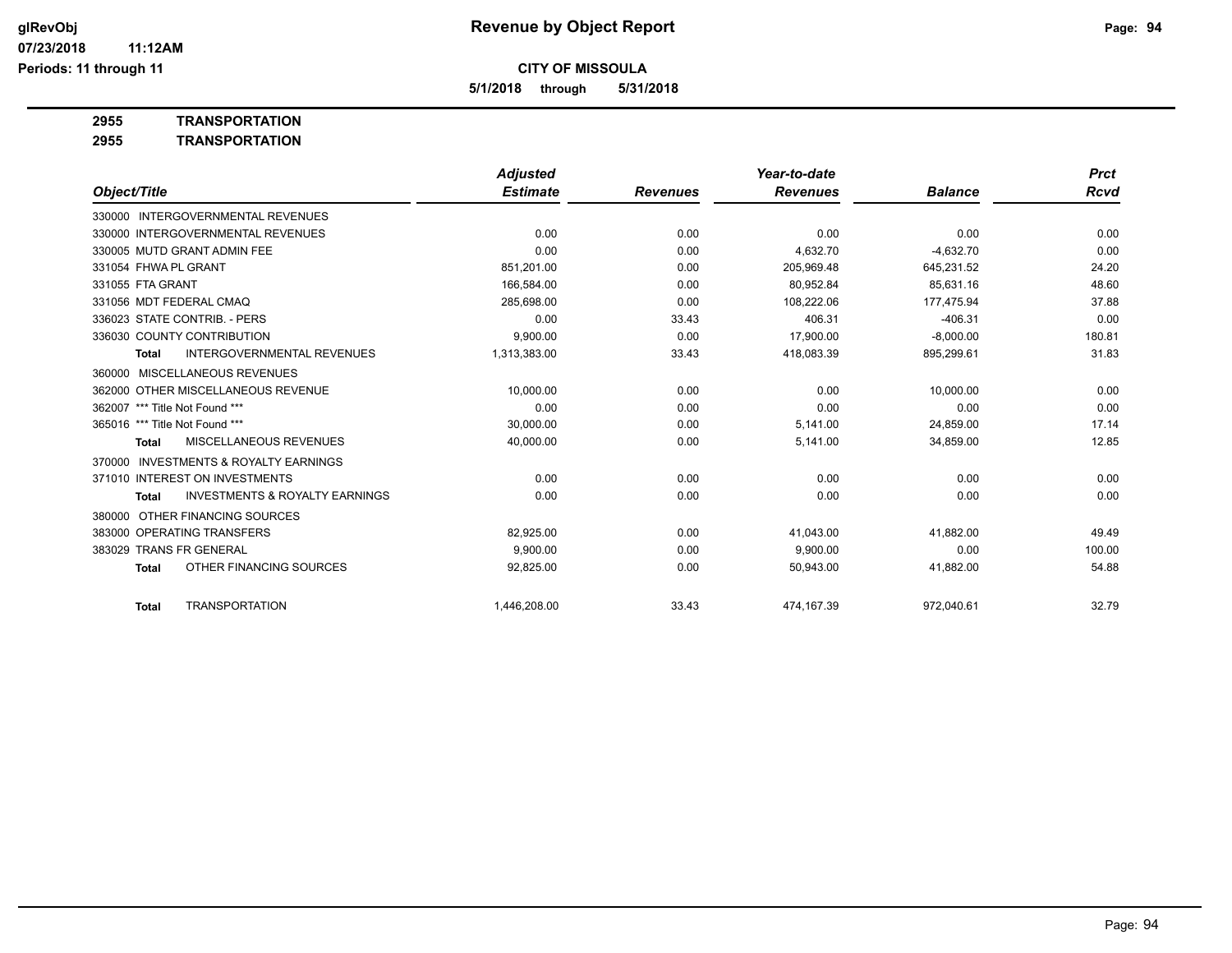**glRevObj**
**07/23/2018 11:12AM**
**Periods: 11 through 11**

# Revenue by Object Report

**CITY OF MISSOULA**

**5/1/2018 through 5/31/2018**

**2955 TRANSPORTATION**

**2955 TRANSPORTATION**

| *Object/Title* | *Adjusted Estimate* | *Revenues* | *Year-to-date Revenues* | *Balance* | *Prct Rcvd* |
|---|---|---|---|---|---|
| 330000 INTERGOVERNMENTAL REVENUES | | | | | |
| 330000 INTERGOVERNMENTAL REVENUES | 0.00 | 0.00 | 0.00 | 0.00 | 0.00 |
| 330005 MUTD GRANT ADMIN FEE | 0.00 | 0.00 | 4,632.70 | -4,632.70 | 0.00 |
| 331054 FHWA PL GRANT | 851,201.00 | 0.00 | 205,969.48 | 645,231.52 | 24.20 |
| 331055 FTA GRANT | 166,584.00 | 0.00 | 80,952.84 | 85,631.16 | 48.60 |
| 331056 MDT FEDERAL CMAQ | 285,698.00 | 0.00 | 108,222.06 | 177,475.94 | 37.88 |
| 336023 STATE CONTRIB. - PERS | 0.00 | 33.43 | 406.31 | -406.31 | 0.00 |
| 336030 COUNTY CONTRIBUTION | 9,900.00 | 0.00 | 17,900.00 | -8,000.00 | 180.81 |
| **Total** INTERGOVERNMENTAL REVENUES | 1,313,383.00 | 33.43 | 418,083.39 | 895,299.61 | 31.83 |
| 360000 MISCELLANEOUS REVENUES | | | | | |
| 362000 OTHER MISCELLANEOUS REVENUE | 10,000.00 | 0.00 | 0.00 | 10,000.00 | 0.00 |
| 362007 *** Title Not Found *** | 0.00 | 0.00 | 0.00 | 0.00 | 0.00 |
| 365016 *** Title Not Found *** | 30,000.00 | 0.00 | 5,141.00 | 24,859.00 | 17.14 |
| **Total** MISCELLANEOUS REVENUES | 40,000.00 | 0.00 | 5,141.00 | 34,859.00 | 12.85 |
| 370000 INVESTMENTS & ROYALTY EARNINGS | | | | | |
| 371010 INTEREST ON INVESTMENTS | 0.00 | 0.00 | 0.00 | 0.00 | 0.00 |
| **Total** INVESTMENTS & ROYALTY EARNINGS | 0.00 | 0.00 | 0.00 | 0.00 | 0.00 |
| 380000 OTHER FINANCING SOURCES | | | | | |
| 383000 OPERATING TRANSFERS | 82,925.00 | 0.00 | 41,043.00 | 41,882.00 | 49.49 |
| 383029 TRANS FR GENERAL | 9,900.00 | 0.00 | 9,900.00 | 0.00 | 100.00 |
| **Total** OTHER FINANCING SOURCES | 92,825.00 | 0.00 | 50,943.00 | 41,882.00 | 54.88 |
| **Total** TRANSPORTATION | 1,446,208.00 | 33.43 | 474,167.39 | 972,040.61 | 32.79 |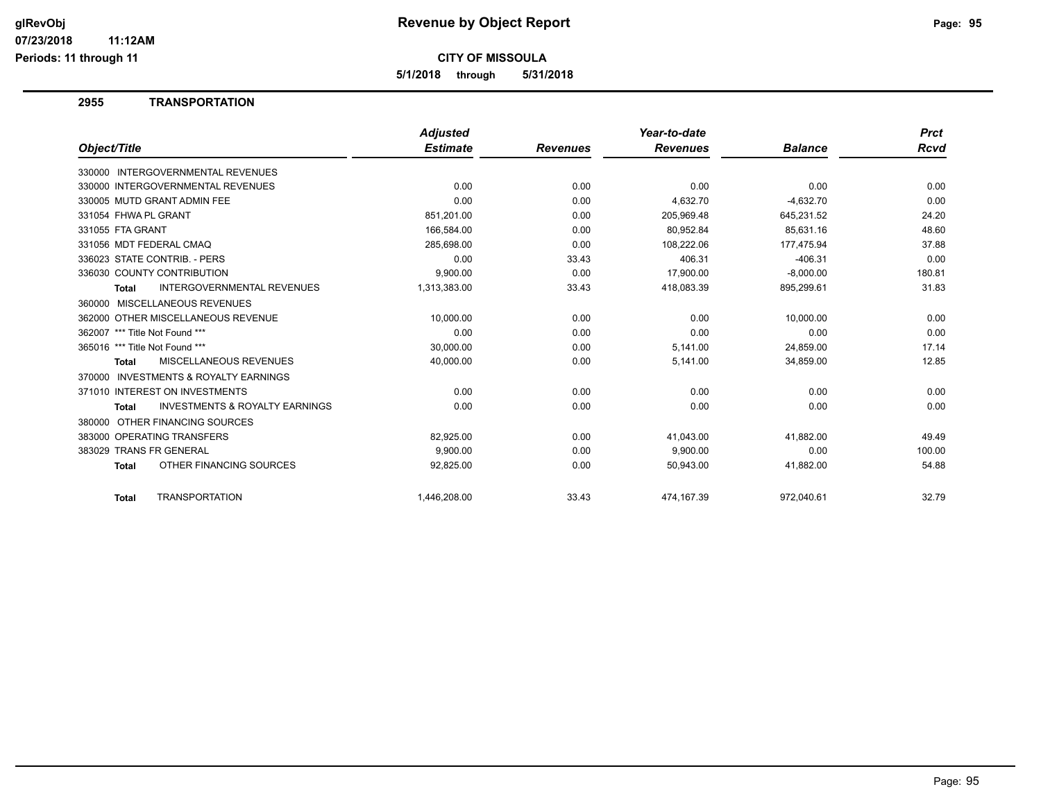**CITY OF MISSOULA**

**5/1/2018 through 5/31/2018**

## 2955 TRANSPORTATION

| Object/Title | Adjusted Estimate | Revenues | Year-to-date Revenues | Balance | Prct Rcvd |
|---|---|---|---|---|---|
| 330000 INTERGOVERNMENTAL REVENUES | | | | | |
| 330000 INTERGOVERNMENTAL REVENUES | 0.00 | 0.00 | 0.00 | 0.00 | 0.00 |
| 330005 MUTD GRANT ADMIN FEE | 0.00 | 0.00 | 4,632.70 | -4,632.70 | 0.00 |
| 331054 FHWA PL GRANT | 851,201.00 | 0.00 | 205,969.48 | 645,231.52 | 24.20 |
| 331055 FTA GRANT | 166,584.00 | 0.00 | 80,952.84 | 85,631.16 | 48.60 |
| 331056 MDT FEDERAL CMAQ | 285,698.00 | 0.00 | 108,222.06 | 177,475.94 | 37.88 |
| 336023 STATE CONTRIB. - PERS | 0.00 | 33.43 | 406.31 | -406.31 | 0.00 |
| 336030 COUNTY CONTRIBUTION | 9,900.00 | 0.00 | 17,900.00 | -8,000.00 | 180.81 |
| **Total** INTERGOVERNMENTAL REVENUES | 1,313,383.00 | 33.43 | 418,083.39 | 895,299.61 | 31.83 |
| 360000 MISCELLANEOUS REVENUES | | | | | |
| 362000 OTHER MISCELLANEOUS REVENUE | 10,000.00 | 0.00 | 0.00 | 10,000.00 | 0.00 |
| 362007 *** Title Not Found *** | 0.00 | 0.00 | 0.00 | 0.00 | 0.00 |
| 365016 *** Title Not Found *** | 30,000.00 | 0.00 | 5,141.00 | 24,859.00 | 17.14 |
| **Total** MISCELLANEOUS REVENUES | 40,000.00 | 0.00 | 5,141.00 | 34,859.00 | 12.85 |
| 370000 INVESTMENTS & ROYALTY EARNINGS | | | | | |
| 371010 INTEREST ON INVESTMENTS | 0.00 | 0.00 | 0.00 | 0.00 | 0.00 |
| **Total** INVESTMENTS & ROYALTY EARNINGS | 0.00 | 0.00 | 0.00 | 0.00 | 0.00 |
| 380000 OTHER FINANCING SOURCES | | | | | |
| 383000 OPERATING TRANSFERS | 82,925.00 | 0.00 | 41,043.00 | 41,882.00 | 49.49 |
| 383029 TRANS FR GENERAL | 9,900.00 | 0.00 | 9,900.00 | 0.00 | 100.00 |
| **Total** OTHER FINANCING SOURCES | 92,825.00 | 0.00 | 50,943.00 | 41,882.00 | 54.88 |
| **Total** TRANSPORTATION | 1,446,208.00 | 33.43 | 474,167.39 | 972,040.61 | 32.79 |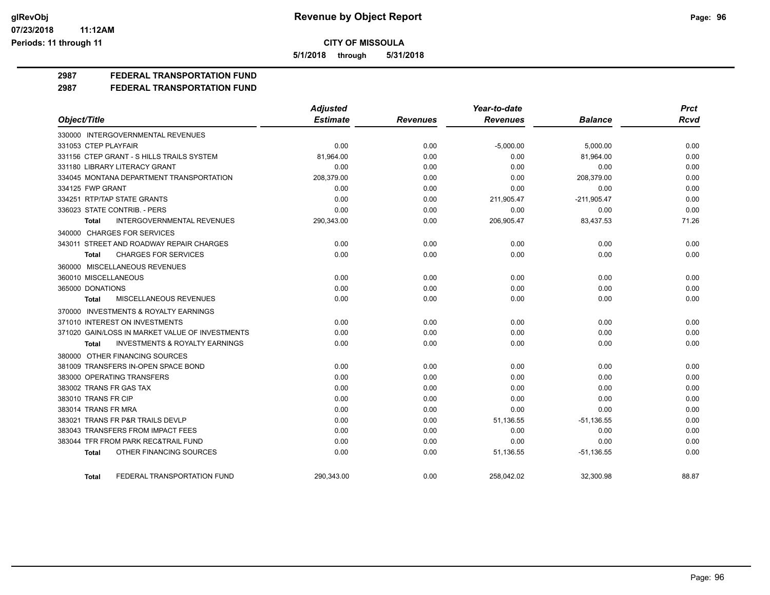**CITY OF MISSOULA**

**5/1/2018 through 5/31/2018**

## 2987 FEDERAL TRANSPORTATION FUND

## 2987 FEDERAL TRANSPORTATION FUND

| Object/Title | Adjusted Estimate | Revenues | Year-to-date Revenues | Balance | Prct Rcvd |
|---|---|---|---|---|---|
| 330000 INTERGOVERNMENTAL REVENUES | | | | | |
| 331053 CTEP PLAYFAIR | 0.00 | 0.00 | -5,000.00 | 5,000.00 | 0.00 |
| 331156 CTEP GRANT - S HILLS TRAILS SYSTEM | 81,964.00 | 0.00 | 0.00 | 81,964.00 | 0.00 |
| 331180 LIBRARY LITERACY GRANT | 0.00 | 0.00 | 0.00 | 0.00 | 0.00 |
| 334045 MONTANA DEPARTMENT TRANSPORTATION | 208,379.00 | 0.00 | 0.00 | 208,379.00 | 0.00 |
| 334125 FWP GRANT | 0.00 | 0.00 | 0.00 | 0.00 | 0.00 |
| 334251 RTP/TAP STATE GRANTS | 0.00 | 0.00 | 211,905.47 | -211,905.47 | 0.00 |
| 336023 STATE CONTRIB. - PERS | 0.00 | 0.00 | 0.00 | 0.00 | 0.00 |
| **Total** INTERGOVERNMENTAL REVENUES | 290,343.00 | 0.00 | 206,905.47 | 83,437.53 | 71.26 |
| 340000 CHARGES FOR SERVICES | | | | | |
| 343011 STREET AND ROADWAY REPAIR CHARGES | 0.00 | 0.00 | 0.00 | 0.00 | 0.00 |
| **Total** CHARGES FOR SERVICES | 0.00 | 0.00 | 0.00 | 0.00 | 0.00 |
| 360000 MISCELLANEOUS REVENUES | | | | | |
| 360010 MISCELLANEOUS | 0.00 | 0.00 | 0.00 | 0.00 | 0.00 |
| 365000 DONATIONS | 0.00 | 0.00 | 0.00 | 0.00 | 0.00 |
| **Total** MISCELLANEOUS REVENUES | 0.00 | 0.00 | 0.00 | 0.00 | 0.00 |
| 370000 INVESTMENTS & ROYALTY EARNINGS | | | | | |
| 371010 INTEREST ON INVESTMENTS | 0.00 | 0.00 | 0.00 | 0.00 | 0.00 |
| 371020 GAIN/LOSS IN MARKET VALUE OF INVESTMENTS | 0.00 | 0.00 | 0.00 | 0.00 | 0.00 |
| **Total** INVESTMENTS & ROYALTY EARNINGS | 0.00 | 0.00 | 0.00 | 0.00 | 0.00 |
| 380000 OTHER FINANCING SOURCES | | | | | |
| 381009 TRANSFERS IN-OPEN SPACE BOND | 0.00 | 0.00 | 0.00 | 0.00 | 0.00 |
| 383000 OPERATING TRANSFERS | 0.00 | 0.00 | 0.00 | 0.00 | 0.00 |
| 383002 TRANS FR GAS TAX | 0.00 | 0.00 | 0.00 | 0.00 | 0.00 |
| 383010 TRANS FR CIP | 0.00 | 0.00 | 0.00 | 0.00 | 0.00 |
| 383014 TRANS FR MRA | 0.00 | 0.00 | 0.00 | 0.00 | 0.00 |
| 383021 TRANS FR P&R TRAILS DEVLP | 0.00 | 0.00 | 51,136.55 | -51,136.55 | 0.00 |
| 383043 TRANSFERS FROM IMPACT FEES | 0.00 | 0.00 | 0.00 | 0.00 | 0.00 |
| 383044 TFR FROM PARK REC&TRAIL FUND | 0.00 | 0.00 | 0.00 | 0.00 | 0.00 |
| **Total** OTHER FINANCING SOURCES | 0.00 | 0.00 | 51,136.55 | -51,136.55 | 0.00 |
| **Total** FEDERAL TRANSPORTATION FUND | 290,343.00 | 0.00 | 258,042.02 | 32,300.98 | 88.87 |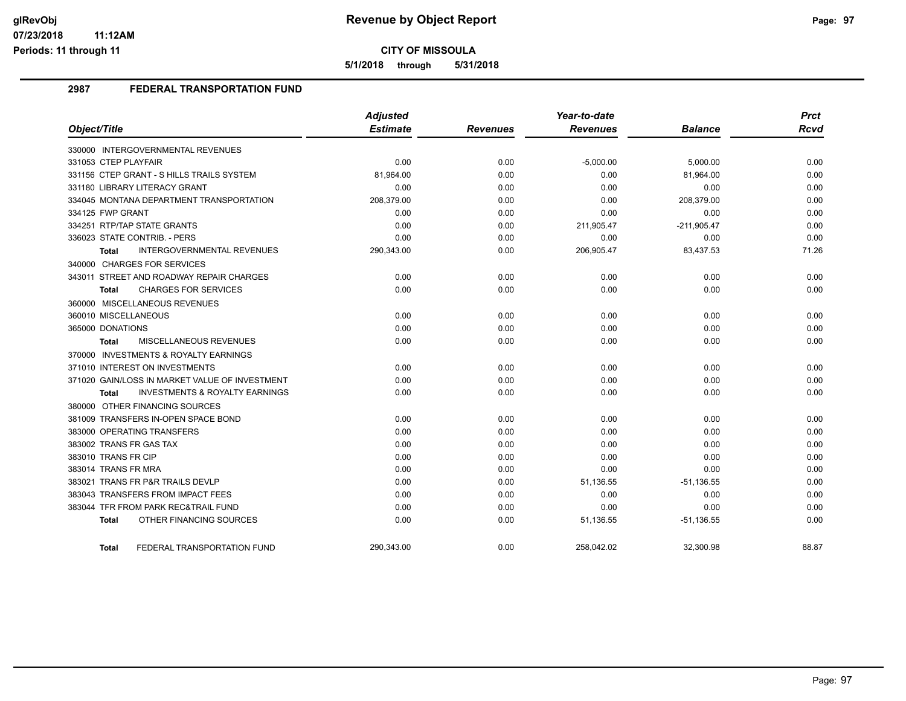**CITY OF MISSOULA**

**5/1/2018 through 5/31/2018**

## 2987 FEDERAL TRANSPORTATION FUND

| Object/Title | Adjusted Estimate | Revenues | Year-to-date Revenues | Balance | Prct Rcvd |
|---|---|---|---|---|---|
| 330000 INTERGOVERNMENTAL REVENUES | | | | | |
| 331053 CTEP PLAYFAIR | 0.00 | 0.00 | -5,000.00 | 5,000.00 | 0.00 |
| 331156 CTEP GRANT - S HILLS TRAILS SYSTEM | 81,964.00 | 0.00 | 0.00 | 81,964.00 | 0.00 |
| 331180 LIBRARY LITERACY GRANT | 0.00 | 0.00 | 0.00 | 0.00 | 0.00 |
| 334045 MONTANA DEPARTMENT TRANSPORTATION | 208,379.00 | 0.00 | 0.00 | 208,379.00 | 0.00 |
| 334125 FWP GRANT | 0.00 | 0.00 | 0.00 | 0.00 | 0.00 |
| 334251 RTP/TAP STATE GRANTS | 0.00 | 0.00 | 211,905.47 | -211,905.47 | 0.00 |
| 336023 STATE CONTRIB. - PERS | 0.00 | 0.00 | 0.00 | 0.00 | 0.00 |
| **Total** INTERGOVERNMENTAL REVENUES | 290,343.00 | 0.00 | 206,905.47 | 83,437.53 | 71.26 |
| 340000 CHARGES FOR SERVICES | | | | | |
| 343011 STREET AND ROADWAY REPAIR CHARGES | 0.00 | 0.00 | 0.00 | 0.00 | 0.00 |
| **Total** CHARGES FOR SERVICES | 0.00 | 0.00 | 0.00 | 0.00 | 0.00 |
| 360000 MISCELLANEOUS REVENUES | | | | | |
| 360010 MISCELLANEOUS | 0.00 | 0.00 | 0.00 | 0.00 | 0.00 |
| 365000 DONATIONS | 0.00 | 0.00 | 0.00 | 0.00 | 0.00 |
| **Total** MISCELLANEOUS REVENUES | 0.00 | 0.00 | 0.00 | 0.00 | 0.00 |
| 370000 INVESTMENTS & ROYALTY EARNINGS | | | | | |
| 371010 INTEREST ON INVESTMENTS | 0.00 | 0.00 | 0.00 | 0.00 | 0.00 |
| 371020 GAIN/LOSS IN MARKET VALUE OF INVESTMENT | 0.00 | 0.00 | 0.00 | 0.00 | 0.00 |
| **Total** INVESTMENTS & ROYALTY EARNINGS | 0.00 | 0.00 | 0.00 | 0.00 | 0.00 |
| 380000 OTHER FINANCING SOURCES | | | | | |
| 381009 TRANSFERS IN-OPEN SPACE BOND | 0.00 | 0.00 | 0.00 | 0.00 | 0.00 |
| 383000 OPERATING TRANSFERS | 0.00 | 0.00 | 0.00 | 0.00 | 0.00 |
| 383002 TRANS FR GAS TAX | 0.00 | 0.00 | 0.00 | 0.00 | 0.00 |
| 383010 TRANS FR CIP | 0.00 | 0.00 | 0.00 | 0.00 | 0.00 |
| 383014 TRANS FR MRA | 0.00 | 0.00 | 0.00 | 0.00 | 0.00 |
| 383021 TRANS FR P&R TRAILS DEVLP | 0.00 | 0.00 | 51,136.55 | -51,136.55 | 0.00 |
| 383043 TRANSFERS FROM IMPACT FEES | 0.00 | 0.00 | 0.00 | 0.00 | 0.00 |
| 383044 TFR FROM PARK REC&TRAIL FUND | 0.00 | 0.00 | 0.00 | 0.00 | 0.00 |
| **Total** OTHER FINANCING SOURCES | 0.00 | 0.00 | 51,136.55 | -51,136.55 | 0.00 |
| **Total** FEDERAL TRANSPORTATION FUND | 290,343.00 | 0.00 | 258,042.02 | 32,300.98 | 88.87 |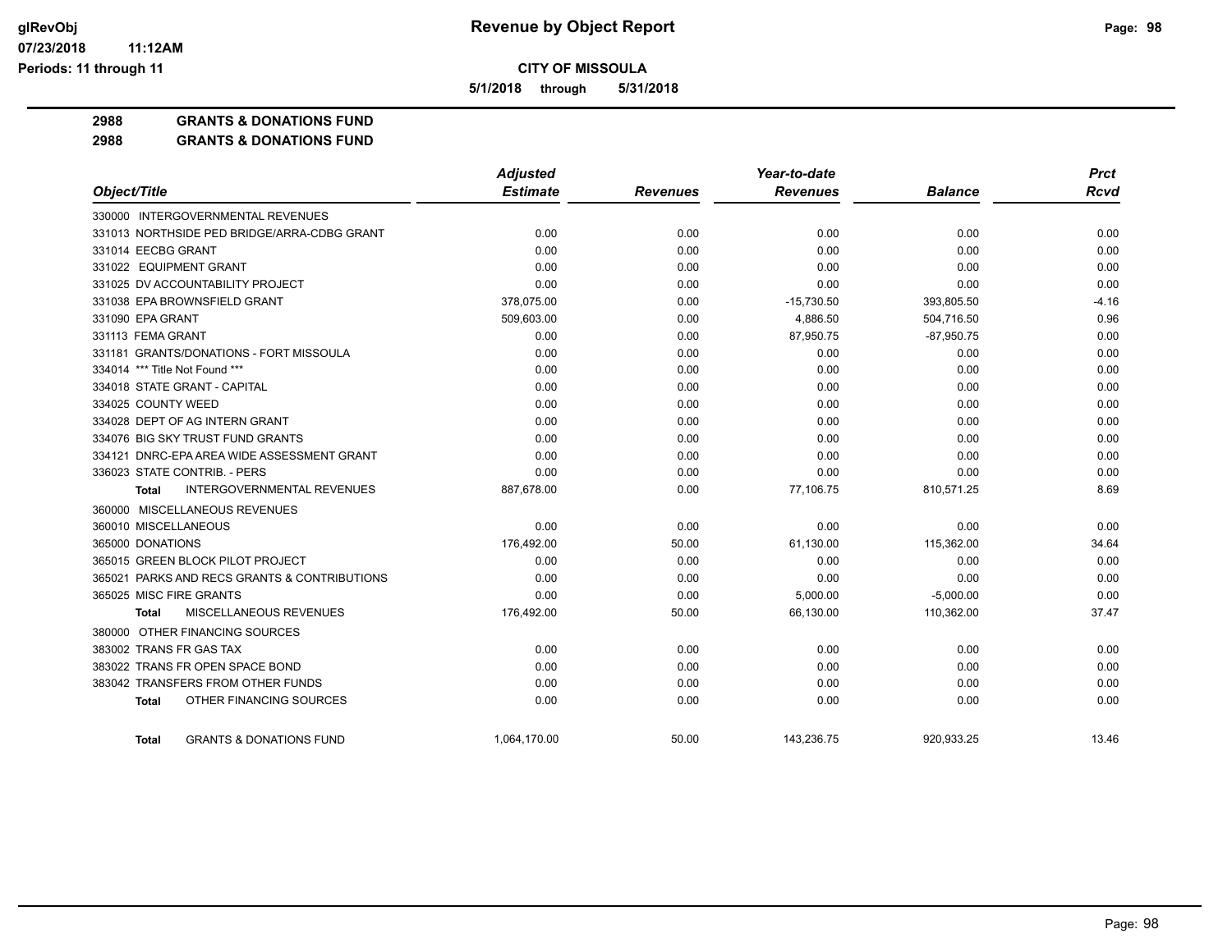**glRevObj** **Revenue by Object Report**

**07/23/2018 11:12AM**

**Periods: 11 through 11**

**CITY OF MISSOULA**

**5/1/2018 through 5/31/2018**

## 2988 GRANTS & DONATIONS FUND

## 2988 GRANTS & DONATIONS FUND

| Object/Title | Adjusted Estimate | Revenues | Year-to-date Revenues | Balance | Prct Rcvd |
|---|---|---|---|---|---|
| 330000 INTERGOVERNMENTAL REVENUES | | | | | |
| 331013 NORTHSIDE PED BRIDGE/ARRA-CDBG GRANT | 0.00 | 0.00 | 0.00 | 0.00 | 0.00 |
| 331014 EECBG GRANT | 0.00 | 0.00 | 0.00 | 0.00 | 0.00 |
| 331022 EQUIPMENT GRANT | 0.00 | 0.00 | 0.00 | 0.00 | 0.00 |
| 331025 DV ACCOUNTABILITY PROJECT | 0.00 | 0.00 | 0.00 | 0.00 | 0.00 |
| 331038 EPA BROWNSFIELD GRANT | 378,075.00 | 0.00 | -15,730.50 | 393,805.50 | -4.16 |
| 331090 EPA GRANT | 509,603.00 | 0.00 | 4,886.50 | 504,716.50 | 0.96 |
| 331113 FEMA GRANT | 0.00 | 0.00 | 87,950.75 | -87,950.75 | 0.00 |
| 331181 GRANTS/DONATIONS - FORT MISSOULA | 0.00 | 0.00 | 0.00 | 0.00 | 0.00 |
| 334014 *** Title Not Found *** | 0.00 | 0.00 | 0.00 | 0.00 | 0.00 |
| 334018 STATE GRANT - CAPITAL | 0.00 | 0.00 | 0.00 | 0.00 | 0.00 |
| 334025 COUNTY WEED | 0.00 | 0.00 | 0.00 | 0.00 | 0.00 |
| 334028 DEPT OF AG INTERN GRANT | 0.00 | 0.00 | 0.00 | 0.00 | 0.00 |
| 334076 BIG SKY TRUST FUND GRANTS | 0.00 | 0.00 | 0.00 | 0.00 | 0.00 |
| 334121 DNRC-EPA AREA WIDE ASSESSMENT GRANT | 0.00 | 0.00 | 0.00 | 0.00 | 0.00 |
| 336023 STATE CONTRIB. - PERS | 0.00 | 0.00 | 0.00 | 0.00 | 0.00 |
| **Total** INTERGOVERNMENTAL REVENUES | 887,678.00 | 0.00 | 77,106.75 | 810,571.25 | 8.69 |
| 360000 MISCELLANEOUS REVENUES | | | | | |
| 360010 MISCELLANEOUS | 0.00 | 0.00 | 0.00 | 0.00 | 0.00 |
| 365000 DONATIONS | 176,492.00 | 50.00 | 61,130.00 | 115,362.00 | 34.64 |
| 365015 GREEN BLOCK PILOT PROJECT | 0.00 | 0.00 | 0.00 | 0.00 | 0.00 |
| 365021 PARKS AND RECS GRANTS & CONTRIBUTIONS | 0.00 | 0.00 | 0.00 | 0.00 | 0.00 |
| 365025 MISC FIRE GRANTS | 0.00 | 0.00 | 5,000.00 | -5,000.00 | 0.00 |
| **Total** MISCELLANEOUS REVENUES | 176,492.00 | 50.00 | 66,130.00 | 110,362.00 | 37.47 |
| 380000 OTHER FINANCING SOURCES | | | | | |
| 383002 TRANS FR GAS TAX | 0.00 | 0.00 | 0.00 | 0.00 | 0.00 |
| 383022 TRANS FR OPEN SPACE BOND | 0.00 | 0.00 | 0.00 | 0.00 | 0.00 |
| 383042 TRANSFERS FROM OTHER FUNDS | 0.00 | 0.00 | 0.00 | 0.00 | 0.00 |
| **Total** OTHER FINANCING SOURCES | 0.00 | 0.00 | 0.00 | 0.00 | 0.00 |
| **Total** GRANTS & DONATIONS FUND | 1,064,170.00 | 50.00 | 143,236.75 | 920,933.25 | 13.46 |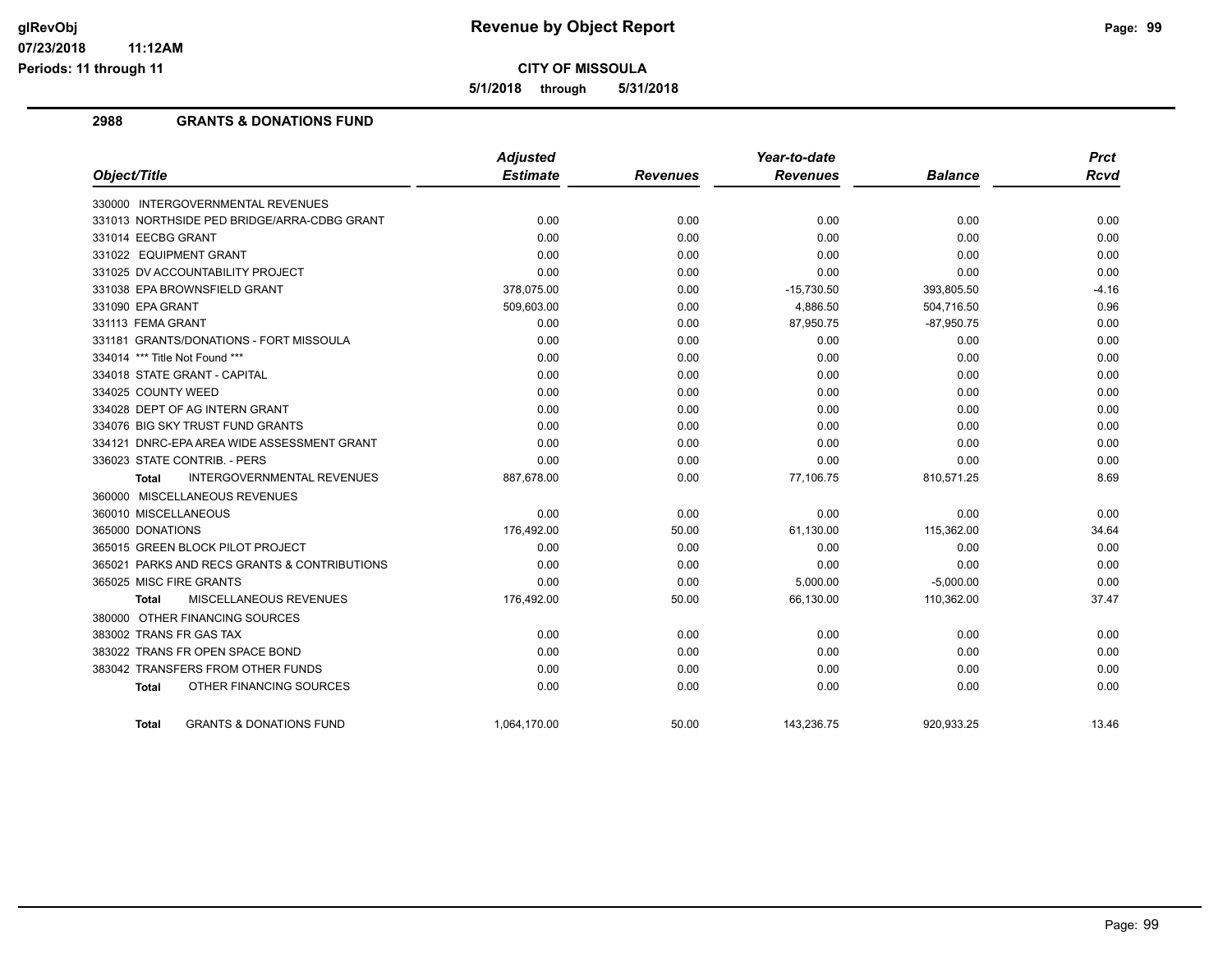**glRevObj** | **Revenue by Object Report**

**07/23/2018 11:12AM**

**Periods: 11 through 11**

**CITY OF MISSOULA**

**5/1/2018 through 5/31/2018**

## 2988 GRANTS & DONATIONS FUND

| Object/Title | Adjusted Estimate | Revenues | Year-to-date Revenues | Balance | Prct Rcvd |
|---|---|---|---|---|---|
| 330000 INTERGOVERNMENTAL REVENUES | | | | | |
| 331013 NORTHSIDE PED BRIDGE/ARRA-CDBG GRANT | 0.00 | 0.00 | 0.00 | 0.00 | 0.00 |
| 331014 EECBG GRANT | 0.00 | 0.00 | 0.00 | 0.00 | 0.00 |
| 331022 EQUIPMENT GRANT | 0.00 | 0.00 | 0.00 | 0.00 | 0.00 |
| 331025 DV ACCOUNTABILITY PROJECT | 0.00 | 0.00 | 0.00 | 0.00 | 0.00 |
| 331038 EPA BROWNSFIELD GRANT | 378,075.00 | 0.00 | -15,730.50 | 393,805.50 | -4.16 |
| 331090 EPA GRANT | 509,603.00 | 0.00 | 4,886.50 | 504,716.50 | 0.96 |
| 331113 FEMA GRANT | 0.00 | 0.00 | 87,950.75 | -87,950.75 | 0.00 |
| 331181 GRANTS/DONATIONS - FORT MISSOULA | 0.00 | 0.00 | 0.00 | 0.00 | 0.00 |
| 334014 *** Title Not Found *** | 0.00 | 0.00 | 0.00 | 0.00 | 0.00 |
| 334018 STATE GRANT - CAPITAL | 0.00 | 0.00 | 0.00 | 0.00 | 0.00 |
| 334025 COUNTY WEED | 0.00 | 0.00 | 0.00 | 0.00 | 0.00 |
| 334028 DEPT OF AG INTERN GRANT | 0.00 | 0.00 | 0.00 | 0.00 | 0.00 |
| 334076 BIG SKY TRUST FUND GRANTS | 0.00 | 0.00 | 0.00 | 0.00 | 0.00 |
| 334121 DNRC-EPA AREA WIDE ASSESSMENT GRANT | 0.00 | 0.00 | 0.00 | 0.00 | 0.00 |
| 336023 STATE CONTRIB. - PERS | 0.00 | 0.00 | 0.00 | 0.00 | 0.00 |
| **Total** INTERGOVERNMENTAL REVENUES | 887,678.00 | 0.00 | 77,106.75 | 810,571.25 | 8.69 |
| 360000 MISCELLANEOUS REVENUES | | | | | |
| 360010 MISCELLANEOUS | 0.00 | 0.00 | 0.00 | 0.00 | 0.00 |
| 365000 DONATIONS | 176,492.00 | 50.00 | 61,130.00 | 115,362.00 | 34.64 |
| 365015 GREEN BLOCK PILOT PROJECT | 0.00 | 0.00 | 0.00 | 0.00 | 0.00 |
| 365021 PARKS AND RECS GRANTS & CONTRIBUTIONS | 0.00 | 0.00 | 0.00 | 0.00 | 0.00 |
| 365025 MISC FIRE GRANTS | 0.00 | 0.00 | 5,000.00 | -5,000.00 | 0.00 |
| **Total** MISCELLANEOUS REVENUES | 176,492.00 | 50.00 | 66,130.00 | 110,362.00 | 37.47 |
| 380000 OTHER FINANCING SOURCES | | | | | |
| 383002 TRANS FR GAS TAX | 0.00 | 0.00 | 0.00 | 0.00 | 0.00 |
| 383022 TRANS FR OPEN SPACE BOND | 0.00 | 0.00 | 0.00 | 0.00 | 0.00 |
| 383042 TRANSFERS FROM OTHER FUNDS | 0.00 | 0.00 | 0.00 | 0.00 | 0.00 |
| **Total** OTHER FINANCING SOURCES | 0.00 | 0.00 | 0.00 | 0.00 | 0.00 |
| **Total** GRANTS & DONATIONS FUND | 1,064,170.00 | 50.00 | 143,236.75 | 920,933.25 | 13.46 |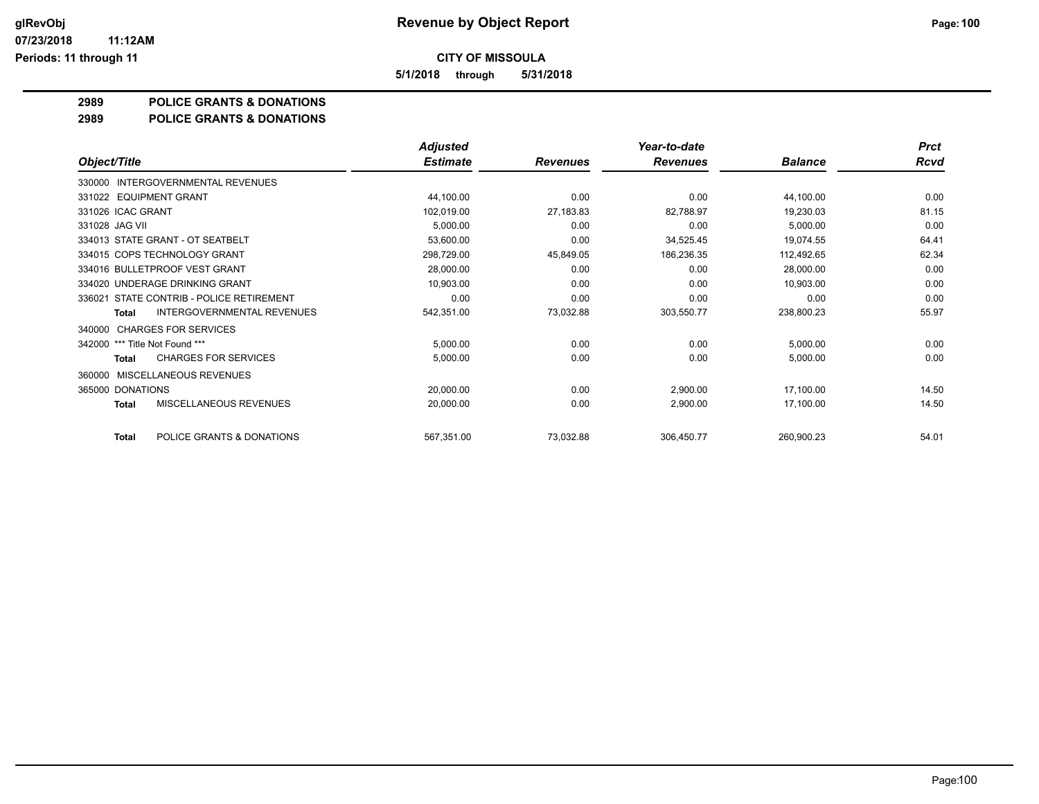# Revenue by Object Report

glRevObj
07/23/2018 11:12AM
Periods: 11 through 11

**CITY OF MISSOULA**

**5/1/2018 through 5/31/2018**

## 2989 POLICE GRANTS & DONATIONS
## 2989 POLICE GRANTS & DONATIONS

| Object/Title | Adjusted Estimate | Revenues | Year-to-date Revenues | Balance | Prct Rcvd |
|---|---|---|---|---|---|
| 330000 INTERGOVERNMENTAL REVENUES | | | | | |
| 331022 EQUIPMENT GRANT | 44,100.00 | 0.00 | 0.00 | 44,100.00 | 0.00 |
| 331026 ICAC GRANT | 102,019.00 | 27,183.83 | 82,788.97 | 19,230.03 | 81.15 |
| 331028 JAG VII | 5,000.00 | 0.00 | 0.00 | 5,000.00 | 0.00 |
| 334013 STATE GRANT - OT SEATBELT | 53,600.00 | 0.00 | 34,525.45 | 19,074.55 | 64.41 |
| 334015 COPS TECHNOLOGY GRANT | 298,729.00 | 45,849.05 | 186,236.35 | 112,492.65 | 62.34 |
| 334016 BULLETPROOF VEST GRANT | 28,000.00 | 0.00 | 0.00 | 28,000.00 | 0.00 |
| 334020 UNDERAGE DRINKING GRANT | 10,903.00 | 0.00 | 0.00 | 10,903.00 | 0.00 |
| 336021 STATE CONTRIB - POLICE RETIREMENT | 0.00 | 0.00 | 0.00 | 0.00 | 0.00 |
| **Total** INTERGOVERNMENTAL REVENUES | 542,351.00 | 73,032.88 | 303,550.77 | 238,800.23 | 55.97 |
| 340000 CHARGES FOR SERVICES | | | | | |
| 342000 *** Title Not Found *** | 5,000.00 | 0.00 | 0.00 | 5,000.00 | 0.00 |
| **Total** CHARGES FOR SERVICES | 5,000.00 | 0.00 | 0.00 | 5,000.00 | 0.00 |
| 360000 MISCELLANEOUS REVENUES | | | | | |
| 365000 DONATIONS | 20,000.00 | 0.00 | 2,900.00 | 17,100.00 | 14.50 |
| **Total** MISCELLANEOUS REVENUES | 20,000.00 | 0.00 | 2,900.00 | 17,100.00 | 14.50 |
| **Total** POLICE GRANTS & DONATIONS | 567,351.00 | 73,032.88 | 306,450.77 | 260,900.23 | 54.01 |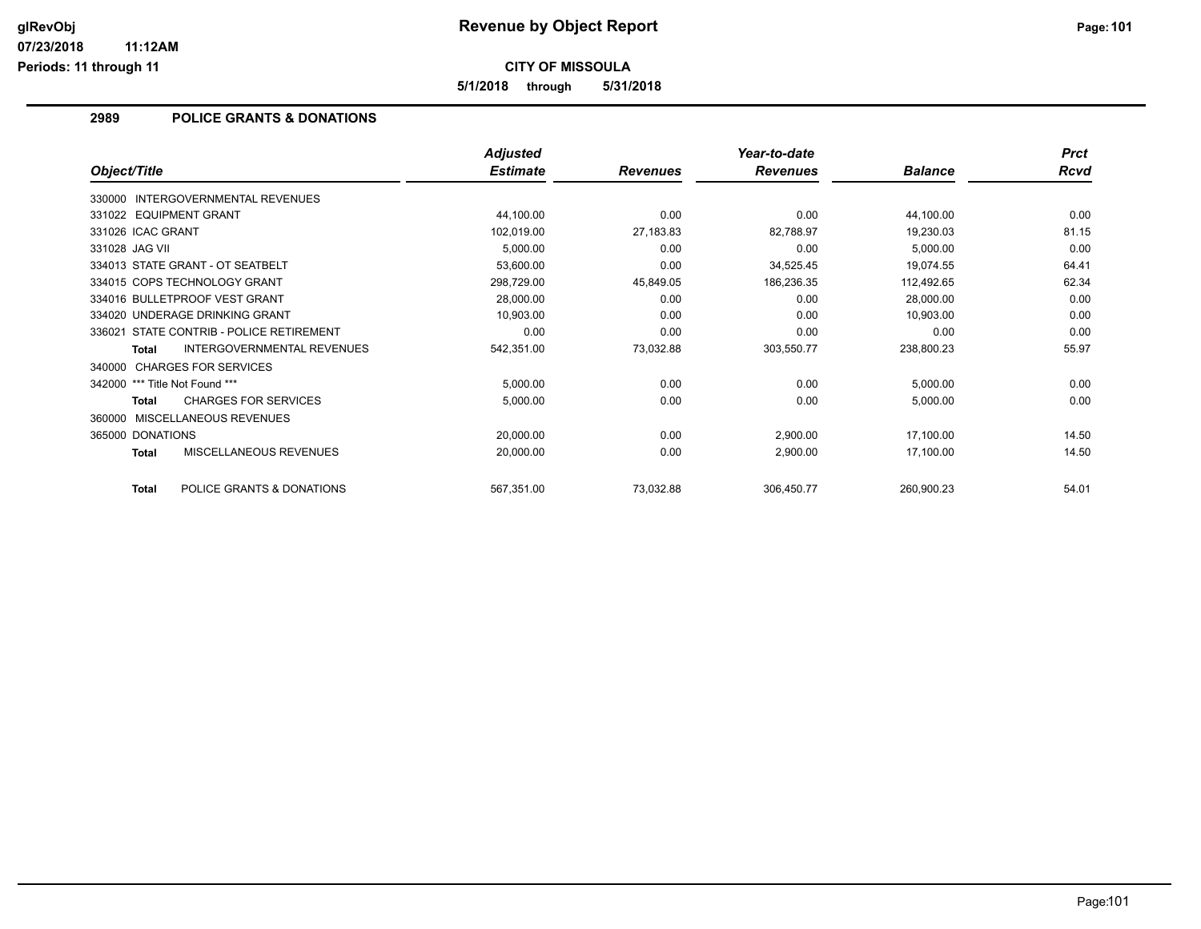# CITY OF MISSOULA

**5/1/2018 through 5/31/2018**

glRevObj 07/23/2018 11:12AM
Periods: 11 through 11

## Revenue by Object Report

### 2989 POLICE GRANTS & DONATIONS

| Object/Title | Adjusted Estimate | Revenues | Year-to-date Revenues | Balance | Prct Rcvd |
|---|---|---|---|---|---|
| 330000 INTERGOVERNMENTAL REVENUES | | | | | |
| 331022 EQUIPMENT GRANT | 44,100.00 | 0.00 | 0.00 | 44,100.00 | 0.00 |
| 331026 ICAC GRANT | 102,019.00 | 27,183.83 | 82,788.97 | 19,230.03 | 81.15 |
| 331028 JAG VII | 5,000.00 | 0.00 | 0.00 | 5,000.00 | 0.00 |
| 334013 STATE GRANT - OT SEATBELT | 53,600.00 | 0.00 | 34,525.45 | 19,074.55 | 64.41 |
| 334015 COPS TECHNOLOGY GRANT | 298,729.00 | 45,849.05 | 186,236.35 | 112,492.65 | 62.34 |
| 334016 BULLETPROOF VEST GRANT | 28,000.00 | 0.00 | 0.00 | 28,000.00 | 0.00 |
| 334020 UNDERAGE DRINKING GRANT | 10,903.00 | 0.00 | 0.00 | 10,903.00 | 0.00 |
| 336021 STATE CONTRIB - POLICE RETIREMENT | 0.00 | 0.00 | 0.00 | 0.00 | 0.00 |
| **Total** INTERGOVERNMENTAL REVENUES | 542,351.00 | 73,032.88 | 303,550.77 | 238,800.23 | 55.97 |
| 340000 CHARGES FOR SERVICES | | | | | |
| 342000 *** Title Not Found *** | 5,000.00 | 0.00 | 0.00 | 5,000.00 | 0.00 |
| **Total** CHARGES FOR SERVICES | 5,000.00 | 0.00 | 0.00 | 5,000.00 | 0.00 |
| 360000 MISCELLANEOUS REVENUES | | | | | |
| 365000 DONATIONS | 20,000.00 | 0.00 | 2,900.00 | 17,100.00 | 14.50 |
| **Total** MISCELLANEOUS REVENUES | 20,000.00 | 0.00 | 2,900.00 | 17,100.00 | 14.50 |
| **Total** POLICE GRANTS & DONATIONS | 567,351.00 | 73,032.88 | 306,450.77 | 260,900.23 | 54.01 |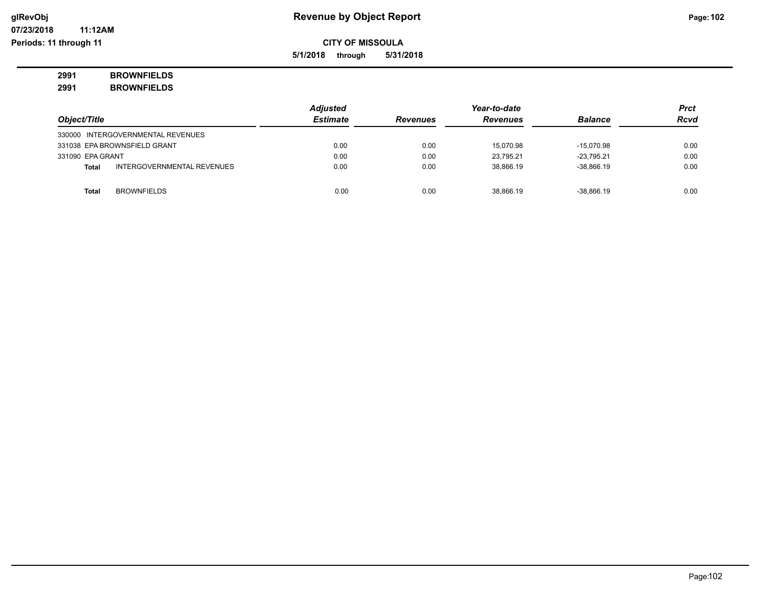# Revenue by Object Report

glRevObj
07/23/2018 11:12AM
Periods: 11 through 11

**CITY OF MISSOULA**

**5/1/2018 through 5/31/2018**

**2991 BROWNFIELDS**
**2991 BROWNFIELDS**

| Object/Title | Adjusted Estimate | Revenues | Year-to-date Revenues | Balance | Prct Rcvd |
|---|---|---|---|---|---|
| 330000 INTERGOVERNMENTAL REVENUES | | | | | |
| 331038 EPA BROWNSFIELD GRANT | 0.00 | 0.00 | 15,070.98 | -15,070.98 | 0.00 |
| 331090 EPA GRANT | 0.00 | 0.00 | 23,795.21 | -23,795.21 | 0.00 |
| **Total** INTERGOVERNMENTAL REVENUES | 0.00 | 0.00 | 38,866.19 | -38,866.19 | 0.00 |
| **Total** BROWNFIELDS | 0.00 | 0.00 | 38,866.19 | -38,866.19 | 0.00 |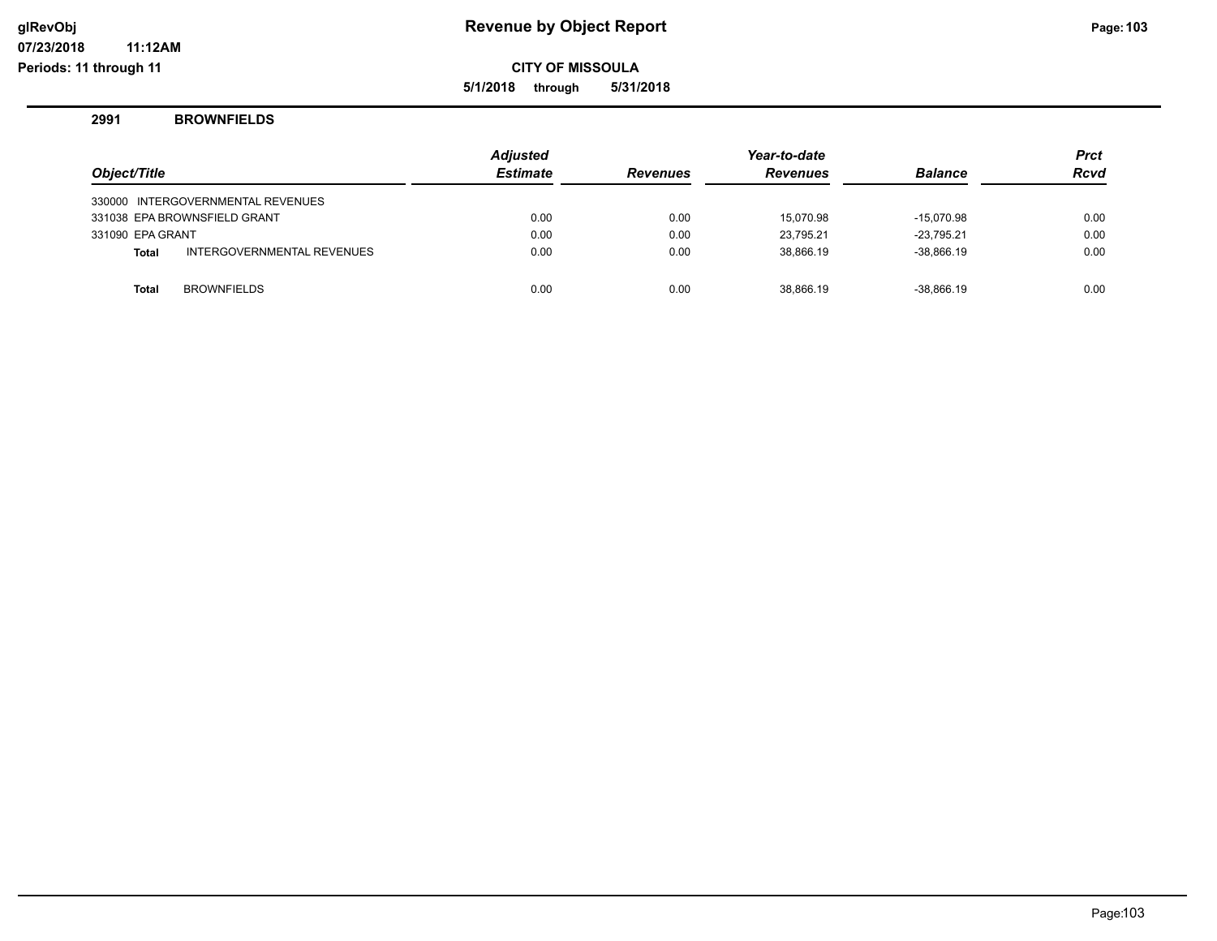# Revenue by Object Report

**CITY OF MISSOULA**

**5/1/2018 through 5/31/2018**

glRevObj
07/23/2018 11:12AM
Periods: 11 through 11

## 2991 BROWNFIELDS

| Object/Title | Adjusted Estimate | Revenues | Year-to-date Revenues | Balance | Prct Rcvd |
|---|---|---|---|---|---|
| 330000 INTERGOVERNMENTAL REVENUES | | | | | |
| 331038 EPA BROWNSFIELD GRANT | 0.00 | 0.00 | 15,070.98 | -15,070.98 | 0.00 |
| 331090 EPA GRANT | 0.00 | 0.00 | 23,795.21 | -23,795.21 | 0.00 |
| **Total** INTERGOVERNMENTAL REVENUES | 0.00 | 0.00 | 38,866.19 | -38,866.19 | 0.00 |
| **Total** BROWNFIELDS | 0.00 | 0.00 | 38,866.19 | -38,866.19 | 0.00 |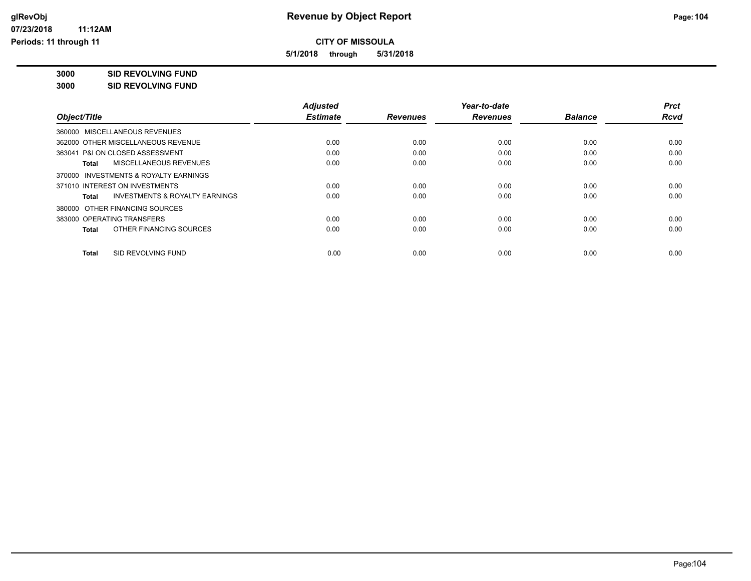# Revenue by Object Report

**CITY OF MISSOULA**

**5/1/2018 through 5/31/2018**

glRevObj
07/23/2018 11:12AM
Periods: 11 through 11

**3000 SID REVOLVING FUND**

**3000 SID REVOLVING FUND**

| Object/Title | Adjusted Estimate | Revenues | Year-to-date Revenues | Balance | Prct Rcvd |
|---|---|---|---|---|---|
| 360000 MISCELLANEOUS REVENUES | | | | | |
| 362000 OTHER MISCELLANEOUS REVENUE | 0.00 | 0.00 | 0.00 | 0.00 | 0.00 |
| 363041 P&I ON CLOSED ASSESSMENT | 0.00 | 0.00 | 0.00 | 0.00 | 0.00 |
| **Total** MISCELLANEOUS REVENUES | 0.00 | 0.00 | 0.00 | 0.00 | 0.00 |
| 370000 INVESTMENTS & ROYALTY EARNINGS | | | | | |
| 371010 INTEREST ON INVESTMENTS | 0.00 | 0.00 | 0.00 | 0.00 | 0.00 |
| **Total** INVESTMENTS & ROYALTY EARNINGS | 0.00 | 0.00 | 0.00 | 0.00 | 0.00 |
| 380000 OTHER FINANCING SOURCES | | | | | |
| 383000 OPERATING TRANSFERS | 0.00 | 0.00 | 0.00 | 0.00 | 0.00 |
| **Total** OTHER FINANCING SOURCES | 0.00 | 0.00 | 0.00 | 0.00 | 0.00 |
| **Total** SID REVOLVING FUND | 0.00 | 0.00 | 0.00 | 0.00 | 0.00 |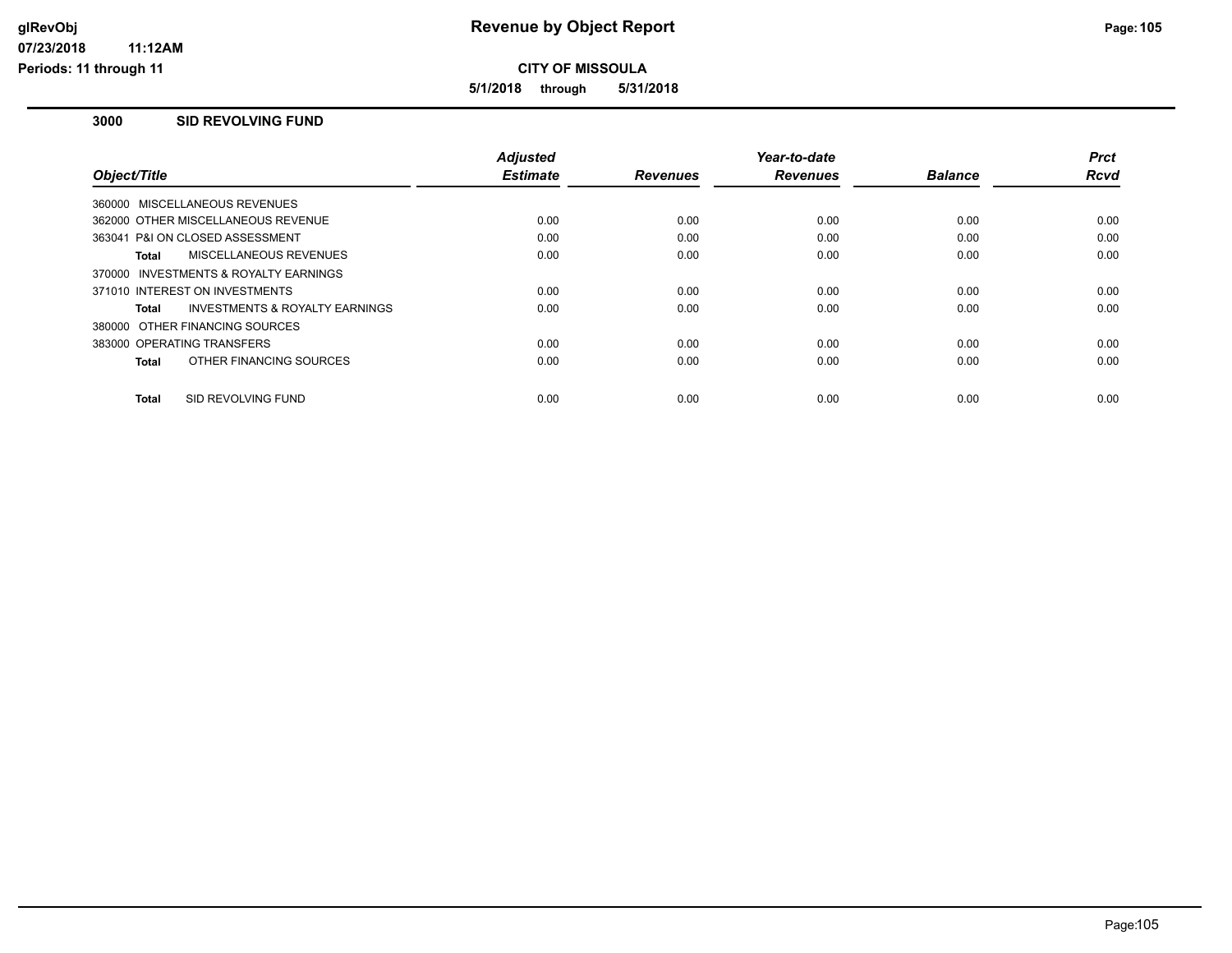**CITY OF MISSOULA**

**5/1/2018 through 5/31/2018**

## 3000 SID REVOLVING FUND

| Object/Title | Adjusted Estimate | Revenues | Year-to-date Revenues | Balance | Prct Rcvd |
|---|---|---|---|---|---|
| 360000 MISCELLANEOUS REVENUES | | | | | |
| 362000 OTHER MISCELLANEOUS REVENUE | 0.00 | 0.00 | 0.00 | 0.00 | 0.00 |
| 363041 P&I ON CLOSED ASSESSMENT | 0.00 | 0.00 | 0.00 | 0.00 | 0.00 |
| **Total** MISCELLANEOUS REVENUES | 0.00 | 0.00 | 0.00 | 0.00 | 0.00 |
| 370000 INVESTMENTS & ROYALTY EARNINGS | | | | | |
| 371010 INTEREST ON INVESTMENTS | 0.00 | 0.00 | 0.00 | 0.00 | 0.00 |
| **Total** INVESTMENTS & ROYALTY EARNINGS | 0.00 | 0.00 | 0.00 | 0.00 | 0.00 |
| 380000 OTHER FINANCING SOURCES | | | | | |
| 383000 OPERATING TRANSFERS | 0.00 | 0.00 | 0.00 | 0.00 | 0.00 |
| **Total** OTHER FINANCING SOURCES | 0.00 | 0.00 | 0.00 | 0.00 | 0.00 |
| **Total** SID REVOLVING FUND | 0.00 | 0.00 | 0.00 | 0.00 | 0.00 |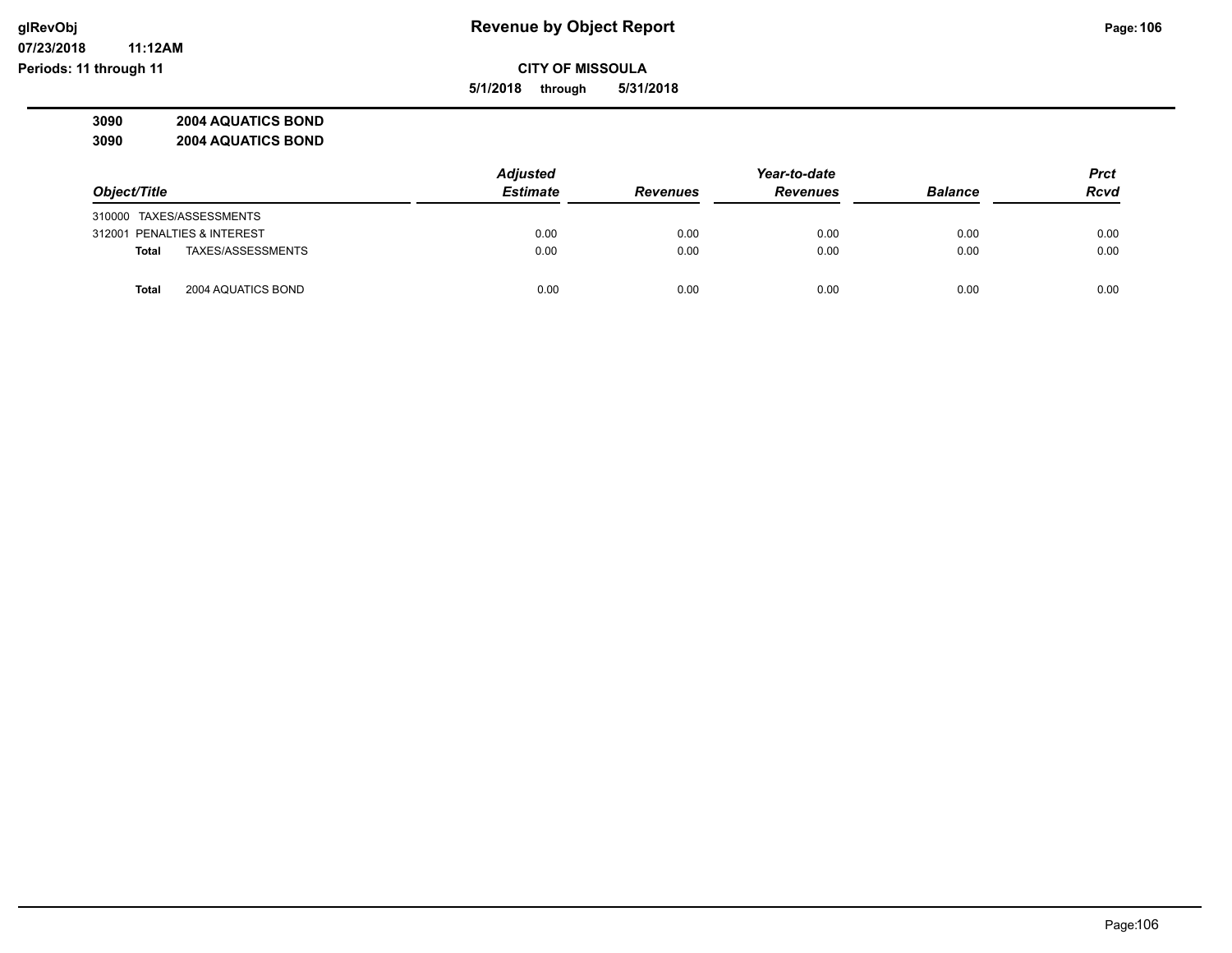# Revenue by Object Report

glRevObj
07/23/2018 11:12AM
Periods: 11 through 11

**CITY OF MISSOULA**

**5/1/2018 through 5/31/2018**

**3090 2004 AQUATICS BOND**
**3090 2004 AQUATICS BOND**

| Object/Title | Adjusted Estimate | Revenues | Year-to-date Revenues | Balance | Prct Rcvd |
|---|---|---|---|---|---|
| 310000 TAXES/ASSESSMENTS | | | | | |
| 312001 PENALTIES & INTEREST | 0.00 | 0.00 | 0.00 | 0.00 | 0.00 |
| **Total** TAXES/ASSESSMENTS | 0.00 | 0.00 | 0.00 | 0.00 | 0.00 |
| **Total** 2004 AQUATICS BOND | 0.00 | 0.00 | 0.00 | 0.00 | 0.00 |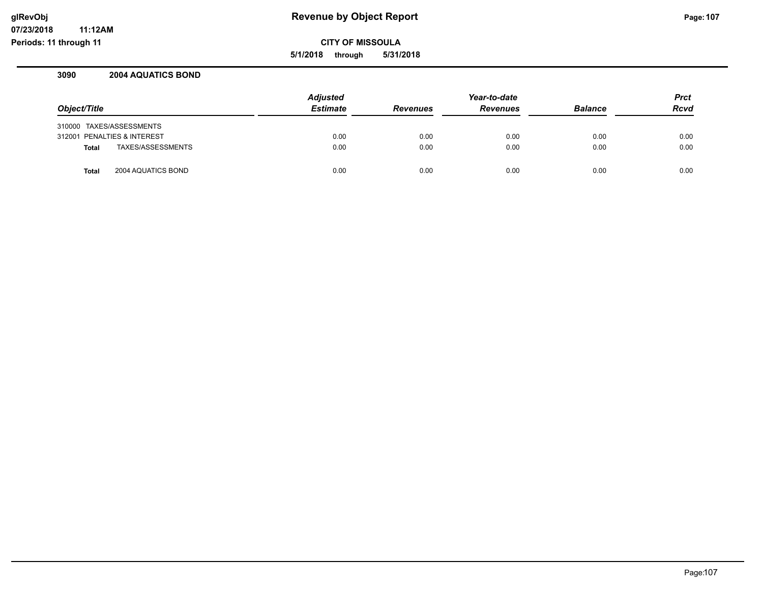**glRevObj** **Revenue by Object Report**

**07/23/2018 11:12AM**

**Periods: 11 through 11**

**CITY OF MISSOULA**

**5/1/2018 through 5/31/2018**

### 3090 2004 AQUATICS BOND

| Object/Title | | Adjusted Estimate | Revenues | Year-to-date Revenues | Balance | Prct Rcvd |
|---|---|---|---|---|---|---|
| 310000 | TAXES/ASSESSMENTS | | | | | |
| 312001 | PENALTIES & INTEREST | 0.00 | 0.00 | 0.00 | 0.00 | 0.00 |
| **Total** | TAXES/ASSESSMENTS | 0.00 | 0.00 | 0.00 | 0.00 | 0.00 |
| **Total** | 2004 AQUATICS BOND | 0.00 | 0.00 | 0.00 | 0.00 | 0.00 |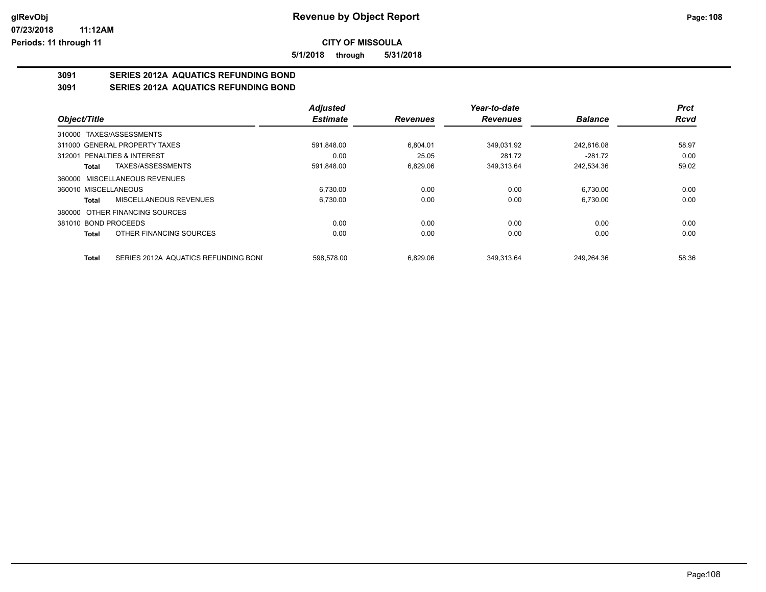**Revenue by Object Report**

**CITY OF MISSOULA**

**5/1/2018 through 5/31/2018**

glRevObj
07/23/2018 11:12AM
Periods: 11 through 11

## 3091 SERIES 2012A AQUATICS REFUNDING BOND

## 3091 SERIES 2012A AQUATICS REFUNDING BOND

| Object/Title | Adjusted Estimate | Revenues | Year-to-date Revenues | Balance | Prct Rcvd |
|---|---|---|---|---|---|
| 310000 TAXES/ASSESSMENTS | | | | | |
| 311000 GENERAL PROPERTY TAXES | 591,848.00 | 6,804.01 | 349,031.92 | 242,816.08 | 58.97 |
| 312001 PENALTIES & INTEREST | 0.00 | 25.05 | 281.72 | -281.72 | 0.00 |
| **Total** TAXES/ASSESSMENTS | 591,848.00 | 6,829.06 | 349,313.64 | 242,534.36 | 59.02 |
| 360000 MISCELLANEOUS REVENUES | | | | | |
| 360010 MISCELLANEOUS | 6,730.00 | 0.00 | 0.00 | 6,730.00 | 0.00 |
| **Total** MISCELLANEOUS REVENUES | 6,730.00 | 0.00 | 0.00 | 6,730.00 | 0.00 |
| 380000 OTHER FINANCING SOURCES | | | | | |
| 381010 BOND PROCEEDS | 0.00 | 0.00 | 0.00 | 0.00 | 0.00 |
| **Total** OTHER FINANCING SOURCES | 0.00 | 0.00 | 0.00 | 0.00 | 0.00 |
| **Total** SERIES 2012A AQUATICS REFUNDING BONI | 598,578.00 | 6,829.06 | 349,313.64 | 249,264.36 | 58.36 |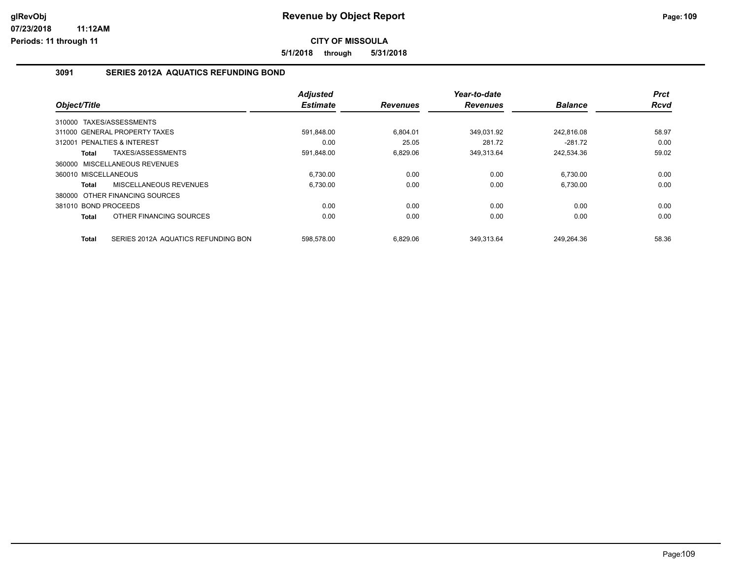**CITY OF MISSOULA**

**5/1/2018 through 5/31/2018**

## 3091 SERIES 2012A AQUATICS REFUNDING BOND

| Object/Title | | Adjusted Estimate | Revenues | Year-to-date Revenues | Balance | Prct Rcvd |
|---|---|---|---|---|---|---|
| 310000 TAXES/ASSESSMENTS | | | | | | |
| 311000 GENERAL PROPERTY TAXES | | 591,848.00 | 6,804.01 | 349,031.92 | 242,816.08 | 58.97 |
| 312001 PENALTIES & INTEREST | | 0.00 | 25.05 | 281.72 | -281.72 | 0.00 |
| **Total** | TAXES/ASSESSMENTS | 591,848.00 | 6,829.06 | 349,313.64 | 242,534.36 | 59.02 |
| 360000 MISCELLANEOUS REVENUES | | | | | | |
| 360010 MISCELLANEOUS | | 6,730.00 | 0.00 | 0.00 | 6,730.00 | 0.00 |
| **Total** | MISCELLANEOUS REVENUES | 6,730.00 | 0.00 | 0.00 | 6,730.00 | 0.00 |
| 380000 OTHER FINANCING SOURCES | | | | | | |
| 381010 BOND PROCEEDS | | 0.00 | 0.00 | 0.00 | 0.00 | 0.00 |
| **Total** | OTHER FINANCING SOURCES | 0.00 | 0.00 | 0.00 | 0.00 | 0.00 |
| **Total** | SERIES 2012A AQUATICS REFUNDING BON | 598,578.00 | 6,829.06 | 349,313.64 | 249,264.36 | 58.36 |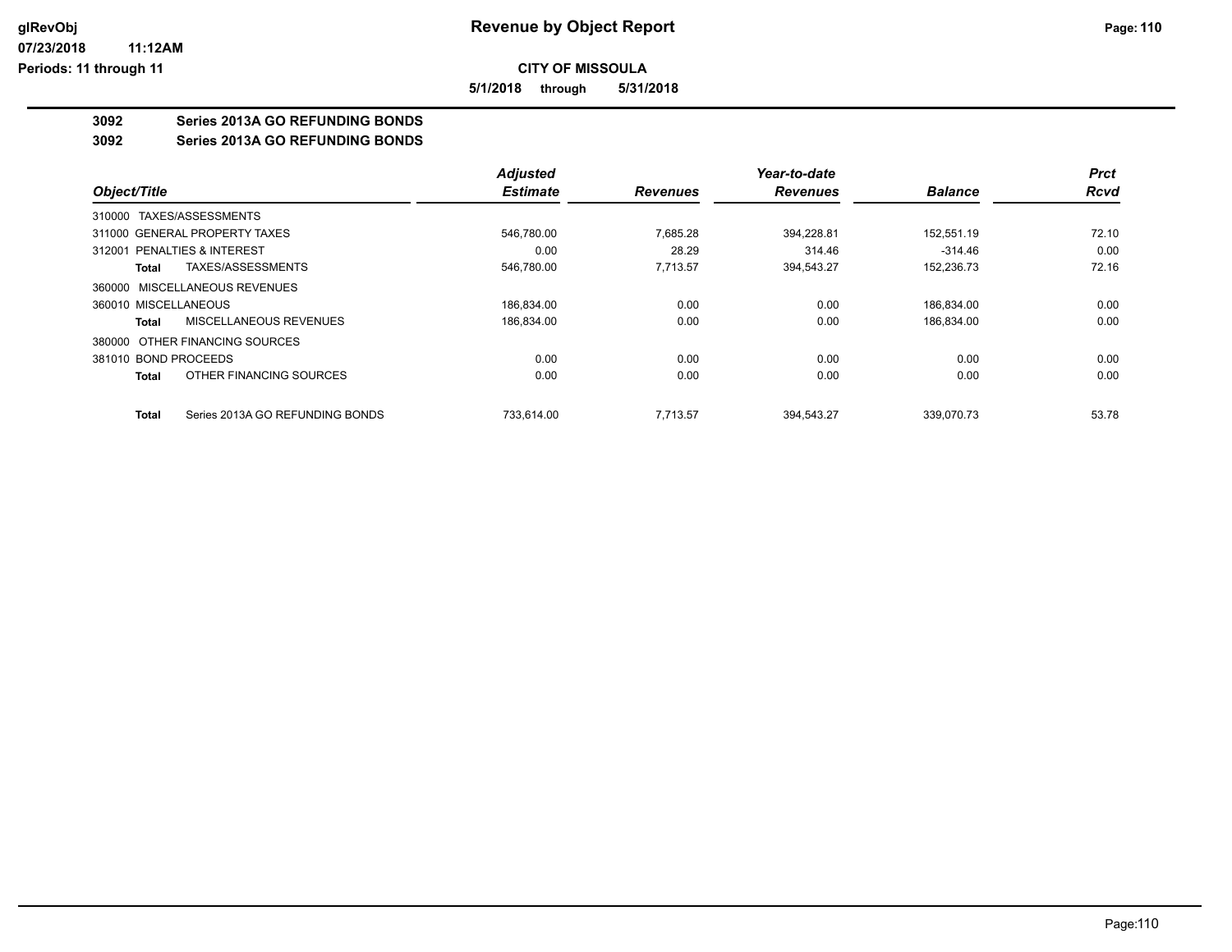**glRevObj**
**07/23/2018 11:12AM**
**Periods: 11 through 11**

# Revenue by Object Report

**CITY OF MISSOULA**

**5/1/2018 through 5/31/2018**

**3092 Series 2013A GO REFUNDING BONDS**

**3092 Series 2013A GO REFUNDING BONDS**

| Object/Title | Adjusted Estimate | Revenues | Year-to-date Revenues | Balance | Prct Rcvd |
|---|---|---|---|---|---|
| 310000 TAXES/ASSESSMENTS | | | | | |
| 311000 GENERAL PROPERTY TAXES | 546,780.00 | 7,685.28 | 394,228.81 | 152,551.19 | 72.10 |
| 312001 PENALTIES & INTEREST | 0.00 | 28.29 | 314.46 | -314.46 | 0.00 |
| **Total** TAXES/ASSESSMENTS | 546,780.00 | 7,713.57 | 394,543.27 | 152,236.73 | 72.16 |
| 360000 MISCELLANEOUS REVENUES | | | | | |
| 360010 MISCELLANEOUS | 186,834.00 | 0.00 | 0.00 | 186,834.00 | 0.00 |
| **Total** MISCELLANEOUS REVENUES | 186,834.00 | 0.00 | 0.00 | 186,834.00 | 0.00 |
| 380000 OTHER FINANCING SOURCES | | | | | |
| 381010 BOND PROCEEDS | 0.00 | 0.00 | 0.00 | 0.00 | 0.00 |
| **Total** OTHER FINANCING SOURCES | 0.00 | 0.00 | 0.00 | 0.00 | 0.00 |
| **Total** Series 2013A GO REFUNDING BONDS | 733,614.00 | 7,713.57 | 394,543.27 | 339,070.73 | 53.78 |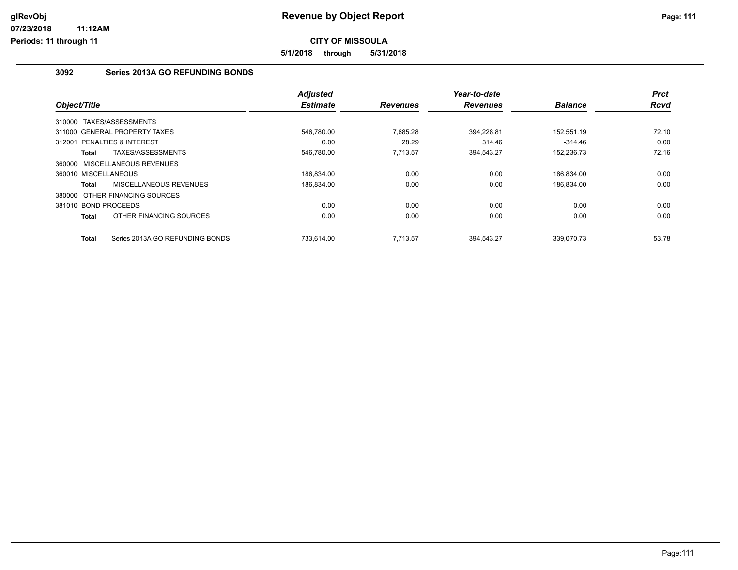**glRevObj** **Revenue by Object Report**

**07/23/2018 11:12AM**

**Periods: 11 through 11**

**CITY OF MISSOULA**

**5/1/2018 through 5/31/2018**

## 3092 Series 2013A GO REFUNDING BONDS

| Object/Title | Adjusted Estimate | Revenues | Year-to-date Revenues | Balance | Prct Rcvd |
|---|---|---|---|---|---|
| 310000 TAXES/ASSESSMENTS | | | | | |
| 311000 GENERAL PROPERTY TAXES | 546,780.00 | 7,685.28 | 394,228.81 | 152,551.19 | 72.10 |
| 312001 PENALTIES & INTEREST | 0.00 | 28.29 | 314.46 | -314.46 | 0.00 |
| **Total** TAXES/ASSESSMENTS | 546,780.00 | 7,713.57 | 394,543.27 | 152,236.73 | 72.16 |
| 360000 MISCELLANEOUS REVENUES | | | | | |
| 360010 MISCELLANEOUS | 186,834.00 | 0.00 | 0.00 | 186,834.00 | 0.00 |
| **Total** MISCELLANEOUS REVENUES | 186,834.00 | 0.00 | 0.00 | 186,834.00 | 0.00 |
| 380000 OTHER FINANCING SOURCES | | | | | |
| 381010 BOND PROCEEDS | 0.00 | 0.00 | 0.00 | 0.00 | 0.00 |
| **Total** OTHER FINANCING SOURCES | 0.00 | 0.00 | 0.00 | 0.00 | 0.00 |
| **Total** Series 2013A GO REFUNDING BONDS | 733,614.00 | 7,713.57 | 394,543.27 | 339,070.73 | 53.78 |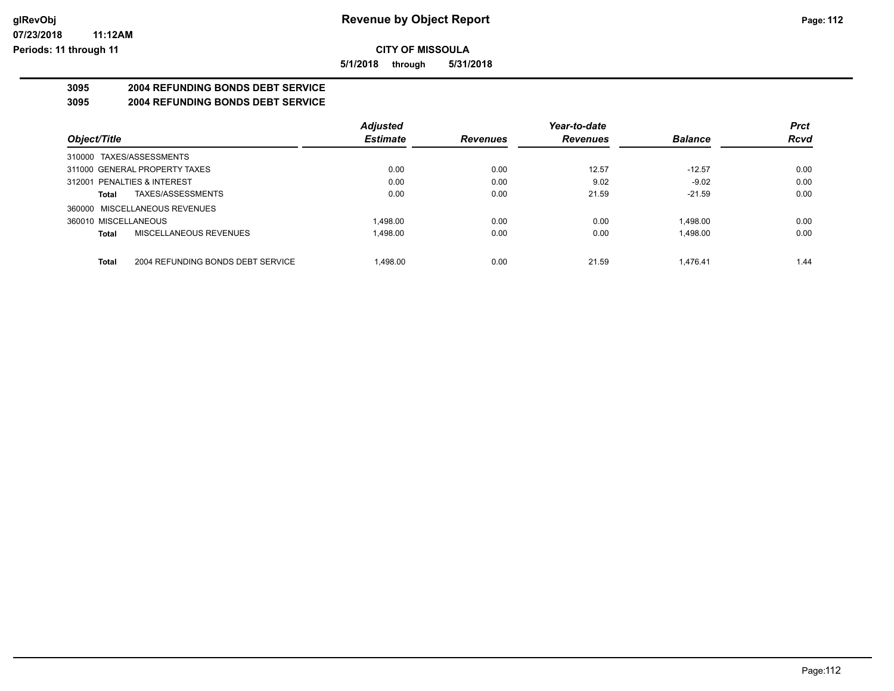**glRevObj** **Revenue by Object Report**

**07/23/2018 11:12AM**

**Periods: 11 through 11**

**CITY OF MISSOULA**

**5/1/2018 through 5/31/2018**

**3095 2004 REFUNDING BONDS DEBT SERVICE**

**3095 2004 REFUNDING BONDS DEBT SERVICE**

| Object/Title | | Adjusted Estimate | Revenues | Year-to-date Revenues | Balance | Prct Rcvd |
|---|---|---|---|---|---|---|
| 310000 TAXES/ASSESSMENTS | | | | | | |
| 311000 GENERAL PROPERTY TAXES | | 0.00 | 0.00 | 12.57 | -12.57 | 0.00 |
| 312001 PENALTIES & INTEREST | | 0.00 | 0.00 | 9.02 | -9.02 | 0.00 |
| **Total** | TAXES/ASSESSMENTS | 0.00 | 0.00 | 21.59 | -21.59 | 0.00 |
| 360000 MISCELLANEOUS REVENUES | | | | | | |
| 360010 MISCELLANEOUS | | 1,498.00 | 0.00 | 0.00 | 1,498.00 | 0.00 |
| **Total** | MISCELLANEOUS REVENUES | 1,498.00 | 0.00 | 0.00 | 1,498.00 | 0.00 |
| **Total** | 2004 REFUNDING BONDS DEBT SERVICE | 1,498.00 | 0.00 | 21.59 | 1,476.41 | 1.44 |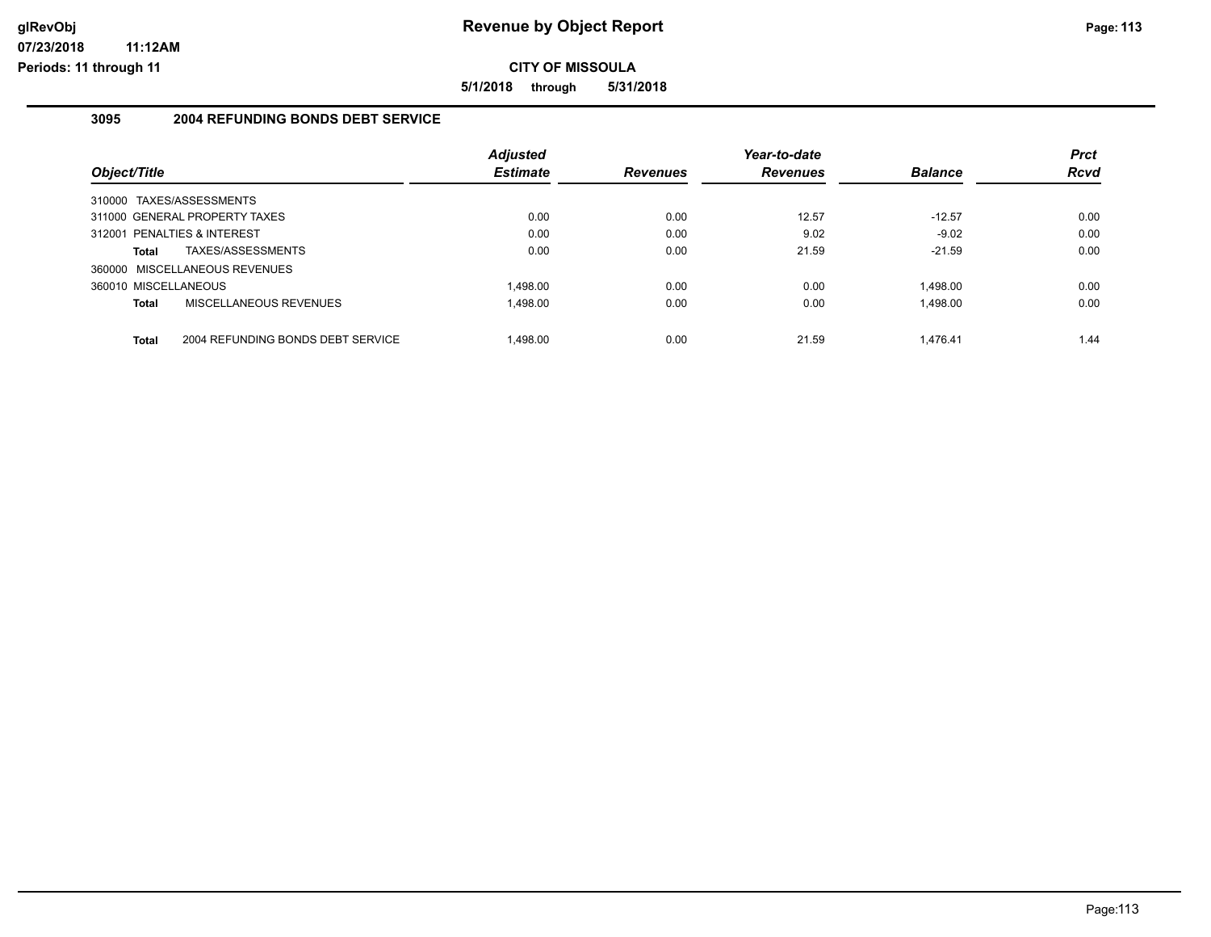# Revenue by Object Report

**CITY OF MISSOULA**

**5/1/2018 through 5/31/2018**

## 3095 2004 REFUNDING BONDS DEBT SERVICE

| Object/Title | | Adjusted Estimate | Revenues | Year-to-date Revenues | Balance | Prct Rcvd |
|---|---|---|---|---|---|---|
| 310000 TAXES/ASSESSMENTS | | | | | | |
| 311000 GENERAL PROPERTY TAXES | | 0.00 | 0.00 | 12.57 | -12.57 | 0.00 |
| 312001 PENALTIES & INTEREST | | 0.00 | 0.00 | 9.02 | -9.02 | 0.00 |
| **Total** | TAXES/ASSESSMENTS | 0.00 | 0.00 | 21.59 | -21.59 | 0.00 |
| 360000 MISCELLANEOUS REVENUES | | | | | | |
| 360010 MISCELLANEOUS | | 1,498.00 | 0.00 | 0.00 | 1,498.00 | 0.00 |
| **Total** | MISCELLANEOUS REVENUES | 1,498.00 | 0.00 | 0.00 | 1,498.00 | 0.00 |
| **Total** | 2004 REFUNDING BONDS DEBT SERVICE | 1,498.00 | 0.00 | 21.59 | 1,476.41 | 1.44 |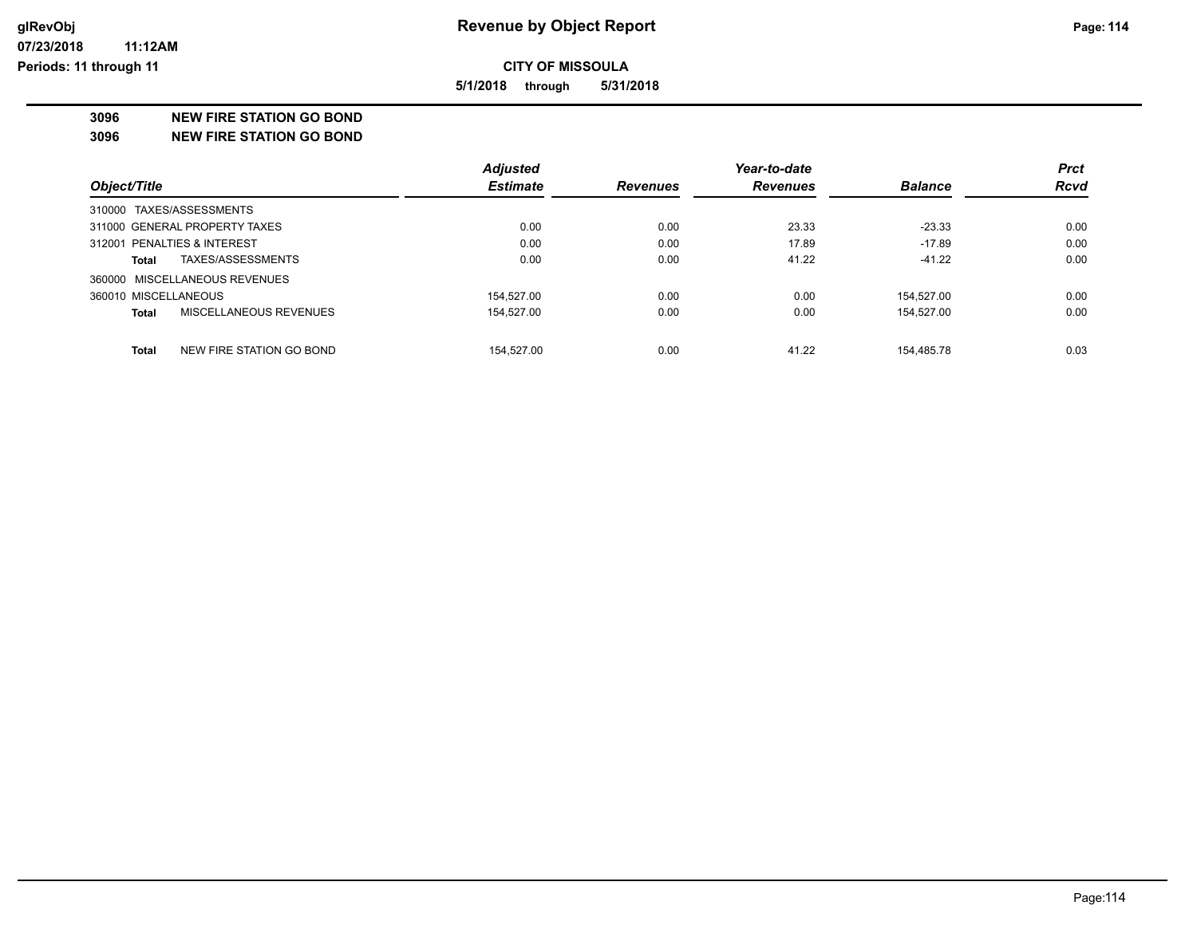# Revenue by Object Report

glRevObj
07/23/2018 11:12AM
Periods: 11 through 11

**CITY OF MISSOULA**

**5/1/2018 through 5/31/2018**

**3096 NEW FIRE STATION GO BOND**

**3096 NEW FIRE STATION GO BOND**

| Object/Title | Adjusted Estimate | Revenues | Year-to-date Revenues | Balance | Prct Rcvd |
|---|---|---|---|---|---|
| 310000 TAXES/ASSESSMENTS | | | | | |
| 311000 GENERAL PROPERTY TAXES | 0.00 | 0.00 | 23.33 | -23.33 | 0.00 |
| 312001 PENALTIES & INTEREST | 0.00 | 0.00 | 17.89 | -17.89 | 0.00 |
| **Total** TAXES/ASSESSMENTS | 0.00 | 0.00 | 41.22 | -41.22 | 0.00 |
| 360000 MISCELLANEOUS REVENUES | | | | | |
| 360010 MISCELLANEOUS | 154,527.00 | 0.00 | 0.00 | 154,527.00 | 0.00 |
| **Total** MISCELLANEOUS REVENUES | 154,527.00 | 0.00 | 0.00 | 154,527.00 | 0.00 |
| **Total** NEW FIRE STATION GO BOND | 154,527.00 | 0.00 | 41.22 | 154,485.78 | 0.03 |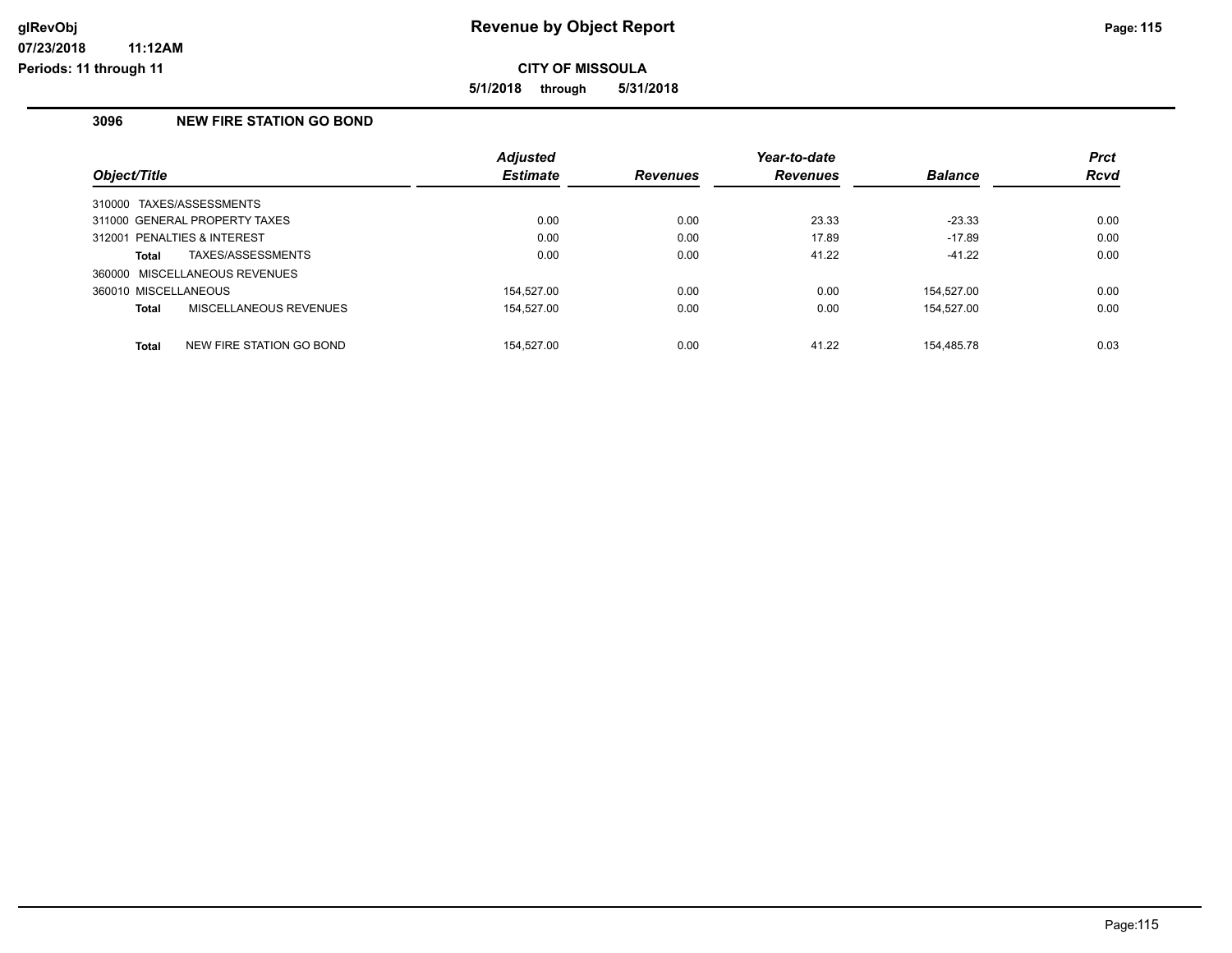# Revenue by Object Report

**CITY OF MISSOULA**

**5/1/2018 through 5/31/2018**

## 3096 NEW FIRE STATION GO BOND

| Object/Title | Adjusted Estimate | Revenues | Year-to-date Revenues | Balance | Prct Rcvd |
|---|---|---|---|---|---|
| 310000 TAXES/ASSESSMENTS | | | | | |
| 311000 GENERAL PROPERTY TAXES | 0.00 | 0.00 | 23.33 | -23.33 | 0.00 |
| 312001 PENALTIES & INTEREST | 0.00 | 0.00 | 17.89 | -17.89 | 0.00 |
| **Total** TAXES/ASSESSMENTS | 0.00 | 0.00 | 41.22 | -41.22 | 0.00 |
| 360000 MISCELLANEOUS REVENUES | | | | | |
| 360010 MISCELLANEOUS | 154,527.00 | 0.00 | 0.00 | 154,527.00 | 0.00 |
| **Total** MISCELLANEOUS REVENUES | 154,527.00 | 0.00 | 0.00 | 154,527.00 | 0.00 |
| **Total** NEW FIRE STATION GO BOND | 154,527.00 | 0.00 | 41.22 | 154,485.78 | 0.03 |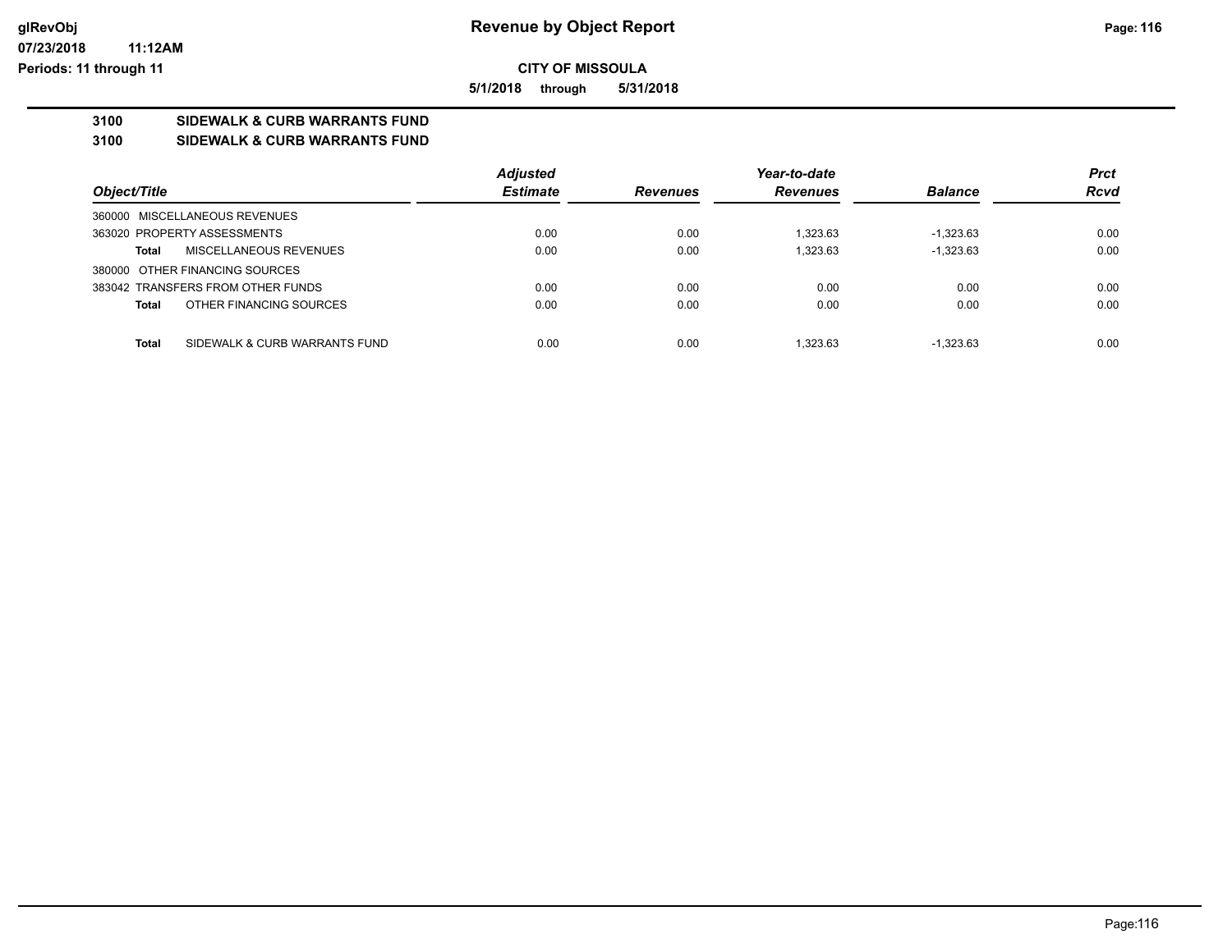**CITY OF MISSOULA**

**5/1/2018 through 5/31/2018**

**3100 SIDEWALK & CURB WARRANTS FUND**

**3100 SIDEWALK & CURB WARRANTS FUND**

| Object/Title | Adjusted Estimate | Revenues | Year-to-date Revenues | Balance | Prct Rcvd |
|---|---|---|---|---|---|
| 360000 MISCELLANEOUS REVENUES | | | | | |
| 363020 PROPERTY ASSESSMENTS | 0.00 | 0.00 | 1,323.63 | -1,323.63 | 0.00 |
| **Total** MISCELLANEOUS REVENUES | 0.00 | 0.00 | 1,323.63 | -1,323.63 | 0.00 |
| 380000 OTHER FINANCING SOURCES | | | | | |
| 383042 TRANSFERS FROM OTHER FUNDS | 0.00 | 0.00 | 0.00 | 0.00 | 0.00 |
| **Total** OTHER FINANCING SOURCES | 0.00 | 0.00 | 0.00 | 0.00 | 0.00 |
| **Total** SIDEWALK & CURB WARRANTS FUND | 0.00 | 0.00 | 1,323.63 | -1,323.63 | 0.00 |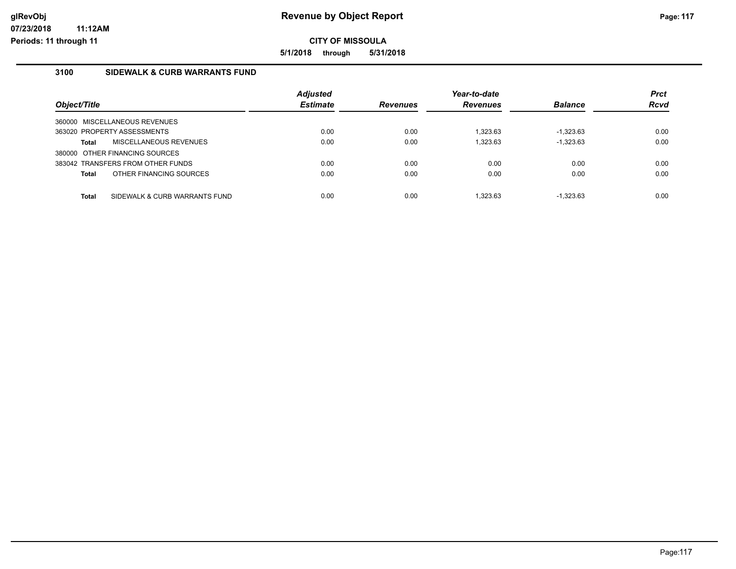**Revenue by Object Report**

**CITY OF MISSOULA**

**5/1/2018 through 5/31/2018**

### 3100 SIDEWALK & CURB WARRANTS FUND

| Object/Title | Adjusted Estimate | Revenues | Year-to-date Revenues | Balance | Prct Rcvd |
|---|---|---|---|---|---|
| 360000 MISCELLANEOUS REVENUES | | | | | |
| 363020 PROPERTY ASSESSMENTS | 0.00 | 0.00 | 1,323.63 | -1,323.63 | 0.00 |
| **Total** MISCELLANEOUS REVENUES | 0.00 | 0.00 | 1,323.63 | -1,323.63 | 0.00 |
| 380000 OTHER FINANCING SOURCES | | | | | |
| 383042 TRANSFERS FROM OTHER FUNDS | 0.00 | 0.00 | 0.00 | 0.00 | 0.00 |
| **Total** OTHER FINANCING SOURCES | 0.00 | 0.00 | 0.00 | 0.00 | 0.00 |
| **Total** SIDEWALK & CURB WARRANTS FUND | 0.00 | 0.00 | 1,323.63 | -1,323.63 | 0.00 |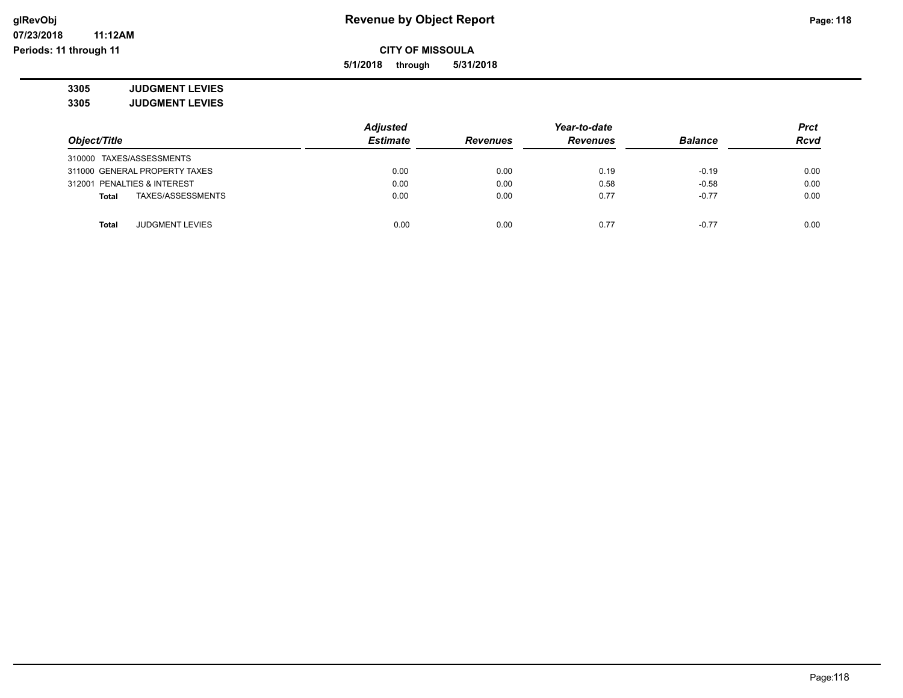# Revenue by Object Report

**CITY OF MISSOULA**

**5/1/2018 through 5/31/2018**

glRevObj
07/23/2018 11:12AM
Periods: 11 through 11

**3305 JUDGMENT LEVIES**

**3305 JUDGMENT LEVIES**

| Object/Title | Adjusted Estimate | Revenues | Year-to-date Revenues | Balance | Prct Rcvd |
|---|---|---|---|---|---|
| 310000 TAXES/ASSESSMENTS | | | | | |
| 311000 GENERAL PROPERTY TAXES | 0.00 | 0.00 | 0.19 | -0.19 | 0.00 |
| 312001 PENALTIES & INTEREST | 0.00 | 0.00 | 0.58 | -0.58 | 0.00 |
| **Total** TAXES/ASSESSMENTS | 0.00 | 0.00 | 0.77 | -0.77 | 0.00 |
| | | | | | |
| **Total** JUDGMENT LEVIES | 0.00 | 0.00 | 0.77 | -0.77 | 0.00 |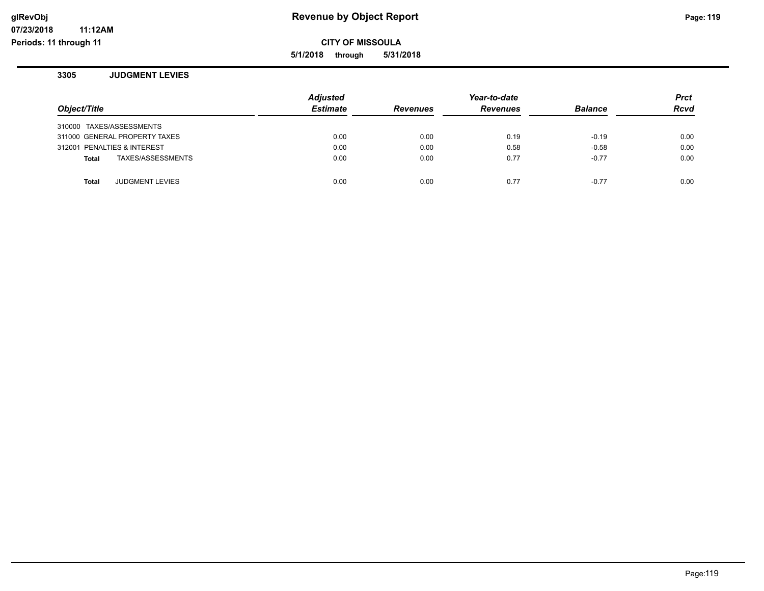**Revenue by Object Report**

**CITY OF MISSOULA**

**5/1/2018 through 5/31/2018**

glRevObj
07/23/2018 11:12AM
Periods: 11 through 11

### 3305 JUDGMENT LEVIES

| Object/Title | Adjusted Estimate | Revenues | Year-to-date Revenues | Balance | Prct Rcvd |
|---|---|---|---|---|---|
| 310000 TAXES/ASSESSMENTS | | | | | |
| 311000 GENERAL PROPERTY TAXES | 0.00 | 0.00 | 0.19 | -0.19 | 0.00 |
| 312001 PENALTIES & INTEREST | 0.00 | 0.00 | 0.58 | -0.58 | 0.00 |
| **Total** TAXES/ASSESSMENTS | 0.00 | 0.00 | 0.77 | -0.77 | 0.00 |
| | | | | | |
| **Total** JUDGMENT LEVIES | 0.00 | 0.00 | 0.77 | -0.77 | 0.00 |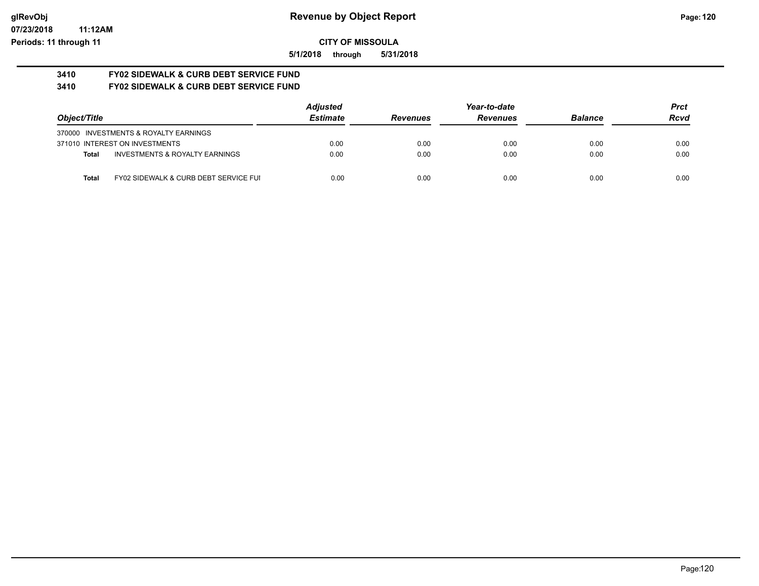**Revenue by Object Report**

**CITY OF MISSOULA**

**5/1/2018 through 5/31/2018**

## 3410 FY02 SIDEWALK & CURB DEBT SERVICE FUND
## 3410 FY02 SIDEWALK & CURB DEBT SERVICE FUND

| Object/Title | Adjusted Estimate | Revenues | Year-to-date Revenues | Balance | Prct Rcvd |
|---|---|---|---|---|---|
| 370000 INVESTMENTS & ROYALTY EARNINGS | | | | | |
| 371010 INTEREST ON INVESTMENTS | 0.00 | 0.00 | 0.00 | 0.00 | 0.00 |
| **Total** INVESTMENTS & ROYALTY EARNINGS | 0.00 | 0.00 | 0.00 | 0.00 | 0.00 |
| **Total** FY02 SIDEWALK & CURB DEBT SERVICE FUI | 0.00 | 0.00 | 0.00 | 0.00 | 0.00 |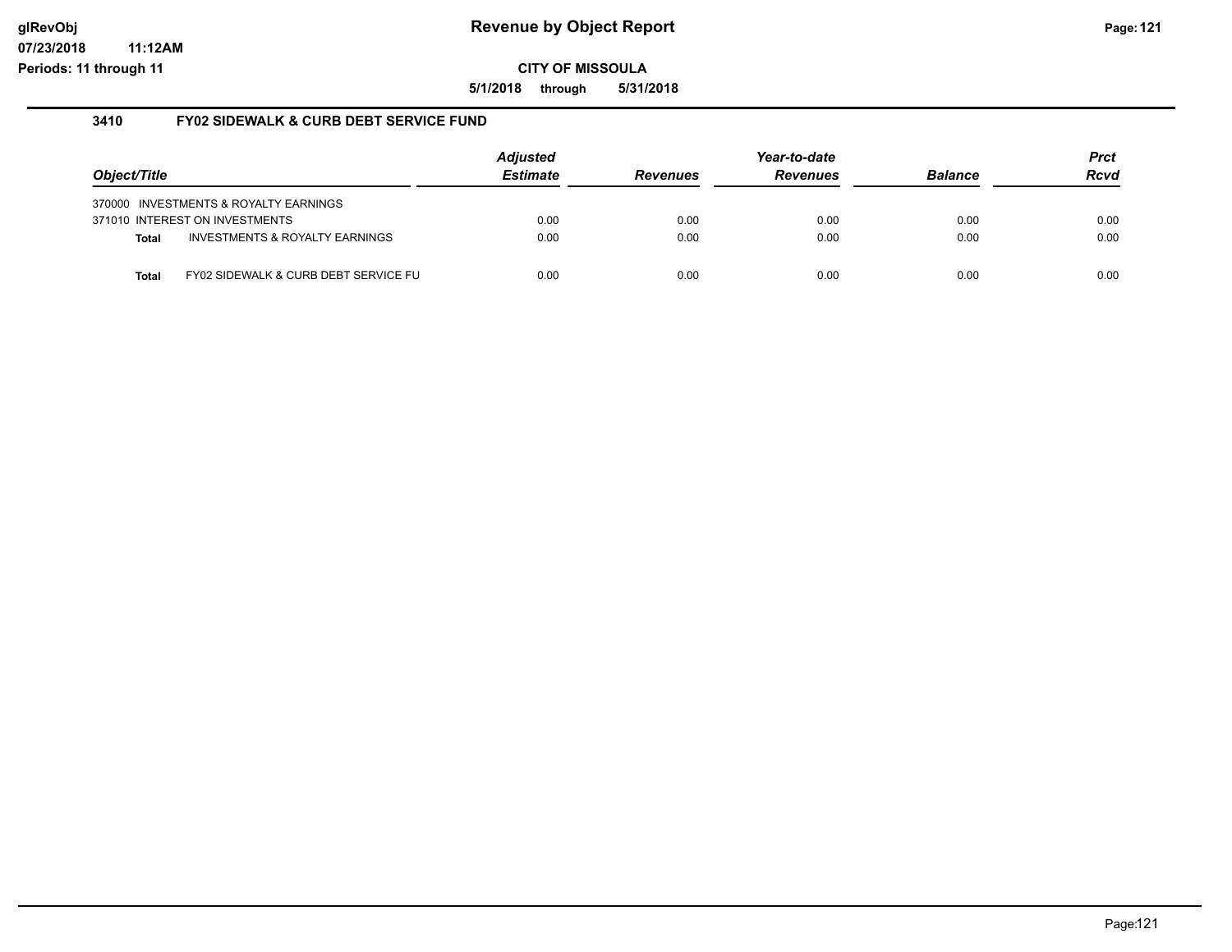# Revenue by Object Report

glRevObj
07/23/2018 11:12AM
Periods: 11 through 11

**CITY OF MISSOULA**

**5/1/2018 through 5/31/2018**

## 3410 FY02 SIDEWALK & CURB DEBT SERVICE FUND

| Object/Title | Adjusted Estimate | Revenues | Year-to-date Revenues | Balance | Prct Rcvd |
|---|---|---|---|---|---|
| 370000 INVESTMENTS & ROYALTY EARNINGS | | | | | |
| 371010 INTEREST ON INVESTMENTS | 0.00 | 0.00 | 0.00 | 0.00 | 0.00 |
| **Total** INVESTMENTS & ROYALTY EARNINGS | 0.00 | 0.00 | 0.00 | 0.00 | 0.00 |
| **Total** FY02 SIDEWALK & CURB DEBT SERVICE FU | 0.00 | 0.00 | 0.00 | 0.00 | 0.00 |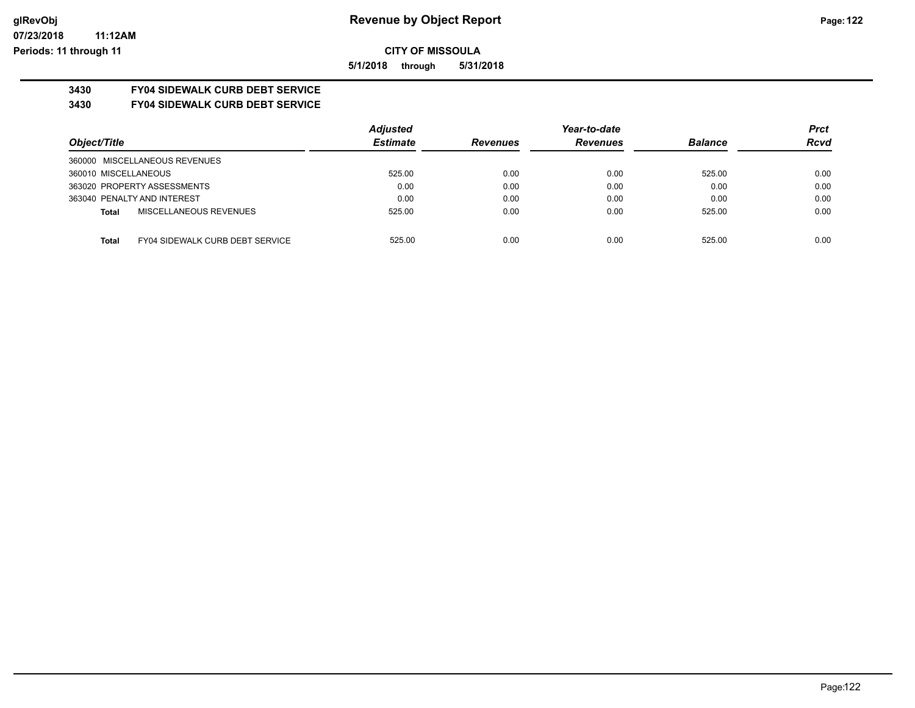**CITY OF MISSOULA**

**5/1/2018 through 5/31/2018**

## 3430 FY04 SIDEWALK CURB DEBT SERVICE

## 3430 FY04 SIDEWALK CURB DEBT SERVICE

| Object/Title | | Adjusted Estimate | Revenues | Year-to-date Revenues | Balance | Prct Rcvd |
|---|---|---|---|---|---|---|
| 360000 MISCELLANEOUS REVENUES | | | | | | |
| 360010 MISCELLANEOUS | | 525.00 | 0.00 | 0.00 | 525.00 | 0.00 |
| 363020 PROPERTY ASSESSMENTS | | 0.00 | 0.00 | 0.00 | 0.00 | 0.00 |
| 363040 PENALTY AND INTEREST | | 0.00 | 0.00 | 0.00 | 0.00 | 0.00 |
| **Total** | MISCELLANEOUS REVENUES | 525.00 | 0.00 | 0.00 | 525.00 | 0.00 |
| **Total** | FY04 SIDEWALK CURB DEBT SERVICE | 525.00 | 0.00 | 0.00 | 525.00 | 0.00 |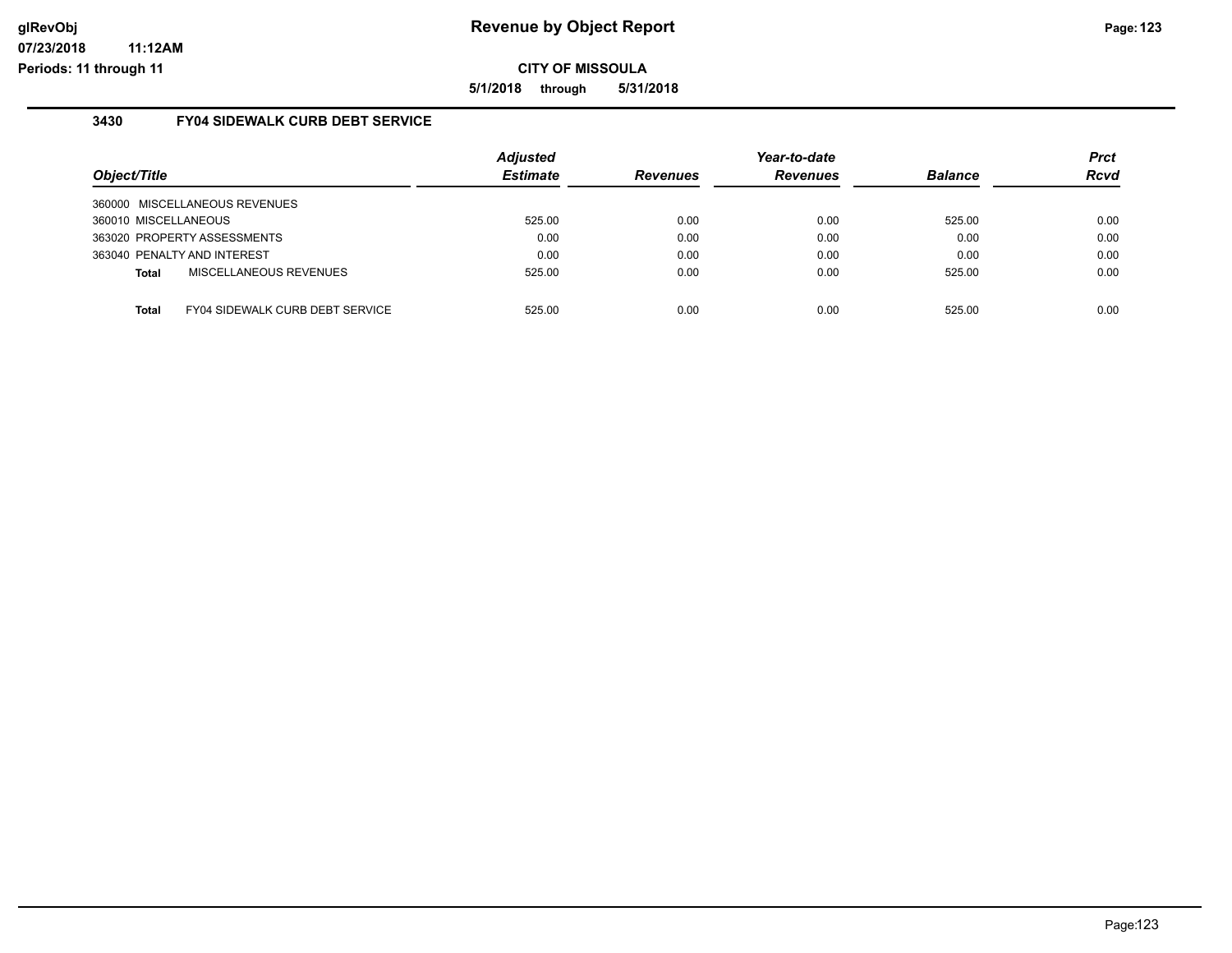# Revenue by Object Report

**CITY OF MISSOULA**

**5/1/2018 through 5/31/2018**

glRevObj
07/23/2018 11:12AM
Periods: 11 through 11

### 3430 FY04 SIDEWALK CURB DEBT SERVICE

| Object/Title | Adjusted Estimate | Revenues | Year-to-date Revenues | Balance | Prct Rcvd |
|---|---|---|---|---|---|
| 360000 MISCELLANEOUS REVENUES | | | | | |
| 360010 MISCELLANEOUS | 525.00 | 0.00 | 0.00 | 525.00 | 0.00 |
| 363020 PROPERTY ASSESSMENTS | 0.00 | 0.00 | 0.00 | 0.00 | 0.00 |
| 363040 PENALTY AND INTEREST | 0.00 | 0.00 | 0.00 | 0.00 | 0.00 |
| **Total** MISCELLANEOUS REVENUES | 525.00 | 0.00 | 0.00 | 525.00 | 0.00 |
| **Total** FY04 SIDEWALK CURB DEBT SERVICE | 525.00 | 0.00 | 0.00 | 525.00 | 0.00 |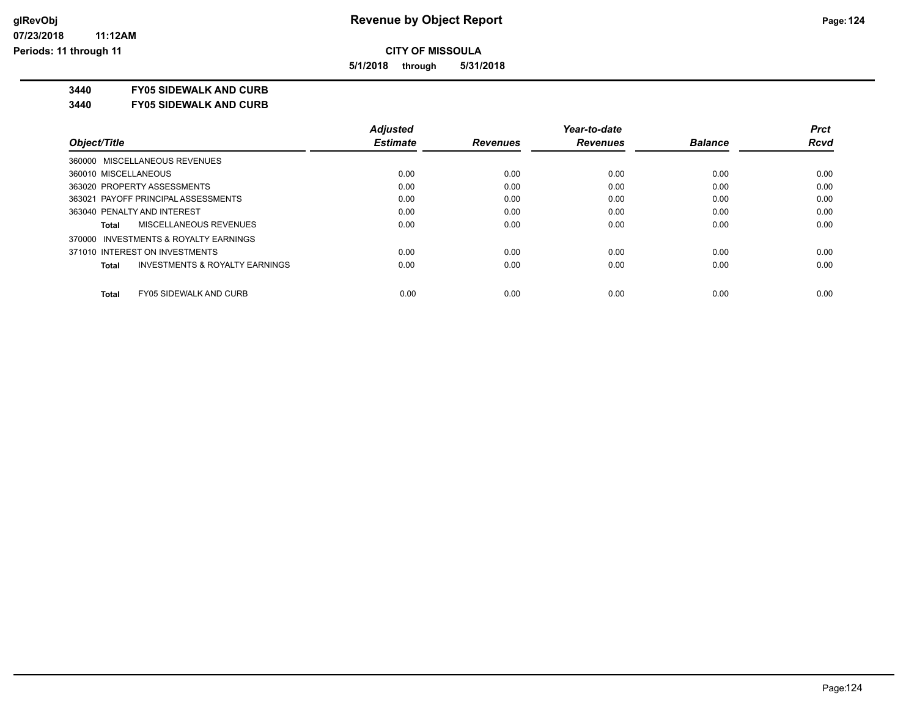# Revenue by Object Report

**CITY OF MISSOULA**

**5/1/2018 through 5/31/2018**

glRevObj
07/23/2018 11:12AM
Periods: 11 through 11

**3440 FY05 SIDEWALK AND CURB**

**3440 FY05 SIDEWALK AND CURB**

| Object/Title | Adjusted Estimate | Revenues | Year-to-date Revenues | Balance | Prct Rcvd |
|---|---|---|---|---|---|
| 360000 MISCELLANEOUS REVENUES | | | | | |
| 360010 MISCELLANEOUS | 0.00 | 0.00 | 0.00 | 0.00 | 0.00 |
| 363020 PROPERTY ASSESSMENTS | 0.00 | 0.00 | 0.00 | 0.00 | 0.00 |
| 363021 PAYOFF PRINCIPAL ASSESSMENTS | 0.00 | 0.00 | 0.00 | 0.00 | 0.00 |
| 363040 PENALTY AND INTEREST | 0.00 | 0.00 | 0.00 | 0.00 | 0.00 |
| **Total** MISCELLANEOUS REVENUES | 0.00 | 0.00 | 0.00 | 0.00 | 0.00 |
| 370000 INVESTMENTS & ROYALTY EARNINGS | | | | | |
| 371010 INTEREST ON INVESTMENTS | 0.00 | 0.00 | 0.00 | 0.00 | 0.00 |
| **Total** INVESTMENTS & ROYALTY EARNINGS | 0.00 | 0.00 | 0.00 | 0.00 | 0.00 |
| **Total** FY05 SIDEWALK AND CURB | 0.00 | 0.00 | 0.00 | 0.00 | 0.00 |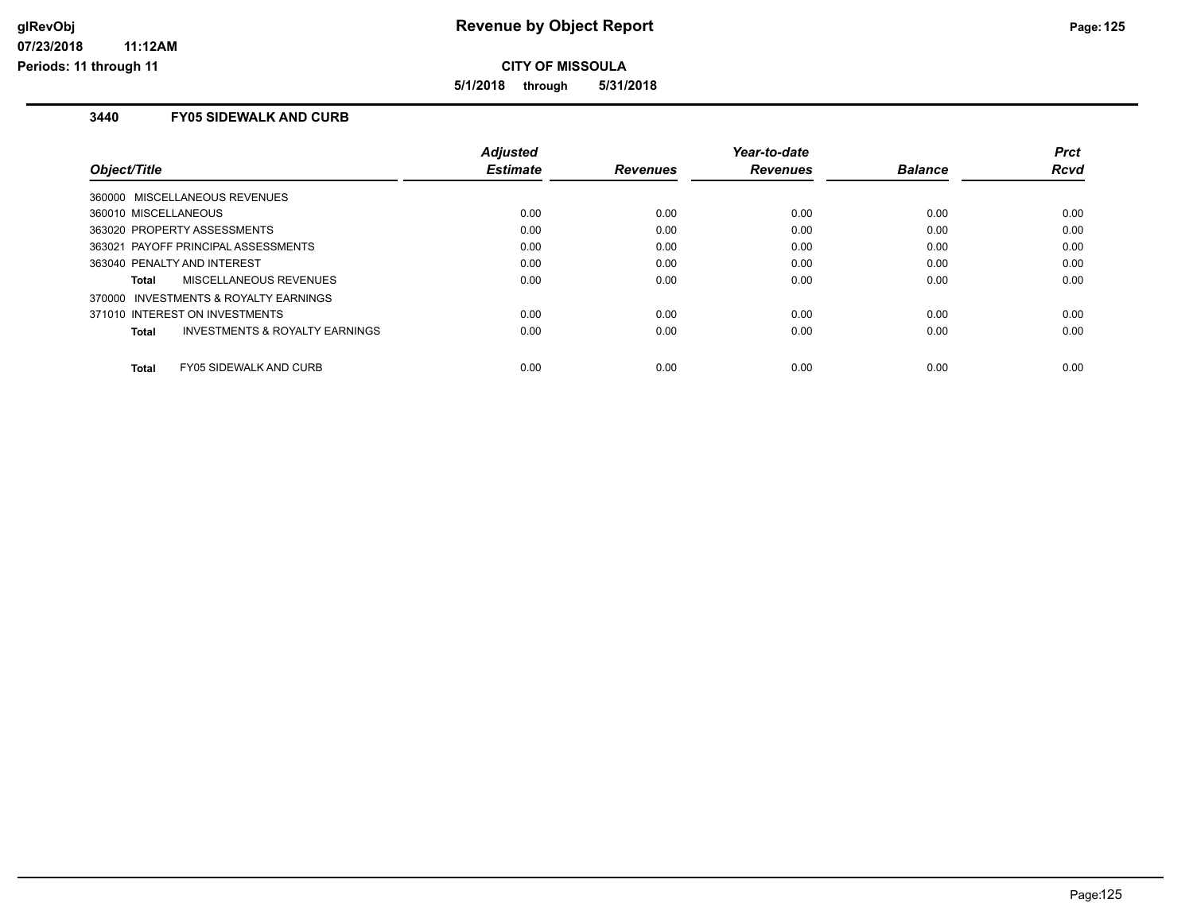**Revenue by Object Report**

**CITY OF MISSOULA**

**5/1/2018 through 5/31/2018**

glRevObj
07/23/2018 11:12AM
Periods: 11 through 11

## 3440 FY05 SIDEWALK AND CURB

| Object/Title | Adjusted Estimate | Revenues | Year-to-date Revenues | Balance | Prct Rcvd |
|---|---|---|---|---|---|
| 360000 MISCELLANEOUS REVENUES | | | | | |
| 360010 MISCELLANEOUS | 0.00 | 0.00 | 0.00 | 0.00 | 0.00 |
| 363020 PROPERTY ASSESSMENTS | 0.00 | 0.00 | 0.00 | 0.00 | 0.00 |
| 363021 PAYOFF PRINCIPAL ASSESSMENTS | 0.00 | 0.00 | 0.00 | 0.00 | 0.00 |
| 363040 PENALTY AND INTEREST | 0.00 | 0.00 | 0.00 | 0.00 | 0.00 |
| **Total** MISCELLANEOUS REVENUES | 0.00 | 0.00 | 0.00 | 0.00 | 0.00 |
| 370000 INVESTMENTS & ROYALTY EARNINGS | | | | | |
| 371010 INTEREST ON INVESTMENTS | 0.00 | 0.00 | 0.00 | 0.00 | 0.00 |
| **Total** INVESTMENTS & ROYALTY EARNINGS | 0.00 | 0.00 | 0.00 | 0.00 | 0.00 |
| **Total** FY05 SIDEWALK AND CURB | 0.00 | 0.00 | 0.00 | 0.00 | 0.00 |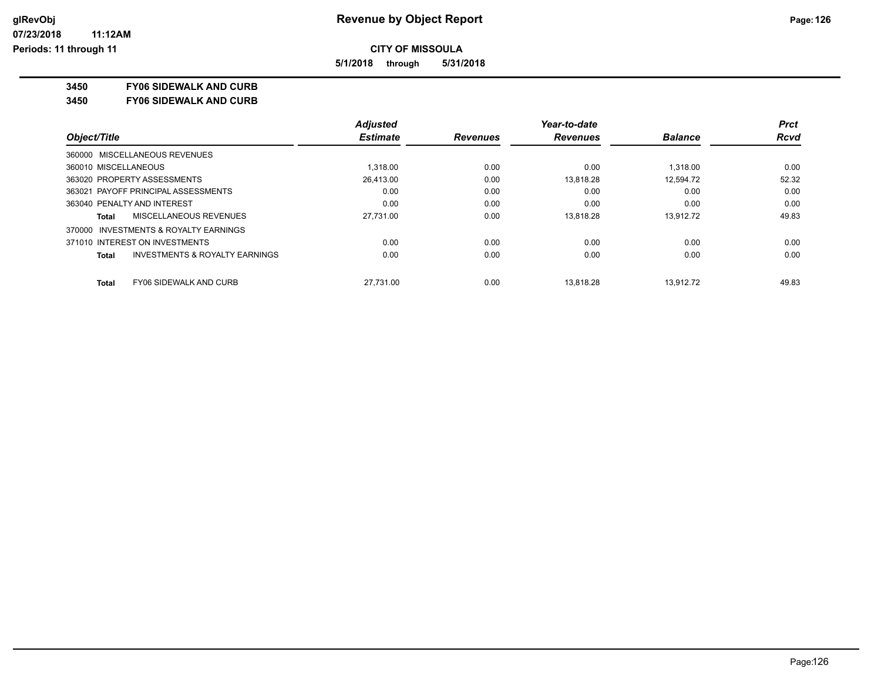# Revenue by Object Report

glRevObj
07/23/2018 11:12AM
Periods: 11 through 11

**CITY OF MISSOULA**

**5/1/2018 through 5/31/2018**

**3450 FY06 SIDEWALK AND CURB**

**3450 FY06 SIDEWALK AND CURB**

| Object/Title | Adjusted Estimate | Revenues | Year-to-date Revenues | Balance | Prct Rcvd |
|---|---|---|---|---|---|
| 360000 MISCELLANEOUS REVENUES | | | | | |
| 360010 MISCELLANEOUS | 1,318.00 | 0.00 | 0.00 | 1,318.00 | 0.00 |
| 363020 PROPERTY ASSESSMENTS | 26,413.00 | 0.00 | 13,818.28 | 12,594.72 | 52.32 |
| 363021 PAYOFF PRINCIPAL ASSESSMENTS | 0.00 | 0.00 | 0.00 | 0.00 | 0.00 |
| 363040 PENALTY AND INTEREST | 0.00 | 0.00 | 0.00 | 0.00 | 0.00 |
| **Total** MISCELLANEOUS REVENUES | 27,731.00 | 0.00 | 13,818.28 | 13,912.72 | 49.83 |
| 370000 INVESTMENTS & ROYALTY EARNINGS | | | | | |
| 371010 INTEREST ON INVESTMENTS | 0.00 | 0.00 | 0.00 | 0.00 | 0.00 |
| **Total** INVESTMENTS & ROYALTY EARNINGS | 0.00 | 0.00 | 0.00 | 0.00 | 0.00 |
| **Total** FY06 SIDEWALK AND CURB | 27,731.00 | 0.00 | 13,818.28 | 13,912.72 | 49.83 |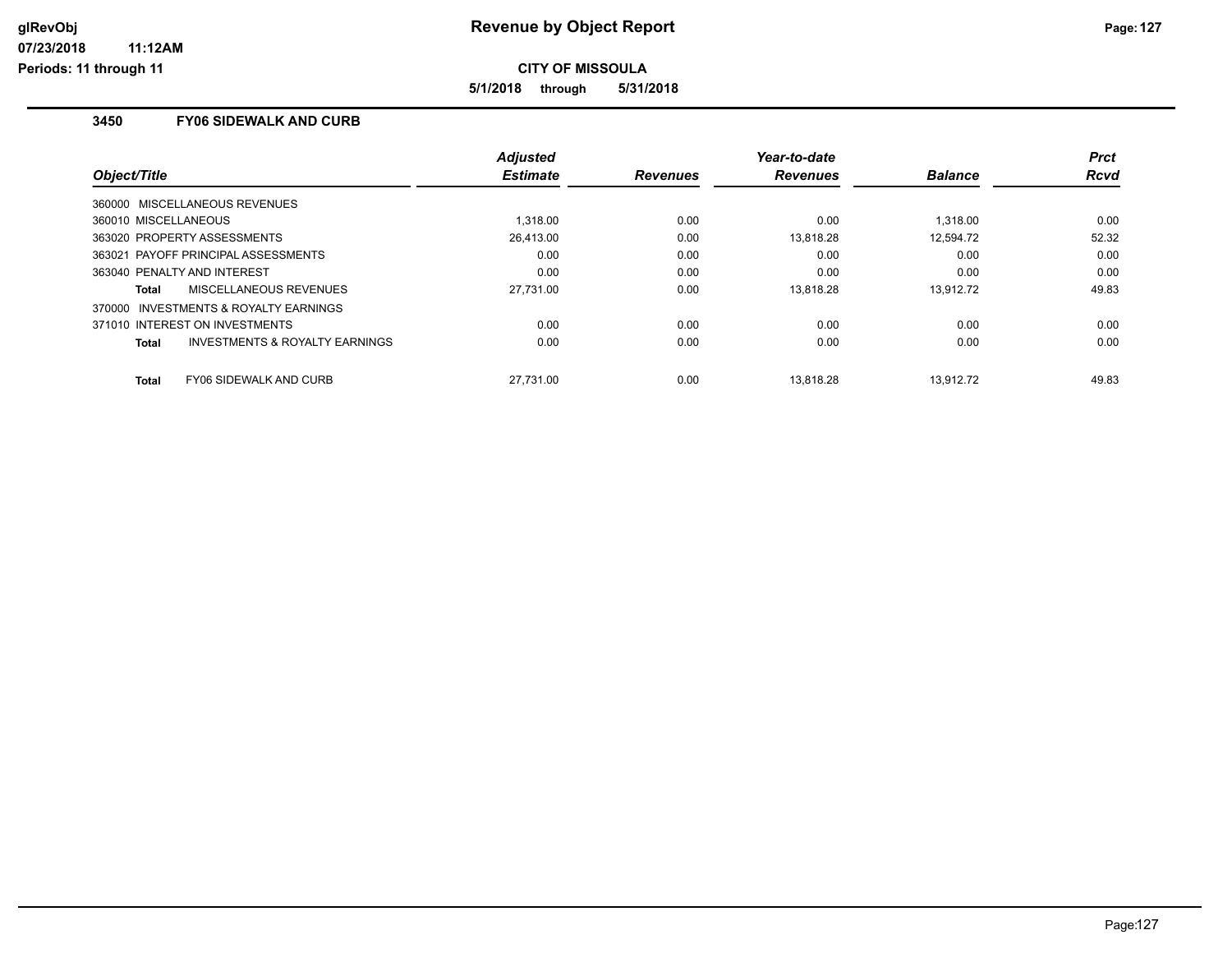**CITY OF MISSOULA**

**5/1/2018 through 5/31/2018**

## 3450 FY06 SIDEWALK AND CURB

| Object/Title | Adjusted Estimate | Revenues | Year-to-date Revenues | Balance | Prct Rcvd |
|---|---|---|---|---|---|
| 360000 MISCELLANEOUS REVENUES | | | | | |
| 360010 MISCELLANEOUS | 1,318.00 | 0.00 | 0.00 | 1,318.00 | 0.00 |
| 363020 PROPERTY ASSESSMENTS | 26,413.00 | 0.00 | 13,818.28 | 12,594.72 | 52.32 |
| 363021 PAYOFF PRINCIPAL ASSESSMENTS | 0.00 | 0.00 | 0.00 | 0.00 | 0.00 |
| 363040 PENALTY AND INTEREST | 0.00 | 0.00 | 0.00 | 0.00 | 0.00 |
| **Total** MISCELLANEOUS REVENUES | 27,731.00 | 0.00 | 13,818.28 | 13,912.72 | 49.83 |
| 370000 INVESTMENTS & ROYALTY EARNINGS | | | | | |
| 371010 INTEREST ON INVESTMENTS | 0.00 | 0.00 | 0.00 | 0.00 | 0.00 |
| **Total** INVESTMENTS & ROYALTY EARNINGS | 0.00 | 0.00 | 0.00 | 0.00 | 0.00 |
| **Total** FY06 SIDEWALK AND CURB | 27,731.00 | 0.00 | 13,818.28 | 13,912.72 | 49.83 |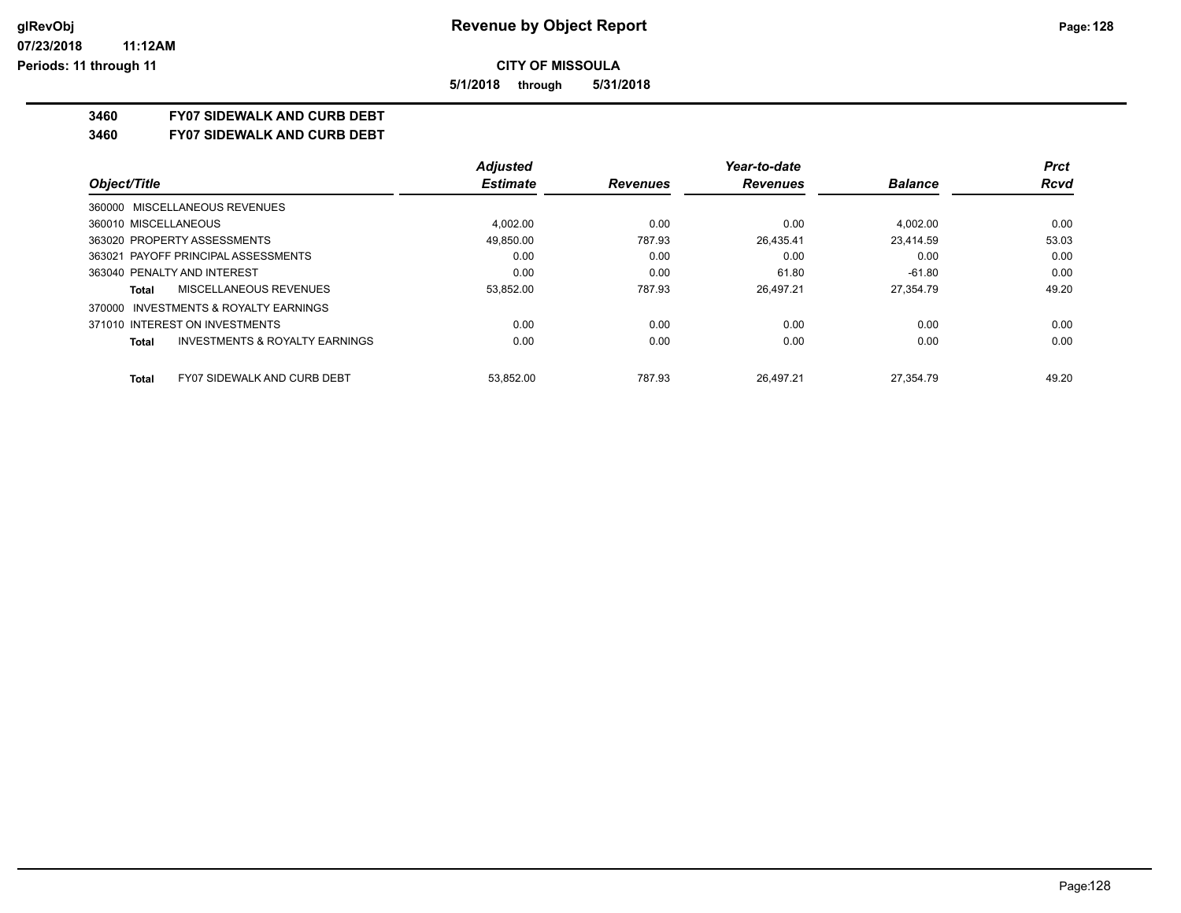glRevObj

07/23/2018 11:12AM

Periods: 11 through 11

# Revenue by Object Report

**CITY OF MISSOULA**

**5/1/2018 through 5/31/2018**

**3460 FY07 SIDEWALK AND CURB DEBT**

**3460 FY07 SIDEWALK AND CURB DEBT**

| Object/Title | | Adjusted Estimate | Revenues | Year-to-date Revenues | Balance | Prct Rcvd |
|---|---|---|---|---|---|---|
| 360000 MISCELLANEOUS REVENUES | | | | | | |
| 360010 MISCELLANEOUS | | 4,002.00 | 0.00 | 0.00 | 4,002.00 | 0.00 |
| 363020 PROPERTY ASSESSMENTS | | 49,850.00 | 787.93 | 26,435.41 | 23,414.59 | 53.03 |
| 363021 PAYOFF PRINCIPAL ASSESSMENTS | | 0.00 | 0.00 | 0.00 | 0.00 | 0.00 |
| 363040 PENALTY AND INTEREST | | 0.00 | 0.00 | 61.80 | -61.80 | 0.00 |
| Total | MISCELLANEOUS REVENUES | 53,852.00 | 787.93 | 26,497.21 | 27,354.79 | 49.20 |
| 370000 INVESTMENTS & ROYALTY EARNINGS | | | | | | |
| 371010 INTEREST ON INVESTMENTS | | 0.00 | 0.00 | 0.00 | 0.00 | 0.00 |
| Total | INVESTMENTS & ROYALTY EARNINGS | 0.00 | 0.00 | 0.00 | 0.00 | 0.00 |
| Total | FY07 SIDEWALK AND CURB DEBT | 53,852.00 | 787.93 | 26,497.21 | 27,354.79 | 49.20 |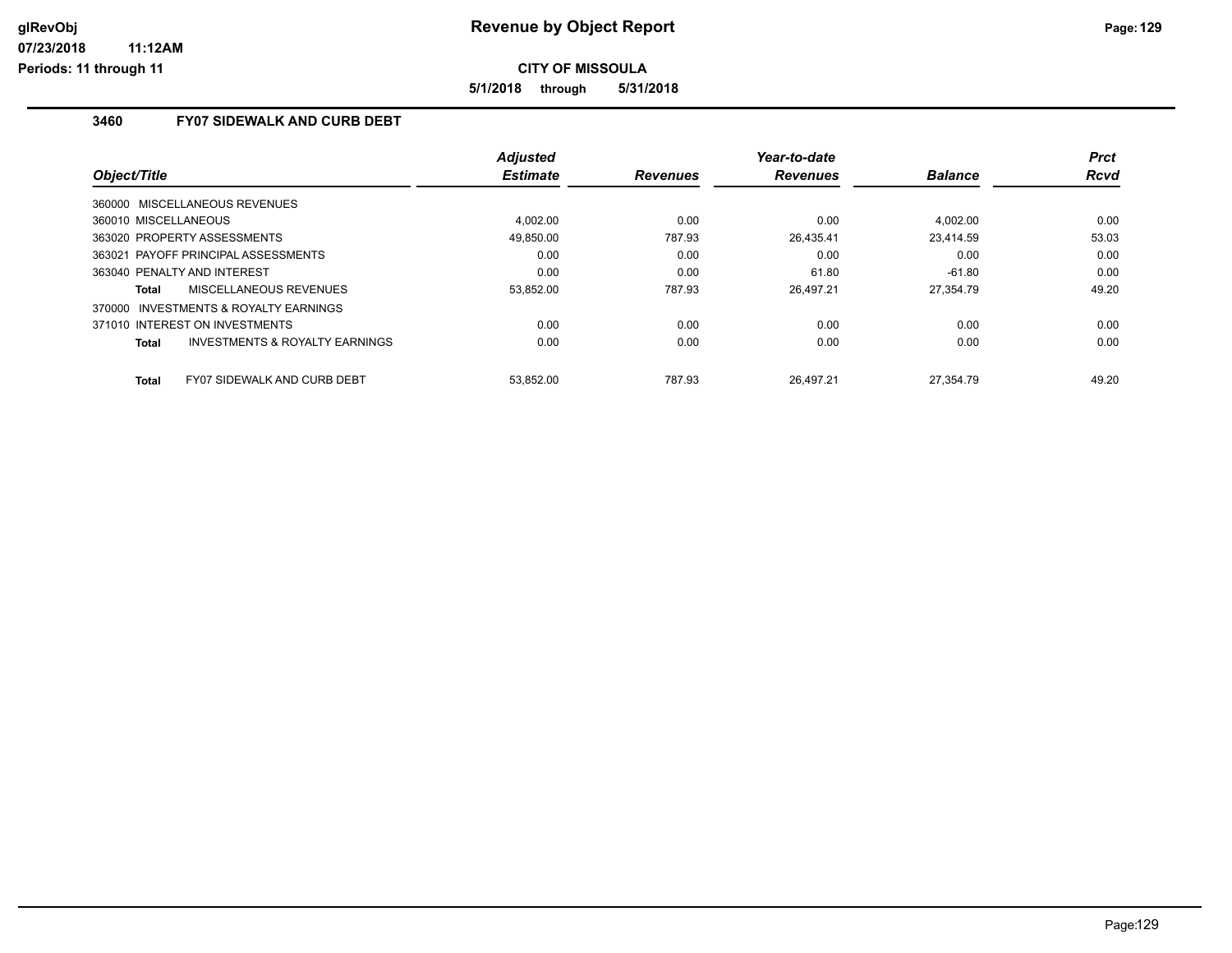**CITY OF MISSOULA**

**5/1/2018 through 5/31/2018**

### 3460 FY07 SIDEWALK AND CURB DEBT

| Object/Title | | Adjusted Estimate | Revenues | Year-to-date Revenues | Balance | Prct Rcvd |
|---|---|---|---|---|---|---|
| 360000 MISCELLANEOUS REVENUES | | | | | | |
| 360010 MISCELLANEOUS | | 4,002.00 | 0.00 | 0.00 | 4,002.00 | 0.00 |
| 363020 PROPERTY ASSESSMENTS | | 49,850.00 | 787.93 | 26,435.41 | 23,414.59 | 53.03 |
| 363021 PAYOFF PRINCIPAL ASSESSMENTS | | 0.00 | 0.00 | 0.00 | 0.00 | 0.00 |
| 363040 PENALTY AND INTEREST | | 0.00 | 0.00 | 61.80 | -61.80 | 0.00 |
| **Total** | MISCELLANEOUS REVENUES | 53,852.00 | 787.93 | 26,497.21 | 27,354.79 | 49.20 |
| 370000 INVESTMENTS & ROYALTY EARNINGS | | | | | | |
| 371010 INTEREST ON INVESTMENTS | | 0.00 | 0.00 | 0.00 | 0.00 | 0.00 |
| **Total** | INVESTMENTS & ROYALTY EARNINGS | 0.00 | 0.00 | 0.00 | 0.00 | 0.00 |
| **Total** | FY07 SIDEWALK AND CURB DEBT | 53,852.00 | 787.93 | 26,497.21 | 27,354.79 | 49.20 |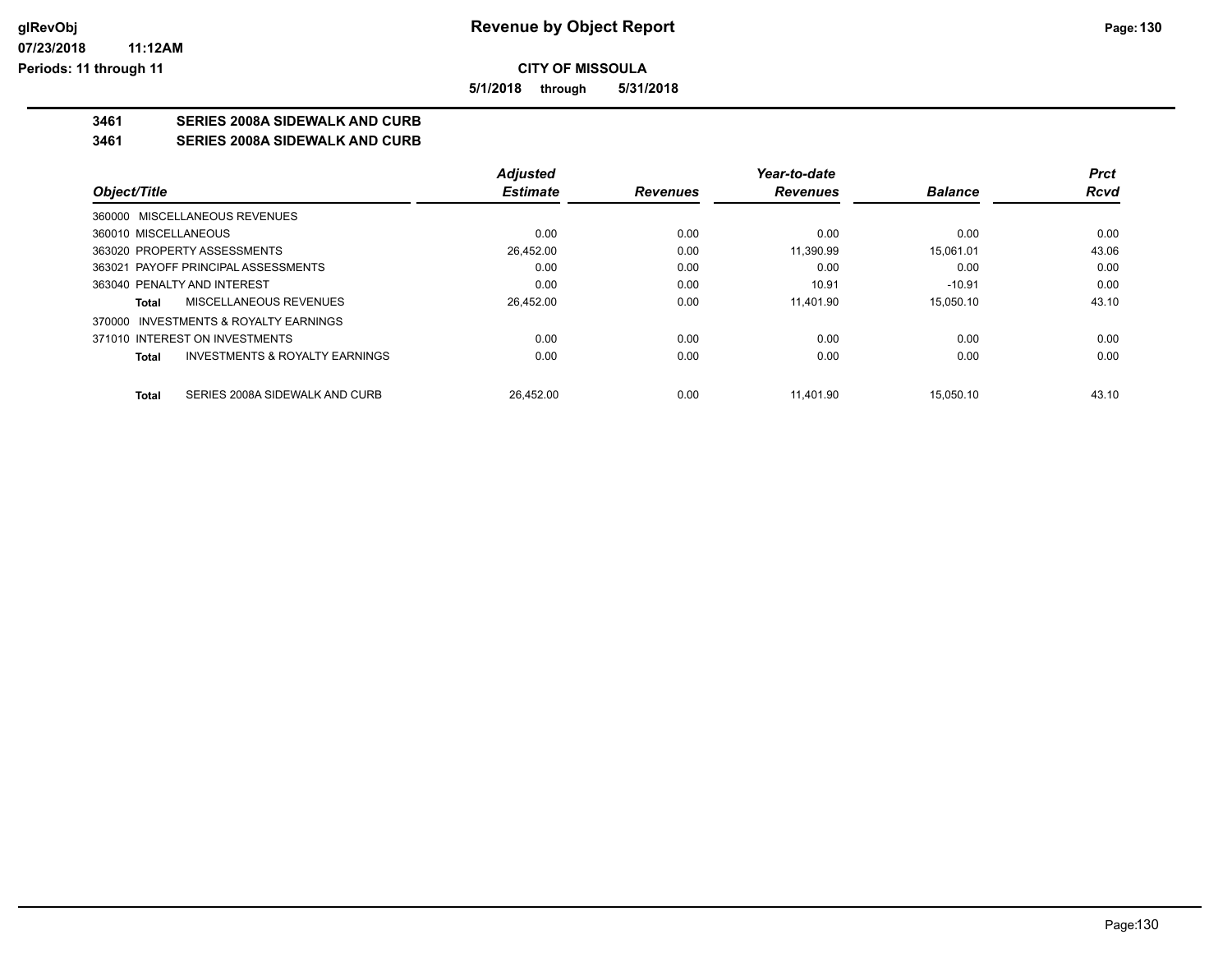**Revenue by Object Report**

**CITY OF MISSOULA**

**5/1/2018 through 5/31/2018**

glRevObj
07/23/2018 11:12AM
Periods: 11 through 11

## 3461 SERIES 2008A SIDEWALK AND CURB
## 3461 SERIES 2008A SIDEWALK AND CURB

| Object/Title | | Adjusted Estimate | Revenues | Year-to-date Revenues | Balance | Prct Rcvd |
|---|---|---|---|---|---|---|
| 360000 MISCELLANEOUS REVENUES | | | | | | |
| 360010 MISCELLANEOUS | | 0.00 | 0.00 | 0.00 | 0.00 | 0.00 |
| 363020 PROPERTY ASSESSMENTS | | 26,452.00 | 0.00 | 11,390.99 | 15,061.01 | 43.06 |
| 363021 PAYOFF PRINCIPAL ASSESSMENTS | | 0.00 | 0.00 | 0.00 | 0.00 | 0.00 |
| 363040 PENALTY AND INTEREST | | 0.00 | 0.00 | 10.91 | -10.91 | 0.00 |
| Total | MISCELLANEOUS REVENUES | 26,452.00 | 0.00 | 11,401.90 | 15,050.10 | 43.10 |
| 370000 INVESTMENTS & ROYALTY EARNINGS | | | | | | |
| 371010 INTEREST ON INVESTMENTS | | 0.00 | 0.00 | 0.00 | 0.00 | 0.00 |
| Total | INVESTMENTS & ROYALTY EARNINGS | 0.00 | 0.00 | 0.00 | 0.00 | 0.00 |
| Total | SERIES 2008A SIDEWALK AND CURB | 26,452.00 | 0.00 | 11,401.90 | 15,050.10 | 43.10 |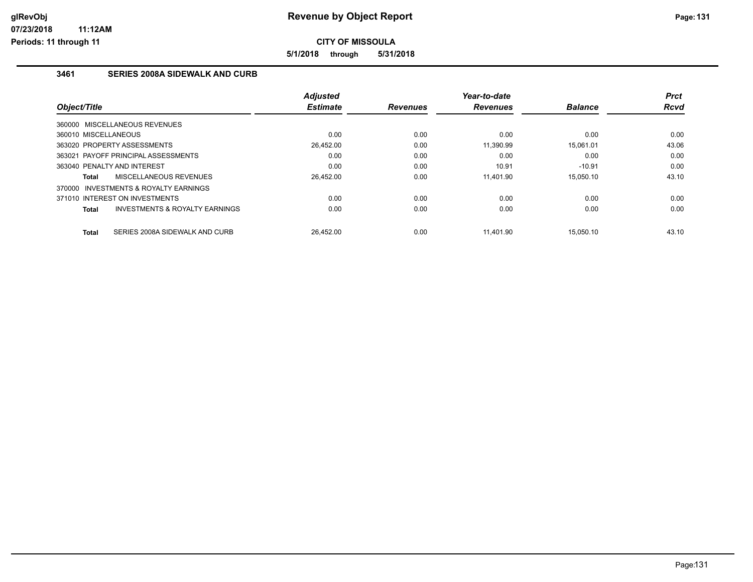**CITY OF MISSOULA**

**5/1/2018 through 5/31/2018**

### 3461 SERIES 2008A SIDEWALK AND CURB

| Object/Title | Adjusted Estimate | Revenues | Year-to-date Revenues | Balance | Prct Rcvd |
|---|---|---|---|---|---|
| 360000 MISCELLANEOUS REVENUES | | | | | |
| 360010 MISCELLANEOUS | 0.00 | 0.00 | 0.00 | 0.00 | 0.00 |
| 363020 PROPERTY ASSESSMENTS | 26,452.00 | 0.00 | 11,390.99 | 15,061.01 | 43.06 |
| 363021 PAYOFF PRINCIPAL ASSESSMENTS | 0.00 | 0.00 | 0.00 | 0.00 | 0.00 |
| 363040 PENALTY AND INTEREST | 0.00 | 0.00 | 10.91 | -10.91 | 0.00 |
| **Total** MISCELLANEOUS REVENUES | 26,452.00 | 0.00 | 11,401.90 | 15,050.10 | 43.10 |
| 370000 INVESTMENTS & ROYALTY EARNINGS | | | | | |
| 371010 INTEREST ON INVESTMENTS | 0.00 | 0.00 | 0.00 | 0.00 | 0.00 |
| **Total** INVESTMENTS & ROYALTY EARNINGS | 0.00 | 0.00 | 0.00 | 0.00 | 0.00 |
| **Total** SERIES 2008A SIDEWALK AND CURB | 26,452.00 | 0.00 | 11,401.90 | 15,050.10 | 43.10 |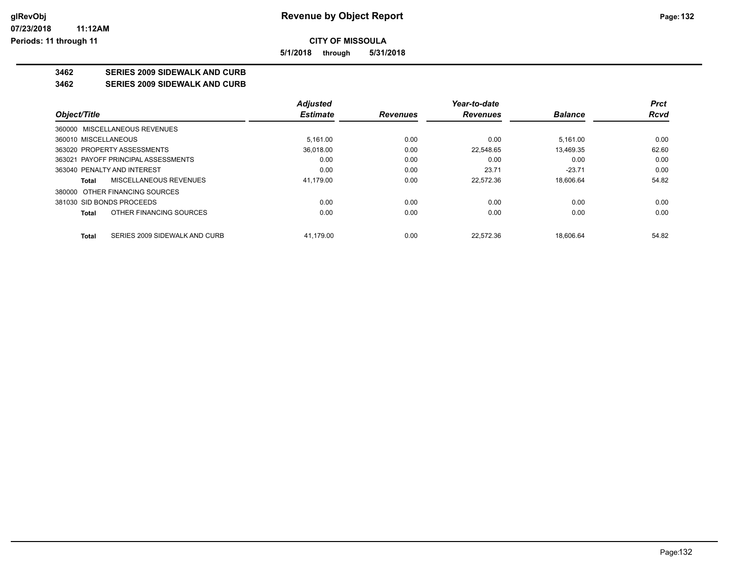**CITY OF MISSOULA**

**5/1/2018 through 5/31/2018**

## 3462 SERIES 2009 SIDEWALK AND CURB

## 3462 SERIES 2009 SIDEWALK AND CURB

| Object/Title | | Adjusted Estimate | Revenues | Year-to-date Revenues | Balance | Prct Rcvd |
|---|---|---|---|---|---|---|
| 360000 MISCELLANEOUS REVENUES | | | | | | |
| 360010 MISCELLANEOUS | | 5,161.00 | 0.00 | 0.00 | 5,161.00 | 0.00 |
| 363020 PROPERTY ASSESSMENTS | | 36,018.00 | 0.00 | 22,548.65 | 13,469.35 | 62.60 |
| 363021 PAYOFF PRINCIPAL ASSESSMENTS | | 0.00 | 0.00 | 0.00 | 0.00 | 0.00 |
| 363040 PENALTY AND INTEREST | | 0.00 | 0.00 | 23.71 | -23.71 | 0.00 |
| **Total** | MISCELLANEOUS REVENUES | 41,179.00 | 0.00 | 22,572.36 | 18,606.64 | 54.82 |
| 380000 OTHER FINANCING SOURCES | | | | | | |
| 381030 SID BONDS PROCEEDS | | 0.00 | 0.00 | 0.00 | 0.00 | 0.00 |
| **Total** | OTHER FINANCING SOURCES | 0.00 | 0.00 | 0.00 | 0.00 | 0.00 |
| **Total** | SERIES 2009 SIDEWALK AND CURB | 41,179.00 | 0.00 | 22,572.36 | 18,606.64 | 54.82 |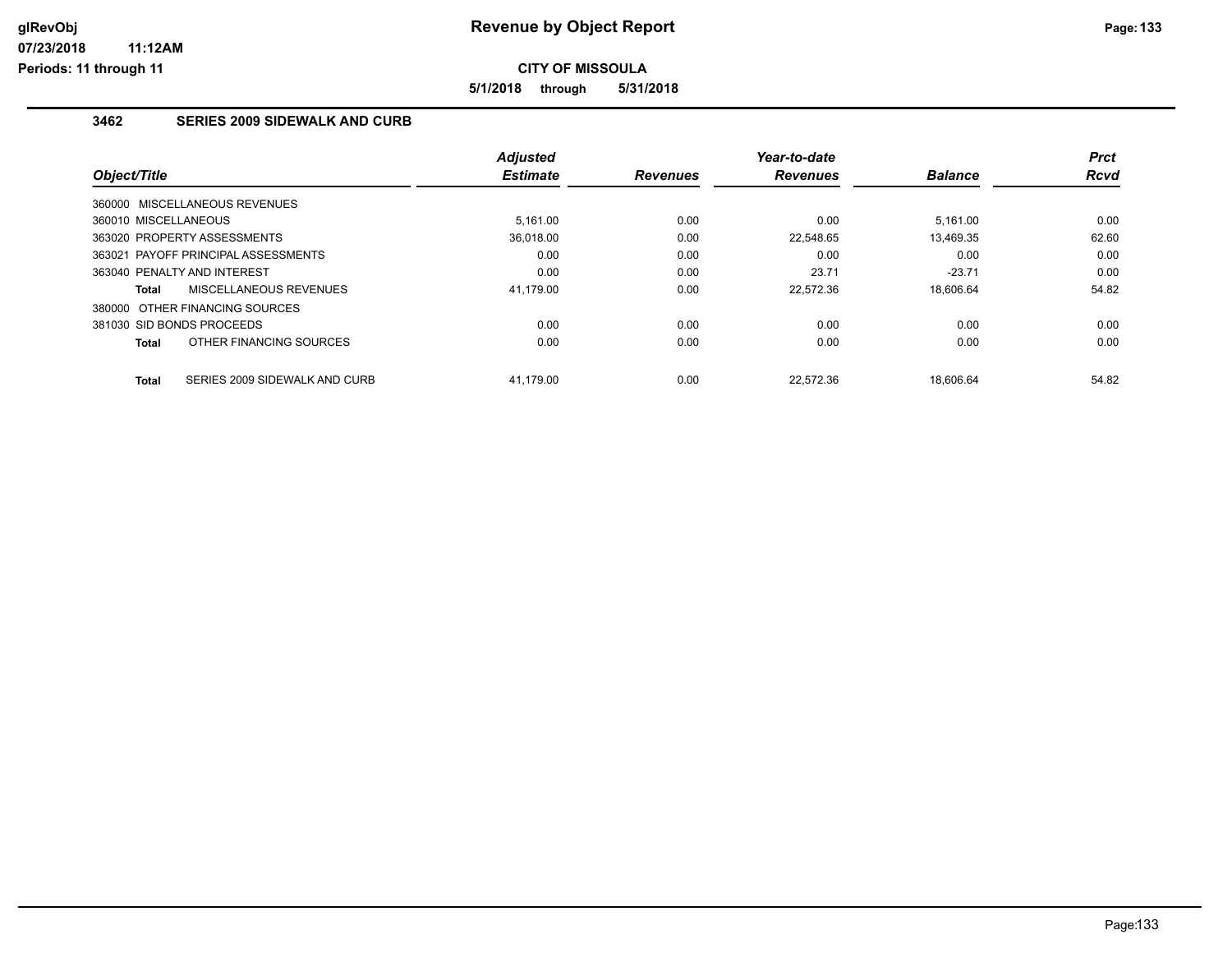# Revenue by Object Report

**CITY OF MISSOULA**

**5/1/2018 through 5/31/2018**

### 3462 SERIES 2009 SIDEWALK AND CURB

| Object/Title | | Adjusted Estimate | Revenues | Year-to-date Revenues | Balance | Prct Rcvd |
|---|---|---|---|---|---|---|
| 360000 MISCELLANEOUS REVENUES | | | | | | |
| 360010 MISCELLANEOUS | | 5,161.00 | 0.00 | 0.00 | 5,161.00 | 0.00 |
| 363020 PROPERTY ASSESSMENTS | | 36,018.00 | 0.00 | 22,548.65 | 13,469.35 | 62.60 |
| 363021 PAYOFF PRINCIPAL ASSESSMENTS | | 0.00 | 0.00 | 0.00 | 0.00 | 0.00 |
| 363040 PENALTY AND INTEREST | | 0.00 | 0.00 | 23.71 | -23.71 | 0.00 |
| **Total** | MISCELLANEOUS REVENUES | 41,179.00 | 0.00 | 22,572.36 | 18,606.64 | 54.82 |
| 380000 OTHER FINANCING SOURCES | | | | | | |
| 381030 SID BONDS PROCEEDS | | 0.00 | 0.00 | 0.00 | 0.00 | 0.00 |
| **Total** | OTHER FINANCING SOURCES | 0.00 | 0.00 | 0.00 | 0.00 | 0.00 |
| **Total** | SERIES 2009 SIDEWALK AND CURB | 41,179.00 | 0.00 | 22,572.36 | 18,606.64 | 54.82 |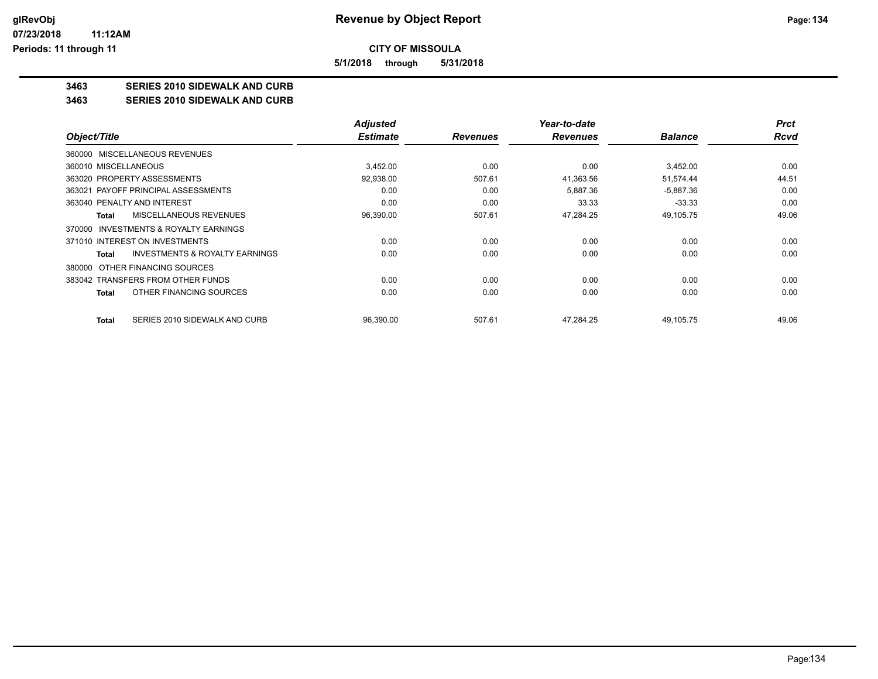# Revenue by Object Report

glRevObj
07/23/2018 11:12AM
Periods: 11 through 11

**CITY OF MISSOULA**

**5/1/2018 through 5/31/2018**

**3463 SERIES 2010 SIDEWALK AND CURB**

**3463 SERIES 2010 SIDEWALK AND CURB**

| Object/Title | Adjusted Estimate | Revenues | Year-to-date Revenues | Balance | Prct Rcvd |
|---|---|---|---|---|---|
| 360000 MISCELLANEOUS REVENUES | | | | | |
| 360010 MISCELLANEOUS | 3,452.00 | 0.00 | 0.00 | 3,452.00 | 0.00 |
| 363020 PROPERTY ASSESSMENTS | 92,938.00 | 507.61 | 41,363.56 | 51,574.44 | 44.51 |
| 363021 PAYOFF PRINCIPAL ASSESSMENTS | 0.00 | 0.00 | 5,887.36 | -5,887.36 | 0.00 |
| 363040 PENALTY AND INTEREST | 0.00 | 0.00 | 33.33 | -33.33 | 0.00 |
| **Total** MISCELLANEOUS REVENUES | 96,390.00 | 507.61 | 47,284.25 | 49,105.75 | 49.06 |
| 370000 INVESTMENTS & ROYALTY EARNINGS | | | | | |
| 371010 INTEREST ON INVESTMENTS | 0.00 | 0.00 | 0.00 | 0.00 | 0.00 |
| **Total** INVESTMENTS & ROYALTY EARNINGS | 0.00 | 0.00 | 0.00 | 0.00 | 0.00 |
| 380000 OTHER FINANCING SOURCES | | | | | |
| 383042 TRANSFERS FROM OTHER FUNDS | 0.00 | 0.00 | 0.00 | 0.00 | 0.00 |
| **Total** OTHER FINANCING SOURCES | 0.00 | 0.00 | 0.00 | 0.00 | 0.00 |
| **Total** SERIES 2010 SIDEWALK AND CURB | 96,390.00 | 507.61 | 47,284.25 | 49,105.75 | 49.06 |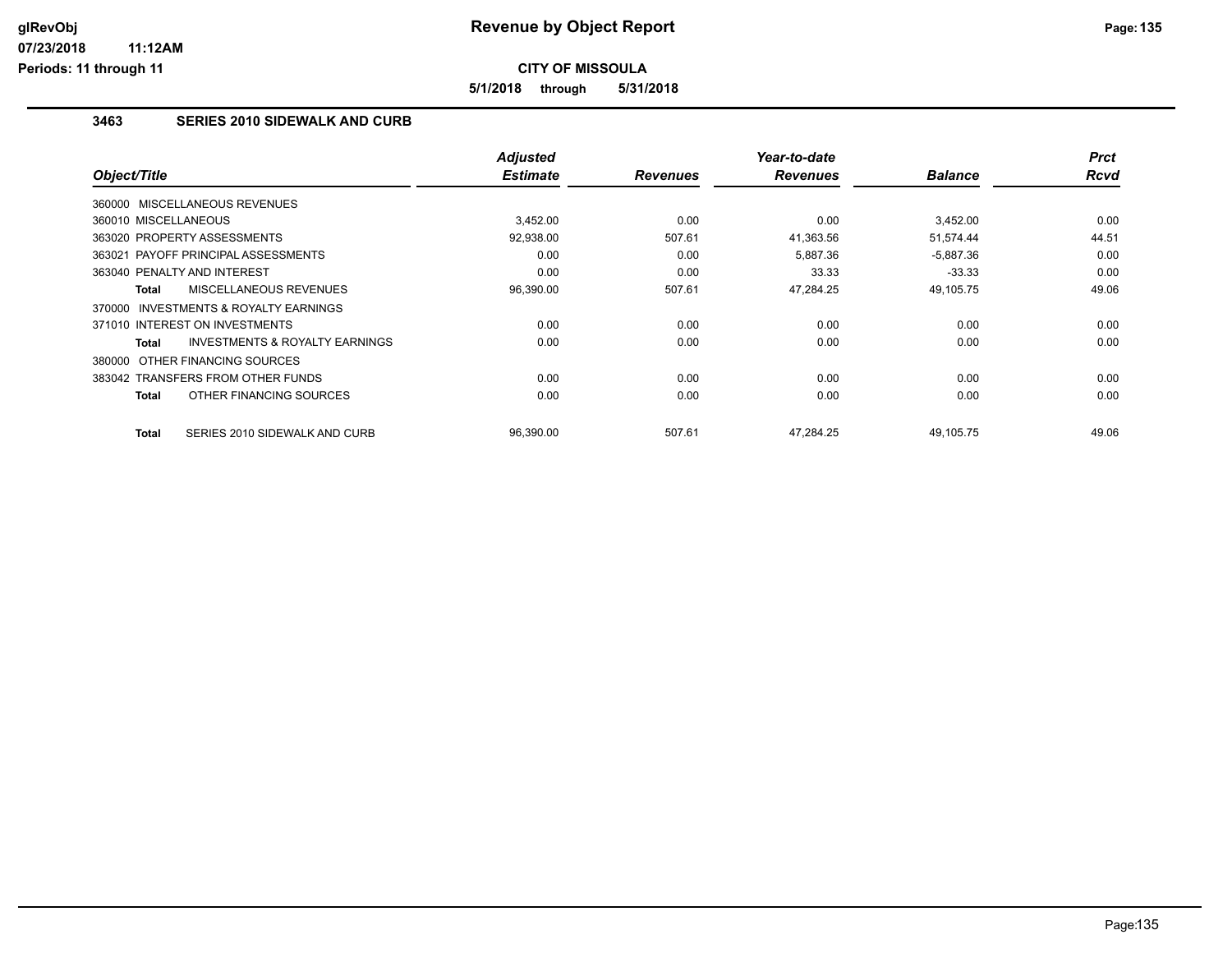# Revenue by Object Report

**CITY OF MISSOULA**

**5/1/2018 through 5/31/2018**

glRevObj
07/23/2018 11:12AM
Periods: 11 through 11

## 3463 SERIES 2010 SIDEWALK AND CURB

| Object/Title | Adjusted Estimate | Revenues | Year-to-date Revenues | Balance | Prct Rcvd |
|---|---|---|---|---|---|
| 360000 MISCELLANEOUS REVENUES | | | | | |
| 360010 MISCELLANEOUS | 3,452.00 | 0.00 | 0.00 | 3,452.00 | 0.00 |
| 363020 PROPERTY ASSESSMENTS | 92,938.00 | 507.61 | 41,363.56 | 51,574.44 | 44.51 |
| 363021 PAYOFF PRINCIPAL ASSESSMENTS | 0.00 | 0.00 | 5,887.36 | -5,887.36 | 0.00 |
| 363040 PENALTY AND INTEREST | 0.00 | 0.00 | 33.33 | -33.33 | 0.00 |
| **Total** MISCELLANEOUS REVENUES | 96,390.00 | 507.61 | 47,284.25 | 49,105.75 | 49.06 |
| 370000 INVESTMENTS & ROYALTY EARNINGS | | | | | |
| 371010 INTEREST ON INVESTMENTS | 0.00 | 0.00 | 0.00 | 0.00 | 0.00 |
| **Total** INVESTMENTS & ROYALTY EARNINGS | 0.00 | 0.00 | 0.00 | 0.00 | 0.00 |
| 380000 OTHER FINANCING SOURCES | | | | | |
| 383042 TRANSFERS FROM OTHER FUNDS | 0.00 | 0.00 | 0.00 | 0.00 | 0.00 |
| **Total** OTHER FINANCING SOURCES | 0.00 | 0.00 | 0.00 | 0.00 | 0.00 |
| **Total** SERIES 2010 SIDEWALK AND CURB | 96,390.00 | 507.61 | 47,284.25 | 49,105.75 | 49.06 |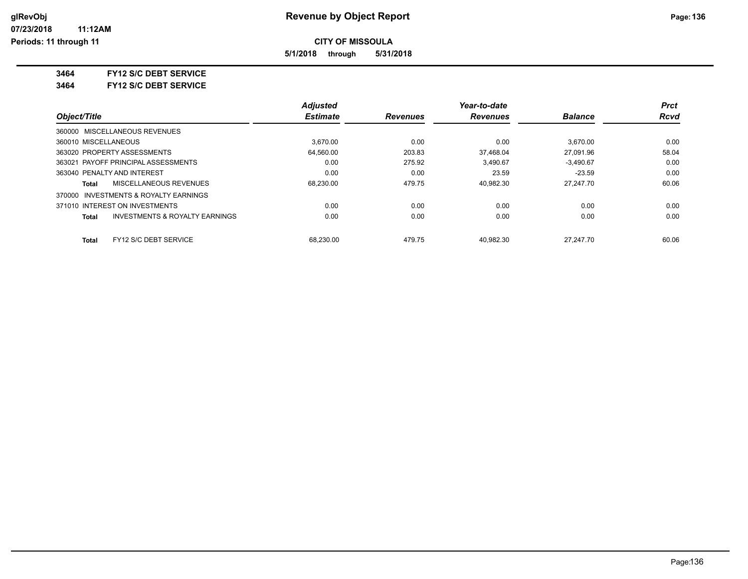# Revenue by Object Report

glRevObj
07/23/2018 11:12AM
Periods: 11 through 11

**CITY OF MISSOULA**

**5/1/2018 through 5/31/2018**

**3464 FY12 S/C DEBT SERVICE**

**3464 FY12 S/C DEBT SERVICE**

| Object/Title | Adjusted Estimate | Revenues | Year-to-date Revenues | Balance | Prct Rcvd |
|---|---|---|---|---|---|
| 360000 MISCELLANEOUS REVENUES | | | | | |
| 360010 MISCELLANEOUS | 3,670.00 | 0.00 | 0.00 | 3,670.00 | 0.00 |
| 363020 PROPERTY ASSESSMENTS | 64,560.00 | 203.83 | 37,468.04 | 27,091.96 | 58.04 |
| 363021 PAYOFF PRINCIPAL ASSESSMENTS | 0.00 | 275.92 | 3,490.67 | -3,490.67 | 0.00 |
| 363040 PENALTY AND INTEREST | 0.00 | 0.00 | 23.59 | -23.59 | 0.00 |
| **Total** MISCELLANEOUS REVENUES | 68,230.00 | 479.75 | 40,982.30 | 27,247.70 | 60.06 |
| 370000 INVESTMENTS & ROYALTY EARNINGS | | | | | |
| 371010 INTEREST ON INVESTMENTS | 0.00 | 0.00 | 0.00 | 0.00 | 0.00 |
| **Total** INVESTMENTS & ROYALTY EARNINGS | 0.00 | 0.00 | 0.00 | 0.00 | 0.00 |
| **Total** FY12 S/C DEBT SERVICE | 68,230.00 | 479.75 | 40,982.30 | 27,247.70 | 60.06 |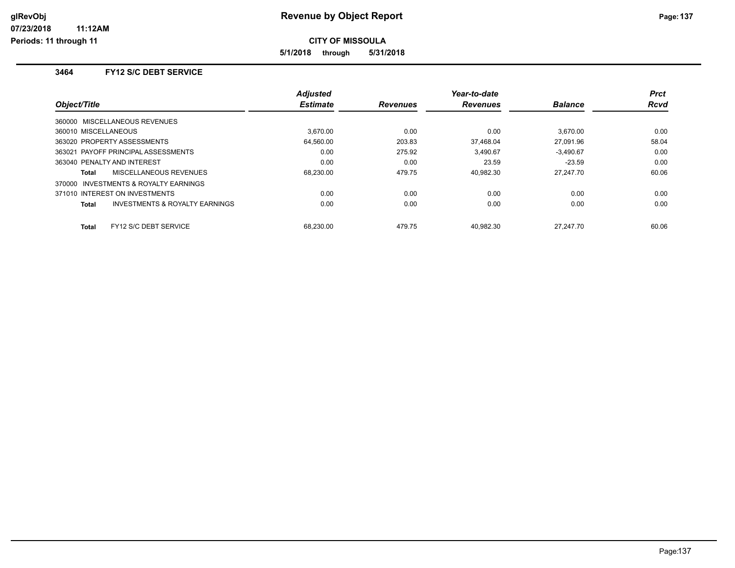# Revenue by Object Report

**CITY OF MISSOULA**

**5/1/2018 through 5/31/2018**

glRevObj
07/23/2018 11:12AM
Periods: 11 through 11

### 3464 FY12 S/C DEBT SERVICE

| Object/Title | Adjusted Estimate | Revenues | Year-to-date Revenues | Balance | Prct Rcvd |
|---|---|---|---|---|---|
| 360000 MISCELLANEOUS REVENUES | | | | | |
| 360010 MISCELLANEOUS | 3,670.00 | 0.00 | 0.00 | 3,670.00 | 0.00 |
| 363020 PROPERTY ASSESSMENTS | 64,560.00 | 203.83 | 37,468.04 | 27,091.96 | 58.04 |
| 363021 PAYOFF PRINCIPAL ASSESSMENTS | 0.00 | 275.92 | 3,490.67 | -3,490.67 | 0.00 |
| 363040 PENALTY AND INTEREST | 0.00 | 0.00 | 23.59 | -23.59 | 0.00 |
| **Total** MISCELLANEOUS REVENUES | 68,230.00 | 479.75 | 40,982.30 | 27,247.70 | 60.06 |
| 370000 INVESTMENTS & ROYALTY EARNINGS | | | | | |
| 371010 INTEREST ON INVESTMENTS | 0.00 | 0.00 | 0.00 | 0.00 | 0.00 |
| **Total** INVESTMENTS & ROYALTY EARNINGS | 0.00 | 0.00 | 0.00 | 0.00 | 0.00 |
| **Total** FY12 S/C DEBT SERVICE | 68,230.00 | 479.75 | 40,982.30 | 27,247.70 | 60.06 |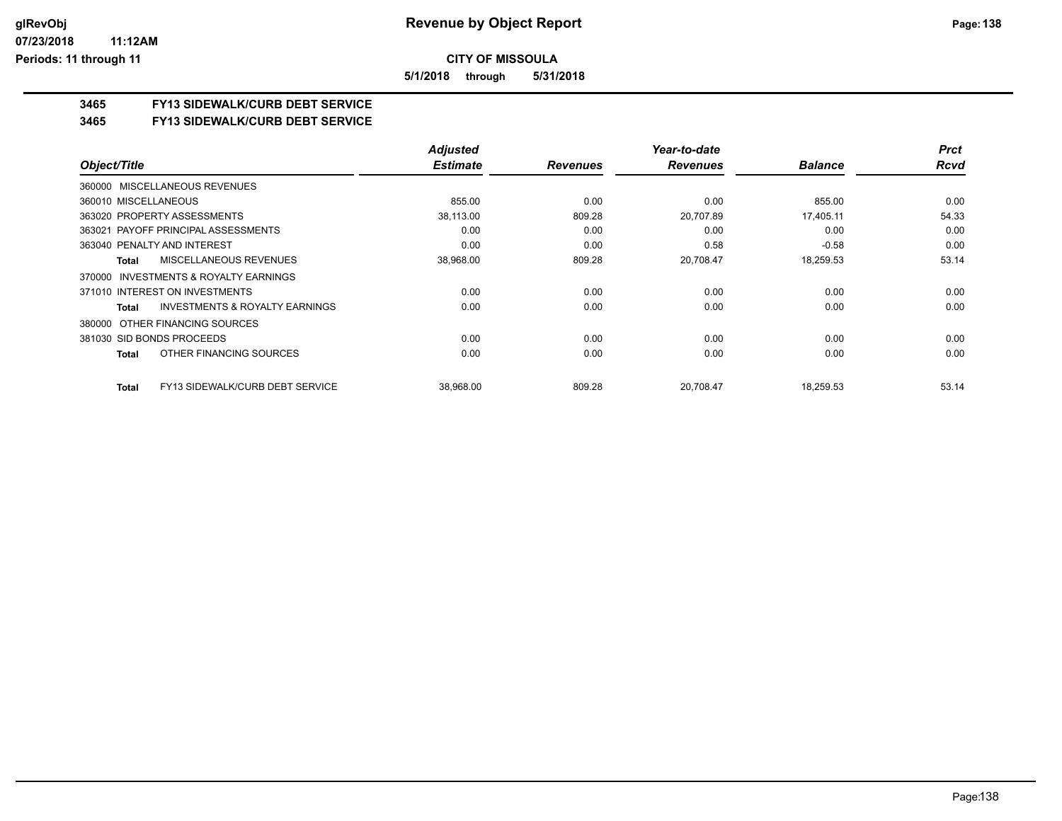# CITY OF MISSOULA

**5/1/2018 through 5/31/2018**

## 3465 FY13 SIDEWALK/CURB DEBT SERVICE

## 3465 FY13 SIDEWALK/CURB DEBT SERVICE

| Object/Title | Adjusted Estimate | Revenues | Year-to-date Revenues | Balance | Prct Rcvd |
|---|---|---|---|---|---|
| 360000 MISCELLANEOUS REVENUES | | | | | |
| 360010 MISCELLANEOUS | 855.00 | 0.00 | 0.00 | 855.00 | 0.00 |
| 363020 PROPERTY ASSESSMENTS | 38,113.00 | 809.28 | 20,707.89 | 17,405.11 | 54.33 |
| 363021 PAYOFF PRINCIPAL ASSESSMENTS | 0.00 | 0.00 | 0.00 | 0.00 | 0.00 |
| 363040 PENALTY AND INTEREST | 0.00 | 0.00 | 0.58 | -0.58 | 0.00 |
| **Total** MISCELLANEOUS REVENUES | 38,968.00 | 809.28 | 20,708.47 | 18,259.53 | 53.14 |
| 370000 INVESTMENTS & ROYALTY EARNINGS | | | | | |
| 371010 INTEREST ON INVESTMENTS | 0.00 | 0.00 | 0.00 | 0.00 | 0.00 |
| **Total** INVESTMENTS & ROYALTY EARNINGS | 0.00 | 0.00 | 0.00 | 0.00 | 0.00 |
| 380000 OTHER FINANCING SOURCES | | | | | |
| 381030 SID BONDS PROCEEDS | 0.00 | 0.00 | 0.00 | 0.00 | 0.00 |
| **Total** OTHER FINANCING SOURCES | 0.00 | 0.00 | 0.00 | 0.00 | 0.00 |
| **Total** FY13 SIDEWALK/CURB DEBT SERVICE | 38,968.00 | 809.28 | 20,708.47 | 18,259.53 | 53.14 |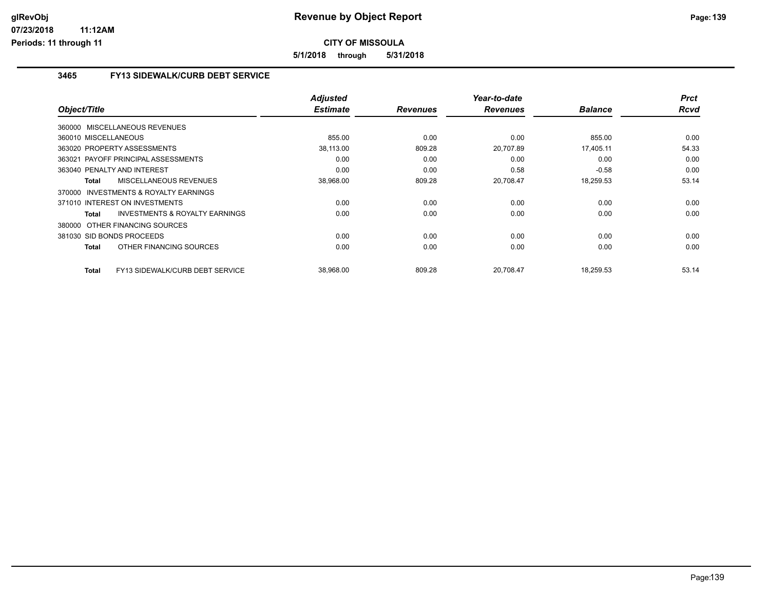**CITY OF MISSOULA**

**5/1/2018 through 5/31/2018**

## 3465 FY13 SIDEWALK/CURB DEBT SERVICE

| Object/Title | Adjusted Estimate | Revenues | Year-to-date Revenues | Balance | Prct Rcvd |
|---|---|---|---|---|---|
| 360000 MISCELLANEOUS REVENUES | | | | | |
| 360010 MISCELLANEOUS | 855.00 | 0.00 | 0.00 | 855.00 | 0.00 |
| 363020 PROPERTY ASSESSMENTS | 38,113.00 | 809.28 | 20,707.89 | 17,405.11 | 54.33 |
| 363021 PAYOFF PRINCIPAL ASSESSMENTS | 0.00 | 0.00 | 0.00 | 0.00 | 0.00 |
| 363040 PENALTY AND INTEREST | 0.00 | 0.00 | 0.58 | -0.58 | 0.00 |
| **Total** MISCELLANEOUS REVENUES | 38,968.00 | 809.28 | 20,708.47 | 18,259.53 | 53.14 |
| 370000 INVESTMENTS & ROYALTY EARNINGS | | | | | |
| 371010 INTEREST ON INVESTMENTS | 0.00 | 0.00 | 0.00 | 0.00 | 0.00 |
| **Total** INVESTMENTS & ROYALTY EARNINGS | 0.00 | 0.00 | 0.00 | 0.00 | 0.00 |
| 380000 OTHER FINANCING SOURCES | | | | | |
| 381030 SID BONDS PROCEEDS | 0.00 | 0.00 | 0.00 | 0.00 | 0.00 |
| **Total** OTHER FINANCING SOURCES | 0.00 | 0.00 | 0.00 | 0.00 | 0.00 |
| **Total** FY13 SIDEWALK/CURB DEBT SERVICE | 38,968.00 | 809.28 | 20,708.47 | 18,259.53 | 53.14 |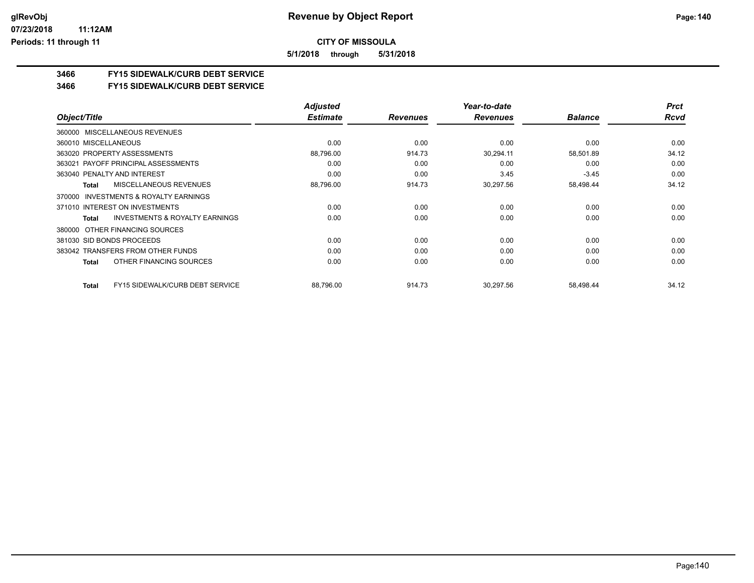**CITY OF MISSOULA**

**5/1/2018 through 5/31/2018**

## 3466 FY15 SIDEWALK/CURB DEBT SERVICE

## 3466 FY15 SIDEWALK/CURB DEBT SERVICE

| Object/Title | Adjusted Estimate | Revenues | Year-to-date Revenues | Balance | Prct Rcvd |
|---|---|---|---|---|---|
| 360000 MISCELLANEOUS REVENUES | | | | | |
| 360010 MISCELLANEOUS | 0.00 | 0.00 | 0.00 | 0.00 | 0.00 |
| 363020 PROPERTY ASSESSMENTS | 88,796.00 | 914.73 | 30,294.11 | 58,501.89 | 34.12 |
| 363021 PAYOFF PRINCIPAL ASSESSMENTS | 0.00 | 0.00 | 0.00 | 0.00 | 0.00 |
| 363040 PENALTY AND INTEREST | 0.00 | 0.00 | 3.45 | -3.45 | 0.00 |
| **Total** MISCELLANEOUS REVENUES | 88,796.00 | 914.73 | 30,297.56 | 58,498.44 | 34.12 |
| 370000 INVESTMENTS & ROYALTY EARNINGS | | | | | |
| 371010 INTEREST ON INVESTMENTS | 0.00 | 0.00 | 0.00 | 0.00 | 0.00 |
| **Total** INVESTMENTS & ROYALTY EARNINGS | 0.00 | 0.00 | 0.00 | 0.00 | 0.00 |
| 380000 OTHER FINANCING SOURCES | | | | | |
| 381030 SID BONDS PROCEEDS | 0.00 | 0.00 | 0.00 | 0.00 | 0.00 |
| 383042 TRANSFERS FROM OTHER FUNDS | 0.00 | 0.00 | 0.00 | 0.00 | 0.00 |
| **Total** OTHER FINANCING SOURCES | 0.00 | 0.00 | 0.00 | 0.00 | 0.00 |
| **Total** FY15 SIDEWALK/CURB DEBT SERVICE | 88,796.00 | 914.73 | 30,297.56 | 58,498.44 | 34.12 |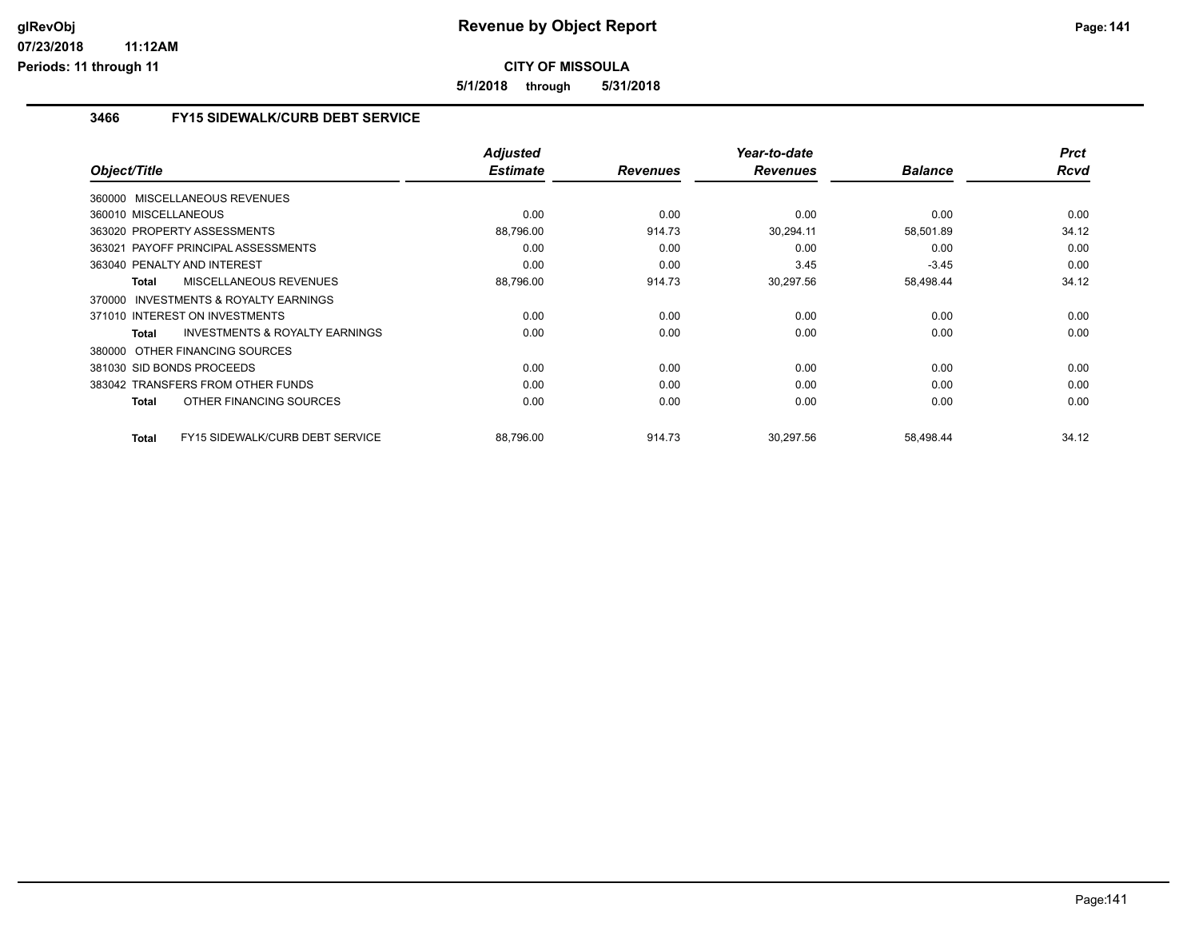**CITY OF MISSOULA**

**5/1/2018 through 5/31/2018**

### 3466 FY15 SIDEWALK/CURB DEBT SERVICE

| Object/Title | Adjusted Estimate | Revenues | Year-to-date Revenues | Balance | Prct Rcvd |
|---|---|---|---|---|---|
| 360000 MISCELLANEOUS REVENUES | | | | | |
| 360010 MISCELLANEOUS | 0.00 | 0.00 | 0.00 | 0.00 | 0.00 |
| 363020 PROPERTY ASSESSMENTS | 88,796.00 | 914.73 | 30,294.11 | 58,501.89 | 34.12 |
| 363021 PAYOFF PRINCIPAL ASSESSMENTS | 0.00 | 0.00 | 0.00 | 0.00 | 0.00 |
| 363040 PENALTY AND INTEREST | 0.00 | 0.00 | 3.45 | -3.45 | 0.00 |
| **Total** MISCELLANEOUS REVENUES | 88,796.00 | 914.73 | 30,297.56 | 58,498.44 | 34.12 |
| 370000 INVESTMENTS & ROYALTY EARNINGS | | | | | |
| 371010 INTEREST ON INVESTMENTS | 0.00 | 0.00 | 0.00 | 0.00 | 0.00 |
| **Total** INVESTMENTS & ROYALTY EARNINGS | 0.00 | 0.00 | 0.00 | 0.00 | 0.00 |
| 380000 OTHER FINANCING SOURCES | | | | | |
| 381030 SID BONDS PROCEEDS | 0.00 | 0.00 | 0.00 | 0.00 | 0.00 |
| 383042 TRANSFERS FROM OTHER FUNDS | 0.00 | 0.00 | 0.00 | 0.00 | 0.00 |
| **Total** OTHER FINANCING SOURCES | 0.00 | 0.00 | 0.00 | 0.00 | 0.00 |
| **Total** FY15 SIDEWALK/CURB DEBT SERVICE | 88,796.00 | 914.73 | 30,297.56 | 58,498.44 | 34.12 |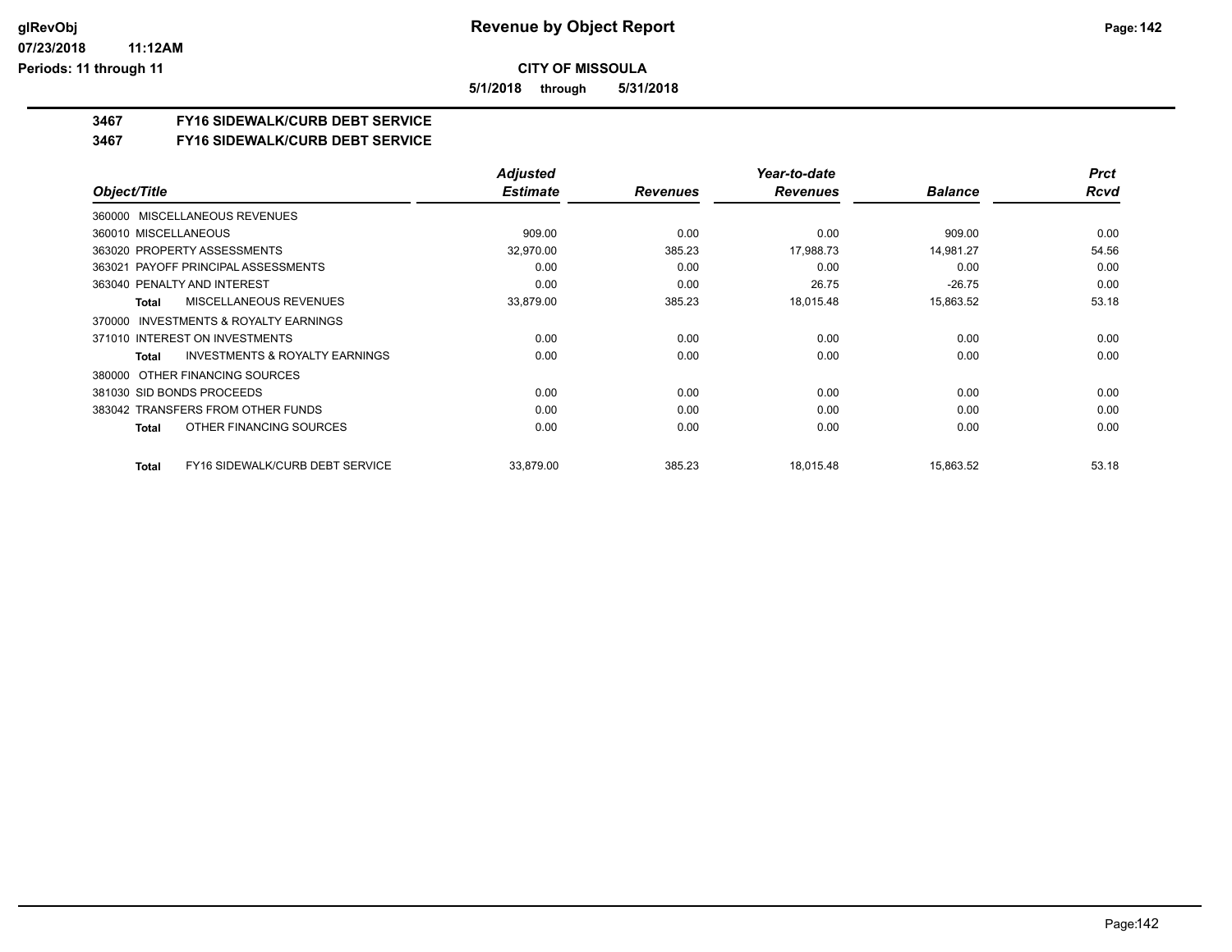**CITY OF MISSOULA**

**5/1/2018 through 5/31/2018**

# 3467 FY16 SIDEWALK/CURB DEBT SERVICE

## 3467 FY16 SIDEWALK/CURB DEBT SERVICE

| Object/Title | Adjusted Estimate | Revenues | Year-to-date Revenues | Balance | Prct Rcvd |
|---|---|---|---|---|---|
| 360000 MISCELLANEOUS REVENUES | | | | | |
| 360010 MISCELLANEOUS | 909.00 | 0.00 | 0.00 | 909.00 | 0.00 |
| 363020 PROPERTY ASSESSMENTS | 32,970.00 | 385.23 | 17,988.73 | 14,981.27 | 54.56 |
| 363021 PAYOFF PRINCIPAL ASSESSMENTS | 0.00 | 0.00 | 0.00 | 0.00 | 0.00 |
| 363040 PENALTY AND INTEREST | 0.00 | 0.00 | 26.75 | -26.75 | 0.00 |
| **Total** MISCELLANEOUS REVENUES | 33,879.00 | 385.23 | 18,015.48 | 15,863.52 | 53.18 |
| 370000 INVESTMENTS & ROYALTY EARNINGS | | | | | |
| 371010 INTEREST ON INVESTMENTS | 0.00 | 0.00 | 0.00 | 0.00 | 0.00 |
| **Total** INVESTMENTS & ROYALTY EARNINGS | 0.00 | 0.00 | 0.00 | 0.00 | 0.00 |
| 380000 OTHER FINANCING SOURCES | | | | | |
| 381030 SID BONDS PROCEEDS | 0.00 | 0.00 | 0.00 | 0.00 | 0.00 |
| 383042 TRANSFERS FROM OTHER FUNDS | 0.00 | 0.00 | 0.00 | 0.00 | 0.00 |
| **Total** OTHER FINANCING SOURCES | 0.00 | 0.00 | 0.00 | 0.00 | 0.00 |
| **Total** FY16 SIDEWALK/CURB DEBT SERVICE | 33,879.00 | 385.23 | 18,015.48 | 15,863.52 | 53.18 |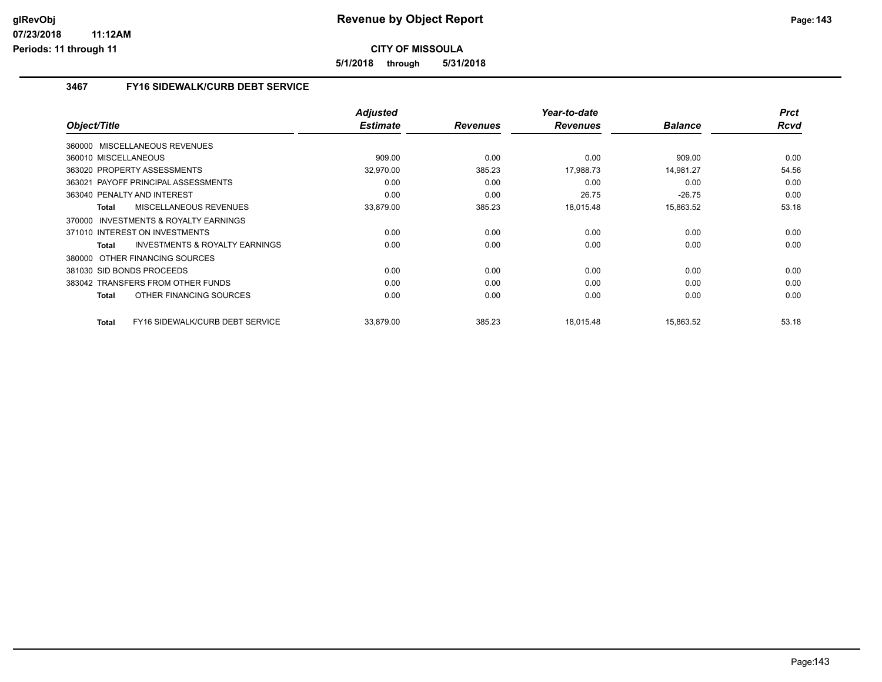# Revenue by Object Report

**CITY OF MISSOULA**

**5/1/2018 through 5/31/2018**

### 3467 FY16 SIDEWALK/CURB DEBT SERVICE

| Object/Title | | Adjusted Estimate | Revenues | Year-to-date Revenues | Balance | Prct Rcvd |
|---|---|---|---|---|---|---|
| 360000 MISCELLANEOUS REVENUES | | | | | | |
| 360010 MISCELLANEOUS | | 909.00 | 0.00 | 0.00 | 909.00 | 0.00 |
| 363020 PROPERTY ASSESSMENTS | | 32,970.00 | 385.23 | 17,988.73 | 14,981.27 | 54.56 |
| 363021 PAYOFF PRINCIPAL ASSESSMENTS | | 0.00 | 0.00 | 0.00 | 0.00 | 0.00 |
| 363040 PENALTY AND INTEREST | | 0.00 | 0.00 | 26.75 | -26.75 | 0.00 |
| **Total** | MISCELLANEOUS REVENUES | 33,879.00 | 385.23 | 18,015.48 | 15,863.52 | 53.18 |
| 370000 INVESTMENTS & ROYALTY EARNINGS | | | | | | |
| 371010 INTEREST ON INVESTMENTS | | 0.00 | 0.00 | 0.00 | 0.00 | 0.00 |
| **Total** | INVESTMENTS & ROYALTY EARNINGS | 0.00 | 0.00 | 0.00 | 0.00 | 0.00 |
| 380000 OTHER FINANCING SOURCES | | | | | | |
| 381030 SID BONDS PROCEEDS | | 0.00 | 0.00 | 0.00 | 0.00 | 0.00 |
| 383042 TRANSFERS FROM OTHER FUNDS | | 0.00 | 0.00 | 0.00 | 0.00 | 0.00 |
| **Total** | OTHER FINANCING SOURCES | 0.00 | 0.00 | 0.00 | 0.00 | 0.00 |
| **Total** | FY16 SIDEWALK/CURB DEBT SERVICE | 33,879.00 | 385.23 | 18,015.48 | 15,863.52 | 53.18 |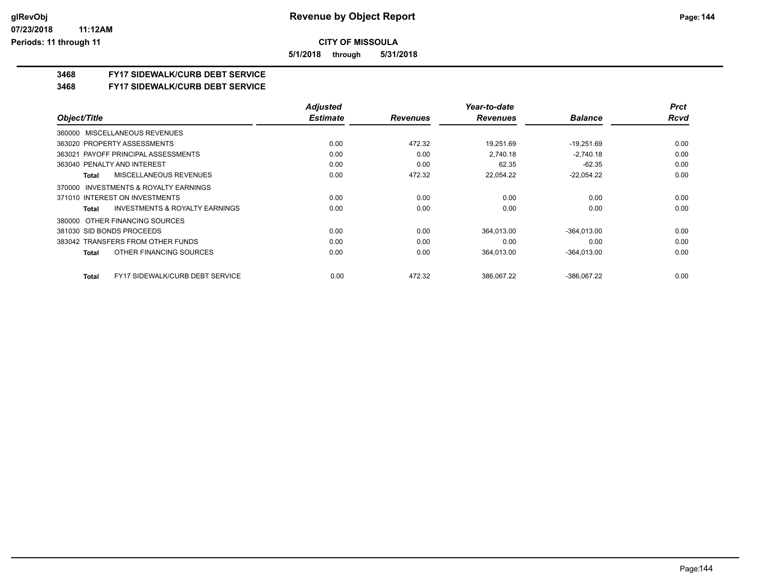**CITY OF MISSOULA**

**5/1/2018 through 5/31/2018**

## 3468 FY17 SIDEWALK/CURB DEBT SERVICE

## 3468 FY17 SIDEWALK/CURB DEBT SERVICE

| Object/Title | Adjusted Estimate | Revenues | Year-to-date Revenues | Balance | Prct Rcvd |
|---|---|---|---|---|---|
| 360000 MISCELLANEOUS REVENUES | | | | | |
| 363020 PROPERTY ASSESSMENTS | 0.00 | 472.32 | 19,251.69 | -19,251.69 | 0.00 |
| 363021 PAYOFF PRINCIPAL ASSESSMENTS | 0.00 | 0.00 | 2,740.18 | -2,740.18 | 0.00 |
| 363040 PENALTY AND INTEREST | 0.00 | 0.00 | 62.35 | -62.35 | 0.00 |
| **Total** MISCELLANEOUS REVENUES | 0.00 | 472.32 | 22,054.22 | -22,054.22 | 0.00 |
| 370000 INVESTMENTS & ROYALTY EARNINGS | | | | | |
| 371010 INTEREST ON INVESTMENTS | 0.00 | 0.00 | 0.00 | 0.00 | 0.00 |
| **Total** INVESTMENTS & ROYALTY EARNINGS | 0.00 | 0.00 | 0.00 | 0.00 | 0.00 |
| 380000 OTHER FINANCING SOURCES | | | | | |
| 381030 SID BONDS PROCEEDS | 0.00 | 0.00 | 364,013.00 | -364,013.00 | 0.00 |
| 383042 TRANSFERS FROM OTHER FUNDS | 0.00 | 0.00 | 0.00 | 0.00 | 0.00 |
| **Total** OTHER FINANCING SOURCES | 0.00 | 0.00 | 364,013.00 | -364,013.00 | 0.00 |
| **Total** FY17 SIDEWALK/CURB DEBT SERVICE | 0.00 | 472.32 | 386,067.22 | -386,067.22 | 0.00 |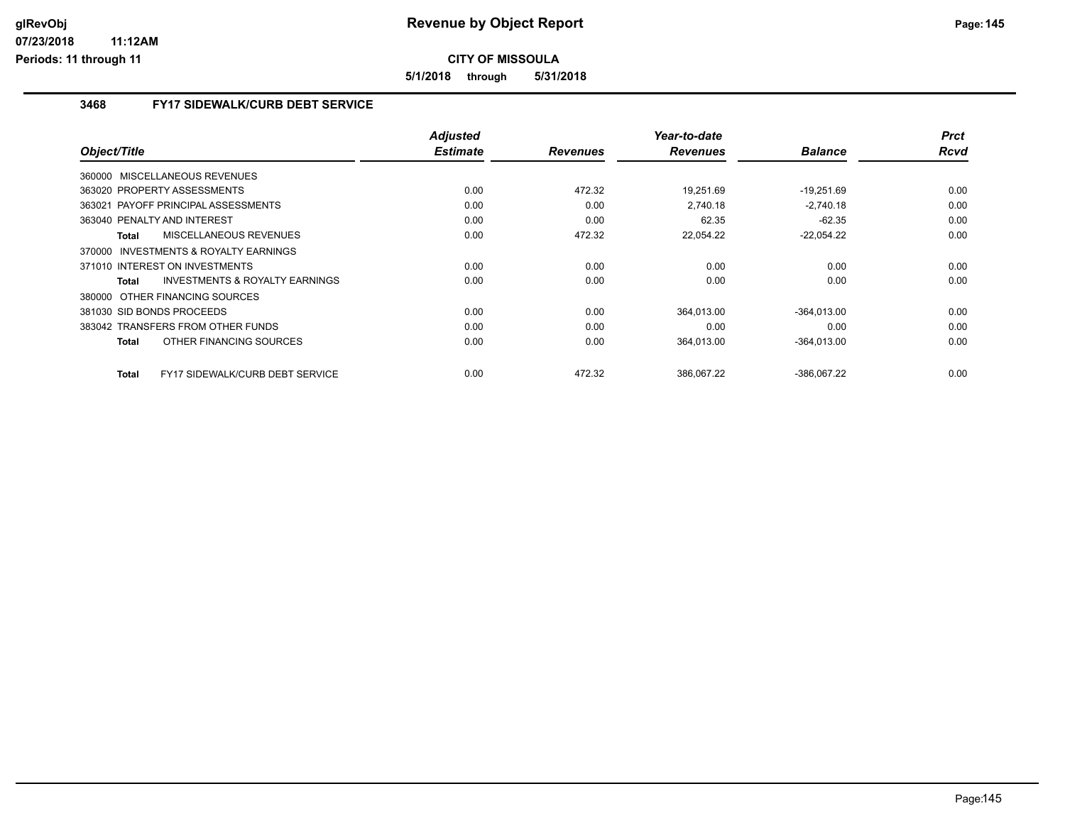**CITY OF MISSOULA**

**5/1/2018 through 5/31/2018**

## 3468 FY17 SIDEWALK/CURB DEBT SERVICE

| Object/Title | Adjusted Estimate | Revenues | Year-to-date Revenues | Balance | Prct Rcvd |
|---|---|---|---|---|---|
| 360000 MISCELLANEOUS REVENUES | | | | | |
| 363020 PROPERTY ASSESSMENTS | 0.00 | 472.32 | 19,251.69 | -19,251.69 | 0.00 |
| 363021 PAYOFF PRINCIPAL ASSESSMENTS | 0.00 | 0.00 | 2,740.18 | -2,740.18 | 0.00 |
| 363040 PENALTY AND INTEREST | 0.00 | 0.00 | 62.35 | -62.35 | 0.00 |
| **Total** MISCELLANEOUS REVENUES | 0.00 | 472.32 | 22,054.22 | -22,054.22 | 0.00 |
| 370000 INVESTMENTS & ROYALTY EARNINGS | | | | | |
| 371010 INTEREST ON INVESTMENTS | 0.00 | 0.00 | 0.00 | 0.00 | 0.00 |
| **Total** INVESTMENTS & ROYALTY EARNINGS | 0.00 | 0.00 | 0.00 | 0.00 | 0.00 |
| 380000 OTHER FINANCING SOURCES | | | | | |
| 381030 SID BONDS PROCEEDS | 0.00 | 0.00 | 364,013.00 | -364,013.00 | 0.00 |
| 383042 TRANSFERS FROM OTHER FUNDS | 0.00 | 0.00 | 0.00 | 0.00 | 0.00 |
| **Total** OTHER FINANCING SOURCES | 0.00 | 0.00 | 364,013.00 | -364,013.00 | 0.00 |
| **Total** FY17 SIDEWALK/CURB DEBT SERVICE | 0.00 | 472.32 | 386,067.22 | -386,067.22 | 0.00 |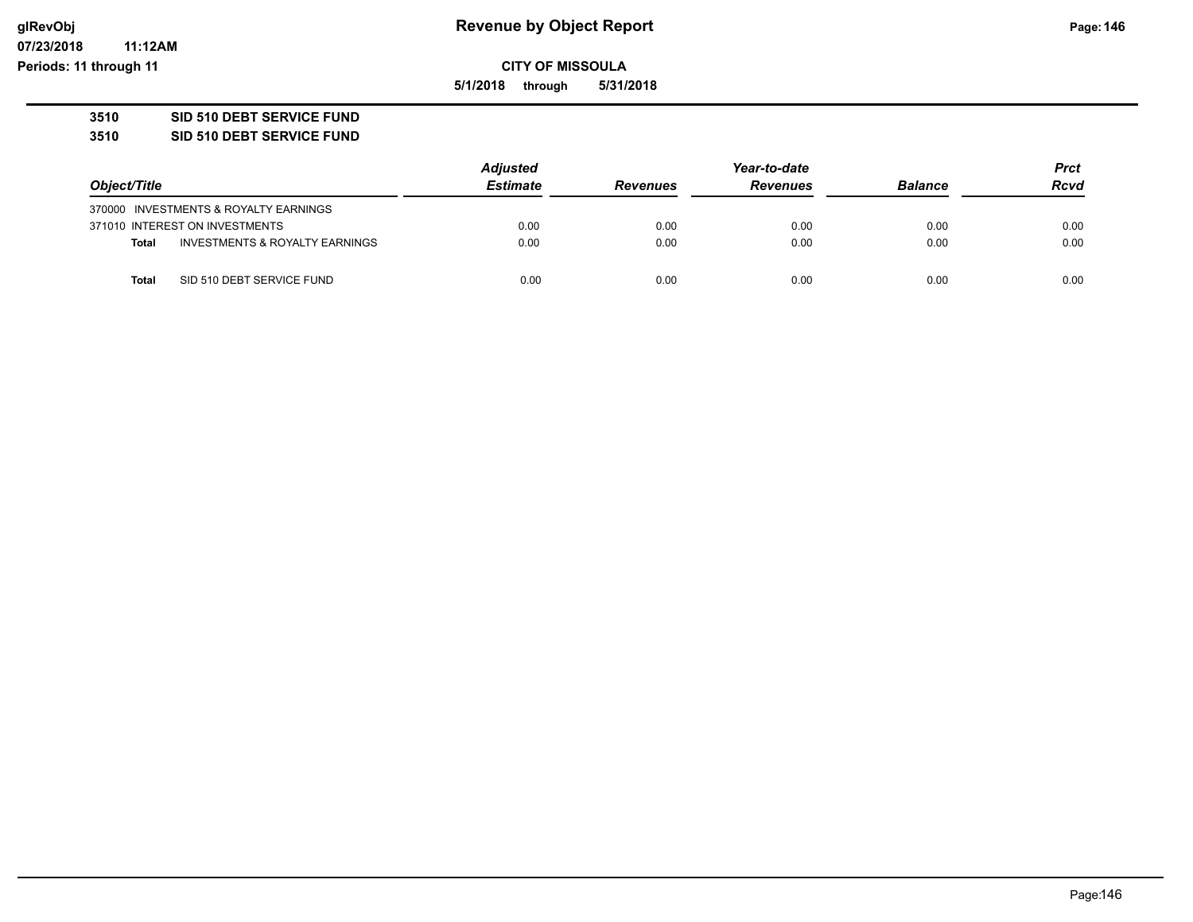**CITY OF MISSOULA**

**5/1/2018 through 5/31/2018**

**3510 SID 510 DEBT SERVICE FUND**

**3510 SID 510 DEBT SERVICE FUND**

| Object/Title | | Adjusted Estimate | Revenues | Year-to-date Revenues | Balance | Prct Rcvd |
|---|---|---|---|---|---|---|
| 370000 INVESTMENTS & ROYALTY EARNINGS | | | | | | |
| 371010 INTEREST ON INVESTMENTS | | 0.00 | 0.00 | 0.00 | 0.00 | 0.00 |
| **Total** | INVESTMENTS & ROYALTY EARNINGS | 0.00 | 0.00 | 0.00 | 0.00 | 0.00 |
| **Total** | SID 510 DEBT SERVICE FUND | 0.00 | 0.00 | 0.00 | 0.00 | 0.00 |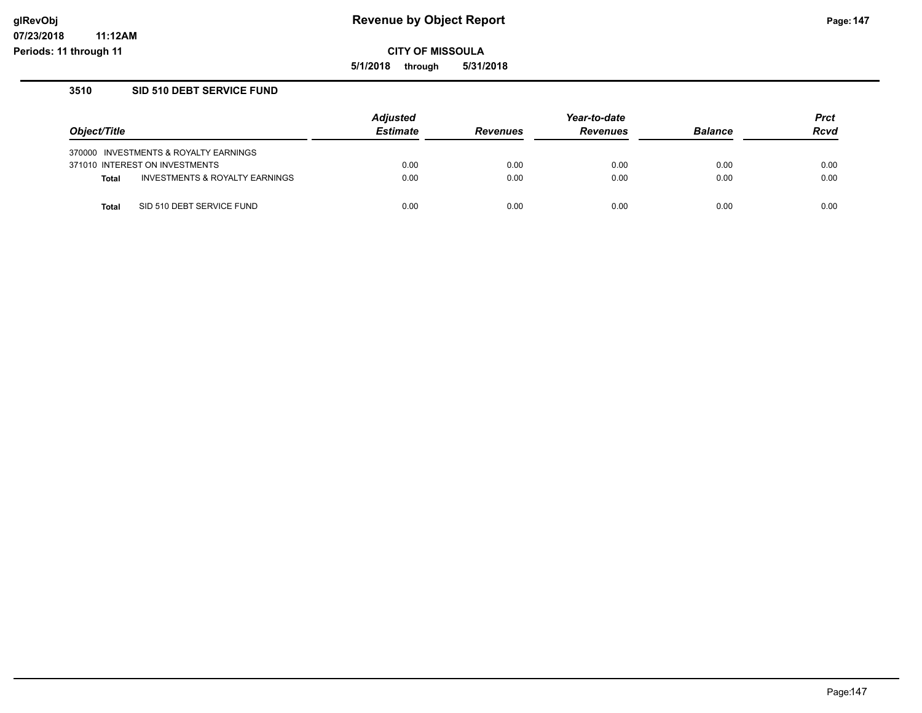# Revenue by Object Report

**CITY OF MISSOULA**

**5/1/2018 through 5/31/2018**

glRevObj
07/23/2018 11:12AM
Periods: 11 through 11

## 3510 SID 510 DEBT SERVICE FUND

| Object/Title | Adjusted Estimate | Revenues | Year-to-date Revenues | Balance | Prct Rcvd |
|---|---|---|---|---|---|
| 370000 INVESTMENTS & ROYALTY EARNINGS | | | | | |
| 371010 INTEREST ON INVESTMENTS | 0.00 | 0.00 | 0.00 | 0.00 | 0.00 |
| **Total** INVESTMENTS & ROYALTY EARNINGS | 0.00 | 0.00 | 0.00 | 0.00 | 0.00 |
| **Total** SID 510 DEBT SERVICE FUND | 0.00 | 0.00 | 0.00 | 0.00 | 0.00 |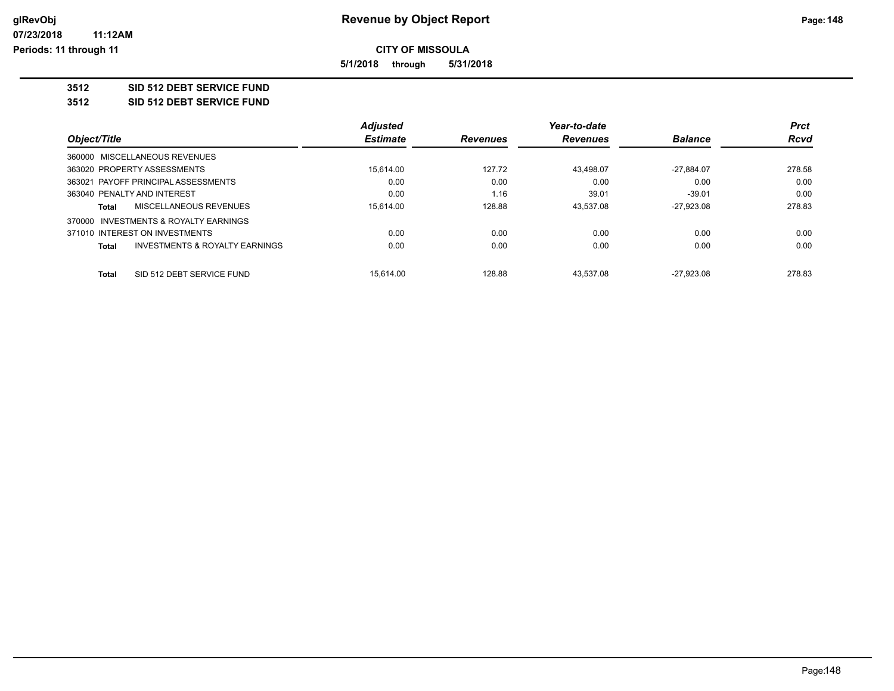# Revenue by Object Report

glRevObj
07/23/2018 11:12AM
Periods: 11 through 11

**CITY OF MISSOULA**

**5/1/2018 through 5/31/2018**

**3512 SID 512 DEBT SERVICE FUND**

**3512 SID 512 DEBT SERVICE FUND**

| Object/Title | | Adjusted Estimate | Revenues | Year-to-date Revenues | Balance | Prct Rcvd |
|---|---|---|---|---|---|---|
| 360000 MISCELLANEOUS REVENUES | | | | | | |
| 363020 PROPERTY ASSESSMENTS | | 15,614.00 | 127.72 | 43,498.07 | -27,884.07 | 278.58 |
| 363021 PAYOFF PRINCIPAL ASSESSMENTS | | 0.00 | 0.00 | 0.00 | 0.00 | 0.00 |
| 363040 PENALTY AND INTEREST | | 0.00 | 1.16 | 39.01 | -39.01 | 0.00 |
| Total | MISCELLANEOUS REVENUES | 15,614.00 | 128.88 | 43,537.08 | -27,923.08 | 278.83 |
| 370000 INVESTMENTS & ROYALTY EARNINGS | | | | | | |
| 371010 INTEREST ON INVESTMENTS | | 0.00 | 0.00 | 0.00 | 0.00 | 0.00 |
| Total | INVESTMENTS & ROYALTY EARNINGS | 0.00 | 0.00 | 0.00 | 0.00 | 0.00 |
| Total | SID 512 DEBT SERVICE FUND | 15,614.00 | 128.88 | 43,537.08 | -27,923.08 | 278.83 |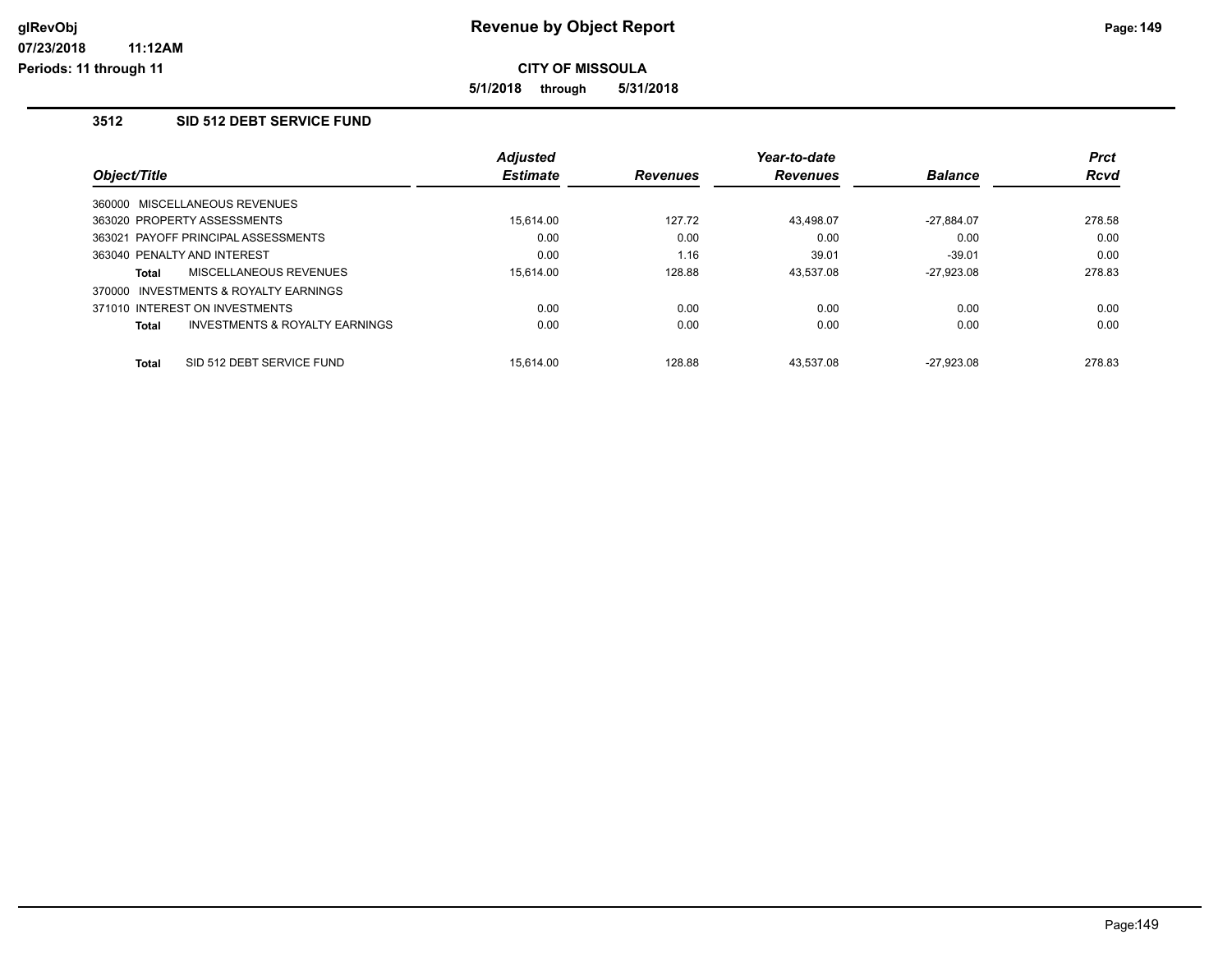**Revenue by Object Report**

**CITY OF MISSOULA**

**5/1/2018 through 5/31/2018**

glRevObj
07/23/2018 11:12AM
Periods: 11 through 11

### 3512 SID 512 DEBT SERVICE FUND

| Object/Title | Adjusted Estimate | Revenues | Year-to-date Revenues | Balance | Prct Rcvd |
|---|---|---|---|---|---|
| 360000 MISCELLANEOUS REVENUES | | | | | |
| 363020 PROPERTY ASSESSMENTS | 15,614.00 | 127.72 | 43,498.07 | -27,884.07 | 278.58 |
| 363021 PAYOFF PRINCIPAL ASSESSMENTS | 0.00 | 0.00 | 0.00 | 0.00 | 0.00 |
| 363040 PENALTY AND INTEREST | 0.00 | 1.16 | 39.01 | -39.01 | 0.00 |
| **Total** MISCELLANEOUS REVENUES | 15,614.00 | 128.88 | 43,537.08 | -27,923.08 | 278.83 |
| 370000 INVESTMENTS & ROYALTY EARNINGS | | | | | |
| 371010 INTEREST ON INVESTMENTS | 0.00 | 0.00 | 0.00 | 0.00 | 0.00 |
| **Total** INVESTMENTS & ROYALTY EARNINGS | 0.00 | 0.00 | 0.00 | 0.00 | 0.00 |
| **Total** SID 512 DEBT SERVICE FUND | 15,614.00 | 128.88 | 43,537.08 | -27,923.08 | 278.83 |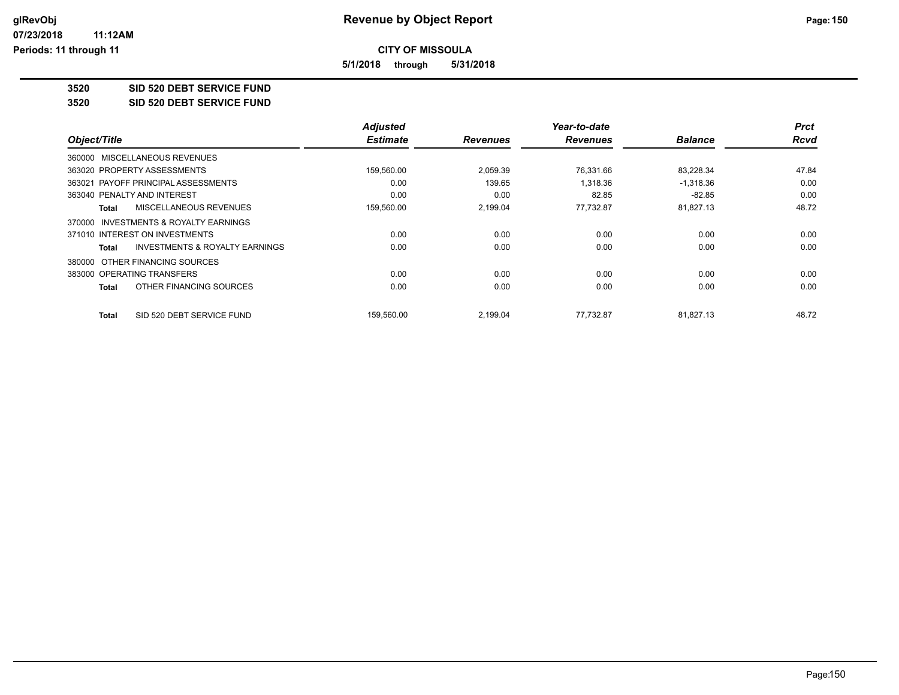# Revenue by Object Report

**CITY OF MISSOULA**

**5/1/2018 through 5/31/2018**

glRevObj
07/23/2018 11:12AM
Periods: 11 through 11

**3520 SID 520 DEBT SERVICE FUND**

**3520 SID 520 DEBT SERVICE FUND**

| Object/Title | Adjusted Estimate | Revenues | Year-to-date Revenues | Balance | Prct Rcvd |
|---|---|---|---|---|---|
| 360000 MISCELLANEOUS REVENUES | | | | | |
| 363020 PROPERTY ASSESSMENTS | 159,560.00 | 2,059.39 | 76,331.66 | 83,228.34 | 47.84 |
| 363021 PAYOFF PRINCIPAL ASSESSMENTS | 0.00 | 139.65 | 1,318.36 | -1,318.36 | 0.00 |
| 363040 PENALTY AND INTEREST | 0.00 | 0.00 | 82.85 | -82.85 | 0.00 |
| **Total** MISCELLANEOUS REVENUES | 159,560.00 | 2,199.04 | 77,732.87 | 81,827.13 | 48.72 |
| 370000 INVESTMENTS & ROYALTY EARNINGS | | | | | |
| 371010 INTEREST ON INVESTMENTS | 0.00 | 0.00 | 0.00 | 0.00 | 0.00 |
| **Total** INVESTMENTS & ROYALTY EARNINGS | 0.00 | 0.00 | 0.00 | 0.00 | 0.00 |
| 380000 OTHER FINANCING SOURCES | | | | | |
| 383000 OPERATING TRANSFERS | 0.00 | 0.00 | 0.00 | 0.00 | 0.00 |
| **Total** OTHER FINANCING SOURCES | 0.00 | 0.00 | 0.00 | 0.00 | 0.00 |
| **Total** SID 520 DEBT SERVICE FUND | 159,560.00 | 2,199.04 | 77,732.87 | 81,827.13 | 48.72 |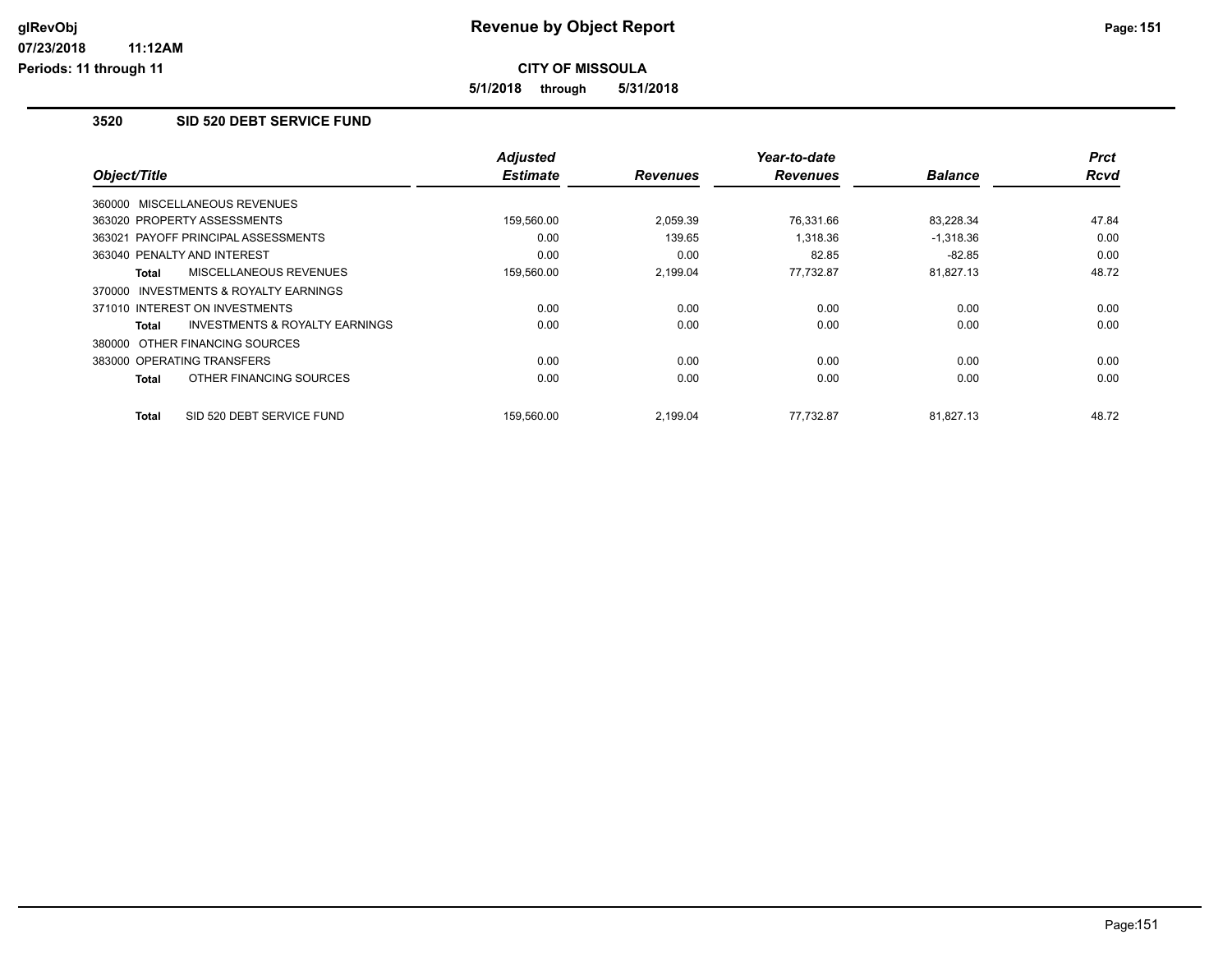# CITY OF MISSOULA

## Revenue by Object Report

**5/1/2018 through 5/31/2018**

glRevObj
07/23/2018 11:12AM
Periods: 11 through 11

### 3520 SID 520 DEBT SERVICE FUND

| Object/Title | Adjusted Estimate | Revenues | Year-to-date Revenues | Balance | Prct Rcvd |
|---|---|---|---|---|---|
| 360000 MISCELLANEOUS REVENUES | | | | | |
| 363020 PROPERTY ASSESSMENTS | 159,560.00 | 2,059.39 | 76,331.66 | 83,228.34 | 47.84 |
| 363021 PAYOFF PRINCIPAL ASSESSMENTS | 0.00 | 139.65 | 1,318.36 | -1,318.36 | 0.00 |
| 363040 PENALTY AND INTEREST | 0.00 | 0.00 | 82.85 | -82.85 | 0.00 |
| **Total** MISCELLANEOUS REVENUES | 159,560.00 | 2,199.04 | 77,732.87 | 81,827.13 | 48.72 |
| 370000 INVESTMENTS & ROYALTY EARNINGS | | | | | |
| 371010 INTEREST ON INVESTMENTS | 0.00 | 0.00 | 0.00 | 0.00 | 0.00 |
| **Total** INVESTMENTS & ROYALTY EARNINGS | 0.00 | 0.00 | 0.00 | 0.00 | 0.00 |
| 380000 OTHER FINANCING SOURCES | | | | | |
| 383000 OPERATING TRANSFERS | 0.00 | 0.00 | 0.00 | 0.00 | 0.00 |
| **Total** OTHER FINANCING SOURCES | 0.00 | 0.00 | 0.00 | 0.00 | 0.00 |
| **Total** SID 520 DEBT SERVICE FUND | 159,560.00 | 2,199.04 | 77,732.87 | 81,827.13 | 48.72 |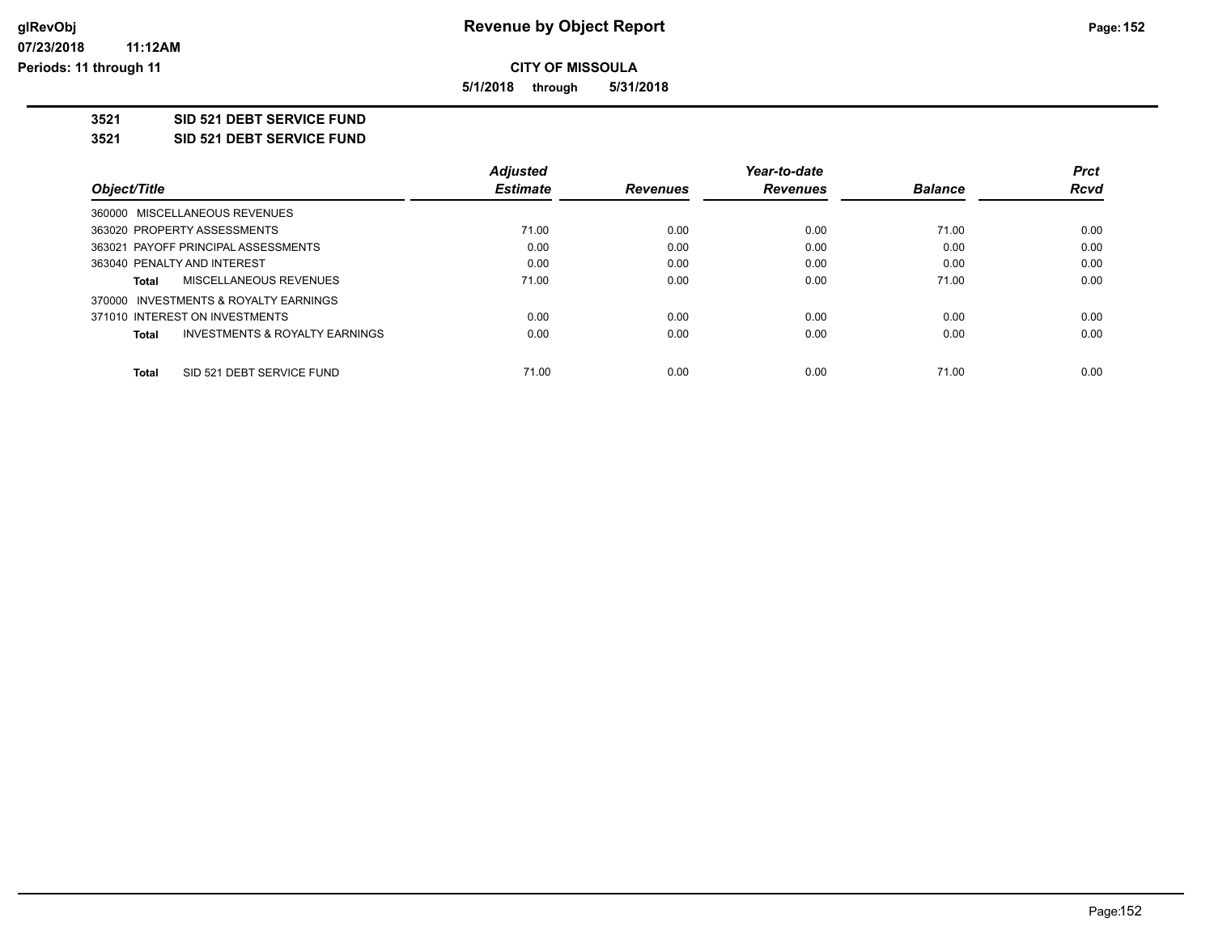**CITY OF MISSOULA**

**5/1/2018 through 5/31/2018**

**3521 SID 521 DEBT SERVICE FUND**

**3521 SID 521 DEBT SERVICE FUND**

| Object/Title | Adjusted Estimate | Revenues | Year-to-date Revenues | Balance | Prct Rcvd |
|---|---|---|---|---|---|
| 360000 MISCELLANEOUS REVENUES | | | | | |
| 363020 PROPERTY ASSESSMENTS | 71.00 | 0.00 | 0.00 | 71.00 | 0.00 |
| 363021 PAYOFF PRINCIPAL ASSESSMENTS | 0.00 | 0.00 | 0.00 | 0.00 | 0.00 |
| 363040 PENALTY AND INTEREST | 0.00 | 0.00 | 0.00 | 0.00 | 0.00 |
| **Total** MISCELLANEOUS REVENUES | 71.00 | 0.00 | 0.00 | 71.00 | 0.00 |
| 370000 INVESTMENTS & ROYALTY EARNINGS | | | | | |
| 371010 INTEREST ON INVESTMENTS | 0.00 | 0.00 | 0.00 | 0.00 | 0.00 |
| **Total** INVESTMENTS & ROYALTY EARNINGS | 0.00 | 0.00 | 0.00 | 0.00 | 0.00 |
| **Total** SID 521 DEBT SERVICE FUND | 71.00 | 0.00 | 0.00 | 71.00 | 0.00 |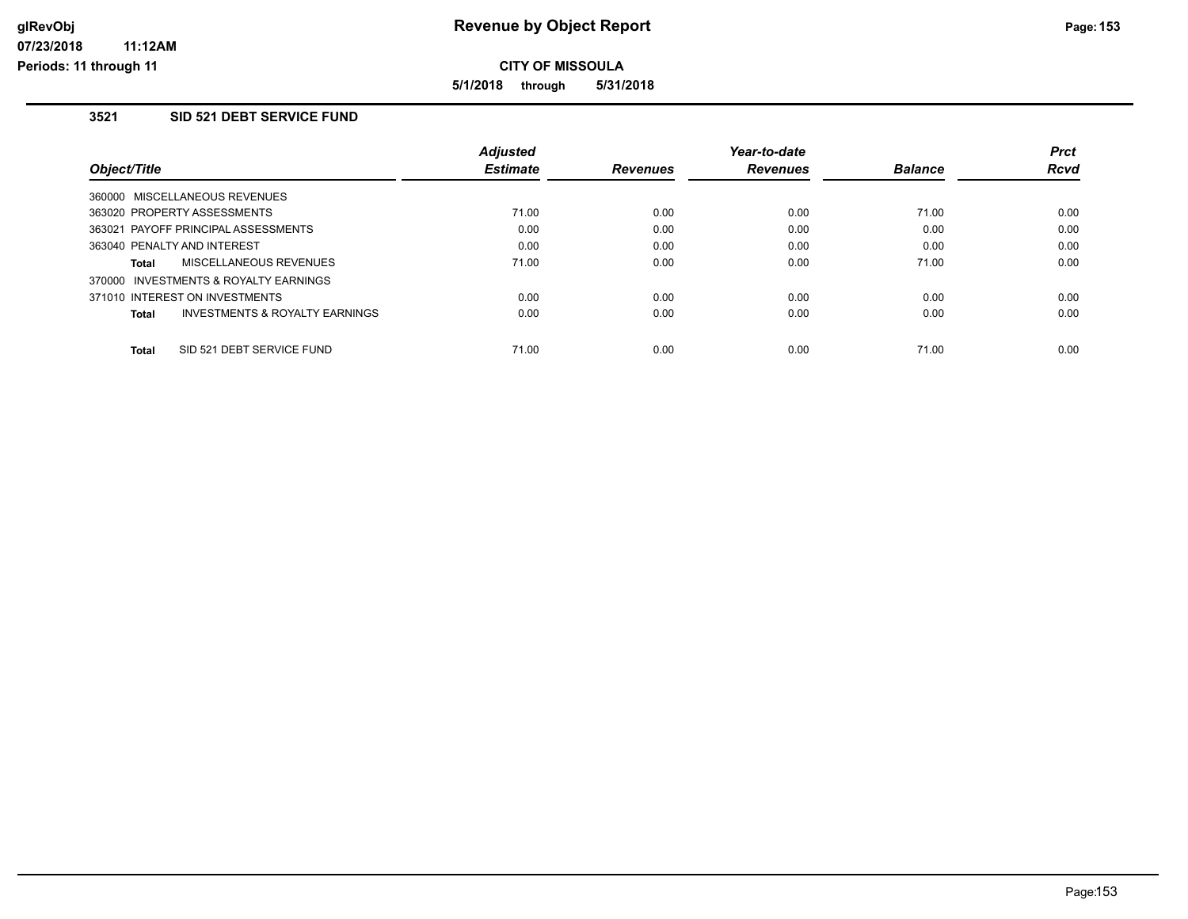# Revenue by Object Report

**CITY OF MISSOULA**

**5/1/2018 through 5/31/2018**

glRevObj
07/23/2018 11:12AM
Periods: 11 through 11

## 3521 SID 521 DEBT SERVICE FUND

| Object/Title | Adjusted Estimate | Revenues | Year-to-date Revenues | Balance | Prct Rcvd |
|---|---|---|---|---|---|
| 360000 MISCELLANEOUS REVENUES | | | | | |
| 363020 PROPERTY ASSESSMENTS | 71.00 | 0.00 | 0.00 | 71.00 | 0.00 |
| 363021 PAYOFF PRINCIPAL ASSESSMENTS | 0.00 | 0.00 | 0.00 | 0.00 | 0.00 |
| 363040 PENALTY AND INTEREST | 0.00 | 0.00 | 0.00 | 0.00 | 0.00 |
| **Total** MISCELLANEOUS REVENUES | 71.00 | 0.00 | 0.00 | 71.00 | 0.00 |
| 370000 INVESTMENTS & ROYALTY EARNINGS | | | | | |
| 371010 INTEREST ON INVESTMENTS | 0.00 | 0.00 | 0.00 | 0.00 | 0.00 |
| **Total** INVESTMENTS & ROYALTY EARNINGS | 0.00 | 0.00 | 0.00 | 0.00 | 0.00 |
| **Total** SID 521 DEBT SERVICE FUND | 71.00 | 0.00 | 0.00 | 71.00 | 0.00 |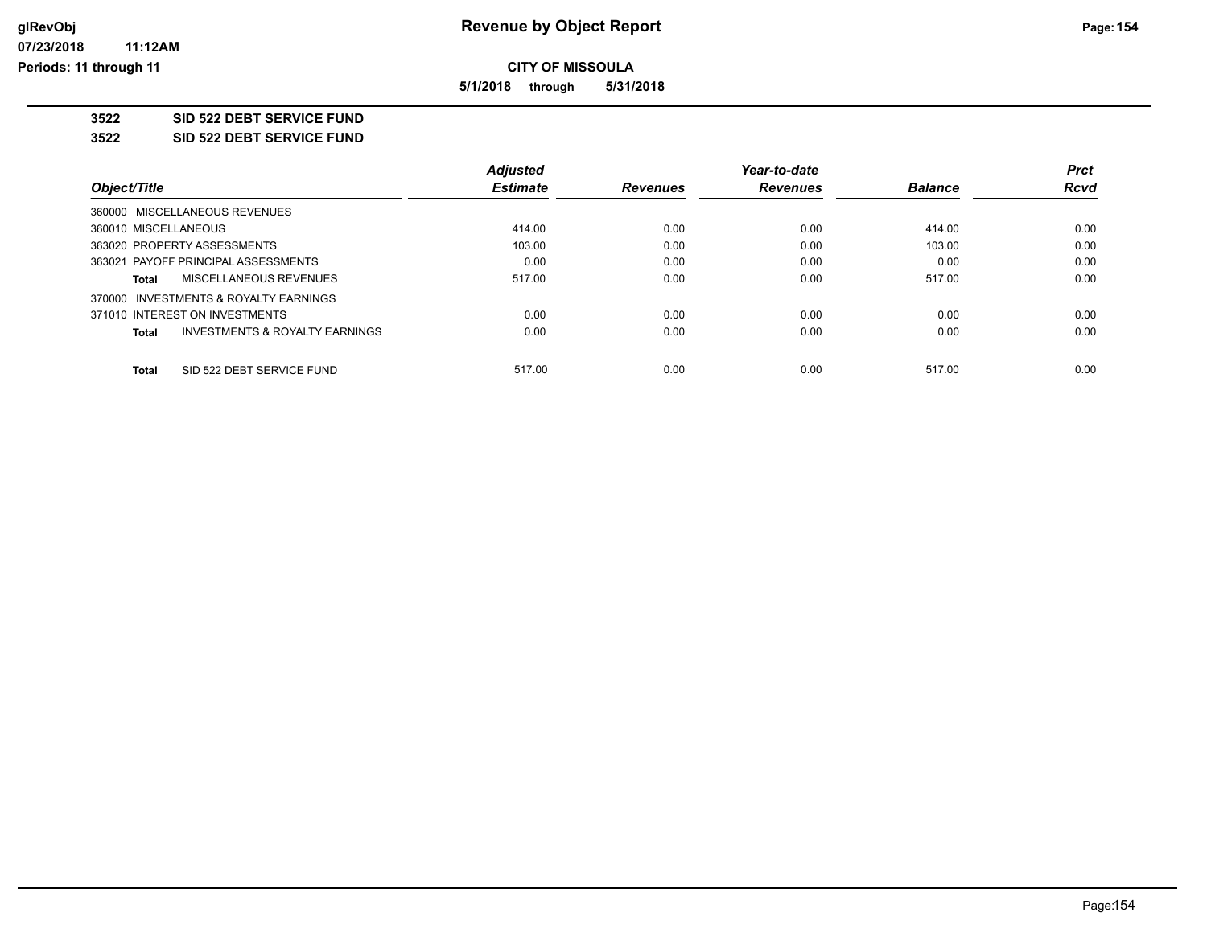**CITY OF MISSOULA**

**5/1/2018 through 5/31/2018**

**3522 SID 522 DEBT SERVICE FUND**

**3522 SID 522 DEBT SERVICE FUND**

| Object/Title | Adjusted Estimate | Revenues | Year-to-date Revenues | Balance | Prct Rcvd |
|---|---|---|---|---|---|
| 360000 MISCELLANEOUS REVENUES | | | | | |
| 360010 MISCELLANEOUS | 414.00 | 0.00 | 0.00 | 414.00 | 0.00 |
| 363020 PROPERTY ASSESSMENTS | 103.00 | 0.00 | 0.00 | 103.00 | 0.00 |
| 363021 PAYOFF PRINCIPAL ASSESSMENTS | 0.00 | 0.00 | 0.00 | 0.00 | 0.00 |
| **Total** MISCELLANEOUS REVENUES | 517.00 | 0.00 | 0.00 | 517.00 | 0.00 |
| 370000 INVESTMENTS & ROYALTY EARNINGS | | | | | |
| 371010 INTEREST ON INVESTMENTS | 0.00 | 0.00 | 0.00 | 0.00 | 0.00 |
| **Total** INVESTMENTS & ROYALTY EARNINGS | 0.00 | 0.00 | 0.00 | 0.00 | 0.00 |
| **Total** SID 522 DEBT SERVICE FUND | 517.00 | 0.00 | 0.00 | 517.00 | 0.00 |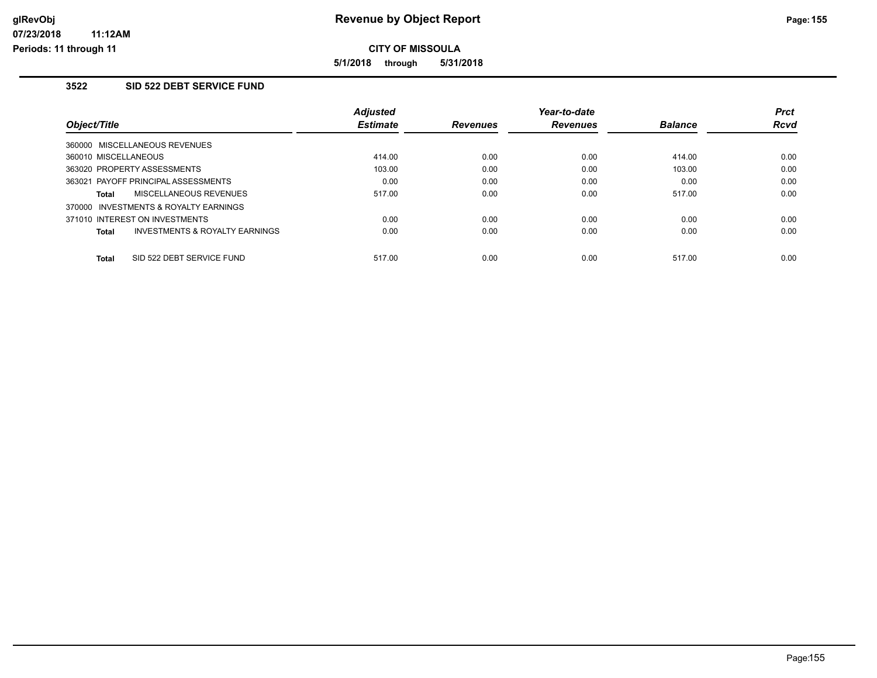# Revenue by Object Report

**CITY OF MISSOULA**

**5/1/2018 through 5/31/2018**

glRevObj
07/23/2018 11:12AM
Periods: 11 through 11

## 3522 SID 522 DEBT SERVICE FUND

| Object/Title | | Adjusted Estimate | Revenues | Year-to-date Revenues | Balance | Prct Rcvd |
|---|---|---|---|---|---|---|
| 360000 MISCELLANEOUS REVENUES | | | | | | |
| 360010 MISCELLANEOUS | | 414.00 | 0.00 | 0.00 | 414.00 | 0.00 |
| 363020 PROPERTY ASSESSMENTS | | 103.00 | 0.00 | 0.00 | 103.00 | 0.00 |
| 363021 PAYOFF PRINCIPAL ASSESSMENTS | | 0.00 | 0.00 | 0.00 | 0.00 | 0.00 |
| **Total** | MISCELLANEOUS REVENUES | 517.00 | 0.00 | 0.00 | 517.00 | 0.00 |
| 370000 INVESTMENTS & ROYALTY EARNINGS | | | | | | |
| 371010 INTEREST ON INVESTMENTS | | 0.00 | 0.00 | 0.00 | 0.00 | 0.00 |
| **Total** | INVESTMENTS & ROYALTY EARNINGS | 0.00 | 0.00 | 0.00 | 0.00 | 0.00 |
| **Total** | SID 522 DEBT SERVICE FUND | 517.00 | 0.00 | 0.00 | 517.00 | 0.00 |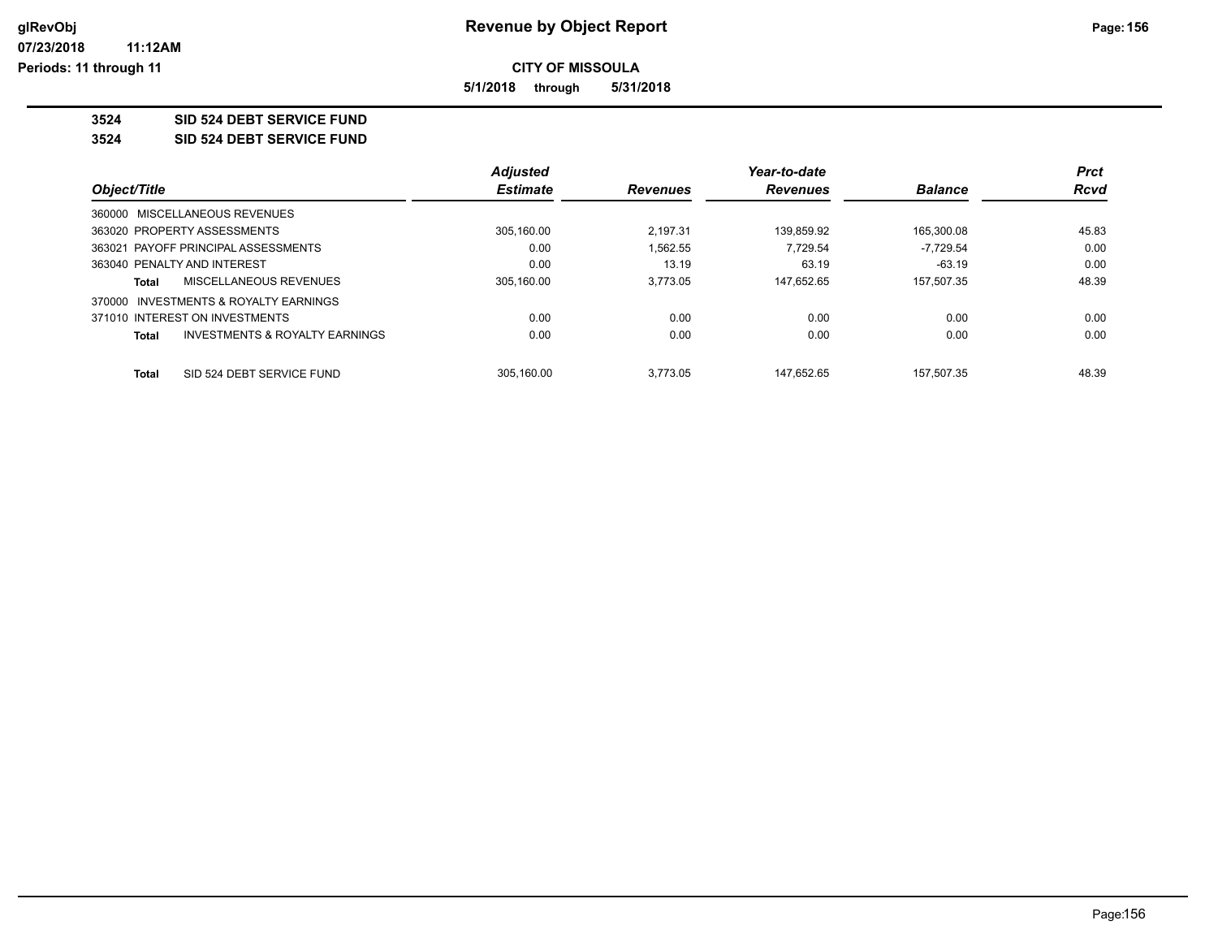# Revenue by Object Report

**CITY OF MISSOULA**

**5/1/2018 through 5/31/2018**

glRevObj
07/23/2018 11:12AM
Periods: 11 through 11

**3524 SID 524 DEBT SERVICE FUND**

**3524 SID 524 DEBT SERVICE FUND**

| Object/Title | Adjusted Estimate | Revenues | Year-to-date Revenues | Balance | Prct Rcvd |
|---|---|---|---|---|---|
| 360000 MISCELLANEOUS REVENUES | | | | | |
| 363020 PROPERTY ASSESSMENTS | 305,160.00 | 2,197.31 | 139,859.92 | 165,300.08 | 45.83 |
| 363021 PAYOFF PRINCIPAL ASSESSMENTS | 0.00 | 1,562.55 | 7,729.54 | -7,729.54 | 0.00 |
| 363040 PENALTY AND INTEREST | 0.00 | 13.19 | 63.19 | -63.19 | 0.00 |
| **Total** MISCELLANEOUS REVENUES | 305,160.00 | 3,773.05 | 147,652.65 | 157,507.35 | 48.39 |
| 370000 INVESTMENTS & ROYALTY EARNINGS | | | | | |
| 371010 INTEREST ON INVESTMENTS | 0.00 | 0.00 | 0.00 | 0.00 | 0.00 |
| **Total** INVESTMENTS & ROYALTY EARNINGS | 0.00 | 0.00 | 0.00 | 0.00 | 0.00 |
| **Total** SID 524 DEBT SERVICE FUND | 305,160.00 | 3,773.05 | 147,652.65 | 157,507.35 | 48.39 |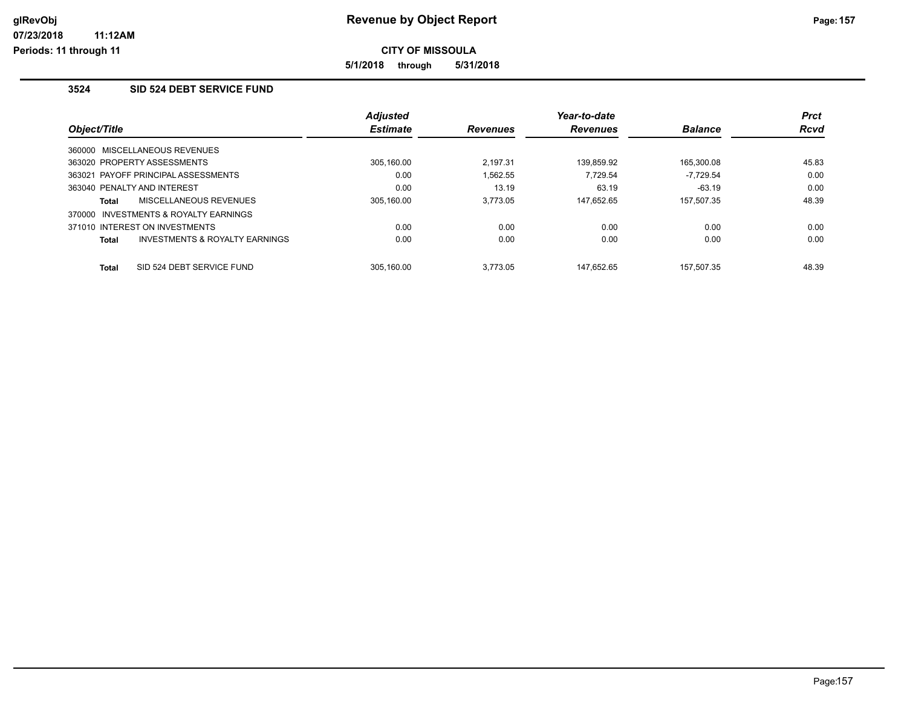**Revenue by Object Report**

**CITY OF MISSOULA**

**5/1/2018 through 5/31/2018**

glRevObj
07/23/2018 11:12AM
Periods: 11 through 11

## 3524 SID 524 DEBT SERVICE FUND

| Object/Title | | Adjusted Estimate | Revenues | Year-to-date Revenues | Balance | Prct Rcvd |
|---|---|---|---|---|---|---|
| 360000 MISCELLANEOUS REVENUES | | | | | | |
| 363020 PROPERTY ASSESSMENTS | | 305,160.00 | 2,197.31 | 139,859.92 | 165,300.08 | 45.83 |
| 363021 PAYOFF PRINCIPAL ASSESSMENTS | | 0.00 | 1,562.55 | 7,729.54 | -7,729.54 | 0.00 |
| 363040 PENALTY AND INTEREST | | 0.00 | 13.19 | 63.19 | -63.19 | 0.00 |
| **Total** | MISCELLANEOUS REVENUES | 305,160.00 | 3,773.05 | 147,652.65 | 157,507.35 | 48.39 |
| 370000 INVESTMENTS & ROYALTY EARNINGS | | | | | | |
| 371010 INTEREST ON INVESTMENTS | | 0.00 | 0.00 | 0.00 | 0.00 | 0.00 |
| **Total** | INVESTMENTS & ROYALTY EARNINGS | 0.00 | 0.00 | 0.00 | 0.00 | 0.00 |
| **Total** | SID 524 DEBT SERVICE FUND | 305,160.00 | 3,773.05 | 147,652.65 | 157,507.35 | 48.39 |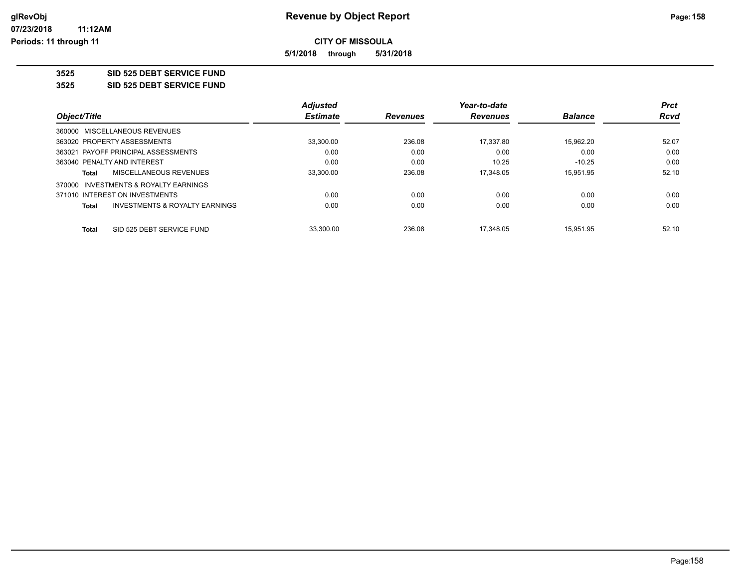**glRevObj**
**07/23/2018 11:12AM**
**Periods: 11 through 11**

# Revenue by Object Report

**CITY OF MISSOULA**

**5/1/2018 through 5/31/2018**

## 3525 SID 525 DEBT SERVICE FUND

## 3525 SID 525 DEBT SERVICE FUND

| Object/Title | Adjusted Estimate | Revenues | Year-to-date Revenues | Balance | Prct Rcvd |
|---|---|---|---|---|---|
| 360000 MISCELLANEOUS REVENUES | | | | | |
| 363020 PROPERTY ASSESSMENTS | 33,300.00 | 236.08 | 17,337.80 | 15,962.20 | 52.07 |
| 363021 PAYOFF PRINCIPAL ASSESSMENTS | 0.00 | 0.00 | 0.00 | 0.00 | 0.00 |
| 363040 PENALTY AND INTEREST | 0.00 | 0.00 | 10.25 | -10.25 | 0.00 |
| **Total** MISCELLANEOUS REVENUES | 33,300.00 | 236.08 | 17,348.05 | 15,951.95 | 52.10 |
| 370000 INVESTMENTS & ROYALTY EARNINGS | | | | | |
| 371010 INTEREST ON INVESTMENTS | 0.00 | 0.00 | 0.00 | 0.00 | 0.00 |
| **Total** INVESTMENTS & ROYALTY EARNINGS | 0.00 | 0.00 | 0.00 | 0.00 | 0.00 |
| **Total** SID 525 DEBT SERVICE FUND | 33,300.00 | 236.08 | 17,348.05 | 15,951.95 | 52.10 |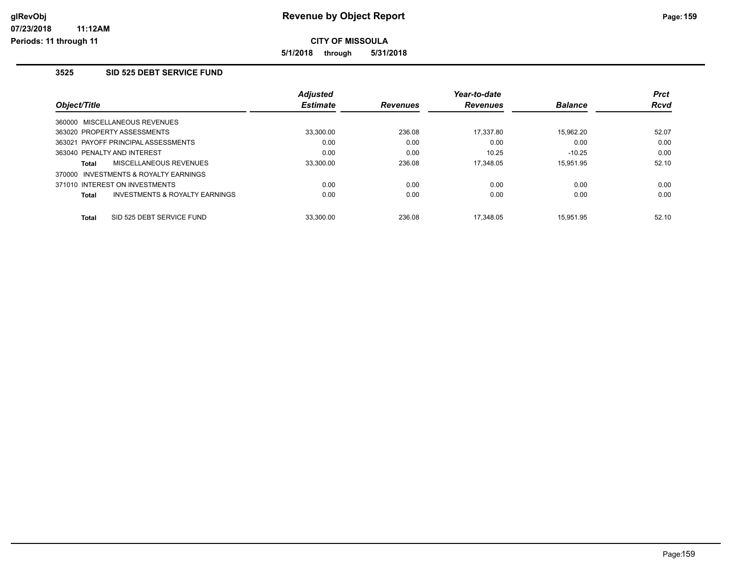# Revenue by Object Report

**CITY OF MISSOULA**

**5/1/2018 through 5/31/2018**

glRevObj
07/23/2018 11:12AM
Periods: 11 through 11

## 3525 SID 525 DEBT SERVICE FUND

| Object/Title | Adjusted Estimate | Revenues | Year-to-date Revenues | Balance | Prct Rcvd |
|---|---|---|---|---|---|
| 360000 MISCELLANEOUS REVENUES | | | | | |
| 363020 PROPERTY ASSESSMENTS | 33,300.00 | 236.08 | 17,337.80 | 15,962.20 | 52.07 |
| 363021 PAYOFF PRINCIPAL ASSESSMENTS | 0.00 | 0.00 | 0.00 | 0.00 | 0.00 |
| 363040 PENALTY AND INTEREST | 0.00 | 0.00 | 10.25 | -10.25 | 0.00 |
| **Total** MISCELLANEOUS REVENUES | 33,300.00 | 236.08 | 17,348.05 | 15,951.95 | 52.10 |
| 370000 INVESTMENTS & ROYALTY EARNINGS | | | | | |
| 371010 INTEREST ON INVESTMENTS | 0.00 | 0.00 | 0.00 | 0.00 | 0.00 |
| **Total** INVESTMENTS & ROYALTY EARNINGS | 0.00 | 0.00 | 0.00 | 0.00 | 0.00 |
| **Total** SID 525 DEBT SERVICE FUND | 33,300.00 | 236.08 | 17,348.05 | 15,951.95 | 52.10 |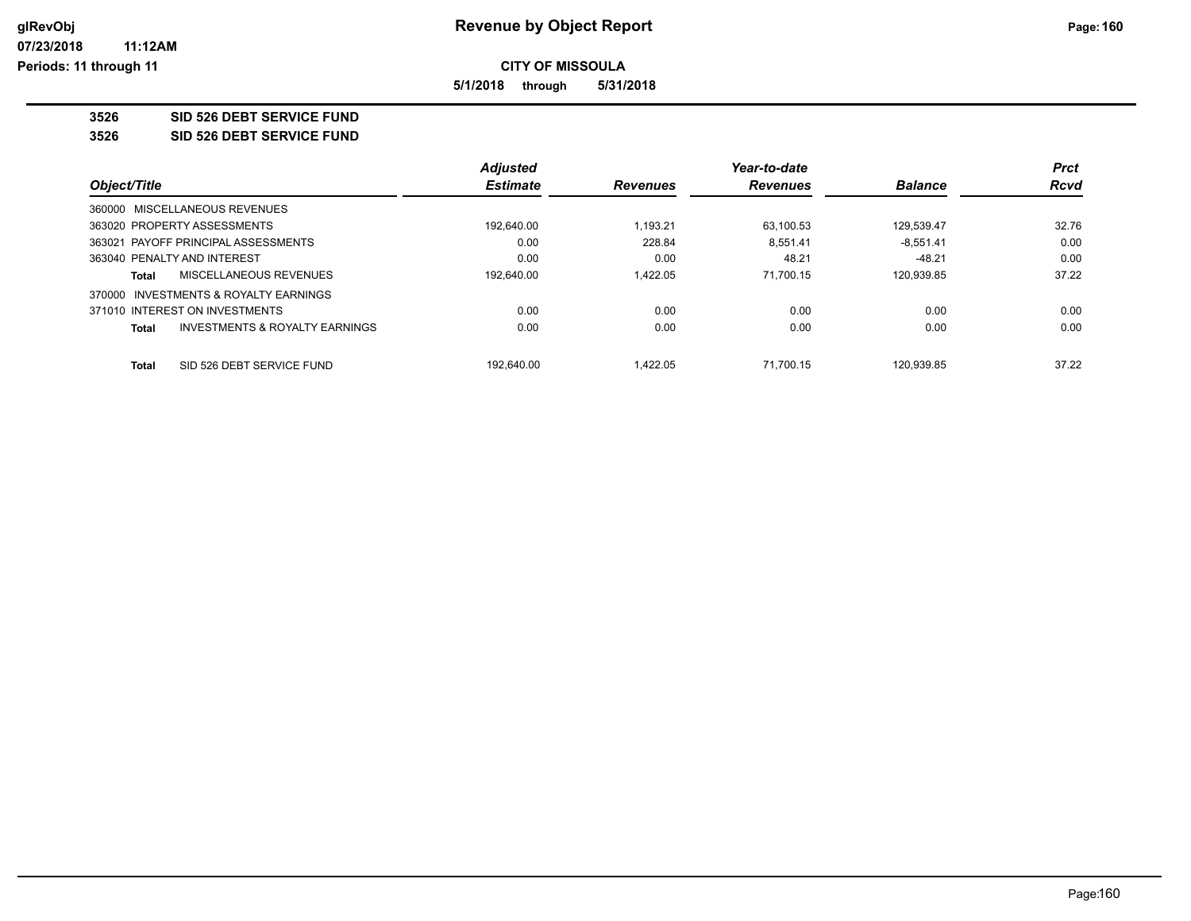**CITY OF MISSOULA**

**5/1/2018 through 5/31/2018**

## 3526 SID 526 DEBT SERVICE FUND

## 3526 SID 526 DEBT SERVICE FUND

| Object/Title | Adjusted Estimate | Revenues | Year-to-date Revenues | Balance | Prct Rcvd |
|---|---|---|---|---|---|
| 360000 MISCELLANEOUS REVENUES | | | | | |
| 363020 PROPERTY ASSESSMENTS | 192,640.00 | 1,193.21 | 63,100.53 | 129,539.47 | 32.76 |
| 363021 PAYOFF PRINCIPAL ASSESSMENTS | 0.00 | 228.84 | 8,551.41 | -8,551.41 | 0.00 |
| 363040 PENALTY AND INTEREST | 0.00 | 0.00 | 48.21 | -48.21 | 0.00 |
| **Total** MISCELLANEOUS REVENUES | 192,640.00 | 1,422.05 | 71,700.15 | 120,939.85 | 37.22 |
| 370000 INVESTMENTS & ROYALTY EARNINGS | | | | | |
| 371010 INTEREST ON INVESTMENTS | 0.00 | 0.00 | 0.00 | 0.00 | 0.00 |
| **Total** INVESTMENTS & ROYALTY EARNINGS | 0.00 | 0.00 | 0.00 | 0.00 | 0.00 |
| **Total** SID 526 DEBT SERVICE FUND | 192,640.00 | 1,422.05 | 71,700.15 | 120,939.85 | 37.22 |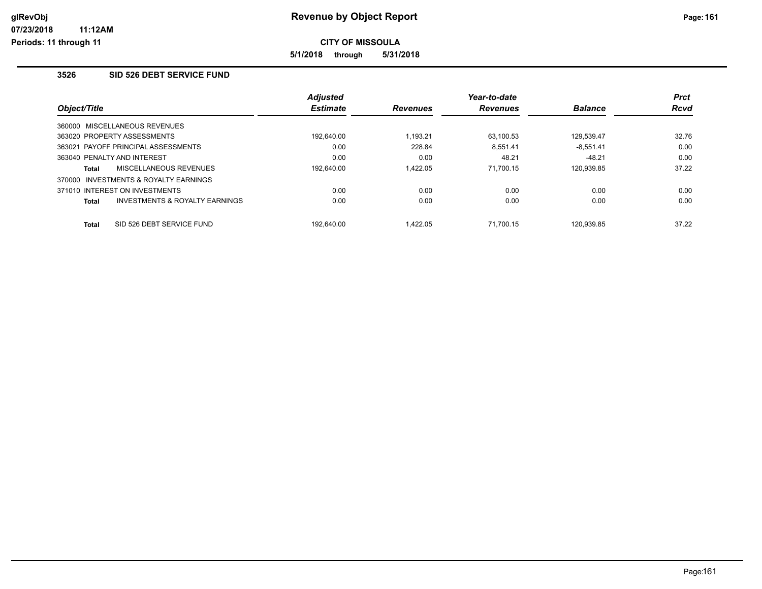# Revenue by Object Report

**CITY OF MISSOULA**

**5/1/2018 through 5/31/2018**

glRevObj
07/23/2018 11:12AM
Periods: 11 through 11

## 3526 SID 526 DEBT SERVICE FUND

| Object/Title | | Adjusted Estimate | Revenues | Year-to-date Revenues | Balance | Prct Rcvd |
|---|---|---|---|---|---|---|
| 360000 MISCELLANEOUS REVENUES | | | | | | |
| 363020 PROPERTY ASSESSMENTS | | 192,640.00 | 1,193.21 | 63,100.53 | 129,539.47 | 32.76 |
| 363021 PAYOFF PRINCIPAL ASSESSMENTS | | 0.00 | 228.84 | 8,551.41 | -8,551.41 | 0.00 |
| 363040 PENALTY AND INTEREST | | 0.00 | 0.00 | 48.21 | -48.21 | 0.00 |
| **Total** | MISCELLANEOUS REVENUES | 192,640.00 | 1,422.05 | 71,700.15 | 120,939.85 | 37.22 |
| 370000 INVESTMENTS & ROYALTY EARNINGS | | | | | | |
| 371010 INTEREST ON INVESTMENTS | | 0.00 | 0.00 | 0.00 | 0.00 | 0.00 |
| **Total** | INVESTMENTS & ROYALTY EARNINGS | 0.00 | 0.00 | 0.00 | 0.00 | 0.00 |
| **Total** | SID 526 DEBT SERVICE FUND | 192,640.00 | 1,422.05 | 71,700.15 | 120,939.85 | 37.22 |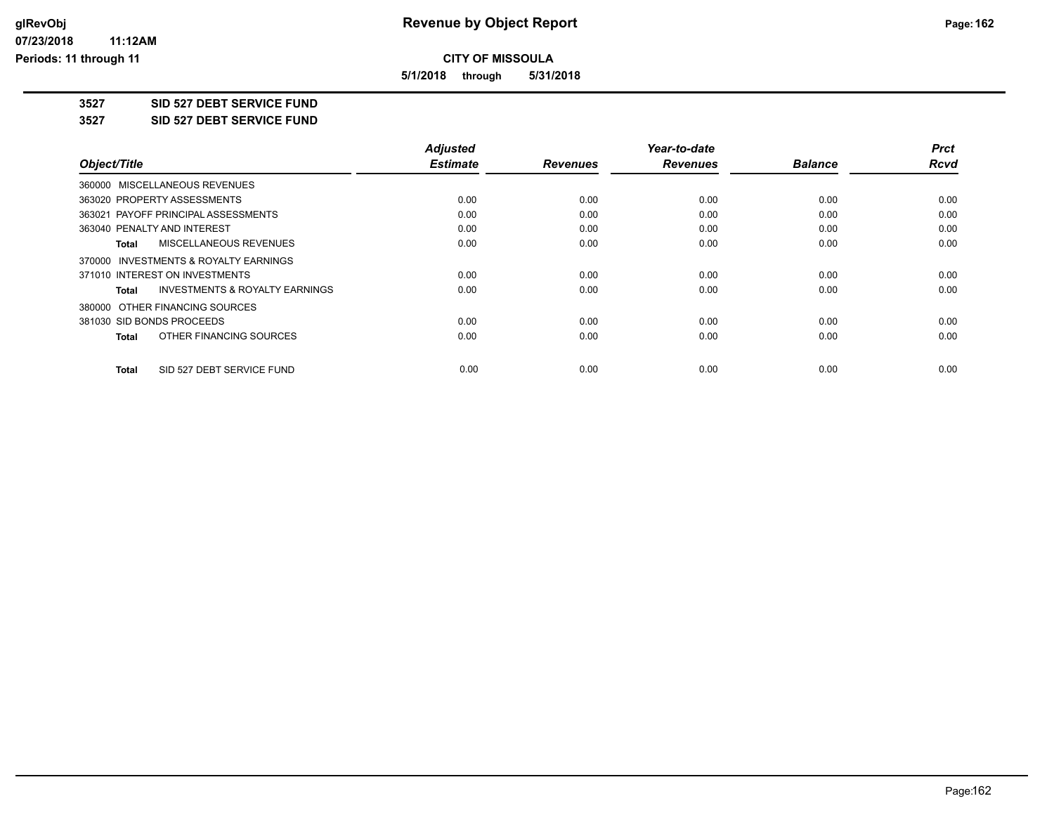# Revenue by Object Report

## CITY OF MISSOULA

**5/1/2018 through 5/31/2018**

glRevObj
07/23/2018 11:12AM
Periods: 11 through 11

**3527 SID 527 DEBT SERVICE FUND**

**3527 SID 527 DEBT SERVICE FUND**

| Object/Title | Adjusted Estimate | Revenues | Year-to-date Revenues | Balance | Prct Rcvd |
|---|---|---|---|---|---|
| 360000 MISCELLANEOUS REVENUES | | | | | |
| 363020 PROPERTY ASSESSMENTS | 0.00 | 0.00 | 0.00 | 0.00 | 0.00 |
| 363021 PAYOFF PRINCIPAL ASSESSMENTS | 0.00 | 0.00 | 0.00 | 0.00 | 0.00 |
| 363040 PENALTY AND INTEREST | 0.00 | 0.00 | 0.00 | 0.00 | 0.00 |
| **Total** MISCELLANEOUS REVENUES | 0.00 | 0.00 | 0.00 | 0.00 | 0.00 |
| 370000 INVESTMENTS & ROYALTY EARNINGS | | | | | |
| 371010 INTEREST ON INVESTMENTS | 0.00 | 0.00 | 0.00 | 0.00 | 0.00 |
| **Total** INVESTMENTS & ROYALTY EARNINGS | 0.00 | 0.00 | 0.00 | 0.00 | 0.00 |
| 380000 OTHER FINANCING SOURCES | | | | | |
| 381030 SID BONDS PROCEEDS | 0.00 | 0.00 | 0.00 | 0.00 | 0.00 |
| **Total** OTHER FINANCING SOURCES | 0.00 | 0.00 | 0.00 | 0.00 | 0.00 |
| **Total** SID 527 DEBT SERVICE FUND | 0.00 | 0.00 | 0.00 | 0.00 | 0.00 |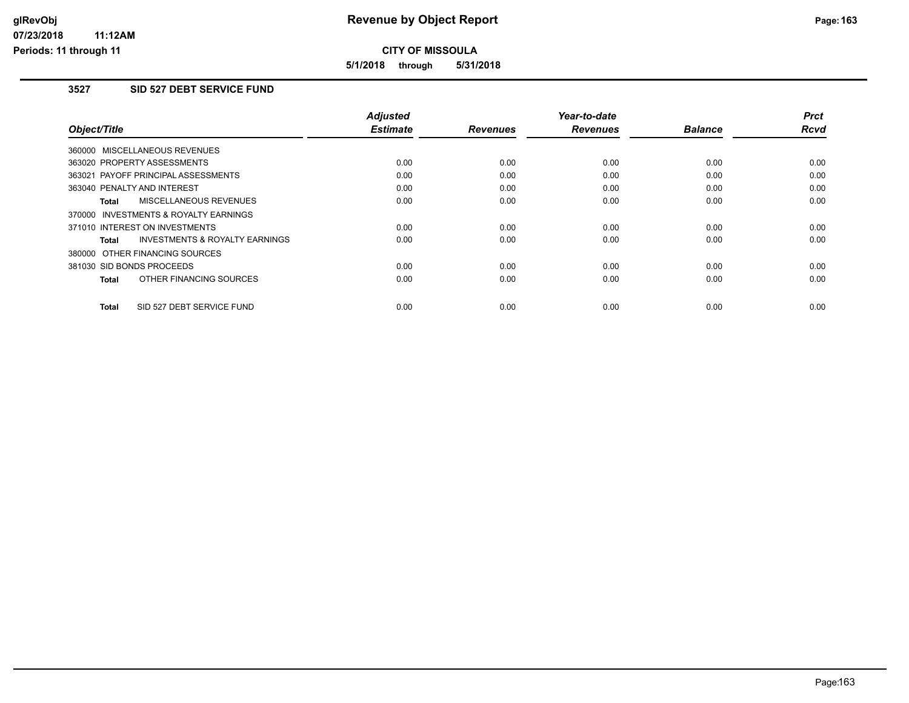# Revenue by Object Report

**CITY OF MISSOULA**

**5/1/2018 through 5/31/2018**

glRevObj
07/23/2018 11:12AM
Periods: 11 through 11

## 3527 SID 527 DEBT SERVICE FUND

| Object/Title | Adjusted Estimate | Revenues | Year-to-date Revenues | Balance | Prct Rcvd |
|---|---|---|---|---|---|
| 360000 MISCELLANEOUS REVENUES | | | | | |
| 363020 PROPERTY ASSESSMENTS | 0.00 | 0.00 | 0.00 | 0.00 | 0.00 |
| 363021 PAYOFF PRINCIPAL ASSESSMENTS | 0.00 | 0.00 | 0.00 | 0.00 | 0.00 |
| 363040 PENALTY AND INTEREST | 0.00 | 0.00 | 0.00 | 0.00 | 0.00 |
| **Total** MISCELLANEOUS REVENUES | 0.00 | 0.00 | 0.00 | 0.00 | 0.00 |
| 370000 INVESTMENTS & ROYALTY EARNINGS | | | | | |
| 371010 INTEREST ON INVESTMENTS | 0.00 | 0.00 | 0.00 | 0.00 | 0.00 |
| **Total** INVESTMENTS & ROYALTY EARNINGS | 0.00 | 0.00 | 0.00 | 0.00 | 0.00 |
| 380000 OTHER FINANCING SOURCES | | | | | |
| 381030 SID BONDS PROCEEDS | 0.00 | 0.00 | 0.00 | 0.00 | 0.00 |
| **Total** OTHER FINANCING SOURCES | 0.00 | 0.00 | 0.00 | 0.00 | 0.00 |
| **Total** SID 527 DEBT SERVICE FUND | 0.00 | 0.00 | 0.00 | 0.00 | 0.00 |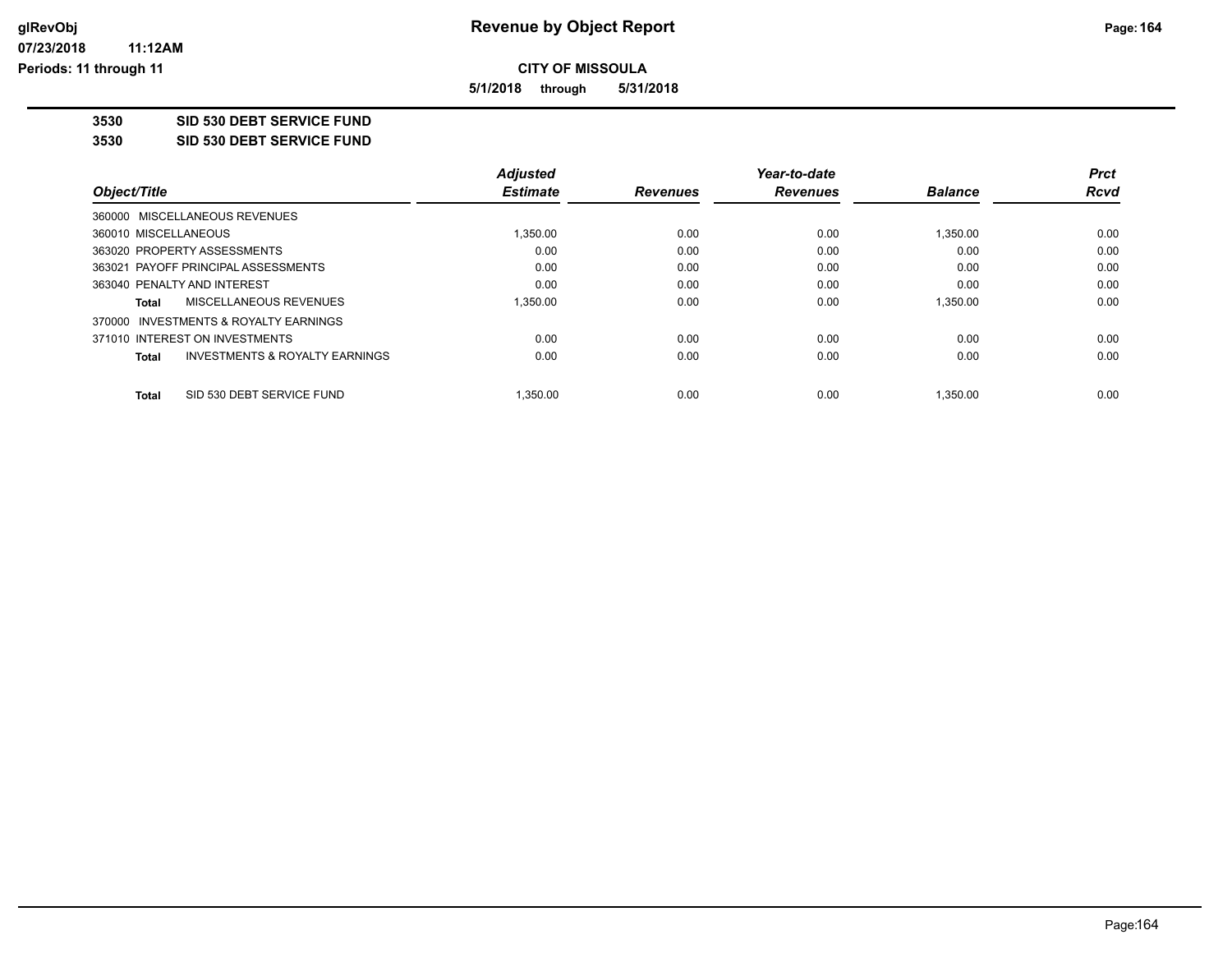**CITY OF MISSOULA**

**5/1/2018 through 5/31/2018**

**3530 SID 530 DEBT SERVICE FUND**

**3530 SID 530 DEBT SERVICE FUND**

| Object/Title | Adjusted Estimate | Revenues | Year-to-date Revenues | Balance | Prct Rcvd |
|---|---|---|---|---|---|
| 360000 MISCELLANEOUS REVENUES | | | | | |
| 360010 MISCELLANEOUS | 1,350.00 | 0.00 | 0.00 | 1,350.00 | 0.00 |
| 363020 PROPERTY ASSESSMENTS | 0.00 | 0.00 | 0.00 | 0.00 | 0.00 |
| 363021 PAYOFF PRINCIPAL ASSESSMENTS | 0.00 | 0.00 | 0.00 | 0.00 | 0.00 |
| 363040 PENALTY AND INTEREST | 0.00 | 0.00 | 0.00 | 0.00 | 0.00 |
| **Total** MISCELLANEOUS REVENUES | 1,350.00 | 0.00 | 0.00 | 1,350.00 | 0.00 |
| 370000 INVESTMENTS & ROYALTY EARNINGS | | | | | |
| 371010 INTEREST ON INVESTMENTS | 0.00 | 0.00 | 0.00 | 0.00 | 0.00 |
| **Total** INVESTMENTS & ROYALTY EARNINGS | 0.00 | 0.00 | 0.00 | 0.00 | 0.00 |
| **Total** SID 530 DEBT SERVICE FUND | 1,350.00 | 0.00 | 0.00 | 1,350.00 | 0.00 |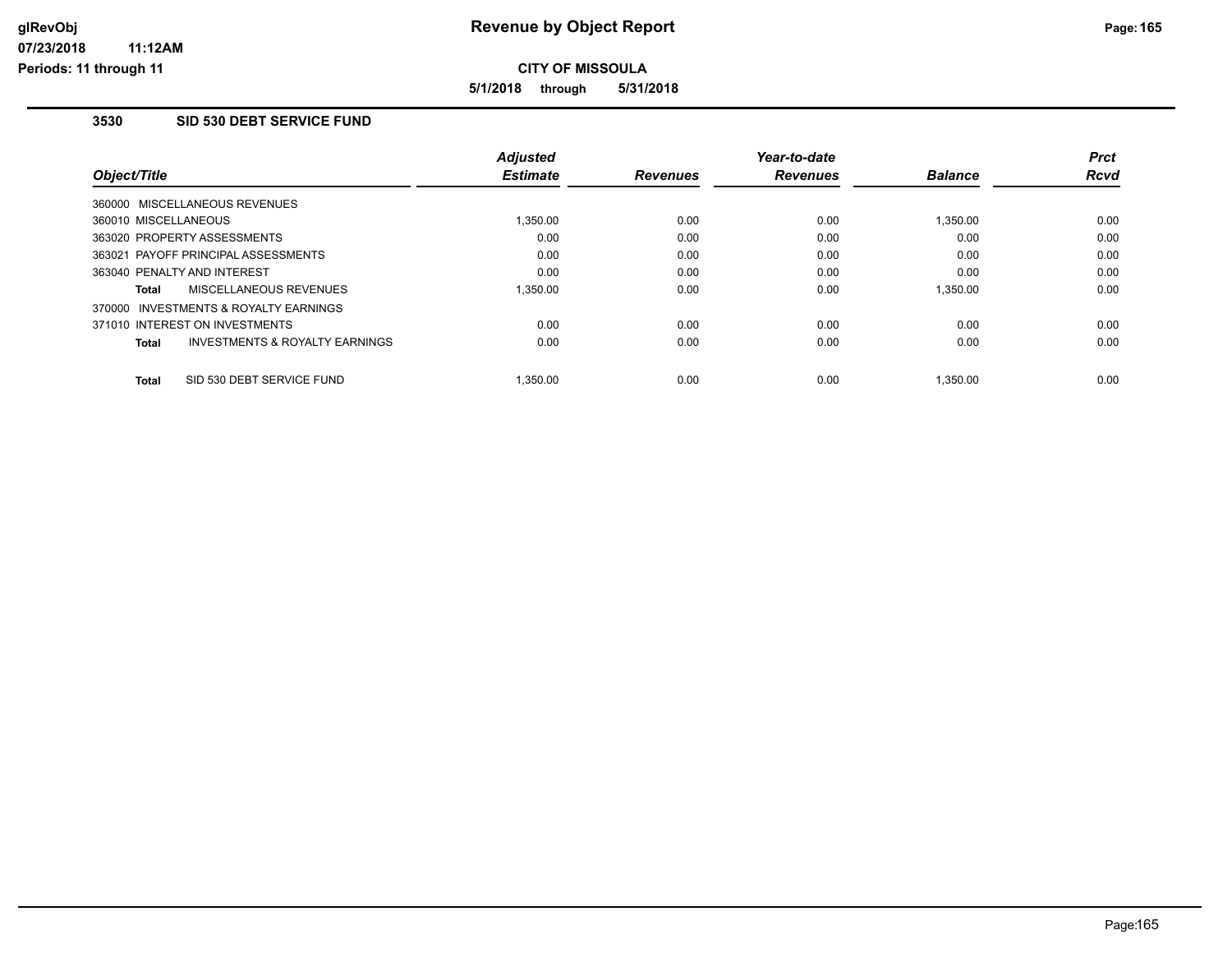**Revenue by Object Report**

**CITY OF MISSOULA**

**5/1/2018 through 5/31/2018**

glRevObj
07/23/2018 11:12AM
Periods: 11 through 11

### 3530 SID 530 DEBT SERVICE FUND

| Object/Title | Adjusted Estimate | Revenues | Year-to-date Revenues | Balance | Prct Rcvd |
|---|---|---|---|---|---|
| 360000 MISCELLANEOUS REVENUES | | | | | |
| 360010 MISCELLANEOUS | 1,350.00 | 0.00 | 0.00 | 1,350.00 | 0.00 |
| 363020 PROPERTY ASSESSMENTS | 0.00 | 0.00 | 0.00 | 0.00 | 0.00 |
| 363021 PAYOFF PRINCIPAL ASSESSMENTS | 0.00 | 0.00 | 0.00 | 0.00 | 0.00 |
| 363040 PENALTY AND INTEREST | 0.00 | 0.00 | 0.00 | 0.00 | 0.00 |
| **Total** MISCELLANEOUS REVENUES | 1,350.00 | 0.00 | 0.00 | 1,350.00 | 0.00 |
| 370000 INVESTMENTS & ROYALTY EARNINGS | | | | | |
| 371010 INTEREST ON INVESTMENTS | 0.00 | 0.00 | 0.00 | 0.00 | 0.00 |
| **Total** INVESTMENTS & ROYALTY EARNINGS | 0.00 | 0.00 | 0.00 | 0.00 | 0.00 |
| **Total** SID 530 DEBT SERVICE FUND | 1,350.00 | 0.00 | 0.00 | 1,350.00 | 0.00 |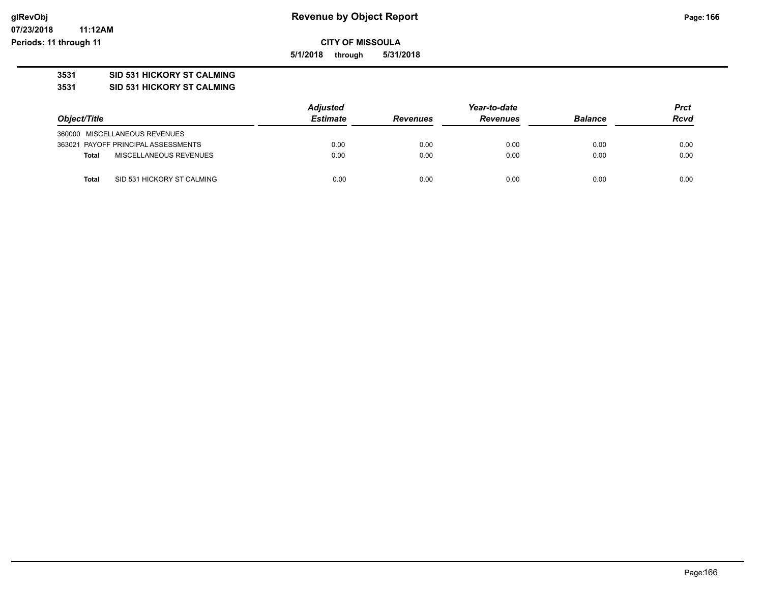# Revenue by Object Report

glRevObj
07/23/2018 11:12AM
Periods: 11 through 11

CITY OF MISSOULA

5/1/2018 through 5/31/2018

**3531 SID 531 HICKORY ST CALMING**

**3531 SID 531 HICKORY ST CALMING**

| Object/Title | Adjusted Estimate | Revenues | Year-to-date Revenues | Balance | Prct Rcvd |
|---|---|---|---|---|---|
| 360000 MISCELLANEOUS REVENUES | | | | | |
| 363021 PAYOFF PRINCIPAL ASSESSMENTS | 0.00 | 0.00 | 0.00 | 0.00 | 0.00 |
| **Total** MISCELLANEOUS REVENUES | 0.00 | 0.00 | 0.00 | 0.00 | 0.00 |
| **Total** SID 531 HICKORY ST CALMING | 0.00 | 0.00 | 0.00 | 0.00 | 0.00 |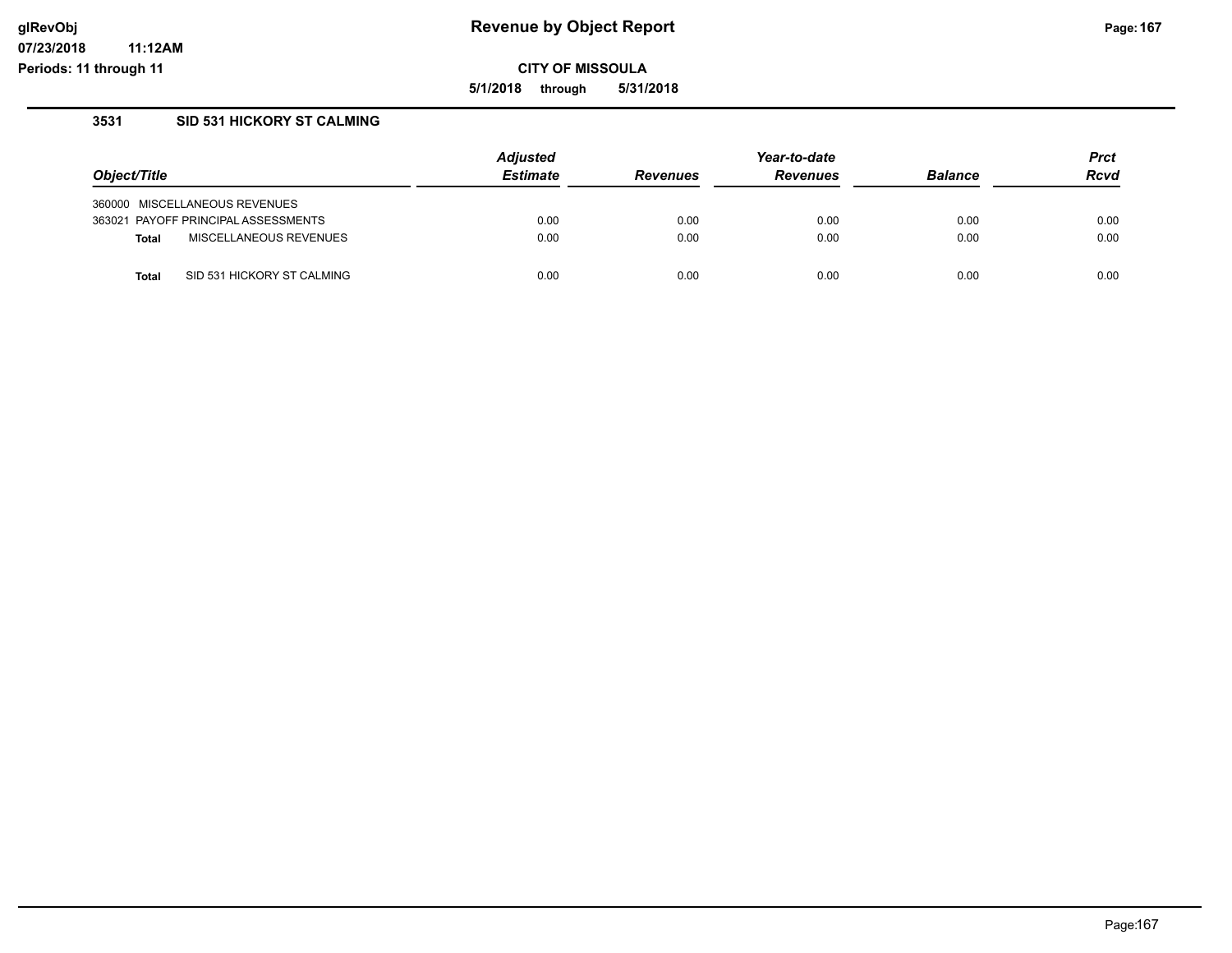# Revenue by Object Report

glRevObj
07/23/2018 11:12AM
Periods: 11 through 11

**CITY OF MISSOULA**

**5/1/2018 through 5/31/2018**

### 3531 SID 531 HICKORY ST CALMING

| Object/Title | Adjusted Estimate | Revenues | Year-to-date Revenues | Balance | Prct Rcvd |
|---|---|---|---|---|---|
| 360000 MISCELLANEOUS REVENUES | | | | | |
| 363021 PAYOFF PRINCIPAL ASSESSMENTS | 0.00 | 0.00 | 0.00 | 0.00 | 0.00 |
| **Total** MISCELLANEOUS REVENUES | 0.00 | 0.00 | 0.00 | 0.00 | 0.00 |
| **Total** SID 531 HICKORY ST CALMING | 0.00 | 0.00 | 0.00 | 0.00 | 0.00 |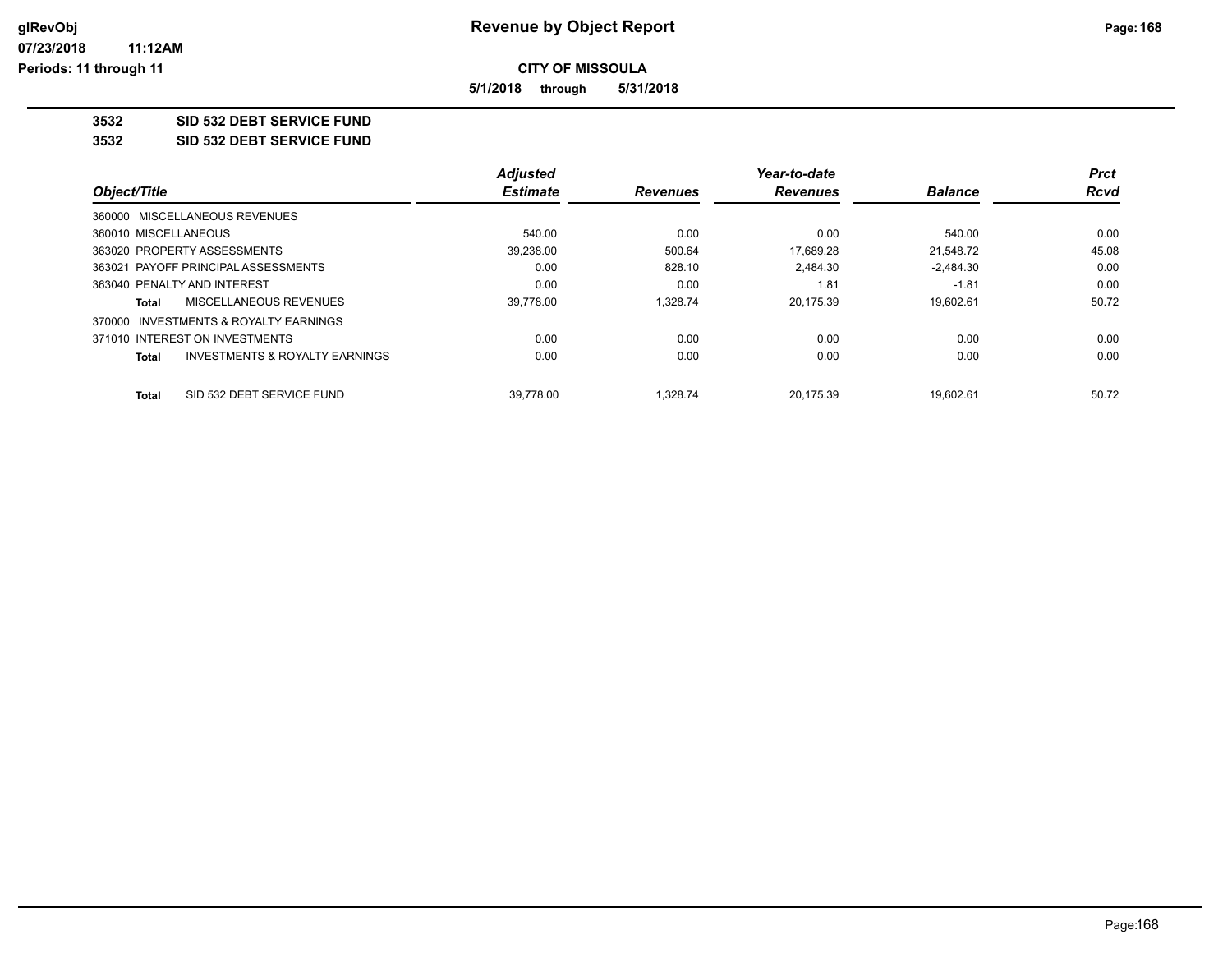# Revenue by Object Report

glRevObj
07/23/2018 11:12AM
Periods: 11 through 11

**CITY OF MISSOULA**

**5/1/2018 through 5/31/2018**

**3532 SID 532 DEBT SERVICE FUND**

**3532 SID 532 DEBT SERVICE FUND**

| Object/Title | Adjusted Estimate | Revenues | Year-to-date Revenues | Balance | Prct Rcvd |
|---|---|---|---|---|---|
| 360000 MISCELLANEOUS REVENUES | | | | | |
| 360010 MISCELLANEOUS | 540.00 | 0.00 | 0.00 | 540.00 | 0.00 |
| 363020 PROPERTY ASSESSMENTS | 39,238.00 | 500.64 | 17,689.28 | 21,548.72 | 45.08 |
| 363021 PAYOFF PRINCIPAL ASSESSMENTS | 0.00 | 828.10 | 2,484.30 | -2,484.30 | 0.00 |
| 363040 PENALTY AND INTEREST | 0.00 | 0.00 | 1.81 | -1.81 | 0.00 |
| **Total** MISCELLANEOUS REVENUES | 39,778.00 | 1,328.74 | 20,175.39 | 19,602.61 | 50.72 |
| 370000 INVESTMENTS & ROYALTY EARNINGS | | | | | |
| 371010 INTEREST ON INVESTMENTS | 0.00 | 0.00 | 0.00 | 0.00 | 0.00 |
| **Total** INVESTMENTS & ROYALTY EARNINGS | 0.00 | 0.00 | 0.00 | 0.00 | 0.00 |
| **Total** SID 532 DEBT SERVICE FUND | 39,778.00 | 1,328.74 | 20,175.39 | 19,602.61 | 50.72 |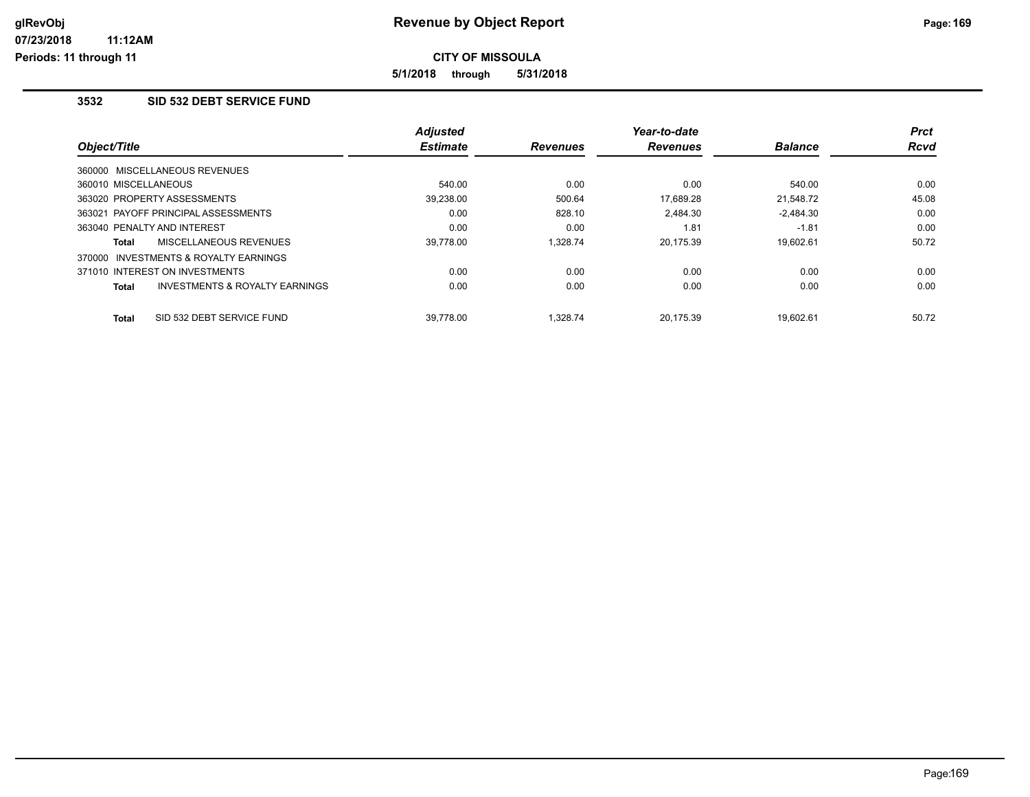**CITY OF MISSOULA**

**5/1/2018 through 5/31/2018**

### 3532 SID 532 DEBT SERVICE FUND

| Object/Title | Adjusted Estimate | Revenues | Year-to-date Revenues | Balance | Prct Rcvd |
|---|---|---|---|---|---|
| 360000 MISCELLANEOUS REVENUES | | | | | |
| 360010 MISCELLANEOUS | 540.00 | 0.00 | 0.00 | 540.00 | 0.00 |
| 363020 PROPERTY ASSESSMENTS | 39,238.00 | 500.64 | 17,689.28 | 21,548.72 | 45.08 |
| 363021 PAYOFF PRINCIPAL ASSESSMENTS | 0.00 | 828.10 | 2,484.30 | -2,484.30 | 0.00 |
| 363040 PENALTY AND INTEREST | 0.00 | 0.00 | 1.81 | -1.81 | 0.00 |
| **Total** MISCELLANEOUS REVENUES | 39,778.00 | 1,328.74 | 20,175.39 | 19,602.61 | 50.72 |
| 370000 INVESTMENTS & ROYALTY EARNINGS | | | | | |
| 371010 INTEREST ON INVESTMENTS | 0.00 | 0.00 | 0.00 | 0.00 | 0.00 |
| **Total** INVESTMENTS & ROYALTY EARNINGS | 0.00 | 0.00 | 0.00 | 0.00 | 0.00 |
| **Total** SID 532 DEBT SERVICE FUND | 39,778.00 | 1,328.74 | 20,175.39 | 19,602.61 | 50.72 |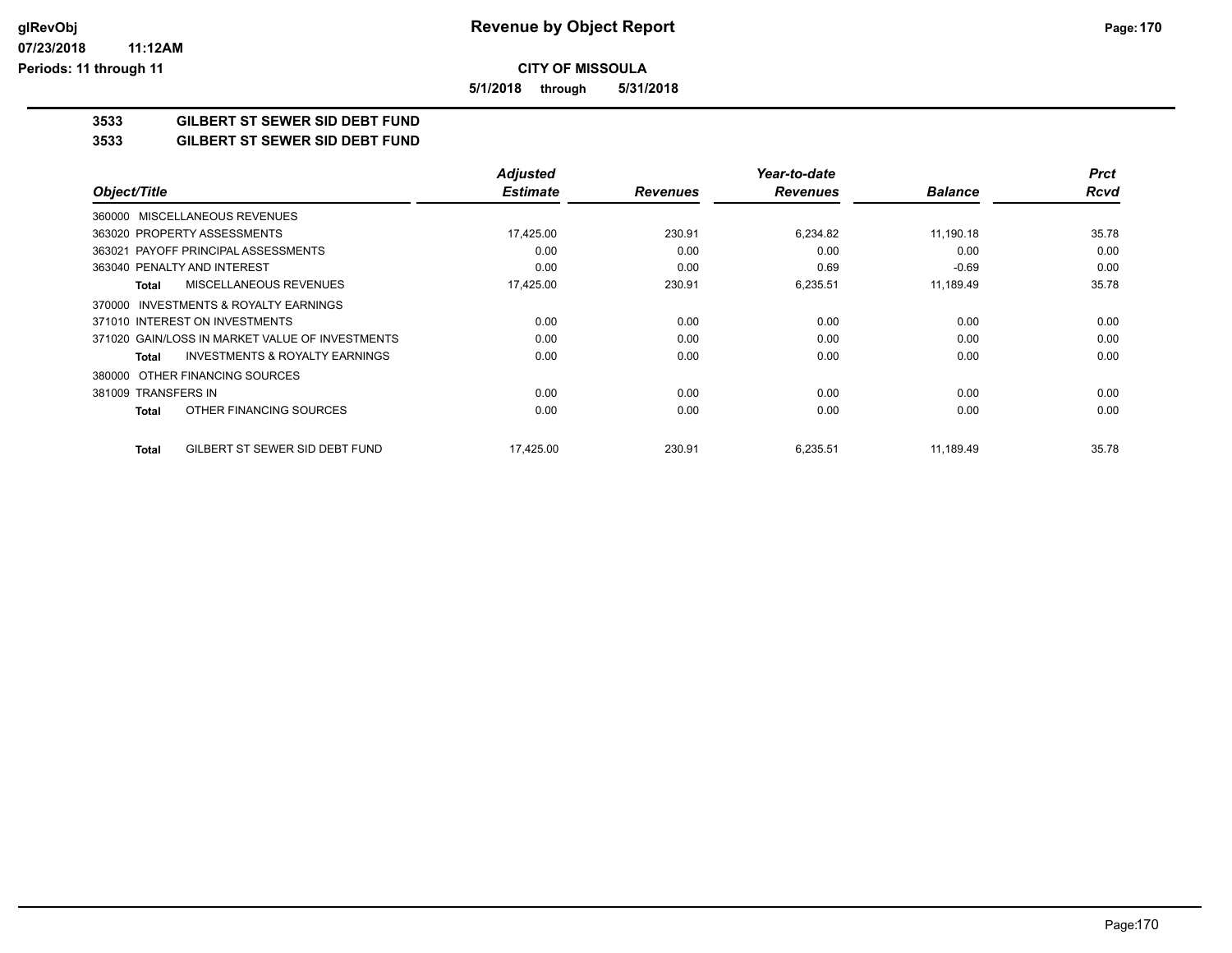# Revenue by Object Report

glRevObj
07/23/2018 11:12AM
Periods: 11 through 11

**CITY OF MISSOULA**

**5/1/2018 through 5/31/2018**

## 3533 GILBERT ST SEWER SID DEBT FUND

## 3533 GILBERT ST SEWER SID DEBT FUND

| Object/Title | Adjusted Estimate | Revenues | Year-to-date Revenues | Balance | Prct Rcvd |
|---|---|---|---|---|---|
| 360000 MISCELLANEOUS REVENUES | | | | | |
| 363020 PROPERTY ASSESSMENTS | 17,425.00 | 230.91 | 6,234.82 | 11,190.18 | 35.78 |
| 363021 PAYOFF PRINCIPAL ASSESSMENTS | 0.00 | 0.00 | 0.00 | 0.00 | 0.00 |
| 363040 PENALTY AND INTEREST | 0.00 | 0.00 | 0.69 | -0.69 | 0.00 |
| **Total** MISCELLANEOUS REVENUES | 17,425.00 | 230.91 | 6,235.51 | 11,189.49 | 35.78 |
| 370000 INVESTMENTS & ROYALTY EARNINGS | | | | | |
| 371010 INTEREST ON INVESTMENTS | 0.00 | 0.00 | 0.00 | 0.00 | 0.00 |
| 371020 GAIN/LOSS IN MARKET VALUE OF INVESTMENTS | 0.00 | 0.00 | 0.00 | 0.00 | 0.00 |
| **Total** INVESTMENTS & ROYALTY EARNINGS | 0.00 | 0.00 | 0.00 | 0.00 | 0.00 |
| 380000 OTHER FINANCING SOURCES | | | | | |
| 381009 TRANSFERS IN | 0.00 | 0.00 | 0.00 | 0.00 | 0.00 |
| **Total** OTHER FINANCING SOURCES | 0.00 | 0.00 | 0.00 | 0.00 | 0.00 |
| **Total** GILBERT ST SEWER SID DEBT FUND | 17,425.00 | 230.91 | 6,235.51 | 11,189.49 | 35.78 |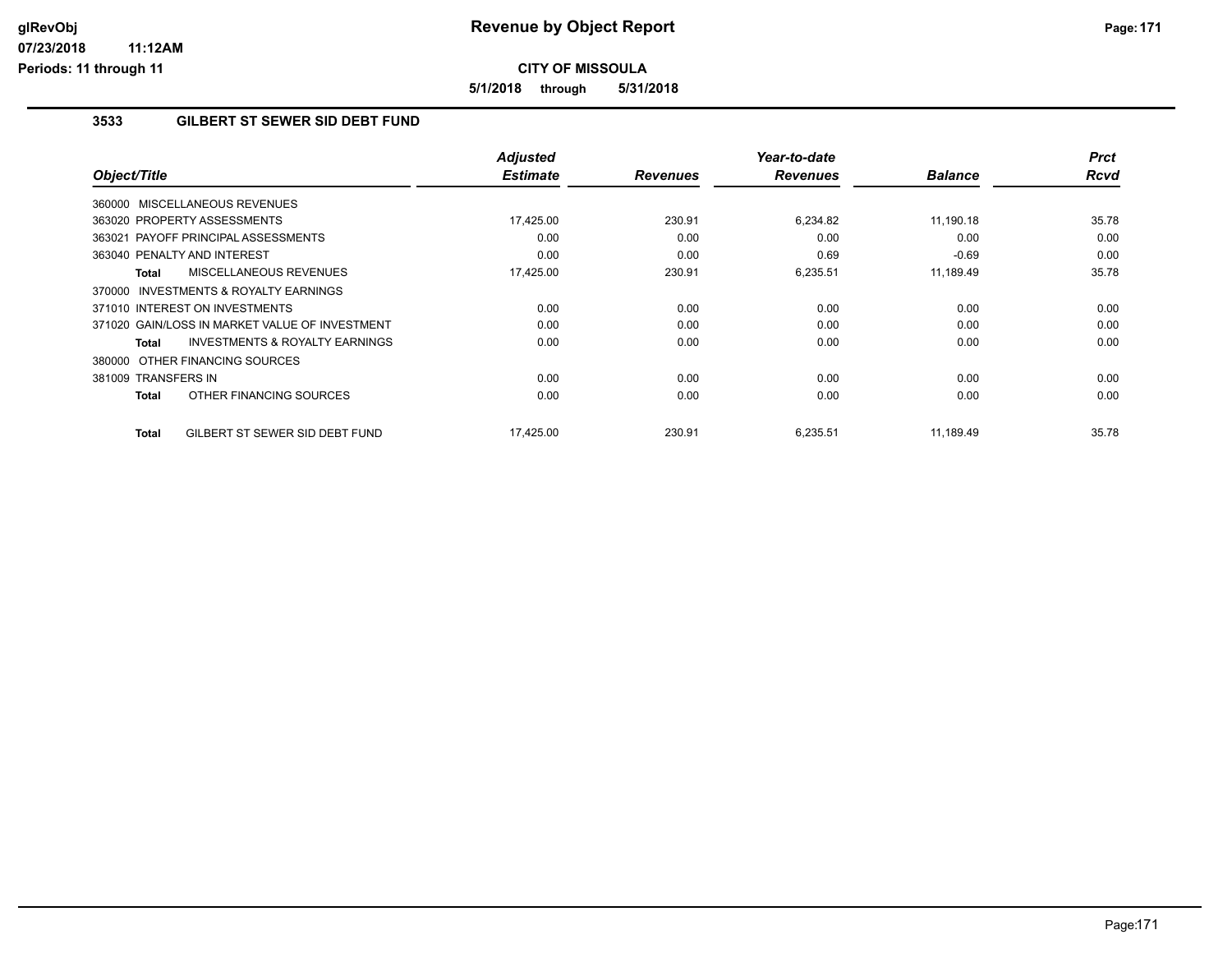# Revenue by Object Report

**CITY OF MISSOULA**

**5/1/2018 through 5/31/2018**

glRevObj
07/23/2018 11:12AM
Periods: 11 through 11

## 3533 GILBERT ST SEWER SID DEBT FUND

| Object/Title | Adjusted Estimate | Revenues | Year-to-date Revenues | Balance | Prct Rcvd |
|---|---|---|---|---|---|
| 360000 MISCELLANEOUS REVENUES | | | | | |
| 363020 PROPERTY ASSESSMENTS | 17,425.00 | 230.91 | 6,234.82 | 11,190.18 | 35.78 |
| 363021 PAYOFF PRINCIPAL ASSESSMENTS | 0.00 | 0.00 | 0.00 | 0.00 | 0.00 |
| 363040 PENALTY AND INTEREST | 0.00 | 0.00 | 0.69 | -0.69 | 0.00 |
| **Total** MISCELLANEOUS REVENUES | 17,425.00 | 230.91 | 6,235.51 | 11,189.49 | 35.78 |
| 370000 INVESTMENTS & ROYALTY EARNINGS | | | | | |
| 371010 INTEREST ON INVESTMENTS | 0.00 | 0.00 | 0.00 | 0.00 | 0.00 |
| 371020 GAIN/LOSS IN MARKET VALUE OF INVESTMENT | 0.00 | 0.00 | 0.00 | 0.00 | 0.00 |
| **Total** INVESTMENTS & ROYALTY EARNINGS | 0.00 | 0.00 | 0.00 | 0.00 | 0.00 |
| 380000 OTHER FINANCING SOURCES | | | | | |
| 381009 TRANSFERS IN | 0.00 | 0.00 | 0.00 | 0.00 | 0.00 |
| **Total** OTHER FINANCING SOURCES | 0.00 | 0.00 | 0.00 | 0.00 | 0.00 |
| **Total** GILBERT ST SEWER SID DEBT FUND | 17,425.00 | 230.91 | 6,235.51 | 11,189.49 | 35.78 |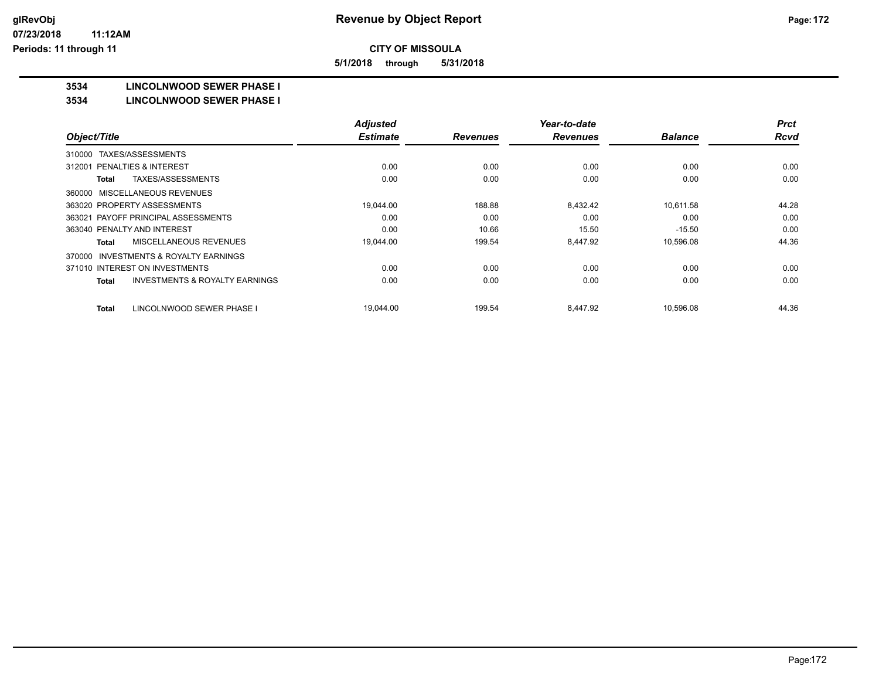**glRevObj**
**07/23/2018 11:12AM**
**Periods: 11 through 11**

# Revenue by Object Report

**CITY OF MISSOULA**

**5/1/2018 through 5/31/2018**

## 3534 LINCOLNWOOD SEWER PHASE I

### 3534 LINCOLNWOOD SEWER PHASE I

| Object/Title | | Adjusted Estimate | Revenues | Year-to-date Revenues | Balance | Prct Rcvd |
|---|---|---|---|---|---|---|
| 310000 TAXES/ASSESSMENTS | | | | | | |
| 312001 PENALTIES & INTEREST | | 0.00 | 0.00 | 0.00 | 0.00 | 0.00 |
| **Total** | TAXES/ASSESSMENTS | 0.00 | 0.00 | 0.00 | 0.00 | 0.00 |
| 360000 MISCELLANEOUS REVENUES | | | | | | |
| 363020 PROPERTY ASSESSMENTS | | 19,044.00 | 188.88 | 8,432.42 | 10,611.58 | 44.28 |
| 363021 PAYOFF PRINCIPAL ASSESSMENTS | | 0.00 | 0.00 | 0.00 | 0.00 | 0.00 |
| 363040 PENALTY AND INTEREST | | 0.00 | 10.66 | 15.50 | -15.50 | 0.00 |
| **Total** | MISCELLANEOUS REVENUES | 19,044.00 | 199.54 | 8,447.92 | 10,596.08 | 44.36 |
| 370000 INVESTMENTS & ROYALTY EARNINGS | | | | | | |
| 371010 INTEREST ON INVESTMENTS | | 0.00 | 0.00 | 0.00 | 0.00 | 0.00 |
| **Total** | INVESTMENTS & ROYALTY EARNINGS | 0.00 | 0.00 | 0.00 | 0.00 | 0.00 |
| **Total** | LINCOLNWOOD SEWER PHASE I | 19,044.00 | 199.54 | 8,447.92 | 10,596.08 | 44.36 |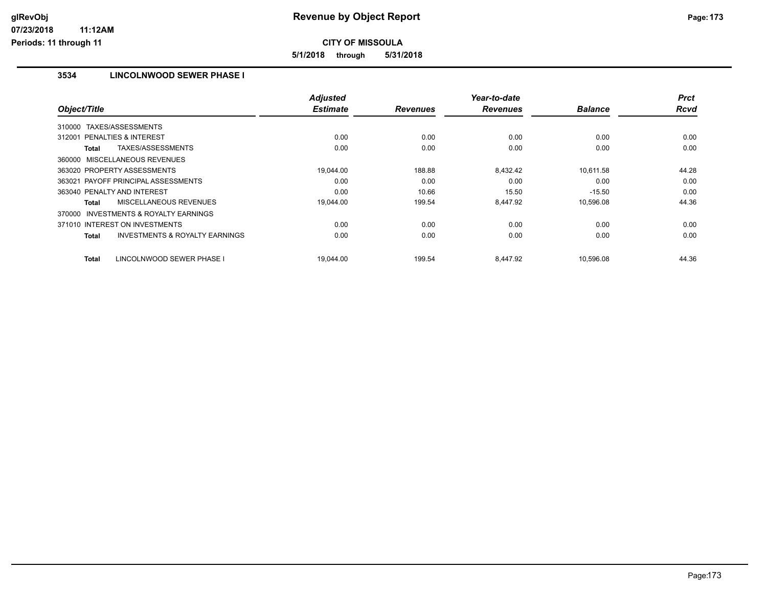# Revenue by Object Report

**CITY OF MISSOULA**

**5/1/2018 through 5/31/2018**

glRevObj
07/23/2018 11:12AM
Periods: 11 through 11

### 3534 LINCOLNWOOD SEWER PHASE I

| Object/Title | Adjusted Estimate | Revenues | Year-to-date Revenues | Balance | Prct Rcvd |
|---|---|---|---|---|---|
| 310000 TAXES/ASSESSMENTS | | | | | |
| 312001 PENALTIES & INTEREST | 0.00 | 0.00 | 0.00 | 0.00 | 0.00 |
| **Total** TAXES/ASSESSMENTS | 0.00 | 0.00 | 0.00 | 0.00 | 0.00 |
| 360000 MISCELLANEOUS REVENUES | | | | | |
| 363020 PROPERTY ASSESSMENTS | 19,044.00 | 188.88 | 8,432.42 | 10,611.58 | 44.28 |
| 363021 PAYOFF PRINCIPAL ASSESSMENTS | 0.00 | 0.00 | 0.00 | 0.00 | 0.00 |
| 363040 PENALTY AND INTEREST | 0.00 | 10.66 | 15.50 | -15.50 | 0.00 |
| **Total** MISCELLANEOUS REVENUES | 19,044.00 | 199.54 | 8,447.92 | 10,596.08 | 44.36 |
| 370000 INVESTMENTS & ROYALTY EARNINGS | | | | | |
| 371010 INTEREST ON INVESTMENTS | 0.00 | 0.00 | 0.00 | 0.00 | 0.00 |
| **Total** INVESTMENTS & ROYALTY EARNINGS | 0.00 | 0.00 | 0.00 | 0.00 | 0.00 |
| **Total** LINCOLNWOOD SEWER PHASE I | 19,044.00 | 199.54 | 8,447.92 | 10,596.08 | 44.36 |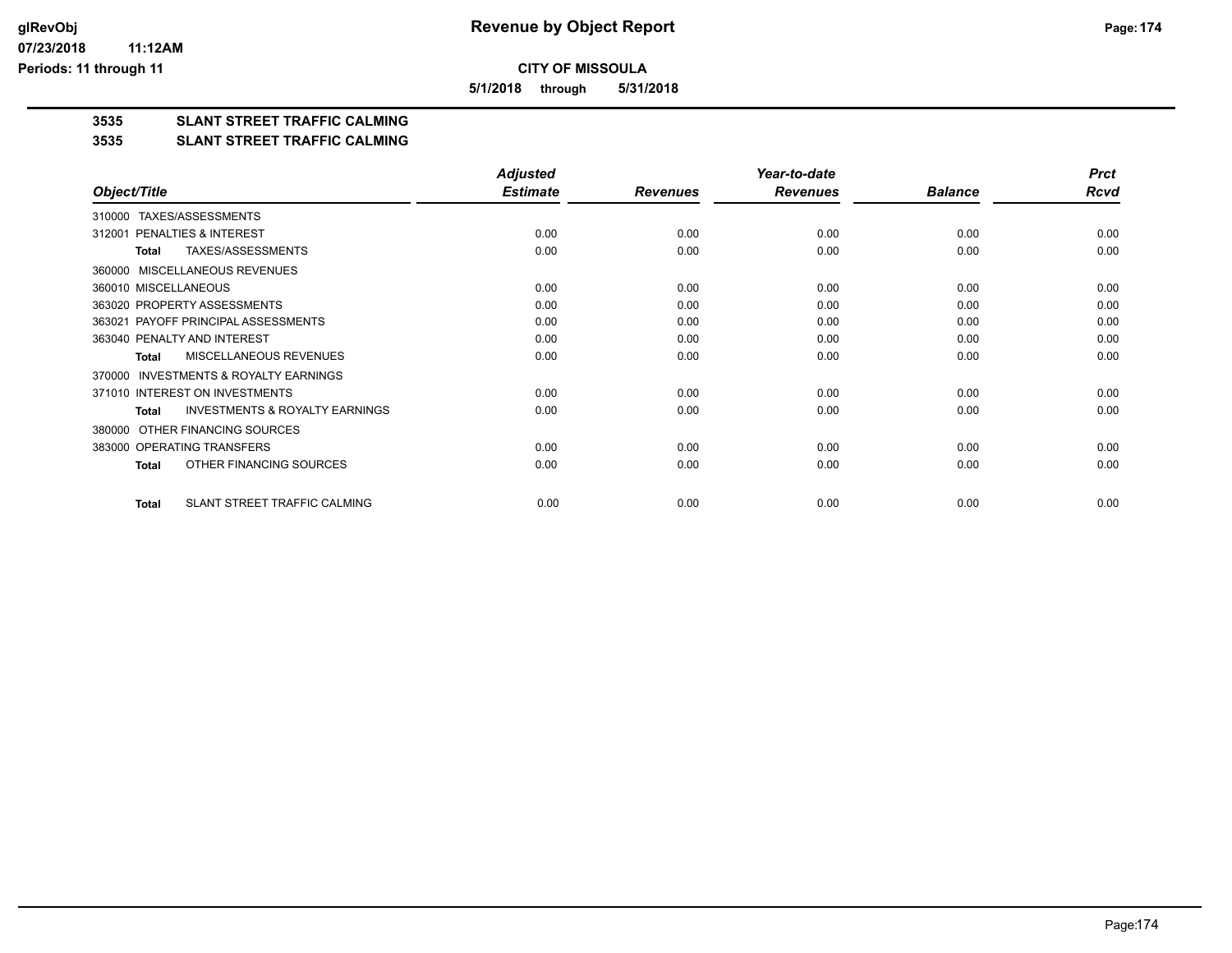**CITY OF MISSOULA**

**5/1/2018 through 5/31/2018**

# 3535 SLANT STREET TRAFFIC CALMING

## 3535 SLANT STREET TRAFFIC CALMING

| Object/Title | Adjusted Estimate | Revenues | Year-to-date Revenues | Balance | Prct Rcvd |
|---|---|---|---|---|---|
| 310000 TAXES/ASSESSMENTS | | | | | |
| 312001 PENALTIES & INTEREST | 0.00 | 0.00 | 0.00 | 0.00 | 0.00 |
| **Total** TAXES/ASSESSMENTS | 0.00 | 0.00 | 0.00 | 0.00 | 0.00 |
| 360000 MISCELLANEOUS REVENUES | | | | | |
| 360010 MISCELLANEOUS | 0.00 | 0.00 | 0.00 | 0.00 | 0.00 |
| 363020 PROPERTY ASSESSMENTS | 0.00 | 0.00 | 0.00 | 0.00 | 0.00 |
| 363021 PAYOFF PRINCIPAL ASSESSMENTS | 0.00 | 0.00 | 0.00 | 0.00 | 0.00 |
| 363040 PENALTY AND INTEREST | 0.00 | 0.00 | 0.00 | 0.00 | 0.00 |
| **Total** MISCELLANEOUS REVENUES | 0.00 | 0.00 | 0.00 | 0.00 | 0.00 |
| 370000 INVESTMENTS & ROYALTY EARNINGS | | | | | |
| 371010 INTEREST ON INVESTMENTS | 0.00 | 0.00 | 0.00 | 0.00 | 0.00 |
| **Total** INVESTMENTS & ROYALTY EARNINGS | 0.00 | 0.00 | 0.00 | 0.00 | 0.00 |
| 380000 OTHER FINANCING SOURCES | | | | | |
| 383000 OPERATING TRANSFERS | 0.00 | 0.00 | 0.00 | 0.00 | 0.00 |
| **Total** OTHER FINANCING SOURCES | 0.00 | 0.00 | 0.00 | 0.00 | 0.00 |
| **Total** SLANT STREET TRAFFIC CALMING | 0.00 | 0.00 | 0.00 | 0.00 | 0.00 |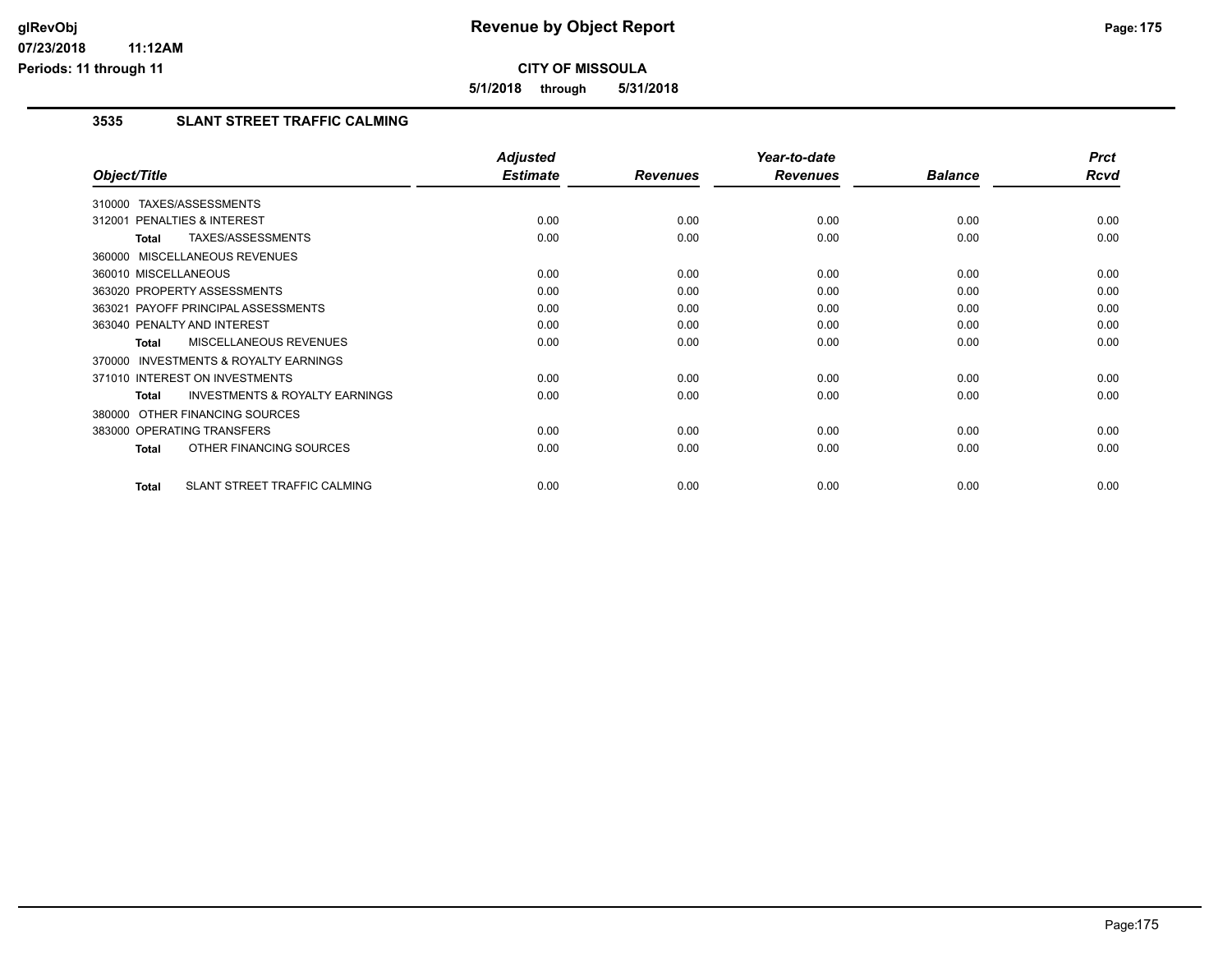**Revenue by Object Report**

**CITY OF MISSOULA**

**5/1/2018 through 5/31/2018**

glRevObj
07/23/2018 11:12AM
Periods: 11 through 11

## 3535 SLANT STREET TRAFFIC CALMING

| Object/Title | Adjusted Estimate | Revenues | Year-to-date Revenues | Balance | Prct Rcvd |
|---|---|---|---|---|---|
| 310000 TAXES/ASSESSMENTS | | | | | |
| 312001 PENALTIES & INTEREST | 0.00 | 0.00 | 0.00 | 0.00 | 0.00 |
| **Total** TAXES/ASSESSMENTS | 0.00 | 0.00 | 0.00 | 0.00 | 0.00 |
| 360000 MISCELLANEOUS REVENUES | | | | | |
| 360010 MISCELLANEOUS | 0.00 | 0.00 | 0.00 | 0.00 | 0.00 |
| 363020 PROPERTY ASSESSMENTS | 0.00 | 0.00 | 0.00 | 0.00 | 0.00 |
| 363021 PAYOFF PRINCIPAL ASSESSMENTS | 0.00 | 0.00 | 0.00 | 0.00 | 0.00 |
| 363040 PENALTY AND INTEREST | 0.00 | 0.00 | 0.00 | 0.00 | 0.00 |
| **Total** MISCELLANEOUS REVENUES | 0.00 | 0.00 | 0.00 | 0.00 | 0.00 |
| 370000 INVESTMENTS & ROYALTY EARNINGS | | | | | |
| 371010 INTEREST ON INVESTMENTS | 0.00 | 0.00 | 0.00 | 0.00 | 0.00 |
| **Total** INVESTMENTS & ROYALTY EARNINGS | 0.00 | 0.00 | 0.00 | 0.00 | 0.00 |
| 380000 OTHER FINANCING SOURCES | | | | | |
| 383000 OPERATING TRANSFERS | 0.00 | 0.00 | 0.00 | 0.00 | 0.00 |
| **Total** OTHER FINANCING SOURCES | 0.00 | 0.00 | 0.00 | 0.00 | 0.00 |
| **Total** SLANT STREET TRAFFIC CALMING | 0.00 | 0.00 | 0.00 | 0.00 | 0.00 |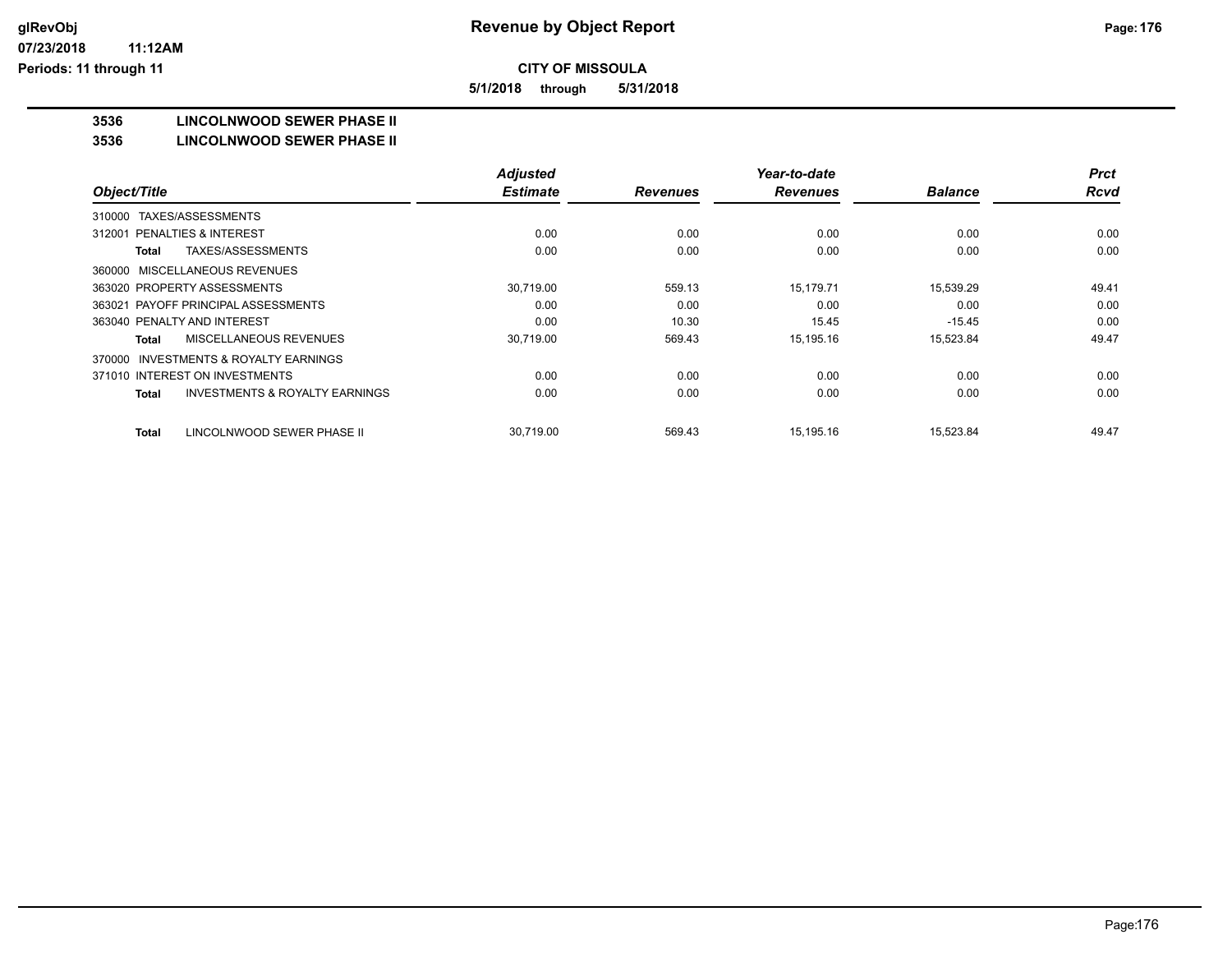# Revenue by Object Report

glRevObj
07/23/2018 11:12AM
Periods: 11 through 11

**CITY OF MISSOULA**

**5/1/2018 through 5/31/2018**

## 3536 LINCOLNWOOD SEWER PHASE II

## 3536 LINCOLNWOOD SEWER PHASE II

| Object/Title | Adjusted Estimate | Revenues | Year-to-date Revenues | Balance | Prct Rcvd |
|---|---|---|---|---|---|
| 310000 TAXES/ASSESSMENTS | | | | | |
| 312001 PENALTIES & INTEREST | 0.00 | 0.00 | 0.00 | 0.00 | 0.00 |
| **Total** TAXES/ASSESSMENTS | 0.00 | 0.00 | 0.00 | 0.00 | 0.00 |
| 360000 MISCELLANEOUS REVENUES | | | | | |
| 363020 PROPERTY ASSESSMENTS | 30,719.00 | 559.13 | 15,179.71 | 15,539.29 | 49.41 |
| 363021 PAYOFF PRINCIPAL ASSESSMENTS | 0.00 | 0.00 | 0.00 | 0.00 | 0.00 |
| 363040 PENALTY AND INTEREST | 0.00 | 10.30 | 15.45 | -15.45 | 0.00 |
| **Total** MISCELLANEOUS REVENUES | 30,719.00 | 569.43 | 15,195.16 | 15,523.84 | 49.47 |
| 370000 INVESTMENTS & ROYALTY EARNINGS | | | | | |
| 371010 INTEREST ON INVESTMENTS | 0.00 | 0.00 | 0.00 | 0.00 | 0.00 |
| **Total** INVESTMENTS & ROYALTY EARNINGS | 0.00 | 0.00 | 0.00 | 0.00 | 0.00 |
| **Total** LINCOLNWOOD SEWER PHASE II | 30,719.00 | 569.43 | 15,195.16 | 15,523.84 | 49.47 |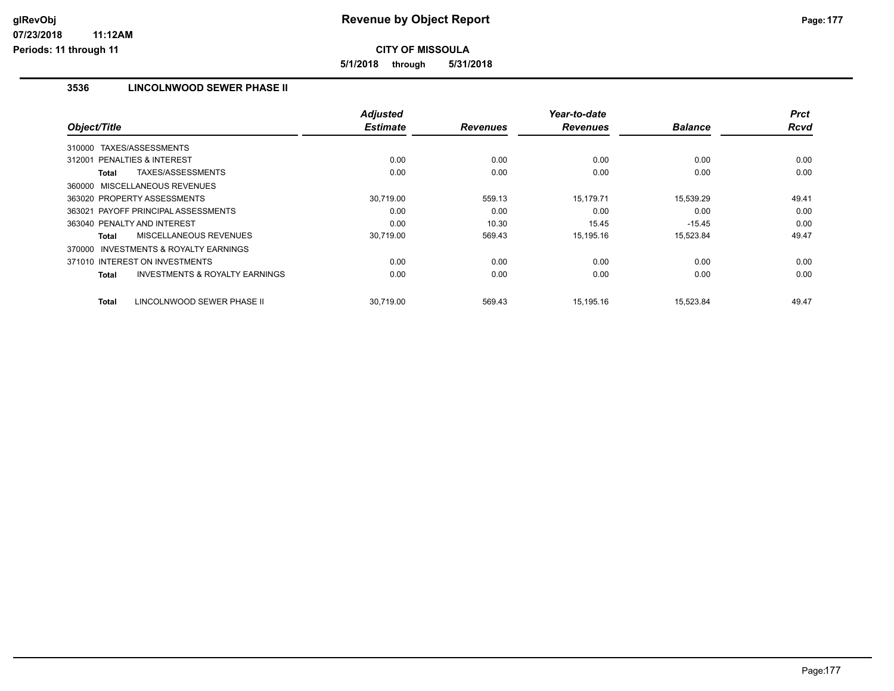# Revenue by Object Report

glRevObj
07/23/2018 11:12AM
Periods: 11 through 11

**CITY OF MISSOULA**

**5/1/2018 through 5/31/2018**

## 3536 LINCOLNWOOD SEWER PHASE II

| Object/Title | Adjusted Estimate | Revenues | Year-to-date Revenues | Balance | Prct Rcvd |
|---|---|---|---|---|---|
| 310000 TAXES/ASSESSMENTS | | | | | |
| 312001 PENALTIES & INTEREST | 0.00 | 0.00 | 0.00 | 0.00 | 0.00 |
| **Total** TAXES/ASSESSMENTS | 0.00 | 0.00 | 0.00 | 0.00 | 0.00 |
| 360000 MISCELLANEOUS REVENUES | | | | | |
| 363020 PROPERTY ASSESSMENTS | 30,719.00 | 559.13 | 15,179.71 | 15,539.29 | 49.41 |
| 363021 PAYOFF PRINCIPAL ASSESSMENTS | 0.00 | 0.00 | 0.00 | 0.00 | 0.00 |
| 363040 PENALTY AND INTEREST | 0.00 | 10.30 | 15.45 | -15.45 | 0.00 |
| **Total** MISCELLANEOUS REVENUES | 30,719.00 | 569.43 | 15,195.16 | 15,523.84 | 49.47 |
| 370000 INVESTMENTS & ROYALTY EARNINGS | | | | | |
| 371010 INTEREST ON INVESTMENTS | 0.00 | 0.00 | 0.00 | 0.00 | 0.00 |
| **Total** INVESTMENTS & ROYALTY EARNINGS | 0.00 | 0.00 | 0.00 | 0.00 | 0.00 |
| **Total** LINCOLNWOOD SEWER PHASE II | 30,719.00 | 569.43 | 15,195.16 | 15,523.84 | 49.47 |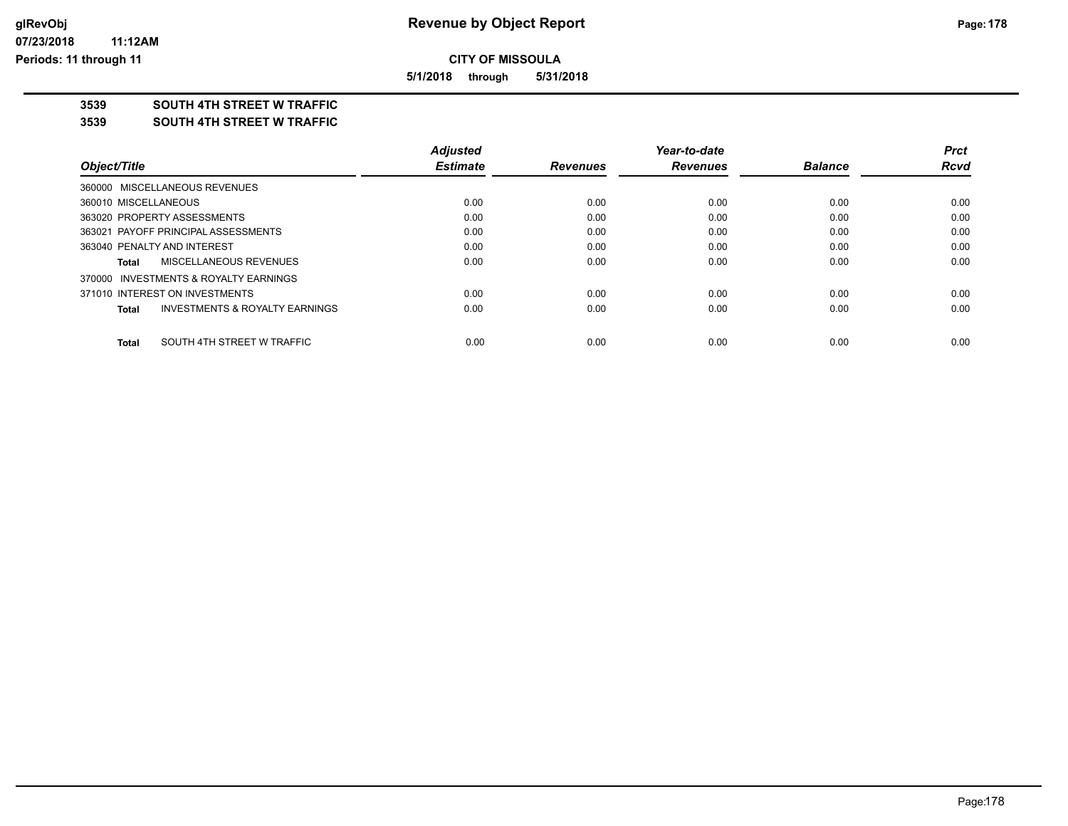**Revenue by Object Report**

**CITY OF MISSOULA**

**5/1/2018 through 5/31/2018**

glRevObj
07/23/2018 11:12AM
Periods: 11 through 11

## 3539 SOUTH 4TH STREET W TRAFFIC
## 3539 SOUTH 4TH STREET W TRAFFIC

| Object/Title | Adjusted Estimate | Revenues | Year-to-date Revenues | Balance | Prct Rcvd |
|---|---|---|---|---|---|
| 360000 MISCELLANEOUS REVENUES | | | | | |
| 360010 MISCELLANEOUS | 0.00 | 0.00 | 0.00 | 0.00 | 0.00 |
| 363020 PROPERTY ASSESSMENTS | 0.00 | 0.00 | 0.00 | 0.00 | 0.00 |
| 363021 PAYOFF PRINCIPAL ASSESSMENTS | 0.00 | 0.00 | 0.00 | 0.00 | 0.00 |
| 363040 PENALTY AND INTEREST | 0.00 | 0.00 | 0.00 | 0.00 | 0.00 |
| **Total** MISCELLANEOUS REVENUES | 0.00 | 0.00 | 0.00 | 0.00 | 0.00 |
| 370000 INVESTMENTS & ROYALTY EARNINGS | | | | | |
| 371010 INTEREST ON INVESTMENTS | 0.00 | 0.00 | 0.00 | 0.00 | 0.00 |
| **Total** INVESTMENTS & ROYALTY EARNINGS | 0.00 | 0.00 | 0.00 | 0.00 | 0.00 |
| **Total** SOUTH 4TH STREET W TRAFFIC | 0.00 | 0.00 | 0.00 | 0.00 | 0.00 |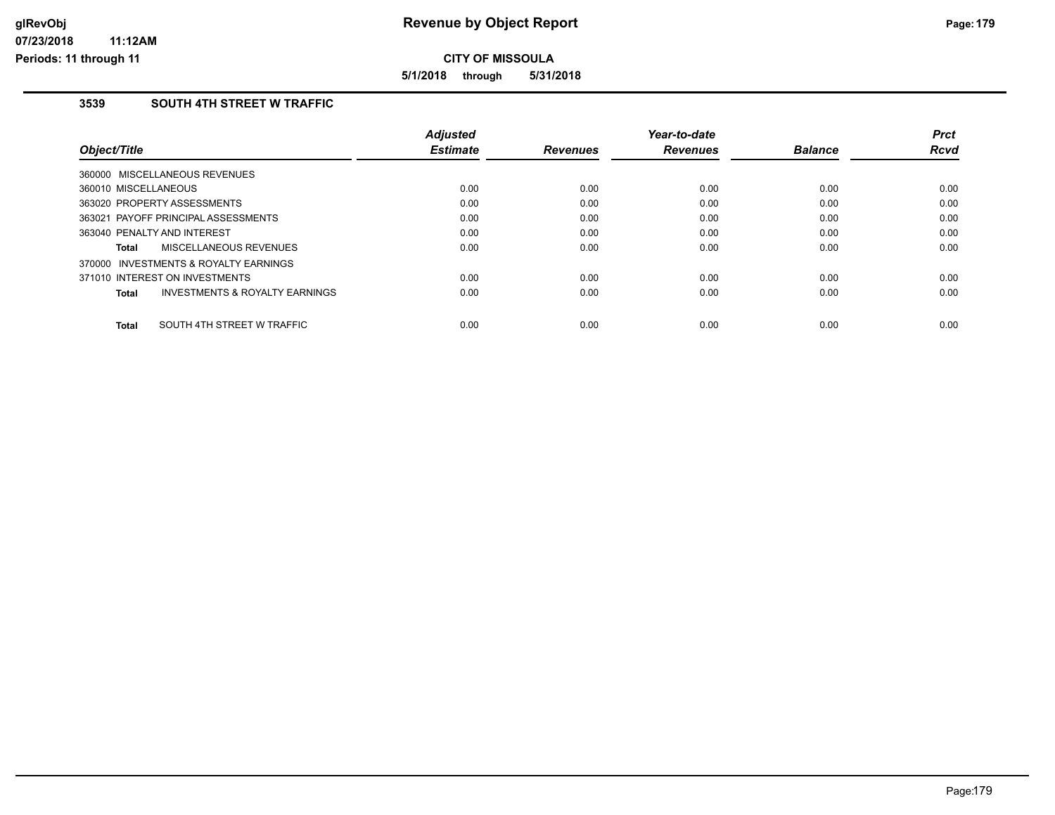## CITY OF MISSOULA

**5/1/2018 through 5/31/2018**

### 3539 SOUTH 4TH STREET W TRAFFIC

| Object/Title | | Adjusted Estimate | Revenues | Year-to-date Revenues | Balance | Prct Rcvd |
|---|---|---|---|---|---|---|
| 360000 MISCELLANEOUS REVENUES | | | | | | |
| 360010 MISCELLANEOUS | | 0.00 | 0.00 | 0.00 | 0.00 | 0.00 |
| 363020 PROPERTY ASSESSMENTS | | 0.00 | 0.00 | 0.00 | 0.00 | 0.00 |
| 363021 PAYOFF PRINCIPAL ASSESSMENTS | | 0.00 | 0.00 | 0.00 | 0.00 | 0.00 |
| 363040 PENALTY AND INTEREST | | 0.00 | 0.00 | 0.00 | 0.00 | 0.00 |
| **Total** | MISCELLANEOUS REVENUES | 0.00 | 0.00 | 0.00 | 0.00 | 0.00 |
| 370000 INVESTMENTS & ROYALTY EARNINGS | | | | | | |
| 371010 INTEREST ON INVESTMENTS | | 0.00 | 0.00 | 0.00 | 0.00 | 0.00 |
| **Total** | INVESTMENTS & ROYALTY EARNINGS | 0.00 | 0.00 | 0.00 | 0.00 | 0.00 |
| **Total** | SOUTH 4TH STREET W TRAFFIC | 0.00 | 0.00 | 0.00 | 0.00 | 0.00 |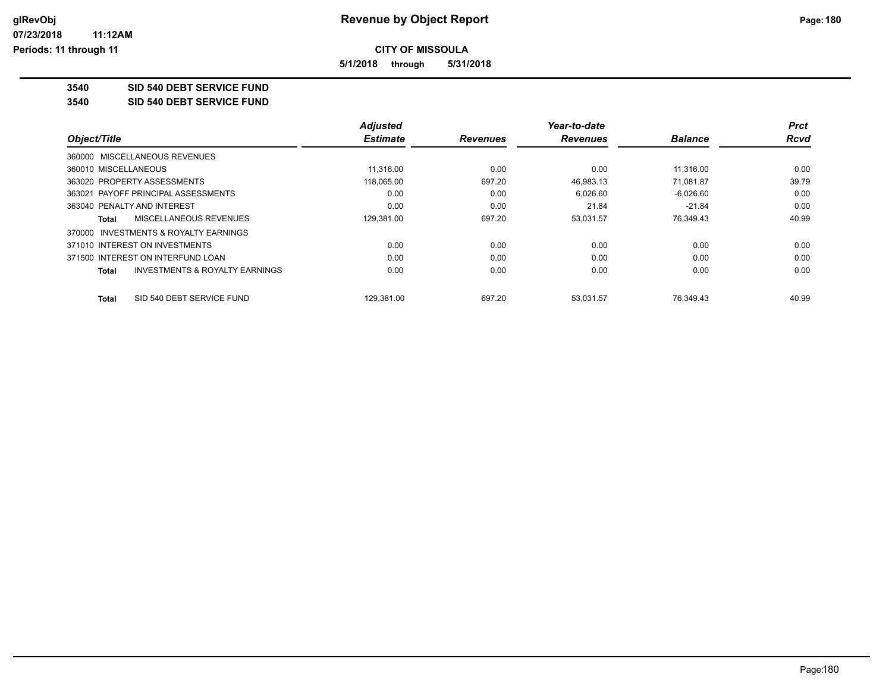# Revenue by Object Report

**CITY OF MISSOULA**

**5/1/2018 through 5/31/2018**

glRevObj
07/23/2018 11:12AM
Periods: 11 through 11

**3540 SID 540 DEBT SERVICE FUND**

**3540 SID 540 DEBT SERVICE FUND**

| Object/Title | Adjusted Estimate | Revenues | Year-to-date Revenues | Balance | Prct Rcvd |
|---|---|---|---|---|---|
| 360000 MISCELLANEOUS REVENUES | | | | | |
| 360010 MISCELLANEOUS | 11,316.00 | 0.00 | 0.00 | 11,316.00 | 0.00 |
| 363020 PROPERTY ASSESSMENTS | 118,065.00 | 697.20 | 46,983.13 | 71,081.87 | 39.79 |
| 363021 PAYOFF PRINCIPAL ASSESSMENTS | 0.00 | 0.00 | 6,026.60 | -6,026.60 | 0.00 |
| 363040 PENALTY AND INTEREST | 0.00 | 0.00 | 21.84 | -21.84 | 0.00 |
| **Total** MISCELLANEOUS REVENUES | 129,381.00 | 697.20 | 53,031.57 | 76,349.43 | 40.99 |
| 370000 INVESTMENTS & ROYALTY EARNINGS | | | | | |
| 371010 INTEREST ON INVESTMENTS | 0.00 | 0.00 | 0.00 | 0.00 | 0.00 |
| 371500 INTEREST ON INTERFUND LOAN | 0.00 | 0.00 | 0.00 | 0.00 | 0.00 |
| **Total** INVESTMENTS & ROYALTY EARNINGS | 0.00 | 0.00 | 0.00 | 0.00 | 0.00 |
| **Total** SID 540 DEBT SERVICE FUND | 129,381.00 | 697.20 | 53,031.57 | 76,349.43 | 40.99 |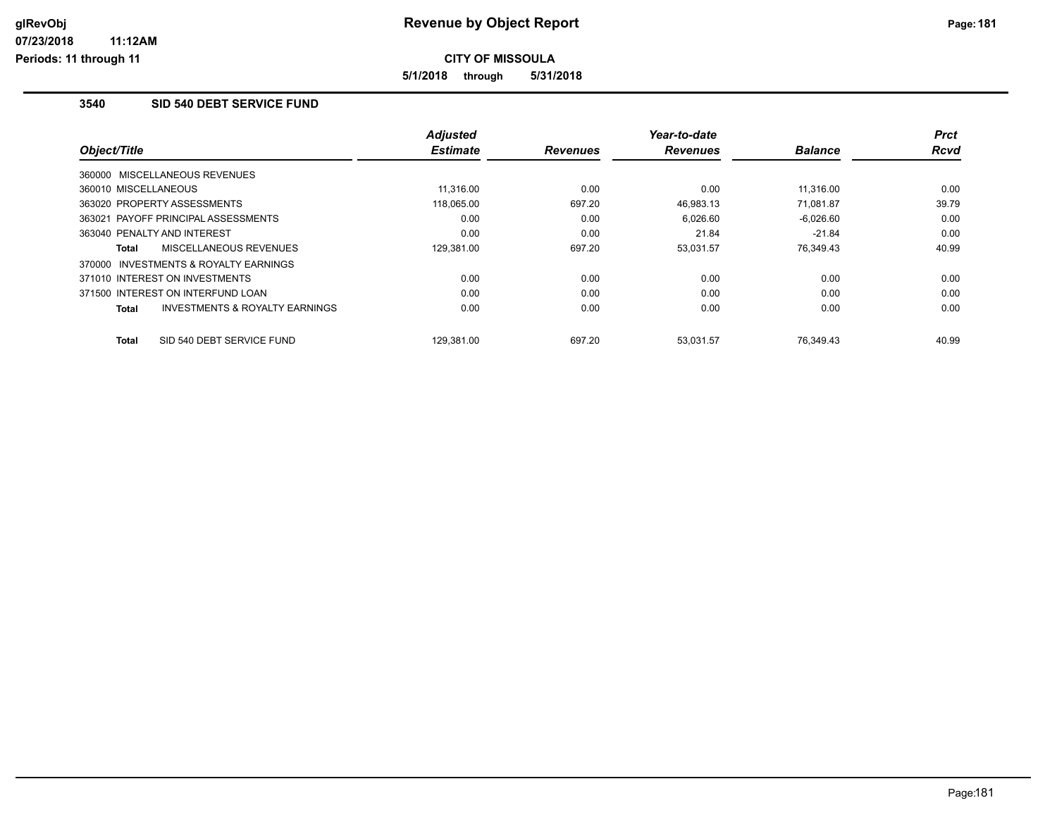# Revenue by Object Report

**CITY OF MISSOULA**

**5/1/2018 through 5/31/2018**

### 3540 SID 540 DEBT SERVICE FUND

| Object/Title | Adjusted Estimate | Revenues | Year-to-date Revenues | Balance | Prct Rcvd |
|---|---|---|---|---|---|
| 360000 MISCELLANEOUS REVENUES | | | | | |
| 360010 MISCELLANEOUS | 11,316.00 | 0.00 | 0.00 | 11,316.00 | 0.00 |
| 363020 PROPERTY ASSESSMENTS | 118,065.00 | 697.20 | 46,983.13 | 71,081.87 | 39.79 |
| 363021 PAYOFF PRINCIPAL ASSESSMENTS | 0.00 | 0.00 | 6,026.60 | -6,026.60 | 0.00 |
| 363040 PENALTY AND INTEREST | 0.00 | 0.00 | 21.84 | -21.84 | 0.00 |
| **Total** MISCELLANEOUS REVENUES | 129,381.00 | 697.20 | 53,031.57 | 76,349.43 | 40.99 |
| 370000 INVESTMENTS & ROYALTY EARNINGS | | | | | |
| 371010 INTEREST ON INVESTMENTS | 0.00 | 0.00 | 0.00 | 0.00 | 0.00 |
| 371500 INTEREST ON INTERFUND LOAN | 0.00 | 0.00 | 0.00 | 0.00 | 0.00 |
| **Total** INVESTMENTS & ROYALTY EARNINGS | 0.00 | 0.00 | 0.00 | 0.00 | 0.00 |
| **Total** SID 540 DEBT SERVICE FUND | 129,381.00 | 697.20 | 53,031.57 | 76,349.43 | 40.99 |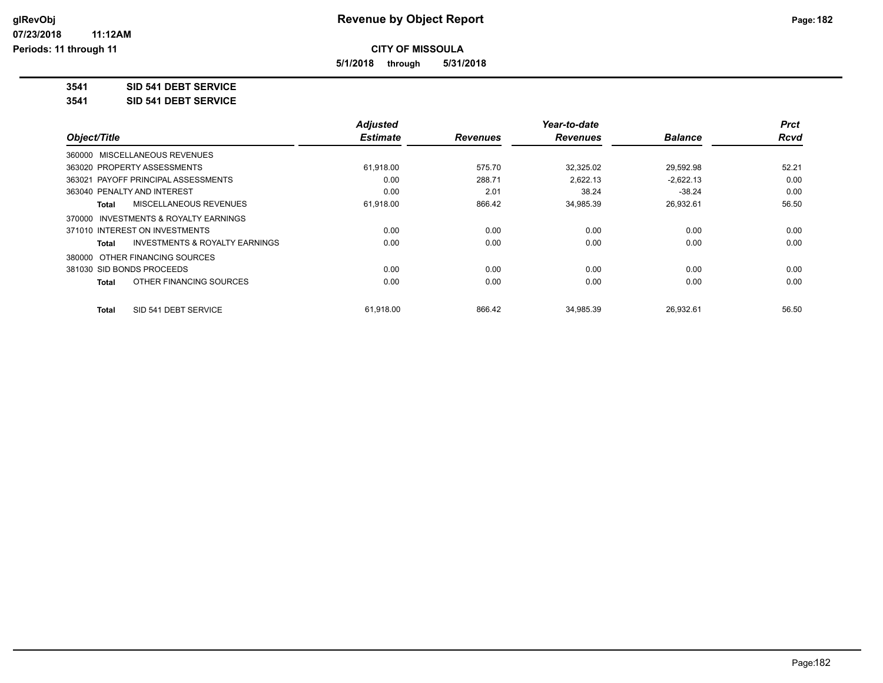# Revenue by Object Report

**CITY OF MISSOULA**

**5/1/2018 through 5/31/2018**

glRevObj
07/23/2018 11:12AM
Periods: 11 through 11

**3541 SID 541 DEBT SERVICE**

**3541 SID 541 DEBT SERVICE**

| Object/Title | Adjusted Estimate | Revenues | Year-to-date Revenues | Balance | Prct Rcvd |
|---|---|---|---|---|---|
| 360000 MISCELLANEOUS REVENUES | | | | | |
| 363020 PROPERTY ASSESSMENTS | 61,918.00 | 575.70 | 32,325.02 | 29,592.98 | 52.21 |
| 363021 PAYOFF PRINCIPAL ASSESSMENTS | 0.00 | 288.71 | 2,622.13 | -2,622.13 | 0.00 |
| 363040 PENALTY AND INTEREST | 0.00 | 2.01 | 38.24 | -38.24 | 0.00 |
| **Total** MISCELLANEOUS REVENUES | 61,918.00 | 866.42 | 34,985.39 | 26,932.61 | 56.50 |
| 370000 INVESTMENTS & ROYALTY EARNINGS | | | | | |
| 371010 INTEREST ON INVESTMENTS | 0.00 | 0.00 | 0.00 | 0.00 | 0.00 |
| **Total** INVESTMENTS & ROYALTY EARNINGS | 0.00 | 0.00 | 0.00 | 0.00 | 0.00 |
| 380000 OTHER FINANCING SOURCES | | | | | |
| 381030 SID BONDS PROCEEDS | 0.00 | 0.00 | 0.00 | 0.00 | 0.00 |
| **Total** OTHER FINANCING SOURCES | 0.00 | 0.00 | 0.00 | 0.00 | 0.00 |
| **Total** SID 541 DEBT SERVICE | 61,918.00 | 866.42 | 34,985.39 | 26,932.61 | 56.50 |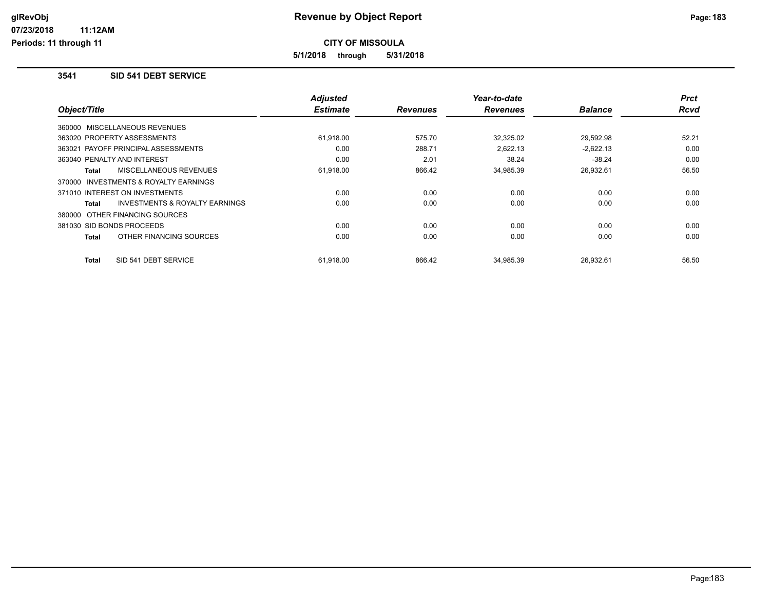**CITY OF MISSOULA**

**5/1/2018 through 5/31/2018**

### 3541 SID 541 DEBT SERVICE

| Object/Title | | Adjusted Estimate | Revenues | Year-to-date Revenues | Balance | Prct Rcvd |
|---|---|---|---|---|---|---|
| 360000 MISCELLANEOUS REVENUES | | | | | | |
| 363020 PROPERTY ASSESSMENTS | | 61,918.00 | 575.70 | 32,325.02 | 29,592.98 | 52.21 |
| 363021 PAYOFF PRINCIPAL ASSESSMENTS | | 0.00 | 288.71 | 2,622.13 | -2,622.13 | 0.00 |
| 363040 PENALTY AND INTEREST | | 0.00 | 2.01 | 38.24 | -38.24 | 0.00 |
| Total | MISCELLANEOUS REVENUES | 61,918.00 | 866.42 | 34,985.39 | 26,932.61 | 56.50 |
| 370000 INVESTMENTS & ROYALTY EARNINGS | | | | | | |
| 371010 INTEREST ON INVESTMENTS | | 0.00 | 0.00 | 0.00 | 0.00 | 0.00 |
| Total | INVESTMENTS & ROYALTY EARNINGS | 0.00 | 0.00 | 0.00 | 0.00 | 0.00 |
| 380000 OTHER FINANCING SOURCES | | | | | | |
| 381030 SID BONDS PROCEEDS | | 0.00 | 0.00 | 0.00 | 0.00 | 0.00 |
| Total | OTHER FINANCING SOURCES | 0.00 | 0.00 | 0.00 | 0.00 | 0.00 |
| Total | SID 541 DEBT SERVICE | 61,918.00 | 866.42 | 34,985.39 | 26,932.61 | 56.50 |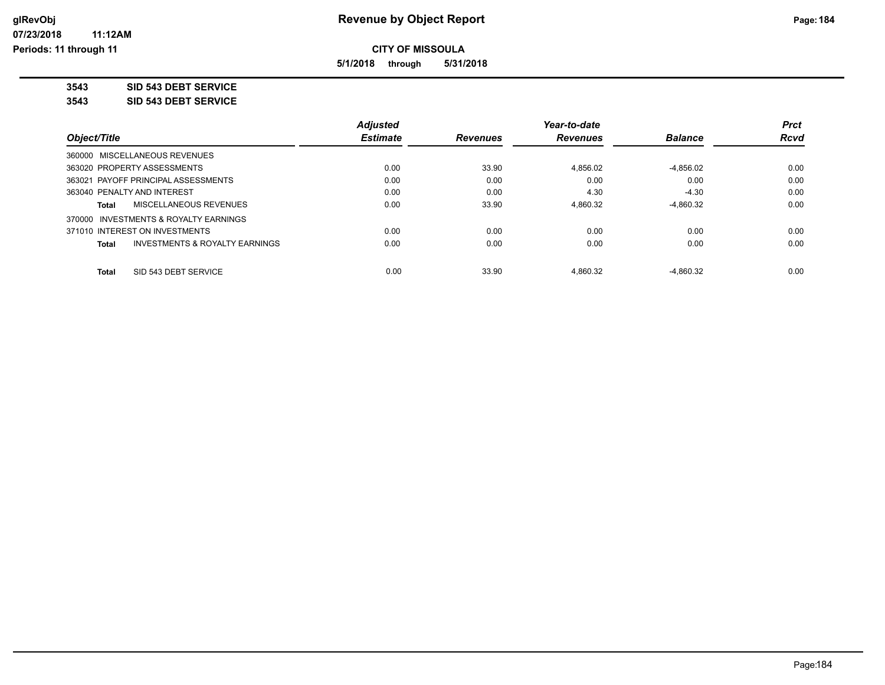# Revenue by Object Report

**CITY OF MISSOULA**

**5/1/2018 through 5/31/2018**

glRevObj
07/23/2018 11:12AM
Periods: 11 through 11

**3543 SID 543 DEBT SERVICE**

**3543 SID 543 DEBT SERVICE**

| Object/Title | Adjusted Estimate | Revenues | Year-to-date Revenues | Balance | Prct Rcvd |
|---|---|---|---|---|---|
| 360000 MISCELLANEOUS REVENUES | | | | | |
| 363020 PROPERTY ASSESSMENTS | 0.00 | 33.90 | 4,856.02 | -4,856.02 | 0.00 |
| 363021 PAYOFF PRINCIPAL ASSESSMENTS | 0.00 | 0.00 | 0.00 | 0.00 | 0.00 |
| 363040 PENALTY AND INTEREST | 0.00 | 0.00 | 4.30 | -4.30 | 0.00 |
| **Total** MISCELLANEOUS REVENUES | 0.00 | 33.90 | 4,860.32 | -4,860.32 | 0.00 |
| 370000 INVESTMENTS & ROYALTY EARNINGS | | | | | |
| 371010 INTEREST ON INVESTMENTS | 0.00 | 0.00 | 0.00 | 0.00 | 0.00 |
| **Total** INVESTMENTS & ROYALTY EARNINGS | 0.00 | 0.00 | 0.00 | 0.00 | 0.00 |
| **Total** SID 543 DEBT SERVICE | 0.00 | 33.90 | 4,860.32 | -4,860.32 | 0.00 |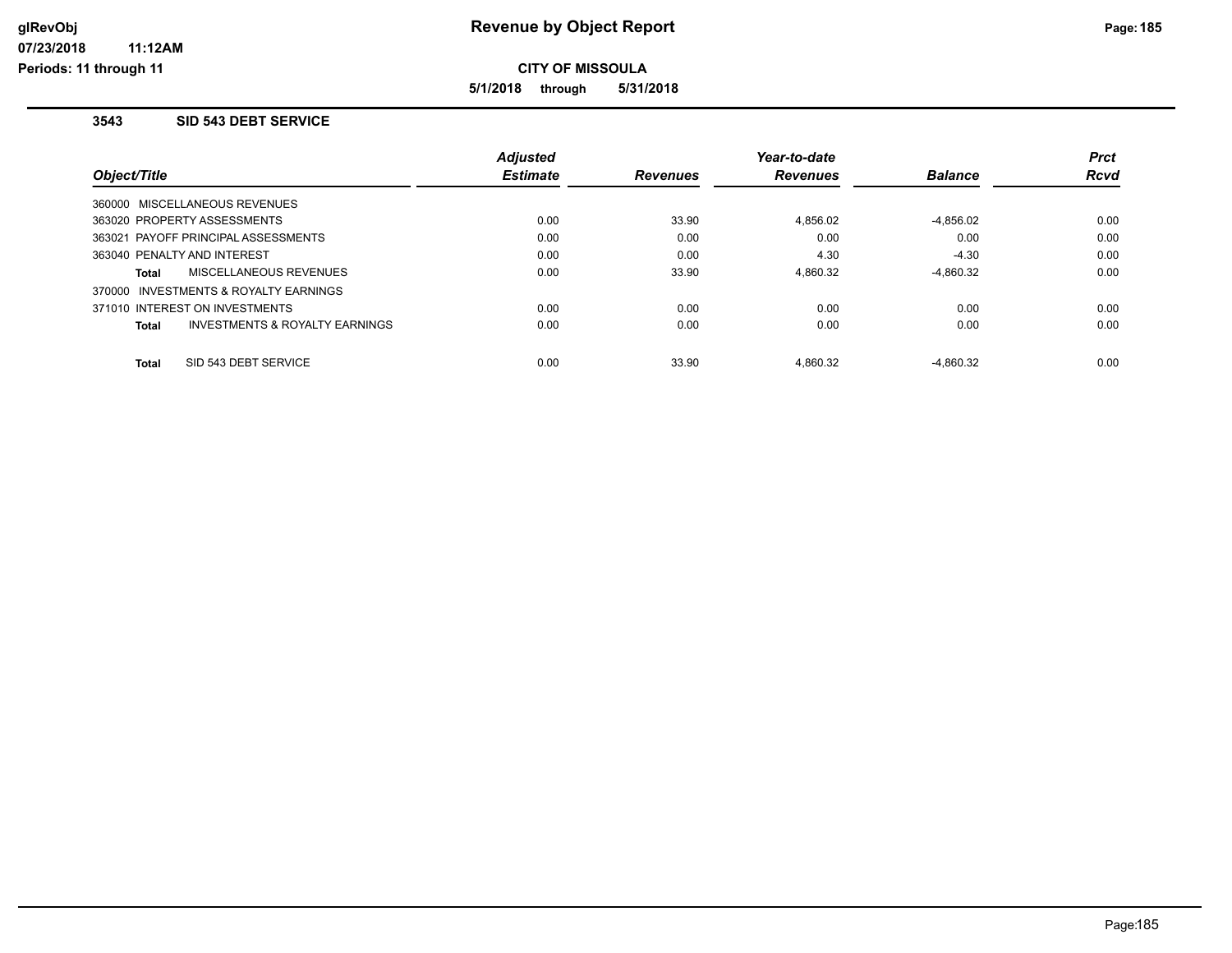**glRevObj**
**07/23/2018 11:12AM**
**Periods: 11 through 11**

# Revenue by Object Report

**CITY OF MISSOULA**

**5/1/2018 through 5/31/2018**

### 3543 SID 543 DEBT SERVICE

| Object/Title | Adjusted Estimate | Revenues | Year-to-date Revenues | Balance | Prct Rcvd |
|---|---|---|---|---|---|
| 360000 MISCELLANEOUS REVENUES | | | | | |
| 363020 PROPERTY ASSESSMENTS | 0.00 | 33.90 | 4,856.02 | -4,856.02 | 0.00 |
| 363021 PAYOFF PRINCIPAL ASSESSMENTS | 0.00 | 0.00 | 0.00 | 0.00 | 0.00 |
| 363040 PENALTY AND INTEREST | 0.00 | 0.00 | 4.30 | -4.30 | 0.00 |
| **Total** MISCELLANEOUS REVENUES | 0.00 | 33.90 | 4,860.32 | -4,860.32 | 0.00 |
| 370000 INVESTMENTS & ROYALTY EARNINGS | | | | | |
| 371010 INTEREST ON INVESTMENTS | 0.00 | 0.00 | 0.00 | 0.00 | 0.00 |
| **Total** INVESTMENTS & ROYALTY EARNINGS | 0.00 | 0.00 | 0.00 | 0.00 | 0.00 |
| **Total** SID 543 DEBT SERVICE | 0.00 | 33.90 | 4,860.32 | -4,860.32 | 0.00 |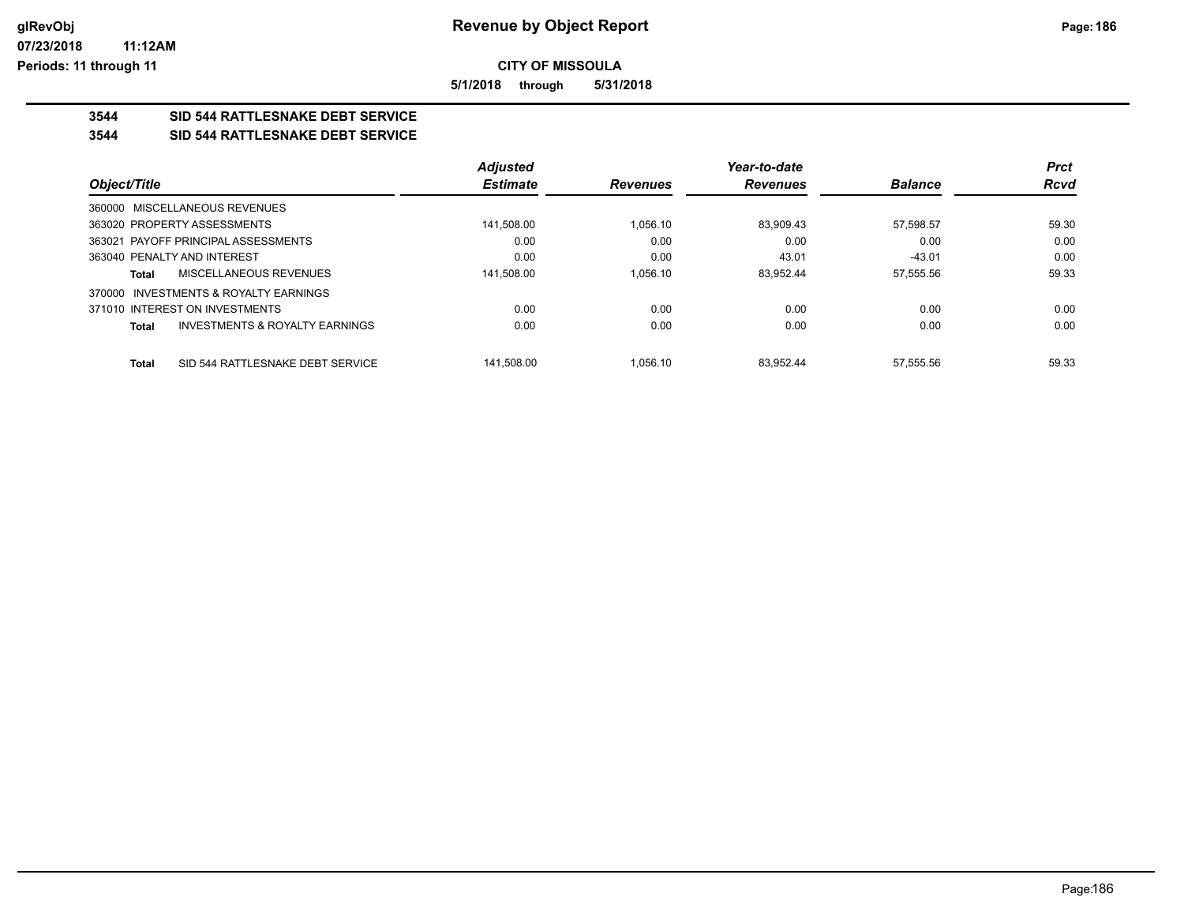**CITY OF MISSOULA**

**5/1/2018 through 5/31/2018**

# Revenue by Object Report

**3544 SID 544 RATTLESNAKE DEBT SERVICE**

**3544 SID 544 RATTLESNAKE DEBT SERVICE**

| Object/Title | | Adjusted Estimate | Revenues | Year-to-date Revenues | Balance | Prct Rcvd |
|---|---|---|---|---|---|---|
| 360000 MISCELLANEOUS REVENUES | | | | | | |
| 363020 PROPERTY ASSESSMENTS | | 141,508.00 | 1,056.10 | 83,909.43 | 57,598.57 | 59.30 |
| 363021 PAYOFF PRINCIPAL ASSESSMENTS | | 0.00 | 0.00 | 0.00 | 0.00 | 0.00 |
| 363040 PENALTY AND INTEREST | | 0.00 | 0.00 | 43.01 | -43.01 | 0.00 |
| Total | MISCELLANEOUS REVENUES | 141,508.00 | 1,056.10 | 83,952.44 | 57,555.56 | 59.33 |
| 370000 INVESTMENTS & ROYALTY EARNINGS | | | | | | |
| 371010 INTEREST ON INVESTMENTS | | 0.00 | 0.00 | 0.00 | 0.00 | 0.00 |
| Total | INVESTMENTS & ROYALTY EARNINGS | 0.00 | 0.00 | 0.00 | 0.00 | 0.00 |
| Total | SID 544 RATTLESNAKE DEBT SERVICE | 141,508.00 | 1,056.10 | 83,952.44 | 57,555.56 | 59.33 |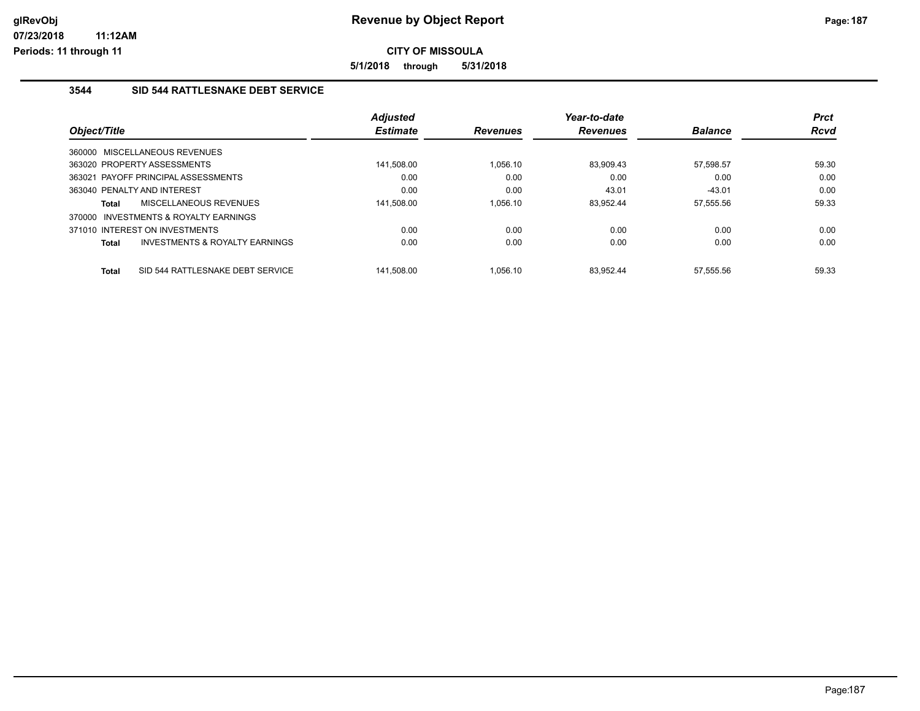# Revenue by Object Report

**CITY OF MISSOULA**

**5/1/2018 through 5/31/2018**

glRevObj
07/23/2018 11:12AM
Periods: 11 through 11

## 3544 SID 544 RATTLESNAKE DEBT SERVICE

| Object/Title | Adjusted Estimate | Revenues | Year-to-date Revenues | Balance | Prct Rcvd |
|---|---|---|---|---|---|
| 360000 MISCELLANEOUS REVENUES | | | | | |
| 363020 PROPERTY ASSESSMENTS | 141,508.00 | 1,056.10 | 83,909.43 | 57,598.57 | 59.30 |
| 363021 PAYOFF PRINCIPAL ASSESSMENTS | 0.00 | 0.00 | 0.00 | 0.00 | 0.00 |
| 363040 PENALTY AND INTEREST | 0.00 | 0.00 | 43.01 | -43.01 | 0.00 |
| **Total** MISCELLANEOUS REVENUES | 141,508.00 | 1,056.10 | 83,952.44 | 57,555.56 | 59.33 |
| 370000 INVESTMENTS & ROYALTY EARNINGS | | | | | |
| 371010 INTEREST ON INVESTMENTS | 0.00 | 0.00 | 0.00 | 0.00 | 0.00 |
| **Total** INVESTMENTS & ROYALTY EARNINGS | 0.00 | 0.00 | 0.00 | 0.00 | 0.00 |
| **Total** SID 544 RATTLESNAKE DEBT SERVICE | 141,508.00 | 1,056.10 | 83,952.44 | 57,555.56 | 59.33 |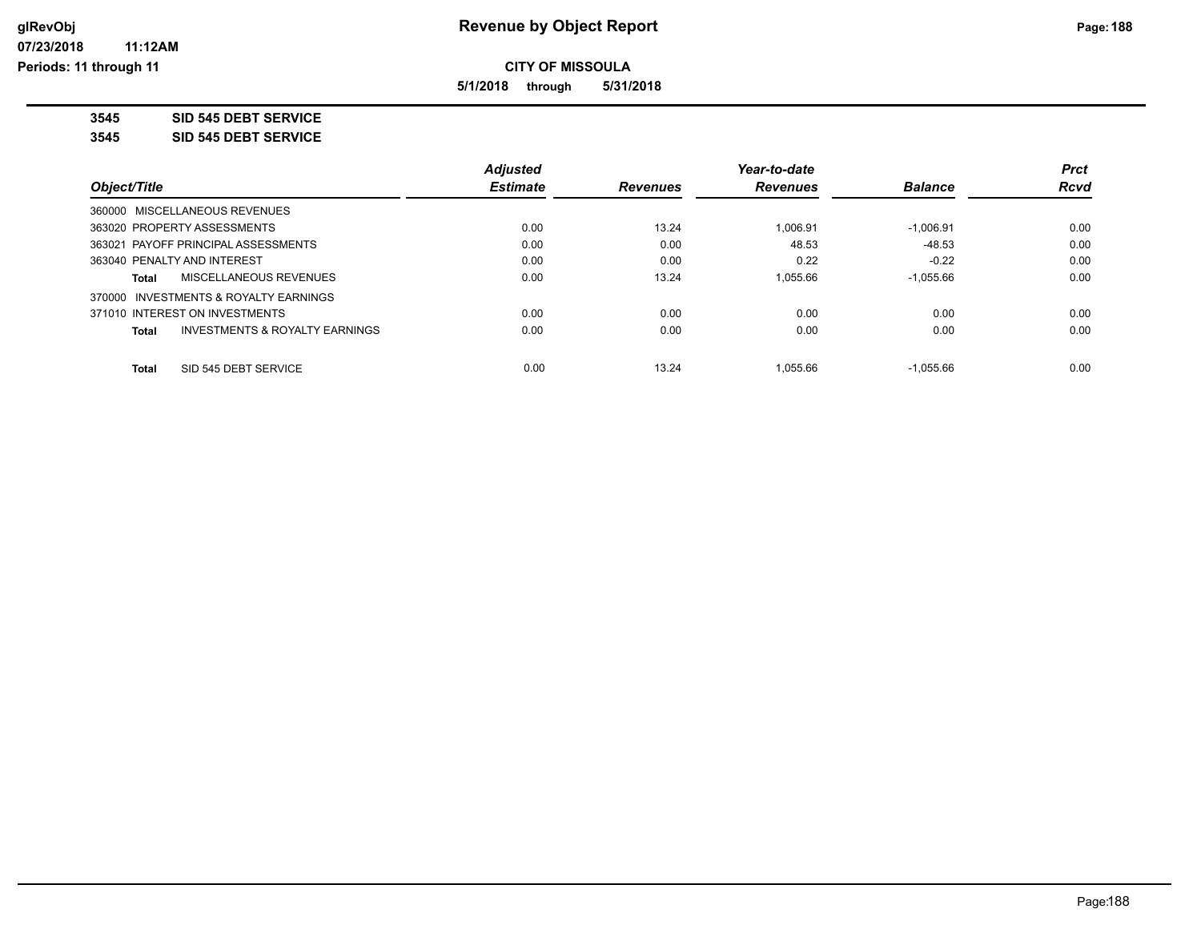**CITY OF MISSOULA**

**5/1/2018 through 5/31/2018**

**3545 SID 545 DEBT SERVICE**

**3545 SID 545 DEBT SERVICE**

| Object/Title | Adjusted Estimate | Revenues | Year-to-date Revenues | Balance | Prct Rcvd |
|---|---|---|---|---|---|
| 360000 MISCELLANEOUS REVENUES | | | | | |
| 363020 PROPERTY ASSESSMENTS | 0.00 | 13.24 | 1,006.91 | -1,006.91 | 0.00 |
| 363021 PAYOFF PRINCIPAL ASSESSMENTS | 0.00 | 0.00 | 48.53 | -48.53 | 0.00 |
| 363040 PENALTY AND INTEREST | 0.00 | 0.00 | 0.22 | -0.22 | 0.00 |
| **Total** MISCELLANEOUS REVENUES | 0.00 | 13.24 | 1,055.66 | -1,055.66 | 0.00 |
| 370000 INVESTMENTS & ROYALTY EARNINGS | | | | | |
| 371010 INTEREST ON INVESTMENTS | 0.00 | 0.00 | 0.00 | 0.00 | 0.00 |
| **Total** INVESTMENTS & ROYALTY EARNINGS | 0.00 | 0.00 | 0.00 | 0.00 | 0.00 |
| **Total** SID 545 DEBT SERVICE | 0.00 | 13.24 | 1,055.66 | -1,055.66 | 0.00 |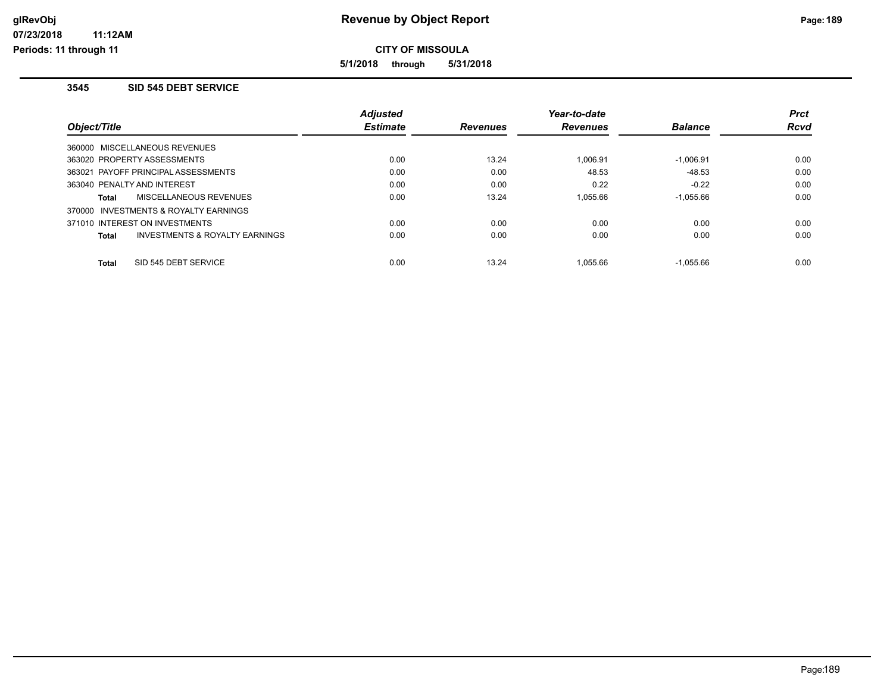# Revenue by Object Report

**CITY OF MISSOULA**

**5/1/2018 through 5/31/2018**

glRevObj
07/23/2018 11:12AM
Periods: 11 through 11

## 3545 SID 545 DEBT SERVICE

| Object/Title | Adjusted Estimate | Revenues | Year-to-date Revenues | Balance | Prct Rcvd |
|---|---|---|---|---|---|
| 360000 MISCELLANEOUS REVENUES | | | | | |
| 363020 PROPERTY ASSESSMENTS | 0.00 | 13.24 | 1,006.91 | -1,006.91 | 0.00 |
| 363021 PAYOFF PRINCIPAL ASSESSMENTS | 0.00 | 0.00 | 48.53 | -48.53 | 0.00 |
| 363040 PENALTY AND INTEREST | 0.00 | 0.00 | 0.22 | -0.22 | 0.00 |
| **Total** MISCELLANEOUS REVENUES | 0.00 | 13.24 | 1,055.66 | -1,055.66 | 0.00 |
| 370000 INVESTMENTS & ROYALTY EARNINGS | | | | | |
| 371010 INTEREST ON INVESTMENTS | 0.00 | 0.00 | 0.00 | 0.00 | 0.00 |
| **Total** INVESTMENTS & ROYALTY EARNINGS | 0.00 | 0.00 | 0.00 | 0.00 | 0.00 |
| **Total** SID 545 DEBT SERVICE | 0.00 | 13.24 | 1,055.66 | -1,055.66 | 0.00 |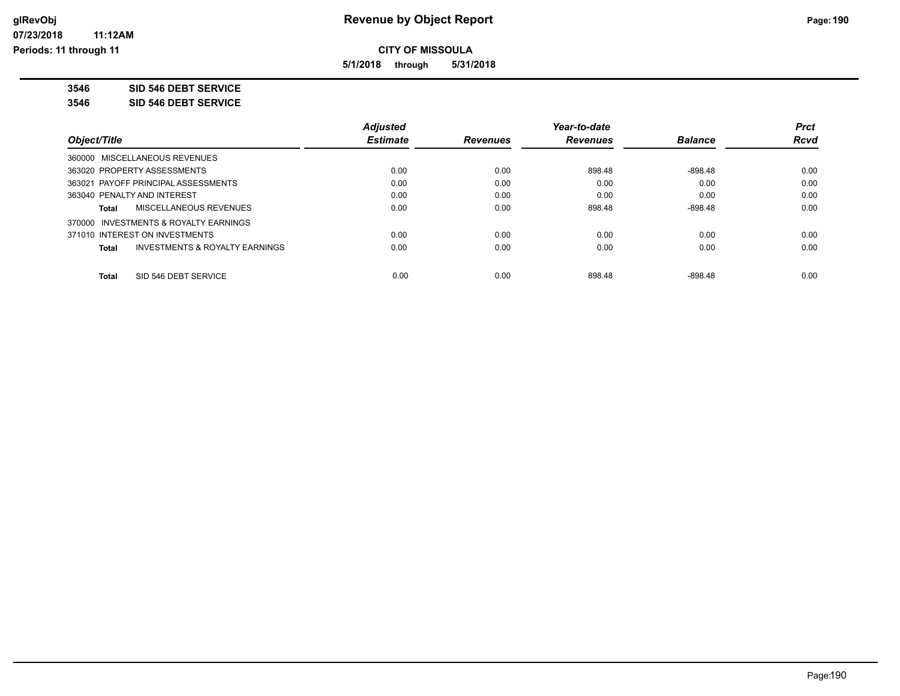# Revenue by Object Report

**CITY OF MISSOULA**

**5/1/2018 through 5/31/2018**

glRevObj
07/23/2018 11:12AM
Periods: 11 through 11

**3546 SID 546 DEBT SERVICE**

**3546 SID 546 DEBT SERVICE**

| Object/Title | Adjusted Estimate | Revenues | Year-to-date Revenues | Balance | Prct Rcvd |
|---|---|---|---|---|---|
| 360000 MISCELLANEOUS REVENUES | | | | | |
| 363020 PROPERTY ASSESSMENTS | 0.00 | 0.00 | 898.48 | -898.48 | 0.00 |
| 363021 PAYOFF PRINCIPAL ASSESSMENTS | 0.00 | 0.00 | 0.00 | 0.00 | 0.00 |
| 363040 PENALTY AND INTEREST | 0.00 | 0.00 | 0.00 | 0.00 | 0.00 |
| **Total** MISCELLANEOUS REVENUES | 0.00 | 0.00 | 898.48 | -898.48 | 0.00 |
| 370000 INVESTMENTS & ROYALTY EARNINGS | | | | | |
| 371010 INTEREST ON INVESTMENTS | 0.00 | 0.00 | 0.00 | 0.00 | 0.00 |
| **Total** INVESTMENTS & ROYALTY EARNINGS | 0.00 | 0.00 | 0.00 | 0.00 | 0.00 |
| **Total** SID 546 DEBT SERVICE | 0.00 | 0.00 | 898.48 | -898.48 | 0.00 |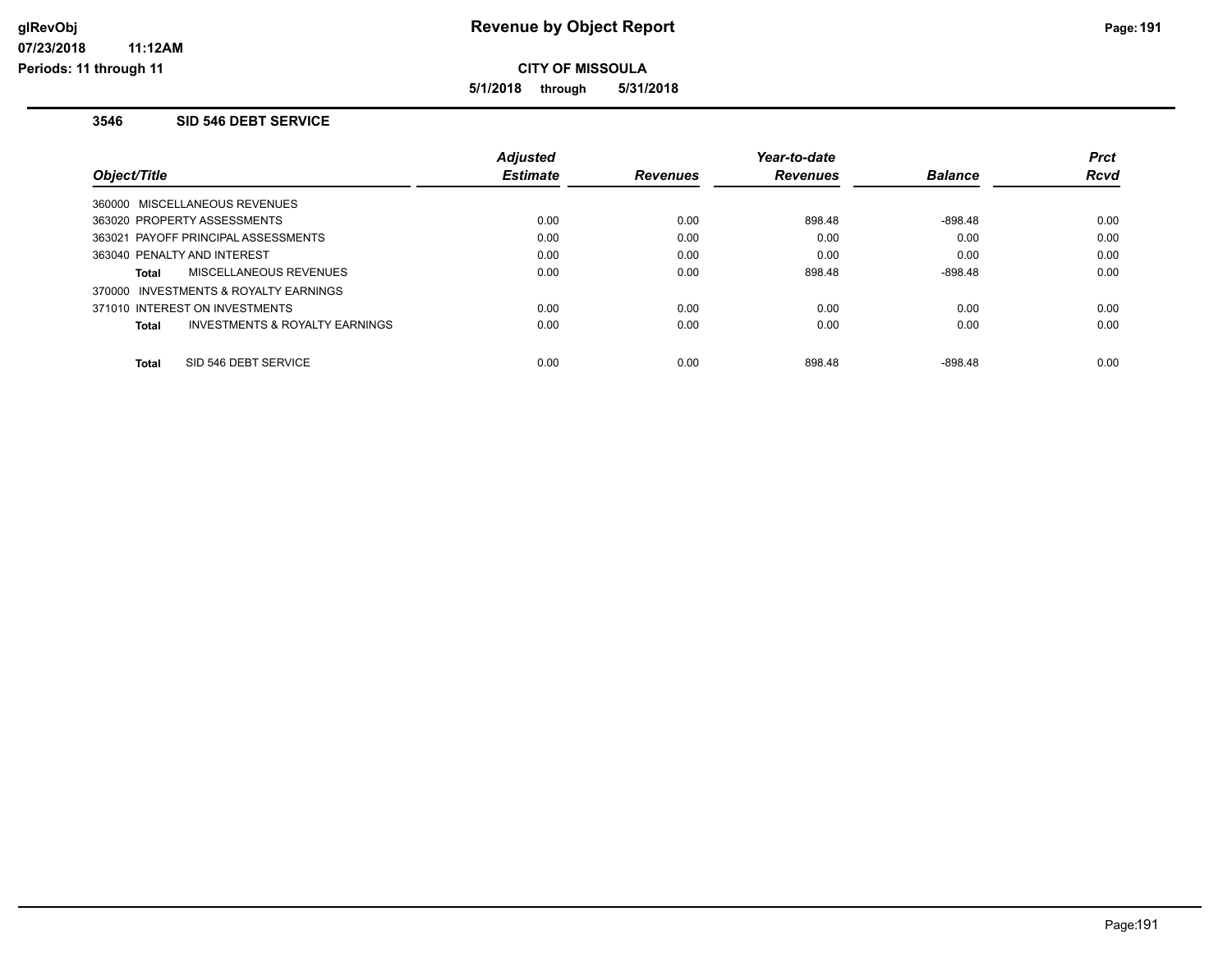# Revenue by Object Report

glRevObj
07/23/2018 11:12AM
Periods: 11 through 11

**CITY OF MISSOULA**

**5/1/2018 through 5/31/2018**

## 3546 SID 546 DEBT SERVICE

| Object/Title | Adjusted Estimate | Revenues | Year-to-date Revenues | Balance | Prct Rcvd |
|---|---|---|---|---|---|
| 360000 MISCELLANEOUS REVENUES | | | | | |
| 363020 PROPERTY ASSESSMENTS | 0.00 | 0.00 | 898.48 | -898.48 | 0.00 |
| 363021 PAYOFF PRINCIPAL ASSESSMENTS | 0.00 | 0.00 | 0.00 | 0.00 | 0.00 |
| 363040 PENALTY AND INTEREST | 0.00 | 0.00 | 0.00 | 0.00 | 0.00 |
| **Total** MISCELLANEOUS REVENUES | 0.00 | 0.00 | 898.48 | -898.48 | 0.00 |
| 370000 INVESTMENTS & ROYALTY EARNINGS | | | | | |
| 371010 INTEREST ON INVESTMENTS | 0.00 | 0.00 | 0.00 | 0.00 | 0.00 |
| **Total** INVESTMENTS & ROYALTY EARNINGS | 0.00 | 0.00 | 0.00 | 0.00 | 0.00 |
| **Total** SID 546 DEBT SERVICE | 0.00 | 0.00 | 898.48 | -898.48 | 0.00 |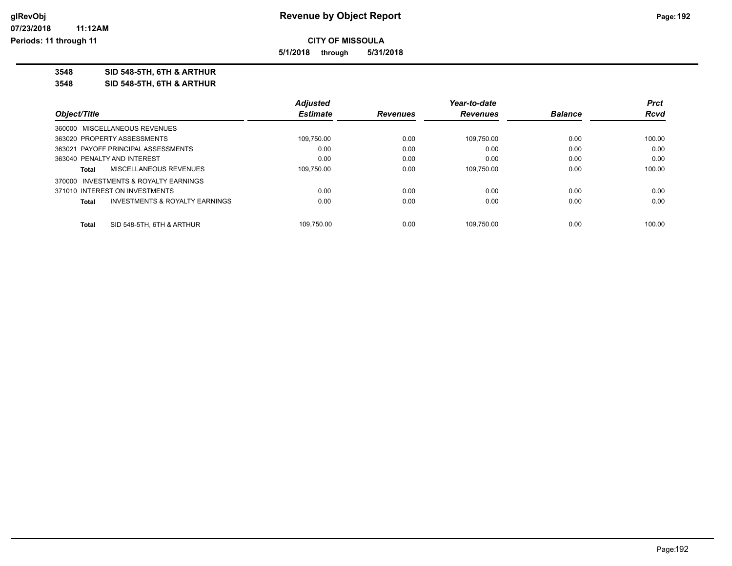**Revenue by Object Report**

**CITY OF MISSOULA**

**5/1/2018 through 5/31/2018**

**3548 SID 548-5TH, 6TH & ARTHUR**

**3548 SID 548-5TH, 6TH & ARTHUR**

| Object/Title | Adjusted Estimate | Revenues | Year-to-date Revenues | Balance | Prct Rcvd |
|---|---|---|---|---|---|
| 360000 MISCELLANEOUS REVENUES | | | | | |
| 363020 PROPERTY ASSESSMENTS | 109,750.00 | 0.00 | 109,750.00 | 0.00 | 100.00 |
| 363021 PAYOFF PRINCIPAL ASSESSMENTS | 0.00 | 0.00 | 0.00 | 0.00 | 0.00 |
| 363040 PENALTY AND INTEREST | 0.00 | 0.00 | 0.00 | 0.00 | 0.00 |
| **Total** MISCELLANEOUS REVENUES | 109,750.00 | 0.00 | 109,750.00 | 0.00 | 100.00 |
| 370000 INVESTMENTS & ROYALTY EARNINGS | | | | | |
| 371010 INTEREST ON INVESTMENTS | 0.00 | 0.00 | 0.00 | 0.00 | 0.00 |
| **Total** INVESTMENTS & ROYALTY EARNINGS | 0.00 | 0.00 | 0.00 | 0.00 | 0.00 |
| **Total** SID 548-5TH, 6TH & ARTHUR | 109,750.00 | 0.00 | 109,750.00 | 0.00 | 100.00 |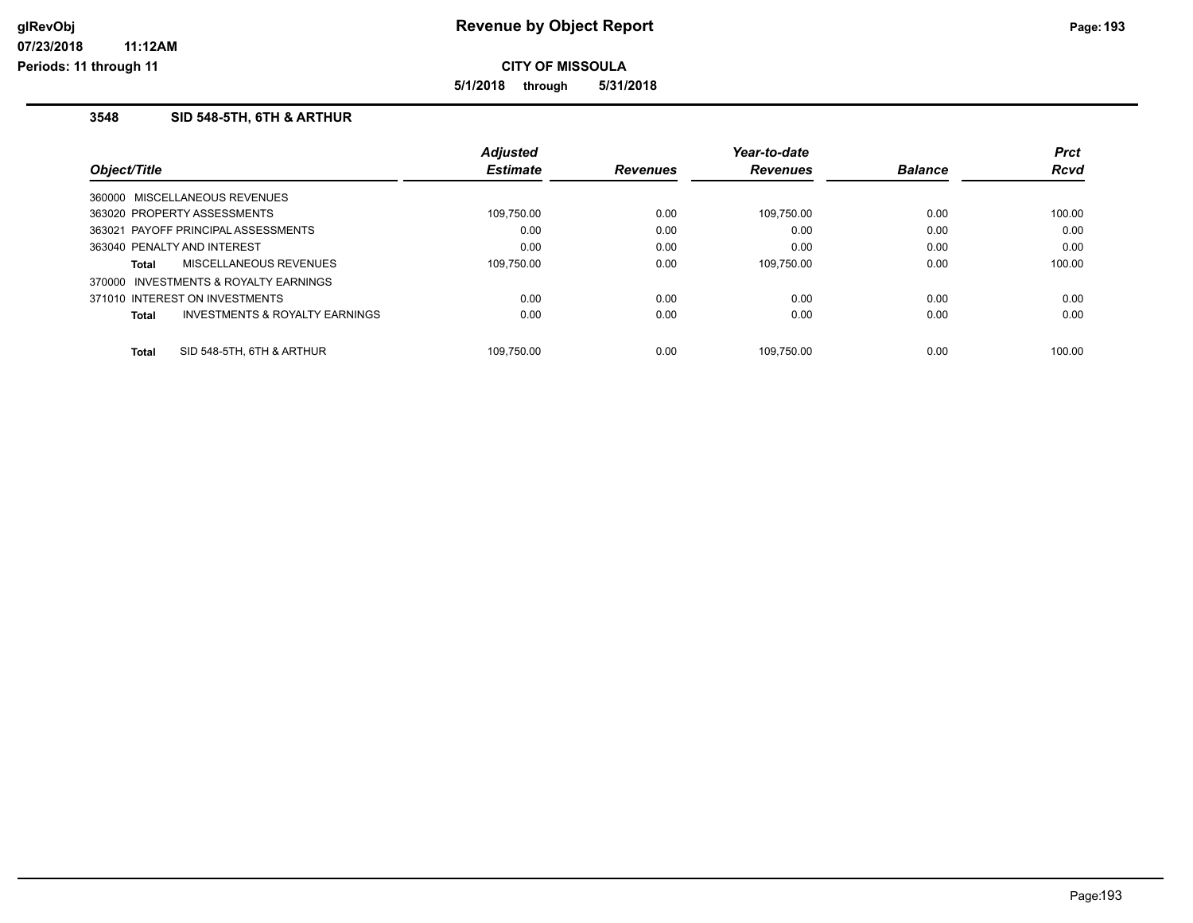# Revenue by Object Report

glRevObj
07/23/2018 11:12AM
Periods: 11 through 11

**CITY OF MISSOULA**

**5/1/2018 through 5/31/2018**

## 3548 SID 548-5TH, 6TH & ARTHUR

| Object/Title | Adjusted Estimate | Revenues | Year-to-date Revenues | Balance | Prct Rcvd |
|---|---|---|---|---|---|
| 360000 MISCELLANEOUS REVENUES | | | | | |
| 363020 PROPERTY ASSESSMENTS | 109,750.00 | 0.00 | 109,750.00 | 0.00 | 100.00 |
| 363021 PAYOFF PRINCIPAL ASSESSMENTS | 0.00 | 0.00 | 0.00 | 0.00 | 0.00 |
| 363040 PENALTY AND INTEREST | 0.00 | 0.00 | 0.00 | 0.00 | 0.00 |
| **Total** MISCELLANEOUS REVENUES | 109,750.00 | 0.00 | 109,750.00 | 0.00 | 100.00 |
| 370000 INVESTMENTS & ROYALTY EARNINGS | | | | | |
| 371010 INTEREST ON INVESTMENTS | 0.00 | 0.00 | 0.00 | 0.00 | 0.00 |
| **Total** INVESTMENTS & ROYALTY EARNINGS | 0.00 | 0.00 | 0.00 | 0.00 | 0.00 |
| **Total** SID 548-5TH, 6TH & ARTHUR | 109,750.00 | 0.00 | 109,750.00 | 0.00 | 100.00 |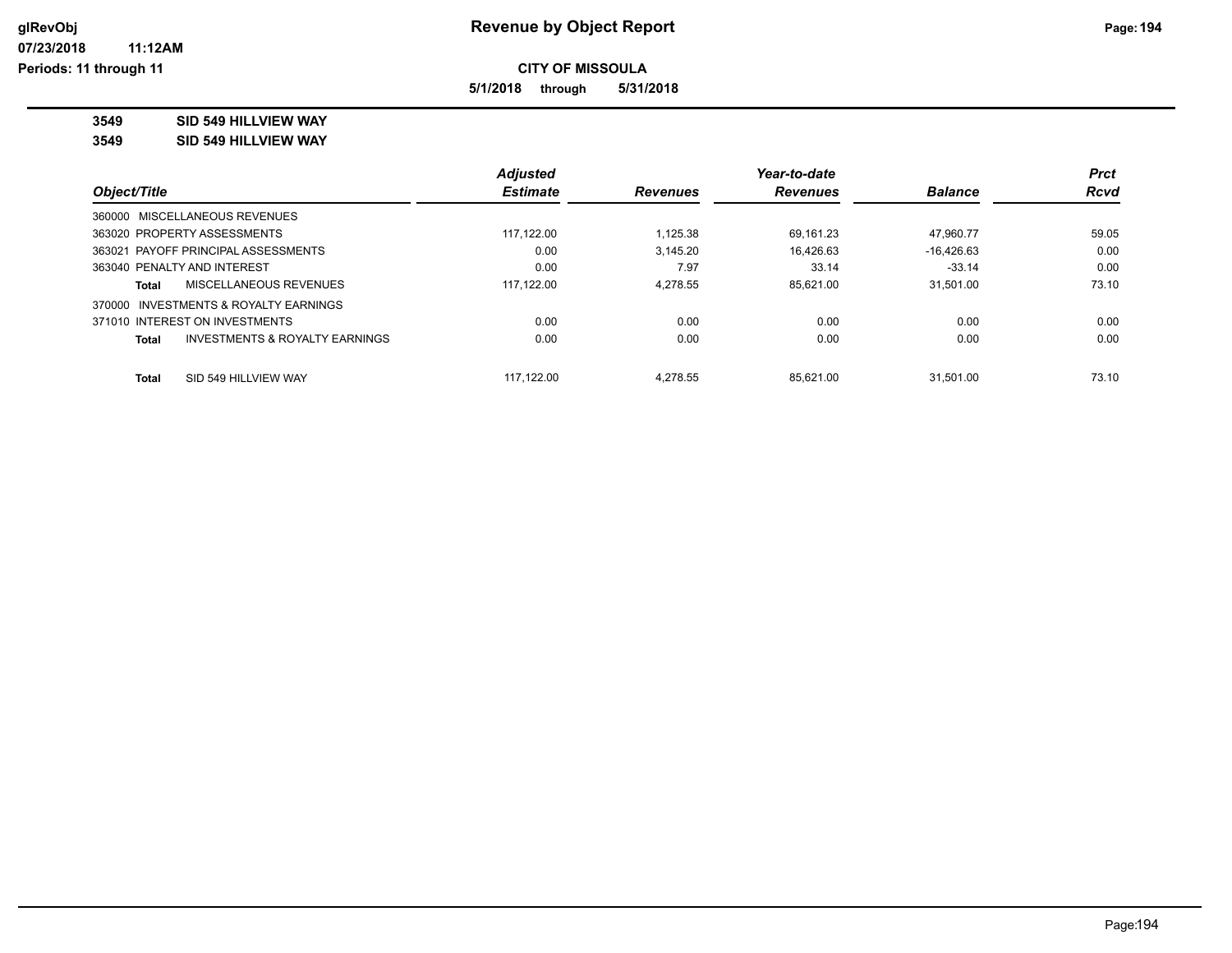# Revenue by Object Report

**CITY OF MISSOULA**

**5/1/2018 through 5/31/2018**

glRevObj
07/23/2018 11:12AM
Periods: 11 through 11

**3549 SID 549 HILLVIEW WAY**

**3549 SID 549 HILLVIEW WAY**

| Object/Title | Adjusted Estimate | Revenues | Year-to-date Revenues | Balance | Prct Rcvd |
|---|---|---|---|---|---|
| 360000 MISCELLANEOUS REVENUES | | | | | |
| 363020 PROPERTY ASSESSMENTS | 117,122.00 | 1,125.38 | 69,161.23 | 47,960.77 | 59.05 |
| 363021 PAYOFF PRINCIPAL ASSESSMENTS | 0.00 | 3,145.20 | 16,426.63 | -16,426.63 | 0.00 |
| 363040 PENALTY AND INTEREST | 0.00 | 7.97 | 33.14 | -33.14 | 0.00 |
| **Total** MISCELLANEOUS REVENUES | 117,122.00 | 4,278.55 | 85,621.00 | 31,501.00 | 73.10 |
| 370000 INVESTMENTS & ROYALTY EARNINGS | | | | | |
| 371010 INTEREST ON INVESTMENTS | 0.00 | 0.00 | 0.00 | 0.00 | 0.00 |
| **Total** INVESTMENTS & ROYALTY EARNINGS | 0.00 | 0.00 | 0.00 | 0.00 | 0.00 |
| **Total** SID 549 HILLVIEW WAY | 117,122.00 | 4,278.55 | 85,621.00 | 31,501.00 | 73.10 |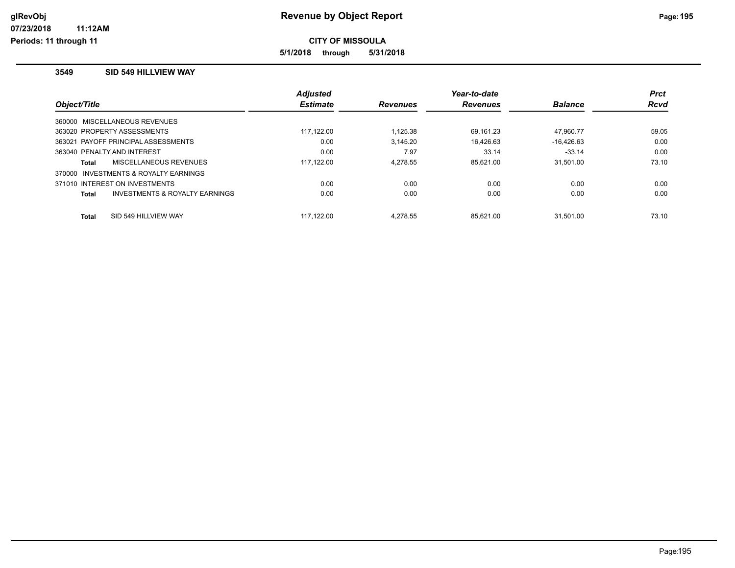# Revenue by Object Report

**CITY OF MISSOULA**

**5/1/2018 through 5/31/2018**

glRevObj
07/23/2018 11:12AM
Periods: 11 through 11

## 3549 SID 549 HILLVIEW WAY

| Object/Title | Adjusted Estimate | Revenues | Year-to-date Revenues | Balance | Prct Rcvd |
|---|---|---|---|---|---|
| 360000 MISCELLANEOUS REVENUES | | | | | |
| 363020 PROPERTY ASSESSMENTS | 117,122.00 | 1,125.38 | 69,161.23 | 47,960.77 | 59.05 |
| 363021 PAYOFF PRINCIPAL ASSESSMENTS | 0.00 | 3,145.20 | 16,426.63 | -16,426.63 | 0.00 |
| 363040 PENALTY AND INTEREST | 0.00 | 7.97 | 33.14 | -33.14 | 0.00 |
| **Total** MISCELLANEOUS REVENUES | 117,122.00 | 4,278.55 | 85,621.00 | 31,501.00 | 73.10 |
| 370000 INVESTMENTS & ROYALTY EARNINGS | | | | | |
| 371010 INTEREST ON INVESTMENTS | 0.00 | 0.00 | 0.00 | 0.00 | 0.00 |
| **Total** INVESTMENTS & ROYALTY EARNINGS | 0.00 | 0.00 | 0.00 | 0.00 | 0.00 |
| **Total** SID 549 HILLVIEW WAY | 117,122.00 | 4,278.55 | 85,621.00 | 31,501.00 | 73.10 |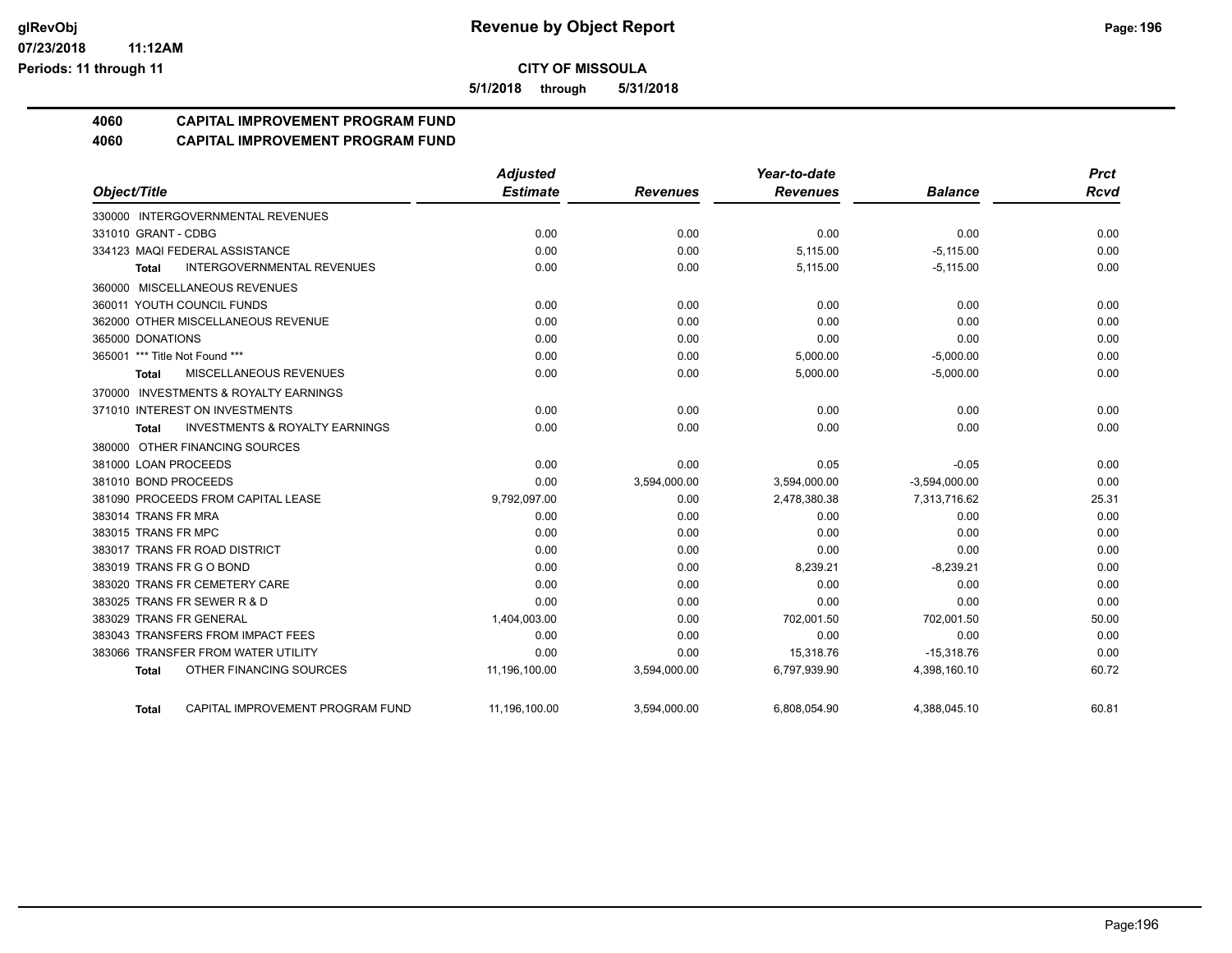**CITY OF MISSOULA**

**5/1/2018 through 5/31/2018**

**Revenue by Object Report**

Periods: 11 through 11

## 4060 CAPITAL IMPROVEMENT PROGRAM FUND
## 4060 CAPITAL IMPROVEMENT PROGRAM FUND

| Object/Title | Adjusted Estimate | Revenues | Year-to-date Revenues | Balance | Prct Rcvd |
|---|---|---|---|---|---|
| 330000 INTERGOVERNMENTAL REVENUES | | | | | |
| 331010 GRANT - CDBG | 0.00 | 0.00 | 0.00 | 0.00 | 0.00 |
| 334123 MAQI FEDERAL ASSISTANCE | 0.00 | 0.00 | 5,115.00 | -5,115.00 | 0.00 |
| **Total** INTERGOVERNMENTAL REVENUES | 0.00 | 0.00 | 5,115.00 | -5,115.00 | 0.00 |
| 360000 MISCELLANEOUS REVENUES | | | | | |
| 360011 YOUTH COUNCIL FUNDS | 0.00 | 0.00 | 0.00 | 0.00 | 0.00 |
| 362000 OTHER MISCELLANEOUS REVENUE | 0.00 | 0.00 | 0.00 | 0.00 | 0.00 |
| 365000 DONATIONS | 0.00 | 0.00 | 0.00 | 0.00 | 0.00 |
| 365001 *** Title Not Found *** | 0.00 | 0.00 | 5,000.00 | -5,000.00 | 0.00 |
| **Total** MISCELLANEOUS REVENUES | 0.00 | 0.00 | 5,000.00 | -5,000.00 | 0.00 |
| 370000 INVESTMENTS & ROYALTY EARNINGS | | | | | |
| 371010 INTEREST ON INVESTMENTS | 0.00 | 0.00 | 0.00 | 0.00 | 0.00 |
| **Total** INVESTMENTS & ROYALTY EARNINGS | 0.00 | 0.00 | 0.00 | 0.00 | 0.00 |
| 380000 OTHER FINANCING SOURCES | | | | | |
| 381000 LOAN PROCEEDS | 0.00 | 0.00 | 0.05 | -0.05 | 0.00 |
| 381010 BOND PROCEEDS | 0.00 | 3,594,000.00 | 3,594,000.00 | -3,594,000.00 | 0.00 |
| 381090 PROCEEDS FROM CAPITAL LEASE | 9,792,097.00 | 0.00 | 2,478,380.38 | 7,313,716.62 | 25.31 |
| 383014 TRANS FR MRA | 0.00 | 0.00 | 0.00 | 0.00 | 0.00 |
| 383015 TRANS FR MPC | 0.00 | 0.00 | 0.00 | 0.00 | 0.00 |
| 383017 TRANS FR ROAD DISTRICT | 0.00 | 0.00 | 0.00 | 0.00 | 0.00 |
| 383019 TRANS FR G O BOND | 0.00 | 0.00 | 8,239.21 | -8,239.21 | 0.00 |
| 383020 TRANS FR CEMETERY CARE | 0.00 | 0.00 | 0.00 | 0.00 | 0.00 |
| 383025 TRANS FR SEWER R & D | 0.00 | 0.00 | 0.00 | 0.00 | 0.00 |
| 383029 TRANS FR GENERAL | 1,404,003.00 | 0.00 | 702,001.50 | 702,001.50 | 50.00 |
| 383043 TRANSFERS FROM IMPACT FEES | 0.00 | 0.00 | 0.00 | 0.00 | 0.00 |
| 383066 TRANSFER FROM WATER UTILITY | 0.00 | 0.00 | 15,318.76 | -15,318.76 | 0.00 |
| **Total** OTHER FINANCING SOURCES | 11,196,100.00 | 3,594,000.00 | 6,797,939.90 | 4,398,160.10 | 60.72 |
| **Total** CAPITAL IMPROVEMENT PROGRAM FUND | 11,196,100.00 | 3,594,000.00 | 6,808,054.90 | 4,388,045.10 | 60.81 |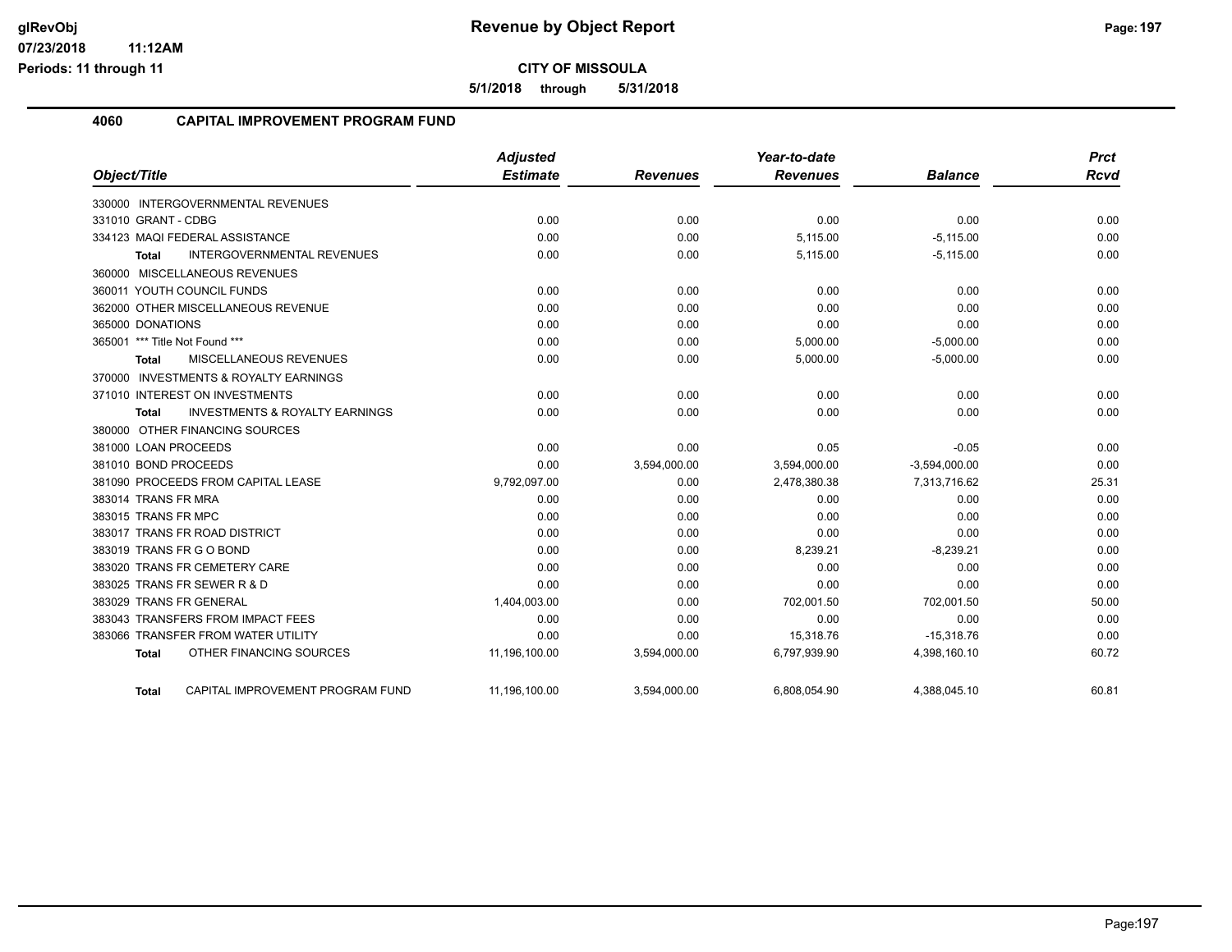## Revenue by Object Report

**CITY OF MISSOULA**

**5/1/2018 through 5/31/2018**

glRevObj
07/23/2018 11:12AM
Periods: 11 through 11

### 4060 CAPITAL IMPROVEMENT PROGRAM FUND

| Object/Title | Adjusted Estimate | Revenues | Year-to-date Revenues | Balance | Prct Rcvd |
|---|---|---|---|---|---|
| 330000 INTERGOVERNMENTAL REVENUES | | | | | |
| 331010 GRANT - CDBG | 0.00 | 0.00 | 0.00 | 0.00 | 0.00 |
| 334123 MAQI FEDERAL ASSISTANCE | 0.00 | 0.00 | 5,115.00 | -5,115.00 | 0.00 |
| **Total** INTERGOVERNMENTAL REVENUES | 0.00 | 0.00 | 5,115.00 | -5,115.00 | 0.00 |
| 360000 MISCELLANEOUS REVENUES | | | | | |
| 360011 YOUTH COUNCIL FUNDS | 0.00 | 0.00 | 0.00 | 0.00 | 0.00 |
| 362000 OTHER MISCELLANEOUS REVENUE | 0.00 | 0.00 | 0.00 | 0.00 | 0.00 |
| 365000 DONATIONS | 0.00 | 0.00 | 0.00 | 0.00 | 0.00 |
| 365001 *** Title Not Found *** | 0.00 | 0.00 | 5,000.00 | -5,000.00 | 0.00 |
| **Total** MISCELLANEOUS REVENUES | 0.00 | 0.00 | 5,000.00 | -5,000.00 | 0.00 |
| 370000 INVESTMENTS & ROYALTY EARNINGS | | | | | |
| 371010 INTEREST ON INVESTMENTS | 0.00 | 0.00 | 0.00 | 0.00 | 0.00 |
| **Total** INVESTMENTS & ROYALTY EARNINGS | 0.00 | 0.00 | 0.00 | 0.00 | 0.00 |
| 380000 OTHER FINANCING SOURCES | | | | | |
| 381000 LOAN PROCEEDS | 0.00 | 0.00 | 0.05 | -0.05 | 0.00 |
| 381010 BOND PROCEEDS | 0.00 | 3,594,000.00 | 3,594,000.00 | -3,594,000.00 | 0.00 |
| 381090 PROCEEDS FROM CAPITAL LEASE | 9,792,097.00 | 0.00 | 2,478,380.38 | 7,313,716.62 | 25.31 |
| 383014 TRANS FR MRA | 0.00 | 0.00 | 0.00 | 0.00 | 0.00 |
| 383015 TRANS FR MPC | 0.00 | 0.00 | 0.00 | 0.00 | 0.00 |
| 383017 TRANS FR ROAD DISTRICT | 0.00 | 0.00 | 0.00 | 0.00 | 0.00 |
| 383019 TRANS FR G O BOND | 0.00 | 0.00 | 8,239.21 | -8,239.21 | 0.00 |
| 383020 TRANS FR CEMETERY CARE | 0.00 | 0.00 | 0.00 | 0.00 | 0.00 |
| 383025 TRANS FR SEWER R & D | 0.00 | 0.00 | 0.00 | 0.00 | 0.00 |
| 383029 TRANS FR GENERAL | 1,404,003.00 | 0.00 | 702,001.50 | 702,001.50 | 50.00 |
| 383043 TRANSFERS FROM IMPACT FEES | 0.00 | 0.00 | 0.00 | 0.00 | 0.00 |
| 383066 TRANSFER FROM WATER UTILITY | 0.00 | 0.00 | 15,318.76 | -15,318.76 | 0.00 |
| **Total** OTHER FINANCING SOURCES | 11,196,100.00 | 3,594,000.00 | 6,797,939.90 | 4,398,160.10 | 60.72 |
| **Total** CAPITAL IMPROVEMENT PROGRAM FUND | 11,196,100.00 | 3,594,000.00 | 6,808,054.90 | 4,388,045.10 | 60.81 |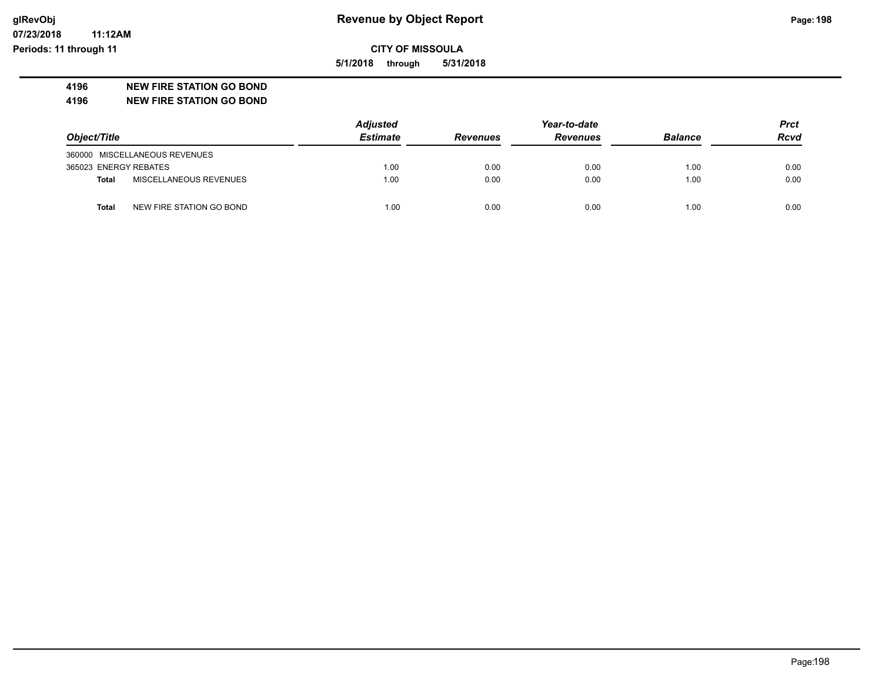**CITY OF MISSOULA**

**5/1/2018 through 5/31/2018**

**4196 NEW FIRE STATION GO BOND**

**4196 NEW FIRE STATION GO BOND**

| Object/Title | | Adjusted Estimate | Revenues | Year-to-date Revenues | Balance | Prct Rcvd |
|---|---|---|---|---|---|---|
| 360000 MISCELLANEOUS REVENUES | | | | | | |
| 365023 ENERGY REBATES | | 1.00 | 0.00 | 0.00 | 1.00 | 0.00 |
| **Total** | MISCELLANEOUS REVENUES | 1.00 | 0.00 | 0.00 | 1.00 | 0.00 |
| **Total** | NEW FIRE STATION GO BOND | 1.00 | 0.00 | 0.00 | 1.00 | 0.00 |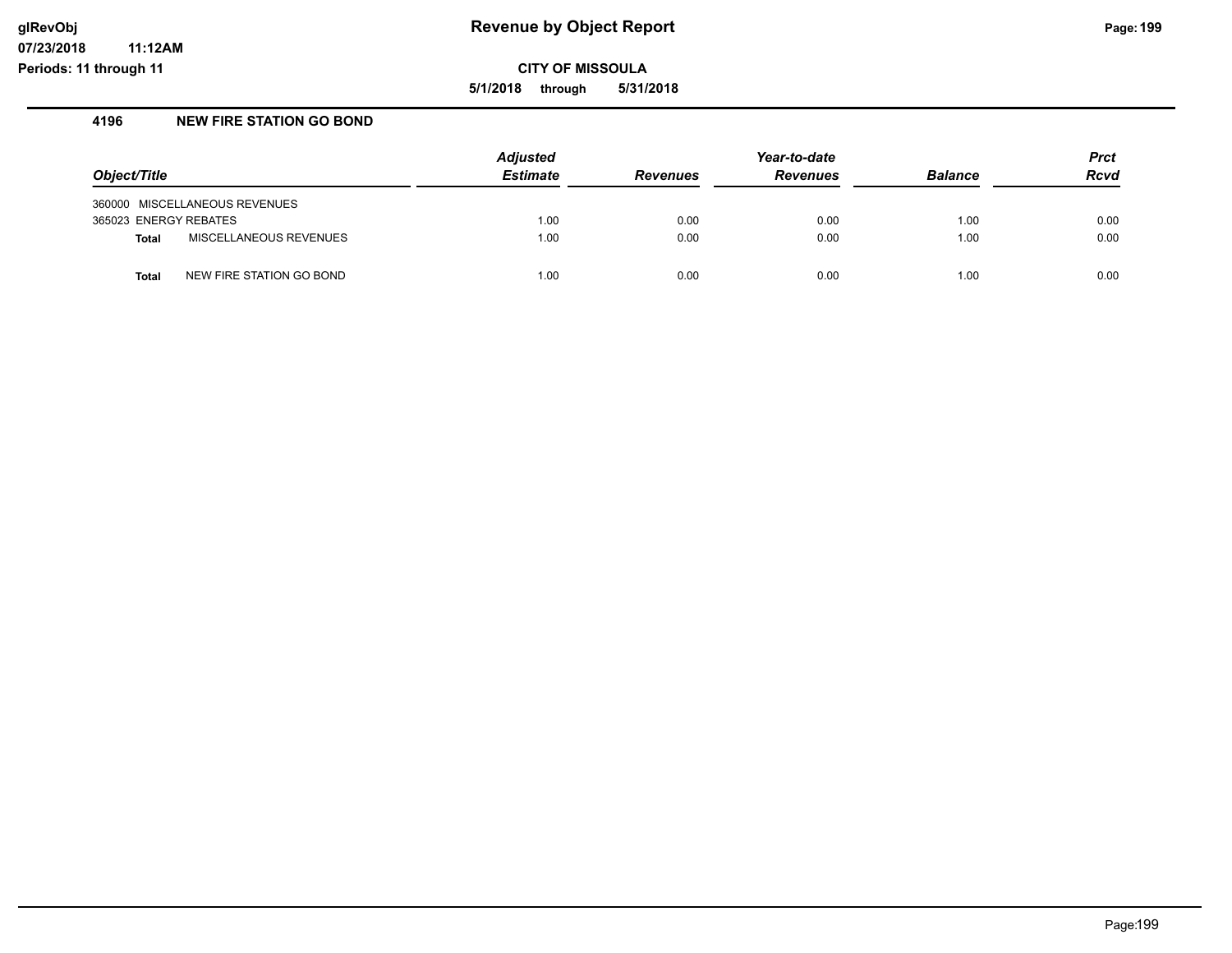# Revenue by Object Report

**CITY OF MISSOULA**

**5/1/2018 through 5/31/2018**

glRevObj
07/23/2018 11:12AM
Periods: 11 through 11

## 4196 NEW FIRE STATION GO BOND

| Object/Title | | Adjusted Estimate | Revenues | Year-to-date Revenues | Balance | Prct Rcvd |
|---|---|---|---|---|---|---|
| 360000 | MISCELLANEOUS REVENUES | | | | | |
| 365023 | ENERGY REBATES | 1.00 | 0.00 | 0.00 | 1.00 | 0.00 |
| **Total** | MISCELLANEOUS REVENUES | 1.00 | 0.00 | 0.00 | 1.00 | 0.00 |
| **Total** | NEW FIRE STATION GO BOND | 1.00 | 0.00 | 0.00 | 1.00 | 0.00 |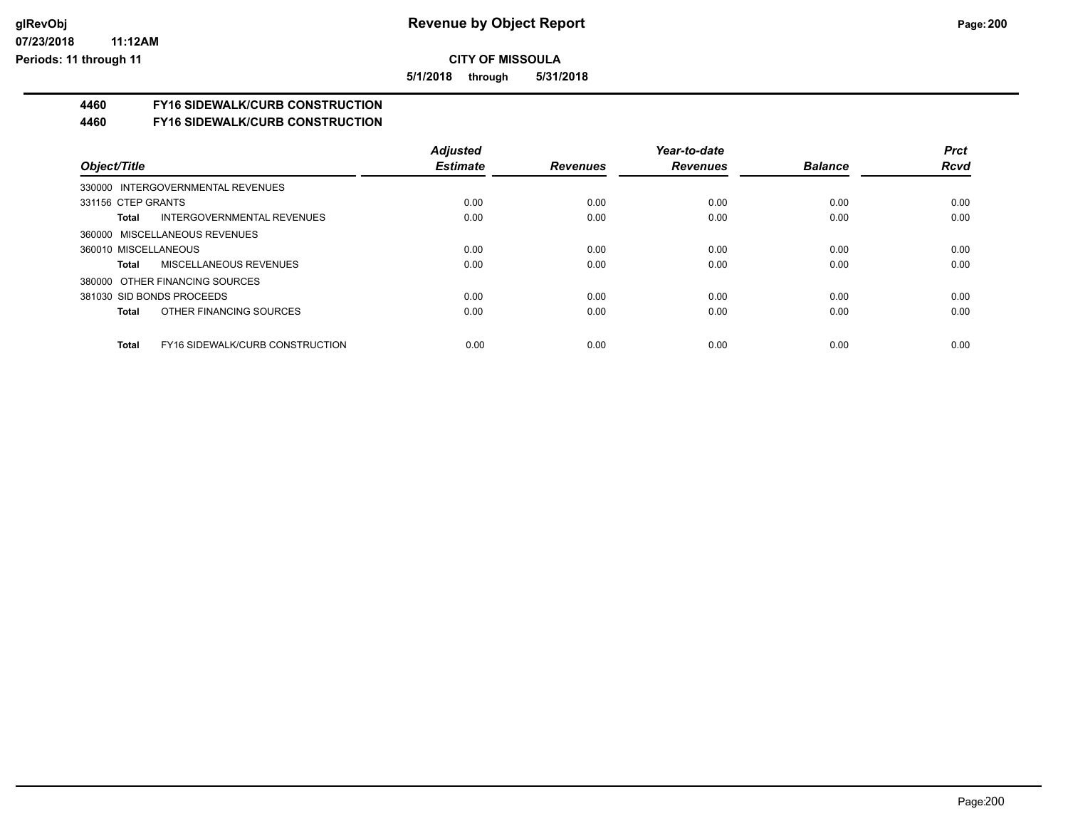# Revenue by Object Report

**CITY OF MISSOULA**

**5/1/2018 through 5/31/2018**

glRevObj
07/23/2018 11:12AM
Periods: 11 through 11

## 4460 FY16 SIDEWALK/CURB CONSTRUCTION

## 4460 FY16 SIDEWALK/CURB CONSTRUCTION

| Object/Title | Adjusted Estimate | Revenues | Year-to-date Revenues | Balance | Prct Rcvd |
|---|---|---|---|---|---|
| 330000 INTERGOVERNMENTAL REVENUES | | | | | |
| 331156 CTEP GRANTS | 0.00 | 0.00 | 0.00 | 0.00 | 0.00 |
| **Total** INTERGOVERNMENTAL REVENUES | 0.00 | 0.00 | 0.00 | 0.00 | 0.00 |
| 360000 MISCELLANEOUS REVENUES | | | | | |
| 360010 MISCELLANEOUS | 0.00 | 0.00 | 0.00 | 0.00 | 0.00 |
| **Total** MISCELLANEOUS REVENUES | 0.00 | 0.00 | 0.00 | 0.00 | 0.00 |
| 380000 OTHER FINANCING SOURCES | | | | | |
| 381030 SID BONDS PROCEEDS | 0.00 | 0.00 | 0.00 | 0.00 | 0.00 |
| **Total** OTHER FINANCING SOURCES | 0.00 | 0.00 | 0.00 | 0.00 | 0.00 |
| **Total** FY16 SIDEWALK/CURB CONSTRUCTION | 0.00 | 0.00 | 0.00 | 0.00 | 0.00 |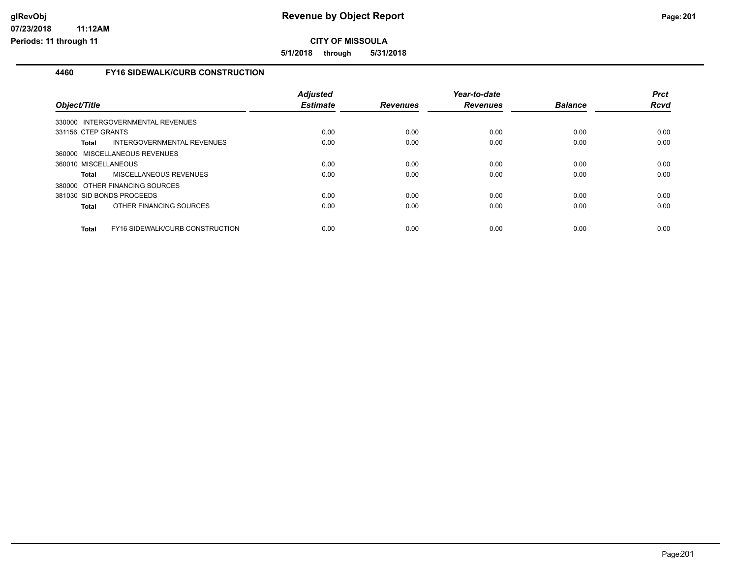# CITY OF MISSOULA

**5/1/2018 through 5/31/2018**

### 4460 FY16 SIDEWALK/CURB CONSTRUCTION

| Object/Title | Adjusted Estimate | Revenues | Year-to-date Revenues | Balance | Prct Rcvd |
|---|---|---|---|---|---|
| 330000 INTERGOVERNMENTAL REVENUES | | | | | |
| 331156 CTEP GRANTS | 0.00 | 0.00 | 0.00 | 0.00 | 0.00 |
| **Total** INTERGOVERNMENTAL REVENUES | 0.00 | 0.00 | 0.00 | 0.00 | 0.00 |
| 360000 MISCELLANEOUS REVENUES | | | | | |
| 360010 MISCELLANEOUS | 0.00 | 0.00 | 0.00 | 0.00 | 0.00 |
| **Total** MISCELLANEOUS REVENUES | 0.00 | 0.00 | 0.00 | 0.00 | 0.00 |
| 380000 OTHER FINANCING SOURCES | | | | | |
| 381030 SID BONDS PROCEEDS | 0.00 | 0.00 | 0.00 | 0.00 | 0.00 |
| **Total** OTHER FINANCING SOURCES | 0.00 | 0.00 | 0.00 | 0.00 | 0.00 |
| **Total** FY16 SIDEWALK/CURB CONSTRUCTION | 0.00 | 0.00 | 0.00 | 0.00 | 0.00 |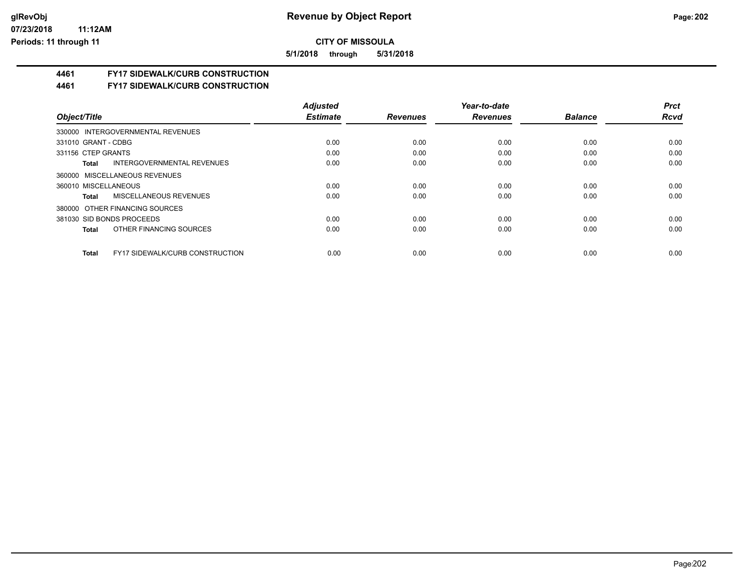# CITY OF MISSOULA

**5/1/2018 through 5/31/2018**

## 4461 FY17 SIDEWALK/CURB CONSTRUCTION

## 4461 FY17 SIDEWALK/CURB CONSTRUCTION

| Object/Title | Adjusted Estimate | Revenues | Year-to-date Revenues | Balance | Prct Rcvd |
|---|---|---|---|---|---|
| 330000 INTERGOVERNMENTAL REVENUES | | | | | |
| 331010 GRANT - CDBG | 0.00 | 0.00 | 0.00 | 0.00 | 0.00 |
| 331156 CTEP GRANTS | 0.00 | 0.00 | 0.00 | 0.00 | 0.00 |
| **Total** INTERGOVERNMENTAL REVENUES | 0.00 | 0.00 | 0.00 | 0.00 | 0.00 |
| 360000 MISCELLANEOUS REVENUES | | | | | |
| 360010 MISCELLANEOUS | 0.00 | 0.00 | 0.00 | 0.00 | 0.00 |
| **Total** MISCELLANEOUS REVENUES | 0.00 | 0.00 | 0.00 | 0.00 | 0.00 |
| 380000 OTHER FINANCING SOURCES | | | | | |
| 381030 SID BONDS PROCEEDS | 0.00 | 0.00 | 0.00 | 0.00 | 0.00 |
| **Total** OTHER FINANCING SOURCES | 0.00 | 0.00 | 0.00 | 0.00 | 0.00 |
| **Total** FY17 SIDEWALK/CURB CONSTRUCTION | 0.00 | 0.00 | 0.00 | 0.00 | 0.00 |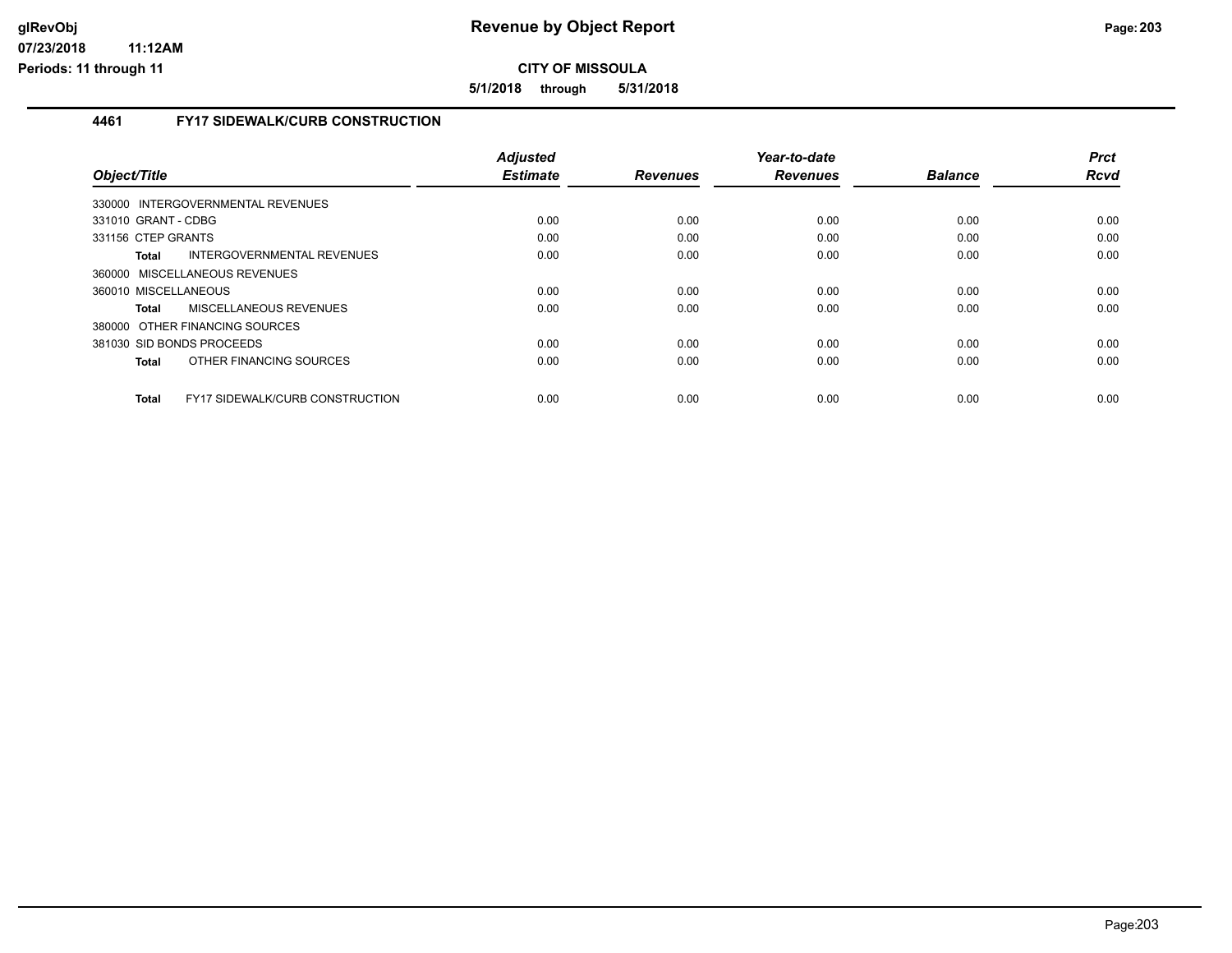**CITY OF MISSOULA**

**5/1/2018 through 5/31/2018**

## 4461 FY17 SIDEWALK/CURB CONSTRUCTION

| Object/Title | Adjusted Estimate | Revenues | Year-to-date Revenues | Balance | Prct Rcvd |
| --- | --- | --- | --- | --- | --- |
| 330000 INTERGOVERNMENTAL REVENUES | | | | | |
| 331010 GRANT - CDBG | 0.00 | 0.00 | 0.00 | 0.00 | 0.00 |
| 331156 CTEP GRANTS | 0.00 | 0.00 | 0.00 | 0.00 | 0.00 |
| **Total** INTERGOVERNMENTAL REVENUES | 0.00 | 0.00 | 0.00 | 0.00 | 0.00 |
| 360000 MISCELLANEOUS REVENUES | | | | | |
| 360010 MISCELLANEOUS | 0.00 | 0.00 | 0.00 | 0.00 | 0.00 |
| **Total** MISCELLANEOUS REVENUES | 0.00 | 0.00 | 0.00 | 0.00 | 0.00 |
| 380000 OTHER FINANCING SOURCES | | | | | |
| 381030 SID BONDS PROCEEDS | 0.00 | 0.00 | 0.00 | 0.00 | 0.00 |
| **Total** OTHER FINANCING SOURCES | 0.00 | 0.00 | 0.00 | 0.00 | 0.00 |
| **Total** FY17 SIDEWALK/CURB CONSTRUCTION | 0.00 | 0.00 | 0.00 | 0.00 | 0.00 |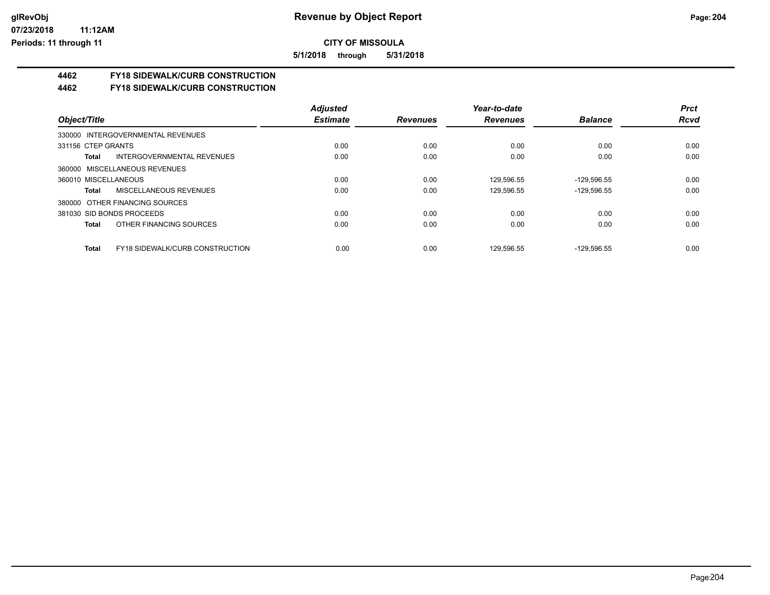**Revenue by Object Report**

**CITY OF MISSOULA**

**5/1/2018 through 5/31/2018**

glRevObj
07/23/2018 11:12AM
Periods: 11 through 11

## 4462 FY18 SIDEWALK/CURB CONSTRUCTION
## 4462 FY18 SIDEWALK/CURB CONSTRUCTION

| Object/Title | | Adjusted Estimate | Revenues | Year-to-date Revenues | Balance | Prct Rcvd |
|---|---|---|---|---|---|---|
| 330000 INTERGOVERNMENTAL REVENUES | | | | | | |
| 331156 CTEP GRANTS | | 0.00 | 0.00 | 0.00 | 0.00 | 0.00 |
| Total | INTERGOVERNMENTAL REVENUES | 0.00 | 0.00 | 0.00 | 0.00 | 0.00 |
| 360000 MISCELLANEOUS REVENUES | | | | | | |
| 360010 MISCELLANEOUS | | 0.00 | 0.00 | 129,596.55 | -129,596.55 | 0.00 |
| Total | MISCELLANEOUS REVENUES | 0.00 | 0.00 | 129,596.55 | -129,596.55 | 0.00 |
| 380000 OTHER FINANCING SOURCES | | | | | | |
| 381030 SID BONDS PROCEEDS | | 0.00 | 0.00 | 0.00 | 0.00 | 0.00 |
| Total | OTHER FINANCING SOURCES | 0.00 | 0.00 | 0.00 | 0.00 | 0.00 |
| Total | FY18 SIDEWALK/CURB CONSTRUCTION | 0.00 | 0.00 | 129,596.55 | -129,596.55 | 0.00 |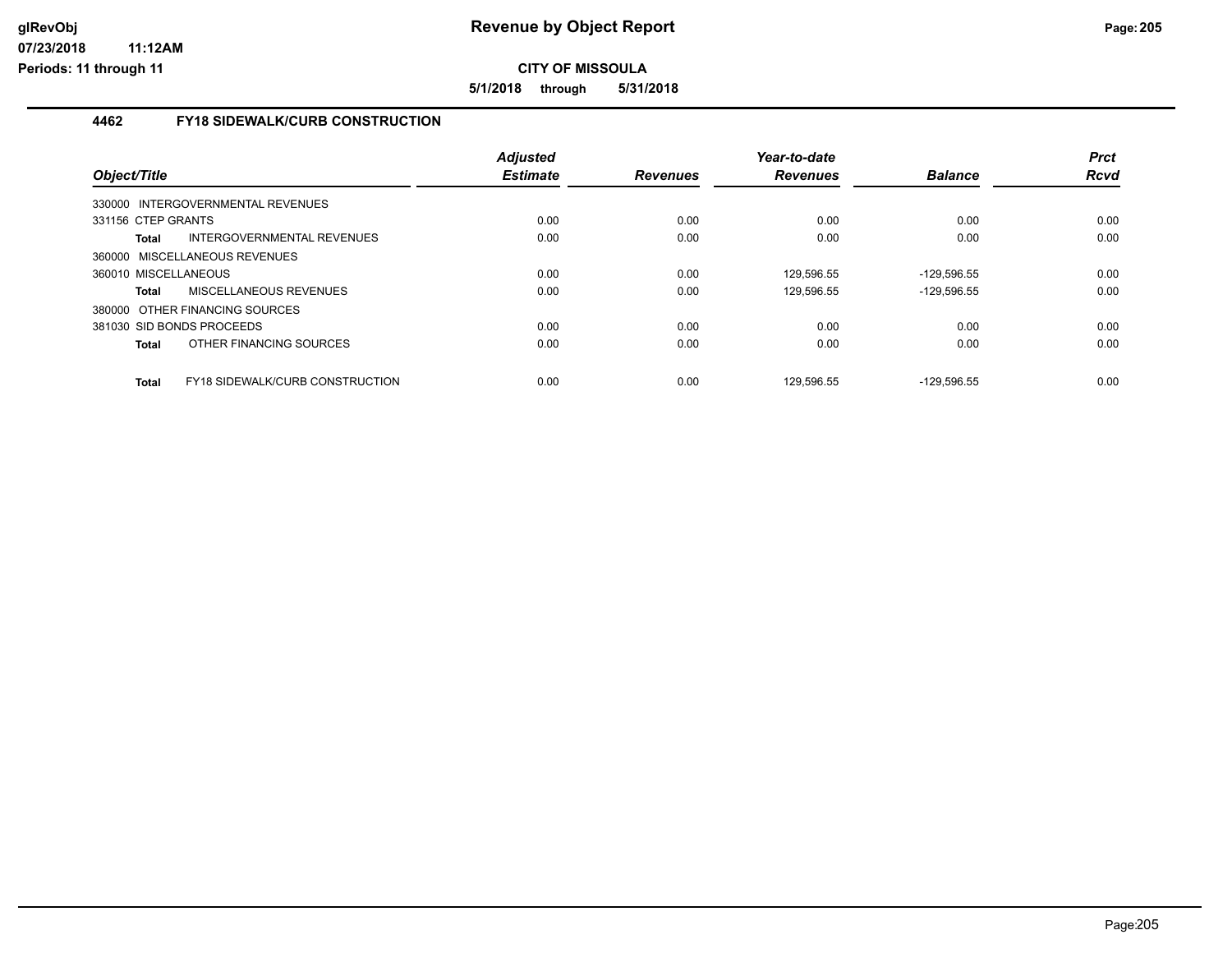**Revenue by Object Report**

**CITY OF MISSOULA**

**5/1/2018 through 5/31/2018**

## 4462 FY18 SIDEWALK/CURB CONSTRUCTION

| Object/Title | | Adjusted Estimate | Revenues | Year-to-date Revenues | Balance | Prct Rcvd |
|---|---|---|---|---|---|---|
| 330000 INTERGOVERNMENTAL REVENUES | | | | | | |
| 331156 CTEP GRANTS | | 0.00 | 0.00 | 0.00 | 0.00 | 0.00 |
| **Total** | INTERGOVERNMENTAL REVENUES | 0.00 | 0.00 | 0.00 | 0.00 | 0.00 |
| 360000 MISCELLANEOUS REVENUES | | | | | | |
| 360010 MISCELLANEOUS | | 0.00 | 0.00 | 129,596.55 | -129,596.55 | 0.00 |
| **Total** | MISCELLANEOUS REVENUES | 0.00 | 0.00 | 129,596.55 | -129,596.55 | 0.00 |
| 380000 OTHER FINANCING SOURCES | | | | | | |
| 381030 SID BONDS PROCEEDS | | 0.00 | 0.00 | 0.00 | 0.00 | 0.00 |
| **Total** | OTHER FINANCING SOURCES | 0.00 | 0.00 | 0.00 | 0.00 | 0.00 |
| **Total** | FY18 SIDEWALK/CURB CONSTRUCTION | 0.00 | 0.00 | 129,596.55 | -129,596.55 | 0.00 |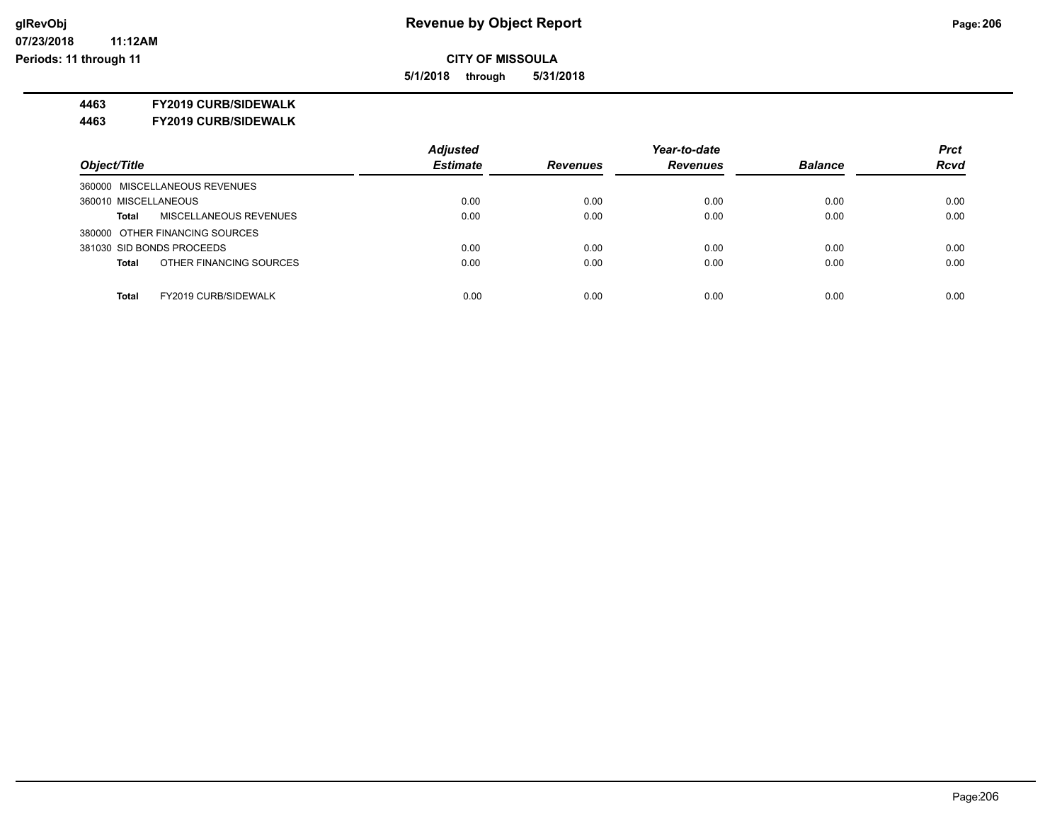**Revenue by Object Report**

**CITY OF MISSOULA**

**5/1/2018 through 5/31/2018**

glRevObj
07/23/2018 11:12AM
Periods: 11 through 11

**4463 FY2019 CURB/SIDEWALK**

**4463 FY2019 CURB/SIDEWALK**

| Object/Title | Adjusted Estimate | Revenues | Year-to-date Revenues | Balance | Prct Rcvd |
|---|---|---|---|---|---|
| 360000 MISCELLANEOUS REVENUES | | | | | |
| 360010 MISCELLANEOUS | 0.00 | 0.00 | 0.00 | 0.00 | 0.00 |
| **Total** MISCELLANEOUS REVENUES | 0.00 | 0.00 | 0.00 | 0.00 | 0.00 |
| 380000 OTHER FINANCING SOURCES | | | | | |
| 381030 SID BONDS PROCEEDS | 0.00 | 0.00 | 0.00 | 0.00 | 0.00 |
| **Total** OTHER FINANCING SOURCES | 0.00 | 0.00 | 0.00 | 0.00 | 0.00 |
| **Total** FY2019 CURB/SIDEWALK | 0.00 | 0.00 | 0.00 | 0.00 | 0.00 |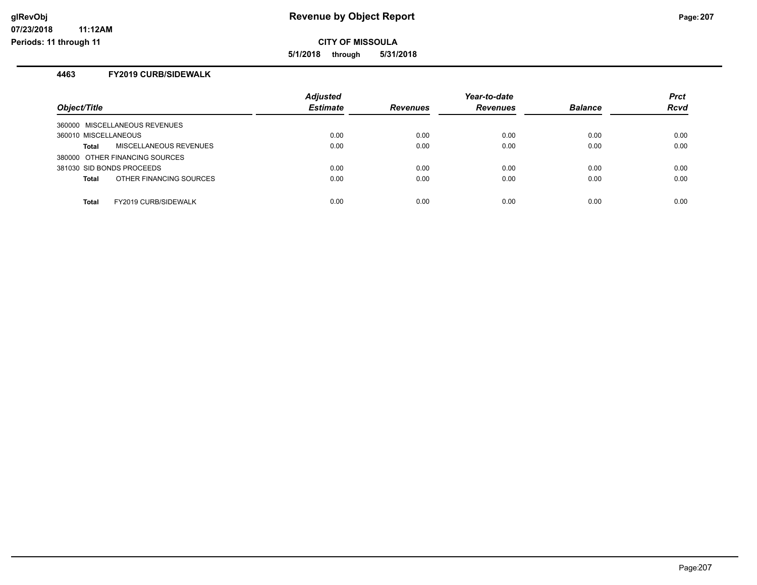# Revenue by Object Report

**CITY OF MISSOULA**

**5/1/2018 through 5/31/2018**

glRevObj
07/23/2018 11:12AM
Periods: 11 through 11

## 4463 FY2019 CURB/SIDEWALK

| Object/Title | Adjusted Estimate | Revenues | Year-to-date Revenues | Balance | Prct Rcvd |
|---|---|---|---|---|---|
| 360000 MISCELLANEOUS REVENUES | | | | | |
| 360010 MISCELLANEOUS | 0.00 | 0.00 | 0.00 | 0.00 | 0.00 |
| **Total** MISCELLANEOUS REVENUES | 0.00 | 0.00 | 0.00 | 0.00 | 0.00 |
| 380000 OTHER FINANCING SOURCES | | | | | |
| 381030 SID BONDS PROCEEDS | 0.00 | 0.00 | 0.00 | 0.00 | 0.00 |
| **Total** OTHER FINANCING SOURCES | 0.00 | 0.00 | 0.00 | 0.00 | 0.00 |
| **Total** FY2019 CURB/SIDEWALK | 0.00 | 0.00 | 0.00 | 0.00 | 0.00 |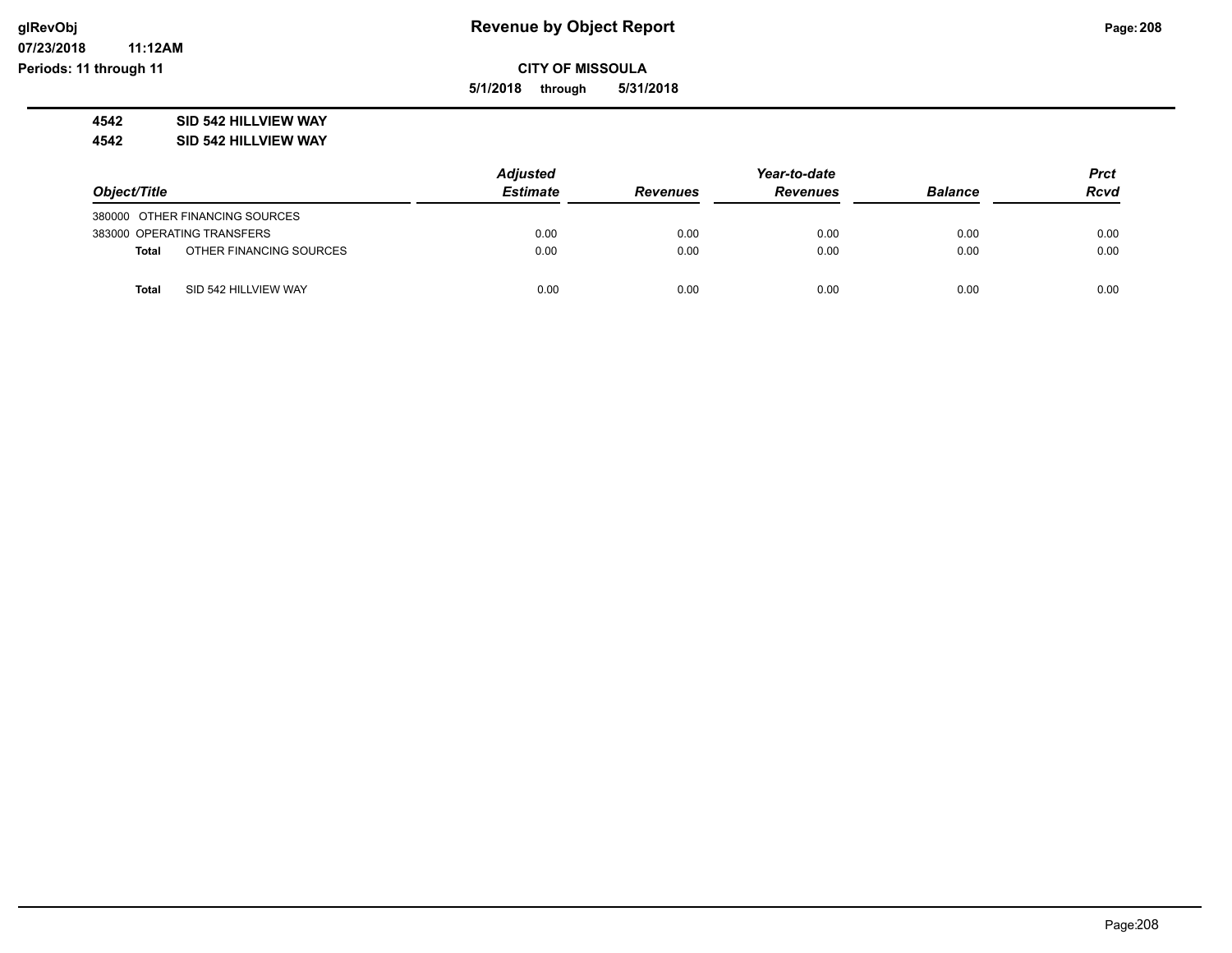# Revenue by Object Report

**CITY OF MISSOULA**

**5/1/2018 through 5/31/2018**

glRevObj
07/23/2018 11:12AM
Periods: 11 through 11

**4542 SID 542 HILLVIEW WAY**
**4542 SID 542 HILLVIEW WAY**

| Object/Title | | Adjusted Estimate | Revenues | Year-to-date Revenues | Balance | Prct Rcvd |
|---|---|---|---|---|---|---|
| 380000 OTHER FINANCING SOURCES | | | | | | |
| 383000 OPERATING TRANSFERS | | 0.00 | 0.00 | 0.00 | 0.00 | 0.00 |
| **Total** | OTHER FINANCING SOURCES | 0.00 | 0.00 | 0.00 | 0.00 | 0.00 |
| **Total** | SID 542 HILLVIEW WAY | 0.00 | 0.00 | 0.00 | 0.00 | 0.00 |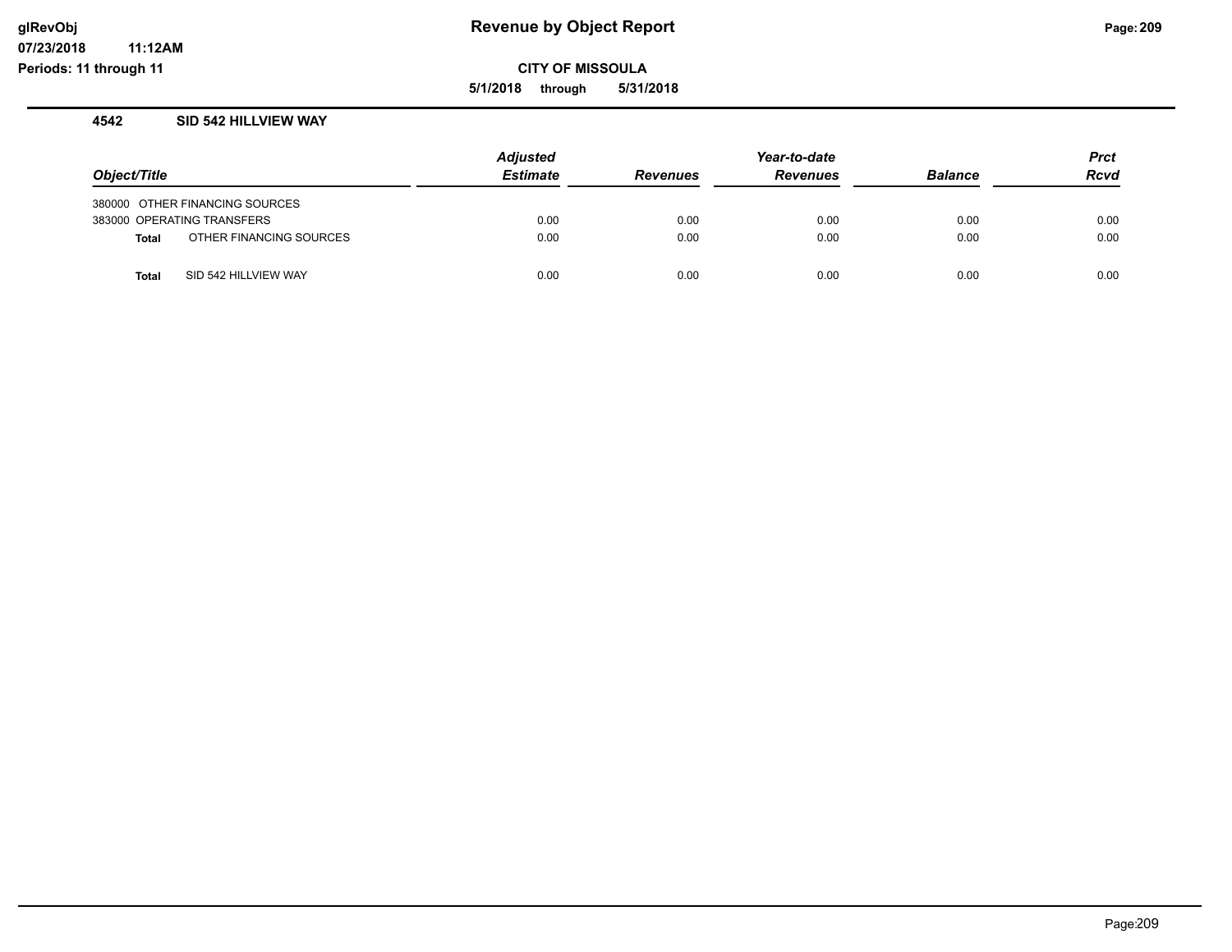**Revenue by Object Report**

**CITY OF MISSOULA**

**5/1/2018 through 5/31/2018**

glRevObj
07/23/2018 11:12AM
Periods: 11 through 11

### 4542 SID 542 HILLVIEW WAY

| *Object/Title* | *Adjusted Estimate* | *Revenues* | *Year-to-date Revenues* | *Balance* | *Prct Rcvd* |
|---|---|---|---|---|---|
| 380000 OTHER FINANCING SOURCES | | | | | |
| 383000 OPERATING TRANSFERS | 0.00 | 0.00 | 0.00 | 0.00 | 0.00 |
| **Total** OTHER FINANCING SOURCES | 0.00 | 0.00 | 0.00 | 0.00 | 0.00 |
| **Total** SID 542 HILLVIEW WAY | 0.00 | 0.00 | 0.00 | 0.00 | 0.00 |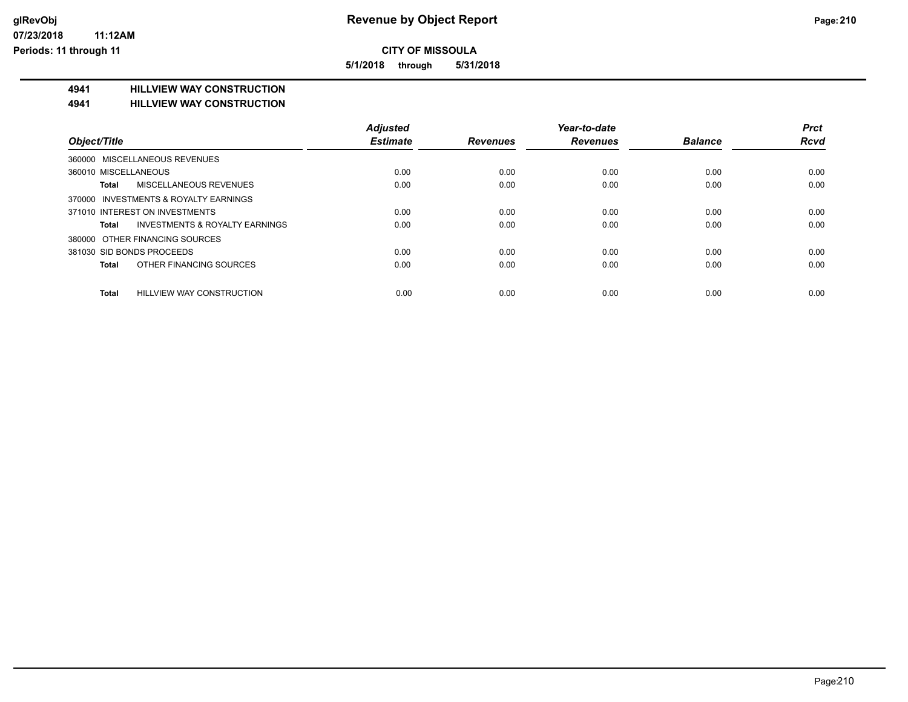**CITY OF MISSOULA**

**5/1/2018 through 5/31/2018**

## 4941 HILLVIEW WAY CONSTRUCTION

## 4941 HILLVIEW WAY CONSTRUCTION

| Object/Title | Adjusted Estimate | Revenues | Year-to-date Revenues | Balance | Prct Rcvd |
|---|---|---|---|---|---|
| 360000 MISCELLANEOUS REVENUES | | | | | |
| 360010 MISCELLANEOUS | 0.00 | 0.00 | 0.00 | 0.00 | 0.00 |
| **Total** MISCELLANEOUS REVENUES | 0.00 | 0.00 | 0.00 | 0.00 | 0.00 |
| 370000 INVESTMENTS & ROYALTY EARNINGS | | | | | |
| 371010 INTEREST ON INVESTMENTS | 0.00 | 0.00 | 0.00 | 0.00 | 0.00 |
| **Total** INVESTMENTS & ROYALTY EARNINGS | 0.00 | 0.00 | 0.00 | 0.00 | 0.00 |
| 380000 OTHER FINANCING SOURCES | | | | | |
| 381030 SID BONDS PROCEEDS | 0.00 | 0.00 | 0.00 | 0.00 | 0.00 |
| **Total** OTHER FINANCING SOURCES | 0.00 | 0.00 | 0.00 | 0.00 | 0.00 |
| **Total** HILLVIEW WAY CONSTRUCTION | 0.00 | 0.00 | 0.00 | 0.00 | 0.00 |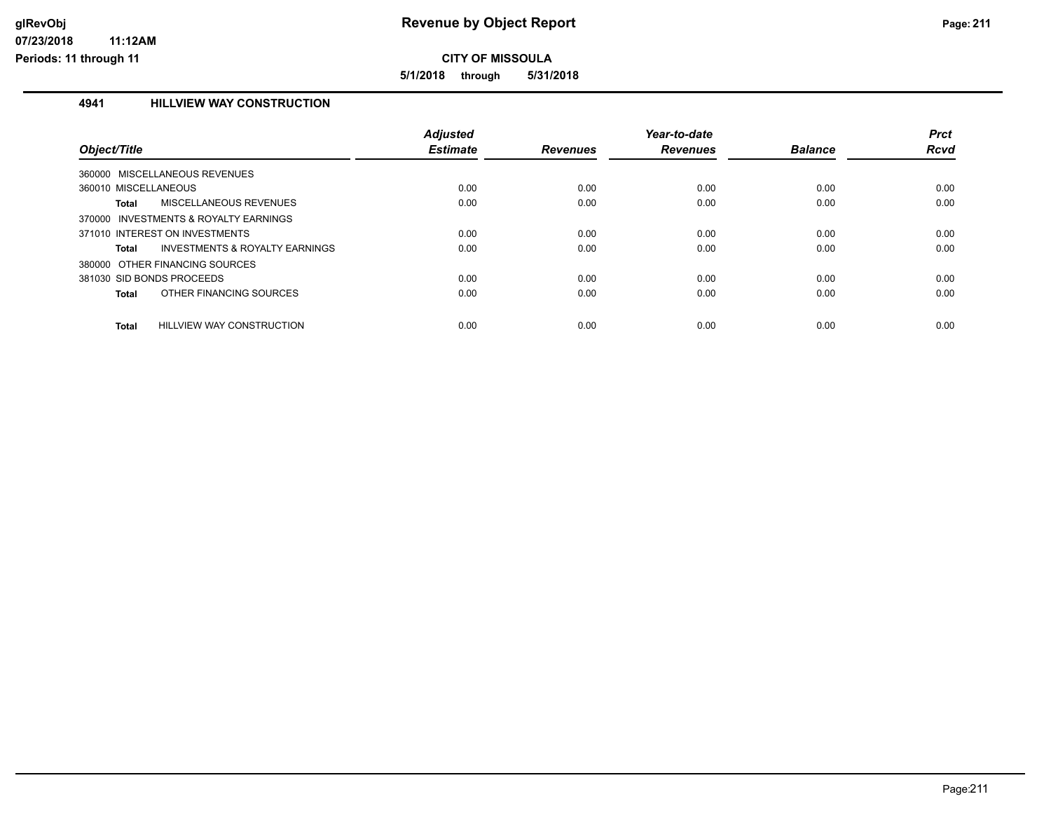## CITY OF MISSOULA

**5/1/2018 through 5/31/2018**

### 4941 HILLVIEW WAY CONSTRUCTION

| Object/Title | | Adjusted Estimate | Revenues | Year-to-date Revenues | Balance | Prct Rcvd |
|---|---|---|---|---|---|---|
| 360000 MISCELLANEOUS REVENUES | | | | | | |
| 360010 MISCELLANEOUS | | 0.00 | 0.00 | 0.00 | 0.00 | 0.00 |
| **Total** | MISCELLANEOUS REVENUES | 0.00 | 0.00 | 0.00 | 0.00 | 0.00 |
| 370000 INVESTMENTS & ROYALTY EARNINGS | | | | | | |
| 371010 INTEREST ON INVESTMENTS | | 0.00 | 0.00 | 0.00 | 0.00 | 0.00 |
| **Total** | INVESTMENTS & ROYALTY EARNINGS | 0.00 | 0.00 | 0.00 | 0.00 | 0.00 |
| 380000 OTHER FINANCING SOURCES | | | | | | |
| 381030 SID BONDS PROCEEDS | | 0.00 | 0.00 | 0.00 | 0.00 | 0.00 |
| **Total** | OTHER FINANCING SOURCES | 0.00 | 0.00 | 0.00 | 0.00 | 0.00 |
| **Total** | HILLVIEW WAY CONSTRUCTION | 0.00 | 0.00 | 0.00 | 0.00 | 0.00 |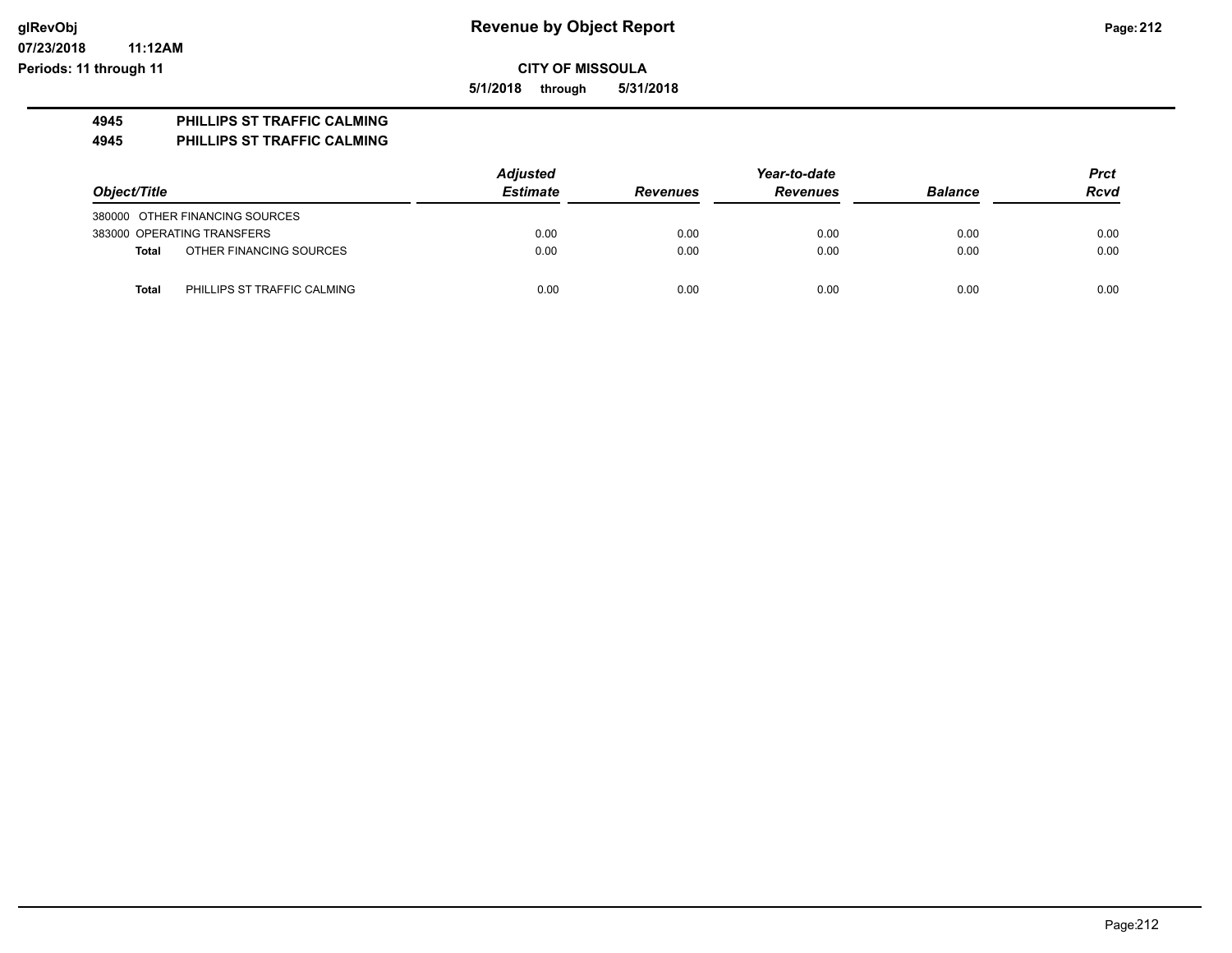# Revenue by Object Report

glRevObj
07/23/2018 11:12AM
Periods: 11 through 11

**CITY OF MISSOULA**

**5/1/2018 through 5/31/2018**

**4945 PHILLIPS ST TRAFFIC CALMING**
**4945 PHILLIPS ST TRAFFIC CALMING**

| Object/Title | | Adjusted Estimate | Revenues | Year-to-date Revenues | Balance | Prct Rcvd |
|---|---|---|---|---|---|---|
| 380000 OTHER FINANCING SOURCES | | | | | | |
| 383000 OPERATING TRANSFERS | | 0.00 | 0.00 | 0.00 | 0.00 | 0.00 |
| **Total** | OTHER FINANCING SOURCES | 0.00 | 0.00 | 0.00 | 0.00 | 0.00 |
| **Total** | PHILLIPS ST TRAFFIC CALMING | 0.00 | 0.00 | 0.00 | 0.00 | 0.00 |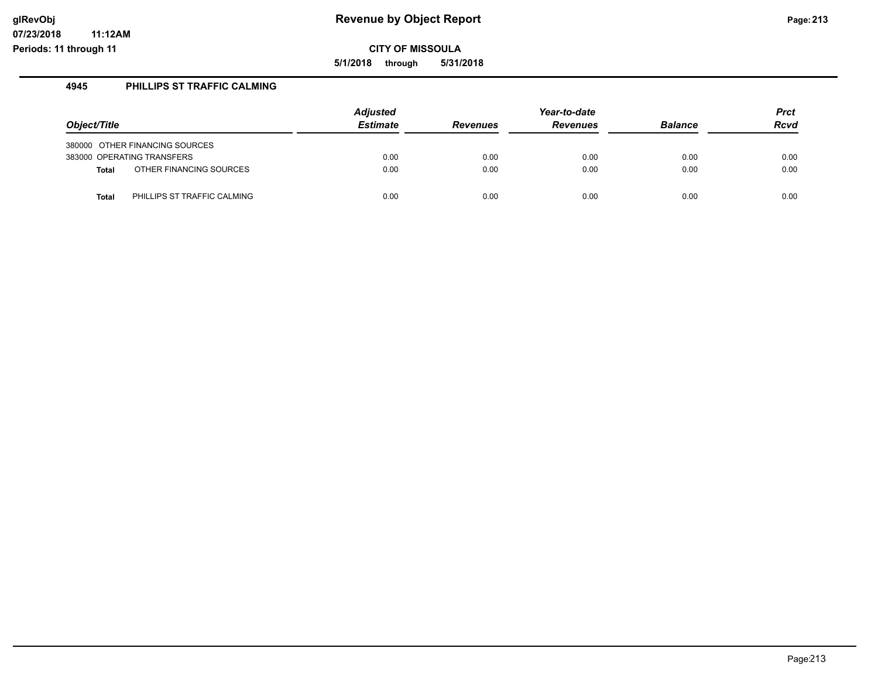**Revenue by Object Report**

**CITY OF MISSOULA**

**5/1/2018 through 5/31/2018**

glRevObj
07/23/2018 11:12AM
Periods: 11 through 11

## 4945 PHILLIPS ST TRAFFIC CALMING

| Object/Title | Adjusted Estimate | Revenues | Year-to-date Revenues | Balance | Prct Rcvd |
|---|---|---|---|---|---|
| 380000 OTHER FINANCING SOURCES | | | | | |
| 383000 OPERATING TRANSFERS | 0.00 | 0.00 | 0.00 | 0.00 | 0.00 |
| **Total** OTHER FINANCING SOURCES | 0.00 | 0.00 | 0.00 | 0.00 | 0.00 |
| **Total** PHILLIPS ST TRAFFIC CALMING | 0.00 | 0.00 | 0.00 | 0.00 | 0.00 |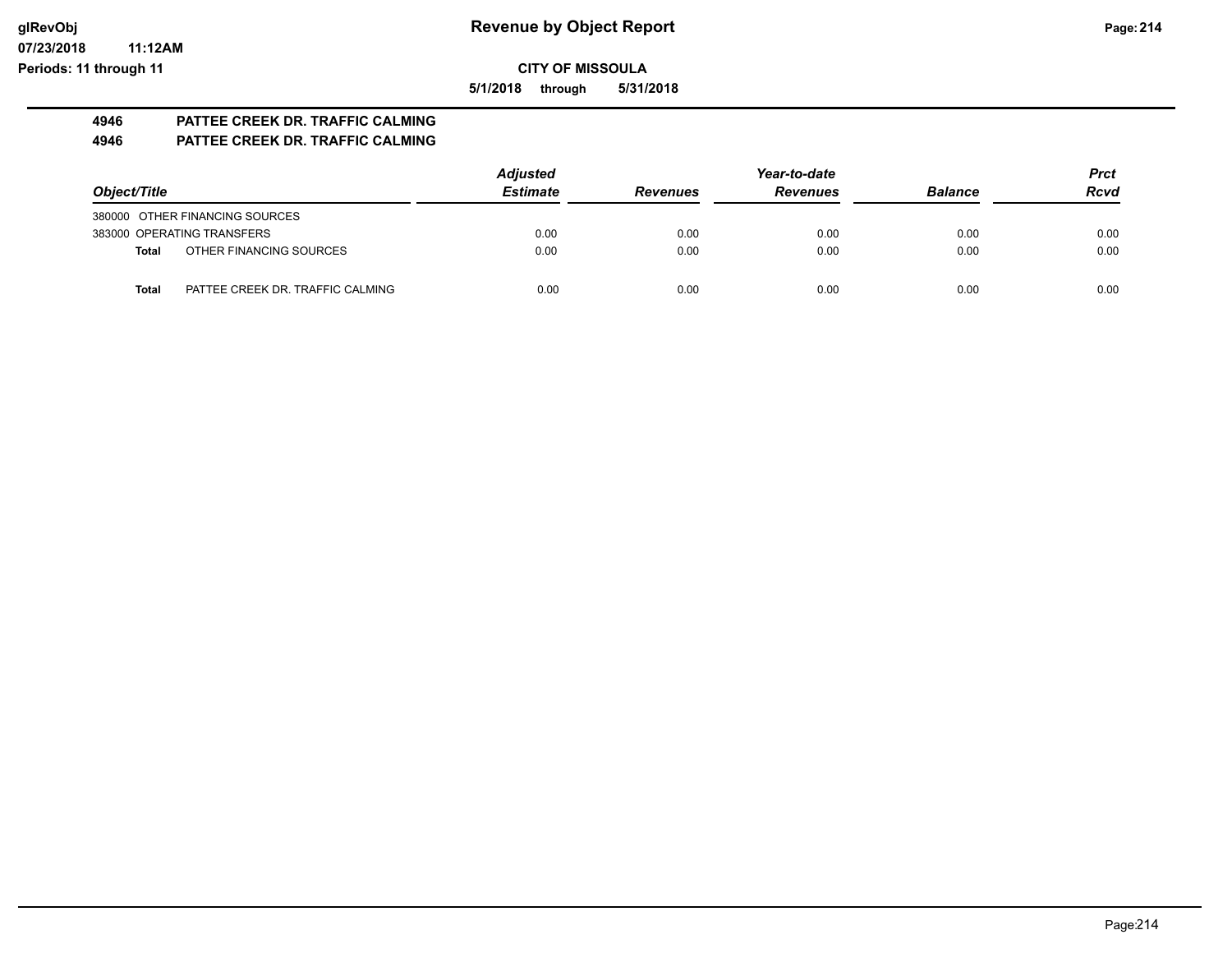**CITY OF MISSOULA**

**5/1/2018 through 5/31/2018**

## 4946 PATTEE CREEK DR. TRAFFIC CALMING

## 4946 PATTEE CREEK DR. TRAFFIC CALMING

| Object/Title | | Adjusted Estimate | Revenues | Year-to-date Revenues | Balance | Prct Rcvd |
|---|---|---|---|---|---|---|
| 380000 OTHER FINANCING SOURCES | | | | | | |
| 383000 OPERATING TRANSFERS | | 0.00 | 0.00 | 0.00 | 0.00 | 0.00 |
| **Total** | OTHER FINANCING SOURCES | 0.00 | 0.00 | 0.00 | 0.00 | 0.00 |
| **Total** | PATTEE CREEK DR. TRAFFIC CALMING | 0.00 | 0.00 | 0.00 | 0.00 | 0.00 |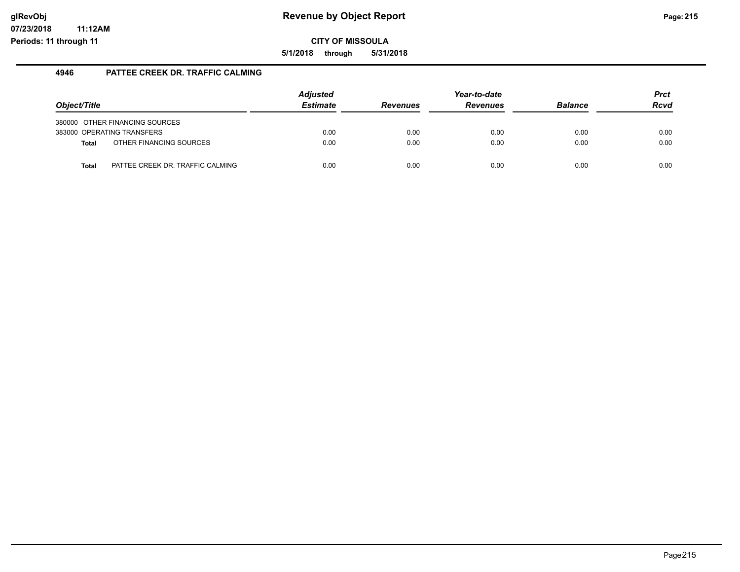# Revenue by Object Report

**CITY OF MISSOULA**

**5/1/2018 through 5/31/2018**

glRevObj
07/23/2018 11:12AM
Periods: 11 through 11

## 4946 PATTEE CREEK DR. TRAFFIC CALMING

| Object/Title | | Adjusted Estimate | Revenues | Year-to-date Revenues | Balance | Prct Rcvd |
|---|---|---|---|---|---|---|
| 380000 OTHER FINANCING SOURCES | | | | | | |
| 383000 OPERATING TRANSFERS | | 0.00 | 0.00 | 0.00 | 0.00 | 0.00 |
| **Total** | OTHER FINANCING SOURCES | 0.00 | 0.00 | 0.00 | 0.00 | 0.00 |
| **Total** | PATTEE CREEK DR. TRAFFIC CALMING | 0.00 | 0.00 | 0.00 | 0.00 | 0.00 |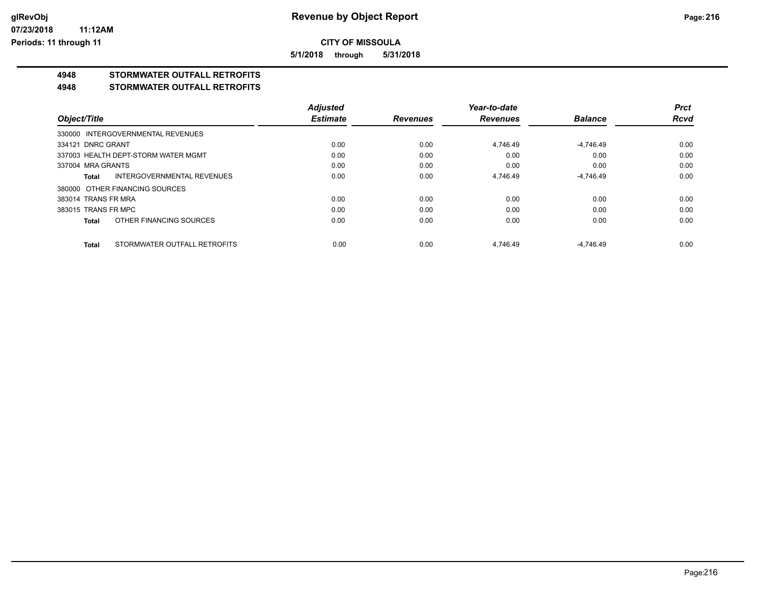**CITY OF MISSOULA**

**5/1/2018 through 5/31/2018**

## 4948 STORMWATER OUTFALL RETROFITS

## 4948 STORMWATER OUTFALL RETROFITS

| Object/Title | Adjusted Estimate | Revenues | Year-to-date Revenues | Balance | Prct Rcvd |
|---|---|---|---|---|---|
| 330000 INTERGOVERNMENTAL REVENUES | | | | | |
| 334121 DNRC GRANT | 0.00 | 0.00 | 4,746.49 | -4,746.49 | 0.00 |
| 337003 HEALTH DEPT-STORM WATER MGMT | 0.00 | 0.00 | 0.00 | 0.00 | 0.00 |
| 337004 MRA GRANTS | 0.00 | 0.00 | 0.00 | 0.00 | 0.00 |
| **Total** INTERGOVERNMENTAL REVENUES | 0.00 | 0.00 | 4,746.49 | -4,746.49 | 0.00 |
| 380000 OTHER FINANCING SOURCES | | | | | |
| 383014 TRANS FR MRA | 0.00 | 0.00 | 0.00 | 0.00 | 0.00 |
| 383015 TRANS FR MPC | 0.00 | 0.00 | 0.00 | 0.00 | 0.00 |
| **Total** OTHER FINANCING SOURCES | 0.00 | 0.00 | 0.00 | 0.00 | 0.00 |
| **Total** STORMWATER OUTFALL RETROFITS | 0.00 | 0.00 | 4,746.49 | -4,746.49 | 0.00 |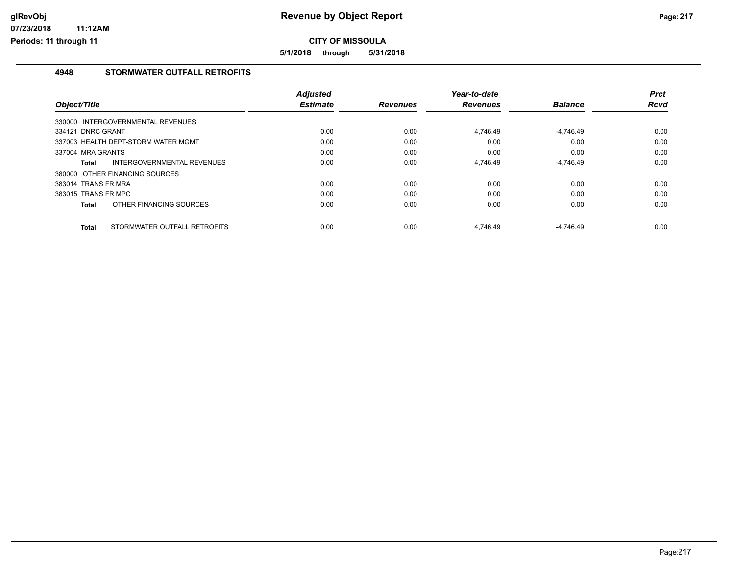glRevObj
07/23/2018 11:12AM
Periods: 11 through 11

# Revenue by Object Report

## CITY OF MISSOULA

5/1/2018 through 5/31/2018

### 4948 STORMWATER OUTFALL RETROFITS

| Object/Title | Adjusted Estimate | Revenues | Year-to-date Revenues | Balance | Prct Rcvd |
|---|---|---|---|---|---|
| 330000 INTERGOVERNMENTAL REVENUES | | | | | |
| 334121 DNRC GRANT | 0.00 | 0.00 | 4,746.49 | -4,746.49 | 0.00 |
| 337003 HEALTH DEPT-STORM WATER MGMT | 0.00 | 0.00 | 0.00 | 0.00 | 0.00 |
| 337004 MRA GRANTS | 0.00 | 0.00 | 0.00 | 0.00 | 0.00 |
| **Total** INTERGOVERNMENTAL REVENUES | 0.00 | 0.00 | 4,746.49 | -4,746.49 | 0.00 |
| 380000 OTHER FINANCING SOURCES | | | | | |
| 383014 TRANS FR MRA | 0.00 | 0.00 | 0.00 | 0.00 | 0.00 |
| 383015 TRANS FR MPC | 0.00 | 0.00 | 0.00 | 0.00 | 0.00 |
| **Total** OTHER FINANCING SOURCES | 0.00 | 0.00 | 0.00 | 0.00 | 0.00 |
| **Total** STORMWATER OUTFALL RETROFITS | 0.00 | 0.00 | 4,746.49 | -4,746.49 | 0.00 |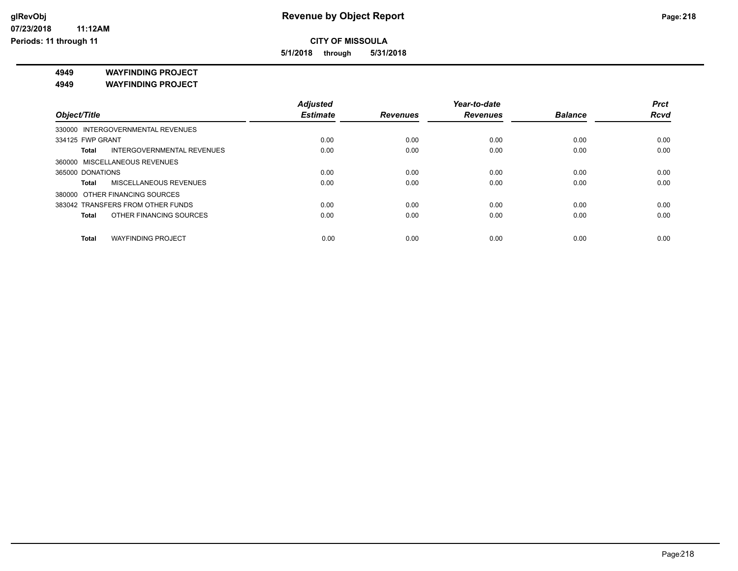**glRevObj** **Revenue by Object Report**

**07/23/2018 11:12AM**

**Periods: 11 through 11**

**CITY OF MISSOULA**

**5/1/2018 through 5/31/2018**

**4949 WAYFINDING PROJECT**

**4949 WAYFINDING PROJECT**

| Object/Title | Adjusted Estimate | Revenues | Year-to-date Revenues | Balance | Prct Rcvd |
|---|---|---|---|---|---|
| 330000 INTERGOVERNMENTAL REVENUES | | | | | |
| 334125 FWP GRANT | 0.00 | 0.00 | 0.00 | 0.00 | 0.00 |
| **Total** INTERGOVERNMENTAL REVENUES | 0.00 | 0.00 | 0.00 | 0.00 | 0.00 |
| 360000 MISCELLANEOUS REVENUES | | | | | |
| 365000 DONATIONS | 0.00 | 0.00 | 0.00 | 0.00 | 0.00 |
| **Total** MISCELLANEOUS REVENUES | 0.00 | 0.00 | 0.00 | 0.00 | 0.00 |
| 380000 OTHER FINANCING SOURCES | | | | | |
| 383042 TRANSFERS FROM OTHER FUNDS | 0.00 | 0.00 | 0.00 | 0.00 | 0.00 |
| **Total** OTHER FINANCING SOURCES | 0.00 | 0.00 | 0.00 | 0.00 | 0.00 |
| **Total** WAYFINDING PROJECT | 0.00 | 0.00 | 0.00 | 0.00 | 0.00 |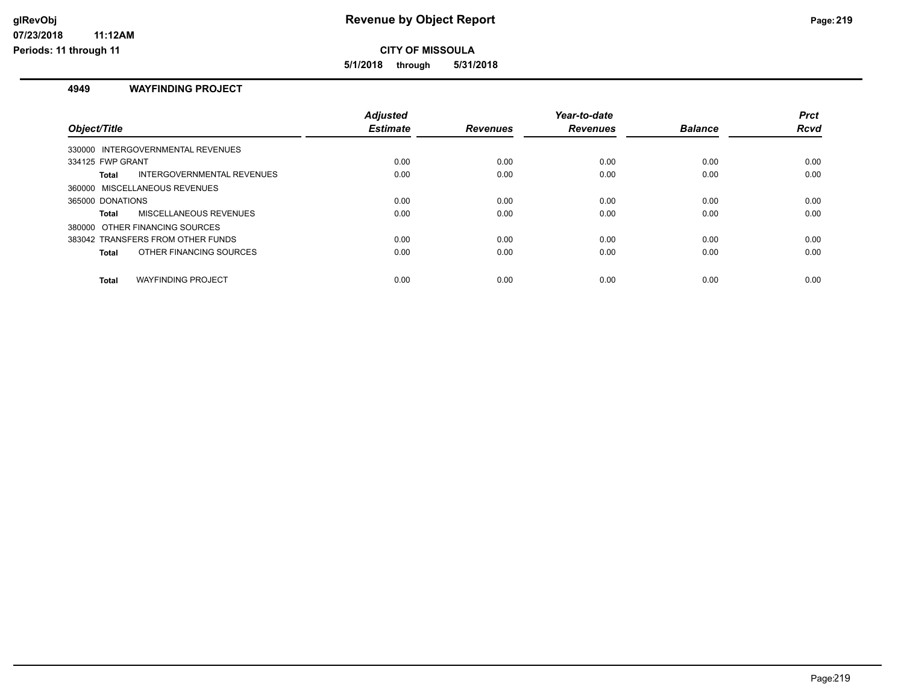**glRevObj**
**07/23/2018 11:12AM**
**Periods: 11 through 11**

# Revenue by Object Report

**CITY OF MISSOULA**

**5/1/2018 through 5/31/2018**

## 4949 WAYFINDING PROJECT

| Object/Title | | Adjusted Estimate | Revenues | Year-to-date Revenues | Balance | Prct Rcvd |
|---|---|---|---|---|---|---|
| 330000 INTERGOVERNMENTAL REVENUES | | | | | | |
| 334125 FWP GRANT | | 0.00 | 0.00 | 0.00 | 0.00 | 0.00 |
| **Total** | INTERGOVERNMENTAL REVENUES | 0.00 | 0.00 | 0.00 | 0.00 | 0.00 |
| 360000 MISCELLANEOUS REVENUES | | | | | | |
| 365000 DONATIONS | | 0.00 | 0.00 | 0.00 | 0.00 | 0.00 |
| **Total** | MISCELLANEOUS REVENUES | 0.00 | 0.00 | 0.00 | 0.00 | 0.00 |
| 380000 OTHER FINANCING SOURCES | | | | | | |
| 383042 TRANSFERS FROM OTHER FUNDS | | 0.00 | 0.00 | 0.00 | 0.00 | 0.00 |
| **Total** | OTHER FINANCING SOURCES | 0.00 | 0.00 | 0.00 | 0.00 | 0.00 |
| **Total** | WAYFINDING PROJECT | 0.00 | 0.00 | 0.00 | 0.00 | 0.00 |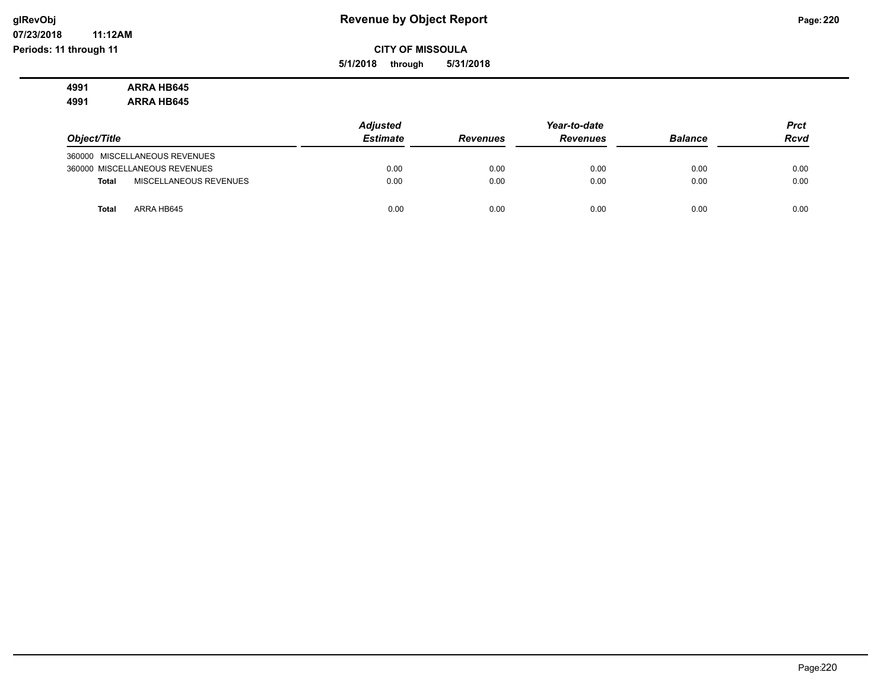# Revenue by Object Report

**CITY OF MISSOULA**

**5/1/2018 through 5/31/2018**

glRevObj
07/23/2018 11:12AM
Periods: 11 through 11

**4991 ARRA HB645**
**4991 ARRA HB645**

| Object/Title | Adjusted Estimate | Revenues | Year-to-date Revenues | Balance | Prct Rcvd |
|---|---|---|---|---|---|
| 360000 MISCELLANEOUS REVENUES | | | | | |
| 360000 MISCELLANEOUS REVENUES | 0.00 | 0.00 | 0.00 | 0.00 | 0.00 |
| **Total** MISCELLANEOUS REVENUES | 0.00 | 0.00 | 0.00 | 0.00 | 0.00 |
| **Total** ARRA HB645 | 0.00 | 0.00 | 0.00 | 0.00 | 0.00 |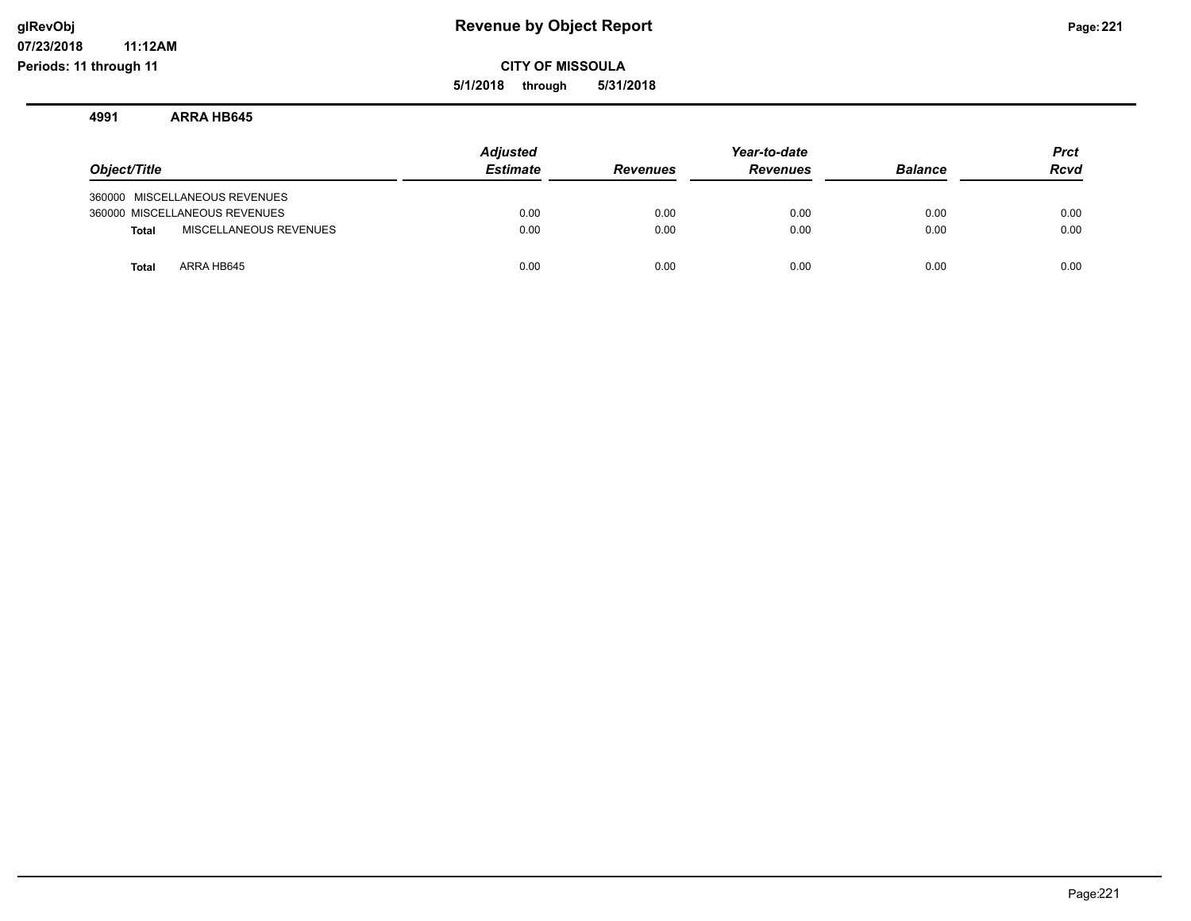# Revenue by Object Report

glRevObj
07/23/2018 11:12AM
Periods: 11 through 11

**CITY OF MISSOULA**

**5/1/2018 through 5/31/2018**

## 4991 ARRA HB645

| Object/Title | Adjusted Estimate | Revenues | Year-to-date Revenues | Balance | Prct Rcvd |
|---|---|---|---|---|---|
| 360000 MISCELLANEOUS REVENUES | | | | | |
| 360000 MISCELLANEOUS REVENUES | 0.00 | 0.00 | 0.00 | 0.00 | 0.00 |
| **Total** MISCELLANEOUS REVENUES | 0.00 | 0.00 | 0.00 | 0.00 | 0.00 |
| **Total** ARRA HB645 | 0.00 | 0.00 | 0.00 | 0.00 | 0.00 |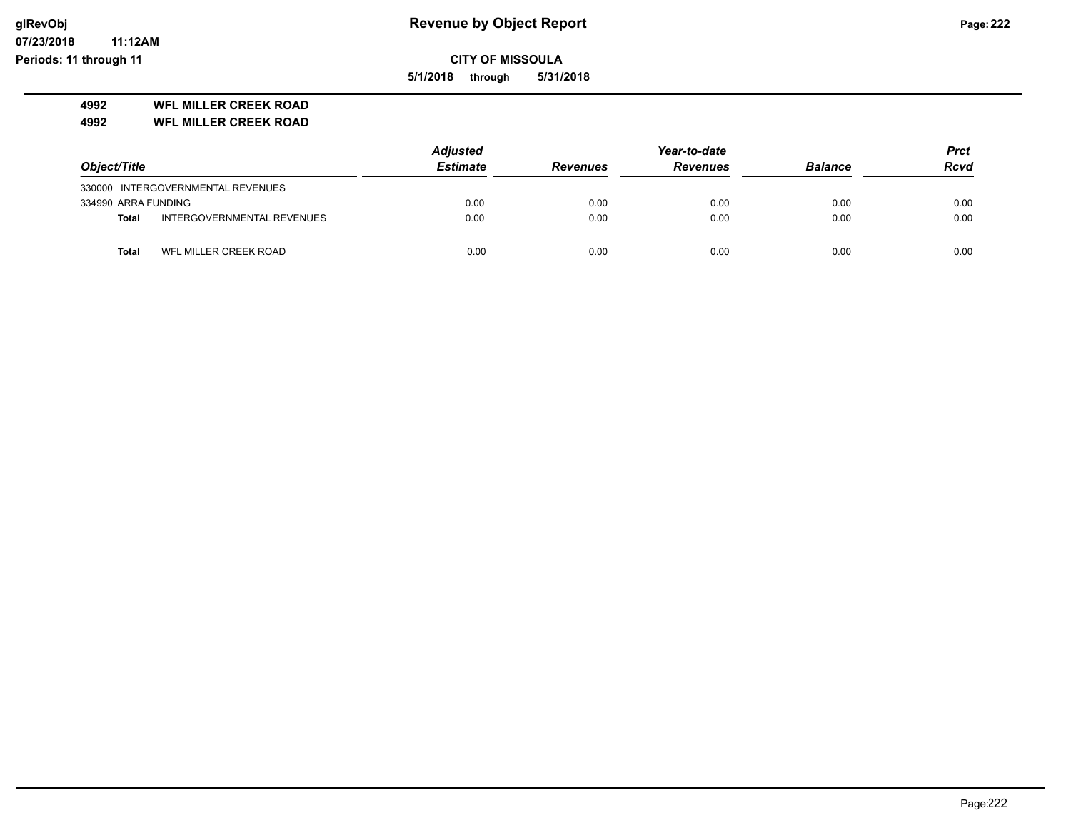# Revenue by Object Report

**CITY OF MISSOULA**

**5/1/2018 through 5/31/2018**

glRevObj
07/23/2018 11:12AM
Periods: 11 through 11

**4992 WFL MILLER CREEK ROAD**

**4992 WFL MILLER CREEK ROAD**

| Object/Title | | Adjusted Estimate | Revenues | Year-to-date Revenues | Balance | Prct Rcvd |
|---|---|---|---|---|---|---|
| 330000 INTERGOVERNMENTAL REVENUES | | | | | | |
| 334990 ARRA FUNDING | | 0.00 | 0.00 | 0.00 | 0.00 | 0.00 |
| **Total** | INTERGOVERNMENTAL REVENUES | 0.00 | 0.00 | 0.00 | 0.00 | 0.00 |
| | | | | | | |
| **Total** | WFL MILLER CREEK ROAD | 0.00 | 0.00 | 0.00 | 0.00 | 0.00 |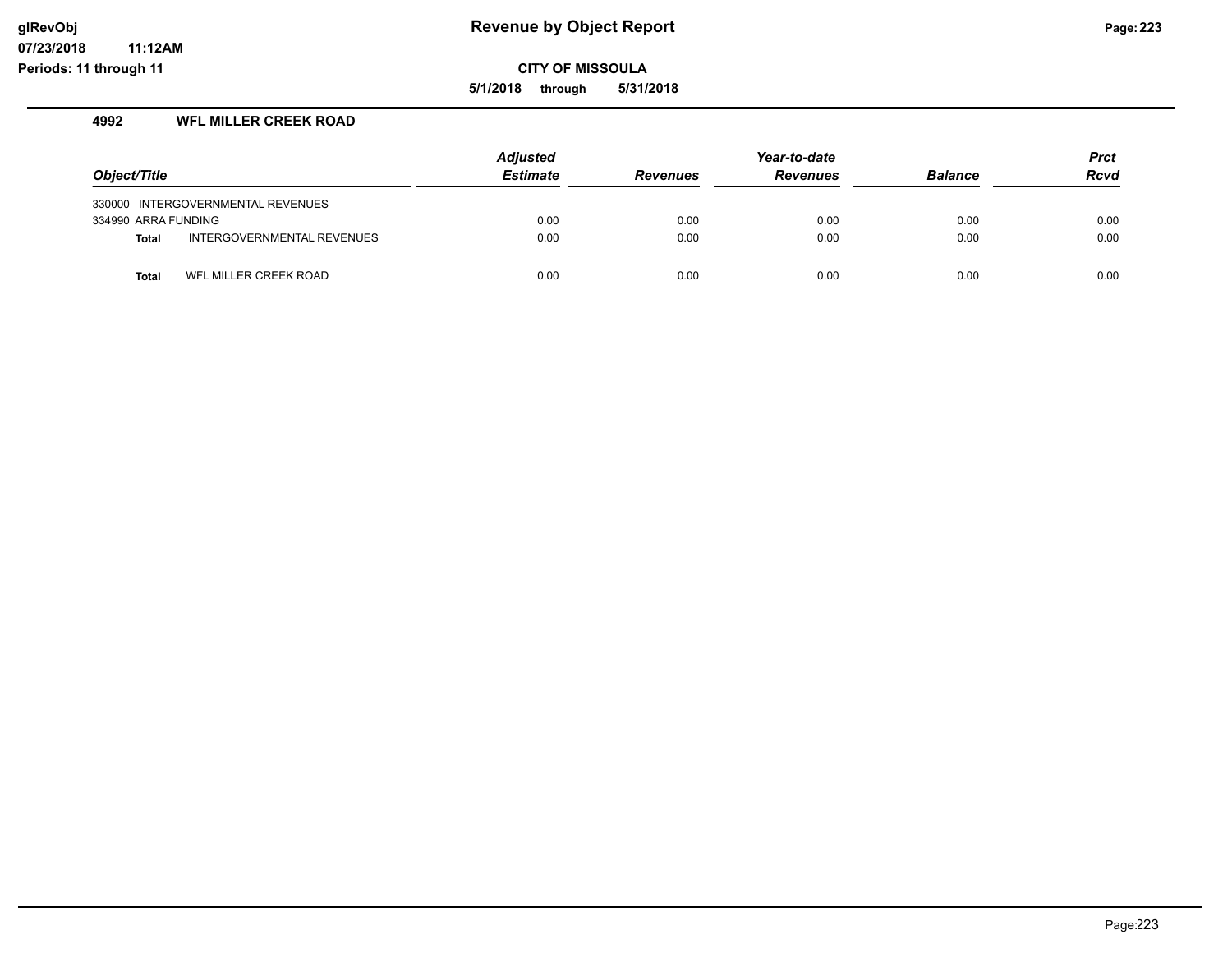**Revenue by Object Report**

**CITY OF MISSOULA**

**5/1/2018 through 5/31/2018**

glRevObj
07/23/2018 11:12AM
Periods: 11 through 11

## 4992 WFL MILLER CREEK ROAD

| Object/Title | Adjusted Estimate | Revenues | Year-to-date Revenues | Balance | Prct Rcvd |
|---|---|---|---|---|---|
| 330000 INTERGOVERNMENTAL REVENUES | | | | | |
| 334990 ARRA FUNDING | 0.00 | 0.00 | 0.00 | 0.00 | 0.00 |
| **Total** INTERGOVERNMENTAL REVENUES | 0.00 | 0.00 | 0.00 | 0.00 | 0.00 |
| **Total** WFL MILLER CREEK ROAD | 0.00 | 0.00 | 0.00 | 0.00 | 0.00 |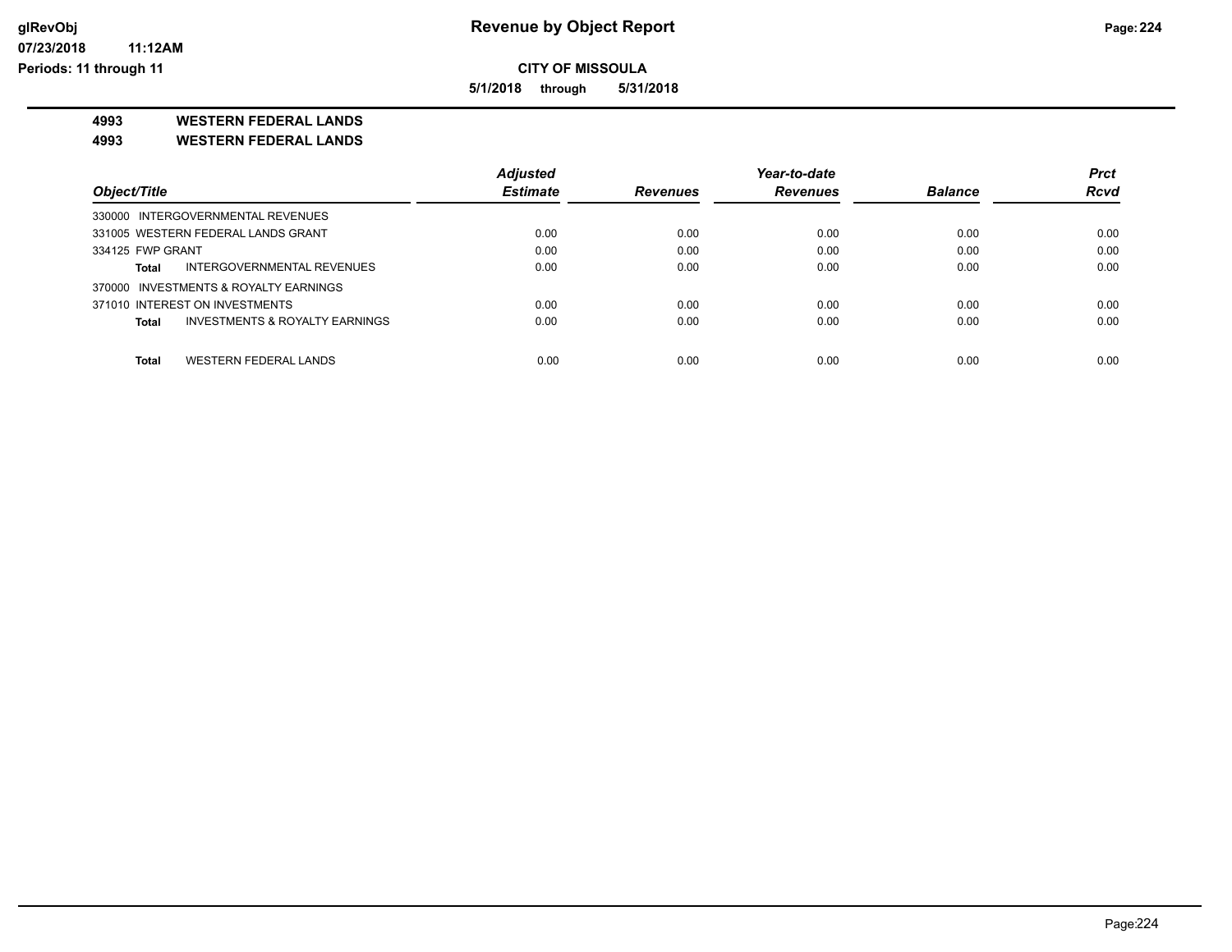**Revenue by Object Report**

**CITY OF MISSOULA**

**5/1/2018 through 5/31/2018**

glRevObj
07/23/2018 11:12AM
Periods: 11 through 11

**4993 WESTERN FEDERAL LANDS**

**4993 WESTERN FEDERAL LANDS**

| Object/Title | Adjusted Estimate | Revenues | Year-to-date Revenues | Balance | Prct Rcvd |
|---|---|---|---|---|---|
| 330000 INTERGOVERNMENTAL REVENUES | | | | | |
| 331005 WESTERN FEDERAL LANDS GRANT | 0.00 | 0.00 | 0.00 | 0.00 | 0.00 |
| 334125 FWP GRANT | 0.00 | 0.00 | 0.00 | 0.00 | 0.00 |
| **Total** INTERGOVERNMENTAL REVENUES | 0.00 | 0.00 | 0.00 | 0.00 | 0.00 |
| 370000 INVESTMENTS & ROYALTY EARNINGS | | | | | |
| 371010 INTEREST ON INVESTMENTS | 0.00 | 0.00 | 0.00 | 0.00 | 0.00 |
| **Total** INVESTMENTS & ROYALTY EARNINGS | 0.00 | 0.00 | 0.00 | 0.00 | 0.00 |
| **Total** WESTERN FEDERAL LANDS | 0.00 | 0.00 | 0.00 | 0.00 | 0.00 |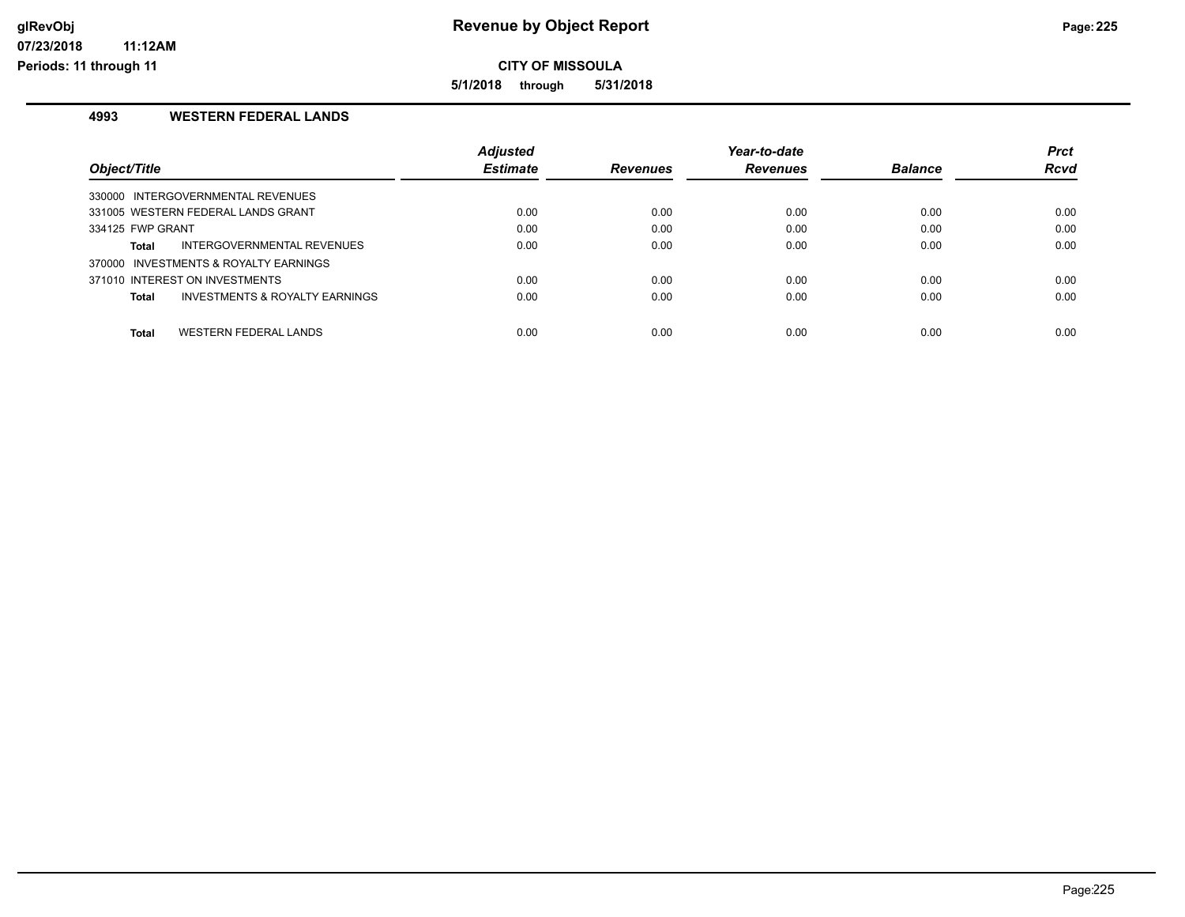# Revenue by Object Report

**CITY OF MISSOULA**

**5/1/2018 through 5/31/2018**

## 4993 WESTERN FEDERAL LANDS

| Object/Title | Adjusted Estimate | Revenues | Year-to-date Revenues | Balance | Prct Rcvd |
|---|---|---|---|---|---|
| 330000 INTERGOVERNMENTAL REVENUES | | | | | |
| 331005 WESTERN FEDERAL LANDS GRANT | 0.00 | 0.00 | 0.00 | 0.00 | 0.00 |
| 334125 FWP GRANT | 0.00 | 0.00 | 0.00 | 0.00 | 0.00 |
| **Total** INTERGOVERNMENTAL REVENUES | 0.00 | 0.00 | 0.00 | 0.00 | 0.00 |
| 370000 INVESTMENTS & ROYALTY EARNINGS | | | | | |
| 371010 INTEREST ON INVESTMENTS | 0.00 | 0.00 | 0.00 | 0.00 | 0.00 |
| **Total** INVESTMENTS & ROYALTY EARNINGS | 0.00 | 0.00 | 0.00 | 0.00 | 0.00 |
| **Total** WESTERN FEDERAL LANDS | 0.00 | 0.00 | 0.00 | 0.00 | 0.00 |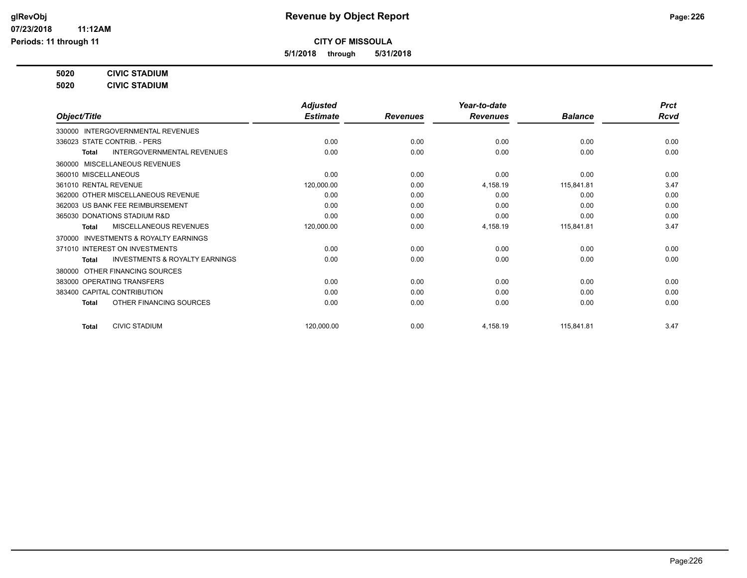**CITY OF MISSOULA**

**5/1/2018 through 5/31/2018**

**5020 CIVIC STADIUM**

**5020 CIVIC STADIUM**

| Object/Title | Adjusted Estimate | Revenues | Year-to-date Revenues | Balance | Prct Rcvd |
|---|---|---|---|---|---|
| 330000 INTERGOVERNMENTAL REVENUES | | | | | |
| 336023 STATE CONTRIB. - PERS | 0.00 | 0.00 | 0.00 | 0.00 | 0.00 |
| **Total** INTERGOVERNMENTAL REVENUES | 0.00 | 0.00 | 0.00 | 0.00 | 0.00 |
| 360000 MISCELLANEOUS REVENUES | | | | | |
| 360010 MISCELLANEOUS | 0.00 | 0.00 | 0.00 | 0.00 | 0.00 |
| 361010 RENTAL REVENUE | 120,000.00 | 0.00 | 4,158.19 | 115,841.81 | 3.47 |
| 362000 OTHER MISCELLANEOUS REVENUE | 0.00 | 0.00 | 0.00 | 0.00 | 0.00 |
| 362003 US BANK FEE REIMBURSEMENT | 0.00 | 0.00 | 0.00 | 0.00 | 0.00 |
| 365030 DONATIONS STADIUM R&D | 0.00 | 0.00 | 0.00 | 0.00 | 0.00 |
| **Total** MISCELLANEOUS REVENUES | 120,000.00 | 0.00 | 4,158.19 | 115,841.81 | 3.47 |
| 370000 INVESTMENTS & ROYALTY EARNINGS | | | | | |
| 371010 INTEREST ON INVESTMENTS | 0.00 | 0.00 | 0.00 | 0.00 | 0.00 |
| **Total** INVESTMENTS & ROYALTY EARNINGS | 0.00 | 0.00 | 0.00 | 0.00 | 0.00 |
| 380000 OTHER FINANCING SOURCES | | | | | |
| 383000 OPERATING TRANSFERS | 0.00 | 0.00 | 0.00 | 0.00 | 0.00 |
| 383400 CAPITAL CONTRIBUTION | 0.00 | 0.00 | 0.00 | 0.00 | 0.00 |
| **Total** OTHER FINANCING SOURCES | 0.00 | 0.00 | 0.00 | 0.00 | 0.00 |
| **Total** CIVIC STADIUM | 120,000.00 | 0.00 | 4,158.19 | 115,841.81 | 3.47 |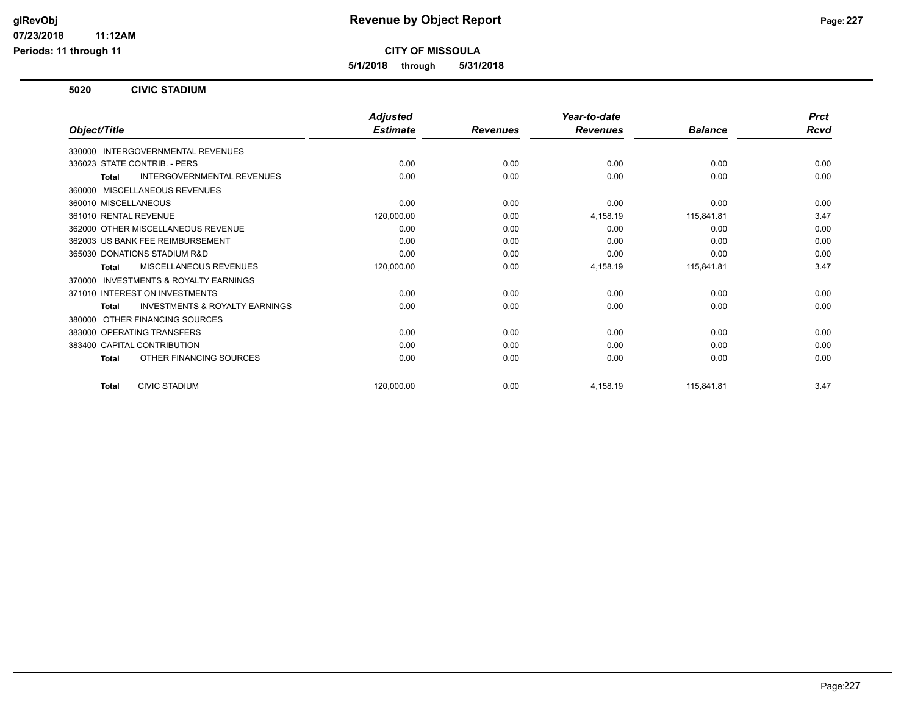# Revenue by Object Report

## CITY OF MISSOULA

**5/1/2018 through 5/31/2018**

### 5020 CIVIC STADIUM

| Object/Title | Adjusted Estimate | Revenues | Year-to-date Revenues | Balance | Prct Rcvd |
|---|---|---|---|---|---|
| 330000 INTERGOVERNMENTAL REVENUES | | | | | |
| 336023 STATE CONTRIB. - PERS | 0.00 | 0.00 | 0.00 | 0.00 | 0.00 |
| **Total** INTERGOVERNMENTAL REVENUES | 0.00 | 0.00 | 0.00 | 0.00 | 0.00 |
| 360000 MISCELLANEOUS REVENUES | | | | | |
| 360010 MISCELLANEOUS | 0.00 | 0.00 | 0.00 | 0.00 | 0.00 |
| 361010 RENTAL REVENUE | 120,000.00 | 0.00 | 4,158.19 | 115,841.81 | 3.47 |
| 362000 OTHER MISCELLANEOUS REVENUE | 0.00 | 0.00 | 0.00 | 0.00 | 0.00 |
| 362003 US BANK FEE REIMBURSEMENT | 0.00 | 0.00 | 0.00 | 0.00 | 0.00 |
| 365030 DONATIONS STADIUM R&D | 0.00 | 0.00 | 0.00 | 0.00 | 0.00 |
| **Total** MISCELLANEOUS REVENUES | 120,000.00 | 0.00 | 4,158.19 | 115,841.81 | 3.47 |
| 370000 INVESTMENTS & ROYALTY EARNINGS | | | | | |
| 371010 INTEREST ON INVESTMENTS | 0.00 | 0.00 | 0.00 | 0.00 | 0.00 |
| **Total** INVESTMENTS & ROYALTY EARNINGS | 0.00 | 0.00 | 0.00 | 0.00 | 0.00 |
| 380000 OTHER FINANCING SOURCES | | | | | |
| 383000 OPERATING TRANSFERS | 0.00 | 0.00 | 0.00 | 0.00 | 0.00 |
| 383400 CAPITAL CONTRIBUTION | 0.00 | 0.00 | 0.00 | 0.00 | 0.00 |
| **Total** OTHER FINANCING SOURCES | 0.00 | 0.00 | 0.00 | 0.00 | 0.00 |
| **Total** CIVIC STADIUM | 120,000.00 | 0.00 | 4,158.19 | 115,841.81 | 3.47 |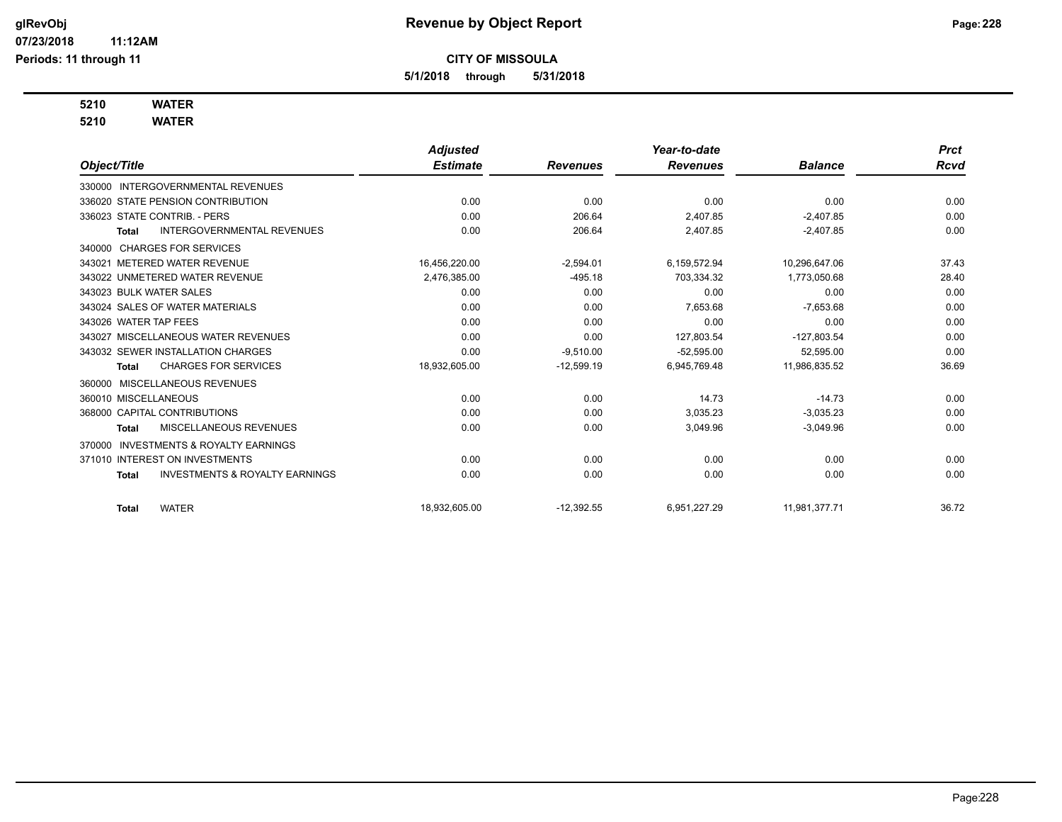# Revenue by Object Report

**CITY OF MISSOULA**

**5/1/2018 through 5/31/2018**

glRevObj
07/23/2018 11:12AM
Periods: 11 through 11

**5210 WATER**
**5210 WATER**

| Object/Title | Adjusted Estimate | Revenues | Year-to-date Revenues | Balance | Prct Rcvd |
|---|---|---|---|---|---|
| 330000 INTERGOVERNMENTAL REVENUES | | | | | |
| 336020 STATE PENSION CONTRIBUTION | 0.00 | 0.00 | 0.00 | 0.00 | 0.00 |
| 336023 STATE CONTRIB. - PERS | 0.00 | 206.64 | 2,407.85 | -2,407.85 | 0.00 |
| **Total** INTERGOVERNMENTAL REVENUES | 0.00 | 206.64 | 2,407.85 | -2,407.85 | 0.00 |
| 340000 CHARGES FOR SERVICES | | | | | |
| 343021 METERED WATER REVENUE | 16,456,220.00 | -2,594.01 | 6,159,572.94 | 10,296,647.06 | 37.43 |
| 343022 UNMETERED WATER REVENUE | 2,476,385.00 | -495.18 | 703,334.32 | 1,773,050.68 | 28.40 |
| 343023 BULK WATER SALES | 0.00 | 0.00 | 0.00 | 0.00 | 0.00 |
| 343024 SALES OF WATER MATERIALS | 0.00 | 0.00 | 7,653.68 | -7,653.68 | 0.00 |
| 343026 WATER TAP FEES | 0.00 | 0.00 | 0.00 | 0.00 | 0.00 |
| 343027 MISCELLANEOUS WATER REVENUES | 0.00 | 0.00 | 127,803.54 | -127,803.54 | 0.00 |
| 343032 SEWER INSTALLATION CHARGES | 0.00 | -9,510.00 | -52,595.00 | 52,595.00 | 0.00 |
| **Total** CHARGES FOR SERVICES | 18,932,605.00 | -12,599.19 | 6,945,769.48 | 11,986,835.52 | 36.69 |
| 360000 MISCELLANEOUS REVENUES | | | | | |
| 360010 MISCELLANEOUS | 0.00 | 0.00 | 14.73 | -14.73 | 0.00 |
| 368000 CAPITAL CONTRIBUTIONS | 0.00 | 0.00 | 3,035.23 | -3,035.23 | 0.00 |
| **Total** MISCELLANEOUS REVENUES | 0.00 | 0.00 | 3,049.96 | -3,049.96 | 0.00 |
| 370000 INVESTMENTS & ROYALTY EARNINGS | | | | | |
| 371010 INTEREST ON INVESTMENTS | 0.00 | 0.00 | 0.00 | 0.00 | 0.00 |
| **Total** INVESTMENTS & ROYALTY EARNINGS | 0.00 | 0.00 | 0.00 | 0.00 | 0.00 |
| **Total** WATER | 18,932,605.00 | -12,392.55 | 6,951,227.29 | 11,981,377.71 | 36.72 |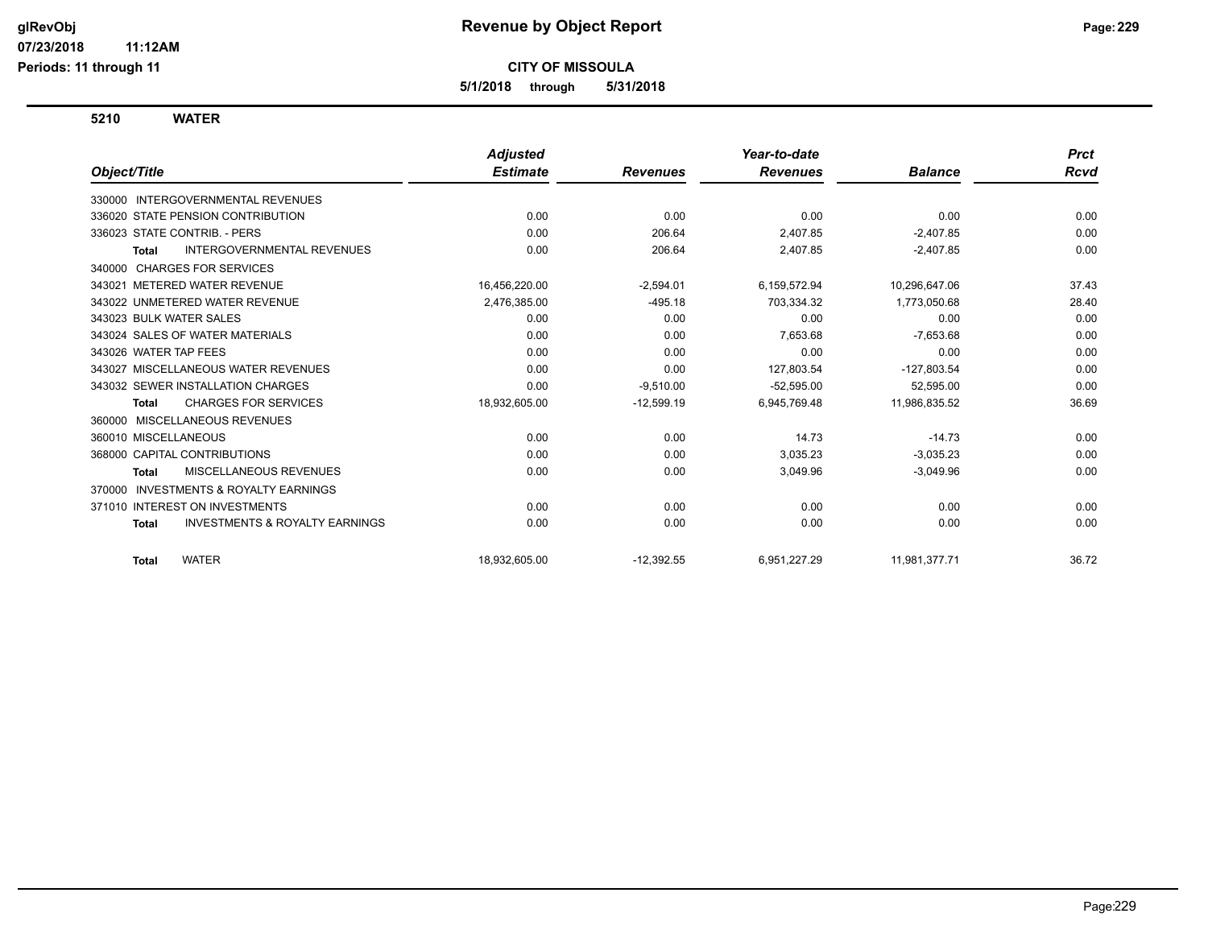# Revenue by Object Report

**CITY OF MISSOULA**

**5/1/2018 through 5/31/2018**

glRevObj
07/23/2018 11:12AM
Periods: 11 through 11

## 5210 WATER

| Object/Title | Adjusted Estimate | Revenues | Year-to-date Revenues | Balance | Prct Rcvd |
|---|---|---|---|---|---|
| 330000 INTERGOVERNMENTAL REVENUES | | | | | |
| 336020 STATE PENSION CONTRIBUTION | 0.00 | 0.00 | 0.00 | 0.00 | 0.00 |
| 336023 STATE CONTRIB. - PERS | 0.00 | 206.64 | 2,407.85 | -2,407.85 | 0.00 |
| **Total** INTERGOVERNMENTAL REVENUES | 0.00 | 206.64 | 2,407.85 | -2,407.85 | 0.00 |
| 340000 CHARGES FOR SERVICES | | | | | |
| 343021 METERED WATER REVENUE | 16,456,220.00 | -2,594.01 | 6,159,572.94 | 10,296,647.06 | 37.43 |
| 343022 UNMETERED WATER REVENUE | 2,476,385.00 | -495.18 | 703,334.32 | 1,773,050.68 | 28.40 |
| 343023 BULK WATER SALES | 0.00 | 0.00 | 0.00 | 0.00 | 0.00 |
| 343024 SALES OF WATER MATERIALS | 0.00 | 0.00 | 7,653.68 | -7,653.68 | 0.00 |
| 343026 WATER TAP FEES | 0.00 | 0.00 | 0.00 | 0.00 | 0.00 |
| 343027 MISCELLANEOUS WATER REVENUES | 0.00 | 0.00 | 127,803.54 | -127,803.54 | 0.00 |
| 343032 SEWER INSTALLATION CHARGES | 0.00 | -9,510.00 | -52,595.00 | 52,595.00 | 0.00 |
| **Total** CHARGES FOR SERVICES | 18,932,605.00 | -12,599.19 | 6,945,769.48 | 11,986,835.52 | 36.69 |
| 360000 MISCELLANEOUS REVENUES | | | | | |
| 360010 MISCELLANEOUS | 0.00 | 0.00 | 14.73 | -14.73 | 0.00 |
| 368000 CAPITAL CONTRIBUTIONS | 0.00 | 0.00 | 3,035.23 | -3,035.23 | 0.00 |
| **Total** MISCELLANEOUS REVENUES | 0.00 | 0.00 | 3,049.96 | -3,049.96 | 0.00 |
| 370000 INVESTMENTS & ROYALTY EARNINGS | | | | | |
| 371010 INTEREST ON INVESTMENTS | 0.00 | 0.00 | 0.00 | 0.00 | 0.00 |
| **Total** INVESTMENTS & ROYALTY EARNINGS | 0.00 | 0.00 | 0.00 | 0.00 | 0.00 |
| **Total** WATER | 18,932,605.00 | -12,392.55 | 6,951,227.29 | 11,981,377.71 | 36.72 |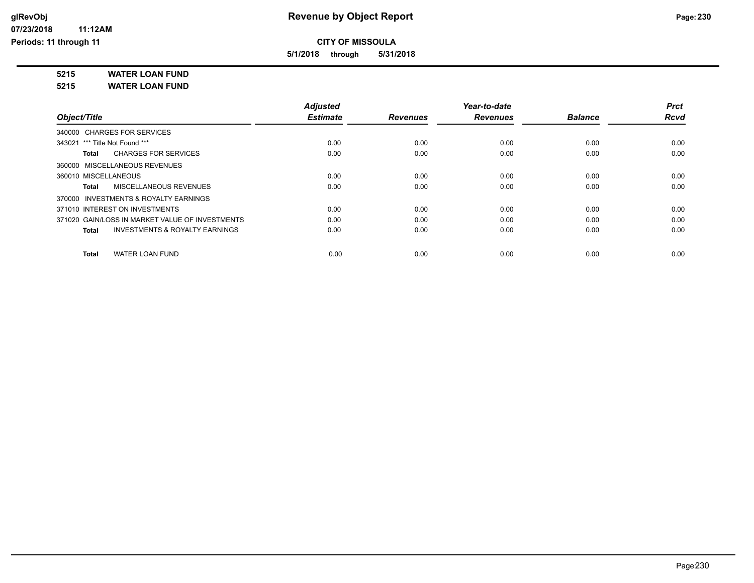**CITY OF MISSOULA**

**5/1/2018 through 5/31/2018**

**5215 WATER LOAN FUND**

**5215 WATER LOAN FUND**

| *Object/Title* | *Adjusted Estimate* | *Revenues* | *Year-to-date Revenues* | *Balance* | *Prct Rcvd* |
|---|---|---|---|---|---|
| 340000 CHARGES FOR SERVICES | | | | | |
| 343021 *** Title Not Found *** | 0.00 | 0.00 | 0.00 | 0.00 | 0.00 |
| **Total** CHARGES FOR SERVICES | 0.00 | 0.00 | 0.00 | 0.00 | 0.00 |
| 360000 MISCELLANEOUS REVENUES | | | | | |
| 360010 MISCELLANEOUS | 0.00 | 0.00 | 0.00 | 0.00 | 0.00 |
| **Total** MISCELLANEOUS REVENUES | 0.00 | 0.00 | 0.00 | 0.00 | 0.00 |
| 370000 INVESTMENTS & ROYALTY EARNINGS | | | | | |
| 371010 INTEREST ON INVESTMENTS | 0.00 | 0.00 | 0.00 | 0.00 | 0.00 |
| 371020 GAIN/LOSS IN MARKET VALUE OF INVESTMENTS | 0.00 | 0.00 | 0.00 | 0.00 | 0.00 |
| **Total** INVESTMENTS & ROYALTY EARNINGS | 0.00 | 0.00 | 0.00 | 0.00 | 0.00 |
| **Total** WATER LOAN FUND | 0.00 | 0.00 | 0.00 | 0.00 | 0.00 |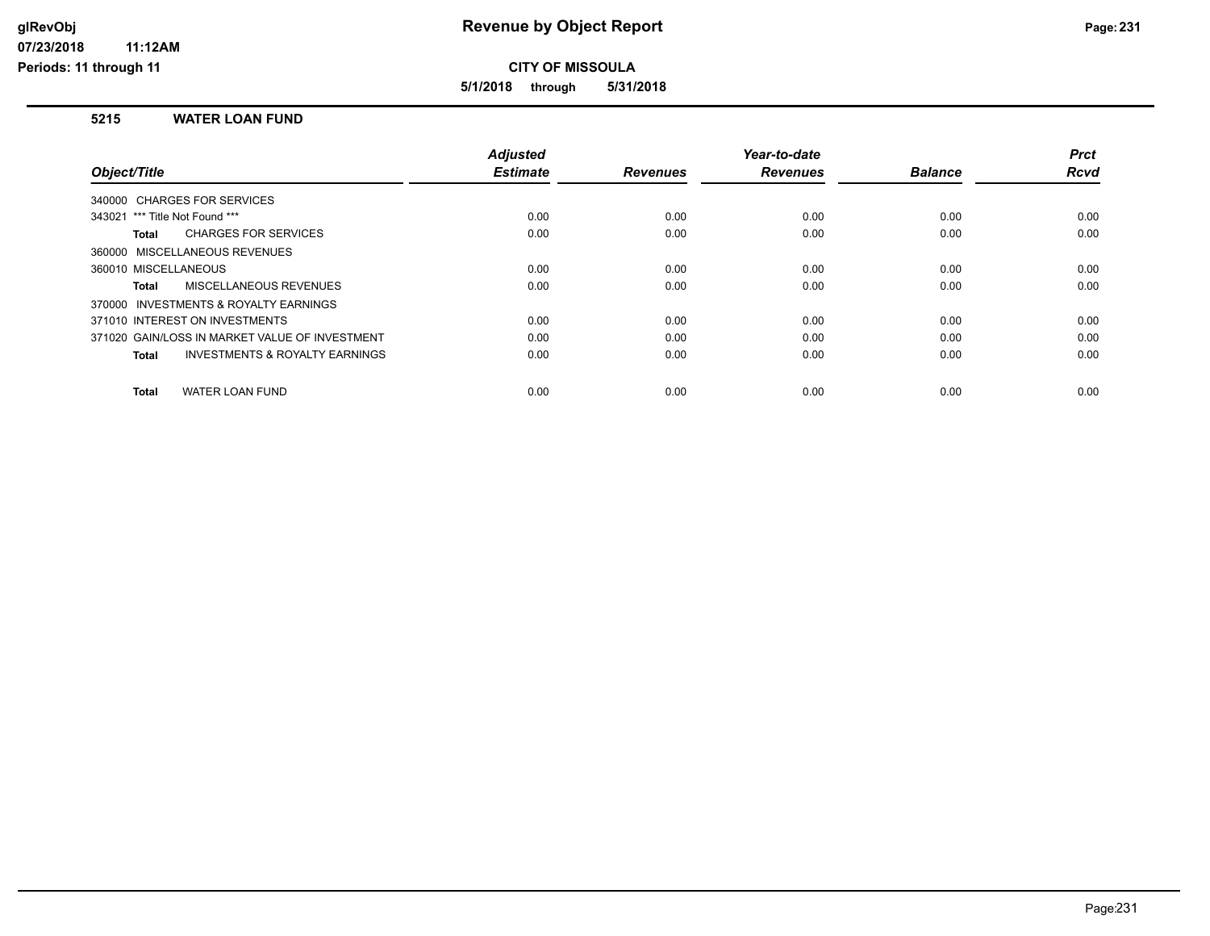**CITY OF MISSOULA**

**5/1/2018 through 5/31/2018**

## 5215 WATER LOAN FUND

| Object/Title | Adjusted Estimate | Revenues | Year-to-date Revenues | Balance | Prct Rcvd |
|---|---|---|---|---|---|
| 340000 CHARGES FOR SERVICES | | | | | |
| 343021 *** Title Not Found *** | 0.00 | 0.00 | 0.00 | 0.00 | 0.00 |
| **Total** CHARGES FOR SERVICES | 0.00 | 0.00 | 0.00 | 0.00 | 0.00 |
| 360000 MISCELLANEOUS REVENUES | | | | | |
| 360010 MISCELLANEOUS | 0.00 | 0.00 | 0.00 | 0.00 | 0.00 |
| **Total** MISCELLANEOUS REVENUES | 0.00 | 0.00 | 0.00 | 0.00 | 0.00 |
| 370000 INVESTMENTS & ROYALTY EARNINGS | | | | | |
| 371010 INTEREST ON INVESTMENTS | 0.00 | 0.00 | 0.00 | 0.00 | 0.00 |
| 371020 GAIN/LOSS IN MARKET VALUE OF INVESTMENT | 0.00 | 0.00 | 0.00 | 0.00 | 0.00 |
| **Total** INVESTMENTS & ROYALTY EARNINGS | 0.00 | 0.00 | 0.00 | 0.00 | 0.00 |
| **Total** WATER LOAN FUND | 0.00 | 0.00 | 0.00 | 0.00 | 0.00 |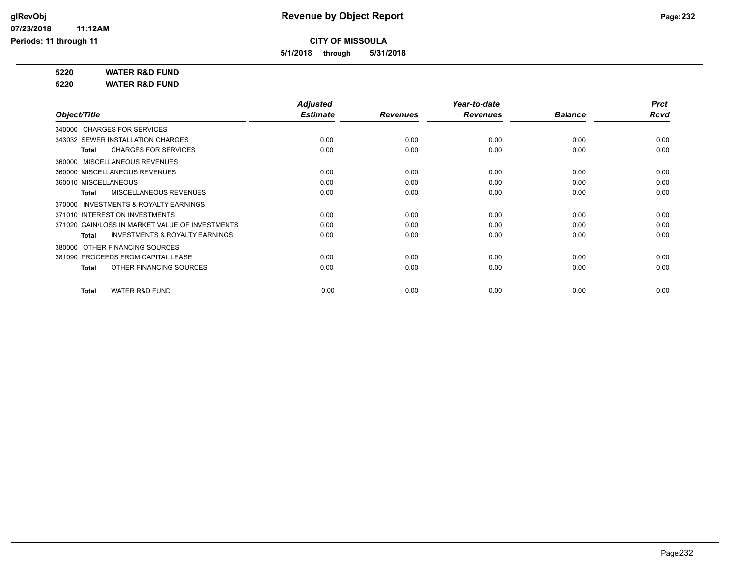**CITY OF MISSOULA**

**5/1/2018 through 5/31/2018**

**5220 WATER R&D FUND**

**5220 WATER R&D FUND**

| Object/Title | Adjusted Estimate | Revenues | Year-to-date Revenues | Balance | Prct Rcvd |
|---|---|---|---|---|---|
| 340000 CHARGES FOR SERVICES | | | | | |
| 343032 SEWER INSTALLATION CHARGES | 0.00 | 0.00 | 0.00 | 0.00 | 0.00 |
| **Total** CHARGES FOR SERVICES | 0.00 | 0.00 | 0.00 | 0.00 | 0.00 |
| 360000 MISCELLANEOUS REVENUES | | | | | |
| 360000 MISCELLANEOUS REVENUES | 0.00 | 0.00 | 0.00 | 0.00 | 0.00 |
| 360010 MISCELLANEOUS | 0.00 | 0.00 | 0.00 | 0.00 | 0.00 |
| **Total** MISCELLANEOUS REVENUES | 0.00 | 0.00 | 0.00 | 0.00 | 0.00 |
| 370000 INVESTMENTS & ROYALTY EARNINGS | | | | | |
| 371010 INTEREST ON INVESTMENTS | 0.00 | 0.00 | 0.00 | 0.00 | 0.00 |
| 371020 GAIN/LOSS IN MARKET VALUE OF INVESTMENTS | 0.00 | 0.00 | 0.00 | 0.00 | 0.00 |
| **Total** INVESTMENTS & ROYALTY EARNINGS | 0.00 | 0.00 | 0.00 | 0.00 | 0.00 |
| 380000 OTHER FINANCING SOURCES | | | | | |
| 381090 PROCEEDS FROM CAPITAL LEASE | 0.00 | 0.00 | 0.00 | 0.00 | 0.00 |
| **Total** OTHER FINANCING SOURCES | 0.00 | 0.00 | 0.00 | 0.00 | 0.00 |
| **Total** WATER R&D FUND | 0.00 | 0.00 | 0.00 | 0.00 | 0.00 |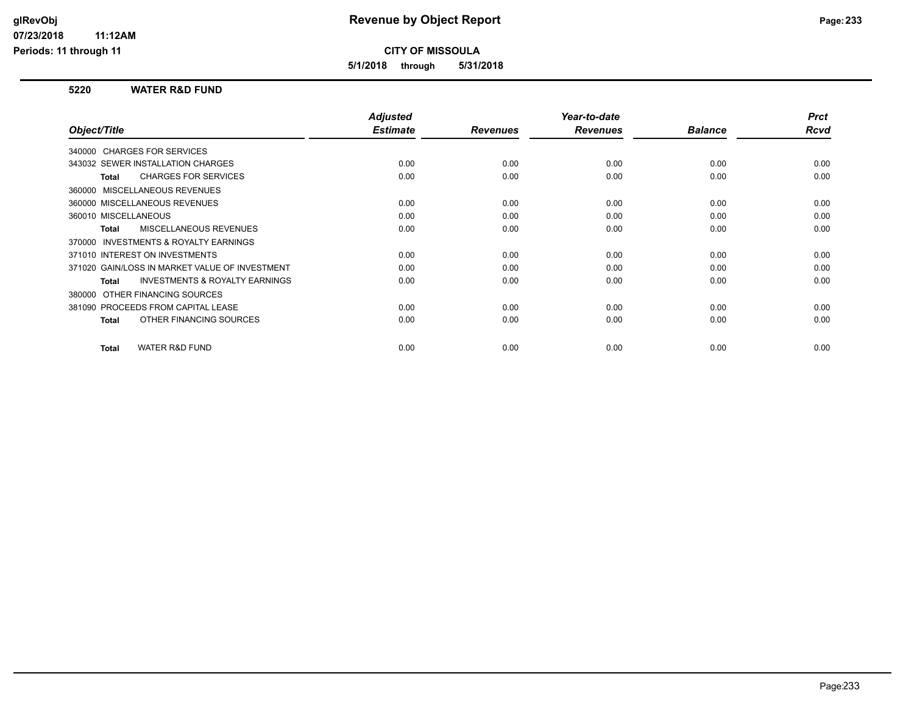# Revenue by Object Report

**CITY OF MISSOULA**

**5/1/2018 through 5/31/2018**

glRevObj
07/23/2018 11:12AM
Periods: 11 through 11

## 5220 WATER R&D FUND

| Object/Title | Adjusted Estimate | Revenues | Year-to-date Revenues | Balance | Prct Rcvd |
|---|---|---|---|---|---|
| 340000 CHARGES FOR SERVICES | | | | | |
| 343032 SEWER INSTALLATION CHARGES | 0.00 | 0.00 | 0.00 | 0.00 | 0.00 |
| **Total** CHARGES FOR SERVICES | 0.00 | 0.00 | 0.00 | 0.00 | 0.00 |
| 360000 MISCELLANEOUS REVENUES | | | | | |
| 360000 MISCELLANEOUS REVENUES | 0.00 | 0.00 | 0.00 | 0.00 | 0.00 |
| 360010 MISCELLANEOUS | 0.00 | 0.00 | 0.00 | 0.00 | 0.00 |
| **Total** MISCELLANEOUS REVENUES | 0.00 | 0.00 | 0.00 | 0.00 | 0.00 |
| 370000 INVESTMENTS & ROYALTY EARNINGS | | | | | |
| 371010 INTEREST ON INVESTMENTS | 0.00 | 0.00 | 0.00 | 0.00 | 0.00 |
| 371020 GAIN/LOSS IN MARKET VALUE OF INVESTMENT | 0.00 | 0.00 | 0.00 | 0.00 | 0.00 |
| **Total** INVESTMENTS & ROYALTY EARNINGS | 0.00 | 0.00 | 0.00 | 0.00 | 0.00 |
| 380000 OTHER FINANCING SOURCES | | | | | |
| 381090 PROCEEDS FROM CAPITAL LEASE | 0.00 | 0.00 | 0.00 | 0.00 | 0.00 |
| **Total** OTHER FINANCING SOURCES | 0.00 | 0.00 | 0.00 | 0.00 | 0.00 |
| **Total** WATER R&D FUND | 0.00 | 0.00 | 0.00 | 0.00 | 0.00 |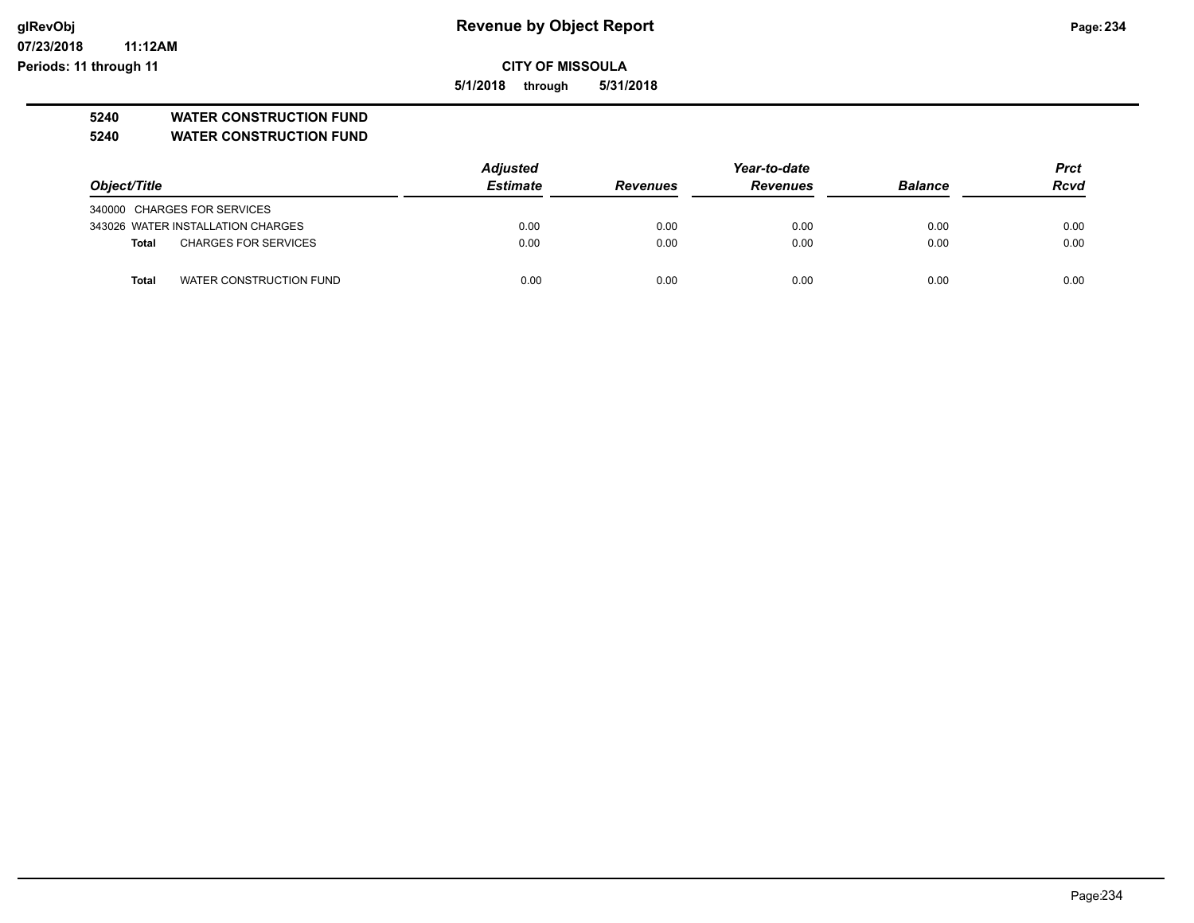**CITY OF MISSOULA**

**5/1/2018 through 5/31/2018**

**5240 WATER CONSTRUCTION FUND**

**5240 WATER CONSTRUCTION FUND**

| Object/Title | | Adjusted Estimate | Revenues | Year-to-date Revenues | Balance | Prct Rcvd |
|---|---|---|---|---|---|---|
| 340000 | CHARGES FOR SERVICES | | | | | |
| 343026 | WATER INSTALLATION CHARGES | 0.00 | 0.00 | 0.00 | 0.00 | 0.00 |
| **Total** | CHARGES FOR SERVICES | 0.00 | 0.00 | 0.00 | 0.00 | 0.00 |
| **Total** | WATER CONSTRUCTION FUND | 0.00 | 0.00 | 0.00 | 0.00 | 0.00 |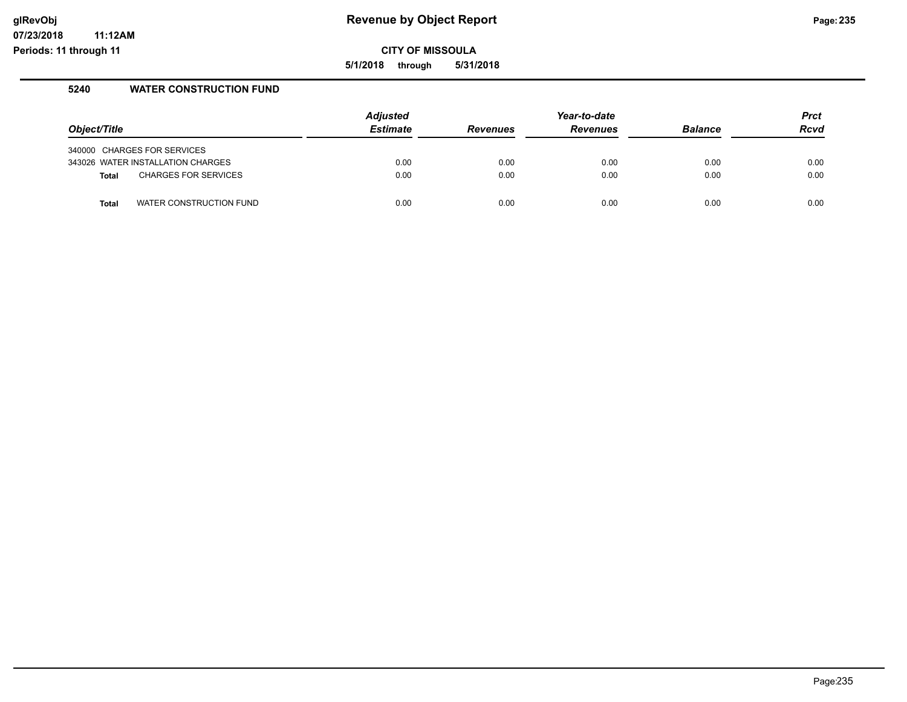**glRevObj**
**07/23/2018 11:12AM**
**Periods: 11 through 11**

# Revenue by Object Report

**CITY OF MISSOULA**

**5/1/2018 through 5/31/2018**

## 5240 WATER CONSTRUCTION FUND

| Object/Title | Adjusted Estimate | Revenues | Year-to-date Revenues | Balance | Prct Rcvd |
|---|---|---|---|---|---|
| 340000 CHARGES FOR SERVICES | | | | | |
| 343026 WATER INSTALLATION CHARGES | 0.00 | 0.00 | 0.00 | 0.00 | 0.00 |
| **Total** CHARGES FOR SERVICES | 0.00 | 0.00 | 0.00 | 0.00 | 0.00 |
| **Total** WATER CONSTRUCTION FUND | 0.00 | 0.00 | 0.00 | 0.00 | 0.00 |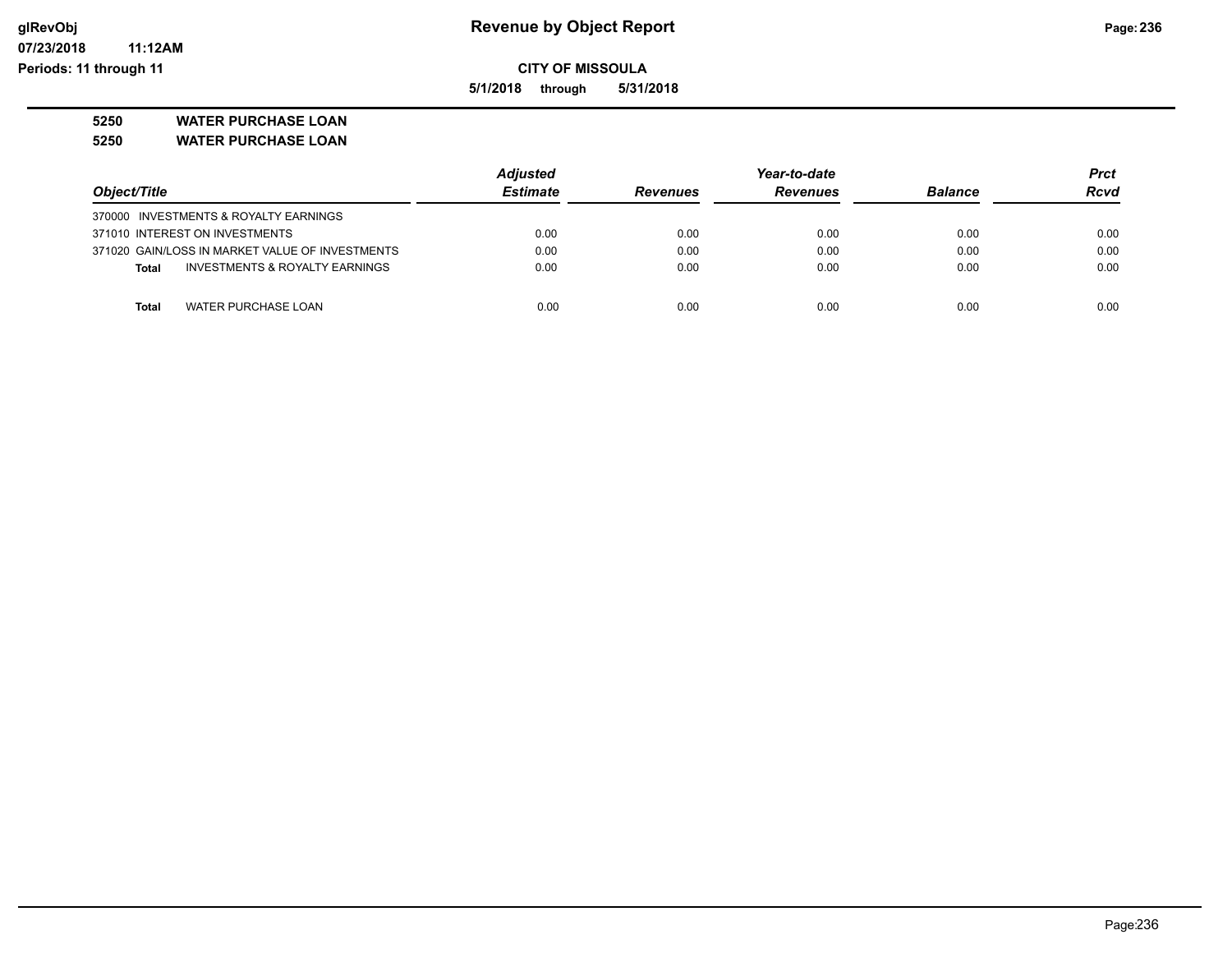**CITY OF MISSOULA**

**5/1/2018 through 5/31/2018**

**5250 WATER PURCHASE LOAN**

**5250 WATER PURCHASE LOAN**

| Object/Title | Adjusted Estimate | Revenues | Year-to-date Revenues | Balance | Prct Rcvd |
|---|---|---|---|---|---|
| 370000 INVESTMENTS & ROYALTY EARNINGS | | | | | |
| 371010 INTEREST ON INVESTMENTS | 0.00 | 0.00 | 0.00 | 0.00 | 0.00 |
| 371020 GAIN/LOSS IN MARKET VALUE OF INVESTMENTS | 0.00 | 0.00 | 0.00 | 0.00 | 0.00 |
| **Total** INVESTMENTS & ROYALTY EARNINGS | 0.00 | 0.00 | 0.00 | 0.00 | 0.00 |
| **Total** WATER PURCHASE LOAN | 0.00 | 0.00 | 0.00 | 0.00 | 0.00 |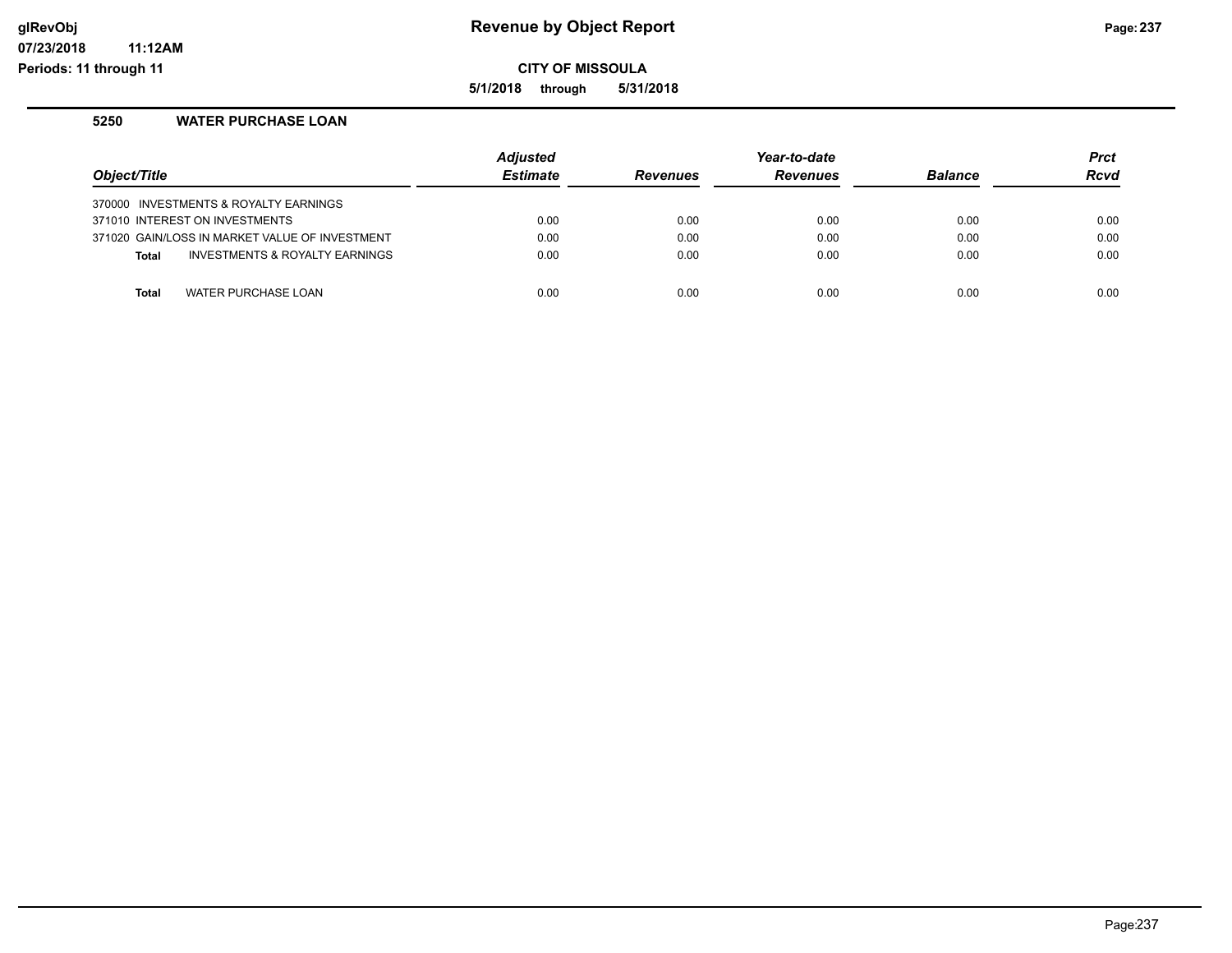## CITY OF MISSOULA

**5/1/2018 through 5/31/2018**

### 5250 WATER PURCHASE LOAN

| Object/Title | Adjusted Estimate | Revenues | Year-to-date Revenues | Balance | Prct Rcvd |
|---|---|---|---|---|---|
| 370000 INVESTMENTS & ROYALTY EARNINGS | | | | | |
| 371010 INTEREST ON INVESTMENTS | 0.00 | 0.00 | 0.00 | 0.00 | 0.00 |
| 371020 GAIN/LOSS IN MARKET VALUE OF INVESTMENT | 0.00 | 0.00 | 0.00 | 0.00 | 0.00 |
| **Total** INVESTMENTS & ROYALTY EARNINGS | 0.00 | 0.00 | 0.00 | 0.00 | 0.00 |
| **Total** WATER PURCHASE LOAN | 0.00 | 0.00 | 0.00 | 0.00 | 0.00 |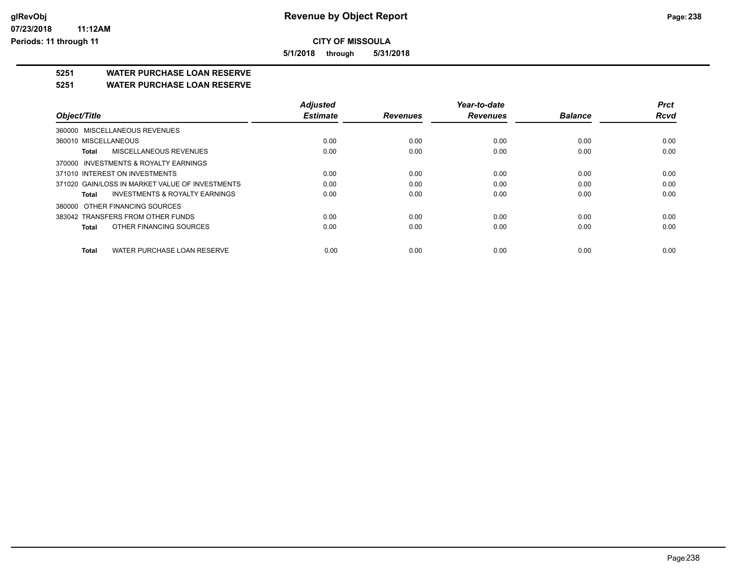# CITY OF MISSOULA

**5/1/2018 through 5/31/2018**

## 5251 WATER PURCHASE LOAN RESERVE

### 5251 WATER PURCHASE LOAN RESERVE

| Object/Title | Adjusted Estimate | Revenues | Year-to-date Revenues | Balance | Prct Rcvd |
|---|---|---|---|---|---|
| 360000 MISCELLANEOUS REVENUES | | | | | |
| 360010 MISCELLANEOUS | 0.00 | 0.00 | 0.00 | 0.00 | 0.00 |
| **Total** MISCELLANEOUS REVENUES | 0.00 | 0.00 | 0.00 | 0.00 | 0.00 |
| 370000 INVESTMENTS & ROYALTY EARNINGS | | | | | |
| 371010 INTEREST ON INVESTMENTS | 0.00 | 0.00 | 0.00 | 0.00 | 0.00 |
| 371020 GAIN/LOSS IN MARKET VALUE OF INVESTMENTS | 0.00 | 0.00 | 0.00 | 0.00 | 0.00 |
| **Total** INVESTMENTS & ROYALTY EARNINGS | 0.00 | 0.00 | 0.00 | 0.00 | 0.00 |
| 380000 OTHER FINANCING SOURCES | | | | | |
| 383042 TRANSFERS FROM OTHER FUNDS | 0.00 | 0.00 | 0.00 | 0.00 | 0.00 |
| **Total** OTHER FINANCING SOURCES | 0.00 | 0.00 | 0.00 | 0.00 | 0.00 |
| **Total** WATER PURCHASE LOAN RESERVE | 0.00 | 0.00 | 0.00 | 0.00 | 0.00 |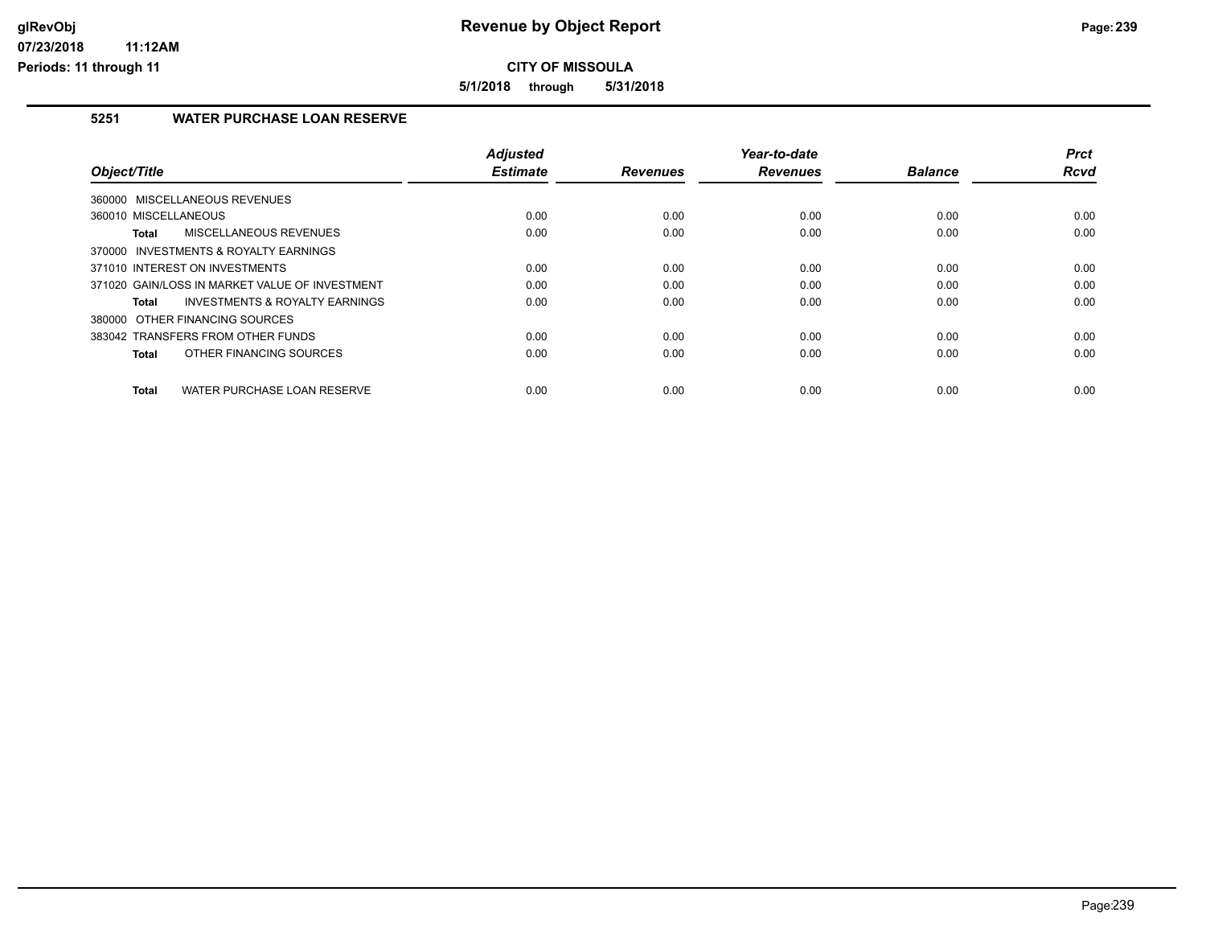**Revenue by Object Report**

**CITY OF MISSOULA**

**5/1/2018 through 5/31/2018**

## 5251 WATER PURCHASE LOAN RESERVE

| Object/Title | Adjusted Estimate | Revenues | Year-to-date Revenues | Balance | Prct Rcvd |
|---|---|---|---|---|---|
| 360000 MISCELLANEOUS REVENUES | | | | | |
| 360010 MISCELLANEOUS | 0.00 | 0.00 | 0.00 | 0.00 | 0.00 |
| **Total** MISCELLANEOUS REVENUES | 0.00 | 0.00 | 0.00 | 0.00 | 0.00 |
| 370000 INVESTMENTS & ROYALTY EARNINGS | | | | | |
| 371010 INTEREST ON INVESTMENTS | 0.00 | 0.00 | 0.00 | 0.00 | 0.00 |
| 371020 GAIN/LOSS IN MARKET VALUE OF INVESTMENT | 0.00 | 0.00 | 0.00 | 0.00 | 0.00 |
| **Total** INVESTMENTS & ROYALTY EARNINGS | 0.00 | 0.00 | 0.00 | 0.00 | 0.00 |
| 380000 OTHER FINANCING SOURCES | | | | | |
| 383042 TRANSFERS FROM OTHER FUNDS | 0.00 | 0.00 | 0.00 | 0.00 | 0.00 |
| **Total** OTHER FINANCING SOURCES | 0.00 | 0.00 | 0.00 | 0.00 | 0.00 |
| **Total** WATER PURCHASE LOAN RESERVE | 0.00 | 0.00 | 0.00 | 0.00 | 0.00 |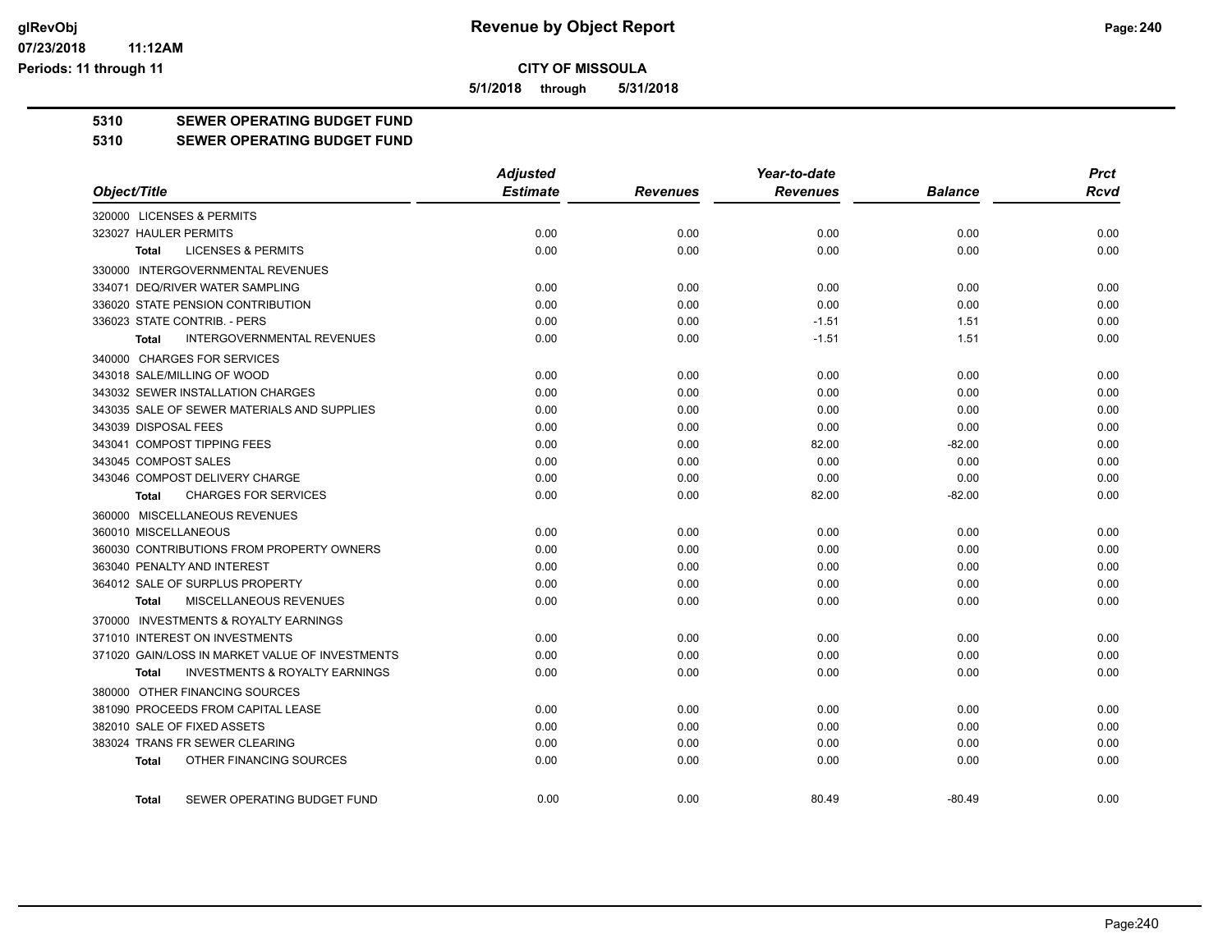# Revenue by Object Report

glRevObj
07/23/2018 11:12AM
Periods: 11 through 11

**CITY OF MISSOULA**

**5/1/2018 through 5/31/2018**

**5310 SEWER OPERATING BUDGET FUND**

**5310 SEWER OPERATING BUDGET FUND**

| Object/Title | Adjusted Estimate | Revenues | Year-to-date Revenues | Balance | Prct Rcvd |
|---|---|---|---|---|---|
| 320000 LICENSES & PERMITS | | | | | |
| 323027 HAULER PERMITS | 0.00 | 0.00 | 0.00 | 0.00 | 0.00 |
| **Total** LICENSES & PERMITS | 0.00 | 0.00 | 0.00 | 0.00 | 0.00 |
| 330000 INTERGOVERNMENTAL REVENUES | | | | | |
| 334071 DEQ/RIVER WATER SAMPLING | 0.00 | 0.00 | 0.00 | 0.00 | 0.00 |
| 336020 STATE PENSION CONTRIBUTION | 0.00 | 0.00 | 0.00 | 0.00 | 0.00 |
| 336023 STATE CONTRIB. - PERS | 0.00 | 0.00 | -1.51 | 1.51 | 0.00 |
| **Total** INTERGOVERNMENTAL REVENUES | 0.00 | 0.00 | -1.51 | 1.51 | 0.00 |
| 340000 CHARGES FOR SERVICES | | | | | |
| 343018 SALE/MILLING OF WOOD | 0.00 | 0.00 | 0.00 | 0.00 | 0.00 |
| 343032 SEWER INSTALLATION CHARGES | 0.00 | 0.00 | 0.00 | 0.00 | 0.00 |
| 343035 SALE OF SEWER MATERIALS AND SUPPLIES | 0.00 | 0.00 | 0.00 | 0.00 | 0.00 |
| 343039 DISPOSAL FEES | 0.00 | 0.00 | 0.00 | 0.00 | 0.00 |
| 343041 COMPOST TIPPING FEES | 0.00 | 0.00 | 82.00 | -82.00 | 0.00 |
| 343045 COMPOST SALES | 0.00 | 0.00 | 0.00 | 0.00 | 0.00 |
| 343046 COMPOST DELIVERY CHARGE | 0.00 | 0.00 | 0.00 | 0.00 | 0.00 |
| **Total** CHARGES FOR SERVICES | 0.00 | 0.00 | 82.00 | -82.00 | 0.00 |
| 360000 MISCELLANEOUS REVENUES | | | | | |
| 360010 MISCELLANEOUS | 0.00 | 0.00 | 0.00 | 0.00 | 0.00 |
| 360030 CONTRIBUTIONS FROM PROPERTY OWNERS | 0.00 | 0.00 | 0.00 | 0.00 | 0.00 |
| 363040 PENALTY AND INTEREST | 0.00 | 0.00 | 0.00 | 0.00 | 0.00 |
| 364012 SALE OF SURPLUS PROPERTY | 0.00 | 0.00 | 0.00 | 0.00 | 0.00 |
| **Total** MISCELLANEOUS REVENUES | 0.00 | 0.00 | 0.00 | 0.00 | 0.00 |
| 370000 INVESTMENTS & ROYALTY EARNINGS | | | | | |
| 371010 INTEREST ON INVESTMENTS | 0.00 | 0.00 | 0.00 | 0.00 | 0.00 |
| 371020 GAIN/LOSS IN MARKET VALUE OF INVESTMENTS | 0.00 | 0.00 | 0.00 | 0.00 | 0.00 |
| **Total** INVESTMENTS & ROYALTY EARNINGS | 0.00 | 0.00 | 0.00 | 0.00 | 0.00 |
| 380000 OTHER FINANCING SOURCES | | | | | |
| 381090 PROCEEDS FROM CAPITAL LEASE | 0.00 | 0.00 | 0.00 | 0.00 | 0.00 |
| 382010 SALE OF FIXED ASSETS | 0.00 | 0.00 | 0.00 | 0.00 | 0.00 |
| 383024 TRANS FR SEWER CLEARING | 0.00 | 0.00 | 0.00 | 0.00 | 0.00 |
| **Total** OTHER FINANCING SOURCES | 0.00 | 0.00 | 0.00 | 0.00 | 0.00 |
| **Total** SEWER OPERATING BUDGET FUND | 0.00 | 0.00 | 80.49 | -80.49 | 0.00 |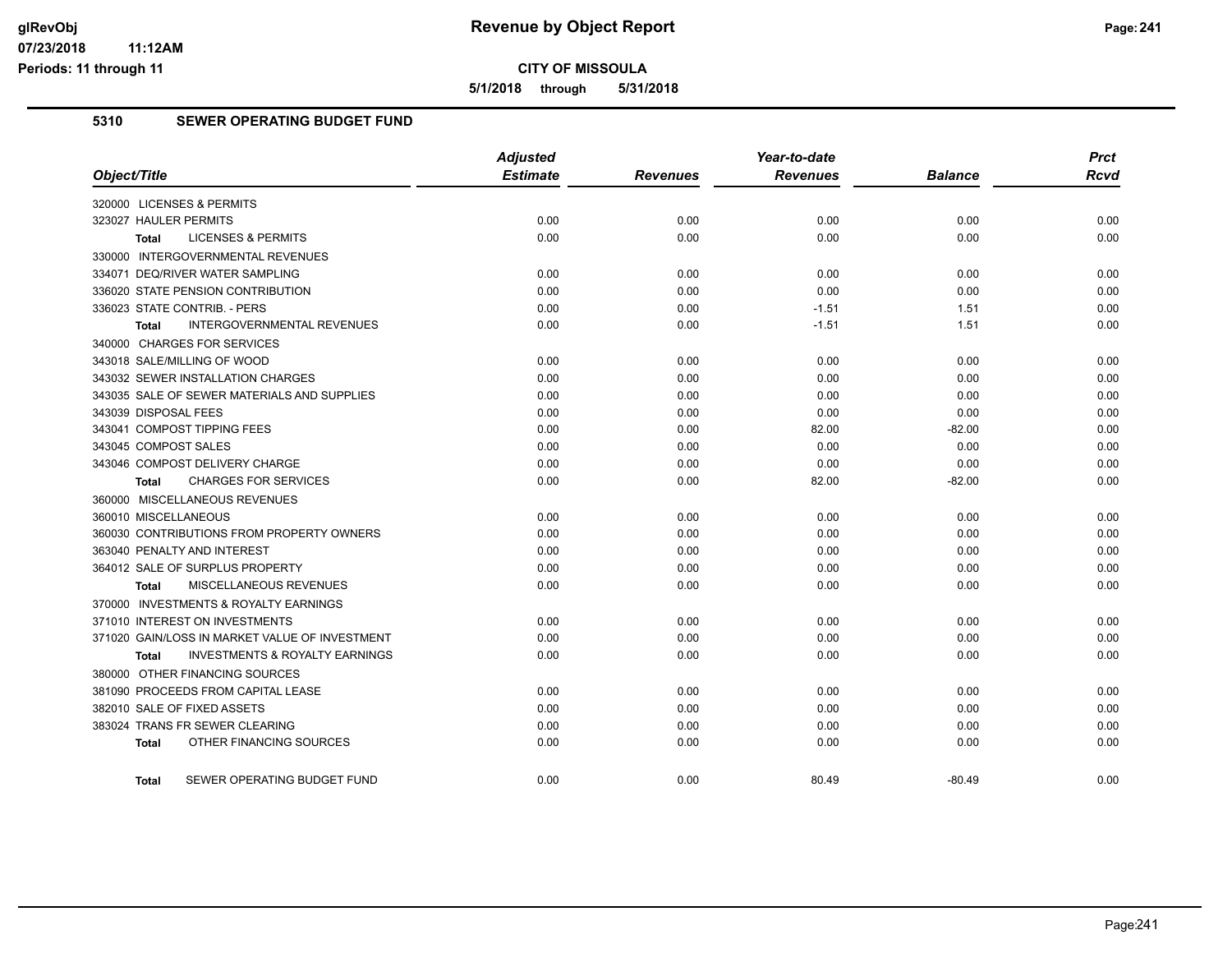# Revenue by Object Report

**CITY OF MISSOULA**

**5/1/2018 through 5/31/2018**

## 5310 SEWER OPERATING BUDGET FUND

| Object/Title | Adjusted Estimate | Revenues | Year-to-date Revenues | Balance | Prct Rcvd |
|---|---|---|---|---|---|
| 320000 LICENSES & PERMITS | | | | | |
| 323027 HAULER PERMITS | 0.00 | 0.00 | 0.00 | 0.00 | 0.00 |
| **Total** LICENSES & PERMITS | 0.00 | 0.00 | 0.00 | 0.00 | 0.00 |
| 330000 INTERGOVERNMENTAL REVENUES | | | | | |
| 334071 DEQ/RIVER WATER SAMPLING | 0.00 | 0.00 | 0.00 | 0.00 | 0.00 |
| 336020 STATE PENSION CONTRIBUTION | 0.00 | 0.00 | 0.00 | 0.00 | 0.00 |
| 336023 STATE CONTRIB. - PERS | 0.00 | 0.00 | -1.51 | 1.51 | 0.00 |
| **Total** INTERGOVERNMENTAL REVENUES | 0.00 | 0.00 | -1.51 | 1.51 | 0.00 |
| 340000 CHARGES FOR SERVICES | | | | | |
| 343018 SALE/MILLING OF WOOD | 0.00 | 0.00 | 0.00 | 0.00 | 0.00 |
| 343032 SEWER INSTALLATION CHARGES | 0.00 | 0.00 | 0.00 | 0.00 | 0.00 |
| 343035 SALE OF SEWER MATERIALS AND SUPPLIES | 0.00 | 0.00 | 0.00 | 0.00 | 0.00 |
| 343039 DISPOSAL FEES | 0.00 | 0.00 | 0.00 | 0.00 | 0.00 |
| 343041 COMPOST TIPPING FEES | 0.00 | 0.00 | 82.00 | -82.00 | 0.00 |
| 343045 COMPOST SALES | 0.00 | 0.00 | 0.00 | 0.00 | 0.00 |
| 343046 COMPOST DELIVERY CHARGE | 0.00 | 0.00 | 0.00 | 0.00 | 0.00 |
| **Total** CHARGES FOR SERVICES | 0.00 | 0.00 | 82.00 | -82.00 | 0.00 |
| 360000 MISCELLANEOUS REVENUES | | | | | |
| 360010 MISCELLANEOUS | 0.00 | 0.00 | 0.00 | 0.00 | 0.00 |
| 360030 CONTRIBUTIONS FROM PROPERTY OWNERS | 0.00 | 0.00 | 0.00 | 0.00 | 0.00 |
| 363040 PENALTY AND INTEREST | 0.00 | 0.00 | 0.00 | 0.00 | 0.00 |
| 364012 SALE OF SURPLUS PROPERTY | 0.00 | 0.00 | 0.00 | 0.00 | 0.00 |
| **Total** MISCELLANEOUS REVENUES | 0.00 | 0.00 | 0.00 | 0.00 | 0.00 |
| 370000 INVESTMENTS & ROYALTY EARNINGS | | | | | |
| 371010 INTEREST ON INVESTMENTS | 0.00 | 0.00 | 0.00 | 0.00 | 0.00 |
| 371020 GAIN/LOSS IN MARKET VALUE OF INVESTMENT | 0.00 | 0.00 | 0.00 | 0.00 | 0.00 |
| **Total** INVESTMENTS & ROYALTY EARNINGS | 0.00 | 0.00 | 0.00 | 0.00 | 0.00 |
| 380000 OTHER FINANCING SOURCES | | | | | |
| 381090 PROCEEDS FROM CAPITAL LEASE | 0.00 | 0.00 | 0.00 | 0.00 | 0.00 |
| 382010 SALE OF FIXED ASSETS | 0.00 | 0.00 | 0.00 | 0.00 | 0.00 |
| 383024 TRANS FR SEWER CLEARING | 0.00 | 0.00 | 0.00 | 0.00 | 0.00 |
| **Total** OTHER FINANCING SOURCES | 0.00 | 0.00 | 0.00 | 0.00 | 0.00 |
| **Total** SEWER OPERATING BUDGET FUND | 0.00 | 0.00 | 80.49 | -80.49 | 0.00 |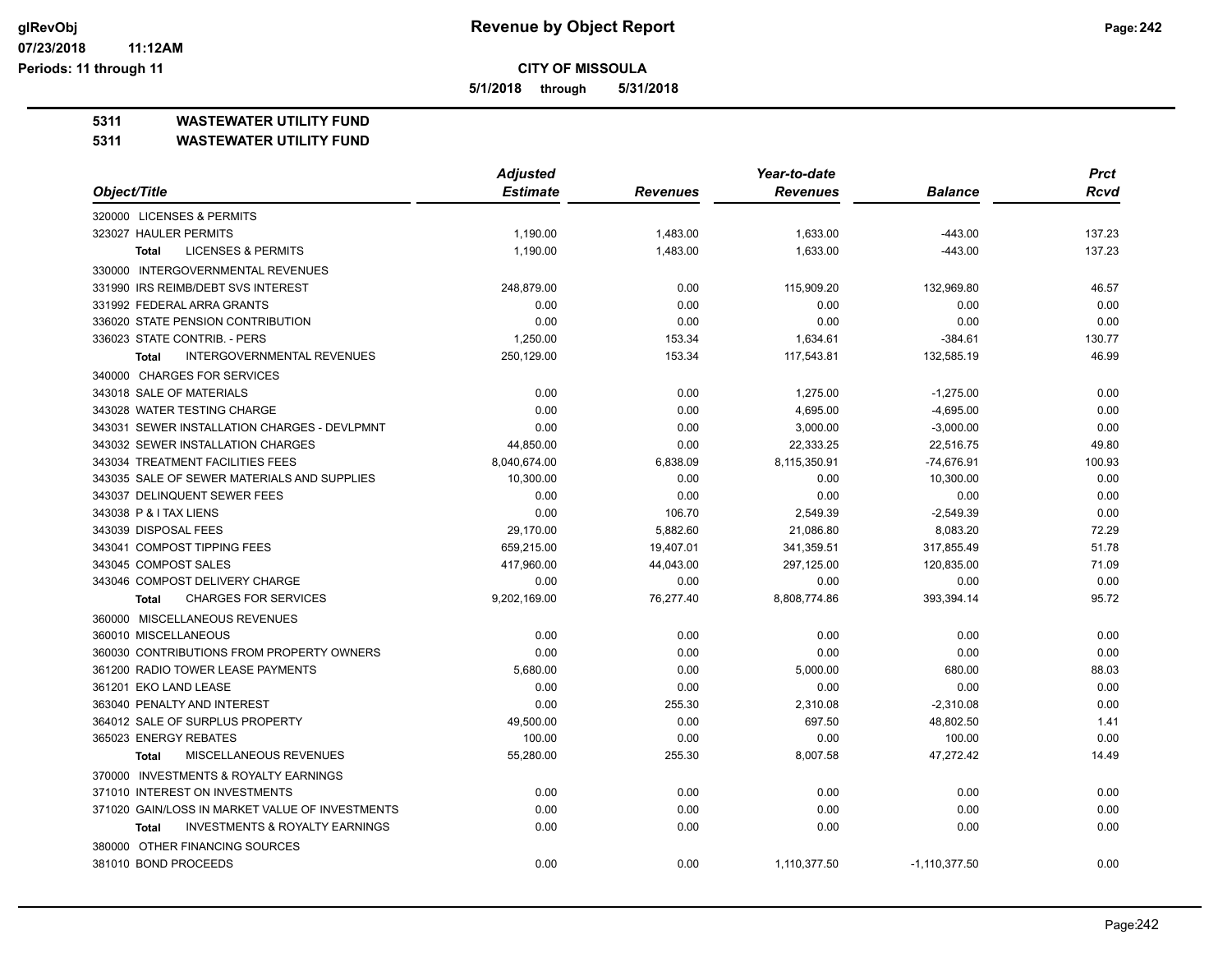# Revenue by Object Report

**CITY OF MISSOULA**

**5/1/2018 through 5/31/2018**

glRevObj
07/23/2018 11:12AM
Periods: 11 through 11

## 5311 WASTEWATER UTILITY FUND
## 5311 WASTEWATER UTILITY FUND

| Object/Title | Adjusted Estimate | Revenues | Year-to-date Revenues | Balance | Prct Rcvd |
|---|---|---|---|---|---|
| 320000 LICENSES & PERMITS | | | | | |
| 323027 HAULER PERMITS | 1,190.00 | 1,483.00 | 1,633.00 | -443.00 | 137.23 |
| **Total** LICENSES & PERMITS | 1,190.00 | 1,483.00 | 1,633.00 | -443.00 | 137.23 |
| 330000 INTERGOVERNMENTAL REVENUES | | | | | |
| 331990 IRS REIMB/DEBT SVS INTEREST | 248,879.00 | 0.00 | 115,909.20 | 132,969.80 | 46.57 |
| 331992 FEDERAL ARRA GRANTS | 0.00 | 0.00 | 0.00 | 0.00 | 0.00 |
| 336020 STATE PENSION CONTRIBUTION | 0.00 | 0.00 | 0.00 | 0.00 | 0.00 |
| 336023 STATE CONTRIB. - PERS | 1,250.00 | 153.34 | 1,634.61 | -384.61 | 130.77 |
| **Total** INTERGOVERNMENTAL REVENUES | 250,129.00 | 153.34 | 117,543.81 | 132,585.19 | 46.99 |
| 340000 CHARGES FOR SERVICES | | | | | |
| 343018 SALE OF MATERIALS | 0.00 | 0.00 | 1,275.00 | -1,275.00 | 0.00 |
| 343028 WATER TESTING CHARGE | 0.00 | 0.00 | 4,695.00 | -4,695.00 | 0.00 |
| 343031 SEWER INSTALLATION CHARGES - DEVLPMNT | 0.00 | 0.00 | 3,000.00 | -3,000.00 | 0.00 |
| 343032 SEWER INSTALLATION CHARGES | 44,850.00 | 0.00 | 22,333.25 | 22,516.75 | 49.80 |
| 343034 TREATMENT FACILITIES FEES | 8,040,674.00 | 6,838.09 | 8,115,350.91 | -74,676.91 | 100.93 |
| 343035 SALE OF SEWER MATERIALS AND SUPPLIES | 10,300.00 | 0.00 | 0.00 | 10,300.00 | 0.00 |
| 343037 DELINQUENT SEWER FEES | 0.00 | 0.00 | 0.00 | 0.00 | 0.00 |
| 343038 P & I TAX LIENS | 0.00 | 106.70 | 2,549.39 | -2,549.39 | 0.00 |
| 343039 DISPOSAL FEES | 29,170.00 | 5,882.60 | 21,086.80 | 8,083.20 | 72.29 |
| 343041 COMPOST TIPPING FEES | 659,215.00 | 19,407.01 | 341,359.51 | 317,855.49 | 51.78 |
| 343045 COMPOST SALES | 417,960.00 | 44,043.00 | 297,125.00 | 120,835.00 | 71.09 |
| 343046 COMPOST DELIVERY CHARGE | 0.00 | 0.00 | 0.00 | 0.00 | 0.00 |
| **Total** CHARGES FOR SERVICES | 9,202,169.00 | 76,277.40 | 8,808,774.86 | 393,394.14 | 95.72 |
| 360000 MISCELLANEOUS REVENUES | | | | | |
| 360010 MISCELLANEOUS | 0.00 | 0.00 | 0.00 | 0.00 | 0.00 |
| 360030 CONTRIBUTIONS FROM PROPERTY OWNERS | 0.00 | 0.00 | 0.00 | 0.00 | 0.00 |
| 361200 RADIO TOWER LEASE PAYMENTS | 5,680.00 | 0.00 | 5,000.00 | 680.00 | 88.03 |
| 361201 EKO LAND LEASE | 0.00 | 0.00 | 0.00 | 0.00 | 0.00 |
| 363040 PENALTY AND INTEREST | 0.00 | 255.30 | 2,310.08 | -2,310.08 | 0.00 |
| 364012 SALE OF SURPLUS PROPERTY | 49,500.00 | 0.00 | 697.50 | 48,802.50 | 1.41 |
| 365023 ENERGY REBATES | 100.00 | 0.00 | 0.00 | 100.00 | 0.00 |
| **Total** MISCELLANEOUS REVENUES | 55,280.00 | 255.30 | 8,007.58 | 47,272.42 | 14.49 |
| 370000 INVESTMENTS & ROYALTY EARNINGS | | | | | |
| 371010 INTEREST ON INVESTMENTS | 0.00 | 0.00 | 0.00 | 0.00 | 0.00 |
| 371020 GAIN/LOSS IN MARKET VALUE OF INVESTMENTS | 0.00 | 0.00 | 0.00 | 0.00 | 0.00 |
| **Total** INVESTMENTS & ROYALTY EARNINGS | 0.00 | 0.00 | 0.00 | 0.00 | 0.00 |
| 380000 OTHER FINANCING SOURCES | | | | | |
| 381010 BOND PROCEEDS | 0.00 | 0.00 | 1,110,377.50 | -1,110,377.50 | 0.00 |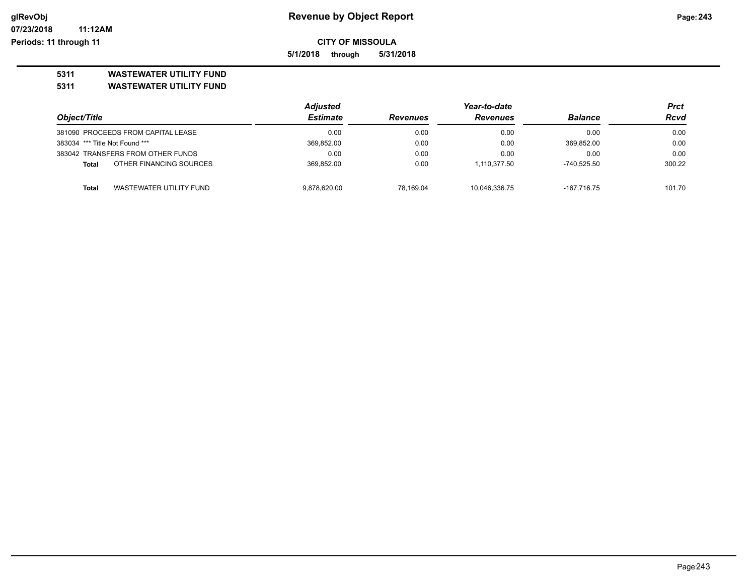# Revenue by Object Report

glRevObj
07/23/2018 11:12AM
Periods: 11 through 11

**CITY OF MISSOULA**

**5/1/2018 through 5/31/2018**

**5311 WASTEWATER UTILITY FUND**

**5311 WASTEWATER UTILITY FUND**

| Object/Title | Adjusted Estimate | Revenues | Year-to-date Revenues | Balance | Prct Rcvd |
|---|---|---|---|---|---|
| 381090 PROCEEDS FROM CAPITAL LEASE | 0.00 | 0.00 | 0.00 | 0.00 | 0.00 |
| 383034 *** Title Not Found *** | 369,852.00 | 0.00 | 0.00 | 369,852.00 | 0.00 |
| 383042 TRANSFERS FROM OTHER FUNDS | 0.00 | 0.00 | 0.00 | 0.00 | 0.00 |
| **Total** OTHER FINANCING SOURCES | 369,852.00 | 0.00 | 1,110,377.50 | -740,525.50 | 300.22 |
| **Total** WASTEWATER UTILITY FUND | 9,878,620.00 | 78,169.04 | 10,046,336.75 | -167,716.75 | 101.70 |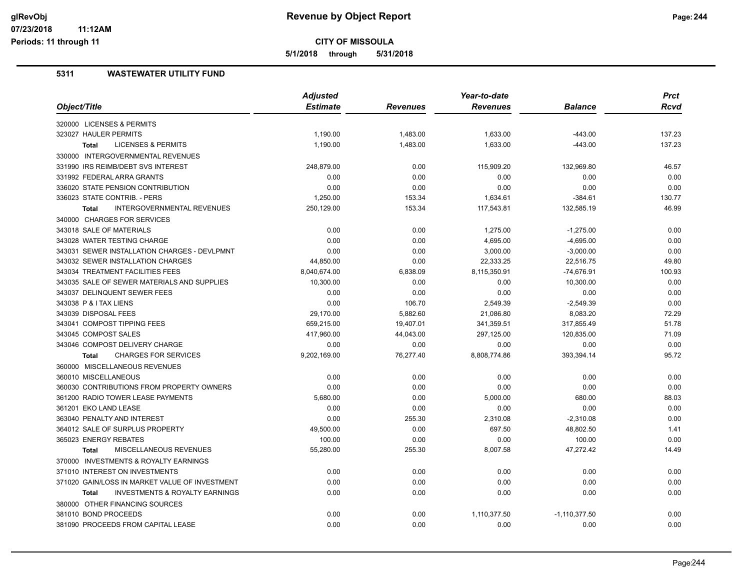# Revenue by Object Report

**CITY OF MISSOULA**

**5/1/2018 through 5/31/2018**

glRevObj
07/23/2018 11:12AM
Periods: 11 through 11

## 5311 WASTEWATER UTILITY FUND

| Object/Title | Adjusted Estimate | Revenues | Year-to-date Revenues | Balance | Prct Rcvd |
|---|---|---|---|---|---|
| 320000 LICENSES & PERMITS | | | | | |
| 323027 HAULER PERMITS | 1,190.00 | 1,483.00 | 1,633.00 | -443.00 | 137.23 |
| **Total** LICENSES & PERMITS | 1,190.00 | 1,483.00 | 1,633.00 | -443.00 | 137.23 |
| 330000 INTERGOVERNMENTAL REVENUES | | | | | |
| 331990 IRS REIMB/DEBT SVS INTEREST | 248,879.00 | 0.00 | 115,909.20 | 132,969.80 | 46.57 |
| 331992 FEDERAL ARRA GRANTS | 0.00 | 0.00 | 0.00 | 0.00 | 0.00 |
| 336020 STATE PENSION CONTRIBUTION | 0.00 | 0.00 | 0.00 | 0.00 | 0.00 |
| 336023 STATE CONTRIB. - PERS | 1,250.00 | 153.34 | 1,634.61 | -384.61 | 130.77 |
| **Total** INTERGOVERNMENTAL REVENUES | 250,129.00 | 153.34 | 117,543.81 | 132,585.19 | 46.99 |
| 340000 CHARGES FOR SERVICES | | | | | |
| 343018 SALE OF MATERIALS | 0.00 | 0.00 | 1,275.00 | -1,275.00 | 0.00 |
| 343028 WATER TESTING CHARGE | 0.00 | 0.00 | 4,695.00 | -4,695.00 | 0.00 |
| 343031 SEWER INSTALLATION CHARGES - DEVLPMNT | 0.00 | 0.00 | 3,000.00 | -3,000.00 | 0.00 |
| 343032 SEWER INSTALLATION CHARGES | 44,850.00 | 0.00 | 22,333.25 | 22,516.75 | 49.80 |
| 343034 TREATMENT FACILITIES FEES | 8,040,674.00 | 6,838.09 | 8,115,350.91 | -74,676.91 | 100.93 |
| 343035 SALE OF SEWER MATERIALS AND SUPPLIES | 10,300.00 | 0.00 | 0.00 | 10,300.00 | 0.00 |
| 343037 DELINQUENT SEWER FEES | 0.00 | 0.00 | 0.00 | 0.00 | 0.00 |
| 343038 P & I TAX LIENS | 0.00 | 106.70 | 2,549.39 | -2,549.39 | 0.00 |
| 343039 DISPOSAL FEES | 29,170.00 | 5,882.60 | 21,086.80 | 8,083.20 | 72.29 |
| 343041 COMPOST TIPPING FEES | 659,215.00 | 19,407.01 | 341,359.51 | 317,855.49 | 51.78 |
| 343045 COMPOST SALES | 417,960.00 | 44,043.00 | 297,125.00 | 120,835.00 | 71.09 |
| 343046 COMPOST DELIVERY CHARGE | 0.00 | 0.00 | 0.00 | 0.00 | 0.00 |
| **Total** CHARGES FOR SERVICES | 9,202,169.00 | 76,277.40 | 8,808,774.86 | 393,394.14 | 95.72 |
| 360000 MISCELLANEOUS REVENUES | | | | | |
| 360010 MISCELLANEOUS | 0.00 | 0.00 | 0.00 | 0.00 | 0.00 |
| 360030 CONTRIBUTIONS FROM PROPERTY OWNERS | 0.00 | 0.00 | 0.00 | 0.00 | 0.00 |
| 361200 RADIO TOWER LEASE PAYMENTS | 5,680.00 | 0.00 | 5,000.00 | 680.00 | 88.03 |
| 361201 EKO LAND LEASE | 0.00 | 0.00 | 0.00 | 0.00 | 0.00 |
| 363040 PENALTY AND INTEREST | 0.00 | 255.30 | 2,310.08 | -2,310.08 | 0.00 |
| 364012 SALE OF SURPLUS PROPERTY | 49,500.00 | 0.00 | 697.50 | 48,802.50 | 1.41 |
| 365023 ENERGY REBATES | 100.00 | 0.00 | 0.00 | 100.00 | 0.00 |
| **Total** MISCELLANEOUS REVENUES | 55,280.00 | 255.30 | 8,007.58 | 47,272.42 | 14.49 |
| 370000 INVESTMENTS & ROYALTY EARNINGS | | | | | |
| 371010 INTEREST ON INVESTMENTS | 0.00 | 0.00 | 0.00 | 0.00 | 0.00 |
| 371020 GAIN/LOSS IN MARKET VALUE OF INVESTMENT | 0.00 | 0.00 | 0.00 | 0.00 | 0.00 |
| **Total** INVESTMENTS & ROYALTY EARNINGS | 0.00 | 0.00 | 0.00 | 0.00 | 0.00 |
| 380000 OTHER FINANCING SOURCES | | | | | |
| 381010 BOND PROCEEDS | 0.00 | 0.00 | 1,110,377.50 | -1,110,377.50 | 0.00 |
| 381090 PROCEEDS FROM CAPITAL LEASE | 0.00 | 0.00 | 0.00 | 0.00 | 0.00 |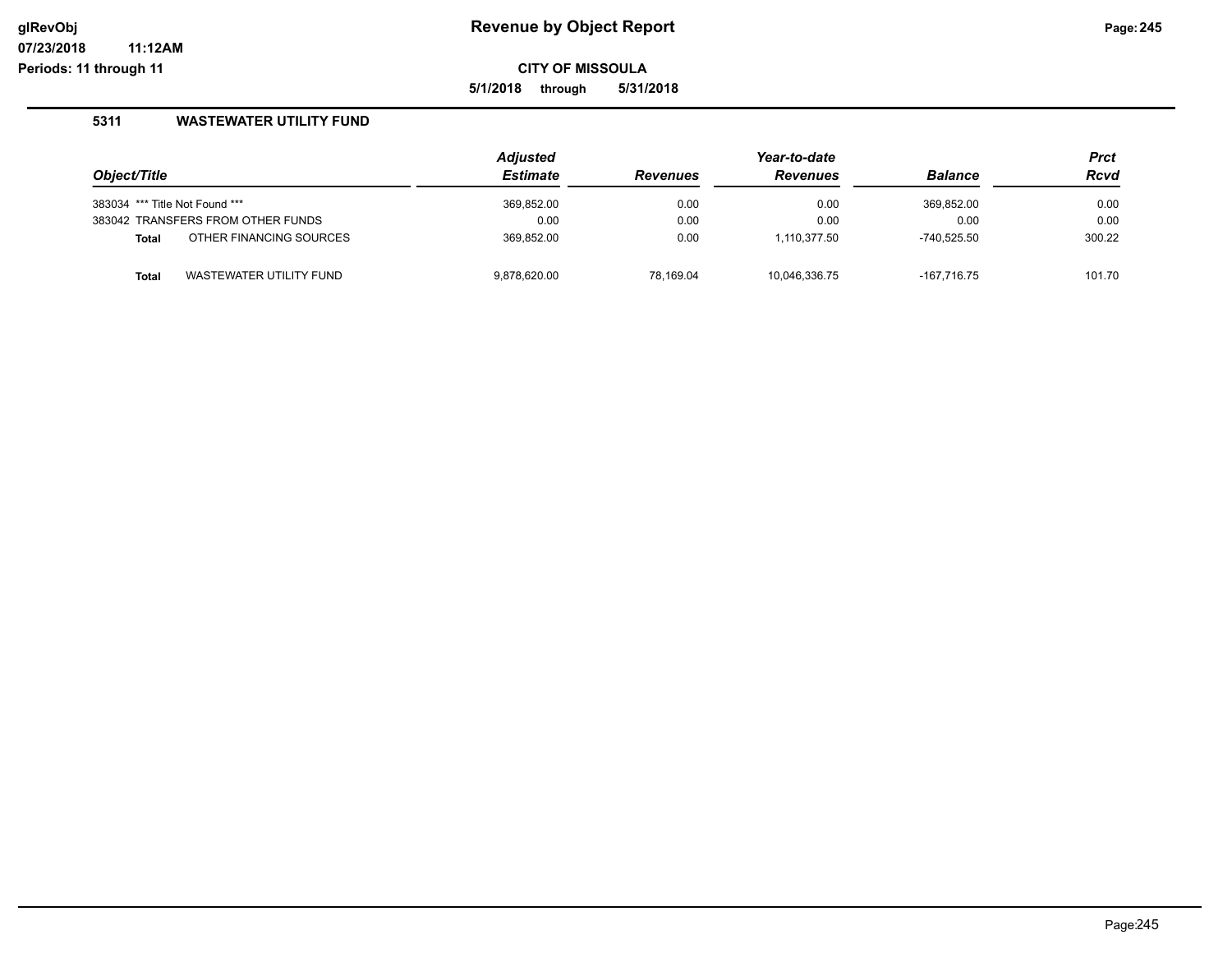**CITY OF MISSOULA**

**5/1/2018 through 5/31/2018**

## 5311 WASTEWATER UTILITY FUND

| *Object/Title* | *Adjusted Estimate* | *Revenues* | *Year-to-date Revenues* | *Balance* | *Prct Rcvd* |
|---|---|---|---|---|---|
| 383034 *** Title Not Found *** | 369,852.00 | 0.00 | 0.00 | 369,852.00 | 0.00 |
| 383042 TRANSFERS FROM OTHER FUNDS | 0.00 | 0.00 | 0.00 | 0.00 | 0.00 |
| **Total** OTHER FINANCING SOURCES | 369,852.00 | 0.00 | 1,110,377.50 | -740,525.50 | 300.22 |
| **Total** WASTEWATER UTILITY FUND | 9,878,620.00 | 78,169.04 | 10,046,336.75 | -167,716.75 | 101.70 |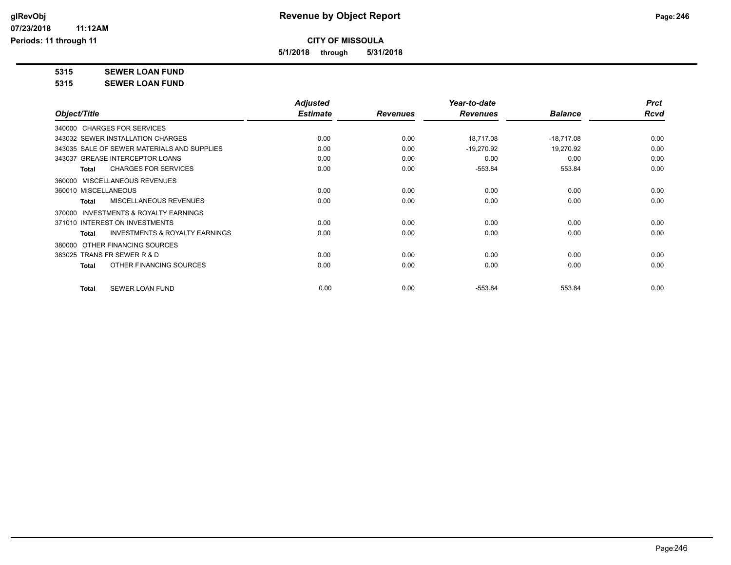# Revenue by Object Report

**CITY OF MISSOULA**

**5/1/2018 through 5/31/2018**

glRevObj
07/23/2018 11:12AM
Periods: 11 through 11

**5315 SEWER LOAN FUND**

**5315 SEWER LOAN FUND**

| Object/Title | Adjusted Estimate | Revenues | Year-to-date Revenues | Balance | Prct Rcvd |
|---|---|---|---|---|---|
| 340000 CHARGES FOR SERVICES | | | | | |
| 343032 SEWER INSTALLATION CHARGES | 0.00 | 0.00 | 18,717.08 | -18,717.08 | 0.00 |
| 343035 SALE OF SEWER MATERIALS AND SUPPLIES | 0.00 | 0.00 | -19,270.92 | 19,270.92 | 0.00 |
| 343037 GREASE INTERCEPTOR LOANS | 0.00 | 0.00 | 0.00 | 0.00 | 0.00 |
| **Total** CHARGES FOR SERVICES | 0.00 | 0.00 | -553.84 | 553.84 | 0.00 |
| 360000 MISCELLANEOUS REVENUES | | | | | |
| 360010 MISCELLANEOUS | 0.00 | 0.00 | 0.00 | 0.00 | 0.00 |
| **Total** MISCELLANEOUS REVENUES | 0.00 | 0.00 | 0.00 | 0.00 | 0.00 |
| 370000 INVESTMENTS & ROYALTY EARNINGS | | | | | |
| 371010 INTEREST ON INVESTMENTS | 0.00 | 0.00 | 0.00 | 0.00 | 0.00 |
| **Total** INVESTMENTS & ROYALTY EARNINGS | 0.00 | 0.00 | 0.00 | 0.00 | 0.00 |
| 380000 OTHER FINANCING SOURCES | | | | | |
| 383025 TRANS FR SEWER R & D | 0.00 | 0.00 | 0.00 | 0.00 | 0.00 |
| **Total** OTHER FINANCING SOURCES | 0.00 | 0.00 | 0.00 | 0.00 | 0.00 |
| **Total** SEWER LOAN FUND | 0.00 | 0.00 | -553.84 | 553.84 | 0.00 |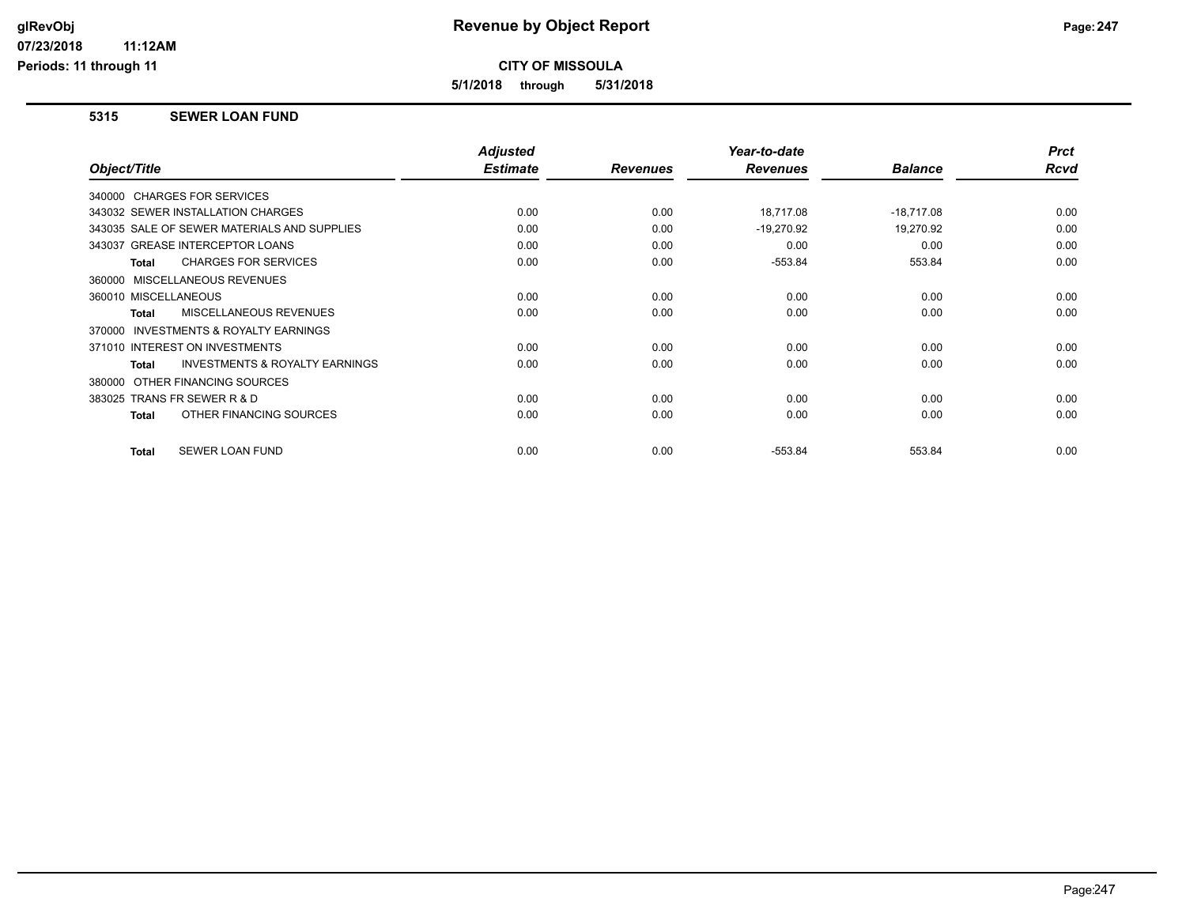# Revenue by Object Report

**CITY OF MISSOULA**

**5/1/2018 through 5/31/2018**

## 5315 SEWER LOAN FUND

| Object/Title | Adjusted Estimate | Revenues | Year-to-date Revenues | Balance | Prct Rcvd |
|---|---|---|---|---|---|
| 340000 CHARGES FOR SERVICES | | | | | |
| 343032 SEWER INSTALLATION CHARGES | 0.00 | 0.00 | 18,717.08 | -18,717.08 | 0.00 |
| 343035 SALE OF SEWER MATERIALS AND SUPPLIES | 0.00 | 0.00 | -19,270.92 | 19,270.92 | 0.00 |
| 343037 GREASE INTERCEPTOR LOANS | 0.00 | 0.00 | 0.00 | 0.00 | 0.00 |
| **Total** CHARGES FOR SERVICES | 0.00 | 0.00 | -553.84 | 553.84 | 0.00 |
| 360000 MISCELLANEOUS REVENUES | | | | | |
| 360010 MISCELLANEOUS | 0.00 | 0.00 | 0.00 | 0.00 | 0.00 |
| **Total** MISCELLANEOUS REVENUES | 0.00 | 0.00 | 0.00 | 0.00 | 0.00 |
| 370000 INVESTMENTS & ROYALTY EARNINGS | | | | | |
| 371010 INTEREST ON INVESTMENTS | 0.00 | 0.00 | 0.00 | 0.00 | 0.00 |
| **Total** INVESTMENTS & ROYALTY EARNINGS | 0.00 | 0.00 | 0.00 | 0.00 | 0.00 |
| 380000 OTHER FINANCING SOURCES | | | | | |
| 383025 TRANS FR SEWER R & D | 0.00 | 0.00 | 0.00 | 0.00 | 0.00 |
| **Total** OTHER FINANCING SOURCES | 0.00 | 0.00 | 0.00 | 0.00 | 0.00 |
| **Total** SEWER LOAN FUND | 0.00 | 0.00 | -553.84 | 553.84 | 0.00 |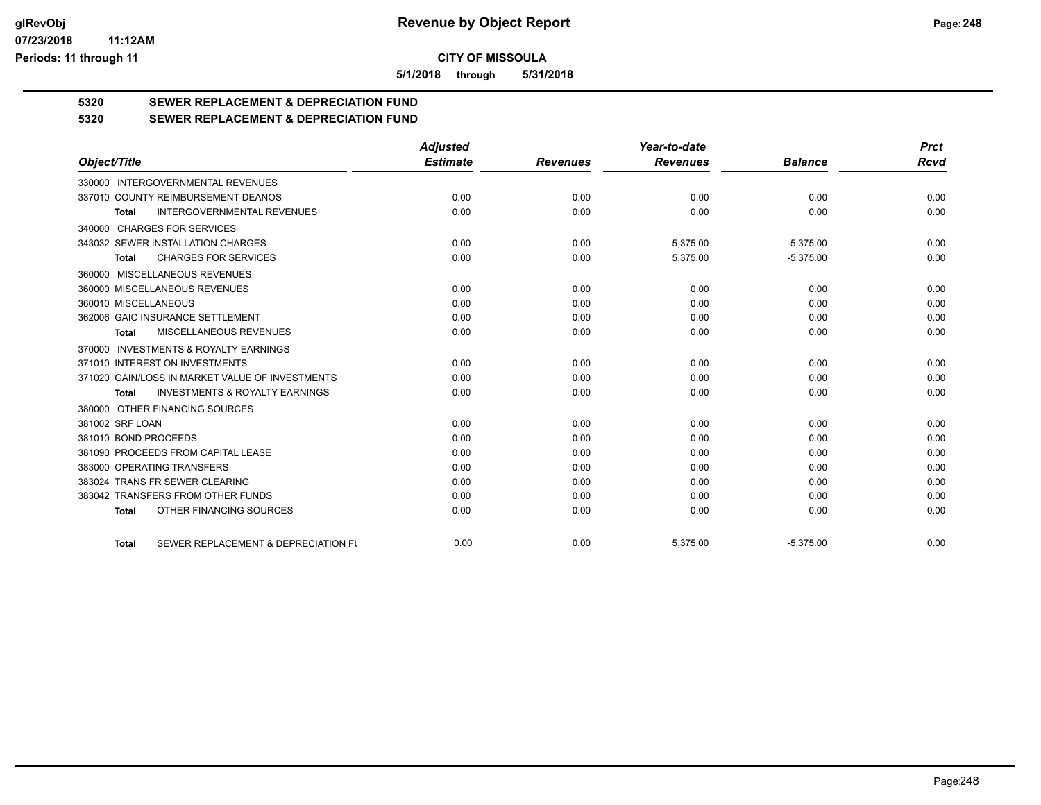**CITY OF MISSOULA**

**5/1/2018 through 5/31/2018**

## 5320 SEWER REPLACEMENT & DEPRECIATION FUND

## 5320 SEWER REPLACEMENT & DEPRECIATION FUND

| Object/Title | Adjusted Estimate | Revenues | Year-to-date Revenues | Balance | Prct Rcvd |
|---|---|---|---|---|---|
| 330000 INTERGOVERNMENTAL REVENUES | | | | | |
| 337010 COUNTY REIMBURSEMENT-DEANOS | 0.00 | 0.00 | 0.00 | 0.00 | 0.00 |
| **Total** INTERGOVERNMENTAL REVENUES | 0.00 | 0.00 | 0.00 | 0.00 | 0.00 |
| 340000 CHARGES FOR SERVICES | | | | | |
| 343032 SEWER INSTALLATION CHARGES | 0.00 | 0.00 | 5,375.00 | -5,375.00 | 0.00 |
| **Total** CHARGES FOR SERVICES | 0.00 | 0.00 | 5,375.00 | -5,375.00 | 0.00 |
| 360000 MISCELLANEOUS REVENUES | | | | | |
| 360000 MISCELLANEOUS REVENUES | 0.00 | 0.00 | 0.00 | 0.00 | 0.00 |
| 360010 MISCELLANEOUS | 0.00 | 0.00 | 0.00 | 0.00 | 0.00 |
| 362006 GAIC INSURANCE SETTLEMENT | 0.00 | 0.00 | 0.00 | 0.00 | 0.00 |
| **Total** MISCELLANEOUS REVENUES | 0.00 | 0.00 | 0.00 | 0.00 | 0.00 |
| 370000 INVESTMENTS & ROYALTY EARNINGS | | | | | |
| 371010 INTEREST ON INVESTMENTS | 0.00 | 0.00 | 0.00 | 0.00 | 0.00 |
| 371020 GAIN/LOSS IN MARKET VALUE OF INVESTMENTS | 0.00 | 0.00 | 0.00 | 0.00 | 0.00 |
| **Total** INVESTMENTS & ROYALTY EARNINGS | 0.00 | 0.00 | 0.00 | 0.00 | 0.00 |
| 380000 OTHER FINANCING SOURCES | | | | | |
| 381002 SRF LOAN | 0.00 | 0.00 | 0.00 | 0.00 | 0.00 |
| 381010 BOND PROCEEDS | 0.00 | 0.00 | 0.00 | 0.00 | 0.00 |
| 381090 PROCEEDS FROM CAPITAL LEASE | 0.00 | 0.00 | 0.00 | 0.00 | 0.00 |
| 383000 OPERATING TRANSFERS | 0.00 | 0.00 | 0.00 | 0.00 | 0.00 |
| 383024 TRANS FR SEWER CLEARING | 0.00 | 0.00 | 0.00 | 0.00 | 0.00 |
| 383042 TRANSFERS FROM OTHER FUNDS | 0.00 | 0.00 | 0.00 | 0.00 | 0.00 |
| **Total** OTHER FINANCING SOURCES | 0.00 | 0.00 | 0.00 | 0.00 | 0.00 |
| **Total** SEWER REPLACEMENT & DEPRECIATION FU | 0.00 | 0.00 | 5,375.00 | -5,375.00 | 0.00 |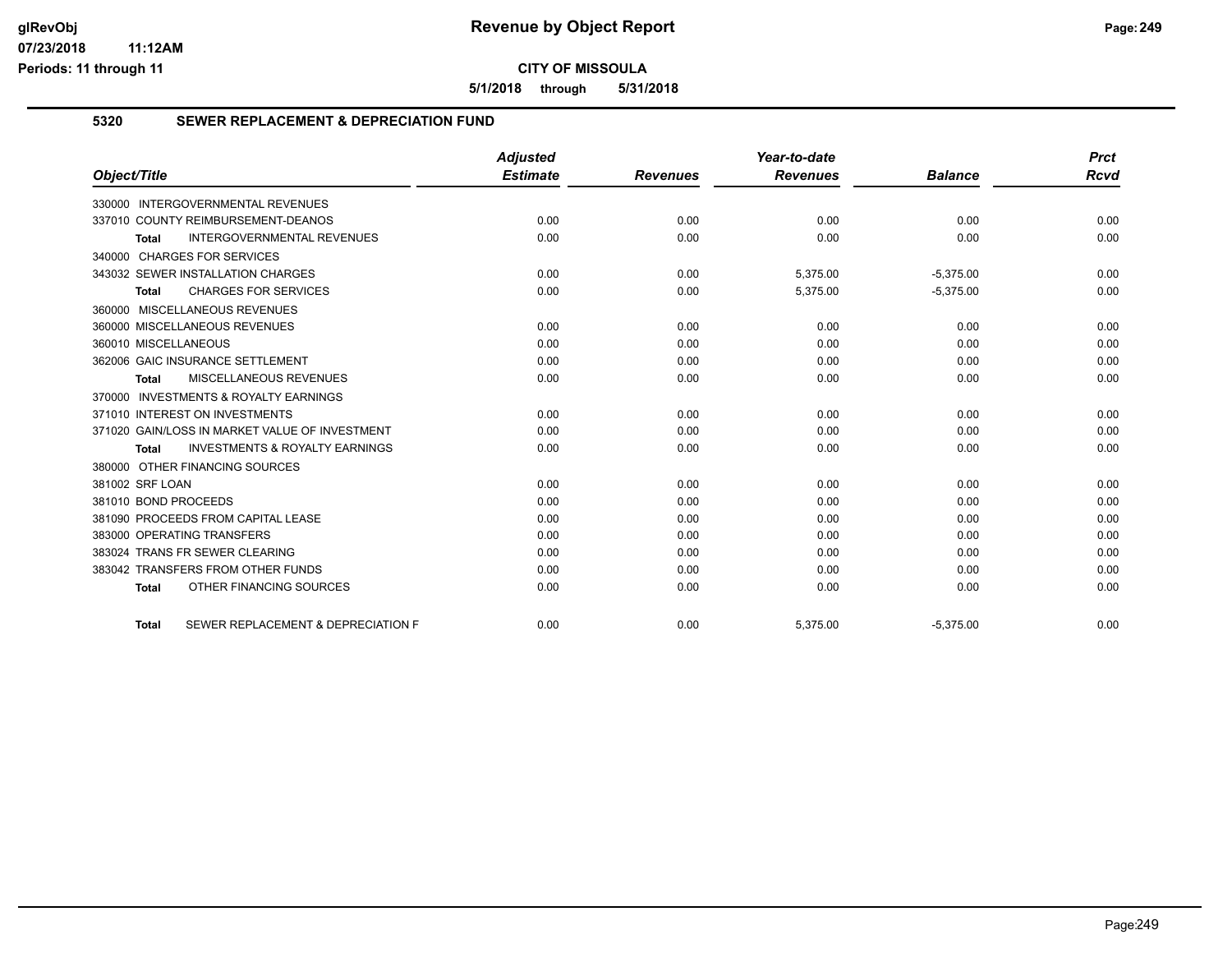**CITY OF MISSOULA**

**5/1/2018 through 5/31/2018**

## 5320 SEWER REPLACEMENT & DEPRECIATION FUND

| Object/Title | Adjusted Estimate | Revenues | Year-to-date Revenues | Balance | Prct Rcvd |
|---|---|---|---|---|---|
| 330000 INTERGOVERNMENTAL REVENUES | | | | | |
| 337010 COUNTY REIMBURSEMENT-DEANOS | 0.00 | 0.00 | 0.00 | 0.00 | 0.00 |
| **Total** INTERGOVERNMENTAL REVENUES | 0.00 | 0.00 | 0.00 | 0.00 | 0.00 |
| 340000 CHARGES FOR SERVICES | | | | | |
| 343032 SEWER INSTALLATION CHARGES | 0.00 | 0.00 | 5,375.00 | -5,375.00 | 0.00 |
| **Total** CHARGES FOR SERVICES | 0.00 | 0.00 | 5,375.00 | -5,375.00 | 0.00 |
| 360000 MISCELLANEOUS REVENUES | | | | | |
| 360000 MISCELLANEOUS REVENUES | 0.00 | 0.00 | 0.00 | 0.00 | 0.00 |
| 360010 MISCELLANEOUS | 0.00 | 0.00 | 0.00 | 0.00 | 0.00 |
| 362006 GAIC INSURANCE SETTLEMENT | 0.00 | 0.00 | 0.00 | 0.00 | 0.00 |
| **Total** MISCELLANEOUS REVENUES | 0.00 | 0.00 | 0.00 | 0.00 | 0.00 |
| 370000 INVESTMENTS & ROYALTY EARNINGS | | | | | |
| 371010 INTEREST ON INVESTMENTS | 0.00 | 0.00 | 0.00 | 0.00 | 0.00 |
| 371020 GAIN/LOSS IN MARKET VALUE OF INVESTMENT | 0.00 | 0.00 | 0.00 | 0.00 | 0.00 |
| **Total** INVESTMENTS & ROYALTY EARNINGS | 0.00 | 0.00 | 0.00 | 0.00 | 0.00 |
| 380000 OTHER FINANCING SOURCES | | | | | |
| 381002 SRF LOAN | 0.00 | 0.00 | 0.00 | 0.00 | 0.00 |
| 381010 BOND PROCEEDS | 0.00 | 0.00 | 0.00 | 0.00 | 0.00 |
| 381090 PROCEEDS FROM CAPITAL LEASE | 0.00 | 0.00 | 0.00 | 0.00 | 0.00 |
| 383000 OPERATING TRANSFERS | 0.00 | 0.00 | 0.00 | 0.00 | 0.00 |
| 383024 TRANS FR SEWER CLEARING | 0.00 | 0.00 | 0.00 | 0.00 | 0.00 |
| 383042 TRANSFERS FROM OTHER FUNDS | 0.00 | 0.00 | 0.00 | 0.00 | 0.00 |
| **Total** OTHER FINANCING SOURCES | 0.00 | 0.00 | 0.00 | 0.00 | 0.00 |
| **Total** SEWER REPLACEMENT & DEPRECIATION F | 0.00 | 0.00 | 5,375.00 | -5,375.00 | 0.00 |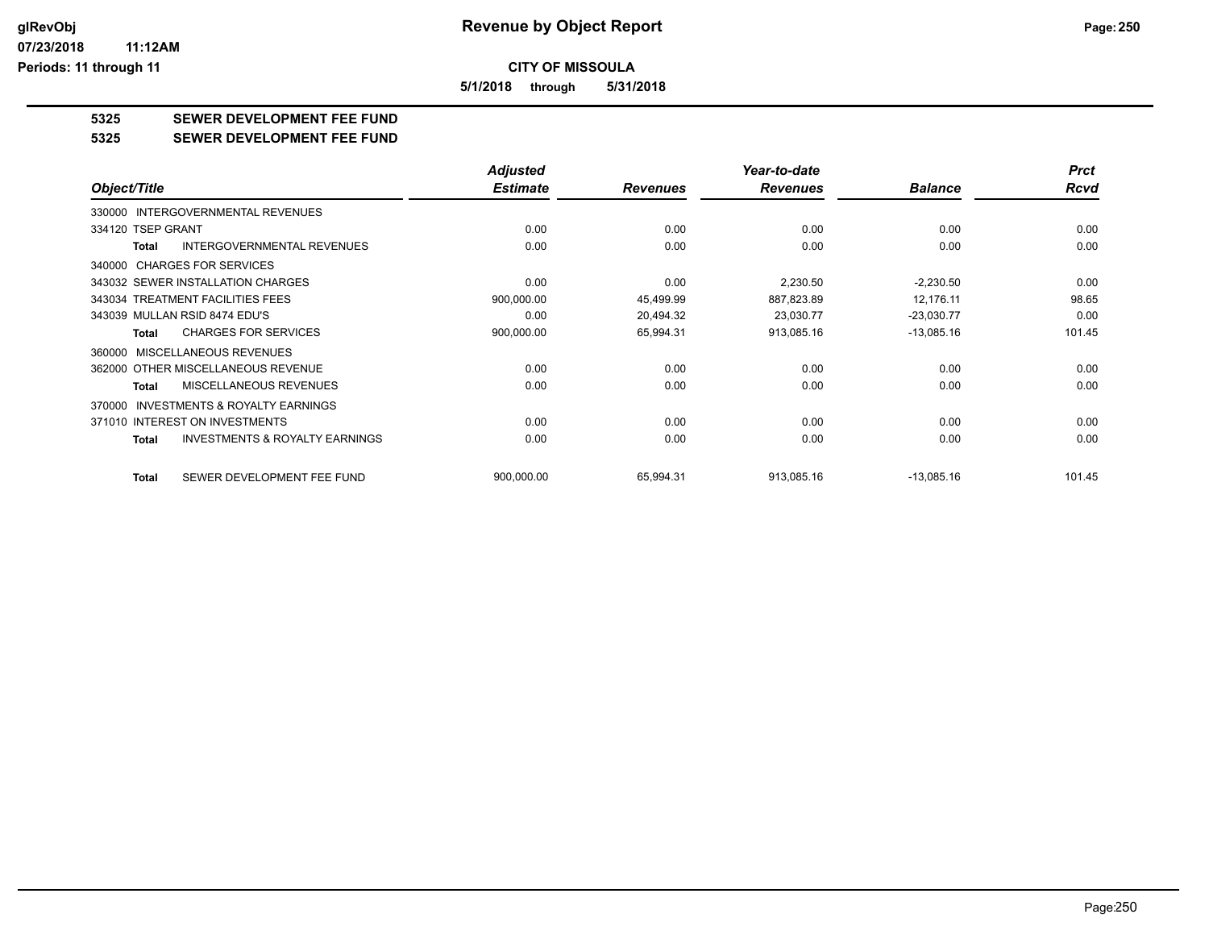**CITY OF MISSOULA**

**5/1/2018 through 5/31/2018**

## 5325 SEWER DEVELOPMENT FEE FUND

### 5325 SEWER DEVELOPMENT FEE FUND

| Object/Title | | Adjusted Estimate | Revenues | Year-to-date Revenues | Balance | Prct Rcvd |
|---|---|---|---|---|---|---|
| 330000 INTERGOVERNMENTAL REVENUES | | | | | | |
| 334120 TSEP GRANT | | 0.00 | 0.00 | 0.00 | 0.00 | 0.00 |
| Total | INTERGOVERNMENTAL REVENUES | 0.00 | 0.00 | 0.00 | 0.00 | 0.00 |
| 340000 CHARGES FOR SERVICES | | | | | | |
| 343032 SEWER INSTALLATION CHARGES | | 0.00 | 0.00 | 2,230.50 | -2,230.50 | 0.00 |
| 343034 TREATMENT FACILITIES FEES | | 900,000.00 | 45,499.99 | 887,823.89 | 12,176.11 | 98.65 |
| 343039 MULLAN RSID 8474 EDU'S | | 0.00 | 20,494.32 | 23,030.77 | -23,030.77 | 0.00 |
| Total | CHARGES FOR SERVICES | 900,000.00 | 65,994.31 | 913,085.16 | -13,085.16 | 101.45 |
| 360000 MISCELLANEOUS REVENUES | | | | | | |
| 362000 OTHER MISCELLANEOUS REVENUE | | 0.00 | 0.00 | 0.00 | 0.00 | 0.00 |
| Total | MISCELLANEOUS REVENUES | 0.00 | 0.00 | 0.00 | 0.00 | 0.00 |
| 370000 INVESTMENTS & ROYALTY EARNINGS | | | | | | |
| 371010 INTEREST ON INVESTMENTS | | 0.00 | 0.00 | 0.00 | 0.00 | 0.00 |
| Total | INVESTMENTS & ROYALTY EARNINGS | 0.00 | 0.00 | 0.00 | 0.00 | 0.00 |
| Total | SEWER DEVELOPMENT FEE FUND | 900,000.00 | 65,994.31 | 913,085.16 | -13,085.16 | 101.45 |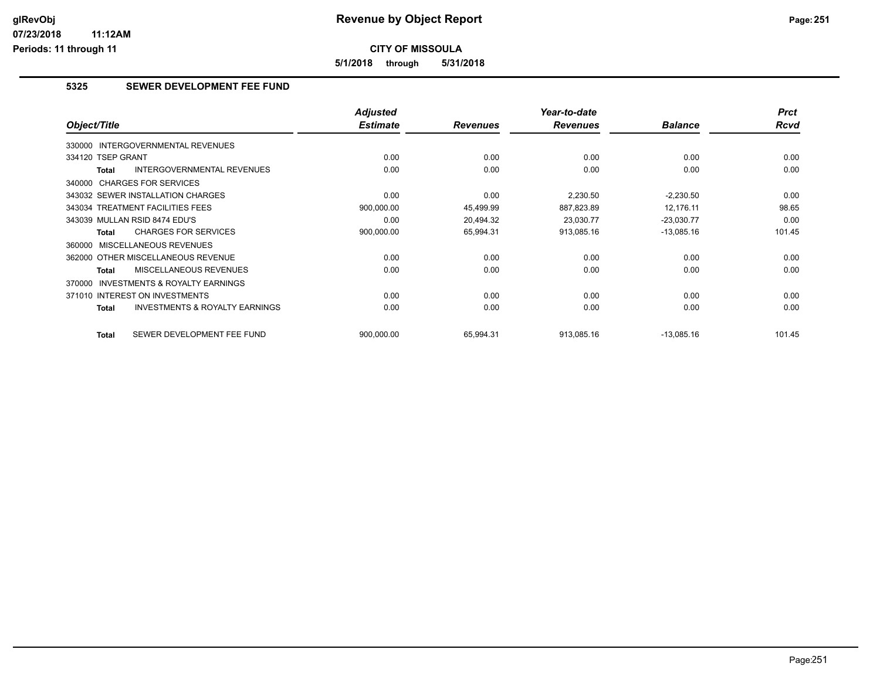**CITY OF MISSOULA**

**5/1/2018 through 5/31/2018**

## 5325 SEWER DEVELOPMENT FEE FUND

| Object/Title | Adjusted Estimate | Revenues | Year-to-date Revenues | Balance | Prct Rcvd |
|---|---|---|---|---|---|
| 330000 INTERGOVERNMENTAL REVENUES | | | | | |
| 334120 TSEP GRANT | 0.00 | 0.00 | 0.00 | 0.00 | 0.00 |
| **Total** INTERGOVERNMENTAL REVENUES | 0.00 | 0.00 | 0.00 | 0.00 | 0.00 |
| 340000 CHARGES FOR SERVICES | | | | | |
| 343032 SEWER INSTALLATION CHARGES | 0.00 | 0.00 | 2,230.50 | -2,230.50 | 0.00 |
| 343034 TREATMENT FACILITIES FEES | 900,000.00 | 45,499.99 | 887,823.89 | 12,176.11 | 98.65 |
| 343039 MULLAN RSID 8474 EDU'S | 0.00 | 20,494.32 | 23,030.77 | -23,030.77 | 0.00 |
| **Total** CHARGES FOR SERVICES | 900,000.00 | 65,994.31 | 913,085.16 | -13,085.16 | 101.45 |
| 360000 MISCELLANEOUS REVENUES | | | | | |
| 362000 OTHER MISCELLANEOUS REVENUE | 0.00 | 0.00 | 0.00 | 0.00 | 0.00 |
| **Total** MISCELLANEOUS REVENUES | 0.00 | 0.00 | 0.00 | 0.00 | 0.00 |
| 370000 INVESTMENTS & ROYALTY EARNINGS | | | | | |
| 371010 INTEREST ON INVESTMENTS | 0.00 | 0.00 | 0.00 | 0.00 | 0.00 |
| **Total** INVESTMENTS & ROYALTY EARNINGS | 0.00 | 0.00 | 0.00 | 0.00 | 0.00 |
| **Total** SEWER DEVELOPMENT FEE FUND | 900,000.00 | 65,994.31 | 913,085.16 | -13,085.16 | 101.45 |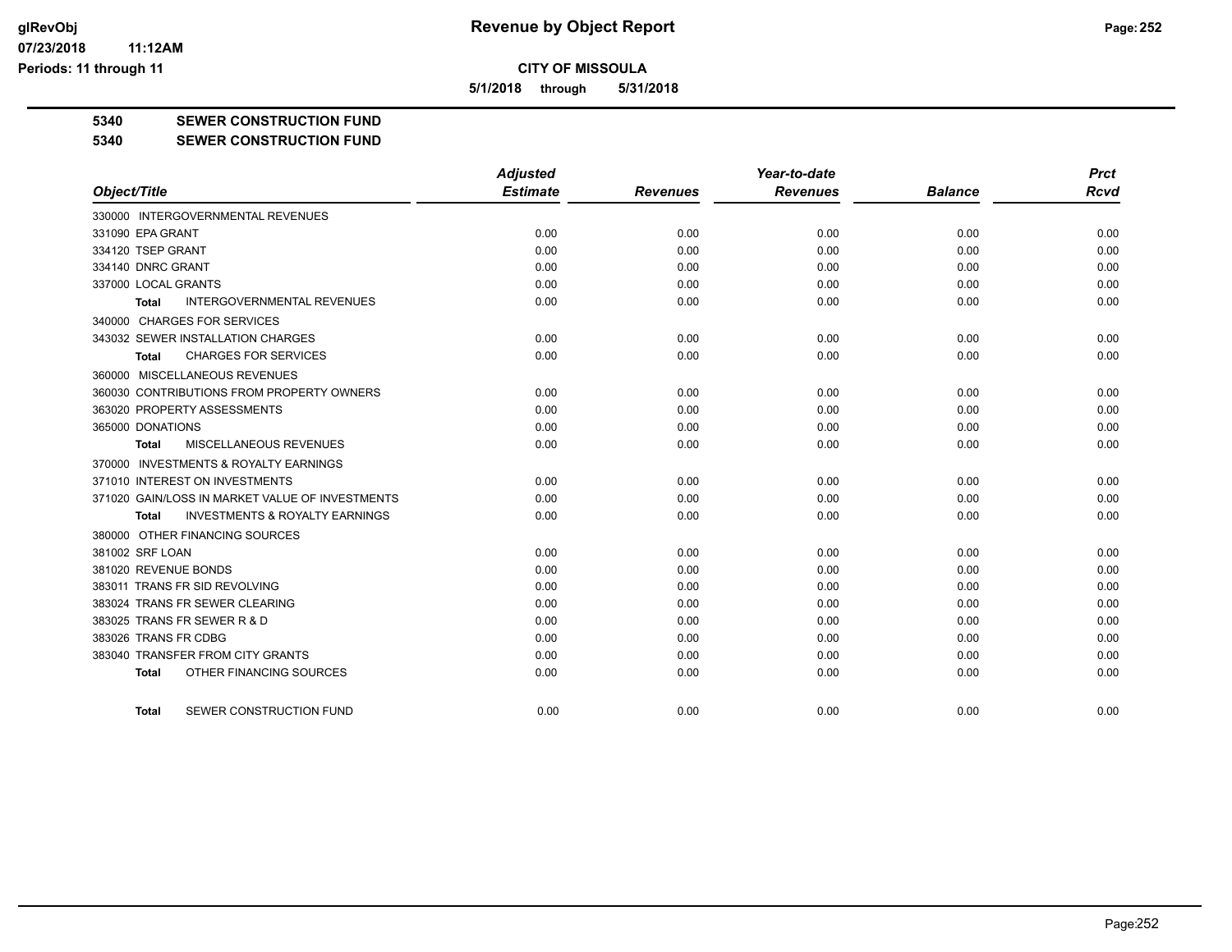**CITY OF MISSOULA**

**5/1/2018 through 5/31/2018**

# Revenue by Object Report

glRevObj
07/23/2018 11:12AM
Periods: 11 through 11

**5340 SEWER CONSTRUCTION FUND**

**5340 SEWER CONSTRUCTION FUND**

| Object/Title | Adjusted Estimate | Revenues | Year-to-date Revenues | Balance | Prct Rcvd |
|---|---|---|---|---|---|
| 330000 INTERGOVERNMENTAL REVENUES | | | | | |
| 331090 EPA GRANT | 0.00 | 0.00 | 0.00 | 0.00 | 0.00 |
| 334120 TSEP GRANT | 0.00 | 0.00 | 0.00 | 0.00 | 0.00 |
| 334140 DNRC GRANT | 0.00 | 0.00 | 0.00 | 0.00 | 0.00 |
| 337000 LOCAL GRANTS | 0.00 | 0.00 | 0.00 | 0.00 | 0.00 |
| **Total** INTERGOVERNMENTAL REVENUES | 0.00 | 0.00 | 0.00 | 0.00 | 0.00 |
| 340000 CHARGES FOR SERVICES | | | | | |
| 343032 SEWER INSTALLATION CHARGES | 0.00 | 0.00 | 0.00 | 0.00 | 0.00 |
| **Total** CHARGES FOR SERVICES | 0.00 | 0.00 | 0.00 | 0.00 | 0.00 |
| 360000 MISCELLANEOUS REVENUES | | | | | |
| 360030 CONTRIBUTIONS FROM PROPERTY OWNERS | 0.00 | 0.00 | 0.00 | 0.00 | 0.00 |
| 363020 PROPERTY ASSESSMENTS | 0.00 | 0.00 | 0.00 | 0.00 | 0.00 |
| 365000 DONATIONS | 0.00 | 0.00 | 0.00 | 0.00 | 0.00 |
| **Total** MISCELLANEOUS REVENUES | 0.00 | 0.00 | 0.00 | 0.00 | 0.00 |
| 370000 INVESTMENTS & ROYALTY EARNINGS | | | | | |
| 371010 INTEREST ON INVESTMENTS | 0.00 | 0.00 | 0.00 | 0.00 | 0.00 |
| 371020 GAIN/LOSS IN MARKET VALUE OF INVESTMENTS | 0.00 | 0.00 | 0.00 | 0.00 | 0.00 |
| **Total** INVESTMENTS & ROYALTY EARNINGS | 0.00 | 0.00 | 0.00 | 0.00 | 0.00 |
| 380000 OTHER FINANCING SOURCES | | | | | |
| 381002 SRF LOAN | 0.00 | 0.00 | 0.00 | 0.00 | 0.00 |
| 381020 REVENUE BONDS | 0.00 | 0.00 | 0.00 | 0.00 | 0.00 |
| 383011 TRANS FR SID REVOLVING | 0.00 | 0.00 | 0.00 | 0.00 | 0.00 |
| 383024 TRANS FR SEWER CLEARING | 0.00 | 0.00 | 0.00 | 0.00 | 0.00 |
| 383025 TRANS FR SEWER R & D | 0.00 | 0.00 | 0.00 | 0.00 | 0.00 |
| 383026 TRANS FR CDBG | 0.00 | 0.00 | 0.00 | 0.00 | 0.00 |
| 383040 TRANSFER FROM CITY GRANTS | 0.00 | 0.00 | 0.00 | 0.00 | 0.00 |
| **Total** OTHER FINANCING SOURCES | 0.00 | 0.00 | 0.00 | 0.00 | 0.00 |
| **Total** SEWER CONSTRUCTION FUND | 0.00 | 0.00 | 0.00 | 0.00 | 0.00 |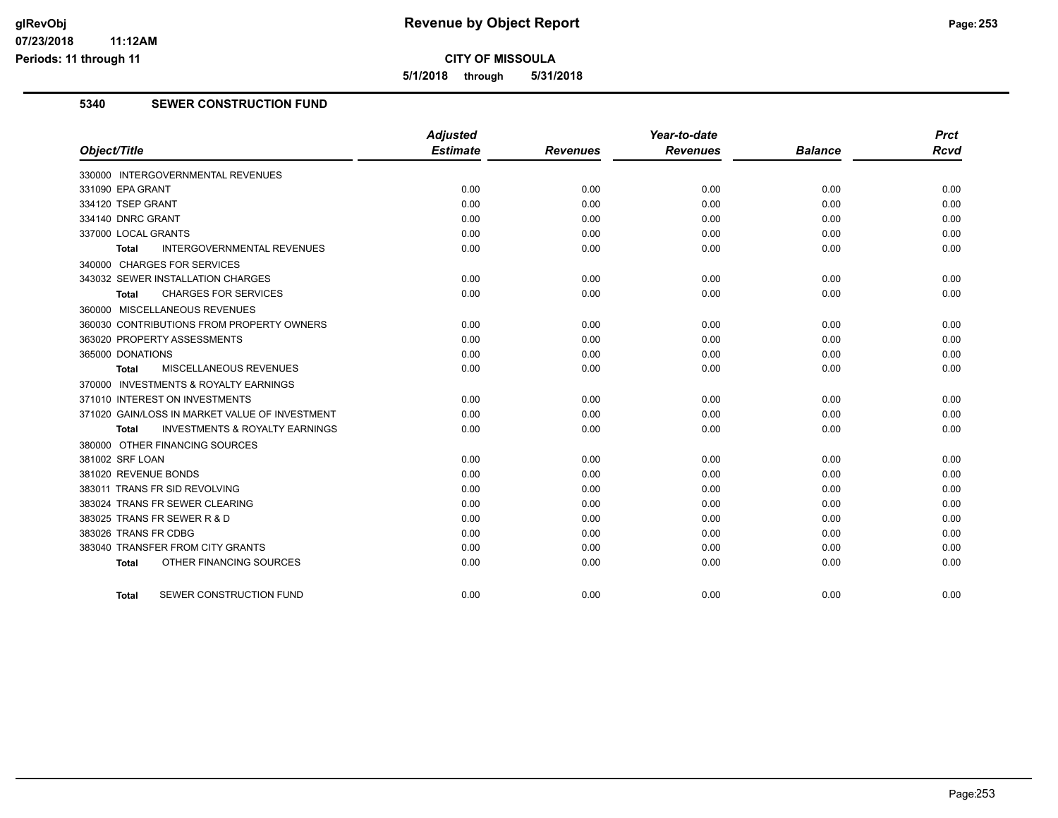**CITY OF MISSOULA**

**5/1/2018 through 5/31/2018**

## 5340 SEWER CONSTRUCTION FUND

| Object/Title | Adjusted Estimate | Revenues | Year-to-date Revenues | Balance | Prct Rcvd |
|---|---|---|---|---|---|
| 330000 INTERGOVERNMENTAL REVENUES | | | | | |
| 331090 EPA GRANT | 0.00 | 0.00 | 0.00 | 0.00 | 0.00 |
| 334120 TSEP GRANT | 0.00 | 0.00 | 0.00 | 0.00 | 0.00 |
| 334140 DNRC GRANT | 0.00 | 0.00 | 0.00 | 0.00 | 0.00 |
| 337000 LOCAL GRANTS | 0.00 | 0.00 | 0.00 | 0.00 | 0.00 |
| **Total** INTERGOVERNMENTAL REVENUES | 0.00 | 0.00 | 0.00 | 0.00 | 0.00 |
| 340000 CHARGES FOR SERVICES | | | | | |
| 343032 SEWER INSTALLATION CHARGES | 0.00 | 0.00 | 0.00 | 0.00 | 0.00 |
| **Total** CHARGES FOR SERVICES | 0.00 | 0.00 | 0.00 | 0.00 | 0.00 |
| 360000 MISCELLANEOUS REVENUES | | | | | |
| 360030 CONTRIBUTIONS FROM PROPERTY OWNERS | 0.00 | 0.00 | 0.00 | 0.00 | 0.00 |
| 363020 PROPERTY ASSESSMENTS | 0.00 | 0.00 | 0.00 | 0.00 | 0.00 |
| 365000 DONATIONS | 0.00 | 0.00 | 0.00 | 0.00 | 0.00 |
| **Total** MISCELLANEOUS REVENUES | 0.00 | 0.00 | 0.00 | 0.00 | 0.00 |
| 370000 INVESTMENTS & ROYALTY EARNINGS | | | | | |
| 371010 INTEREST ON INVESTMENTS | 0.00 | 0.00 | 0.00 | 0.00 | 0.00 |
| 371020 GAIN/LOSS IN MARKET VALUE OF INVESTMENT | 0.00 | 0.00 | 0.00 | 0.00 | 0.00 |
| **Total** INVESTMENTS & ROYALTY EARNINGS | 0.00 | 0.00 | 0.00 | 0.00 | 0.00 |
| 380000 OTHER FINANCING SOURCES | | | | | |
| 381002 SRF LOAN | 0.00 | 0.00 | 0.00 | 0.00 | 0.00 |
| 381020 REVENUE BONDS | 0.00 | 0.00 | 0.00 | 0.00 | 0.00 |
| 383011 TRANS FR SID REVOLVING | 0.00 | 0.00 | 0.00 | 0.00 | 0.00 |
| 383024 TRANS FR SEWER CLEARING | 0.00 | 0.00 | 0.00 | 0.00 | 0.00 |
| 383025 TRANS FR SEWER R & D | 0.00 | 0.00 | 0.00 | 0.00 | 0.00 |
| 383026 TRANS FR CDBG | 0.00 | 0.00 | 0.00 | 0.00 | 0.00 |
| 383040 TRANSFER FROM CITY GRANTS | 0.00 | 0.00 | 0.00 | 0.00 | 0.00 |
| **Total** OTHER FINANCING SOURCES | 0.00 | 0.00 | 0.00 | 0.00 | 0.00 |
| **Total** SEWER CONSTRUCTION FUND | 0.00 | 0.00 | 0.00 | 0.00 | 0.00 |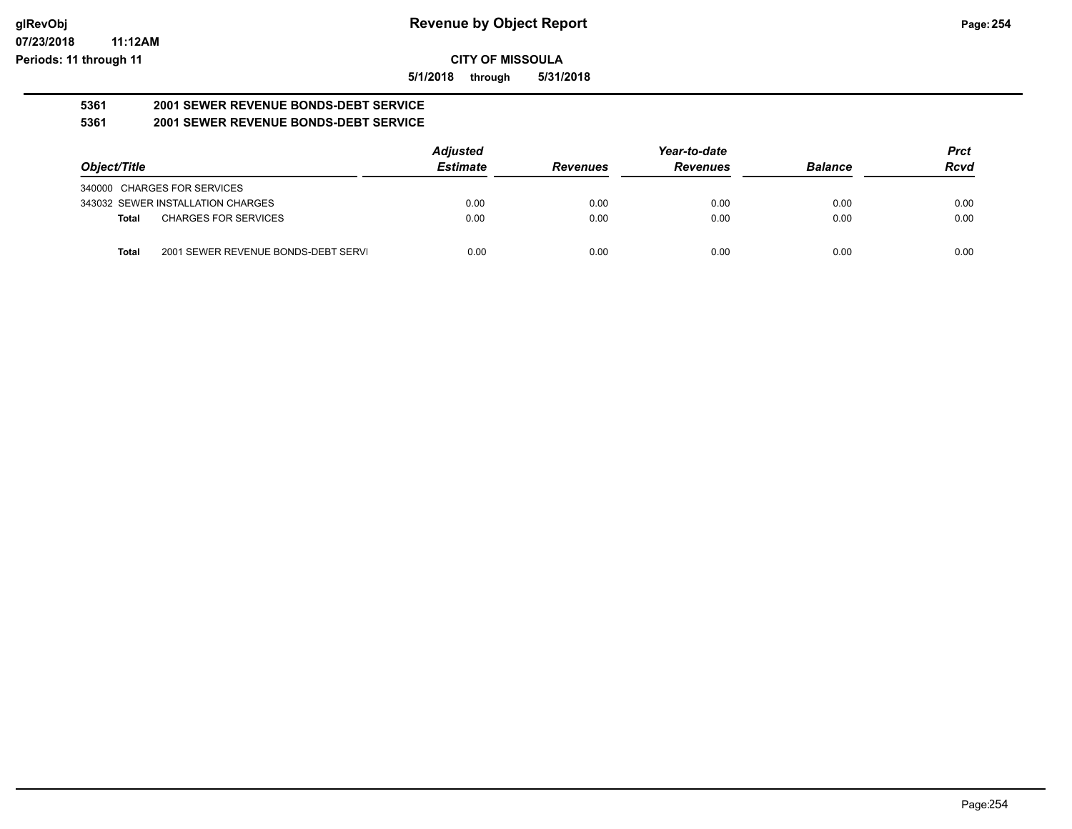**glRevObj**
**07/23/2018 11:12AM**
**Periods: 11 through 11**

# Revenue by Object Report

**CITY OF MISSOULA**

**5/1/2018 through 5/31/2018**

**5361 2001 SEWER REVENUE BONDS-DEBT SERVICE**

**5361 2001 SEWER REVENUE BONDS-DEBT SERVICE**

| Object/Title | Adjusted Estimate | Revenues | Year-to-date Revenues | Balance | Prct Rcvd |
|---|---|---|---|---|---|
| 340000 CHARGES FOR SERVICES | | | | | |
| 343032 SEWER INSTALLATION CHARGES | 0.00 | 0.00 | 0.00 | 0.00 | 0.00 |
| **Total** CHARGES FOR SERVICES | 0.00 | 0.00 | 0.00 | 0.00 | 0.00 |
| **Total** 2001 SEWER REVENUE BONDS-DEBT SERVI | 0.00 | 0.00 | 0.00 | 0.00 | 0.00 |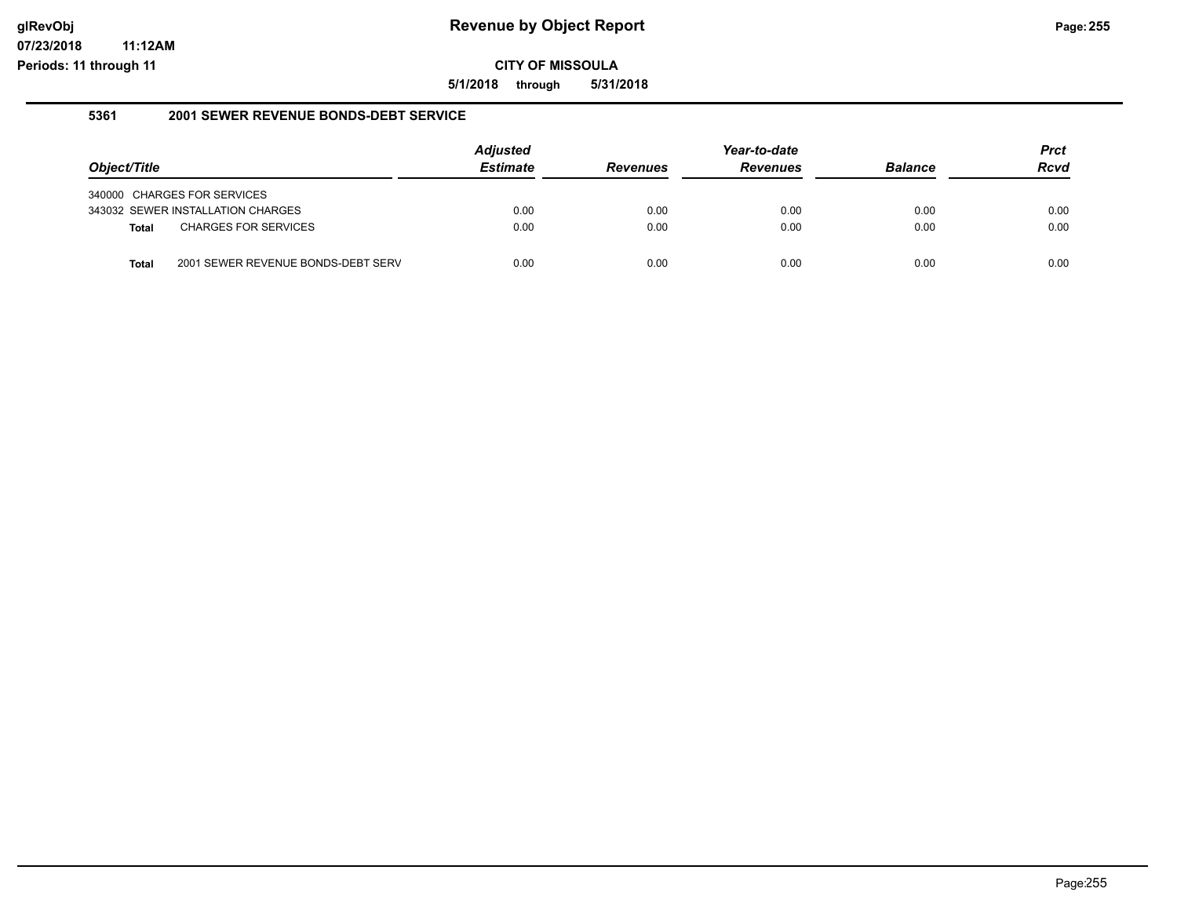# Revenue by Object Report

**CITY OF MISSOULA**

**5/1/2018 through 5/31/2018**

glRevObj
07/23/2018 11:12AM
Periods: 11 through 11

## 5361 2001 SEWER REVENUE BONDS-DEBT SERVICE

| Object/Title | Adjusted Estimate | Revenues | Year-to-date Revenues | Balance | Prct Rcvd |
|---|---|---|---|---|---|
| 340000 CHARGES FOR SERVICES | | | | | |
| 343032 SEWER INSTALLATION CHARGES | 0.00 | 0.00 | 0.00 | 0.00 | 0.00 |
| **Total** CHARGES FOR SERVICES | 0.00 | 0.00 | 0.00 | 0.00 | 0.00 |
| **Total** 2001 SEWER REVENUE BONDS-DEBT SERV | 0.00 | 0.00 | 0.00 | 0.00 | 0.00 |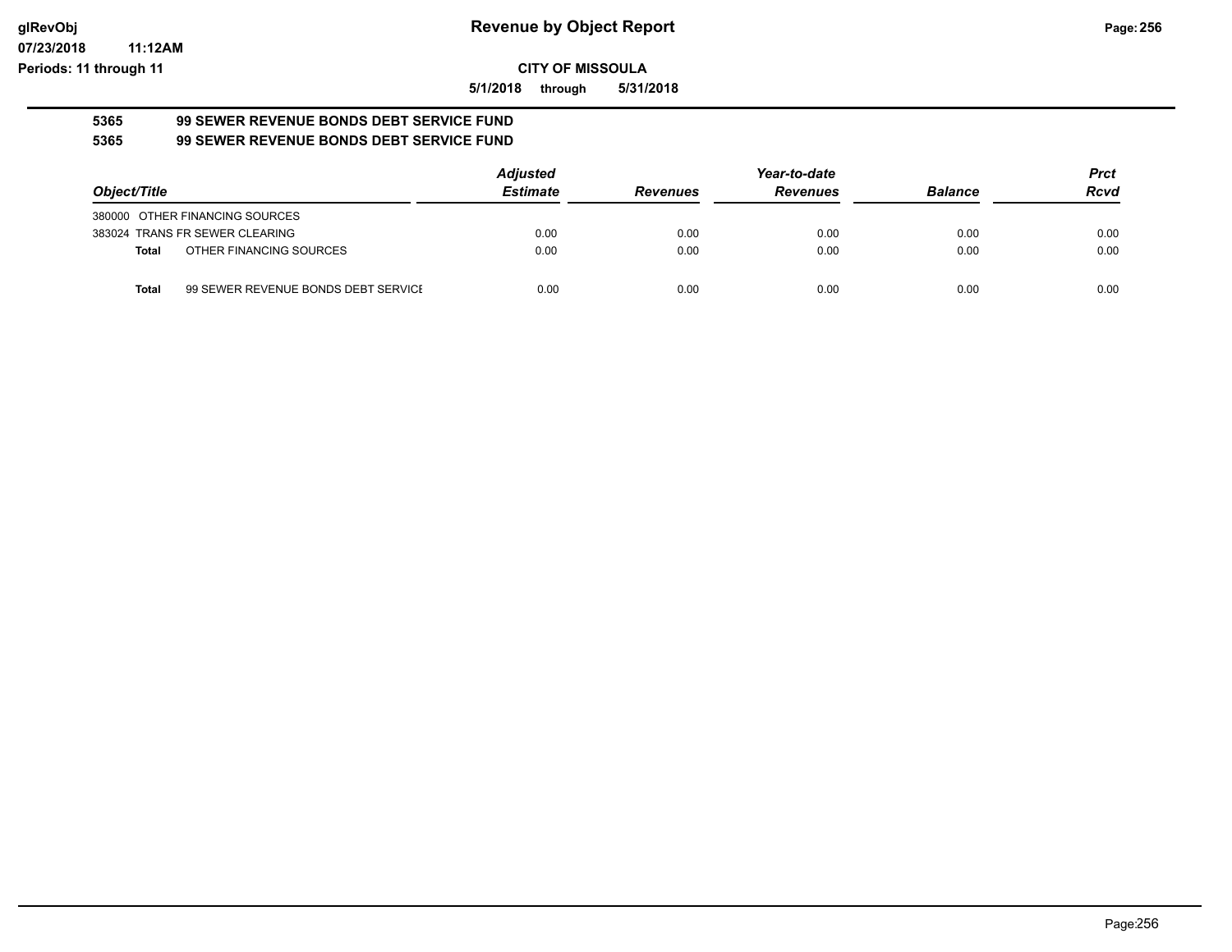**CITY OF MISSOULA**

**5/1/2018 through 5/31/2018**

## 5365 99 SEWER REVENUE BONDS DEBT SERVICE FUND

## 5365 99 SEWER REVENUE BONDS DEBT SERVICE FUND

| Object/Title | | Adjusted Estimate | Revenues | Year-to-date Revenues | Balance | Prct Rcvd |
|---|---|---|---|---|---|---|
| 380000 OTHER FINANCING SOURCES | | | | | | |
| 383024 TRANS FR SEWER CLEARING | | 0.00 | 0.00 | 0.00 | 0.00 | 0.00 |
| **Total** | OTHER FINANCING SOURCES | 0.00 | 0.00 | 0.00 | 0.00 | 0.00 |
| **Total** | 99 SEWER REVENUE BONDS DEBT SERVICE | 0.00 | 0.00 | 0.00 | 0.00 | 0.00 |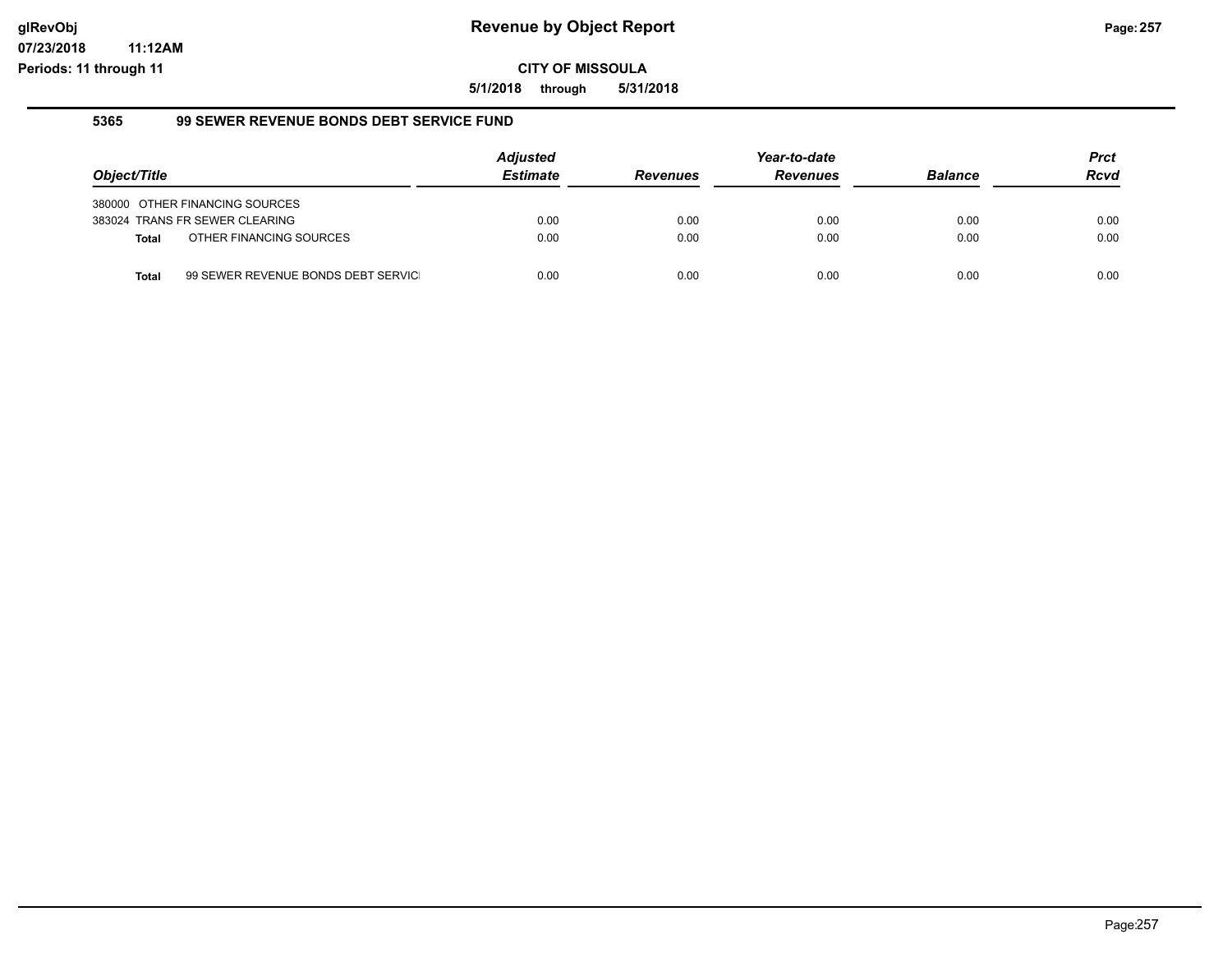**glRevObj**
**07/23/2018 11:12AM**
**Periods: 11 through 11**

# Revenue by Object Report

**CITY OF MISSOULA**

**5/1/2018 through 5/31/2018**

## 5365 99 SEWER REVENUE BONDS DEBT SERVICE FUND

| Object/Title | Adjusted Estimate | Revenues | Year-to-date Revenues | Balance | Prct Rcvd |
|---|---|---|---|---|---|
| 380000 OTHER FINANCING SOURCES | | | | | |
| 383024 TRANS FR SEWER CLEARING | 0.00 | 0.00 | 0.00 | 0.00 | 0.00 |
| **Total** OTHER FINANCING SOURCES | 0.00 | 0.00 | 0.00 | 0.00 | 0.00 |
| **Total** 99 SEWER REVENUE BONDS DEBT SERVIC | 0.00 | 0.00 | 0.00 | 0.00 | 0.00 |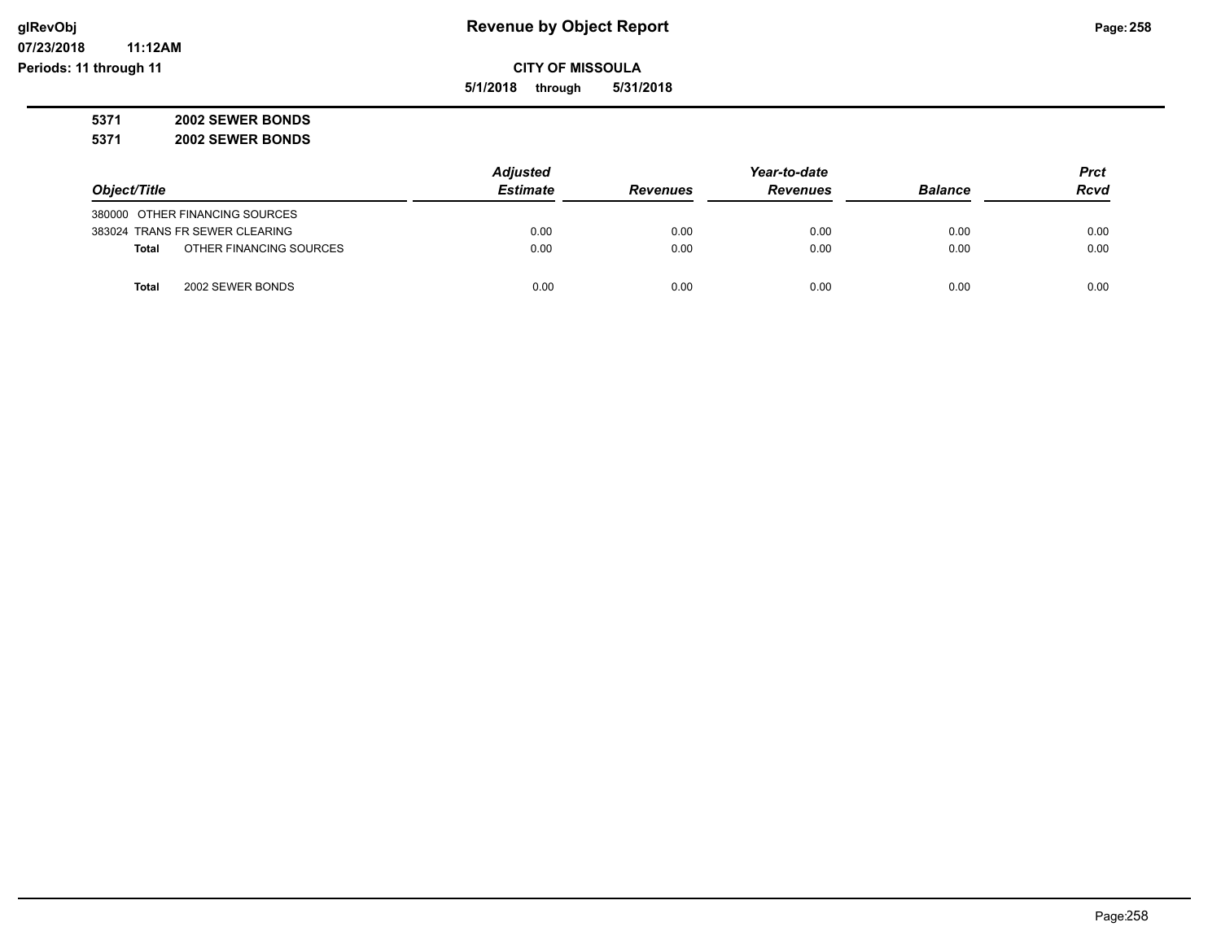**5371 2002 SEWER BONDS**

**5371 2002 SEWER BONDS**

| *Object/Title* | *Adjusted Estimate* | *Revenues* | *Year-to-date Revenues* | *Balance* | *Prct Rcvd* |
|---|---|---|---|---|---|
| 380000 OTHER FINANCING SOURCES | | | | | |
| 383024 TRANS FR SEWER CLEARING | 0.00 | 0.00 | 0.00 | 0.00 | 0.00 |
| **Total** OTHER FINANCING SOURCES | 0.00 | 0.00 | 0.00 | 0.00 | 0.00 |
| **Total** 2002 SEWER BONDS | 0.00 | 0.00 | 0.00 | 0.00 | 0.00 |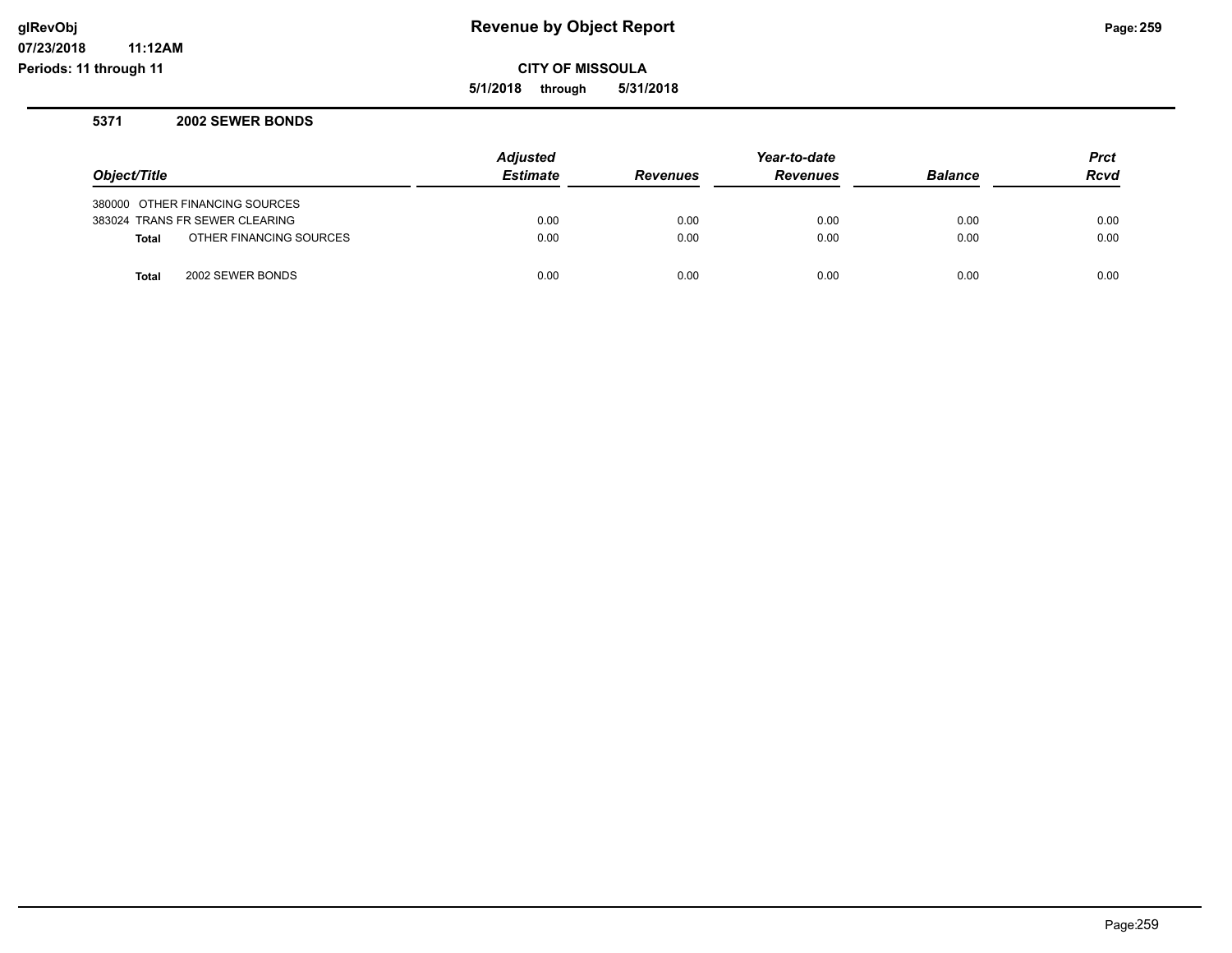# Revenue by Object Report

**CITY OF MISSOULA**

**5/1/2018 through 5/31/2018**

glRevObj
07/23/2018 11:12AM
Periods: 11 through 11

## 5371 2002 SEWER BONDS

| Object/Title | Adjusted Estimate | Revenues | Year-to-date Revenues | Balance | Prct Rcvd |
|---|---|---|---|---|---|
| 380000 OTHER FINANCING SOURCES | | | | | |
| 383024 TRANS FR SEWER CLEARING | 0.00 | 0.00 | 0.00 | 0.00 | 0.00 |
| **Total** OTHER FINANCING SOURCES | 0.00 | 0.00 | 0.00 | 0.00 | 0.00 |
| **Total** 2002 SEWER BONDS | 0.00 | 0.00 | 0.00 | 0.00 | 0.00 |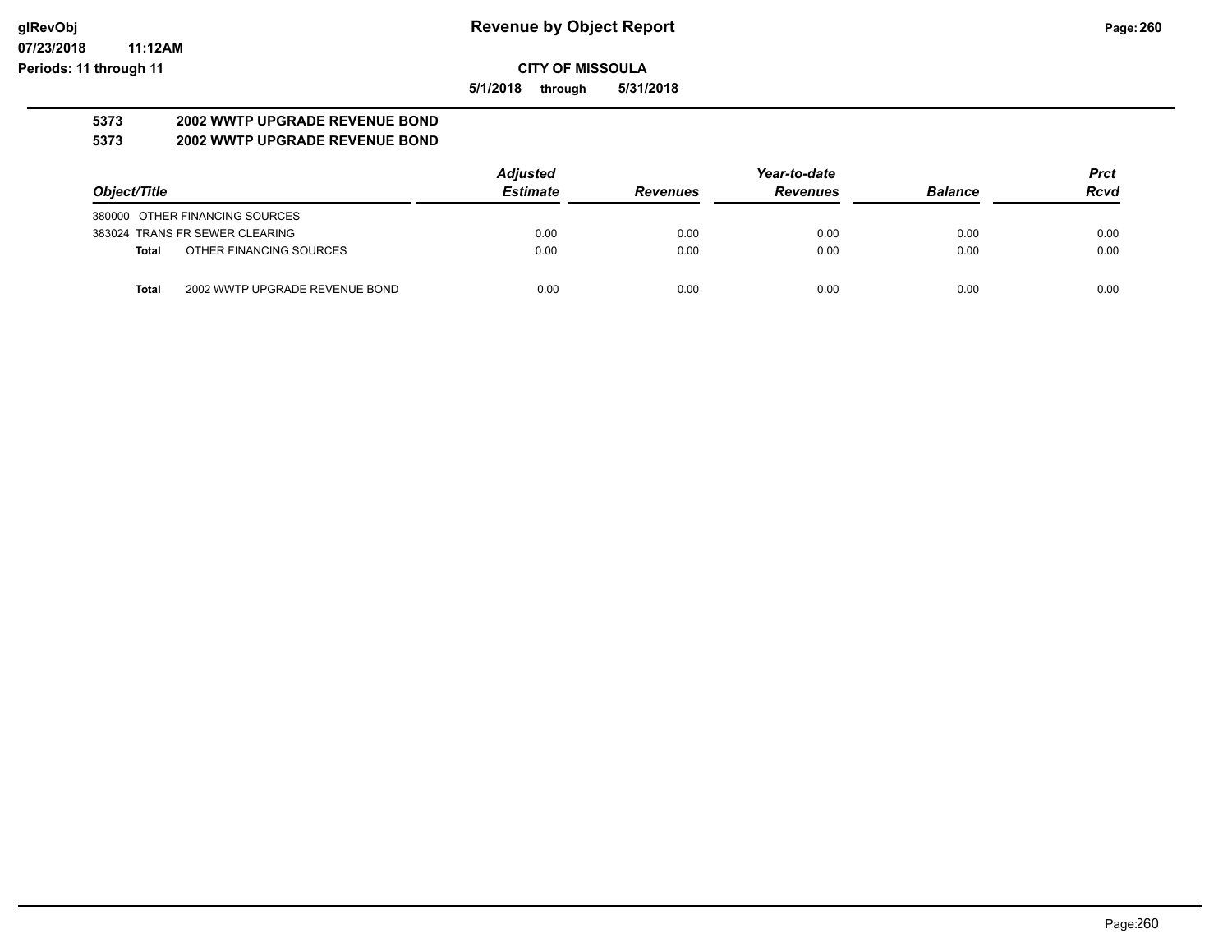**Revenue by Object Report**

**CITY OF MISSOULA**

**5/1/2018 through 5/31/2018**

glRevObj
07/23/2018 11:12AM
Periods: 11 through 11

## 5373 2002 WWTP UPGRADE REVENUE BOND

## 5373 2002 WWTP UPGRADE REVENUE BOND

| Object/Title | Adjusted Estimate | Revenues | Year-to-date Revenues | Balance | Prct Rcvd |
|---|---|---|---|---|---|
| 380000 OTHER FINANCING SOURCES | | | | | |
| 383024 TRANS FR SEWER CLEARING | 0.00 | 0.00 | 0.00 | 0.00 | 0.00 |
| **Total** OTHER FINANCING SOURCES | 0.00 | 0.00 | 0.00 | 0.00 | 0.00 |
| **Total** 2002 WWTP UPGRADE REVENUE BOND | 0.00 | 0.00 | 0.00 | 0.00 | 0.00 |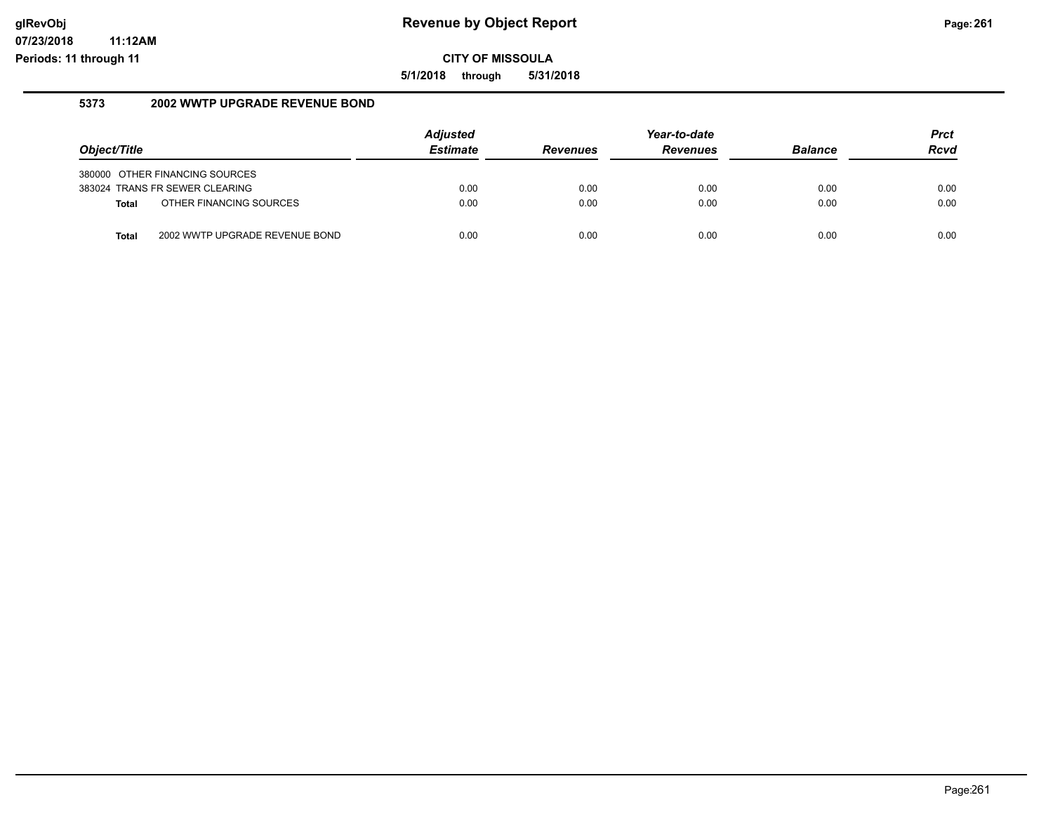# Revenue by Object Report

**CITY OF MISSOULA**

**5/1/2018 through 5/31/2018**

### 5373 2002 WWTP UPGRADE REVENUE BOND

| Object/Title | | *Adjusted Estimate* | *Revenues* | *Year-to-date Revenues* | *Balance* | *Prct Rcvd* |
|---|---|---|---|---|---|---|
| 380000 OTHER FINANCING SOURCES | | | | | | |
| 383024 TRANS FR SEWER CLEARING | | 0.00 | 0.00 | 0.00 | 0.00 | 0.00 |
| **Total** | OTHER FINANCING SOURCES | 0.00 | 0.00 | 0.00 | 0.00 | 0.00 |
| **Total** | 2002 WWTP UPGRADE REVENUE BOND | 0.00 | 0.00 | 0.00 | 0.00 | 0.00 |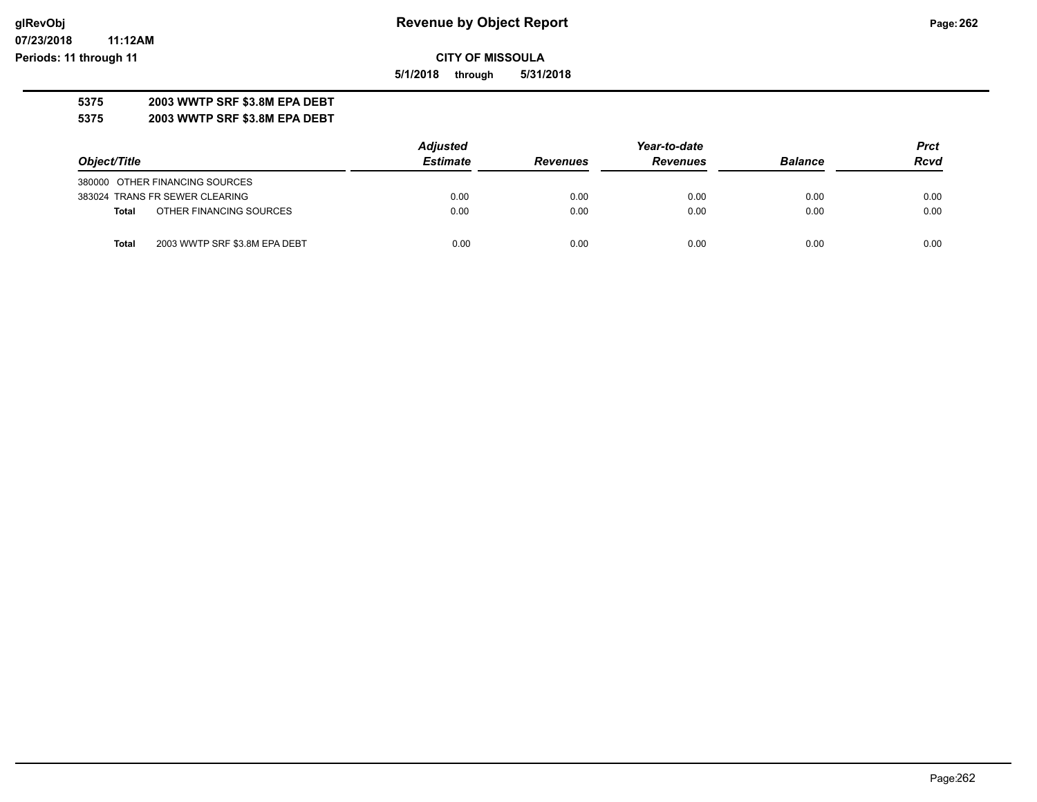# Revenue by Object Report

glRevObj
07/23/2018 11:12AM
Periods: 11 through 11

**CITY OF MISSOULA**

**5/1/2018 through 5/31/2018**

**5375 2003 WWTP SRF $3.8M EPA DEBT**

**5375 2003 WWTP SRF $3.8M EPA DEBT**

| Object/Title | | Adjusted Estimate | Revenues | Year-to-date Revenues | Balance | Prct Rcvd |
|---|---|---|---|---|---|---|
| 380000 OTHER FINANCING SOURCES | | | | | | |
| 383024 TRANS FR SEWER CLEARING | | 0.00 | 0.00 | 0.00 | 0.00 | 0.00 |
| **Total** | OTHER FINANCING SOURCES | 0.00 | 0.00 | 0.00 | 0.00 | 0.00 |
| **Total** | 2003 WWTP SRF $3.8M EPA DEBT | 0.00 | 0.00 | 0.00 | 0.00 | 0.00 |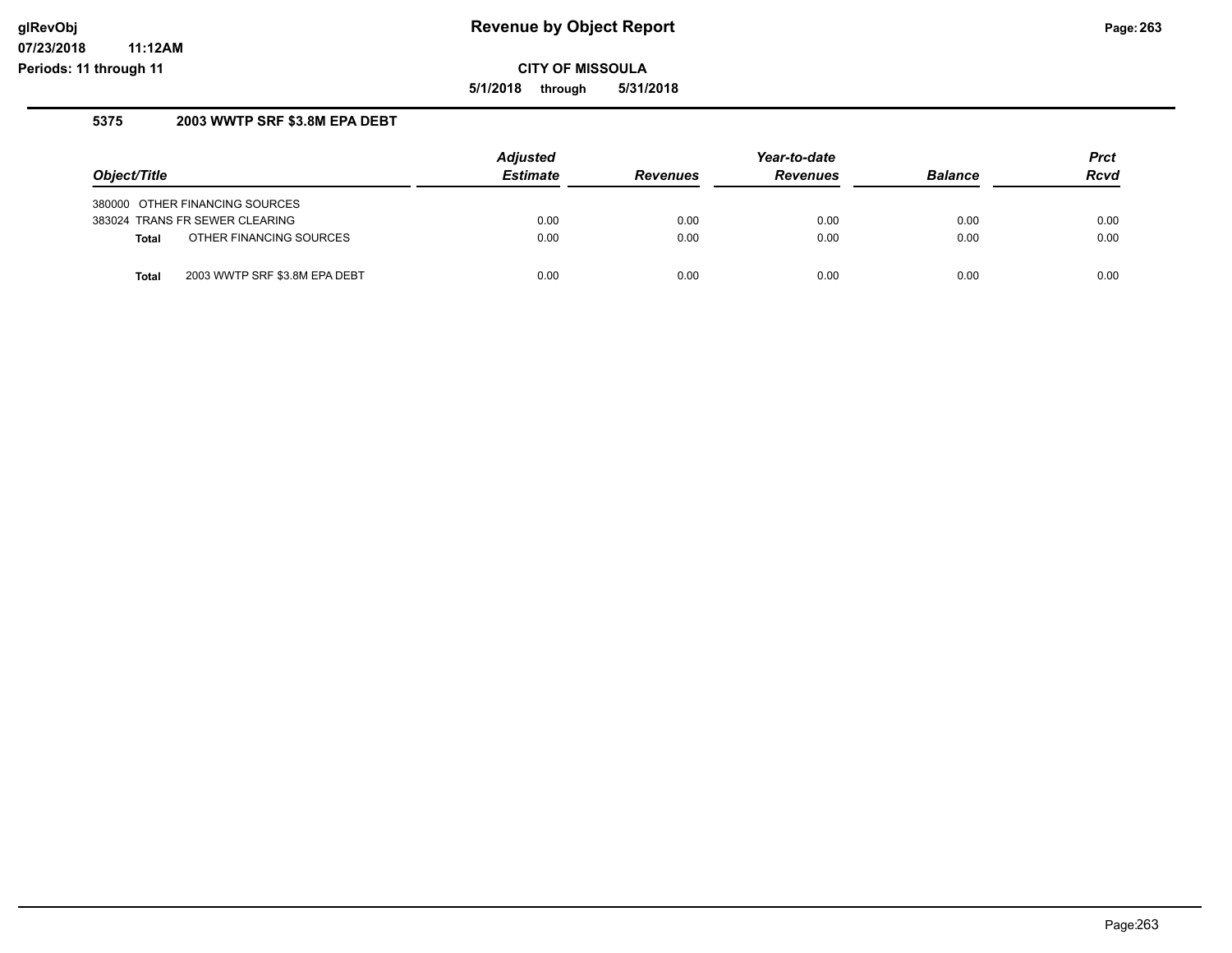# Revenue by Object Report

**CITY OF MISSOULA**

**5/1/2018 through 5/31/2018**

glRevObj
07/23/2018 11:12AM
Periods: 11 through 11

## 5375 2003 WWTP SRF $3.8M EPA DEBT

| Object/Title | Adjusted Estimate | Revenues | Year-to-date Revenues | Balance | Prct Rcvd |
|---|---|---|---|---|---|
| 380000 OTHER FINANCING SOURCES | | | | | |
| 383024 TRANS FR SEWER CLEARING | 0.00 | 0.00 | 0.00 | 0.00 | 0.00 |
| **Total** OTHER FINANCING SOURCES | 0.00 | 0.00 | 0.00 | 0.00 | 0.00 |
| **Total** 2003 WWTP SRF $3.8M EPA DEBT | 0.00 | 0.00 | 0.00 | 0.00 | 0.00 |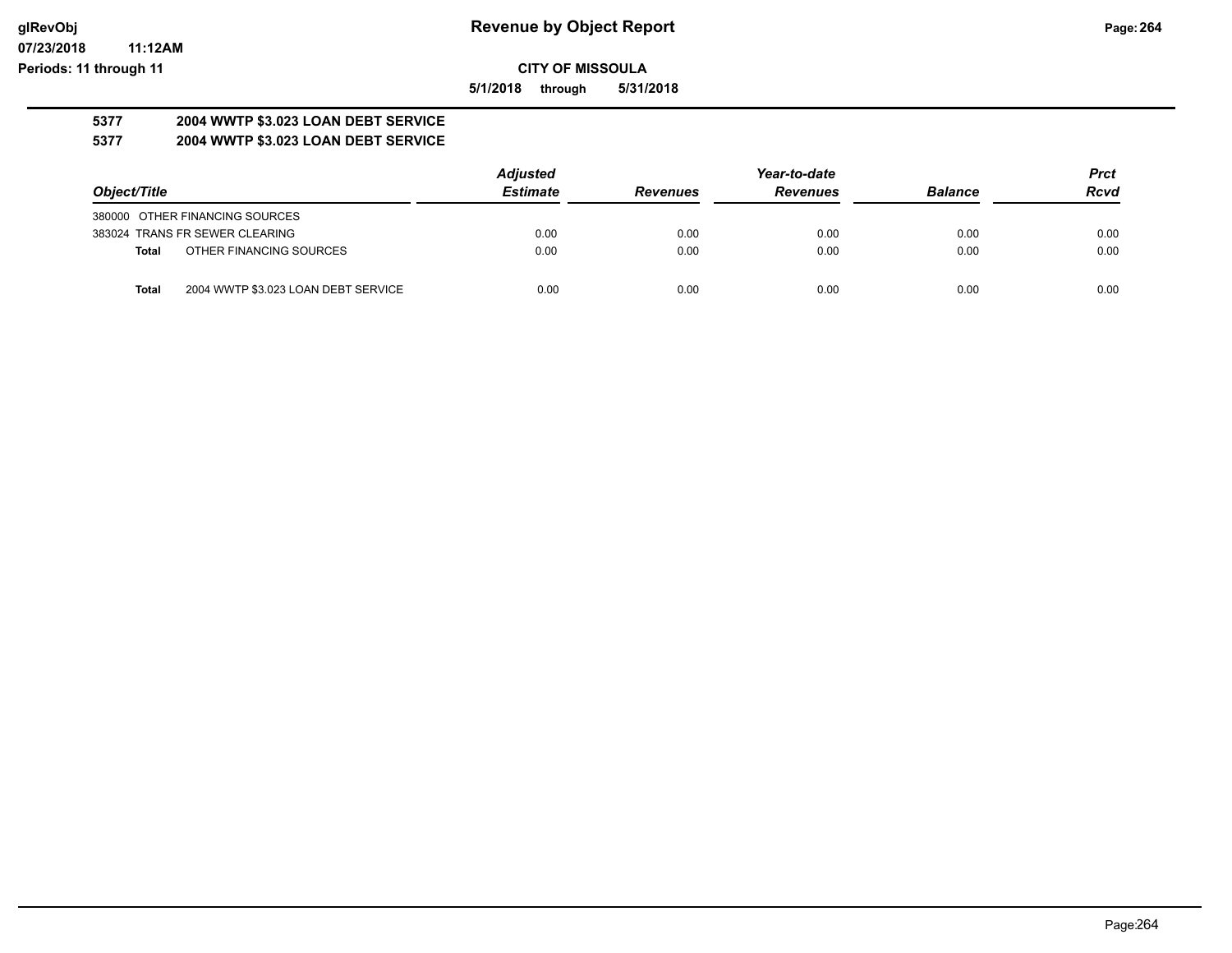# Revenue by Object Report

**CITY OF MISSOULA**

**5/1/2018 through 5/31/2018**

glRevObj
07/23/2018 11:12AM
Periods: 11 through 11

**5377 2004 WWTP $3.023 LOAN DEBT SERVICE**

**5377 2004 WWTP $3.023 LOAN DEBT SERVICE**

| Object/Title | Adjusted Estimate | Revenues | Year-to-date Revenues | Balance | Prct Rcvd |
|---|---|---|---|---|---|
| 380000 OTHER FINANCING SOURCES | | | | | |
| 383024 TRANS FR SEWER CLEARING | 0.00 | 0.00 | 0.00 | 0.00 | 0.00 |
| **Total** OTHER FINANCING SOURCES | 0.00 | 0.00 | 0.00 | 0.00 | 0.00 |
| **Total** 2004 WWTP $3.023 LOAN DEBT SERVICE | 0.00 | 0.00 | 0.00 | 0.00 | 0.00 |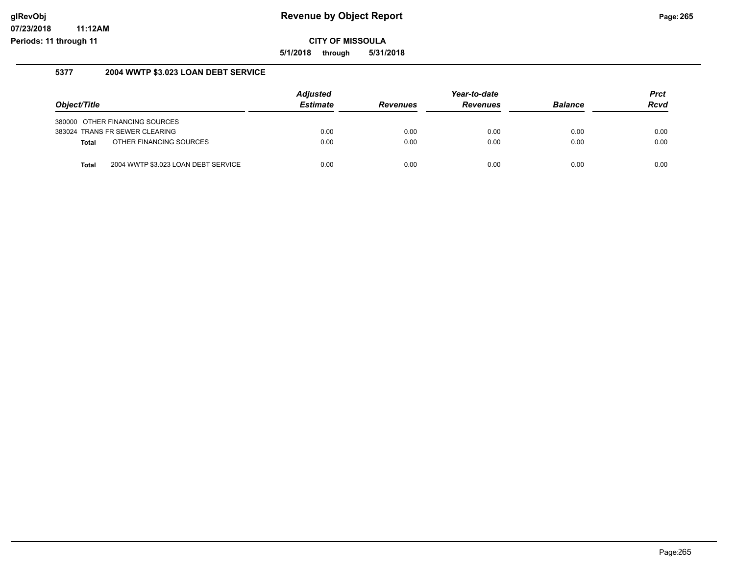# Revenue by Object Report

glRevObj
07/23/2018 11:12AM
Periods: 11 through 11

**CITY OF MISSOULA**

**5/1/2018 through 5/31/2018**

## 5377 2004 WWTP $3.023 LOAN DEBT SERVICE

| Object/Title | | Adjusted Estimate | Revenues | Year-to-date Revenues | Balance | Prct Rcvd |
|---|---|---|---|---|---|---|
| 380000 | OTHER FINANCING SOURCES | | | | | |
| 383024 | TRANS FR SEWER CLEARING | 0.00 | 0.00 | 0.00 | 0.00 | 0.00 |
| **Total** | OTHER FINANCING SOURCES | 0.00 | 0.00 | 0.00 | 0.00 | 0.00 |
| **Total** | 2004 WWTP $3.023 LOAN DEBT SERVICE | 0.00 | 0.00 | 0.00 | 0.00 | 0.00 |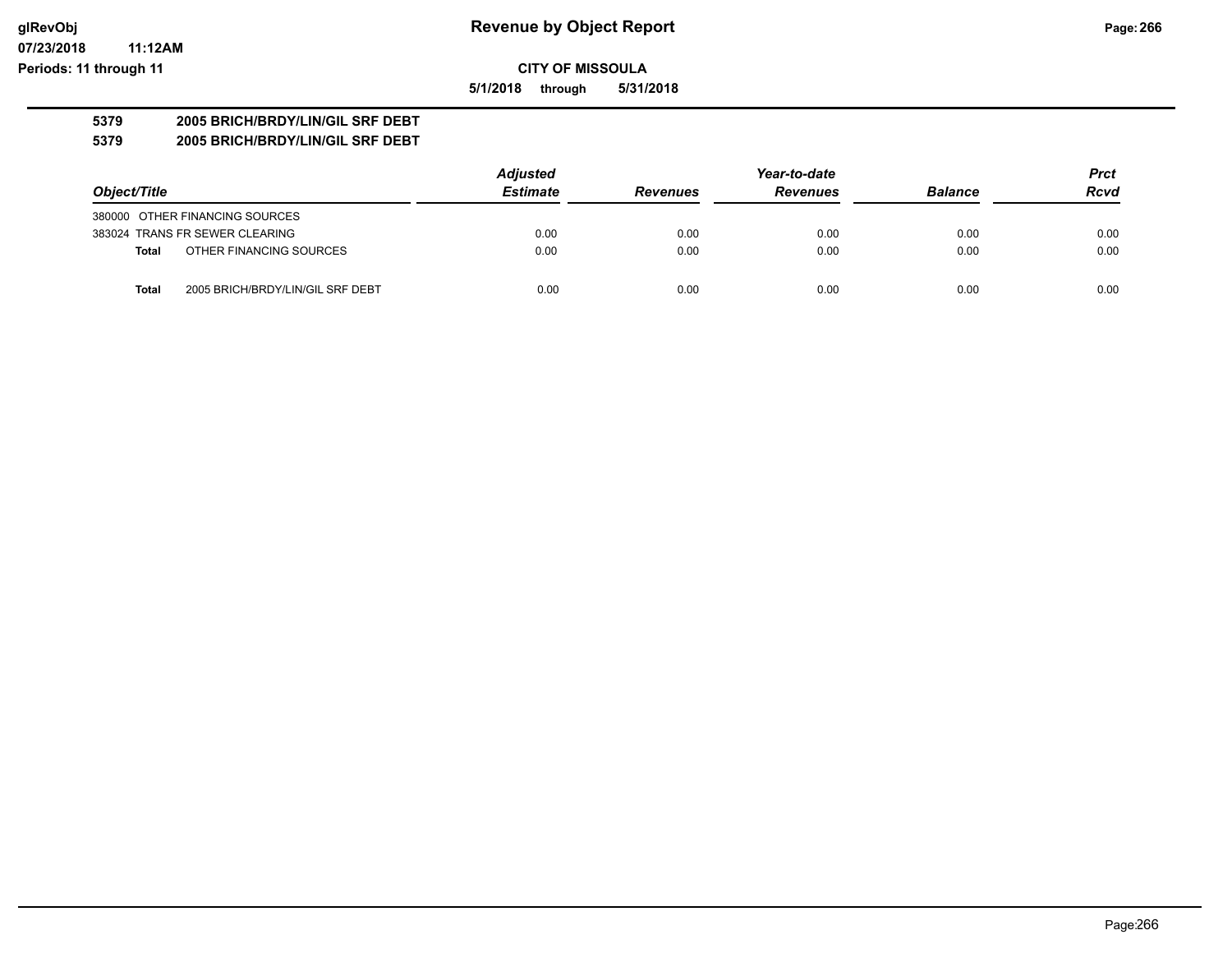**CITY OF MISSOULA**

**5/1/2018 through 5/31/2018**

**5379 2005 BRICH/BRDY/LIN/GIL SRF DEBT**

**5379 2005 BRICH/BRDY/LIN/GIL SRF DEBT**

| Object/Title | Adjusted Estimate | Revenues | Year-to-date Revenues | Balance | Prct Rcvd |
|---|---|---|---|---|---|
| 380000 OTHER FINANCING SOURCES | | | | | |
| 383024 TRANS FR SEWER CLEARING | 0.00 | 0.00 | 0.00 | 0.00 | 0.00 |
| **Total** OTHER FINANCING SOURCES | 0.00 | 0.00 | 0.00 | 0.00 | 0.00 |
| **Total** 2005 BRICH/BRDY/LIN/GIL SRF DEBT | 0.00 | 0.00 | 0.00 | 0.00 | 0.00 |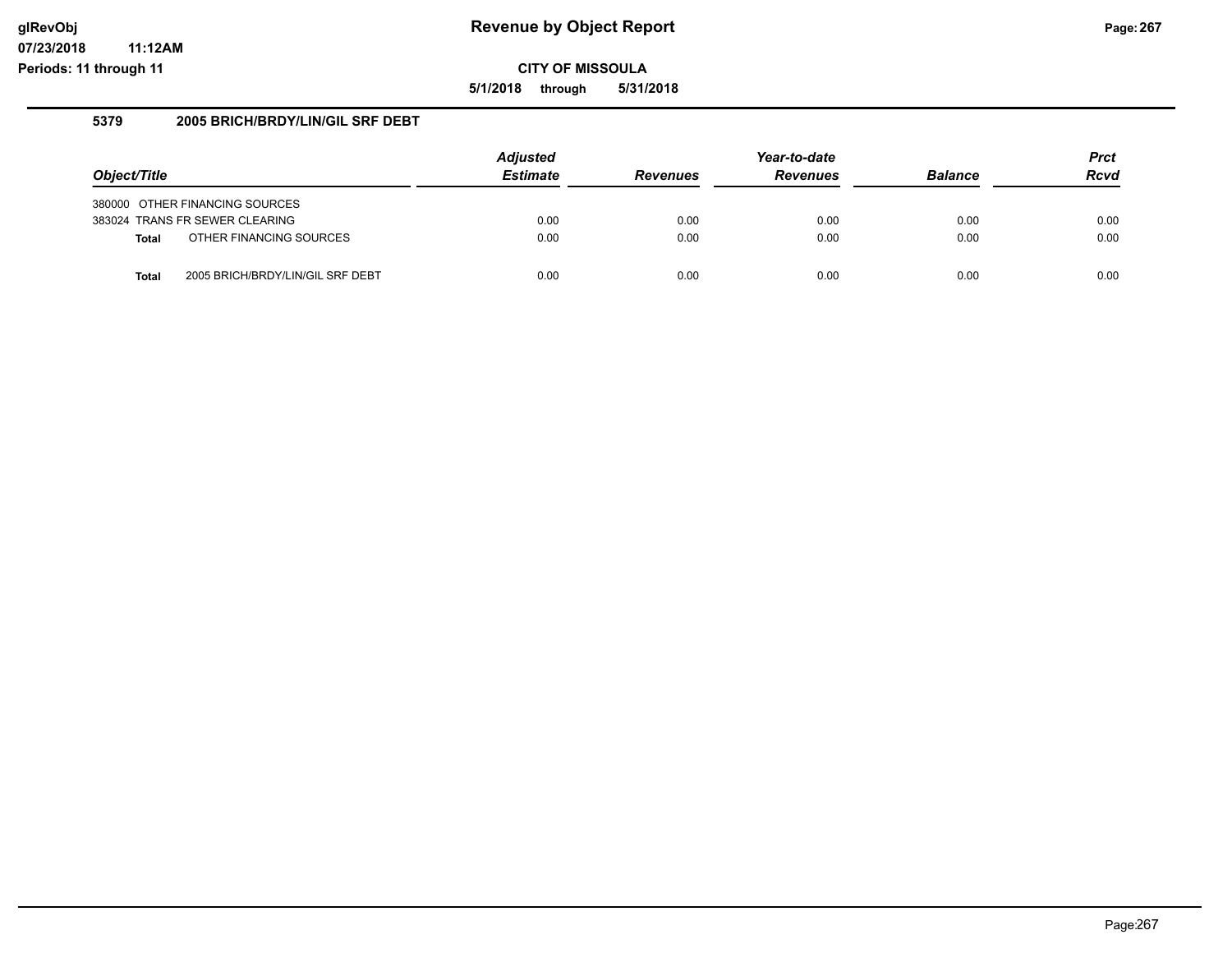glRevObj
07/23/2018 11:12AM
Periods: 11 through 11

# Revenue by Object Report

**CITY OF MISSOULA**

**5/1/2018 through 5/31/2018**

### 5379 2005 BRICH/BRDY/LIN/GIL SRF DEBT

| Object/Title | Adjusted Estimate | Revenues | Year-to-date Revenues | Balance | Prct Rcvd |
|---|---|---|---|---|---|
| 380000 OTHER FINANCING SOURCES | | | | | |
| 383024 TRANS FR SEWER CLEARING | 0.00 | 0.00 | 0.00 | 0.00 | 0.00 |
| **Total** OTHER FINANCING SOURCES | 0.00 | 0.00 | 0.00 | 0.00 | 0.00 |
| **Total** 2005 BRICH/BRDY/LIN/GIL SRF DEBT | 0.00 | 0.00 | 0.00 | 0.00 | 0.00 |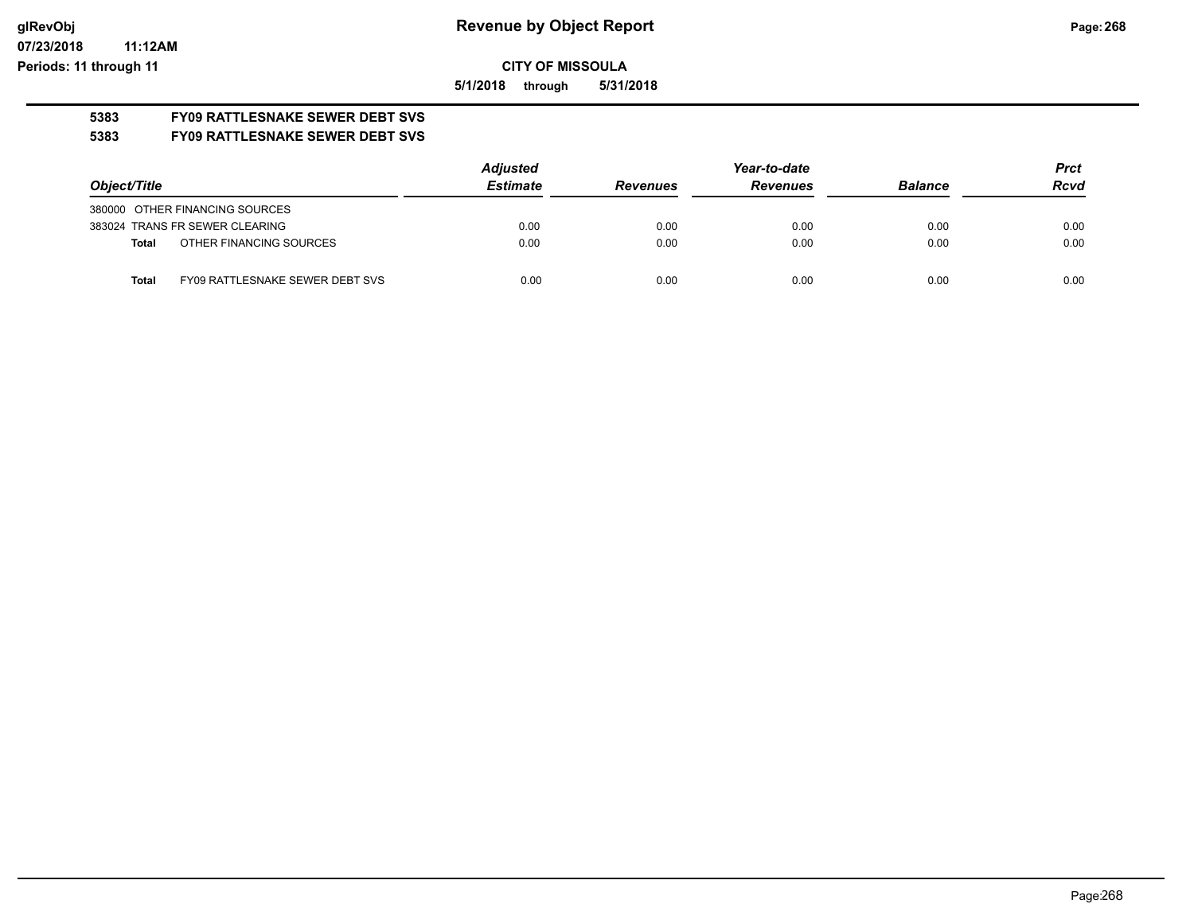**CITY OF MISSOULA**

**5/1/2018 through 5/31/2018**

### 5383 FY09 RATTLESNAKE SEWER DEBT SVS

### 5383 FY09 RATTLESNAKE SEWER DEBT SVS

| Object/Title | Adjusted Estimate | Revenues | Year-to-date Revenues | Balance | Prct Rcvd |
|---|---|---|---|---|---|
| 380000 OTHER FINANCING SOURCES | | | | | |
| 383024 TRANS FR SEWER CLEARING | 0.00 | 0.00 | 0.00 | 0.00 | 0.00 |
| **Total** OTHER FINANCING SOURCES | 0.00 | 0.00 | 0.00 | 0.00 | 0.00 |
| **Total** FY09 RATTLESNAKE SEWER DEBT SVS | 0.00 | 0.00 | 0.00 | 0.00 | 0.00 |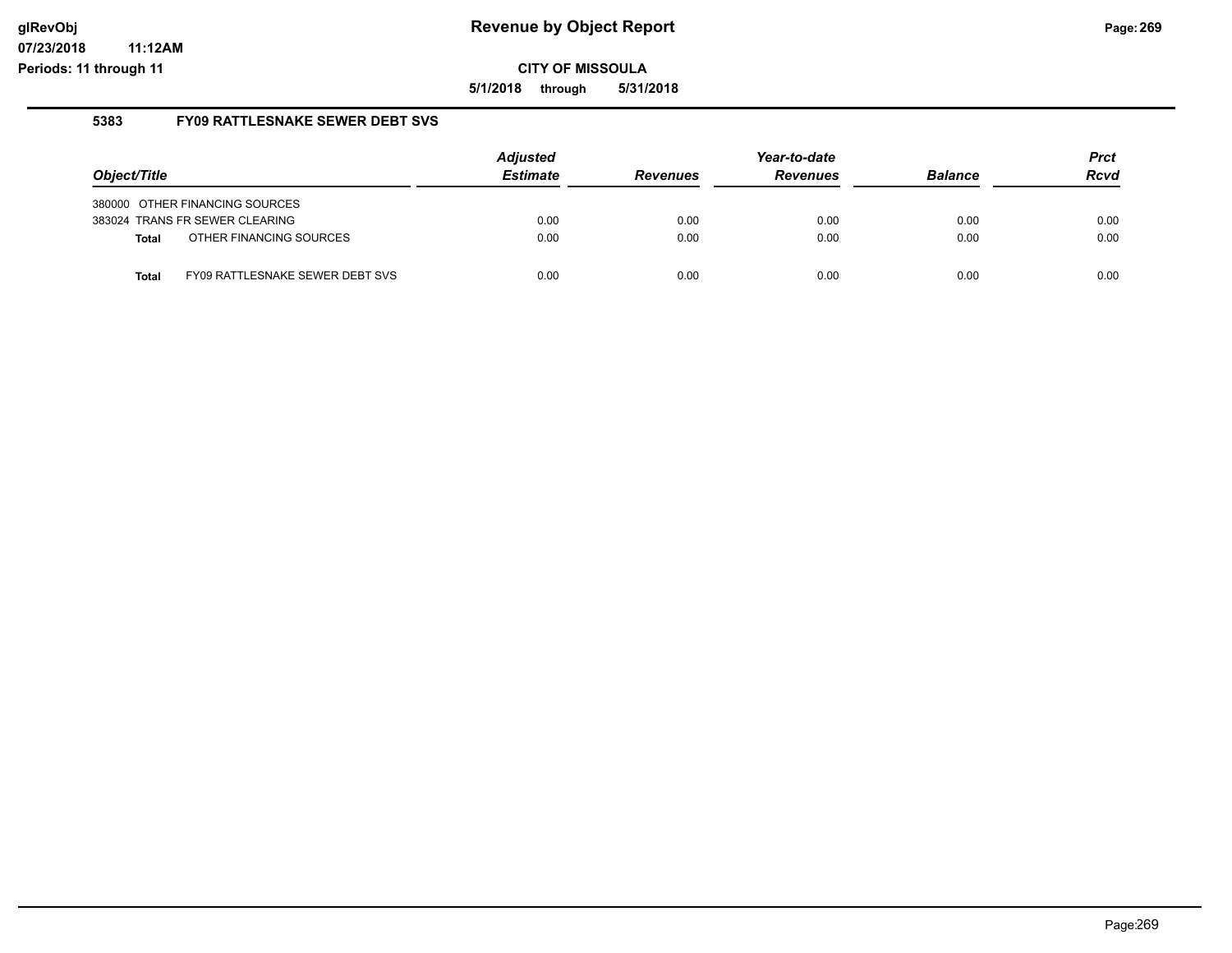# Revenue by Object Report

**CITY OF MISSOULA**

**5/1/2018 through 5/31/2018**

glRevObj
07/23/2018 11:12AM
Periods: 11 through 11

### 5383 FY09 RATTLESNAKE SEWER DEBT SVS

| Object/Title | Adjusted Estimate | Revenues | Year-to-date Revenues | Balance | Prct Rcvd |
|---|---|---|---|---|---|
| 380000 OTHER FINANCING SOURCES | | | | | |
| 383024 TRANS FR SEWER CLEARING | 0.00 | 0.00 | 0.00 | 0.00 | 0.00 |
| **Total** OTHER FINANCING SOURCES | 0.00 | 0.00 | 0.00 | 0.00 | 0.00 |
| **Total** FY09 RATTLESNAKE SEWER DEBT SVS | 0.00 | 0.00 | 0.00 | 0.00 | 0.00 |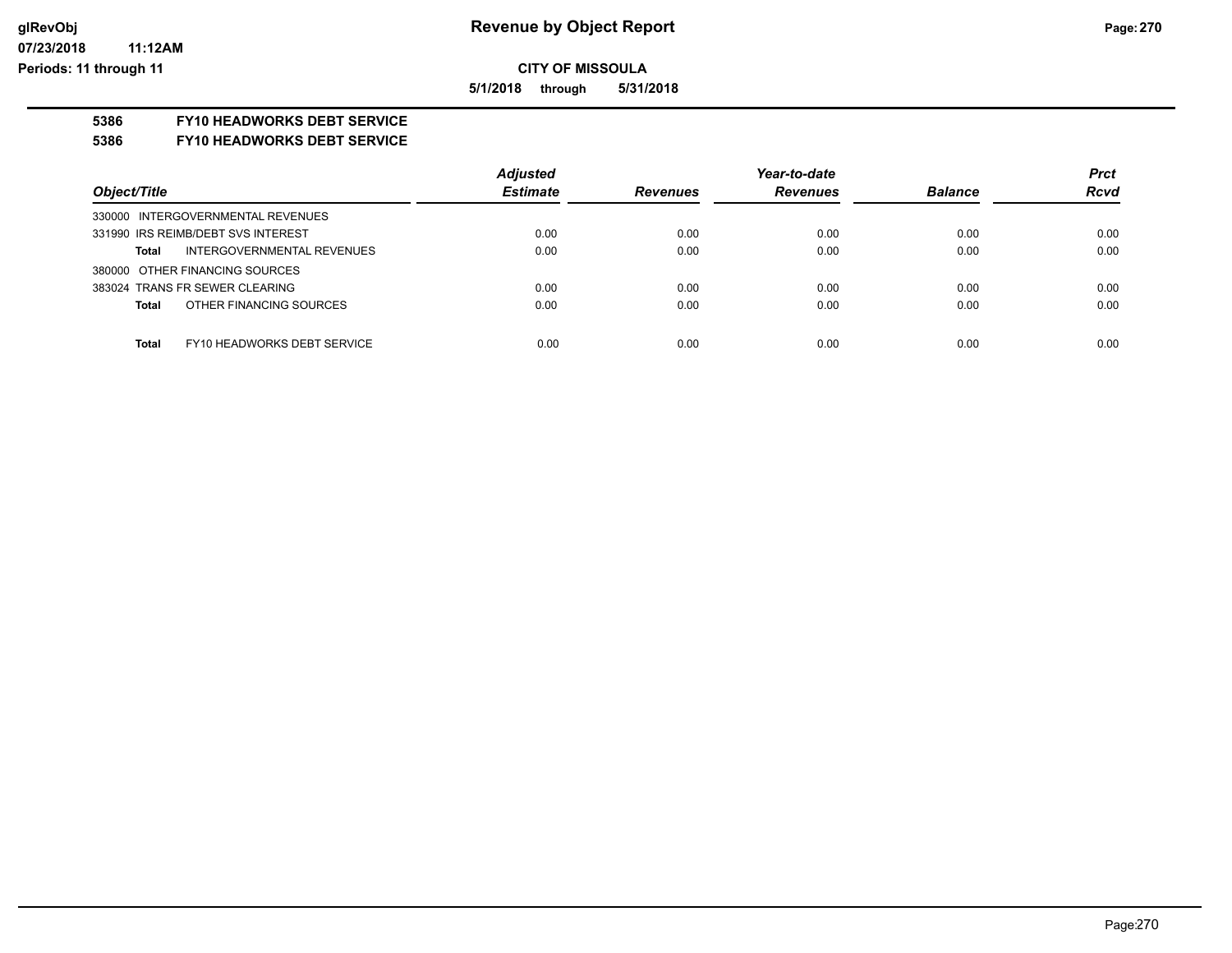**CITY OF MISSOULA**

**5/1/2018 through 5/31/2018**

## 5386 FY10 HEADWORKS DEBT SERVICE

### 5386 FY10 HEADWORKS DEBT SERVICE

| Object/Title | Adjusted Estimate | Revenues | Year-to-date Revenues | Balance | Prct Rcvd |
|---|---|---|---|---|---|
| 330000 INTERGOVERNMENTAL REVENUES | | | | | |
| 331990 IRS REIMB/DEBT SVS INTEREST | 0.00 | 0.00 | 0.00 | 0.00 | 0.00 |
| **Total** INTERGOVERNMENTAL REVENUES | 0.00 | 0.00 | 0.00 | 0.00 | 0.00 |
| 380000 OTHER FINANCING SOURCES | | | | | |
| 383024 TRANS FR SEWER CLEARING | 0.00 | 0.00 | 0.00 | 0.00 | 0.00 |
| **Total** OTHER FINANCING SOURCES | 0.00 | 0.00 | 0.00 | 0.00 | 0.00 |
| **Total** FY10 HEADWORKS DEBT SERVICE | 0.00 | 0.00 | 0.00 | 0.00 | 0.00 |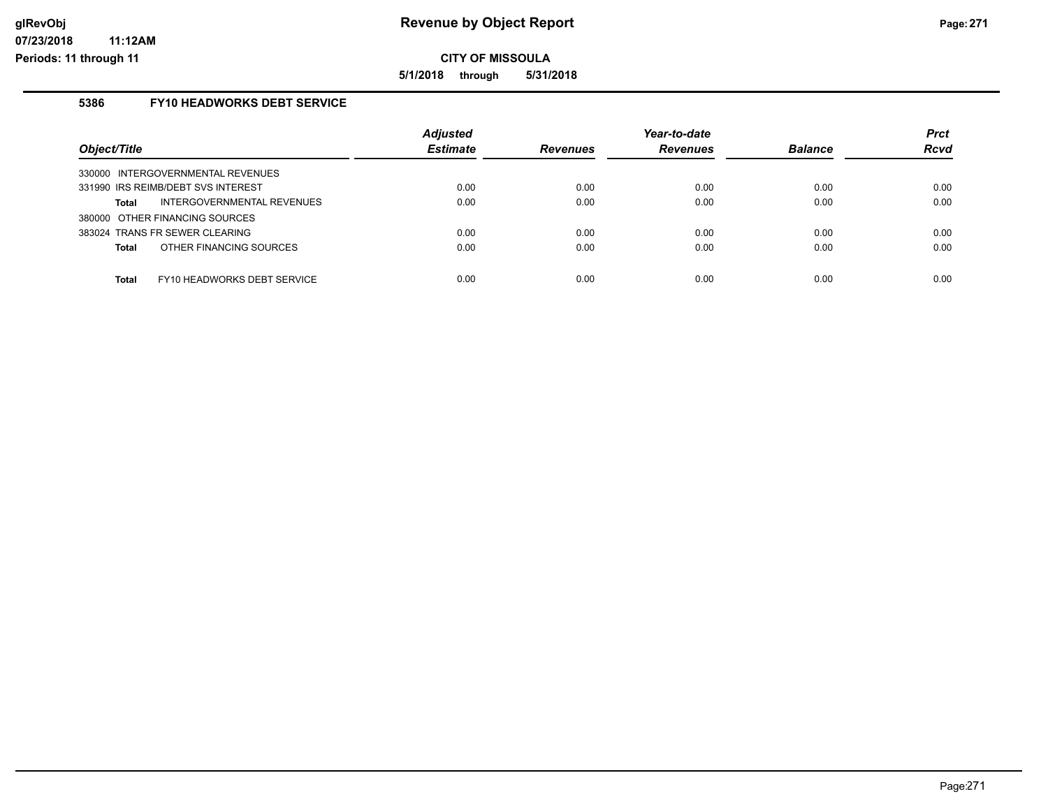**CITY OF MISSOULA**

**5/1/2018 through 5/31/2018**

## 5386 FY10 HEADWORKS DEBT SERVICE

| Object/Title | Adjusted Estimate | Revenues | Year-to-date Revenues | Balance | Prct Rcvd |
|---|---|---|---|---|---|
| 330000 INTERGOVERNMENTAL REVENUES | | | | | |
| 331990 IRS REIMB/DEBT SVS INTEREST | 0.00 | 0.00 | 0.00 | 0.00 | 0.00 |
| **Total** INTERGOVERNMENTAL REVENUES | 0.00 | 0.00 | 0.00 | 0.00 | 0.00 |
| 380000 OTHER FINANCING SOURCES | | | | | |
| 383024 TRANS FR SEWER CLEARING | 0.00 | 0.00 | 0.00 | 0.00 | 0.00 |
| **Total** OTHER FINANCING SOURCES | 0.00 | 0.00 | 0.00 | 0.00 | 0.00 |
| **Total** FY10 HEADWORKS DEBT SERVICE | 0.00 | 0.00 | 0.00 | 0.00 | 0.00 |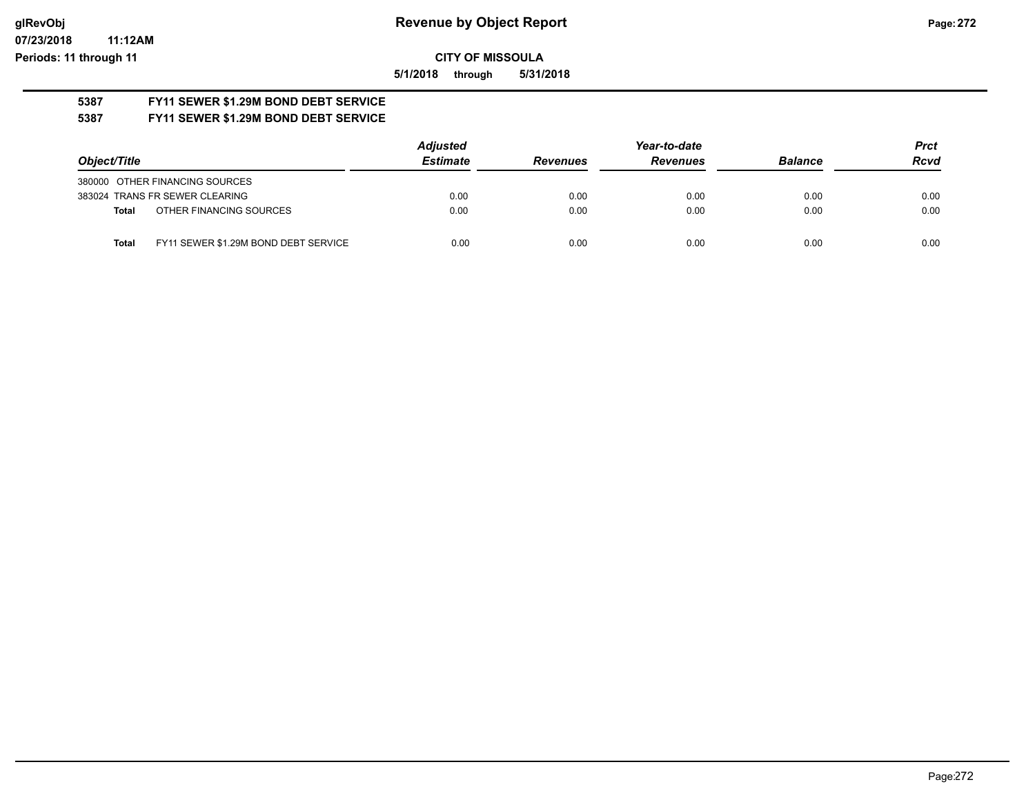# Revenue by Object Report

**CITY OF MISSOULA**

**5/1/2018 through 5/31/2018**

glRevObj
07/23/2018 11:12AM
Periods: 11 through 11

**5387 FY11 SEWER $1.29M BOND DEBT SERVICE**

**5387 FY11 SEWER $1.29M BOND DEBT SERVICE**

| Object/Title | Adjusted Estimate | Revenues | Year-to-date Revenues | Balance | Prct Rcvd |
|---|---|---|---|---|---|
| 380000 OTHER FINANCING SOURCES | | | | | |
| 383024 TRANS FR SEWER CLEARING | 0.00 | 0.00 | 0.00 | 0.00 | 0.00 |
| **Total** OTHER FINANCING SOURCES | 0.00 | 0.00 | 0.00 | 0.00 | 0.00 |
| **Total** FY11 SEWER $1.29M BOND DEBT SERVICE | 0.00 | 0.00 | 0.00 | 0.00 | 0.00 |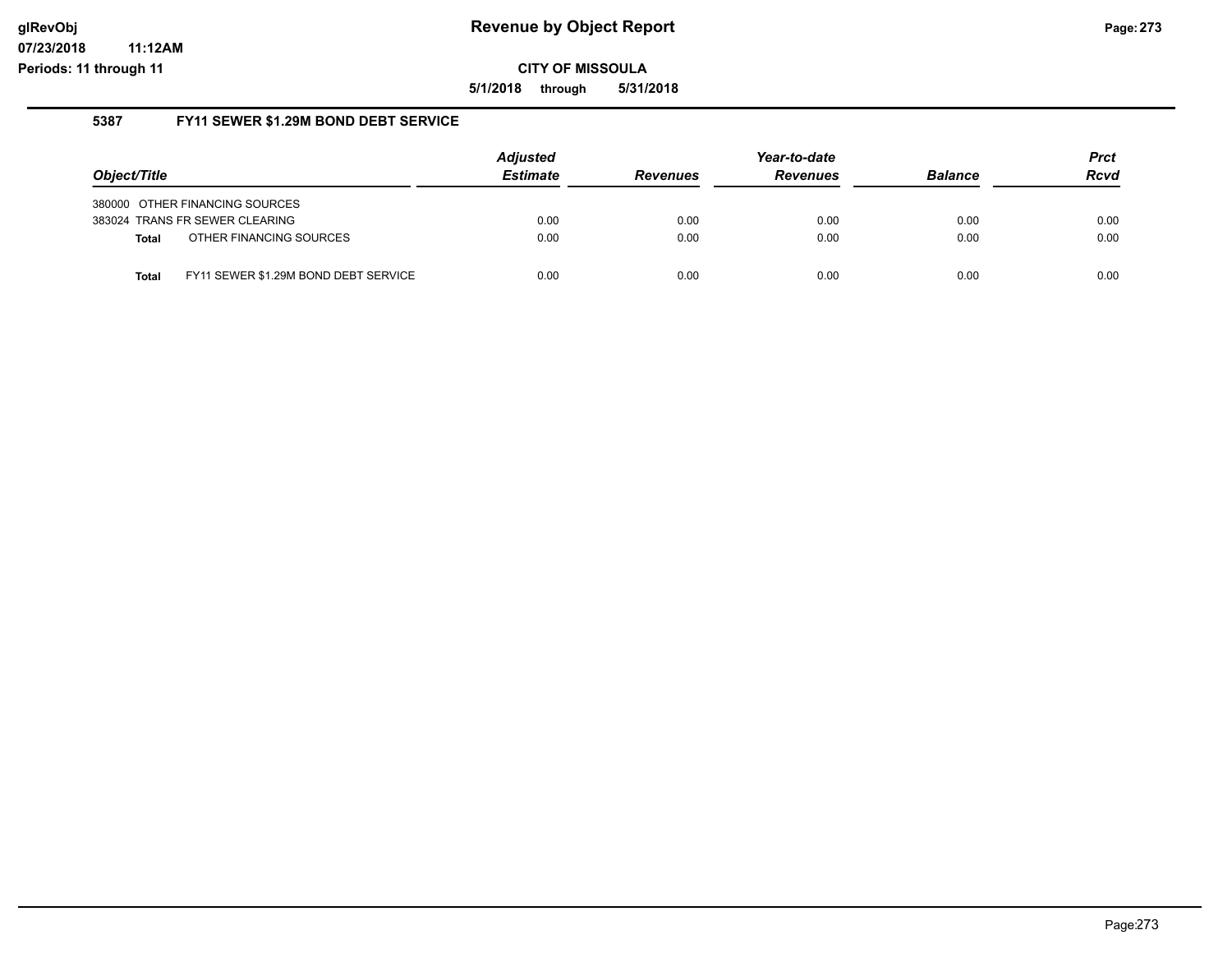# Revenue by Object Report

glRevObj
07/23/2018 11:12AM
Periods: 11 through 11

**CITY OF MISSOULA**

**5/1/2018 through 5/31/2018**

## 5387 FY11 SEWER $1.29M BOND DEBT SERVICE

| Object/Title | Adjusted Estimate | Revenues | Year-to-date Revenues | Balance | Prct Rcvd |
|---|---|---|---|---|---|
| 380000 OTHER FINANCING SOURCES | | | | | |
| 383024 TRANS FR SEWER CLEARING | 0.00 | 0.00 | 0.00 | 0.00 | 0.00 |
| **Total** OTHER FINANCING SOURCES | 0.00 | 0.00 | 0.00 | 0.00 | 0.00 |
| **Total** FY11 SEWER $1.29M BOND DEBT SERVICE | 0.00 | 0.00 | 0.00 | 0.00 | 0.00 |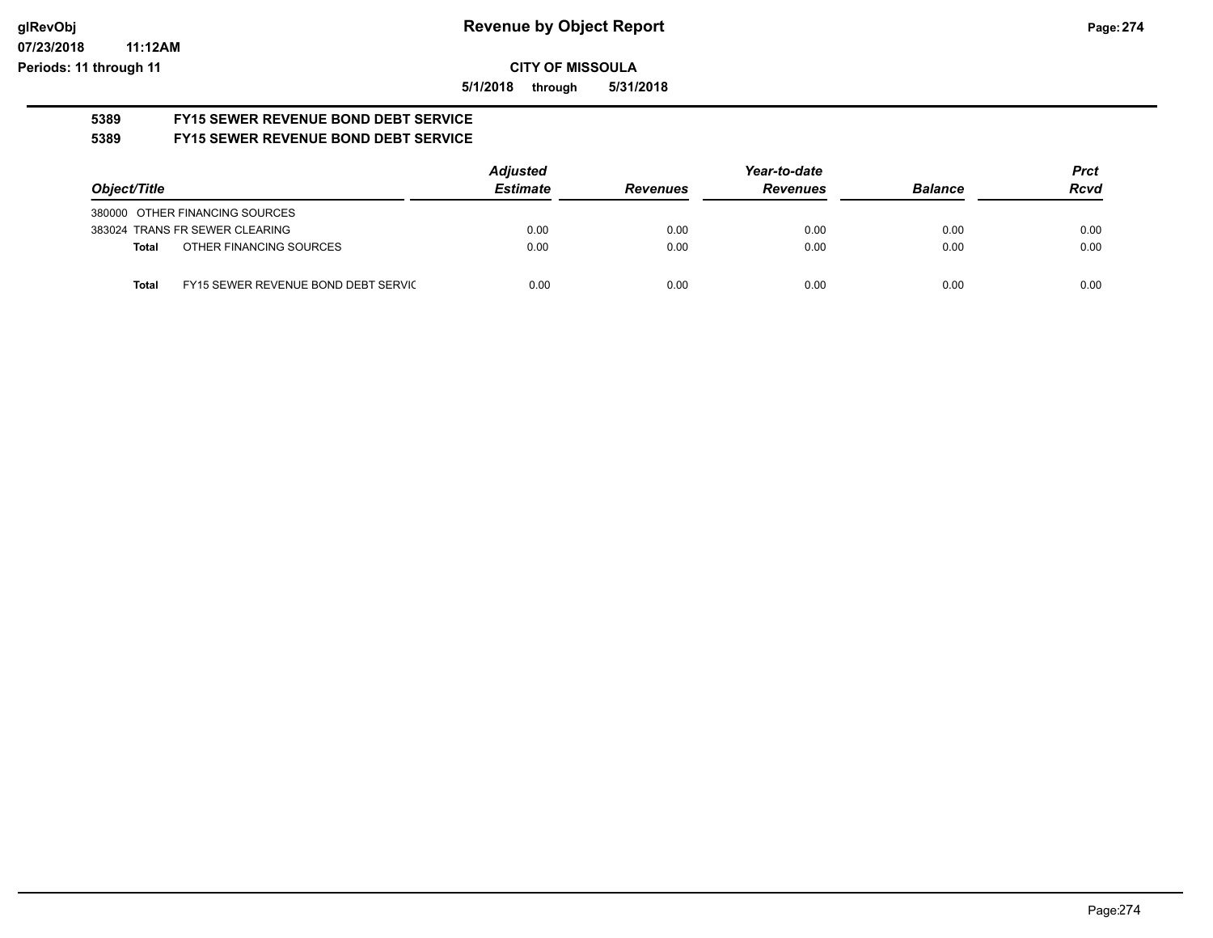**Revenue by Object Report**

**CITY OF MISSOULA**

**5/1/2018 through 5/31/2018**

glRevObj
07/23/2018 11:12AM
Periods: 11 through 11

**5389 FY15 SEWER REVENUE BOND DEBT SERVICE**

**5389 FY15 SEWER REVENUE BOND DEBT SERVICE**

| Object/Title | Adjusted Estimate | Revenues | Year-to-date Revenues | Balance | Prct Rcvd |
|---|---|---|---|---|---|
| 380000 OTHER FINANCING SOURCES | | | | | |
| 383024 TRANS FR SEWER CLEARING | 0.00 | 0.00 | 0.00 | 0.00 | 0.00 |
| **Total** OTHER FINANCING SOURCES | 0.00 | 0.00 | 0.00 | 0.00 | 0.00 |
| **Total** FY15 SEWER REVENUE BOND DEBT SERVIC | 0.00 | 0.00 | 0.00 | 0.00 | 0.00 |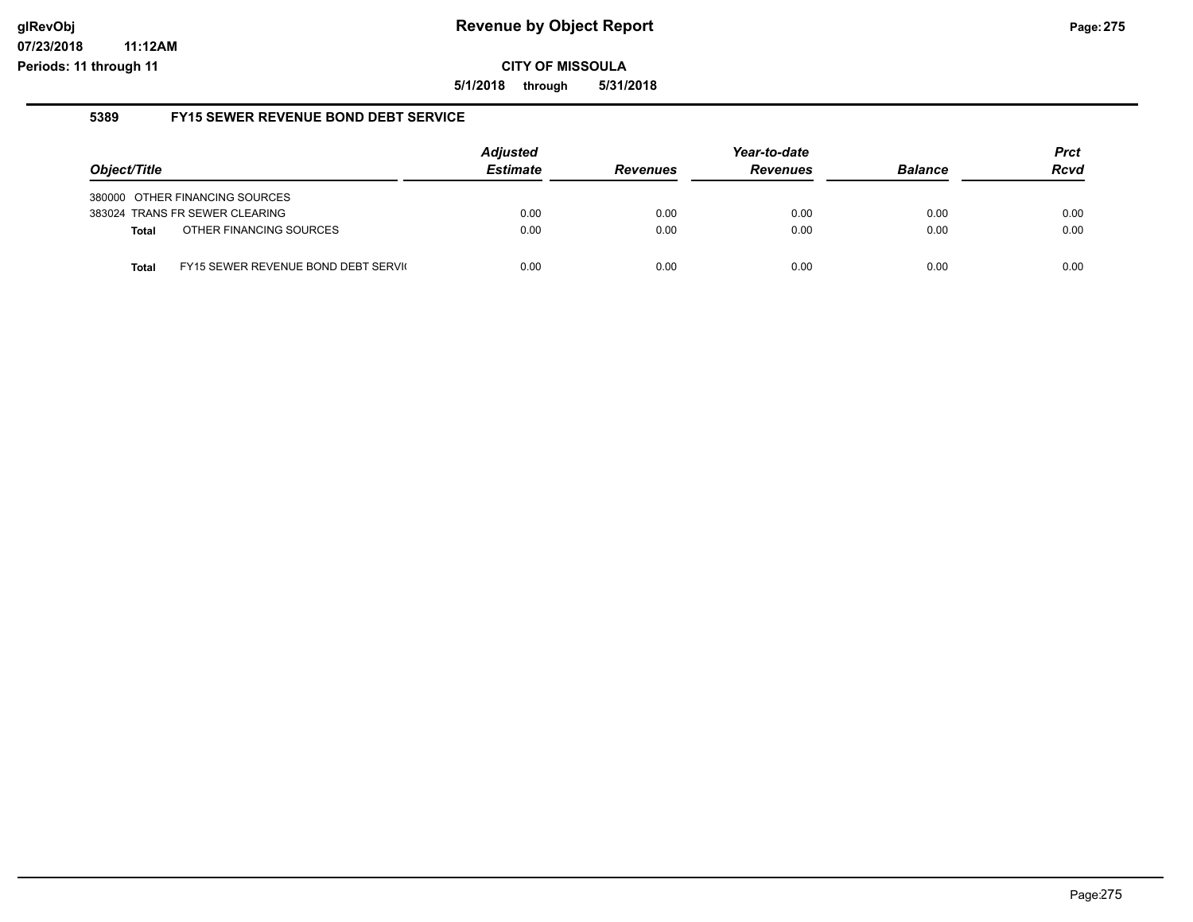**Revenue by Object Report**

**CITY OF MISSOULA**

**5/1/2018 through 5/31/2018**

glRevObj
07/23/2018 11:12AM
Periods: 11 through 11

### 5389 FY15 SEWER REVENUE BOND DEBT SERVICE

| Object/Title | | Adjusted Estimate | Revenues | Year-to-date Revenues | Balance | Prct Rcvd |
|---|---|---|---|---|---|---|
| 380000 OTHER FINANCING SOURCES | | | | | | |
| 383024 TRANS FR SEWER CLEARING | | 0.00 | 0.00 | 0.00 | 0.00 | 0.00 |
| **Total** | OTHER FINANCING SOURCES | 0.00 | 0.00 | 0.00 | 0.00 | 0.00 |
| **Total** | FY15 SEWER REVENUE BOND DEBT SERVI( | 0.00 | 0.00 | 0.00 | 0.00 | 0.00 |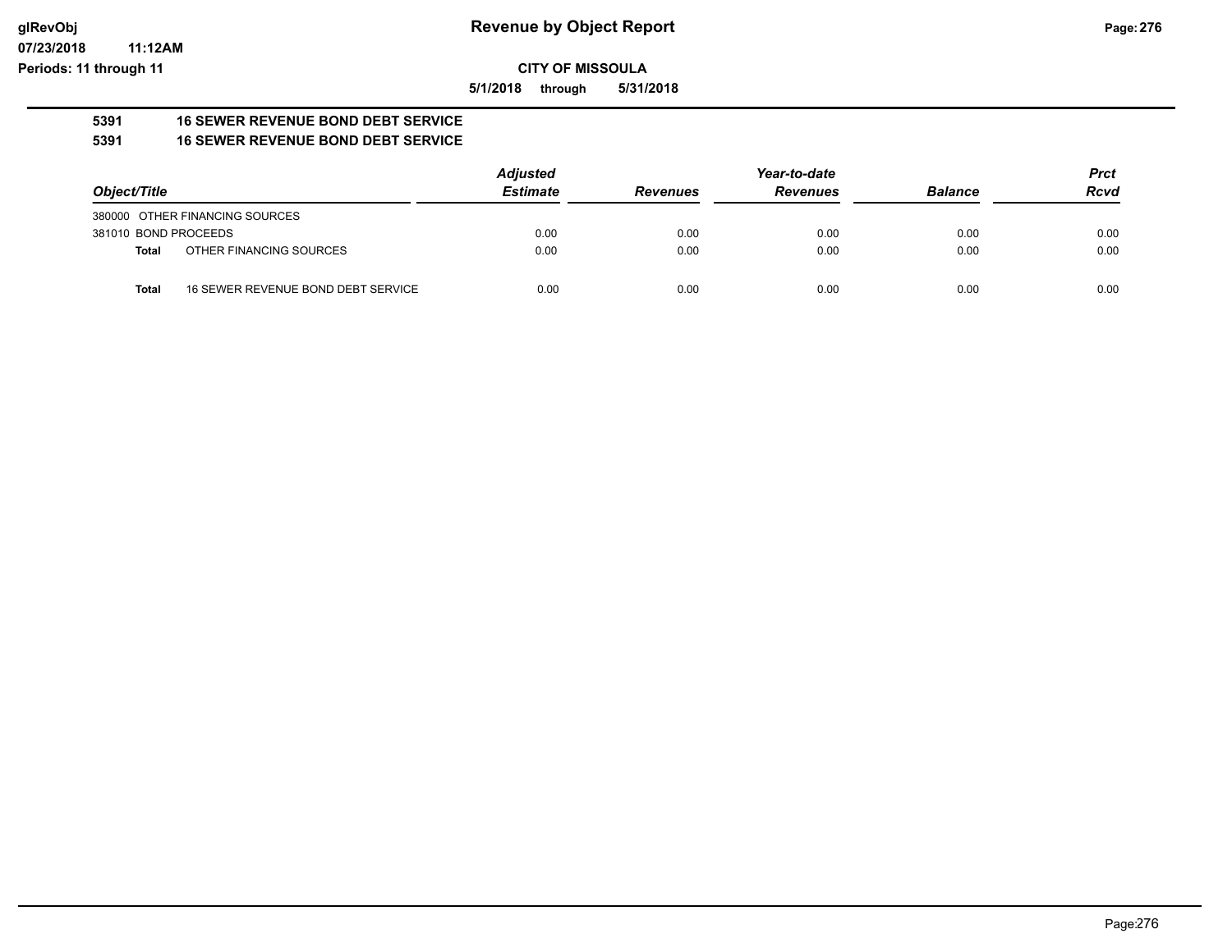**CITY OF MISSOULA**

**5/1/2018 through 5/31/2018**

**5391 16 SEWER REVENUE BOND DEBT SERVICE**

**5391 16 SEWER REVENUE BOND DEBT SERVICE**

| *Object/Title* | *Adjusted Estimate* | *Revenues* | *Year-to-date Revenues* | *Balance* | *Prct Rcvd* |
|---|---|---|---|---|---|
| 380000 OTHER FINANCING SOURCES | | | | | |
| 381010 BOND PROCEEDS | 0.00 | 0.00 | 0.00 | 0.00 | 0.00 |
| **Total** OTHER FINANCING SOURCES | 0.00 | 0.00 | 0.00 | 0.00 | 0.00 |
| **Total** 16 SEWER REVENUE BOND DEBT SERVICE | 0.00 | 0.00 | 0.00 | 0.00 | 0.00 |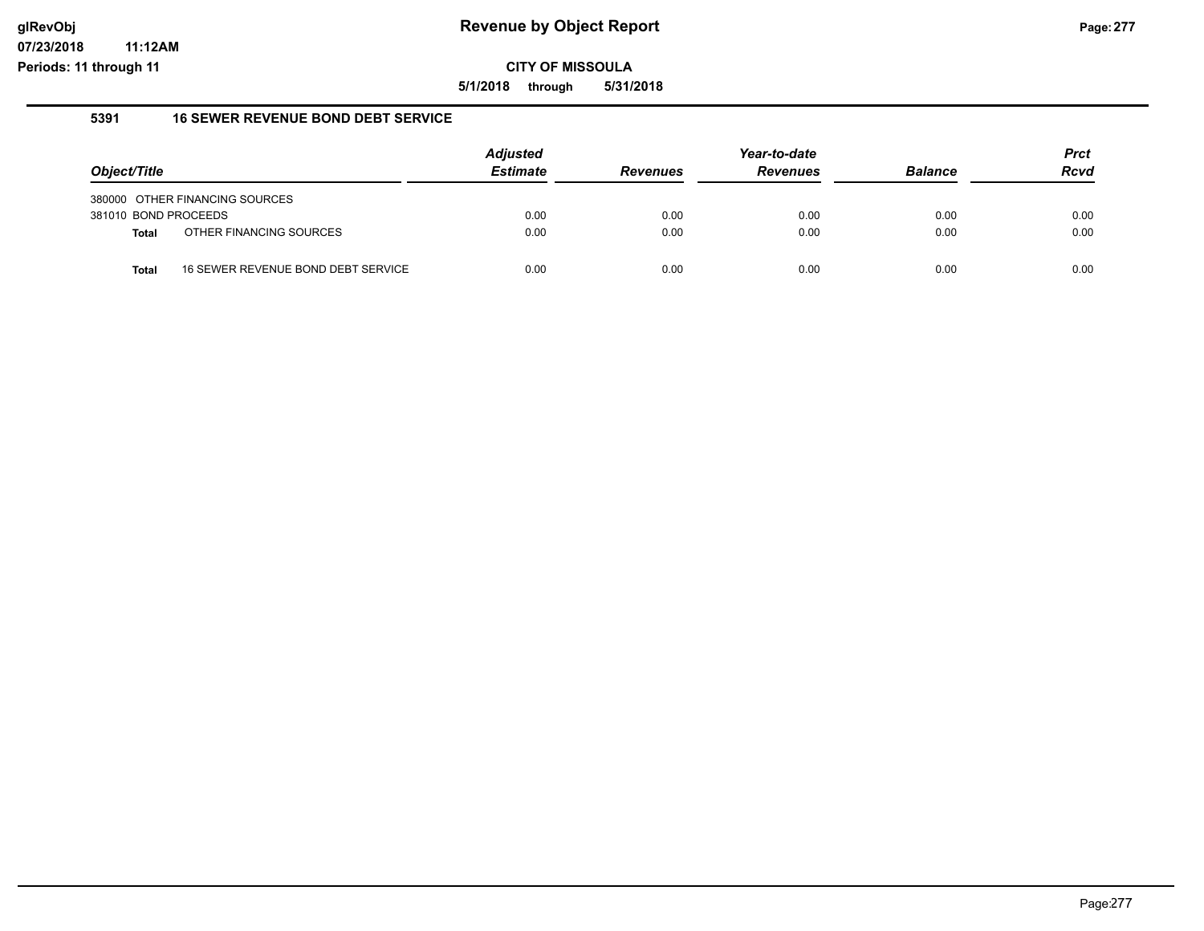# Revenue by Object Report

glRevObj
07/23/2018 11:12AM
Periods: 11 through 11

**CITY OF MISSOULA**

**5/1/2018 through 5/31/2018**

### 5391 16 SEWER REVENUE BOND DEBT SERVICE

| Object/Title | Adjusted Estimate | Revenues | Year-to-date Revenues | Balance | Prct Rcvd |
|---|---|---|---|---|---|
| 380000 OTHER FINANCING SOURCES | | | | | |
| 381010 BOND PROCEEDS | 0.00 | 0.00 | 0.00 | 0.00 | 0.00 |
| **Total** OTHER FINANCING SOURCES | 0.00 | 0.00 | 0.00 | 0.00 | 0.00 |
| **Total** 16 SEWER REVENUE BOND DEBT SERVICE | 0.00 | 0.00 | 0.00 | 0.00 | 0.00 |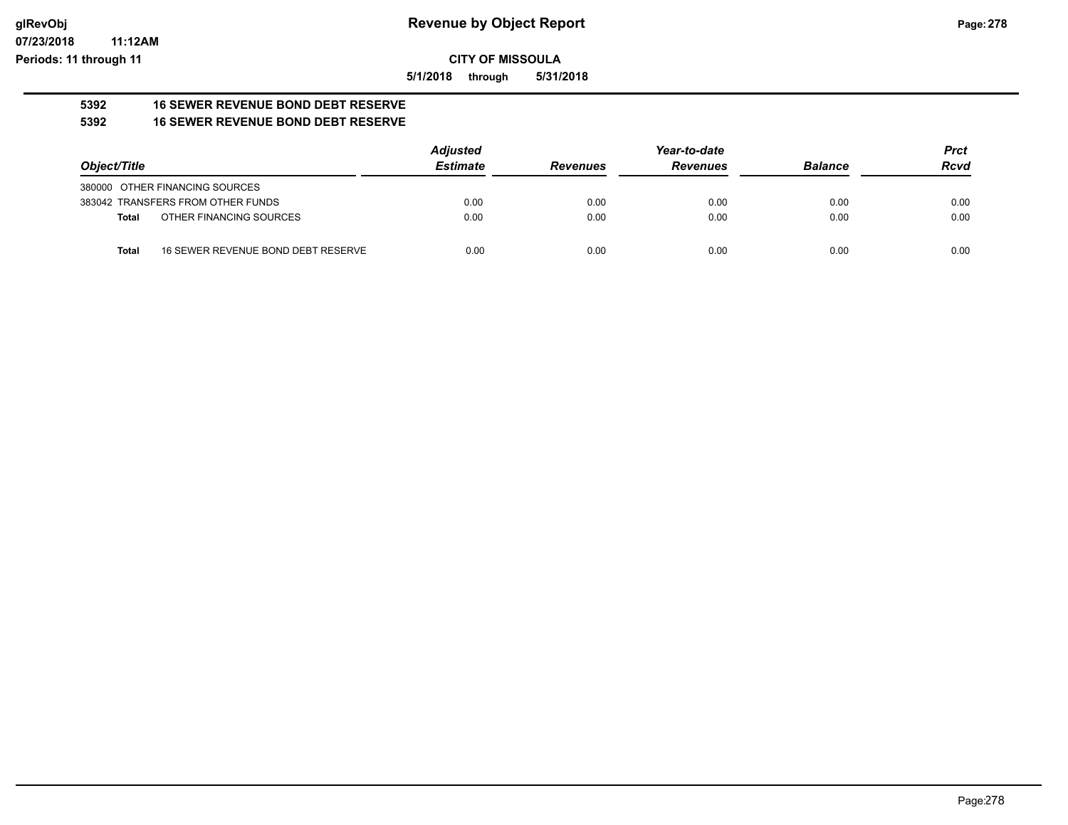**CITY OF MISSOULA**

**5/1/2018 through 5/31/2018**

**5392 16 SEWER REVENUE BOND DEBT RESERVE**

**5392 16 SEWER REVENUE BOND DEBT RESERVE**

| Object/Title | | Adjusted Estimate | Revenues | Year-to-date Revenues | Balance | Prct Rcvd |
|---|---|---|---|---|---|---|
| 380000 OTHER FINANCING SOURCES | | | | | | |
| 383042 TRANSFERS FROM OTHER FUNDS | | 0.00 | 0.00 | 0.00 | 0.00 | 0.00 |
| **Total** | OTHER FINANCING SOURCES | 0.00 | 0.00 | 0.00 | 0.00 | 0.00 |
| **Total** | 16 SEWER REVENUE BOND DEBT RESERVE | 0.00 | 0.00 | 0.00 | 0.00 | 0.00 |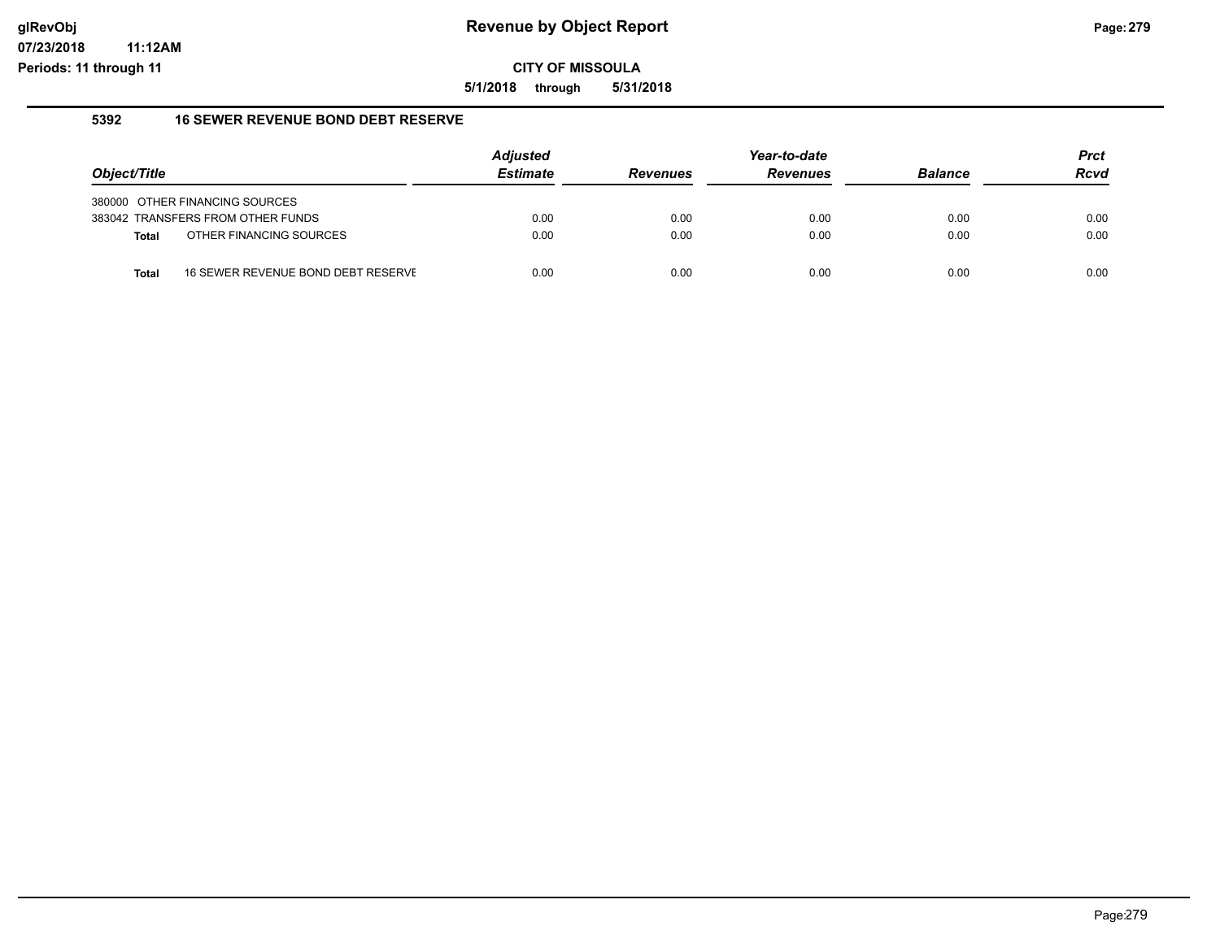## 5392 16 SEWER REVENUE BOND DEBT RESERVE

| Object/Title | Adjusted Estimate | Revenues | Year-to-date Revenues | Balance | Prct Rcvd |
|---|---|---|---|---|---|
| 380000 OTHER FINANCING SOURCES | | | | | |
| 383042 TRANSFERS FROM OTHER FUNDS | 0.00 | 0.00 | 0.00 | 0.00 | 0.00 |
| **Total** OTHER FINANCING SOURCES | 0.00 | 0.00 | 0.00 | 0.00 | 0.00 |
| **Total** 16 SEWER REVENUE BOND DEBT RESERVE | 0.00 | 0.00 | 0.00 | 0.00 | 0.00 |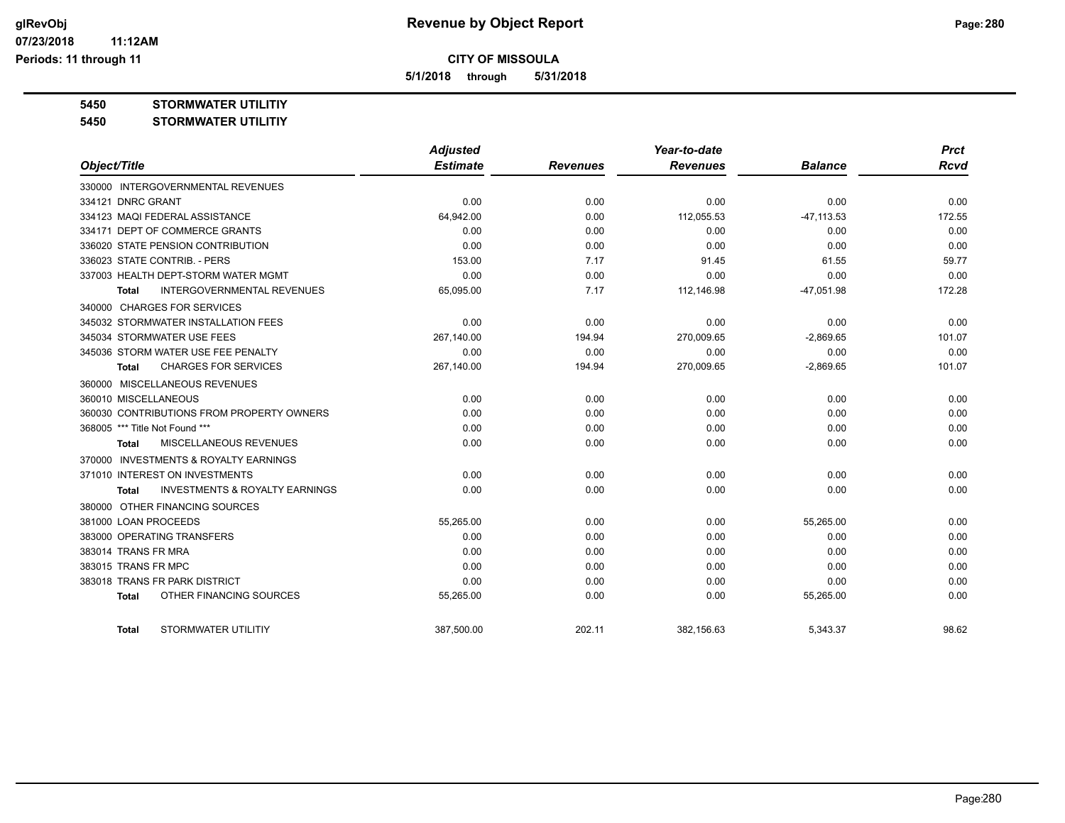# Revenue by Object Report

glRevObj
07/23/2018 11:12AM
Periods: 11 through 11

**CITY OF MISSOULA**

**5/1/2018 through 5/31/2018**

**5450 STORMWATER UTILITIY**

**5450 STORMWATER UTILITIY**

| Object/Title | Adjusted Estimate | Revenues | Year-to-date Revenues | Balance | Prct Rcvd |
|---|---|---|---|---|---|
| 330000 INTERGOVERNMENTAL REVENUES | | | | | |
| 334121 DNRC GRANT | 0.00 | 0.00 | 0.00 | 0.00 | 0.00 |
| 334123 MAQI FEDERAL ASSISTANCE | 64,942.00 | 0.00 | 112,055.53 | -47,113.53 | 172.55 |
| 334171 DEPT OF COMMERCE GRANTS | 0.00 | 0.00 | 0.00 | 0.00 | 0.00 |
| 336020 STATE PENSION CONTRIBUTION | 0.00 | 0.00 | 0.00 | 0.00 | 0.00 |
| 336023 STATE CONTRIB. - PERS | 153.00 | 7.17 | 91.45 | 61.55 | 59.77 |
| 337003 HEALTH DEPT-STORM WATER MGMT | 0.00 | 0.00 | 0.00 | 0.00 | 0.00 |
| **Total** INTERGOVERNMENTAL REVENUES | 65,095.00 | 7.17 | 112,146.98 | -47,051.98 | 172.28 |
| 340000 CHARGES FOR SERVICES | | | | | |
| 345032 STORMWATER INSTALLATION FEES | 0.00 | 0.00 | 0.00 | 0.00 | 0.00 |
| 345034 STORMWATER USE FEES | 267,140.00 | 194.94 | 270,009.65 | -2,869.65 | 101.07 |
| 345036 STORM WATER USE FEE PENALTY | 0.00 | 0.00 | 0.00 | 0.00 | 0.00 |
| **Total** CHARGES FOR SERVICES | 267,140.00 | 194.94 | 270,009.65 | -2,869.65 | 101.07 |
| 360000 MISCELLANEOUS REVENUES | | | | | |
| 360010 MISCELLANEOUS | 0.00 | 0.00 | 0.00 | 0.00 | 0.00 |
| 360030 CONTRIBUTIONS FROM PROPERTY OWNERS | 0.00 | 0.00 | 0.00 | 0.00 | 0.00 |
| 368005 *** Title Not Found *** | 0.00 | 0.00 | 0.00 | 0.00 | 0.00 |
| **Total** MISCELLANEOUS REVENUES | 0.00 | 0.00 | 0.00 | 0.00 | 0.00 |
| 370000 INVESTMENTS & ROYALTY EARNINGS | | | | | |
| 371010 INTEREST ON INVESTMENTS | 0.00 | 0.00 | 0.00 | 0.00 | 0.00 |
| **Total** INVESTMENTS & ROYALTY EARNINGS | 0.00 | 0.00 | 0.00 | 0.00 | 0.00 |
| 380000 OTHER FINANCING SOURCES | | | | | |
| 381000 LOAN PROCEEDS | 55,265.00 | 0.00 | 0.00 | 55,265.00 | 0.00 |
| 383000 OPERATING TRANSFERS | 0.00 | 0.00 | 0.00 | 0.00 | 0.00 |
| 383014 TRANS FR MRA | 0.00 | 0.00 | 0.00 | 0.00 | 0.00 |
| 383015 TRANS FR MPC | 0.00 | 0.00 | 0.00 | 0.00 | 0.00 |
| 383018 TRANS FR PARK DISTRICT | 0.00 | 0.00 | 0.00 | 0.00 | 0.00 |
| **Total** OTHER FINANCING SOURCES | 55,265.00 | 0.00 | 0.00 | 55,265.00 | 0.00 |
| **Total** STORMWATER UTILITIY | 387,500.00 | 202.11 | 382,156.63 | 5,343.37 | 98.62 |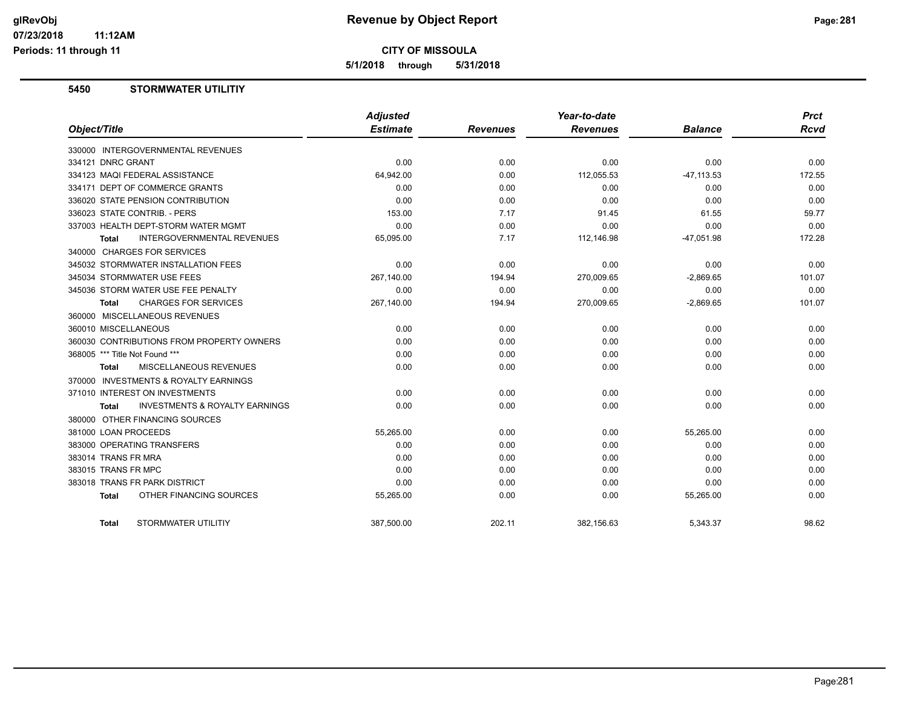**CITY OF MISSOULA**

**5/1/2018 through 5/31/2018**

## 5450 STORMWATER UTILITIY

| Object/Title | Adjusted Estimate | Revenues | Year-to-date Revenues | Balance | Prct Rcvd |
|---|---|---|---|---|---|
| 330000 INTERGOVERNMENTAL REVENUES | | | | | |
| 334121 DNRC GRANT | 0.00 | 0.00 | 0.00 | 0.00 | 0.00 |
| 334123 MAQI FEDERAL ASSISTANCE | 64,942.00 | 0.00 | 112,055.53 | -47,113.53 | 172.55 |
| 334171 DEPT OF COMMERCE GRANTS | 0.00 | 0.00 | 0.00 | 0.00 | 0.00 |
| 336020 STATE PENSION CONTRIBUTION | 0.00 | 0.00 | 0.00 | 0.00 | 0.00 |
| 336023 STATE CONTRIB. - PERS | 153.00 | 7.17 | 91.45 | 61.55 | 59.77 |
| 337003 HEALTH DEPT-STORM WATER MGMT | 0.00 | 0.00 | 0.00 | 0.00 | 0.00 |
| **Total** INTERGOVERNMENTAL REVENUES | 65,095.00 | 7.17 | 112,146.98 | -47,051.98 | 172.28 |
| 340000 CHARGES FOR SERVICES | | | | | |
| 345032 STORMWATER INSTALLATION FEES | 0.00 | 0.00 | 0.00 | 0.00 | 0.00 |
| 345034 STORMWATER USE FEES | 267,140.00 | 194.94 | 270,009.65 | -2,869.65 | 101.07 |
| 345036 STORM WATER USE FEE PENALTY | 0.00 | 0.00 | 0.00 | 0.00 | 0.00 |
| **Total** CHARGES FOR SERVICES | 267,140.00 | 194.94 | 270,009.65 | -2,869.65 | 101.07 |
| 360000 MISCELLANEOUS REVENUES | | | | | |
| 360010 MISCELLANEOUS | 0.00 | 0.00 | 0.00 | 0.00 | 0.00 |
| 360030 CONTRIBUTIONS FROM PROPERTY OWNERS | 0.00 | 0.00 | 0.00 | 0.00 | 0.00 |
| 368005 *** Title Not Found *** | 0.00 | 0.00 | 0.00 | 0.00 | 0.00 |
| **Total** MISCELLANEOUS REVENUES | 0.00 | 0.00 | 0.00 | 0.00 | 0.00 |
| 370000 INVESTMENTS & ROYALTY EARNINGS | | | | | |
| 371010 INTEREST ON INVESTMENTS | 0.00 | 0.00 | 0.00 | 0.00 | 0.00 |
| **Total** INVESTMENTS & ROYALTY EARNINGS | 0.00 | 0.00 | 0.00 | 0.00 | 0.00 |
| 380000 OTHER FINANCING SOURCES | | | | | |
| 381000 LOAN PROCEEDS | 55,265.00 | 0.00 | 0.00 | 55,265.00 | 0.00 |
| 383000 OPERATING TRANSFERS | 0.00 | 0.00 | 0.00 | 0.00 | 0.00 |
| 383014 TRANS FR MRA | 0.00 | 0.00 | 0.00 | 0.00 | 0.00 |
| 383015 TRANS FR MPC | 0.00 | 0.00 | 0.00 | 0.00 | 0.00 |
| 383018 TRANS FR PARK DISTRICT | 0.00 | 0.00 | 0.00 | 0.00 | 0.00 |
| **Total** OTHER FINANCING SOURCES | 55,265.00 | 0.00 | 0.00 | 55,265.00 | 0.00 |
| **Total** STORMWATER UTILITIY | 387,500.00 | 202.11 | 382,156.63 | 5,343.37 | 98.62 |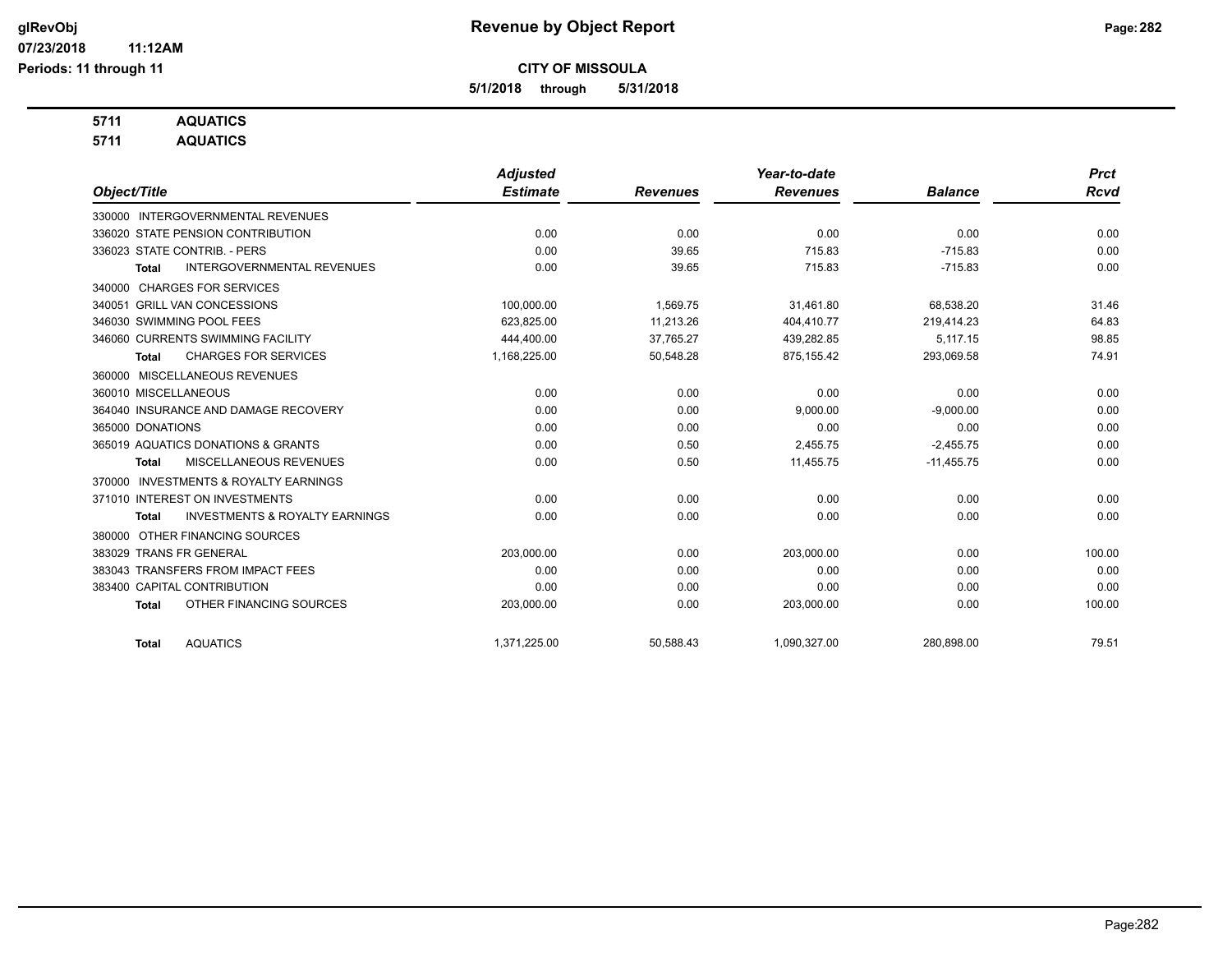**CITY OF MISSOULA**

**5/1/2018 through 5/31/2018**

**5711 AQUATICS**

**5711 AQUATICS**

| Object/Title | Adjusted Estimate | Revenues | Year-to-date Revenues | Balance | Prct Rcvd |
|---|---|---|---|---|---|
| 330000 INTERGOVERNMENTAL REVENUES | | | | | |
| 336020 STATE PENSION CONTRIBUTION | 0.00 | 0.00 | 0.00 | 0.00 | 0.00 |
| 336023 STATE CONTRIB. - PERS | 0.00 | 39.65 | 715.83 | -715.83 | 0.00 |
| **Total** INTERGOVERNMENTAL REVENUES | 0.00 | 39.65 | 715.83 | -715.83 | 0.00 |
| 340000 CHARGES FOR SERVICES | | | | | |
| 340051 GRILL VAN CONCESSIONS | 100,000.00 | 1,569.75 | 31,461.80 | 68,538.20 | 31.46 |
| 346030 SWIMMING POOL FEES | 623,825.00 | 11,213.26 | 404,410.77 | 219,414.23 | 64.83 |
| 346060 CURRENTS SWIMMING FACILITY | 444,400.00 | 37,765.27 | 439,282.85 | 5,117.15 | 98.85 |
| **Total** CHARGES FOR SERVICES | 1,168,225.00 | 50,548.28 | 875,155.42 | 293,069.58 | 74.91 |
| 360000 MISCELLANEOUS REVENUES | | | | | |
| 360010 MISCELLANEOUS | 0.00 | 0.00 | 0.00 | 0.00 | 0.00 |
| 364040 INSURANCE AND DAMAGE RECOVERY | 0.00 | 0.00 | 9,000.00 | -9,000.00 | 0.00 |
| 365000 DONATIONS | 0.00 | 0.00 | 0.00 | 0.00 | 0.00 |
| 365019 AQUATICS DONATIONS & GRANTS | 0.00 | 0.50 | 2,455.75 | -2,455.75 | 0.00 |
| **Total** MISCELLANEOUS REVENUES | 0.00 | 0.50 | 11,455.75 | -11,455.75 | 0.00 |
| 370000 INVESTMENTS & ROYALTY EARNINGS | | | | | |
| 371010 INTEREST ON INVESTMENTS | 0.00 | 0.00 | 0.00 | 0.00 | 0.00 |
| **Total** INVESTMENTS & ROYALTY EARNINGS | 0.00 | 0.00 | 0.00 | 0.00 | 0.00 |
| 380000 OTHER FINANCING SOURCES | | | | | |
| 383029 TRANS FR GENERAL | 203,000.00 | 0.00 | 203,000.00 | 0.00 | 100.00 |
| 383043 TRANSFERS FROM IMPACT FEES | 0.00 | 0.00 | 0.00 | 0.00 | 0.00 |
| 383400 CAPITAL CONTRIBUTION | 0.00 | 0.00 | 0.00 | 0.00 | 0.00 |
| **Total** OTHER FINANCING SOURCES | 203,000.00 | 0.00 | 203,000.00 | 0.00 | 100.00 |
| **Total** AQUATICS | 1,371,225.00 | 50,588.43 | 1,090,327.00 | 280,898.00 | 79.51 |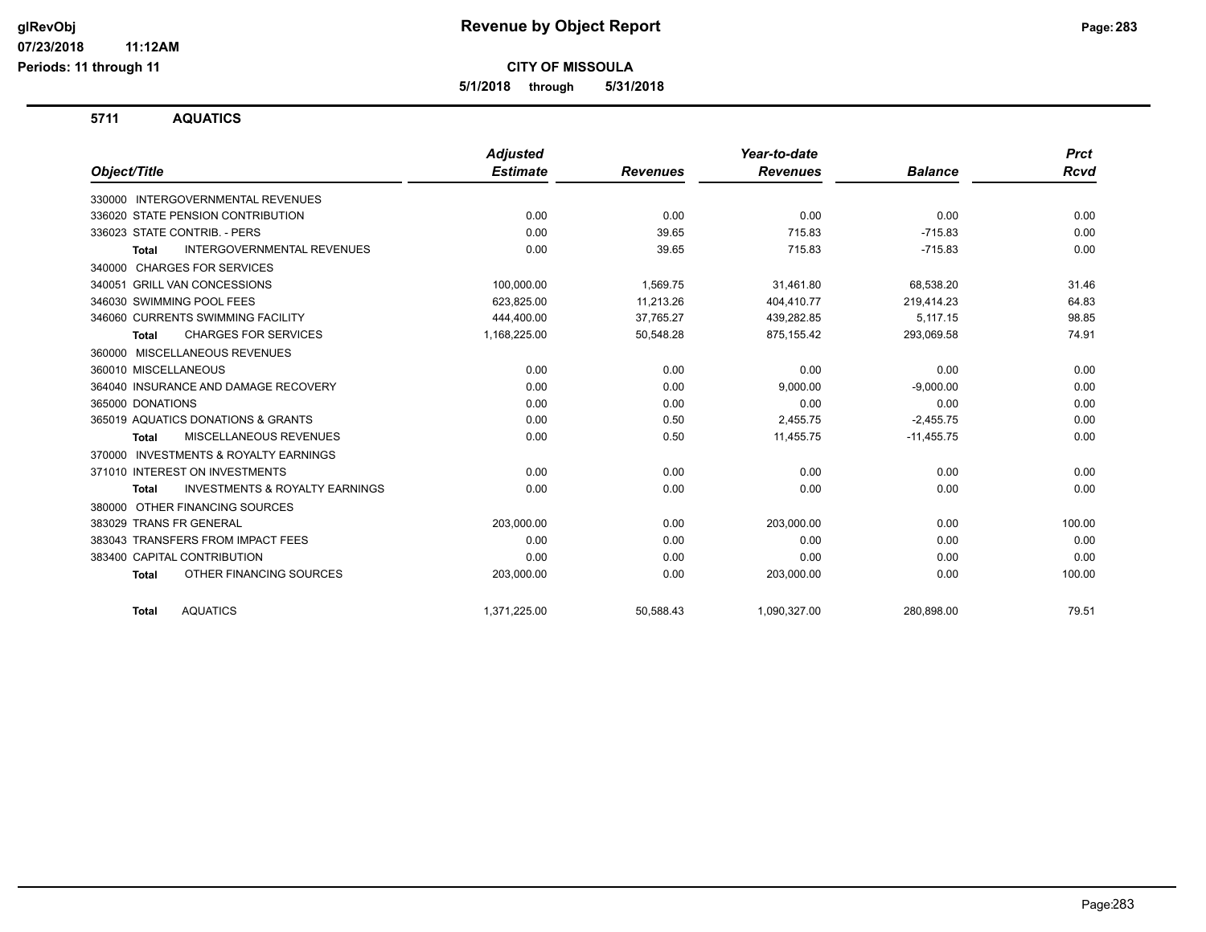# Revenue by Object Report

**CITY OF MISSOULA**

**5/1/2018 through 5/31/2018**

glRevObj
07/23/2018 11:12AM
Periods: 11 through 11

## 5711 AQUATICS

| Object/Title | Adjusted Estimate | Revenues | Year-to-date Revenues | Balance | Prct Rcvd |
|---|---|---|---|---|---|
| 330000 INTERGOVERNMENTAL REVENUES | | | | | |
| 336020 STATE PENSION CONTRIBUTION | 0.00 | 0.00 | 0.00 | 0.00 | 0.00 |
| 336023 STATE CONTRIB. - PERS | 0.00 | 39.65 | 715.83 | -715.83 | 0.00 |
| **Total** INTERGOVERNMENTAL REVENUES | 0.00 | 39.65 | 715.83 | -715.83 | 0.00 |
| 340000 CHARGES FOR SERVICES | | | | | |
| 340051 GRILL VAN CONCESSIONS | 100,000.00 | 1,569.75 | 31,461.80 | 68,538.20 | 31.46 |
| 346030 SWIMMING POOL FEES | 623,825.00 | 11,213.26 | 404,410.77 | 219,414.23 | 64.83 |
| 346060 CURRENTS SWIMMING FACILITY | 444,400.00 | 37,765.27 | 439,282.85 | 5,117.15 | 98.85 |
| **Total** CHARGES FOR SERVICES | 1,168,225.00 | 50,548.28 | 875,155.42 | 293,069.58 | 74.91 |
| 360000 MISCELLANEOUS REVENUES | | | | | |
| 360010 MISCELLANEOUS | 0.00 | 0.00 | 0.00 | 0.00 | 0.00 |
| 364040 INSURANCE AND DAMAGE RECOVERY | 0.00 | 0.00 | 9,000.00 | -9,000.00 | 0.00 |
| 365000 DONATIONS | 0.00 | 0.00 | 0.00 | 0.00 | 0.00 |
| 365019 AQUATICS DONATIONS & GRANTS | 0.00 | 0.50 | 2,455.75 | -2,455.75 | 0.00 |
| **Total** MISCELLANEOUS REVENUES | 0.00 | 0.50 | 11,455.75 | -11,455.75 | 0.00 |
| 370000 INVESTMENTS & ROYALTY EARNINGS | | | | | |
| 371010 INTEREST ON INVESTMENTS | 0.00 | 0.00 | 0.00 | 0.00 | 0.00 |
| **Total** INVESTMENTS & ROYALTY EARNINGS | 0.00 | 0.00 | 0.00 | 0.00 | 0.00 |
| 380000 OTHER FINANCING SOURCES | | | | | |
| 383029 TRANS FR GENERAL | 203,000.00 | 0.00 | 203,000.00 | 0.00 | 100.00 |
| 383043 TRANSFERS FROM IMPACT FEES | 0.00 | 0.00 | 0.00 | 0.00 | 0.00 |
| 383400 CAPITAL CONTRIBUTION | 0.00 | 0.00 | 0.00 | 0.00 | 0.00 |
| **Total** OTHER FINANCING SOURCES | 203,000.00 | 0.00 | 203,000.00 | 0.00 | 100.00 |
| **Total** AQUATICS | 1,371,225.00 | 50,588.43 | 1,090,327.00 | 280,898.00 | 79.51 |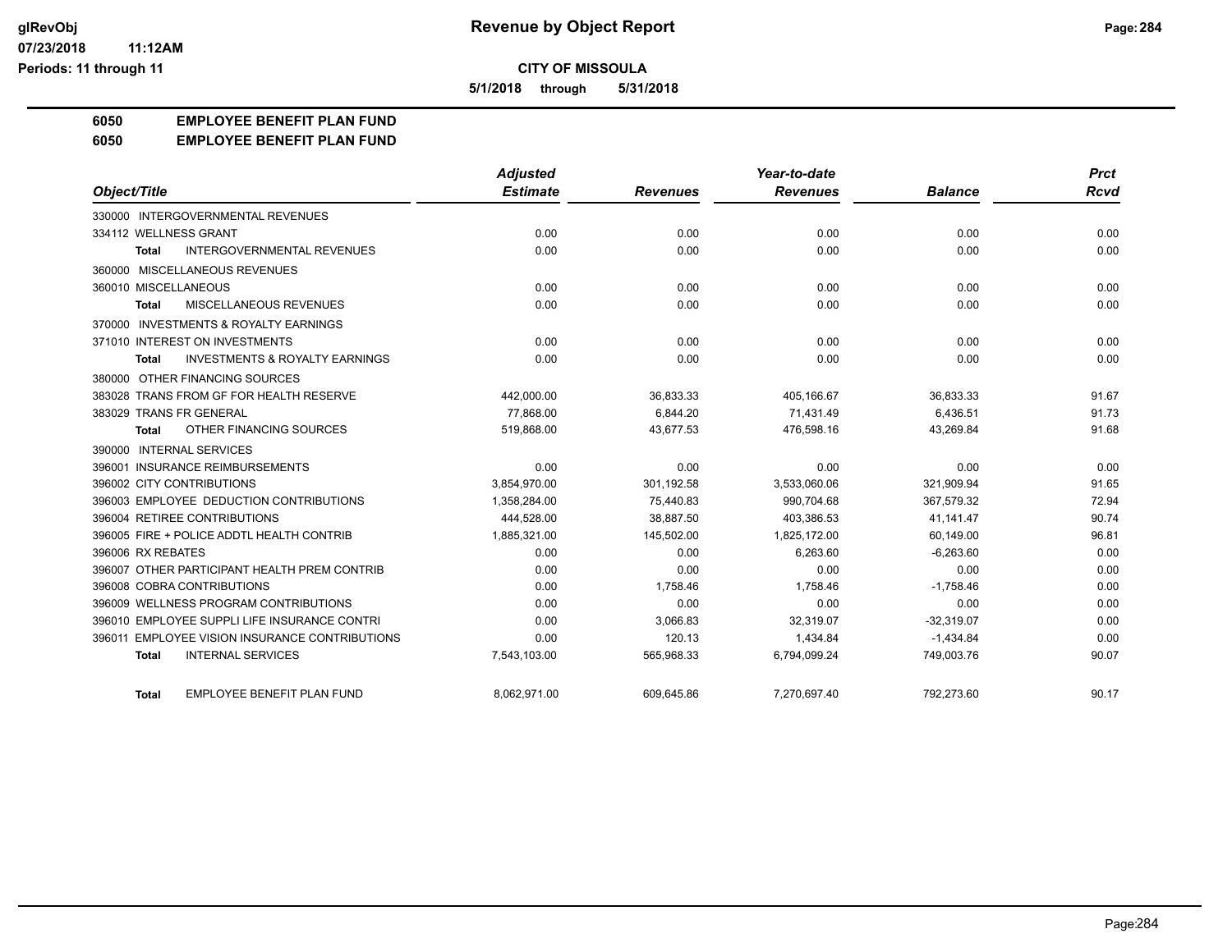# CITY OF MISSOULA

**5/1/2018 through 5/31/2018**

## 6050 EMPLOYEE BENEFIT PLAN FUND

## 6050 EMPLOYEE BENEFIT PLAN FUND

| Object/Title | Adjusted Estimate | Revenues | Year-to-date Revenues | Balance | Prct Rcvd |
|---|---|---|---|---|---|
| 330000 INTERGOVERNMENTAL REVENUES | | | | | |
| 334112 WELLNESS GRANT | 0.00 | 0.00 | 0.00 | 0.00 | 0.00 |
| **Total** INTERGOVERNMENTAL REVENUES | 0.00 | 0.00 | 0.00 | 0.00 | 0.00 |
| 360000 MISCELLANEOUS REVENUES | | | | | |
| 360010 MISCELLANEOUS | 0.00 | 0.00 | 0.00 | 0.00 | 0.00 |
| **Total** MISCELLANEOUS REVENUES | 0.00 | 0.00 | 0.00 | 0.00 | 0.00 |
| 370000 INVESTMENTS & ROYALTY EARNINGS | | | | | |
| 371010 INTEREST ON INVESTMENTS | 0.00 | 0.00 | 0.00 | 0.00 | 0.00 |
| **Total** INVESTMENTS & ROYALTY EARNINGS | 0.00 | 0.00 | 0.00 | 0.00 | 0.00 |
| 380000 OTHER FINANCING SOURCES | | | | | |
| 383028 TRANS FROM GF FOR HEALTH RESERVE | 442,000.00 | 36,833.33 | 405,166.67 | 36,833.33 | 91.67 |
| 383029 TRANS FR GENERAL | 77,868.00 | 6,844.20 | 71,431.49 | 6,436.51 | 91.73 |
| **Total** OTHER FINANCING SOURCES | 519,868.00 | 43,677.53 | 476,598.16 | 43,269.84 | 91.68 |
| 390000 INTERNAL SERVICES | | | | | |
| 396001 INSURANCE REIMBURSEMENTS | 0.00 | 0.00 | 0.00 | 0.00 | 0.00 |
| 396002 CITY CONTRIBUTIONS | 3,854,970.00 | 301,192.58 | 3,533,060.06 | 321,909.94 | 91.65 |
| 396003 EMPLOYEE DEDUCTION CONTRIBUTIONS | 1,358,284.00 | 75,440.83 | 990,704.68 | 367,579.32 | 72.94 |
| 396004 RETIREE CONTRIBUTIONS | 444,528.00 | 38,887.50 | 403,386.53 | 41,141.47 | 90.74 |
| 396005 FIRE + POLICE ADDTL HEALTH CONTRIB | 1,885,321.00 | 145,502.00 | 1,825,172.00 | 60,149.00 | 96.81 |
| 396006 RX REBATES | 0.00 | 0.00 | 6,263.60 | -6,263.60 | 0.00 |
| 396007 OTHER PARTICIPANT HEALTH PREM CONTRIB | 0.00 | 0.00 | 0.00 | 0.00 | 0.00 |
| 396008 COBRA CONTRIBUTIONS | 0.00 | 1,758.46 | 1,758.46 | -1,758.46 | 0.00 |
| 396009 WELLNESS PROGRAM CONTRIBUTIONS | 0.00 | 0.00 | 0.00 | 0.00 | 0.00 |
| 396010 EMPLOYEE SUPPLI LIFE INSURANCE CONTRI | 0.00 | 3,066.83 | 32,319.07 | -32,319.07 | 0.00 |
| 396011 EMPLOYEE VISION INSURANCE CONTRIBUTIONS | 0.00 | 120.13 | 1,434.84 | -1,434.84 | 0.00 |
| **Total** INTERNAL SERVICES | 7,543,103.00 | 565,968.33 | 6,794,099.24 | 749,003.76 | 90.07 |
| **Total** EMPLOYEE BENEFIT PLAN FUND | 8,062,971.00 | 609,645.86 | 7,270,697.40 | 792,273.60 | 90.17 |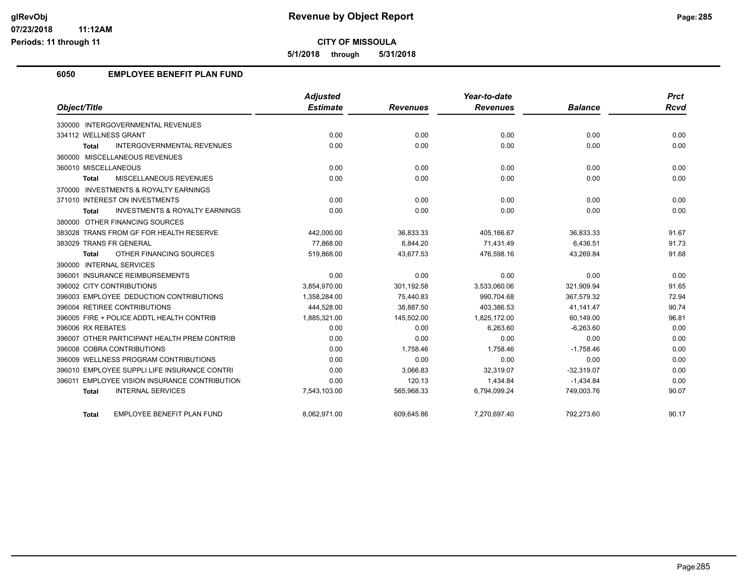# Revenue by Object Report

**CITY OF MISSOULA**

**5/1/2018 through 5/31/2018**

glRevObj
07/23/2018 11:12AM
Periods: 11 through 11

## 6050 EMPLOYEE BENEFIT PLAN FUND

| Object/Title | Adjusted Estimate | Revenues | Year-to-date Revenues | Balance | Prct Rcvd |
|---|---|---|---|---|---|
| 330000 INTERGOVERNMENTAL REVENUES | | | | | |
| 334112 WELLNESS GRANT | 0.00 | 0.00 | 0.00 | 0.00 | 0.00 |
| **Total** INTERGOVERNMENTAL REVENUES | 0.00 | 0.00 | 0.00 | 0.00 | 0.00 |
| 360000 MISCELLANEOUS REVENUES | | | | | |
| 360010 MISCELLANEOUS | 0.00 | 0.00 | 0.00 | 0.00 | 0.00 |
| **Total** MISCELLANEOUS REVENUES | 0.00 | 0.00 | 0.00 | 0.00 | 0.00 |
| 370000 INVESTMENTS & ROYALTY EARNINGS | | | | | |
| 371010 INTEREST ON INVESTMENTS | 0.00 | 0.00 | 0.00 | 0.00 | 0.00 |
| **Total** INVESTMENTS & ROYALTY EARNINGS | 0.00 | 0.00 | 0.00 | 0.00 | 0.00 |
| 380000 OTHER FINANCING SOURCES | | | | | |
| 383028 TRANS FROM GF FOR HEALTH RESERVE | 442,000.00 | 36,833.33 | 405,166.67 | 36,833.33 | 91.67 |
| 383029 TRANS FR GENERAL | 77,868.00 | 6,844.20 | 71,431.49 | 6,436.51 | 91.73 |
| **Total** OTHER FINANCING SOURCES | 519,868.00 | 43,677.53 | 476,598.16 | 43,269.84 | 91.68 |
| 390000 INTERNAL SERVICES | | | | | |
| 396001 INSURANCE REIMBURSEMENTS | 0.00 | 0.00 | 0.00 | 0.00 | 0.00 |
| 396002 CITY CONTRIBUTIONS | 3,854,970.00 | 301,192.58 | 3,533,060.06 | 321,909.94 | 91.65 |
| 396003 EMPLOYEE DEDUCTION CONTRIBUTIONS | 1,358,284.00 | 75,440.83 | 990,704.68 | 367,579.32 | 72.94 |
| 396004 RETIREE CONTRIBUTIONS | 444,528.00 | 38,887.50 | 403,386.53 | 41,141.47 | 90.74 |
| 396005 FIRE + POLICE ADDTL HEALTH CONTRIB | 1,885,321.00 | 145,502.00 | 1,825,172.00 | 60,149.00 | 96.81 |
| 396006 RX REBATES | 0.00 | 0.00 | 6,263.60 | -6,263.60 | 0.00 |
| 396007 OTHER PARTICIPANT HEALTH PREM CONTRIB | 0.00 | 0.00 | 0.00 | 0.00 | 0.00 |
| 396008 COBRA CONTRIBUTIONS | 0.00 | 1,758.46 | 1,758.46 | -1,758.46 | 0.00 |
| 396009 WELLNESS PROGRAM CONTRIBUTIONS | 0.00 | 0.00 | 0.00 | 0.00 | 0.00 |
| 396010 EMPLOYEE SUPPLI LIFE INSURANCE CONTRI | 0.00 | 3,066.83 | 32,319.07 | -32,319.07 | 0.00 |
| 396011 EMPLOYEE VISION INSURANCE CONTRIBUTION | 0.00 | 120.13 | 1,434.84 | -1,434.84 | 0.00 |
| **Total** INTERNAL SERVICES | 7,543,103.00 | 565,968.33 | 6,794,099.24 | 749,003.76 | 90.07 |
| **Total** EMPLOYEE BENEFIT PLAN FUND | 8,062,971.00 | 609,645.86 | 7,270,697.40 | 792,273.60 | 90.17 |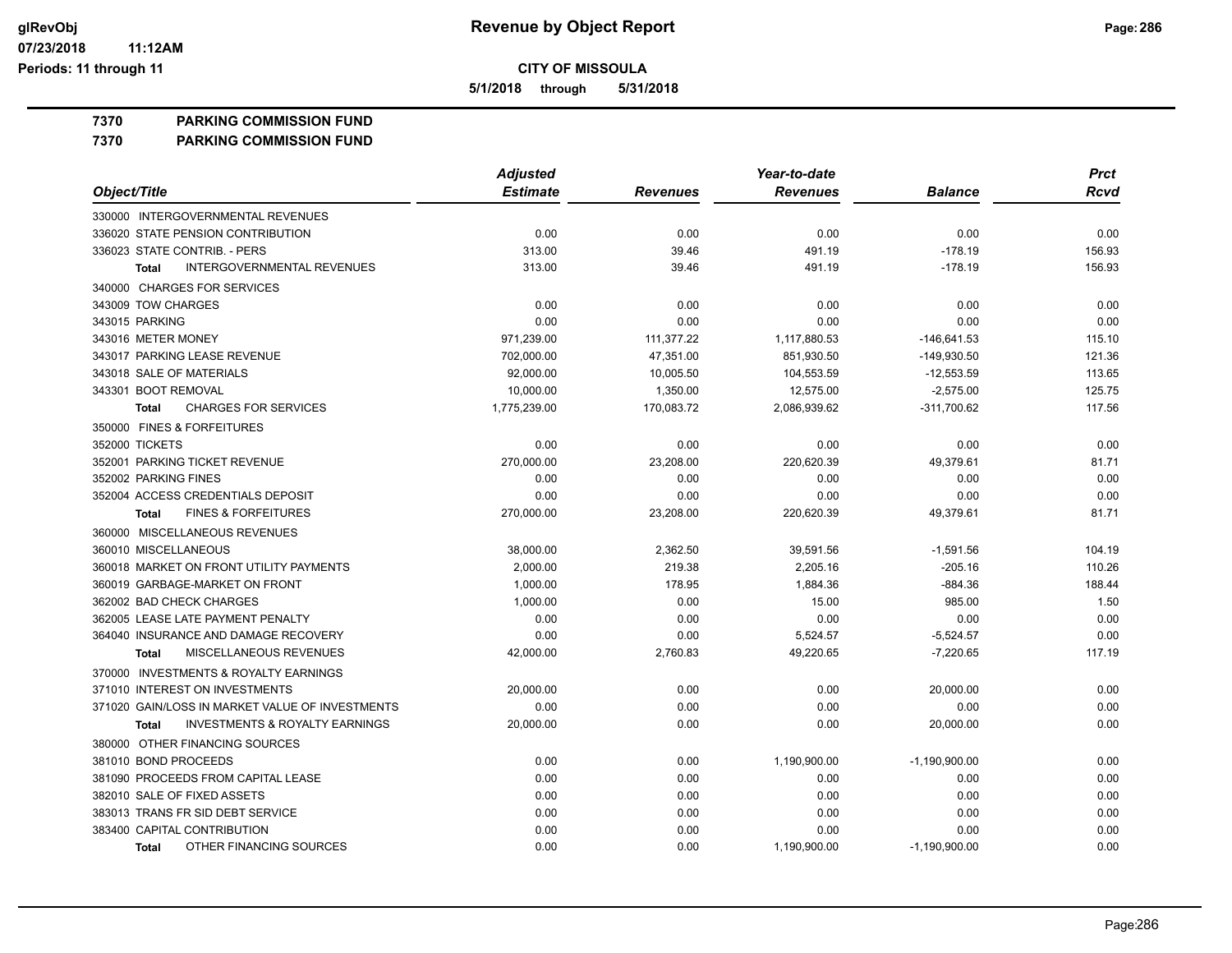# Revenue by Object Report

**CITY OF MISSOULA**

**5/1/2018 through 5/31/2018**

glRevObj
07/23/2018 11:12AM
Periods: 11 through 11

**7370 PARKING COMMISSION FUND**

**7370 PARKING COMMISSION FUND**

| Object/Title | Adjusted Estimate | Revenues | Year-to-date Revenues | Balance | Prct Rcvd |
|---|---|---|---|---|---|
| 330000 INTERGOVERNMENTAL REVENUES | | | | | |
| 336020 STATE PENSION CONTRIBUTION | 0.00 | 0.00 | 0.00 | 0.00 | 0.00 |
| 336023 STATE CONTRIB. - PERS | 313.00 | 39.46 | 491.19 | -178.19 | 156.93 |
| **Total** INTERGOVERNMENTAL REVENUES | 313.00 | 39.46 | 491.19 | -178.19 | 156.93 |
| 340000 CHARGES FOR SERVICES | | | | | |
| 343009 TOW CHARGES | 0.00 | 0.00 | 0.00 | 0.00 | 0.00 |
| 343015 PARKING | 0.00 | 0.00 | 0.00 | 0.00 | 0.00 |
| 343016 METER MONEY | 971,239.00 | 111,377.22 | 1,117,880.53 | -146,641.53 | 115.10 |
| 343017 PARKING LEASE REVENUE | 702,000.00 | 47,351.00 | 851,930.50 | -149,930.50 | 121.36 |
| 343018 SALE OF MATERIALS | 92,000.00 | 10,005.50 | 104,553.59 | -12,553.59 | 113.65 |
| 343301 BOOT REMOVAL | 10,000.00 | 1,350.00 | 12,575.00 | -2,575.00 | 125.75 |
| **Total** CHARGES FOR SERVICES | 1,775,239.00 | 170,083.72 | 2,086,939.62 | -311,700.62 | 117.56 |
| 350000 FINES & FORFEITURES | | | | | |
| 352000 TICKETS | 0.00 | 0.00 | 0.00 | 0.00 | 0.00 |
| 352001 PARKING TICKET REVENUE | 270,000.00 | 23,208.00 | 220,620.39 | 49,379.61 | 81.71 |
| 352002 PARKING FINES | 0.00 | 0.00 | 0.00 | 0.00 | 0.00 |
| 352004 ACCESS CREDENTIALS DEPOSIT | 0.00 | 0.00 | 0.00 | 0.00 | 0.00 |
| **Total** FINES & FORFEITURES | 270,000.00 | 23,208.00 | 220,620.39 | 49,379.61 | 81.71 |
| 360000 MISCELLANEOUS REVENUES | | | | | |
| 360010 MISCELLANEOUS | 38,000.00 | 2,362.50 | 39,591.56 | -1,591.56 | 104.19 |
| 360018 MARKET ON FRONT UTILITY PAYMENTS | 2,000.00 | 219.38 | 2,205.16 | -205.16 | 110.26 |
| 360019 GARBAGE-MARKET ON FRONT | 1,000.00 | 178.95 | 1,884.36 | -884.36 | 188.44 |
| 362002 BAD CHECK CHARGES | 1,000.00 | 0.00 | 15.00 | 985.00 | 1.50 |
| 362005 LEASE LATE PAYMENT PENALTY | 0.00 | 0.00 | 0.00 | 0.00 | 0.00 |
| 364040 INSURANCE AND DAMAGE RECOVERY | 0.00 | 0.00 | 5,524.57 | -5,524.57 | 0.00 |
| **Total** MISCELLANEOUS REVENUES | 42,000.00 | 2,760.83 | 49,220.65 | -7,220.65 | 117.19 |
| 370000 INVESTMENTS & ROYALTY EARNINGS | | | | | |
| 371010 INTEREST ON INVESTMENTS | 20,000.00 | 0.00 | 0.00 | 20,000.00 | 0.00 |
| 371020 GAIN/LOSS IN MARKET VALUE OF INVESTMENTS | 0.00 | 0.00 | 0.00 | 0.00 | 0.00 |
| **Total** INVESTMENTS & ROYALTY EARNINGS | 20,000.00 | 0.00 | 0.00 | 20,000.00 | 0.00 |
| 380000 OTHER FINANCING SOURCES | | | | | |
| 381010 BOND PROCEEDS | 0.00 | 0.00 | 1,190,900.00 | -1,190,900.00 | 0.00 |
| 381090 PROCEEDS FROM CAPITAL LEASE | 0.00 | 0.00 | 0.00 | 0.00 | 0.00 |
| 382010 SALE OF FIXED ASSETS | 0.00 | 0.00 | 0.00 | 0.00 | 0.00 |
| 383013 TRANS FR SID DEBT SERVICE | 0.00 | 0.00 | 0.00 | 0.00 | 0.00 |
| 383400 CAPITAL CONTRIBUTION | 0.00 | 0.00 | 0.00 | 0.00 | 0.00 |
| **Total** OTHER FINANCING SOURCES | 0.00 | 0.00 | 1,190,900.00 | -1,190,900.00 | 0.00 |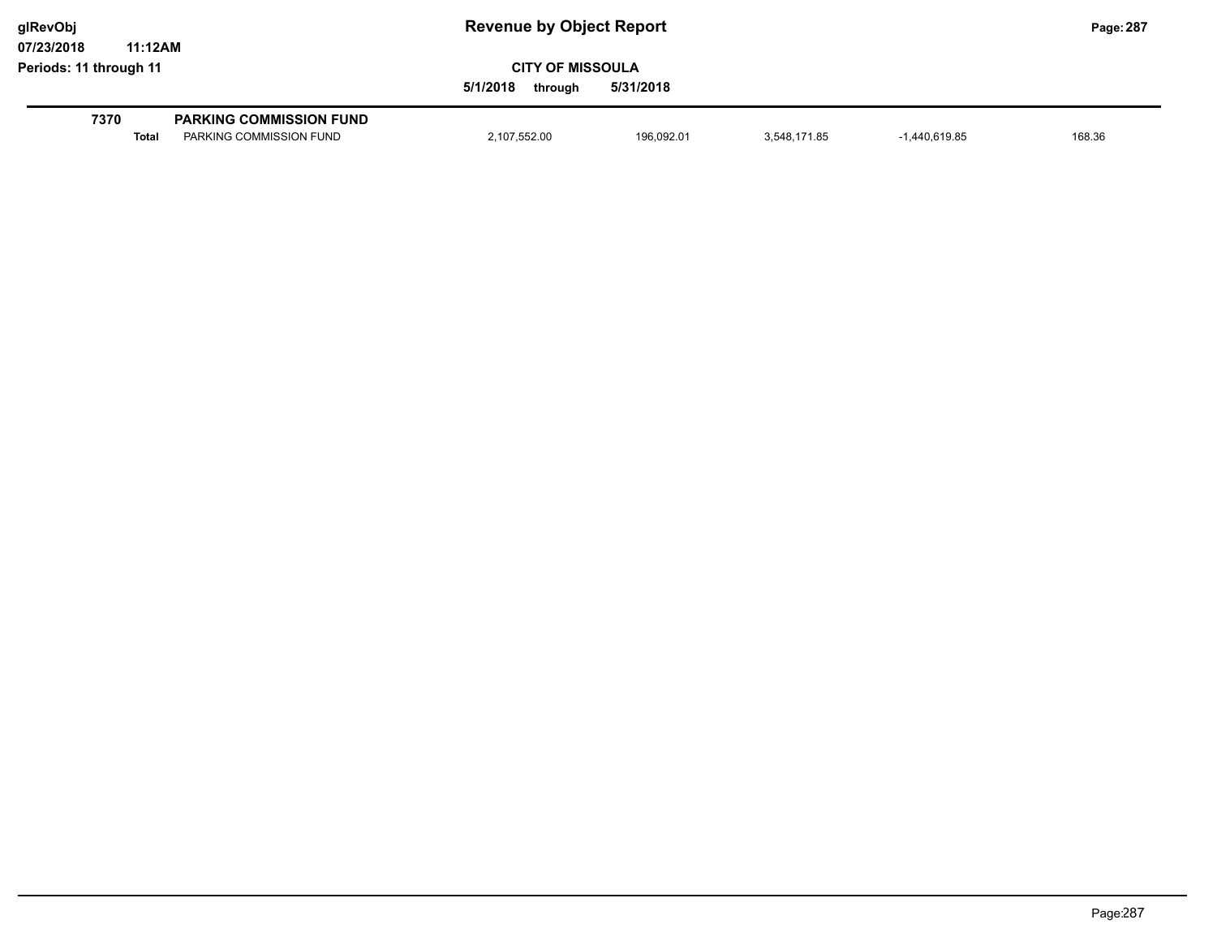**Revenue by Object Report**

**CITY OF MISSOULA**

**5/1/2018 through 5/31/2018**

| | | | | | | |
|---|---|---|---|---|---|---|
| **7370** | **PARKING COMMISSION FUND** | | | | | |
| **Total** | PARKING COMMISSION FUND | 2,107,552.00 | 196,092.01 | 3,548,171.85 | -1,440,619.85 | 168.36 |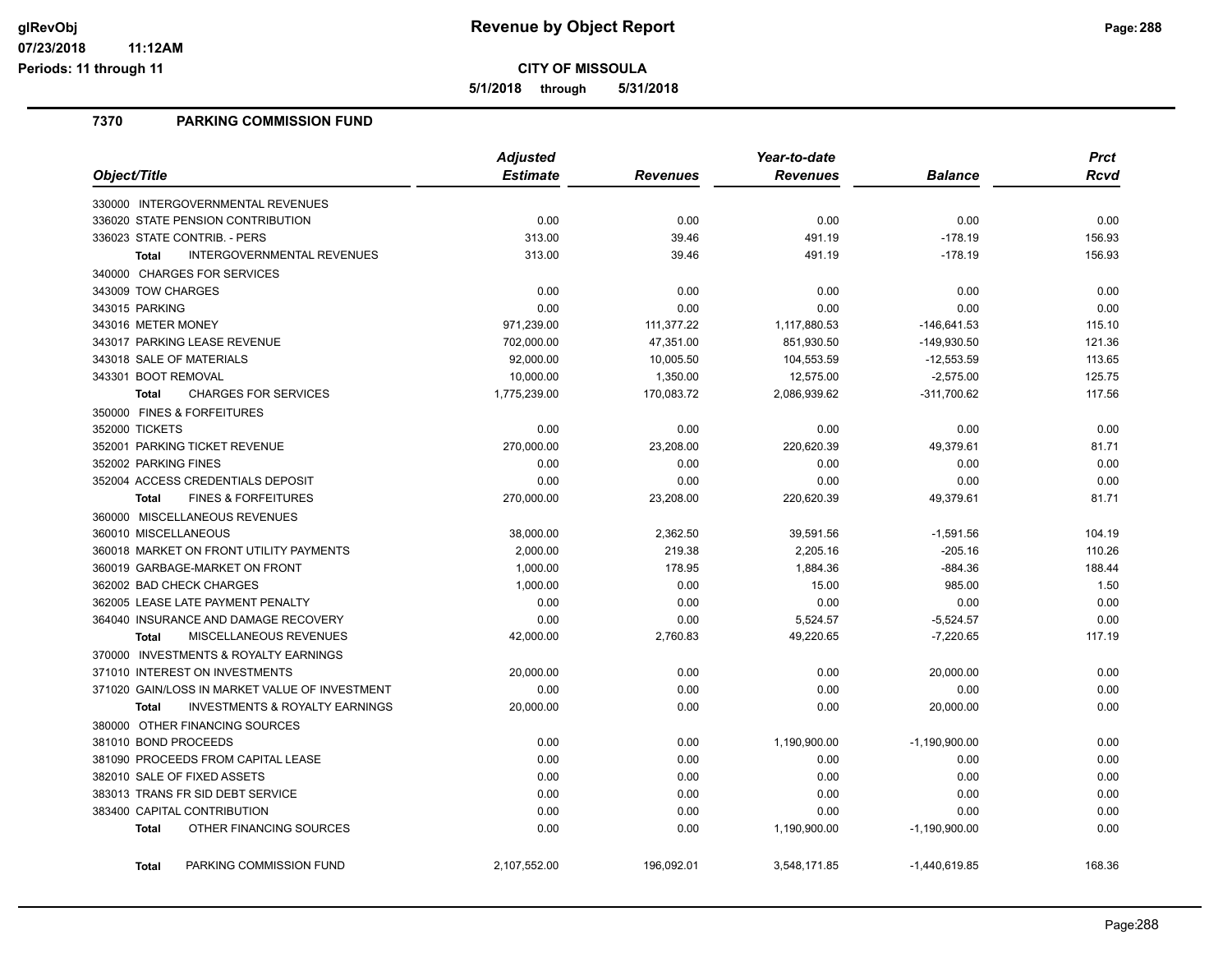# Revenue by Object Report

**CITY OF MISSOULA**

**5/1/2018 through 5/31/2018**

glRevObj
07/23/2018 11:12AM
Periods: 11 through 11

## 7370 PARKING COMMISSION FUND

| Object/Title | Adjusted Estimate | Revenues | Year-to-date Revenues | Balance | Prct Rcvd |
|---|---|---|---|---|---|
| 330000 INTERGOVERNMENTAL REVENUES | | | | | |
| 336020 STATE PENSION CONTRIBUTION | 0.00 | 0.00 | 0.00 | 0.00 | 0.00 |
| 336023 STATE CONTRIB. - PERS | 313.00 | 39.46 | 491.19 | -178.19 | 156.93 |
| **Total** INTERGOVERNMENTAL REVENUES | 313.00 | 39.46 | 491.19 | -178.19 | 156.93 |
| 340000 CHARGES FOR SERVICES | | | | | |
| 343009 TOW CHARGES | 0.00 | 0.00 | 0.00 | 0.00 | 0.00 |
| 343015 PARKING | 0.00 | 0.00 | 0.00 | 0.00 | 0.00 |
| 343016 METER MONEY | 971,239.00 | 111,377.22 | 1,117,880.53 | -146,641.53 | 115.10 |
| 343017 PARKING LEASE REVENUE | 702,000.00 | 47,351.00 | 851,930.50 | -149,930.50 | 121.36 |
| 343018 SALE OF MATERIALS | 92,000.00 | 10,005.50 | 104,553.59 | -12,553.59 | 113.65 |
| 343301 BOOT REMOVAL | 10,000.00 | 1,350.00 | 12,575.00 | -2,575.00 | 125.75 |
| **Total** CHARGES FOR SERVICES | 1,775,239.00 | 170,083.72 | 2,086,939.62 | -311,700.62 | 117.56 |
| 350000 FINES & FORFEITURES | | | | | |
| 352000 TICKETS | 0.00 | 0.00 | 0.00 | 0.00 | 0.00 |
| 352001 PARKING TICKET REVENUE | 270,000.00 | 23,208.00 | 220,620.39 | 49,379.61 | 81.71 |
| 352002 PARKING FINES | 0.00 | 0.00 | 0.00 | 0.00 | 0.00 |
| 352004 ACCESS CREDENTIALS DEPOSIT | 0.00 | 0.00 | 0.00 | 0.00 | 0.00 |
| **Total** FINES & FORFEITURES | 270,000.00 | 23,208.00 | 220,620.39 | 49,379.61 | 81.71 |
| 360000 MISCELLANEOUS REVENUES | | | | | |
| 360010 MISCELLANEOUS | 38,000.00 | 2,362.50 | 39,591.56 | -1,591.56 | 104.19 |
| 360018 MARKET ON FRONT UTILITY PAYMENTS | 2,000.00 | 219.38 | 2,205.16 | -205.16 | 110.26 |
| 360019 GARBAGE-MARKET ON FRONT | 1,000.00 | 178.95 | 1,884.36 | -884.36 | 188.44 |
| 362002 BAD CHECK CHARGES | 1,000.00 | 0.00 | 15.00 | 985.00 | 1.50 |
| 362005 LEASE LATE PAYMENT PENALTY | 0.00 | 0.00 | 0.00 | 0.00 | 0.00 |
| 364040 INSURANCE AND DAMAGE RECOVERY | 0.00 | 0.00 | 5,524.57 | -5,524.57 | 0.00 |
| **Total** MISCELLANEOUS REVENUES | 42,000.00 | 2,760.83 | 49,220.65 | -7,220.65 | 117.19 |
| 370000 INVESTMENTS & ROYALTY EARNINGS | | | | | |
| 371010 INTEREST ON INVESTMENTS | 20,000.00 | 0.00 | 0.00 | 20,000.00 | 0.00 |
| 371020 GAIN/LOSS IN MARKET VALUE OF INVESTMENT | 0.00 | 0.00 | 0.00 | 0.00 | 0.00 |
| **Total** INVESTMENTS & ROYALTY EARNINGS | 20,000.00 | 0.00 | 0.00 | 20,000.00 | 0.00 |
| 380000 OTHER FINANCING SOURCES | | | | | |
| 381010 BOND PROCEEDS | 0.00 | 0.00 | 1,190,900.00 | -1,190,900.00 | 0.00 |
| 381090 PROCEEDS FROM CAPITAL LEASE | 0.00 | 0.00 | 0.00 | 0.00 | 0.00 |
| 382010 SALE OF FIXED ASSETS | 0.00 | 0.00 | 0.00 | 0.00 | 0.00 |
| 383013 TRANS FR SID DEBT SERVICE | 0.00 | 0.00 | 0.00 | 0.00 | 0.00 |
| 383400 CAPITAL CONTRIBUTION | 0.00 | 0.00 | 0.00 | 0.00 | 0.00 |
| **Total** OTHER FINANCING SOURCES | 0.00 | 0.00 | 1,190,900.00 | -1,190,900.00 | 0.00 |
| **Total** PARKING COMMISSION FUND | 2,107,552.00 | 196,092.01 | 3,548,171.85 | -1,440,619.85 | 168.36 |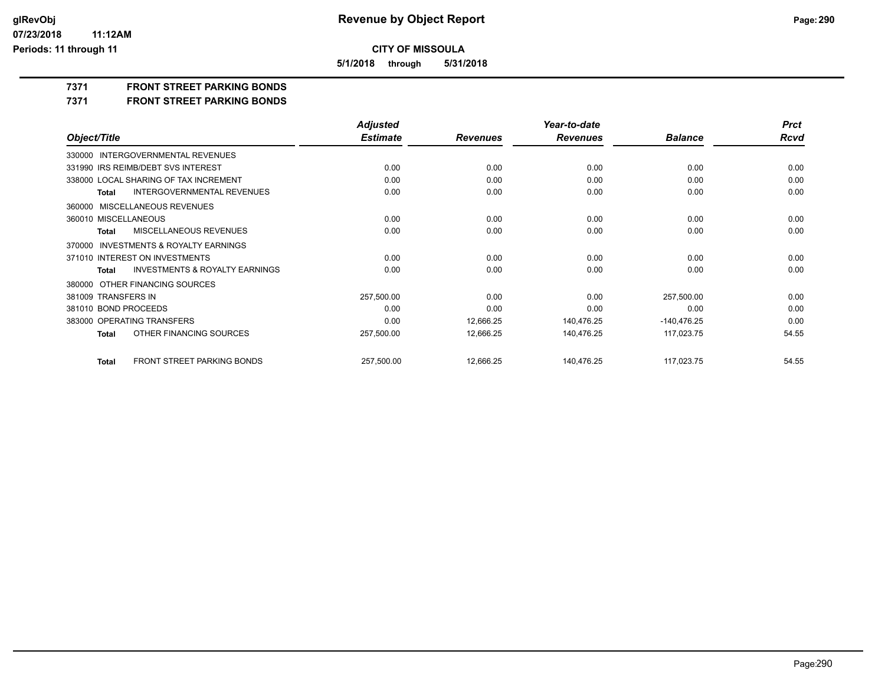**CITY OF MISSOULA**

**5/1/2018 through 5/31/2018**

**7371 FRONT STREET PARKING BONDS**

**7371 FRONT STREET PARKING BONDS**

| Object/Title | Adjusted Estimate | Revenues | Year-to-date Revenues | Balance | Prct Rcvd |
|---|---|---|---|---|---|
| 330000 INTERGOVERNMENTAL REVENUES | | | | | |
| 331990 IRS REIMB/DEBT SVS INTEREST | 0.00 | 0.00 | 0.00 | 0.00 | 0.00 |
| 338000 LOCAL SHARING OF TAX INCREMENT | 0.00 | 0.00 | 0.00 | 0.00 | 0.00 |
| **Total** INTERGOVERNMENTAL REVENUES | 0.00 | 0.00 | 0.00 | 0.00 | 0.00 |
| 360000 MISCELLANEOUS REVENUES | | | | | |
| 360010 MISCELLANEOUS | 0.00 | 0.00 | 0.00 | 0.00 | 0.00 |
| **Total** MISCELLANEOUS REVENUES | 0.00 | 0.00 | 0.00 | 0.00 | 0.00 |
| 370000 INVESTMENTS & ROYALTY EARNINGS | | | | | |
| 371010 INTEREST ON INVESTMENTS | 0.00 | 0.00 | 0.00 | 0.00 | 0.00 |
| **Total** INVESTMENTS & ROYALTY EARNINGS | 0.00 | 0.00 | 0.00 | 0.00 | 0.00 |
| 380000 OTHER FINANCING SOURCES | | | | | |
| 381009 TRANSFERS IN | 257,500.00 | 0.00 | 0.00 | 257,500.00 | 0.00 |
| 381010 BOND PROCEEDS | 0.00 | 0.00 | 0.00 | 0.00 | 0.00 |
| 383000 OPERATING TRANSFERS | 0.00 | 12,666.25 | 140,476.25 | -140,476.25 | 0.00 |
| **Total** OTHER FINANCING SOURCES | 257,500.00 | 12,666.25 | 140,476.25 | 117,023.75 | 54.55 |
| **Total** FRONT STREET PARKING BONDS | 257,500.00 | 12,666.25 | 140,476.25 | 117,023.75 | 54.55 |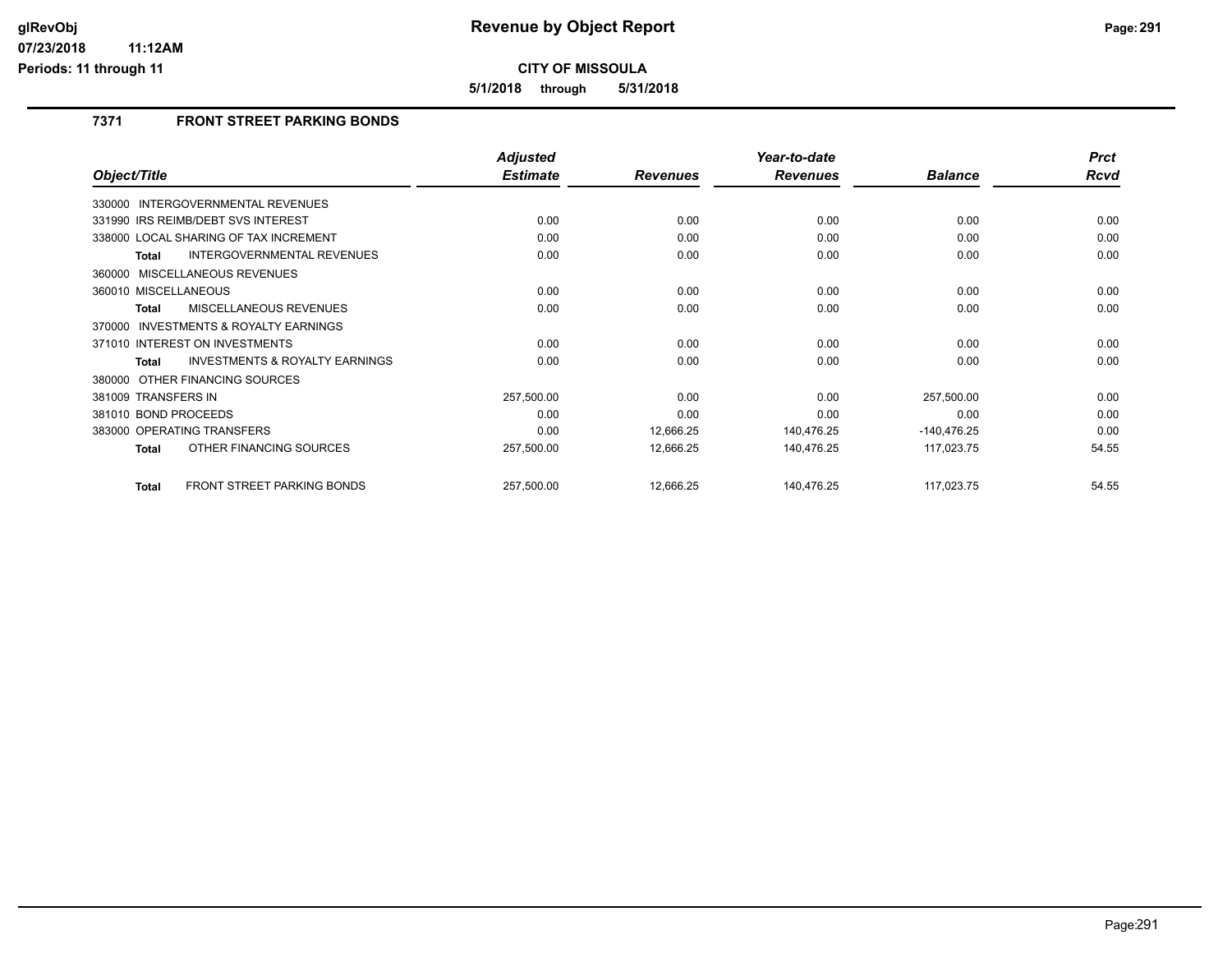# Revenue by Object Report

**CITY OF MISSOULA**

**5/1/2018 through 5/31/2018**

glRevObj
07/23/2018 11:12AM
Periods: 11 through 11

## 7371 FRONT STREET PARKING BONDS

| Object/Title | Adjusted Estimate | Revenues | Year-to-date Revenues | Balance | Prct Rcvd |
|---|---|---|---|---|---|
| 330000 INTERGOVERNMENTAL REVENUES | | | | | |
| 331990 IRS REIMB/DEBT SVS INTEREST | 0.00 | 0.00 | 0.00 | 0.00 | 0.00 |
| 338000 LOCAL SHARING OF TAX INCREMENT | 0.00 | 0.00 | 0.00 | 0.00 | 0.00 |
| **Total** INTERGOVERNMENTAL REVENUES | 0.00 | 0.00 | 0.00 | 0.00 | 0.00 |
| 360000 MISCELLANEOUS REVENUES | | | | | |
| 360010 MISCELLANEOUS | 0.00 | 0.00 | 0.00 | 0.00 | 0.00 |
| **Total** MISCELLANEOUS REVENUES | 0.00 | 0.00 | 0.00 | 0.00 | 0.00 |
| 370000 INVESTMENTS & ROYALTY EARNINGS | | | | | |
| 371010 INTEREST ON INVESTMENTS | 0.00 | 0.00 | 0.00 | 0.00 | 0.00 |
| **Total** INVESTMENTS & ROYALTY EARNINGS | 0.00 | 0.00 | 0.00 | 0.00 | 0.00 |
| 380000 OTHER FINANCING SOURCES | | | | | |
| 381009 TRANSFERS IN | 257,500.00 | 0.00 | 0.00 | 257,500.00 | 0.00 |
| 381010 BOND PROCEEDS | 0.00 | 0.00 | 0.00 | 0.00 | 0.00 |
| 383000 OPERATING TRANSFERS | 0.00 | 12,666.25 | 140,476.25 | -140,476.25 | 0.00 |
| **Total** OTHER FINANCING SOURCES | 257,500.00 | 12,666.25 | 140,476.25 | 117,023.75 | 54.55 |
| **Total** FRONT STREET PARKING BONDS | 257,500.00 | 12,666.25 | 140,476.25 | 117,023.75 | 54.55 |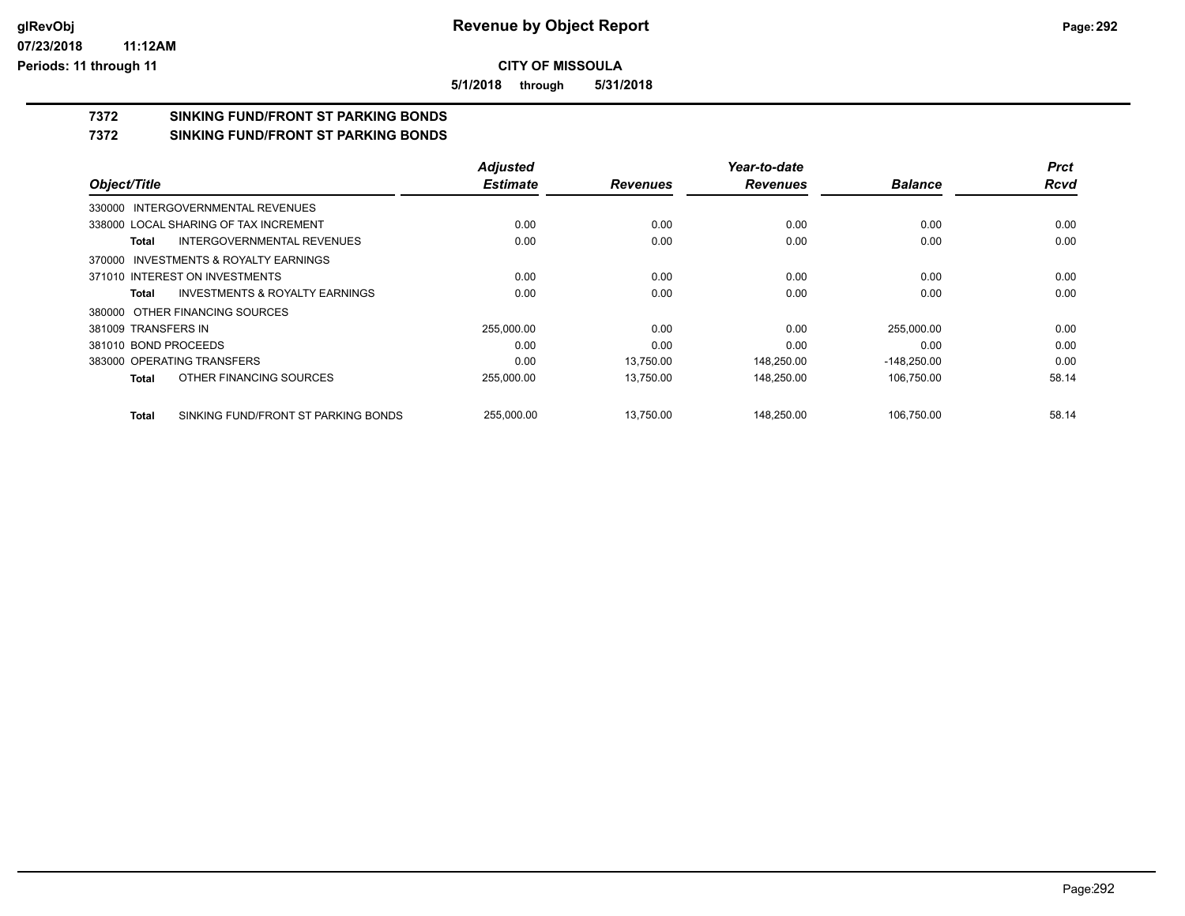**CITY OF MISSOULA**

**5/1/2018 through 5/31/2018**

## 7372 SINKING FUND/FRONT ST PARKING BONDS

## 7372 SINKING FUND/FRONT ST PARKING BONDS

| Object/Title | | Adjusted Estimate | Revenues | Year-to-date Revenues | Balance | Prct Rcvd |
|---|---|---|---|---|---|---|
| 330000 INTERGOVERNMENTAL REVENUES | | | | | | |
| 338000 LOCAL SHARING OF TAX INCREMENT | | 0.00 | 0.00 | 0.00 | 0.00 | 0.00 |
| **Total** | INTERGOVERNMENTAL REVENUES | 0.00 | 0.00 | 0.00 | 0.00 | 0.00 |
| 370000 INVESTMENTS & ROYALTY EARNINGS | | | | | | |
| 371010 INTEREST ON INVESTMENTS | | 0.00 | 0.00 | 0.00 | 0.00 | 0.00 |
| **Total** | INVESTMENTS & ROYALTY EARNINGS | 0.00 | 0.00 | 0.00 | 0.00 | 0.00 |
| 380000 OTHER FINANCING SOURCES | | | | | | |
| 381009 TRANSFERS IN | | 255,000.00 | 0.00 | 0.00 | 255,000.00 | 0.00 |
| 381010 BOND PROCEEDS | | 0.00 | 0.00 | 0.00 | 0.00 | 0.00 |
| 383000 OPERATING TRANSFERS | | 0.00 | 13,750.00 | 148,250.00 | -148,250.00 | 0.00 |
| **Total** | OTHER FINANCING SOURCES | 255,000.00 | 13,750.00 | 148,250.00 | 106,750.00 | 58.14 |
| **Total** | SINKING FUND/FRONT ST PARKING BONDS | 255,000.00 | 13,750.00 | 148,250.00 | 106,750.00 | 58.14 |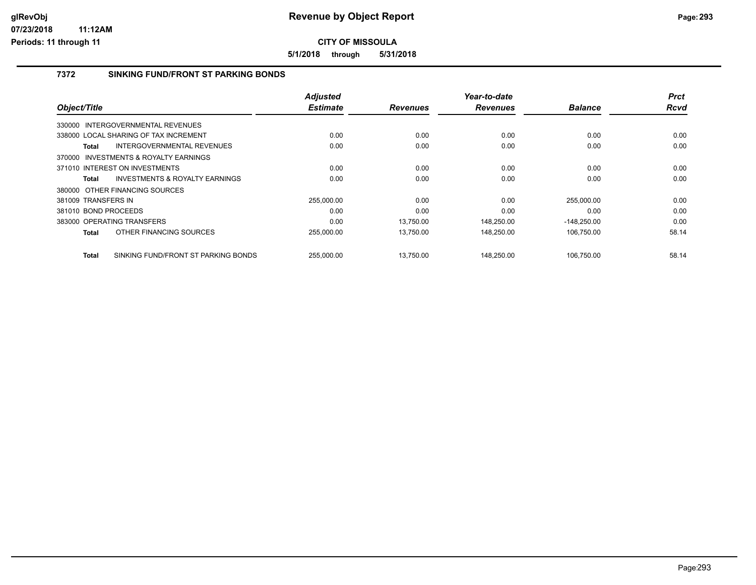**CITY OF MISSOULA**

**5/1/2018 through 5/31/2018**

## 7372 SINKING FUND/FRONT ST PARKING BONDS

| Object/Title | Adjusted Estimate | Revenues | Year-to-date Revenues | Balance | Prct Rcvd |
|---|---|---|---|---|---|
| 330000 INTERGOVERNMENTAL REVENUES | | | | | |
| 338000 LOCAL SHARING OF TAX INCREMENT | 0.00 | 0.00 | 0.00 | 0.00 | 0.00 |
| **Total** INTERGOVERNMENTAL REVENUES | 0.00 | 0.00 | 0.00 | 0.00 | 0.00 |
| 370000 INVESTMENTS & ROYALTY EARNINGS | | | | | |
| 371010 INTEREST ON INVESTMENTS | 0.00 | 0.00 | 0.00 | 0.00 | 0.00 |
| **Total** INVESTMENTS & ROYALTY EARNINGS | 0.00 | 0.00 | 0.00 | 0.00 | 0.00 |
| 380000 OTHER FINANCING SOURCES | | | | | |
| 381009 TRANSFERS IN | 255,000.00 | 0.00 | 0.00 | 255,000.00 | 0.00 |
| 381010 BOND PROCEEDS | 0.00 | 0.00 | 0.00 | 0.00 | 0.00 |
| 383000 OPERATING TRANSFERS | 0.00 | 13,750.00 | 148,250.00 | -148,250.00 | 0.00 |
| **Total** OTHER FINANCING SOURCES | 255,000.00 | 13,750.00 | 148,250.00 | 106,750.00 | 58.14 |
| **Total** SINKING FUND/FRONT ST PARKING BONDS | 255,000.00 | 13,750.00 | 148,250.00 | 106,750.00 | 58.14 |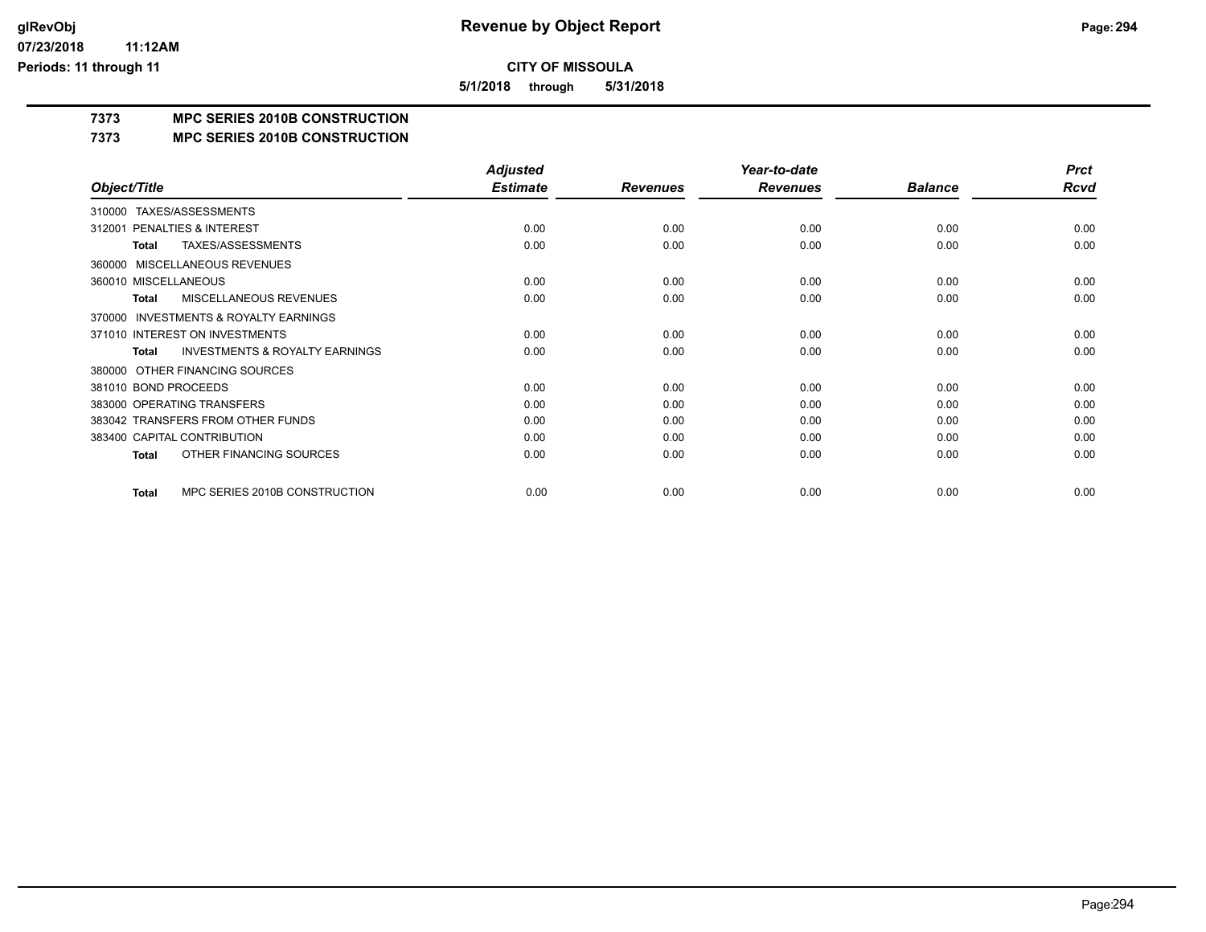# Revenue by Object Report

**CITY OF MISSOULA**

**5/1/2018 through 5/31/2018**

glRevObj
07/23/2018 11:12AM
Periods: 11 through 11

## 7373 MPC SERIES 2010B CONSTRUCTION

### 7373 MPC SERIES 2010B CONSTRUCTION

| Object/Title | Adjusted Estimate | Revenues | Year-to-date Revenues | Balance | Prct Rcvd |
|---|---|---|---|---|---|
| 310000 TAXES/ASSESSMENTS | | | | | |
| 312001 PENALTIES & INTEREST | 0.00 | 0.00 | 0.00 | 0.00 | 0.00 |
| **Total** TAXES/ASSESSMENTS | 0.00 | 0.00 | 0.00 | 0.00 | 0.00 |
| 360000 MISCELLANEOUS REVENUES | | | | | |
| 360010 MISCELLANEOUS | 0.00 | 0.00 | 0.00 | 0.00 | 0.00 |
| **Total** MISCELLANEOUS REVENUES | 0.00 | 0.00 | 0.00 | 0.00 | 0.00 |
| 370000 INVESTMENTS & ROYALTY EARNINGS | | | | | |
| 371010 INTEREST ON INVESTMENTS | 0.00 | 0.00 | 0.00 | 0.00 | 0.00 |
| **Total** INVESTMENTS & ROYALTY EARNINGS | 0.00 | 0.00 | 0.00 | 0.00 | 0.00 |
| 380000 OTHER FINANCING SOURCES | | | | | |
| 381010 BOND PROCEEDS | 0.00 | 0.00 | 0.00 | 0.00 | 0.00 |
| 383000 OPERATING TRANSFERS | 0.00 | 0.00 | 0.00 | 0.00 | 0.00 |
| 383042 TRANSFERS FROM OTHER FUNDS | 0.00 | 0.00 | 0.00 | 0.00 | 0.00 |
| 383400 CAPITAL CONTRIBUTION | 0.00 | 0.00 | 0.00 | 0.00 | 0.00 |
| **Total** OTHER FINANCING SOURCES | 0.00 | 0.00 | 0.00 | 0.00 | 0.00 |
| **Total** MPC SERIES 2010B CONSTRUCTION | 0.00 | 0.00 | 0.00 | 0.00 | 0.00 |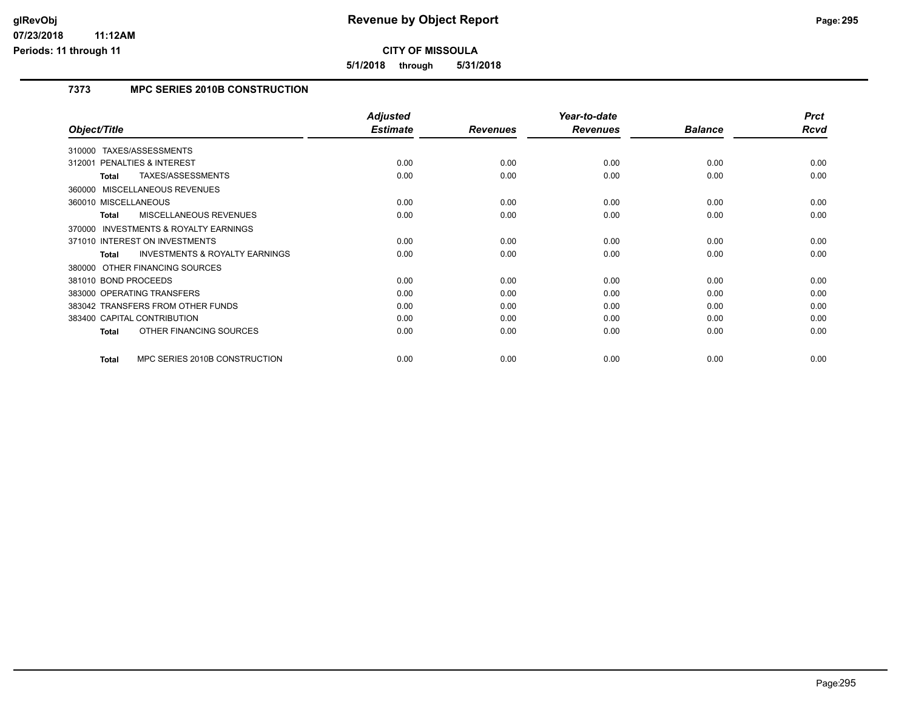**CITY OF MISSOULA**

**5/1/2018 through 5/31/2018**

## 7373 MPC SERIES 2010B CONSTRUCTION

| Object/Title | Adjusted Estimate | Revenues | Year-to-date Revenues | Balance | Prct Rcvd |
|---|---|---|---|---|---|
| 310000 TAXES/ASSESSMENTS | | | | | |
| 312001 PENALTIES & INTEREST | 0.00 | 0.00 | 0.00 | 0.00 | 0.00 |
| **Total** TAXES/ASSESSMENTS | 0.00 | 0.00 | 0.00 | 0.00 | 0.00 |
| 360000 MISCELLANEOUS REVENUES | | | | | |
| 360010 MISCELLANEOUS | 0.00 | 0.00 | 0.00 | 0.00 | 0.00 |
| **Total** MISCELLANEOUS REVENUES | 0.00 | 0.00 | 0.00 | 0.00 | 0.00 |
| 370000 INVESTMENTS & ROYALTY EARNINGS | | | | | |
| 371010 INTEREST ON INVESTMENTS | 0.00 | 0.00 | 0.00 | 0.00 | 0.00 |
| **Total** INVESTMENTS & ROYALTY EARNINGS | 0.00 | 0.00 | 0.00 | 0.00 | 0.00 |
| 380000 OTHER FINANCING SOURCES | | | | | |
| 381010 BOND PROCEEDS | 0.00 | 0.00 | 0.00 | 0.00 | 0.00 |
| 383000 OPERATING TRANSFERS | 0.00 | 0.00 | 0.00 | 0.00 | 0.00 |
| 383042 TRANSFERS FROM OTHER FUNDS | 0.00 | 0.00 | 0.00 | 0.00 | 0.00 |
| 383400 CAPITAL CONTRIBUTION | 0.00 | 0.00 | 0.00 | 0.00 | 0.00 |
| **Total** OTHER FINANCING SOURCES | 0.00 | 0.00 | 0.00 | 0.00 | 0.00 |
| **Total** MPC SERIES 2010B CONSTRUCTION | 0.00 | 0.00 | 0.00 | 0.00 | 0.00 |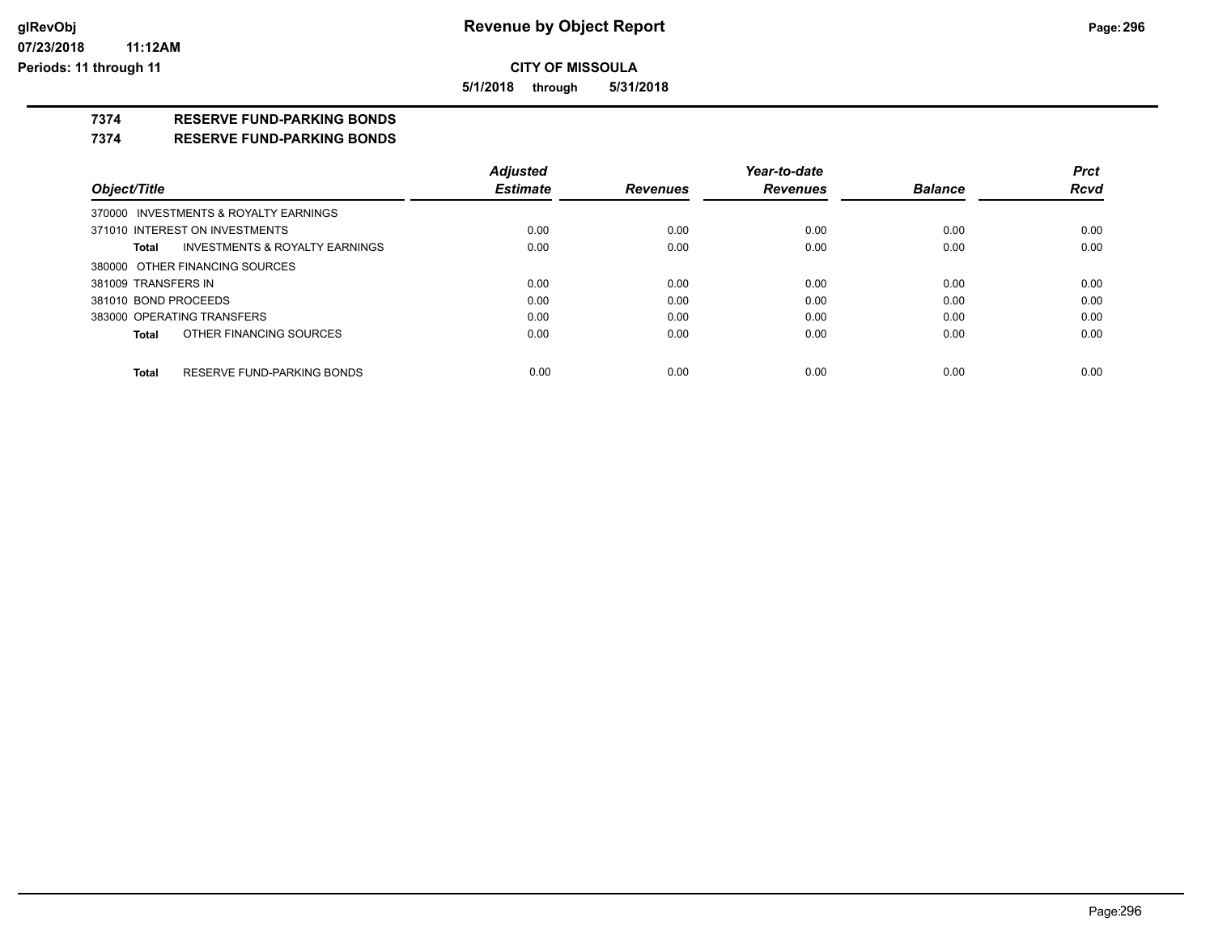**CITY OF MISSOULA**

**5/1/2018 through 5/31/2018**

**7374 RESERVE FUND-PARKING BONDS**

**7374 RESERVE FUND-PARKING BONDS**

| Object/Title | Adjusted Estimate | Revenues | Year-to-date Revenues | Balance | Prct Rcvd |
|---|---|---|---|---|---|
| 370000 INVESTMENTS & ROYALTY EARNINGS | | | | | |
| 371010 INTEREST ON INVESTMENTS | 0.00 | 0.00 | 0.00 | 0.00 | 0.00 |
| **Total** INVESTMENTS & ROYALTY EARNINGS | 0.00 | 0.00 | 0.00 | 0.00 | 0.00 |
| 380000 OTHER FINANCING SOURCES | | | | | |
| 381009 TRANSFERS IN | 0.00 | 0.00 | 0.00 | 0.00 | 0.00 |
| 381010 BOND PROCEEDS | 0.00 | 0.00 | 0.00 | 0.00 | 0.00 |
| 383000 OPERATING TRANSFERS | 0.00 | 0.00 | 0.00 | 0.00 | 0.00 |
| **Total** OTHER FINANCING SOURCES | 0.00 | 0.00 | 0.00 | 0.00 | 0.00 |
| **Total** RESERVE FUND-PARKING BONDS | 0.00 | 0.00 | 0.00 | 0.00 | 0.00 |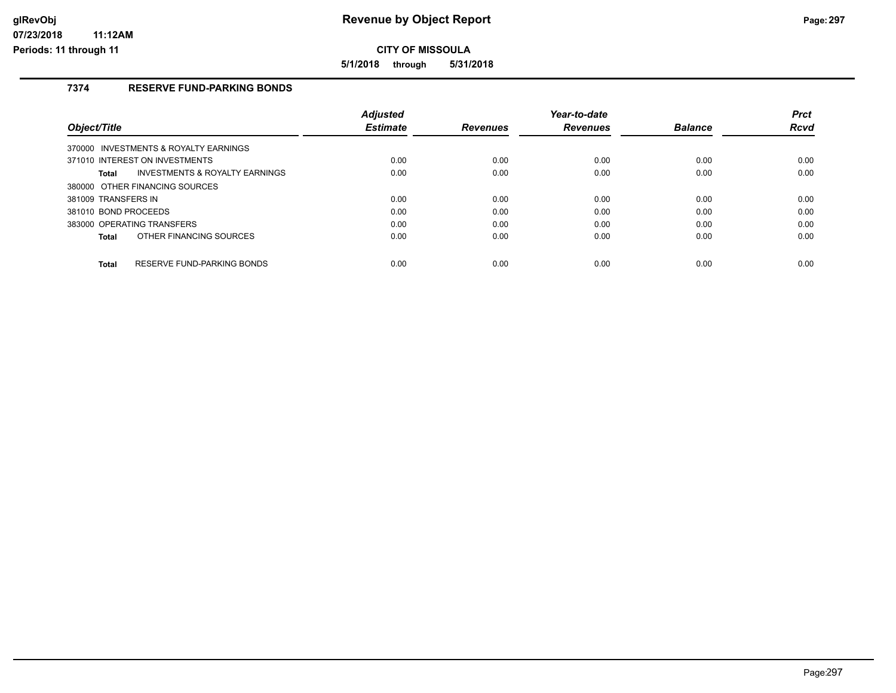# Revenue by Object Report

**CITY OF MISSOULA**

**5/1/2018 through 5/31/2018**

## 7374 RESERVE FUND-PARKING BONDS

| Object/Title | Adjusted Estimate | Revenues | Year-to-date Revenues | Balance | Prct Rcvd |
|---|---|---|---|---|---|
| 370000 INVESTMENTS & ROYALTY EARNINGS | | | | | |
| 371010 INTEREST ON INVESTMENTS | 0.00 | 0.00 | 0.00 | 0.00 | 0.00 |
| **Total** INVESTMENTS & ROYALTY EARNINGS | 0.00 | 0.00 | 0.00 | 0.00 | 0.00 |
| 380000 OTHER FINANCING SOURCES | | | | | |
| 381009 TRANSFERS IN | 0.00 | 0.00 | 0.00 | 0.00 | 0.00 |
| 381010 BOND PROCEEDS | 0.00 | 0.00 | 0.00 | 0.00 | 0.00 |
| 383000 OPERATING TRANSFERS | 0.00 | 0.00 | 0.00 | 0.00 | 0.00 |
| **Total** OTHER FINANCING SOURCES | 0.00 | 0.00 | 0.00 | 0.00 | 0.00 |
| **Total** RESERVE FUND-PARKING BONDS | 0.00 | 0.00 | 0.00 | 0.00 | 0.00 |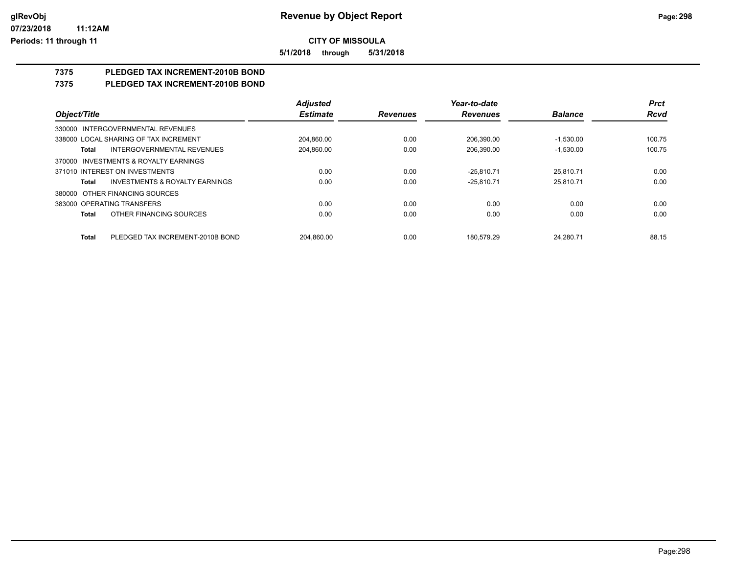**CITY OF MISSOULA**

**5/1/2018 through 5/31/2018**

## 7375 PLEDGED TAX INCREMENT-2010B BOND

## 7375 PLEDGED TAX INCREMENT-2010B BOND

| Object/Title | Adjusted Estimate | Revenues | Year-to-date Revenues | Balance | Prct Rcvd |
|---|---|---|---|---|---|
| 330000 INTERGOVERNMENTAL REVENUES | | | | | |
| 338000 LOCAL SHARING OF TAX INCREMENT | 204,860.00 | 0.00 | 206,390.00 | -1,530.00 | 100.75 |
| **Total** INTERGOVERNMENTAL REVENUES | 204,860.00 | 0.00 | 206,390.00 | -1,530.00 | 100.75 |
| 370000 INVESTMENTS & ROYALTY EARNINGS | | | | | |
| 371010 INTEREST ON INVESTMENTS | 0.00 | 0.00 | -25,810.71 | 25,810.71 | 0.00 |
| **Total** INVESTMENTS & ROYALTY EARNINGS | 0.00 | 0.00 | -25,810.71 | 25,810.71 | 0.00 |
| 380000 OTHER FINANCING SOURCES | | | | | |
| 383000 OPERATING TRANSFERS | 0.00 | 0.00 | 0.00 | 0.00 | 0.00 |
| **Total** OTHER FINANCING SOURCES | 0.00 | 0.00 | 0.00 | 0.00 | 0.00 |
| **Total** PLEDGED TAX INCREMENT-2010B BOND | 204,860.00 | 0.00 | 180,579.29 | 24,280.71 | 88.15 |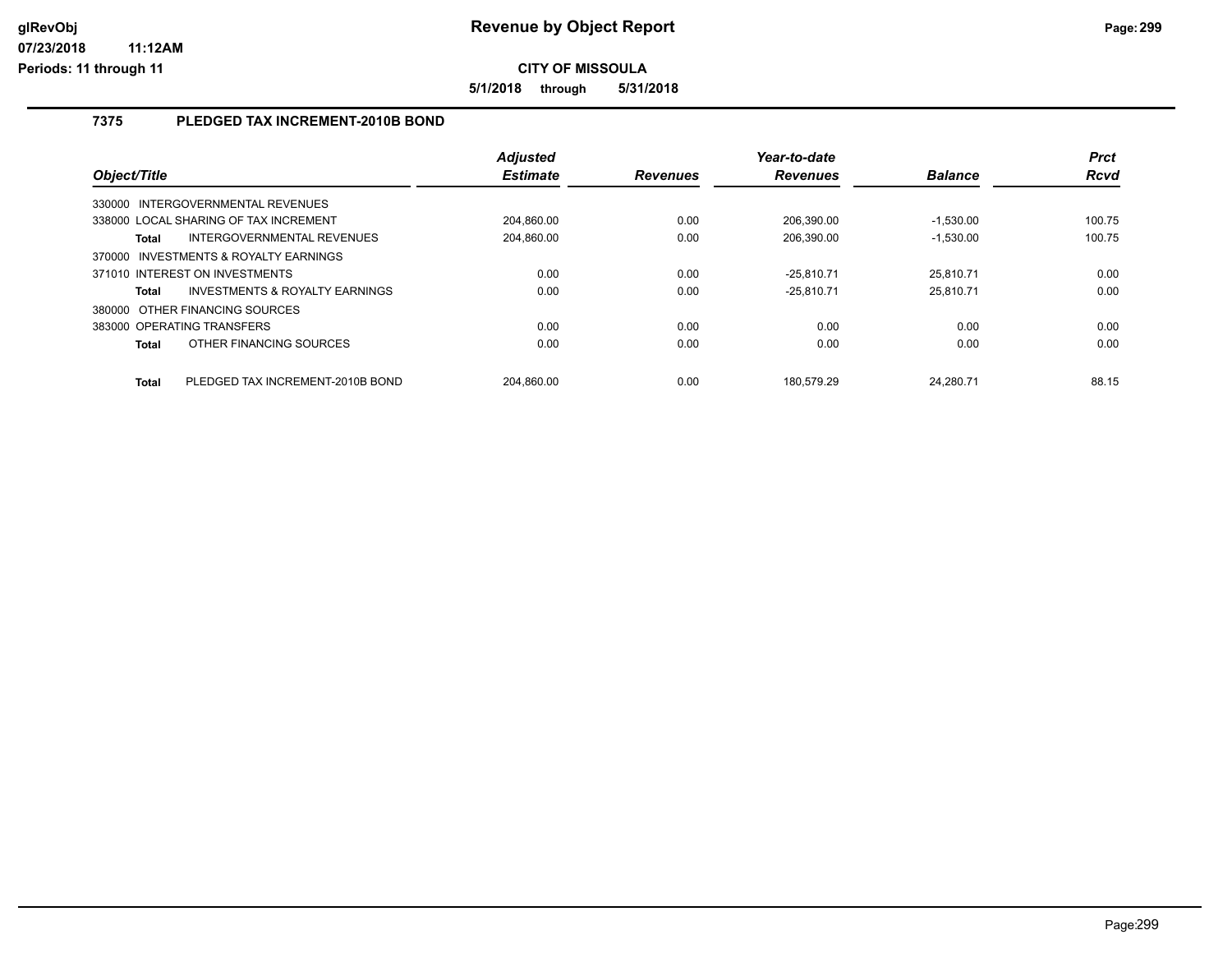**CITY OF MISSOULA**

**5/1/2018 through 5/31/2018**

## 7375 PLEDGED TAX INCREMENT-2010B BOND

| Object/Title | Adjusted Estimate | Revenues | Year-to-date Revenues | Balance | Prct Rcvd |
|---|---|---|---|---|---|
| 330000 INTERGOVERNMENTAL REVENUES | | | | | |
| 338000 LOCAL SHARING OF TAX INCREMENT | 204,860.00 | 0.00 | 206,390.00 | -1,530.00 | 100.75 |
| **Total** INTERGOVERNMENTAL REVENUES | 204,860.00 | 0.00 | 206,390.00 | -1,530.00 | 100.75 |
| 370000 INVESTMENTS & ROYALTY EARNINGS | | | | | |
| 371010 INTEREST ON INVESTMENTS | 0.00 | 0.00 | -25,810.71 | 25,810.71 | 0.00 |
| **Total** INVESTMENTS & ROYALTY EARNINGS | 0.00 | 0.00 | -25,810.71 | 25,810.71 | 0.00 |
| 380000 OTHER FINANCING SOURCES | | | | | |
| 383000 OPERATING TRANSFERS | 0.00 | 0.00 | 0.00 | 0.00 | 0.00 |
| **Total** OTHER FINANCING SOURCES | 0.00 | 0.00 | 0.00 | 0.00 | 0.00 |
| **Total** PLEDGED TAX INCREMENT-2010B BOND | 204,860.00 | 0.00 | 180,579.29 | 24,280.71 | 88.15 |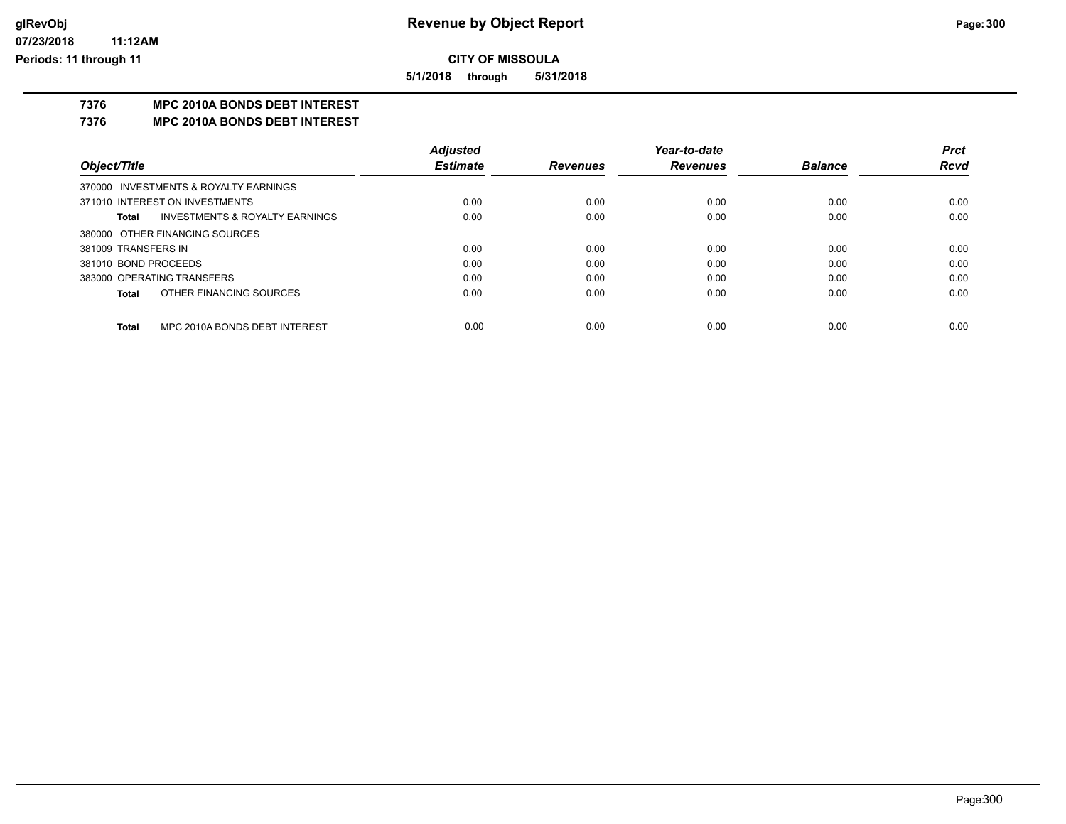**glRevObj**
**07/23/2018 11:12AM**
**Periods: 11 through 11**

# Revenue by Object Report

**CITY OF MISSOULA**

**5/1/2018 through 5/31/2018**

## 7376 MPC 2010A BONDS DEBT INTEREST
## 7376 MPC 2010A BONDS DEBT INTEREST

| Object/Title | Adjusted Estimate | Revenues | Year-to-date Revenues | Balance | Prct Rcvd |
|---|---|---|---|---|---|
| 370000 INVESTMENTS & ROYALTY EARNINGS | | | | | |
| 371010 INTEREST ON INVESTMENTS | 0.00 | 0.00 | 0.00 | 0.00 | 0.00 |
| **Total** INVESTMENTS & ROYALTY EARNINGS | 0.00 | 0.00 | 0.00 | 0.00 | 0.00 |
| 380000 OTHER FINANCING SOURCES | | | | | |
| 381009 TRANSFERS IN | 0.00 | 0.00 | 0.00 | 0.00 | 0.00 |
| 381010 BOND PROCEEDS | 0.00 | 0.00 | 0.00 | 0.00 | 0.00 |
| 383000 OPERATING TRANSFERS | 0.00 | 0.00 | 0.00 | 0.00 | 0.00 |
| **Total** OTHER FINANCING SOURCES | 0.00 | 0.00 | 0.00 | 0.00 | 0.00 |
| **Total** MPC 2010A BONDS DEBT INTEREST | 0.00 | 0.00 | 0.00 | 0.00 | 0.00 |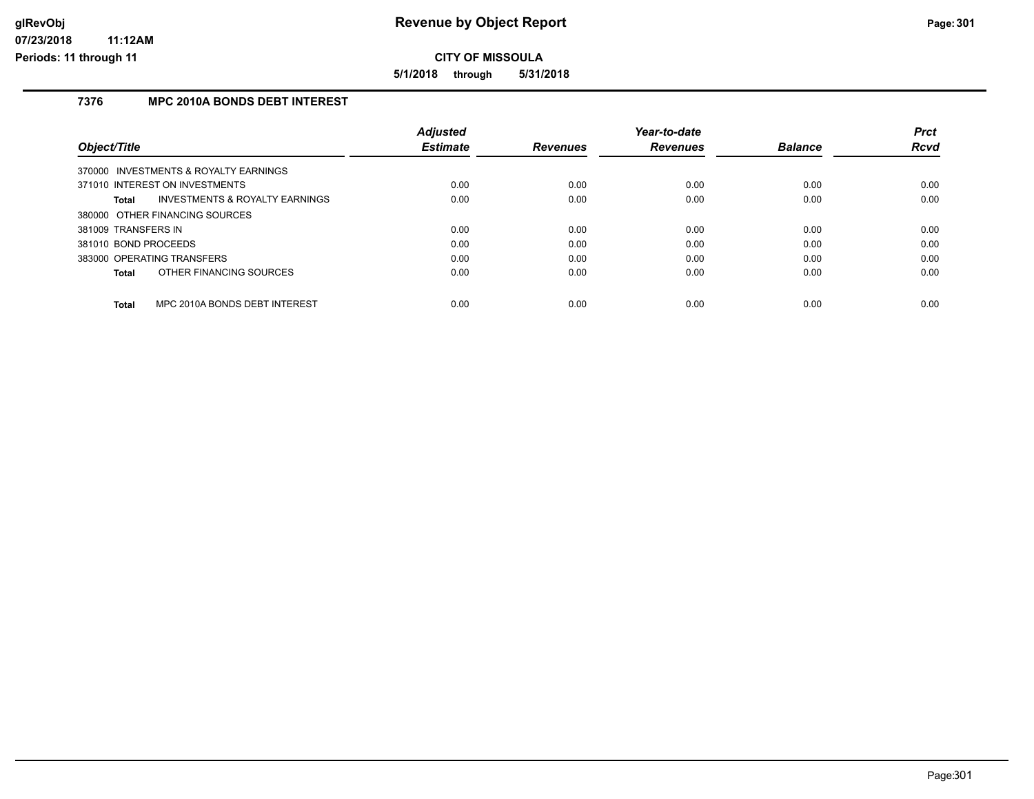# Revenue by Object Report

glRevObj
07/23/2018 11:12AM
Periods: 11 through 11

**CITY OF MISSOULA**

**5/1/2018 through 5/31/2018**

## 7376 MPC 2010A BONDS DEBT INTEREST

| Object/Title | Adjusted Estimate | Revenues | Year-to-date Revenues | Balance | Prct Rcvd |
|---|---|---|---|---|---|
| 370000 INVESTMENTS & ROYALTY EARNINGS | | | | | |
| 371010 INTEREST ON INVESTMENTS | 0.00 | 0.00 | 0.00 | 0.00 | 0.00 |
| **Total** INVESTMENTS & ROYALTY EARNINGS | 0.00 | 0.00 | 0.00 | 0.00 | 0.00 |
| 380000 OTHER FINANCING SOURCES | | | | | |
| 381009 TRANSFERS IN | 0.00 | 0.00 | 0.00 | 0.00 | 0.00 |
| 381010 BOND PROCEEDS | 0.00 | 0.00 | 0.00 | 0.00 | 0.00 |
| 383000 OPERATING TRANSFERS | 0.00 | 0.00 | 0.00 | 0.00 | 0.00 |
| **Total** OTHER FINANCING SOURCES | 0.00 | 0.00 | 0.00 | 0.00 | 0.00 |
| **Total** MPC 2010A BONDS DEBT INTEREST | 0.00 | 0.00 | 0.00 | 0.00 | 0.00 |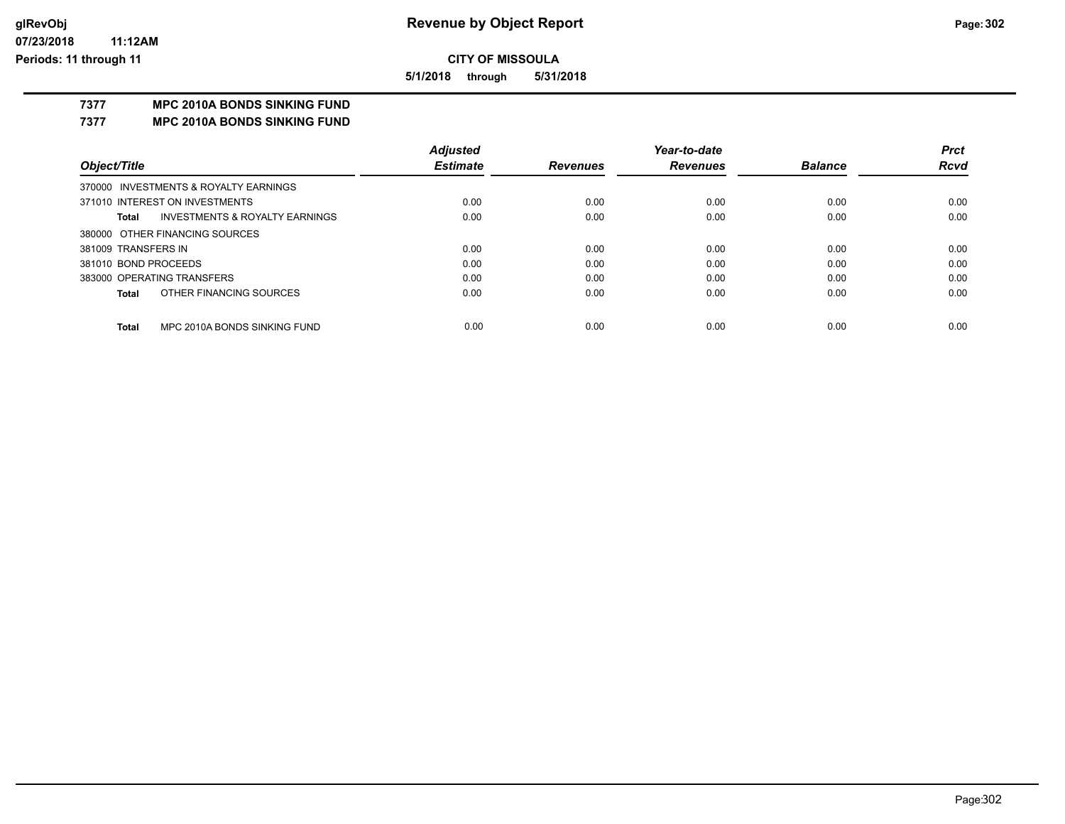**glRevObj** **Revenue by Object Report**

**07/23/2018 11:12AM**

**Periods: 11 through 11**

**CITY OF MISSOULA**

**5/1/2018 through 5/31/2018**

**7377 MPC 2010A BONDS SINKING FUND**

**7377 MPC 2010A BONDS SINKING FUND**

| Object/Title | Adjusted Estimate | Revenues | Year-to-date Revenues | Balance | Prct Rcvd |
|---|---|---|---|---|---|
| 370000 INVESTMENTS & ROYALTY EARNINGS | | | | | |
| 371010 INTEREST ON INVESTMENTS | 0.00 | 0.00 | 0.00 | 0.00 | 0.00 |
| **Total** INVESTMENTS & ROYALTY EARNINGS | 0.00 | 0.00 | 0.00 | 0.00 | 0.00 |
| 380000 OTHER FINANCING SOURCES | | | | | |
| 381009 TRANSFERS IN | 0.00 | 0.00 | 0.00 | 0.00 | 0.00 |
| 381010 BOND PROCEEDS | 0.00 | 0.00 | 0.00 | 0.00 | 0.00 |
| 383000 OPERATING TRANSFERS | 0.00 | 0.00 | 0.00 | 0.00 | 0.00 |
| **Total** OTHER FINANCING SOURCES | 0.00 | 0.00 | 0.00 | 0.00 | 0.00 |
| **Total** MPC 2010A BONDS SINKING FUND | 0.00 | 0.00 | 0.00 | 0.00 | 0.00 |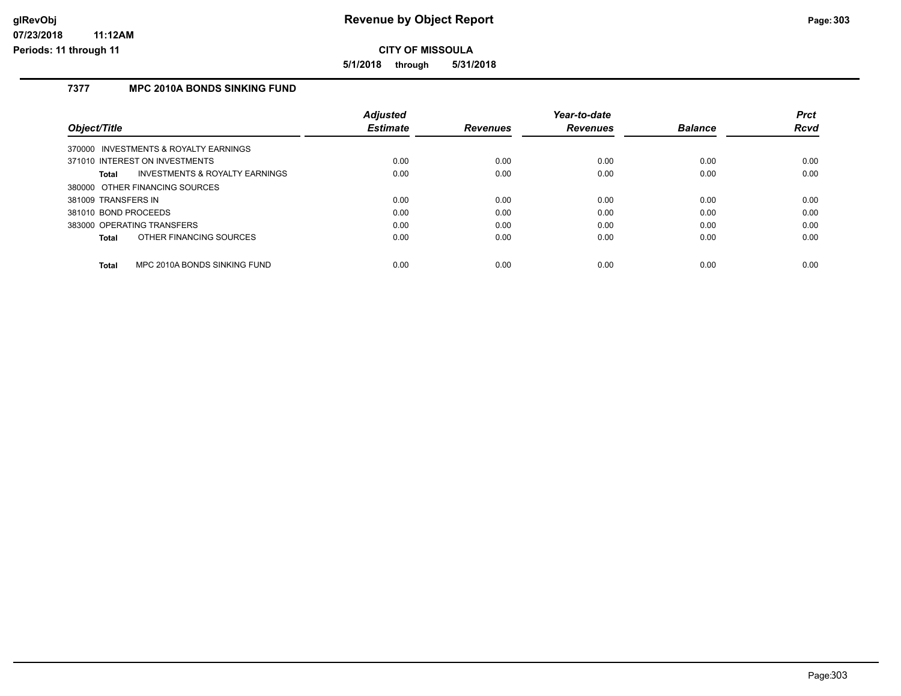# Revenue by Object Report

**CITY OF MISSOULA**

**5/1/2018 through 5/31/2018**

## 7377 MPC 2010A BONDS SINKING FUND

| Object/Title | Adjusted Estimate | Revenues | Year-to-date Revenues | Balance | Prct Rcvd |
|---|---|---|---|---|---|
| 370000 INVESTMENTS & ROYALTY EARNINGS | | | | | |
| 371010 INTEREST ON INVESTMENTS | 0.00 | 0.00 | 0.00 | 0.00 | 0.00 |
| **Total** INVESTMENTS & ROYALTY EARNINGS | 0.00 | 0.00 | 0.00 | 0.00 | 0.00 |
| 380000 OTHER FINANCING SOURCES | | | | | |
| 381009 TRANSFERS IN | 0.00 | 0.00 | 0.00 | 0.00 | 0.00 |
| 381010 BOND PROCEEDS | 0.00 | 0.00 | 0.00 | 0.00 | 0.00 |
| 383000 OPERATING TRANSFERS | 0.00 | 0.00 | 0.00 | 0.00 | 0.00 |
| **Total** OTHER FINANCING SOURCES | 0.00 | 0.00 | 0.00 | 0.00 | 0.00 |
| **Total** MPC 2010A BONDS SINKING FUND | 0.00 | 0.00 | 0.00 | 0.00 | 0.00 |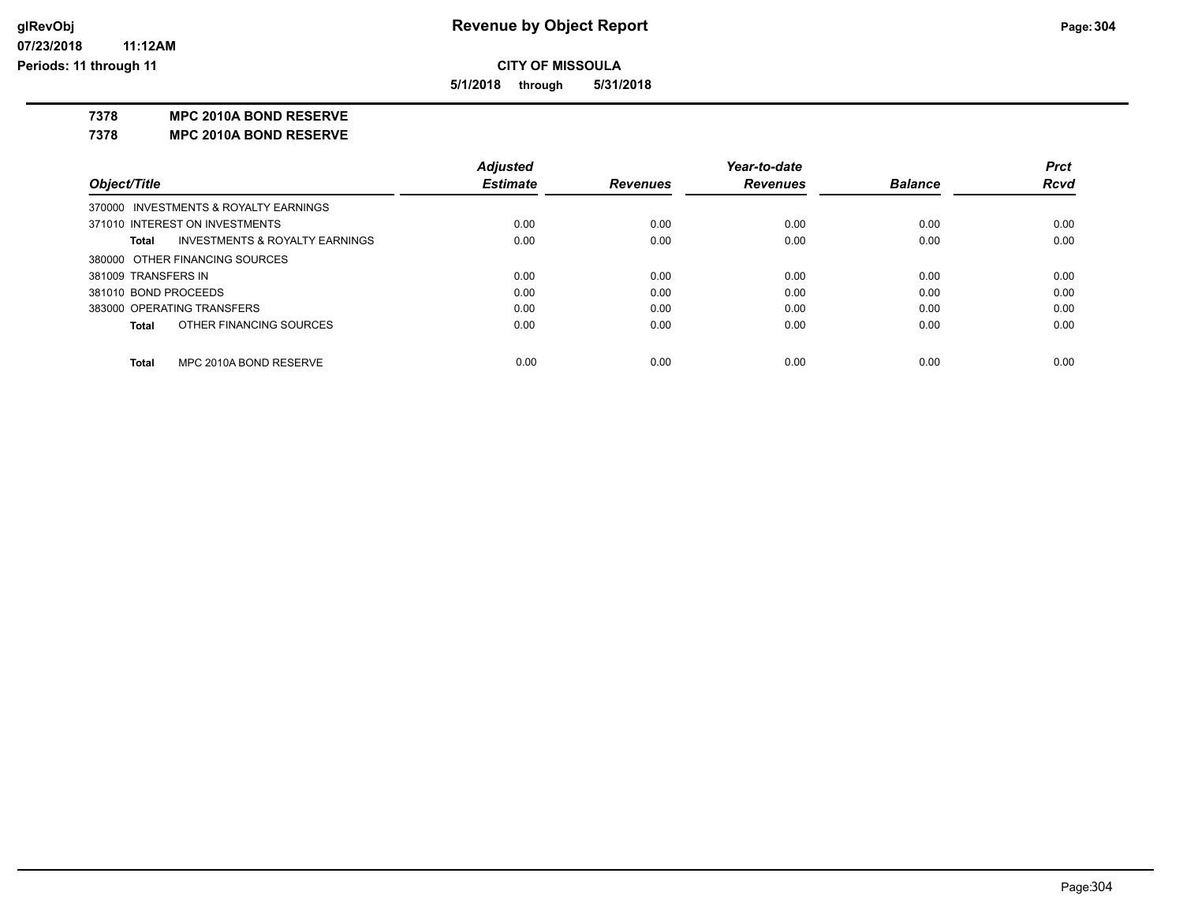**Revenue by Object Report**

**CITY OF MISSOULA**

**5/1/2018 through 5/31/2018**

glRevObj
07/23/2018 11:12AM
Periods: 11 through 11

**7378 MPC 2010A BOND RESERVE**

**7378 MPC 2010A BOND RESERVE**

| Object/Title | Adjusted Estimate | Revenues | Year-to-date Revenues | Balance | Prct Rcvd |
|---|---|---|---|---|---|
| 370000 INVESTMENTS & ROYALTY EARNINGS | | | | | |
| 371010 INTEREST ON INVESTMENTS | 0.00 | 0.00 | 0.00 | 0.00 | 0.00 |
| **Total** INVESTMENTS & ROYALTY EARNINGS | 0.00 | 0.00 | 0.00 | 0.00 | 0.00 |
| 380000 OTHER FINANCING SOURCES | | | | | |
| 381009 TRANSFERS IN | 0.00 | 0.00 | 0.00 | 0.00 | 0.00 |
| 381010 BOND PROCEEDS | 0.00 | 0.00 | 0.00 | 0.00 | 0.00 |
| 383000 OPERATING TRANSFERS | 0.00 | 0.00 | 0.00 | 0.00 | 0.00 |
| **Total** OTHER FINANCING SOURCES | 0.00 | 0.00 | 0.00 | 0.00 | 0.00 |
| **Total** MPC 2010A BOND RESERVE | 0.00 | 0.00 | 0.00 | 0.00 | 0.00 |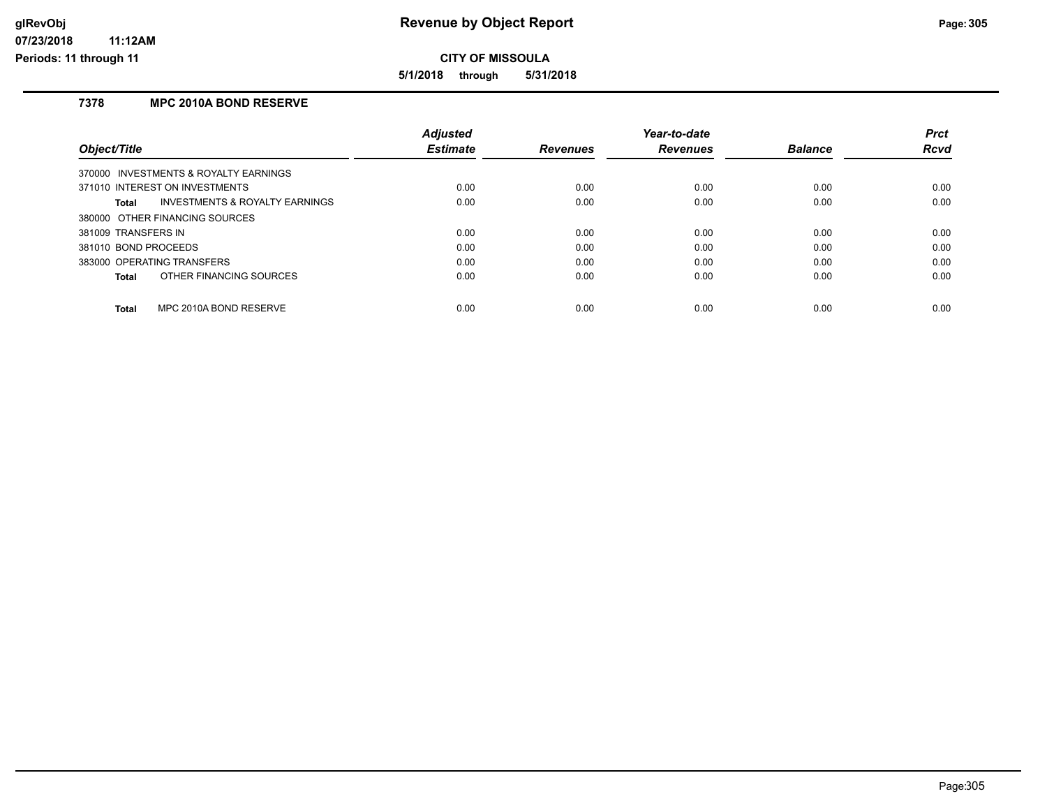**CITY OF MISSOULA**

**5/1/2018 through 5/31/2018**

## 7378 MPC 2010A BOND RESERVE

| Object/Title | Adjusted Estimate | Revenues | Year-to-date Revenues | Balance | Prct Rcvd |
|---|---|---|---|---|---|
| 370000 INVESTMENTS & ROYALTY EARNINGS | | | | | |
| 371010 INTEREST ON INVESTMENTS | 0.00 | 0.00 | 0.00 | 0.00 | 0.00 |
| **Total** INVESTMENTS & ROYALTY EARNINGS | 0.00 | 0.00 | 0.00 | 0.00 | 0.00 |
| 380000 OTHER FINANCING SOURCES | | | | | |
| 381009 TRANSFERS IN | 0.00 | 0.00 | 0.00 | 0.00 | 0.00 |
| 381010 BOND PROCEEDS | 0.00 | 0.00 | 0.00 | 0.00 | 0.00 |
| 383000 OPERATING TRANSFERS | 0.00 | 0.00 | 0.00 | 0.00 | 0.00 |
| **Total** OTHER FINANCING SOURCES | 0.00 | 0.00 | 0.00 | 0.00 | 0.00 |
| **Total** MPC 2010A BOND RESERVE | 0.00 | 0.00 | 0.00 | 0.00 | 0.00 |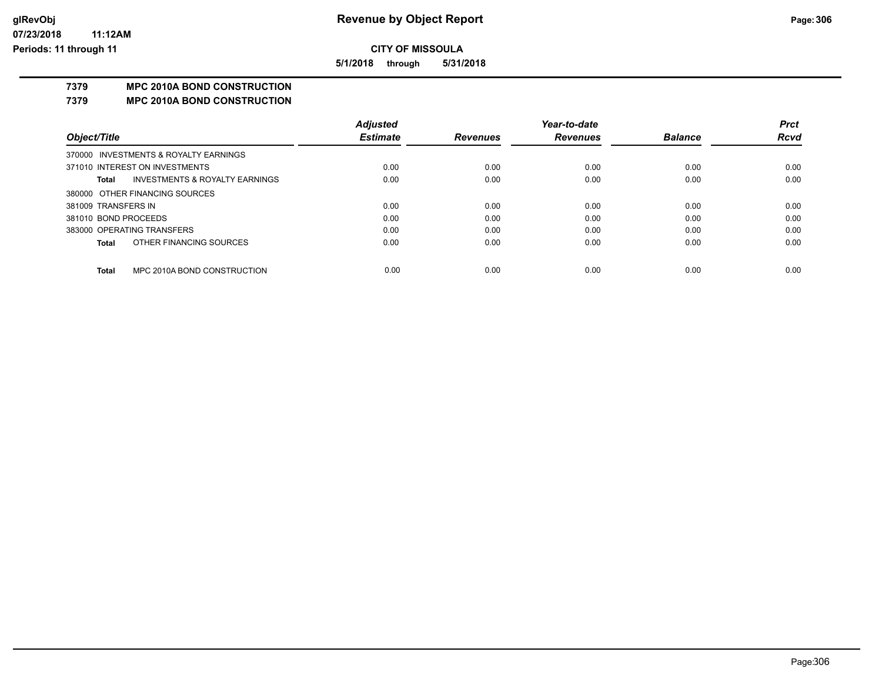# CITY OF MISSOULA

**5/1/2018 through 5/31/2018**

**7379 MPC 2010A BOND CONSTRUCTION**

**7379 MPC 2010A BOND CONSTRUCTION**

| Object/Title | Adjusted Estimate | Revenues | Year-to-date Revenues | Balance | Prct Rcvd |
|---|---|---|---|---|---|
| 370000 INVESTMENTS & ROYALTY EARNINGS | | | | | |
| 371010 INTEREST ON INVESTMENTS | 0.00 | 0.00 | 0.00 | 0.00 | 0.00 |
| **Total** INVESTMENTS & ROYALTY EARNINGS | 0.00 | 0.00 | 0.00 | 0.00 | 0.00 |
| 380000 OTHER FINANCING SOURCES | | | | | |
| 381009 TRANSFERS IN | 0.00 | 0.00 | 0.00 | 0.00 | 0.00 |
| 381010 BOND PROCEEDS | 0.00 | 0.00 | 0.00 | 0.00 | 0.00 |
| 383000 OPERATING TRANSFERS | 0.00 | 0.00 | 0.00 | 0.00 | 0.00 |
| **Total** OTHER FINANCING SOURCES | 0.00 | 0.00 | 0.00 | 0.00 | 0.00 |
| **Total** MPC 2010A BOND CONSTRUCTION | 0.00 | 0.00 | 0.00 | 0.00 | 0.00 |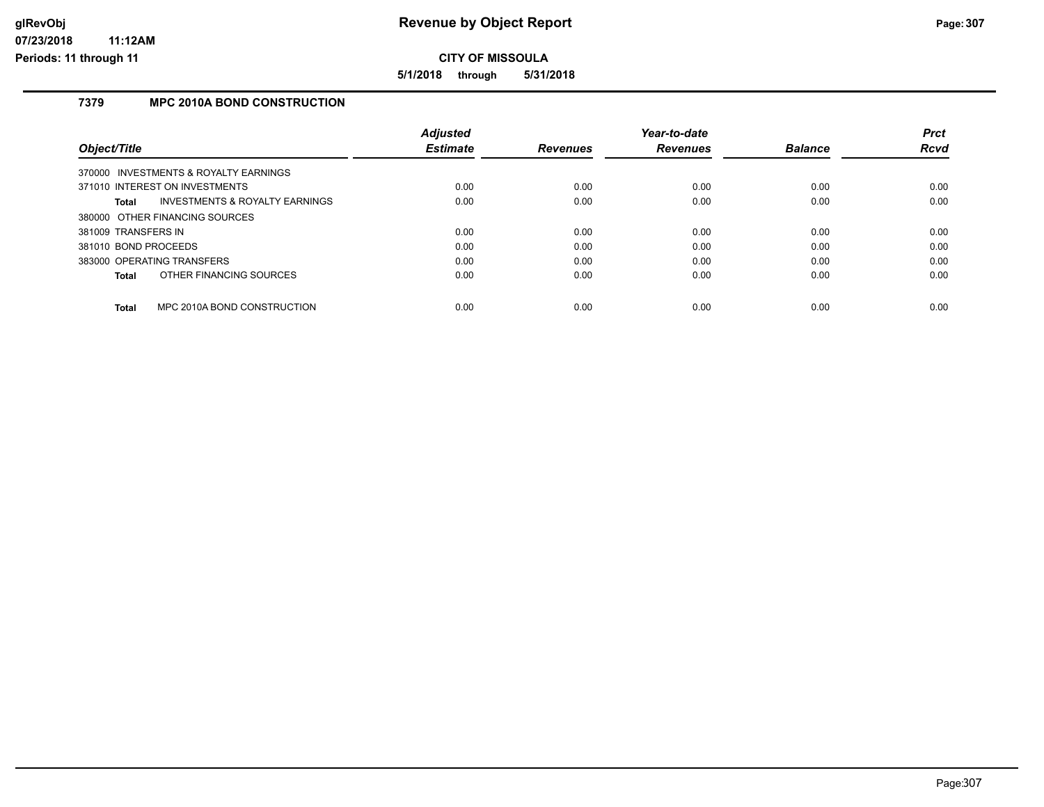# Revenue by Object Report

**CITY OF MISSOULA**

**5/1/2018 through 5/31/2018**

glRevObj
07/23/2018 11:12AM
Periods: 11 through 11

## 7379 MPC 2010A BOND CONSTRUCTION

| Object/Title | Adjusted Estimate | Revenues | Year-to-date Revenues | Balance | Prct Rcvd |
|---|---|---|---|---|---|
| 370000 INVESTMENTS & ROYALTY EARNINGS | | | | | |
| 371010 INTEREST ON INVESTMENTS | 0.00 | 0.00 | 0.00 | 0.00 | 0.00 |
| **Total** INVESTMENTS & ROYALTY EARNINGS | 0.00 | 0.00 | 0.00 | 0.00 | 0.00 |
| 380000 OTHER FINANCING SOURCES | | | | | |
| 381009 TRANSFERS IN | 0.00 | 0.00 | 0.00 | 0.00 | 0.00 |
| 381010 BOND PROCEEDS | 0.00 | 0.00 | 0.00 | 0.00 | 0.00 |
| 383000 OPERATING TRANSFERS | 0.00 | 0.00 | 0.00 | 0.00 | 0.00 |
| **Total** OTHER FINANCING SOURCES | 0.00 | 0.00 | 0.00 | 0.00 | 0.00 |
| **Total** MPC 2010A BOND CONSTRUCTION | 0.00 | 0.00 | 0.00 | 0.00 | 0.00 |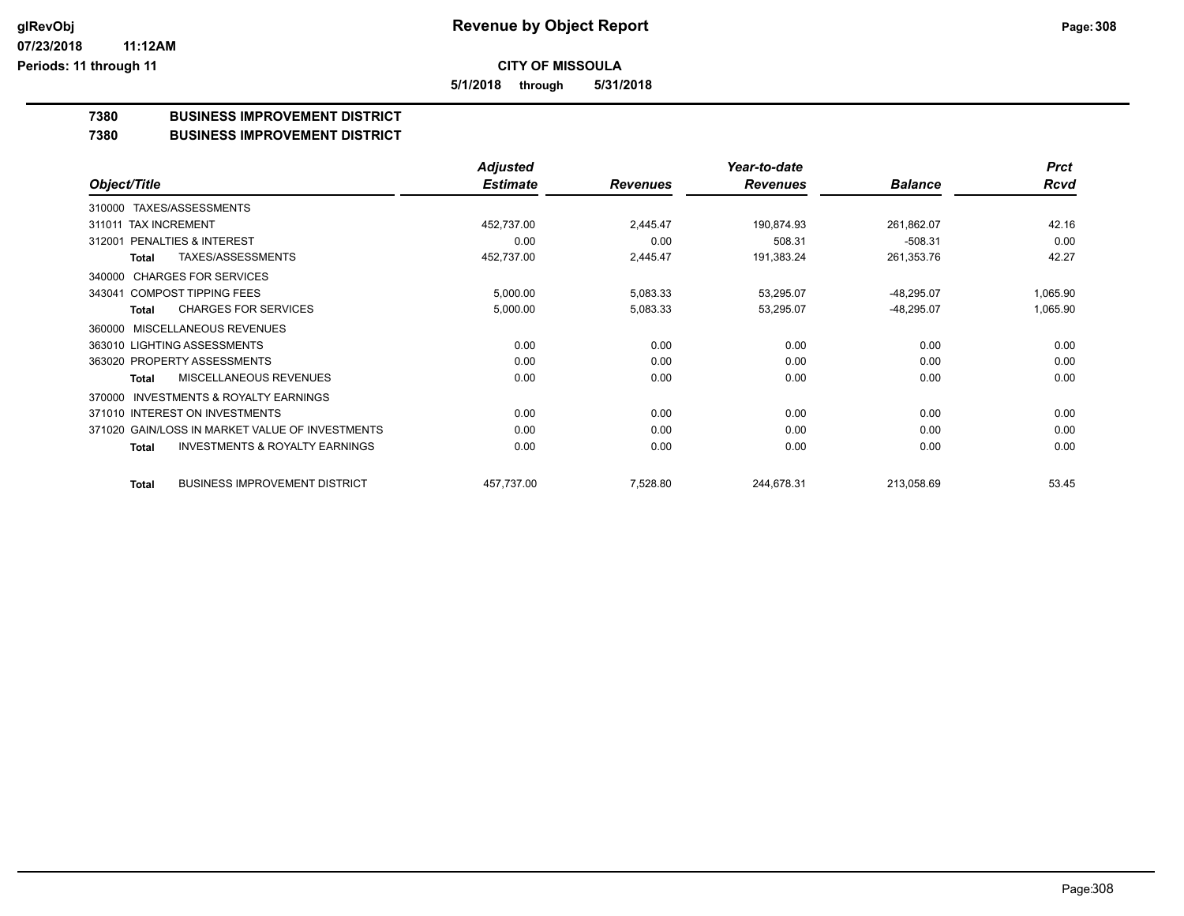**Revenue by Object Report**

**CITY OF MISSOULA**

**5/1/2018 through 5/31/2018**

glRevObj
07/23/2018 11:12AM
Periods: 11 through 11

## 7380 BUSINESS IMPROVEMENT DISTRICT

## 7380 BUSINESS IMPROVEMENT DISTRICT

| Object/Title | Adjusted Estimate | Revenues | Year-to-date Revenues | Balance | Prct Rcvd |
|---|---|---|---|---|---|
| 310000 TAXES/ASSESSMENTS | | | | | |
| 311011 TAX INCREMENT | 452,737.00 | 2,445.47 | 190,874.93 | 261,862.07 | 42.16 |
| 312001 PENALTIES & INTEREST | 0.00 | 0.00 | 508.31 | -508.31 | 0.00 |
| **Total** TAXES/ASSESSMENTS | 452,737.00 | 2,445.47 | 191,383.24 | 261,353.76 | 42.27 |
| 340000 CHARGES FOR SERVICES | | | | | |
| 343041 COMPOST TIPPING FEES | 5,000.00 | 5,083.33 | 53,295.07 | -48,295.07 | 1,065.90 |
| **Total** CHARGES FOR SERVICES | 5,000.00 | 5,083.33 | 53,295.07 | -48,295.07 | 1,065.90 |
| 360000 MISCELLANEOUS REVENUES | | | | | |
| 363010 LIGHTING ASSESSMENTS | 0.00 | 0.00 | 0.00 | 0.00 | 0.00 |
| 363020 PROPERTY ASSESSMENTS | 0.00 | 0.00 | 0.00 | 0.00 | 0.00 |
| **Total** MISCELLANEOUS REVENUES | 0.00 | 0.00 | 0.00 | 0.00 | 0.00 |
| 370000 INVESTMENTS & ROYALTY EARNINGS | | | | | |
| 371010 INTEREST ON INVESTMENTS | 0.00 | 0.00 | 0.00 | 0.00 | 0.00 |
| 371020 GAIN/LOSS IN MARKET VALUE OF INVESTMENTS | 0.00 | 0.00 | 0.00 | 0.00 | 0.00 |
| **Total** INVESTMENTS & ROYALTY EARNINGS | 0.00 | 0.00 | 0.00 | 0.00 | 0.00 |
| **Total** BUSINESS IMPROVEMENT DISTRICT | 457,737.00 | 7,528.80 | 244,678.31 | 213,058.69 | 53.45 |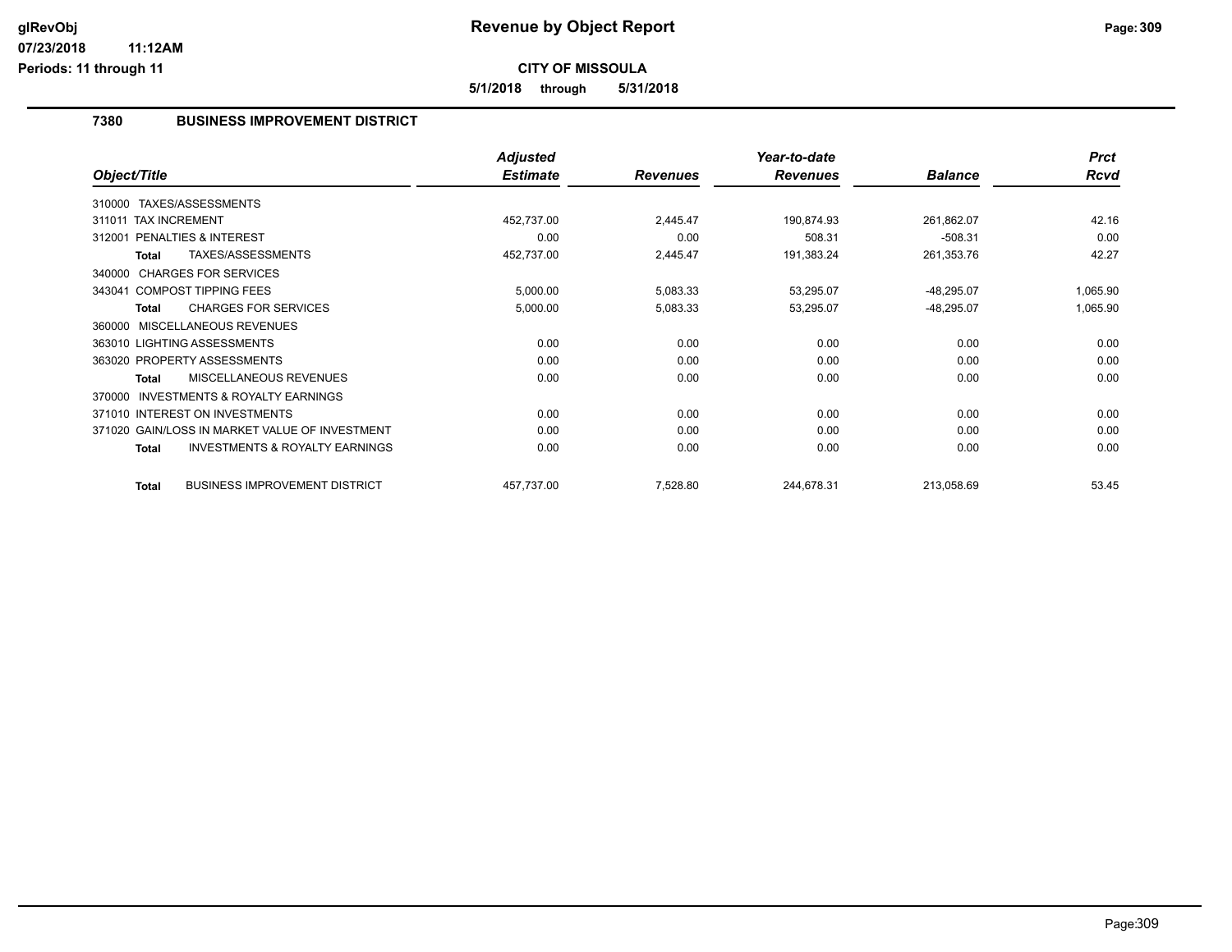# Revenue by Object Report

**CITY OF MISSOULA**

**5/1/2018 through 5/31/2018**

glRevObj
07/23/2018 11:12AM
Periods: 11 through 11

## 7380 BUSINESS IMPROVEMENT DISTRICT

| Object/Title | Adjusted Estimate | Revenues | Year-to-date Revenues | Balance | Prct Rcvd |
|---|---|---|---|---|---|
| 310000 TAXES/ASSESSMENTS | | | | | |
| 311011 TAX INCREMENT | 452,737.00 | 2,445.47 | 190,874.93 | 261,862.07 | 42.16 |
| 312001 PENALTIES & INTEREST | 0.00 | 0.00 | 508.31 | -508.31 | 0.00 |
| **Total** TAXES/ASSESSMENTS | 452,737.00 | 2,445.47 | 191,383.24 | 261,353.76 | 42.27 |
| 340000 CHARGES FOR SERVICES | | | | | |
| 343041 COMPOST TIPPING FEES | 5,000.00 | 5,083.33 | 53,295.07 | -48,295.07 | 1,065.90 |
| **Total** CHARGES FOR SERVICES | 5,000.00 | 5,083.33 | 53,295.07 | -48,295.07 | 1,065.90 |
| 360000 MISCELLANEOUS REVENUES | | | | | |
| 363010 LIGHTING ASSESSMENTS | 0.00 | 0.00 | 0.00 | 0.00 | 0.00 |
| 363020 PROPERTY ASSESSMENTS | 0.00 | 0.00 | 0.00 | 0.00 | 0.00 |
| **Total** MISCELLANEOUS REVENUES | 0.00 | 0.00 | 0.00 | 0.00 | 0.00 |
| 370000 INVESTMENTS & ROYALTY EARNINGS | | | | | |
| 371010 INTEREST ON INVESTMENTS | 0.00 | 0.00 | 0.00 | 0.00 | 0.00 |
| 371020 GAIN/LOSS IN MARKET VALUE OF INVESTMENT | 0.00 | 0.00 | 0.00 | 0.00 | 0.00 |
| **Total** INVESTMENTS & ROYALTY EARNINGS | 0.00 | 0.00 | 0.00 | 0.00 | 0.00 |
| **Total** BUSINESS IMPROVEMENT DISTRICT | 457,737.00 | 7,528.80 | 244,678.31 | 213,058.69 | 53.45 |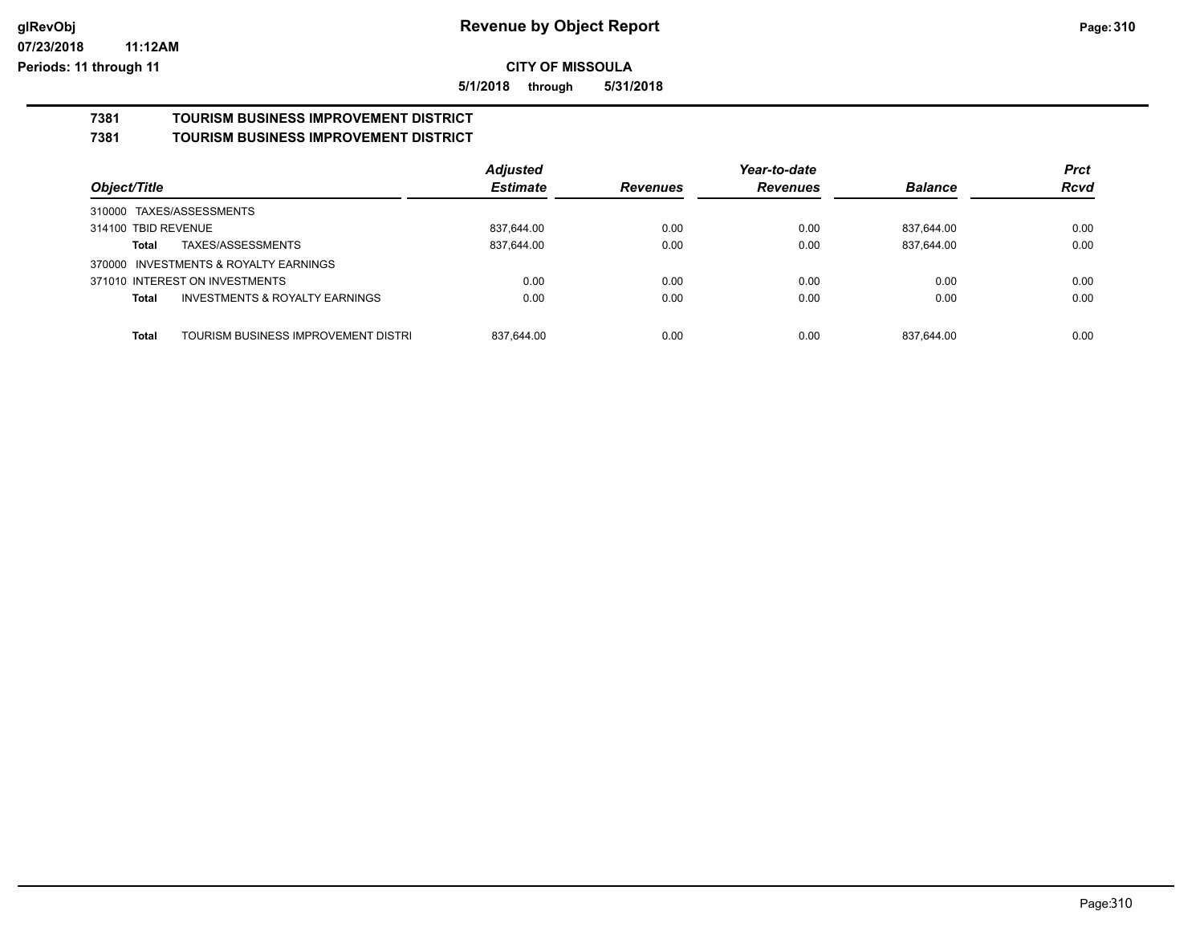# Revenue by Object Report

**CITY OF MISSOULA**

**5/1/2018 through 5/31/2018**

## 7381 TOURISM BUSINESS IMPROVEMENT DISTRICT
## 7381 TOURISM BUSINESS IMPROVEMENT DISTRICT

| Object/Title | | Adjusted Estimate | Revenues | Year-to-date Revenues | Balance | Prct Rcvd |
|---|---|---|---|---|---|---|
| 310000 TAXES/ASSESSMENTS | | | | | | |
| 314100 TBID REVENUE | | 837,644.00 | 0.00 | 0.00 | 837,644.00 | 0.00 |
| **Total** | TAXES/ASSESSMENTS | 837,644.00 | 0.00 | 0.00 | 837,644.00 | 0.00 |
| 370000 INVESTMENTS & ROYALTY EARNINGS | | | | | | |
| 371010 INTEREST ON INVESTMENTS | | 0.00 | 0.00 | 0.00 | 0.00 | 0.00 |
| **Total** | INVESTMENTS & ROYALTY EARNINGS | 0.00 | 0.00 | 0.00 | 0.00 | 0.00 |
| **Total** | TOURISM BUSINESS IMPROVEMENT DISTRI | 837,644.00 | 0.00 | 0.00 | 837,644.00 | 0.00 |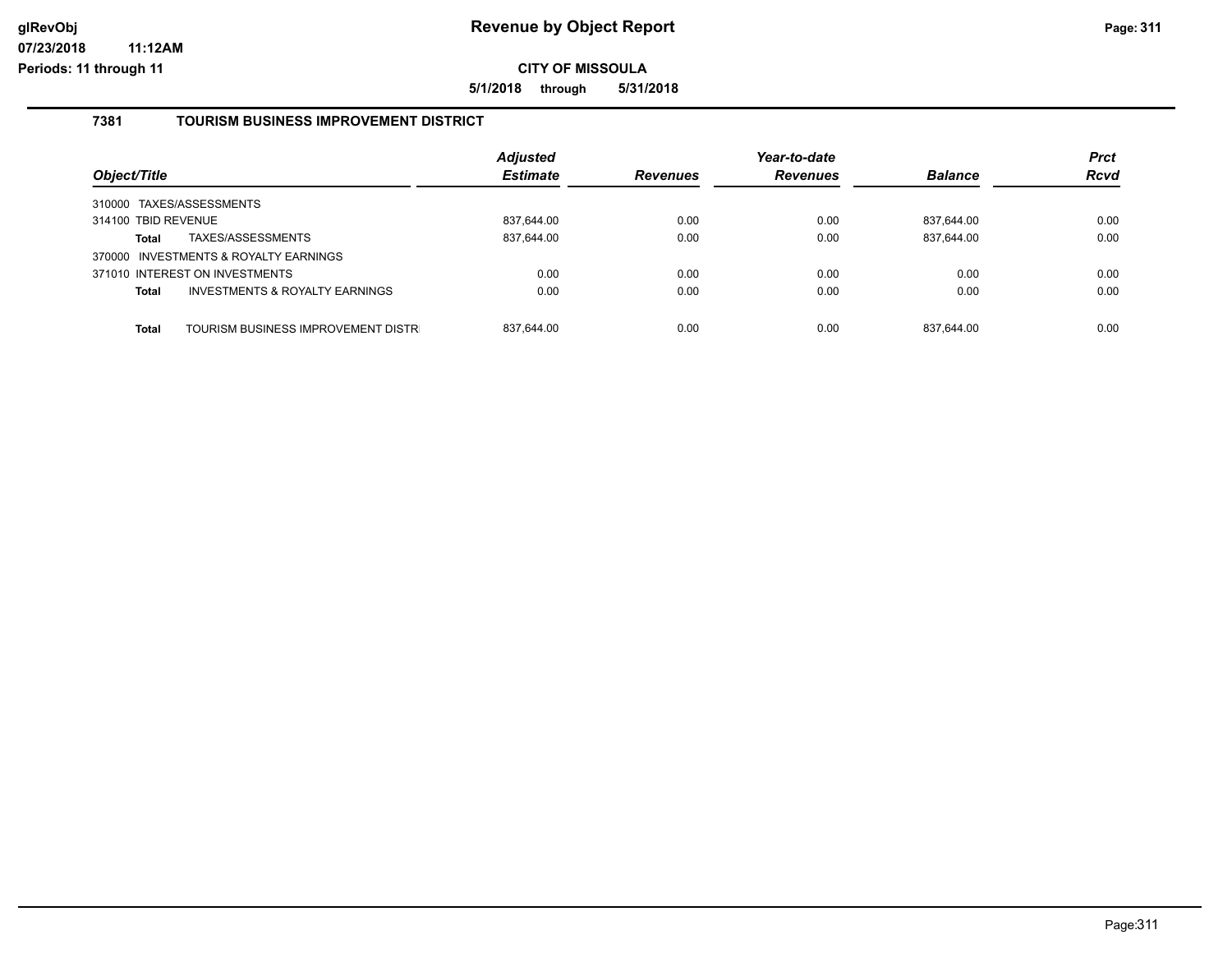**Revenue by Object Report**

**CITY OF MISSOULA**

**5/1/2018 through 5/31/2018**

### 7381 TOURISM BUSINESS IMPROVEMENT DISTRICT

| Object/Title | Adjusted Estimate | Revenues | Year-to-date Revenues | Balance | Prct Rcvd |
|---|---|---|---|---|---|
| 310000 TAXES/ASSESSMENTS | | | | | |
| 314100 TBID REVENUE | 837,644.00 | 0.00 | 0.00 | 837,644.00 | 0.00 |
| **Total** TAXES/ASSESSMENTS | 837,644.00 | 0.00 | 0.00 | 837,644.00 | 0.00 |
| 370000 INVESTMENTS & ROYALTY EARNINGS | | | | | |
| 371010 INTEREST ON INVESTMENTS | 0.00 | 0.00 | 0.00 | 0.00 | 0.00 |
| **Total** INVESTMENTS & ROYALTY EARNINGS | 0.00 | 0.00 | 0.00 | 0.00 | 0.00 |
| **Total** TOURISM BUSINESS IMPROVEMENT DISTR | 837,644.00 | 0.00 | 0.00 | 837,644.00 | 0.00 |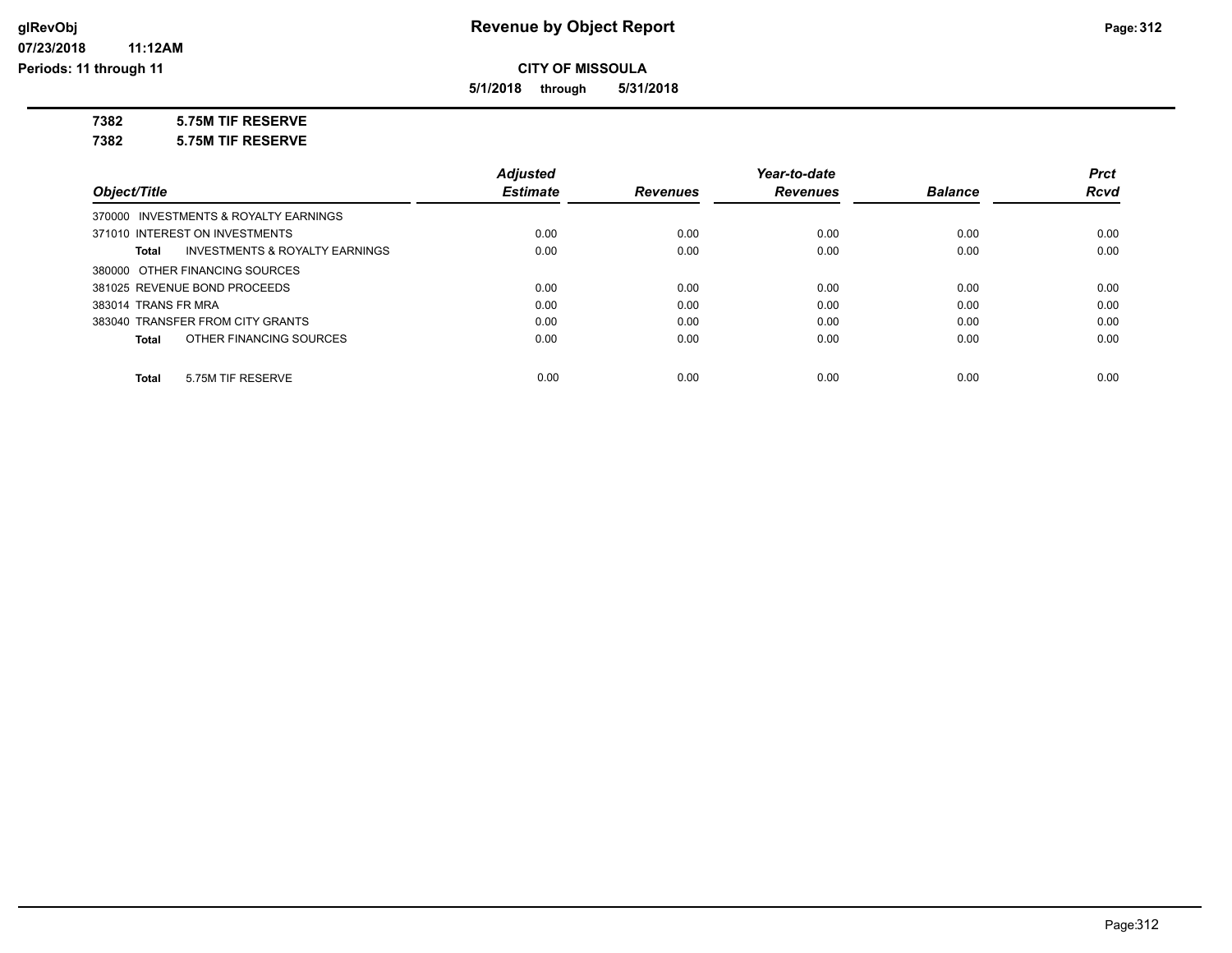# Revenue by Object Report

**CITY OF MISSOULA**

**5/1/2018 through 5/31/2018**

glRevObj
07/23/2018 11:12AM
Periods: 11 through 11

**7382 5.75M TIF RESERVE**

**7382 5.75M TIF RESERVE**

| Object/Title | Adjusted Estimate | Revenues | Year-to-date Revenues | Balance | Prct Rcvd |
|---|---|---|---|---|---|
| 370000 INVESTMENTS & ROYALTY EARNINGS | | | | | |
| 371010 INTEREST ON INVESTMENTS | 0.00 | 0.00 | 0.00 | 0.00 | 0.00 |
| **Total** INVESTMENTS & ROYALTY EARNINGS | 0.00 | 0.00 | 0.00 | 0.00 | 0.00 |
| 380000 OTHER FINANCING SOURCES | | | | | |
| 381025 REVENUE BOND PROCEEDS | 0.00 | 0.00 | 0.00 | 0.00 | 0.00 |
| 383014 TRANS FR MRA | 0.00 | 0.00 | 0.00 | 0.00 | 0.00 |
| 383040 TRANSFER FROM CITY GRANTS | 0.00 | 0.00 | 0.00 | 0.00 | 0.00 |
| **Total** OTHER FINANCING SOURCES | 0.00 | 0.00 | 0.00 | 0.00 | 0.00 |
| **Total** 5.75M TIF RESERVE | 0.00 | 0.00 | 0.00 | 0.00 | 0.00 |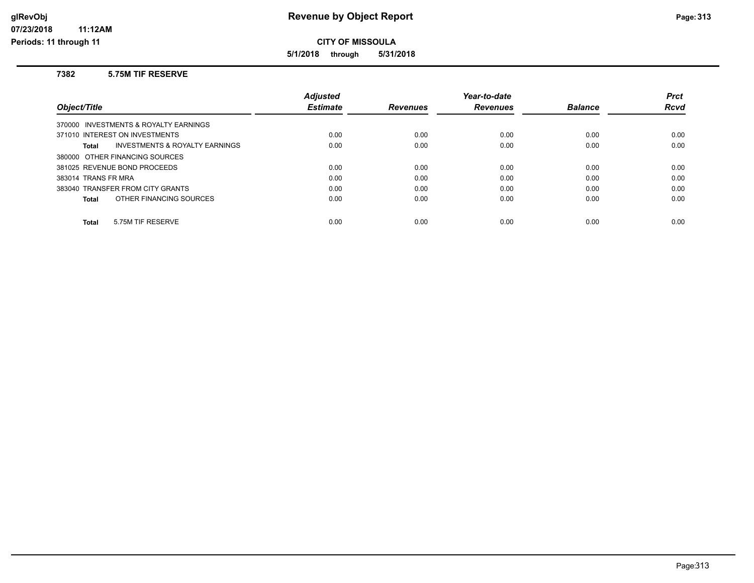# Revenue by Object Report

glRevObj
07/23/2018 11:12AM
Periods: 11 through 11

**CITY OF MISSOULA**

**5/1/2018 through 5/31/2018**

### 7382 5.75M TIF RESERVE

| Object/Title | Adjusted Estimate | Revenues | Year-to-date Revenues | Balance | Prct Rcvd |
|---|---|---|---|---|---|
| 370000 INVESTMENTS & ROYALTY EARNINGS | | | | | |
| 371010 INTEREST ON INVESTMENTS | 0.00 | 0.00 | 0.00 | 0.00 | 0.00 |
| **Total** INVESTMENTS & ROYALTY EARNINGS | 0.00 | 0.00 | 0.00 | 0.00 | 0.00 |
| 380000 OTHER FINANCING SOURCES | | | | | |
| 381025 REVENUE BOND PROCEEDS | 0.00 | 0.00 | 0.00 | 0.00 | 0.00 |
| 383014 TRANS FR MRA | 0.00 | 0.00 | 0.00 | 0.00 | 0.00 |
| 383040 TRANSFER FROM CITY GRANTS | 0.00 | 0.00 | 0.00 | 0.00 | 0.00 |
| **Total** OTHER FINANCING SOURCES | 0.00 | 0.00 | 0.00 | 0.00 | 0.00 |
| **Total** 5.75M TIF RESERVE | 0.00 | 0.00 | 0.00 | 0.00 | 0.00 |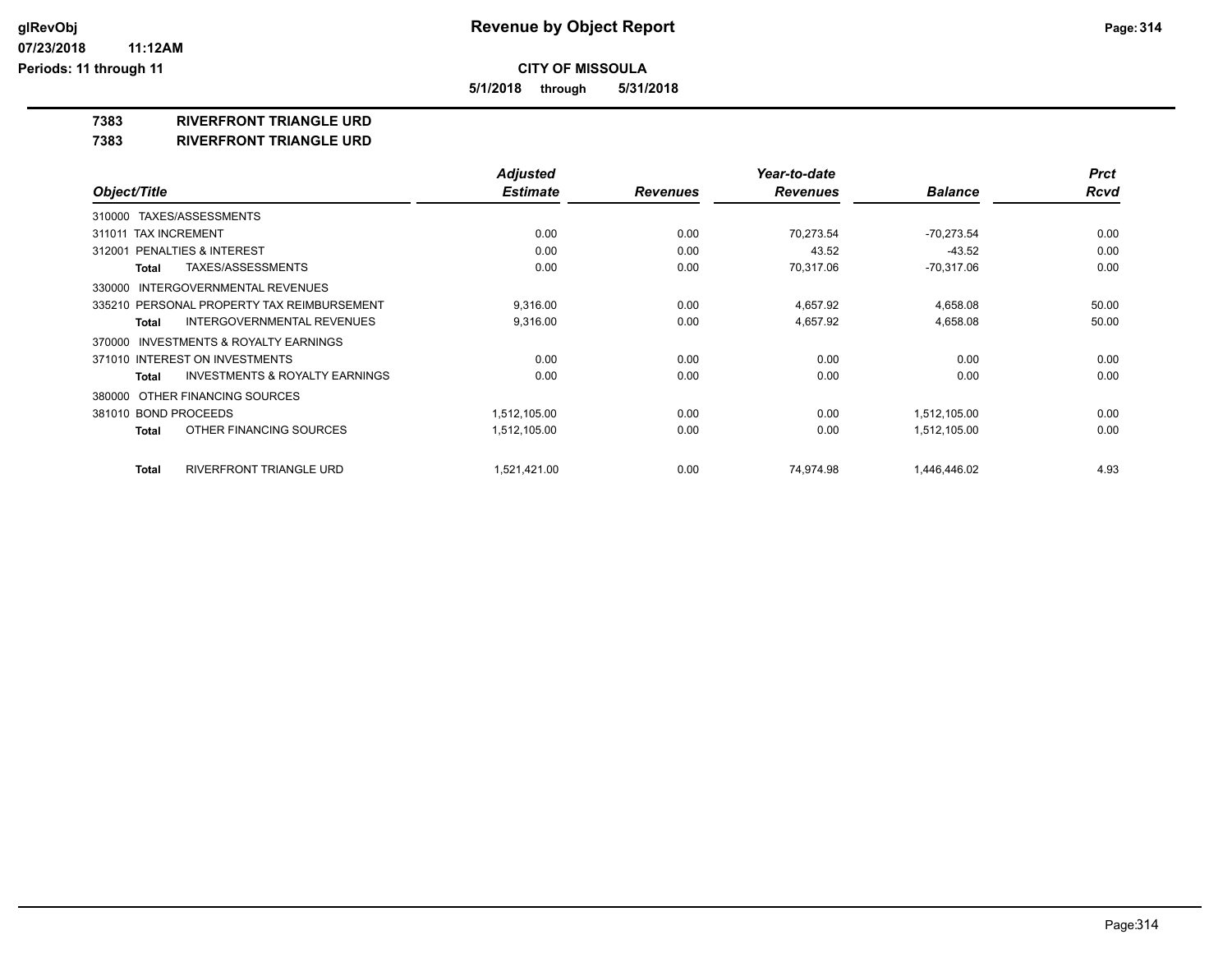# Revenue by Object Report

**CITY OF MISSOULA**

**5/1/2018 through 5/31/2018**

glRevObj
07/23/2018 11:12AM
Periods: 11 through 11

**7383 RIVERFRONT TRIANGLE URD**

**7383 RIVERFRONT TRIANGLE URD**

| Object/Title | Adjusted Estimate | Revenues | Year-to-date Revenues | Balance | Prct Rcvd |
|---|---|---|---|---|---|
| 310000 TAXES/ASSESSMENTS | | | | | |
| 311011 TAX INCREMENT | 0.00 | 0.00 | 70,273.54 | -70,273.54 | 0.00 |
| 312001 PENALTIES & INTEREST | 0.00 | 0.00 | 43.52 | -43.52 | 0.00 |
| **Total** TAXES/ASSESSMENTS | 0.00 | 0.00 | 70,317.06 | -70,317.06 | 0.00 |
| 330000 INTERGOVERNMENTAL REVENUES | | | | | |
| 335210 PERSONAL PROPERTY TAX REIMBURSEMENT | 9,316.00 | 0.00 | 4,657.92 | 4,658.08 | 50.00 |
| **Total** INTERGOVERNMENTAL REVENUES | 9,316.00 | 0.00 | 4,657.92 | 4,658.08 | 50.00 |
| 370000 INVESTMENTS & ROYALTY EARNINGS | | | | | |
| 371010 INTEREST ON INVESTMENTS | 0.00 | 0.00 | 0.00 | 0.00 | 0.00 |
| **Total** INVESTMENTS & ROYALTY EARNINGS | 0.00 | 0.00 | 0.00 | 0.00 | 0.00 |
| 380000 OTHER FINANCING SOURCES | | | | | |
| 381010 BOND PROCEEDS | 1,512,105.00 | 0.00 | 0.00 | 1,512,105.00 | 0.00 |
| **Total** OTHER FINANCING SOURCES | 1,512,105.00 | 0.00 | 0.00 | 1,512,105.00 | 0.00 |
| **Total** RIVERFRONT TRIANGLE URD | 1,521,421.00 | 0.00 | 74,974.98 | 1,446,446.02 | 4.93 |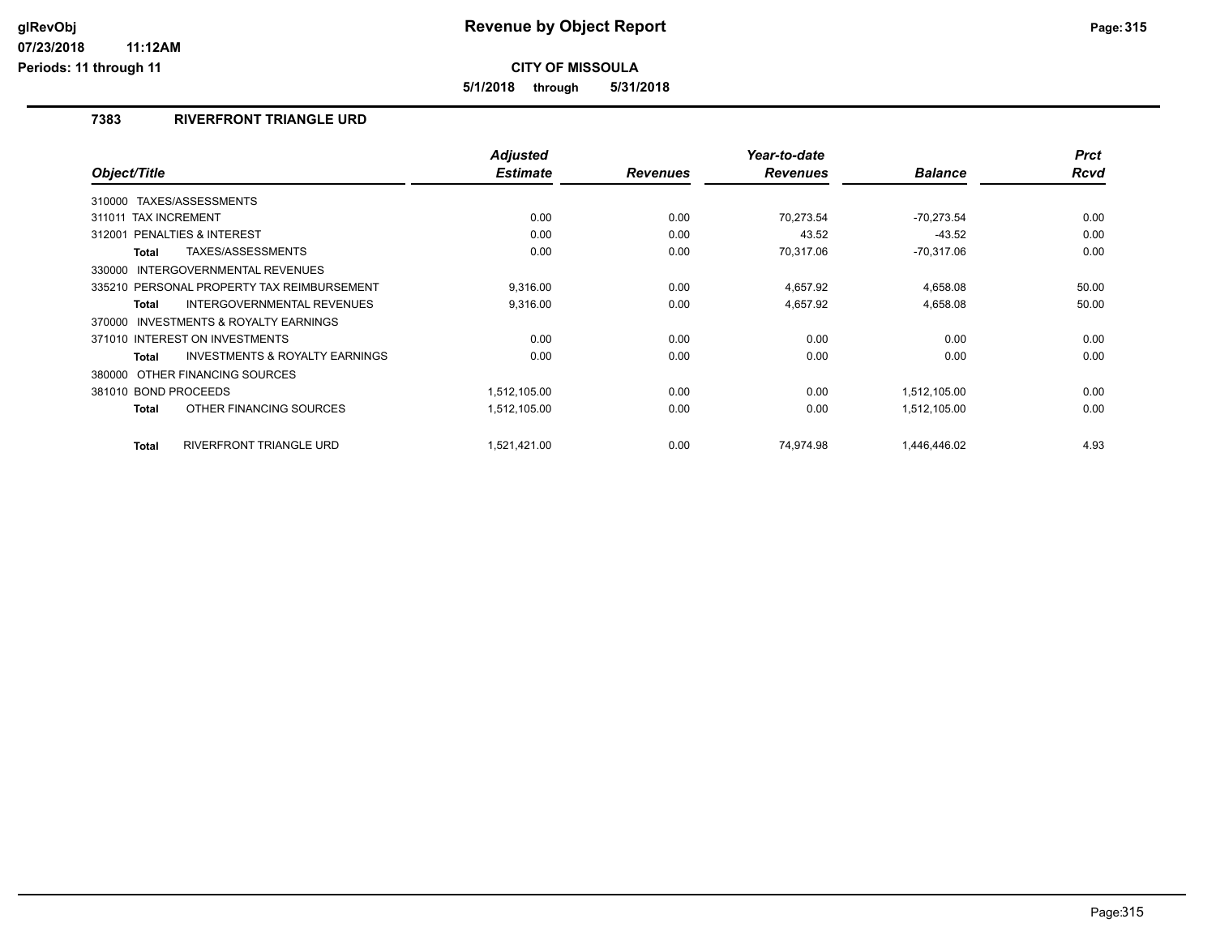# Revenue by Object Report

glRevObj
07/23/2018 11:12AM
Periods: 11 through 11

**CITY OF MISSOULA**

**5/1/2018 through 5/31/2018**

## 7383 RIVERFRONT TRIANGLE URD

| Object/Title | Adjusted Estimate | Revenues | Year-to-date Revenues | Balance | Prct Rcvd |
|---|---|---|---|---|---|
| 310000 TAXES/ASSESSMENTS | | | | | |
| 311011 TAX INCREMENT | 0.00 | 0.00 | 70,273.54 | -70,273.54 | 0.00 |
| 312001 PENALTIES & INTEREST | 0.00 | 0.00 | 43.52 | -43.52 | 0.00 |
| **Total** TAXES/ASSESSMENTS | 0.00 | 0.00 | 70,317.06 | -70,317.06 | 0.00 |
| 330000 INTERGOVERNMENTAL REVENUES | | | | | |
| 335210 PERSONAL PROPERTY TAX REIMBURSEMENT | 9,316.00 | 0.00 | 4,657.92 | 4,658.08 | 50.00 |
| **Total** INTERGOVERNMENTAL REVENUES | 9,316.00 | 0.00 | 4,657.92 | 4,658.08 | 50.00 |
| 370000 INVESTMENTS & ROYALTY EARNINGS | | | | | |
| 371010 INTEREST ON INVESTMENTS | 0.00 | 0.00 | 0.00 | 0.00 | 0.00 |
| **Total** INVESTMENTS & ROYALTY EARNINGS | 0.00 | 0.00 | 0.00 | 0.00 | 0.00 |
| 380000 OTHER FINANCING SOURCES | | | | | |
| 381010 BOND PROCEEDS | 1,512,105.00 | 0.00 | 0.00 | 1,512,105.00 | 0.00 |
| **Total** OTHER FINANCING SOURCES | 1,512,105.00 | 0.00 | 0.00 | 1,512,105.00 | 0.00 |
| **Total** RIVERFRONT TRIANGLE URD | 1,521,421.00 | 0.00 | 74,974.98 | 1,446,446.02 | 4.93 |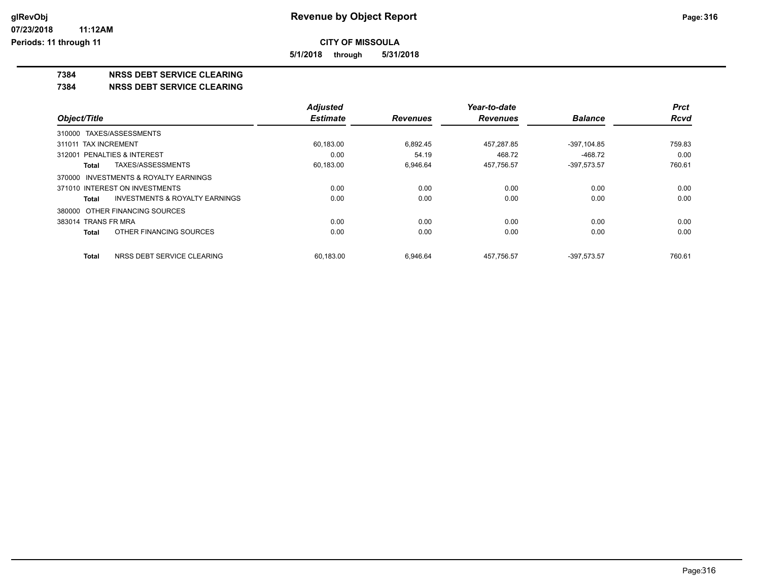**Revenue by Object Report**

**CITY OF MISSOULA**

**5/1/2018 through 5/31/2018**

**7384 NRSS DEBT SERVICE CLEARING**

**7384 NRSS DEBT SERVICE CLEARING**

| Object/Title | | Adjusted Estimate | Revenues | Year-to-date Revenues | Balance | Prct Rcvd |
|---|---|---|---|---|---|---|
| 310000 TAXES/ASSESSMENTS | | | | | | |
| 311011 TAX INCREMENT | | 60,183.00 | 6,892.45 | 457,287.85 | -397,104.85 | 759.83 |
| 312001 PENALTIES & INTEREST | | 0.00 | 54.19 | 468.72 | -468.72 | 0.00 |
| **Total** | TAXES/ASSESSMENTS | 60,183.00 | 6,946.64 | 457,756.57 | -397,573.57 | 760.61 |
| 370000 INVESTMENTS & ROYALTY EARNINGS | | | | | | |
| 371010 INTEREST ON INVESTMENTS | | 0.00 | 0.00 | 0.00 | 0.00 | 0.00 |
| **Total** | INVESTMENTS & ROYALTY EARNINGS | 0.00 | 0.00 | 0.00 | 0.00 | 0.00 |
| 380000 OTHER FINANCING SOURCES | | | | | | |
| 383014 TRANS FR MRA | | 0.00 | 0.00 | 0.00 | 0.00 | 0.00 |
| **Total** | OTHER FINANCING SOURCES | 0.00 | 0.00 | 0.00 | 0.00 | 0.00 |
| **Total** | NRSS DEBT SERVICE CLEARING | 60,183.00 | 6,946.64 | 457,756.57 | -397,573.57 | 760.61 |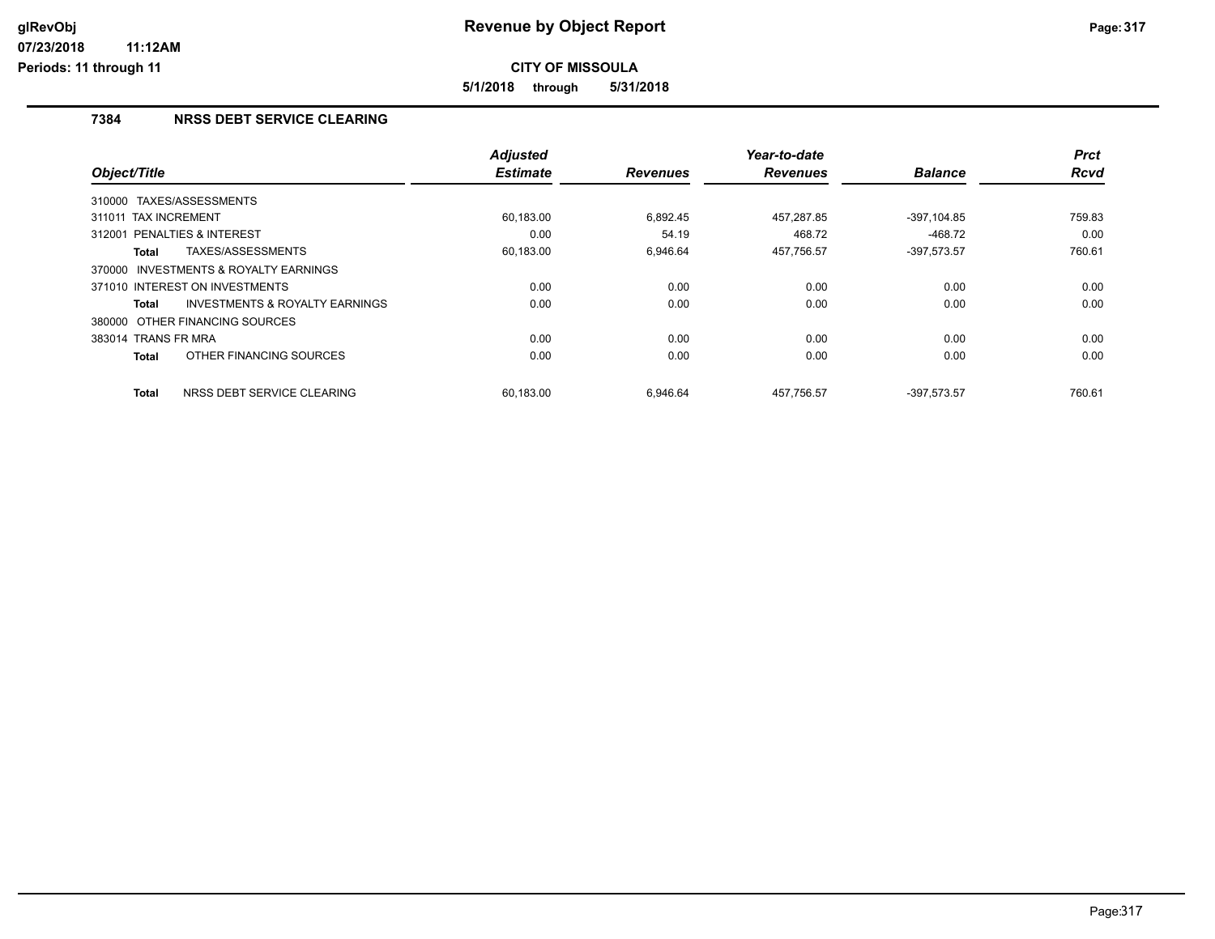# Revenue by Object Report

**CITY OF MISSOULA**

**5/1/2018 through 5/31/2018**

glRevObj
07/23/2018 11:12AM
Periods: 11 through 11

## 7384 NRSS DEBT SERVICE CLEARING

| Object/Title | Adjusted Estimate | Revenues | Year-to-date Revenues | Balance | Prct Rcvd |
|---|---|---|---|---|---|
| 310000 TAXES/ASSESSMENTS | | | | | |
| 311011 TAX INCREMENT | 60,183.00 | 6,892.45 | 457,287.85 | -397,104.85 | 759.83 |
| 312001 PENALTIES & INTEREST | 0.00 | 54.19 | 468.72 | -468.72 | 0.00 |
| **Total** TAXES/ASSESSMENTS | 60,183.00 | 6,946.64 | 457,756.57 | -397,573.57 | 760.61 |
| 370000 INVESTMENTS & ROYALTY EARNINGS | | | | | |
| 371010 INTEREST ON INVESTMENTS | 0.00 | 0.00 | 0.00 | 0.00 | 0.00 |
| **Total** INVESTMENTS & ROYALTY EARNINGS | 0.00 | 0.00 | 0.00 | 0.00 | 0.00 |
| 380000 OTHER FINANCING SOURCES | | | | | |
| 383014 TRANS FR MRA | 0.00 | 0.00 | 0.00 | 0.00 | 0.00 |
| **Total** OTHER FINANCING SOURCES | 0.00 | 0.00 | 0.00 | 0.00 | 0.00 |
| **Total** NRSS DEBT SERVICE CLEARING | 60,183.00 | 6,946.64 | 457,756.57 | -397,573.57 | 760.61 |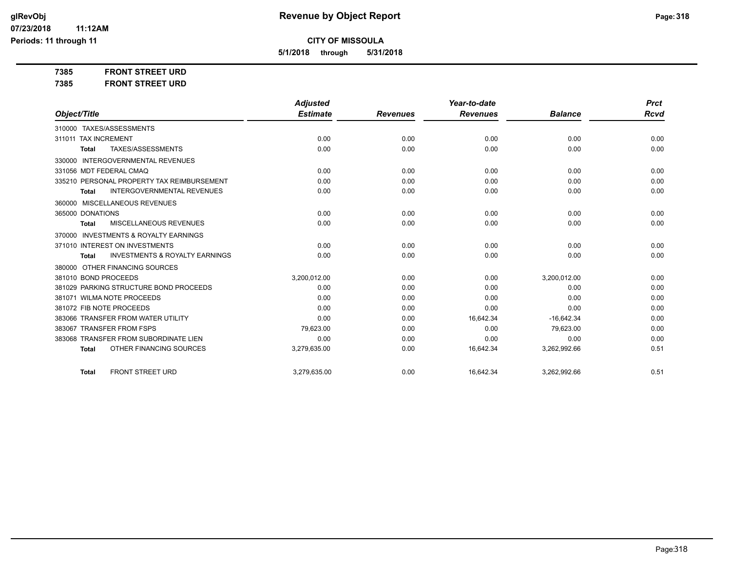**CITY OF MISSOULA**

**5/1/2018 through 5/31/2018**

**7385 FRONT STREET URD**

**7385 FRONT STREET URD**

| Object/Title | Adjusted Estimate | Revenues | Year-to-date Revenues | Balance | Prct Rcvd |
|---|---|---|---|---|---|
| 310000 TAXES/ASSESSMENTS | | | | | |
| 311011 TAX INCREMENT | 0.00 | 0.00 | 0.00 | 0.00 | 0.00 |
| **Total** TAXES/ASSESSMENTS | 0.00 | 0.00 | 0.00 | 0.00 | 0.00 |
| 330000 INTERGOVERNMENTAL REVENUES | | | | | |
| 331056 MDT FEDERAL CMAQ | 0.00 | 0.00 | 0.00 | 0.00 | 0.00 |
| 335210 PERSONAL PROPERTY TAX REIMBURSEMENT | 0.00 | 0.00 | 0.00 | 0.00 | 0.00 |
| **Total** INTERGOVERNMENTAL REVENUES | 0.00 | 0.00 | 0.00 | 0.00 | 0.00 |
| 360000 MISCELLANEOUS REVENUES | | | | | |
| 365000 DONATIONS | 0.00 | 0.00 | 0.00 | 0.00 | 0.00 |
| **Total** MISCELLANEOUS REVENUES | 0.00 | 0.00 | 0.00 | 0.00 | 0.00 |
| 370000 INVESTMENTS & ROYALTY EARNINGS | | | | | |
| 371010 INTEREST ON INVESTMENTS | 0.00 | 0.00 | 0.00 | 0.00 | 0.00 |
| **Total** INVESTMENTS & ROYALTY EARNINGS | 0.00 | 0.00 | 0.00 | 0.00 | 0.00 |
| 380000 OTHER FINANCING SOURCES | | | | | |
| 381010 BOND PROCEEDS | 3,200,012.00 | 0.00 | 0.00 | 3,200,012.00 | 0.00 |
| 381029 PARKING STRUCTURE BOND PROCEEDS | 0.00 | 0.00 | 0.00 | 0.00 | 0.00 |
| 381071 WILMA NOTE PROCEEDS | 0.00 | 0.00 | 0.00 | 0.00 | 0.00 |
| 381072 FIB NOTE PROCEEDS | 0.00 | 0.00 | 0.00 | 0.00 | 0.00 |
| 383066 TRANSFER FROM WATER UTILITY | 0.00 | 0.00 | 16,642.34 | -16,642.34 | 0.00 |
| 383067 TRANSFER FROM FSPS | 79,623.00 | 0.00 | 0.00 | 79,623.00 | 0.00 |
| 383068 TRANSFER FROM SUBORDINATE LIEN | 0.00 | 0.00 | 0.00 | 0.00 | 0.00 |
| **Total** OTHER FINANCING SOURCES | 3,279,635.00 | 0.00 | 16,642.34 | 3,262,992.66 | 0.51 |
| **Total** FRONT STREET URD | 3,279,635.00 | 0.00 | 16,642.34 | 3,262,992.66 | 0.51 |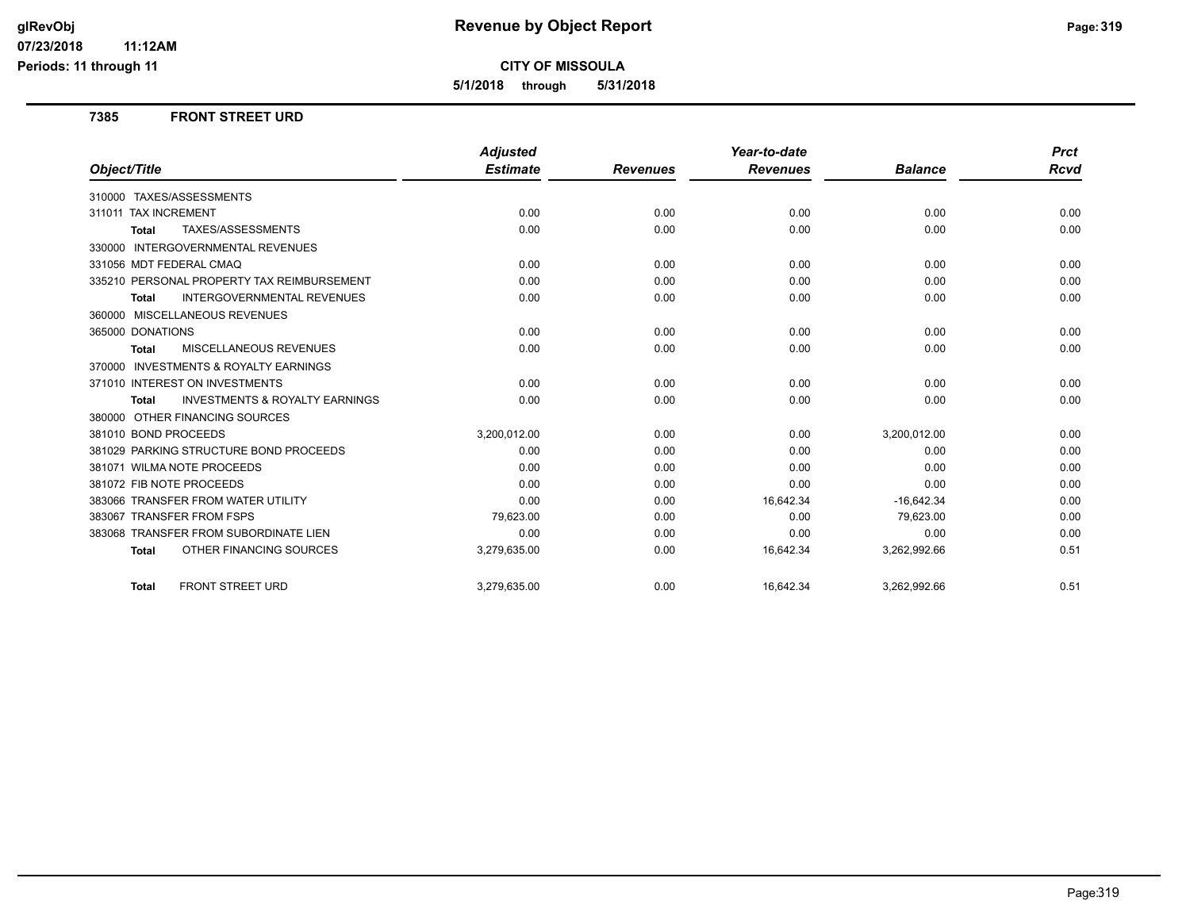**Revenue by Object Report**

**CITY OF MISSOULA**

**5/1/2018 through 5/31/2018**

glRevObj
07/23/2018 11:12AM
Periods: 11 through 11

## 7385 FRONT STREET URD

| Object/Title | Adjusted Estimate | Revenues | Year-to-date Revenues | Balance | Prct Rcvd |
|---|---|---|---|---|---|
| 310000 TAXES/ASSESSMENTS | | | | | |
| 311011 TAX INCREMENT | 0.00 | 0.00 | 0.00 | 0.00 | 0.00 |
| **Total** TAXES/ASSESSMENTS | 0.00 | 0.00 | 0.00 | 0.00 | 0.00 |
| 330000 INTERGOVERNMENTAL REVENUES | | | | | |
| 331056 MDT FEDERAL CMAQ | 0.00 | 0.00 | 0.00 | 0.00 | 0.00 |
| 335210 PERSONAL PROPERTY TAX REIMBURSEMENT | 0.00 | 0.00 | 0.00 | 0.00 | 0.00 |
| **Total** INTERGOVERNMENTAL REVENUES | 0.00 | 0.00 | 0.00 | 0.00 | 0.00 |
| 360000 MISCELLANEOUS REVENUES | | | | | |
| 365000 DONATIONS | 0.00 | 0.00 | 0.00 | 0.00 | 0.00 |
| **Total** MISCELLANEOUS REVENUES | 0.00 | 0.00 | 0.00 | 0.00 | 0.00 |
| 370000 INVESTMENTS & ROYALTY EARNINGS | | | | | |
| 371010 INTEREST ON INVESTMENTS | 0.00 | 0.00 | 0.00 | 0.00 | 0.00 |
| **Total** INVESTMENTS & ROYALTY EARNINGS | 0.00 | 0.00 | 0.00 | 0.00 | 0.00 |
| 380000 OTHER FINANCING SOURCES | | | | | |
| 381010 BOND PROCEEDS | 3,200,012.00 | 0.00 | 0.00 | 3,200,012.00 | 0.00 |
| 381029 PARKING STRUCTURE BOND PROCEEDS | 0.00 | 0.00 | 0.00 | 0.00 | 0.00 |
| 381071 WILMA NOTE PROCEEDS | 0.00 | 0.00 | 0.00 | 0.00 | 0.00 |
| 381072 FIB NOTE PROCEEDS | 0.00 | 0.00 | 0.00 | 0.00 | 0.00 |
| 383066 TRANSFER FROM WATER UTILITY | 0.00 | 0.00 | 16,642.34 | -16,642.34 | 0.00 |
| 383067 TRANSFER FROM FSPS | 79,623.00 | 0.00 | 0.00 | 79,623.00 | 0.00 |
| 383068 TRANSFER FROM SUBORDINATE LIEN | 0.00 | 0.00 | 0.00 | 0.00 | 0.00 |
| **Total** OTHER FINANCING SOURCES | 3,279,635.00 | 0.00 | 16,642.34 | 3,262,992.66 | 0.51 |
| **Total** FRONT STREET URD | 3,279,635.00 | 0.00 | 16,642.34 | 3,262,992.66 | 0.51 |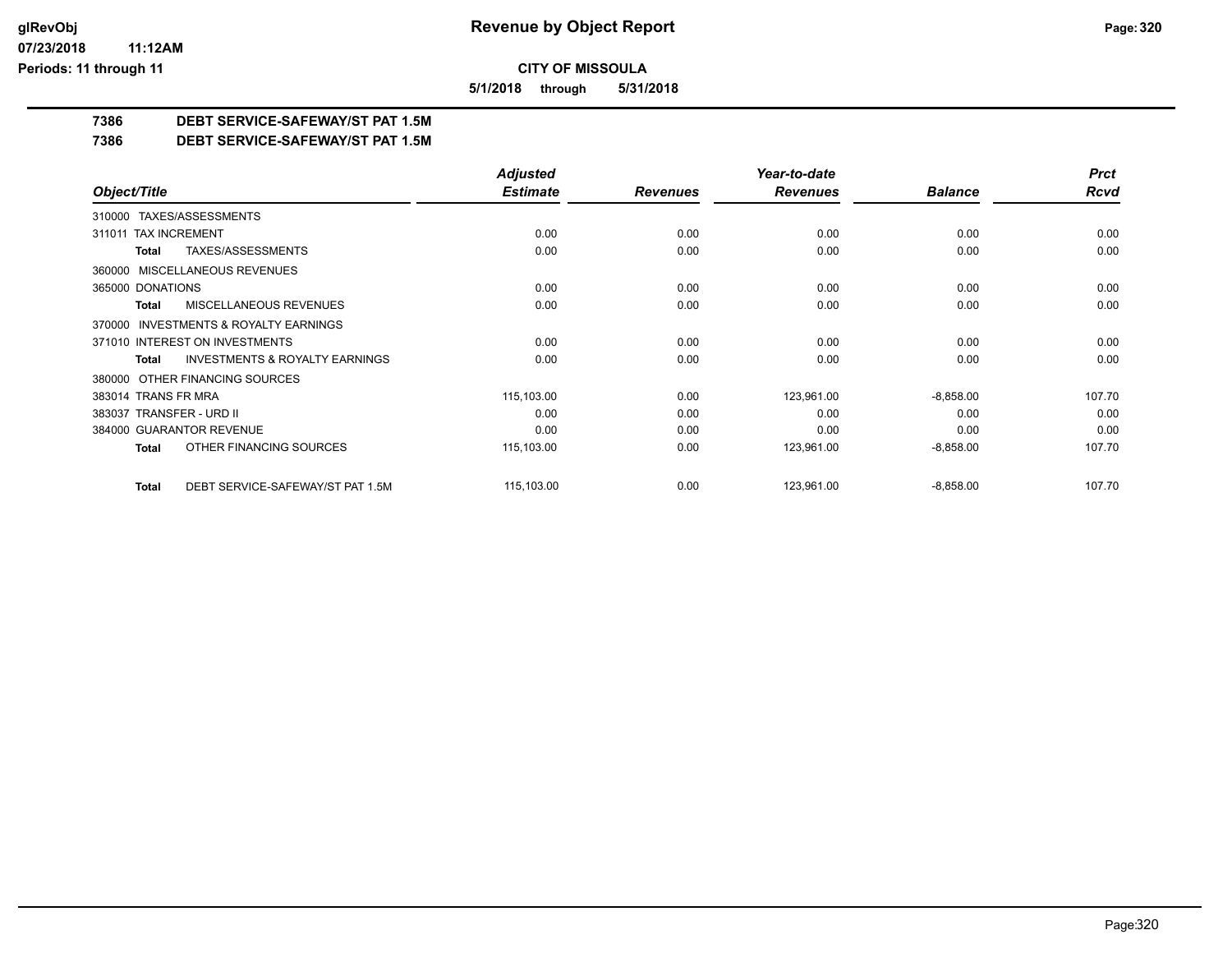**CITY OF MISSOULA**

**5/1/2018 through 5/31/2018**

## 7386 DEBT SERVICE-SAFEWAY/ST PAT 1.5M

## 7386 DEBT SERVICE-SAFEWAY/ST PAT 1.5M

| Object/Title | Adjusted Estimate | Revenues | Year-to-date Revenues | Balance | Prct Rcvd |
|---|---|---|---|---|---|
| 310000 TAXES/ASSESSMENTS | | | | | |
| 311011 TAX INCREMENT | 0.00 | 0.00 | 0.00 | 0.00 | 0.00 |
| **Total** TAXES/ASSESSMENTS | 0.00 | 0.00 | 0.00 | 0.00 | 0.00 |
| 360000 MISCELLANEOUS REVENUES | | | | | |
| 365000 DONATIONS | 0.00 | 0.00 | 0.00 | 0.00 | 0.00 |
| **Total** MISCELLANEOUS REVENUES | 0.00 | 0.00 | 0.00 | 0.00 | 0.00 |
| 370000 INVESTMENTS & ROYALTY EARNINGS | | | | | |
| 371010 INTEREST ON INVESTMENTS | 0.00 | 0.00 | 0.00 | 0.00 | 0.00 |
| **Total** INVESTMENTS & ROYALTY EARNINGS | 0.00 | 0.00 | 0.00 | 0.00 | 0.00 |
| 380000 OTHER FINANCING SOURCES | | | | | |
| 383014 TRANS FR MRA | 115,103.00 | 0.00 | 123,961.00 | -8,858.00 | 107.70 |
| 383037 TRANSFER - URD II | 0.00 | 0.00 | 0.00 | 0.00 | 0.00 |
| 384000 GUARANTOR REVENUE | 0.00 | 0.00 | 0.00 | 0.00 | 0.00 |
| **Total** OTHER FINANCING SOURCES | 115,103.00 | 0.00 | 123,961.00 | -8,858.00 | 107.70 |
| **Total** DEBT SERVICE-SAFEWAY/ST PAT 1.5M | 115,103.00 | 0.00 | 123,961.00 | -8,858.00 | 107.70 |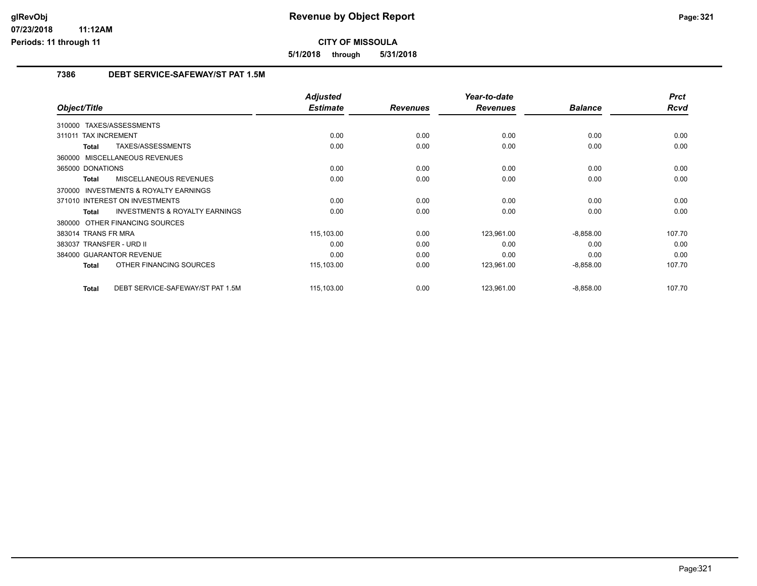**CITY OF MISSOULA**

**5/1/2018 through 5/31/2018**

## 7386 DEBT SERVICE-SAFEWAY/ST PAT 1.5M

| Object/Title | Adjusted Estimate | Revenues | Year-to-date Revenues | Balance | Prct Rcvd |
|---|---|---|---|---|---|
| 310000 TAXES/ASSESSMENTS | | | | | |
| 311011 TAX INCREMENT | 0.00 | 0.00 | 0.00 | 0.00 | 0.00 |
| **Total** TAXES/ASSESSMENTS | 0.00 | 0.00 | 0.00 | 0.00 | 0.00 |
| 360000 MISCELLANEOUS REVENUES | | | | | |
| 365000 DONATIONS | 0.00 | 0.00 | 0.00 | 0.00 | 0.00 |
| **Total** MISCELLANEOUS REVENUES | 0.00 | 0.00 | 0.00 | 0.00 | 0.00 |
| 370000 INVESTMENTS & ROYALTY EARNINGS | | | | | |
| 371010 INTEREST ON INVESTMENTS | 0.00 | 0.00 | 0.00 | 0.00 | 0.00 |
| **Total** INVESTMENTS & ROYALTY EARNINGS | 0.00 | 0.00 | 0.00 | 0.00 | 0.00 |
| 380000 OTHER FINANCING SOURCES | | | | | |
| 383014 TRANS FR MRA | 115,103.00 | 0.00 | 123,961.00 | -8,858.00 | 107.70 |
| 383037 TRANSFER - URD II | 0.00 | 0.00 | 0.00 | 0.00 | 0.00 |
| 384000 GUARANTOR REVENUE | 0.00 | 0.00 | 0.00 | 0.00 | 0.00 |
| **Total** OTHER FINANCING SOURCES | 115,103.00 | 0.00 | 123,961.00 | -8,858.00 | 107.70 |
| **Total** DEBT SERVICE-SAFEWAY/ST PAT 1.5M | 115,103.00 | 0.00 | 123,961.00 | -8,858.00 | 107.70 |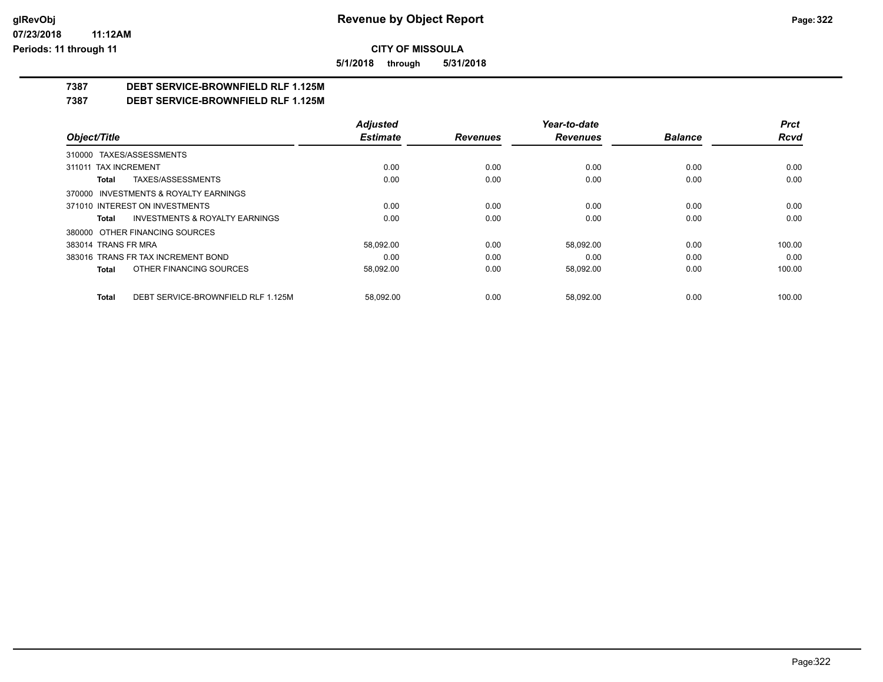**CITY OF MISSOULA**

**5/1/2018 through 5/31/2018**

**7387 DEBT SERVICE-BROWNFIELD RLF 1.125M**

**7387 DEBT SERVICE-BROWNFIELD RLF 1.125M**

| Object/Title | Adjusted Estimate | Revenues | Year-to-date Revenues | Balance | Prct Rcvd |
|---|---|---|---|---|---|
| 310000 TAXES/ASSESSMENTS | | | | | |
| 311011 TAX INCREMENT | 0.00 | 0.00 | 0.00 | 0.00 | 0.00 |
| **Total** TAXES/ASSESSMENTS | 0.00 | 0.00 | 0.00 | 0.00 | 0.00 |
| 370000 INVESTMENTS & ROYALTY EARNINGS | | | | | |
| 371010 INTEREST ON INVESTMENTS | 0.00 | 0.00 | 0.00 | 0.00 | 0.00 |
| **Total** INVESTMENTS & ROYALTY EARNINGS | 0.00 | 0.00 | 0.00 | 0.00 | 0.00 |
| 380000 OTHER FINANCING SOURCES | | | | | |
| 383014 TRANS FR MRA | 58,092.00 | 0.00 | 58,092.00 | 0.00 | 100.00 |
| 383016 TRANS FR TAX INCREMENT BOND | 0.00 | 0.00 | 0.00 | 0.00 | 0.00 |
| **Total** OTHER FINANCING SOURCES | 58,092.00 | 0.00 | 58,092.00 | 0.00 | 100.00 |
| **Total** DEBT SERVICE-BROWNFIELD RLF 1.125M | 58,092.00 | 0.00 | 58,092.00 | 0.00 | 100.00 |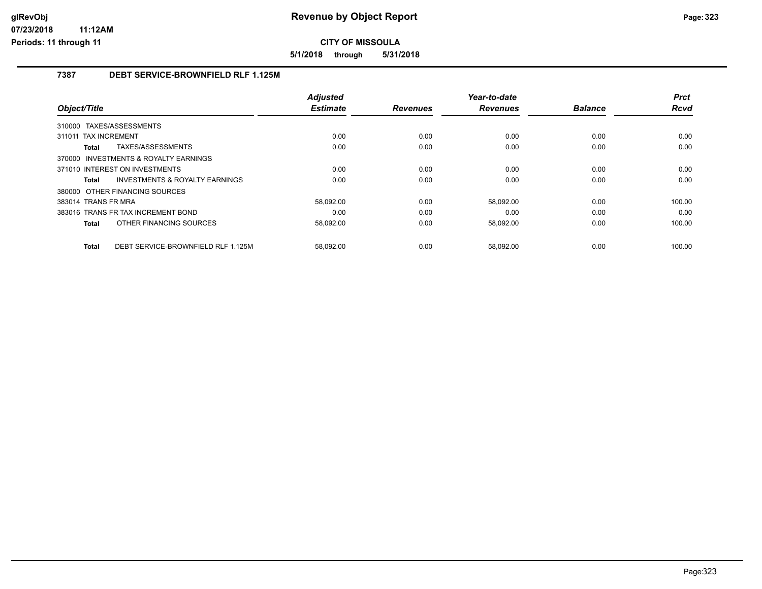# Revenue by Object Report

**CITY OF MISSOULA**

**5/1/2018 through 5/31/2018**

glRevObj
07/23/2018 11:12AM
Periods: 11 through 11

## 7387 DEBT SERVICE-BROWNFIELD RLF 1.125M

| Object/Title | Adjusted Estimate | Revenues | Year-to-date Revenues | Balance | Prct Rcvd |
|---|---|---|---|---|---|
| 310000 TAXES/ASSESSMENTS | | | | | |
| 311011 TAX INCREMENT | 0.00 | 0.00 | 0.00 | 0.00 | 0.00 |
| **Total** TAXES/ASSESSMENTS | 0.00 | 0.00 | 0.00 | 0.00 | 0.00 |
| 370000 INVESTMENTS & ROYALTY EARNINGS | | | | | |
| 371010 INTEREST ON INVESTMENTS | 0.00 | 0.00 | 0.00 | 0.00 | 0.00 |
| **Total** INVESTMENTS & ROYALTY EARNINGS | 0.00 | 0.00 | 0.00 | 0.00 | 0.00 |
| 380000 OTHER FINANCING SOURCES | | | | | |
| 383014 TRANS FR MRA | 58,092.00 | 0.00 | 58,092.00 | 0.00 | 100.00 |
| 383016 TRANS FR TAX INCREMENT BOND | 0.00 | 0.00 | 0.00 | 0.00 | 0.00 |
| **Total** OTHER FINANCING SOURCES | 58,092.00 | 0.00 | 58,092.00 | 0.00 | 100.00 |
| **Total** DEBT SERVICE-BROWNFIELD RLF 1.125M | 58,092.00 | 0.00 | 58,092.00 | 0.00 | 100.00 |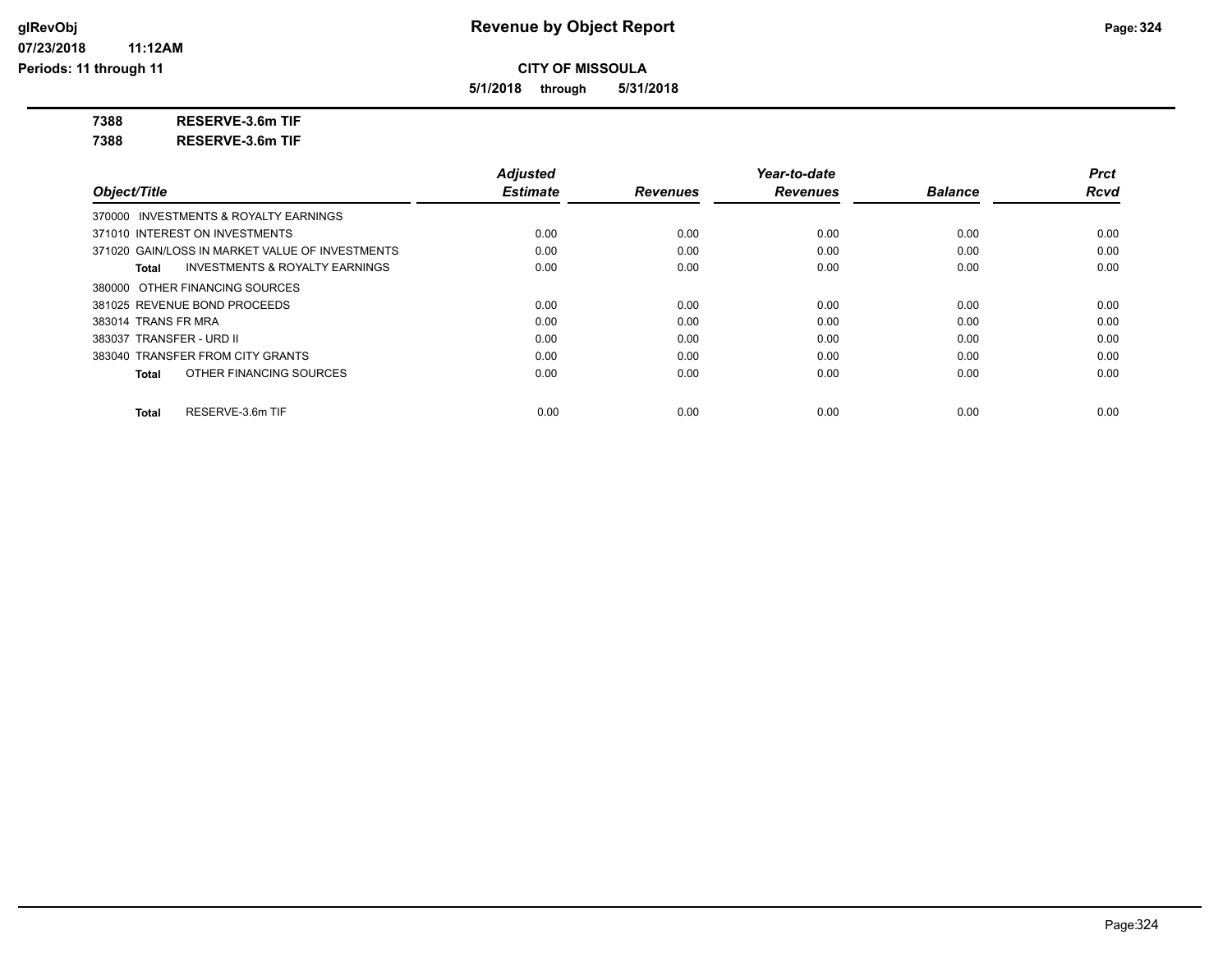**CITY OF MISSOULA**

**5/1/2018 through 5/31/2018**

**7388 RESERVE-3.6m TIF**

**7388 RESERVE-3.6m TIF**

| Object/Title | Adjusted Estimate | Revenues | Year-to-date Revenues | Balance | Prct Rcvd |
|---|---|---|---|---|---|
| 370000 INVESTMENTS & ROYALTY EARNINGS | | | | | |
| 371010 INTEREST ON INVESTMENTS | 0.00 | 0.00 | 0.00 | 0.00 | 0.00 |
| 371020 GAIN/LOSS IN MARKET VALUE OF INVESTMENTS | 0.00 | 0.00 | 0.00 | 0.00 | 0.00 |
| **Total** INVESTMENTS & ROYALTY EARNINGS | 0.00 | 0.00 | 0.00 | 0.00 | 0.00 |
| 380000 OTHER FINANCING SOURCES | | | | | |
| 381025 REVENUE BOND PROCEEDS | 0.00 | 0.00 | 0.00 | 0.00 | 0.00 |
| 383014 TRANS FR MRA | 0.00 | 0.00 | 0.00 | 0.00 | 0.00 |
| 383037 TRANSFER - URD II | 0.00 | 0.00 | 0.00 | 0.00 | 0.00 |
| 383040 TRANSFER FROM CITY GRANTS | 0.00 | 0.00 | 0.00 | 0.00 | 0.00 |
| **Total** OTHER FINANCING SOURCES | 0.00 | 0.00 | 0.00 | 0.00 | 0.00 |
| **Total** RESERVE-3.6m TIF | 0.00 | 0.00 | 0.00 | 0.00 | 0.00 |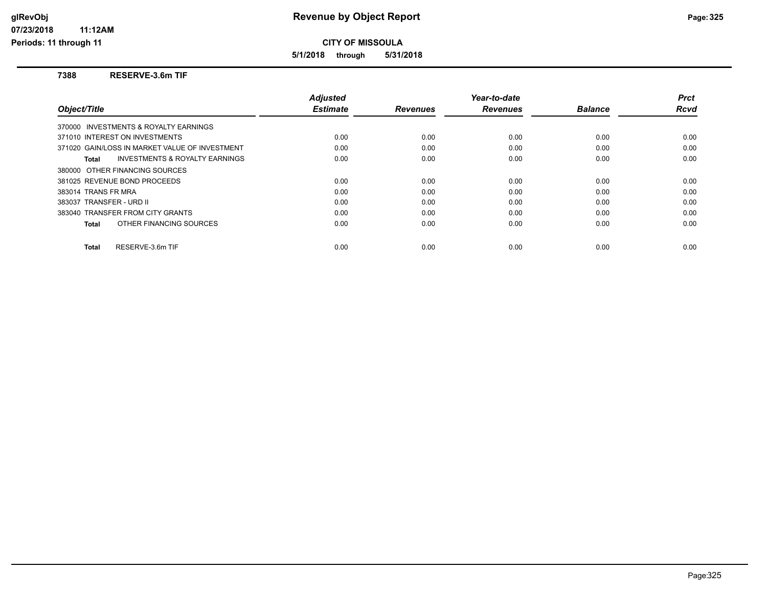**Revenue by Object Report**

**CITY OF MISSOULA**

**5/1/2018 through 5/31/2018**

glRevObj
07/23/2018 11:12AM
Periods: 11 through 11

**7388 RESERVE-3.6m TIF**

| Object/Title | Adjusted Estimate | Revenues | Year-to-date Revenues | Balance | Prct Rcvd |
|---|---|---|---|---|---|
| 370000 INVESTMENTS & ROYALTY EARNINGS | | | | | |
| 371010 INTEREST ON INVESTMENTS | 0.00 | 0.00 | 0.00 | 0.00 | 0.00 |
| 371020 GAIN/LOSS IN MARKET VALUE OF INVESTMENT | 0.00 | 0.00 | 0.00 | 0.00 | 0.00 |
| **Total** INVESTMENTS & ROYALTY EARNINGS | 0.00 | 0.00 | 0.00 | 0.00 | 0.00 |
| 380000 OTHER FINANCING SOURCES | | | | | |
| 381025 REVENUE BOND PROCEEDS | 0.00 | 0.00 | 0.00 | 0.00 | 0.00 |
| 383014 TRANS FR MRA | 0.00 | 0.00 | 0.00 | 0.00 | 0.00 |
| 383037 TRANSFER - URD II | 0.00 | 0.00 | 0.00 | 0.00 | 0.00 |
| 383040 TRANSFER FROM CITY GRANTS | 0.00 | 0.00 | 0.00 | 0.00 | 0.00 |
| **Total** OTHER FINANCING SOURCES | 0.00 | 0.00 | 0.00 | 0.00 | 0.00 |
| **Total** RESERVE-3.6m TIF | 0.00 | 0.00 | 0.00 | 0.00 | 0.00 |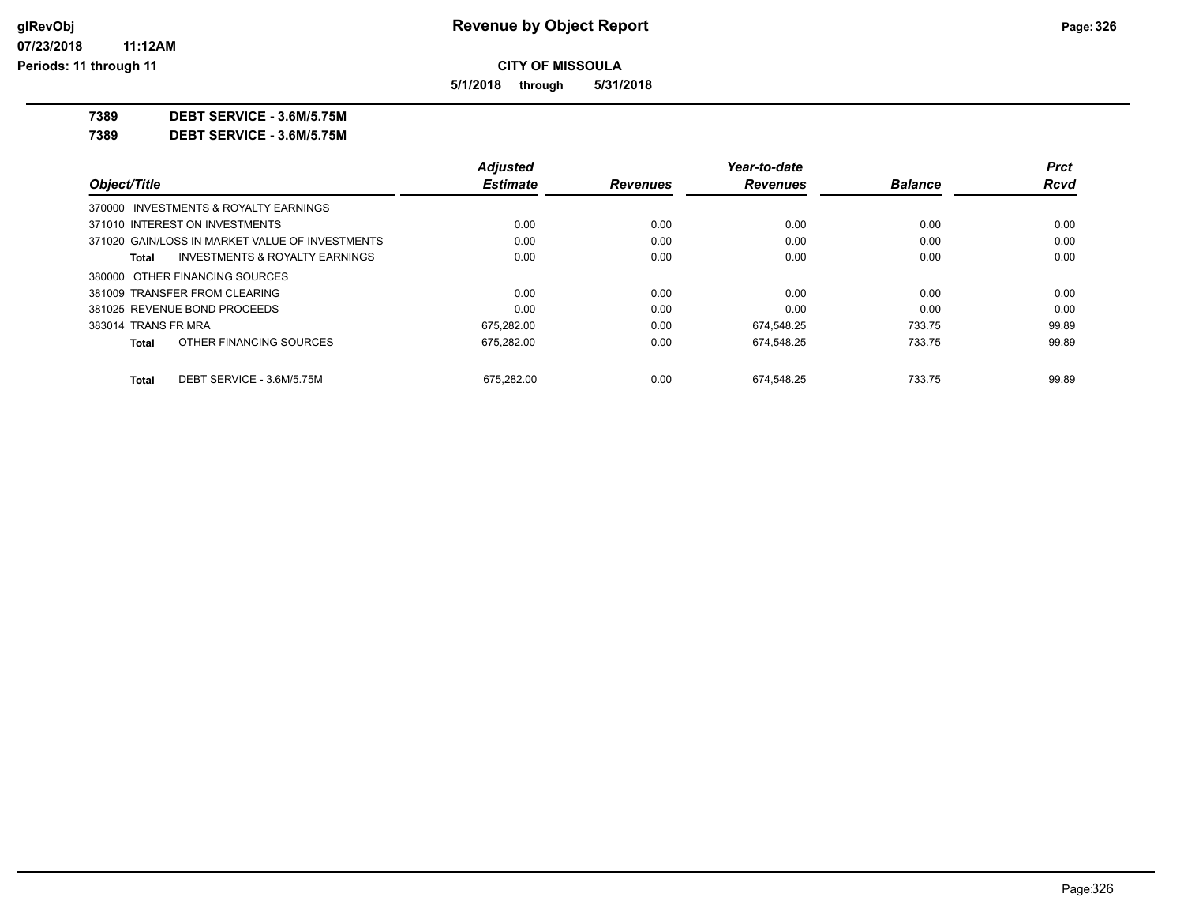**CITY OF MISSOULA**

**5/1/2018 through 5/31/2018**

**7389 DEBT SERVICE - 3.6M/5.75M**

**7389 DEBT SERVICE - 3.6M/5.75M**

| Object/Title | Adjusted Estimate | Revenues | Year-to-date Revenues | Balance | Prct Rcvd |
|---|---|---|---|---|---|
| 370000 INVESTMENTS & ROYALTY EARNINGS | | | | | |
| 371010 INTEREST ON INVESTMENTS | 0.00 | 0.00 | 0.00 | 0.00 | 0.00 |
| 371020 GAIN/LOSS IN MARKET VALUE OF INVESTMENTS | 0.00 | 0.00 | 0.00 | 0.00 | 0.00 |
| **Total** INVESTMENTS & ROYALTY EARNINGS | 0.00 | 0.00 | 0.00 | 0.00 | 0.00 |
| 380000 OTHER FINANCING SOURCES | | | | | |
| 381009 TRANSFER FROM CLEARING | 0.00 | 0.00 | 0.00 | 0.00 | 0.00 |
| 381025 REVENUE BOND PROCEEDS | 0.00 | 0.00 | 0.00 | 0.00 | 0.00 |
| 383014 TRANS FR MRA | 675,282.00 | 0.00 | 674,548.25 | 733.75 | 99.89 |
| **Total** OTHER FINANCING SOURCES | 675,282.00 | 0.00 | 674,548.25 | 733.75 | 99.89 |
| **Total** DEBT SERVICE - 3.6M/5.75M | 675,282.00 | 0.00 | 674,548.25 | 733.75 | 99.89 |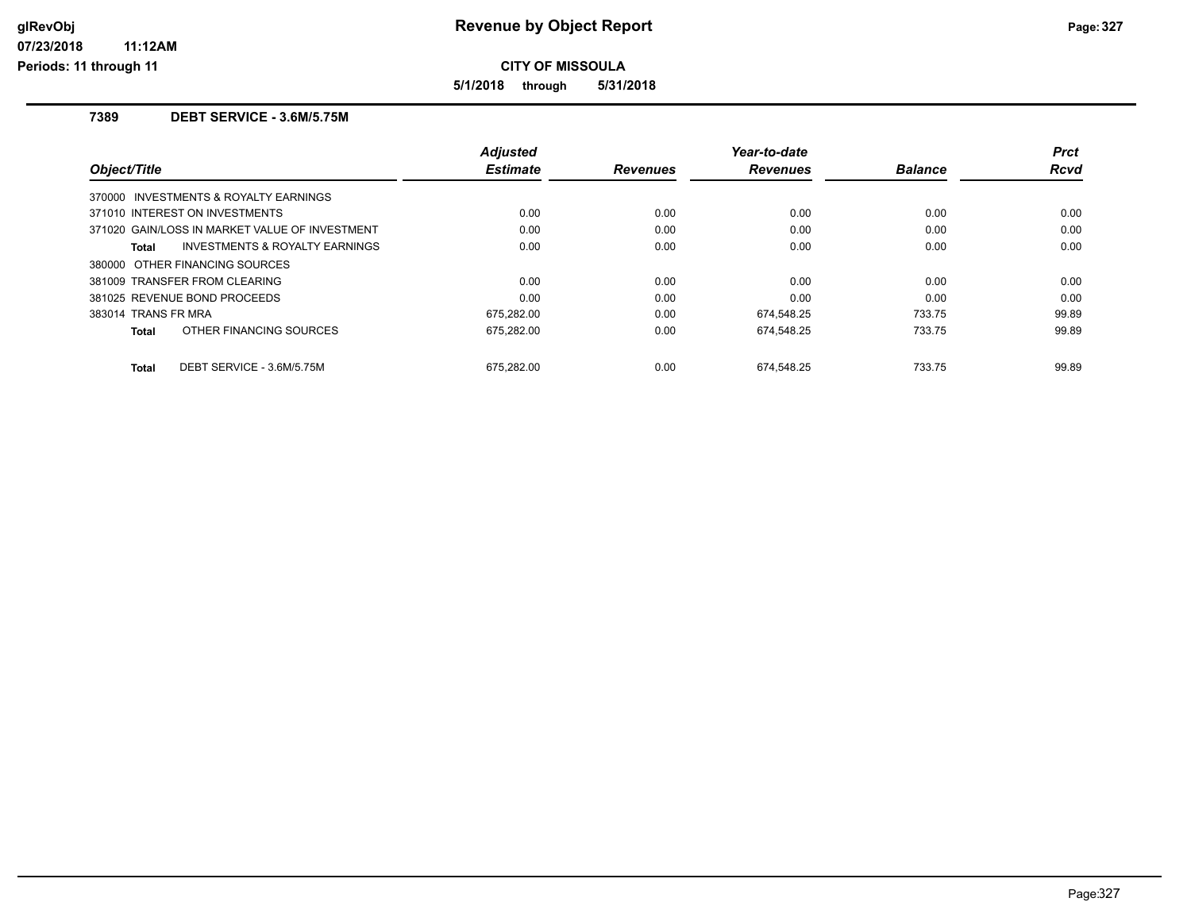# Revenue by Object Report

**CITY OF MISSOULA**

**5/1/2018 through 5/31/2018**

glRevObj
07/23/2018 11:12AM
Periods: 11 through 11

## 7389 DEBT SERVICE - 3.6M/5.75M

| Object/Title | Adjusted Estimate | Revenues | Year-to-date Revenues | Balance | Prct Rcvd |
|---|---|---|---|---|---|
| 370000 INVESTMENTS & ROYALTY EARNINGS | | | | | |
| 371010 INTEREST ON INVESTMENTS | 0.00 | 0.00 | 0.00 | 0.00 | 0.00 |
| 371020 GAIN/LOSS IN MARKET VALUE OF INVESTMENT | 0.00 | 0.00 | 0.00 | 0.00 | 0.00 |
| **Total** INVESTMENTS & ROYALTY EARNINGS | 0.00 | 0.00 | 0.00 | 0.00 | 0.00 |
| 380000 OTHER FINANCING SOURCES | | | | | |
| 381009 TRANSFER FROM CLEARING | 0.00 | 0.00 | 0.00 | 0.00 | 0.00 |
| 381025 REVENUE BOND PROCEEDS | 0.00 | 0.00 | 0.00 | 0.00 | 0.00 |
| 383014 TRANS FR MRA | 675,282.00 | 0.00 | 674,548.25 | 733.75 | 99.89 |
| **Total** OTHER FINANCING SOURCES | 675,282.00 | 0.00 | 674,548.25 | 733.75 | 99.89 |
| **Total** DEBT SERVICE - 3.6M/5.75M | 675,282.00 | 0.00 | 674,548.25 | 733.75 | 99.89 |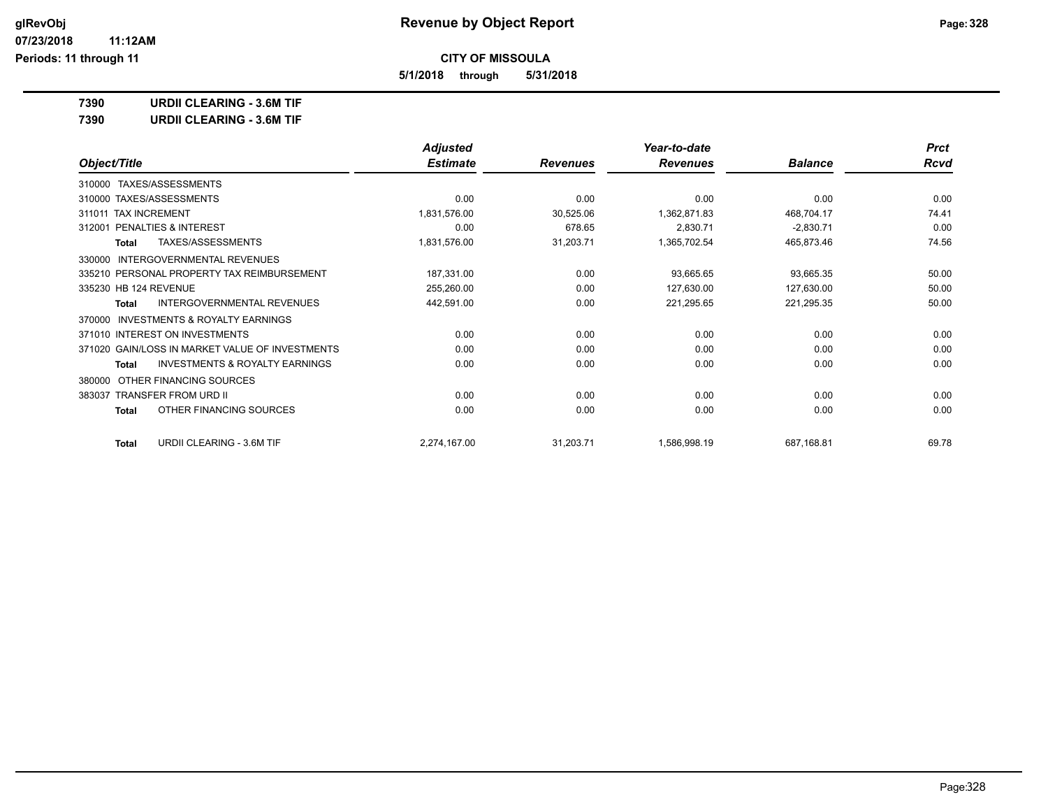**CITY OF MISSOULA**

**5/1/2018 through 5/31/2018**

**7390 URDII CLEARING - 3.6M TIF**

**7390 URDII CLEARING - 3.6M TIF**

| Object/Title | Adjusted Estimate | Revenues | Year-to-date Revenues | Balance | Prct Rcvd |
|---|---|---|---|---|---|
| 310000 TAXES/ASSESSMENTS | | | | | |
| 310000 TAXES/ASSESSMENTS | 0.00 | 0.00 | 0.00 | 0.00 | 0.00 |
| 311011 TAX INCREMENT | 1,831,576.00 | 30,525.06 | 1,362,871.83 | 468,704.17 | 74.41 |
| 312001 PENALTIES & INTEREST | 0.00 | 678.65 | 2,830.71 | -2,830.71 | 0.00 |
| **Total** TAXES/ASSESSMENTS | 1,831,576.00 | 31,203.71 | 1,365,702.54 | 465,873.46 | 74.56 |
| 330000 INTERGOVERNMENTAL REVENUES | | | | | |
| 335210 PERSONAL PROPERTY TAX REIMBURSEMENT | 187,331.00 | 0.00 | 93,665.65 | 93,665.35 | 50.00 |
| 335230 HB 124 REVENUE | 255,260.00 | 0.00 | 127,630.00 | 127,630.00 | 50.00 |
| **Total** INTERGOVERNMENTAL REVENUES | 442,591.00 | 0.00 | 221,295.65 | 221,295.35 | 50.00 |
| 370000 INVESTMENTS & ROYALTY EARNINGS | | | | | |
| 371010 INTEREST ON INVESTMENTS | 0.00 | 0.00 | 0.00 | 0.00 | 0.00 |
| 371020 GAIN/LOSS IN MARKET VALUE OF INVESTMENTS | 0.00 | 0.00 | 0.00 | 0.00 | 0.00 |
| **Total** INVESTMENTS & ROYALTY EARNINGS | 0.00 | 0.00 | 0.00 | 0.00 | 0.00 |
| 380000 OTHER FINANCING SOURCES | | | | | |
| 383037 TRANSFER FROM URD II | 0.00 | 0.00 | 0.00 | 0.00 | 0.00 |
| **Total** OTHER FINANCING SOURCES | 0.00 | 0.00 | 0.00 | 0.00 | 0.00 |
| **Total** URDII CLEARING - 3.6M TIF | 2,274,167.00 | 31,203.71 | 1,586,998.19 | 687,168.81 | 69.78 |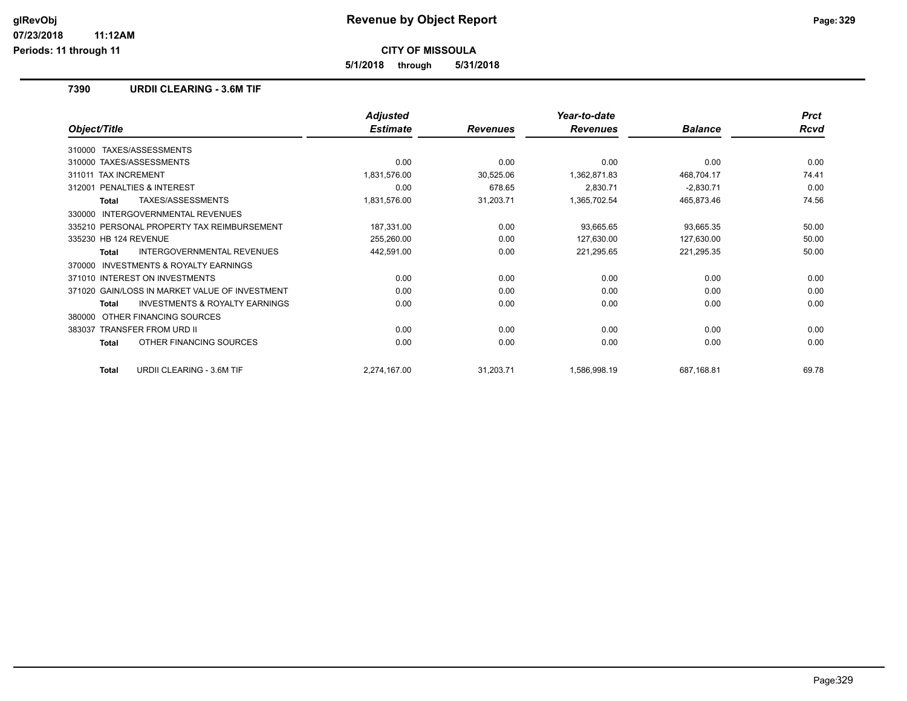**CITY OF MISSOULA**

**5/1/2018 through 5/31/2018**

## 7390 URDII CLEARING - 3.6M TIF

| Object/Title | Adjusted Estimate | Revenues | Year-to-date Revenues | Balance | Prct Rcvd |
|---|---|---|---|---|---|
| 310000 TAXES/ASSESSMENTS | | | | | |
| 310000 TAXES/ASSESSMENTS | 0.00 | 0.00 | 0.00 | 0.00 | 0.00 |
| 311011 TAX INCREMENT | 1,831,576.00 | 30,525.06 | 1,362,871.83 | 468,704.17 | 74.41 |
| 312001 PENALTIES & INTEREST | 0.00 | 678.65 | 2,830.71 | -2,830.71 | 0.00 |
| **Total** TAXES/ASSESSMENTS | 1,831,576.00 | 31,203.71 | 1,365,702.54 | 465,873.46 | 74.56 |
| 330000 INTERGOVERNMENTAL REVENUES | | | | | |
| 335210 PERSONAL PROPERTY TAX REIMBURSEMENT | 187,331.00 | 0.00 | 93,665.65 | 93,665.35 | 50.00 |
| 335230 HB 124 REVENUE | 255,260.00 | 0.00 | 127,630.00 | 127,630.00 | 50.00 |
| **Total** INTERGOVERNMENTAL REVENUES | 442,591.00 | 0.00 | 221,295.65 | 221,295.35 | 50.00 |
| 370000 INVESTMENTS & ROYALTY EARNINGS | | | | | |
| 371010 INTEREST ON INVESTMENTS | 0.00 | 0.00 | 0.00 | 0.00 | 0.00 |
| 371020 GAIN/LOSS IN MARKET VALUE OF INVESTMENT | 0.00 | 0.00 | 0.00 | 0.00 | 0.00 |
| **Total** INVESTMENTS & ROYALTY EARNINGS | 0.00 | 0.00 | 0.00 | 0.00 | 0.00 |
| 380000 OTHER FINANCING SOURCES | | | | | |
| 383037 TRANSFER FROM URD II | 0.00 | 0.00 | 0.00 | 0.00 | 0.00 |
| **Total** OTHER FINANCING SOURCES | 0.00 | 0.00 | 0.00 | 0.00 | 0.00 |
| **Total** URDII CLEARING - 3.6M TIF | 2,274,167.00 | 31,203.71 | 1,586,998.19 | 687,168.81 | 69.78 |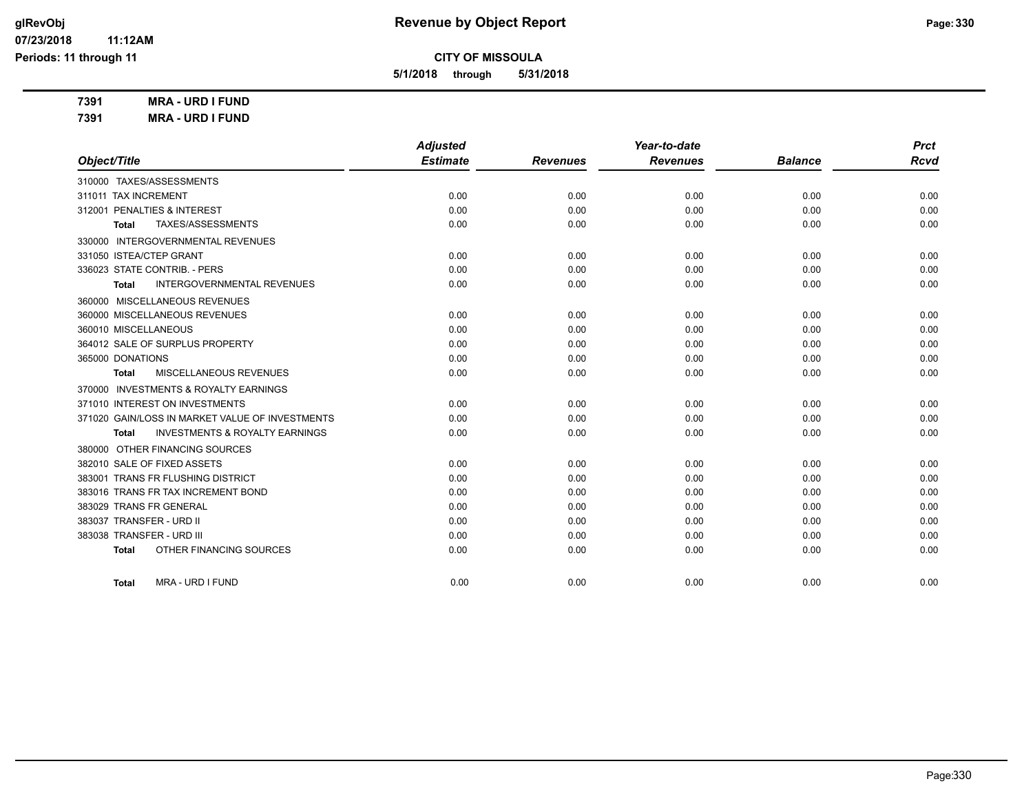**CITY OF MISSOULA**

**5/1/2018 through 5/31/2018**

**7391 MRA - URD I FUND**

**7391 MRA - URD I FUND**

| Object/Title | Adjusted Estimate | Revenues | Year-to-date Revenues | Balance | Prct Rcvd |
|---|---|---|---|---|---|
| 310000 TAXES/ASSESSMENTS | | | | | |
| 311011 TAX INCREMENT | 0.00 | 0.00 | 0.00 | 0.00 | 0.00 |
| 312001 PENALTIES & INTEREST | 0.00 | 0.00 | 0.00 | 0.00 | 0.00 |
| **Total** TAXES/ASSESSMENTS | 0.00 | 0.00 | 0.00 | 0.00 | 0.00 |
| 330000 INTERGOVERNMENTAL REVENUES | | | | | |
| 331050 ISTEA/CTEP GRANT | 0.00 | 0.00 | 0.00 | 0.00 | 0.00 |
| 336023 STATE CONTRIB. - PERS | 0.00 | 0.00 | 0.00 | 0.00 | 0.00 |
| **Total** INTERGOVERNMENTAL REVENUES | 0.00 | 0.00 | 0.00 | 0.00 | 0.00 |
| 360000 MISCELLANEOUS REVENUES | | | | | |
| 360000 MISCELLANEOUS REVENUES | 0.00 | 0.00 | 0.00 | 0.00 | 0.00 |
| 360010 MISCELLANEOUS | 0.00 | 0.00 | 0.00 | 0.00 | 0.00 |
| 364012 SALE OF SURPLUS PROPERTY | 0.00 | 0.00 | 0.00 | 0.00 | 0.00 |
| 365000 DONATIONS | 0.00 | 0.00 | 0.00 | 0.00 | 0.00 |
| **Total** MISCELLANEOUS REVENUES | 0.00 | 0.00 | 0.00 | 0.00 | 0.00 |
| 370000 INVESTMENTS & ROYALTY EARNINGS | | | | | |
| 371010 INTEREST ON INVESTMENTS | 0.00 | 0.00 | 0.00 | 0.00 | 0.00 |
| 371020 GAIN/LOSS IN MARKET VALUE OF INVESTMENTS | 0.00 | 0.00 | 0.00 | 0.00 | 0.00 |
| **Total** INVESTMENTS & ROYALTY EARNINGS | 0.00 | 0.00 | 0.00 | 0.00 | 0.00 |
| 380000 OTHER FINANCING SOURCES | | | | | |
| 382010 SALE OF FIXED ASSETS | 0.00 | 0.00 | 0.00 | 0.00 | 0.00 |
| 383001 TRANS FR FLUSHING DISTRICT | 0.00 | 0.00 | 0.00 | 0.00 | 0.00 |
| 383016 TRANS FR TAX INCREMENT BOND | 0.00 | 0.00 | 0.00 | 0.00 | 0.00 |
| 383029 TRANS FR GENERAL | 0.00 | 0.00 | 0.00 | 0.00 | 0.00 |
| 383037 TRANSFER - URD II | 0.00 | 0.00 | 0.00 | 0.00 | 0.00 |
| 383038 TRANSFER - URD III | 0.00 | 0.00 | 0.00 | 0.00 | 0.00 |
| **Total** OTHER FINANCING SOURCES | 0.00 | 0.00 | 0.00 | 0.00 | 0.00 |
| **Total** MRA - URD I FUND | 0.00 | 0.00 | 0.00 | 0.00 | 0.00 |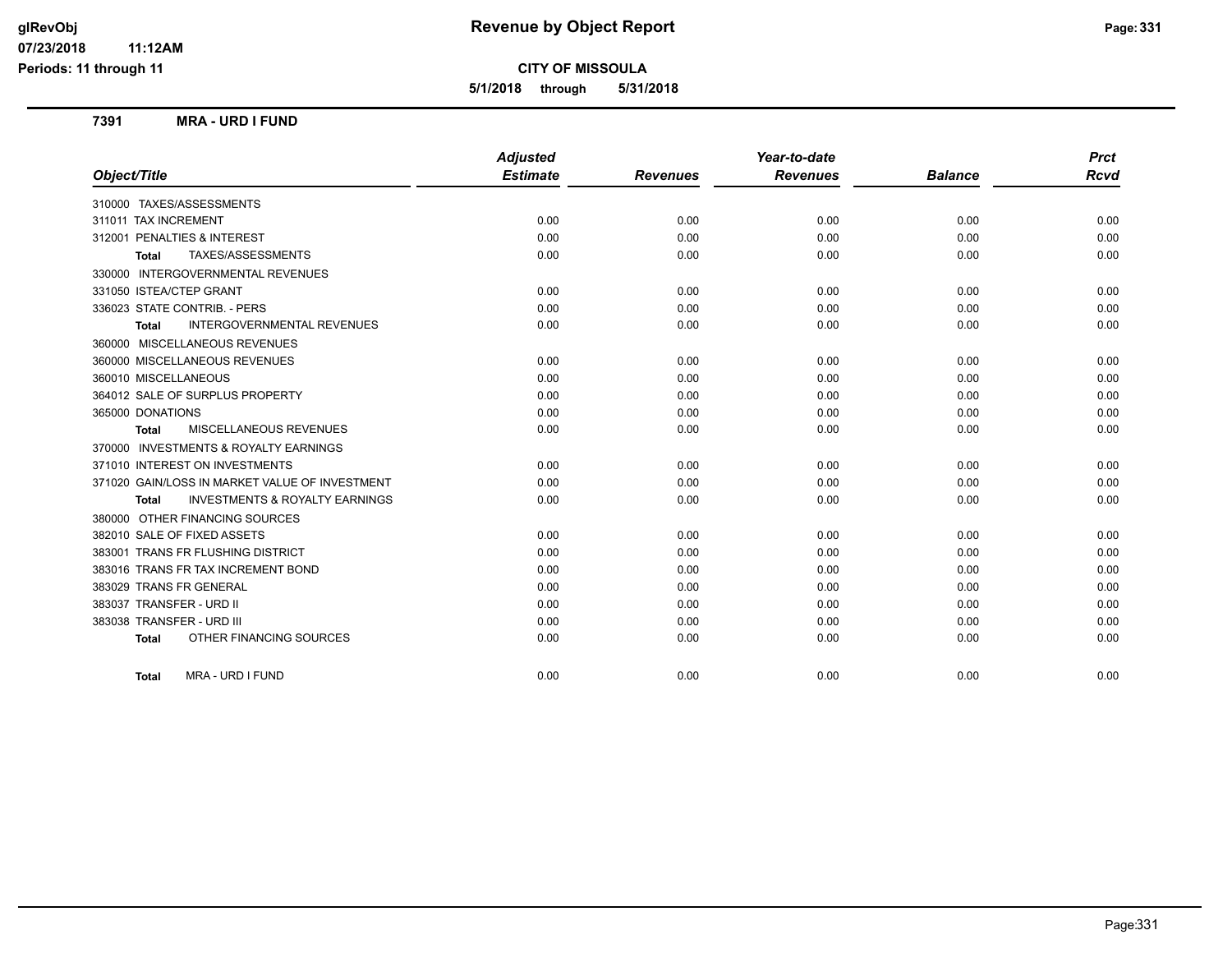**CITY OF MISSOULA**

**5/1/2018 through 5/31/2018**

## 7391 MRA - URD I FUND

| Object/Title | Adjusted Estimate | Revenues | Year-to-date Revenues | Balance | Prct Rcvd |
|---|---|---|---|---|---|
| 310000 TAXES/ASSESSMENTS | | | | | |
| 311011 TAX INCREMENT | 0.00 | 0.00 | 0.00 | 0.00 | 0.00 |
| 312001 PENALTIES & INTEREST | 0.00 | 0.00 | 0.00 | 0.00 | 0.00 |
| **Total** TAXES/ASSESSMENTS | 0.00 | 0.00 | 0.00 | 0.00 | 0.00 |
| 330000 INTERGOVERNMENTAL REVENUES | | | | | |
| 331050 ISTEA/CTEP GRANT | 0.00 | 0.00 | 0.00 | 0.00 | 0.00 |
| 336023 STATE CONTRIB. - PERS | 0.00 | 0.00 | 0.00 | 0.00 | 0.00 |
| **Total** INTERGOVERNMENTAL REVENUES | 0.00 | 0.00 | 0.00 | 0.00 | 0.00 |
| 360000 MISCELLANEOUS REVENUES | | | | | |
| 360000 MISCELLANEOUS REVENUES | 0.00 | 0.00 | 0.00 | 0.00 | 0.00 |
| 360010 MISCELLANEOUS | 0.00 | 0.00 | 0.00 | 0.00 | 0.00 |
| 364012 SALE OF SURPLUS PROPERTY | 0.00 | 0.00 | 0.00 | 0.00 | 0.00 |
| 365000 DONATIONS | 0.00 | 0.00 | 0.00 | 0.00 | 0.00 |
| **Total** MISCELLANEOUS REVENUES | 0.00 | 0.00 | 0.00 | 0.00 | 0.00 |
| 370000 INVESTMENTS & ROYALTY EARNINGS | | | | | |
| 371010 INTEREST ON INVESTMENTS | 0.00 | 0.00 | 0.00 | 0.00 | 0.00 |
| 371020 GAIN/LOSS IN MARKET VALUE OF INVESTMENT | 0.00 | 0.00 | 0.00 | 0.00 | 0.00 |
| **Total** INVESTMENTS & ROYALTY EARNINGS | 0.00 | 0.00 | 0.00 | 0.00 | 0.00 |
| 380000 OTHER FINANCING SOURCES | | | | | |
| 382010 SALE OF FIXED ASSETS | 0.00 | 0.00 | 0.00 | 0.00 | 0.00 |
| 383001 TRANS FR FLUSHING DISTRICT | 0.00 | 0.00 | 0.00 | 0.00 | 0.00 |
| 383016 TRANS FR TAX INCREMENT BOND | 0.00 | 0.00 | 0.00 | 0.00 | 0.00 |
| 383029 TRANS FR GENERAL | 0.00 | 0.00 | 0.00 | 0.00 | 0.00 |
| 383037 TRANSFER - URD II | 0.00 | 0.00 | 0.00 | 0.00 | 0.00 |
| 383038 TRANSFER - URD III | 0.00 | 0.00 | 0.00 | 0.00 | 0.00 |
| **Total** OTHER FINANCING SOURCES | 0.00 | 0.00 | 0.00 | 0.00 | 0.00 |
| **Total** MRA - URD I FUND | 0.00 | 0.00 | 0.00 | 0.00 | 0.00 |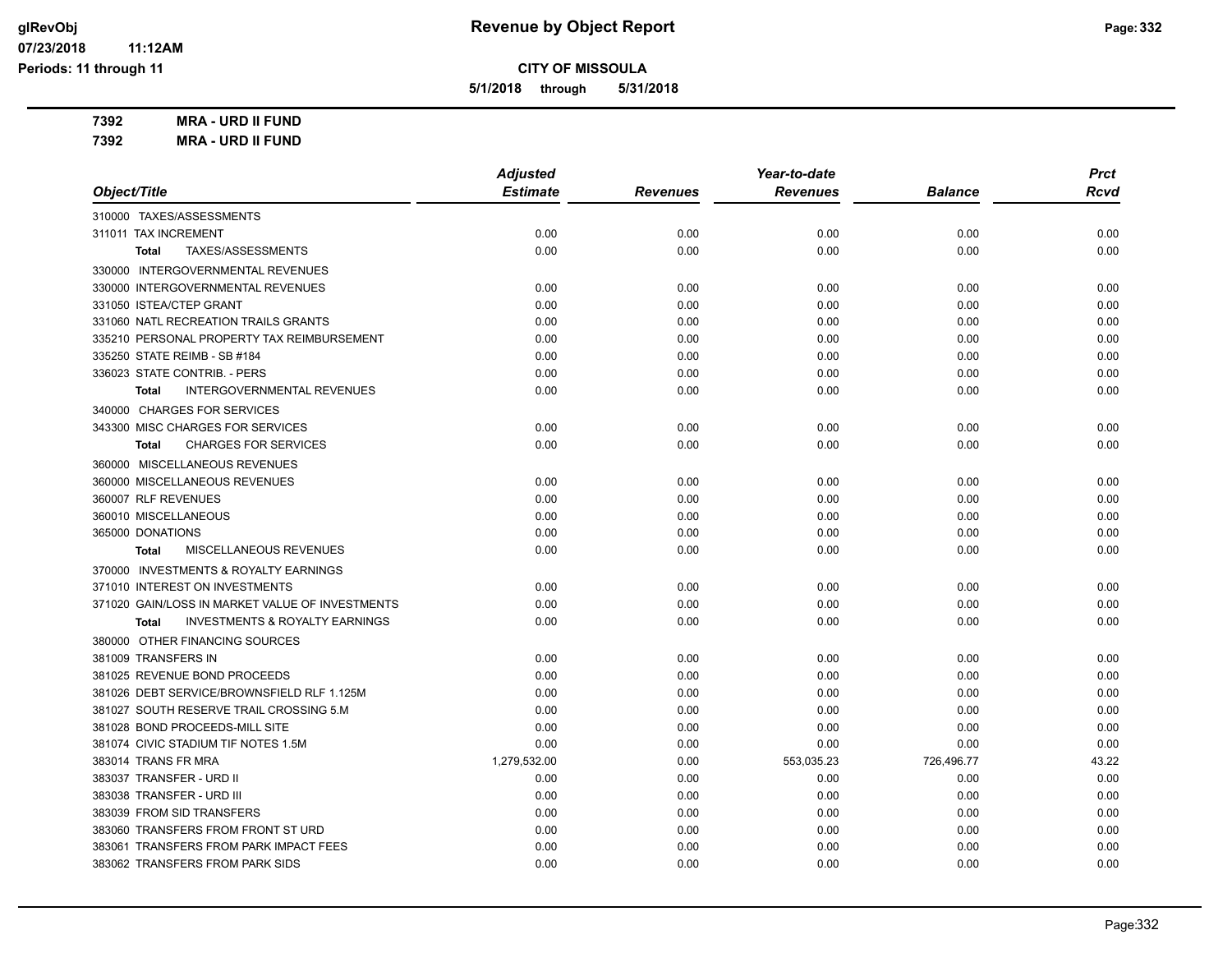# CITY OF MISSOULA

**5/1/2018 through 5/31/2018**

**Revenue by Object Report**

**7392 MRA - URD II FUND**

**7392 MRA - URD II FUND**

| Object/Title | Adjusted Estimate | Revenues | Year-to-date Revenues | Balance | Prct Rcvd |
|---|---|---|---|---|---|
| 310000 TAXES/ASSESSMENTS | | | | | |
| 311011 TAX INCREMENT | 0.00 | 0.00 | 0.00 | 0.00 | 0.00 |
| **Total** TAXES/ASSESSMENTS | 0.00 | 0.00 | 0.00 | 0.00 | 0.00 |
| 330000 INTERGOVERNMENTAL REVENUES | | | | | |
| 330000 INTERGOVERNMENTAL REVENUES | 0.00 | 0.00 | 0.00 | 0.00 | 0.00 |
| 331050 ISTEA/CTEP GRANT | 0.00 | 0.00 | 0.00 | 0.00 | 0.00 |
| 331060 NATL RECREATION TRAILS GRANTS | 0.00 | 0.00 | 0.00 | 0.00 | 0.00 |
| 335210 PERSONAL PROPERTY TAX REIMBURSEMENT | 0.00 | 0.00 | 0.00 | 0.00 | 0.00 |
| 335250 STATE REIMB - SB #184 | 0.00 | 0.00 | 0.00 | 0.00 | 0.00 |
| 336023 STATE CONTRIB. - PERS | 0.00 | 0.00 | 0.00 | 0.00 | 0.00 |
| **Total** INTERGOVERNMENTAL REVENUES | 0.00 | 0.00 | 0.00 | 0.00 | 0.00 |
| 340000 CHARGES FOR SERVICES | | | | | |
| 343300 MISC CHARGES FOR SERVICES | 0.00 | 0.00 | 0.00 | 0.00 | 0.00 |
| **Total** CHARGES FOR SERVICES | 0.00 | 0.00 | 0.00 | 0.00 | 0.00 |
| 360000 MISCELLANEOUS REVENUES | | | | | |
| 360000 MISCELLANEOUS REVENUES | 0.00 | 0.00 | 0.00 | 0.00 | 0.00 |
| 360007 RLF REVENUES | 0.00 | 0.00 | 0.00 | 0.00 | 0.00 |
| 360010 MISCELLANEOUS | 0.00 | 0.00 | 0.00 | 0.00 | 0.00 |
| 365000 DONATIONS | 0.00 | 0.00 | 0.00 | 0.00 | 0.00 |
| **Total** MISCELLANEOUS REVENUES | 0.00 | 0.00 | 0.00 | 0.00 | 0.00 |
| 370000 INVESTMENTS & ROYALTY EARNINGS | | | | | |
| 371010 INTEREST ON INVESTMENTS | 0.00 | 0.00 | 0.00 | 0.00 | 0.00 |
| 371020 GAIN/LOSS IN MARKET VALUE OF INVESTMENTS | 0.00 | 0.00 | 0.00 | 0.00 | 0.00 |
| **Total** INVESTMENTS & ROYALTY EARNINGS | 0.00 | 0.00 | 0.00 | 0.00 | 0.00 |
| 380000 OTHER FINANCING SOURCES | | | | | |
| 381009 TRANSFERS IN | 0.00 | 0.00 | 0.00 | 0.00 | 0.00 |
| 381025 REVENUE BOND PROCEEDS | 0.00 | 0.00 | 0.00 | 0.00 | 0.00 |
| 381026 DEBT SERVICE/BROWNSFIELD RLF 1.125M | 0.00 | 0.00 | 0.00 | 0.00 | 0.00 |
| 381027 SOUTH RESERVE TRAIL CROSSING 5.M | 0.00 | 0.00 | 0.00 | 0.00 | 0.00 |
| 381028 BOND PROCEEDS-MILL SITE | 0.00 | 0.00 | 0.00 | 0.00 | 0.00 |
| 381074 CIVIC STADIUM TIF NOTES 1.5M | 0.00 | 0.00 | 0.00 | 0.00 | 0.00 |
| 383014 TRANS FR MRA | 1,279,532.00 | 0.00 | 553,035.23 | 726,496.77 | 43.22 |
| 383037 TRANSFER - URD II | 0.00 | 0.00 | 0.00 | 0.00 | 0.00 |
| 383038 TRANSFER - URD III | 0.00 | 0.00 | 0.00 | 0.00 | 0.00 |
| 383039 FROM SID TRANSFERS | 0.00 | 0.00 | 0.00 | 0.00 | 0.00 |
| 383060 TRANSFERS FROM FRONT ST URD | 0.00 | 0.00 | 0.00 | 0.00 | 0.00 |
| 383061 TRANSFERS FROM PARK IMPACT FEES | 0.00 | 0.00 | 0.00 | 0.00 | 0.00 |
| 383062 TRANSFERS FROM PARK SIDS | 0.00 | 0.00 | 0.00 | 0.00 | 0.00 |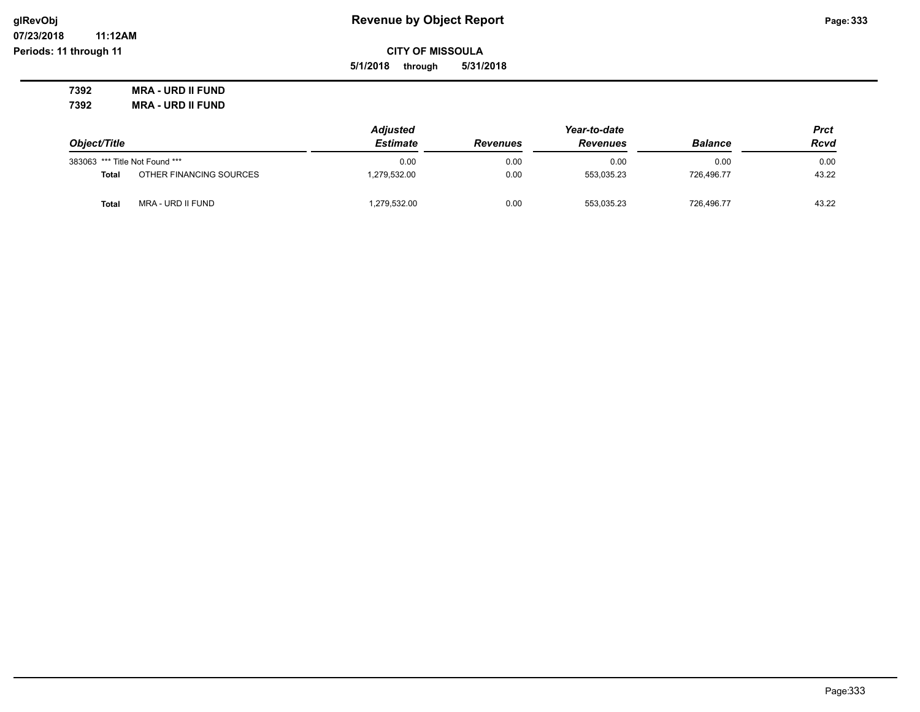**Revenue by Object Report**

**CITY OF MISSOULA**

**5/1/2018 through 5/31/2018**

glRevObj
07/23/2018 11:12AM
Periods: 11 through 11

**7392 MRA - URD II FUND**

**7392 MRA - URD II FUND**

| Object/Title | | Adjusted Estimate | Revenues | Year-to-date Revenues | Balance | Prct Rcvd |
|---|---|---|---|---|---|---|
| 383063 | *** Title Not Found *** | 0.00 | 0.00 | 0.00 | 0.00 | 0.00 |
| **Total** | OTHER FINANCING SOURCES | 1,279,532.00 | 0.00 | 553,035.23 | 726,496.77 | 43.22 |
| **Total** | MRA - URD II FUND | 1,279,532.00 | 0.00 | 553,035.23 | 726,496.77 | 43.22 |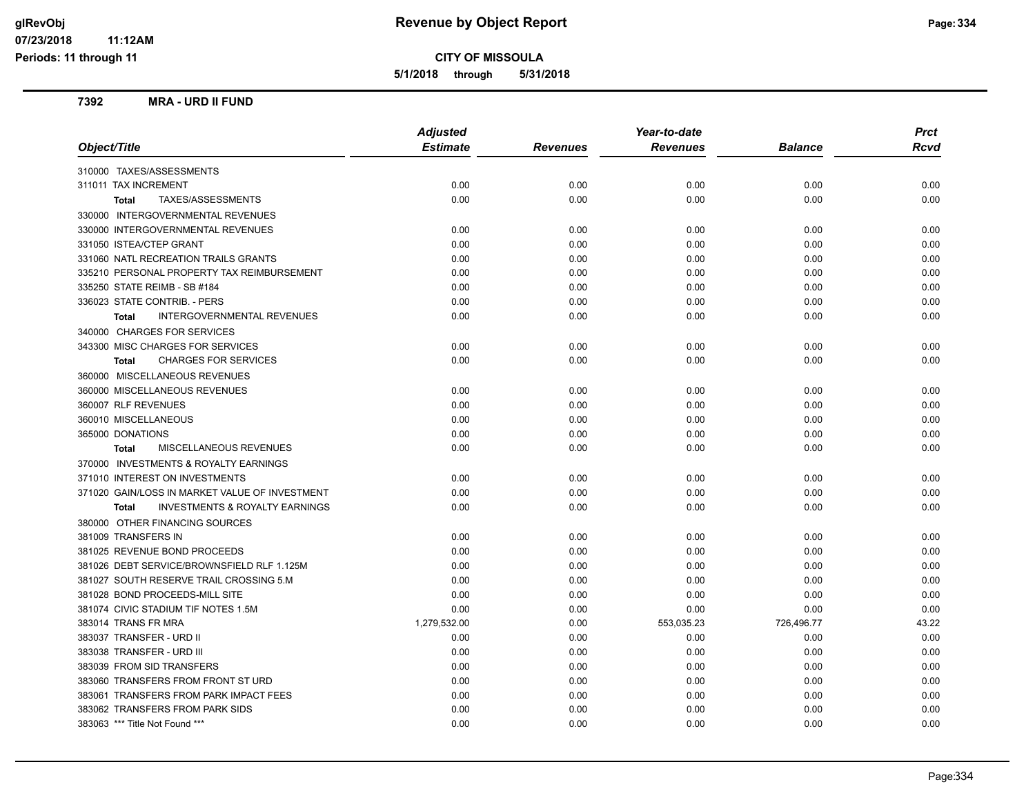**Revenue by Object Report**

**CITY OF MISSOULA**

**5/1/2018 through 5/31/2018**

glRevObj
07/23/2018 11:12AM
Periods: 11 through 11

## 7392 MRA - URD II FUND

| Object/Title | Adjusted Estimate | Revenues | Year-to-date Revenues | Balance | Prct Rcvd |
|---|---|---|---|---|---|
| 310000 TAXES/ASSESSMENTS | | | | | |
| 311011 TAX INCREMENT | 0.00 | 0.00 | 0.00 | 0.00 | 0.00 |
| **Total** TAXES/ASSESSMENTS | 0.00 | 0.00 | 0.00 | 0.00 | 0.00 |
| 330000 INTERGOVERNMENTAL REVENUES | | | | | |
| 330000 INTERGOVERNMENTAL REVENUES | 0.00 | 0.00 | 0.00 | 0.00 | 0.00 |
| 331050 ISTEA/CTEP GRANT | 0.00 | 0.00 | 0.00 | 0.00 | 0.00 |
| 331060 NATL RECREATION TRAILS GRANTS | 0.00 | 0.00 | 0.00 | 0.00 | 0.00 |
| 335210 PERSONAL PROPERTY TAX REIMBURSEMENT | 0.00 | 0.00 | 0.00 | 0.00 | 0.00 |
| 335250 STATE REIMB - SB #184 | 0.00 | 0.00 | 0.00 | 0.00 | 0.00 |
| 336023 STATE CONTRIB. - PERS | 0.00 | 0.00 | 0.00 | 0.00 | 0.00 |
| **Total** INTERGOVERNMENTAL REVENUES | 0.00 | 0.00 | 0.00 | 0.00 | 0.00 |
| 340000 CHARGES FOR SERVICES | | | | | |
| 343300 MISC CHARGES FOR SERVICES | 0.00 | 0.00 | 0.00 | 0.00 | 0.00 |
| **Total** CHARGES FOR SERVICES | 0.00 | 0.00 | 0.00 | 0.00 | 0.00 |
| 360000 MISCELLANEOUS REVENUES | | | | | |
| 360000 MISCELLANEOUS REVENUES | 0.00 | 0.00 | 0.00 | 0.00 | 0.00 |
| 360007 RLF REVENUES | 0.00 | 0.00 | 0.00 | 0.00 | 0.00 |
| 360010 MISCELLANEOUS | 0.00 | 0.00 | 0.00 | 0.00 | 0.00 |
| 365000 DONATIONS | 0.00 | 0.00 | 0.00 | 0.00 | 0.00 |
| **Total** MISCELLANEOUS REVENUES | 0.00 | 0.00 | 0.00 | 0.00 | 0.00 |
| 370000 INVESTMENTS & ROYALTY EARNINGS | | | | | |
| 371010 INTEREST ON INVESTMENTS | 0.00 | 0.00 | 0.00 | 0.00 | 0.00 |
| 371020 GAIN/LOSS IN MARKET VALUE OF INVESTMENT | 0.00 | 0.00 | 0.00 | 0.00 | 0.00 |
| **Total** INVESTMENTS & ROYALTY EARNINGS | 0.00 | 0.00 | 0.00 | 0.00 | 0.00 |
| 380000 OTHER FINANCING SOURCES | | | | | |
| 381009 TRANSFERS IN | 0.00 | 0.00 | 0.00 | 0.00 | 0.00 |
| 381025 REVENUE BOND PROCEEDS | 0.00 | 0.00 | 0.00 | 0.00 | 0.00 |
| 381026 DEBT SERVICE/BROWNSFIELD RLF 1.125M | 0.00 | 0.00 | 0.00 | 0.00 | 0.00 |
| 381027 SOUTH RESERVE TRAIL CROSSING 5.M | 0.00 | 0.00 | 0.00 | 0.00 | 0.00 |
| 381028 BOND PROCEEDS-MILL SITE | 0.00 | 0.00 | 0.00 | 0.00 | 0.00 |
| 381074 CIVIC STADIUM TIF NOTES 1.5M | 0.00 | 0.00 | 0.00 | 0.00 | 0.00 |
| 383014 TRANS FR MRA | 1,279,532.00 | 0.00 | 553,035.23 | 726,496.77 | 43.22 |
| 383037 TRANSFER - URD II | 0.00 | 0.00 | 0.00 | 0.00 | 0.00 |
| 383038 TRANSFER - URD III | 0.00 | 0.00 | 0.00 | 0.00 | 0.00 |
| 383039 FROM SID TRANSFERS | 0.00 | 0.00 | 0.00 | 0.00 | 0.00 |
| 383060 TRANSFERS FROM FRONT ST URD | 0.00 | 0.00 | 0.00 | 0.00 | 0.00 |
| 383061 TRANSFERS FROM PARK IMPACT FEES | 0.00 | 0.00 | 0.00 | 0.00 | 0.00 |
| 383062 TRANSFERS FROM PARK SIDS | 0.00 | 0.00 | 0.00 | 0.00 | 0.00 |
| 383063 *** Title Not Found *** | 0.00 | 0.00 | 0.00 | 0.00 | 0.00 |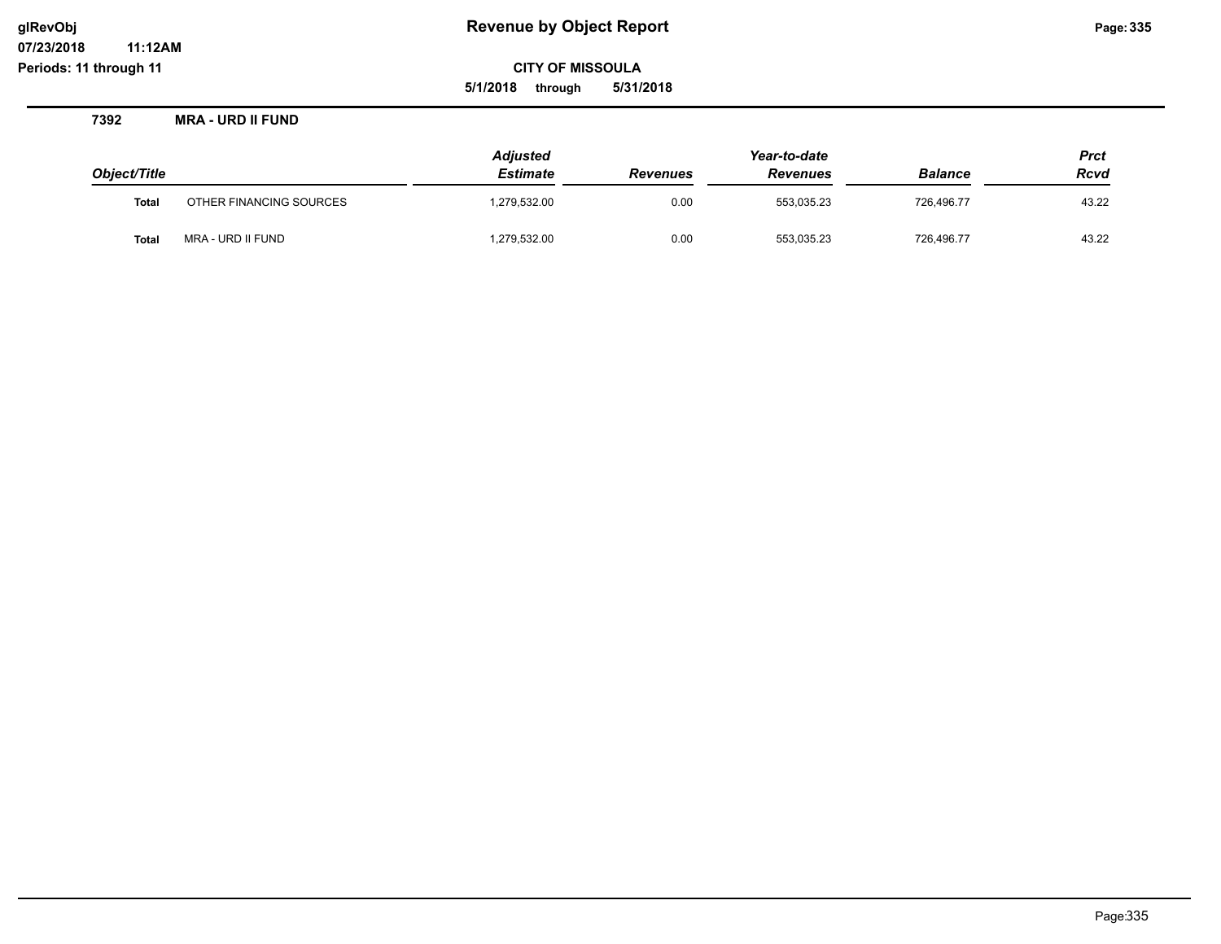# Revenue by Object Report

**CITY OF MISSOULA**

**5/1/2018 through 5/31/2018**

glRevObj
07/23/2018 11:12AM
Periods: 11 through 11

## 7392 MRA - URD II FUND

| Object/Title | | Adjusted Estimate | Revenues | Year-to-date Revenues | Balance | Prct Rcvd |
|---|---|---|---|---|---|---|
| **Total** | OTHER FINANCING SOURCES | 1,279,532.00 | 0.00 | 553,035.23 | 726,496.77 | 43.22 |
| **Total** | MRA - URD II FUND | 1,279,532.00 | 0.00 | 553,035.23 | 726,496.77 | 43.22 |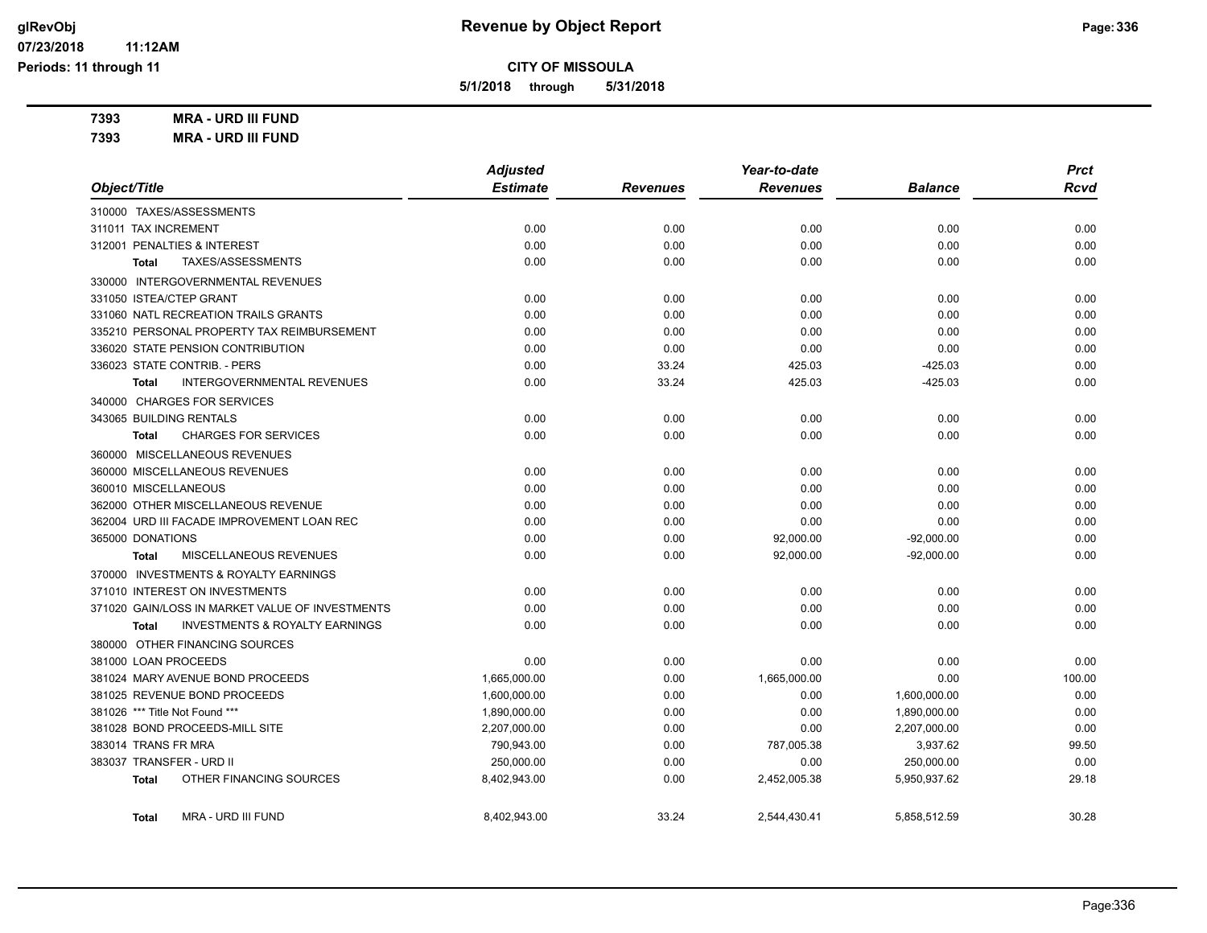# Revenue by Object Report

**CITY OF MISSOULA**

**5/1/2018 through 5/31/2018**

glRevObj
07/23/2018 11:12AM
Periods: 11 through 11

**7393 MRA - URD III FUND**

**7393 MRA - URD III FUND**

| Object/Title | Adjusted Estimate | Revenues | Year-to-date Revenues | Balance | Prct Rcvd |
|---|---|---|---|---|---|
| 310000 TAXES/ASSESSMENTS | | | | | |
| 311011 TAX INCREMENT | 0.00 | 0.00 | 0.00 | 0.00 | 0.00 |
| 312001 PENALTIES & INTEREST | 0.00 | 0.00 | 0.00 | 0.00 | 0.00 |
| **Total** TAXES/ASSESSMENTS | 0.00 | 0.00 | 0.00 | 0.00 | 0.00 |
| 330000 INTERGOVERNMENTAL REVENUES | | | | | |
| 331050 ISTEA/CTEP GRANT | 0.00 | 0.00 | 0.00 | 0.00 | 0.00 |
| 331060 NATL RECREATION TRAILS GRANTS | 0.00 | 0.00 | 0.00 | 0.00 | 0.00 |
| 335210 PERSONAL PROPERTY TAX REIMBURSEMENT | 0.00 | 0.00 | 0.00 | 0.00 | 0.00 |
| 336020 STATE PENSION CONTRIBUTION | 0.00 | 0.00 | 0.00 | 0.00 | 0.00 |
| 336023 STATE CONTRIB. - PERS | 0.00 | 33.24 | 425.03 | -425.03 | 0.00 |
| **Total** INTERGOVERNMENTAL REVENUES | 0.00 | 33.24 | 425.03 | -425.03 | 0.00 |
| 340000 CHARGES FOR SERVICES | | | | | |
| 343065 BUILDING RENTALS | 0.00 | 0.00 | 0.00 | 0.00 | 0.00 |
| **Total** CHARGES FOR SERVICES | 0.00 | 0.00 | 0.00 | 0.00 | 0.00 |
| 360000 MISCELLANEOUS REVENUES | | | | | |
| 360000 MISCELLANEOUS REVENUES | 0.00 | 0.00 | 0.00 | 0.00 | 0.00 |
| 360010 MISCELLANEOUS | 0.00 | 0.00 | 0.00 | 0.00 | 0.00 |
| 362000 OTHER MISCELLANEOUS REVENUE | 0.00 | 0.00 | 0.00 | 0.00 | 0.00 |
| 362004 URD III FACADE IMPROVEMENT LOAN REC | 0.00 | 0.00 | 0.00 | 0.00 | 0.00 |
| 365000 DONATIONS | 0.00 | 0.00 | 92,000.00 | -92,000.00 | 0.00 |
| **Total** MISCELLANEOUS REVENUES | 0.00 | 0.00 | 92,000.00 | -92,000.00 | 0.00 |
| 370000 INVESTMENTS & ROYALTY EARNINGS | | | | | |
| 371010 INTEREST ON INVESTMENTS | 0.00 | 0.00 | 0.00 | 0.00 | 0.00 |
| 371020 GAIN/LOSS IN MARKET VALUE OF INVESTMENTS | 0.00 | 0.00 | 0.00 | 0.00 | 0.00 |
| **Total** INVESTMENTS & ROYALTY EARNINGS | 0.00 | 0.00 | 0.00 | 0.00 | 0.00 |
| 380000 OTHER FINANCING SOURCES | | | | | |
| 381000 LOAN PROCEEDS | 0.00 | 0.00 | 0.00 | 0.00 | 0.00 |
| 381024 MARY AVENUE BOND PROCEEDS | 1,665,000.00 | 0.00 | 1,665,000.00 | 0.00 | 100.00 |
| 381025 REVENUE BOND PROCEEDS | 1,600,000.00 | 0.00 | 0.00 | 1,600,000.00 | 0.00 |
| 381026 *** Title Not Found *** | 1,890,000.00 | 0.00 | 0.00 | 1,890,000.00 | 0.00 |
| 381028 BOND PROCEEDS-MILL SITE | 2,207,000.00 | 0.00 | 0.00 | 2,207,000.00 | 0.00 |
| 383014 TRANS FR MRA | 790,943.00 | 0.00 | 787,005.38 | 3,937.62 | 99.50 |
| 383037 TRANSFER - URD II | 250,000.00 | 0.00 | 0.00 | 250,000.00 | 0.00 |
| **Total** OTHER FINANCING SOURCES | 8,402,943.00 | 0.00 | 2,452,005.38 | 5,950,937.62 | 29.18 |
| **Total** MRA - URD III FUND | 8,402,943.00 | 33.24 | 2,544,430.41 | 5,858,512.59 | 30.28 |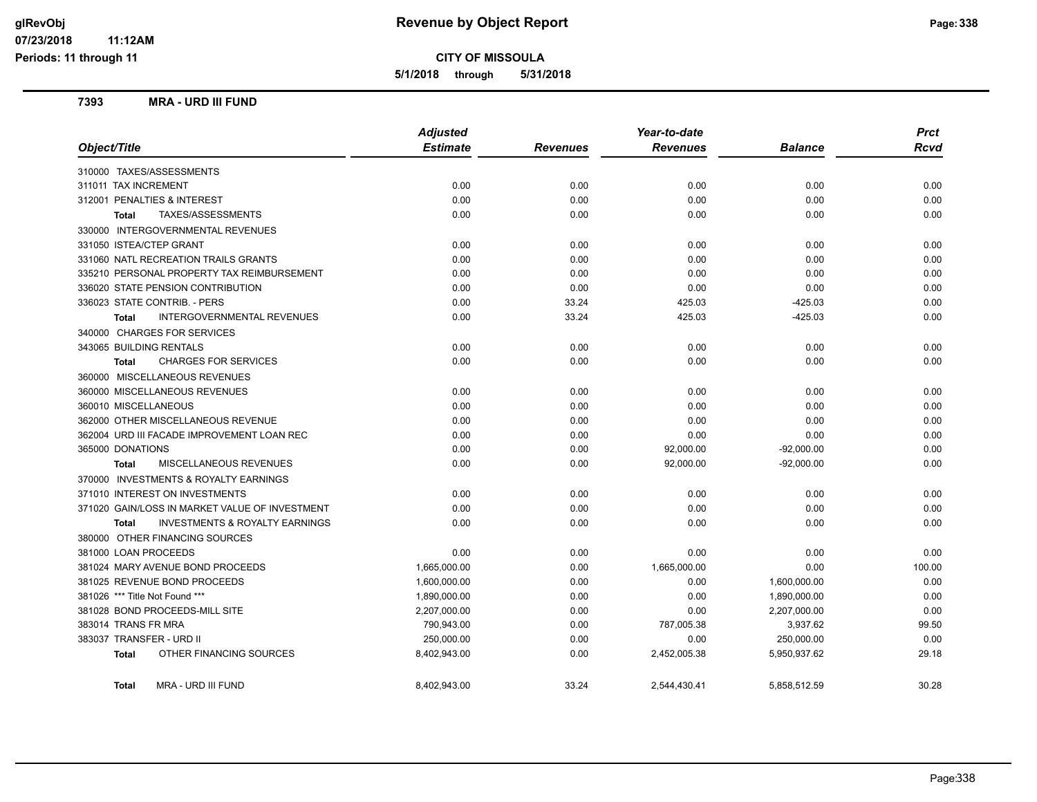**glRevObj**
**07/23/2018 11:12AM**
**Periods: 11 through 11**

# Revenue by Object Report

**CITY OF MISSOULA**

**5/1/2018 through 5/31/2018**

## 7393 MRA - URD III FUND

| Object/Title | Adjusted Estimate | Revenues | Year-to-date Revenues | Balance | Prct Rcvd |
|---|---|---|---|---|---|
| 310000 TAXES/ASSESSMENTS | | | | | |
| 311011 TAX INCREMENT | 0.00 | 0.00 | 0.00 | 0.00 | 0.00 |
| 312001 PENALTIES & INTEREST | 0.00 | 0.00 | 0.00 | 0.00 | 0.00 |
| **Total** TAXES/ASSESSMENTS | 0.00 | 0.00 | 0.00 | 0.00 | 0.00 |
| 330000 INTERGOVERNMENTAL REVENUES | | | | | |
| 331050 ISTEA/CTEP GRANT | 0.00 | 0.00 | 0.00 | 0.00 | 0.00 |
| 331060 NATL RECREATION TRAILS GRANTS | 0.00 | 0.00 | 0.00 | 0.00 | 0.00 |
| 335210 PERSONAL PROPERTY TAX REIMBURSEMENT | 0.00 | 0.00 | 0.00 | 0.00 | 0.00 |
| 336020 STATE PENSION CONTRIBUTION | 0.00 | 0.00 | 0.00 | 0.00 | 0.00 |
| 336023 STATE CONTRIB. - PERS | 0.00 | 33.24 | 425.03 | -425.03 | 0.00 |
| **Total** INTERGOVERNMENTAL REVENUES | 0.00 | 33.24 | 425.03 | -425.03 | 0.00 |
| 340000 CHARGES FOR SERVICES | | | | | |
| 343065 BUILDING RENTALS | 0.00 | 0.00 | 0.00 | 0.00 | 0.00 |
| **Total** CHARGES FOR SERVICES | 0.00 | 0.00 | 0.00 | 0.00 | 0.00 |
| 360000 MISCELLANEOUS REVENUES | | | | | |
| 360000 MISCELLANEOUS REVENUES | 0.00 | 0.00 | 0.00 | 0.00 | 0.00 |
| 360010 MISCELLANEOUS | 0.00 | 0.00 | 0.00 | 0.00 | 0.00 |
| 362000 OTHER MISCELLANEOUS REVENUE | 0.00 | 0.00 | 0.00 | 0.00 | 0.00 |
| 362004 URD III FACADE IMPROVEMENT LOAN REC | 0.00 | 0.00 | 0.00 | 0.00 | 0.00 |
| 365000 DONATIONS | 0.00 | 0.00 | 92,000.00 | -92,000.00 | 0.00 |
| **Total** MISCELLANEOUS REVENUES | 0.00 | 0.00 | 92,000.00 | -92,000.00 | 0.00 |
| 370000 INVESTMENTS & ROYALTY EARNINGS | | | | | |
| 371010 INTEREST ON INVESTMENTS | 0.00 | 0.00 | 0.00 | 0.00 | 0.00 |
| 371020 GAIN/LOSS IN MARKET VALUE OF INVESTMENT | 0.00 | 0.00 | 0.00 | 0.00 | 0.00 |
| **Total** INVESTMENTS & ROYALTY EARNINGS | 0.00 | 0.00 | 0.00 | 0.00 | 0.00 |
| 380000 OTHER FINANCING SOURCES | | | | | |
| 381000 LOAN PROCEEDS | 0.00 | 0.00 | 0.00 | 0.00 | 0.00 |
| 381024 MARY AVENUE BOND PROCEEDS | 1,665,000.00 | 0.00 | 1,665,000.00 | 0.00 | 100.00 |
| 381025 REVENUE BOND PROCEEDS | 1,600,000.00 | 0.00 | 0.00 | 1,600,000.00 | 0.00 |
| 381026 *** Title Not Found *** | 1,890,000.00 | 0.00 | 0.00 | 1,890,000.00 | 0.00 |
| 381028 BOND PROCEEDS-MILL SITE | 2,207,000.00 | 0.00 | 0.00 | 2,207,000.00 | 0.00 |
| 383014 TRANS FR MRA | 790,943.00 | 0.00 | 787,005.38 | 3,937.62 | 99.50 |
| 383037 TRANSFER - URD II | 250,000.00 | 0.00 | 0.00 | 250,000.00 | 0.00 |
| **Total** OTHER FINANCING SOURCES | 8,402,943.00 | 0.00 | 2,452,005.38 | 5,950,937.62 | 29.18 |
| **Total** MRA - URD III FUND | 8,402,943.00 | 33.24 | 2,544,430.41 | 5,858,512.59 | 30.28 |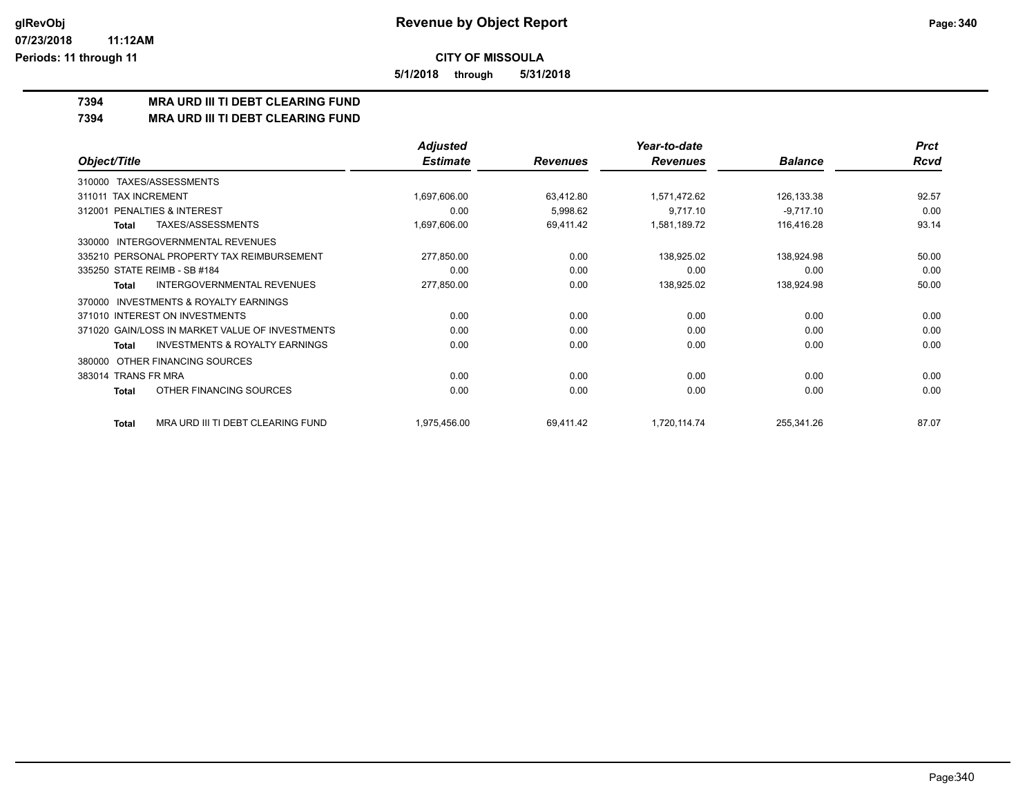**CITY OF MISSOULA**

**5/1/2018 through 5/31/2018**

## 7394 MRA URD III TI DEBT CLEARING FUND

## 7394 MRA URD III TI DEBT CLEARING FUND

| Object/Title | Adjusted Estimate | Revenues | Year-to-date Revenues | Balance | Prct Rcvd |
|---|---|---|---|---|---|
| 310000 TAXES/ASSESSMENTS | | | | | |
| 311011 TAX INCREMENT | 1,697,606.00 | 63,412.80 | 1,571,472.62 | 126,133.38 | 92.57 |
| 312001 PENALTIES & INTEREST | 0.00 | 5,998.62 | 9,717.10 | -9,717.10 | 0.00 |
| **Total** TAXES/ASSESSMENTS | 1,697,606.00 | 69,411.42 | 1,581,189.72 | 116,416.28 | 93.14 |
| 330000 INTERGOVERNMENTAL REVENUES | | | | | |
| 335210 PERSONAL PROPERTY TAX REIMBURSEMENT | 277,850.00 | 0.00 | 138,925.02 | 138,924.98 | 50.00 |
| 335250 STATE REIMB - SB #184 | 0.00 | 0.00 | 0.00 | 0.00 | 0.00 |
| **Total** INTERGOVERNMENTAL REVENUES | 277,850.00 | 0.00 | 138,925.02 | 138,924.98 | 50.00 |
| 370000 INVESTMENTS & ROYALTY EARNINGS | | | | | |
| 371010 INTEREST ON INVESTMENTS | 0.00 | 0.00 | 0.00 | 0.00 | 0.00 |
| 371020 GAIN/LOSS IN MARKET VALUE OF INVESTMENTS | 0.00 | 0.00 | 0.00 | 0.00 | 0.00 |
| **Total** INVESTMENTS & ROYALTY EARNINGS | 0.00 | 0.00 | 0.00 | 0.00 | 0.00 |
| 380000 OTHER FINANCING SOURCES | | | | | |
| 383014 TRANS FR MRA | 0.00 | 0.00 | 0.00 | 0.00 | 0.00 |
| **Total** OTHER FINANCING SOURCES | 0.00 | 0.00 | 0.00 | 0.00 | 0.00 |
| **Total** MRA URD III TI DEBT CLEARING FUND | 1,975,456.00 | 69,411.42 | 1,720,114.74 | 255,341.26 | 87.07 |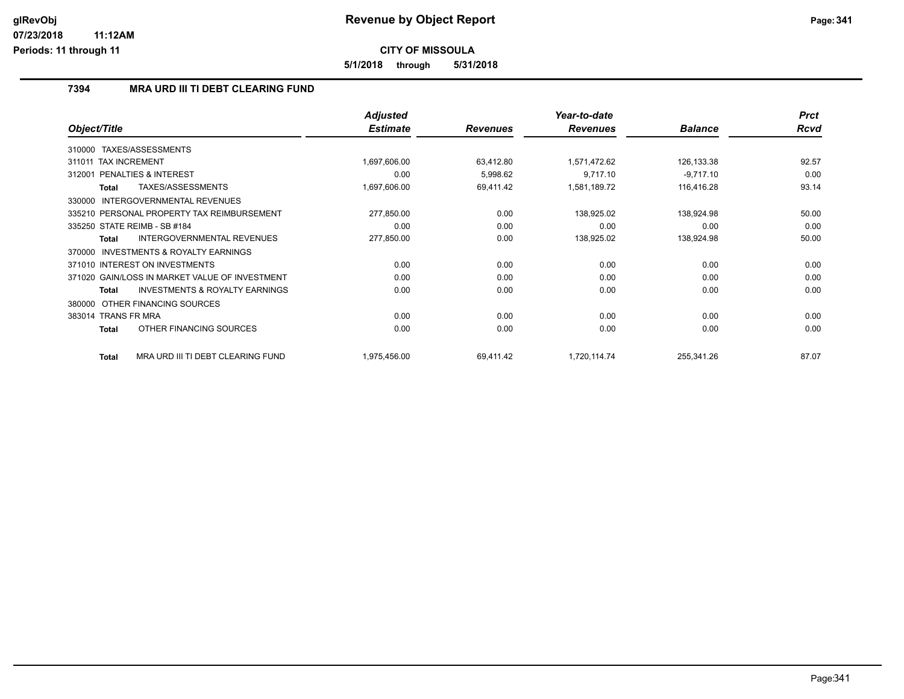# Revenue by Object Report

**CITY OF MISSOULA**

**5/1/2018 through 5/31/2018**

glRevObj
07/23/2018 11:12AM
Periods: 11 through 11

## 7394 MRA URD III TI DEBT CLEARING FUND

| Object/Title | Adjusted Estimate | Revenues | Year-to-date Revenues | Balance | Prct Rcvd |
|---|---|---|---|---|---|
| 310000 TAXES/ASSESSMENTS | | | | | |
| 311011 TAX INCREMENT | 1,697,606.00 | 63,412.80 | 1,571,472.62 | 126,133.38 | 92.57 |
| 312001 PENALTIES & INTEREST | 0.00 | 5,998.62 | 9,717.10 | -9,717.10 | 0.00 |
| **Total** TAXES/ASSESSMENTS | 1,697,606.00 | 69,411.42 | 1,581,189.72 | 116,416.28 | 93.14 |
| 330000 INTERGOVERNMENTAL REVENUES | | | | | |
| 335210 PERSONAL PROPERTY TAX REIMBURSEMENT | 277,850.00 | 0.00 | 138,925.02 | 138,924.98 | 50.00 |
| 335250 STATE REIMB - SB #184 | 0.00 | 0.00 | 0.00 | 0.00 | 0.00 |
| **Total** INTERGOVERNMENTAL REVENUES | 277,850.00 | 0.00 | 138,925.02 | 138,924.98 | 50.00 |
| 370000 INVESTMENTS & ROYALTY EARNINGS | | | | | |
| 371010 INTEREST ON INVESTMENTS | 0.00 | 0.00 | 0.00 | 0.00 | 0.00 |
| 371020 GAIN/LOSS IN MARKET VALUE OF INVESTMENT | 0.00 | 0.00 | 0.00 | 0.00 | 0.00 |
| **Total** INVESTMENTS & ROYALTY EARNINGS | 0.00 | 0.00 | 0.00 | 0.00 | 0.00 |
| 380000 OTHER FINANCING SOURCES | | | | | |
| 383014 TRANS FR MRA | 0.00 | 0.00 | 0.00 | 0.00 | 0.00 |
| **Total** OTHER FINANCING SOURCES | 0.00 | 0.00 | 0.00 | 0.00 | 0.00 |
| **Total** MRA URD III TI DEBT CLEARING FUND | 1,975,456.00 | 69,411.42 | 1,720,114.74 | 255,341.26 | 87.07 |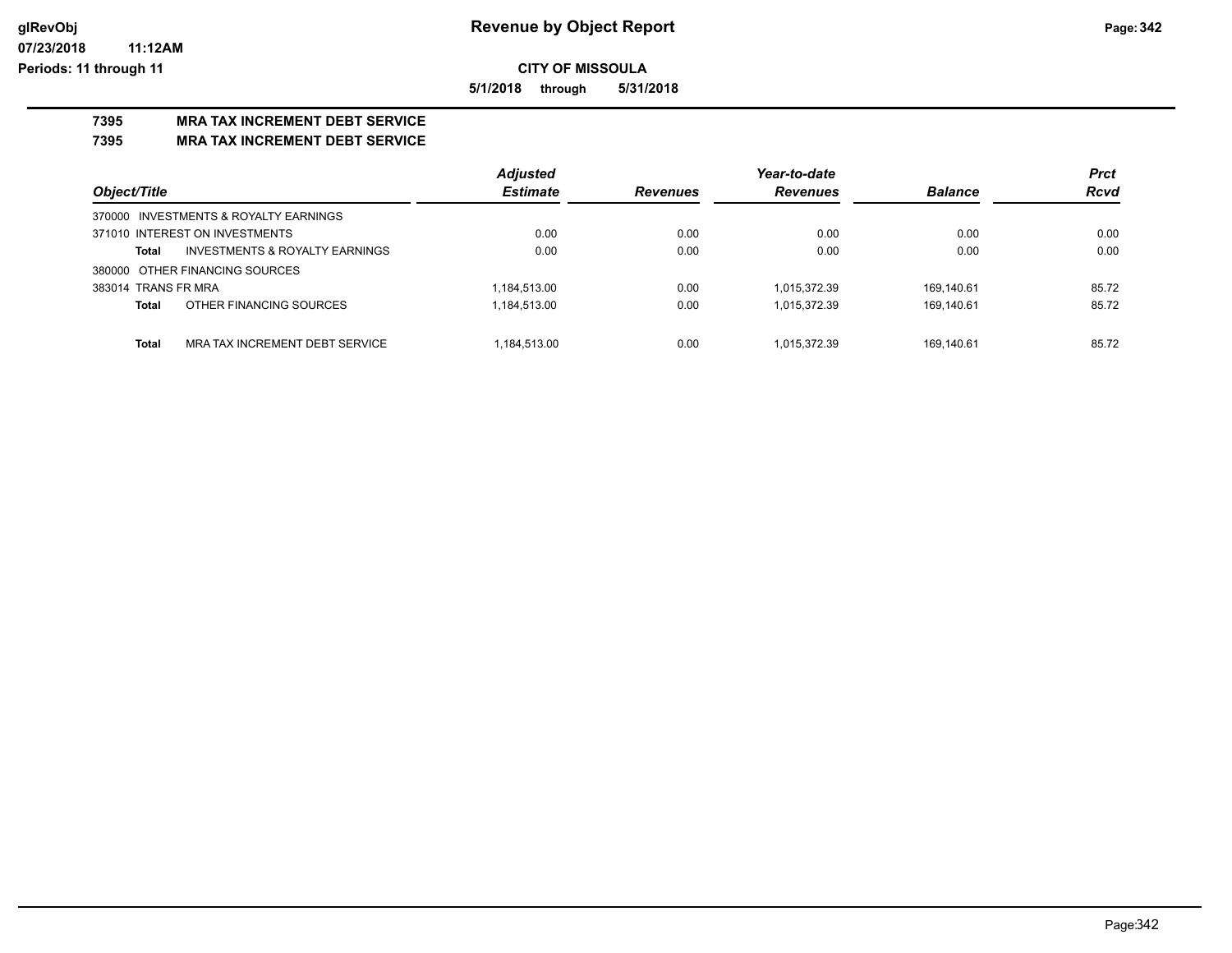**Revenue by Object Report**

**CITY OF MISSOULA**

**5/1/2018 through 5/31/2018**

glRevObj
07/23/2018 11:12AM
Periods: 11 through 11

## 7395 MRA TAX INCREMENT DEBT SERVICE
## 7395 MRA TAX INCREMENT DEBT SERVICE

| Object/Title | | Adjusted Estimate | Revenues | Year-to-date Revenues | Balance | Prct Rcvd |
|---|---|---|---|---|---|---|
| 370000 INVESTMENTS & ROYALTY EARNINGS | | | | | | |
| 371010 INTEREST ON INVESTMENTS | | 0.00 | 0.00 | 0.00 | 0.00 | 0.00 |
| **Total** | INVESTMENTS & ROYALTY EARNINGS | 0.00 | 0.00 | 0.00 | 0.00 | 0.00 |
| 380000 OTHER FINANCING SOURCES | | | | | | |
| 383014 TRANS FR MRA | | 1,184,513.00 | 0.00 | 1,015,372.39 | 169,140.61 | 85.72 |
| **Total** | OTHER FINANCING SOURCES | 1,184,513.00 | 0.00 | 1,015,372.39 | 169,140.61 | 85.72 |
| **Total** | MRA TAX INCREMENT DEBT SERVICE | 1,184,513.00 | 0.00 | 1,015,372.39 | 169,140.61 | 85.72 |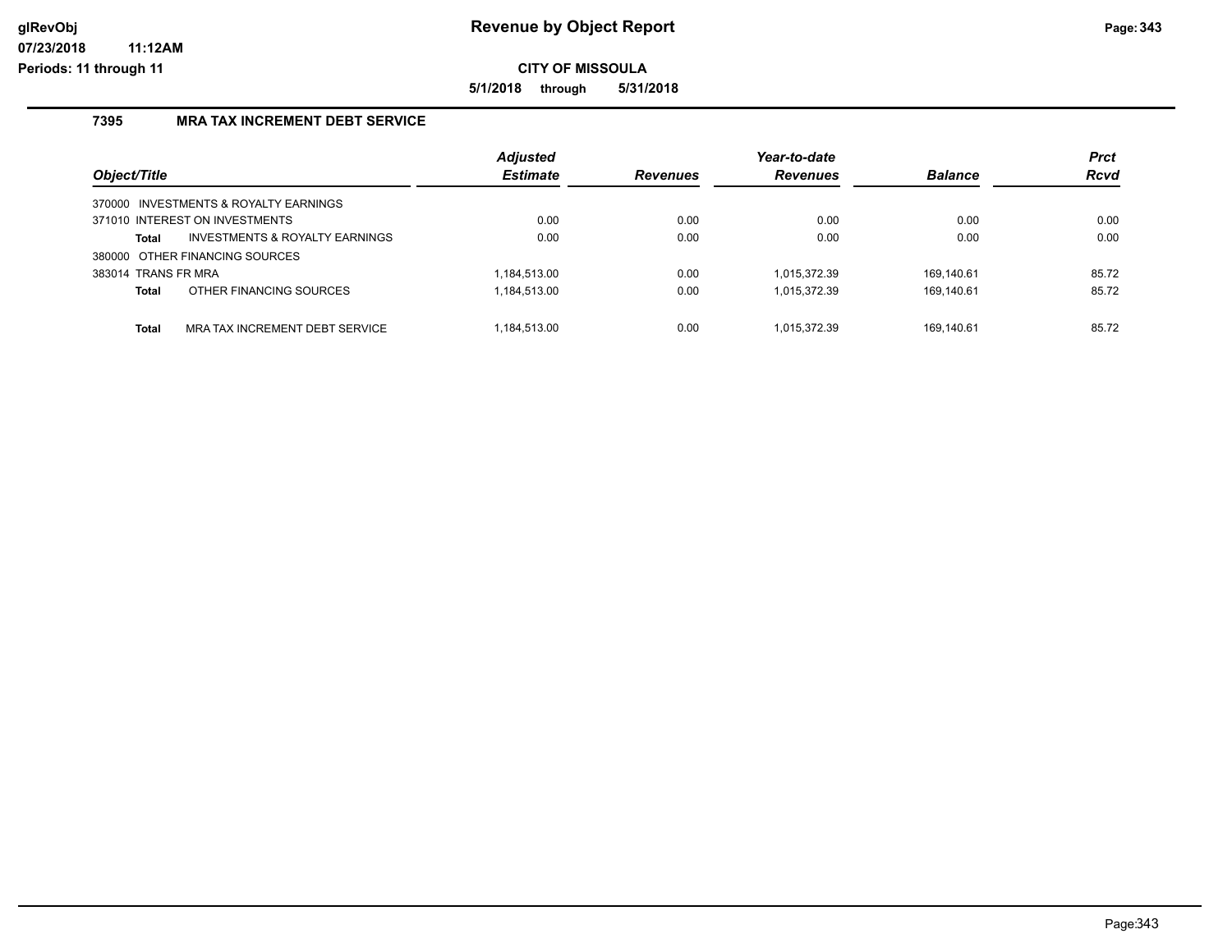# Revenue by Object Report

glRevObj
07/23/2018 11:12AM
Periods: 11 through 11

**CITY OF MISSOULA**

**5/1/2018 through 5/31/2018**

## 7395 MRA TAX INCREMENT DEBT SERVICE

| Object/Title | | Adjusted Estimate | Revenues | Year-to-date Revenues | Balance | Prct Rcvd |
|---|---|---|---|---|---|---|
| 370000 INVESTMENTS & ROYALTY EARNINGS | | | | | | |
| 371010 INTEREST ON INVESTMENTS | | 0.00 | 0.00 | 0.00 | 0.00 | 0.00 |
| **Total** | INVESTMENTS & ROYALTY EARNINGS | 0.00 | 0.00 | 0.00 | 0.00 | 0.00 |
| 380000 OTHER FINANCING SOURCES | | | | | | |
| 383014 TRANS FR MRA | | 1,184,513.00 | 0.00 | 1,015,372.39 | 169,140.61 | 85.72 |
| **Total** | OTHER FINANCING SOURCES | 1,184,513.00 | 0.00 | 1,015,372.39 | 169,140.61 | 85.72 |
| **Total** | MRA TAX INCREMENT DEBT SERVICE | 1,184,513.00 | 0.00 | 1,015,372.39 | 169,140.61 | 85.72 |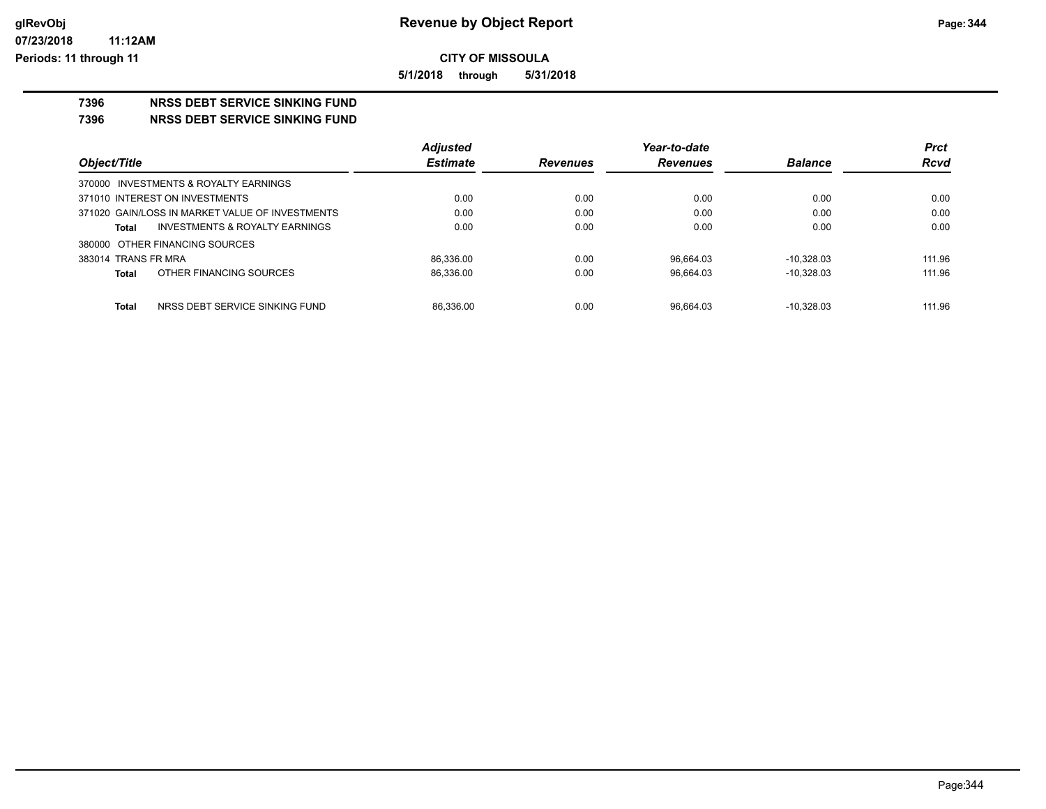**CITY OF MISSOULA**

**5/1/2018 through 5/31/2018**

## 7396 NRSS DEBT SERVICE SINKING FUND

## 7396 NRSS DEBT SERVICE SINKING FUND

| Object/Title | Adjusted Estimate | Revenues | Year-to-date Revenues | Balance | Prct Rcvd |
|---|---|---|---|---|---|
| 370000 INVESTMENTS & ROYALTY EARNINGS | | | | | |
| 371010 INTEREST ON INVESTMENTS | 0.00 | 0.00 | 0.00 | 0.00 | 0.00 |
| 371020 GAIN/LOSS IN MARKET VALUE OF INVESTMENTS | 0.00 | 0.00 | 0.00 | 0.00 | 0.00 |
| **Total** INVESTMENTS & ROYALTY EARNINGS | 0.00 | 0.00 | 0.00 | 0.00 | 0.00 |
| 380000 OTHER FINANCING SOURCES | | | | | |
| 383014 TRANS FR MRA | 86,336.00 | 0.00 | 96,664.03 | -10,328.03 | 111.96 |
| **Total** OTHER FINANCING SOURCES | 86,336.00 | 0.00 | 96,664.03 | -10,328.03 | 111.96 |
| **Total** NRSS DEBT SERVICE SINKING FUND | 86,336.00 | 0.00 | 96,664.03 | -10,328.03 | 111.96 |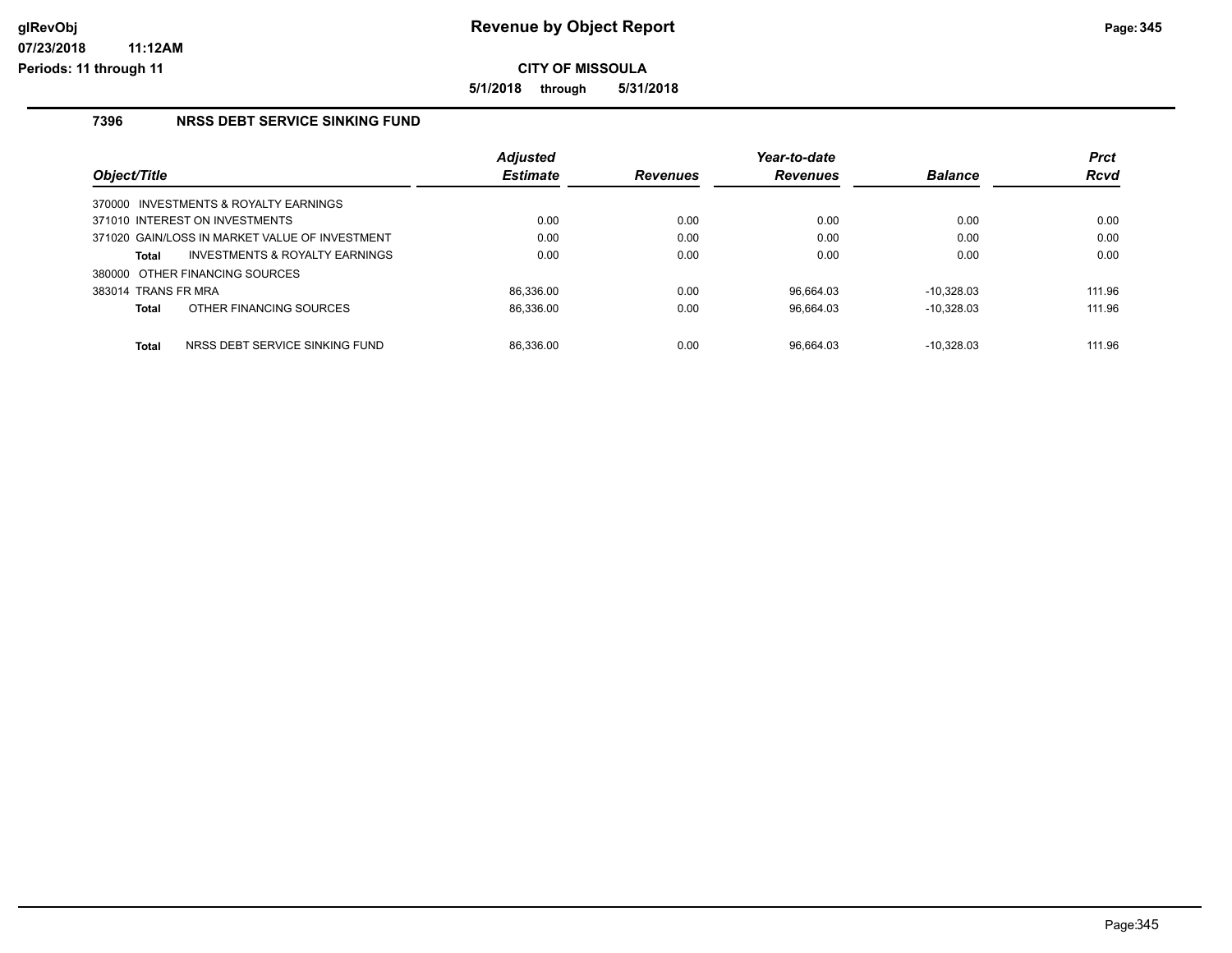# Revenue by Object Report

glRevObj
07/23/2018 11:12AM
Periods: 11 through 11

**CITY OF MISSOULA**

**5/1/2018 through 5/31/2018**

## 7396 NRSS DEBT SERVICE SINKING FUND

| Object/Title | Adjusted Estimate | Revenues | Year-to-date Revenues | Balance | Prct Rcvd |
|---|---|---|---|---|---|
| 370000 INVESTMENTS & ROYALTY EARNINGS | | | | | |
| 371010 INTEREST ON INVESTMENTS | 0.00 | 0.00 | 0.00 | 0.00 | 0.00 |
| 371020 GAIN/LOSS IN MARKET VALUE OF INVESTMENT | 0.00 | 0.00 | 0.00 | 0.00 | 0.00 |
| **Total** INVESTMENTS & ROYALTY EARNINGS | 0.00 | 0.00 | 0.00 | 0.00 | 0.00 |
| 380000 OTHER FINANCING SOURCES | | | | | |
| 383014 TRANS FR MRA | 86,336.00 | 0.00 | 96,664.03 | -10,328.03 | 111.96 |
| **Total** OTHER FINANCING SOURCES | 86,336.00 | 0.00 | 96,664.03 | -10,328.03 | 111.96 |
| **Total** NRSS DEBT SERVICE SINKING FUND | 86,336.00 | 0.00 | 96,664.03 | -10,328.03 | 111.96 |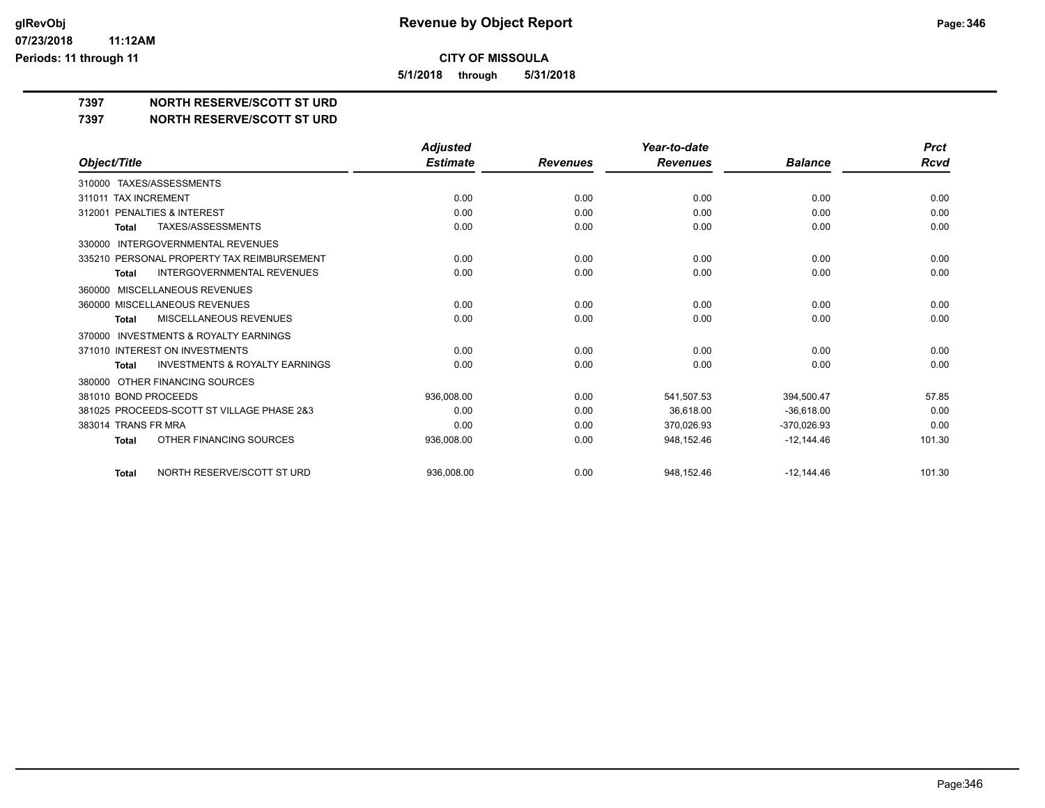**CITY OF MISSOULA**

**5/1/2018 through 5/31/2018**

**7397 NORTH RESERVE/SCOTT ST URD**

**7397 NORTH RESERVE/SCOTT ST URD**

| Object/Title | Adjusted Estimate | Revenues | Year-to-date Revenues | Balance | Prct Rcvd |
|---|---|---|---|---|---|
| 310000 TAXES/ASSESSMENTS | | | | | |
| 311011 TAX INCREMENT | 0.00 | 0.00 | 0.00 | 0.00 | 0.00 |
| 312001 PENALTIES & INTEREST | 0.00 | 0.00 | 0.00 | 0.00 | 0.00 |
| **Total** TAXES/ASSESSMENTS | 0.00 | 0.00 | 0.00 | 0.00 | 0.00 |
| 330000 INTERGOVERNMENTAL REVENUES | | | | | |
| 335210 PERSONAL PROPERTY TAX REIMBURSEMENT | 0.00 | 0.00 | 0.00 | 0.00 | 0.00 |
| **Total** INTERGOVERNMENTAL REVENUES | 0.00 | 0.00 | 0.00 | 0.00 | 0.00 |
| 360000 MISCELLANEOUS REVENUES | | | | | |
| 360000 MISCELLANEOUS REVENUES | 0.00 | 0.00 | 0.00 | 0.00 | 0.00 |
| **Total** MISCELLANEOUS REVENUES | 0.00 | 0.00 | 0.00 | 0.00 | 0.00 |
| 370000 INVESTMENTS & ROYALTY EARNINGS | | | | | |
| 371010 INTEREST ON INVESTMENTS | 0.00 | 0.00 | 0.00 | 0.00 | 0.00 |
| **Total** INVESTMENTS & ROYALTY EARNINGS | 0.00 | 0.00 | 0.00 | 0.00 | 0.00 |
| 380000 OTHER FINANCING SOURCES | | | | | |
| 381010 BOND PROCEEDS | 936,008.00 | 0.00 | 541,507.53 | 394,500.47 | 57.85 |
| 381025 PROCEEDS-SCOTT ST VILLAGE PHASE 2&3 | 0.00 | 0.00 | 36,618.00 | -36,618.00 | 0.00 |
| 383014 TRANS FR MRA | 0.00 | 0.00 | 370,026.93 | -370,026.93 | 0.00 |
| **Total** OTHER FINANCING SOURCES | 936,008.00 | 0.00 | 948,152.46 | -12,144.46 | 101.30 |
| **Total** NORTH RESERVE/SCOTT ST URD | 936,008.00 | 0.00 | 948,152.46 | -12,144.46 | 101.30 |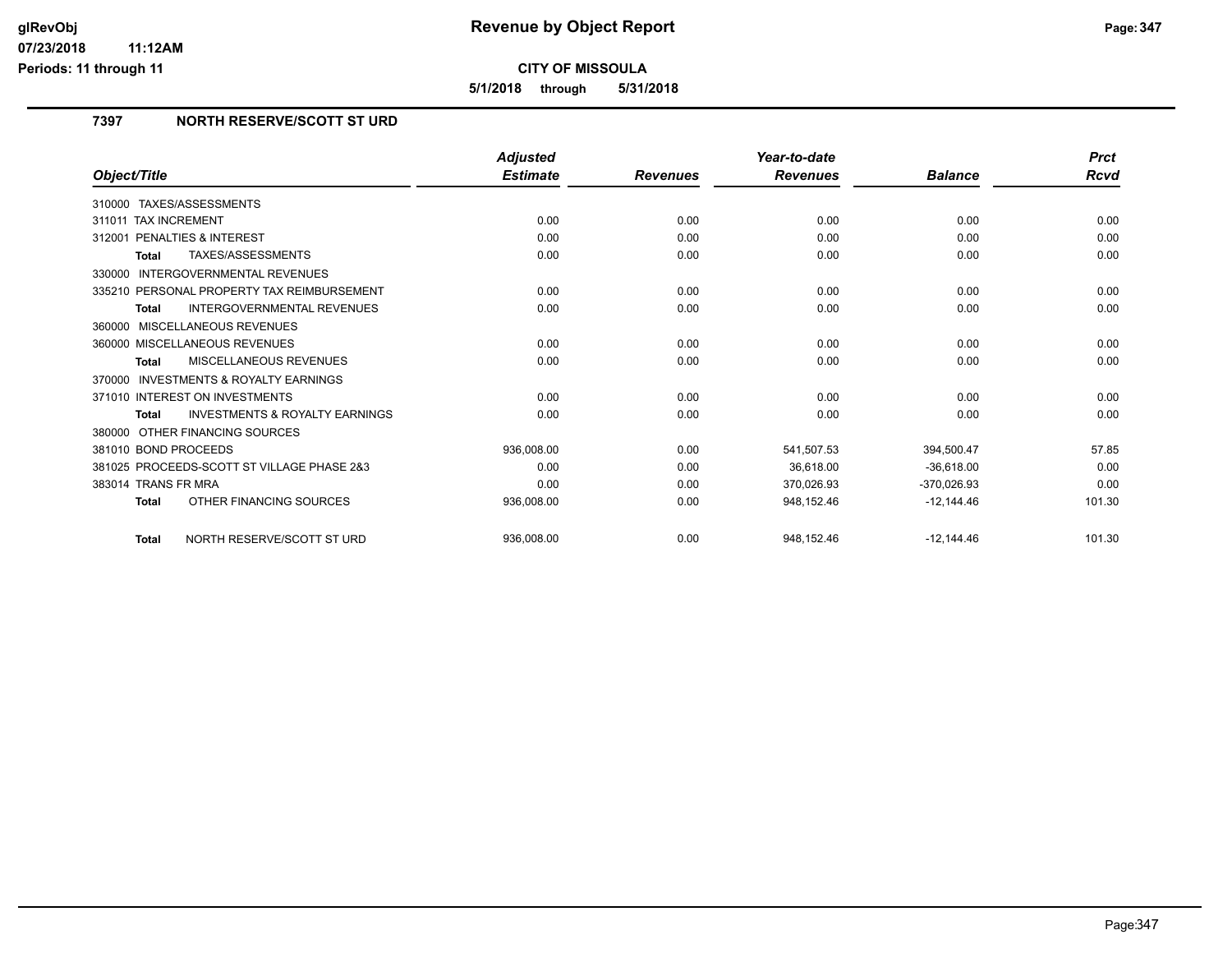**CITY OF MISSOULA**

**5/1/2018 through 5/31/2018**

## 7397 NORTH RESERVE/SCOTT ST URD

| Object/Title | Adjusted Estimate | Revenues | Year-to-date Revenues | Balance | Prct Rcvd |
|---|---|---|---|---|---|
| 310000 TAXES/ASSESSMENTS | | | | | |
| 311011 TAX INCREMENT | 0.00 | 0.00 | 0.00 | 0.00 | 0.00 |
| 312001 PENALTIES & INTEREST | 0.00 | 0.00 | 0.00 | 0.00 | 0.00 |
| **Total** TAXES/ASSESSMENTS | 0.00 | 0.00 | 0.00 | 0.00 | 0.00 |
| 330000 INTERGOVERNMENTAL REVENUES | | | | | |
| 335210 PERSONAL PROPERTY TAX REIMBURSEMENT | 0.00 | 0.00 | 0.00 | 0.00 | 0.00 |
| **Total** INTERGOVERNMENTAL REVENUES | 0.00 | 0.00 | 0.00 | 0.00 | 0.00 |
| 360000 MISCELLANEOUS REVENUES | | | | | |
| 360000 MISCELLANEOUS REVENUES | 0.00 | 0.00 | 0.00 | 0.00 | 0.00 |
| **Total** MISCELLANEOUS REVENUES | 0.00 | 0.00 | 0.00 | 0.00 | 0.00 |
| 370000 INVESTMENTS & ROYALTY EARNINGS | | | | | |
| 371010 INTEREST ON INVESTMENTS | 0.00 | 0.00 | 0.00 | 0.00 | 0.00 |
| **Total** INVESTMENTS & ROYALTY EARNINGS | 0.00 | 0.00 | 0.00 | 0.00 | 0.00 |
| 380000 OTHER FINANCING SOURCES | | | | | |
| 381010 BOND PROCEEDS | 936,008.00 | 0.00 | 541,507.53 | 394,500.47 | 57.85 |
| 381025 PROCEEDS-SCOTT ST VILLAGE PHASE 2&3 | 0.00 | 0.00 | 36,618.00 | -36,618.00 | 0.00 |
| 383014 TRANS FR MRA | 0.00 | 0.00 | 370,026.93 | -370,026.93 | 0.00 |
| **Total** OTHER FINANCING SOURCES | 936,008.00 | 0.00 | 948,152.46 | -12,144.46 | 101.30 |
| **Total** NORTH RESERVE/SCOTT ST URD | 936,008.00 | 0.00 | 948,152.46 | -12,144.46 | 101.30 |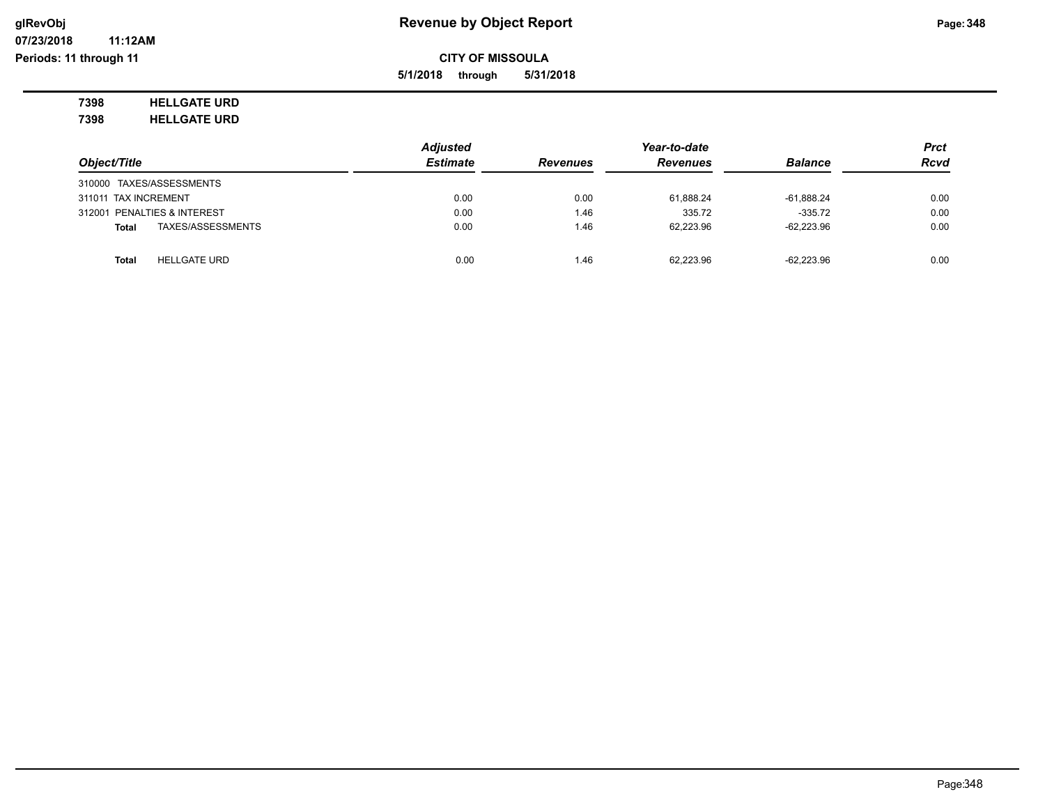# Revenue by Object Report

glRevObj
07/23/2018 11:12AM
Periods: 11 through 11

**CITY OF MISSOULA**

**5/1/2018 through 5/31/2018**

**7398 HELLGATE URD**

**7398 HELLGATE URD**

| *Object/Title* | *Adjusted Estimate* | *Revenues* | *Year-to-date Revenues* | *Balance* | *Prct Rcvd* |
|---|---|---|---|---|---|
| 310000 TAXES/ASSESSMENTS | | | | | |
| 311011 TAX INCREMENT | 0.00 | 0.00 | 61,888.24 | -61,888.24 | 0.00 |
| 312001 PENALTIES & INTEREST | 0.00 | 1.46 | 335.72 | -335.72 | 0.00 |
| **Total** TAXES/ASSESSMENTS | 0.00 | 1.46 | 62,223.96 | -62,223.96 | 0.00 |
| | | | | | |
| **Total** HELLGATE URD | 0.00 | 1.46 | 62,223.96 | -62,223.96 | 0.00 |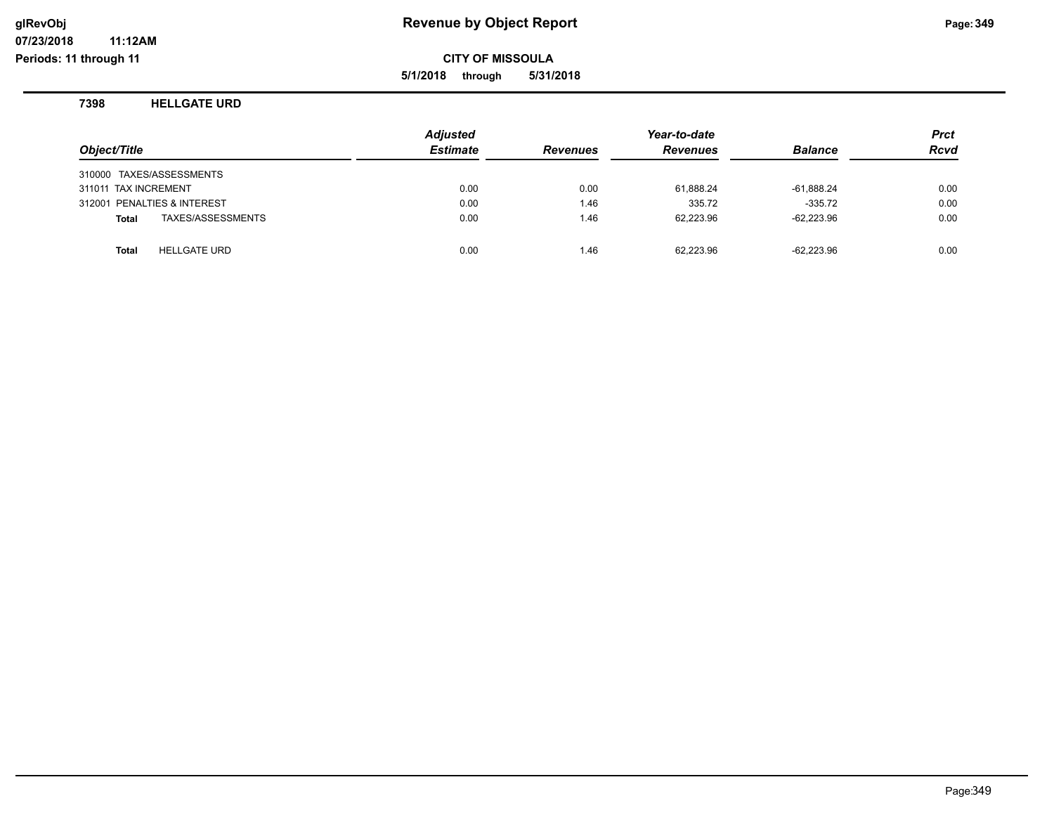# Revenue by Object Report

glRevObj
07/23/2018 11:12AM
Periods: 11 through 11

**CITY OF MISSOULA**

**5/1/2018 through 5/31/2018**

## 7398 HELLGATE URD

| Object/Title | Adjusted Estimate | Revenues | Year-to-date Revenues | Balance | Prct Rcvd |
|---|---|---|---|---|---|
| 310000 TAXES/ASSESSMENTS | | | | | |
| 311011 TAX INCREMENT | 0.00 | 0.00 | 61,888.24 | -61,888.24 | 0.00 |
| 312001 PENALTIES & INTEREST | 0.00 | 1.46 | 335.72 | -335.72 | 0.00 |
| **Total** TAXES/ASSESSMENTS | 0.00 | 1.46 | 62,223.96 | -62,223.96 | 0.00 |
| **Total** HELLGATE URD | 0.00 | 1.46 | 62,223.96 | -62,223.96 | 0.00 |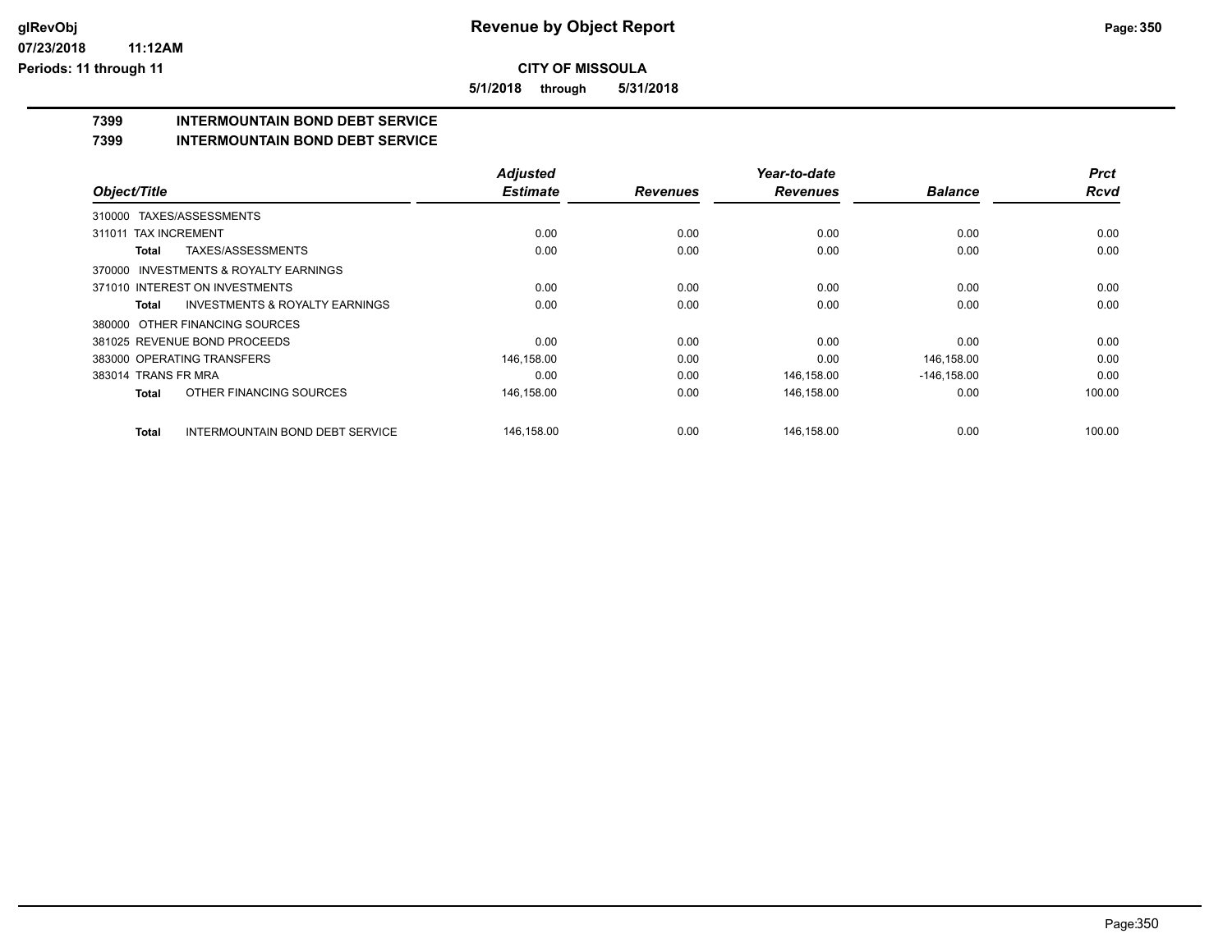**CITY OF MISSOULA**

**5/1/2018 through 5/31/2018**

## 7399 INTERMOUNTAIN BOND DEBT SERVICE

## 7399 INTERMOUNTAIN BOND DEBT SERVICE

| Object/Title | Adjusted Estimate | Revenues | Year-to-date Revenues | Balance | Prct Rcvd |
|---|---|---|---|---|---|
| 310000 TAXES/ASSESSMENTS | | | | | |
| 311011 TAX INCREMENT | 0.00 | 0.00 | 0.00 | 0.00 | 0.00 |
| **Total** TAXES/ASSESSMENTS | 0.00 | 0.00 | 0.00 | 0.00 | 0.00 |
| 370000 INVESTMENTS & ROYALTY EARNINGS | | | | | |
| 371010 INTEREST ON INVESTMENTS | 0.00 | 0.00 | 0.00 | 0.00 | 0.00 |
| **Total** INVESTMENTS & ROYALTY EARNINGS | 0.00 | 0.00 | 0.00 | 0.00 | 0.00 |
| 380000 OTHER FINANCING SOURCES | | | | | |
| 381025 REVENUE BOND PROCEEDS | 0.00 | 0.00 | 0.00 | 0.00 | 0.00 |
| 383000 OPERATING TRANSFERS | 146,158.00 | 0.00 | 0.00 | 146,158.00 | 0.00 |
| 383014 TRANS FR MRA | 0.00 | 0.00 | 146,158.00 | -146,158.00 | 0.00 |
| **Total** OTHER FINANCING SOURCES | 146,158.00 | 0.00 | 146,158.00 | 0.00 | 100.00 |
| **Total** INTERMOUNTAIN BOND DEBT SERVICE | 146,158.00 | 0.00 | 146,158.00 | 0.00 | 100.00 |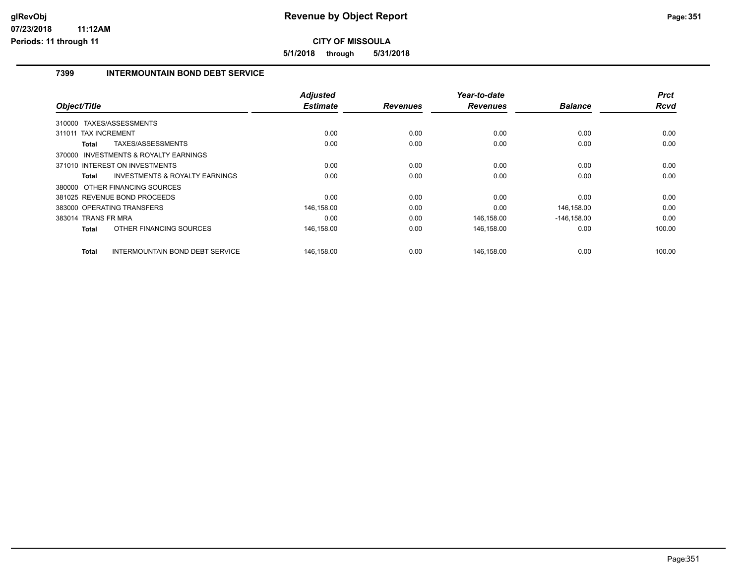# Revenue by Object Report

**CITY OF MISSOULA**

**5/1/2018 through 5/31/2018**

## 7399 INTERMOUNTAIN BOND DEBT SERVICE

| Object/Title | Adjusted Estimate | Revenues | Year-to-date Revenues | Balance | Prct Rcvd |
|---|---|---|---|---|---|
| 310000 TAXES/ASSESSMENTS | | | | | |
| 311011 TAX INCREMENT | 0.00 | 0.00 | 0.00 | 0.00 | 0.00 |
| **Total** TAXES/ASSESSMENTS | 0.00 | 0.00 | 0.00 | 0.00 | 0.00 |
| 370000 INVESTMENTS & ROYALTY EARNINGS | | | | | |
| 371010 INTEREST ON INVESTMENTS | 0.00 | 0.00 | 0.00 | 0.00 | 0.00 |
| **Total** INVESTMENTS & ROYALTY EARNINGS | 0.00 | 0.00 | 0.00 | 0.00 | 0.00 |
| 380000 OTHER FINANCING SOURCES | | | | | |
| 381025 REVENUE BOND PROCEEDS | 0.00 | 0.00 | 0.00 | 0.00 | 0.00 |
| 383000 OPERATING TRANSFERS | 146,158.00 | 0.00 | 0.00 | 146,158.00 | 0.00 |
| 383014 TRANS FR MRA | 0.00 | 0.00 | 146,158.00 | -146,158.00 | 0.00 |
| **Total** OTHER FINANCING SOURCES | 146,158.00 | 0.00 | 146,158.00 | 0.00 | 100.00 |
| **Total** INTERMOUNTAIN BOND DEBT SERVICE | 146,158.00 | 0.00 | 146,158.00 | 0.00 | 100.00 |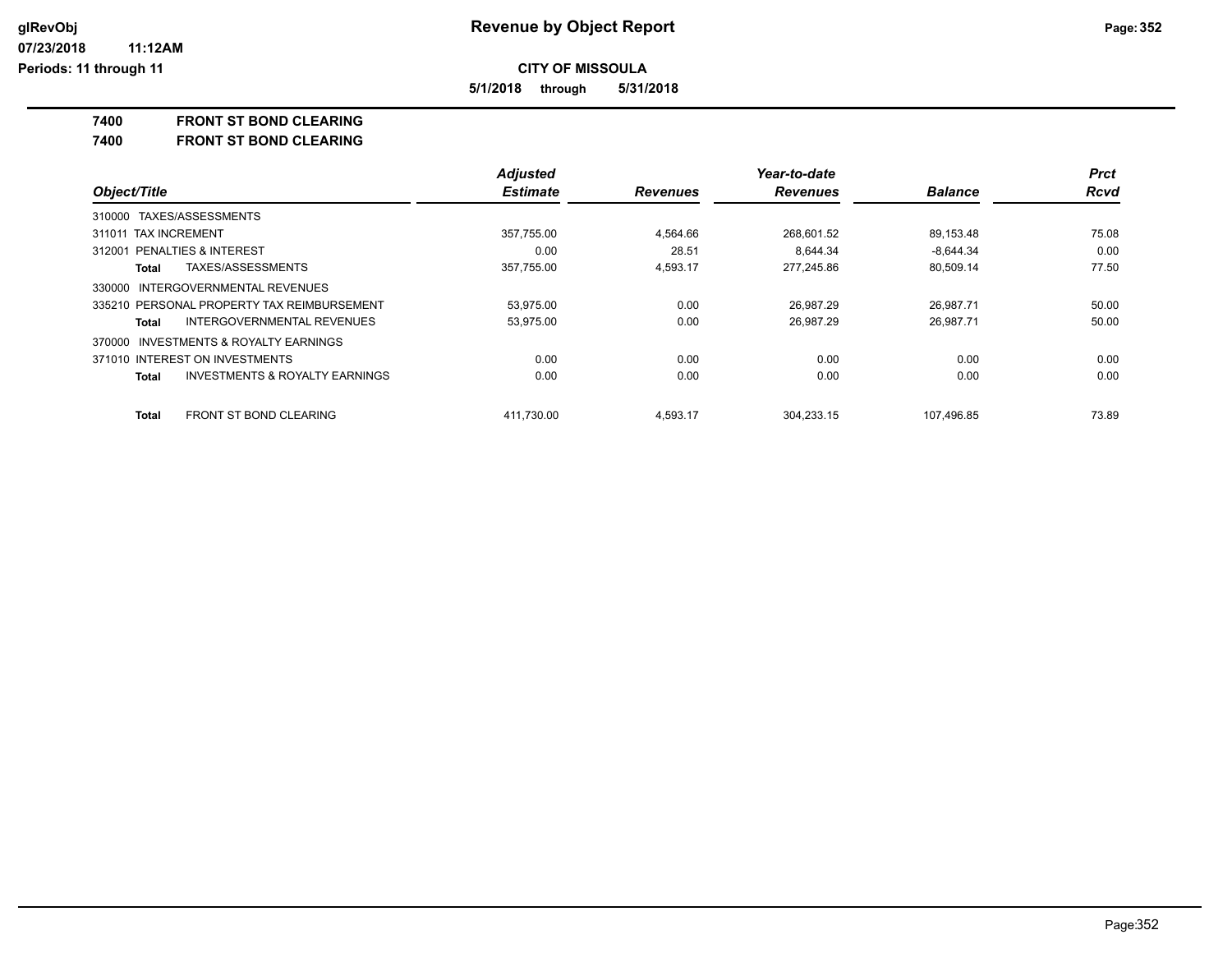**CITY OF MISSOULA**

**5/1/2018 through 5/31/2018**

**7400 FRONT ST BOND CLEARING**

**7400 FRONT ST BOND CLEARING**

| Object/Title | | Adjusted Estimate | Revenues | Year-to-date Revenues | Balance | Prct Rcvd |
|---|---|---|---|---|---|---|
| 310000 TAXES/ASSESSMENTS | | | | | | |
| 311011 TAX INCREMENT | | 357,755.00 | 4,564.66 | 268,601.52 | 89,153.48 | 75.08 |
| 312001 PENALTIES & INTEREST | | 0.00 | 28.51 | 8,644.34 | -8,644.34 | 0.00 |
| **Total** | TAXES/ASSESSMENTS | 357,755.00 | 4,593.17 | 277,245.86 | 80,509.14 | 77.50 |
| 330000 INTERGOVERNMENTAL REVENUES | | | | | | |
| 335210 PERSONAL PROPERTY TAX REIMBURSEMENT | | 53,975.00 | 0.00 | 26,987.29 | 26,987.71 | 50.00 |
| **Total** | INTERGOVERNMENTAL REVENUES | 53,975.00 | 0.00 | 26,987.29 | 26,987.71 | 50.00 |
| 370000 INVESTMENTS & ROYALTY EARNINGS | | | | | | |
| 371010 INTEREST ON INVESTMENTS | | 0.00 | 0.00 | 0.00 | 0.00 | 0.00 |
| **Total** | INVESTMENTS & ROYALTY EARNINGS | 0.00 | 0.00 | 0.00 | 0.00 | 0.00 |
| **Total** | FRONT ST BOND CLEARING | 411,730.00 | 4,593.17 | 304,233.15 | 107,496.85 | 73.89 |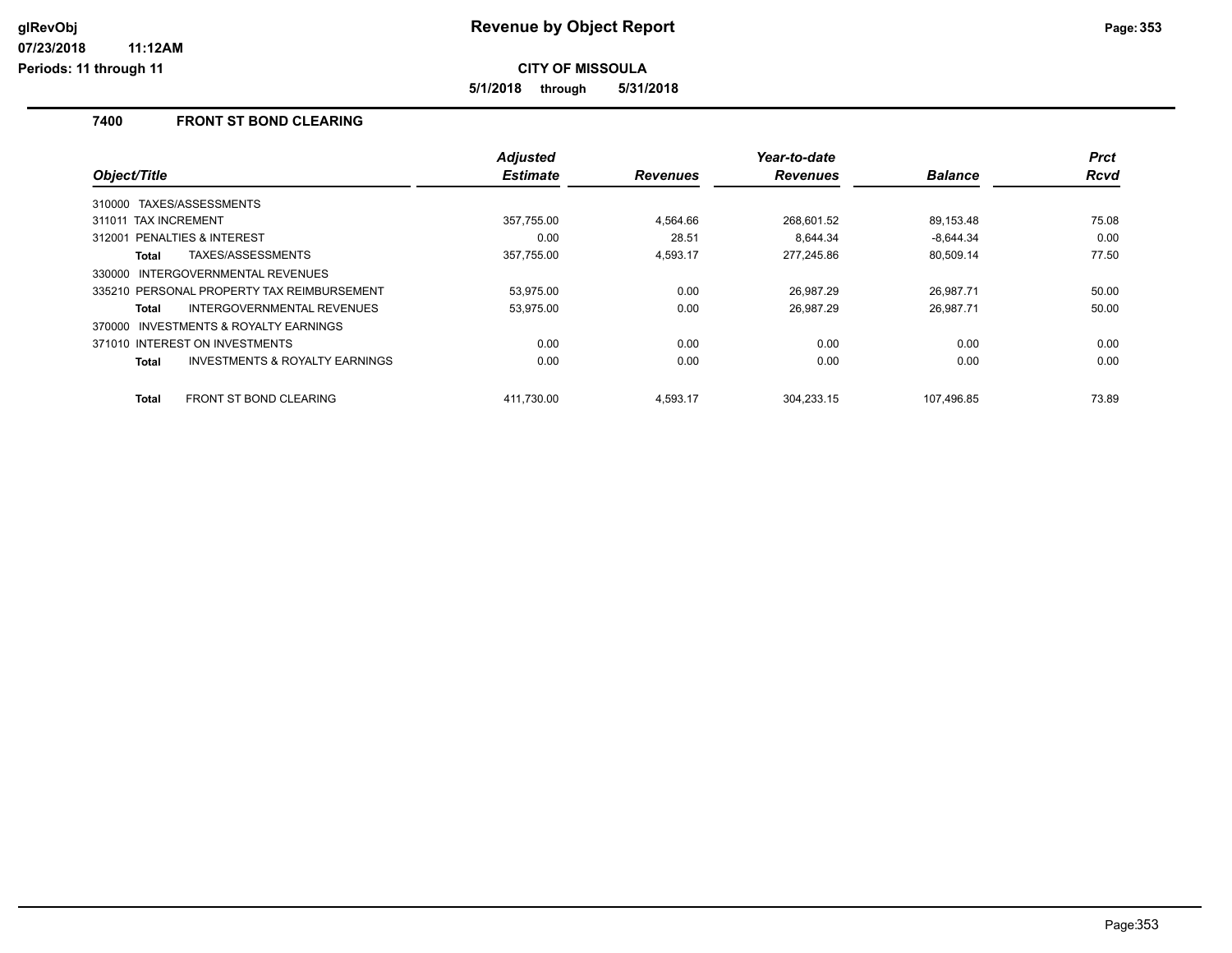**Revenue by Object Report**

**CITY OF MISSOULA**

**5/1/2018 through 5/31/2018**

## 7400 FRONT ST BOND CLEARING

| Object/Title | | Adjusted Estimate | Revenues | Year-to-date Revenues | Balance | Prct Rcvd |
|---|---|---|---|---|---|---|
| 310000 TAXES/ASSESSMENTS | | | | | | |
| 311011 TAX INCREMENT | | 357,755.00 | 4,564.66 | 268,601.52 | 89,153.48 | 75.08 |
| 312001 PENALTIES & INTEREST | | 0.00 | 28.51 | 8,644.34 | -8,644.34 | 0.00 |
| **Total** | TAXES/ASSESSMENTS | 357,755.00 | 4,593.17 | 277,245.86 | 80,509.14 | 77.50 |
| 330000 INTERGOVERNMENTAL REVENUES | | | | | | |
| 335210 PERSONAL PROPERTY TAX REIMBURSEMENT | | 53,975.00 | 0.00 | 26,987.29 | 26,987.71 | 50.00 |
| **Total** | INTERGOVERNMENTAL REVENUES | 53,975.00 | 0.00 | 26,987.29 | 26,987.71 | 50.00 |
| 370000 INVESTMENTS & ROYALTY EARNINGS | | | | | | |
| 371010 INTEREST ON INVESTMENTS | | 0.00 | 0.00 | 0.00 | 0.00 | 0.00 |
| **Total** | INVESTMENTS & ROYALTY EARNINGS | 0.00 | 0.00 | 0.00 | 0.00 | 0.00 |
| **Total** | FRONT ST BOND CLEARING | 411,730.00 | 4,593.17 | 304,233.15 | 107,496.85 | 73.89 |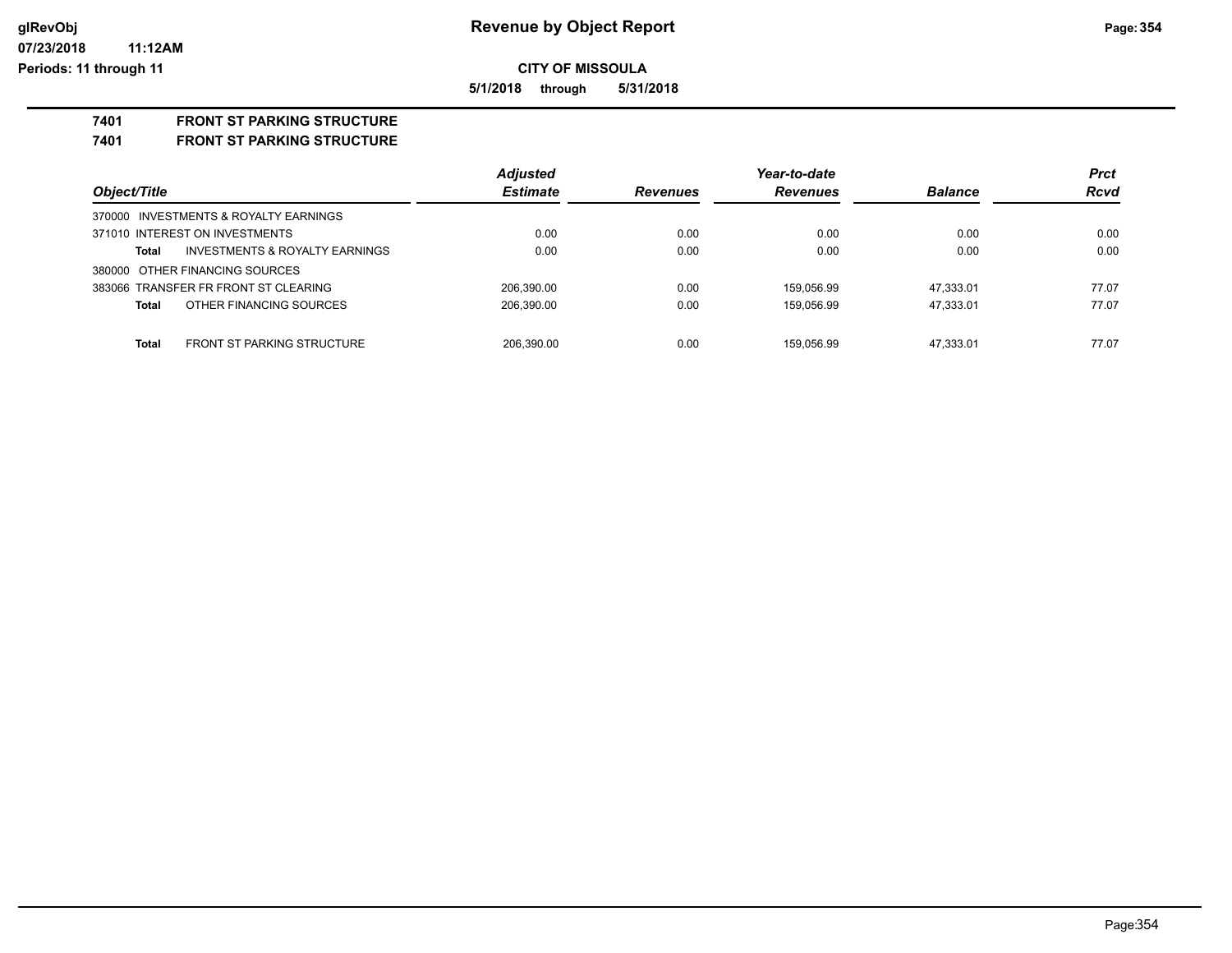**Revenue by Object Report**

**CITY OF MISSOULA**

**5/1/2018 through 5/31/2018**

glRevObj
07/23/2018 11:12AM
Periods: 11 through 11

## 7401 FRONT ST PARKING STRUCTURE

## 7401 FRONT ST PARKING STRUCTURE

| Object/Title | | Adjusted Estimate | Revenues | Year-to-date Revenues | Balance | Prct Rcvd |
|---|---|---|---|---|---|---|
| 370000 INVESTMENTS & ROYALTY EARNINGS | | | | | | |
| 371010 INTEREST ON INVESTMENTS | | 0.00 | 0.00 | 0.00 | 0.00 | 0.00 |
| **Total** | INVESTMENTS & ROYALTY EARNINGS | 0.00 | 0.00 | 0.00 | 0.00 | 0.00 |
| 380000 OTHER FINANCING SOURCES | | | | | | |
| 383066 TRANSFER FR FRONT ST CLEARING | | 206,390.00 | 0.00 | 159,056.99 | 47,333.01 | 77.07 |
| **Total** | OTHER FINANCING SOURCES | 206,390.00 | 0.00 | 159,056.99 | 47,333.01 | 77.07 |
| **Total** | FRONT ST PARKING STRUCTURE | 206,390.00 | 0.00 | 159,056.99 | 47,333.01 | 77.07 |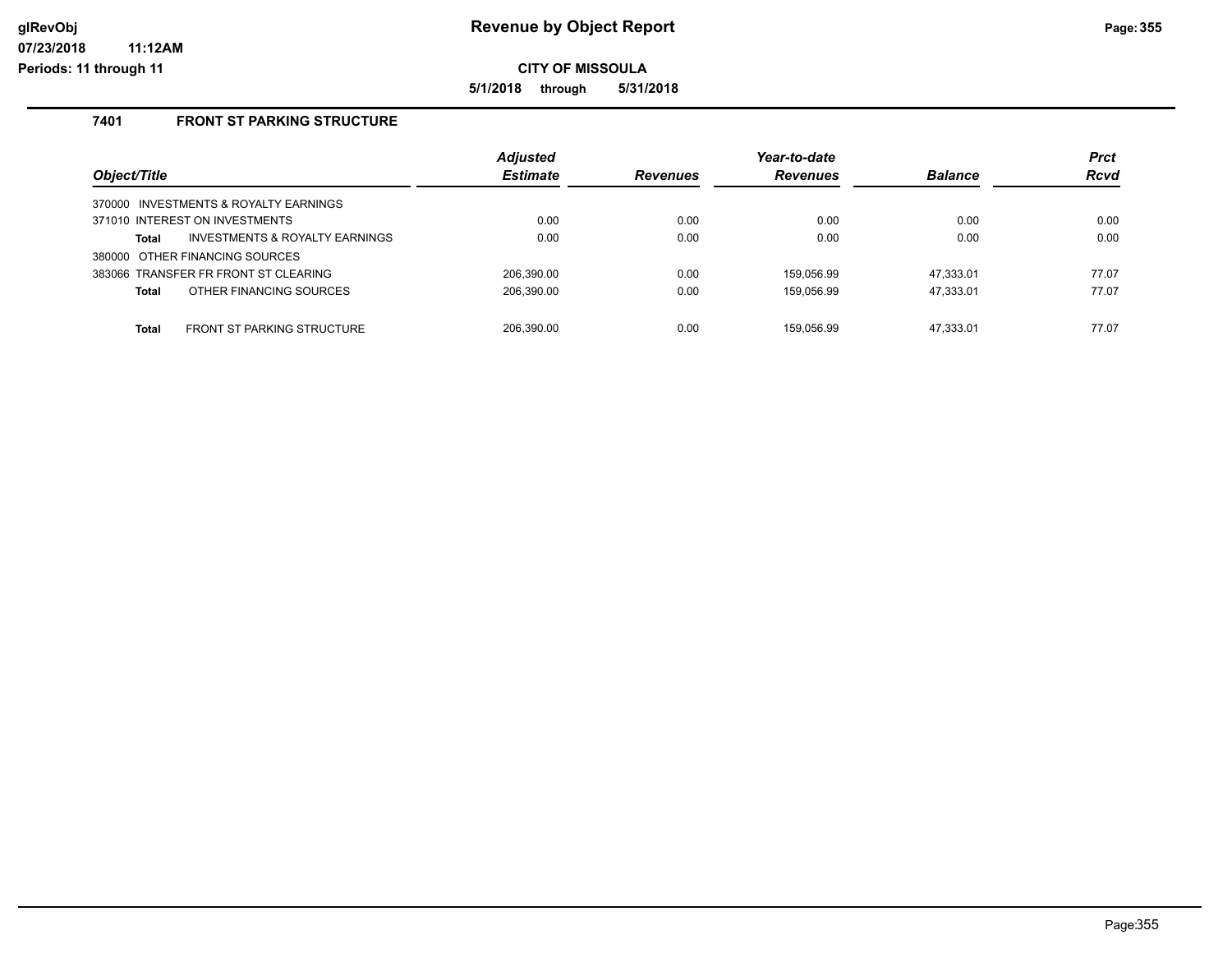# Revenue by Object Report

**CITY OF MISSOULA**

**5/1/2018 through 5/31/2018**

glRevObj
07/23/2018 11:12AM
Periods: 11 through 11

## 7401 FRONT ST PARKING STRUCTURE

| Object/Title | Adjusted Estimate | Revenues | Year-to-date Revenues | Balance | Prct Rcvd |
|---|---|---|---|---|---|
| 370000 INVESTMENTS & ROYALTY EARNINGS | | | | | |
| 371010 INTEREST ON INVESTMENTS | 0.00 | 0.00 | 0.00 | 0.00 | 0.00 |
| **Total** INVESTMENTS & ROYALTY EARNINGS | 0.00 | 0.00 | 0.00 | 0.00 | 0.00 |
| 380000 OTHER FINANCING SOURCES | | | | | |
| 383066 TRANSFER FR FRONT ST CLEARING | 206,390.00 | 0.00 | 159,056.99 | 47,333.01 | 77.07 |
| **Total** OTHER FINANCING SOURCES | 206,390.00 | 0.00 | 159,056.99 | 47,333.01 | 77.07 |
| **Total** FRONT ST PARKING STRUCTURE | 206,390.00 | 0.00 | 159,056.99 | 47,333.01 | 77.07 |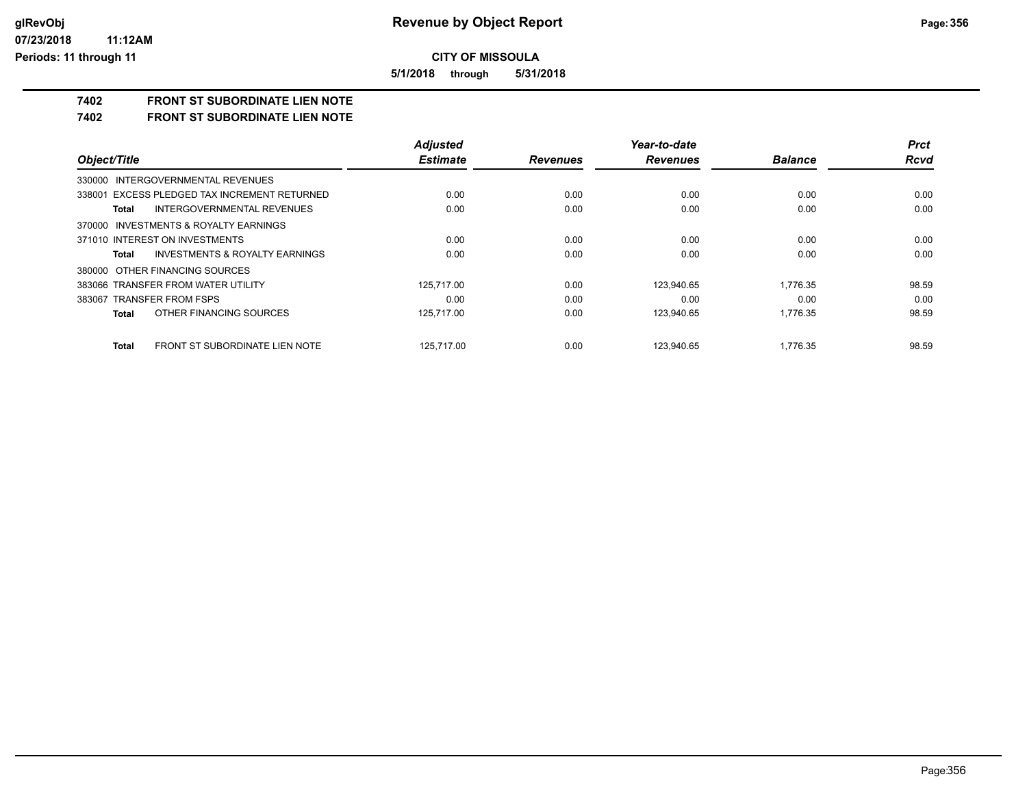**CITY OF MISSOULA**

**5/1/2018 through 5/31/2018**

## 7402 FRONT ST SUBORDINATE LIEN NOTE

## 7402 FRONT ST SUBORDINATE LIEN NOTE

| Object/Title | Adjusted Estimate | Revenues | Year-to-date Revenues | Balance | Prct Rcvd |
|---|---|---|---|---|---|
| 330000 INTERGOVERNMENTAL REVENUES | | | | | |
| 338001 EXCESS PLEDGED TAX INCREMENT RETURNED | 0.00 | 0.00 | 0.00 | 0.00 | 0.00 |
| **Total** INTERGOVERNMENTAL REVENUES | 0.00 | 0.00 | 0.00 | 0.00 | 0.00 |
| 370000 INVESTMENTS & ROYALTY EARNINGS | | | | | |
| 371010 INTEREST ON INVESTMENTS | 0.00 | 0.00 | 0.00 | 0.00 | 0.00 |
| **Total** INVESTMENTS & ROYALTY EARNINGS | 0.00 | 0.00 | 0.00 | 0.00 | 0.00 |
| 380000 OTHER FINANCING SOURCES | | | | | |
| 383066 TRANSFER FROM WATER UTILITY | 125,717.00 | 0.00 | 123,940.65 | 1,776.35 | 98.59 |
| 383067 TRANSFER FROM FSPS | 0.00 | 0.00 | 0.00 | 0.00 | 0.00 |
| **Total** OTHER FINANCING SOURCES | 125,717.00 | 0.00 | 123,940.65 | 1,776.35 | 98.59 |
| **Total** FRONT ST SUBORDINATE LIEN NOTE | 125,717.00 | 0.00 | 123,940.65 | 1,776.35 | 98.59 |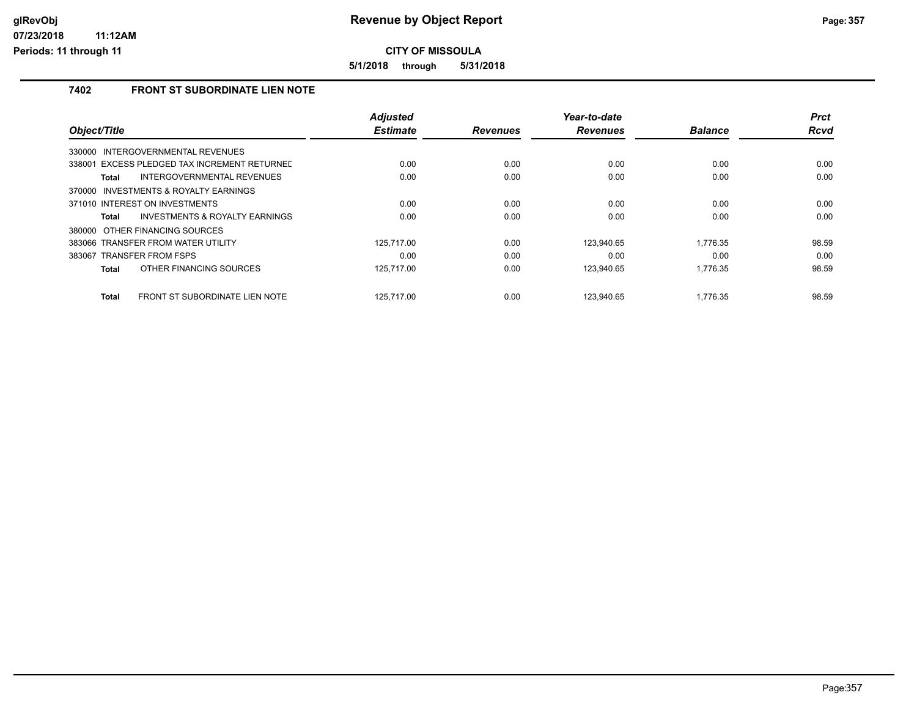# Revenue by Object Report

**CITY OF MISSOULA**

**5/1/2018 through 5/31/2018**

glRevObj
07/23/2018 11:12AM
Periods: 11 through 11

## 7402 FRONT ST SUBORDINATE LIEN NOTE

| Object/Title | Adjusted Estimate | Revenues | Year-to-date Revenues | Balance | Prct Rcvd |
|---|---|---|---|---|---|
| 330000 INTERGOVERNMENTAL REVENUES | | | | | |
| 338001 EXCESS PLEDGED TAX INCREMENT RETURNED | 0.00 | 0.00 | 0.00 | 0.00 | 0.00 |
| **Total** INTERGOVERNMENTAL REVENUES | 0.00 | 0.00 | 0.00 | 0.00 | 0.00 |
| 370000 INVESTMENTS & ROYALTY EARNINGS | | | | | |
| 371010 INTEREST ON INVESTMENTS | 0.00 | 0.00 | 0.00 | 0.00 | 0.00 |
| **Total** INVESTMENTS & ROYALTY EARNINGS | 0.00 | 0.00 | 0.00 | 0.00 | 0.00 |
| 380000 OTHER FINANCING SOURCES | | | | | |
| 383066 TRANSFER FROM WATER UTILITY | 125,717.00 | 0.00 | 123,940.65 | 1,776.35 | 98.59 |
| 383067 TRANSFER FROM FSPS | 0.00 | 0.00 | 0.00 | 0.00 | 0.00 |
| **Total** OTHER FINANCING SOURCES | 125,717.00 | 0.00 | 123,940.65 | 1,776.35 | 98.59 |
| **Total** FRONT ST SUBORDINATE LIEN NOTE | 125,717.00 | 0.00 | 123,940.65 | 1,776.35 | 98.59 |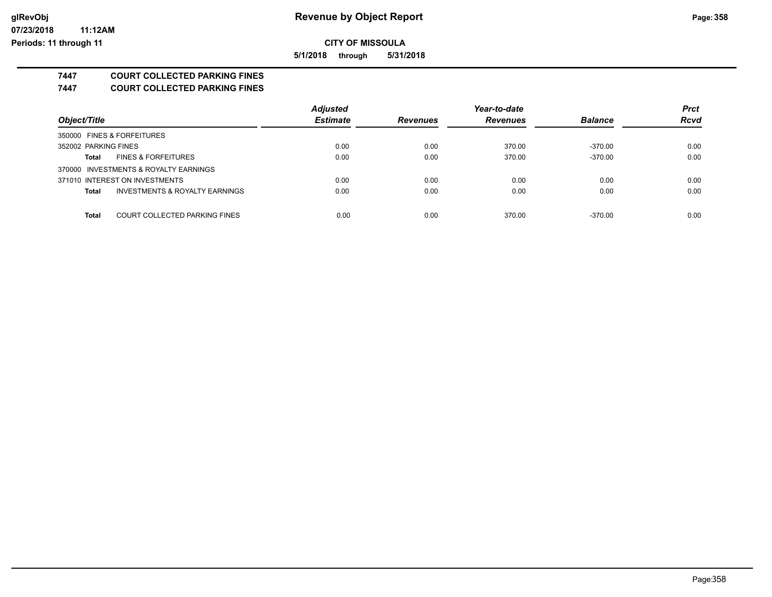**CITY OF MISSOULA**

**5/1/2018 through 5/31/2018**

## 7447 COURT COLLECTED PARKING FINES

## 7447 COURT COLLECTED PARKING FINES

| Object/Title | | Adjusted Estimate | Revenues | Year-to-date Revenues | Balance | Prct Rcvd |
|---|---|---|---|---|---|---|
| 350000 FINES & FORFEITURES | | | | | | |
| 352002 PARKING FINES | | 0.00 | 0.00 | 370.00 | -370.00 | 0.00 |
| **Total** | FINES & FORFEITURES | 0.00 | 0.00 | 370.00 | -370.00 | 0.00 |
| 370000 INVESTMENTS & ROYALTY EARNINGS | | | | | | |
| 371010 INTEREST ON INVESTMENTS | | 0.00 | 0.00 | 0.00 | 0.00 | 0.00 |
| **Total** | INVESTMENTS & ROYALTY EARNINGS | 0.00 | 0.00 | 0.00 | 0.00 | 0.00 |
| **Total** | COURT COLLECTED PARKING FINES | 0.00 | 0.00 | 370.00 | -370.00 | 0.00 |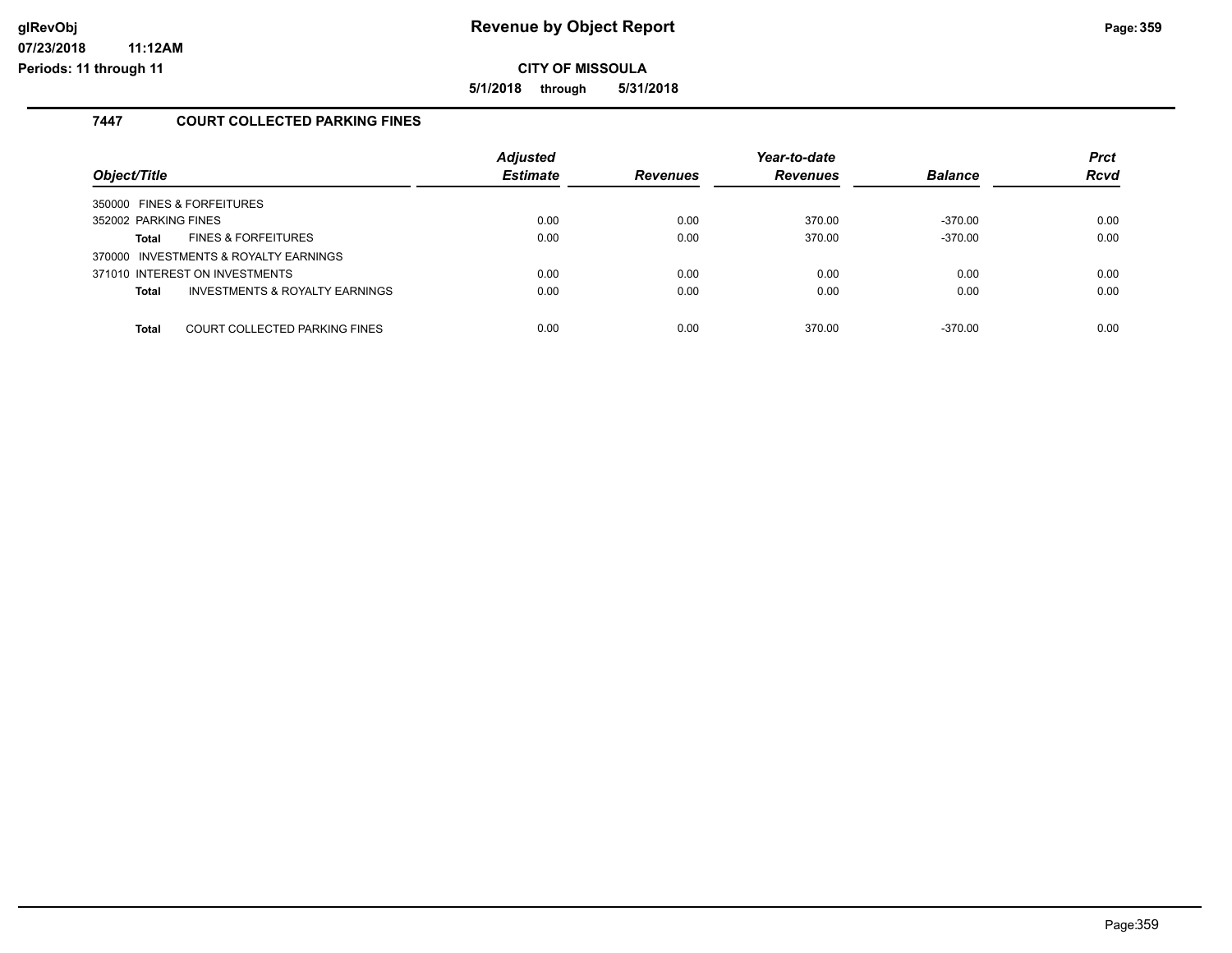**Revenue by Object Report**

**CITY OF MISSOULA**

**5/1/2018 through 5/31/2018**

glRevObj
07/23/2018 11:12AM
Periods: 11 through 11

## 7447 COURT COLLECTED PARKING FINES

| Object/Title | | Adjusted Estimate | Revenues | Year-to-date Revenues | Balance | Prct Rcvd |
|---|---|---|---|---|---|---|
| 350000 FINES & FORFEITURES | | | | | | |
| 352002 PARKING FINES | | 0.00 | 0.00 | 370.00 | -370.00 | 0.00 |
| **Total** | FINES & FORFEITURES | 0.00 | 0.00 | 370.00 | -370.00 | 0.00 |
| 370000 INVESTMENTS & ROYALTY EARNINGS | | | | | | |
| 371010 INTEREST ON INVESTMENTS | | 0.00 | 0.00 | 0.00 | 0.00 | 0.00 |
| **Total** | INVESTMENTS & ROYALTY EARNINGS | 0.00 | 0.00 | 0.00 | 0.00 | 0.00 |
| **Total** | COURT COLLECTED PARKING FINES | 0.00 | 0.00 | 370.00 | -370.00 | 0.00 |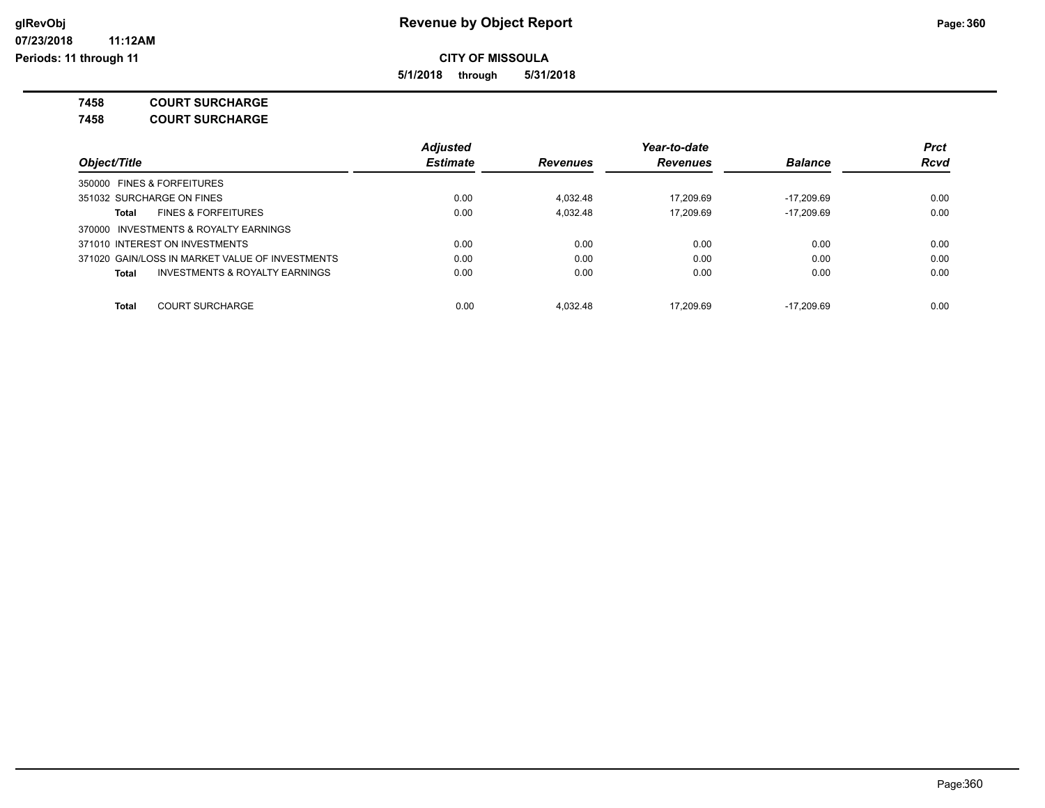**glRevObj** | **Revenue by Object Report** | **Page: 360**

**07/23/2018 11:12AM**

**Periods: 11 through 11**

**CITY OF MISSOULA**

**5/1/2018 through 5/31/2018**

**7458 COURT SURCHARGE**

**7458 COURT SURCHARGE**

| Object/Title | Adjusted Estimate | Revenues | Year-to-date Revenues | Balance | Prct Rcvd |
|---|---|---|---|---|---|
| 350000 FINES & FORFEITURES | | | | | |
| 351032 SURCHARGE ON FINES | 0.00 | 4,032.48 | 17,209.69 | -17,209.69 | 0.00 |
| **Total** FINES & FORFEITURES | 0.00 | 4,032.48 | 17,209.69 | -17,209.69 | 0.00 |
| 370000 INVESTMENTS & ROYALTY EARNINGS | | | | | |
| 371010 INTEREST ON INVESTMENTS | 0.00 | 0.00 | 0.00 | 0.00 | 0.00 |
| 371020 GAIN/LOSS IN MARKET VALUE OF INVESTMENTS | 0.00 | 0.00 | 0.00 | 0.00 | 0.00 |
| **Total** INVESTMENTS & ROYALTY EARNINGS | 0.00 | 0.00 | 0.00 | 0.00 | 0.00 |
| **Total** COURT SURCHARGE | 0.00 | 4,032.48 | 17,209.69 | -17,209.69 | 0.00 |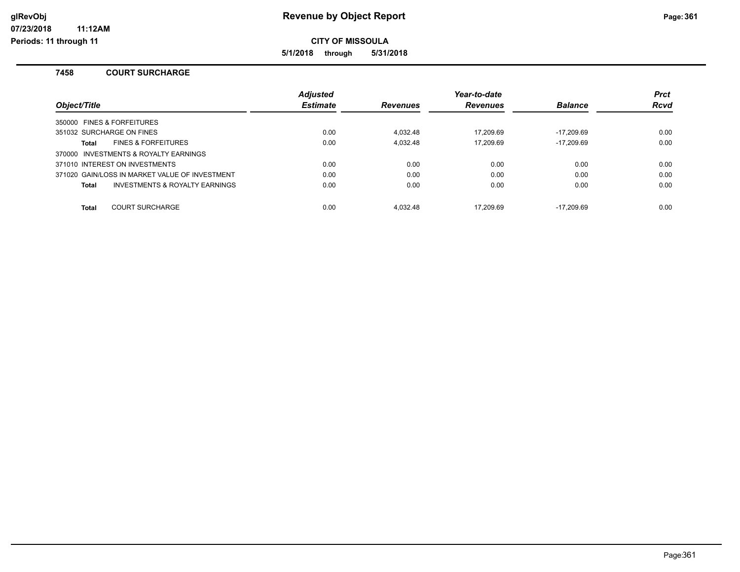# Revenue by Object Report

**CITY OF MISSOULA**

**5/1/2018 through 5/31/2018**

glRevObj
07/23/2018 11:12AM
Periods: 11 through 11

## 7458 COURT SURCHARGE

| Object/Title | Adjusted Estimate | Revenues | Year-to-date Revenues | Balance | Prct Rcvd |
|---|---|---|---|---|---|
| 350000 FINES & FORFEITURES | | | | | |
| 351032 SURCHARGE ON FINES | 0.00 | 4,032.48 | 17,209.69 | -17,209.69 | 0.00 |
| **Total** FINES & FORFEITURES | 0.00 | 4,032.48 | 17,209.69 | -17,209.69 | 0.00 |
| 370000 INVESTMENTS & ROYALTY EARNINGS | | | | | |
| 371010 INTEREST ON INVESTMENTS | 0.00 | 0.00 | 0.00 | 0.00 | 0.00 |
| 371020 GAIN/LOSS IN MARKET VALUE OF INVESTMENT | 0.00 | 0.00 | 0.00 | 0.00 | 0.00 |
| **Total** INVESTMENTS & ROYALTY EARNINGS | 0.00 | 0.00 | 0.00 | 0.00 | 0.00 |
| **Total** COURT SURCHARGE | 0.00 | 4,032.48 | 17,209.69 | -17,209.69 | 0.00 |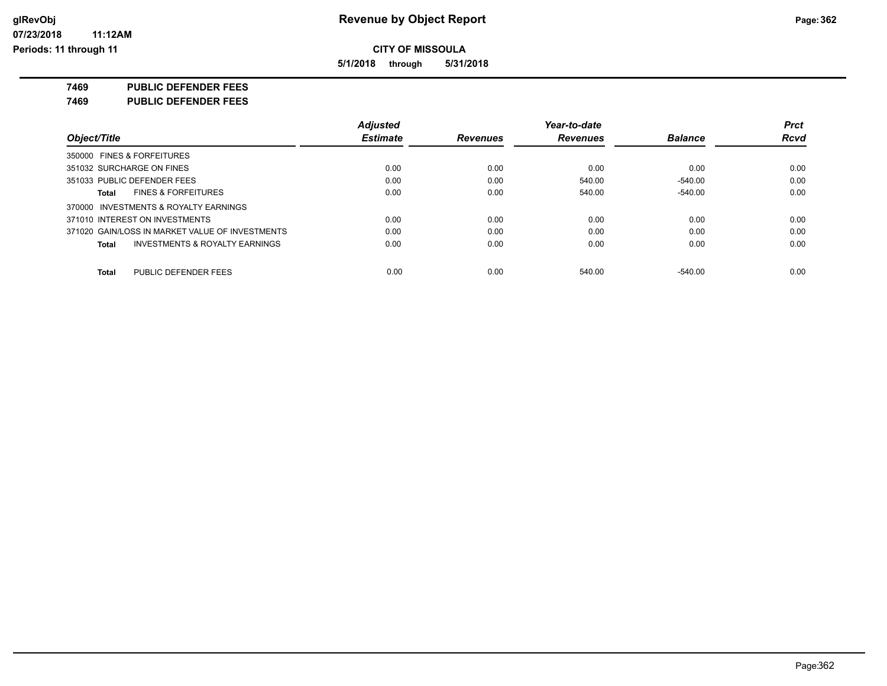# Revenue by Object Report

glRevObj
07/23/2018 11:12AM
Periods: 11 through 11

**CITY OF MISSOULA**

**5/1/2018 through 5/31/2018**

**7469 PUBLIC DEFENDER FEES**

**7469 PUBLIC DEFENDER FEES**

| Object/Title | Adjusted Estimate | Revenues | Year-to-date Revenues | Balance | Prct Rcvd |
|---|---|---|---|---|---|
| 350000 FINES & FORFEITURES | | | | | |
| 351032 SURCHARGE ON FINES | 0.00 | 0.00 | 0.00 | 0.00 | 0.00 |
| 351033 PUBLIC DEFENDER FEES | 0.00 | 0.00 | 540.00 | -540.00 | 0.00 |
| **Total** FINES & FORFEITURES | 0.00 | 0.00 | 540.00 | -540.00 | 0.00 |
| 370000 INVESTMENTS & ROYALTY EARNINGS | | | | | |
| 371010 INTEREST ON INVESTMENTS | 0.00 | 0.00 | 0.00 | 0.00 | 0.00 |
| 371020 GAIN/LOSS IN MARKET VALUE OF INVESTMENTS | 0.00 | 0.00 | 0.00 | 0.00 | 0.00 |
| **Total** INVESTMENTS & ROYALTY EARNINGS | 0.00 | 0.00 | 0.00 | 0.00 | 0.00 |
| **Total** PUBLIC DEFENDER FEES | 0.00 | 0.00 | 540.00 | -540.00 | 0.00 |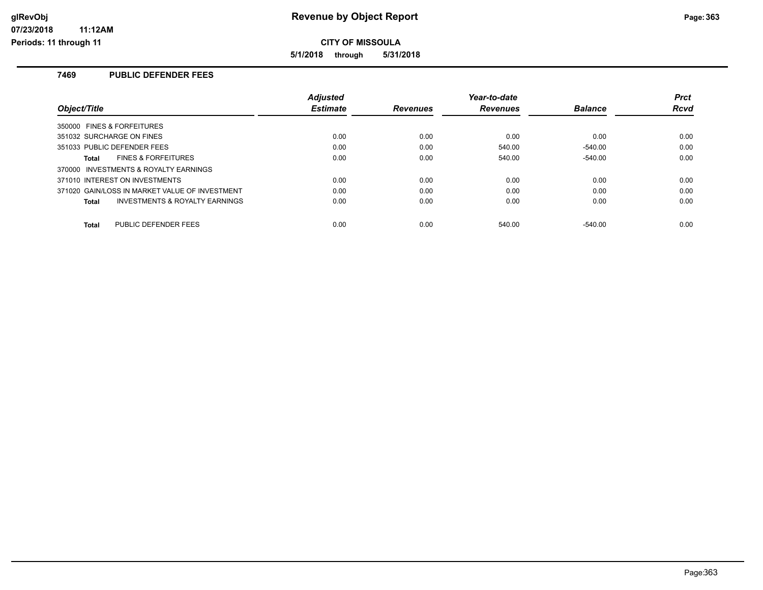# Revenue by Object Report

**CITY OF MISSOULA**

**5/1/2018 through 5/31/2018**

glRevObj
07/23/2018 11:12AM
Periods: 11 through 11

## 7469 PUBLIC DEFENDER FEES

| Object/Title | Adjusted Estimate | Revenues | Year-to-date Revenues | Balance | Prct Rcvd |
|---|---|---|---|---|---|
| 350000 FINES & FORFEITURES | | | | | |
| 351032 SURCHARGE ON FINES | 0.00 | 0.00 | 0.00 | 0.00 | 0.00 |
| 351033 PUBLIC DEFENDER FEES | 0.00 | 0.00 | 540.00 | -540.00 | 0.00 |
| **Total** FINES & FORFEITURES | 0.00 | 0.00 | 540.00 | -540.00 | 0.00 |
| 370000 INVESTMENTS & ROYALTY EARNINGS | | | | | |
| 371010 INTEREST ON INVESTMENTS | 0.00 | 0.00 | 0.00 | 0.00 | 0.00 |
| 371020 GAIN/LOSS IN MARKET VALUE OF INVESTMENT | 0.00 | 0.00 | 0.00 | 0.00 | 0.00 |
| **Total** INVESTMENTS & ROYALTY EARNINGS | 0.00 | 0.00 | 0.00 | 0.00 | 0.00 |
| **Total** PUBLIC DEFENDER FEES | 0.00 | 0.00 | 540.00 | -540.00 | 0.00 |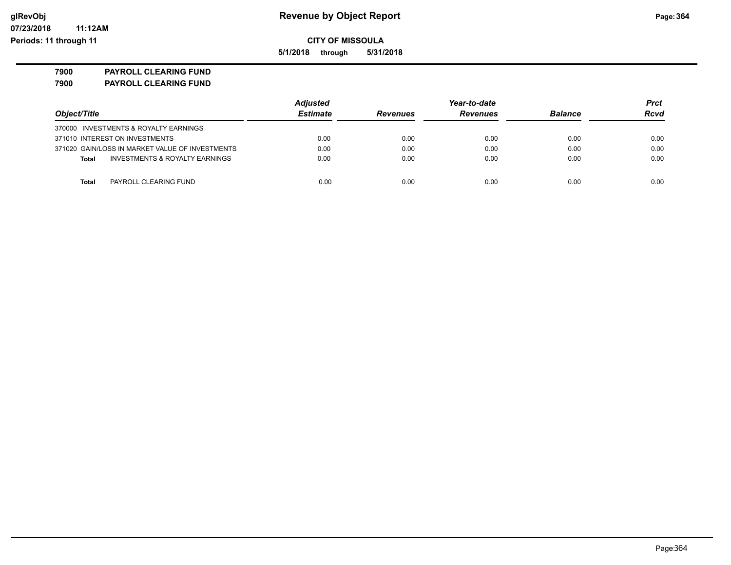# Revenue by Object Report

**CITY OF MISSOULA**

**5/1/2018 through 5/31/2018**

glRevObj
07/23/2018 11:12AM
Periods: 11 through 11

**7900 PAYROLL CLEARING FUND**
**7900 PAYROLL CLEARING FUND**

| Object/Title | Adjusted Estimate | Revenues | Year-to-date Revenues | Balance | Prct Rcvd |
|---|---|---|---|---|---|
| 370000 INVESTMENTS & ROYALTY EARNINGS | | | | | |
| 371010 INTEREST ON INVESTMENTS | 0.00 | 0.00 | 0.00 | 0.00 | 0.00 |
| 371020 GAIN/LOSS IN MARKET VALUE OF INVESTMENTS | 0.00 | 0.00 | 0.00 | 0.00 | 0.00 |
| **Total** INVESTMENTS & ROYALTY EARNINGS | 0.00 | 0.00 | 0.00 | 0.00 | 0.00 |
| **Total** PAYROLL CLEARING FUND | 0.00 | 0.00 | 0.00 | 0.00 | 0.00 |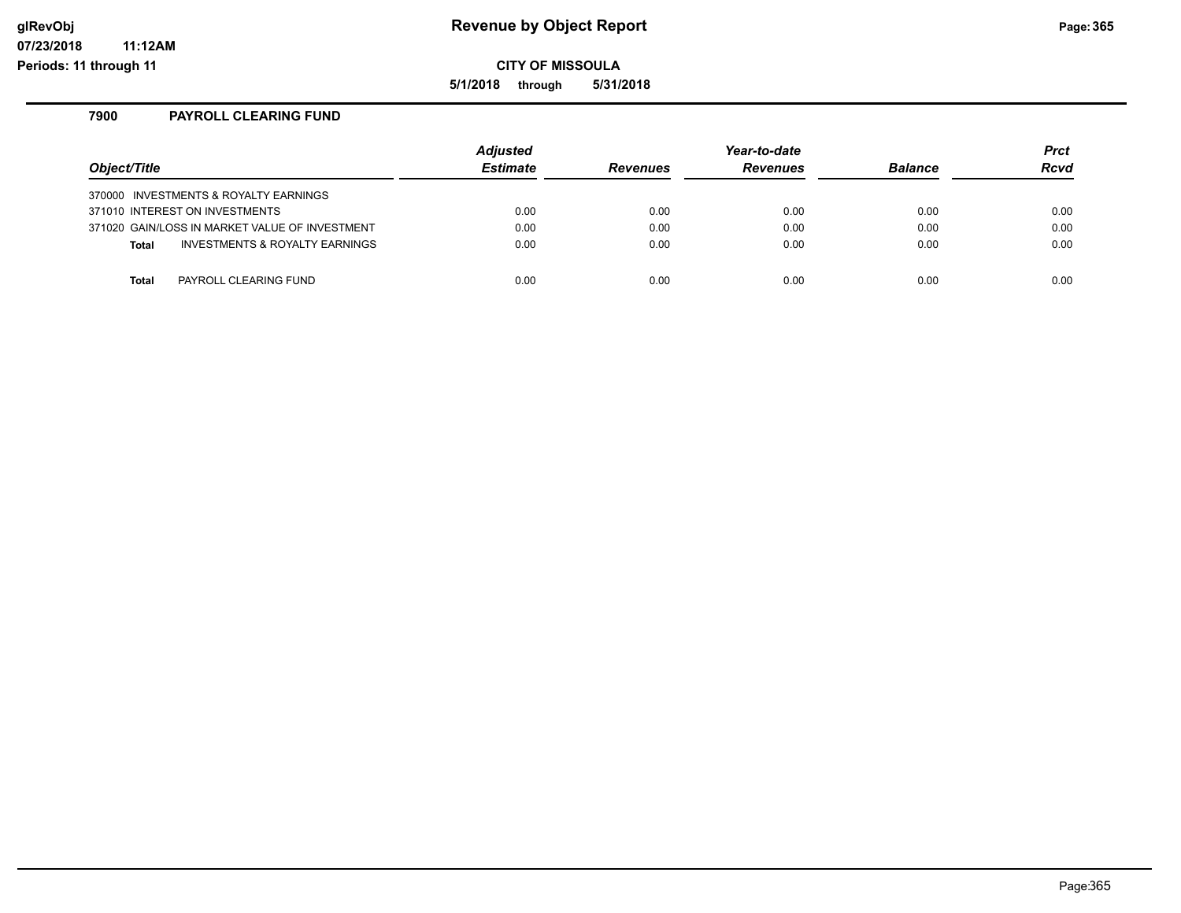# Revenue by Object Report

**CITY OF MISSOULA**

**5/1/2018 through 5/31/2018**

glRevObj
07/23/2018 11:12AM
Periods: 11 through 11

## 7900 PAYROLL CLEARING FUND

| Object/Title | Adjusted Estimate | Revenues | Year-to-date Revenues | Balance | Prct Rcvd |
|---|---|---|---|---|---|
| 370000 INVESTMENTS & ROYALTY EARNINGS | | | | | |
| 371010 INTEREST ON INVESTMENTS | 0.00 | 0.00 | 0.00 | 0.00 | 0.00 |
| 371020 GAIN/LOSS IN MARKET VALUE OF INVESTMENT | 0.00 | 0.00 | 0.00 | 0.00 | 0.00 |
| **Total** INVESTMENTS & ROYALTY EARNINGS | 0.00 | 0.00 | 0.00 | 0.00 | 0.00 |
| **Total** PAYROLL CLEARING FUND | 0.00 | 0.00 | 0.00 | 0.00 | 0.00 |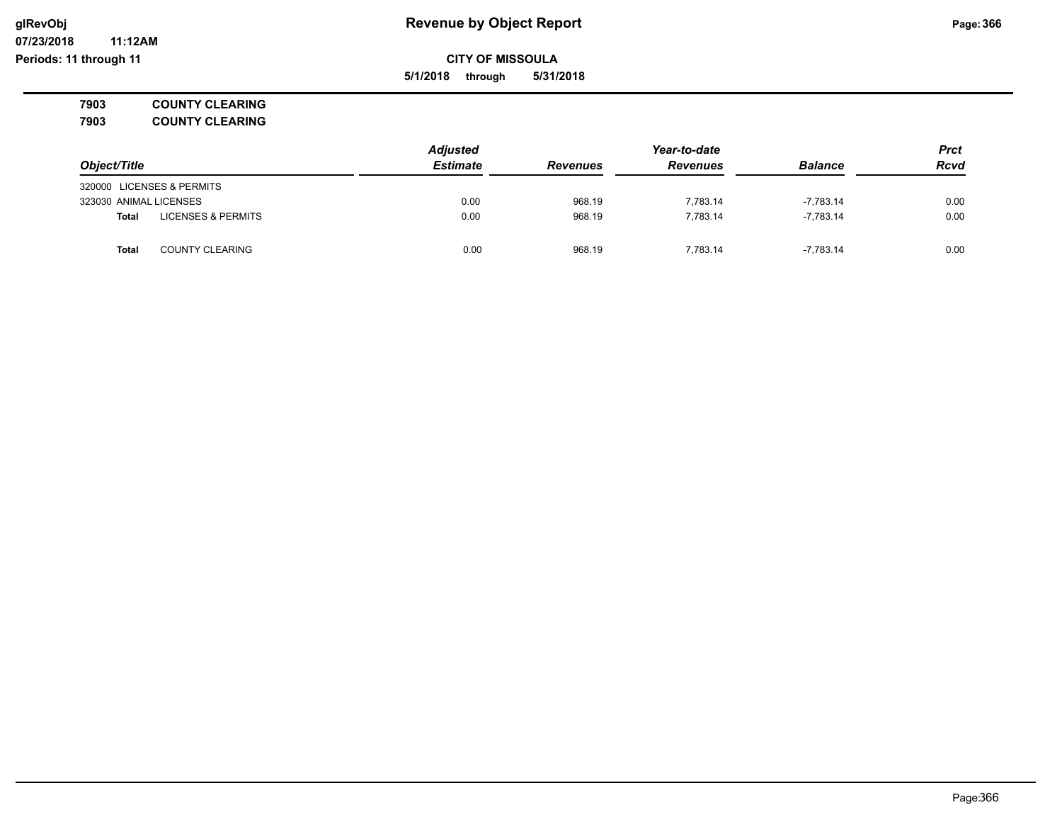**Revenue by Object Report**

**CITY OF MISSOULA**

**5/1/2018 through 5/31/2018**

glRevObj
07/23/2018 11:12AM
Periods: 11 through 11

**7903 COUNTY CLEARING**

**7903 COUNTY CLEARING**

| Object/Title | | Adjusted Estimate | Revenues | Year-to-date Revenues | Balance | Prct Rcvd |
|---|---|---|---|---|---|---|
| 320000 LICENSES & PERMITS | | | | | | |
| 323030 ANIMAL LICENSES | | 0.00 | 968.19 | 7,783.14 | -7,783.14 | 0.00 |
| Total | LICENSES & PERMITS | 0.00 | 968.19 | 7,783.14 | -7,783.14 | 0.00 |
| Total | COUNTY CLEARING | 0.00 | 968.19 | 7,783.14 | -7,783.14 | 0.00 |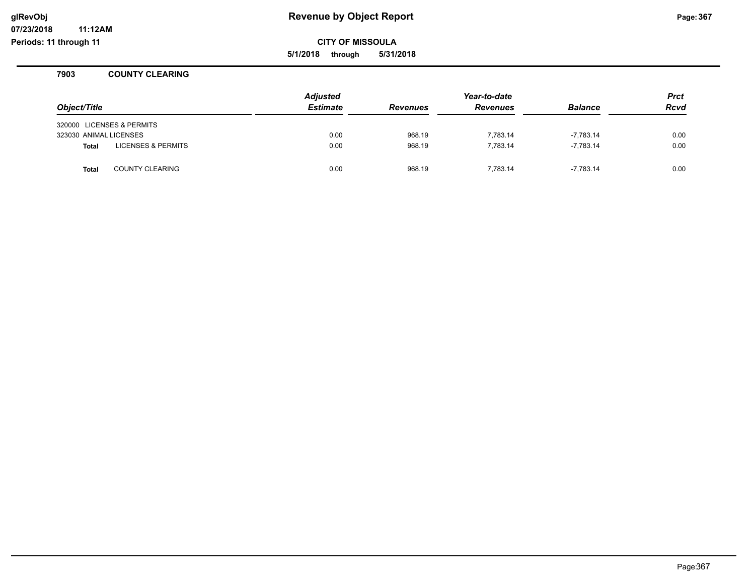**glRevObj** **Revenue by Object Report**

**07/23/2018 11:12AM**

**Periods: 11 through 11**

**CITY OF MISSOULA**

**5/1/2018 through 5/31/2018**

### 7903 COUNTY CLEARING

| Object/Title | | Adjusted Estimate | Revenues | Year-to-date Revenues | Balance | Prct Rcvd |
|---|---|---|---|---|---|---|
| 320000 LICENSES & PERMITS | | | | | | |
| 323030 ANIMAL LICENSES | | 0.00 | 968.19 | 7,783.14 | -7,783.14 | 0.00 |
| **Total** | LICENSES & PERMITS | 0.00 | 968.19 | 7,783.14 | -7,783.14 | 0.00 |
| **Total** | COUNTY CLEARING | 0.00 | 968.19 | 7,783.14 | -7,783.14 | 0.00 |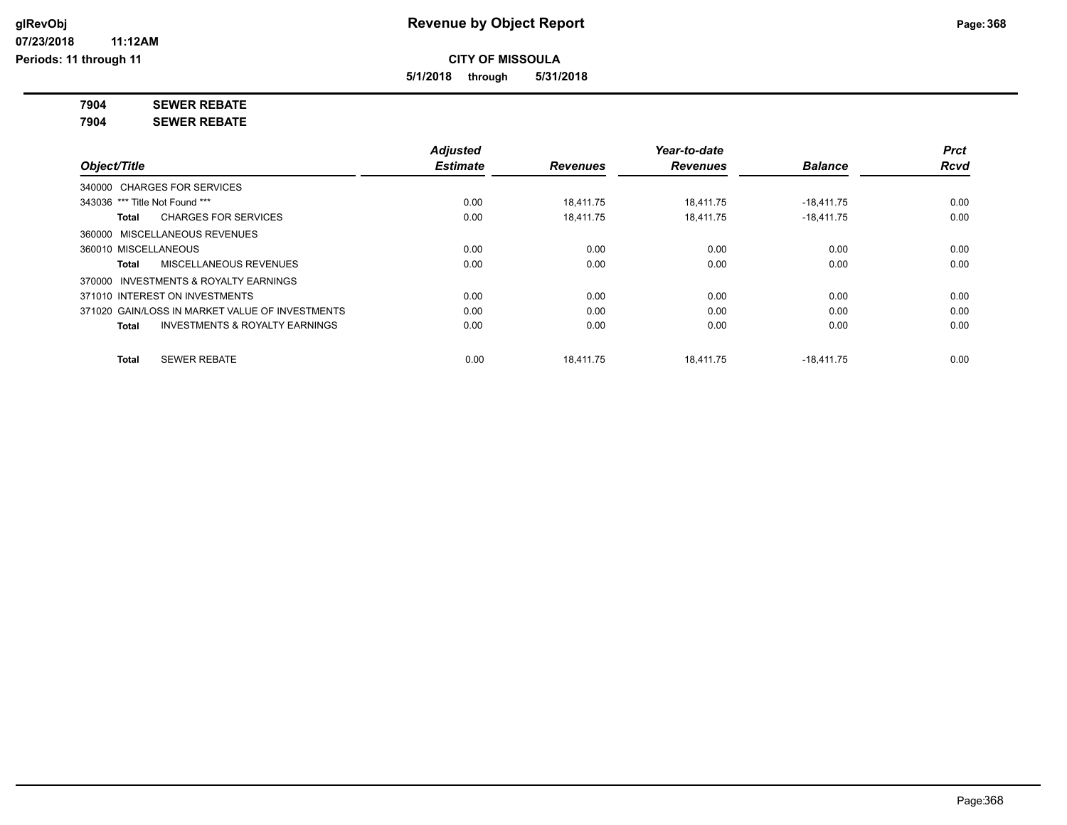**CITY OF MISSOULA**

**5/1/2018 through 5/31/2018**

**Revenue by Object Report**

**7904 SEWER REBATE**

**7904 SEWER REBATE**

| Object/Title | Adjusted Estimate | Revenues | Year-to-date Revenues | Balance | Prct Rcvd |
|---|---|---|---|---|---|
| 340000 CHARGES FOR SERVICES | | | | | |
| 343036 *** Title Not Found *** | 0.00 | 18,411.75 | 18,411.75 | -18,411.75 | 0.00 |
| **Total** CHARGES FOR SERVICES | 0.00 | 18,411.75 | 18,411.75 | -18,411.75 | 0.00 |
| 360000 MISCELLANEOUS REVENUES | | | | | |
| 360010 MISCELLANEOUS | 0.00 | 0.00 | 0.00 | 0.00 | 0.00 |
| **Total** MISCELLANEOUS REVENUES | 0.00 | 0.00 | 0.00 | 0.00 | 0.00 |
| 370000 INVESTMENTS & ROYALTY EARNINGS | | | | | |
| 371010 INTEREST ON INVESTMENTS | 0.00 | 0.00 | 0.00 | 0.00 | 0.00 |
| 371020 GAIN/LOSS IN MARKET VALUE OF INVESTMENTS | 0.00 | 0.00 | 0.00 | 0.00 | 0.00 |
| **Total** INVESTMENTS & ROYALTY EARNINGS | 0.00 | 0.00 | 0.00 | 0.00 | 0.00 |
| **Total** SEWER REBATE | 0.00 | 18,411.75 | 18,411.75 | -18,411.75 | 0.00 |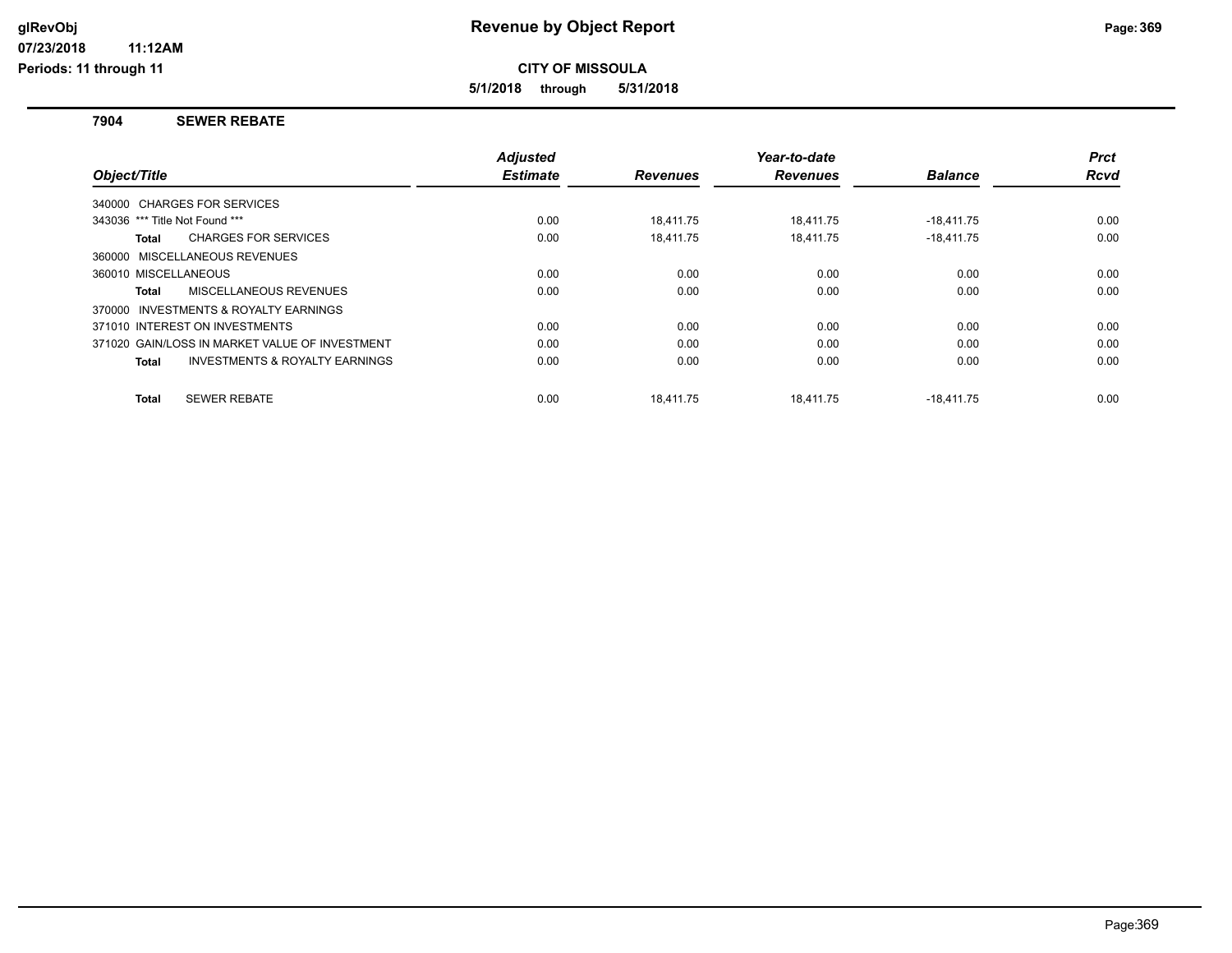# Revenue by Object Report

glRevObj
07/23/2018 11:12AM
Periods: 11 through 11

**CITY OF MISSOULA**

**5/1/2018 through 5/31/2018**

## 7904 SEWER REBATE

| Object/Title | Adjusted Estimate | Revenues | Year-to-date Revenues | Balance | Prct Rcvd |
|---|---|---|---|---|---|
| 340000 CHARGES FOR SERVICES | | | | | |
| 343036 *** Title Not Found *** | 0.00 | 18,411.75 | 18,411.75 | -18,411.75 | 0.00 |
| **Total** CHARGES FOR SERVICES | 0.00 | 18,411.75 | 18,411.75 | -18,411.75 | 0.00 |
| 360000 MISCELLANEOUS REVENUES | | | | | |
| 360010 MISCELLANEOUS | 0.00 | 0.00 | 0.00 | 0.00 | 0.00 |
| **Total** MISCELLANEOUS REVENUES | 0.00 | 0.00 | 0.00 | 0.00 | 0.00 |
| 370000 INVESTMENTS & ROYALTY EARNINGS | | | | | |
| 371010 INTEREST ON INVESTMENTS | 0.00 | 0.00 | 0.00 | 0.00 | 0.00 |
| 371020 GAIN/LOSS IN MARKET VALUE OF INVESTMENT | 0.00 | 0.00 | 0.00 | 0.00 | 0.00 |
| **Total** INVESTMENTS & ROYALTY EARNINGS | 0.00 | 0.00 | 0.00 | 0.00 | 0.00 |
| **Total** SEWER REBATE | 0.00 | 18,411.75 | 18,411.75 | -18,411.75 | 0.00 |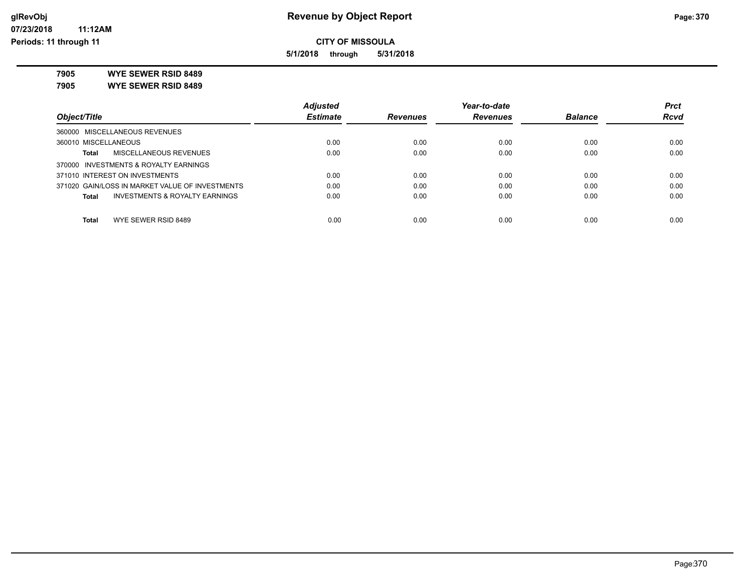# Revenue by Object Report

glRevObj
07/23/2018 11:12AM
Periods: 11 through 11

**CITY OF MISSOULA**

**5/1/2018 through 5/31/2018**

**7905 WYE SEWER RSID 8489**

**7905 WYE SEWER RSID 8489**

| Object/Title | Adjusted Estimate | Revenues | Year-to-date Revenues | Balance | Prct Rcvd |
|---|---|---|---|---|---|
| 360000 MISCELLANEOUS REVENUES | | | | | |
| 360010 MISCELLANEOUS | 0.00 | 0.00 | 0.00 | 0.00 | 0.00 |
| **Total** MISCELLANEOUS REVENUES | 0.00 | 0.00 | 0.00 | 0.00 | 0.00 |
| 370000 INVESTMENTS & ROYALTY EARNINGS | | | | | |
| 371010 INTEREST ON INVESTMENTS | 0.00 | 0.00 | 0.00 | 0.00 | 0.00 |
| 371020 GAIN/LOSS IN MARKET VALUE OF INVESTMENTS | 0.00 | 0.00 | 0.00 | 0.00 | 0.00 |
| **Total** INVESTMENTS & ROYALTY EARNINGS | 0.00 | 0.00 | 0.00 | 0.00 | 0.00 |
| **Total** WYE SEWER RSID 8489 | 0.00 | 0.00 | 0.00 | 0.00 | 0.00 |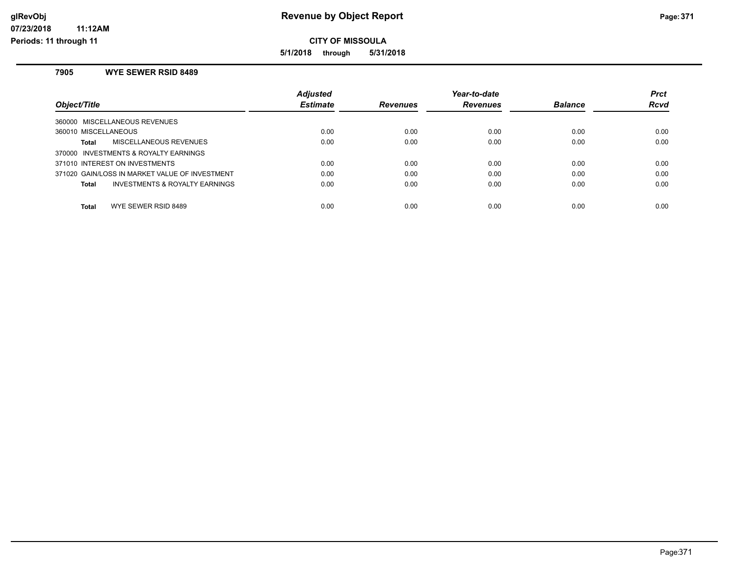**Revenue by Object Report**

**CITY OF MISSOULA**

**5/1/2018 through 5/31/2018**

glRevObj
07/23/2018 11:12AM
Periods: 11 through 11

## 7905 WYE SEWER RSID 8489

| Object/Title | Adjusted Estimate | Revenues | Year-to-date Revenues | Balance | Prct Rcvd |
|---|---|---|---|---|---|
| 360000 MISCELLANEOUS REVENUES | | | | | |
| 360010 MISCELLANEOUS | 0.00 | 0.00 | 0.00 | 0.00 | 0.00 |
| **Total** MISCELLANEOUS REVENUES | 0.00 | 0.00 | 0.00 | 0.00 | 0.00 |
| 370000 INVESTMENTS & ROYALTY EARNINGS | | | | | |
| 371010 INTEREST ON INVESTMENTS | 0.00 | 0.00 | 0.00 | 0.00 | 0.00 |
| 371020 GAIN/LOSS IN MARKET VALUE OF INVESTMENT | 0.00 | 0.00 | 0.00 | 0.00 | 0.00 |
| **Total** INVESTMENTS & ROYALTY EARNINGS | 0.00 | 0.00 | 0.00 | 0.00 | 0.00 |
| **Total** WYE SEWER RSID 8489 | 0.00 | 0.00 | 0.00 | 0.00 | 0.00 |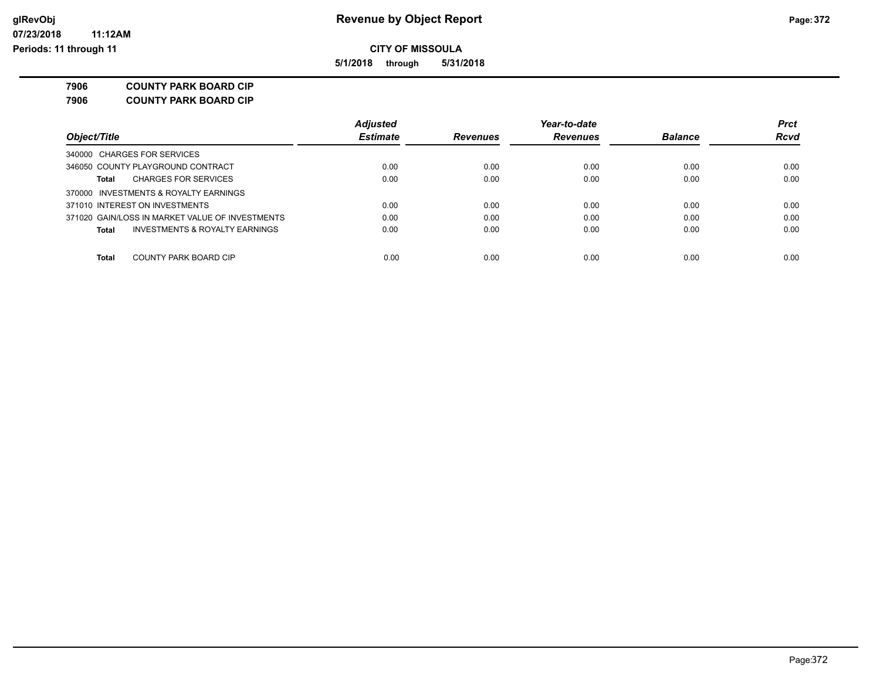# Revenue by Object Report

**CITY OF MISSOULA**

**5/1/2018 through 5/31/2018**

glRevObj
07/23/2018 11:12AM
Periods: 11 through 11

**7906 COUNTY PARK BOARD CIP**

**7906 COUNTY PARK BOARD CIP**

| Object/Title | Adjusted Estimate | Revenues | Year-to-date Revenues | Balance | Prct Rcvd |
|---|---|---|---|---|---|
| 340000 CHARGES FOR SERVICES | | | | | |
| 346050 COUNTY PLAYGROUND CONTRACT | 0.00 | 0.00 | 0.00 | 0.00 | 0.00 |
| **Total** CHARGES FOR SERVICES | 0.00 | 0.00 | 0.00 | 0.00 | 0.00 |
| 370000 INVESTMENTS & ROYALTY EARNINGS | | | | | |
| 371010 INTEREST ON INVESTMENTS | 0.00 | 0.00 | 0.00 | 0.00 | 0.00 |
| 371020 GAIN/LOSS IN MARKET VALUE OF INVESTMENTS | 0.00 | 0.00 | 0.00 | 0.00 | 0.00 |
| **Total** INVESTMENTS & ROYALTY EARNINGS | 0.00 | 0.00 | 0.00 | 0.00 | 0.00 |
| **Total** COUNTY PARK BOARD CIP | 0.00 | 0.00 | 0.00 | 0.00 | 0.00 |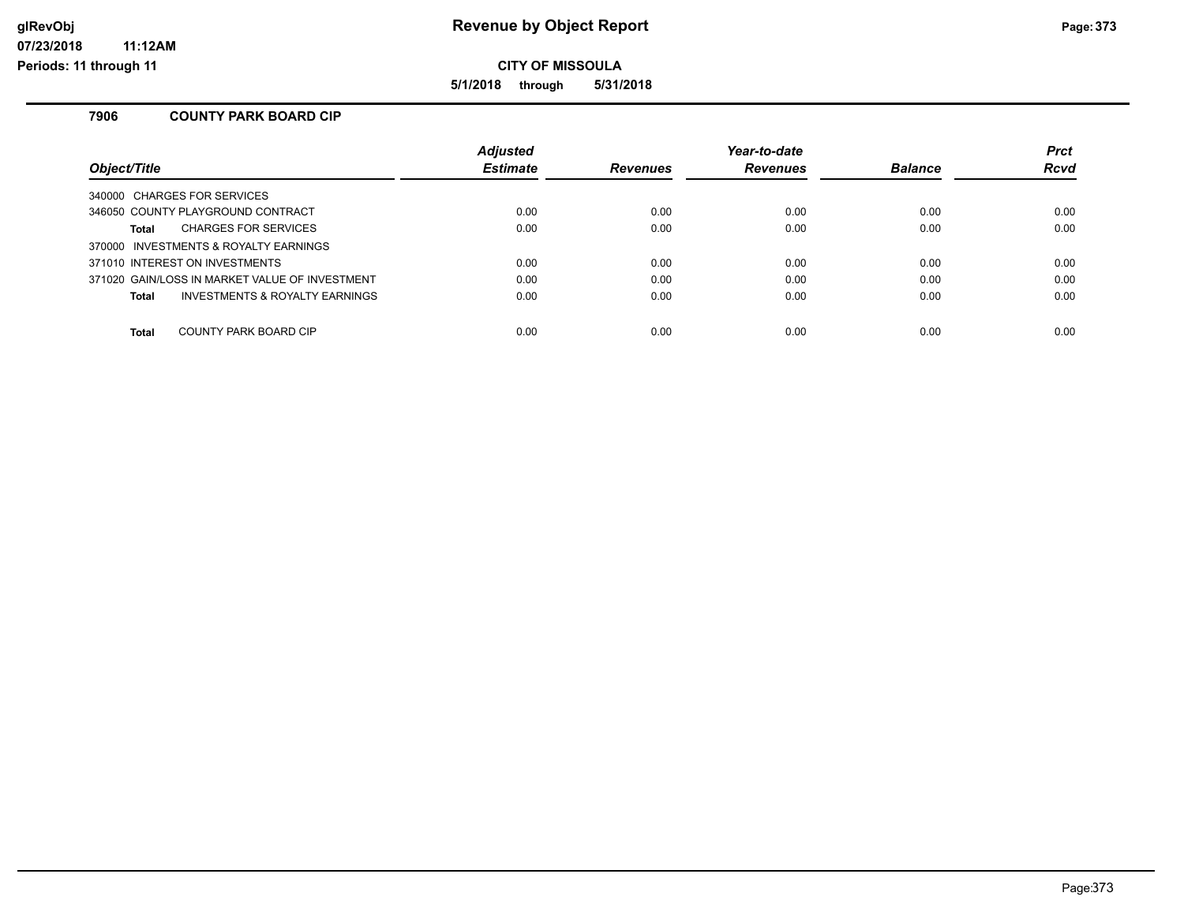# Revenue by Object Report

**CITY OF MISSOULA**

**5/1/2018 through 5/31/2018**

glRevObj
07/23/2018 11:12AM
Periods: 11 through 11

## 7906 COUNTY PARK BOARD CIP

| Object/Title | Adjusted Estimate | Revenues | Year-to-date Revenues | Balance | Prct Rcvd |
|---|---|---|---|---|---|
| 340000 CHARGES FOR SERVICES | | | | | |
| 346050 COUNTY PLAYGROUND CONTRACT | 0.00 | 0.00 | 0.00 | 0.00 | 0.00 |
| **Total** CHARGES FOR SERVICES | 0.00 | 0.00 | 0.00 | 0.00 | 0.00 |
| 370000 INVESTMENTS & ROYALTY EARNINGS | | | | | |
| 371010 INTEREST ON INVESTMENTS | 0.00 | 0.00 | 0.00 | 0.00 | 0.00 |
| 371020 GAIN/LOSS IN MARKET VALUE OF INVESTMENT | 0.00 | 0.00 | 0.00 | 0.00 | 0.00 |
| **Total** INVESTMENTS & ROYALTY EARNINGS | 0.00 | 0.00 | 0.00 | 0.00 | 0.00 |
| **Total** COUNTY PARK BOARD CIP | 0.00 | 0.00 | 0.00 | 0.00 | 0.00 |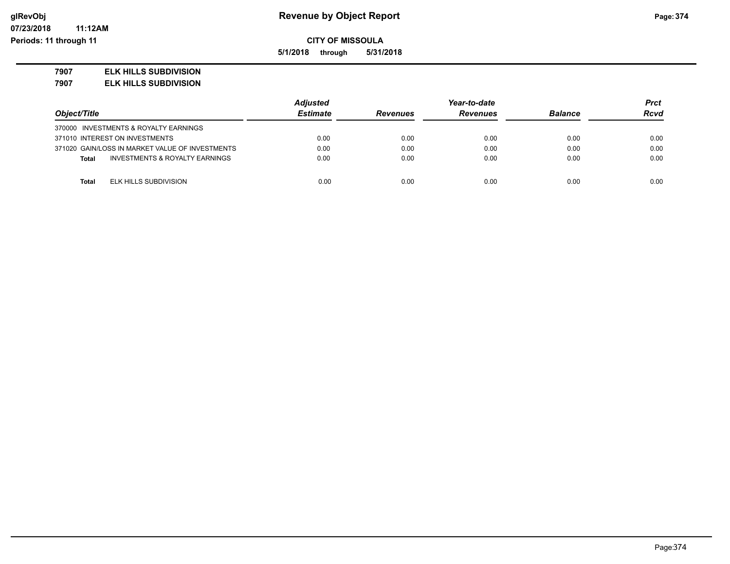**CITY OF MISSOULA**

**5/1/2018 through 5/31/2018**

**7907 ELK HILLS SUBDIVISION**

**7907 ELK HILLS SUBDIVISION**

| *Object/Title* | *Adjusted Estimate* | *Revenues* | *Year-to-date Revenues* | *Balance* | *Prct Rcvd* |
|---|---|---|---|---|---|
| 370000 INVESTMENTS & ROYALTY EARNINGS | | | | | |
| 371010 INTEREST ON INVESTMENTS | 0.00 | 0.00 | 0.00 | 0.00 | 0.00 |
| 371020 GAIN/LOSS IN MARKET VALUE OF INVESTMENTS | 0.00 | 0.00 | 0.00 | 0.00 | 0.00 |
| **Total** INVESTMENTS & ROYALTY EARNINGS | 0.00 | 0.00 | 0.00 | 0.00 | 0.00 |
| **Total** ELK HILLS SUBDIVISION | 0.00 | 0.00 | 0.00 | 0.00 | 0.00 |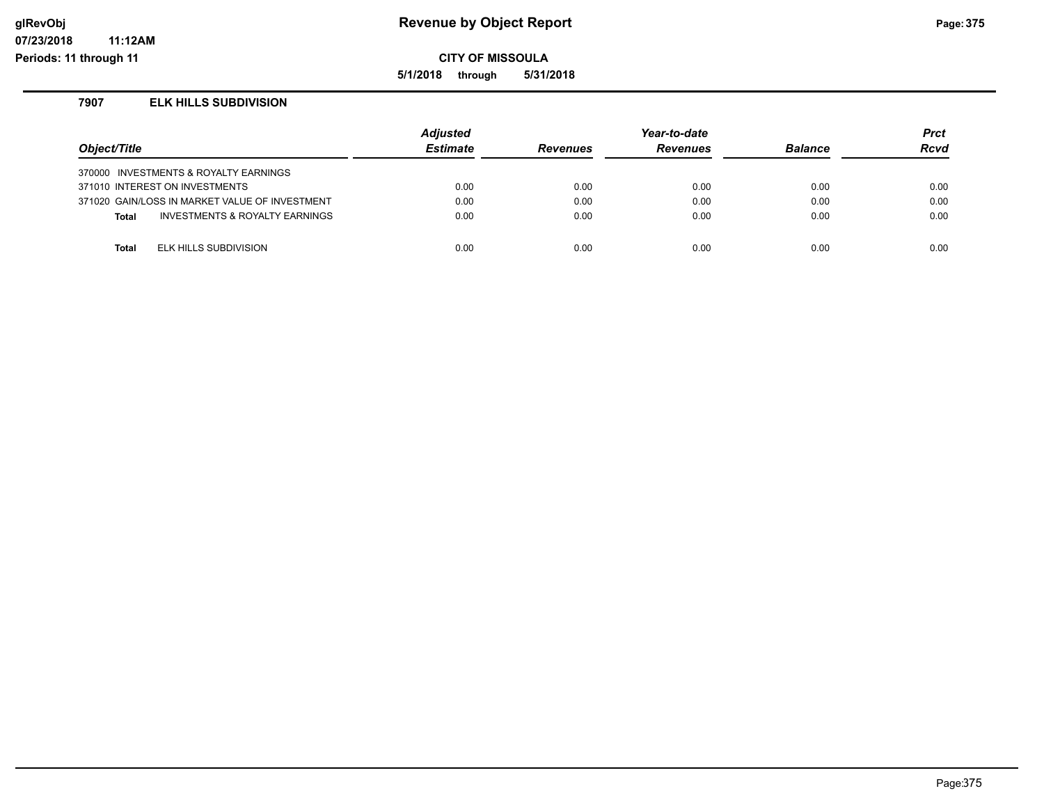# Revenue by Object Report

glRevObj
07/23/2018 11:12AM
Periods: 11 through 11

**CITY OF MISSOULA**

**5/1/2018 through 5/31/2018**

## 7907 ELK HILLS SUBDIVISION

| Object/Title | | Adjusted Estimate | Revenues | Year-to-date Revenues | Balance | Prct Rcvd |
|---|---|---|---|---|---|---|
| 370000 INVESTMENTS & ROYALTY EARNINGS | | | | | | |
| 371010 INTEREST ON INVESTMENTS | | 0.00 | 0.00 | 0.00 | 0.00 | 0.00 |
| 371020 GAIN/LOSS IN MARKET VALUE OF INVESTMENT | | 0.00 | 0.00 | 0.00 | 0.00 | 0.00 |
| **Total** | INVESTMENTS & ROYALTY EARNINGS | 0.00 | 0.00 | 0.00 | 0.00 | 0.00 |
| **Total** | ELK HILLS SUBDIVISION | 0.00 | 0.00 | 0.00 | 0.00 | 0.00 |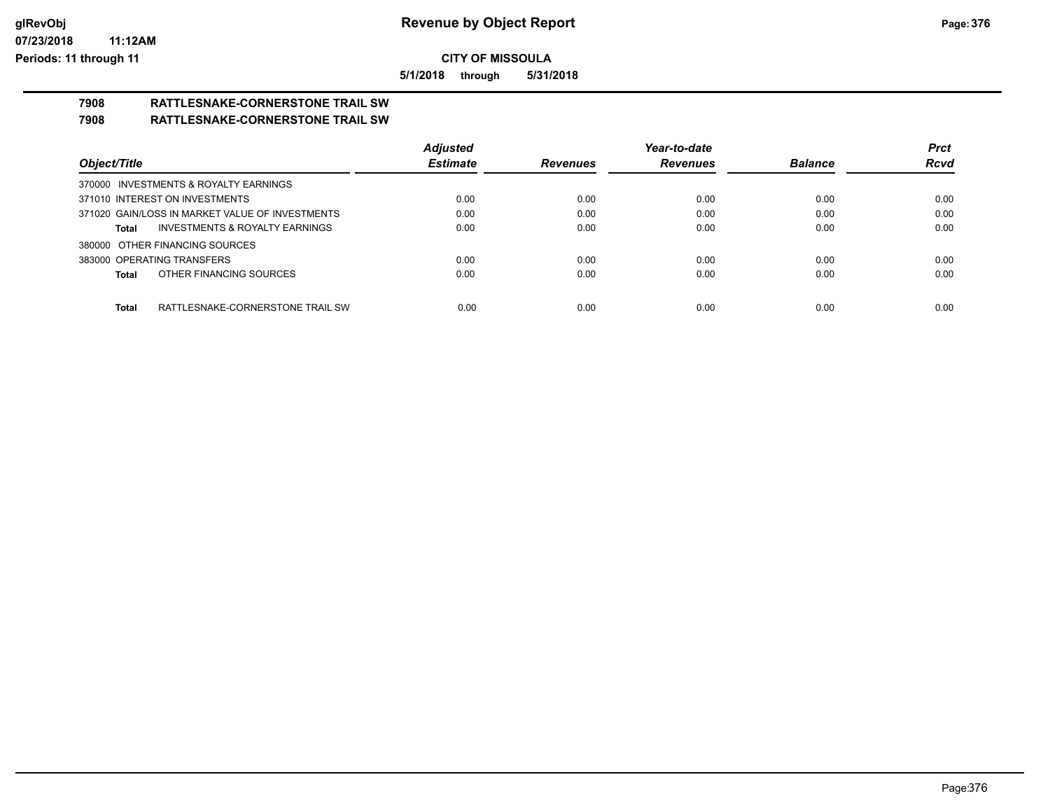**CITY OF MISSOULA**

**5/1/2018 through 5/31/2018**

## 7908 RATTLESNAKE-CORNERSTONE TRAIL SW

## 7908 RATTLESNAKE-CORNERSTONE TRAIL SW

| Object/Title | Adjusted Estimate | Revenues | Year-to-date Revenues | Balance | Prct Rcvd |
|---|---|---|---|---|---|
| 370000 INVESTMENTS & ROYALTY EARNINGS | | | | | |
| 371010 INTEREST ON INVESTMENTS | 0.00 | 0.00 | 0.00 | 0.00 | 0.00 |
| 371020 GAIN/LOSS IN MARKET VALUE OF INVESTMENTS | 0.00 | 0.00 | 0.00 | 0.00 | 0.00 |
| **Total** INVESTMENTS & ROYALTY EARNINGS | 0.00 | 0.00 | 0.00 | 0.00 | 0.00 |
| 380000 OTHER FINANCING SOURCES | | | | | |
| 383000 OPERATING TRANSFERS | 0.00 | 0.00 | 0.00 | 0.00 | 0.00 |
| **Total** OTHER FINANCING SOURCES | 0.00 | 0.00 | 0.00 | 0.00 | 0.00 |
| **Total** RATTLESNAKE-CORNERSTONE TRAIL SW | 0.00 | 0.00 | 0.00 | 0.00 | 0.00 |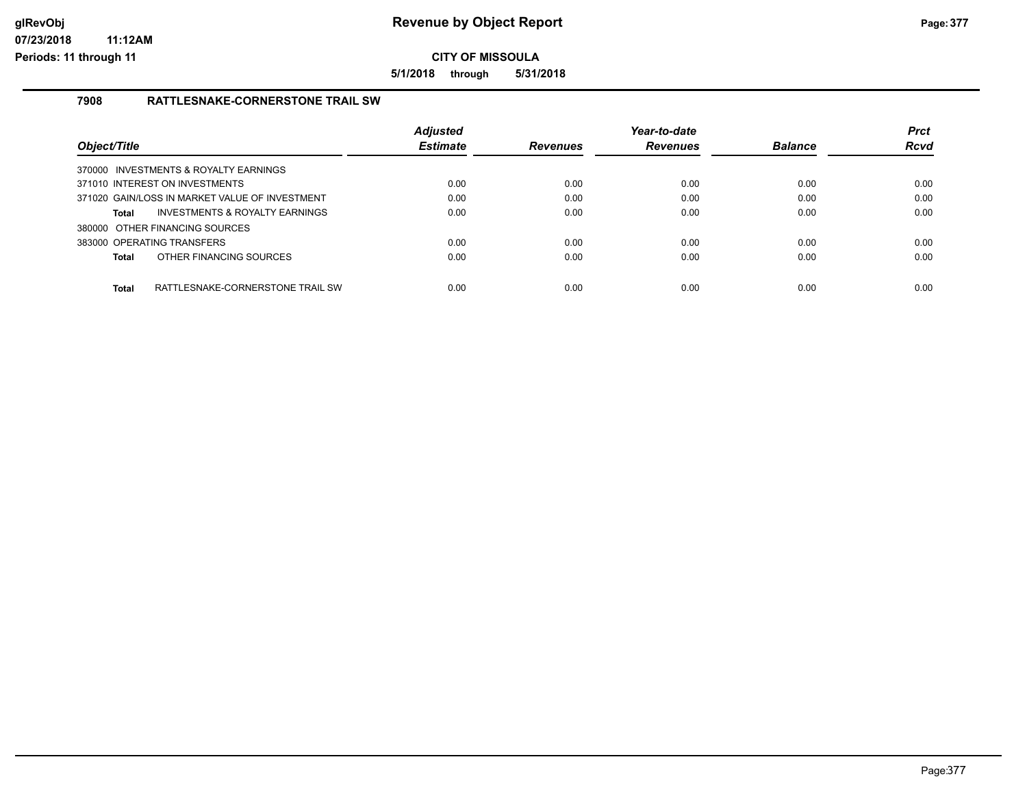# Revenue by Object Report

**CITY OF MISSOULA**

**5/1/2018 through 5/31/2018**

glRevObj
07/23/2018 11:12AM
Periods: 11 through 11

## 7908 RATTLESNAKE-CORNERSTONE TRAIL SW

| Object/Title | Adjusted Estimate | Revenues | Year-to-date Revenues | Balance | Prct Rcvd |
|---|---|---|---|---|---|
| 370000 INVESTMENTS & ROYALTY EARNINGS | | | | | |
| 371010 INTEREST ON INVESTMENTS | 0.00 | 0.00 | 0.00 | 0.00 | 0.00 |
| 371020 GAIN/LOSS IN MARKET VALUE OF INVESTMENT | 0.00 | 0.00 | 0.00 | 0.00 | 0.00 |
| **Total** INVESTMENTS & ROYALTY EARNINGS | 0.00 | 0.00 | 0.00 | 0.00 | 0.00 |
| 380000 OTHER FINANCING SOURCES | | | | | |
| 383000 OPERATING TRANSFERS | 0.00 | 0.00 | 0.00 | 0.00 | 0.00 |
| **Total** OTHER FINANCING SOURCES | 0.00 | 0.00 | 0.00 | 0.00 | 0.00 |
| **Total** RATTLESNAKE-CORNERSTONE TRAIL SW | 0.00 | 0.00 | 0.00 | 0.00 | 0.00 |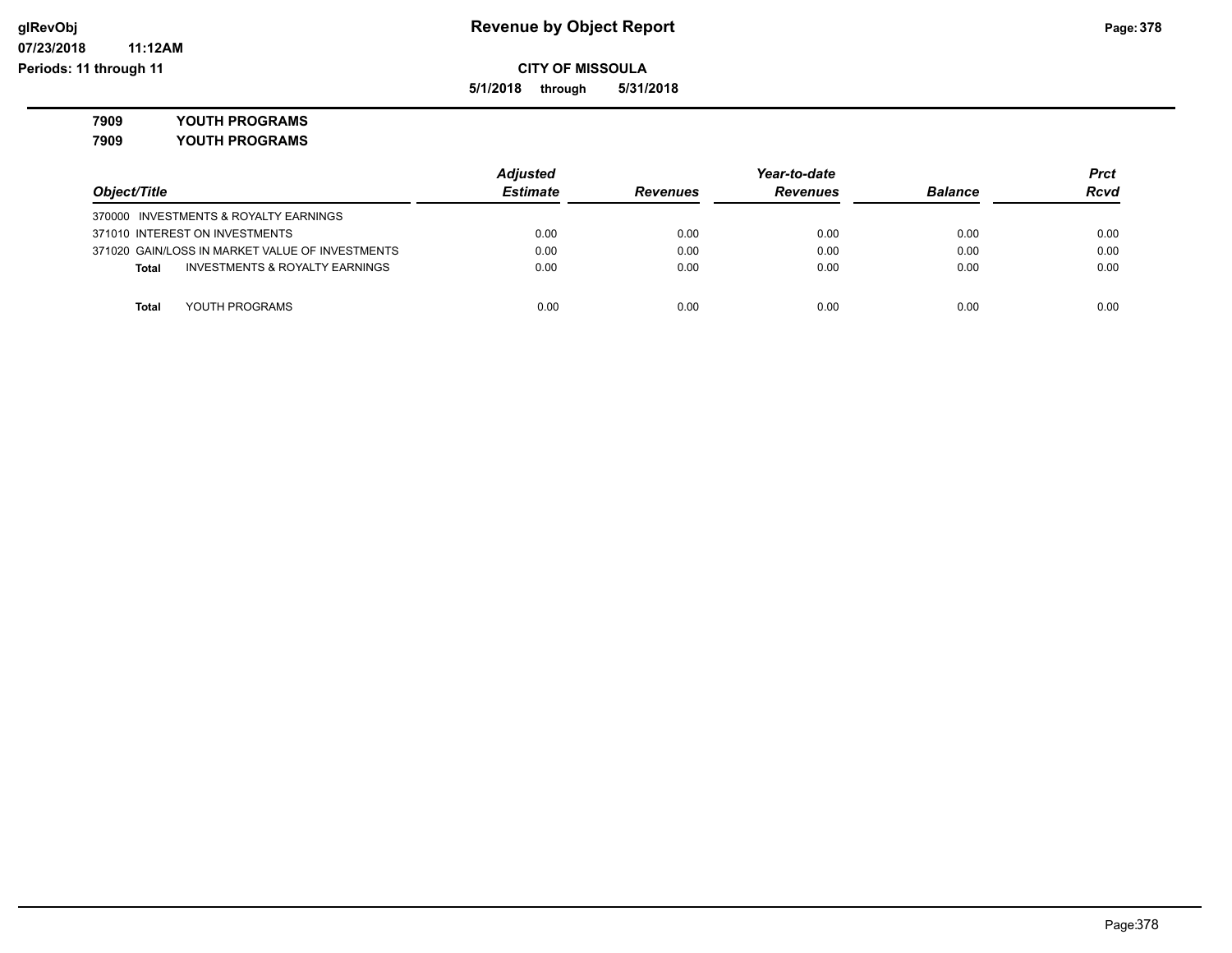# Revenue by Object Report

**CITY OF MISSOULA**

**5/1/2018 through 5/31/2018**

glRevObj
07/23/2018 11:12AM
Periods: 11 through 11

**7909 YOUTH PROGRAMS**

**7909 YOUTH PROGRAMS**

| Object/Title | Adjusted Estimate | Revenues | Year-to-date Revenues | Balance | Prct Rcvd |
|---|---|---|---|---|---|
| 370000 INVESTMENTS & ROYALTY EARNINGS | | | | | |
| 371010 INTEREST ON INVESTMENTS | 0.00 | 0.00 | 0.00 | 0.00 | 0.00 |
| 371020 GAIN/LOSS IN MARKET VALUE OF INVESTMENTS | 0.00 | 0.00 | 0.00 | 0.00 | 0.00 |
| **Total** INVESTMENTS & ROYALTY EARNINGS | 0.00 | 0.00 | 0.00 | 0.00 | 0.00 |
| **Total** YOUTH PROGRAMS | 0.00 | 0.00 | 0.00 | 0.00 | 0.00 |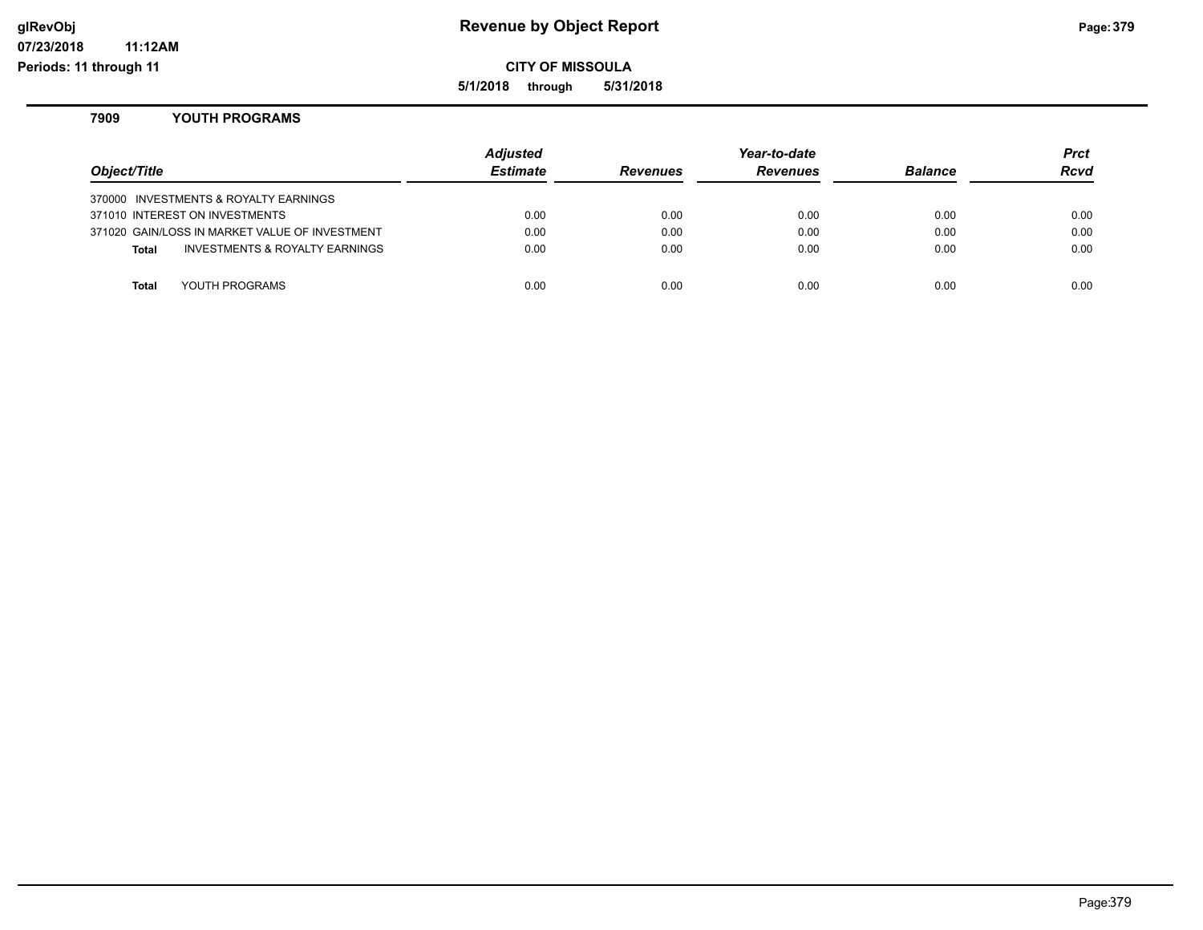**Revenue by Object Report**

**CITY OF MISSOULA**

**5/1/2018 through 5/31/2018**

glRevObj
07/23/2018 11:12AM
Periods: 11 through 11

## 7909 YOUTH PROGRAMS

| Object/Title | Adjusted Estimate | Revenues | Year-to-date Revenues | Balance | Prct Rcvd |
|---|---|---|---|---|---|
| 370000 INVESTMENTS & ROYALTY EARNINGS | | | | | |
| 371010 INTEREST ON INVESTMENTS | 0.00 | 0.00 | 0.00 | 0.00 | 0.00 |
| 371020 GAIN/LOSS IN MARKET VALUE OF INVESTMENT | 0.00 | 0.00 | 0.00 | 0.00 | 0.00 |
| **Total** INVESTMENTS & ROYALTY EARNINGS | 0.00 | 0.00 | 0.00 | 0.00 | 0.00 |
| **Total** YOUTH PROGRAMS | 0.00 | 0.00 | 0.00 | 0.00 | 0.00 |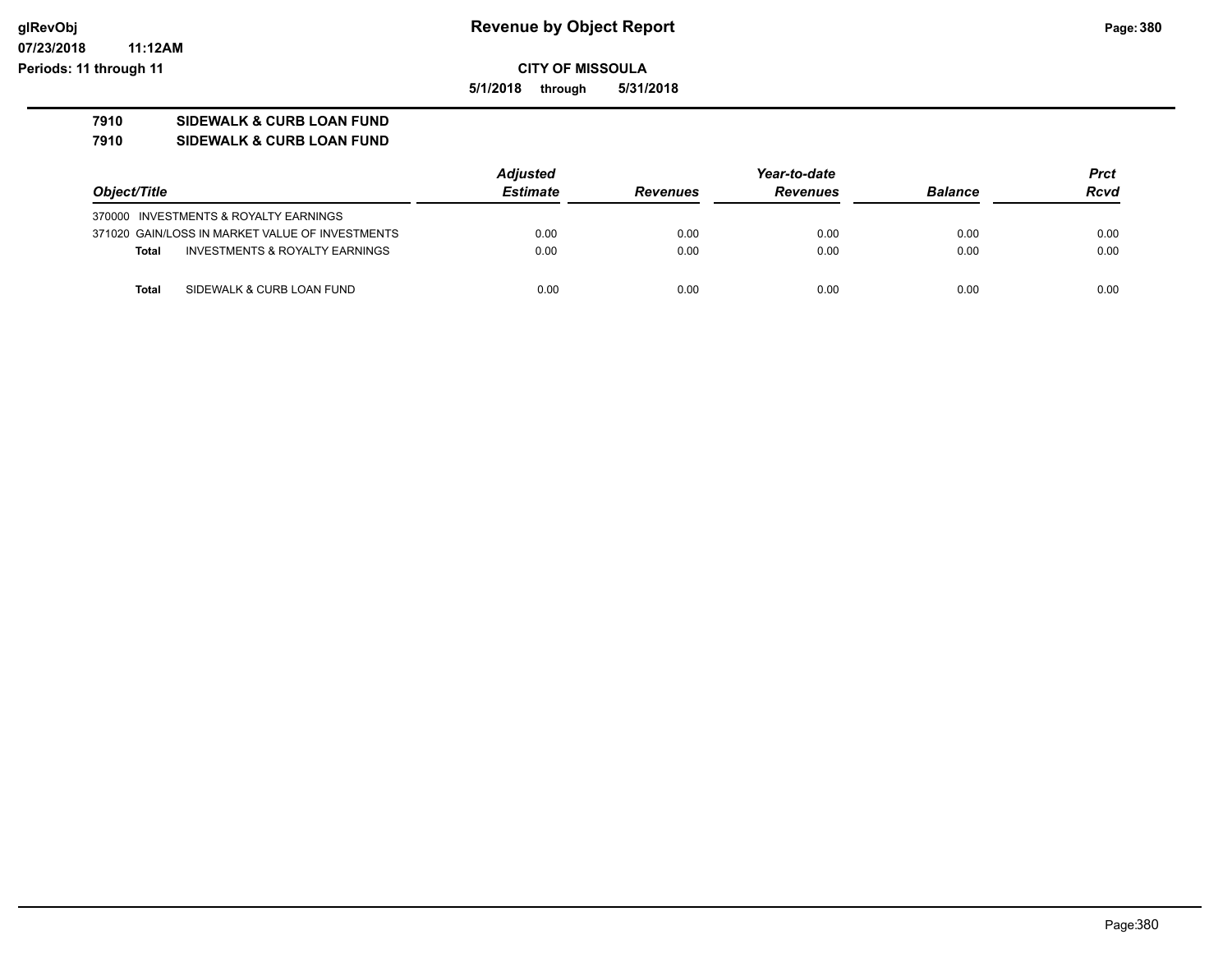**CITY OF MISSOULA**

**5/1/2018 through 5/31/2018**

**7910 SIDEWALK & CURB LOAN FUND**

**7910 SIDEWALK & CURB LOAN FUND**

| Object/Title | | Adjusted Estimate | Revenues | Year-to-date Revenues | Balance | Prct Rcvd |
|---|---|---|---|---|---|---|
| 370000 INVESTMENTS & ROYALTY EARNINGS | | | | | | |
| 371020 GAIN/LOSS IN MARKET VALUE OF INVESTMENTS | | 0.00 | 0.00 | 0.00 | 0.00 | 0.00 |
| **Total** | INVESTMENTS & ROYALTY EARNINGS | 0.00 | 0.00 | 0.00 | 0.00 | 0.00 |
| **Total** | SIDEWALK & CURB LOAN FUND | 0.00 | 0.00 | 0.00 | 0.00 | 0.00 |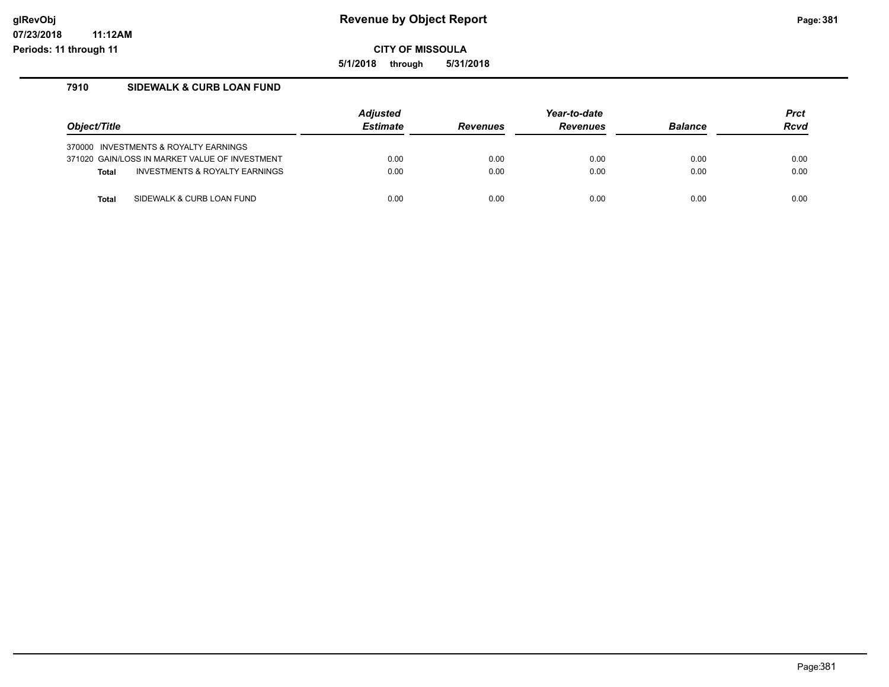**Revenue by Object Report**

**CITY OF MISSOULA**

**5/1/2018 through 5/31/2018**

glRevObj
07/23/2018 11:12AM
Periods: 11 through 11

## 7910 SIDEWALK & CURB LOAN FUND

| Object/Title | Adjusted Estimate | Revenues | Year-to-date Revenues | Balance | Prct Rcvd |
|---|---|---|---|---|---|
| 370000 INVESTMENTS & ROYALTY EARNINGS | | | | | |
| 371020 GAIN/LOSS IN MARKET VALUE OF INVESTMENT | 0.00 | 0.00 | 0.00 | 0.00 | 0.00 |
| **Total** INVESTMENTS & ROYALTY EARNINGS | 0.00 | 0.00 | 0.00 | 0.00 | 0.00 |
| **Total** SIDEWALK & CURB LOAN FUND | 0.00 | 0.00 | 0.00 | 0.00 | 0.00 |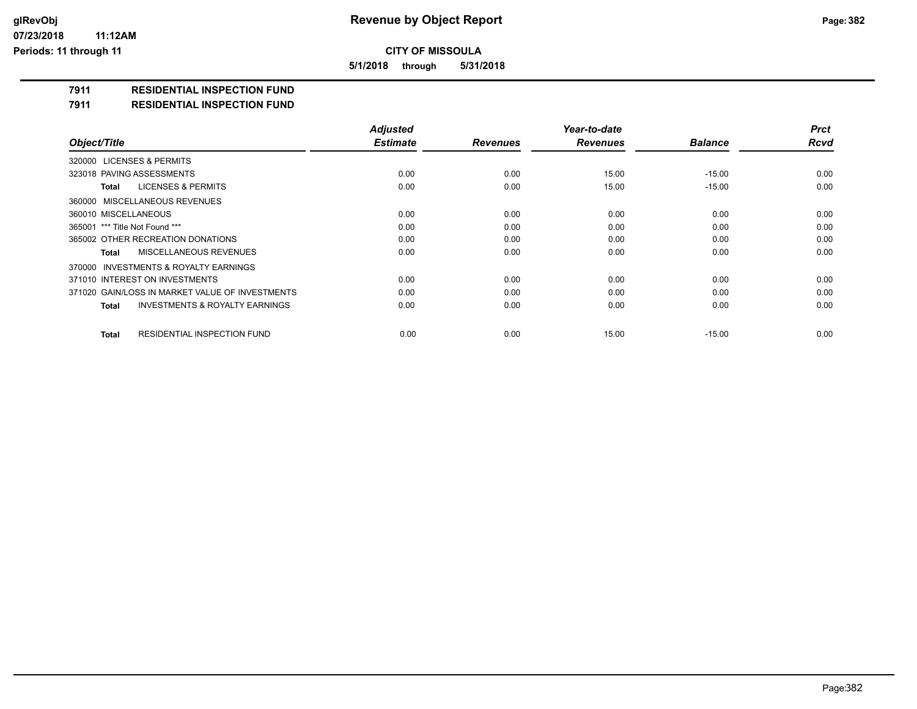**CITY OF MISSOULA**

**5/1/2018 through 5/31/2018**

**Revenue by Object Report**

glRevObj
07/23/2018 11:12AM
Periods: 11 through 11

## 7911 RESIDENTIAL INSPECTION FUND

## 7911 RESIDENTIAL INSPECTION FUND

| Object/Title | Adjusted Estimate | Revenues | Year-to-date Revenues | Balance | Prct Rcvd |
|---|---|---|---|---|---|
| 320000 LICENSES & PERMITS | | | | | |
| 323018 PAVING ASSESSMENTS | 0.00 | 0.00 | 15.00 | -15.00 | 0.00 |
| **Total** LICENSES & PERMITS | 0.00 | 0.00 | 15.00 | -15.00 | 0.00 |
| 360000 MISCELLANEOUS REVENUES | | | | | |
| 360010 MISCELLANEOUS | 0.00 | 0.00 | 0.00 | 0.00 | 0.00 |
| 365001 *** Title Not Found *** | 0.00 | 0.00 | 0.00 | 0.00 | 0.00 |
| 365002 OTHER RECREATION DONATIONS | 0.00 | 0.00 | 0.00 | 0.00 | 0.00 |
| **Total** MISCELLANEOUS REVENUES | 0.00 | 0.00 | 0.00 | 0.00 | 0.00 |
| 370000 INVESTMENTS & ROYALTY EARNINGS | | | | | |
| 371010 INTEREST ON INVESTMENTS | 0.00 | 0.00 | 0.00 | 0.00 | 0.00 |
| 371020 GAIN/LOSS IN MARKET VALUE OF INVESTMENTS | 0.00 | 0.00 | 0.00 | 0.00 | 0.00 |
| **Total** INVESTMENTS & ROYALTY EARNINGS | 0.00 | 0.00 | 0.00 | 0.00 | 0.00 |
| **Total** RESIDENTIAL INSPECTION FUND | 0.00 | 0.00 | 15.00 | -15.00 | 0.00 |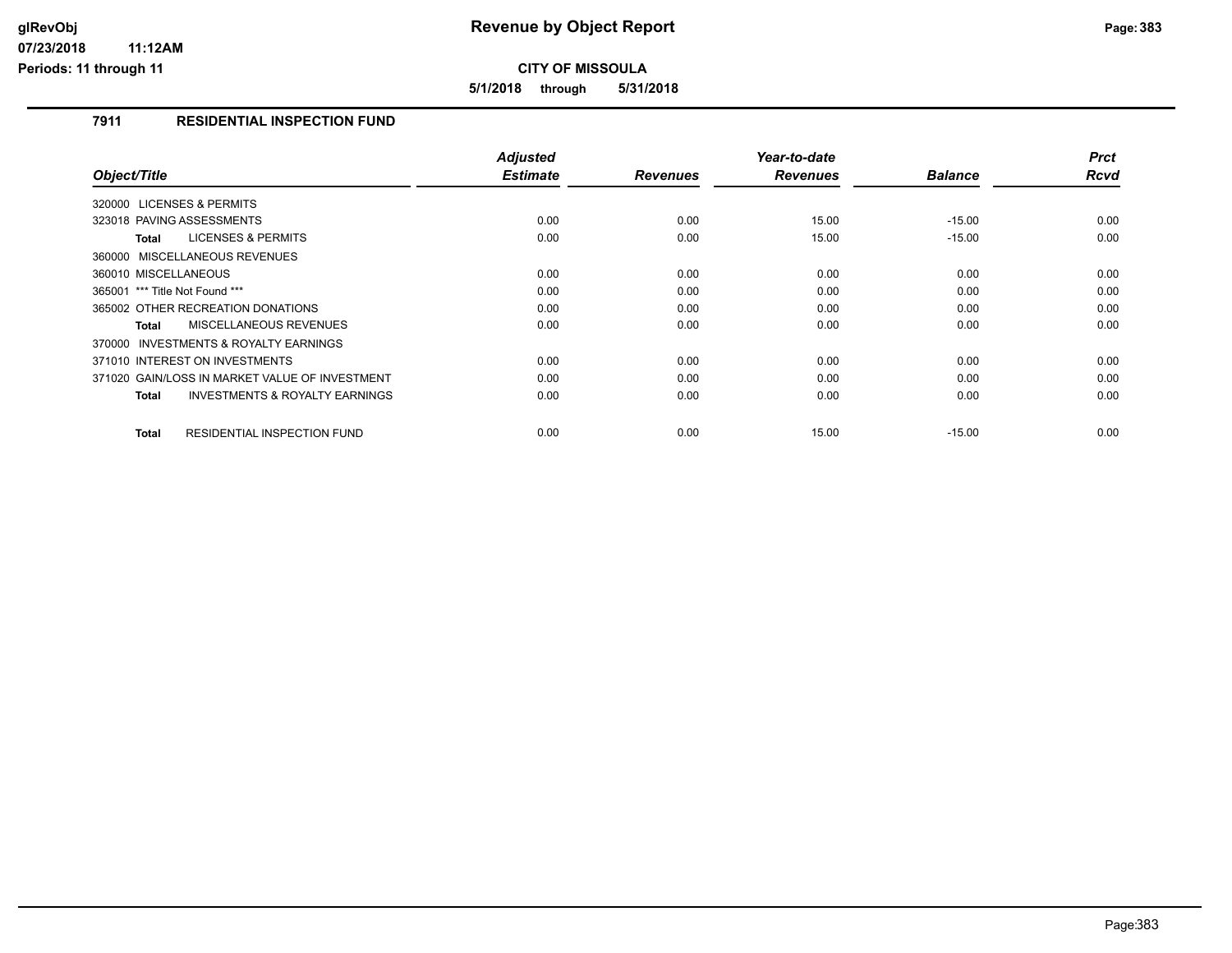# Revenue by Object Report

**CITY OF MISSOULA**

**5/1/2018 through 5/31/2018**

glRevObj
07/23/2018 11:12AM
Periods: 11 through 11

## 7911 RESIDENTIAL INSPECTION FUND

| Object/Title | Adjusted Estimate | Revenues | Year-to-date Revenues | Balance | Prct Rcvd |
|---|---|---|---|---|---|
| 320000 LICENSES & PERMITS | | | | | |
| 323018 PAVING ASSESSMENTS | 0.00 | 0.00 | 15.00 | -15.00 | 0.00 |
| **Total** LICENSES & PERMITS | 0.00 | 0.00 | 15.00 | -15.00 | 0.00 |
| 360000 MISCELLANEOUS REVENUES | | | | | |
| 360010 MISCELLANEOUS | 0.00 | 0.00 | 0.00 | 0.00 | 0.00 |
| 365001 *** Title Not Found *** | 0.00 | 0.00 | 0.00 | 0.00 | 0.00 |
| 365002 OTHER RECREATION DONATIONS | 0.00 | 0.00 | 0.00 | 0.00 | 0.00 |
| **Total** MISCELLANEOUS REVENUES | 0.00 | 0.00 | 0.00 | 0.00 | 0.00 |
| 370000 INVESTMENTS & ROYALTY EARNINGS | | | | | |
| 371010 INTEREST ON INVESTMENTS | 0.00 | 0.00 | 0.00 | 0.00 | 0.00 |
| 371020 GAIN/LOSS IN MARKET VALUE OF INVESTMENT | 0.00 | 0.00 | 0.00 | 0.00 | 0.00 |
| **Total** INVESTMENTS & ROYALTY EARNINGS | 0.00 | 0.00 | 0.00 | 0.00 | 0.00 |
| **Total** RESIDENTIAL INSPECTION FUND | 0.00 | 0.00 | 15.00 | -15.00 | 0.00 |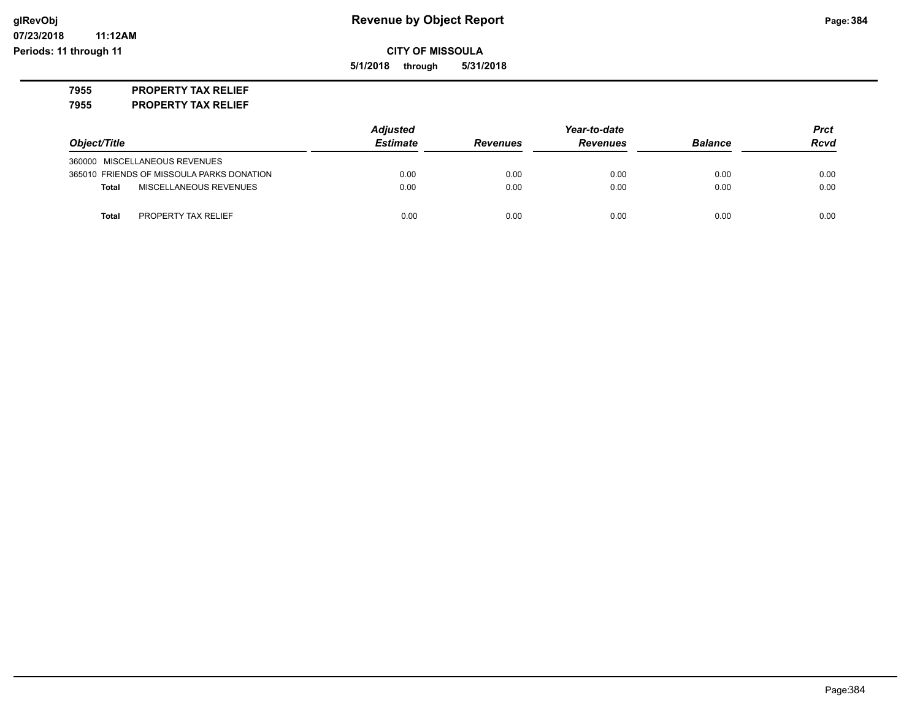# Revenue by Object Report

**CITY OF MISSOULA**

**5/1/2018 through 5/31/2018**

glRevObj
07/23/2018 11:12AM
Periods: 11 through 11

**7955 PROPERTY TAX RELIEF**

**7955 PROPERTY TAX RELIEF**

| Object/Title | Adjusted Estimate | Revenues | Year-to-date Revenues | Balance | Prct Rcvd |
|---|---|---|---|---|---|
| 360000 MISCELLANEOUS REVENUES | | | | | |
| 365010 FRIENDS OF MISSOULA PARKS DONATION | 0.00 | 0.00 | 0.00 | 0.00 | 0.00 |
| **Total** MISCELLANEOUS REVENUES | 0.00 | 0.00 | 0.00 | 0.00 | 0.00 |
| **Total** PROPERTY TAX RELIEF | 0.00 | 0.00 | 0.00 | 0.00 | 0.00 |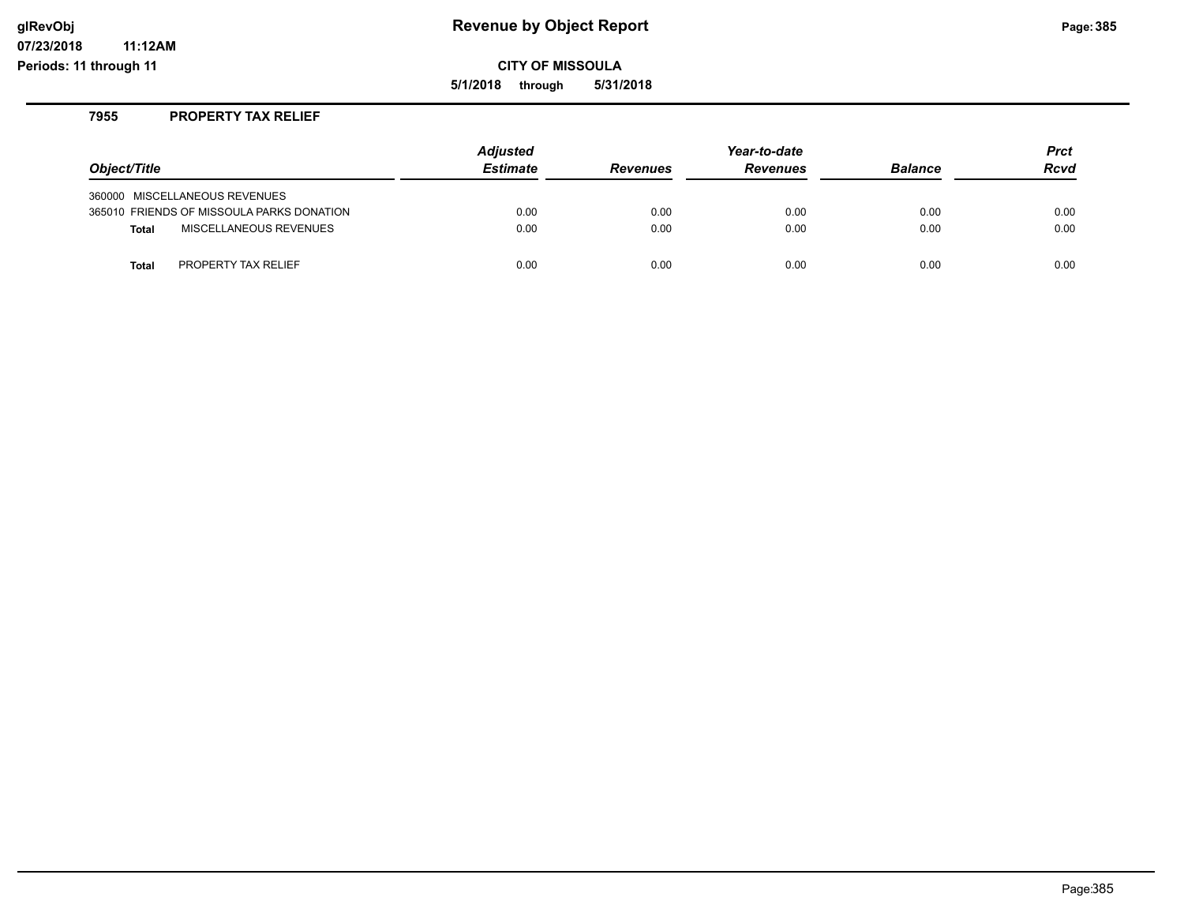# Revenue by Object Report

glRevObj
07/23/2018 11:12AM
Periods: 11 through 11

**CITY OF MISSOULA**

**5/1/2018 through 5/31/2018**

### 7955 PROPERTY TAX RELIEF

| Object/Title | Adjusted Estimate | Revenues | Year-to-date Revenues | Balance | Prct Rcvd |
|---|---|---|---|---|---|
| 360000 MISCELLANEOUS REVENUES | | | | | |
| 365010 FRIENDS OF MISSOULA PARKS DONATION | 0.00 | 0.00 | 0.00 | 0.00 | 0.00 |
| **Total** MISCELLANEOUS REVENUES | 0.00 | 0.00 | 0.00 | 0.00 | 0.00 |
| **Total** PROPERTY TAX RELIEF | 0.00 | 0.00 | 0.00 | 0.00 | 0.00 |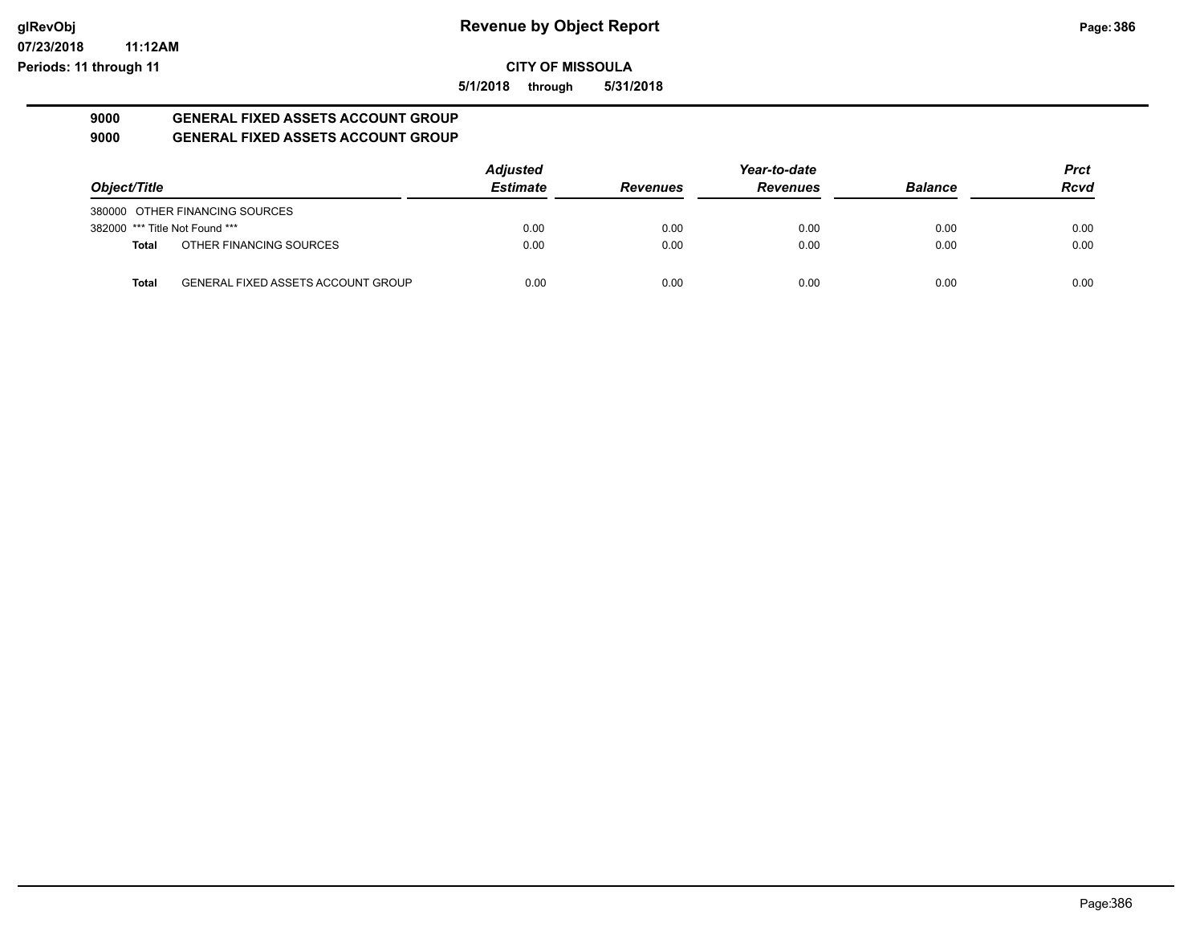**glRevObj**
**07/23/2018 11:12AM**
**Periods: 11 through 11**

# Revenue by Object Report

**CITY OF MISSOULA**

**5/1/2018 through 5/31/2018**

**9000 GENERAL FIXED ASSETS ACCOUNT GROUP**
**9000 GENERAL FIXED ASSETS ACCOUNT GROUP**

| *Object/Title* | *Adjusted Estimate* | *Revenues* | *Year-to-date Revenues* | *Balance* | *Prct Rcvd* |
|---|---|---|---|---|---|
| 380000 OTHER FINANCING SOURCES | | | | | |
| 382000 *** Title Not Found *** | 0.00 | 0.00 | 0.00 | 0.00 | 0.00 |
| **Total** OTHER FINANCING SOURCES | 0.00 | 0.00 | 0.00 | 0.00 | 0.00 |
| **Total** GENERAL FIXED ASSETS ACCOUNT GROUP | 0.00 | 0.00 | 0.00 | 0.00 | 0.00 |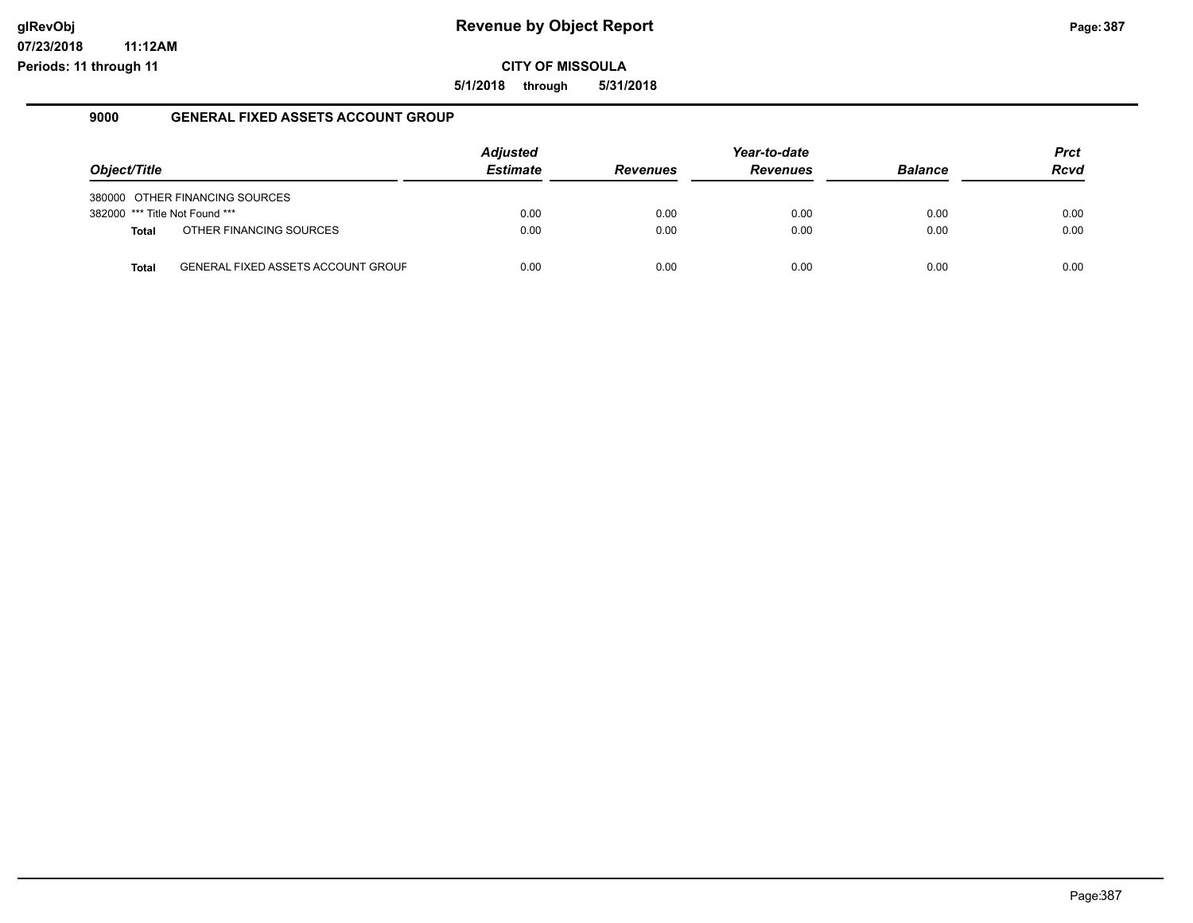# Revenue by Object Report

**CITY OF MISSOULA**

**5/1/2018 through 5/31/2018**

glRevObj
07/23/2018 11:12AM
Periods: 11 through 11

## 9000 GENERAL FIXED ASSETS ACCOUNT GROUP

| Object/Title | | Adjusted Estimate | Revenues | Year-to-date Revenues | Balance | Prct Rcvd |
|---|---|---|---|---|---|---|
| 380000 | OTHER FINANCING SOURCES | | | | | |
| 382000 | *** Title Not Found *** | 0.00 | 0.00 | 0.00 | 0.00 | 0.00 |
| **Total** | OTHER FINANCING SOURCES | 0.00 | 0.00 | 0.00 | 0.00 | 0.00 |
| **Total** | GENERAL FIXED ASSETS ACCOUNT GROUF | 0.00 | 0.00 | 0.00 | 0.00 | 0.00 |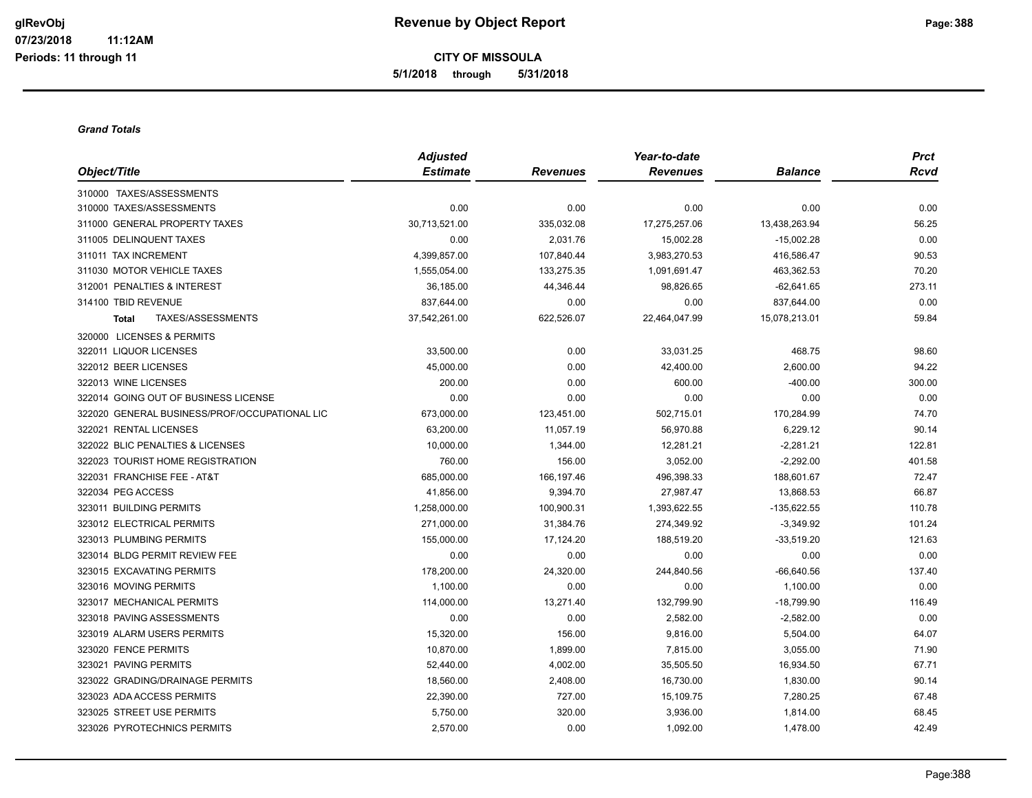# Revenue by Object Report

**CITY OF MISSOULA**

**5/1/2018 through 5/31/2018**

glRevObj
07/23/2018 11:12AM
Periods: 11 through 11

### *Grand Totals*

| Object/Title | Adjusted Estimate | Revenues | Year-to-date Revenues | Balance | Prct Rcvd |
|---|---|---|---|---|---|
| 310000 TAXES/ASSESSMENTS | | | | | |
| 310000 TAXES/ASSESSMENTS | 0.00 | 0.00 | 0.00 | 0.00 | 0.00 |
| 311000 GENERAL PROPERTY TAXES | 30,713,521.00 | 335,032.08 | 17,275,257.06 | 13,438,263.94 | 56.25 |
| 311005 DELINQUENT TAXES | 0.00 | 2,031.76 | 15,002.28 | -15,002.28 | 0.00 |
| 311011 TAX INCREMENT | 4,399,857.00 | 107,840.44 | 3,983,270.53 | 416,586.47 | 90.53 |
| 311030 MOTOR VEHICLE TAXES | 1,555,054.00 | 133,275.35 | 1,091,691.47 | 463,362.53 | 70.20 |
| 312001 PENALTIES & INTEREST | 36,185.00 | 44,346.44 | 98,826.65 | -62,641.65 | 273.11 |
| 314100 TBID REVENUE | 837,644.00 | 0.00 | 0.00 | 837,644.00 | 0.00 |
| **Total** TAXES/ASSESSMENTS | 37,542,261.00 | 622,526.07 | 22,464,047.99 | 15,078,213.01 | 59.84 |
| 320000 LICENSES & PERMITS | | | | | |
| 322011 LIQUOR LICENSES | 33,500.00 | 0.00 | 33,031.25 | 468.75 | 98.60 |
| 322012 BEER LICENSES | 45,000.00 | 0.00 | 42,400.00 | 2,600.00 | 94.22 |
| 322013 WINE LICENSES | 200.00 | 0.00 | 600.00 | -400.00 | 300.00 |
| 322014 GOING OUT OF BUSINESS LICENSE | 0.00 | 0.00 | 0.00 | 0.00 | 0.00 |
| 322020 GENERAL BUSINESS/PROF/OCCUPATIONAL LIC | 673,000.00 | 123,451.00 | 502,715.01 | 170,284.99 | 74.70 |
| 322021 RENTAL LICENSES | 63,200.00 | 11,057.19 | 56,970.88 | 6,229.12 | 90.14 |
| 322022 BLIC PENALTIES & LICENSES | 10,000.00 | 1,344.00 | 12,281.21 | -2,281.21 | 122.81 |
| 322023 TOURIST HOME REGISTRATION | 760.00 | 156.00 | 3,052.00 | -2,292.00 | 401.58 |
| 322031 FRANCHISE FEE - AT&T | 685,000.00 | 166,197.46 | 496,398.33 | 188,601.67 | 72.47 |
| 322034 PEG ACCESS | 41,856.00 | 9,394.70 | 27,987.47 | 13,868.53 | 66.87 |
| 323011 BUILDING PERMITS | 1,258,000.00 | 100,900.31 | 1,393,622.55 | -135,622.55 | 110.78 |
| 323012 ELECTRICAL PERMITS | 271,000.00 | 31,384.76 | 274,349.92 | -3,349.92 | 101.24 |
| 323013 PLUMBING PERMITS | 155,000.00 | 17,124.20 | 188,519.20 | -33,519.20 | 121.63 |
| 323014 BLDG PERMIT REVIEW FEE | 0.00 | 0.00 | 0.00 | 0.00 | 0.00 |
| 323015 EXCAVATING PERMITS | 178,200.00 | 24,320.00 | 244,840.56 | -66,640.56 | 137.40 |
| 323016 MOVING PERMITS | 1,100.00 | 0.00 | 0.00 | 1,100.00 | 0.00 |
| 323017 MECHANICAL PERMITS | 114,000.00 | 13,271.40 | 132,799.90 | -18,799.90 | 116.49 |
| 323018 PAVING ASSESSMENTS | 0.00 | 0.00 | 2,582.00 | -2,582.00 | 0.00 |
| 323019 ALARM USERS PERMITS | 15,320.00 | 156.00 | 9,816.00 | 5,504.00 | 64.07 |
| 323020 FENCE PERMITS | 10,870.00 | 1,899.00 | 7,815.00 | 3,055.00 | 71.90 |
| 323021 PAVING PERMITS | 52,440.00 | 4,002.00 | 35,505.50 | 16,934.50 | 67.71 |
| 323022 GRADING/DRAINAGE PERMITS | 18,560.00 | 2,408.00 | 16,730.00 | 1,830.00 | 90.14 |
| 323023 ADA ACCESS PERMITS | 22,390.00 | 727.00 | 15,109.75 | 7,280.25 | 67.48 |
| 323025 STREET USE PERMITS | 5,750.00 | 320.00 | 3,936.00 | 1,814.00 | 68.45 |
| 323026 PYROTECHNICS PERMITS | 2,570.00 | 0.00 | 1,092.00 | 1,478.00 | 42.49 |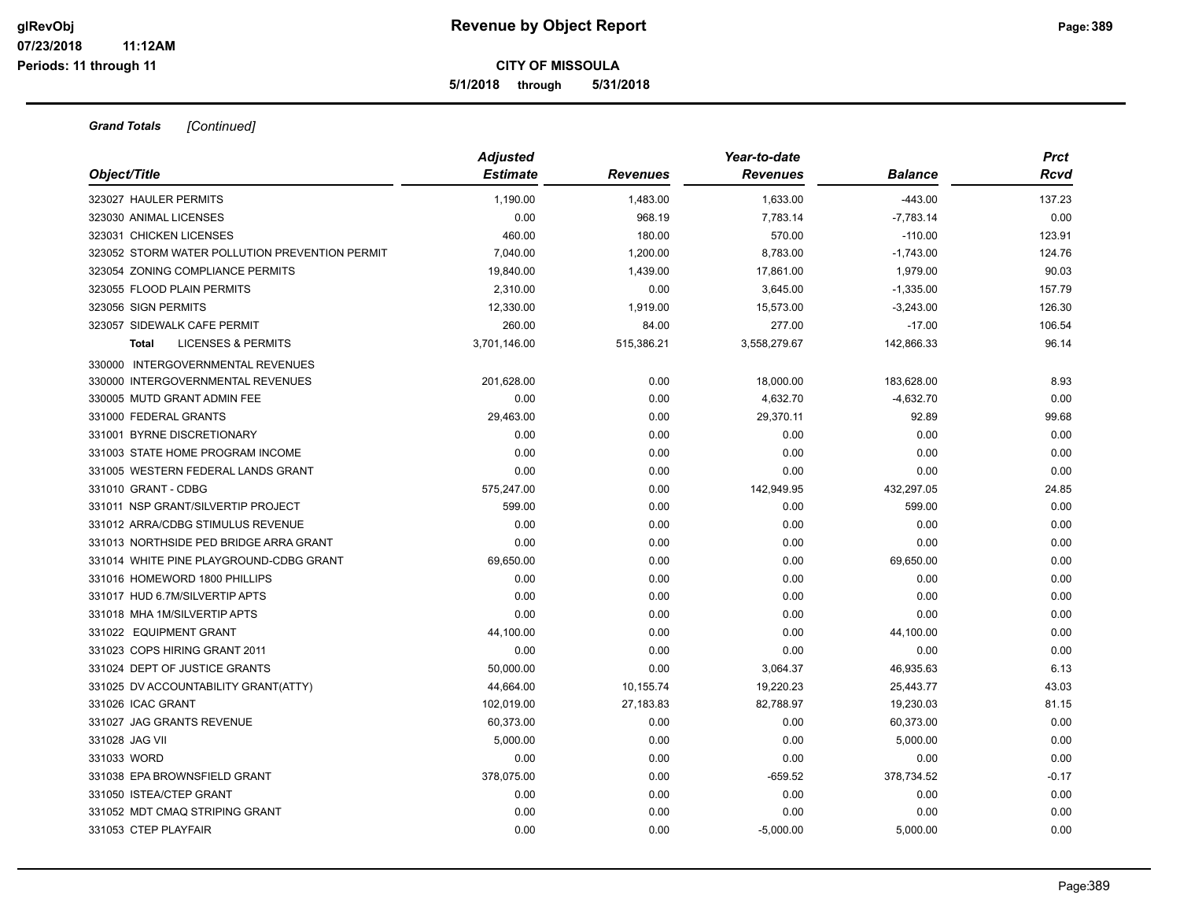**CITY OF MISSOULA**

**5/1/2018 through 5/31/2018**

***Grand Totals*** *[Continued]*

| *Object/Title* | *Adjusted Estimate* | *Revenues* | *Year-to-date Revenues* | *Balance* | *Prct Rcvd* |
|---|---|---|---|---|---|
| 323027 HAULER PERMITS | 1,190.00 | 1,483.00 | 1,633.00 | -443.00 | 137.23 |
| 323030 ANIMAL LICENSES | 0.00 | 968.19 | 7,783.14 | -7,783.14 | 0.00 |
| 323031 CHICKEN LICENSES | 460.00 | 180.00 | 570.00 | -110.00 | 123.91 |
| 323052 STORM WATER POLLUTION PREVENTION PERMIT | 7,040.00 | 1,200.00 | 8,783.00 | -1,743.00 | 124.76 |
| 323054 ZONING COMPLIANCE PERMITS | 19,840.00 | 1,439.00 | 17,861.00 | 1,979.00 | 90.03 |
| 323055 FLOOD PLAIN PERMITS | 2,310.00 | 0.00 | 3,645.00 | -1,335.00 | 157.79 |
| 323056 SIGN PERMITS | 12,330.00 | 1,919.00 | 15,573.00 | -3,243.00 | 126.30 |
| 323057 SIDEWALK CAFE PERMIT | 260.00 | 84.00 | 277.00 | -17.00 | 106.54 |
| **Total** LICENSES & PERMITS | 3,701,146.00 | 515,386.21 | 3,558,279.67 | 142,866.33 | 96.14 |
| 330000 INTERGOVERNMENTAL REVENUES | | | | | |
| 330000 INTERGOVERNMENTAL REVENUES | 201,628.00 | 0.00 | 18,000.00 | 183,628.00 | 8.93 |
| 330005 MUTD GRANT ADMIN FEE | 0.00 | 0.00 | 4,632.70 | -4,632.70 | 0.00 |
| 331000 FEDERAL GRANTS | 29,463.00 | 0.00 | 29,370.11 | 92.89 | 99.68 |
| 331001 BYRNE DISCRETIONARY | 0.00 | 0.00 | 0.00 | 0.00 | 0.00 |
| 331003 STATE HOME PROGRAM INCOME | 0.00 | 0.00 | 0.00 | 0.00 | 0.00 |
| 331005 WESTERN FEDERAL LANDS GRANT | 0.00 | 0.00 | 0.00 | 0.00 | 0.00 |
| 331010 GRANT - CDBG | 575,247.00 | 0.00 | 142,949.95 | 432,297.05 | 24.85 |
| 331011 NSP GRANT/SILVERTIP PROJECT | 599.00 | 0.00 | 0.00 | 599.00 | 0.00 |
| 331012 ARRA/CDBG STIMULUS REVENUE | 0.00 | 0.00 | 0.00 | 0.00 | 0.00 |
| 331013 NORTHSIDE PED BRIDGE ARRA GRANT | 0.00 | 0.00 | 0.00 | 0.00 | 0.00 |
| 331014 WHITE PINE PLAYGROUND-CDBG GRANT | 69,650.00 | 0.00 | 0.00 | 69,650.00 | 0.00 |
| 331016 HOMEWORD 1800 PHILLIPS | 0.00 | 0.00 | 0.00 | 0.00 | 0.00 |
| 331017 HUD 6.7M/SILVERTIP APTS | 0.00 | 0.00 | 0.00 | 0.00 | 0.00 |
| 331018 MHA 1M/SILVERTIP APTS | 0.00 | 0.00 | 0.00 | 0.00 | 0.00 |
| 331022 EQUIPMENT GRANT | 44,100.00 | 0.00 | 0.00 | 44,100.00 | 0.00 |
| 331023 COPS HIRING GRANT 2011 | 0.00 | 0.00 | 0.00 | 0.00 | 0.00 |
| 331024 DEPT OF JUSTICE GRANTS | 50,000.00 | 0.00 | 3,064.37 | 46,935.63 | 6.13 |
| 331025 DV ACCOUNTABILITY GRANT(ATTY) | 44,664.00 | 10,155.74 | 19,220.23 | 25,443.77 | 43.03 |
| 331026 ICAC GRANT | 102,019.00 | 27,183.83 | 82,788.97 | 19,230.03 | 81.15 |
| 331027 JAG GRANTS REVENUE | 60,373.00 | 0.00 | 0.00 | 60,373.00 | 0.00 |
| 331028 JAG VII | 5,000.00 | 0.00 | 0.00 | 5,000.00 | 0.00 |
| 331033 WORD | 0.00 | 0.00 | 0.00 | 0.00 | 0.00 |
| 331038 EPA BROWNSFIELD GRANT | 378,075.00 | 0.00 | -659.52 | 378,734.52 | -0.17 |
| 331050 ISTEA/CTEP GRANT | 0.00 | 0.00 | 0.00 | 0.00 | 0.00 |
| 331052 MDT CMAQ STRIPING GRANT | 0.00 | 0.00 | 0.00 | 0.00 | 0.00 |
| 331053 CTEP PLAYFAIR | 0.00 | 0.00 | -5,000.00 | 5,000.00 | 0.00 |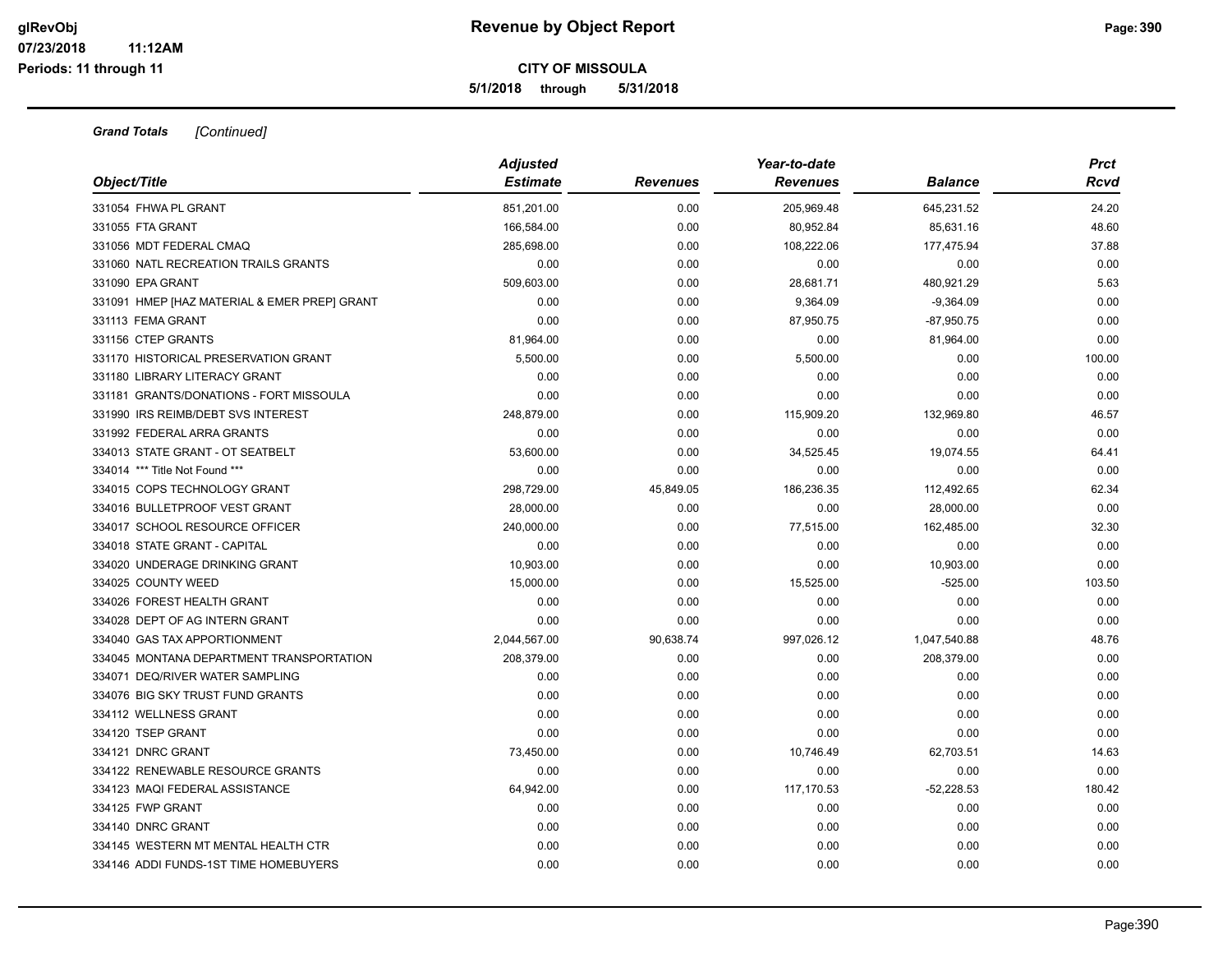# Revenue by Object Report

**CITY OF MISSOULA**

**5/1/2018 through 5/31/2018**

glRevObj
07/23/2018 11:12AM
Periods: 11 through 11

***Grand Totals*** *[Continued]*

| Object/Title | Adjusted Estimate | Revenues | Year-to-date Revenues | Balance | Prct Rcvd |
|---|---|---|---|---|---|
| 331054 FHWA PL GRANT | 851,201.00 | 0.00 | 205,969.48 | 645,231.52 | 24.20 |
| 331055 FTA GRANT | 166,584.00 | 0.00 | 80,952.84 | 85,631.16 | 48.60 |
| 331056 MDT FEDERAL CMAQ | 285,698.00 | 0.00 | 108,222.06 | 177,475.94 | 37.88 |
| 331060 NATL RECREATION TRAILS GRANTS | 0.00 | 0.00 | 0.00 | 0.00 | 0.00 |
| 331090 EPA GRANT | 509,603.00 | 0.00 | 28,681.71 | 480,921.29 | 5.63 |
| 331091 HMEP [HAZ MATERIAL & EMER PREP] GRANT | 0.00 | 0.00 | 9,364.09 | -9,364.09 | 0.00 |
| 331113 FEMA GRANT | 0.00 | 0.00 | 87,950.75 | -87,950.75 | 0.00 |
| 331156 CTEP GRANTS | 81,964.00 | 0.00 | 0.00 | 81,964.00 | 0.00 |
| 331170 HISTORICAL PRESERVATION GRANT | 5,500.00 | 0.00 | 5,500.00 | 0.00 | 100.00 |
| 331180 LIBRARY LITERACY GRANT | 0.00 | 0.00 | 0.00 | 0.00 | 0.00 |
| 331181 GRANTS/DONATIONS - FORT MISSOULA | 0.00 | 0.00 | 0.00 | 0.00 | 0.00 |
| 331990 IRS REIMB/DEBT SVS INTEREST | 248,879.00 | 0.00 | 115,909.20 | 132,969.80 | 46.57 |
| 331992 FEDERAL ARRA GRANTS | 0.00 | 0.00 | 0.00 | 0.00 | 0.00 |
| 334013 STATE GRANT - OT SEATBELT | 53,600.00 | 0.00 | 34,525.45 | 19,074.55 | 64.41 |
| 334014 *** Title Not Found *** | 0.00 | 0.00 | 0.00 | 0.00 | 0.00 |
| 334015 COPS TECHNOLOGY GRANT | 298,729.00 | 45,849.05 | 186,236.35 | 112,492.65 | 62.34 |
| 334016 BULLETPROOF VEST GRANT | 28,000.00 | 0.00 | 0.00 | 28,000.00 | 0.00 |
| 334017 SCHOOL RESOURCE OFFICER | 240,000.00 | 0.00 | 77,515.00 | 162,485.00 | 32.30 |
| 334018 STATE GRANT - CAPITAL | 0.00 | 0.00 | 0.00 | 0.00 | 0.00 |
| 334020 UNDERAGE DRINKING GRANT | 10,903.00 | 0.00 | 0.00 | 10,903.00 | 0.00 |
| 334025 COUNTY WEED | 15,000.00 | 0.00 | 15,525.00 | -525.00 | 103.50 |
| 334026 FOREST HEALTH GRANT | 0.00 | 0.00 | 0.00 | 0.00 | 0.00 |
| 334028 DEPT OF AG INTERN GRANT | 0.00 | 0.00 | 0.00 | 0.00 | 0.00 |
| 334040 GAS TAX APPORTIONMENT | 2,044,567.00 | 90,638.74 | 997,026.12 | 1,047,540.88 | 48.76 |
| 334045 MONTANA DEPARTMENT TRANSPORTATION | 208,379.00 | 0.00 | 0.00 | 208,379.00 | 0.00 |
| 334071 DEQ/RIVER WATER SAMPLING | 0.00 | 0.00 | 0.00 | 0.00 | 0.00 |
| 334076 BIG SKY TRUST FUND GRANTS | 0.00 | 0.00 | 0.00 | 0.00 | 0.00 |
| 334112 WELLNESS GRANT | 0.00 | 0.00 | 0.00 | 0.00 | 0.00 |
| 334120 TSEP GRANT | 0.00 | 0.00 | 0.00 | 0.00 | 0.00 |
| 334121 DNRC GRANT | 73,450.00 | 0.00 | 10,746.49 | 62,703.51 | 14.63 |
| 334122 RENEWABLE RESOURCE GRANTS | 0.00 | 0.00 | 0.00 | 0.00 | 0.00 |
| 334123 MAQI FEDERAL ASSISTANCE | 64,942.00 | 0.00 | 117,170.53 | -52,228.53 | 180.42 |
| 334125 FWP GRANT | 0.00 | 0.00 | 0.00 | 0.00 | 0.00 |
| 334140 DNRC GRANT | 0.00 | 0.00 | 0.00 | 0.00 | 0.00 |
| 334145 WESTERN MT MENTAL HEALTH CTR | 0.00 | 0.00 | 0.00 | 0.00 | 0.00 |
| 334146 ADDI FUNDS-1ST TIME HOMEBUYERS | 0.00 | 0.00 | 0.00 | 0.00 | 0.00 |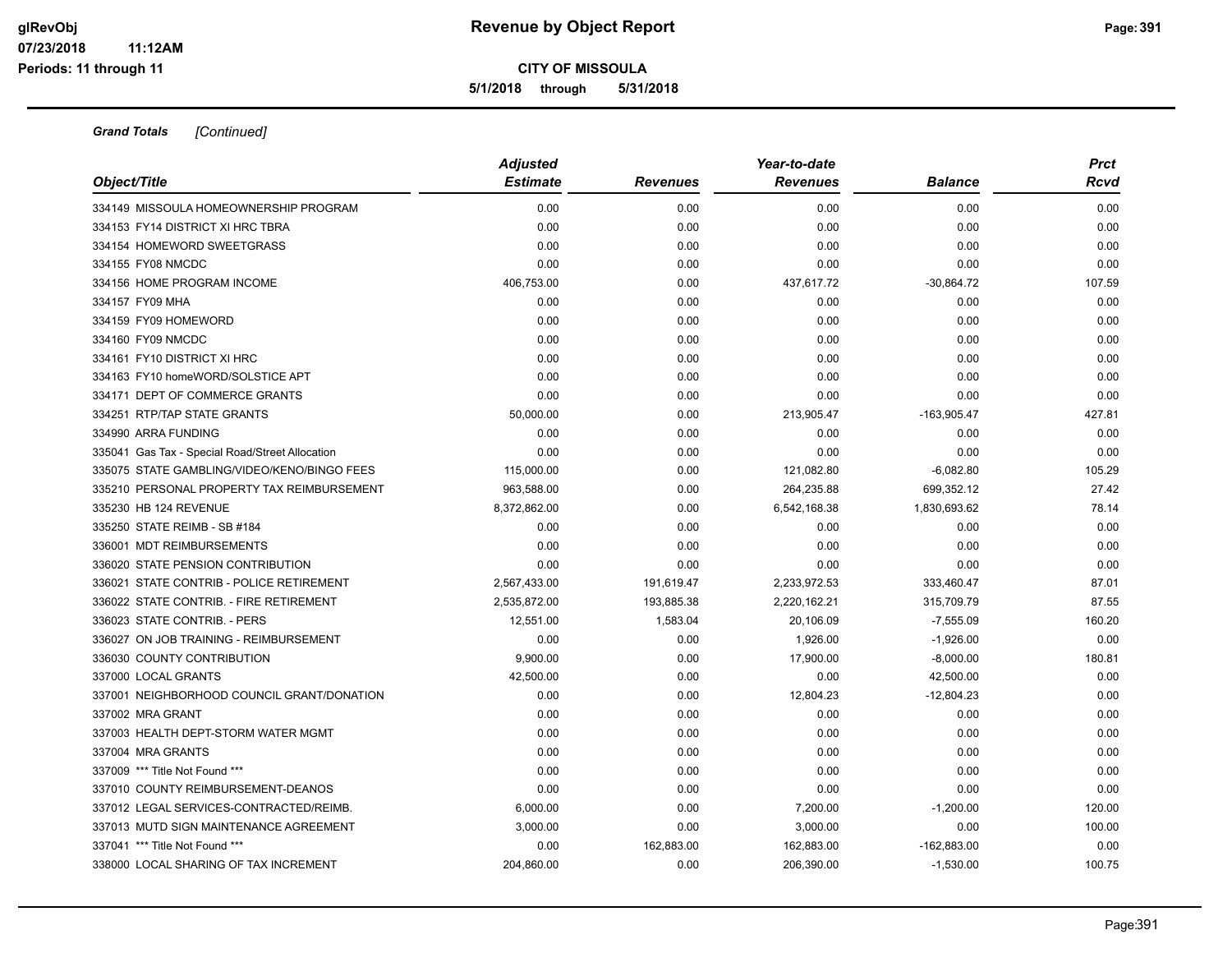**CITY OF MISSOULA**

**5/1/2018 through 5/31/2018**

***Grand Totals*** *[Continued]*

| *Object/Title* | *Adjusted Estimate* | *Revenues* | *Year-to-date Revenues* | *Balance* | *Prct Rcvd* |
|---|---|---|---|---|---|
| 334149 MISSOULA HOMEOWNERSHIP PROGRAM | 0.00 | 0.00 | 0.00 | 0.00 | 0.00 |
| 334153 FY14 DISTRICT XI HRC TBRA | 0.00 | 0.00 | 0.00 | 0.00 | 0.00 |
| 334154 HOMEWORD SWEETGRASS | 0.00 | 0.00 | 0.00 | 0.00 | 0.00 |
| 334155 FY08 NMCDC | 0.00 | 0.00 | 0.00 | 0.00 | 0.00 |
| 334156 HOME PROGRAM INCOME | 406,753.00 | 0.00 | 437,617.72 | -30,864.72 | 107.59 |
| 334157 FY09 MHA | 0.00 | 0.00 | 0.00 | 0.00 | 0.00 |
| 334159 FY09 HOMEWORD | 0.00 | 0.00 | 0.00 | 0.00 | 0.00 |
| 334160 FY09 NMCDC | 0.00 | 0.00 | 0.00 | 0.00 | 0.00 |
| 334161 FY10 DISTRICT XI HRC | 0.00 | 0.00 | 0.00 | 0.00 | 0.00 |
| 334163 FY10 homeWORD/SOLSTICE APT | 0.00 | 0.00 | 0.00 | 0.00 | 0.00 |
| 334171 DEPT OF COMMERCE GRANTS | 0.00 | 0.00 | 0.00 | 0.00 | 0.00 |
| 334251 RTP/TAP STATE GRANTS | 50,000.00 | 0.00 | 213,905.47 | -163,905.47 | 427.81 |
| 334990 ARRA FUNDING | 0.00 | 0.00 | 0.00 | 0.00 | 0.00 |
| 335041 Gas Tax - Special Road/Street Allocation | 0.00 | 0.00 | 0.00 | 0.00 | 0.00 |
| 335075 STATE GAMBLING/VIDEO/KENO/BINGO FEES | 115,000.00 | 0.00 | 121,082.80 | -6,082.80 | 105.29 |
| 335210 PERSONAL PROPERTY TAX REIMBURSEMENT | 963,588.00 | 0.00 | 264,235.88 | 699,352.12 | 27.42 |
| 335230 HB 124 REVENUE | 8,372,862.00 | 0.00 | 6,542,168.38 | 1,830,693.62 | 78.14 |
| 335250 STATE REIMB - SB #184 | 0.00 | 0.00 | 0.00 | 0.00 | 0.00 |
| 336001 MDT REIMBURSEMENTS | 0.00 | 0.00 | 0.00 | 0.00 | 0.00 |
| 336020 STATE PENSION CONTRIBUTION | 0.00 | 0.00 | 0.00 | 0.00 | 0.00 |
| 336021 STATE CONTRIB - POLICE RETIREMENT | 2,567,433.00 | 191,619.47 | 2,233,972.53 | 333,460.47 | 87.01 |
| 336022 STATE CONTRIB. - FIRE RETIREMENT | 2,535,872.00 | 193,885.38 | 2,220,162.21 | 315,709.79 | 87.55 |
| 336023 STATE CONTRIB. - PERS | 12,551.00 | 1,583.04 | 20,106.09 | -7,555.09 | 160.20 |
| 336027 ON JOB TRAINING - REIMBURSEMENT | 0.00 | 0.00 | 1,926.00 | -1,926.00 | 0.00 |
| 336030 COUNTY CONTRIBUTION | 9,900.00 | 0.00 | 17,900.00 | -8,000.00 | 180.81 |
| 337000 LOCAL GRANTS | 42,500.00 | 0.00 | 0.00 | 42,500.00 | 0.00 |
| 337001 NEIGHBORHOOD COUNCIL GRANT/DONATION | 0.00 | 0.00 | 12,804.23 | -12,804.23 | 0.00 |
| 337002 MRA GRANT | 0.00 | 0.00 | 0.00 | 0.00 | 0.00 |
| 337003 HEALTH DEPT-STORM WATER MGMT | 0.00 | 0.00 | 0.00 | 0.00 | 0.00 |
| 337004 MRA GRANTS | 0.00 | 0.00 | 0.00 | 0.00 | 0.00 |
| 337009 *** Title Not Found *** | 0.00 | 0.00 | 0.00 | 0.00 | 0.00 |
| 337010 COUNTY REIMBURSEMENT-DEANOS | 0.00 | 0.00 | 0.00 | 0.00 | 0.00 |
| 337012 LEGAL SERVICES-CONTRACTED/REIMB. | 6,000.00 | 0.00 | 7,200.00 | -1,200.00 | 120.00 |
| 337013 MUTD SIGN MAINTENANCE AGREEMENT | 3,000.00 | 0.00 | 3,000.00 | 0.00 | 100.00 |
| 337041 *** Title Not Found *** | 0.00 | 162,883.00 | 162,883.00 | -162,883.00 | 0.00 |
| 338000 LOCAL SHARING OF TAX INCREMENT | 204,860.00 | 0.00 | 206,390.00 | -1,530.00 | 100.75 |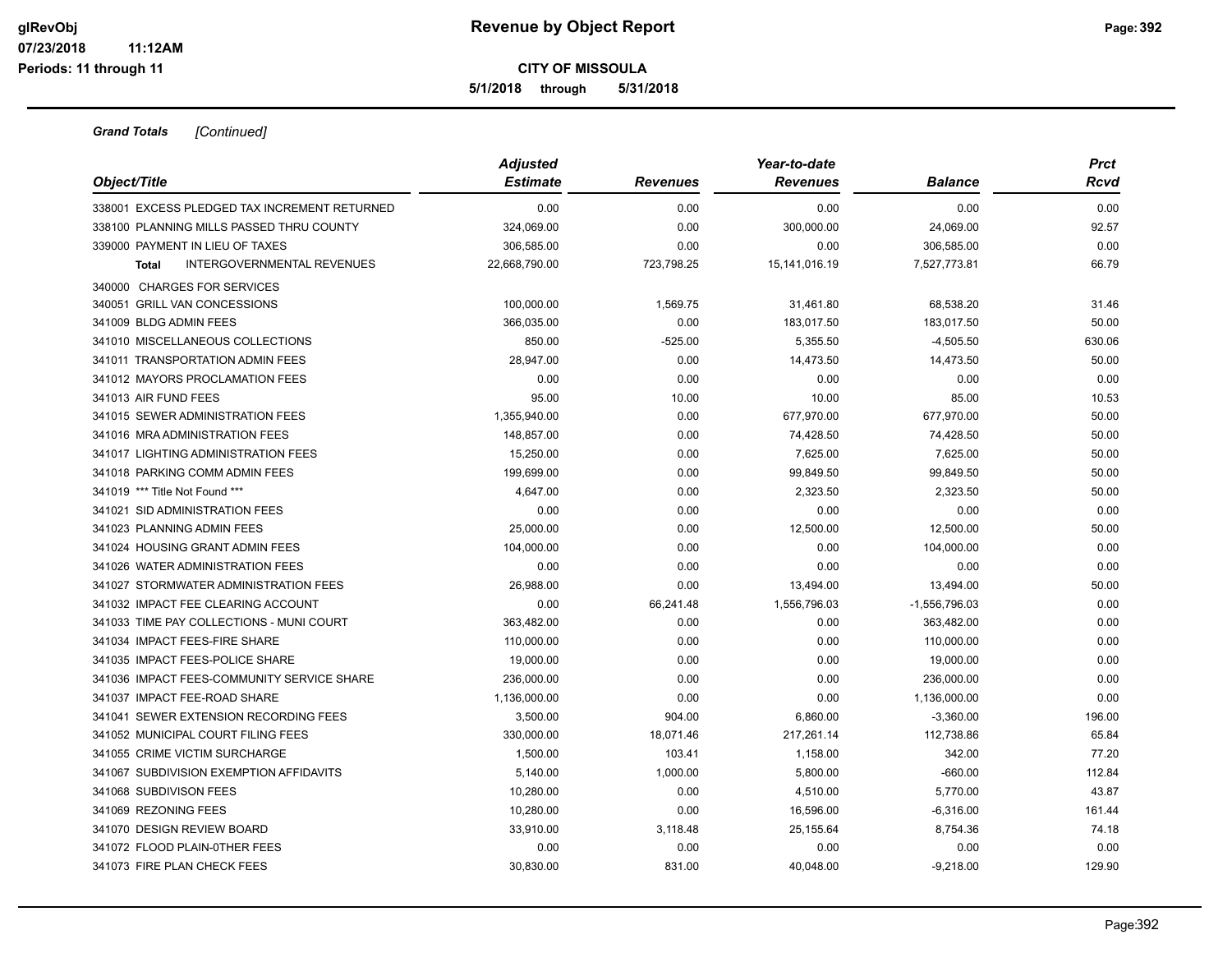**Revenue by Object Report**

**CITY OF MISSOULA**

**5/1/2018 through 5/31/2018**

***Grand Totals*** *[Continued]*

| Object/Title | Adjusted Estimate | Revenues | Year-to-date Revenues | Balance | Prct Rcvd |
|---|---|---|---|---|---|
| 338001 EXCESS PLEDGED TAX INCREMENT RETURNED | 0.00 | 0.00 | 0.00 | 0.00 | 0.00 |
| 338100 PLANNING MILLS PASSED THRU COUNTY | 324,069.00 | 0.00 | 300,000.00 | 24,069.00 | 92.57 |
| 339000 PAYMENT IN LIEU OF TAXES | 306,585.00 | 0.00 | 0.00 | 306,585.00 | 0.00 |
| **Total** INTERGOVERNMENTAL REVENUES | 22,668,790.00 | 723,798.25 | 15,141,016.19 | 7,527,773.81 | 66.79 |
| 340000 CHARGES FOR SERVICES | | | | | |
| 340051 GRILL VAN CONCESSIONS | 100,000.00 | 1,569.75 | 31,461.80 | 68,538.20 | 31.46 |
| 341009 BLDG ADMIN FEES | 366,035.00 | 0.00 | 183,017.50 | 183,017.50 | 50.00 |
| 341010 MISCELLANEOUS COLLECTIONS | 850.00 | -525.00 | 5,355.50 | -4,505.50 | 630.06 |
| 341011 TRANSPORTATION ADMIN FEES | 28,947.00 | 0.00 | 14,473.50 | 14,473.50 | 50.00 |
| 341012 MAYORS PROCLAMATION FEES | 0.00 | 0.00 | 0.00 | 0.00 | 0.00 |
| 341013 AIR FUND FEES | 95.00 | 10.00 | 10.00 | 85.00 | 10.53 |
| 341015 SEWER ADMINISTRATION FEES | 1,355,940.00 | 0.00 | 677,970.00 | 677,970.00 | 50.00 |
| 341016 MRA ADMINISTRATION FEES | 148,857.00 | 0.00 | 74,428.50 | 74,428.50 | 50.00 |
| 341017 LIGHTING ADMINISTRATION FEES | 15,250.00 | 0.00 | 7,625.00 | 7,625.00 | 50.00 |
| 341018 PARKING COMM ADMIN FEES | 199,699.00 | 0.00 | 99,849.50 | 99,849.50 | 50.00 |
| 341019 *** Title Not Found *** | 4,647.00 | 0.00 | 2,323.50 | 2,323.50 | 50.00 |
| 341021 SID ADMINISTRATION FEES | 0.00 | 0.00 | 0.00 | 0.00 | 0.00 |
| 341023 PLANNING ADMIN FEES | 25,000.00 | 0.00 | 12,500.00 | 12,500.00 | 50.00 |
| 341024 HOUSING GRANT ADMIN FEES | 104,000.00 | 0.00 | 0.00 | 104,000.00 | 0.00 |
| 341026 WATER ADMINISTRATION FEES | 0.00 | 0.00 | 0.00 | 0.00 | 0.00 |
| 341027 STORMWATER ADMINISTRATION FEES | 26,988.00 | 0.00 | 13,494.00 | 13,494.00 | 50.00 |
| 341032 IMPACT FEE CLEARING ACCOUNT | 0.00 | 66,241.48 | 1,556,796.03 | -1,556,796.03 | 0.00 |
| 341033 TIME PAY COLLECTIONS - MUNI COURT | 363,482.00 | 0.00 | 0.00 | 363,482.00 | 0.00 |
| 341034 IMPACT FEES-FIRE SHARE | 110,000.00 | 0.00 | 0.00 | 110,000.00 | 0.00 |
| 341035 IMPACT FEES-POLICE SHARE | 19,000.00 | 0.00 | 0.00 | 19,000.00 | 0.00 |
| 341036 IMPACT FEES-COMMUNITY SERVICE SHARE | 236,000.00 | 0.00 | 0.00 | 236,000.00 | 0.00 |
| 341037 IMPACT FEE-ROAD SHARE | 1,136,000.00 | 0.00 | 0.00 | 1,136,000.00 | 0.00 |
| 341041 SEWER EXTENSION RECORDING FEES | 3,500.00 | 904.00 | 6,860.00 | -3,360.00 | 196.00 |
| 341052 MUNICIPAL COURT FILING FEES | 330,000.00 | 18,071.46 | 217,261.14 | 112,738.86 | 65.84 |
| 341055 CRIME VICTIM SURCHARGE | 1,500.00 | 103.41 | 1,158.00 | 342.00 | 77.20 |
| 341067 SUBDIVISION EXEMPTION AFFIDAVITS | 5,140.00 | 1,000.00 | 5,800.00 | -660.00 | 112.84 |
| 341068 SUBDIVISON FEES | 10,280.00 | 0.00 | 4,510.00 | 5,770.00 | 43.87 |
| 341069 REZONING FEES | 10,280.00 | 0.00 | 16,596.00 | -6,316.00 | 161.44 |
| 341070 DESIGN REVIEW BOARD | 33,910.00 | 3,118.48 | 25,155.64 | 8,754.36 | 74.18 |
| 341072 FLOOD PLAIN-0THER FEES | 0.00 | 0.00 | 0.00 | 0.00 | 0.00 |
| 341073 FIRE PLAN CHECK FEES | 30,830.00 | 831.00 | 40,048.00 | -9,218.00 | 129.90 |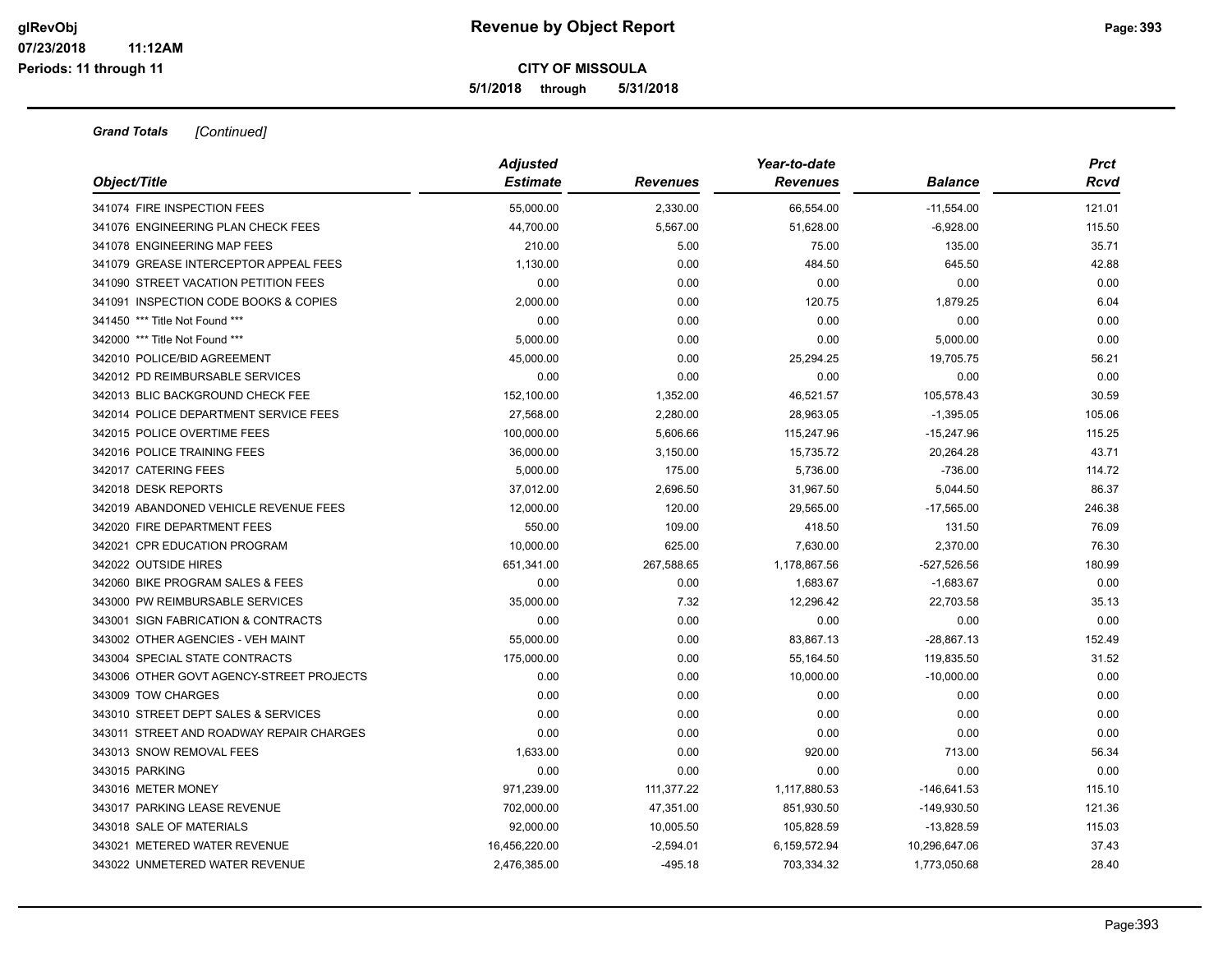**Revenue by Object Report**

**CITY OF MISSOULA**

**5/1/2018 through 5/31/2018**

glRevObj
07/23/2018 11:12AM
Periods: 11 through 11

***Grand Totals*** *[Continued]*

| Object/Title | Adjusted Estimate | Revenues | Year-to-date Revenues | Balance | Prct Rcvd |
|---|---|---|---|---|---|
| 341074 FIRE INSPECTION FEES | 55,000.00 | 2,330.00 | 66,554.00 | -11,554.00 | 121.01 |
| 341076 ENGINEERING PLAN CHECK FEES | 44,700.00 | 5,567.00 | 51,628.00 | -6,928.00 | 115.50 |
| 341078 ENGINEERING MAP FEES | 210.00 | 5.00 | 75.00 | 135.00 | 35.71 |
| 341079 GREASE INTERCEPTOR APPEAL FEES | 1,130.00 | 0.00 | 484.50 | 645.50 | 42.88 |
| 341090 STREET VACATION PETITION FEES | 0.00 | 0.00 | 0.00 | 0.00 | 0.00 |
| 341091 INSPECTION CODE BOOKS & COPIES | 2,000.00 | 0.00 | 120.75 | 1,879.25 | 6.04 |
| 341450 *** Title Not Found *** | 0.00 | 0.00 | 0.00 | 0.00 | 0.00 |
| 342000 *** Title Not Found *** | 5,000.00 | 0.00 | 0.00 | 5,000.00 | 0.00 |
| 342010 POLICE/BID AGREEMENT | 45,000.00 | 0.00 | 25,294.25 | 19,705.75 | 56.21 |
| 342012 PD REIMBURSABLE SERVICES | 0.00 | 0.00 | 0.00 | 0.00 | 0.00 |
| 342013 BLIC BACKGROUND CHECK FEE | 152,100.00 | 1,352.00 | 46,521.57 | 105,578.43 | 30.59 |
| 342014 POLICE DEPARTMENT SERVICE FEES | 27,568.00 | 2,280.00 | 28,963.05 | -1,395.05 | 105.06 |
| 342015 POLICE OVERTIME FEES | 100,000.00 | 5,606.66 | 115,247.96 | -15,247.96 | 115.25 |
| 342016 POLICE TRAINING FEES | 36,000.00 | 3,150.00 | 15,735.72 | 20,264.28 | 43.71 |
| 342017 CATERING FEES | 5,000.00 | 175.00 | 5,736.00 | -736.00 | 114.72 |
| 342018 DESK REPORTS | 37,012.00 | 2,696.50 | 31,967.50 | 5,044.50 | 86.37 |
| 342019 ABANDONED VEHICLE REVENUE FEES | 12,000.00 | 120.00 | 29,565.00 | -17,565.00 | 246.38 |
| 342020 FIRE DEPARTMENT FEES | 550.00 | 109.00 | 418.50 | 131.50 | 76.09 |
| 342021 CPR EDUCATION PROGRAM | 10,000.00 | 625.00 | 7,630.00 | 2,370.00 | 76.30 |
| 342022 OUTSIDE HIRES | 651,341.00 | 267,588.65 | 1,178,867.56 | -527,526.56 | 180.99 |
| 342060 BIKE PROGRAM SALES & FEES | 0.00 | 0.00 | 1,683.67 | -1,683.67 | 0.00 |
| 343000 PW REIMBURSABLE SERVICES | 35,000.00 | 7.32 | 12,296.42 | 22,703.58 | 35.13 |
| 343001 SIGN FABRICATION & CONTRACTS | 0.00 | 0.00 | 0.00 | 0.00 | 0.00 |
| 343002 OTHER AGENCIES - VEH MAINT | 55,000.00 | 0.00 | 83,867.13 | -28,867.13 | 152.49 |
| 343004 SPECIAL STATE CONTRACTS | 175,000.00 | 0.00 | 55,164.50 | 119,835.50 | 31.52 |
| 343006 OTHER GOVT AGENCY-STREET PROJECTS | 0.00 | 0.00 | 10,000.00 | -10,000.00 | 0.00 |
| 343009 TOW CHARGES | 0.00 | 0.00 | 0.00 | 0.00 | 0.00 |
| 343010 STREET DEPT SALES & SERVICES | 0.00 | 0.00 | 0.00 | 0.00 | 0.00 |
| 343011 STREET AND ROADWAY REPAIR CHARGES | 0.00 | 0.00 | 0.00 | 0.00 | 0.00 |
| 343013 SNOW REMOVAL FEES | 1,633.00 | 0.00 | 920.00 | 713.00 | 56.34 |
| 343015 PARKING | 0.00 | 0.00 | 0.00 | 0.00 | 0.00 |
| 343016 METER MONEY | 971,239.00 | 111,377.22 | 1,117,880.53 | -146,641.53 | 115.10 |
| 343017 PARKING LEASE REVENUE | 702,000.00 | 47,351.00 | 851,930.50 | -149,930.50 | 121.36 |
| 343018 SALE OF MATERIALS | 92,000.00 | 10,005.50 | 105,828.59 | -13,828.59 | 115.03 |
| 343021 METERED WATER REVENUE | 16,456,220.00 | -2,594.01 | 6,159,572.94 | 10,296,647.06 | 37.43 |
| 343022 UNMETERED WATER REVENUE | 2,476,385.00 | -495.18 | 703,334.32 | 1,773,050.68 | 28.40 |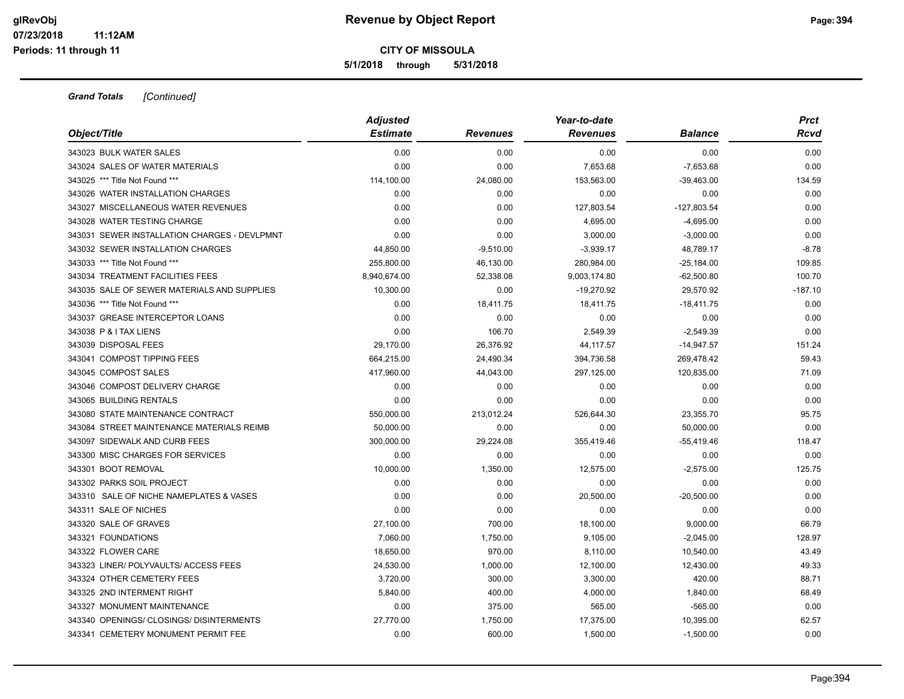**CITY OF MISSOULA**

**5/1/2018 through 5/31/2018**

***Grand Totals*** *[Continued]*

| Object/Title | Adjusted Estimate | Revenues | Year-to-date Revenues | Balance | Prct Rcvd |
|---|---|---|---|---|---|
| 343023 BULK WATER SALES | 0.00 | 0.00 | 0.00 | 0.00 | 0.00 |
| 343024 SALES OF WATER MATERIALS | 0.00 | 0.00 | 7,653.68 | -7,653.68 | 0.00 |
| 343025 *** Title Not Found *** | 114,100.00 | 24,080.00 | 153,563.00 | -39,463.00 | 134.59 |
| 343026 WATER INSTALLATION CHARGES | 0.00 | 0.00 | 0.00 | 0.00 | 0.00 |
| 343027 MISCELLANEOUS WATER REVENUES | 0.00 | 0.00 | 127,803.54 | -127,803.54 | 0.00 |
| 343028 WATER TESTING CHARGE | 0.00 | 0.00 | 4,695.00 | -4,695.00 | 0.00 |
| 343031 SEWER INSTALLATION CHARGES - DEVLPMNT | 0.00 | 0.00 | 3,000.00 | -3,000.00 | 0.00 |
| 343032 SEWER INSTALLATION CHARGES | 44,850.00 | -9,510.00 | -3,939.17 | 48,789.17 | -8.78 |
| 343033 *** Title Not Found *** | 255,800.00 | 46,130.00 | 280,984.00 | -25,184.00 | 109.85 |
| 343034 TREATMENT FACILITIES FEES | 8,940,674.00 | 52,338.08 | 9,003,174.80 | -62,500.80 | 100.70 |
| 343035 SALE OF SEWER MATERIALS AND SUPPLIES | 10,300.00 | 0.00 | -19,270.92 | 29,570.92 | -187.10 |
| 343036 *** Title Not Found *** | 0.00 | 18,411.75 | 18,411.75 | -18,411.75 | 0.00 |
| 343037 GREASE INTERCEPTOR LOANS | 0.00 | 0.00 | 0.00 | 0.00 | 0.00 |
| 343038 P & I TAX LIENS | 0.00 | 106.70 | 2,549.39 | -2,549.39 | 0.00 |
| 343039 DISPOSAL FEES | 29,170.00 | 26,376.92 | 44,117.57 | -14,947.57 | 151.24 |
| 343041 COMPOST TIPPING FEES | 664,215.00 | 24,490.34 | 394,736.58 | 269,478.42 | 59.43 |
| 343045 COMPOST SALES | 417,960.00 | 44,043.00 | 297,125.00 | 120,835.00 | 71.09 |
| 343046 COMPOST DELIVERY CHARGE | 0.00 | 0.00 | 0.00 | 0.00 | 0.00 |
| 343065 BUILDING RENTALS | 0.00 | 0.00 | 0.00 | 0.00 | 0.00 |
| 343080 STATE MAINTENANCE CONTRACT | 550,000.00 | 213,012.24 | 526,644.30 | 23,355.70 | 95.75 |
| 343084 STREET MAINTENANCE MATERIALS REIMB | 50,000.00 | 0.00 | 0.00 | 50,000.00 | 0.00 |
| 343097 SIDEWALK AND CURB FEES | 300,000.00 | 29,224.08 | 355,419.46 | -55,419.46 | 118.47 |
| 343300 MISC CHARGES FOR SERVICES | 0.00 | 0.00 | 0.00 | 0.00 | 0.00 |
| 343301 BOOT REMOVAL | 10,000.00 | 1,350.00 | 12,575.00 | -2,575.00 | 125.75 |
| 343302 PARKS SOIL PROJECT | 0.00 | 0.00 | 0.00 | 0.00 | 0.00 |
| 343310 SALE OF NICHE NAMEPLATES & VASES | 0.00 | 0.00 | 20,500.00 | -20,500.00 | 0.00 |
| 343311 SALE OF NICHES | 0.00 | 0.00 | 0.00 | 0.00 | 0.00 |
| 343320 SALE OF GRAVES | 27,100.00 | 700.00 | 18,100.00 | 9,000.00 | 66.79 |
| 343321 FOUNDATIONS | 7,060.00 | 1,750.00 | 9,105.00 | -2,045.00 | 128.97 |
| 343322 FLOWER CARE | 18,650.00 | 970.00 | 8,110.00 | 10,540.00 | 43.49 |
| 343323 LINER/ POLYVAULTS/ ACCESS FEES | 24,530.00 | 1,000.00 | 12,100.00 | 12,430.00 | 49.33 |
| 343324 OTHER CEMETERY FEES | 3,720.00 | 300.00 | 3,300.00 | 420.00 | 88.71 |
| 343325 2ND INTERMENT RIGHT | 5,840.00 | 400.00 | 4,000.00 | 1,840.00 | 68.49 |
| 343327 MONUMENT MAINTENANCE | 0.00 | 375.00 | 565.00 | -565.00 | 0.00 |
| 343340 OPENINGS/ CLOSINGS/ DISINTERMENTS | 27,770.00 | 1,750.00 | 17,375.00 | 10,395.00 | 62.57 |
| 343341 CEMETERY MONUMENT PERMIT FEE | 0.00 | 600.00 | 1,500.00 | -1,500.00 | 0.00 |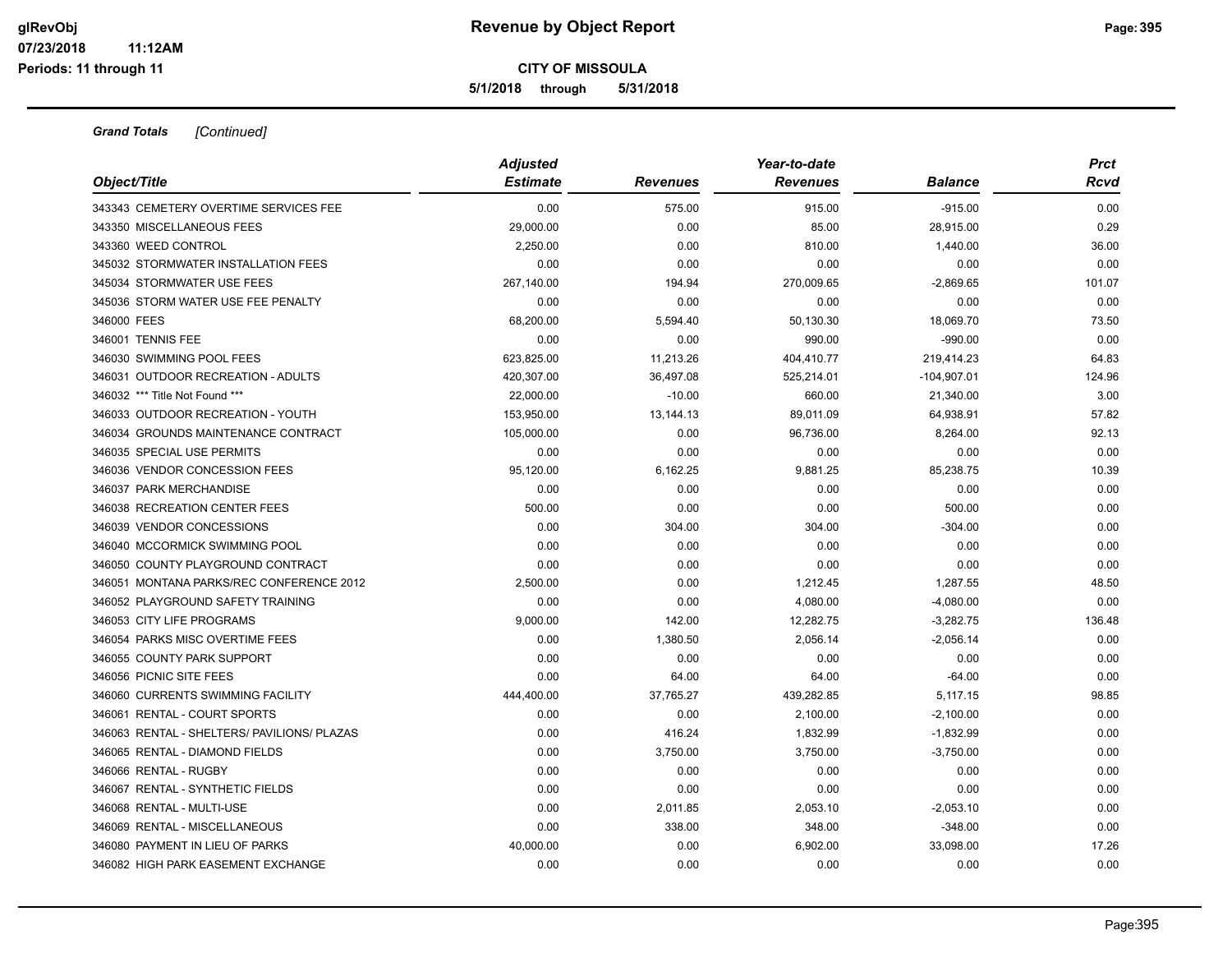**Grand Totals** *[Continued]*

| Object/Title | Adjusted Estimate | Revenues | Year-to-date Revenues | Balance | Prct Rcvd |
|---|---|---|---|---|---|
| 343343 CEMETERY OVERTIME SERVICES FEE | 0.00 | 575.00 | 915.00 | -915.00 | 0.00 |
| 343350 MISCELLANEOUS FEES | 29,000.00 | 0.00 | 85.00 | 28,915.00 | 0.29 |
| 343360 WEED CONTROL | 2,250.00 | 0.00 | 810.00 | 1,440.00 | 36.00 |
| 345032 STORMWATER INSTALLATION FEES | 0.00 | 0.00 | 0.00 | 0.00 | 0.00 |
| 345034 STORMWATER USE FEES | 267,140.00 | 194.94 | 270,009.65 | -2,869.65 | 101.07 |
| 345036 STORM WATER USE FEE PENALTY | 0.00 | 0.00 | 0.00 | 0.00 | 0.00 |
| 346000 FEES | 68,200.00 | 5,594.40 | 50,130.30 | 18,069.70 | 73.50 |
| 346001 TENNIS FEE | 0.00 | 0.00 | 990.00 | -990.00 | 0.00 |
| 346030 SWIMMING POOL FEES | 623,825.00 | 11,213.26 | 404,410.77 | 219,414.23 | 64.83 |
| 346031 OUTDOOR RECREATION - ADULTS | 420,307.00 | 36,497.08 | 525,214.01 | -104,907.01 | 124.96 |
| 346032 *** Title Not Found *** | 22,000.00 | -10.00 | 660.00 | 21,340.00 | 3.00 |
| 346033 OUTDOOR RECREATION - YOUTH | 153,950.00 | 13,144.13 | 89,011.09 | 64,938.91 | 57.82 |
| 346034 GROUNDS MAINTENANCE CONTRACT | 105,000.00 | 0.00 | 96,736.00 | 8,264.00 | 92.13 |
| 346035 SPECIAL USE PERMITS | 0.00 | 0.00 | 0.00 | 0.00 | 0.00 |
| 346036 VENDOR CONCESSION FEES | 95,120.00 | 6,162.25 | 9,881.25 | 85,238.75 | 10.39 |
| 346037 PARK MERCHANDISE | 0.00 | 0.00 | 0.00 | 0.00 | 0.00 |
| 346038 RECREATION CENTER FEES | 500.00 | 0.00 | 0.00 | 500.00 | 0.00 |
| 346039 VENDOR CONCESSIONS | 0.00 | 304.00 | 304.00 | -304.00 | 0.00 |
| 346040 MCCORMICK SWIMMING POOL | 0.00 | 0.00 | 0.00 | 0.00 | 0.00 |
| 346050 COUNTY PLAYGROUND CONTRACT | 0.00 | 0.00 | 0.00 | 0.00 | 0.00 |
| 346051 MONTANA PARKS/REC CONFERENCE 2012 | 2,500.00 | 0.00 | 1,212.45 | 1,287.55 | 48.50 |
| 346052 PLAYGROUND SAFETY TRAINING | 0.00 | 0.00 | 4,080.00 | -4,080.00 | 0.00 |
| 346053 CITY LIFE PROGRAMS | 9,000.00 | 142.00 | 12,282.75 | -3,282.75 | 136.48 |
| 346054 PARKS MISC OVERTIME FEES | 0.00 | 1,380.50 | 2,056.14 | -2,056.14 | 0.00 |
| 346055 COUNTY PARK SUPPORT | 0.00 | 0.00 | 0.00 | 0.00 | 0.00 |
| 346056 PICNIC SITE FEES | 0.00 | 64.00 | 64.00 | -64.00 | 0.00 |
| 346060 CURRENTS SWIMMING FACILITY | 444,400.00 | 37,765.27 | 439,282.85 | 5,117.15 | 98.85 |
| 346061 RENTAL - COURT SPORTS | 0.00 | 0.00 | 2,100.00 | -2,100.00 | 0.00 |
| 346063 RENTAL - SHELTERS/ PAVILIONS/ PLAZAS | 0.00 | 416.24 | 1,832.99 | -1,832.99 | 0.00 |
| 346065 RENTAL - DIAMOND FIELDS | 0.00 | 3,750.00 | 3,750.00 | -3,750.00 | 0.00 |
| 346066 RENTAL - RUGBY | 0.00 | 0.00 | 0.00 | 0.00 | 0.00 |
| 346067 RENTAL - SYNTHETIC FIELDS | 0.00 | 0.00 | 0.00 | 0.00 | 0.00 |
| 346068 RENTAL - MULTI-USE | 0.00 | 2,011.85 | 2,053.10 | -2,053.10 | 0.00 |
| 346069 RENTAL - MISCELLANEOUS | 0.00 | 338.00 | 348.00 | -348.00 | 0.00 |
| 346080 PAYMENT IN LIEU OF PARKS | 40,000.00 | 0.00 | 6,902.00 | 33,098.00 | 17.26 |
| 346082 HIGH PARK EASEMENT EXCHANGE | 0.00 | 0.00 | 0.00 | 0.00 | 0.00 |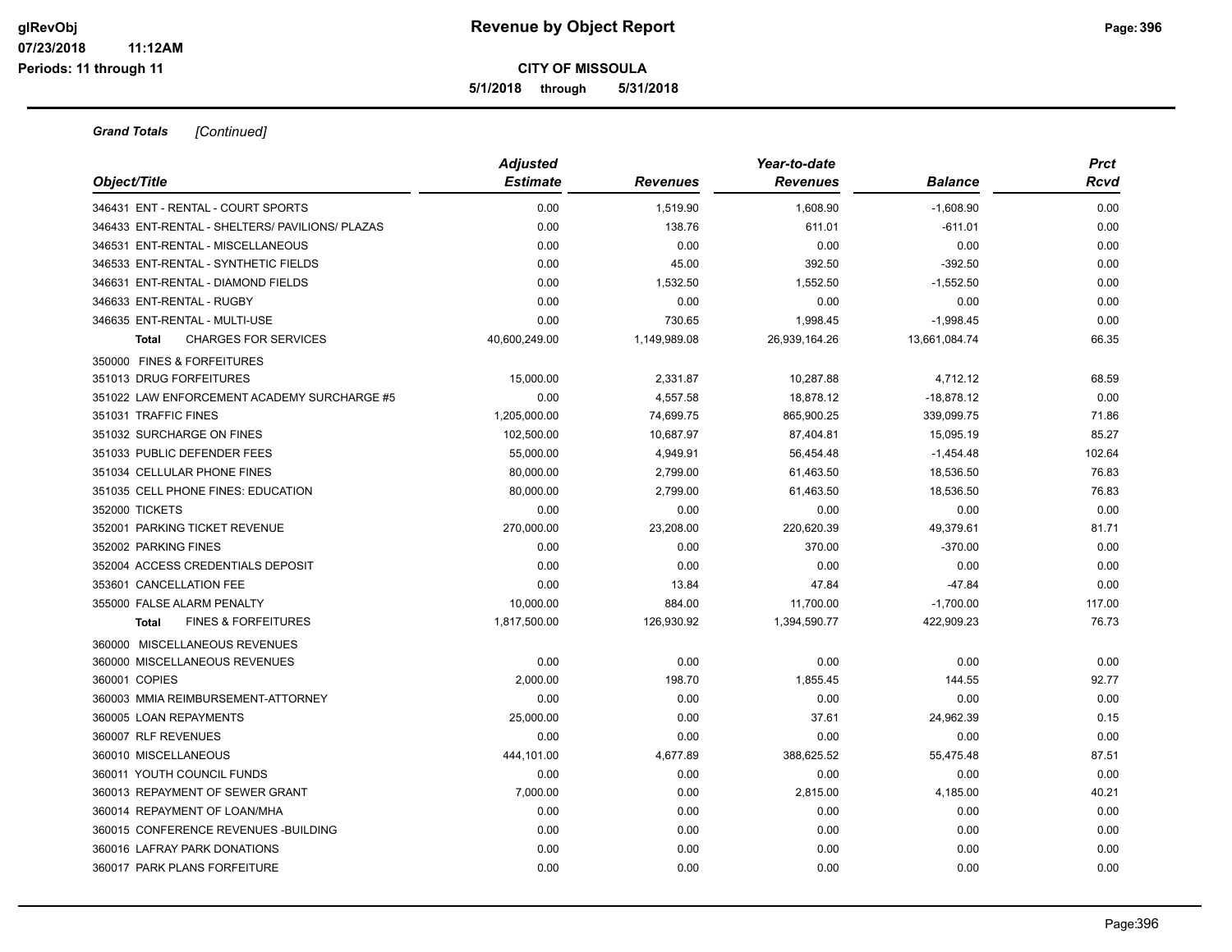**Revenue by Object Report**

**CITY OF MISSOULA**

**5/1/2018 through 5/31/2018**

glRevObj
07/23/2018 11:12AM
Periods: 11 through 11

***Grand Totals*** *[Continued]*

| Object/Title | Adjusted Estimate | Revenues | Year-to-date Revenues | Balance | Prct Rcvd |
|---|---|---|---|---|---|
| 346431 ENT - RENTAL - COURT SPORTS | 0.00 | 1,519.90 | 1,608.90 | -1,608.90 | 0.00 |
| 346433 ENT-RENTAL - SHELTERS/ PAVILIONS/ PLAZAS | 0.00 | 138.76 | 611.01 | -611.01 | 0.00 |
| 346531 ENT-RENTAL - MISCELLANEOUS | 0.00 | 0.00 | 0.00 | 0.00 | 0.00 |
| 346533 ENT-RENTAL - SYNTHETIC FIELDS | 0.00 | 45.00 | 392.50 | -392.50 | 0.00 |
| 346631 ENT-RENTAL - DIAMOND FIELDS | 0.00 | 1,532.50 | 1,552.50 | -1,552.50 | 0.00 |
| 346633 ENT-RENTAL - RUGBY | 0.00 | 0.00 | 0.00 | 0.00 | 0.00 |
| 346635 ENT-RENTAL - MULTI-USE | 0.00 | 730.65 | 1,998.45 | -1,998.45 | 0.00 |
| **Total** CHARGES FOR SERVICES | 40,600,249.00 | 1,149,989.08 | 26,939,164.26 | 13,661,084.74 | 66.35 |
| 350000 FINES & FORFEITURES | | | | | |
| 351013 DRUG FORFEITURES | 15,000.00 | 2,331.87 | 10,287.88 | 4,712.12 | 68.59 |
| 351022 LAW ENFORCEMENT ACADEMY SURCHARGE #5 | 0.00 | 4,557.58 | 18,878.12 | -18,878.12 | 0.00 |
| 351031 TRAFFIC FINES | 1,205,000.00 | 74,699.75 | 865,900.25 | 339,099.75 | 71.86 |
| 351032 SURCHARGE ON FINES | 102,500.00 | 10,687.97 | 87,404.81 | 15,095.19 | 85.27 |
| 351033 PUBLIC DEFENDER FEES | 55,000.00 | 4,949.91 | 56,454.48 | -1,454.48 | 102.64 |
| 351034 CELLULAR PHONE FINES | 80,000.00 | 2,799.00 | 61,463.50 | 18,536.50 | 76.83 |
| 351035 CELL PHONE FINES: EDUCATION | 80,000.00 | 2,799.00 | 61,463.50 | 18,536.50 | 76.83 |
| 352000 TICKETS | 0.00 | 0.00 | 0.00 | 0.00 | 0.00 |
| 352001 PARKING TICKET REVENUE | 270,000.00 | 23,208.00 | 220,620.39 | 49,379.61 | 81.71 |
| 352002 PARKING FINES | 0.00 | 0.00 | 370.00 | -370.00 | 0.00 |
| 352004 ACCESS CREDENTIALS DEPOSIT | 0.00 | 0.00 | 0.00 | 0.00 | 0.00 |
| 353601 CANCELLATION FEE | 0.00 | 13.84 | 47.84 | -47.84 | 0.00 |
| 355000 FALSE ALARM PENALTY | 10,000.00 | 884.00 | 11,700.00 | -1,700.00 | 117.00 |
| **Total** FINES & FORFEITURES | 1,817,500.00 | 126,930.92 | 1,394,590.77 | 422,909.23 | 76.73 |
| 360000 MISCELLANEOUS REVENUES | | | | | |
| 360000 MISCELLANEOUS REVENUES | 0.00 | 0.00 | 0.00 | 0.00 | 0.00 |
| 360001 COPIES | 2,000.00 | 198.70 | 1,855.45 | 144.55 | 92.77 |
| 360003 MMIA REIMBURSEMENT-ATTORNEY | 0.00 | 0.00 | 0.00 | 0.00 | 0.00 |
| 360005 LOAN REPAYMENTS | 25,000.00 | 0.00 | 37.61 | 24,962.39 | 0.15 |
| 360007 RLF REVENUES | 0.00 | 0.00 | 0.00 | 0.00 | 0.00 |
| 360010 MISCELLANEOUS | 444,101.00 | 4,677.89 | 388,625.52 | 55,475.48 | 87.51 |
| 360011 YOUTH COUNCIL FUNDS | 0.00 | 0.00 | 0.00 | 0.00 | 0.00 |
| 360013 REPAYMENT OF SEWER GRANT | 7,000.00 | 0.00 | 2,815.00 | 4,185.00 | 40.21 |
| 360014 REPAYMENT OF LOAN/MHA | 0.00 | 0.00 | 0.00 | 0.00 | 0.00 |
| 360015 CONFERENCE REVENUES -BUILDING | 0.00 | 0.00 | 0.00 | 0.00 | 0.00 |
| 360016 LAFRAY PARK DONATIONS | 0.00 | 0.00 | 0.00 | 0.00 | 0.00 |
| 360017 PARK PLANS FORFEITURE | 0.00 | 0.00 | 0.00 | 0.00 | 0.00 |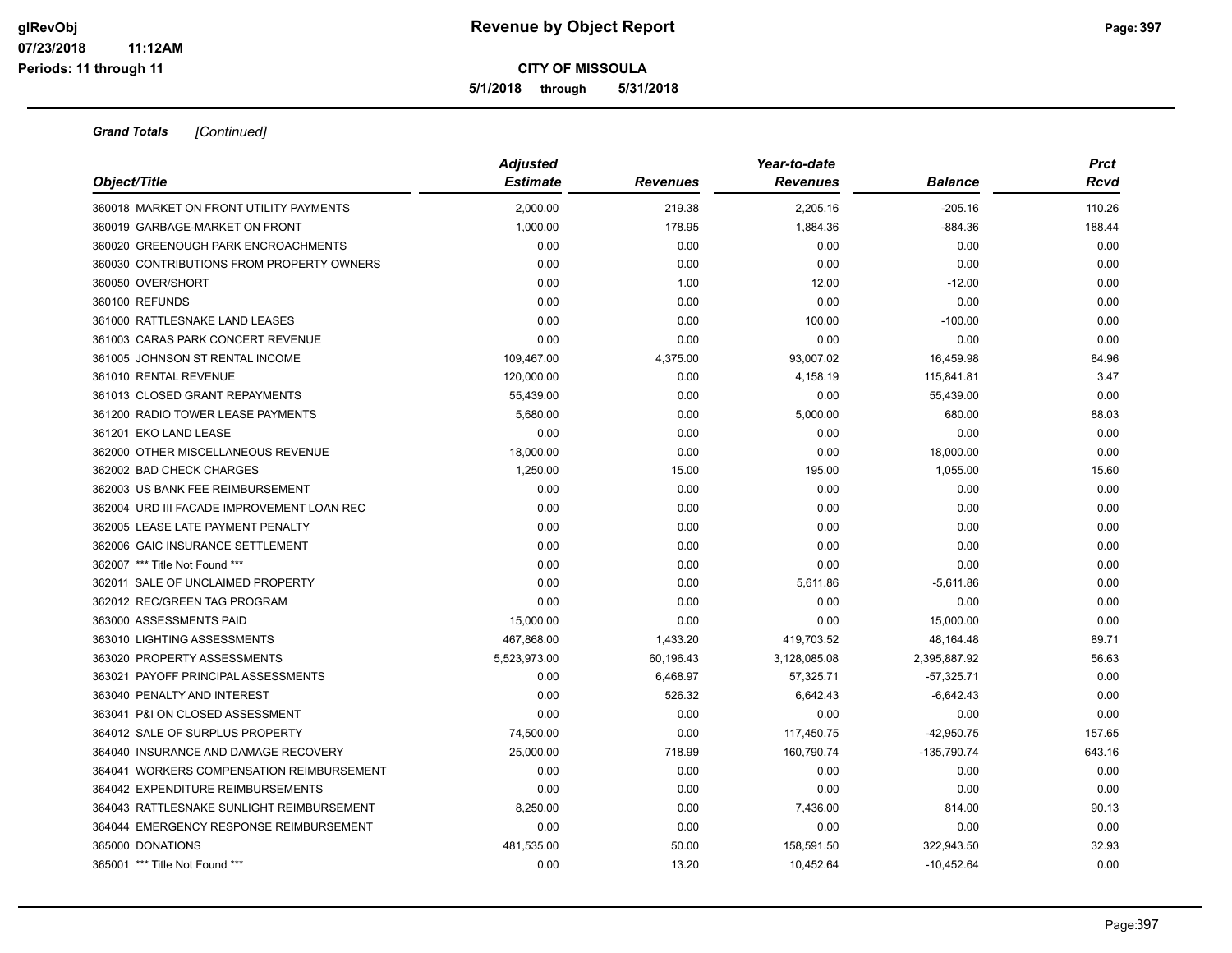**CITY OF MISSOULA**

**5/1/2018 through 5/31/2018**

***Grand Totals*** *[Continued]*

| *Object/Title* | *Adjusted Estimate* | *Revenues* | *Year-to-date Revenues* | *Balance* | *Prct Rcvd* |
|---|---|---|---|---|---|
| 360018 MARKET ON FRONT UTILITY PAYMENTS | 2,000.00 | 219.38 | 2,205.16 | -205.16 | 110.26 |
| 360019 GARBAGE-MARKET ON FRONT | 1,000.00 | 178.95 | 1,884.36 | -884.36 | 188.44 |
| 360020 GREENOUGH PARK ENCROACHMENTS | 0.00 | 0.00 | 0.00 | 0.00 | 0.00 |
| 360030 CONTRIBUTIONS FROM PROPERTY OWNERS | 0.00 | 0.00 | 0.00 | 0.00 | 0.00 |
| 360050 OVER/SHORT | 0.00 | 1.00 | 12.00 | -12.00 | 0.00 |
| 360100 REFUNDS | 0.00 | 0.00 | 0.00 | 0.00 | 0.00 |
| 361000 RATTLESNAKE LAND LEASES | 0.00 | 0.00 | 100.00 | -100.00 | 0.00 |
| 361003 CARAS PARK CONCERT REVENUE | 0.00 | 0.00 | 0.00 | 0.00 | 0.00 |
| 361005 JOHNSON ST RENTAL INCOME | 109,467.00 | 4,375.00 | 93,007.02 | 16,459.98 | 84.96 |
| 361010 RENTAL REVENUE | 120,000.00 | 0.00 | 4,158.19 | 115,841.81 | 3.47 |
| 361013 CLOSED GRANT REPAYMENTS | 55,439.00 | 0.00 | 0.00 | 55,439.00 | 0.00 |
| 361200 RADIO TOWER LEASE PAYMENTS | 5,680.00 | 0.00 | 5,000.00 | 680.00 | 88.03 |
| 361201 EKO LAND LEASE | 0.00 | 0.00 | 0.00 | 0.00 | 0.00 |
| 362000 OTHER MISCELLANEOUS REVENUE | 18,000.00 | 0.00 | 0.00 | 18,000.00 | 0.00 |
| 362002 BAD CHECK CHARGES | 1,250.00 | 15.00 | 195.00 | 1,055.00 | 15.60 |
| 362003 US BANK FEE REIMBURSEMENT | 0.00 | 0.00 | 0.00 | 0.00 | 0.00 |
| 362004 URD III FACADE IMPROVEMENT LOAN REC | 0.00 | 0.00 | 0.00 | 0.00 | 0.00 |
| 362005 LEASE LATE PAYMENT PENALTY | 0.00 | 0.00 | 0.00 | 0.00 | 0.00 |
| 362006 GAIC INSURANCE SETTLEMENT | 0.00 | 0.00 | 0.00 | 0.00 | 0.00 |
| 362007 *** Title Not Found *** | 0.00 | 0.00 | 0.00 | 0.00 | 0.00 |
| 362011 SALE OF UNCLAIMED PROPERTY | 0.00 | 0.00 | 5,611.86 | -5,611.86 | 0.00 |
| 362012 REC/GREEN TAG PROGRAM | 0.00 | 0.00 | 0.00 | 0.00 | 0.00 |
| 363000 ASSESSMENTS PAID | 15,000.00 | 0.00 | 0.00 | 15,000.00 | 0.00 |
| 363010 LIGHTING ASSESSMENTS | 467,868.00 | 1,433.20 | 419,703.52 | 48,164.48 | 89.71 |
| 363020 PROPERTY ASSESSMENTS | 5,523,973.00 | 60,196.43 | 3,128,085.08 | 2,395,887.92 | 56.63 |
| 363021 PAYOFF PRINCIPAL ASSESSMENTS | 0.00 | 6,468.97 | 57,325.71 | -57,325.71 | 0.00 |
| 363040 PENALTY AND INTEREST | 0.00 | 526.32 | 6,642.43 | -6,642.43 | 0.00 |
| 363041 P&I ON CLOSED ASSESSMENT | 0.00 | 0.00 | 0.00 | 0.00 | 0.00 |
| 364012 SALE OF SURPLUS PROPERTY | 74,500.00 | 0.00 | 117,450.75 | -42,950.75 | 157.65 |
| 364040 INSURANCE AND DAMAGE RECOVERY | 25,000.00 | 718.99 | 160,790.74 | -135,790.74 | 643.16 |
| 364041 WORKERS COMPENSATION REIMBURSEMENT | 0.00 | 0.00 | 0.00 | 0.00 | 0.00 |
| 364042 EXPENDITURE REIMBURSEMENTS | 0.00 | 0.00 | 0.00 | 0.00 | 0.00 |
| 364043 RATTLESNAKE SUNLIGHT REIMBURSEMENT | 8,250.00 | 0.00 | 7,436.00 | 814.00 | 90.13 |
| 364044 EMERGENCY RESPONSE REIMBURSEMENT | 0.00 | 0.00 | 0.00 | 0.00 | 0.00 |
| 365000 DONATIONS | 481,535.00 | 50.00 | 158,591.50 | 322,943.50 | 32.93 |
| 365001 *** Title Not Found *** | 0.00 | 13.20 | 10,452.64 | -10,452.64 | 0.00 |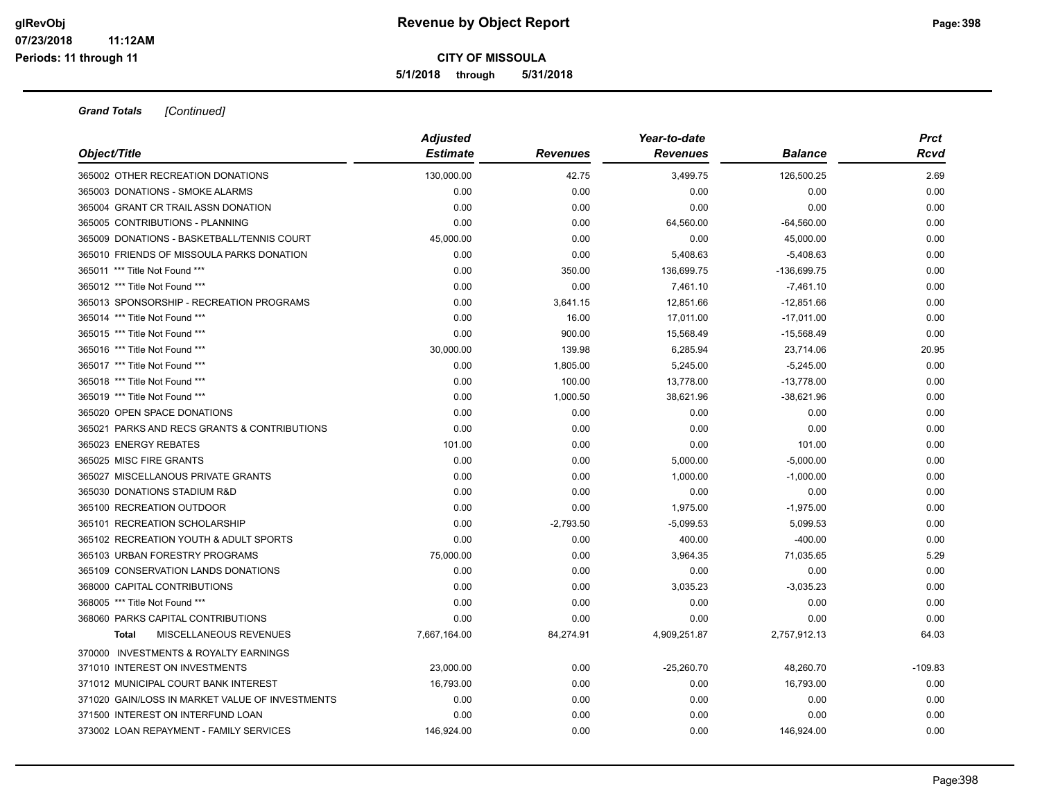**Revenue by Object Report**

**CITY OF MISSOULA**

**5/1/2018 through 5/31/2018**

glRevObj
07/23/2018 11:12AM
Periods: 11 through 11

***Grand Totals*** *[Continued]*

| Object/Title | Adjusted Estimate | Revenues | Year-to-date Revenues | Balance | Prct Rcvd |
|---|---|---|---|---|---|
| 365002 OTHER RECREATION DONATIONS | 130,000.00 | 42.75 | 3,499.75 | 126,500.25 | 2.69 |
| 365003 DONATIONS - SMOKE ALARMS | 0.00 | 0.00 | 0.00 | 0.00 | 0.00 |
| 365004 GRANT CR TRAIL ASSN DONATION | 0.00 | 0.00 | 0.00 | 0.00 | 0.00 |
| 365005 CONTRIBUTIONS - PLANNING | 0.00 | 0.00 | 64,560.00 | -64,560.00 | 0.00 |
| 365009 DONATIONS - BASKETBALL/TENNIS COURT | 45,000.00 | 0.00 | 0.00 | 45,000.00 | 0.00 |
| 365010 FRIENDS OF MISSOULA PARKS DONATION | 0.00 | 0.00 | 5,408.63 | -5,408.63 | 0.00 |
| 365011 *** Title Not Found *** | 0.00 | 350.00 | 136,699.75 | -136,699.75 | 0.00 |
| 365012 *** Title Not Found *** | 0.00 | 0.00 | 7,461.10 | -7,461.10 | 0.00 |
| 365013 SPONSORSHIP - RECREATION PROGRAMS | 0.00 | 3,641.15 | 12,851.66 | -12,851.66 | 0.00 |
| 365014 *** Title Not Found *** | 0.00 | 16.00 | 17,011.00 | -17,011.00 | 0.00 |
| 365015 *** Title Not Found *** | 0.00 | 900.00 | 15,568.49 | -15,568.49 | 0.00 |
| 365016 *** Title Not Found *** | 30,000.00 | 139.98 | 6,285.94 | 23,714.06 | 20.95 |
| 365017 *** Title Not Found *** | 0.00 | 1,805.00 | 5,245.00 | -5,245.00 | 0.00 |
| 365018 *** Title Not Found *** | 0.00 | 100.00 | 13,778.00 | -13,778.00 | 0.00 |
| 365019 *** Title Not Found *** | 0.00 | 1,000.50 | 38,621.96 | -38,621.96 | 0.00 |
| 365020 OPEN SPACE DONATIONS | 0.00 | 0.00 | 0.00 | 0.00 | 0.00 |
| 365021 PARKS AND RECS GRANTS & CONTRIBUTIONS | 0.00 | 0.00 | 0.00 | 0.00 | 0.00 |
| 365023 ENERGY REBATES | 101.00 | 0.00 | 0.00 | 101.00 | 0.00 |
| 365025 MISC FIRE GRANTS | 0.00 | 0.00 | 5,000.00 | -5,000.00 | 0.00 |
| 365027 MISCELLANOUS PRIVATE GRANTS | 0.00 | 0.00 | 1,000.00 | -1,000.00 | 0.00 |
| 365030 DONATIONS STADIUM R&D | 0.00 | 0.00 | 0.00 | 0.00 | 0.00 |
| 365100 RECREATION OUTDOOR | 0.00 | 0.00 | 1,975.00 | -1,975.00 | 0.00 |
| 365101 RECREATION SCHOLARSHIP | 0.00 | -2,793.50 | -5,099.53 | 5,099.53 | 0.00 |
| 365102 RECREATION YOUTH & ADULT SPORTS | 0.00 | 0.00 | 400.00 | -400.00 | 0.00 |
| 365103 URBAN FORESTRY PROGRAMS | 75,000.00 | 0.00 | 3,964.35 | 71,035.65 | 5.29 |
| 365109 CONSERVATION LANDS DONATIONS | 0.00 | 0.00 | 0.00 | 0.00 | 0.00 |
| 368000 CAPITAL CONTRIBUTIONS | 0.00 | 0.00 | 3,035.23 | -3,035.23 | 0.00 |
| 368005 *** Title Not Found *** | 0.00 | 0.00 | 0.00 | 0.00 | 0.00 |
| 368060 PARKS CAPITAL CONTRIBUTIONS | 0.00 | 0.00 | 0.00 | 0.00 | 0.00 |
| **Total** MISCELLANEOUS REVENUES | 7,667,164.00 | 84,274.91 | 4,909,251.87 | 2,757,912.13 | 64.03 |
| 370000 INVESTMENTS & ROYALTY EARNINGS | | | | | |
| 371010 INTEREST ON INVESTMENTS | 23,000.00 | 0.00 | -25,260.70 | 48,260.70 | -109.83 |
| 371012 MUNICIPAL COURT BANK INTEREST | 16,793.00 | 0.00 | 0.00 | 16,793.00 | 0.00 |
| 371020 GAIN/LOSS IN MARKET VALUE OF INVESTMENTS | 0.00 | 0.00 | 0.00 | 0.00 | 0.00 |
| 371500 INTEREST ON INTERFUND LOAN | 0.00 | 0.00 | 0.00 | 0.00 | 0.00 |
| 373002 LOAN REPAYMENT - FAMILY SERVICES | 146,924.00 | 0.00 | 0.00 | 146,924.00 | 0.00 |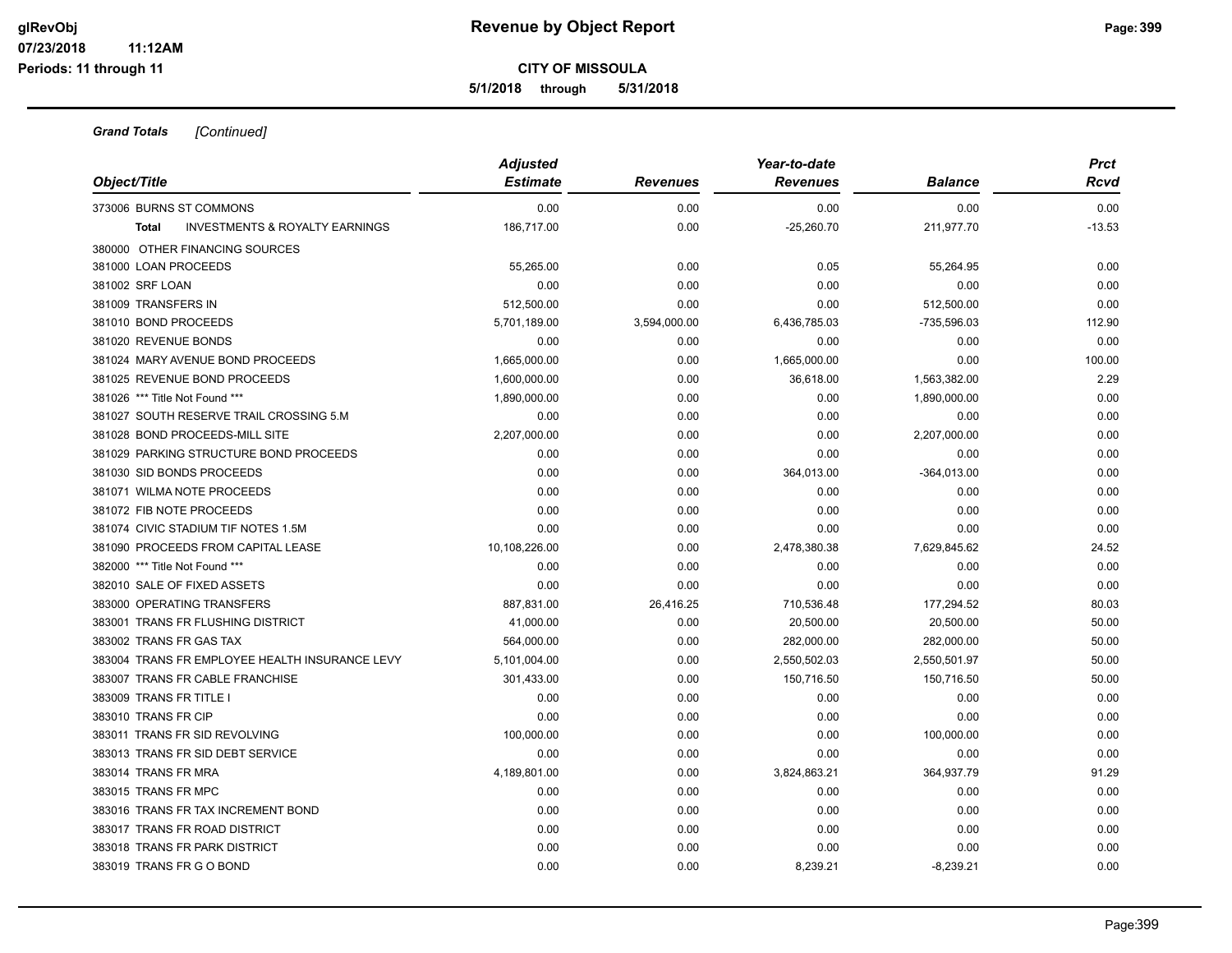**Grand Totals** *[Continued]*

| Object/Title | Adjusted Estimate | Revenues | Year-to-date Revenues | Balance | Prct Rcvd |
|---|---|---|---|---|---|
| 373006 BURNS ST COMMONS | 0.00 | 0.00 | 0.00 | 0.00 | 0.00 |
| **Total** INVESTMENTS & ROYALTY EARNINGS | 186,717.00 | 0.00 | -25,260.70 | 211,977.70 | -13.53 |
| 380000 OTHER FINANCING SOURCES | | | | | |
| 381000 LOAN PROCEEDS | 55,265.00 | 0.00 | 0.05 | 55,264.95 | 0.00 |
| 381002 SRF LOAN | 0.00 | 0.00 | 0.00 | 0.00 | 0.00 |
| 381009 TRANSFERS IN | 512,500.00 | 0.00 | 0.00 | 512,500.00 | 0.00 |
| 381010 BOND PROCEEDS | 5,701,189.00 | 3,594,000.00 | 6,436,785.03 | -735,596.03 | 112.90 |
| 381020 REVENUE BONDS | 0.00 | 0.00 | 0.00 | 0.00 | 0.00 |
| 381024 MARY AVENUE BOND PROCEEDS | 1,665,000.00 | 0.00 | 1,665,000.00 | 0.00 | 100.00 |
| 381025 REVENUE BOND PROCEEDS | 1,600,000.00 | 0.00 | 36,618.00 | 1,563,382.00 | 2.29 |
| 381026 *** Title Not Found *** | 1,890,000.00 | 0.00 | 0.00 | 1,890,000.00 | 0.00 |
| 381027 SOUTH RESERVE TRAIL CROSSING 5.M | 0.00 | 0.00 | 0.00 | 0.00 | 0.00 |
| 381028 BOND PROCEEDS-MILL SITE | 2,207,000.00 | 0.00 | 0.00 | 2,207,000.00 | 0.00 |
| 381029 PARKING STRUCTURE BOND PROCEEDS | 0.00 | 0.00 | 0.00 | 0.00 | 0.00 |
| 381030 SID BONDS PROCEEDS | 0.00 | 0.00 | 364,013.00 | -364,013.00 | 0.00 |
| 381071 WILMA NOTE PROCEEDS | 0.00 | 0.00 | 0.00 | 0.00 | 0.00 |
| 381072 FIB NOTE PROCEEDS | 0.00 | 0.00 | 0.00 | 0.00 | 0.00 |
| 381074 CIVIC STADIUM TIF NOTES 1.5M | 0.00 | 0.00 | 0.00 | 0.00 | 0.00 |
| 381090 PROCEEDS FROM CAPITAL LEASE | 10,108,226.00 | 0.00 | 2,478,380.38 | 7,629,845.62 | 24.52 |
| 382000 *** Title Not Found *** | 0.00 | 0.00 | 0.00 | 0.00 | 0.00 |
| 382010 SALE OF FIXED ASSETS | 0.00 | 0.00 | 0.00 | 0.00 | 0.00 |
| 383000 OPERATING TRANSFERS | 887,831.00 | 26,416.25 | 710,536.48 | 177,294.52 | 80.03 |
| 383001 TRANS FR FLUSHING DISTRICT | 41,000.00 | 0.00 | 20,500.00 | 20,500.00 | 50.00 |
| 383002 TRANS FR GAS TAX | 564,000.00 | 0.00 | 282,000.00 | 282,000.00 | 50.00 |
| 383004 TRANS FR EMPLOYEE HEALTH INSURANCE LEVY | 5,101,004.00 | 0.00 | 2,550,502.03 | 2,550,501.97 | 50.00 |
| 383007 TRANS FR CABLE FRANCHISE | 301,433.00 | 0.00 | 150,716.50 | 150,716.50 | 50.00 |
| 383009 TRANS FR TITLE I | 0.00 | 0.00 | 0.00 | 0.00 | 0.00 |
| 383010 TRANS FR CIP | 0.00 | 0.00 | 0.00 | 0.00 | 0.00 |
| 383011 TRANS FR SID REVOLVING | 100,000.00 | 0.00 | 0.00 | 100,000.00 | 0.00 |
| 383013 TRANS FR SID DEBT SERVICE | 0.00 | 0.00 | 0.00 | 0.00 | 0.00 |
| 383014 TRANS FR MRA | 4,189,801.00 | 0.00 | 3,824,863.21 | 364,937.79 | 91.29 |
| 383015 TRANS FR MPC | 0.00 | 0.00 | 0.00 | 0.00 | 0.00 |
| 383016 TRANS FR TAX INCREMENT BOND | 0.00 | 0.00 | 0.00 | 0.00 | 0.00 |
| 383017 TRANS FR ROAD DISTRICT | 0.00 | 0.00 | 0.00 | 0.00 | 0.00 |
| 383018 TRANS FR PARK DISTRICT | 0.00 | 0.00 | 0.00 | 0.00 | 0.00 |
| 383019 TRANS FR G O BOND | 0.00 | 0.00 | 8,239.21 | -8,239.21 | 0.00 |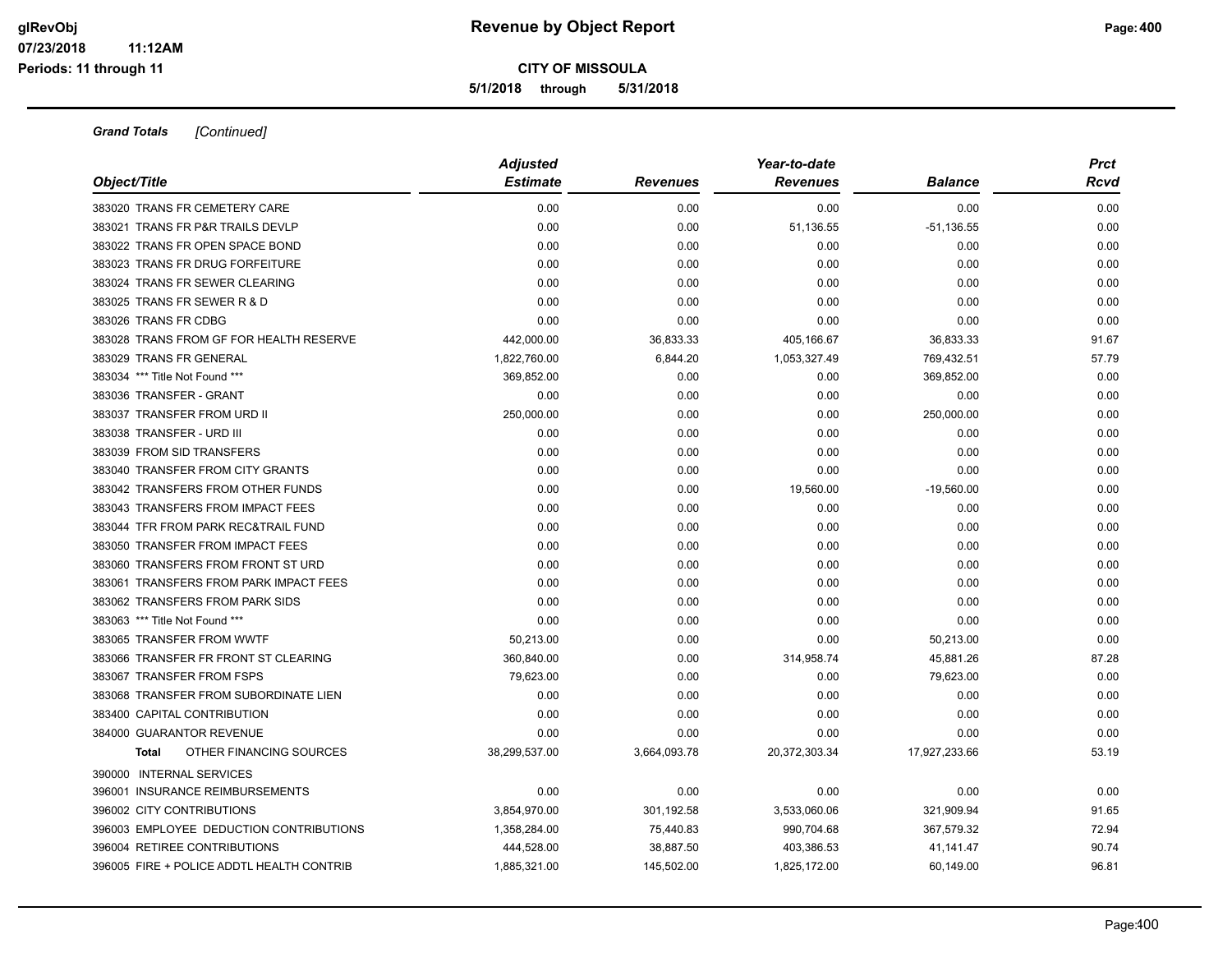**CITY OF MISSOULA**

**5/1/2018 through 5/31/2018**

***Grand Totals*** *[Continued]*

| Object/Title | Adjusted Estimate | Revenues | Year-to-date Revenues | Balance | Prct Rcvd |
|---|---|---|---|---|---|
| 383020 TRANS FR CEMETERY CARE | 0.00 | 0.00 | 0.00 | 0.00 | 0.00 |
| 383021 TRANS FR P&R TRAILS DEVLP | 0.00 | 0.00 | 51,136.55 | -51,136.55 | 0.00 |
| 383022 TRANS FR OPEN SPACE BOND | 0.00 | 0.00 | 0.00 | 0.00 | 0.00 |
| 383023 TRANS FR DRUG FORFEITURE | 0.00 | 0.00 | 0.00 | 0.00 | 0.00 |
| 383024 TRANS FR SEWER CLEARING | 0.00 | 0.00 | 0.00 | 0.00 | 0.00 |
| 383025 TRANS FR SEWER R & D | 0.00 | 0.00 | 0.00 | 0.00 | 0.00 |
| 383026 TRANS FR CDBG | 0.00 | 0.00 | 0.00 | 0.00 | 0.00 |
| 383028 TRANS FROM GF FOR HEALTH RESERVE | 442,000.00 | 36,833.33 | 405,166.67 | 36,833.33 | 91.67 |
| 383029 TRANS FR GENERAL | 1,822,760.00 | 6,844.20 | 1,053,327.49 | 769,432.51 | 57.79 |
| 383034 *** Title Not Found *** | 369,852.00 | 0.00 | 0.00 | 369,852.00 | 0.00 |
| 383036 TRANSFER - GRANT | 0.00 | 0.00 | 0.00 | 0.00 | 0.00 |
| 383037 TRANSFER FROM URD II | 250,000.00 | 0.00 | 0.00 | 250,000.00 | 0.00 |
| 383038 TRANSFER - URD III | 0.00 | 0.00 | 0.00 | 0.00 | 0.00 |
| 383039 FROM SID TRANSFERS | 0.00 | 0.00 | 0.00 | 0.00 | 0.00 |
| 383040 TRANSFER FROM CITY GRANTS | 0.00 | 0.00 | 0.00 | 0.00 | 0.00 |
| 383042 TRANSFERS FROM OTHER FUNDS | 0.00 | 0.00 | 19,560.00 | -19,560.00 | 0.00 |
| 383043 TRANSFERS FROM IMPACT FEES | 0.00 | 0.00 | 0.00 | 0.00 | 0.00 |
| 383044 TFR FROM PARK REC&TRAIL FUND | 0.00 | 0.00 | 0.00 | 0.00 | 0.00 |
| 383050 TRANSFER FROM IMPACT FEES | 0.00 | 0.00 | 0.00 | 0.00 | 0.00 |
| 383060 TRANSFERS FROM FRONT ST URD | 0.00 | 0.00 | 0.00 | 0.00 | 0.00 |
| 383061 TRANSFERS FROM PARK IMPACT FEES | 0.00 | 0.00 | 0.00 | 0.00 | 0.00 |
| 383062 TRANSFERS FROM PARK SIDS | 0.00 | 0.00 | 0.00 | 0.00 | 0.00 |
| 383063 *** Title Not Found *** | 0.00 | 0.00 | 0.00 | 0.00 | 0.00 |
| 383065 TRANSFER FROM WWTF | 50,213.00 | 0.00 | 0.00 | 50,213.00 | 0.00 |
| 383066 TRANSFER FR FRONT ST CLEARING | 360,840.00 | 0.00 | 314,958.74 | 45,881.26 | 87.28 |
| 383067 TRANSFER FROM FSPS | 79,623.00 | 0.00 | 0.00 | 79,623.00 | 0.00 |
| 383068 TRANSFER FROM SUBORDINATE LIEN | 0.00 | 0.00 | 0.00 | 0.00 | 0.00 |
| 383400 CAPITAL CONTRIBUTION | 0.00 | 0.00 | 0.00 | 0.00 | 0.00 |
| 384000 GUARANTOR REVENUE | 0.00 | 0.00 | 0.00 | 0.00 | 0.00 |
| **Total** OTHER FINANCING SOURCES | 38,299,537.00 | 3,664,093.78 | 20,372,303.34 | 17,927,233.66 | 53.19 |
| 390000 INTERNAL SERVICES | | | | | |
| 396001 INSURANCE REIMBURSEMENTS | 0.00 | 0.00 | 0.00 | 0.00 | 0.00 |
| 396002 CITY CONTRIBUTIONS | 3,854,970.00 | 301,192.58 | 3,533,060.06 | 321,909.94 | 91.65 |
| 396003 EMPLOYEE DEDUCTION CONTRIBUTIONS | 1,358,284.00 | 75,440.83 | 990,704.68 | 367,579.32 | 72.94 |
| 396004 RETIREE CONTRIBUTIONS | 444,528.00 | 38,887.50 | 403,386.53 | 41,141.47 | 90.74 |
| 396005 FIRE + POLICE ADDTL HEALTH CONTRIB | 1,885,321.00 | 145,502.00 | 1,825,172.00 | 60,149.00 | 96.81 |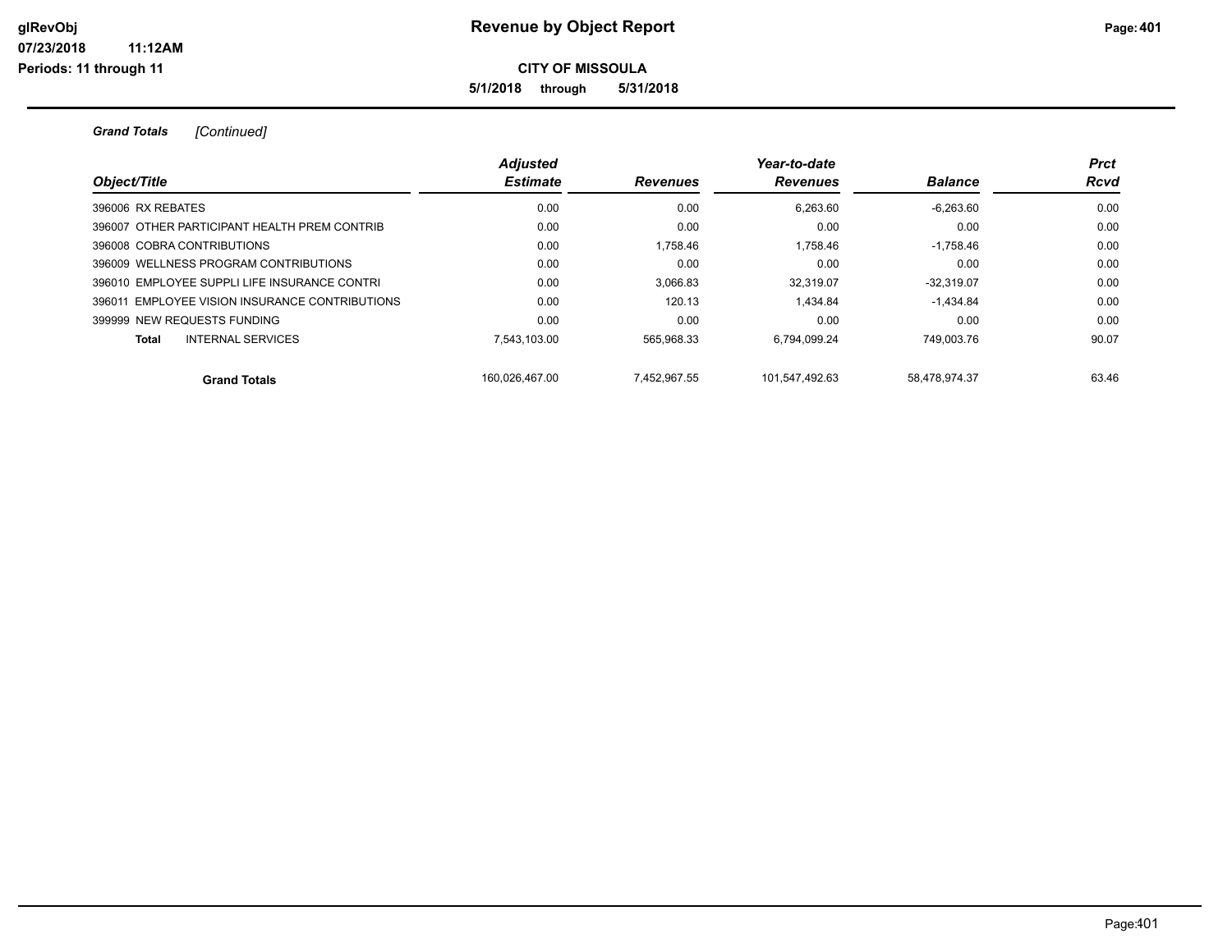# Revenue by Object Report

**CITY OF MISSOULA**

**5/1/2018 through 5/31/2018**

glRevObj
07/23/2018 11:12AM
Periods: 11 through 11

***Grand Totals*** *[Continued]*

| Object/Title | Adjusted Estimate | Revenues | Year-to-date Revenues | Balance | Prct Rcvd |
|---|---|---|---|---|---|
| 396006 RX REBATES | 0.00 | 0.00 | 6,263.60 | -6,263.60 | 0.00 |
| 396007 OTHER PARTICIPANT HEALTH PREM CONTRIB | 0.00 | 0.00 | 0.00 | 0.00 | 0.00 |
| 396008 COBRA CONTRIBUTIONS | 0.00 | 1,758.46 | 1,758.46 | -1,758.46 | 0.00 |
| 396009 WELLNESS PROGRAM CONTRIBUTIONS | 0.00 | 0.00 | 0.00 | 0.00 | 0.00 |
| 396010 EMPLOYEE SUPPLI LIFE INSURANCE CONTRI | 0.00 | 3,066.83 | 32,319.07 | -32,319.07 | 0.00 |
| 396011 EMPLOYEE VISION INSURANCE CONTRIBUTIONS | 0.00 | 120.13 | 1,434.84 | -1,434.84 | 0.00 |
| 399999 NEW REQUESTS FUNDING | 0.00 | 0.00 | 0.00 | 0.00 | 0.00 |
| **Total** INTERNAL SERVICES | 7,543,103.00 | 565,968.33 | 6,794,099.24 | 749,003.76 | 90.07 |
| **Grand Totals** | 160,026,467.00 | 7,452,967.55 | 101,547,492.63 | 58,478,974.37 | 63.46 |